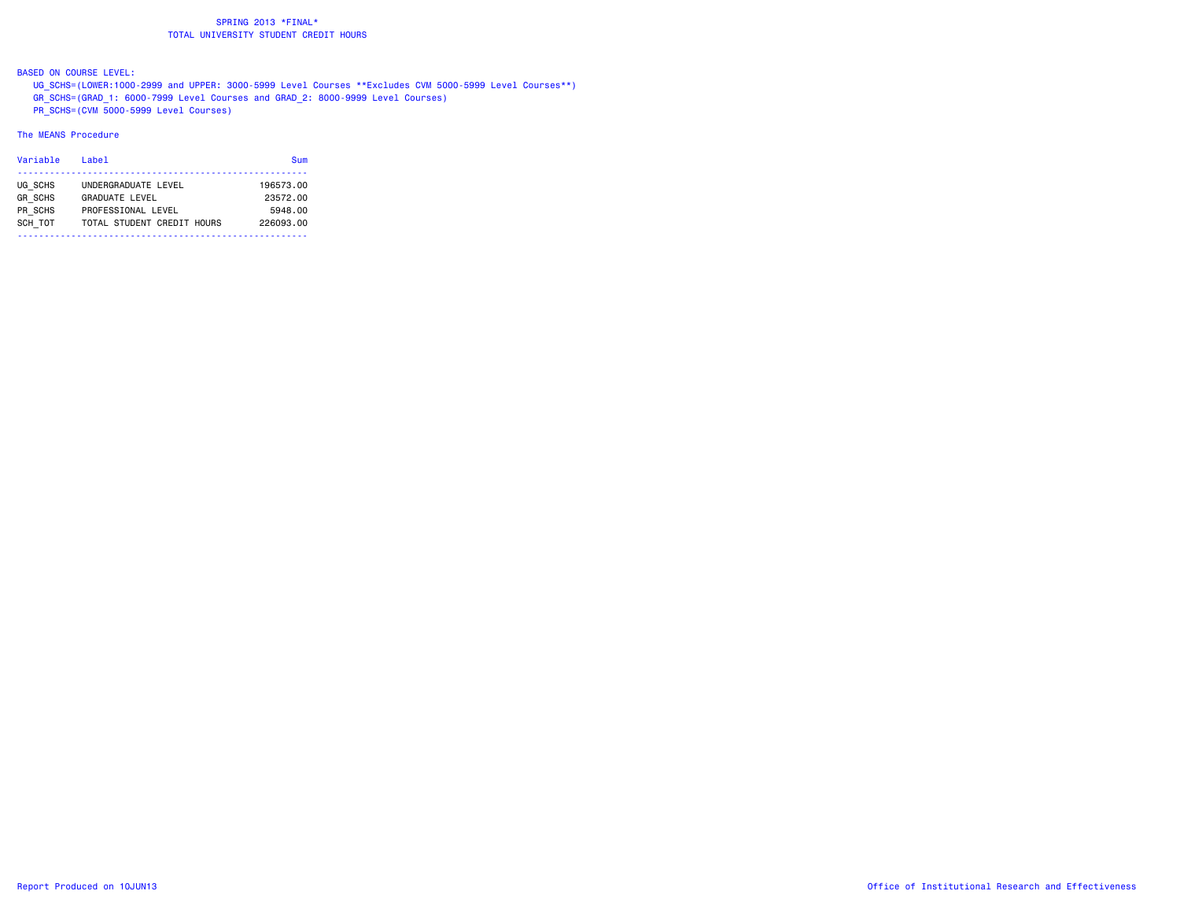# SPRING 2013 *FINAL*
## TOTAL UNIVERSITY STUDENT CREDIT HOURS

BASED ON COURSE LEVEL:

UG_SCHS=(LOWER:1000-2999 and UPPER: 3000-5999 Level Courses **Excludes CVM 5000-5999 Level Courses**)
GR_SCHS=(GRAD_1: 6000-7999 Level Courses and GRAD_2: 8000-9999 Level Courses)
PR_SCHS=(CVM 5000-5999 Level Courses)

The MEANS Procedure

| Variable | Label | Sum |
|---|---|---|
| UG_SCHS | UNDERGRADUATE LEVEL | 196573.00 |
| GR_SCHS | GRADUATE LEVEL | 23572.00 |
| PR_SCHS | PROFESSIONAL LEVEL | 5948.00 |
| SCH_TOT | TOTAL STUDENT CREDIT HOURS | 226093.00 |

Report Produced on 10JUN13

Office of Institutional Research and Effectiveness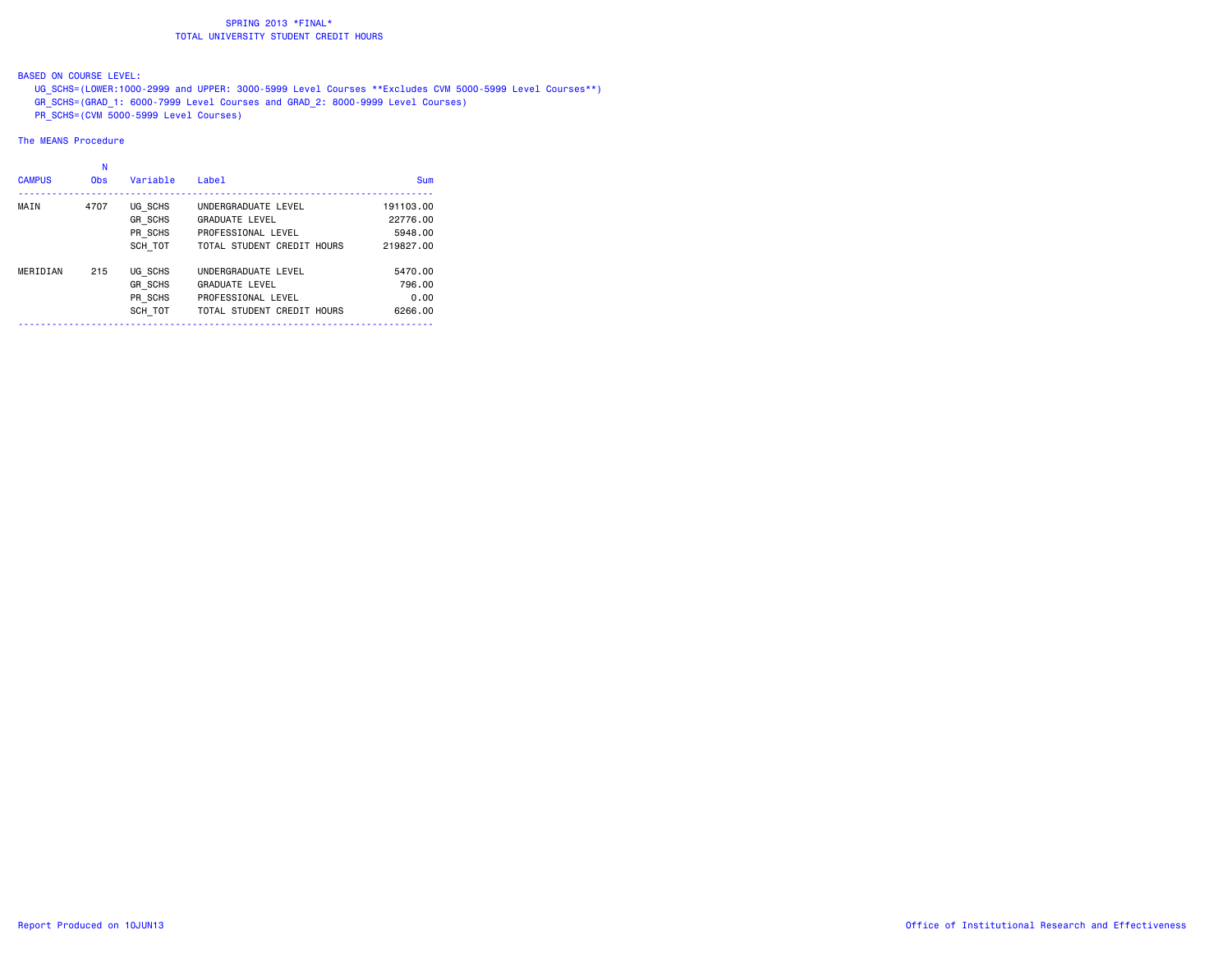# SPRING 2013 *FINAL*
## TOTAL UNIVERSITY STUDENT CREDIT HOURS

BASED ON COURSE LEVEL:
- UG_SCHS=(LOWER:1000-2999 and UPPER: 3000-5999 Level Courses **Excludes CVM 5000-5999 Level Courses**)
- GR_SCHS=(GRAD_1: 6000-7999 Level Courses and GRAD_2: 8000-9999 Level Courses)
- PR_SCHS=(CVM 5000-5999 Level Courses)

The MEANS Procedure

| CAMPUS | N Obs | Variable | Label | Sum |
|---|---|---|---|---|
| MAIN | 4707 | UG_SCHS | UNDERGRADUATE LEVEL | 191103.00 |
| | | GR_SCHS | GRADUATE LEVEL | 22776.00 |
| | | PR_SCHS | PROFESSIONAL LEVEL | 5948.00 |
| | | SCH_TOT | TOTAL STUDENT CREDIT HOURS | 219827.00 |
| MERIDIAN | 215 | UG_SCHS | UNDERGRADUATE LEVEL | 5470.00 |
| | | GR_SCHS | GRADUATE LEVEL | 796.00 |
| | | PR_SCHS | PROFESSIONAL LEVEL | 0.00 |
| | | SCH_TOT | TOTAL STUDENT CREDIT HOURS | 6266.00 |

Report Produced on 10JUN13

Office of Institutional Research and Effectiveness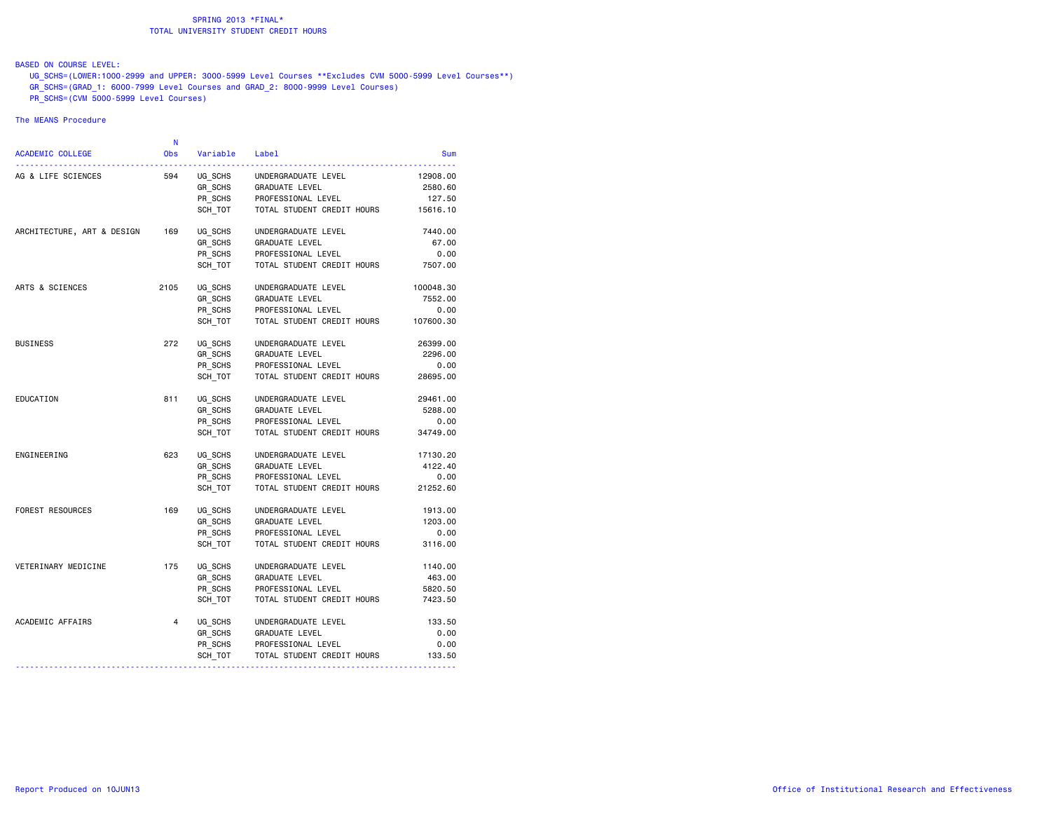# SPRING 2013 *FINAL*
## TOTAL UNIVERSITY STUDENT CREDIT HOURS

BASED ON COURSE LEVEL:

- UG_SCHS=(LOWER:1000-2999 and UPPER: 3000-5999 Level Courses **Excludes CVM 5000-5999 Level Courses**)
- GR_SCHS=(GRAD_1: 6000-7999 Level Courses and GRAD_2: 8000-9999 Level Courses)
- PR_SCHS=(CVM 5000-5999 Level Courses)

The MEANS Procedure

| ACADEMIC COLLEGE | N Obs | Variable | Label | Sum |
|---|---|---|---|---|
| AG & LIFE SCIENCES | 594 | UG_SCHS | UNDERGRADUATE LEVEL | 12908.00 |
| | | GR_SCHS | GRADUATE LEVEL | 2580.60 |
| | | PR_SCHS | PROFESSIONAL LEVEL | 127.50 |
| | | SCH_TOT | TOTAL STUDENT CREDIT HOURS | 15616.10 |
| ARCHITECTURE, ART & DESIGN | 169 | UG_SCHS | UNDERGRADUATE LEVEL | 7440.00 |
| | | GR_SCHS | GRADUATE LEVEL | 67.00 |
| | | PR_SCHS | PROFESSIONAL LEVEL | 0.00 |
| | | SCH_TOT | TOTAL STUDENT CREDIT HOURS | 7507.00 |
| ARTS & SCIENCES | 2105 | UG_SCHS | UNDERGRADUATE LEVEL | 100048.30 |
| | | GR_SCHS | GRADUATE LEVEL | 7552.00 |
| | | PR_SCHS | PROFESSIONAL LEVEL | 0.00 |
| | | SCH_TOT | TOTAL STUDENT CREDIT HOURS | 107600.30 |
| BUSINESS | 272 | UG_SCHS | UNDERGRADUATE LEVEL | 26399.00 |
| | | GR_SCHS | GRADUATE LEVEL | 2296.00 |
| | | PR_SCHS | PROFESSIONAL LEVEL | 0.00 |
| | | SCH_TOT | TOTAL STUDENT CREDIT HOURS | 28695.00 |
| EDUCATION | 811 | UG_SCHS | UNDERGRADUATE LEVEL | 29461.00 |
| | | GR_SCHS | GRADUATE LEVEL | 5288.00 |
| | | PR_SCHS | PROFESSIONAL LEVEL | 0.00 |
| | | SCH_TOT | TOTAL STUDENT CREDIT HOURS | 34749.00 |
| ENGINEERING | 623 | UG_SCHS | UNDERGRADUATE LEVEL | 17130.20 |
| | | GR_SCHS | GRADUATE LEVEL | 4122.40 |
| | | PR_SCHS | PROFESSIONAL LEVEL | 0.00 |
| | | SCH_TOT | TOTAL STUDENT CREDIT HOURS | 21252.60 |
| FOREST RESOURCES | 169 | UG_SCHS | UNDERGRADUATE LEVEL | 1913.00 |
| | | GR_SCHS | GRADUATE LEVEL | 1203.00 |
| | | PR_SCHS | PROFESSIONAL LEVEL | 0.00 |
| | | SCH_TOT | TOTAL STUDENT CREDIT HOURS | 3116.00 |
| VETERINARY MEDICINE | 175 | UG_SCHS | UNDERGRADUATE LEVEL | 1140.00 |
| | | GR_SCHS | GRADUATE LEVEL | 463.00 |
| | | PR_SCHS | PROFESSIONAL LEVEL | 5820.50 |
| | | SCH_TOT | TOTAL STUDENT CREDIT HOURS | 7423.50 |
| ACADEMIC AFFAIRS | 4 | UG_SCHS | UNDERGRADUATE LEVEL | 133.50 |
| | | GR_SCHS | GRADUATE LEVEL | 0.00 |
| | | PR_SCHS | PROFESSIONAL LEVEL | 0.00 |
| | | SCH_TOT | TOTAL STUDENT CREDIT HOURS | 133.50 |

Report Produced on 10JUN13

Office of Institutional Research and Effectiveness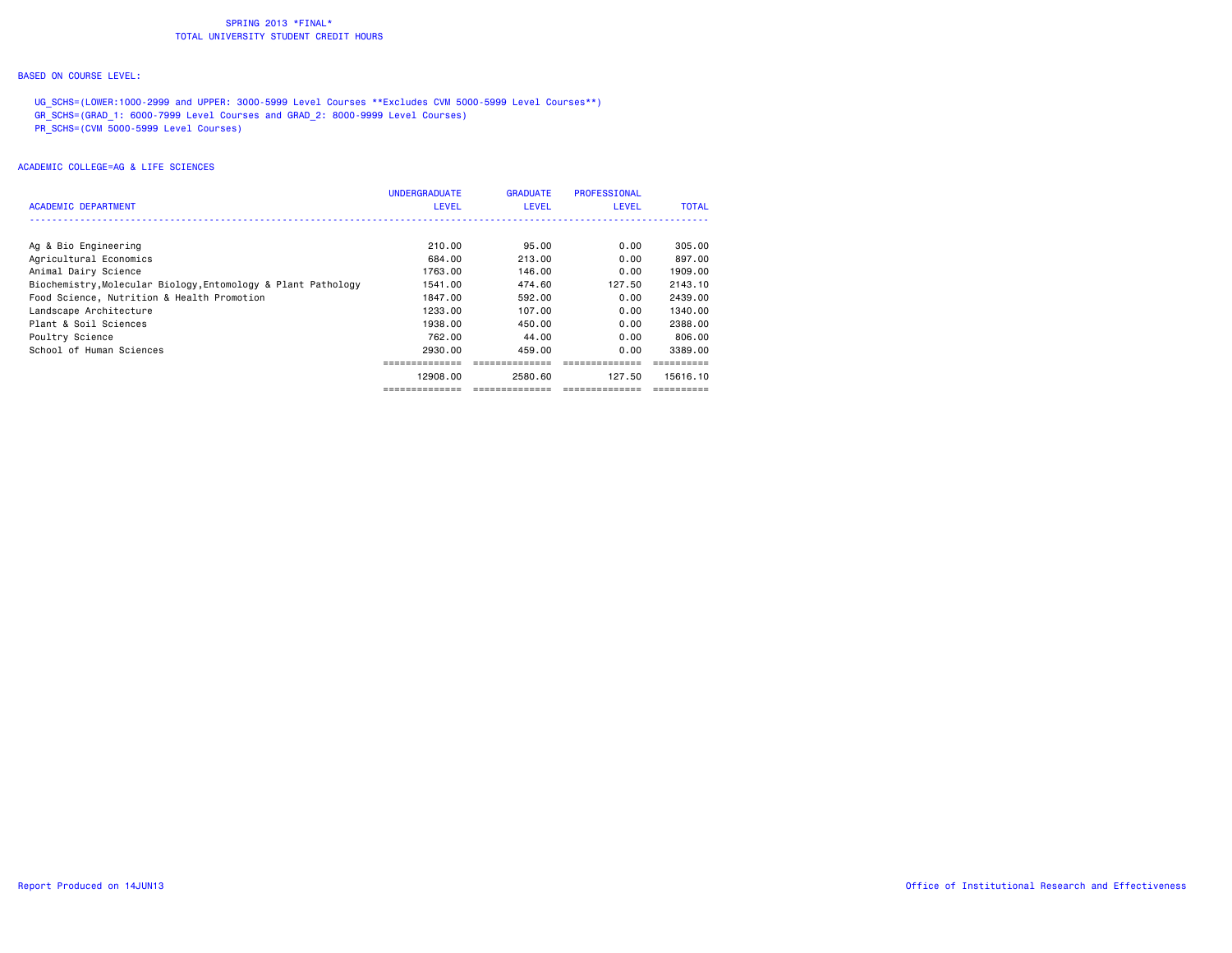SPRING 2013 *FINAL*
TOTAL UNIVERSITY STUDENT CREDIT HOURS

BASED ON COURSE LEVEL:

UG_SCHS=(LOWER:1000-2999 and UPPER: 3000-5999 Level Courses **Excludes CVM 5000-5999 Level Courses**)
GR_SCHS=(GRAD_1: 6000-7999 Level Courses and GRAD_2: 8000-9999 Level Courses)
PR_SCHS=(CVM 5000-5999 Level Courses)

ACADEMIC COLLEGE=AG & LIFE SCIENCES

| ACADEMIC DEPARTMENT | UNDERGRADUATE LEVEL | GRADUATE LEVEL | PROFESSIONAL LEVEL | TOTAL |
|---|---|---|---|---|
| Ag & Bio Engineering | 210.00 | 95.00 | 0.00 | 305.00 |
| Agricultural Economics | 684.00 | 213.00 | 0.00 | 897.00 |
| Animal Dairy Science | 1763.00 | 146.00 | 0.00 | 1909.00 |
| Biochemistry,Molecular Biology,Entomology & Plant Pathology | 1541.00 | 474.60 | 127.50 | 2143.10 |
| Food Science, Nutrition & Health Promotion | 1847.00 | 592.00 | 0.00 | 2439.00 |
| Landscape Architecture | 1233.00 | 107.00 | 0.00 | 1340.00 |
| Plant & Soil Sciences | 1938.00 | 450.00 | 0.00 | 2388.00 |
| Poultry Science | 762.00 | 44.00 | 0.00 | 806.00 |
| School of Human Sciences | 2930.00 | 459.00 | 0.00 | 3389.00 |
| | 12908.00 | 2580.60 | 127.50 | 15616.10 |

Report Produced on 14JUN13

Office of Institutional Research and Effectiveness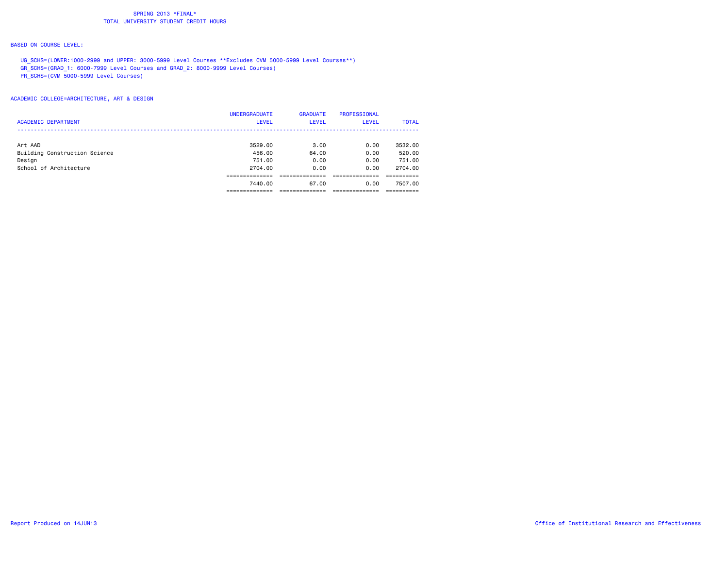SPRING 2013 *FINAL*
TOTAL UNIVERSITY STUDENT CREDIT HOURS

BASED ON COURSE LEVEL:

UG_SCHS=(LOWER:1000-2999 and UPPER: 3000-5999 Level Courses **Excludes CVM 5000-5999 Level Courses**)
GR_SCHS=(GRAD_1: 6000-7999 Level Courses and GRAD_2: 8000-9999 Level Courses)
PR_SCHS=(CVM 5000-5999 Level Courses)

ACADEMIC COLLEGE=ARCHITECTURE, ART & DESIGN

| ACADEMIC DEPARTMENT | UNDERGRADUATE LEVEL | GRADUATE LEVEL | PROFESSIONAL LEVEL | TOTAL |
|---|---|---|---|---|
| Art AAD | 3529.00 | 3.00 | 0.00 | 3532.00 |
| Building Construction Science | 456.00 | 64.00 | 0.00 | 520.00 |
| Design | 751.00 | 0.00 | 0.00 | 751.00 |
| School of Architecture | 2704.00 | 0.00 | 0.00 | 2704.00 |
| | 7440.00 | 67.00 | 0.00 | 7507.00 |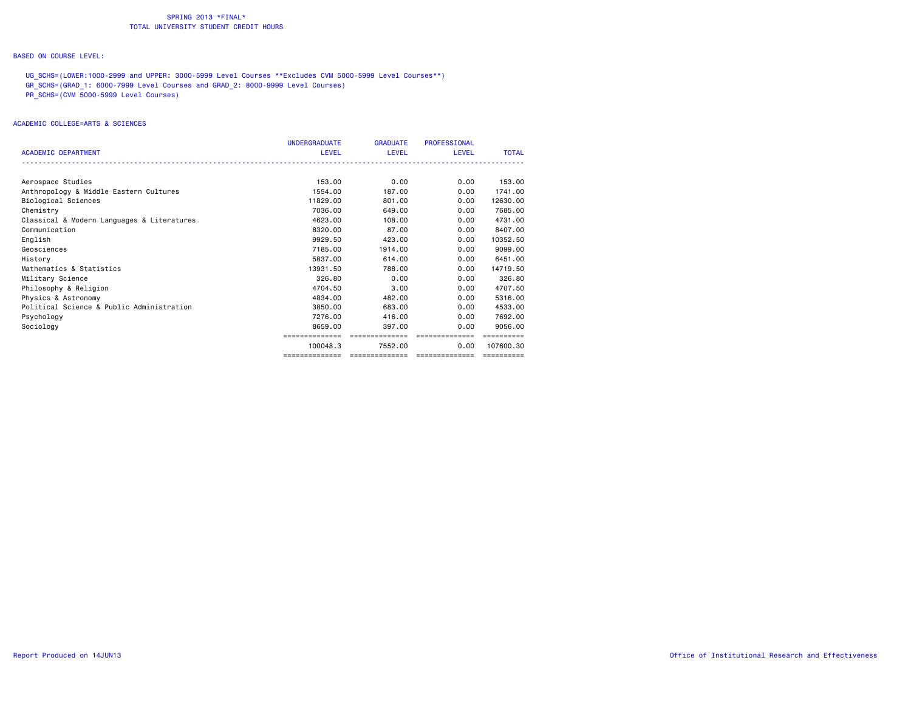SPRING 2013 *FINAL*
TOTAL UNIVERSITY STUDENT CREDIT HOURS

BASED ON COURSE LEVEL:

UG_SCHS=(LOWER:1000-2999 and UPPER: 3000-5999 Level Courses **Excludes CVM 5000-5999 Level Courses**)
GR_SCHS=(GRAD_1: 6000-7999 Level Courses and GRAD_2: 8000-9999 Level Courses)
PR_SCHS=(CVM 5000-5999 Level Courses)

ACADEMIC COLLEGE=ARTS & SCIENCES

| ACADEMIC DEPARTMENT | UNDERGRADUATE LEVEL | GRADUATE LEVEL | PROFESSIONAL LEVEL | TOTAL |
|---|---|---|---|---|
| Aerospace Studies | 153.00 | 0.00 | 0.00 | 153.00 |
| Anthropology & Middle Eastern Cultures | 1554.00 | 187.00 | 0.00 | 1741.00 |
| Biological Sciences | 11829.00 | 801.00 | 0.00 | 12630.00 |
| Chemistry | 7036.00 | 649.00 | 0.00 | 7685.00 |
| Classical & Modern Languages & Literatures | 4623.00 | 108.00 | 0.00 | 4731.00 |
| Communication | 8320.00 | 87.00 | 0.00 | 8407.00 |
| English | 9929.50 | 423.00 | 0.00 | 10352.50 |
| Geosciences | 7185.00 | 1914.00 | 0.00 | 9099.00 |
| History | 5837.00 | 614.00 | 0.00 | 6451.00 |
| Mathematics & Statistics | 13931.50 | 788.00 | 0.00 | 14719.50 |
| Military Science | 326.80 | 0.00 | 0.00 | 326.80 |
| Philosophy & Religion | 4704.50 | 3.00 | 0.00 | 4707.50 |
| Physics & Astronomy | 4834.00 | 482.00 | 0.00 | 5316.00 |
| Political Science & Public Administration | 3850.00 | 683.00 | 0.00 | 4533.00 |
| Psychology | 7276.00 | 416.00 | 0.00 | 7692.00 |
| Sociology | 8659.00 | 397.00 | 0.00 | 9056.00 |
| | 100048.3 | 7552.00 | 0.00 | 107600.30 |

Report Produced on 14JUN13

Office of Institutional Research and Effectiveness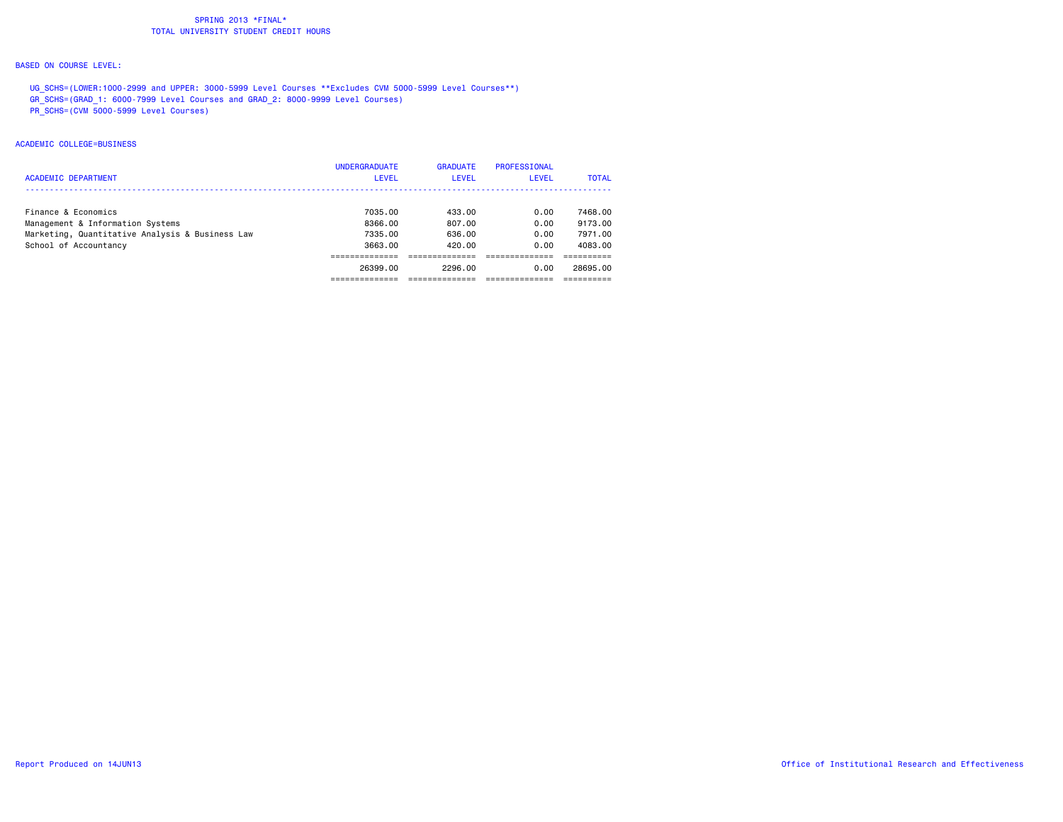SPRING 2013 *FINAL*
TOTAL UNIVERSITY STUDENT CREDIT HOURS

BASED ON COURSE LEVEL:

UG_SCHS=(LOWER:1000-2999 and UPPER: 3000-5999 Level Courses **Excludes CVM 5000-5999 Level Courses**)
GR_SCHS=(GRAD_1: 6000-7999 Level Courses and GRAD_2: 8000-9999 Level Courses)
PR_SCHS=(CVM 5000-5999 Level Courses)

ACADEMIC COLLEGE=BUSINESS

| ACADEMIC DEPARTMENT | UNDERGRADUATE LEVEL | GRADUATE LEVEL | PROFESSIONAL LEVEL | TOTAL |
|---|---|---|---|---|
| Finance & Economics | 7035.00 | 433.00 | 0.00 | 7468.00 |
| Management & Information Systems | 8366.00 | 807.00 | 0.00 | 9173.00 |
| Marketing, Quantitative Analysis & Business Law | 7335.00 | 636.00 | 0.00 | 7971.00 |
| School of Accountancy | 3663.00 | 420.00 | 0.00 | 4083.00 |
| | 26399.00 | 2296.00 | 0.00 | 28695.00 |

Report Produced on 14JUN13

Office of Institutional Research and Effectiveness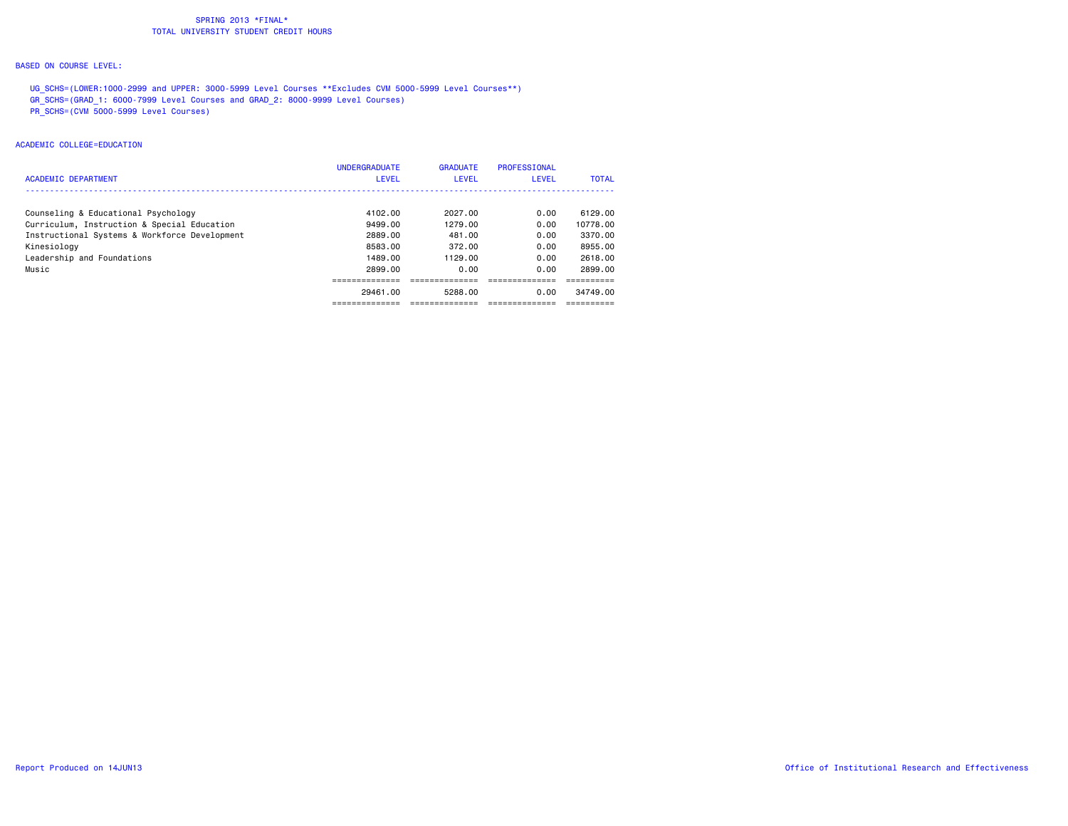SPRING 2013 *FINAL*
TOTAL UNIVERSITY STUDENT CREDIT HOURS

BASED ON COURSE LEVEL:

UG_SCHS=(LOWER:1000-2999 and UPPER: 3000-5999 Level Courses **Excludes CVM 5000-5999 Level Courses**)
GR_SCHS=(GRAD_1: 6000-7999 Level Courses and GRAD_2: 8000-9999 Level Courses)
PR_SCHS=(CVM 5000-5999 Level Courses)

ACADEMIC COLLEGE=EDUCATION

| ACADEMIC DEPARTMENT | UNDERGRADUATE LEVEL | GRADUATE LEVEL | PROFESSIONAL LEVEL | TOTAL |
|---|---|---|---|---|
| Counseling & Educational Psychology | 4102.00 | 2027.00 | 0.00 | 6129.00 |
| Curriculum, Instruction & Special Education | 9499.00 | 1279.00 | 0.00 | 10778.00 |
| Instructional Systems & Workforce Development | 2889.00 | 481.00 | 0.00 | 3370.00 |
| Kinesiology | 8583.00 | 372.00 | 0.00 | 8955.00 |
| Leadership and Foundations | 1489.00 | 1129.00 | 0.00 | 2618.00 |
| Music | 2899.00 | 0.00 | 0.00 | 2899.00 |
| | 29461.00 | 5288.00 | 0.00 | 34749.00 |

Report Produced on 14JUN13

Office of Institutional Research and Effectiveness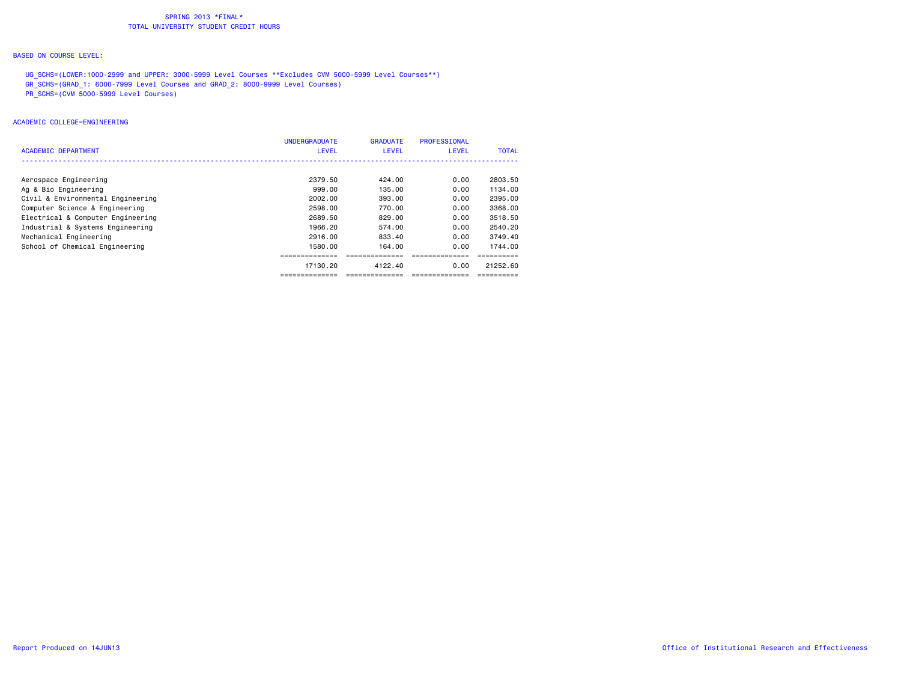SPRING 2013 *FINAL*
TOTAL UNIVERSITY STUDENT CREDIT HOURS

BASED ON COURSE LEVEL:

UG_SCHS=(LOWER:1000-2999 and UPPER: 3000-5999 Level Courses **Excludes CVM 5000-5999 Level Courses**)
GR_SCHS=(GRAD_1: 6000-7999 Level Courses and GRAD_2: 8000-9999 Level Courses)
PR_SCHS=(CVM 5000-5999 Level Courses)

ACADEMIC COLLEGE=ENGINEERING

| ACADEMIC DEPARTMENT | UNDERGRADUATE LEVEL | GRADUATE LEVEL | PROFESSIONAL LEVEL | TOTAL |
|---|---|---|---|---|
| Aerospace Engineering | 2379.50 | 424.00 | 0.00 | 2803.50 |
| Ag & Bio Engineering | 999.00 | 135.00 | 0.00 | 1134.00 |
| Civil & Environmental Engineering | 2002.00 | 393.00 | 0.00 | 2395.00 |
| Computer Science & Engineering | 2598.00 | 770.00 | 0.00 | 3368.00 |
| Electrical & Computer Engineering | 2689.50 | 829.00 | 0.00 | 3518.50 |
| Industrial & Systems Engineering | 1966.20 | 574.00 | 0.00 | 2540.20 |
| Mechanical Engineering | 2916.00 | 833.40 | 0.00 | 3749.40 |
| School of Chemical Engineering | 1580.00 | 164.00 | 0.00 | 1744.00 |
| | 17130.20 | 4122.40 | 0.00 | 21252.60 |

Report Produced on 14JUN13

Office of Institutional Research and Effectiveness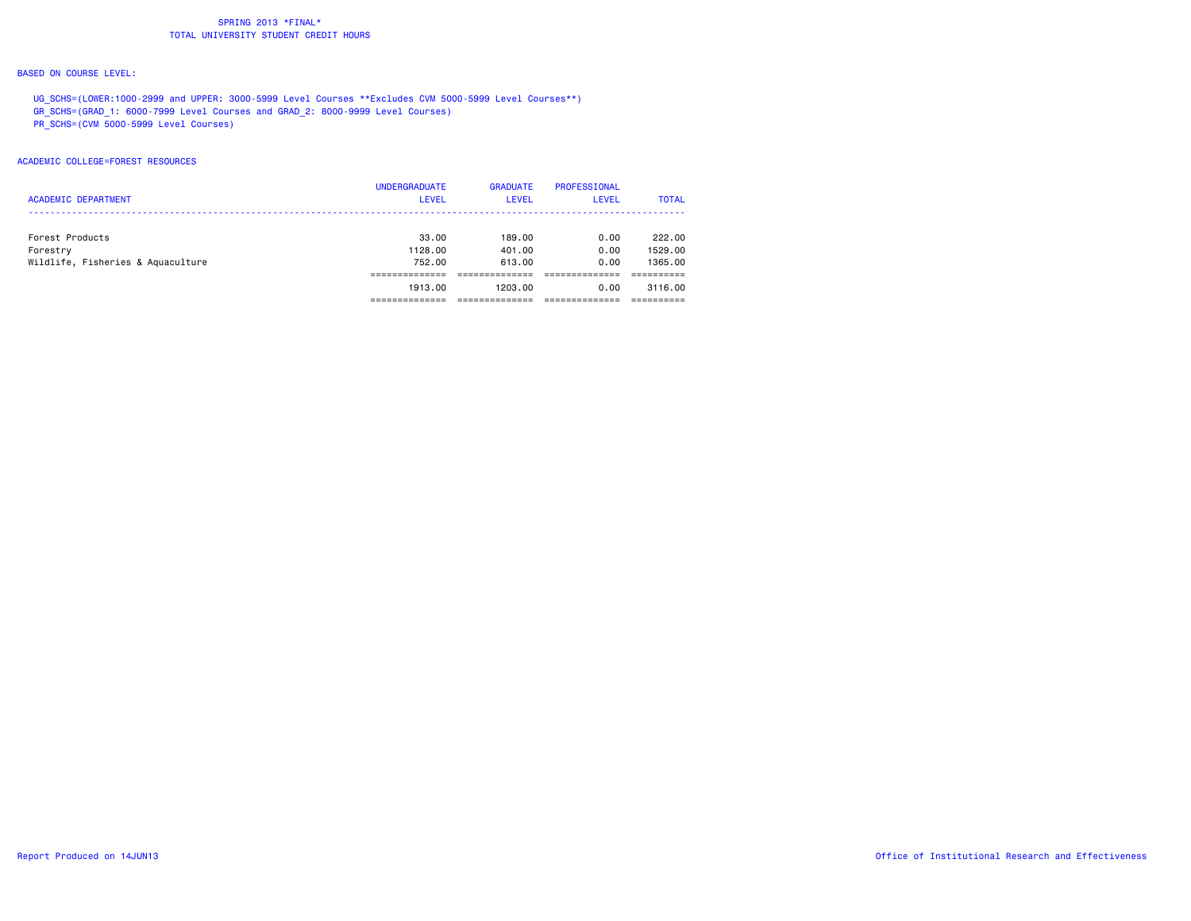SPRING 2013 *FINAL*
TOTAL UNIVERSITY STUDENT CREDIT HOURS

BASED ON COURSE LEVEL:

UG_SCHS=(LOWER:1000-2999 and UPPER: 3000-5999 Level Courses **Excludes CVM 5000-5999 Level Courses**)
GR_SCHS=(GRAD_1: 6000-7999 Level Courses and GRAD_2: 8000-9999 Level Courses)
PR_SCHS=(CVM 5000-5999 Level Courses)

ACADEMIC COLLEGE=FOREST RESOURCES

| ACADEMIC DEPARTMENT | UNDERGRADUATE LEVEL | GRADUATE LEVEL | PROFESSIONAL LEVEL | TOTAL |
|---|---|---|---|---|
| Forest Products | 33.00 | 189.00 | 0.00 | 222.00 |
| Forestry | 1128.00 | 401.00 | 0.00 | 1529.00 |
| Wildlife, Fisheries & Aquaculture | 752.00 | 613.00 | 0.00 | 1365.00 |
| | 1913.00 | 1203.00 | 0.00 | 3116.00 |

Report Produced on 14JUN13

Office of Institutional Research and Effectiveness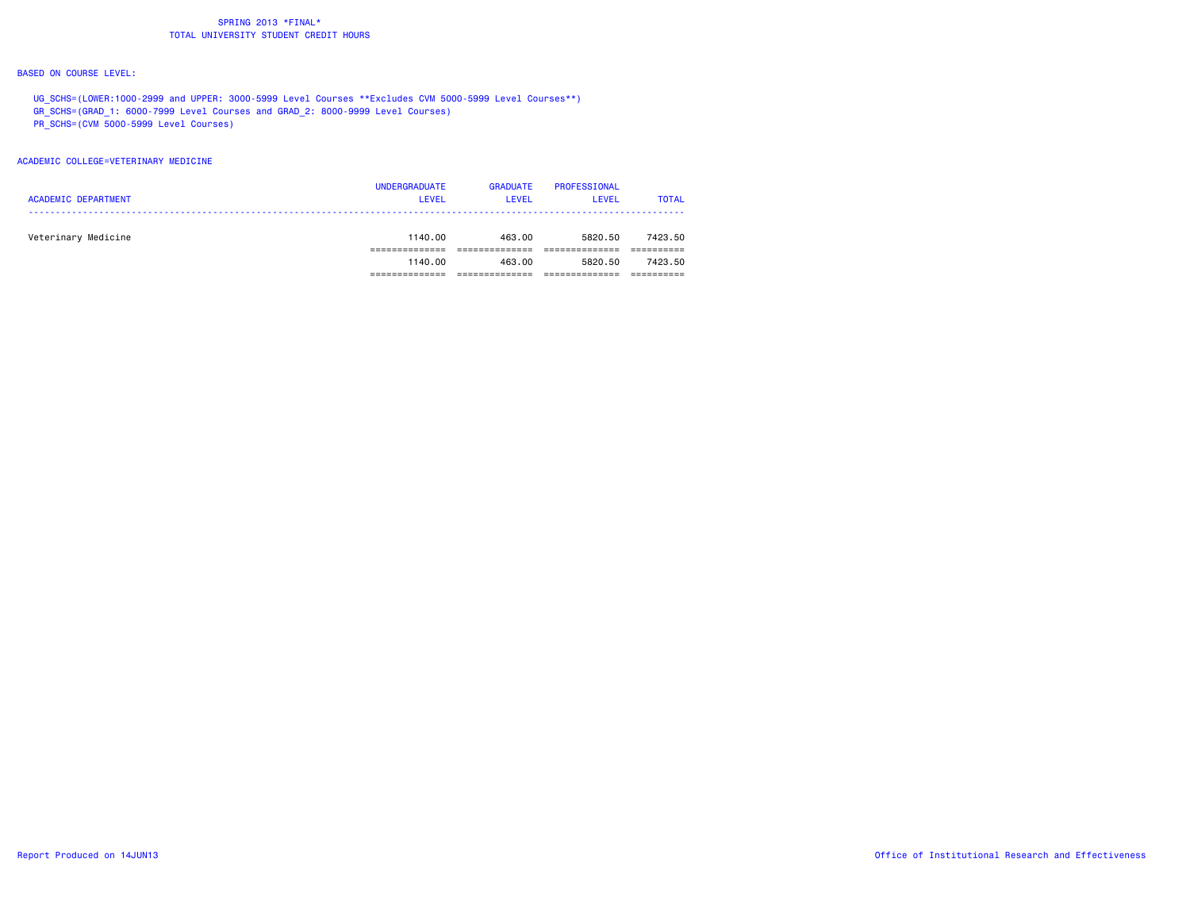# SPRING 2013 *FINAL*
## TOTAL UNIVERSITY STUDENT CREDIT HOURS

BASED ON COURSE LEVEL:

UG_SCHS=(LOWER:1000-2999 and UPPER: 3000-5999 Level Courses **Excludes CVM 5000-5999 Level Courses**)
GR_SCHS=(GRAD_1: 6000-7999 Level Courses and GRAD_2: 8000-9999 Level Courses)
PR_SCHS=(CVM 5000-5999 Level Courses)

ACADEMIC COLLEGE=VETERINARY MEDICINE

| ACADEMIC DEPARTMENT | UNDERGRADUATE LEVEL | GRADUATE LEVEL | PROFESSIONAL LEVEL | TOTAL |
|---|---|---|---|---|
| Veterinary Medicine | 1140.00 | 463.00 | 5820.50 | 7423.50 |
| | 1140.00 | 463.00 | 5820.50 | 7423.50 |

Report Produced on 14JUN13 | Office of Institutional Research and Effectiveness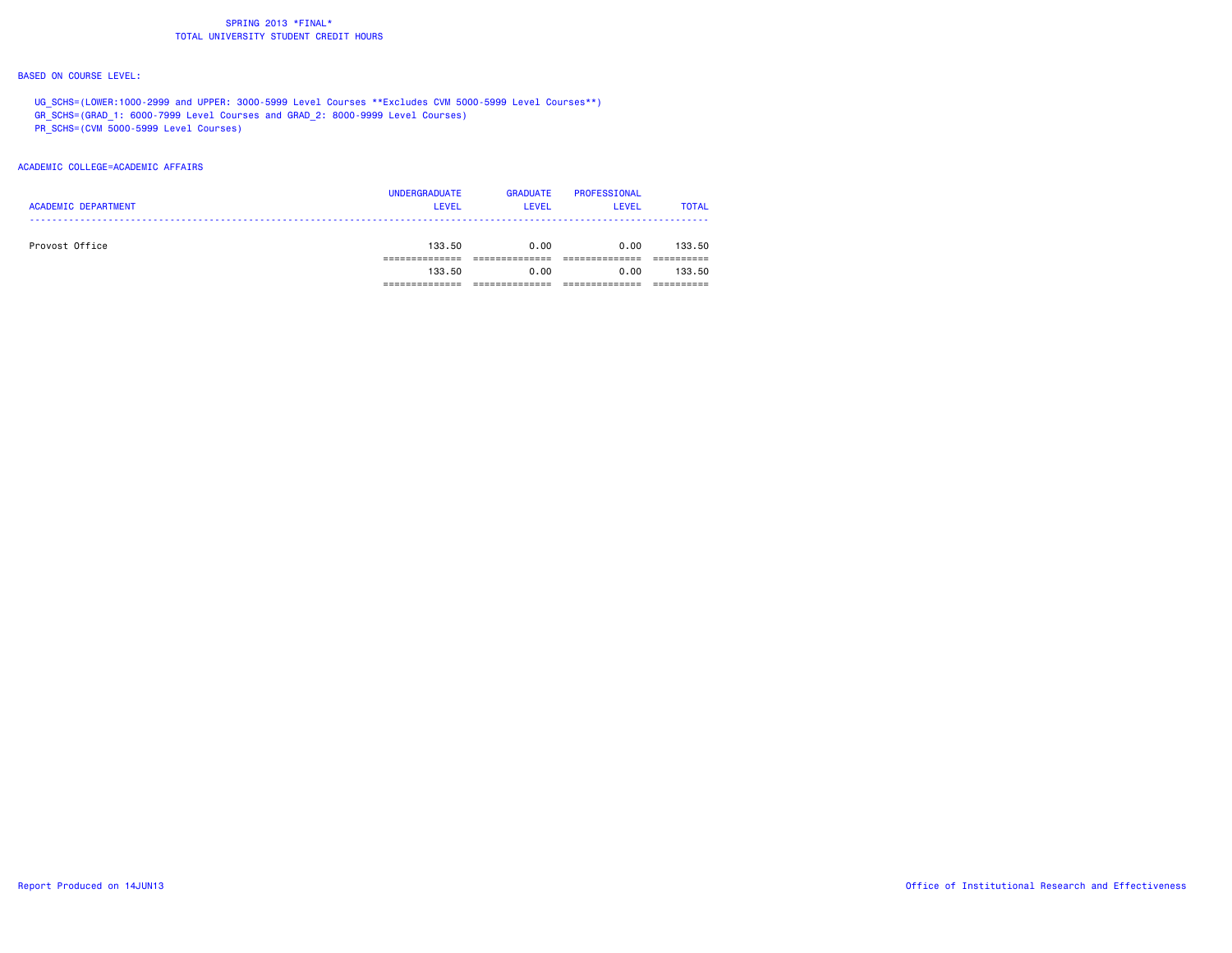SPRING 2013 *FINAL*
TOTAL UNIVERSITY STUDENT CREDIT HOURS

BASED ON COURSE LEVEL:

UG_SCHS=(LOWER:1000-2999 and UPPER: 3000-5999 Level Courses **Excludes CVM 5000-5999 Level Courses**)
GR_SCHS=(GRAD_1: 6000-7999 Level Courses and GRAD_2: 8000-9999 Level Courses)
PR_SCHS=(CVM 5000-5999 Level Courses)

ACADEMIC COLLEGE=ACADEMIC AFFAIRS

| ACADEMIC DEPARTMENT | UNDERGRADUATE LEVEL | GRADUATE LEVEL | PROFESSIONAL LEVEL | TOTAL |
|---|---|---|---|---|
| Provost Office | 133.50 | 0.00 | 0.00 | 133.50 |
| | 133.50 | 0.00 | 0.00 | 133.50 |

Report Produced on 14JUN13

Office of Institutional Research and Effectiveness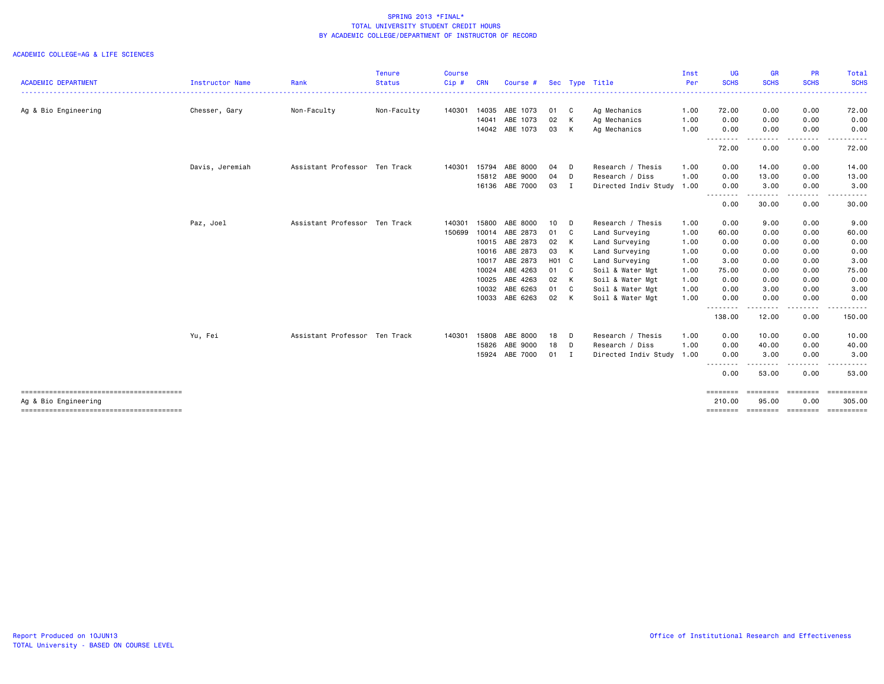# SPRING 2013 *FINAL*
## TOTAL UNIVERSITY STUDENT CREDIT HOURS
## BY ACADEMIC COLLEGE/DEPARTMENT OF INSTRUCTOR OF RECORD

ACADEMIC COLLEGE=AG & LIFE SCIENCES

| ACADEMIC DEPARTMENT | Instructor Name | Rank | Tenure Status | Course Cip # | CRN | Course # | Sec | Type | Title | Inst Per | UG SCHS | GR SCHS | PR SCHS | Total SCHS |
|---|---|---|---|---|---|---|---|---|---|---|---|---|---|---|
| Ag & Bio Engineering | Chesser, Gary | Non-Faculty | Non-Faculty | 140301 | 14035 | ABE 1073 | 01 | C | Ag Mechanics | 1.00 | 72.00 | 0.00 | 0.00 | 72.00 |
| | | | | | 14041 | ABE 1073 | 02 | K | Ag Mechanics | 1.00 | 0.00 | 0.00 | 0.00 | 0.00 |
| | | | | | 14042 | ABE 1073 | 03 | K | Ag Mechanics | 1.00 | 0.00 | 0.00 | 0.00 | 0.00 |
| | | | | | | | | | | | 72.00 | 0.00 | 0.00 | 72.00 |
| | Davis, Jeremiah | Assistant Professor | Ten Track | 140301 | 15794 | ABE 8000 | 04 | D | Research / Thesis | 1.00 | 0.00 | 14.00 | 0.00 | 14.00 |
| | | | | | 15812 | ABE 9000 | 04 | D | Research / Diss | 1.00 | 0.00 | 13.00 | 0.00 | 13.00 |
| | | | | | 16136 | ABE 7000 | 03 | I | Directed Indiv Study | 1.00 | 0.00 | 3.00 | 0.00 | 3.00 |
| | | | | | | | | | | | 0.00 | 30.00 | 0.00 | 30.00 |
| | Paz, Joel | Assistant Professor | Ten Track | 140301 | 15800 | ABE 8000 | 10 | D | Research / Thesis | 1.00 | 0.00 | 9.00 | 0.00 | 9.00 |
| | | | | 150699 | 10014 | ABE 2873 | 01 | C | Land Surveying | 1.00 | 60.00 | 0.00 | 0.00 | 60.00 |
| | | | | | 10015 | ABE 2873 | 02 | K | Land Surveying | 1.00 | 0.00 | 0.00 | 0.00 | 0.00 |
| | | | | | 10016 | ABE 2873 | 03 | K | Land Surveying | 1.00 | 0.00 | 0.00 | 0.00 | 0.00 |
| | | | | | 10017 | ABE 2873 | H01 | C | Land Surveying | 1.00 | 3.00 | 0.00 | 0.00 | 3.00 |
| | | | | | 10024 | ABE 4263 | 01 | C | Soil & Water Mgt | 1.00 | 75.00 | 0.00 | 0.00 | 75.00 |
| | | | | | 10025 | ABE 4263 | 02 | K | Soil & Water Mgt | 1.00 | 0.00 | 0.00 | 0.00 | 0.00 |
| | | | | | 10032 | ABE 6263 | 01 | C | Soil & Water Mgt | 1.00 | 0.00 | 3.00 | 0.00 | 3.00 |
| | | | | | 10033 | ABE 6263 | 02 | K | Soil & Water Mgt | 1.00 | 0.00 | 0.00 | 0.00 | 0.00 |
| | | | | | | | | | | | 138.00 | 12.00 | 0.00 | 150.00 |
| | Yu, Fei | Assistant Professor | Ten Track | 140301 | 15808 | ABE 8000 | 18 | D | Research / Thesis | 1.00 | 0.00 | 10.00 | 0.00 | 10.00 |
| | | | | | 15826 | ABE 9000 | 18 | D | Research / Diss | 1.00 | 0.00 | 40.00 | 0.00 | 40.00 |
| | | | | | 15924 | ABE 7000 | 01 | I | Directed Indiv Study | 1.00 | 0.00 | 3.00 | 0.00 | 3.00 |
| | | | | | | | | | | | 0.00 | 53.00 | 0.00 | 53.00 |
| Ag & Bio Engineering | | | | | | | | | | | 210.00 | 95.00 | 0.00 | 305.00 |

Report Produced on 10JUN13
TOTAL University - BASED ON COURSE LEVEL

Office of Institutional Research and Effectiveness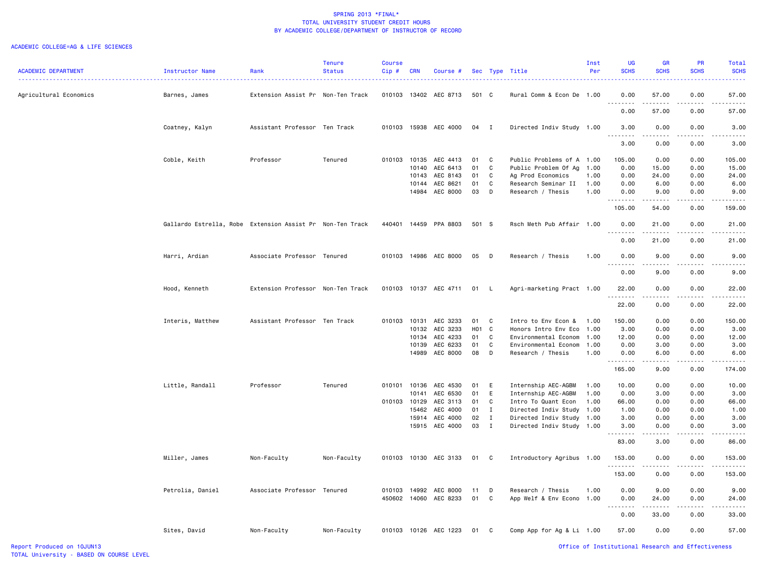SPRING 2013 *FINAL*
TOTAL UNIVERSITY STUDENT CREDIT HOURS
BY ACADEMIC COLLEGE/DEPARTMENT OF INSTRUCTOR OF RECORD

ACADEMIC COLLEGE=AG & LIFE SCIENCES

| ACADEMIC DEPARTMENT | Instructor Name | Rank | Tenure Status | Course Cip # | CRN | Course # | Sec | Type | Title | Inst Per | UG SCHS | GR SCHS | PR SCHS | Total SCHS |
|---|---|---|---|---|---|---|---|---|---|---|---|---|---|---|
| Agricultural Economics | Barnes, James | Extension Assist Pr | Non-Ten Track | 010103 | 13402 | AEC 8713 | 501 | C | Rural Comm & Econ De | 1.00 | 0.00 | 57.00 | 0.00 | 57.00 |
| | | | | | | | | | | | 0.00 | 57.00 | 0.00 | 57.00 |
| | Coatney, Kalyn | Assistant Professor | Ten Track | 010103 | 15938 | AEC 4000 | 04 | I | Directed Indiv Study | 1.00 | 3.00 | 0.00 | 0.00 | 3.00 |
| | | | | | | | | | | | 3.00 | 0.00 | 0.00 | 3.00 |
| | Coble, Keith | Professor | Tenured | 010103 | 10135 | AEC 4413 | 01 | C | Public Problems of A | 1.00 | 105.00 | 0.00 | 0.00 | 105.00 |
| | | | | | 10140 | AEC 6413 | 01 | C | Public Problem Of Ag | 1.00 | 0.00 | 15.00 | 0.00 | 15.00 |
| | | | | | 10143 | AEC 8143 | 01 | C | Ag Prod Economics | 1.00 | 0.00 | 24.00 | 0.00 | 24.00 |
| | | | | | 10144 | AEC 8621 | 01 | C | Research Seminar II | 1.00 | 0.00 | 6.00 | 0.00 | 6.00 |
| | | | | | 14984 | AEC 8000 | 03 | D | Research / Thesis | 1.00 | 0.00 | 9.00 | 0.00 | 9.00 |
| | | | | | | | | | | | 105.00 | 54.00 | 0.00 | 159.00 |
| | Gallardo Estrella, Robe | Extension Assist Pr | Non-Ten Track | 440401 | 14459 | PPA 8803 | 501 | S | Rsch Meth Pub Affair | 1.00 | 0.00 | 21.00 | 0.00 | 21.00 |
| | | | | | | | | | | | 0.00 | 21.00 | 0.00 | 21.00 |
| | Harri, Ardian | Associate Professor | Tenured | 010103 | 14986 | AEC 8000 | 05 | D | Research / Thesis | 1.00 | 0.00 | 9.00 | 0.00 | 9.00 |
| | | | | | | | | | | | 0.00 | 9.00 | 0.00 | 9.00 |
| | Hood, Kenneth | Extension Professor | Non-Ten Track | 010103 | 10137 | AEC 4711 | 01 | L | Agri-marketing Pract | 1.00 | 22.00 | 0.00 | 0.00 | 22.00 |
| | | | | | | | | | | | 22.00 | 0.00 | 0.00 | 22.00 |
| | Interis, Matthew | Assistant Professor | Ten Track | 010103 | 10131 | AEC 3233 | 01 | C | Intro to Env Econ & | 1.00 | 150.00 | 0.00 | 0.00 | 150.00 |
| | | | | | 10132 | AEC 3233 | H01 | C | Honors Intro Env Eco | 1.00 | 3.00 | 0.00 | 0.00 | 3.00 |
| | | | | | 10134 | AEC 4233 | 01 | C | Environmental Econom | 1.00 | 12.00 | 0.00 | 0.00 | 12.00 |
| | | | | | 10139 | AEC 6233 | 01 | C | Environmental Econom | 1.00 | 0.00 | 3.00 | 0.00 | 3.00 |
| | | | | | 14989 | AEC 8000 | 08 | D | Research / Thesis | 1.00 | 0.00 | 6.00 | 0.00 | 6.00 |
| | | | | | | | | | | | 165.00 | 9.00 | 0.00 | 174.00 |
| | Little, Randall | Professor | Tenured | 010101 | 10136 | AEC 4530 | 01 | E | Internship AEC-AGBM | 1.00 | 10.00 | 0.00 | 0.00 | 10.00 |
| | | | | | 10141 | AEC 6530 | 01 | E | Internship AEC-AGBM | 1.00 | 0.00 | 3.00 | 0.00 | 3.00 |
| | | | | 010103 | 10129 | AEC 3113 | 01 | C | Intro To Quant Econ | 1.00 | 66.00 | 0.00 | 0.00 | 66.00 |
| | | | | | 15462 | AEC 4000 | 01 | I | Directed Indiv Study | 1.00 | 1.00 | 0.00 | 0.00 | 1.00 |
| | | | | | 15914 | AEC 4000 | 02 | I | Directed Indiv Study | 1.00 | 3.00 | 0.00 | 0.00 | 3.00 |
| | | | | | 15915 | AEC 4000 | 03 | I | Directed Indiv Study | 1.00 | 3.00 | 0.00 | 0.00 | 3.00 |
| | | | | | | | | | | | 83.00 | 3.00 | 0.00 | 86.00 |
| | Miller, James | Non-Faculty | Non-Faculty | 010103 | 10130 | AEC 3133 | 01 | C | Introductory Agribus | 1.00 | 153.00 | 0.00 | 0.00 | 153.00 |
| | | | | | | | | | | | 153.00 | 0.00 | 0.00 | 153.00 |
| | Petrolia, Daniel | Associate Professor | Tenured | 010103 | 14992 | AEC 8000 | 11 | D | Research / Thesis | 1.00 | 0.00 | 9.00 | 0.00 | 9.00 |
| | | | | 450602 | 14060 | AEC 8233 | 01 | C | App Welf & Env Econo | 1.00 | 0.00 | 24.00 | 0.00 | 24.00 |
| | | | | | | | | | | | 0.00 | 33.00 | 0.00 | 33.00 |
| | Sites, David | Non-Faculty | Non-Faculty | 010103 | 10126 | AEC 1223 | 01 | C | Comp App for Ag & Li | 1.00 | 57.00 | 0.00 | 0.00 | 57.00 |

Report Produced on 10JUN13
TOTAL University - BASED ON COURSE LEVEL

Office of Institutional Research and Effectiveness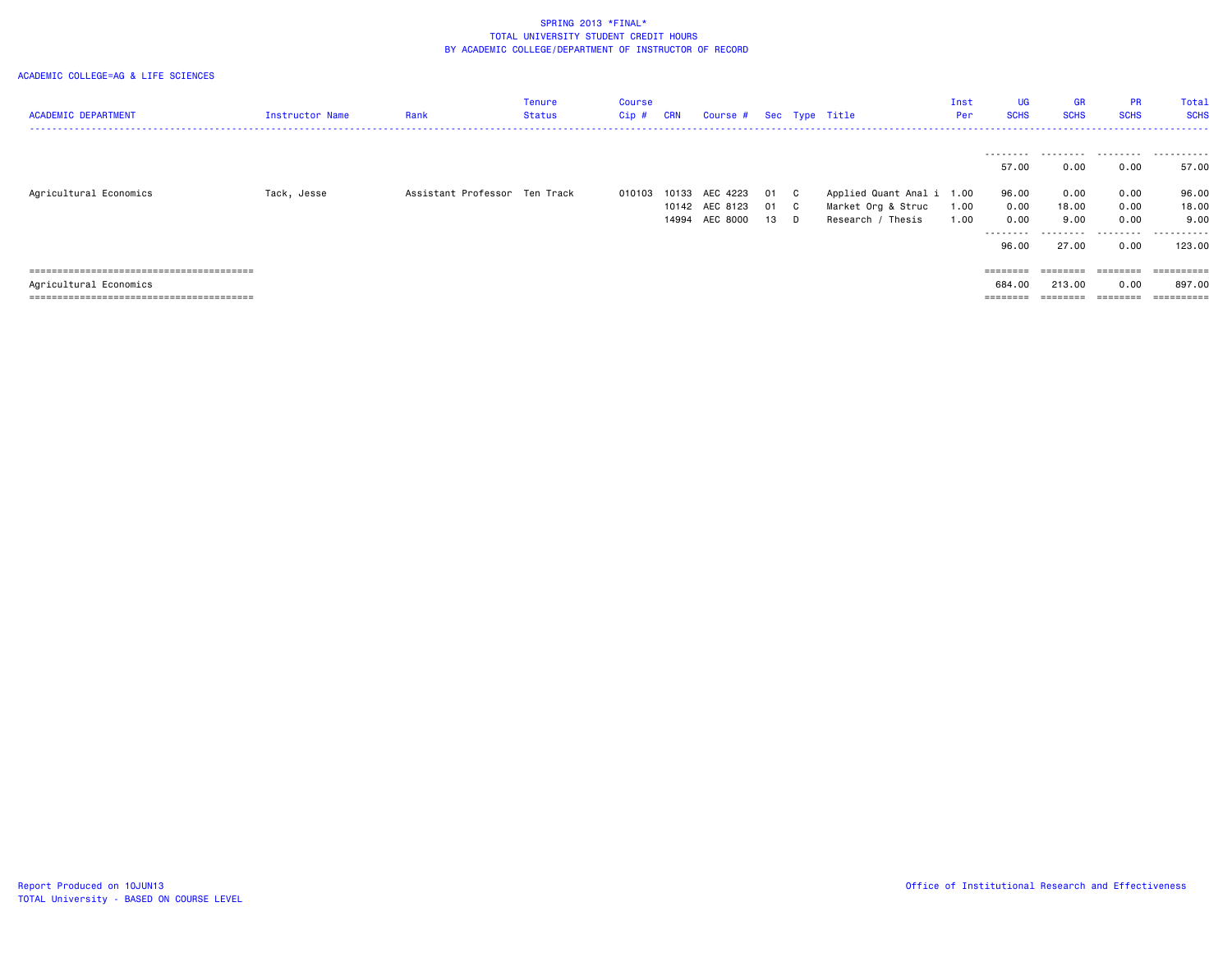SPRING 2013 *FINAL*
TOTAL UNIVERSITY STUDENT CREDIT HOURS
BY ACADEMIC COLLEGE/DEPARTMENT OF INSTRUCTOR OF RECORD

ACADEMIC COLLEGE=AG & LIFE SCIENCES

| ACADEMIC DEPARTMENT | Instructor Name | Rank | Tenure Status | Course Cip # | CRN | Course # | Sec | Type | Title | Inst Per | UG SCHS | GR SCHS | PR SCHS | Total SCHS |
|---|---|---|---|---|---|---|---|---|---|---|---|---|---|---|
| | | | | | | | | | | | 57.00 | 0.00 | 0.00 | 57.00 |
| Agricultural Economics | Tack, Jesse | Assistant Professor | Ten Track | 010103 | 10133 | AEC 4223 | 01 | C | Applied Quant Anal i | 1.00 | 96.00 | 0.00 | 0.00 | 96.00 |
| | | | | | 10142 | AEC 8123 | 01 | C | Market Org & Struc | 1.00 | 0.00 | 18.00 | 0.00 | 18.00 |
| | | | | | 14994 | AEC 8000 | 13 | D | Research / Thesis | 1.00 | 0.00 | 9.00 | 0.00 | 9.00 |
| | | | | | | | | | | | 96.00 | 27.00 | 0.00 | 123.00 |
| Agricultural Economics | | | | | | | | | | | 684.00 | 213.00 | 0.00 | 897.00 |

Report Produced on 10JUN13
TOTAL University - BASED ON COURSE LEVEL

Office of Institutional Research and Effectiveness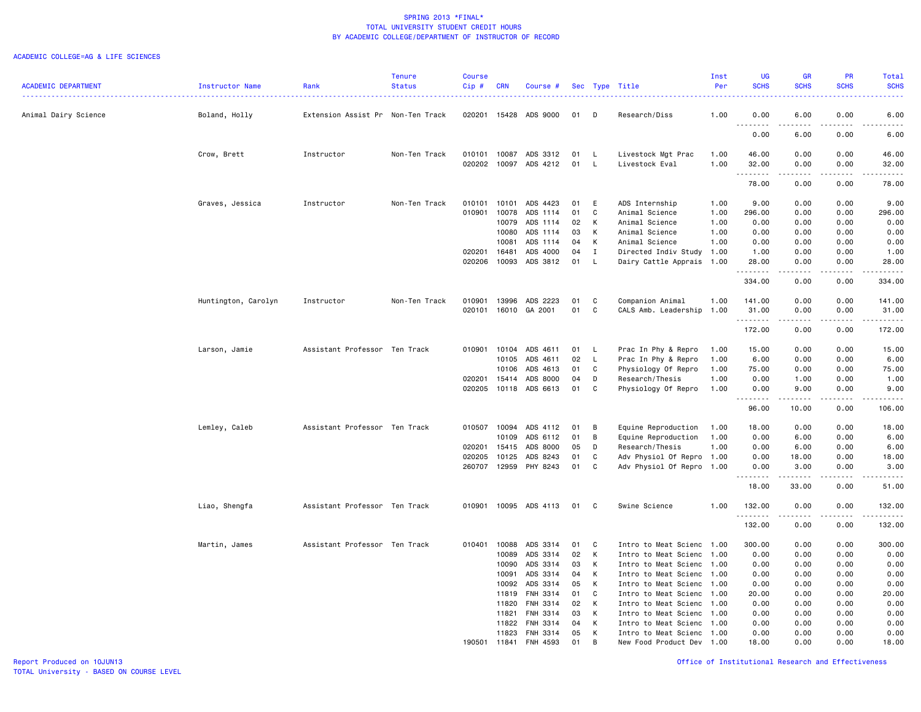SPRING 2013 *FINAL*
TOTAL UNIVERSITY STUDENT CREDIT HOURS
BY ACADEMIC COLLEGE/DEPARTMENT OF INSTRUCTOR OF RECORD

ACADEMIC COLLEGE=AG & LIFE SCIENCES

| ACADEMIC DEPARTMENT | Instructor Name | Rank | Tenure Status | Course Cip # | CRN | Course # | Sec | Type | Title | Inst Per | UG SCHS | GR SCHS | PR SCHS | Total SCHS |
|---|---|---|---|---|---|---|---|---|---|---|---|---|---|---|
| Animal Dairy Science | Boland, Holly | Extension Assist Pr | Non-Ten Track | 020201 | 15428 | ADS 9000 | 01 | D | Research/Diss | 1.00 | 0.00 | 6.00 | 0.00 | 6.00 |
| | | | | | | | | | | | 0.00 | 6.00 | 0.00 | 6.00 |
| | Crow, Brett | Instructor | Non-Ten Track | 010101 | 10087 | ADS 3312 | 01 | L | Livestock Mgt Prac | 1.00 | 46.00 | 0.00 | 0.00 | 46.00 |
| | | | | 020202 | 10097 | ADS 4212 | 01 | L | Livestock Eval | 1.00 | 32.00 | 0.00 | 0.00 | 32.00 |
| | | | | | | | | | | | 78.00 | 0.00 | 0.00 | 78.00 |
| | Graves, Jessica | Instructor | Non-Ten Track | 010101 | 10101 | ADS 4423 | 01 | E | ADS Internship | 1.00 | 9.00 | 0.00 | 0.00 | 9.00 |
| | | | | 010901 | 10078 | ADS 1114 | 01 | C | Animal Science | 1.00 | 296.00 | 0.00 | 0.00 | 296.00 |
| | | | | | 10079 | ADS 1114 | 02 | K | Animal Science | 1.00 | 0.00 | 0.00 | 0.00 | 0.00 |
| | | | | | 10080 | ADS 1114 | 03 | K | Animal Science | 1.00 | 0.00 | 0.00 | 0.00 | 0.00 |
| | | | | | 10081 | ADS 1114 | 04 | K | Animal Science | 1.00 | 0.00 | 0.00 | 0.00 | 0.00 |
| | | | | 020201 | 16481 | ADS 4000 | 04 | I | Directed Indiv Study | 1.00 | 1.00 | 0.00 | 0.00 | 1.00 |
| | | | | 020206 | 10093 | ADS 3812 | 01 | L | Dairy Cattle Apprais | 1.00 | 28.00 | 0.00 | 0.00 | 28.00 |
| | | | | | | | | | | | 334.00 | 0.00 | 0.00 | 334.00 |
| | Huntington, Carolyn | Instructor | Non-Ten Track | 010901 | 13996 | ADS 2223 | 01 | C | Companion Animal | 1.00 | 141.00 | 0.00 | 0.00 | 141.00 |
| | | | | 020101 | 16010 | GA 2001 | 01 | C | CALS Amb. Leadership | 1.00 | 31.00 | 0.00 | 0.00 | 31.00 |
| | | | | | | | | | | | 172.00 | 0.00 | 0.00 | 172.00 |
| | Larson, Jamie | Assistant Professor | Ten Track | 010901 | 10104 | ADS 4611 | 01 | L | Prac In Phy & Repro | 1.00 | 15.00 | 0.00 | 0.00 | 15.00 |
| | | | | | 10105 | ADS 4611 | 02 | L | Prac In Phy & Repro | 1.00 | 6.00 | 0.00 | 0.00 | 6.00 |
| | | | | | 10106 | ADS 4613 | 01 | C | Physiology Of Repro | 1.00 | 75.00 | 0.00 | 0.00 | 75.00 |
| | | | | 020201 | 15414 | ADS 8000 | 04 | D | Research/Thesis | 1.00 | 0.00 | 1.00 | 0.00 | 1.00 |
| | | | | 020205 | 10118 | ADS 6613 | 01 | C | Physiology Of Repro | 1.00 | 0.00 | 9.00 | 0.00 | 9.00 |
| | | | | | | | | | | | 96.00 | 10.00 | 0.00 | 106.00 |
| | Lemley, Caleb | Assistant Professor | Ten Track | 010507 | 10094 | ADS 4112 | 01 | B | Equine Reproduction | 1.00 | 18.00 | 0.00 | 0.00 | 18.00 |
| | | | | | 10109 | ADS 6112 | 01 | B | Equine Reproduction | 1.00 | 0.00 | 6.00 | 0.00 | 6.00 |
| | | | | 020201 | 15415 | ADS 8000 | 05 | D | Research/Thesis | 1.00 | 0.00 | 6.00 | 0.00 | 6.00 |
| | | | | 020205 | 10125 | ADS 8243 | 01 | C | Adv Physiol Of Repro | 1.00 | 0.00 | 18.00 | 0.00 | 18.00 |
| | | | | 260707 | 12959 | PHY 8243 | 01 | C | Adv Physiol Of Repro | 1.00 | 0.00 | 3.00 | 0.00 | 3.00 |
| | | | | | | | | | | | 18.00 | 33.00 | 0.00 | 51.00 |
| | Liao, Shengfa | Assistant Professor | Ten Track | 010901 | 10095 | ADS 4113 | 01 | C | Swine Science | 1.00 | 132.00 | 0.00 | 0.00 | 132.00 |
| | | | | | | | | | | | 132.00 | 0.00 | 0.00 | 132.00 |
| | Martin, James | Assistant Professor | Ten Track | 010401 | 10088 | ADS 3314 | 01 | C | Intro to Meat Scienc | 1.00 | 300.00 | 0.00 | 0.00 | 300.00 |
| | | | | | 10089 | ADS 3314 | 02 | K | Intro to Meat Scienc | 1.00 | 0.00 | 0.00 | 0.00 | 0.00 |
| | | | | | 10090 | ADS 3314 | 03 | K | Intro to Meat Scienc | 1.00 | 0.00 | 0.00 | 0.00 | 0.00 |
| | | | | | 10091 | ADS 3314 | 04 | K | Intro to Meat Scienc | 1.00 | 0.00 | 0.00 | 0.00 | 0.00 |
| | | | | | 10092 | ADS 3314 | 05 | K | Intro to Meat Scienc | 1.00 | 0.00 | 0.00 | 0.00 | 0.00 |
| | | | | | 11819 | FNH 3314 | 01 | C | Intro to Meat Scienc | 1.00 | 20.00 | 0.00 | 0.00 | 20.00 |
| | | | | | 11820 | FNH 3314 | 02 | K | Intro to Meat Scienc | 1.00 | 0.00 | 0.00 | 0.00 | 0.00 |
| | | | | | 11821 | FNH 3314 | 03 | K | Intro to Meat Scienc | 1.00 | 0.00 | 0.00 | 0.00 | 0.00 |
| | | | | | 11822 | FNH 3314 | 04 | K | Intro to Meat Scienc | 1.00 | 0.00 | 0.00 | 0.00 | 0.00 |
| | | | | | 11823 | FNH 3314 | 05 | K | Intro to Meat Scienc | 1.00 | 0.00 | 0.00 | 0.00 | 0.00 |
| | | | | 190501 | 11841 | FNH 4593 | 01 | B | New Food Product Dev | 1.00 | 18.00 | 0.00 | 0.00 | 18.00 |

Report Produced on 10JUN13
TOTAL University - BASED ON COURSE LEVEL

Office of Institutional Research and Effectiveness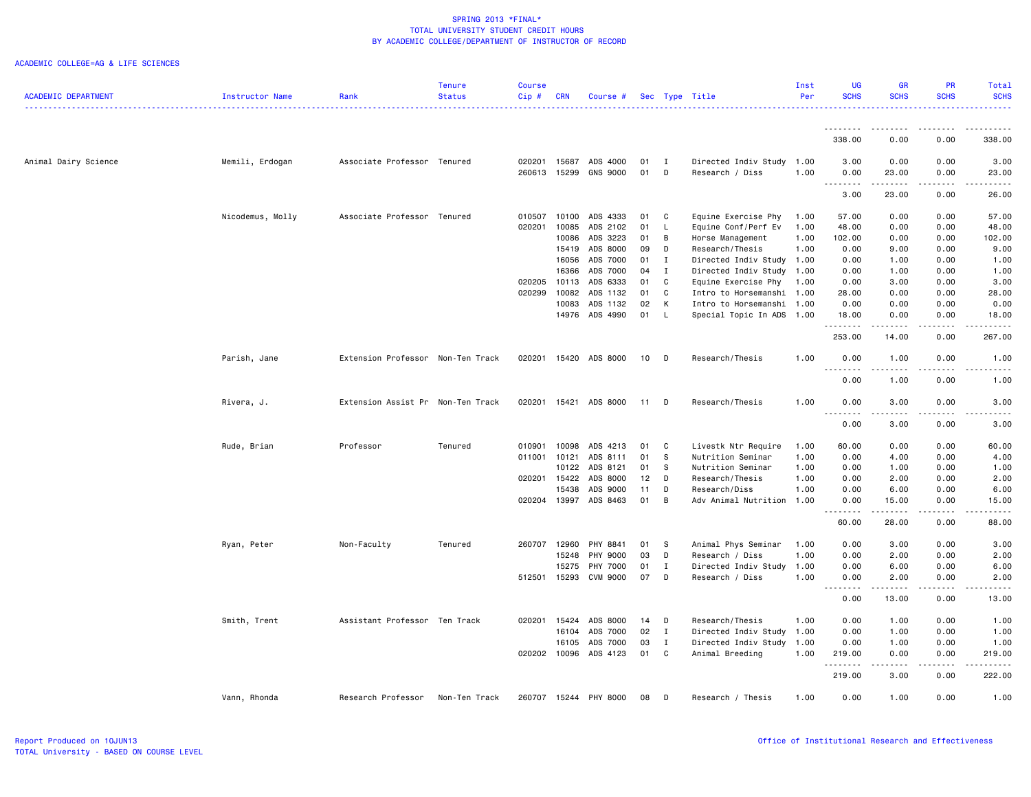SPRING 2013 *FINAL*
TOTAL UNIVERSITY STUDENT CREDIT HOURS
BY ACADEMIC COLLEGE/DEPARTMENT OF INSTRUCTOR OF RECORD

ACADEMIC COLLEGE=AG & LIFE SCIENCES

| ACADEMIC DEPARTMENT | Instructor Name | Rank | Tenure Status | Course Cip # | CRN | Course # | Sec | Type | Title | Inst Per | UG SCHS | GR SCHS | PR SCHS | Total SCHS |
|---|---|---|---|---|---|---|---|---|---|---|---|---|---|---|
| | | | | | | | | | | | 338.00 | 0.00 | 0.00 | 338.00 |
| Animal Dairy Science | Memili, Erdogan | Associate Professor | Tenured | 020201 | 15687 | ADS 4000 | 01 | I | Directed Indiv Study | 1.00 | 3.00 | 0.00 | 0.00 | 3.00 |
| | | | | 260613 | 15299 | GNS 9000 | 01 | D | Research / Diss | 1.00 | 0.00 | 23.00 | 0.00 | 23.00 |
| | | | | | | | | | | | 3.00 | 23.00 | 0.00 | 26.00 |
| | Nicodemus, Molly | Associate Professor | Tenured | 010507 | 10100 | ADS 4333 | 01 | C | Equine Exercise Phy | 1.00 | 57.00 | 0.00 | 0.00 | 57.00 |
| | | | | 020201 | 10085 | ADS 2102 | 01 | L | Equine Conf/Perf Ev | 1.00 | 48.00 | 0.00 | 0.00 | 48.00 |
| | | | | | 10086 | ADS 3223 | 01 | B | Horse Management | 1.00 | 102.00 | 0.00 | 0.00 | 102.00 |
| | | | | | 15419 | ADS 8000 | 09 | D | Research/Thesis | 1.00 | 0.00 | 9.00 | 0.00 | 9.00 |
| | | | | | 16056 | ADS 7000 | 01 | I | Directed Indiv Study | 1.00 | 0.00 | 1.00 | 0.00 | 1.00 |
| | | | | | 16366 | ADS 7000 | 04 | I | Directed Indiv Study | 1.00 | 0.00 | 1.00 | 0.00 | 1.00 |
| | | | | 020205 | 10113 | ADS 6333 | 01 | C | Equine Exercise Phy | 1.00 | 0.00 | 3.00 | 0.00 | 3.00 |
| | | | | 020299 | 10082 | ADS 1132 | 01 | C | Intro to Horsemanshi | 1.00 | 28.00 | 0.00 | 0.00 | 28.00 |
| | | | | | 10083 | ADS 1132 | 02 | K | Intro to Horsemanshi | 1.00 | 0.00 | 0.00 | 0.00 | 0.00 |
| | | | | | 14976 | ADS 4990 | 01 | L | Special Topic In ADS | 1.00 | 18.00 | 0.00 | 0.00 | 18.00 |
| | | | | | | | | | | | 253.00 | 14.00 | 0.00 | 267.00 |
| | Parish, Jane | Extension Professor | Non-Ten Track | 020201 | 15420 | ADS 8000 | 10 | D | Research/Thesis | 1.00 | 0.00 | 1.00 | 0.00 | 1.00 |
| | | | | | | | | | | | 0.00 | 1.00 | 0.00 | 1.00 |
| | Rivera, J. | Extension Assist Pr | Non-Ten Track | 020201 | 15421 | ADS 8000 | 11 | D | Research/Thesis | 1.00 | 0.00 | 3.00 | 0.00 | 3.00 |
| | | | | | | | | | | | 0.00 | 3.00 | 0.00 | 3.00 |
| | Rude, Brian | Professor | Tenured | 010901 | 10098 | ADS 4213 | 01 | C | Livestk Ntr Require | 1.00 | 60.00 | 0.00 | 0.00 | 60.00 |
| | | | | 011001 | 10121 | ADS 8111 | 01 | S | Nutrition Seminar | 1.00 | 0.00 | 4.00 | 0.00 | 4.00 |
| | | | | | 10122 | ADS 8121 | 01 | S | Nutrition Seminar | 1.00 | 0.00 | 1.00 | 0.00 | 1.00 |
| | | | | 020201 | 15422 | ADS 8000 | 12 | D | Research/Thesis | 1.00 | 0.00 | 2.00 | 0.00 | 2.00 |
| | | | | | 15438 | ADS 9000 | 11 | D | Research/Diss | 1.00 | 0.00 | 6.00 | 0.00 | 6.00 |
| | | | | 020204 | 13997 | ADS 8463 | 01 | B | Adv Animal Nutrition | 1.00 | 0.00 | 15.00 | 0.00 | 15.00 |
| | | | | | | | | | | | 60.00 | 28.00 | 0.00 | 88.00 |
| | Ryan, Peter | Non-Faculty | Tenured | 260707 | 12960 | PHY 8841 | 01 | S | Animal Phys Seminar | 1.00 | 0.00 | 3.00 | 0.00 | 3.00 |
| | | | | | 15248 | PHY 9000 | 03 | D | Research / Diss | 1.00 | 0.00 | 2.00 | 0.00 | 2.00 |
| | | | | | 15275 | PHY 7000 | 01 | I | Directed Indiv Study | 1.00 | 0.00 | 6.00 | 0.00 | 6.00 |
| | | | | 512501 | 15293 | CVM 9000 | 07 | D | Research / Diss | 1.00 | 0.00 | 2.00 | 0.00 | 2.00 |
| | | | | | | | | | | | 0.00 | 13.00 | 0.00 | 13.00 |
| | Smith, Trent | Assistant Professor | Ten Track | 020201 | 15424 | ADS 8000 | 14 | D | Research/Thesis | 1.00 | 0.00 | 1.00 | 0.00 | 1.00 |
| | | | | | 16104 | ADS 7000 | 02 | I | Directed Indiv Study | 1.00 | 0.00 | 1.00 | 0.00 | 1.00 |
| | | | | | 16105 | ADS 7000 | 03 | I | Directed Indiv Study | 1.00 | 0.00 | 1.00 | 0.00 | 1.00 |
| | | | | 020202 | 10096 | ADS 4123 | 01 | C | Animal Breeding | 1.00 | 219.00 | 0.00 | 0.00 | 219.00 |
| | | | | | | | | | | | 219.00 | 3.00 | 0.00 | 222.00 |
| | Vann, Rhonda | Research Professor | Non-Ten Track | 260707 | 15244 | PHY 8000 | 08 | D | Research / Thesis | 1.00 | 0.00 | 1.00 | 0.00 | 1.00 |

Report Produced on 10JUN13
TOTAL University - BASED ON COURSE LEVEL

Office of Institutional Research and Effectiveness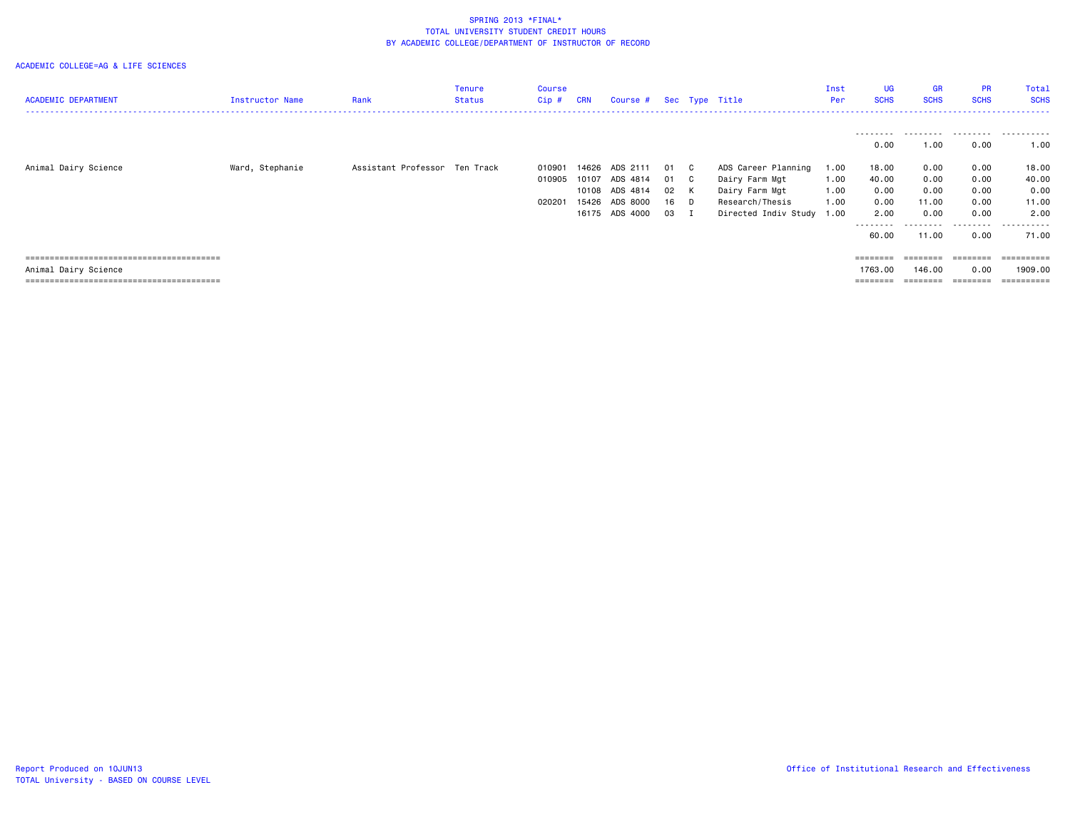SPRING 2013 *FINAL*
TOTAL UNIVERSITY STUDENT CREDIT HOURS
BY ACADEMIC COLLEGE/DEPARTMENT OF INSTRUCTOR OF RECORD

ACADEMIC COLLEGE=AG & LIFE SCIENCES

| ACADEMIC DEPARTMENT | Instructor Name | Rank | Tenure Status | Course Cip # | CRN | Course # | Sec | Type | Title | Inst Per | UG SCHS | GR SCHS | PR SCHS | Total SCHS |
|---|---|---|---|---|---|---|---|---|---|---|---|---|---|---|
| | | | | | | | | | | | 0.00 | 1.00 | 0.00 | 1.00 |
| Animal Dairy Science | Ward, Stephanie | Assistant Professor | Ten Track | 010901 | 14626 | ADS 2111 | 01 | C | ADS Career Planning | 1.00 | 18.00 | 0.00 | 0.00 | 18.00 |
| | | | | 010905 | 10107 | ADS 4814 | 01 | C | Dairy Farm Mgt | 1.00 | 40.00 | 0.00 | 0.00 | 40.00 |
| | | | | | 10108 | ADS 4814 | 02 | K | Dairy Farm Mgt | 1.00 | 0.00 | 0.00 | 0.00 | 0.00 |
| | | | | 020201 | 15426 | ADS 8000 | 16 | D | Research/Thesis | 1.00 | 0.00 | 11.00 | 0.00 | 11.00 |
| | | | | | 16175 | ADS 4000 | 03 | I | Directed Indiv Study | 1.00 | 2.00 | 0.00 | 0.00 | 2.00 |
| | | | | | | | | | | | 60.00 | 11.00 | 0.00 | 71.00 |
| Animal Dairy Science | | | | | | | | | | | 1763.00 | 146.00 | 0.00 | 1909.00 |

Report Produced on 10JUN13
TOTAL University - BASED ON COURSE LEVEL

Office of Institutional Research and Effectiveness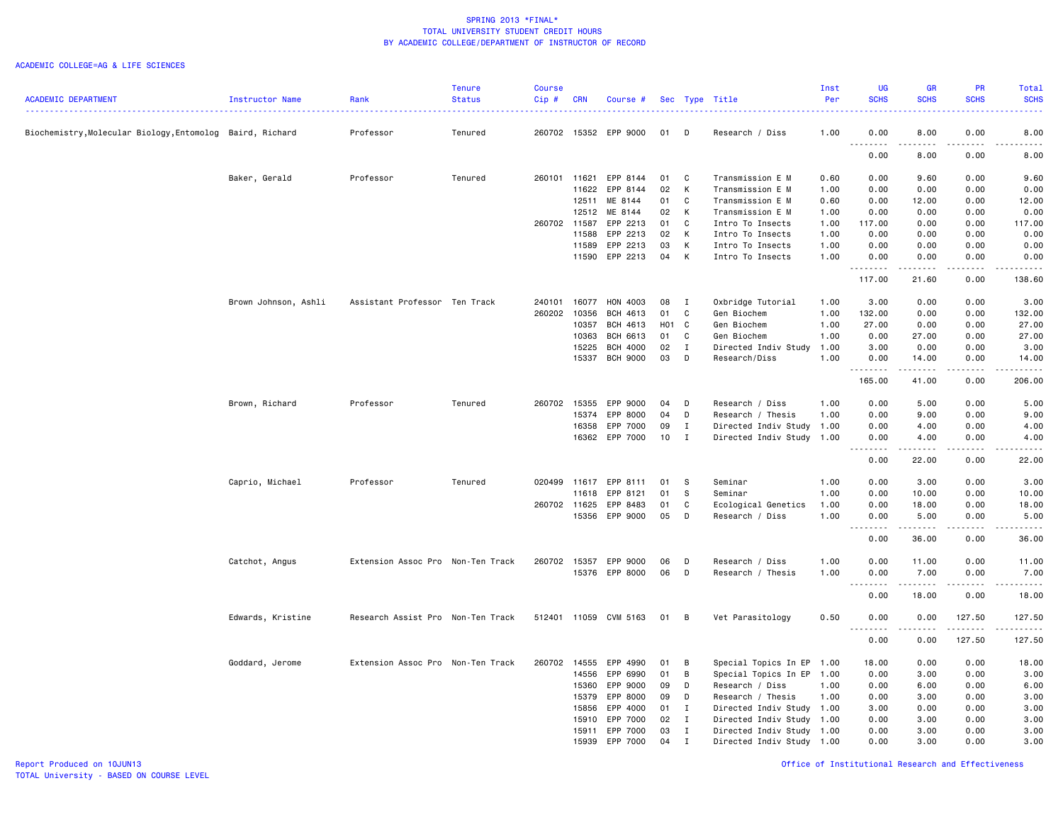SPRING 2013 *FINAL*
TOTAL UNIVERSITY STUDENT CREDIT HOURS
BY ACADEMIC COLLEGE/DEPARTMENT OF INSTRUCTOR OF RECORD

ACADEMIC COLLEGE=AG & LIFE SCIENCES

| ACADEMIC DEPARTMENT | Instructor Name | Rank | Tenure Status | Course Cip # | CRN | Course # | Sec | Type | Title | Inst Per | UG SCHS | GR SCHS | PR SCHS | Total SCHS |
|---|---|---|---|---|---|---|---|---|---|---|---|---|---|---|
| Biochemistry,Molecular Biology,Entomolog | Baird, Richard | Professor | Tenured | 260702 | 15352 | EPP 9000 | 01 | D | Research / Diss | 1.00 | 0.00 | 8.00 | 0.00 | 8.00 |
| | | | | | | | | | | | 0.00 | 8.00 | 0.00 | 8.00 |
| | Baker, Gerald | Professor | Tenured | 260101 | 11621 | EPP 8144 | 01 | C | Transmission E M | 0.60 | 0.00 | 9.60 | 0.00 | 9.60 |
| | | | | | 11622 | EPP 8144 | 02 | K | Transmission E M | 1.00 | 0.00 | 0.00 | 0.00 | 0.00 |
| | | | | | 12511 | ME 8144 | 01 | C | Transmission E M | 0.60 | 0.00 | 12.00 | 0.00 | 12.00 |
| | | | | | 12512 | ME 8144 | 02 | K | Transmission E M | 1.00 | 0.00 | 0.00 | 0.00 | 0.00 |
| | | | | 260702 | 11587 | EPP 2213 | 01 | C | Intro To Insects | 1.00 | 117.00 | 0.00 | 0.00 | 117.00 |
| | | | | | 11588 | EPP 2213 | 02 | K | Intro To Insects | 1.00 | 0.00 | 0.00 | 0.00 | 0.00 |
| | | | | | 11589 | EPP 2213 | 03 | K | Intro To Insects | 1.00 | 0.00 | 0.00 | 0.00 | 0.00 |
| | | | | | 11590 | EPP 2213 | 04 | K | Intro To Insects | 1.00 | 0.00 | 0.00 | 0.00 | 0.00 |
| | | | | | | | | | | | 117.00 | 21.60 | 0.00 | 138.60 |
| | Brown Johnson, Ashli | Assistant Professor | Ten Track | 240101 | 16077 | HON 4003 | 08 | I | Oxbridge Tutorial | 1.00 | 3.00 | 0.00 | 0.00 | 3.00 |
| | | | | 260202 | 10356 | BCH 4613 | 01 | C | Gen Biochem | 1.00 | 132.00 | 0.00 | 0.00 | 132.00 |
| | | | | | 10357 | BCH 4613 | H01 | C | Gen Biochem | 1.00 | 27.00 | 0.00 | 0.00 | 27.00 |
| | | | | | 10363 | BCH 6613 | 01 | C | Gen Biochem | 1.00 | 0.00 | 27.00 | 0.00 | 27.00 |
| | | | | | 15225 | BCH 4000 | 02 | I | Directed Indiv Study | 1.00 | 3.00 | 0.00 | 0.00 | 3.00 |
| | | | | | 15337 | BCH 9000 | 03 | D | Research/Diss | 1.00 | 0.00 | 14.00 | 0.00 | 14.00 |
| | | | | | | | | | | | 165.00 | 41.00 | 0.00 | 206.00 |
| | Brown, Richard | Professor | Tenured | 260702 | 15355 | EPP 9000 | 04 | D | Research / Diss | 1.00 | 0.00 | 5.00 | 0.00 | 5.00 |
| | | | | | 15374 | EPP 8000 | 04 | D | Research / Thesis | 1.00 | 0.00 | 9.00 | 0.00 | 9.00 |
| | | | | | 16358 | EPP 7000 | 09 | I | Directed Indiv Study | 1.00 | 0.00 | 4.00 | 0.00 | 4.00 |
| | | | | | 16362 | EPP 7000 | 10 | I | Directed Indiv Study | 1.00 | 0.00 | 4.00 | 0.00 | 4.00 |
| | | | | | | | | | | | 0.00 | 22.00 | 0.00 | 22.00 |
| | Caprio, Michael | Professor | Tenured | 020499 | 11617 | EPP 8111 | 01 | S | Seminar | 1.00 | 0.00 | 3.00 | 0.00 | 3.00 |
| | | | | | 11618 | EPP 8121 | 01 | S | Seminar | 1.00 | 0.00 | 10.00 | 0.00 | 10.00 |
| | | | | 260702 | 11625 | EPP 8483 | 01 | C | Ecological Genetics | 1.00 | 0.00 | 18.00 | 0.00 | 18.00 |
| | | | | | 15356 | EPP 9000 | 05 | D | Research / Diss | 1.00 | 0.00 | 5.00 | 0.00 | 5.00 |
| | | | | | | | | | | | 0.00 | 36.00 | 0.00 | 36.00 |
| | Catchot, Angus | Extension Assoc Pro | Non-Ten Track | 260702 | 15357 | EPP 9000 | 06 | D | Research / Diss | 1.00 | 0.00 | 11.00 | 0.00 | 11.00 |
| | | | | | 15376 | EPP 8000 | 06 | D | Research / Thesis | 1.00 | 0.00 | 7.00 | 0.00 | 7.00 |
| | | | | | | | | | | | 0.00 | 18.00 | 0.00 | 18.00 |
| | Edwards, Kristine | Research Assist Pro | Non-Ten Track | 512401 | 11059 | CVM 5163 | 01 | B | Vet Parasitology | 0.50 | 0.00 | 0.00 | 127.50 | 127.50 |
| | | | | | | | | | | | 0.00 | 0.00 | 127.50 | 127.50 |
| | Goddard, Jerome | Extension Assoc Pro | Non-Ten Track | 260702 | 14555 | EPP 4990 | 01 | B | Special Topics In EP | 1.00 | 18.00 | 0.00 | 0.00 | 18.00 |
| | | | | | 14556 | EPP 6990 | 01 | B | Special Topics In EP | 1.00 | 0.00 | 3.00 | 0.00 | 3.00 |
| | | | | | 15360 | EPP 9000 | 09 | D | Research / Diss | 1.00 | 0.00 | 6.00 | 0.00 | 6.00 |
| | | | | | 15379 | EPP 8000 | 09 | D | Research / Thesis | 1.00 | 0.00 | 3.00 | 0.00 | 3.00 |
| | | | | | 15856 | EPP 4000 | 01 | I | Directed Indiv Study | 1.00 | 3.00 | 0.00 | 0.00 | 3.00 |
| | | | | | 15910 | EPP 7000 | 02 | I | Directed Indiv Study | 1.00 | 0.00 | 3.00 | 0.00 | 3.00 |
| | | | | | 15911 | EPP 7000 | 03 | I | Directed Indiv Study | 1.00 | 0.00 | 3.00 | 0.00 | 3.00 |
| | | | | | 15939 | EPP 7000 | 04 | I | Directed Indiv Study | 1.00 | 0.00 | 3.00 | 0.00 | 3.00 |

Report Produced on 10JUN13
TOTAL University - BASED ON COURSE LEVEL

Office of Institutional Research and Effectiveness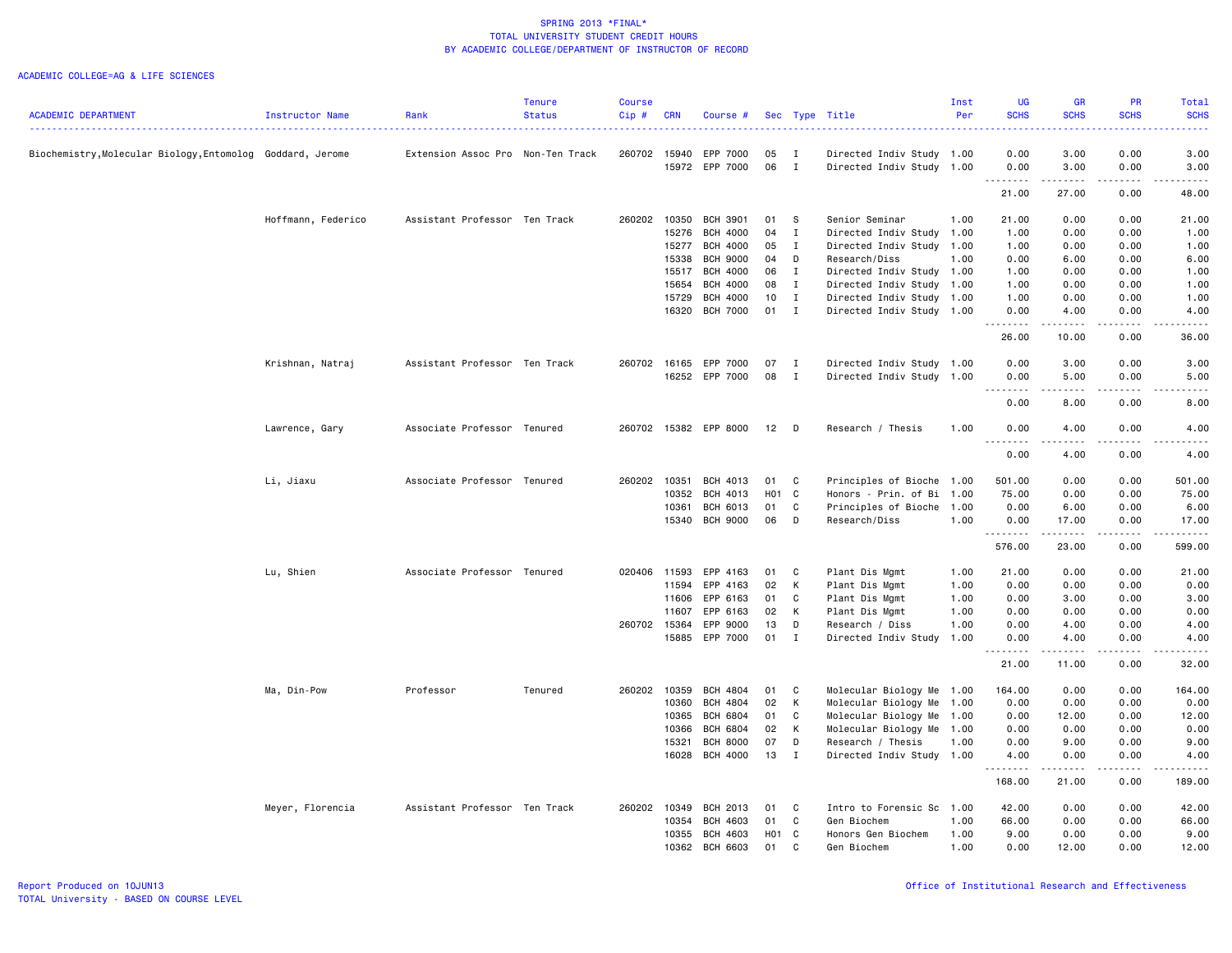# SPRING 2013 *FINAL*
## TOTAL UNIVERSITY STUDENT CREDIT HOURS
## BY ACADEMIC COLLEGE/DEPARTMENT OF INSTRUCTOR OF RECORD

ACADEMIC COLLEGE=AG & LIFE SCIENCES

| ACADEMIC DEPARTMENT | Instructor Name | Rank | Tenure Status | Course Cip # | CRN | Course # | Sec | Type | Title | Inst Per | UG SCHS | GR SCHS | PR SCHS | Total SCHS |
|---|---|---|---|---|---|---|---|---|---|---|---|---|---|---|
| Biochemistry,Molecular Biology,Entomolog | Goddard, Jerome | Extension Assoc Pro | Non-Ten Track | 260702 | 15940 | EPP 7000 | 05 | I | Directed Indiv Study | 1.00 | 0.00 | 3.00 | 0.00 | 3.00 |
| | | | | | 15972 | EPP 7000 | 06 | I | Directed Indiv Study | 1.00 | 0.00 | 3.00 | 0.00 | 3.00 |
| | | | | | | | | | | | 21.00 | 27.00 | 0.00 | 48.00 |
| | Hoffmann, Federico | Assistant Professor | Ten Track | 260202 | 10350 | BCH 3901 | 01 | S | Senior Seminar | 1.00 | 21.00 | 0.00 | 0.00 | 21.00 |
| | | | | | 15276 | BCH 4000 | 04 | I | Directed Indiv Study | 1.00 | 1.00 | 0.00 | 0.00 | 1.00 |
| | | | | | 15277 | BCH 4000 | 05 | I | Directed Indiv Study | 1.00 | 1.00 | 0.00 | 0.00 | 1.00 |
| | | | | | 15338 | BCH 9000 | 04 | D | Research/Diss | 1.00 | 0.00 | 6.00 | 0.00 | 6.00 |
| | | | | | 15517 | BCH 4000 | 06 | I | Directed Indiv Study | 1.00 | 1.00 | 0.00 | 0.00 | 1.00 |
| | | | | | 15654 | BCH 4000 | 08 | I | Directed Indiv Study | 1.00 | 1.00 | 0.00 | 0.00 | 1.00 |
| | | | | | 15729 | BCH 4000 | 10 | I | Directed Indiv Study | 1.00 | 1.00 | 0.00 | 0.00 | 1.00 |
| | | | | | 16320 | BCH 7000 | 01 | I | Directed Indiv Study | 1.00 | 0.00 | 4.00 | 0.00 | 4.00 |
| | | | | | | | | | | | 26.00 | 10.00 | 0.00 | 36.00 |
| | Krishnan, Natraj | Assistant Professor | Ten Track | 260702 | 16165 | EPP 7000 | 07 | I | Directed Indiv Study | 1.00 | 0.00 | 3.00 | 0.00 | 3.00 |
| | | | | | 16252 | EPP 7000 | 08 | I | Directed Indiv Study | 1.00 | 0.00 | 5.00 | 0.00 | 5.00 |
| | | | | | | | | | | | 0.00 | 8.00 | 0.00 | 8.00 |
| | Lawrence, Gary | Associate Professor | Tenured | 260702 | 15382 | EPP 8000 | 12 | D | Research / Thesis | 1.00 | 0.00 | 4.00 | 0.00 | 4.00 |
| | | | | | | | | | | | 0.00 | 4.00 | 0.00 | 4.00 |
| | Li, Jiaxu | Associate Professor | Tenured | 260202 | 10351 | BCH 4013 | 01 | C | Principles of Bioche | 1.00 | 501.00 | 0.00 | 0.00 | 501.00 |
| | | | | | 10352 | BCH 4013 | H01 | C | Honors - Prin. of Bi | 1.00 | 75.00 | 0.00 | 0.00 | 75.00 |
| | | | | | 10361 | BCH 6013 | 01 | C | Principles of Bioche | 1.00 | 0.00 | 6.00 | 0.00 | 6.00 |
| | | | | | 15340 | BCH 9000 | 06 | D | Research/Diss | 1.00 | 0.00 | 17.00 | 0.00 | 17.00 |
| | | | | | | | | | | | 576.00 | 23.00 | 0.00 | 599.00 |
| | Lu, Shien | Associate Professor | Tenured | 020406 | 11593 | EPP 4163 | 01 | C | Plant Dis Mgmt | 1.00 | 21.00 | 0.00 | 0.00 | 21.00 |
| | | | | | 11594 | EPP 4163 | 02 | K | Plant Dis Mgmt | 1.00 | 0.00 | 0.00 | 0.00 | 0.00 |
| | | | | | 11606 | EPP 6163 | 01 | C | Plant Dis Mgmt | 1.00 | 0.00 | 3.00 | 0.00 | 3.00 |
| | | | | | 11607 | EPP 6163 | 02 | K | Plant Dis Mgmt | 1.00 | 0.00 | 0.00 | 0.00 | 0.00 |
| | | | | 260702 | 15364 | EPP 9000 | 13 | D | Research / Diss | 1.00 | 0.00 | 4.00 | 0.00 | 4.00 |
| | | | | | 15885 | EPP 7000 | 01 | I | Directed Indiv Study | 1.00 | 0.00 | 4.00 | 0.00 | 4.00 |
| | | | | | | | | | | | 21.00 | 11.00 | 0.00 | 32.00 |
| | Ma, Din-Pow | Professor | Tenured | 260202 | 10359 | BCH 4804 | 01 | C | Molecular Biology Me | 1.00 | 164.00 | 0.00 | 0.00 | 164.00 |
| | | | | | 10360 | BCH 4804 | 02 | K | Molecular Biology Me | 1.00 | 0.00 | 0.00 | 0.00 | 0.00 |
| | | | | | 10365 | BCH 6804 | 01 | C | Molecular Biology Me | 1.00 | 0.00 | 12.00 | 0.00 | 12.00 |
| | | | | | 10366 | BCH 6804 | 02 | K | Molecular Biology Me | 1.00 | 0.00 | 0.00 | 0.00 | 0.00 |
| | | | | | 15321 | BCH 8000 | 07 | D | Research / Thesis | 1.00 | 0.00 | 9.00 | 0.00 | 9.00 |
| | | | | | 16028 | BCH 4000 | 13 | I | Directed Indiv Study | 1.00 | 4.00 | 0.00 | 0.00 | 4.00 |
| | | | | | | | | | | | 168.00 | 21.00 | 0.00 | 189.00 |
| | Meyer, Florencia | Assistant Professor | Ten Track | 260202 | 10349 | BCH 2013 | 01 | C | Intro to Forensic Sc | 1.00 | 42.00 | 0.00 | 0.00 | 42.00 |
| | | | | | 10354 | BCH 4603 | 01 | C | Gen Biochem | 1.00 | 66.00 | 0.00 | 0.00 | 66.00 |
| | | | | | 10355 | BCH 4603 | H01 | C | Honors Gen Biochem | 1.00 | 9.00 | 0.00 | 0.00 | 9.00 |
| | | | | | 10362 | BCH 6603 | 01 | C | Gen Biochem | 1.00 | 0.00 | 12.00 | 0.00 | 12.00 |

Report Produced on 10JUN13
TOTAL University - BASED ON COURSE LEVEL

Office of Institutional Research and Effectiveness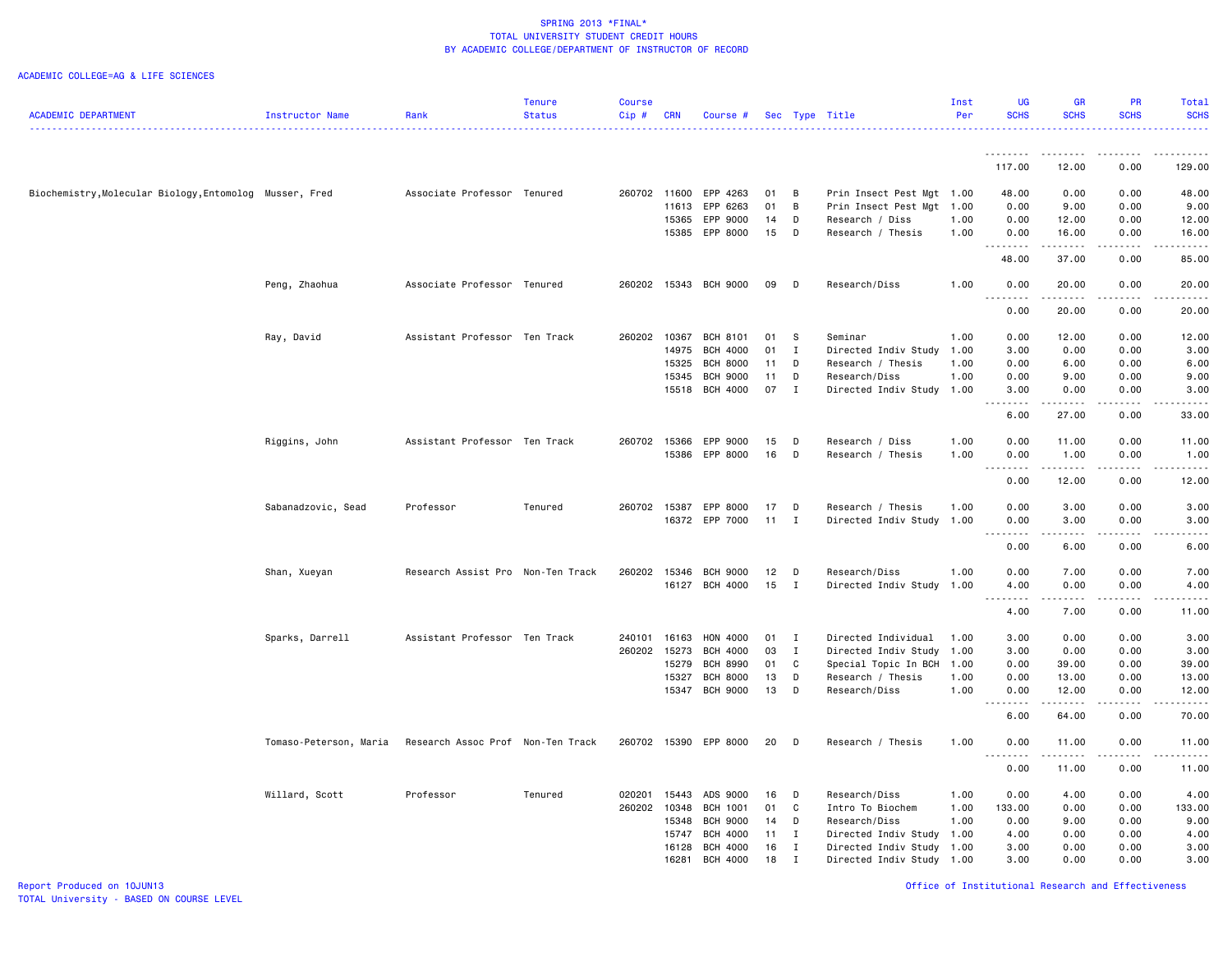SPRING 2013 *FINAL*
TOTAL UNIVERSITY STUDENT CREDIT HOURS
BY ACADEMIC COLLEGE/DEPARTMENT OF INSTRUCTOR OF RECORD

ACADEMIC COLLEGE=AG & LIFE SCIENCES

| ACADEMIC DEPARTMENT | Instructor Name | Rank | Tenure Status | Course Cip # | CRN | Course # | Sec | Type | Title | Inst Per | UG SCHS | GR SCHS | PR SCHS | Total SCHS |
|---|---|---|---|---|---|---|---|---|---|---|---|---|---|---|
| | | | | | | | | | | | 117.00 | 12.00 | 0.00 | 129.00 |
| Biochemistry,Molecular Biology,Entomolog | Musser, Fred | Associate Professor | Tenured | 260702 | 11600 | EPP 4263 | 01 | B | Prin Insect Pest Mgt | 1.00 | 48.00 | 0.00 | 0.00 | 48.00 |
| | | | | | 11613 | EPP 6263 | 01 | B | Prin Insect Pest Mgt | 1.00 | 0.00 | 9.00 | 0.00 | 9.00 |
| | | | | | 15365 | EPP 9000 | 14 | D | Research / Diss | 1.00 | 0.00 | 12.00 | 0.00 | 12.00 |
| | | | | | 15385 | EPP 8000 | 15 | D | Research / Thesis | 1.00 | 0.00 | 16.00 | 0.00 | 16.00 |
| | | | | | | | | | | | 48.00 | 37.00 | 0.00 | 85.00 |
| | Peng, Zhaohua | Associate Professor | Tenured | 260202 | 15343 | BCH 9000 | 09 | D | Research/Diss | 1.00 | 0.00 | 20.00 | 0.00 | 20.00 |
| | | | | | | | | | | | 0.00 | 20.00 | 0.00 | 20.00 |
| | Ray, David | Assistant Professor | Ten Track | 260202 | 10367 | BCH 8101 | 01 | S | Seminar | 1.00 | 0.00 | 12.00 | 0.00 | 12.00 |
| | | | | | 14975 | BCH 4000 | 01 | I | Directed Indiv Study | 1.00 | 3.00 | 0.00 | 0.00 | 3.00 |
| | | | | | 15325 | BCH 8000 | 11 | D | Research / Thesis | 1.00 | 0.00 | 6.00 | 0.00 | 6.00 |
| | | | | | 15345 | BCH 9000 | 11 | D | Research/Diss | 1.00 | 0.00 | 9.00 | 0.00 | 9.00 |
| | | | | | 15518 | BCH 4000 | 07 | I | Directed Indiv Study | 1.00 | 3.00 | 0.00 | 0.00 | 3.00 |
| | | | | | | | | | | | 6.00 | 27.00 | 0.00 | 33.00 |
| | Riggins, John | Assistant Professor | Ten Track | 260702 | 15366 | EPP 9000 | 15 | D | Research / Diss | 1.00 | 0.00 | 11.00 | 0.00 | 11.00 |
| | | | | | 15386 | EPP 8000 | 16 | D | Research / Thesis | 1.00 | 0.00 | 1.00 | 0.00 | 1.00 |
| | | | | | | | | | | | 0.00 | 12.00 | 0.00 | 12.00 |
| | Sabanadzovic, Sead | Professor | Tenured | 260702 | 15387 | EPP 8000 | 17 | D | Research / Thesis | 1.00 | 0.00 | 3.00 | 0.00 | 3.00 |
| | | | | | 16372 | EPP 7000 | 11 | I | Directed Indiv Study | 1.00 | 0.00 | 3.00 | 0.00 | 3.00 |
| | | | | | | | | | | | 0.00 | 6.00 | 0.00 | 6.00 |
| | Shan, Xueyan | Research Assist Pro | Non-Ten Track | 260202 | 15346 | BCH 9000 | 12 | D | Research/Diss | 1.00 | 0.00 | 7.00 | 0.00 | 7.00 |
| | | | | | 16127 | BCH 4000 | 15 | I | Directed Indiv Study | 1.00 | 4.00 | 0.00 | 0.00 | 4.00 |
| | | | | | | | | | | | 4.00 | 7.00 | 0.00 | 11.00 |
| | Sparks, Darrell | Assistant Professor | Ten Track | 240101 | 16163 | HON 4000 | 01 | I | Directed Individual | 1.00 | 3.00 | 0.00 | 0.00 | 3.00 |
| | | | | 260202 | 15273 | BCH 4000 | 03 | I | Directed Indiv Study | 1.00 | 3.00 | 0.00 | 0.00 | 3.00 |
| | | | | | 15279 | BCH 8990 | 01 | C | Special Topic In BCH | 1.00 | 0.00 | 39.00 | 0.00 | 39.00 |
| | | | | | 15327 | BCH 8000 | 13 | D | Research / Thesis | 1.00 | 0.00 | 13.00 | 0.00 | 13.00 |
| | | | | | 15347 | BCH 9000 | 13 | D | Research/Diss | 1.00 | 0.00 | 12.00 | 0.00 | 12.00 |
| | | | | | | | | | | | 6.00 | 64.00 | 0.00 | 70.00 |
| | Tomaso-Peterson, Maria | Research Assoc Prof | Non-Ten Track | 260702 | 15390 | EPP 8000 | 20 | D | Research / Thesis | 1.00 | 0.00 | 11.00 | 0.00 | 11.00 |
| | | | | | | | | | | | 0.00 | 11.00 | 0.00 | 11.00 |
| | Willard, Scott | Professor | Tenured | 020201 | 15443 | ADS 9000 | 16 | D | Research/Diss | 1.00 | 0.00 | 4.00 | 0.00 | 4.00 |
| | | | | 260202 | 10348 | BCH 1001 | 01 | C | Intro To Biochem | 1.00 | 133.00 | 0.00 | 0.00 | 133.00 |
| | | | | | 15348 | BCH 9000 | 14 | D | Research/Diss | 1.00 | 0.00 | 9.00 | 0.00 | 9.00 |
| | | | | | 15747 | BCH 4000 | 11 | I | Directed Indiv Study | 1.00 | 4.00 | 0.00 | 0.00 | 4.00 |
| | | | | | 16128 | BCH 4000 | 16 | I | Directed Indiv Study | 1.00 | 3.00 | 0.00 | 0.00 | 3.00 |
| | | | | | 16281 | BCH 4000 | 18 | I | Directed Indiv Study | 1.00 | 3.00 | 0.00 | 0.00 | 3.00 |

Report Produced on 10JUN13
TOTAL University - BASED ON COURSE LEVEL

Office of Institutional Research and Effectiveness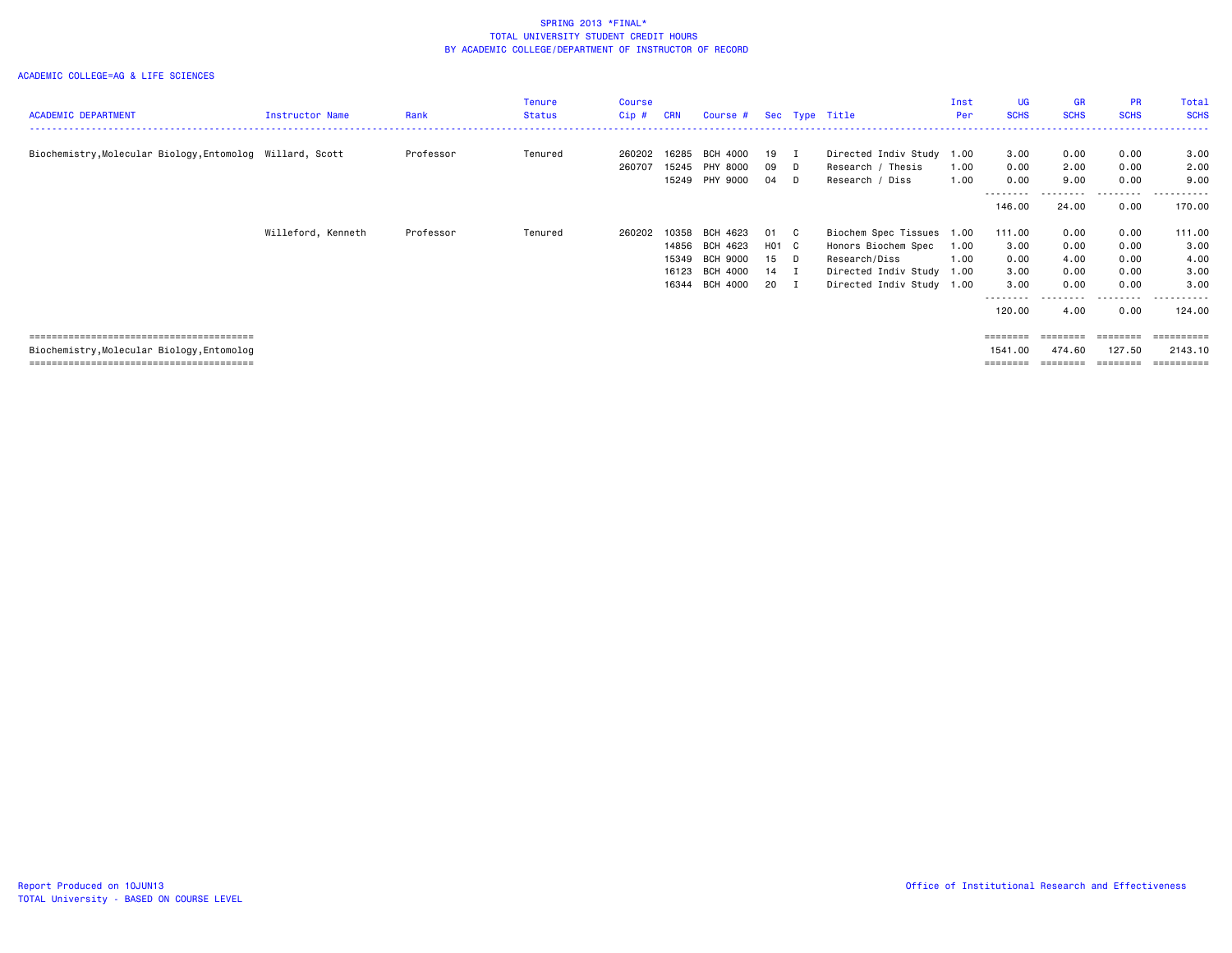SPRING 2013 *FINAL*
TOTAL UNIVERSITY STUDENT CREDIT HOURS
BY ACADEMIC COLLEGE/DEPARTMENT OF INSTRUCTOR OF RECORD

ACADEMIC COLLEGE=AG & LIFE SCIENCES

| ACADEMIC DEPARTMENT | Instructor Name | Rank | Tenure Status | Course Cip # | CRN | Course # | Sec | Type | Title | Inst Per | UG SCHS | GR SCHS | PR SCHS | Total SCHS |
|---|---|---|---|---|---|---|---|---|---|---|---|---|---|---|
| Biochemistry,Molecular Biology,Entomolog | Willard, Scott | Professor | Tenured | 260202 | 16285 | BCH 4000 | 19 | I | Directed Indiv Study | 1.00 | 3.00 | 0.00 | 0.00 | 3.00 |
| | | | | 260707 | 15245 | PHY 8000 | 09 | D | Research / Thesis | 1.00 | 0.00 | 2.00 | 0.00 | 2.00 |
| | | | | | 15249 | PHY 9000 | 04 | D | Research / Diss | 1.00 | 0.00 | 9.00 | 0.00 | 9.00 |
| | | | | | | | | | | | 146.00 | 24.00 | 0.00 | 170.00 |
| | Willeford, Kenneth | Professor | Tenured | 260202 | 10358 | BCH 4623 | 01 | C | Biochem Spec Tissues | 1.00 | 111.00 | 0.00 | 0.00 | 111.00 |
| | | | | | 14856 | BCH 4623 | H01 | C | Honors Biochem Spec | 1.00 | 3.00 | 0.00 | 0.00 | 3.00 |
| | | | | | 15349 | BCH 9000 | 15 | D | Research/Diss | 1.00 | 0.00 | 4.00 | 0.00 | 4.00 |
| | | | | | 16123 | BCH 4000 | 14 | I | Directed Indiv Study | 1.00 | 3.00 | 0.00 | 0.00 | 3.00 |
| | | | | | 16344 | BCH 4000 | 20 | I | Directed Indiv Study | 1.00 | 3.00 | 0.00 | 0.00 | 3.00 |
| | | | | | | | | | | | 120.00 | 4.00 | 0.00 | 124.00 |
| Biochemistry,Molecular Biology,Entomolog | | | | | | | | | | | 1541.00 | 474.60 | 127.50 | 2143.10 |

Report Produced on 10JUN13
TOTAL University - BASED ON COURSE LEVEL

Office of Institutional Research and Effectiveness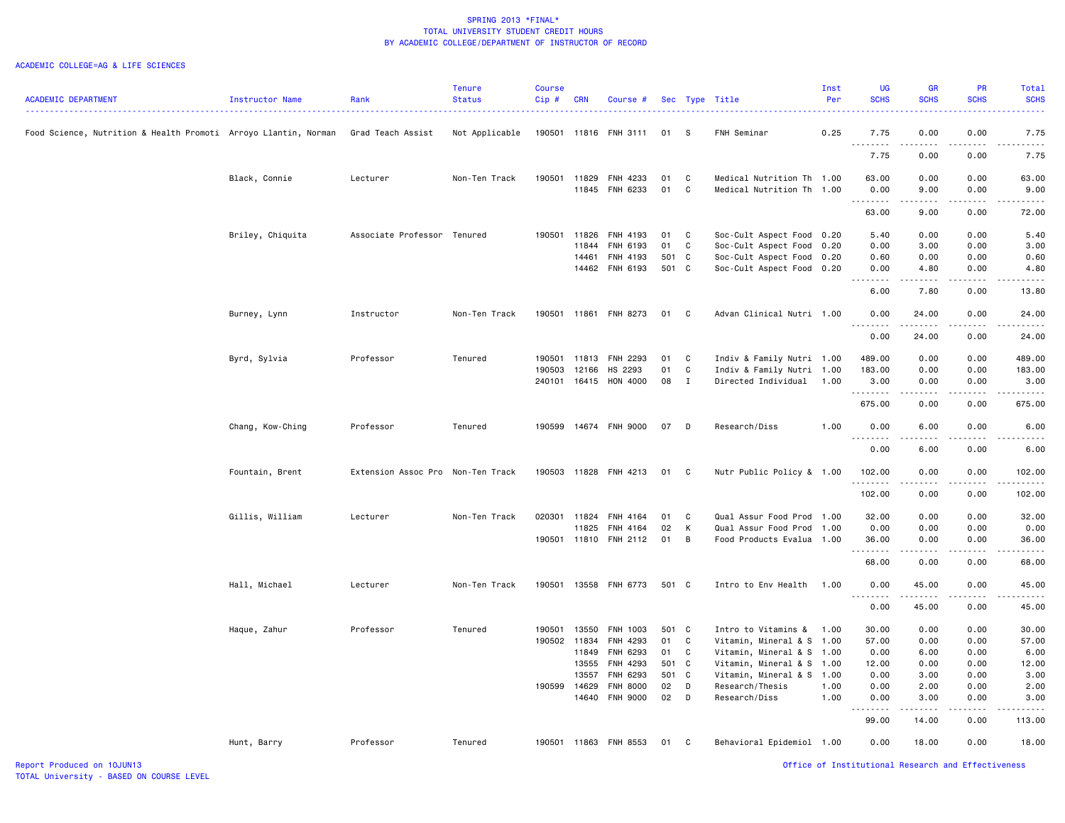SPRING 2013 *FINAL*
TOTAL UNIVERSITY STUDENT CREDIT HOURS
BY ACADEMIC COLLEGE/DEPARTMENT OF INSTRUCTOR OF RECORD

ACADEMIC COLLEGE=AG & LIFE SCIENCES

| ACADEMIC DEPARTMENT | Instructor Name | Rank | Tenure Status | Course Cip # | CRN | Course # | Sec | Type | Title | Inst Per | UG SCHS | GR SCHS | PR SCHS | Total SCHS |
|---|---|---|---|---|---|---|---|---|---|---|---|---|---|---|
| Food Science, Nutrition & Health Promoti | Arroyo Llantin, Norman | Grad Teach Assist | Not Applicable | 190501 | 11816 | FNH 3111 | 01 | S | FNH Seminar | 0.25 | 7.75 | 0.00 | 0.00 | 7.75 |
| | | | | | | | | | | | 7.75 | 0.00 | 0.00 | 7.75 |
| | Black, Connie | Lecturer | Non-Ten Track | 190501 | 11829 | FNH 4233 | 01 | C | Medical Nutrition Th | 1.00 | 63.00 | 0.00 | 0.00 | 63.00 |
| | | | | | 11845 | FNH 6233 | 01 | C | Medical Nutrition Th | 1.00 | 0.00 | 9.00 | 0.00 | 9.00 |
| | | | | | | | | | | | 63.00 | 9.00 | 0.00 | 72.00 |
| | Briley, Chiquita | Associate Professor | Tenured | 190501 | 11826 | FNH 4193 | 01 | C | Soc-Cult Aspect Food | 0.20 | 5.40 | 0.00 | 0.00 | 5.40 |
| | | | | | 11844 | FNH 6193 | 01 | C | Soc-Cult Aspect Food | 0.20 | 0.00 | 3.00 | 0.00 | 3.00 |
| | | | | | 14461 | FNH 4193 | 501 | C | Soc-Cult Aspect Food | 0.20 | 0.60 | 0.00 | 0.00 | 0.60 |
| | | | | | 14462 | FNH 6193 | 501 | C | Soc-Cult Aspect Food | 0.20 | 0.00 | 4.80 | 0.00 | 4.80 |
| | | | | | | | | | | | 6.00 | 7.80 | 0.00 | 13.80 |
| | Burney, Lynn | Instructor | Non-Ten Track | 190501 | 11861 | FNH 8273 | 01 | C | Advan Clinical Nutri | 1.00 | 0.00 | 24.00 | 0.00 | 24.00 |
| | | | | | | | | | | | 0.00 | 24.00 | 0.00 | 24.00 |
| | Byrd, Sylvia | Professor | Tenured | 190501 | 11813 | FNH 2293 | 01 | C | Indiv & Family Nutri | 1.00 | 489.00 | 0.00 | 0.00 | 489.00 |
| | | | | 190503 | 12166 | HS 2293 | 01 | C | Indiv & Family Nutri | 1.00 | 183.00 | 0.00 | 0.00 | 183.00 |
| | | | | 240101 | 16415 | HON 4000 | 08 | I | Directed Individual | 1.00 | 3.00 | 0.00 | 0.00 | 3.00 |
| | | | | | | | | | | | 675.00 | 0.00 | 0.00 | 675.00 |
| | Chang, Kow-Ching | Professor | Tenured | 190599 | 14674 | FNH 9000 | 07 | D | Research/Diss | 1.00 | 0.00 | 6.00 | 0.00 | 6.00 |
| | | | | | | | | | | | 0.00 | 6.00 | 0.00 | 6.00 |
| | Fountain, Brent | Extension Assoc Pro | Non-Ten Track | 190503 | 11828 | FNH 4213 | 01 | C | Nutr Public Policy & | 1.00 | 102.00 | 0.00 | 0.00 | 102.00 |
| | | | | | | | | | | | 102.00 | 0.00 | 0.00 | 102.00 |
| | Gillis, William | Lecturer | Non-Ten Track | 020301 | 11824 | FNH 4164 | 01 | C | Qual Assur Food Prod | 1.00 | 32.00 | 0.00 | 0.00 | 32.00 |
| | | | | | 11825 | FNH 4164 | 02 | K | Qual Assur Food Prod | 1.00 | 0.00 | 0.00 | 0.00 | 0.00 |
| | | | | 190501 | 11810 | FNH 2112 | 01 | B | Food Products Evalua | 1.00 | 36.00 | 0.00 | 0.00 | 36.00 |
| | | | | | | | | | | | 68.00 | 0.00 | 0.00 | 68.00 |
| | Hall, Michael | Lecturer | Non-Ten Track | 190501 | 13558 | FNH 6773 | 501 | C | Intro to Env Health | 1.00 | 0.00 | 45.00 | 0.00 | 45.00 |
| | | | | | | | | | | | 0.00 | 45.00 | 0.00 | 45.00 |
| | Haque, Zahur | Professor | Tenured | 190501 | 13550 | FNH 1003 | 501 | C | Intro to Vitamins & | 1.00 | 30.00 | 0.00 | 0.00 | 30.00 |
| | | | | 190502 | 11834 | FNH 4293 | 01 | C | Vitamin, Mineral & S | 1.00 | 57.00 | 0.00 | 0.00 | 57.00 |
| | | | | | 11849 | FNH 6293 | 01 | C | Vitamin, Mineral & S | 1.00 | 0.00 | 6.00 | 0.00 | 6.00 |
| | | | | | 13555 | FNH 4293 | 501 | C | Vitamin, Mineral & S | 1.00 | 12.00 | 0.00 | 0.00 | 12.00 |
| | | | | | 13557 | FNH 6293 | 501 | C | Vitamin, Mineral & S | 1.00 | 0.00 | 3.00 | 0.00 | 3.00 |
| | | | | 190599 | 14629 | FNH 8000 | 02 | D | Research/Thesis | 1.00 | 0.00 | 2.00 | 0.00 | 2.00 |
| | | | | | 14640 | FNH 9000 | 02 | D | Research/Diss | 1.00 | 0.00 | 3.00 | 0.00 | 3.00 |
| | | | | | | | | | | | 99.00 | 14.00 | 0.00 | 113.00 |
| | Hunt, Barry | Professor | Tenured | 190501 | 11863 | FNH 8553 | 01 | C | Behavioral Epidemiol | 1.00 | 0.00 | 18.00 | 0.00 | 18.00 |

Report Produced on 10JUN13
TOTAL University - BASED ON COURSE LEVEL

Office of Institutional Research and Effectiveness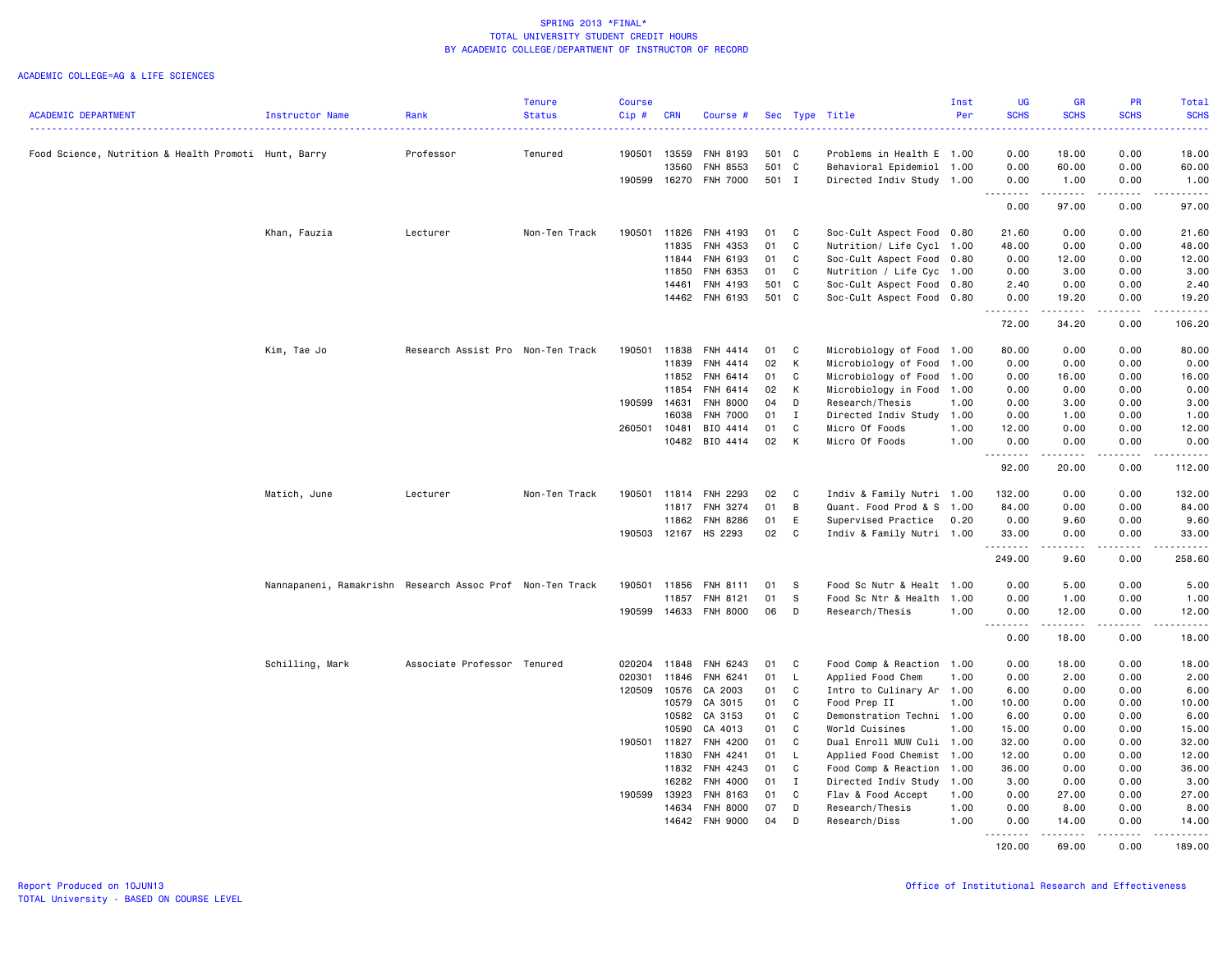# SPRING 2013 *FINAL*
## TOTAL UNIVERSITY STUDENT CREDIT HOURS
## BY ACADEMIC COLLEGE/DEPARTMENT OF INSTRUCTOR OF RECORD

ACADEMIC COLLEGE=AG & LIFE SCIENCES

| ACADEMIC DEPARTMENT | Instructor Name | Rank | Tenure Status | Course Cip # | CRN | Course # | Sec | Type | Title | Inst Per | UG SCHS | GR SCHS | PR SCHS | Total SCHS |
|---|---|---|---|---|---|---|---|---|---|---|---|---|---|---|
| Food Science, Nutrition & Health Promoti | Hunt, Barry | Professor | Tenured | 190501 | 13559 | FNH 8193 | 501 | C | Problems in Health E | 1.00 | 0.00 | 18.00 | 0.00 | 18.00 |
| | | | | | 13560 | FNH 8553 | 501 | C | Behavioral Epidemiol | 1.00 | 0.00 | 60.00 | 0.00 | 60.00 |
| | | | | 190599 | 16270 | FNH 7000 | 501 | I | Directed Indiv Study | 1.00 | 0.00 | 1.00 | 0.00 | 1.00 |
| | | | | | | | | | | | 0.00 | 97.00 | 0.00 | 97.00 |
| | Khan, Fauzia | Lecturer | Non-Ten Track | 190501 | 11826 | FNH 4193 | 01 | C | Soc-Cult Aspect Food | 0.80 | 21.60 | 0.00 | 0.00 | 21.60 |
| | | | | | 11835 | FNH 4353 | 01 | C | Nutrition/ Life Cycl | 1.00 | 48.00 | 0.00 | 0.00 | 48.00 |
| | | | | | 11844 | FNH 6193 | 01 | C | Soc-Cult Aspect Food | 0.80 | 0.00 | 12.00 | 0.00 | 12.00 |
| | | | | | 11850 | FNH 6353 | 01 | C | Nutrition / Life Cyc | 1.00 | 0.00 | 3.00 | 0.00 | 3.00 |
| | | | | | 14461 | FNH 4193 | 501 | C | Soc-Cult Aspect Food | 0.80 | 2.40 | 0.00 | 0.00 | 2.40 |
| | | | | | 14462 | FNH 6193 | 501 | C | Soc-Cult Aspect Food | 0.80 | 0.00 | 19.20 | 0.00 | 19.20 |
| | | | | | | | | | | | 72.00 | 34.20 | 0.00 | 106.20 |
| | Kim, Tae Jo | Research Assist Pro | Non-Ten Track | 190501 | 11838 | FNH 4414 | 01 | C | Microbiology of Food | 1.00 | 80.00 | 0.00 | 0.00 | 80.00 |
| | | | | | 11839 | FNH 4414 | 02 | K | Microbiology of Food | 1.00 | 0.00 | 0.00 | 0.00 | 0.00 |
| | | | | | 11852 | FNH 6414 | 01 | C | Microbiology of Food | 1.00 | 0.00 | 16.00 | 0.00 | 16.00 |
| | | | | | 11854 | FNH 6414 | 02 | K | Microbiology in Food | 1.00 | 0.00 | 0.00 | 0.00 | 0.00 |
| | | | | 190599 | 14631 | FNH 8000 | 04 | D | Research/Thesis | 1.00 | 0.00 | 3.00 | 0.00 | 3.00 |
| | | | | | 16038 | FNH 7000 | 01 | I | Directed Indiv Study | 1.00 | 0.00 | 1.00 | 0.00 | 1.00 |
| | | | | 260501 | 10481 | BIO 4414 | 01 | C | Micro Of Foods | 1.00 | 12.00 | 0.00 | 0.00 | 12.00 |
| | | | | | 10482 | BIO 4414 | 02 | K | Micro Of Foods | 1.00 | 0.00 | 0.00 | 0.00 | 0.00 |
| | | | | | | | | | | | 92.00 | 20.00 | 0.00 | 112.00 |
| | Matich, June | Lecturer | Non-Ten Track | 190501 | 11814 | FNH 2293 | 02 | C | Indiv & Family Nutri | 1.00 | 132.00 | 0.00 | 0.00 | 132.00 |
| | | | | | 11817 | FNH 3274 | 01 | B | Quant. Food Prod & S | 1.00 | 84.00 | 0.00 | 0.00 | 84.00 |
| | | | | | 11862 | FNH 8286 | 01 | E | Supervised Practice | 0.20 | 0.00 | 9.60 | 0.00 | 9.60 |
| | | | | 190503 | 12167 | HS 2293 | 02 | C | Indiv & Family Nutri | 1.00 | 33.00 | 0.00 | 0.00 | 33.00 |
| | | | | | | | | | | | 249.00 | 9.60 | 0.00 | 258.60 |
| | Nannapaneni, Ramakrishn | Research Assoc Prof | Non-Ten Track | 190501 | 11856 | FNH 8111 | 01 | S | Food Sc Nutr & Healt | 1.00 | 0.00 | 5.00 | 0.00 | 5.00 |
| | | | | | 11857 | FNH 8121 | 01 | S | Food Sc Ntr & Health | 1.00 | 0.00 | 1.00 | 0.00 | 1.00 |
| | | | | 190599 | 14633 | FNH 8000 | 06 | D | Research/Thesis | 1.00 | 0.00 | 12.00 | 0.00 | 12.00 |
| | | | | | | | | | | | 0.00 | 18.00 | 0.00 | 18.00 |
| | Schilling, Mark | Associate Professor | Tenured | 020204 | 11848 | FNH 6243 | 01 | C | Food Comp & Reaction | 1.00 | 0.00 | 18.00 | 0.00 | 18.00 |
| | | | | 020301 | 11846 | FNH 6241 | 01 | L | Applied Food Chem | 1.00 | 0.00 | 2.00 | 0.00 | 2.00 |
| | | | | 120509 | 10576 | CA 2003 | 01 | C | Intro to Culinary Ar | 1.00 | 6.00 | 0.00 | 0.00 | 6.00 |
| | | | | | 10579 | CA 3015 | 01 | C | Food Prep II | 1.00 | 10.00 | 0.00 | 0.00 | 10.00 |
| | | | | | 10582 | CA 3153 | 01 | C | Demonstration Techni | 1.00 | 6.00 | 0.00 | 0.00 | 6.00 |
| | | | | | 10590 | CA 4013 | 01 | C | World Cuisines | 1.00 | 15.00 | 0.00 | 0.00 | 15.00 |
| | | | | 190501 | 11827 | FNH 4200 | 01 | C | Dual Enroll MUW Culi | 1.00 | 32.00 | 0.00 | 0.00 | 32.00 |
| | | | | | 11830 | FNH 4241 | 01 | L | Applied Food Chemist | 1.00 | 12.00 | 0.00 | 0.00 | 12.00 |
| | | | | | 11832 | FNH 4243 | 01 | C | Food Comp & Reaction | 1.00 | 36.00 | 0.00 | 0.00 | 36.00 |
| | | | | | 16282 | FNH 4000 | 01 | I | Directed Indiv Study | 1.00 | 3.00 | 0.00 | 0.00 | 3.00 |
| | | | | 190599 | 13923 | FNH 8163 | 01 | C | Flav & Food Accept | 1.00 | 0.00 | 27.00 | 0.00 | 27.00 |
| | | | | | 14634 | FNH 8000 | 07 | D | Research/Thesis | 1.00 | 0.00 | 8.00 | 0.00 | 8.00 |
| | | | | | 14642 | FNH 9000 | 04 | D | Research/Diss | 1.00 | 0.00 | 14.00 | 0.00 | 14.00 |
| | | | | | | | | | | | 120.00 | 69.00 | 0.00 | 189.00 |

Report Produced on 10JUN13
TOTAL University - BASED ON COURSE LEVEL

Office of Institutional Research and Effectiveness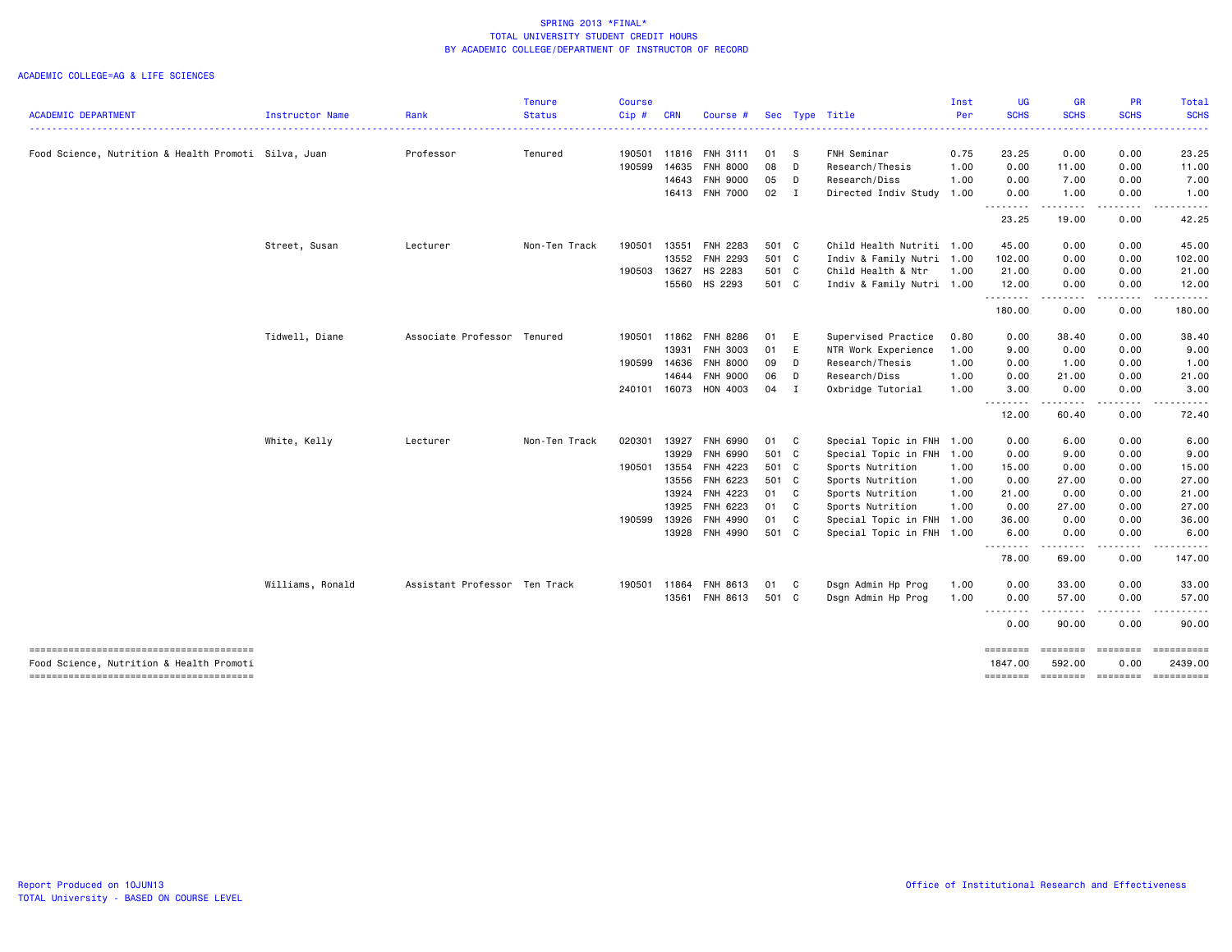SPRING 2013 *FINAL*
TOTAL UNIVERSITY STUDENT CREDIT HOURS
BY ACADEMIC COLLEGE/DEPARTMENT OF INSTRUCTOR OF RECORD

ACADEMIC COLLEGE=AG & LIFE SCIENCES

| ACADEMIC DEPARTMENT | Instructor Name | Rank | Tenure Status | Course Cip # | CRN | Course # | Sec | Type | Title | Inst Per | UG SCHS | GR SCHS | PR SCHS | Total SCHS |
|---|---|---|---|---|---|---|---|---|---|---|---|---|---|---|
| Food Science, Nutrition & Health Promoti | Silva, Juan | Professor | Tenured | 190501 | 11816 | FNH 3111 | 01 | S | FNH Seminar | 0.75 | 23.25 | 0.00 | 0.00 | 23.25 |
| | | | | 190599 | 14635 | FNH 8000 | 08 | D | Research/Thesis | 1.00 | 0.00 | 11.00 | 0.00 | 11.00 |
| | | | | | 14643 | FNH 9000 | 05 | D | Research/Diss | 1.00 | 0.00 | 7.00 | 0.00 | 7.00 |
| | | | | | 16413 | FNH 7000 | 02 | I | Directed Indiv Study | 1.00 | 0.00 | 1.00 | 0.00 | 1.00 |
| | | | | | | | | | | | 23.25 | 19.00 | 0.00 | 42.25 |
| | Street, Susan | Lecturer | Non-Ten Track | 190501 | 13551 | FNH 2283 | 501 | C | Child Health Nutriti | 1.00 | 45.00 | 0.00 | 0.00 | 45.00 |
| | | | | | 13552 | FNH 2293 | 501 | C | Indiv & Family Nutri | 1.00 | 102.00 | 0.00 | 0.00 | 102.00 |
| | | | | 190503 | 13627 | HS 2283 | 501 | C | Child Health & Ntr | 1.00 | 21.00 | 0.00 | 0.00 | 21.00 |
| | | | | | 15560 | HS 2293 | 501 | C | Indiv & Family Nutri | 1.00 | 12.00 | 0.00 | 0.00 | 12.00 |
| | | | | | | | | | | | 180.00 | 0.00 | 0.00 | 180.00 |
| | Tidwell, Diane | Associate Professor | Tenured | 190501 | 11862 | FNH 8286 | 01 | E | Supervised Practice | 0.80 | 0.00 | 38.40 | 0.00 | 38.40 |
| | | | | | 13931 | FNH 3003 | 01 | E | NTR Work Experience | 1.00 | 9.00 | 0.00 | 0.00 | 9.00 |
| | | | | 190599 | 14636 | FNH 8000 | 09 | D | Research/Thesis | 1.00 | 0.00 | 1.00 | 0.00 | 1.00 |
| | | | | | 14644 | FNH 9000 | 06 | D | Research/Diss | 1.00 | 0.00 | 21.00 | 0.00 | 21.00 |
| | | | | 240101 | 16073 | HON 4003 | 04 | I | Oxbridge Tutorial | 1.00 | 3.00 | 0.00 | 0.00 | 3.00 |
| | | | | | | | | | | | 12.00 | 60.40 | 0.00 | 72.40 |
| | White, Kelly | Lecturer | Non-Ten Track | 020301 | 13927 | FNH 6990 | 01 | C | Special Topic in FNH | 1.00 | 0.00 | 6.00 | 0.00 | 6.00 |
| | | | | | 13929 | FNH 6990 | 501 | C | Special Topic in FNH | 1.00 | 0.00 | 9.00 | 0.00 | 9.00 |
| | | | | 190501 | 13554 | FNH 4223 | 501 | C | Sports Nutrition | 1.00 | 15.00 | 0.00 | 0.00 | 15.00 |
| | | | | | 13556 | FNH 6223 | 501 | C | Sports Nutrition | 1.00 | 0.00 | 27.00 | 0.00 | 27.00 |
| | | | | | 13924 | FNH 4223 | 01 | C | Sports Nutrition | 1.00 | 21.00 | 0.00 | 0.00 | 21.00 |
| | | | | | 13925 | FNH 6223 | 01 | C | Sports Nutrition | 1.00 | 0.00 | 27.00 | 0.00 | 27.00 |
| | | | | 190599 | 13926 | FNH 4990 | 01 | C | Special Topic in FNH | 1.00 | 36.00 | 0.00 | 0.00 | 36.00 |
| | | | | | 13928 | FNH 4990 | 501 | C | Special Topic in FNH | 1.00 | 6.00 | 0.00 | 0.00 | 6.00 |
| | | | | | | | | | | | 78.00 | 69.00 | 0.00 | 147.00 |
| | Williams, Ronald | Assistant Professor | Ten Track | 190501 | 11864 | FNH 8613 | 01 | C | Dsgn Admin Hp Prog | 1.00 | 0.00 | 33.00 | 0.00 | 33.00 |
| | | | | | 13561 | FNH 8613 | 501 | C | Dsgn Admin Hp Prog | 1.00 | 0.00 | 57.00 | 0.00 | 57.00 |
| | | | | | | | | | | | 0.00 | 90.00 | 0.00 | 90.00 |
| Food Science, Nutrition & Health Promoti | | | | | | | | | | | 1847.00 | 592.00 | 0.00 | 2439.00 |

Report Produced on 10JUN13
TOTAL University - BASED ON COURSE LEVEL

Office of Institutional Research and Effectiveness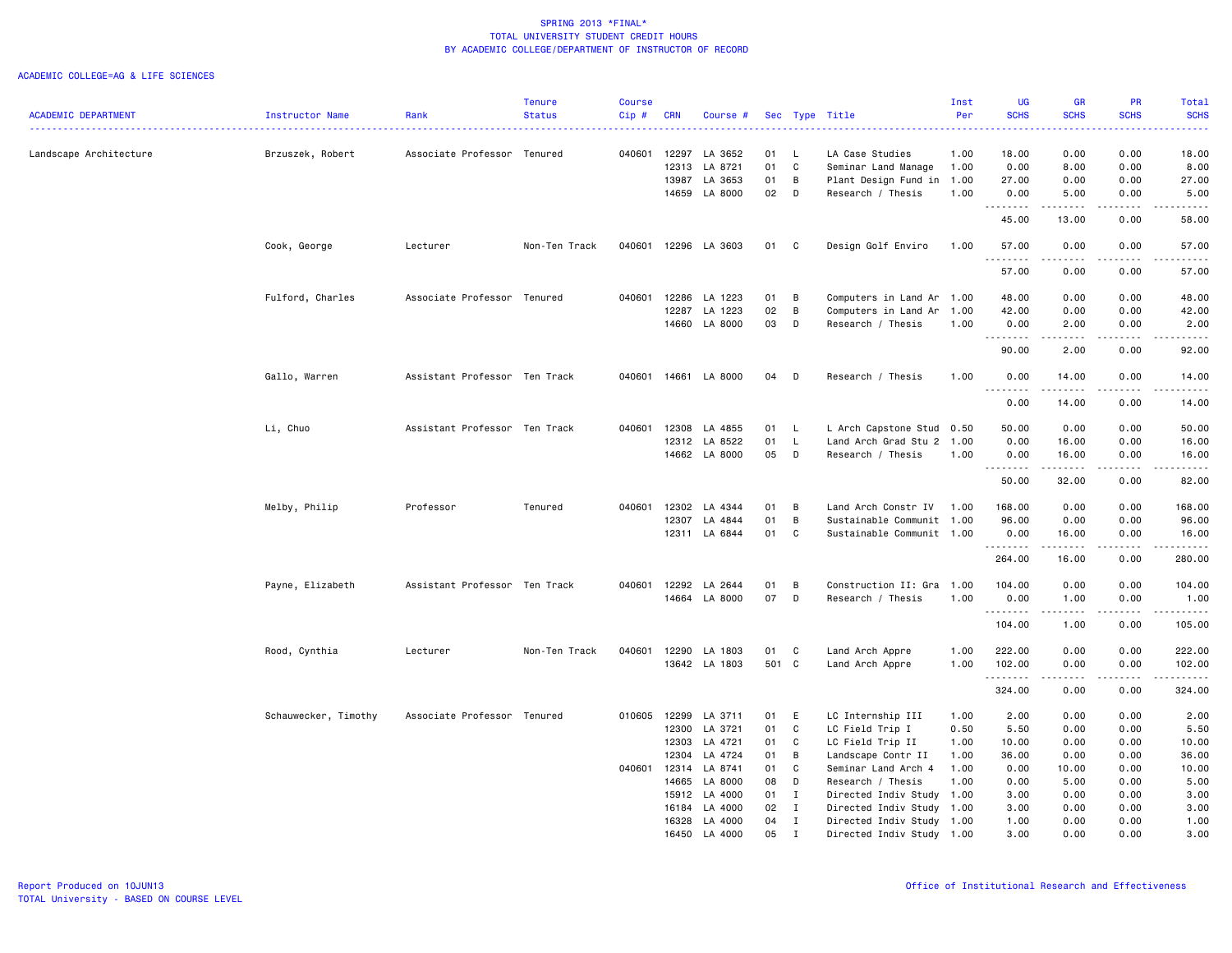# SPRING 2013 *FINAL*
## TOTAL UNIVERSITY STUDENT CREDIT HOURS
## BY ACADEMIC COLLEGE/DEPARTMENT OF INSTRUCTOR OF RECORD

ACADEMIC COLLEGE=AG & LIFE SCIENCES

| ACADEMIC DEPARTMENT | Instructor Name | Rank | Tenure Status | Course Cip # | CRN | Course # | Sec | Type | Title | Inst Per | UG SCHS | GR SCHS | PR SCHS | Total SCHS |
|---|---|---|---|---|---|---|---|---|---|---|---|---|---|---|
| Landscape Architecture | Brzuszek, Robert | Associate Professor | Tenured | 040601 | 12297 | LA 3652 | 01 | L | LA Case Studies | 1.00 | 18.00 | 0.00 | 0.00 | 18.00 |
| | | | | | 12313 | LA 8721 | 01 | C | Seminar Land Manage | 1.00 | 0.00 | 8.00 | 0.00 | 8.00 |
| | | | | | 13987 | LA 3653 | 01 | B | Plant Design Fund in | 1.00 | 27.00 | 0.00 | 0.00 | 27.00 |
| | | | | | 14659 | LA 8000 | 02 | D | Research / Thesis | 1.00 | 0.00 | 5.00 | 0.00 | 5.00 |
| | | | | | | | | | | | 45.00 | 13.00 | 0.00 | 58.00 |
| | Cook, George | Lecturer | Non-Ten Track | 040601 | 12296 | LA 3603 | 01 | C | Design Golf Enviro | 1.00 | 57.00 | 0.00 | 0.00 | 57.00 |
| | | | | | | | | | | | 57.00 | 0.00 | 0.00 | 57.00 |
| | Fulford, Charles | Associate Professor | Tenured | 040601 | 12286 | LA 1223 | 01 | B | Computers in Land Ar | 1.00 | 48.00 | 0.00 | 0.00 | 48.00 |
| | | | | | 12287 | LA 1223 | 02 | B | Computers in Land Ar | 1.00 | 42.00 | 0.00 | 0.00 | 42.00 |
| | | | | | 14660 | LA 8000 | 03 | D | Research / Thesis | 1.00 | 0.00 | 2.00 | 0.00 | 2.00 |
| | | | | | | | | | | | 90.00 | 2.00 | 0.00 | 92.00 |
| | Gallo, Warren | Assistant Professor | Ten Track | 040601 | 14661 | LA 8000 | 04 | D | Research / Thesis | 1.00 | 0.00 | 14.00 | 0.00 | 14.00 |
| | | | | | | | | | | | 0.00 | 14.00 | 0.00 | 14.00 |
| | Li, Chuo | Assistant Professor | Ten Track | 040601 | 12308 | LA 4855 | 01 | L | L Arch Capstone Stud | 0.50 | 50.00 | 0.00 | 0.00 | 50.00 |
| | | | | | 12312 | LA 8522 | 01 | L | Land Arch Grad Stu 2 | 1.00 | 0.00 | 16.00 | 0.00 | 16.00 |
| | | | | | 14662 | LA 8000 | 05 | D | Research / Thesis | 1.00 | 0.00 | 16.00 | 0.00 | 16.00 |
| | | | | | | | | | | | 50.00 | 32.00 | 0.00 | 82.00 |
| | Melby, Philip | Professor | Tenured | 040601 | 12302 | LA 4344 | 01 | B | Land Arch Constr IV | 1.00 | 168.00 | 0.00 | 0.00 | 168.00 |
| | | | | | 12307 | LA 4844 | 01 | B | Sustainable Communit | 1.00 | 96.00 | 0.00 | 0.00 | 96.00 |
| | | | | | 12311 | LA 6844 | 01 | C | Sustainable Communit | 1.00 | 0.00 | 16.00 | 0.00 | 16.00 |
| | | | | | | | | | | | 264.00 | 16.00 | 0.00 | 280.00 |
| | Payne, Elizabeth | Assistant Professor | Ten Track | 040601 | 12292 | LA 2644 | 01 | B | Construction II: Gra | 1.00 | 104.00 | 0.00 | 0.00 | 104.00 |
| | | | | | 14664 | LA 8000 | 07 | D | Research / Thesis | 1.00 | 0.00 | 1.00 | 0.00 | 1.00 |
| | | | | | | | | | | | 104.00 | 1.00 | 0.00 | 105.00 |
| | Rood, Cynthia | Lecturer | Non-Ten Track | 040601 | 12290 | LA 1803 | 01 | C | Land Arch Appre | 1.00 | 222.00 | 0.00 | 0.00 | 222.00 |
| | | | | | 13642 | LA 1803 | 501 | C | Land Arch Appre | 1.00 | 102.00 | 0.00 | 0.00 | 102.00 |
| | | | | | | | | | | | 324.00 | 0.00 | 0.00 | 324.00 |
| | Schauwecker, Timothy | Associate Professor | Tenured | 010605 | 12299 | LA 3711 | 01 | E | LC Internship III | 1.00 | 2.00 | 0.00 | 0.00 | 2.00 |
| | | | | | 12300 | LA 3721 | 01 | C | LC Field Trip I | 0.50 | 5.50 | 0.00 | 0.00 | 5.50 |
| | | | | | 12303 | LA 4721 | 01 | C | LC Field Trip II | 1.00 | 10.00 | 0.00 | 0.00 | 10.00 |
| | | | | | 12304 | LA 4724 | 01 | B | Landscape Contr II | 1.00 | 36.00 | 0.00 | 0.00 | 36.00 |
| | | | | 040601 | 12314 | LA 8741 | 01 | C | Seminar Land Arch 4 | 1.00 | 0.00 | 10.00 | 0.00 | 10.00 |
| | | | | | 14665 | LA 8000 | 08 | D | Research / Thesis | 1.00 | 0.00 | 5.00 | 0.00 | 5.00 |
| | | | | | 15912 | LA 4000 | 01 | I | Directed Indiv Study | 1.00 | 3.00 | 0.00 | 0.00 | 3.00 |
| | | | | | 16184 | LA 4000 | 02 | I | Directed Indiv Study | 1.00 | 3.00 | 0.00 | 0.00 | 3.00 |
| | | | | | 16328 | LA 4000 | 04 | I | Directed Indiv Study | 1.00 | 1.00 | 0.00 | 0.00 | 1.00 |
| | | | | | 16450 | LA 4000 | 05 | I | Directed Indiv Study | 1.00 | 3.00 | 0.00 | 0.00 | 3.00 |

Report Produced on 10JUN13
TOTAL University - BASED ON COURSE LEVEL

Office of Institutional Research and Effectiveness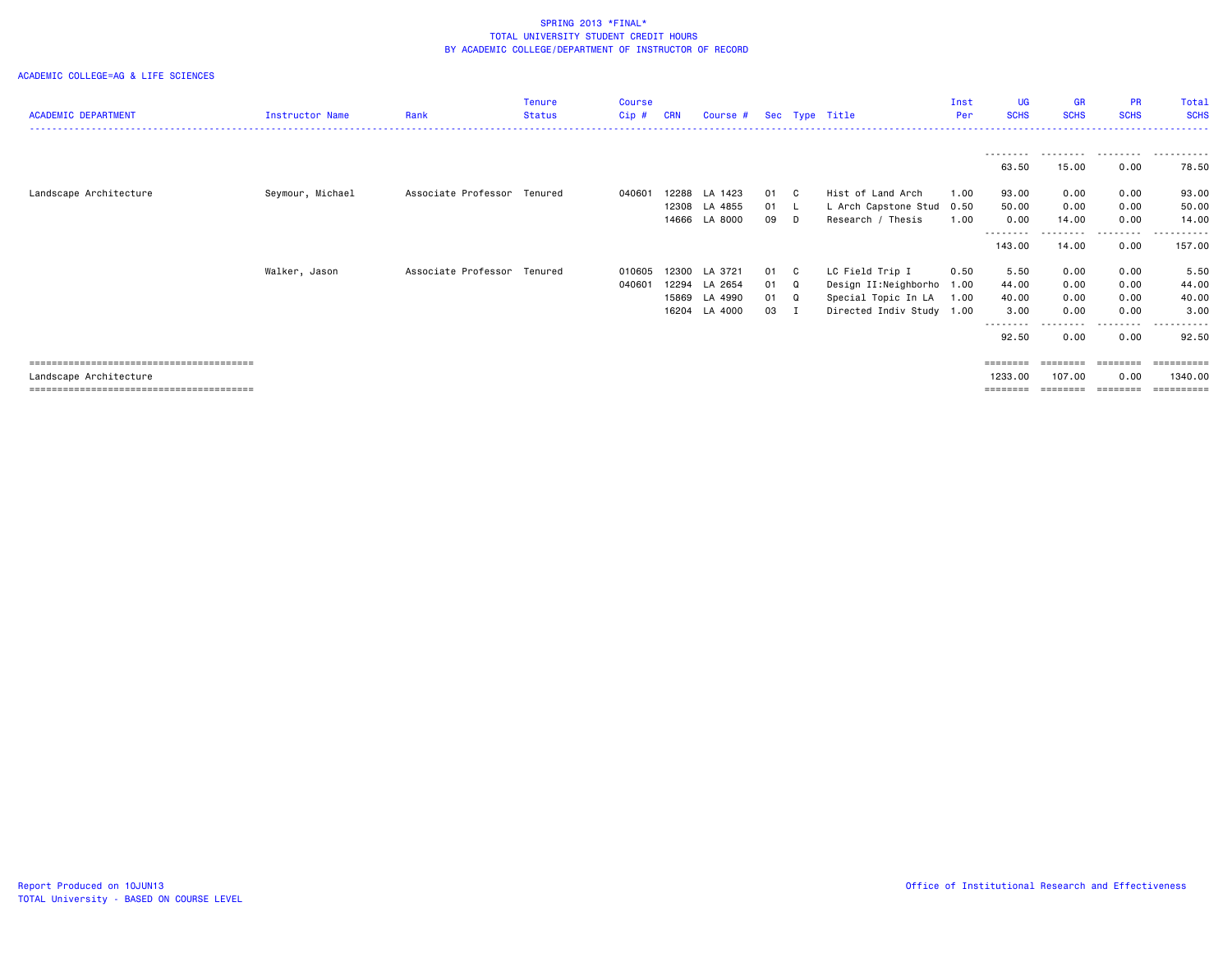SPRING 2013 *FINAL*
TOTAL UNIVERSITY STUDENT CREDIT HOURS
BY ACADEMIC COLLEGE/DEPARTMENT OF INSTRUCTOR OF RECORD

ACADEMIC COLLEGE=AG & LIFE SCIENCES

| ACADEMIC DEPARTMENT | Instructor Name | Rank | Tenure Status | Course Cip # | CRN | Course # | Sec | Type | Title | Inst Per | UG SCHS | GR SCHS | PR SCHS | Total SCHS |
|---|---|---|---|---|---|---|---|---|---|---|---|---|---|---|
| | | | | | | | | | | | 63.50 | 15.00 | 0.00 | 78.50 |
| Landscape Architecture | Seymour, Michael | Associate Professor | Tenured | 040601 | 12288 | LA 1423 | 01 | C | Hist of Land Arch | 1.00 | 93.00 | 0.00 | 0.00 | 93.00 |
| | | | | | 12308 | LA 4855 | 01 | L | L Arch Capstone Stud | 0.50 | 50.00 | 0.00 | 0.00 | 50.00 |
| | | | | | 14666 | LA 8000 | 09 | D | Research / Thesis | 1.00 | 0.00 | 14.00 | 0.00 | 14.00 |
| | | | | | | | | | | | 143.00 | 14.00 | 0.00 | 157.00 |
| | Walker, Jason | Associate Professor | Tenured | 010605 | 12300 | LA 3721 | 01 | C | LC Field Trip I | 0.50 | 5.50 | 0.00 | 0.00 | 5.50 |
| | | | | 040601 | 12294 | LA 2654 | 01 | Q | Design II:Neighborho | 1.00 | 44.00 | 0.00 | 0.00 | 44.00 |
| | | | | | 15869 | LA 4990 | 01 | Q | Special Topic In LA | 1.00 | 40.00 | 0.00 | 0.00 | 40.00 |
| | | | | | 16204 | LA 4000 | 03 | I | Directed Indiv Study | 1.00 | 3.00 | 0.00 | 0.00 | 3.00 |
| | | | | | | | | | | | 92.50 | 0.00 | 0.00 | 92.50 |
| Landscape Architecture | | | | | | | | | | | 1233.00 | 107.00 | 0.00 | 1340.00 |

Report Produced on 10JUN13
TOTAL University - BASED ON COURSE LEVEL

Office of Institutional Research and Effectiveness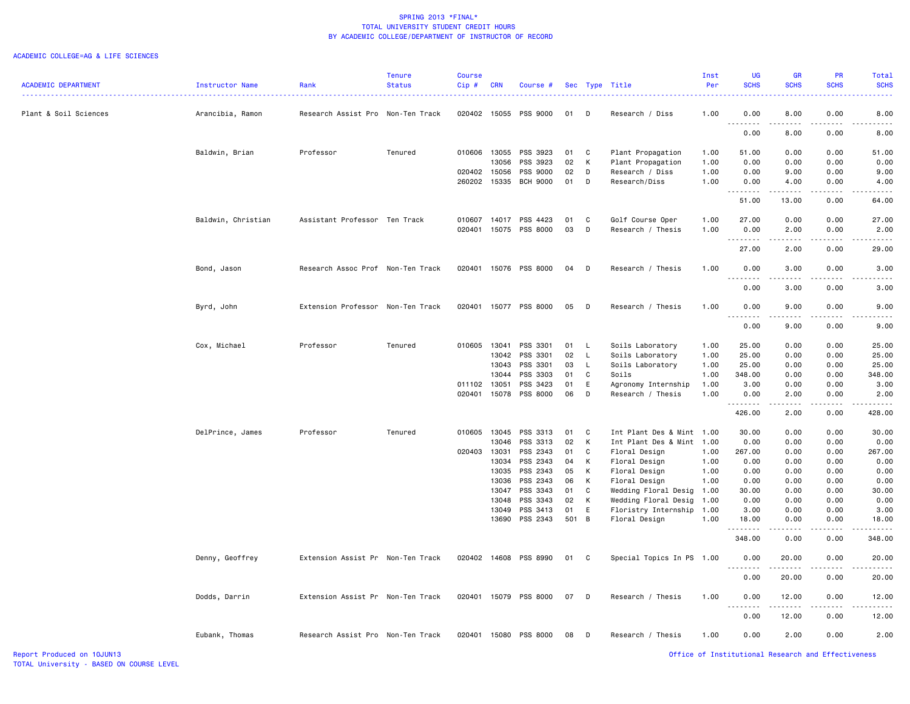# SPRING 2013 *FINAL*
## TOTAL UNIVERSITY STUDENT CREDIT HOURS
## BY ACADEMIC COLLEGE/DEPARTMENT OF INSTRUCTOR OF RECORD

ACADEMIC COLLEGE=AG & LIFE SCIENCES

| ACADEMIC DEPARTMENT | Instructor Name | Rank | Tenure Status | Course Cip # | CRN | Course # | Sec | Type | Title | Inst Per | UG SCHS | GR SCHS | PR SCHS | Total SCHS |
|---|---|---|---|---|---|---|---|---|---|---|---|---|---|---|
| Plant & Soil Sciences | Arancibia, Ramon | Research Assist Pro | Non-Ten Track | 020402 | 15055 | PSS 9000 | 01 | D | Research / Diss | 1.00 | 0.00 | 8.00 | 0.00 | 8.00 |
| | | | | | | | | | | | 0.00 | 8.00 | 0.00 | 8.00 |
| | Baldwin, Brian | Professor | Tenured | 010606 | 13055 | PSS 3923 | 01 | C | Plant Propagation | 1.00 | 51.00 | 0.00 | 0.00 | 51.00 |
| | | | | | 13056 | PSS 3923 | 02 | K | Plant Propagation | 1.00 | 0.00 | 0.00 | 0.00 | 0.00 |
| | | | | 020402 | 15056 | PSS 9000 | 02 | D | Research / Diss | 1.00 | 0.00 | 9.00 | 0.00 | 9.00 |
| | | | | 260202 | 15335 | BCH 9000 | 01 | D | Research/Diss | 1.00 | 0.00 | 4.00 | 0.00 | 4.00 |
| | | | | | | | | | | | 51.00 | 13.00 | 0.00 | 64.00 |
| | Baldwin, Christian | Assistant Professor | Ten Track | 010607 | 14017 | PSS 4423 | 01 | C | Golf Course Oper | 1.00 | 27.00 | 0.00 | 0.00 | 27.00 |
| | | | | 020401 | 15075 | PSS 8000 | 03 | D | Research / Thesis | 1.00 | 0.00 | 2.00 | 0.00 | 2.00 |
| | | | | | | | | | | | 27.00 | 2.00 | 0.00 | 29.00 |
| | Bond, Jason | Research Assoc Prof | Non-Ten Track | 020401 | 15076 | PSS 8000 | 04 | D | Research / Thesis | 1.00 | 0.00 | 3.00 | 0.00 | 3.00 |
| | | | | | | | | | | | 0.00 | 3.00 | 0.00 | 3.00 |
| | Byrd, John | Extension Professor | Non-Ten Track | 020401 | 15077 | PSS 8000 | 05 | D | Research / Thesis | 1.00 | 0.00 | 9.00 | 0.00 | 9.00 |
| | | | | | | | | | | | 0.00 | 9.00 | 0.00 | 9.00 |
| | Cox, Michael | Professor | Tenured | 010605 | 13041 | PSS 3301 | 01 | L | Soils Laboratory | 1.00 | 25.00 | 0.00 | 0.00 | 25.00 |
| | | | | | 13042 | PSS 3301 | 02 | L | Soils Laboratory | 1.00 | 25.00 | 0.00 | 0.00 | 25.00 |
| | | | | | 13043 | PSS 3301 | 03 | L | Soils Laboratory | 1.00 | 25.00 | 0.00 | 0.00 | 25.00 |
| | | | | | 13044 | PSS 3303 | 01 | C | Soils | 1.00 | 348.00 | 0.00 | 0.00 | 348.00 |
| | | | | 011102 | 13051 | PSS 3423 | 01 | E | Agronomy Internship | 1.00 | 3.00 | 0.00 | 0.00 | 3.00 |
| | | | | 020401 | 15078 | PSS 8000 | 06 | D | Research / Thesis | 1.00 | 0.00 | 2.00 | 0.00 | 2.00 |
| | | | | | | | | | | | 426.00 | 2.00 | 0.00 | 428.00 |
| | DelPrince, James | Professor | Tenured | 010605 | 13045 | PSS 3313 | 01 | C | Int Plant Des & Mint | 1.00 | 30.00 | 0.00 | 0.00 | 30.00 |
| | | | | | 13046 | PSS 3313 | 02 | K | Int Plant Des & Mint | 1.00 | 0.00 | 0.00 | 0.00 | 0.00 |
| | | | | 020403 | 13031 | PSS 2343 | 01 | C | Floral Design | 1.00 | 267.00 | 0.00 | 0.00 | 267.00 |
| | | | | | 13034 | PSS 2343 | 04 | K | Floral Design | 1.00 | 0.00 | 0.00 | 0.00 | 0.00 |
| | | | | | 13035 | PSS 2343 | 05 | K | Floral Design | 1.00 | 0.00 | 0.00 | 0.00 | 0.00 |
| | | | | | 13036 | PSS 2343 | 06 | K | Floral Design | 1.00 | 0.00 | 0.00 | 0.00 | 0.00 |
| | | | | | 13047 | PSS 3343 | 01 | C | Wedding Floral Desig | 1.00 | 30.00 | 0.00 | 0.00 | 30.00 |
| | | | | | 13048 | PSS 3343 | 02 | K | Wedding Floral Desig | 1.00 | 0.00 | 0.00 | 0.00 | 0.00 |
| | | | | | 13049 | PSS 3413 | 01 | E | Floristry Internship | 1.00 | 3.00 | 0.00 | 0.00 | 3.00 |
| | | | | | 13690 | PSS 2343 | 501 | B | Floral Design | 1.00 | 18.00 | 0.00 | 0.00 | 18.00 |
| | | | | | | | | | | | 348.00 | 0.00 | 0.00 | 348.00 |
| | Denny, Geoffrey | Extension Assist Pr | Non-Ten Track | 020402 | 14608 | PSS 8990 | 01 | C | Special Topics In PS | 1.00 | 0.00 | 20.00 | 0.00 | 20.00 |
| | | | | | | | | | | | 0.00 | 20.00 | 0.00 | 20.00 |
| | Dodds, Darrin | Extension Assist Pr | Non-Ten Track | 020401 | 15079 | PSS 8000 | 07 | D | Research / Thesis | 1.00 | 0.00 | 12.00 | 0.00 | 12.00 |
| | | | | | | | | | | | 0.00 | 12.00 | 0.00 | 12.00 |
| | Eubank, Thomas | Research Assist Pro | Non-Ten Track | 020401 | 15080 | PSS 8000 | 08 | D | Research / Thesis | 1.00 | 0.00 | 2.00 | 0.00 | 2.00 |

Report Produced on 10JUN13
TOTAL University - BASED ON COURSE LEVEL

Office of Institutional Research and Effectiveness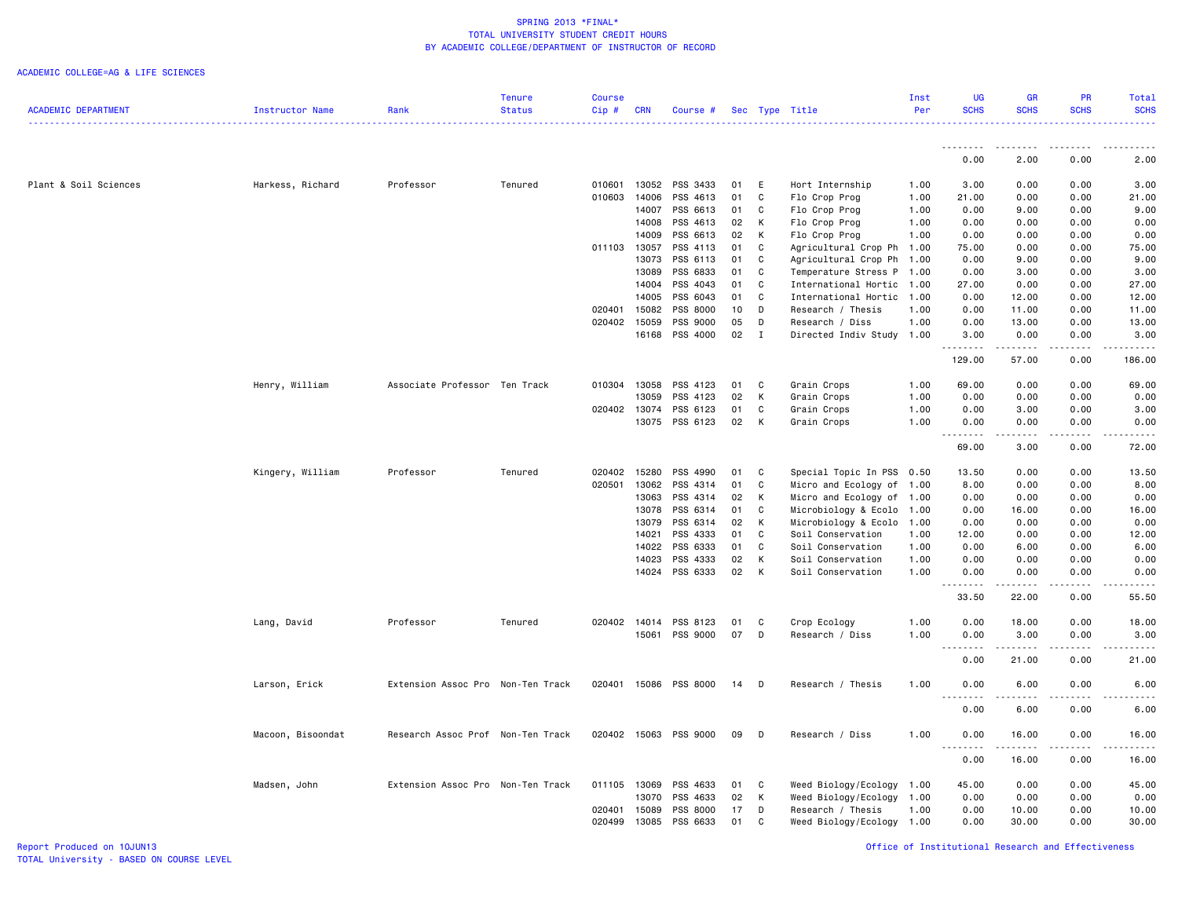SPRING 2013 *FINAL*
TOTAL UNIVERSITY STUDENT CREDIT HOURS
BY ACADEMIC COLLEGE/DEPARTMENT OF INSTRUCTOR OF RECORD

ACADEMIC COLLEGE=AG & LIFE SCIENCES

| ACADEMIC DEPARTMENT | Instructor Name | Rank | Tenure Status | Course Cip # | CRN | Course # | Sec | Type | Title | Inst Per | UG SCHS | GR SCHS | PR SCHS | Total SCHS |
|---|---|---|---|---|---|---|---|---|---|---|---|---|---|---|
| | | | | | | | | | | | 0.00 | 2.00 | 0.00 | 2.00 |
| Plant & Soil Sciences | Harkess, Richard | Professor | Tenured | 010601 | 13052 | PSS 3433 | 01 | E | Hort Internship | 1.00 | 3.00 | 0.00 | 0.00 | 3.00 |
| | | | | 010603 | 14006 | PSS 4613 | 01 | C | Flo Crop Prog | 1.00 | 21.00 | 0.00 | 0.00 | 21.00 |
| | | | | | 14007 | PSS 6613 | 01 | C | Flo Crop Prog | 1.00 | 0.00 | 9.00 | 0.00 | 9.00 |
| | | | | | 14008 | PSS 4613 | 02 | K | Flo Crop Prog | 1.00 | 0.00 | 0.00 | 0.00 | 0.00 |
| | | | | | 14009 | PSS 6613 | 02 | K | Flo Crop Prog | 1.00 | 0.00 | 0.00 | 0.00 | 0.00 |
| | | | | 011103 | 13057 | PSS 4113 | 01 | C | Agricultural Crop Ph | 1.00 | 75.00 | 0.00 | 0.00 | 75.00 |
| | | | | | 13073 | PSS 6113 | 01 | C | Agricultural Crop Ph | 1.00 | 0.00 | 9.00 | 0.00 | 9.00 |
| | | | | | 13089 | PSS 6833 | 01 | C | Temperature Stress P | 1.00 | 0.00 | 3.00 | 0.00 | 3.00 |
| | | | | | 14004 | PSS 4043 | 01 | C | International Hortic | 1.00 | 27.00 | 0.00 | 0.00 | 27.00 |
| | | | | | 14005 | PSS 6043 | 01 | C | International Hortic | 1.00 | 0.00 | 12.00 | 0.00 | 12.00 |
| | | | | 020401 | 15082 | PSS 8000 | 10 | D | Research / Thesis | 1.00 | 0.00 | 11.00 | 0.00 | 11.00 |
| | | | | 020402 | 15059 | PSS 9000 | 05 | D | Research / Diss | 1.00 | 0.00 | 13.00 | 0.00 | 13.00 |
| | | | | | 16168 | PSS 4000 | 02 | I | Directed Indiv Study | 1.00 | 3.00 | 0.00 | 0.00 | 3.00 |
| | | | | | | | | | | | 129.00 | 57.00 | 0.00 | 186.00 |
| | Henry, William | Associate Professor | Ten Track | 010304 | 13058 | PSS 4123 | 01 | C | Grain Crops | 1.00 | 69.00 | 0.00 | 0.00 | 69.00 |
| | | | | | 13059 | PSS 4123 | 02 | K | Grain Crops | 1.00 | 0.00 | 0.00 | 0.00 | 0.00 |
| | | | | 020402 | 13074 | PSS 6123 | 01 | C | Grain Crops | 1.00 | 0.00 | 3.00 | 0.00 | 3.00 |
| | | | | | 13075 | PSS 6123 | 02 | K | Grain Crops | 1.00 | 0.00 | 0.00 | 0.00 | 0.00 |
| | | | | | | | | | | | 69.00 | 3.00 | 0.00 | 72.00 |
| | Kingery, William | Professor | Tenured | 020402 | 15280 | PSS 4990 | 01 | C | Special Topic In PSS | 0.50 | 13.50 | 0.00 | 0.00 | 13.50 |
| | | | | 020501 | 13062 | PSS 4314 | 01 | C | Micro and Ecology of | 1.00 | 8.00 | 0.00 | 0.00 | 8.00 |
| | | | | | 13063 | PSS 4314 | 02 | K | Micro and Ecology of | 1.00 | 0.00 | 0.00 | 0.00 | 0.00 |
| | | | | | 13078 | PSS 6314 | 01 | C | Microbiology & Ecolo | 1.00 | 0.00 | 16.00 | 0.00 | 16.00 |
| | | | | | 13079 | PSS 6314 | 02 | K | Microbiology & Ecolo | 1.00 | 0.00 | 0.00 | 0.00 | 0.00 |
| | | | | | 14021 | PSS 4333 | 01 | C | Soil Conservation | 1.00 | 12.00 | 0.00 | 0.00 | 12.00 |
| | | | | | 14022 | PSS 6333 | 01 | C | Soil Conservation | 1.00 | 0.00 | 6.00 | 0.00 | 6.00 |
| | | | | | 14023 | PSS 4333 | 02 | K | Soil Conservation | 1.00 | 0.00 | 0.00 | 0.00 | 0.00 |
| | | | | | 14024 | PSS 6333 | 02 | K | Soil Conservation | 1.00 | 0.00 | 0.00 | 0.00 | 0.00 |
| | | | | | | | | | | | 33.50 | 22.00 | 0.00 | 55.50 |
| | Lang, David | Professor | Tenured | 020402 | 14014 | PSS 8123 | 01 | C | Crop Ecology | 1.00 | 0.00 | 18.00 | 0.00 | 18.00 |
| | | | | | 15061 | PSS 9000 | 07 | D | Research / Diss | 1.00 | 0.00 | 3.00 | 0.00 | 3.00 |
| | | | | | | | | | | | 0.00 | 21.00 | 0.00 | 21.00 |
| | Larson, Erick | Extension Assoc Pro | Non-Ten Track | 020401 | 15086 | PSS 8000 | 14 | D | Research / Thesis | 1.00 | 0.00 | 6.00 | 0.00 | 6.00 |
| | | | | | | | | | | | 0.00 | 6.00 | 0.00 | 6.00 |
| | Macoon, Bisoondat | Research Assoc Prof | Non-Ten Track | 020402 | 15063 | PSS 9000 | 09 | D | Research / Diss | 1.00 | 0.00 | 16.00 | 0.00 | 16.00 |
| | | | | | | | | | | | 0.00 | 16.00 | 0.00 | 16.00 |
| | Madsen, John | Extension Assoc Pro | Non-Ten Track | 011105 | 13069 | PSS 4633 | 01 | C | Weed Biology/Ecology | 1.00 | 45.00 | 0.00 | 0.00 | 45.00 |
| | | | | | 13070 | PSS 4633 | 02 | K | Weed Biology/Ecology | 1.00 | 0.00 | 0.00 | 0.00 | 0.00 |
| | | | | 020401 | 15089 | PSS 8000 | 17 | D | Research / Thesis | 1.00 | 0.00 | 10.00 | 0.00 | 10.00 |
| | | | | 020499 | 13085 | PSS 6633 | 01 | C | Weed Biology/Ecology | 1.00 | 0.00 | 30.00 | 0.00 | 30.00 |

Report Produced on 10JUN13
TOTAL University - BASED ON COURSE LEVEL

Office of Institutional Research and Effectiveness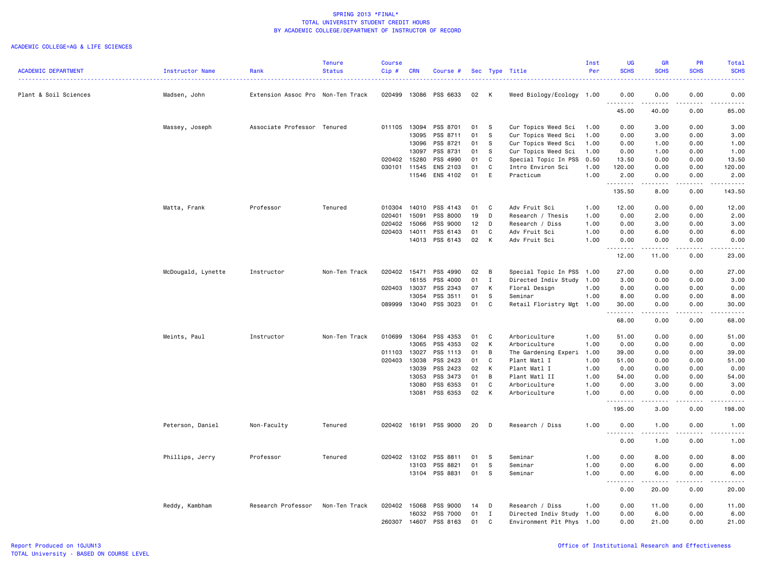# SPRING 2013 *FINAL*
## TOTAL UNIVERSITY STUDENT CREDIT HOURS
### BY ACADEMIC COLLEGE/DEPARTMENT OF INSTRUCTOR OF RECORD

ACADEMIC COLLEGE=AG & LIFE SCIENCES

| ACADEMIC DEPARTMENT | Instructor Name | Rank | Tenure Status | Course Cip # | CRN | Course # | Sec | Type | Title | Inst Per | UG SCHS | GR SCHS | PR SCHS | Total SCHS |
|---|---|---|---|---|---|---|---|---|---|---|---|---|---|---|
| Plant & Soil Sciences | Madsen, John | Extension Assoc Pro | Non-Ten Track | 020499 | 13086 | PSS 6633 | 02 | K | Weed Biology/Ecology | 1.00 | 0.00 | 0.00 | 0.00 | 0.00 |
| | | | | | | | | | | | 45.00 | 40.00 | 0.00 | 85.00 |
| | Massey, Joseph | Associate Professor | Tenured | 011105 | 13094 | PSS 8701 | 01 | S | Cur Topics Weed Sci | 1.00 | 0.00 | 3.00 | 0.00 | 3.00 |
| | | | | | 13095 | PSS 8711 | 01 | S | Cur Topics Weed Sci | 1.00 | 0.00 | 3.00 | 0.00 | 3.00 |
| | | | | | 13096 | PSS 8721 | 01 | S | Cur Topics Weed Sci | 1.00 | 0.00 | 1.00 | 0.00 | 1.00 |
| | | | | | 13097 | PSS 8731 | 01 | S | Cur Topics Weed Sci | 1.00 | 0.00 | 1.00 | 0.00 | 1.00 |
| | | | | 020402 | 15280 | PSS 4990 | 01 | C | Special Topic In PSS | 0.50 | 13.50 | 0.00 | 0.00 | 13.50 |
| | | | | 030101 | 11545 | ENS 2103 | 01 | C | Intro Environ Sci | 1.00 | 120.00 | 0.00 | 0.00 | 120.00 |
| | | | | | 11546 | ENS 4102 | 01 | E | Practicum | 1.00 | 2.00 | 0.00 | 0.00 | 2.00 |
| | | | | | | | | | | | 135.50 | 8.00 | 0.00 | 143.50 |
| | Matta, Frank | Professor | Tenured | 010304 | 14010 | PSS 4143 | 01 | C | Adv Fruit Sci | 1.00 | 12.00 | 0.00 | 0.00 | 12.00 |
| | | | | 020401 | 15091 | PSS 8000 | 19 | D | Research / Thesis | 1.00 | 0.00 | 2.00 | 0.00 | 2.00 |
| | | | | 020402 | 15066 | PSS 9000 | 12 | D | Research / Diss | 1.00 | 0.00 | 3.00 | 0.00 | 3.00 |
| | | | | 020403 | 14011 | PSS 6143 | 01 | C | Adv Fruit Sci | 1.00 | 0.00 | 6.00 | 0.00 | 6.00 |
| | | | | | 14013 | PSS 6143 | 02 | K | Adv Fruit Sci | 1.00 | 0.00 | 0.00 | 0.00 | 0.00 |
| | | | | | | | | | | | 12.00 | 11.00 | 0.00 | 23.00 |
| | McDougald, Lynette | Instructor | Non-Ten Track | 020402 | 15471 | PSS 4990 | 02 | B | Special Topic In PSS | 1.00 | 27.00 | 0.00 | 0.00 | 27.00 |
| | | | | | 16155 | PSS 4000 | 01 | I | Directed Indiv Study | 1.00 | 3.00 | 0.00 | 0.00 | 3.00 |
| | | | | 020403 | 13037 | PSS 2343 | 07 | K | Floral Design | 1.00 | 0.00 | 0.00 | 0.00 | 0.00 |
| | | | | | 13054 | PSS 3511 | 01 | S | Seminar | 1.00 | 8.00 | 0.00 | 0.00 | 8.00 |
| | | | | 089999 | 13040 | PSS 3023 | 01 | C | Retail Floristry Mgt | 1.00 | 30.00 | 0.00 | 0.00 | 30.00 |
| | | | | | | | | | | | 68.00 | 0.00 | 0.00 | 68.00 |
| | Meints, Paul | Instructor | Non-Ten Track | 010699 | 13064 | PSS 4353 | 01 | C | Arboriculture | 1.00 | 51.00 | 0.00 | 0.00 | 51.00 |
| | | | | | 13065 | PSS 4353 | 02 | K | Arboriculture | 1.00 | 0.00 | 0.00 | 0.00 | 0.00 |
| | | | | 011103 | 13027 | PSS 1113 | 01 | B | The Gardening Experi | 1.00 | 39.00 | 0.00 | 0.00 | 39.00 |
| | | | | 020403 | 13038 | PSS 2423 | 01 | C | Plant Matl I | 1.00 | 51.00 | 0.00 | 0.00 | 51.00 |
| | | | | | 13039 | PSS 2423 | 02 | K | Plant Matl I | 1.00 | 0.00 | 0.00 | 0.00 | 0.00 |
| | | | | | 13053 | PSS 3473 | 01 | B | Plant Matl II | 1.00 | 54.00 | 0.00 | 0.00 | 54.00 |
| | | | | | 13080 | PSS 6353 | 01 | C | Arboriculture | 1.00 | 0.00 | 3.00 | 0.00 | 3.00 |
| | | | | | 13081 | PSS 6353 | 02 | K | Arboriculture | 1.00 | 0.00 | 0.00 | 0.00 | 0.00 |
| | | | | | | | | | | | 195.00 | 3.00 | 0.00 | 198.00 |
| | Peterson, Daniel | Non-Faculty | Tenured | 020402 | 16191 | PSS 9000 | 20 | D | Research / Diss | 1.00 | 0.00 | 1.00 | 0.00 | 1.00 |
| | | | | | | | | | | | 0.00 | 1.00 | 0.00 | 1.00 |
| | Phillips, Jerry | Professor | Tenured | 020402 | 13102 | PSS 8811 | 01 | S | Seminar | 1.00 | 0.00 | 8.00 | 0.00 | 8.00 |
| | | | | | 13103 | PSS 8821 | 01 | S | Seminar | 1.00 | 0.00 | 6.00 | 0.00 | 6.00 |
| | | | | | 13104 | PSS 8831 | 01 | S | Seminar | 1.00 | 0.00 | 6.00 | 0.00 | 6.00 |
| | | | | | | | | | | | 0.00 | 20.00 | 0.00 | 20.00 |
| | Reddy, Kambham | Research Professor | Non-Ten Track | 020402 | 15068 | PSS 9000 | 14 | D | Research / Diss | 1.00 | 0.00 | 11.00 | 0.00 | 11.00 |
| | | | | | 16032 | PSS 7000 | 01 | I | Directed Indiv Study | 1.00 | 0.00 | 6.00 | 0.00 | 6.00 |
| | | | | 260307 | 14607 | PSS 8163 | 01 | C | Environment Plt Phys | 1.00 | 0.00 | 21.00 | 0.00 | 21.00 |

Report Produced on 10JUN13
TOTAL University - BASED ON COURSE LEVEL

Office of Institutional Research and Effectiveness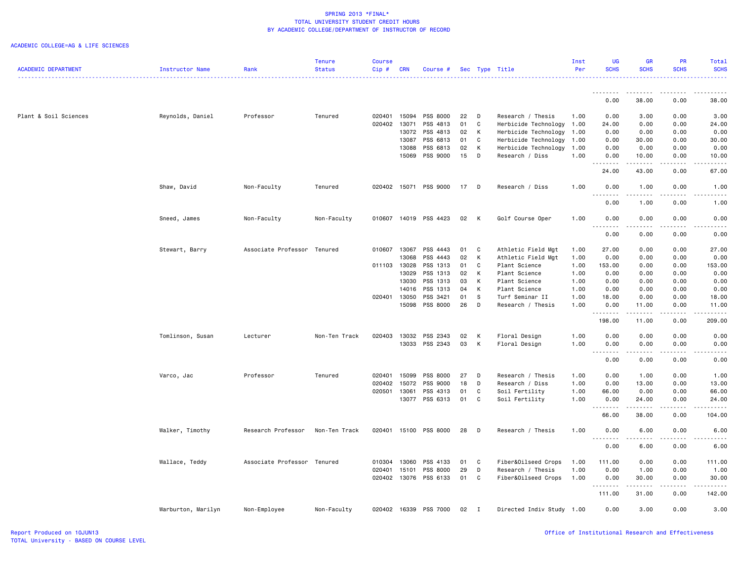SPRING 2013 *FINAL*
TOTAL UNIVERSITY STUDENT CREDIT HOURS
BY ACADEMIC COLLEGE/DEPARTMENT OF INSTRUCTOR OF RECORD

ACADEMIC COLLEGE=AG & LIFE SCIENCES

| ACADEMIC DEPARTMENT | Instructor Name | Rank | Tenure Status | Course Cip # | CRN | Course # | Sec | Type | Title | Inst Per | UG SCHS | GR SCHS | PR SCHS | Total SCHS |
|---|---|---|---|---|---|---|---|---|---|---|---|---|---|---|
| | | | | | | | | | | | 0.00 | 38.00 | 0.00 | 38.00 |
| Plant & Soil Sciences | Reynolds, Daniel | Professor | Tenured | 020401 | 15094 | PSS 8000 | 22 | D | Research / Thesis | 1.00 | 0.00 | 3.00 | 0.00 | 3.00 |
| | | | | 020402 | 13071 | PSS 4813 | 01 | C | Herbicide Technology | 1.00 | 24.00 | 0.00 | 0.00 | 24.00 |
| | | | | | 13072 | PSS 4813 | 02 | K | Herbicide Technology | 1.00 | 0.00 | 0.00 | 0.00 | 0.00 |
| | | | | | 13087 | PSS 6813 | 01 | C | Herbicide Technology | 1.00 | 0.00 | 30.00 | 0.00 | 30.00 |
| | | | | | 13088 | PSS 6813 | 02 | K | Herbicide Technology | 1.00 | 0.00 | 0.00 | 0.00 | 0.00 |
| | | | | | 15069 | PSS 9000 | 15 | D | Research / Diss | 1.00 | 0.00 | 10.00 | 0.00 | 10.00 |
| | | | | | | | | | | | 24.00 | 43.00 | 0.00 | 67.00 |
| | Shaw, David | Non-Faculty | Tenured | 020402 | 15071 | PSS 9000 | 17 | D | Research / Diss | 1.00 | 0.00 | 1.00 | 0.00 | 1.00 |
| | | | | | | | | | | | 0.00 | 1.00 | 0.00 | 1.00 |
| | Sneed, James | Non-Faculty | Non-Faculty | 010607 | 14019 | PSS 4423 | 02 | K | Golf Course Oper | 1.00 | 0.00 | 0.00 | 0.00 | 0.00 |
| | | | | | | | | | | | 0.00 | 0.00 | 0.00 | 0.00 |
| | Stewart, Barry | Associate Professor | Tenured | 010607 | 13067 | PSS 4443 | 01 | C | Athletic Field Mgt | 1.00 | 27.00 | 0.00 | 0.00 | 27.00 |
| | | | | | 13068 | PSS 4443 | 02 | K | Athletic Field Mgt | 1.00 | 0.00 | 0.00 | 0.00 | 0.00 |
| | | | | 011103 | 13028 | PSS 1313 | 01 | C | Plant Science | 1.00 | 153.00 | 0.00 | 0.00 | 153.00 |
| | | | | | 13029 | PSS 1313 | 02 | K | Plant Science | 1.00 | 0.00 | 0.00 | 0.00 | 0.00 |
| | | | | | 13030 | PSS 1313 | 03 | K | Plant Science | 1.00 | 0.00 | 0.00 | 0.00 | 0.00 |
| | | | | | 14016 | PSS 1313 | 04 | K | Plant Science | 1.00 | 0.00 | 0.00 | 0.00 | 0.00 |
| | | | | 020401 | 13050 | PSS 3421 | 01 | S | Turf Seminar II | 1.00 | 18.00 | 0.00 | 0.00 | 18.00 |
| | | | | | 15098 | PSS 8000 | 26 | D | Research / Thesis | 1.00 | 0.00 | 11.00 | 0.00 | 11.00 |
| | | | | | | | | | | | 198.00 | 11.00 | 0.00 | 209.00 |
| | Tomlinson, Susan | Lecturer | Non-Ten Track | 020403 | 13032 | PSS 2343 | 02 | K | Floral Design | 1.00 | 0.00 | 0.00 | 0.00 | 0.00 |
| | | | | | 13033 | PSS 2343 | 03 | K | Floral Design | 1.00 | 0.00 | 0.00 | 0.00 | 0.00 |
| | | | | | | | | | | | 0.00 | 0.00 | 0.00 | 0.00 |
| | Varco, Jac | Professor | Tenured | 020401 | 15099 | PSS 8000 | 27 | D | Research / Thesis | 1.00 | 0.00 | 1.00 | 0.00 | 1.00 |
| | | | | 020402 | 15072 | PSS 9000 | 18 | D | Research / Diss | 1.00 | 0.00 | 13.00 | 0.00 | 13.00 |
| | | | | 020501 | 13061 | PSS 4313 | 01 | C | Soil Fertility | 1.00 | 66.00 | 0.00 | 0.00 | 66.00 |
| | | | | | 13077 | PSS 6313 | 01 | C | Soil Fertility | 1.00 | 0.00 | 24.00 | 0.00 | 24.00 |
| | | | | | | | | | | | 66.00 | 38.00 | 0.00 | 104.00 |
| | Walker, Timothy | Research Professor | Non-Ten Track | 020401 | 15100 | PSS 8000 | 28 | D | Research / Thesis | 1.00 | 0.00 | 6.00 | 0.00 | 6.00 |
| | | | | | | | | | | | 0.00 | 6.00 | 0.00 | 6.00 |
| | Wallace, Teddy | Associate Professor | Tenured | 010304 | 13060 | PSS 4133 | 01 | C | Fiber&Oilseed Crops | 1.00 | 111.00 | 0.00 | 0.00 | 111.00 |
| | | | | 020401 | 15101 | PSS 8000 | 29 | D | Research / Thesis | 1.00 | 0.00 | 1.00 | 0.00 | 1.00 |
| | | | | 020402 | 13076 | PSS 6133 | 01 | C | Fiber&Oilseed Crops | 1.00 | 0.00 | 30.00 | 0.00 | 30.00 |
| | | | | | | | | | | | 111.00 | 31.00 | 0.00 | 142.00 |
| | Warburton, Marilyn | Non-Employee | Non-Faculty | 020402 | 16339 | PSS 7000 | 02 | I | Directed Indiv Study | 1.00 | 0.00 | 3.00 | 0.00 | 3.00 |

Report Produced on 10JUN13
TOTAL University - BASED ON COURSE LEVEL

Office of Institutional Research and Effectiveness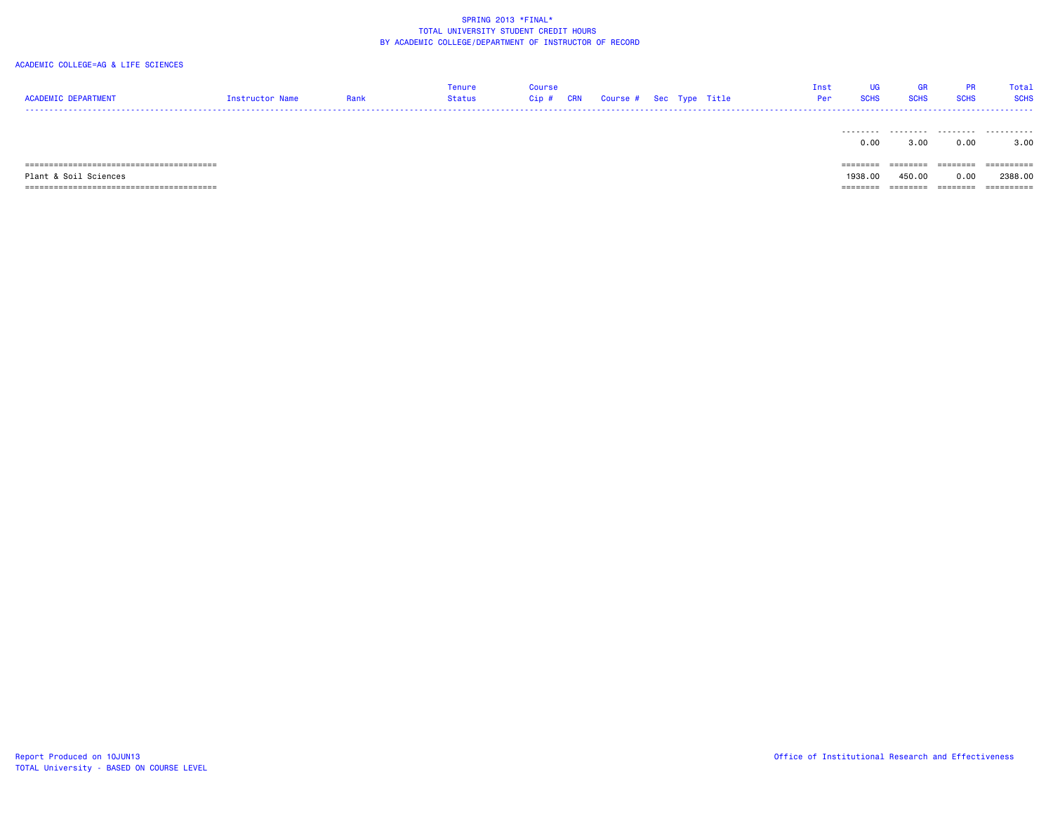SPRING 2013 *FINAL*
TOTAL UNIVERSITY STUDENT CREDIT HOURS
BY ACADEMIC COLLEGE/DEPARTMENT OF INSTRUCTOR OF RECORD

ACADEMIC COLLEGE=AG & LIFE SCIENCES

| ACADEMIC DEPARTMENT | Instructor Name | Rank | Tenure Status | Course Cip # | CRN | Course # | Sec | Type | Title | Inst Per | UG SCHS | GR SCHS | PR SCHS | Total SCHS |
|---|---|---|---|---|---|---|---|---|---|---|---|---|---|---|
| | | | | | | | | | | | 0.00 | 3.00 | 0.00 | 3.00 |
| Plant & Soil Sciences | | | | | | | | | | | 1938.00 | 450.00 | 0.00 | 2388.00 |

Report Produced on 10JUN13
TOTAL University - BASED ON COURSE LEVEL

Office of Institutional Research and Effectiveness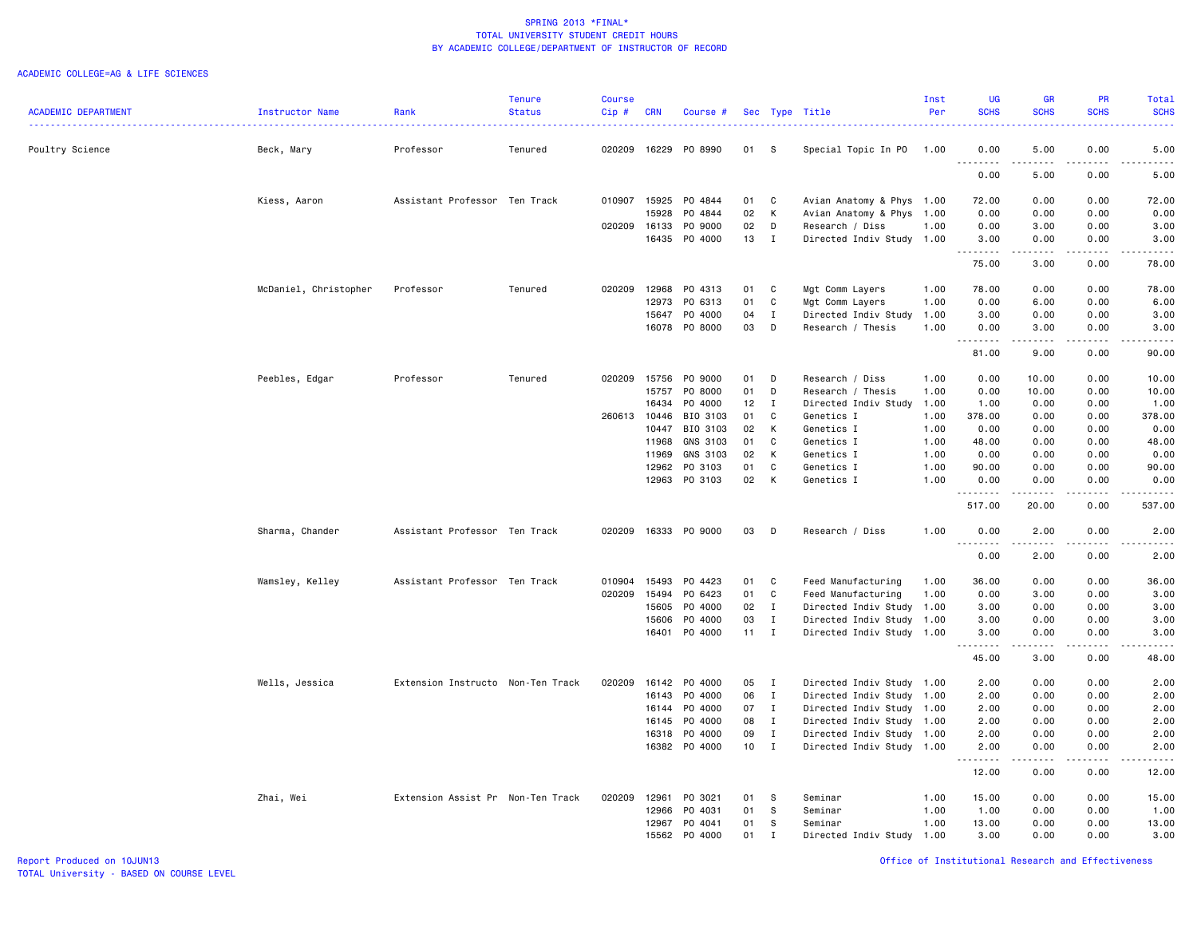SPRING 2013 *FINAL*
TOTAL UNIVERSITY STUDENT CREDIT HOURS
BY ACADEMIC COLLEGE/DEPARTMENT OF INSTRUCTOR OF RECORD

ACADEMIC COLLEGE=AG & LIFE SCIENCES

| ACADEMIC DEPARTMENT | Instructor Name | Rank | Tenure Status | Course Cip # | CRN | Course # | Sec | Type | Title | Inst Per | UG SCHS | GR SCHS | PR SCHS | Total SCHS |
|---|---|---|---|---|---|---|---|---|---|---|---|---|---|---|
| Poultry Science | Beck, Mary | Professor | Tenured | 020209 | 16229 | PO 8990 | 01 | S | Special Topic In PO | 1.00 | 0.00 | 5.00 | 0.00 | 5.00 |
| | | | | | | | | | | | 0.00 | 5.00 | 0.00 | 5.00 |
| | Kiess, Aaron | Assistant Professor | Ten Track | 010907 | 15925 | PO 4844 | 01 | C | Avian Anatomy & Phys | 1.00 | 72.00 | 0.00 | 0.00 | 72.00 |
| | | | | | 15928 | PO 4844 | 02 | K | Avian Anatomy & Phys | 1.00 | 0.00 | 0.00 | 0.00 | 0.00 |
| | | | | 020209 | 16133 | PO 9000 | 02 | D | Research / Diss | 1.00 | 0.00 | 3.00 | 0.00 | 3.00 |
| | | | | | 16435 | PO 4000 | 13 | I | Directed Indiv Study | 1.00 | 3.00 | 0.00 | 0.00 | 3.00 |
| | | | | | | | | | | | 75.00 | 3.00 | 0.00 | 78.00 |
| | McDaniel, Christopher | Professor | Tenured | 020209 | 12968 | PO 4313 | 01 | C | Mgt Comm Layers | 1.00 | 78.00 | 0.00 | 0.00 | 78.00 |
| | | | | | 12973 | PO 6313 | 01 | C | Mgt Comm Layers | 1.00 | 0.00 | 6.00 | 0.00 | 6.00 |
| | | | | | 15647 | PO 4000 | 04 | I | Directed Indiv Study | 1.00 | 3.00 | 0.00 | 0.00 | 3.00 |
| | | | | | 16078 | PO 8000 | 03 | D | Research / Thesis | 1.00 | 0.00 | 3.00 | 0.00 | 3.00 |
| | | | | | | | | | | | 81.00 | 9.00 | 0.00 | 90.00 |
| | Peebles, Edgar | Professor | Tenured | 020209 | 15756 | PO 9000 | 01 | D | Research / Diss | 1.00 | 0.00 | 10.00 | 0.00 | 10.00 |
| | | | | | 15757 | PO 8000 | 01 | D | Research / Thesis | 1.00 | 0.00 | 10.00 | 0.00 | 10.00 |
| | | | | | 16434 | PO 4000 | 12 | I | Directed Indiv Study | 1.00 | 1.00 | 0.00 | 0.00 | 1.00 |
| | | | | 260613 | 10446 | BIO 3103 | 01 | C | Genetics I | 1.00 | 378.00 | 0.00 | 0.00 | 378.00 |
| | | | | | 10447 | BIO 3103 | 02 | K | Genetics I | 1.00 | 0.00 | 0.00 | 0.00 | 0.00 |
| | | | | | 11968 | GNS 3103 | 01 | C | Genetics I | 1.00 | 48.00 | 0.00 | 0.00 | 48.00 |
| | | | | | 11969 | GNS 3103 | 02 | K | Genetics I | 1.00 | 0.00 | 0.00 | 0.00 | 0.00 |
| | | | | | 12962 | PO 3103 | 01 | C | Genetics I | 1.00 | 90.00 | 0.00 | 0.00 | 90.00 |
| | | | | | 12963 | PO 3103 | 02 | K | Genetics I | 1.00 | 0.00 | 0.00 | 0.00 | 0.00 |
| | | | | | | | | | | | 517.00 | 20.00 | 0.00 | 537.00 |
| | Sharma, Chander | Assistant Professor | Ten Track | 020209 | 16333 | PO 9000 | 03 | D | Research / Diss | 1.00 | 0.00 | 2.00 | 0.00 | 2.00 |
| | | | | | | | | | | | 0.00 | 2.00 | 0.00 | 2.00 |
| | Wamsley, Kelley | Assistant Professor | Ten Track | 010904 | 15493 | PO 4423 | 01 | C | Feed Manufacturing | 1.00 | 36.00 | 0.00 | 0.00 | 36.00 |
| | | | | 020209 | 15494 | PO 6423 | 01 | C | Feed Manufacturing | 1.00 | 0.00 | 3.00 | 0.00 | 3.00 |
| | | | | | 15605 | PO 4000 | 02 | I | Directed Indiv Study | 1.00 | 3.00 | 0.00 | 0.00 | 3.00 |
| | | | | | 15606 | PO 4000 | 03 | I | Directed Indiv Study | 1.00 | 3.00 | 0.00 | 0.00 | 3.00 |
| | | | | | 16401 | PO 4000 | 11 | I | Directed Indiv Study | 1.00 | 3.00 | 0.00 | 0.00 | 3.00 |
| | | | | | | | | | | | 45.00 | 3.00 | 0.00 | 48.00 |
| | Wells, Jessica | Extension Instructo | Non-Ten Track | 020209 | 16142 | PO 4000 | 05 | I | Directed Indiv Study | 1.00 | 2.00 | 0.00 | 0.00 | 2.00 |
| | | | | | 16143 | PO 4000 | 06 | I | Directed Indiv Study | 1.00 | 2.00 | 0.00 | 0.00 | 2.00 |
| | | | | | 16144 | PO 4000 | 07 | I | Directed Indiv Study | 1.00 | 2.00 | 0.00 | 0.00 | 2.00 |
| | | | | | 16145 | PO 4000 | 08 | I | Directed Indiv Study | 1.00 | 2.00 | 0.00 | 0.00 | 2.00 |
| | | | | | 16318 | PO 4000 | 09 | I | Directed Indiv Study | 1.00 | 2.00 | 0.00 | 0.00 | 2.00 |
| | | | | | 16382 | PO 4000 | 10 | I | Directed Indiv Study | 1.00 | 2.00 | 0.00 | 0.00 | 2.00 |
| | | | | | | | | | | | 12.00 | 0.00 | 0.00 | 12.00 |
| | Zhai, Wei | Extension Assist Pr | Non-Ten Track | 020209 | 12961 | PO 3021 | 01 | S | Seminar | 1.00 | 15.00 | 0.00 | 0.00 | 15.00 |
| | | | | | 12966 | PO 4031 | 01 | S | Seminar | 1.00 | 1.00 | 0.00 | 0.00 | 1.00 |
| | | | | | 12967 | PO 4041 | 01 | S | Seminar | 1.00 | 13.00 | 0.00 | 0.00 | 13.00 |
| | | | | | 15562 | PO 4000 | 01 | I | Directed Indiv Study | 1.00 | 3.00 | 0.00 | 0.00 | 3.00 |

Report Produced on 10JUN13
TOTAL University - BASED ON COURSE LEVEL

Office of Institutional Research and Effectiveness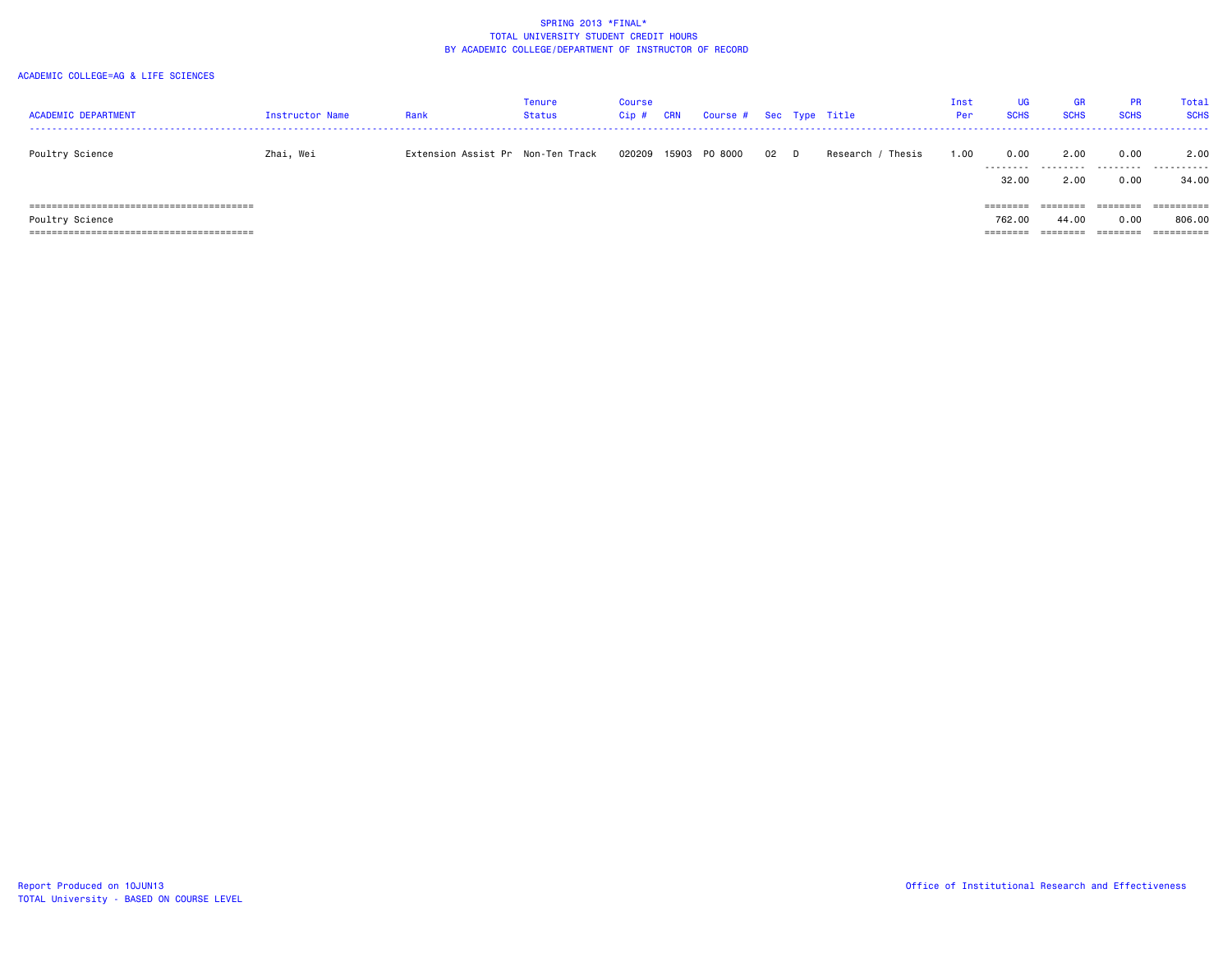SPRING 2013 *FINAL*
TOTAL UNIVERSITY STUDENT CREDIT HOURS
BY ACADEMIC COLLEGE/DEPARTMENT OF INSTRUCTOR OF RECORD

ACADEMIC COLLEGE=AG & LIFE SCIENCES

| ACADEMIC DEPARTMENT | Instructor Name | Rank | Tenure Status | Course Cip # | CRN | Course # | Sec | Type | Title | Inst Per | UG SCHS | GR SCHS | PR SCHS | Total SCHS |
|---|---|---|---|---|---|---|---|---|---|---|---|---|---|---|
| Poultry Science | Zhai, Wei | Extension Assist Pr | Non-Ten Track | 020209 | 15903 | PO 8000 | 02 | D | Research / Thesis | 1.00 | 0.00 | 2.00 | 0.00 | 2.00 |
| | | | | | | | | | | | 32.00 | 2.00 | 0.00 | 34.00 |
| Poultry Science | | | | | | | | | | | 762.00 | 44.00 | 0.00 | 806.00 |

Report Produced on 10JUN13
TOTAL University - BASED ON COURSE LEVEL

Office of Institutional Research and Effectiveness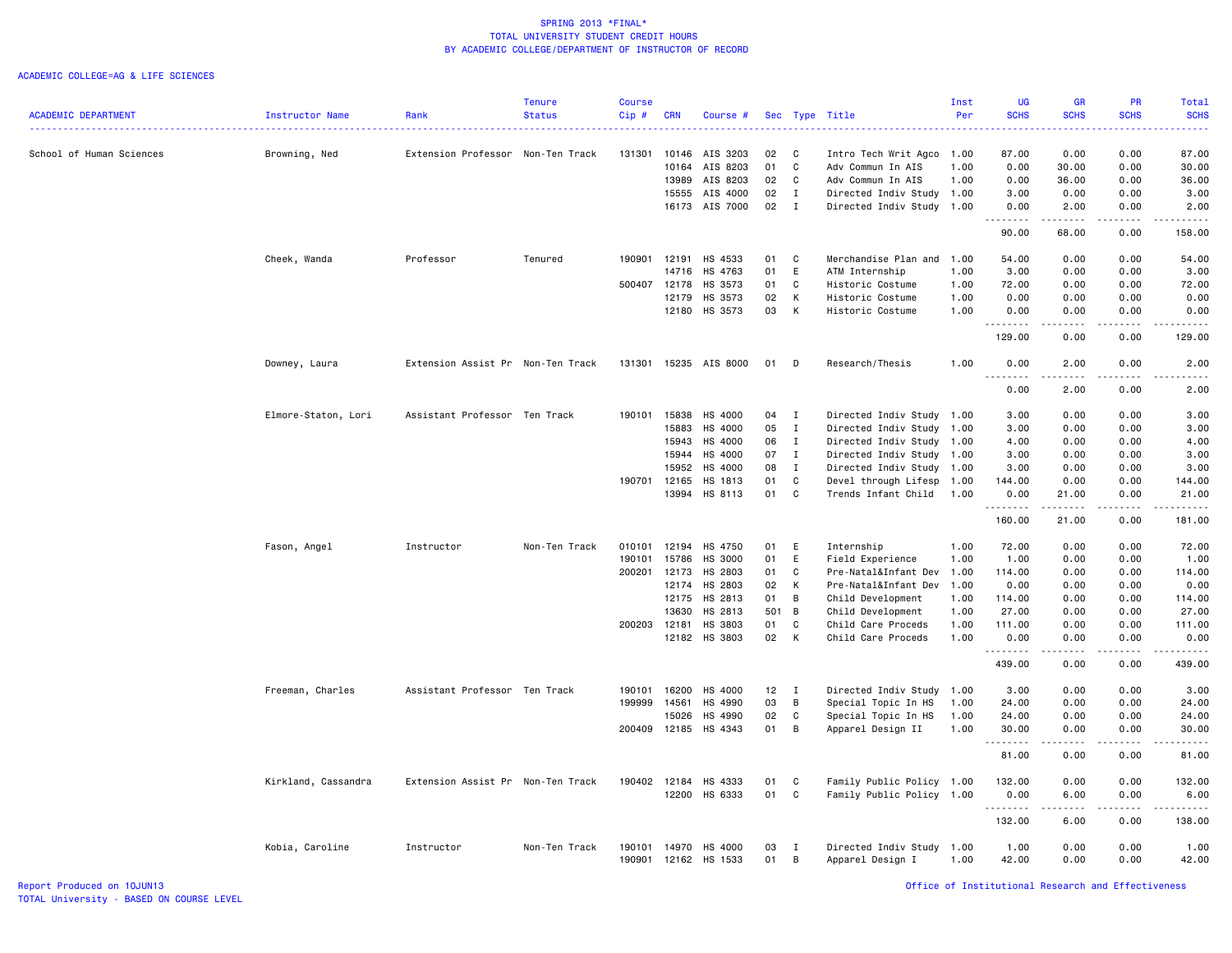# SPRING 2013 *FINAL*
## TOTAL UNIVERSITY STUDENT CREDIT HOURS
## BY ACADEMIC COLLEGE/DEPARTMENT OF INSTRUCTOR OF RECORD

ACADEMIC COLLEGE=AG & LIFE SCIENCES

| ACADEMIC DEPARTMENT | Instructor Name | Rank | Tenure Status | Course Cip # | CRN | Course # | Sec | Type | Title | Inst Per | UG SCHS | GR SCHS | PR SCHS | Total SCHS |
|---|---|---|---|---|---|---|---|---|---|---|---|---|---|---|
| School of Human Sciences | Browning, Ned | Extension Professor | Non-Ten Track | 131301 | 10146 | AIS 3203 | 02 | C | Intro Tech Writ Agco | 1.00 | 87.00 | 0.00 | 0.00 | 87.00 |
| | | | | | 10164 | AIS 8203 | 01 | C | Adv Commun In AIS | 1.00 | 0.00 | 30.00 | 0.00 | 30.00 |
| | | | | | 13989 | AIS 8203 | 02 | C | Adv Commun In AIS | 1.00 | 0.00 | 36.00 | 0.00 | 36.00 |
| | | | | | 15555 | AIS 4000 | 02 | I | Directed Indiv Study | 1.00 | 3.00 | 0.00 | 0.00 | 3.00 |
| | | | | | 16173 | AIS 7000 | 02 | I | Directed Indiv Study | 1.00 | 0.00 | 2.00 | 0.00 | 2.00 |
| | | | | | | | | | | | 90.00 | 68.00 | 0.00 | 158.00 |
| | Cheek, Wanda | Professor | Tenured | 190901 | 12191 | HS 4533 | 01 | C | Merchandise Plan and | 1.00 | 54.00 | 0.00 | 0.00 | 54.00 |
| | | | | | 14716 | HS 4763 | 01 | E | ATM Internship | 1.00 | 3.00 | 0.00 | 0.00 | 3.00 |
| | | | | 500407 | 12178 | HS 3573 | 01 | C | Historic Costume | 1.00 | 72.00 | 0.00 | 0.00 | 72.00 |
| | | | | | 12179 | HS 3573 | 02 | K | Historic Costume | 1.00 | 0.00 | 0.00 | 0.00 | 0.00 |
| | | | | | 12180 | HS 3573 | 03 | K | Historic Costume | 1.00 | 0.00 | 0.00 | 0.00 | 0.00 |
| | | | | | | | | | | | 129.00 | 0.00 | 0.00 | 129.00 |
| | Downey, Laura | Extension Assist Pr | Non-Ten Track | 131301 | 15235 | AIS 8000 | 01 | D | Research/Thesis | 1.00 | 0.00 | 2.00 | 0.00 | 2.00 |
| | | | | | | | | | | | 0.00 | 2.00 | 0.00 | 2.00 |
| | Elmore-Staton, Lori | Assistant Professor | Ten Track | 190101 | 15838 | HS 4000 | 04 | I | Directed Indiv Study | 1.00 | 3.00 | 0.00 | 0.00 | 3.00 |
| | | | | | 15883 | HS 4000 | 05 | I | Directed Indiv Study | 1.00 | 3.00 | 0.00 | 0.00 | 3.00 |
| | | | | | 15943 | HS 4000 | 06 | I | Directed Indiv Study | 1.00 | 4.00 | 0.00 | 0.00 | 4.00 |
| | | | | | 15944 | HS 4000 | 07 | I | Directed Indiv Study | 1.00 | 3.00 | 0.00 | 0.00 | 3.00 |
| | | | | | 15952 | HS 4000 | 08 | I | Directed Indiv Study | 1.00 | 3.00 | 0.00 | 0.00 | 3.00 |
| | | | | 190701 | 12165 | HS 1813 | 01 | C | Devel through Lifesp | 1.00 | 144.00 | 0.00 | 0.00 | 144.00 |
| | | | | | 13994 | HS 8113 | 01 | C | Trends Infant Child | 1.00 | 0.00 | 21.00 | 0.00 | 21.00 |
| | | | | | | | | | | | 160.00 | 21.00 | 0.00 | 181.00 |
| | Fason, Angel | Instructor | Non-Ten Track | 010101 | 12194 | HS 4750 | 01 | E | Internship | 1.00 | 72.00 | 0.00 | 0.00 | 72.00 |
| | | | | 190101 | 15786 | HS 3000 | 01 | E | Field Experience | 1.00 | 1.00 | 0.00 | 0.00 | 1.00 |
| | | | | 200201 | 12173 | HS 2803 | 01 | C | Pre-Natal&Infant Dev | 1.00 | 114.00 | 0.00 | 0.00 | 114.00 |
| | | | | | 12174 | HS 2803 | 02 | K | Pre-Natal&Infant Dev | 1.00 | 0.00 | 0.00 | 0.00 | 0.00 |
| | | | | | 12175 | HS 2813 | 01 | B | Child Development | 1.00 | 114.00 | 0.00 | 0.00 | 114.00 |
| | | | | | 13630 | HS 2813 | 501 | B | Child Development | 1.00 | 27.00 | 0.00 | 0.00 | 27.00 |
| | | | | 200203 | 12181 | HS 3803 | 01 | C | Child Care Proceds | 1.00 | 111.00 | 0.00 | 0.00 | 111.00 |
| | | | | | 12182 | HS 3803 | 02 | K | Child Care Proceds | 1.00 | 0.00 | 0.00 | 0.00 | 0.00 |
| | | | | | | | | | | | 439.00 | 0.00 | 0.00 | 439.00 |
| | Freeman, Charles | Assistant Professor | Ten Track | 190101 | 16200 | HS 4000 | 12 | I | Directed Indiv Study | 1.00 | 3.00 | 0.00 | 0.00 | 3.00 |
| | | | | 199999 | 14561 | HS 4990 | 03 | B | Special Topic In HS | 1.00 | 24.00 | 0.00 | 0.00 | 24.00 |
| | | | | | 15026 | HS 4990 | 02 | C | Special Topic In HS | 1.00 | 24.00 | 0.00 | 0.00 | 24.00 |
| | | | | 200409 | 12185 | HS 4343 | 01 | B | Apparel Design II | 1.00 | 30.00 | 0.00 | 0.00 | 30.00 |
| | | | | | | | | | | | 81.00 | 0.00 | 0.00 | 81.00 |
| | Kirkland, Cassandra | Extension Assist Pr | Non-Ten Track | 190402 | 12184 | HS 4333 | 01 | C | Family Public Policy | 1.00 | 132.00 | 0.00 | 0.00 | 132.00 |
| | | | | | 12200 | HS 6333 | 01 | C | Family Public Policy | 1.00 | 0.00 | 6.00 | 0.00 | 6.00 |
| | | | | | | | | | | | 132.00 | 6.00 | 0.00 | 138.00 |
| | Kobia, Caroline | Instructor | Non-Ten Track | 190101 | 14970 | HS 4000 | 03 | I | Directed Indiv Study | 1.00 | 1.00 | 0.00 | 0.00 | 1.00 |
| | | | | 190901 | 12162 | HS 1533 | 01 | B | Apparel Design I | 1.00 | 42.00 | 0.00 | 0.00 | 42.00 |

Report Produced on 10JUN13
TOTAL University - BASED ON COURSE LEVEL

Office of Institutional Research and Effectiveness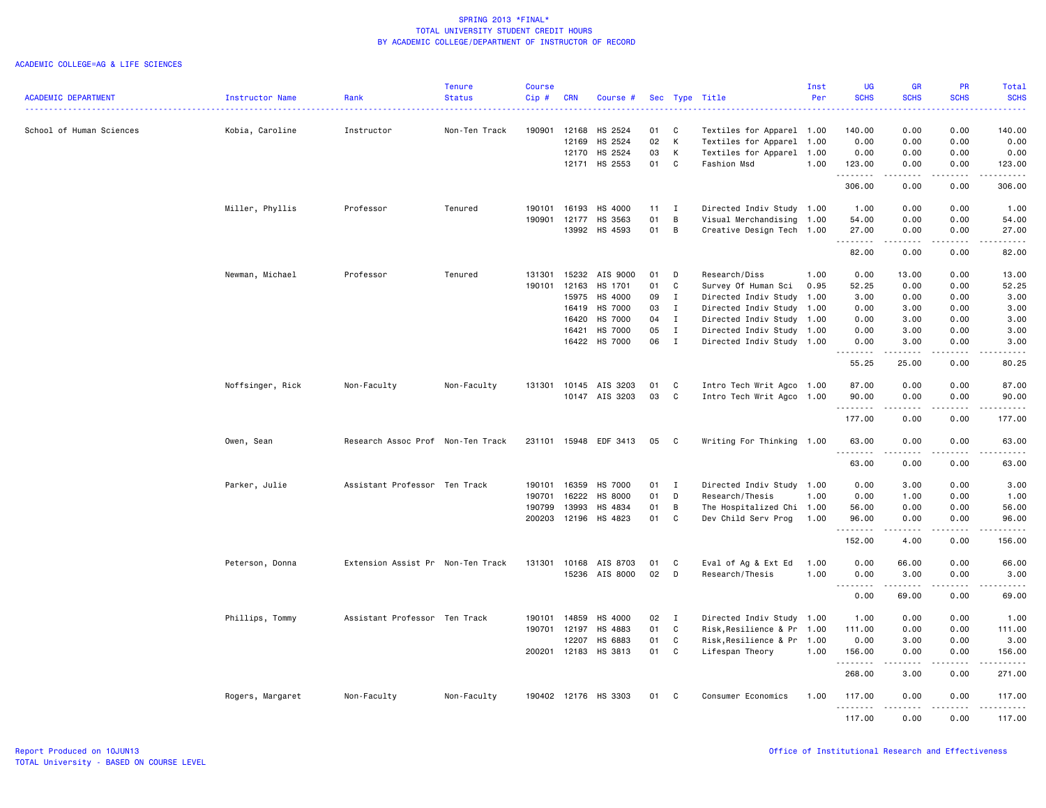SPRING 2013 *FINAL*
TOTAL UNIVERSITY STUDENT CREDIT HOURS
BY ACADEMIC COLLEGE/DEPARTMENT OF INSTRUCTOR OF RECORD

ACADEMIC COLLEGE=AG & LIFE SCIENCES

| ACADEMIC DEPARTMENT | Instructor Name | Rank | Tenure Status | Course Cip # | CRN | Course # | Sec | Type | Title | Inst Per | UG SCHS | GR SCHS | PR SCHS | Total SCHS |
|---|---|---|---|---|---|---|---|---|---|---|---|---|---|---|
| School of Human Sciences | Kobia, Caroline | Instructor | Non-Ten Track | 190901 | 12168 | HS 2524 | 01 | C | Textiles for Apparel | 1.00 | 140.00 | 0.00 | 0.00 | 140.00 |
| | | | | | 12169 | HS 2524 | 02 | K | Textiles for Apparel | 1.00 | 0.00 | 0.00 | 0.00 | 0.00 |
| | | | | | 12170 | HS 2524 | 03 | K | Textiles for Apparel | 1.00 | 0.00 | 0.00 | 0.00 | 0.00 |
| | | | | | 12171 | HS 2553 | 01 | C | Fashion Msd | 1.00 | 123.00 | 0.00 | 0.00 | 123.00 |
| | | | | | | | | | | | 306.00 | 0.00 | 0.00 | 306.00 |
| | Miller, Phyllis | Professor | Tenured | 190101 | 16193 | HS 4000 | 11 | I | Directed Indiv Study | 1.00 | 1.00 | 0.00 | 0.00 | 1.00 |
| | | | | 190901 | 12177 | HS 3563 | 01 | B | Visual Merchandising | 1.00 | 54.00 | 0.00 | 0.00 | 54.00 |
| | | | | | 13992 | HS 4593 | 01 | B | Creative Design Tech | 1.00 | 27.00 | 0.00 | 0.00 | 27.00 |
| | | | | | | | | | | | 82.00 | 0.00 | 0.00 | 82.00 |
| | Newman, Michael | Professor | Tenured | 131301 | 15232 | AIS 9000 | 01 | D | Research/Diss | 1.00 | 0.00 | 13.00 | 0.00 | 13.00 |
| | | | | 190101 | 12163 | HS 1701 | 01 | C | Survey Of Human Sci | 0.95 | 52.25 | 0.00 | 0.00 | 52.25 |
| | | | | | 15975 | HS 4000 | 09 | I | Directed Indiv Study | 1.00 | 3.00 | 0.00 | 0.00 | 3.00 |
| | | | | | 16419 | HS 7000 | 03 | I | Directed Indiv Study | 1.00 | 0.00 | 3.00 | 0.00 | 3.00 |
| | | | | | 16420 | HS 7000 | 04 | I | Directed Indiv Study | 1.00 | 0.00 | 3.00 | 0.00 | 3.00 |
| | | | | | 16421 | HS 7000 | 05 | I | Directed Indiv Study | 1.00 | 0.00 | 3.00 | 0.00 | 3.00 |
| | | | | | 16422 | HS 7000 | 06 | I | Directed Indiv Study | 1.00 | 0.00 | 3.00 | 0.00 | 3.00 |
| | | | | | | | | | | | 55.25 | 25.00 | 0.00 | 80.25 |
| | Noffsinger, Rick | Non-Faculty | Non-Faculty | 131301 | 10145 | AIS 3203 | 01 | C | Intro Tech Writ Agco | 1.00 | 87.00 | 0.00 | 0.00 | 87.00 |
| | | | | | 10147 | AIS 3203 | 03 | C | Intro Tech Writ Agco | 1.00 | 90.00 | 0.00 | 0.00 | 90.00 |
| | | | | | | | | | | | 177.00 | 0.00 | 0.00 | 177.00 |
| | Owen, Sean | Research Assoc Prof | Non-Ten Track | 231101 | 15948 | EDF 3413 | 05 | C | Writing For Thinking | 1.00 | 63.00 | 0.00 | 0.00 | 63.00 |
| | | | | | | | | | | | 63.00 | 0.00 | 0.00 | 63.00 |
| | Parker, Julie | Assistant Professor | Ten Track | 190101 | 16359 | HS 7000 | 01 | I | Directed Indiv Study | 1.00 | 0.00 | 3.00 | 0.00 | 3.00 |
| | | | | 190701 | 16222 | HS 8000 | 01 | D | Research/Thesis | 1.00 | 0.00 | 1.00 | 0.00 | 1.00 |
| | | | | 190799 | 13993 | HS 4834 | 01 | B | The Hospitalized Chi | 1.00 | 56.00 | 0.00 | 0.00 | 56.00 |
| | | | | 200203 | 12196 | HS 4823 | 01 | C | Dev Child Serv Prog | 1.00 | 96.00 | 0.00 | 0.00 | 96.00 |
| | | | | | | | | | | | 152.00 | 4.00 | 0.00 | 156.00 |
| | Peterson, Donna | Extension Assist Pr | Non-Ten Track | 131301 | 10168 | AIS 8703 | 01 | C | Eval of Ag & Ext Ed | 1.00 | 0.00 | 66.00 | 0.00 | 66.00 |
| | | | | | 15236 | AIS 8000 | 02 | D | Research/Thesis | 1.00 | 0.00 | 3.00 | 0.00 | 3.00 |
| | | | | | | | | | | | 0.00 | 69.00 | 0.00 | 69.00 |
| | Phillips, Tommy | Assistant Professor | Ten Track | 190101 | 14859 | HS 4000 | 02 | I | Directed Indiv Study | 1.00 | 1.00 | 0.00 | 0.00 | 1.00 |
| | | | | 190701 | 12197 | HS 4883 | 01 | C | Risk,Resilience & Pr | 1.00 | 111.00 | 0.00 | 0.00 | 111.00 |
| | | | | | 12207 | HS 6883 | 01 | C | Risk,Resilience & Pr | 1.00 | 0.00 | 3.00 | 0.00 | 3.00 |
| | | | | 200201 | 12183 | HS 3813 | 01 | C | Lifespan Theory | 1.00 | 156.00 | 0.00 | 0.00 | 156.00 |
| | | | | | | | | | | | 268.00 | 3.00 | 0.00 | 271.00 |
| | Rogers, Margaret | Non-Faculty | Non-Faculty | 190402 | 12176 | HS 3303 | 01 | C | Consumer Economics | 1.00 | 117.00 | 0.00 | 0.00 | 117.00 |
| | | | | | | | | | | | 117.00 | 0.00 | 0.00 | 117.00 |

Report Produced on 10JUN13
TOTAL University - BASED ON COURSE LEVEL

Office of Institutional Research and Effectiveness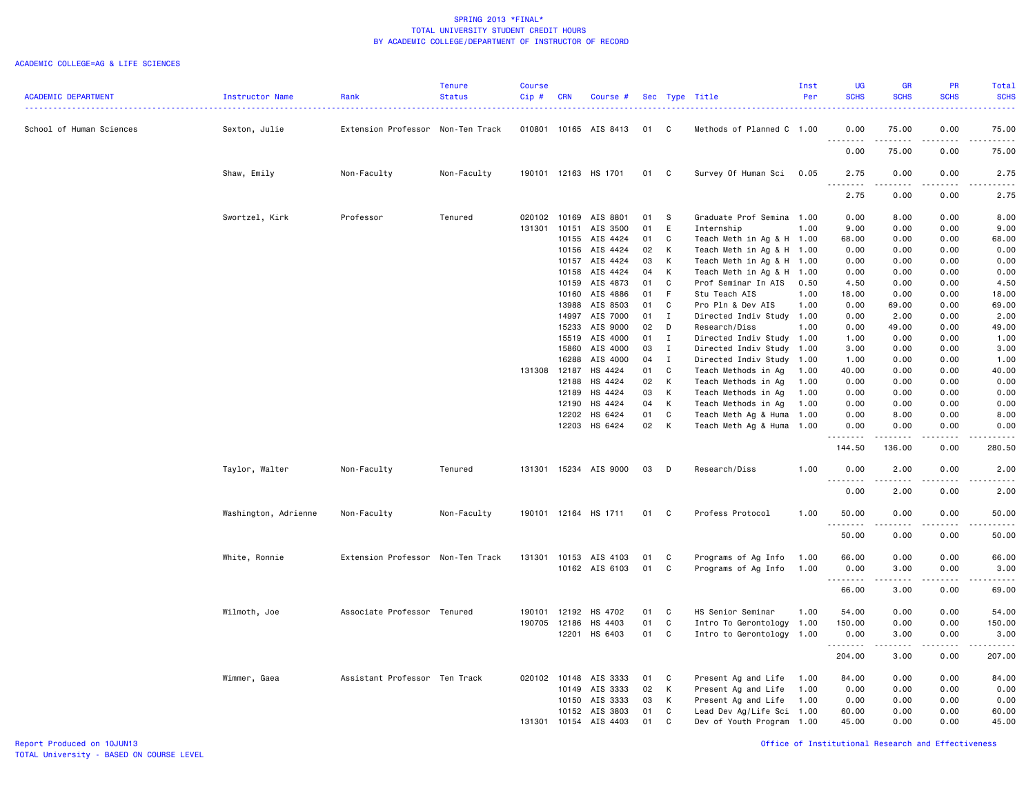# SPRING 2013 *FINAL*
## TOTAL UNIVERSITY STUDENT CREDIT HOURS
## BY ACADEMIC COLLEGE/DEPARTMENT OF INSTRUCTOR OF RECORD

ACADEMIC COLLEGE=AG & LIFE SCIENCES

| ACADEMIC DEPARTMENT | Instructor Name | Rank | Tenure Status | Course Cip # | CRN | Course # | Sec | Type | Title | Inst Per | UG SCHS | GR SCHS | PR SCHS | Total SCHS |
|---|---|---|---|---|---|---|---|---|---|---|---|---|---|---|
| School of Human Sciences | Sexton, Julie | Extension Professor | Non-Ten Track | 010801 | 10165 | AIS 8413 | 01 | C | Methods of Planned C | 1.00 | 0.00 | 75.00 | 0.00 | 75.00 |
| | | | | | | | | | | | 0.00 | 75.00 | 0.00 | 75.00 |
| | Shaw, Emily | Non-Faculty | Non-Faculty | 190101 | 12163 | HS 1701 | 01 | C | Survey Of Human Sci | 0.05 | 2.75 | 0.00 | 0.00 | 2.75 |
| | | | | | | | | | | | 2.75 | 0.00 | 0.00 | 2.75 |
| | Swortzel, Kirk | Professor | Tenured | 020102 | 10169 | AIS 8801 | 01 | S | Graduate Prof Semina | 1.00 | 0.00 | 8.00 | 0.00 | 8.00 |
| | | | | 131301 | 10151 | AIS 3500 | 01 | E | Internship | 1.00 | 9.00 | 0.00 | 0.00 | 9.00 |
| | | | | | 10155 | AIS 4424 | 01 | C | Teach Meth in Ag & H | 1.00 | 68.00 | 0.00 | 0.00 | 68.00 |
| | | | | | 10156 | AIS 4424 | 02 | K | Teach Meth in Ag & H | 1.00 | 0.00 | 0.00 | 0.00 | 0.00 |
| | | | | | 10157 | AIS 4424 | 03 | K | Teach Meth in Ag & H | 1.00 | 0.00 | 0.00 | 0.00 | 0.00 |
| | | | | | 10158 | AIS 4424 | 04 | K | Teach Meth in Ag & H | 1.00 | 0.00 | 0.00 | 0.00 | 0.00 |
| | | | | | 10159 | AIS 4873 | 01 | C | Prof Seminar In AIS | 0.50 | 4.50 | 0.00 | 0.00 | 4.50 |
| | | | | | 10160 | AIS 4886 | 01 | F | Stu Teach AIS | 1.00 | 18.00 | 0.00 | 0.00 | 18.00 |
| | | | | | 13988 | AIS 8503 | 01 | C | Pro Pln & Dev AIS | 1.00 | 0.00 | 69.00 | 0.00 | 69.00 |
| | | | | | 14997 | AIS 7000 | 01 | I | Directed Indiv Study | 1.00 | 0.00 | 2.00 | 0.00 | 2.00 |
| | | | | | 15233 | AIS 9000 | 02 | D | Research/Diss | 1.00 | 0.00 | 49.00 | 0.00 | 49.00 |
| | | | | | 15519 | AIS 4000 | 01 | I | Directed Indiv Study | 1.00 | 1.00 | 0.00 | 0.00 | 1.00 |
| | | | | | 15860 | AIS 4000 | 03 | I | Directed Indiv Study | 1.00 | 3.00 | 0.00 | 0.00 | 3.00 |
| | | | | | 16288 | AIS 4000 | 04 | I | Directed Indiv Study | 1.00 | 1.00 | 0.00 | 0.00 | 1.00 |
| | | | | 131308 | 12187 | HS 4424 | 01 | C | Teach Methods in Ag | 1.00 | 40.00 | 0.00 | 0.00 | 40.00 |
| | | | | | 12188 | HS 4424 | 02 | K | Teach Methods in Ag | 1.00 | 0.00 | 0.00 | 0.00 | 0.00 |
| | | | | | 12189 | HS 4424 | 03 | K | Teach Methods in Ag | 1.00 | 0.00 | 0.00 | 0.00 | 0.00 |
| | | | | | 12190 | HS 4424 | 04 | K | Teach Methods in Ag | 1.00 | 0.00 | 0.00 | 0.00 | 0.00 |
| | | | | | 12202 | HS 6424 | 01 | C | Teach Meth Ag & Huma | 1.00 | 0.00 | 8.00 | 0.00 | 8.00 |
| | | | | | 12203 | HS 6424 | 02 | K | Teach Meth Ag & Huma | 1.00 | 0.00 | 0.00 | 0.00 | 0.00 |
| | | | | | | | | | | | 144.50 | 136.00 | 0.00 | 280.50 |
| | Taylor, Walter | Non-Faculty | Tenured | 131301 | 15234 | AIS 9000 | 03 | D | Research/Diss | 1.00 | 0.00 | 2.00 | 0.00 | 2.00 |
| | | | | | | | | | | | 0.00 | 2.00 | 0.00 | 2.00 |
| | Washington, Adrienne | Non-Faculty | Non-Faculty | 190101 | 12164 | HS 1711 | 01 | C | Profess Protocol | 1.00 | 50.00 | 0.00 | 0.00 | 50.00 |
| | | | | | | | | | | | 50.00 | 0.00 | 0.00 | 50.00 |
| | White, Ronnie | Extension Professor | Non-Ten Track | 131301 | 10153 | AIS 4103 | 01 | C | Programs of Ag Info | 1.00 | 66.00 | 0.00 | 0.00 | 66.00 |
| | | | | | 10162 | AIS 6103 | 01 | C | Programs of Ag Info | 1.00 | 0.00 | 3.00 | 0.00 | 3.00 |
| | | | | | | | | | | | 66.00 | 3.00 | 0.00 | 69.00 |
| | Wilmoth, Joe | Associate Professor | Tenured | 190101 | 12192 | HS 4702 | 01 | C | HS Senior Seminar | 1.00 | 54.00 | 0.00 | 0.00 | 54.00 |
| | | | | 190705 | 12186 | HS 4403 | 01 | C | Intro To Gerontology | 1.00 | 150.00 | 0.00 | 0.00 | 150.00 |
| | | | | | 12201 | HS 6403 | 01 | C | Intro to Gerontology | 1.00 | 0.00 | 3.00 | 0.00 | 3.00 |
| | | | | | | | | | | | 204.00 | 3.00 | 0.00 | 207.00 |
| | Wimmer, Gaea | Assistant Professor | Ten Track | 020102 | 10148 | AIS 3333 | 01 | C | Present Ag and Life | 1.00 | 84.00 | 0.00 | 0.00 | 84.00 |
| | | | | | 10149 | AIS 3333 | 02 | K | Present Ag and Life | 1.00 | 0.00 | 0.00 | 0.00 | 0.00 |
| | | | | | 10150 | AIS 3333 | 03 | K | Present Ag and Life | 1.00 | 0.00 | 0.00 | 0.00 | 0.00 |
| | | | | | 10152 | AIS 3803 | 01 | C | Lead Dev Ag/Life Sci | 1.00 | 60.00 | 0.00 | 0.00 | 60.00 |
| | | | | 131301 | 10154 | AIS 4403 | 01 | C | Dev of Youth Program | 1.00 | 45.00 | 0.00 | 0.00 | 45.00 |

Report Produced on 10JUN13
TOTAL University - BASED ON COURSE LEVEL

Office of Institutional Research and Effectiveness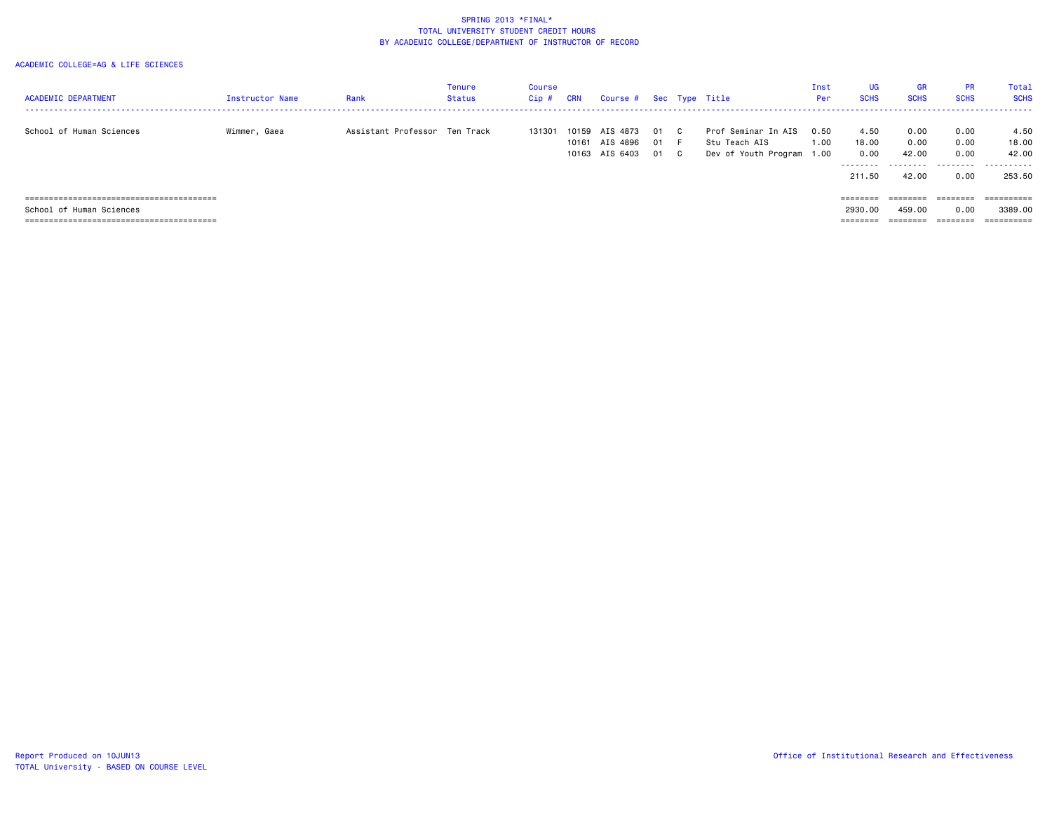SPRING 2013 *FINAL*
TOTAL UNIVERSITY STUDENT CREDIT HOURS
BY ACADEMIC COLLEGE/DEPARTMENT OF INSTRUCTOR OF RECORD

ACADEMIC COLLEGE=AG & LIFE SCIENCES

| ACADEMIC DEPARTMENT | Instructor Name | Rank | Tenure Status | Course Cip # | CRN | Course # | Sec | Type | Title | Inst Per | UG SCHS | GR SCHS | PR SCHS | Total SCHS |
|---|---|---|---|---|---|---|---|---|---|---|---|---|---|---|
| School of Human Sciences | Wimmer, Gaea | Assistant Professor | Ten Track | 131301 | 10159 | AIS 4873 | 01 | C | Prof Seminar In AIS | 0.50 | 4.50 | 0.00 | 0.00 | 4.50 |
| | | | | | 10161 | AIS 4896 | 01 | F | Stu Teach AIS | 1.00 | 18.00 | 0.00 | 0.00 | 18.00 |
| | | | | | 10163 | AIS 6403 | 01 | C | Dev of Youth Program | 1.00 | 0.00 | 42.00 | 0.00 | 42.00 |
| | | | | | | | | | | | 211.50 | 42.00 | 0.00 | 253.50 |
| School of Human Sciences | | | | | | | | | | | 2930.00 | 459.00 | 0.00 | 3389.00 |

Report Produced on 10JUN13
TOTAL University - BASED ON COURSE LEVEL

Office of Institutional Research and Effectiveness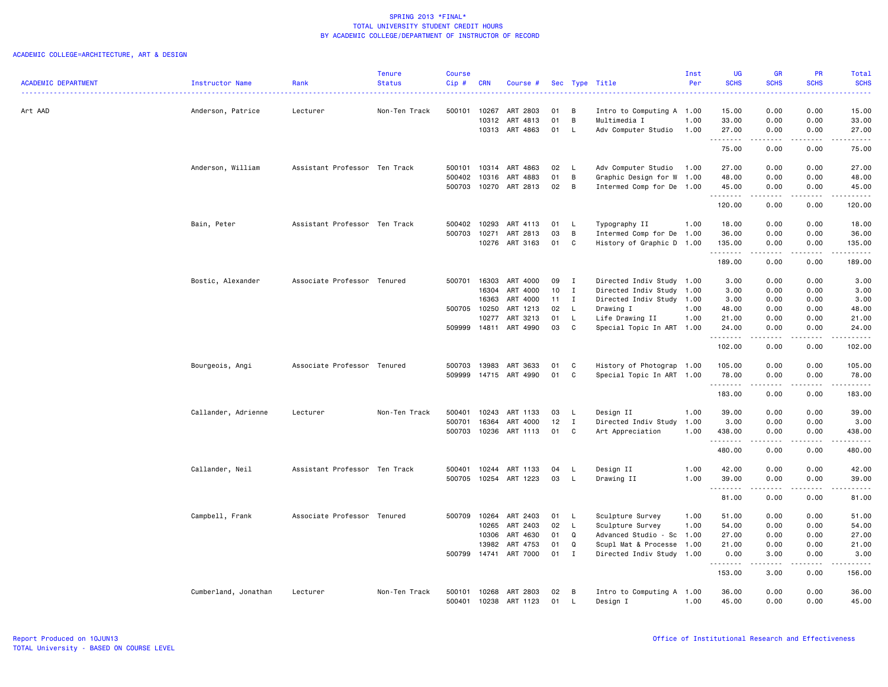SPRING 2013 *FINAL*
TOTAL UNIVERSITY STUDENT CREDIT HOURS
BY ACADEMIC COLLEGE/DEPARTMENT OF INSTRUCTOR OF RECORD

ACADEMIC COLLEGE=ARCHITECTURE, ART & DESIGN

| ACADEMIC DEPARTMENT | Instructor Name | Rank | Tenure Status | Course Cip # | CRN | Course # | Sec | Type | Title | Inst Per | UG SCHS | GR SCHS | PR SCHS | Total SCHS |
|---|---|---|---|---|---|---|---|---|---|---|---|---|---|---|
| Art AAD | Anderson, Patrice | Lecturer | Non-Ten Track | 500101 | 10267 | ART 2803 | 01 | B | Intro to Computing A | 1.00 | 15.00 | 0.00 | 0.00 | 15.00 |
| | | | | | 10312 | ART 4813 | 01 | B | Multimedia I | 1.00 | 33.00 | 0.00 | 0.00 | 33.00 |
| | | | | | 10313 | ART 4863 | 01 | L | Adv Computer Studio | 1.00 | 27.00 | 0.00 | 0.00 | 27.00 |
| | | | | | | | | | | | 75.00 | 0.00 | 0.00 | 75.00 |
| | Anderson, William | Assistant Professor | Ten Track | 500101 | 10314 | ART 4863 | 02 | L | Adv Computer Studio | 1.00 | 27.00 | 0.00 | 0.00 | 27.00 |
| | | | | 500402 | 10316 | ART 4883 | 01 | B | Graphic Design for W | 1.00 | 48.00 | 0.00 | 0.00 | 48.00 |
| | | | | 500703 | 10270 | ART 2813 | 02 | B | Intermed Comp for De | 1.00 | 45.00 | 0.00 | 0.00 | 45.00 |
| | | | | | | | | | | | 120.00 | 0.00 | 0.00 | 120.00 |
| | Bain, Peter | Assistant Professor | Ten Track | 500402 | 10293 | ART 4113 | 01 | L | Typography II | 1.00 | 18.00 | 0.00 | 0.00 | 18.00 |
| | | | | 500703 | 10271 | ART 2813 | 03 | B | Intermed Comp for De | 1.00 | 36.00 | 0.00 | 0.00 | 36.00 |
| | | | | | 10276 | ART 3163 | 01 | C | History of Graphic D | 1.00 | 135.00 | 0.00 | 0.00 | 135.00 |
| | | | | | | | | | | | 189.00 | 0.00 | 0.00 | 189.00 |
| | Bostic, Alexander | Associate Professor | Tenured | 500701 | 16303 | ART 4000 | 09 | I | Directed Indiv Study | 1.00 | 3.00 | 0.00 | 0.00 | 3.00 |
| | | | | | 16304 | ART 4000 | 10 | I | Directed Indiv Study | 1.00 | 3.00 | 0.00 | 0.00 | 3.00 |
| | | | | | 16363 | ART 4000 | 11 | I | Directed Indiv Study | 1.00 | 3.00 | 0.00 | 0.00 | 3.00 |
| | | | | 500705 | 10250 | ART 1213 | 02 | L | Drawing I | 1.00 | 48.00 | 0.00 | 0.00 | 48.00 |
| | | | | | 10277 | ART 3213 | 01 | L | Life Drawing II | 1.00 | 21.00 | 0.00 | 0.00 | 21.00 |
| | | | | 509999 | 14811 | ART 4990 | 03 | C | Special Topic In ART | 1.00 | 24.00 | 0.00 | 0.00 | 24.00 |
| | | | | | | | | | | | 102.00 | 0.00 | 0.00 | 102.00 |
| | Bourgeois, Angi | Associate Professor | Tenured | 500703 | 13983 | ART 3633 | 01 | C | History of Photograp | 1.00 | 105.00 | 0.00 | 0.00 | 105.00 |
| | | | | 509999 | 14715 | ART 4990 | 01 | C | Special Topic In ART | 1.00 | 78.00 | 0.00 | 0.00 | 78.00 |
| | | | | | | | | | | | 183.00 | 0.00 | 0.00 | 183.00 |
| | Callander, Adrienne | Lecturer | Non-Ten Track | 500401 | 10243 | ART 1133 | 03 | L | Design II | 1.00 | 39.00 | 0.00 | 0.00 | 39.00 |
| | | | | 500701 | 16364 | ART 4000 | 12 | I | Directed Indiv Study | 1.00 | 3.00 | 0.00 | 0.00 | 3.00 |
| | | | | 500703 | 10236 | ART 1113 | 01 | C | Art Appreciation | 1.00 | 438.00 | 0.00 | 0.00 | 438.00 |
| | | | | | | | | | | | 480.00 | 0.00 | 0.00 | 480.00 |
| | Callander, Neil | Assistant Professor | Ten Track | 500401 | 10244 | ART 1133 | 04 | L | Design II | 1.00 | 42.00 | 0.00 | 0.00 | 42.00 |
| | | | | 500705 | 10254 | ART 1223 | 03 | L | Drawing II | 1.00 | 39.00 | 0.00 | 0.00 | 39.00 |
| | | | | | | | | | | | 81.00 | 0.00 | 0.00 | 81.00 |
| | Campbell, Frank | Associate Professor | Tenured | 500709 | 10264 | ART 2403 | 01 | L | Sculpture Survey | 1.00 | 51.00 | 0.00 | 0.00 | 51.00 |
| | | | | | 10265 | ART 2403 | 02 | L | Sculpture Survey | 1.00 | 54.00 | 0.00 | 0.00 | 54.00 |
| | | | | | 10306 | ART 4630 | 01 | Q | Advanced Studio - Sc | 1.00 | 27.00 | 0.00 | 0.00 | 27.00 |
| | | | | | 13982 | ART 4753 | 01 | Q | Scupl Mat & Processe | 1.00 | 21.00 | 0.00 | 0.00 | 21.00 |
| | | | | 500799 | 14741 | ART 7000 | 01 | I | Directed Indiv Study | 1.00 | 0.00 | 3.00 | 0.00 | 3.00 |
| | | | | | | | | | | | 153.00 | 3.00 | 0.00 | 156.00 |
| | Cumberland, Jonathan | Lecturer | Non-Ten Track | 500101 | 10268 | ART 2803 | 02 | B | Intro to Computing A | 1.00 | 36.00 | 0.00 | 0.00 | 36.00 |
| | | | | 500401 | 10238 | ART 1123 | 01 | L | Design I | 1.00 | 45.00 | 0.00 | 0.00 | 45.00 |

Report Produced on 10JUN13
TOTAL University - BASED ON COURSE LEVEL

Office of Institutional Research and Effectiveness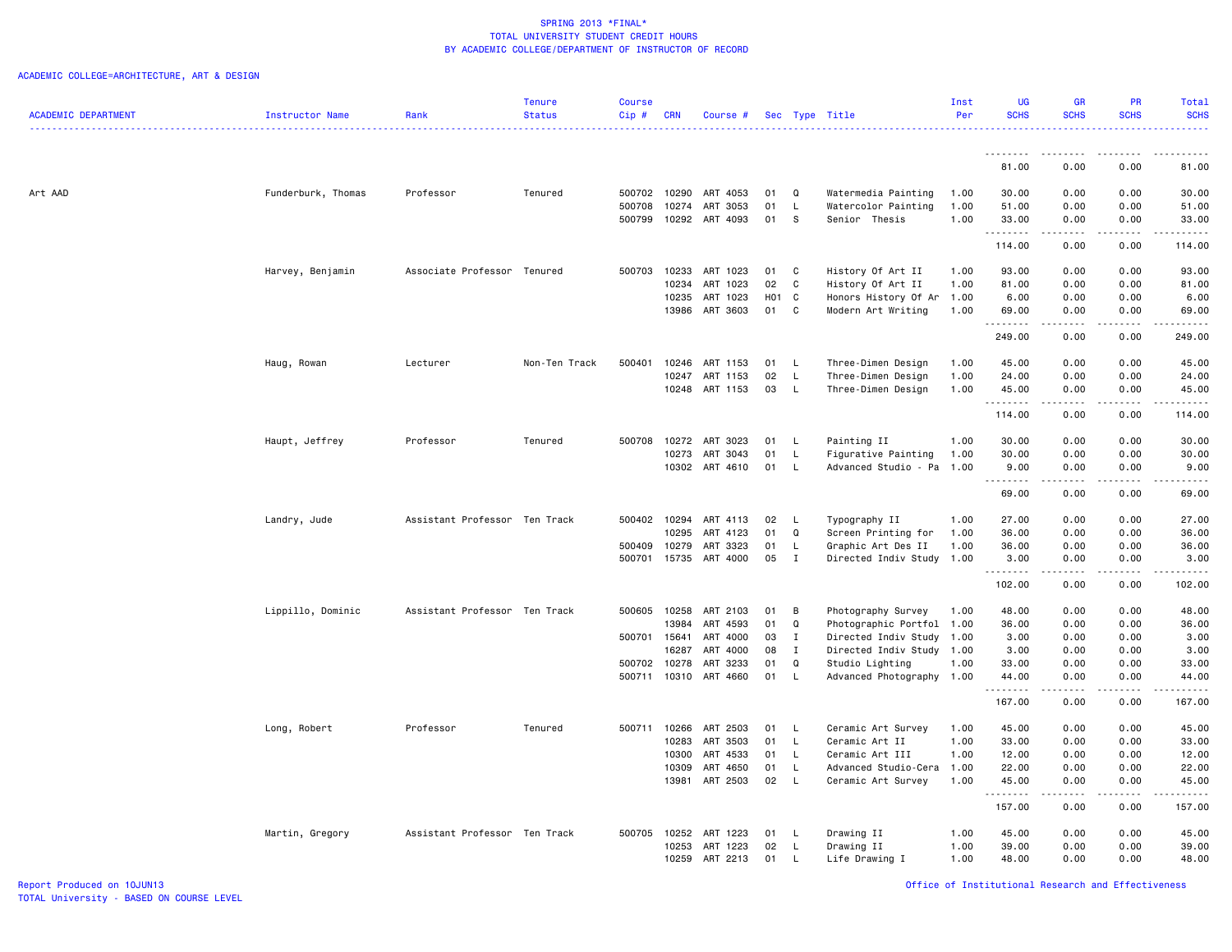# SPRING 2013 *FINAL*
## TOTAL UNIVERSITY STUDENT CREDIT HOURS
## BY ACADEMIC COLLEGE/DEPARTMENT OF INSTRUCTOR OF RECORD

ACADEMIC COLLEGE=ARCHITECTURE, ART & DESIGN

| ACADEMIC DEPARTMENT | Instructor Name | Rank | Tenure Status | Course Cip # | CRN | Course # | Sec | Type | Title | Inst Per | UG SCHS | GR SCHS | PR SCHS | Total SCHS |
|---|---|---|---|---|---|---|---|---|---|---|---|---|---|---|
| | | | | | | | | | | | 81.00 | 0.00 | 0.00 | 81.00 |
| Art AAD | Funderburk, Thomas | Professor | Tenured | 500702 | 10290 | ART 4053 | 01 | Q | Watermedia Painting | 1.00 | 30.00 | 0.00 | 0.00 | 30.00 |
| | | | | 500708 | 10274 | ART 3053 | 01 | L | Watercolor Painting | 1.00 | 51.00 | 0.00 | 0.00 | 51.00 |
| | | | | 500799 | 10292 | ART 4093 | 01 | S | Senior Thesis | 1.00 | 33.00 | 0.00 | 0.00 | 33.00 |
| | | | | | | | | | | | 114.00 | 0.00 | 0.00 | 114.00 |
| | Harvey, Benjamin | Associate Professor | Tenured | 500703 | 10233 | ART 1023 | 01 | C | History Of Art II | 1.00 | 93.00 | 0.00 | 0.00 | 93.00 |
| | | | | | 10234 | ART 1023 | 02 | C | History Of Art II | 1.00 | 81.00 | 0.00 | 0.00 | 81.00 |
| | | | | | 10235 | ART 1023 | H01 | C | Honors History Of Ar | 1.00 | 6.00 | 0.00 | 0.00 | 6.00 |
| | | | | | 13986 | ART 3603 | 01 | C | Modern Art Writing | 1.00 | 69.00 | 0.00 | 0.00 | 69.00 |
| | | | | | | | | | | | 249.00 | 0.00 | 0.00 | 249.00 |
| | Haug, Rowan | Lecturer | Non-Ten Track | 500401 | 10246 | ART 1153 | 01 | L | Three-Dimen Design | 1.00 | 45.00 | 0.00 | 0.00 | 45.00 |
| | | | | | 10247 | ART 1153 | 02 | L | Three-Dimen Design | 1.00 | 24.00 | 0.00 | 0.00 | 24.00 |
| | | | | | 10248 | ART 1153 | 03 | L | Three-Dimen Design | 1.00 | 45.00 | 0.00 | 0.00 | 45.00 |
| | | | | | | | | | | | 114.00 | 0.00 | 0.00 | 114.00 |
| | Haupt, Jeffrey | Professor | Tenured | 500708 | 10272 | ART 3023 | 01 | L | Painting II | 1.00 | 30.00 | 0.00 | 0.00 | 30.00 |
| | | | | | 10273 | ART 3043 | 01 | L | Figurative Painting | 1.00 | 30.00 | 0.00 | 0.00 | 30.00 |
| | | | | | 10302 | ART 4610 | 01 | L | Advanced Studio - Pa | 1.00 | 9.00 | 0.00 | 0.00 | 9.00 |
| | | | | | | | | | | | 69.00 | 0.00 | 0.00 | 69.00 |
| | Landry, Jude | Assistant Professor | Ten Track | 500402 | 10294 | ART 4113 | 02 | L | Typography II | 1.00 | 27.00 | 0.00 | 0.00 | 27.00 |
| | | | | | 10295 | ART 4123 | 01 | Q | Screen Printing for | 1.00 | 36.00 | 0.00 | 0.00 | 36.00 |
| | | | | 500409 | 10279 | ART 3323 | 01 | L | Graphic Art Des II | 1.00 | 36.00 | 0.00 | 0.00 | 36.00 |
| | | | | 500701 | 15735 | ART 4000 | 05 | I | Directed Indiv Study | 1.00 | 3.00 | 0.00 | 0.00 | 3.00 |
| | | | | | | | | | | | 102.00 | 0.00 | 0.00 | 102.00 |
| | Lippillo, Dominic | Assistant Professor | Ten Track | 500605 | 10258 | ART 2103 | 01 | B | Photography Survey | 1.00 | 48.00 | 0.00 | 0.00 | 48.00 |
| | | | | | 13984 | ART 4593 | 01 | Q | Photographic Portfol | 1.00 | 36.00 | 0.00 | 0.00 | 36.00 |
| | | | | 500701 | 15641 | ART 4000 | 03 | I | Directed Indiv Study | 1.00 | 3.00 | 0.00 | 0.00 | 3.00 |
| | | | | | 16287 | ART 4000 | 08 | I | Directed Indiv Study | 1.00 | 3.00 | 0.00 | 0.00 | 3.00 |
| | | | | 500702 | 10278 | ART 3233 | 01 | Q | Studio Lighting | 1.00 | 33.00 | 0.00 | 0.00 | 33.00 |
| | | | | 500711 | 10310 | ART 4660 | 01 | L | Advanced Photography | 1.00 | 44.00 | 0.00 | 0.00 | 44.00 |
| | | | | | | | | | | | 167.00 | 0.00 | 0.00 | 167.00 |
| | Long, Robert | Professor | Tenured | 500711 | 10266 | ART 2503 | 01 | L | Ceramic Art Survey | 1.00 | 45.00 | 0.00 | 0.00 | 45.00 |
| | | | | | 10283 | ART 3503 | 01 | L | Ceramic Art II | 1.00 | 33.00 | 0.00 | 0.00 | 33.00 |
| | | | | | 10300 | ART 4533 | 01 | L | Ceramic Art III | 1.00 | 12.00 | 0.00 | 0.00 | 12.00 |
| | | | | | 10309 | ART 4650 | 01 | L | Advanced Studio-Cera | 1.00 | 22.00 | 0.00 | 0.00 | 22.00 |
| | | | | | 13981 | ART 2503 | 02 | L | Ceramic Art Survey | 1.00 | 45.00 | 0.00 | 0.00 | 45.00 |
| | | | | | | | | | | | 157.00 | 0.00 | 0.00 | 157.00 |
| | Martin, Gregory | Assistant Professor | Ten Track | 500705 | 10252 | ART 1223 | 01 | L | Drawing II | 1.00 | 45.00 | 0.00 | 0.00 | 45.00 |
| | | | | | 10253 | ART 1223 | 02 | L | Drawing II | 1.00 | 39.00 | 0.00 | 0.00 | 39.00 |
| | | | | | 10259 | ART 2213 | 01 | L | Life Drawing I | 1.00 | 48.00 | 0.00 | 0.00 | 48.00 |

Report Produced on 10JUN13
TOTAL University - BASED ON COURSE LEVEL

Office of Institutional Research and Effectiveness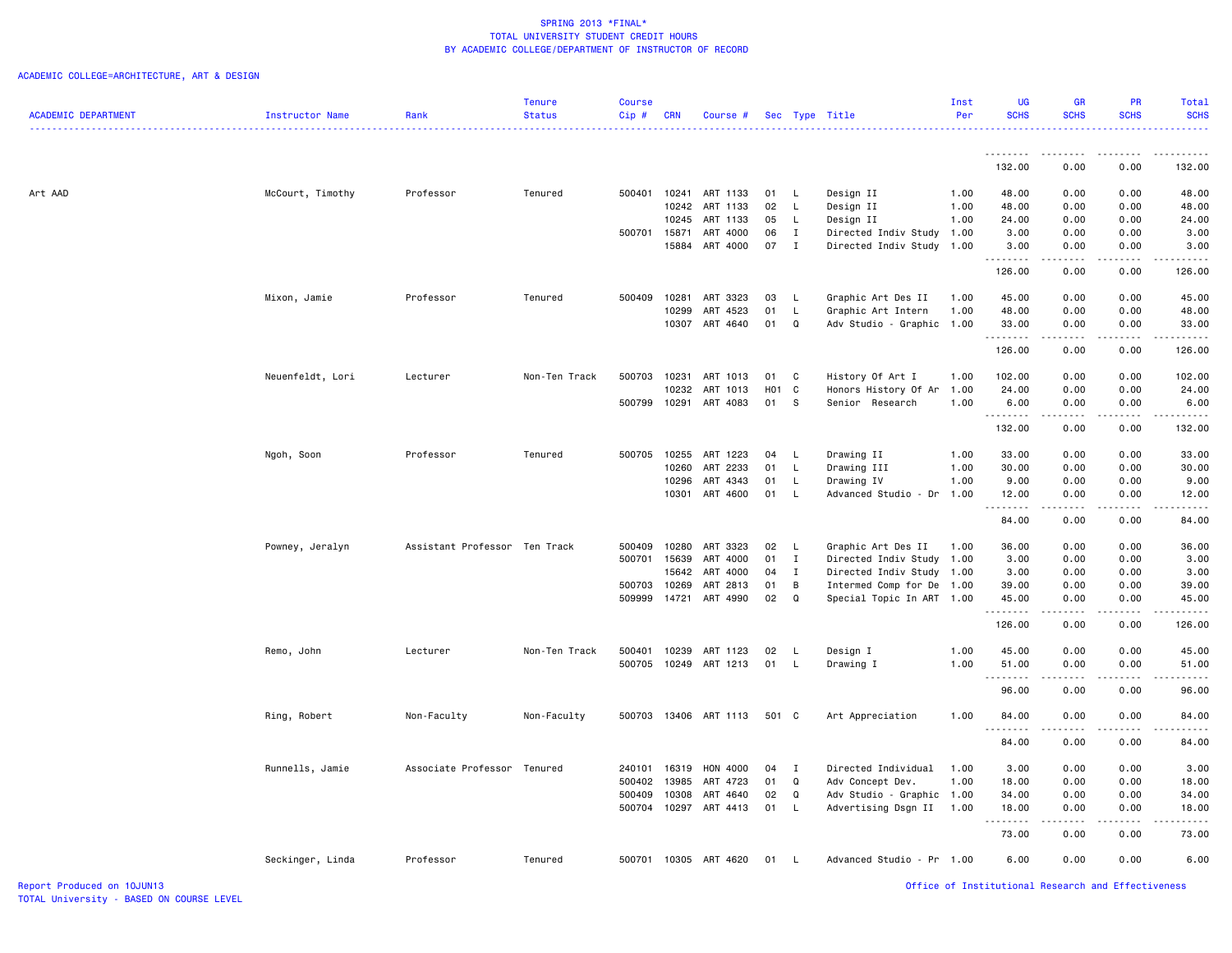SPRING 2013 *FINAL*
TOTAL UNIVERSITY STUDENT CREDIT HOURS
BY ACADEMIC COLLEGE/DEPARTMENT OF INSTRUCTOR OF RECORD

ACADEMIC COLLEGE=ARCHITECTURE, ART & DESIGN

| ACADEMIC DEPARTMENT | Instructor Name | Rank | Tenure Status | Course Cip # | CRN | Course # | Sec | Type | Title | Inst Per | UG SCHS | GR SCHS | PR SCHS | Total SCHS |
|---|---|---|---|---|---|---|---|---|---|---|---|---|---|---|
| | | | | | | | | | | | 132.00 | 0.00 | 0.00 | 132.00 |
| Art AAD | McCourt, Timothy | Professor | Tenured | 500401 | 10241 | ART 1133 | 01 | L | Design II | 1.00 | 48.00 | 0.00 | 0.00 | 48.00 |
| | | | | | 10242 | ART 1133 | 02 | L | Design II | 1.00 | 48.00 | 0.00 | 0.00 | 48.00 |
| | | | | | 10245 | ART 1133 | 05 | L | Design II | 1.00 | 24.00 | 0.00 | 0.00 | 24.00 |
| | | | | 500701 | 15871 | ART 4000 | 06 | I | Directed Indiv Study | 1.00 | 3.00 | 0.00 | 0.00 | 3.00 |
| | | | | | 15884 | ART 4000 | 07 | I | Directed Indiv Study | 1.00 | 3.00 | 0.00 | 0.00 | 3.00 |
| | | | | | | | | | | | 126.00 | 0.00 | 0.00 | 126.00 |
| | Mixon, Jamie | Professor | Tenured | 500409 | 10281 | ART 3323 | 03 | L | Graphic Art Des II | 1.00 | 45.00 | 0.00 | 0.00 | 45.00 |
| | | | | | 10299 | ART 4523 | 01 | L | Graphic Art Intern | 1.00 | 48.00 | 0.00 | 0.00 | 48.00 |
| | | | | | 10307 | ART 4640 | 01 | Q | Adv Studio - Graphic | 1.00 | 33.00 | 0.00 | 0.00 | 33.00 |
| | | | | | | | | | | | 126.00 | 0.00 | 0.00 | 126.00 |
| | Neuenfeldt, Lori | Lecturer | Non-Ten Track | 500703 | 10231 | ART 1013 | 01 | C | History Of Art I | 1.00 | 102.00 | 0.00 | 0.00 | 102.00 |
| | | | | | 10232 | ART 1013 | H01 | C | Honors History Of Ar | 1.00 | 24.00 | 0.00 | 0.00 | 24.00 |
| | | | | 500799 | 10291 | ART 4083 | 01 | S | Senior Research | 1.00 | 6.00 | 0.00 | 0.00 | 6.00 |
| | | | | | | | | | | | 132.00 | 0.00 | 0.00 | 132.00 |
| | Ngoh, Soon | Professor | Tenured | 500705 | 10255 | ART 1223 | 04 | L | Drawing II | 1.00 | 33.00 | 0.00 | 0.00 | 33.00 |
| | | | | | 10260 | ART 2233 | 01 | L | Drawing III | 1.00 | 30.00 | 0.00 | 0.00 | 30.00 |
| | | | | | 10296 | ART 4343 | 01 | L | Drawing IV | 1.00 | 9.00 | 0.00 | 0.00 | 9.00 |
| | | | | | 10301 | ART 4600 | 01 | L | Advanced Studio - Dr | 1.00 | 12.00 | 0.00 | 0.00 | 12.00 |
| | | | | | | | | | | | 84.00 | 0.00 | 0.00 | 84.00 |
| | Powney, Jeralyn | Assistant Professor | Ten Track | 500409 | 10280 | ART 3323 | 02 | L | Graphic Art Des II | 1.00 | 36.00 | 0.00 | 0.00 | 36.00 |
| | | | | 500701 | 15639 | ART 4000 | 01 | I | Directed Indiv Study | 1.00 | 3.00 | 0.00 | 0.00 | 3.00 |
| | | | | | 15642 | ART 4000 | 04 | I | Directed Indiv Study | 1.00 | 3.00 | 0.00 | 0.00 | 3.00 |
| | | | | 500703 | 10269 | ART 2813 | 01 | B | Intermed Comp for De | 1.00 | 39.00 | 0.00 | 0.00 | 39.00 |
| | | | | 509999 | 14721 | ART 4990 | 02 | Q | Special Topic In ART | 1.00 | 45.00 | 0.00 | 0.00 | 45.00 |
| | | | | | | | | | | | 126.00 | 0.00 | 0.00 | 126.00 |
| | Remo, John | Lecturer | Non-Ten Track | 500401 | 10239 | ART 1123 | 02 | L | Design I | 1.00 | 45.00 | 0.00 | 0.00 | 45.00 |
| | | | | 500705 | 10249 | ART 1213 | 01 | L | Drawing I | 1.00 | 51.00 | 0.00 | 0.00 | 51.00 |
| | | | | | | | | | | | 96.00 | 0.00 | 0.00 | 96.00 |
| | Ring, Robert | Non-Faculty | Non-Faculty | 500703 | 13406 | ART 1113 | 501 | C | Art Appreciation | 1.00 | 84.00 | 0.00 | 0.00 | 84.00 |
| | | | | | | | | | | | 84.00 | 0.00 | 0.00 | 84.00 |
| | Runnells, Jamie | Associate Professor | Tenured | 240101 | 16319 | HON 4000 | 04 | I | Directed Individual | 1.00 | 3.00 | 0.00 | 0.00 | 3.00 |
| | | | | 500402 | 13985 | ART 4723 | 01 | Q | Adv Concept Dev. | 1.00 | 18.00 | 0.00 | 0.00 | 18.00 |
| | | | | 500409 | 10308 | ART 4640 | 02 | Q | Adv Studio - Graphic | 1.00 | 34.00 | 0.00 | 0.00 | 34.00 |
| | | | | 500704 | 10297 | ART 4413 | 01 | L | Advertising Dsgn II | 1.00 | 18.00 | 0.00 | 0.00 | 18.00 |
| | | | | | | | | | | | 73.00 | 0.00 | 0.00 | 73.00 |
| | Seckinger, Linda | Professor | Tenured | 500701 | 10305 | ART 4620 | 01 | L | Advanced Studio - Pr | 1.00 | 6.00 | 0.00 | 0.00 | 6.00 |

Report Produced on 10JUN13
TOTAL University - BASED ON COURSE LEVEL

Office of Institutional Research and Effectiveness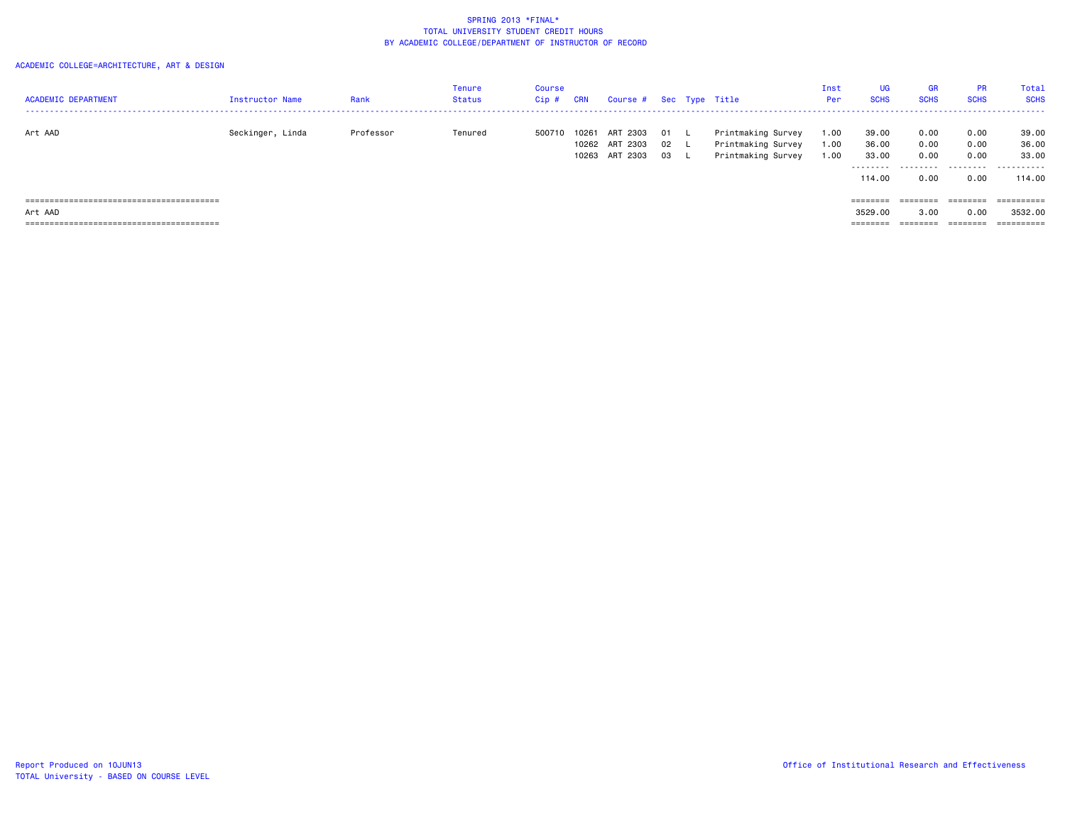SPRING 2013 *FINAL*
TOTAL UNIVERSITY STUDENT CREDIT HOURS
BY ACADEMIC COLLEGE/DEPARTMENT OF INSTRUCTOR OF RECORD

ACADEMIC COLLEGE=ARCHITECTURE, ART & DESIGN

| ACADEMIC DEPARTMENT | Instructor Name | Rank | Tenure Status | Course Cip # | CRN | Course # | Sec | Type | Title | Inst Per | UG SCHS | GR SCHS | PR SCHS | Total SCHS |
|---|---|---|---|---|---|---|---|---|---|---|---|---|---|---|
| Art AAD | Seckinger, Linda | Professor | Tenured | 500710 | 10261 | ART 2303 | 01 | L | Printmaking Survey | 1.00 | 39.00 | 0.00 | 0.00 | 39.00 |
| | | | | | 10262 | ART 2303 | 02 | L | Printmaking Survey | 1.00 | 36.00 | 0.00 | 0.00 | 36.00 |
| | | | | | 10263 | ART 2303 | 03 | L | Printmaking Survey | 1.00 | 33.00 | 0.00 | 0.00 | 33.00 |
| | | | | | | | | | | | 114.00 | 0.00 | 0.00 | 114.00 |
| Art AAD | | | | | | | | | | | 3529.00 | 3.00 | 0.00 | 3532.00 |

Report Produced on 10JUN13
TOTAL University - BASED ON COURSE LEVEL

Office of Institutional Research and Effectiveness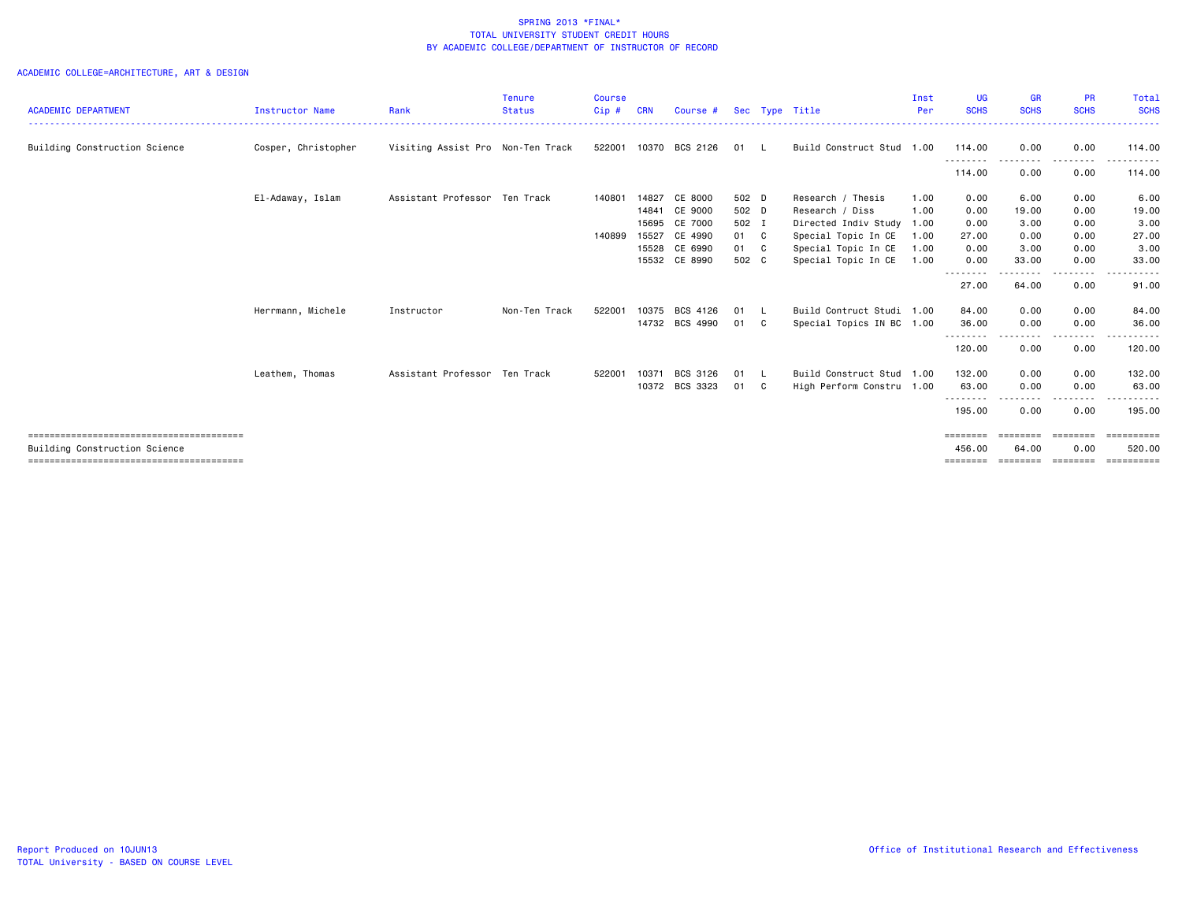SPRING 2013 *FINAL*
TOTAL UNIVERSITY STUDENT CREDIT HOURS
BY ACADEMIC COLLEGE/DEPARTMENT OF INSTRUCTOR OF RECORD

ACADEMIC COLLEGE=ARCHITECTURE, ART & DESIGN

| ACADEMIC DEPARTMENT | Instructor Name | Rank | Tenure Status | Course Cip # | CRN | Course # | Sec | Type | Title | Inst Per | UG SCHS | GR SCHS | PR SCHS | Total SCHS |
|---|---|---|---|---|---|---|---|---|---|---|---|---|---|---|
| Building Construction Science | Cosper, Christopher | Visiting Assist Pro | Non-Ten Track | 522001 | 10370 | BCS 2126 | 01 | L | Build Construct Stud | 1.00 | 114.00 | 0.00 | 0.00 | 114.00 |
| | | | | | | | | | | | 114.00 | 0.00 | 0.00 | 114.00 |
| | El-Adaway, Islam | Assistant Professor | Ten Track | 140801 | 14827 | CE 8000 | 502 | D | Research / Thesis | 1.00 | 0.00 | 6.00 | 0.00 | 6.00 |
| | | | | | 14841 | CE 9000 | 502 | D | Research / Diss | 1.00 | 0.00 | 19.00 | 0.00 | 19.00 |
| | | | | | 15695 | CE 7000 | 502 | I | Directed Indiv Study | 1.00 | 0.00 | 3.00 | 0.00 | 3.00 |
| | | | | 140899 | 15527 | CE 4990 | 01 | C | Special Topic In CE | 1.00 | 27.00 | 0.00 | 0.00 | 27.00 |
| | | | | | 15528 | CE 6990 | 01 | C | Special Topic In CE | 1.00 | 0.00 | 3.00 | 0.00 | 3.00 |
| | | | | | 15532 | CE 8990 | 502 | C | Special Topic In CE | 1.00 | 0.00 | 33.00 | 0.00 | 33.00 |
| | | | | | | | | | | | 27.00 | 64.00 | 0.00 | 91.00 |
| | Herrmann, Michele | Instructor | Non-Ten Track | 522001 | 10375 | BCS 4126 | 01 | L | Build Contruct Studi | 1.00 | 84.00 | 0.00 | 0.00 | 84.00 |
| | | | | | 14732 | BCS 4990 | 01 | C | Special Topics IN BC | 1.00 | 36.00 | 0.00 | 0.00 | 36.00 |
| | | | | | | | | | | | 120.00 | 0.00 | 0.00 | 120.00 |
| | Leathem, Thomas | Assistant Professor | Ten Track | 522001 | 10371 | BCS 3126 | 01 | L | Build Construct Stud | 1.00 | 132.00 | 0.00 | 0.00 | 132.00 |
| | | | | | 10372 | BCS 3323 | 01 | C | High Perform Constru | 1.00 | 63.00 | 0.00 | 0.00 | 63.00 |
| | | | | | | | | | | | 195.00 | 0.00 | 0.00 | 195.00 |
| Building Construction Science | | | | | | | | | | | 456.00 | 64.00 | 0.00 | 520.00 |

Report Produced on 10JUN13
TOTAL University - BASED ON COURSE LEVEL

Office of Institutional Research and Effectiveness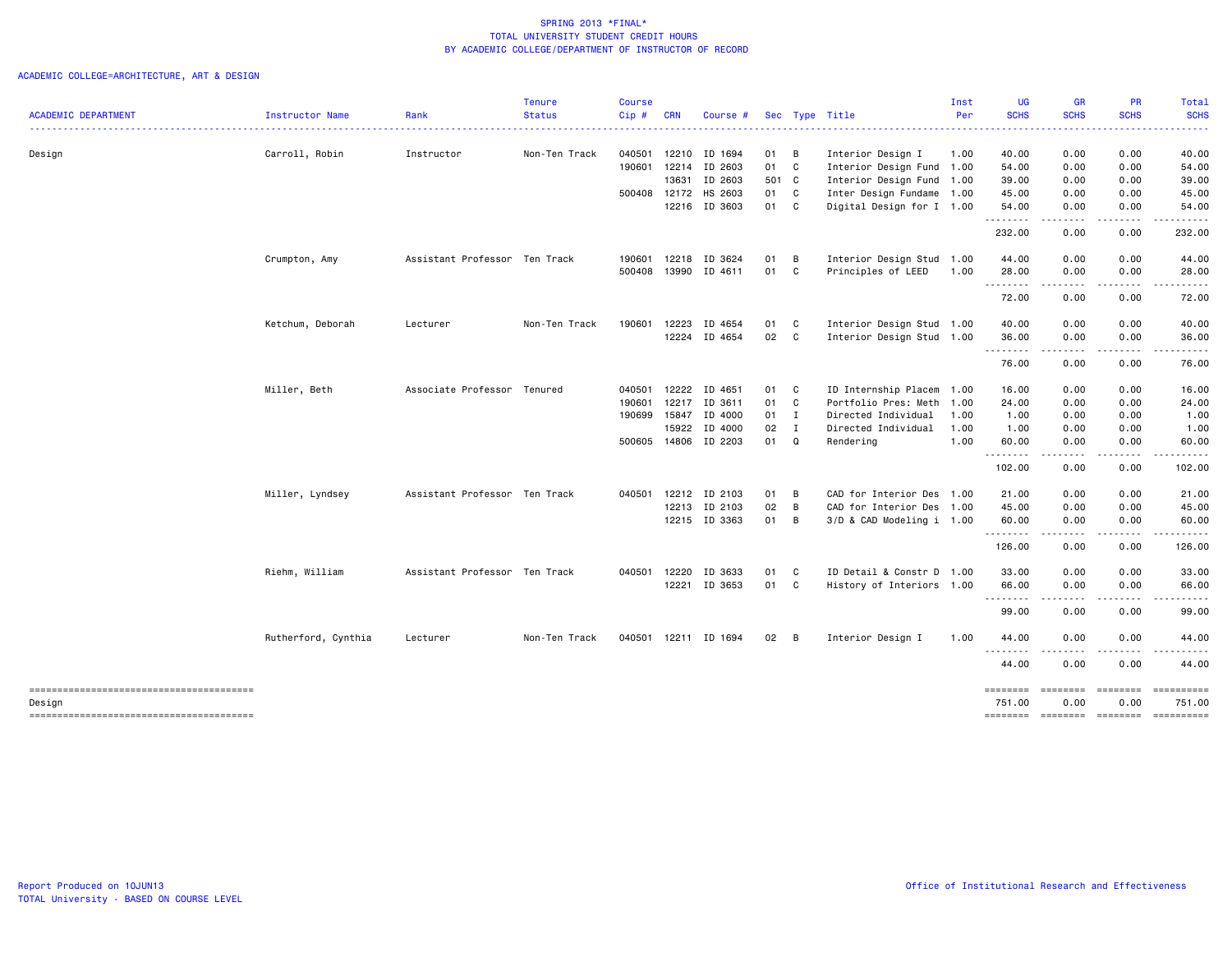SPRING 2013 *FINAL*
TOTAL UNIVERSITY STUDENT CREDIT HOURS
BY ACADEMIC COLLEGE/DEPARTMENT OF INSTRUCTOR OF RECORD

ACADEMIC COLLEGE=ARCHITECTURE, ART & DESIGN

| ACADEMIC DEPARTMENT | Instructor Name | Rank | Tenure Status | Course Cip # | CRN | Course # | Sec | Type | Title | Inst Per | UG SCHS | GR SCHS | PR SCHS | Total SCHS |
|---|---|---|---|---|---|---|---|---|---|---|---|---|---|---|
| Design | Carroll, Robin | Instructor | Non-Ten Track | 040501 | 12210 | ID 1694 | 01 | B | Interior Design I | 1.00 | 40.00 | 0.00 | 0.00 | 40.00 |
| | | | | 190601 | 12214 | ID 2603 | 01 | C | Interior Design Fund | 1.00 | 54.00 | 0.00 | 0.00 | 54.00 |
| | | | | | 13631 | ID 2603 | 501 | C | Interior Design Fund | 1.00 | 39.00 | 0.00 | 0.00 | 39.00 |
| | | | | 500408 | 12172 | HS 2603 | 01 | C | Inter Design Fundame | 1.00 | 45.00 | 0.00 | 0.00 | 45.00 |
| | | | | | 12216 | ID 3603 | 01 | C | Digital Design for I | 1.00 | 54.00 | 0.00 | 0.00 | 54.00 |
| | | | | | | | | | | | 232.00 | 0.00 | 0.00 | 232.00 |
| | Crumpton, Amy | Assistant Professor | Ten Track | 190601 | 12218 | ID 3624 | 01 | B | Interior Design Stud | 1.00 | 44.00 | 0.00 | 0.00 | 44.00 |
| | | | | 500408 | 13990 | ID 4611 | 01 | C | Principles of LEED | 1.00 | 28.00 | 0.00 | 0.00 | 28.00 |
| | | | | | | | | | | | 72.00 | 0.00 | 0.00 | 72.00 |
| | Ketchum, Deborah | Lecturer | Non-Ten Track | 190601 | 12223 | ID 4654 | 01 | C | Interior Design Stud | 1.00 | 40.00 | 0.00 | 0.00 | 40.00 |
| | | | | | 12224 | ID 4654 | 02 | C | Interior Design Stud | 1.00 | 36.00 | 0.00 | 0.00 | 36.00 |
| | | | | | | | | | | | 76.00 | 0.00 | 0.00 | 76.00 |
| | Miller, Beth | Associate Professor | Tenured | 040501 | 12222 | ID 4651 | 01 | C | ID Internship Placem | 1.00 | 16.00 | 0.00 | 0.00 | 16.00 |
| | | | | 190601 | 12217 | ID 3611 | 01 | C | Portfolio Pres: Meth | 1.00 | 24.00 | 0.00 | 0.00 | 24.00 |
| | | | | 190699 | 15847 | ID 4000 | 01 | I | Directed Individual | 1.00 | 1.00 | 0.00 | 0.00 | 1.00 |
| | | | | | 15922 | ID 4000 | 02 | I | Directed Individual | 1.00 | 1.00 | 0.00 | 0.00 | 1.00 |
| | | | | 500605 | 14806 | ID 2203 | 01 | Q | Rendering | 1.00 | 60.00 | 0.00 | 0.00 | 60.00 |
| | | | | | | | | | | | 102.00 | 0.00 | 0.00 | 102.00 |
| | Miller, Lyndsey | Assistant Professor | Ten Track | 040501 | 12212 | ID 2103 | 01 | B | CAD for Interior Des | 1.00 | 21.00 | 0.00 | 0.00 | 21.00 |
| | | | | | 12213 | ID 2103 | 02 | B | CAD for Interior Des | 1.00 | 45.00 | 0.00 | 0.00 | 45.00 |
| | | | | | 12215 | ID 3363 | 01 | B | 3/D & CAD Modeling i | 1.00 | 60.00 | 0.00 | 0.00 | 60.00 |
| | | | | | | | | | | | 126.00 | 0.00 | 0.00 | 126.00 |
| | Riehm, William | Assistant Professor | Ten Track | 040501 | 12220 | ID 3633 | 01 | C | ID Detail & Constr D | 1.00 | 33.00 | 0.00 | 0.00 | 33.00 |
| | | | | | 12221 | ID 3653 | 01 | C | History of Interiors | 1.00 | 66.00 | 0.00 | 0.00 | 66.00 |
| | | | | | | | | | | | 99.00 | 0.00 | 0.00 | 99.00 |
| | Rutherford, Cynthia | Lecturer | Non-Ten Track | 040501 | 12211 | ID 1694 | 02 | B | Interior Design I | 1.00 | 44.00 | 0.00 | 0.00 | 44.00 |
| | | | | | | | | | | | 44.00 | 0.00 | 0.00 | 44.00 |
| Design | | | | | | | | | | | 751.00 | 0.00 | 0.00 | 751.00 |

Report Produced on 10JUN13
TOTAL University - BASED ON COURSE LEVEL

Office of Institutional Research and Effectiveness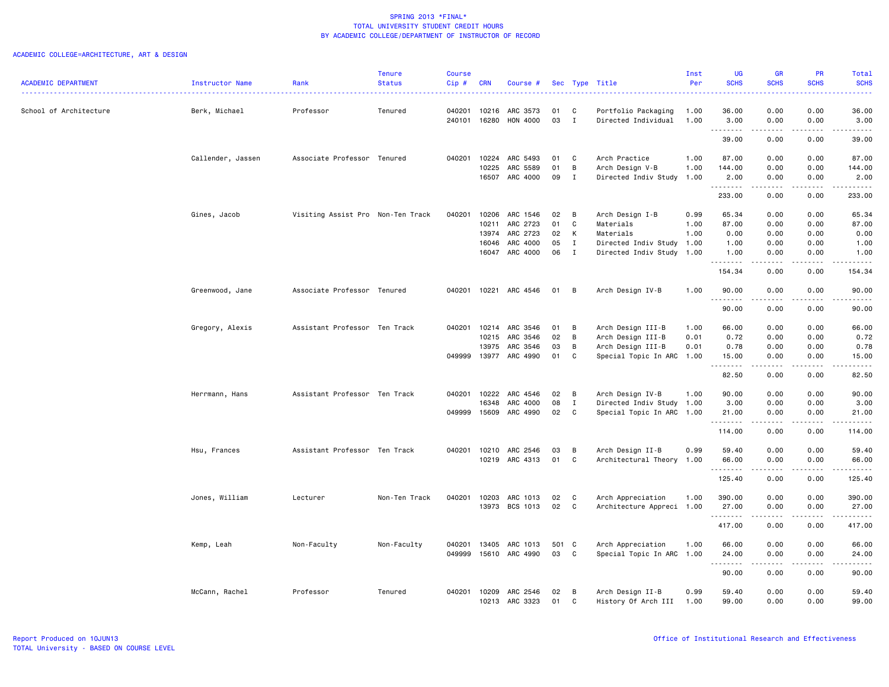# SPRING 2013 *FINAL*
## TOTAL UNIVERSITY STUDENT CREDIT HOURS
## BY ACADEMIC COLLEGE/DEPARTMENT OF INSTRUCTOR OF RECORD

ACADEMIC COLLEGE=ARCHITECTURE, ART & DESIGN

| ACADEMIC DEPARTMENT | Instructor Name | Rank | Tenure Status | Course Cip # | CRN | Course # | Sec | Type | Title | Inst Per | UG SCHS | GR SCHS | PR SCHS | Total SCHS |
|---|---|---|---|---|---|---|---|---|---|---|---|---|---|---|
| School of Architecture | Berk, Michael | Professor | Tenured | 040201 | 10216 | ARC 3573 | 01 | C | Portfolio Packaging | 1.00 | 36.00 | 0.00 | 0.00 | 36.00 |
| | | | | 240101 | 16280 | HON 4000 | 03 | I | Directed Individual | 1.00 | 3.00 | 0.00 | 0.00 | 3.00 |
| | | | | | | | | | | | 39.00 | 0.00 | 0.00 | 39.00 |
| | Callender, Jassen | Associate Professor | Tenured | 040201 | 10224 | ARC 5493 | 01 | C | Arch Practice | 1.00 | 87.00 | 0.00 | 0.00 | 87.00 |
| | | | | | 10225 | ARC 5589 | 01 | B | Arch Design V-B | 1.00 | 144.00 | 0.00 | 0.00 | 144.00 |
| | | | | | 16507 | ARC 4000 | 09 | I | Directed Indiv Study | 1.00 | 2.00 | 0.00 | 0.00 | 2.00 |
| | | | | | | | | | | | 233.00 | 0.00 | 0.00 | 233.00 |
| | Gines, Jacob | Visiting Assist Pro | Non-Ten Track | 040201 | 10206 | ARC 1546 | 02 | B | Arch Design I-B | 0.99 | 65.34 | 0.00 | 0.00 | 65.34 |
| | | | | | 10211 | ARC 2723 | 01 | C | Materials | 1.00 | 87.00 | 0.00 | 0.00 | 87.00 |
| | | | | | 13974 | ARC 2723 | 02 | K | Materials | 1.00 | 0.00 | 0.00 | 0.00 | 0.00 |
| | | | | | 16046 | ARC 4000 | 05 | I | Directed Indiv Study | 1.00 | 1.00 | 0.00 | 0.00 | 1.00 |
| | | | | | 16047 | ARC 4000 | 06 | I | Directed Indiv Study | 1.00 | 1.00 | 0.00 | 0.00 | 1.00 |
| | | | | | | | | | | | 154.34 | 0.00 | 0.00 | 154.34 |
| | Greenwood, Jane | Associate Professor | Tenured | 040201 | 10221 | ARC 4546 | 01 | B | Arch Design IV-B | 1.00 | 90.00 | 0.00 | 0.00 | 90.00 |
| | | | | | | | | | | | 90.00 | 0.00 | 0.00 | 90.00 |
| | Gregory, Alexis | Assistant Professor | Ten Track | 040201 | 10214 | ARC 3546 | 01 | B | Arch Design III-B | 1.00 | 66.00 | 0.00 | 0.00 | 66.00 |
| | | | | | 10215 | ARC 3546 | 02 | B | Arch Design III-B | 0.01 | 0.72 | 0.00 | 0.00 | 0.72 |
| | | | | | 13975 | ARC 3546 | 03 | B | Arch Design III-B | 0.01 | 0.78 | 0.00 | 0.00 | 0.78 |
| | | | | 049999 | 13977 | ARC 4990 | 01 | C | Special Topic In ARC | 1.00 | 15.00 | 0.00 | 0.00 | 15.00 |
| | | | | | | | | | | | 82.50 | 0.00 | 0.00 | 82.50 |
| | Herrmann, Hans | Assistant Professor | Ten Track | 040201 | 10222 | ARC 4546 | 02 | B | Arch Design IV-B | 1.00 | 90.00 | 0.00 | 0.00 | 90.00 |
| | | | | | 16348 | ARC 4000 | 08 | I | Directed Indiv Study | 1.00 | 3.00 | 0.00 | 0.00 | 3.00 |
| | | | | 049999 | 15609 | ARC 4990 | 02 | C | Special Topic In ARC | 1.00 | 21.00 | 0.00 | 0.00 | 21.00 |
| | | | | | | | | | | | 114.00 | 0.00 | 0.00 | 114.00 |
| | Hsu, Frances | Assistant Professor | Ten Track | 040201 | 10210 | ARC 2546 | 03 | B | Arch Design II-B | 0.99 | 59.40 | 0.00 | 0.00 | 59.40 |
| | | | | | 10219 | ARC 4313 | 01 | C | Architectural Theory | 1.00 | 66.00 | 0.00 | 0.00 | 66.00 |
| | | | | | | | | | | | 125.40 | 0.00 | 0.00 | 125.40 |
| | Jones, William | Lecturer | Non-Ten Track | 040201 | 10203 | ARC 1013 | 02 | C | Arch Appreciation | 1.00 | 390.00 | 0.00 | 0.00 | 390.00 |
| | | | | | 13973 | BCS 1013 | 02 | C | Architecture Appreci | 1.00 | 27.00 | 0.00 | 0.00 | 27.00 |
| | | | | | | | | | | | 417.00 | 0.00 | 0.00 | 417.00 |
| | Kemp, Leah | Non-Faculty | Non-Faculty | 040201 | 13405 | ARC 1013 | 501 | C | Arch Appreciation | 1.00 | 66.00 | 0.00 | 0.00 | 66.00 |
| | | | | 049999 | 15610 | ARC 4990 | 03 | C | Special Topic In ARC | 1.00 | 24.00 | 0.00 | 0.00 | 24.00 |
| | | | | | | | | | | | 90.00 | 0.00 | 0.00 | 90.00 |
| | McCann, Rachel | Professor | Tenured | 040201 | 10209 | ARC 2546 | 02 | B | Arch Design II-B | 0.99 | 59.40 | 0.00 | 0.00 | 59.40 |
| | | | | | 10213 | ARC 3323 | 01 | C | History Of Arch III | 1.00 | 99.00 | 0.00 | 0.00 | 99.00 |

Report Produced on 10JUN13
TOTAL University - BASED ON COURSE LEVEL

Office of Institutional Research and Effectiveness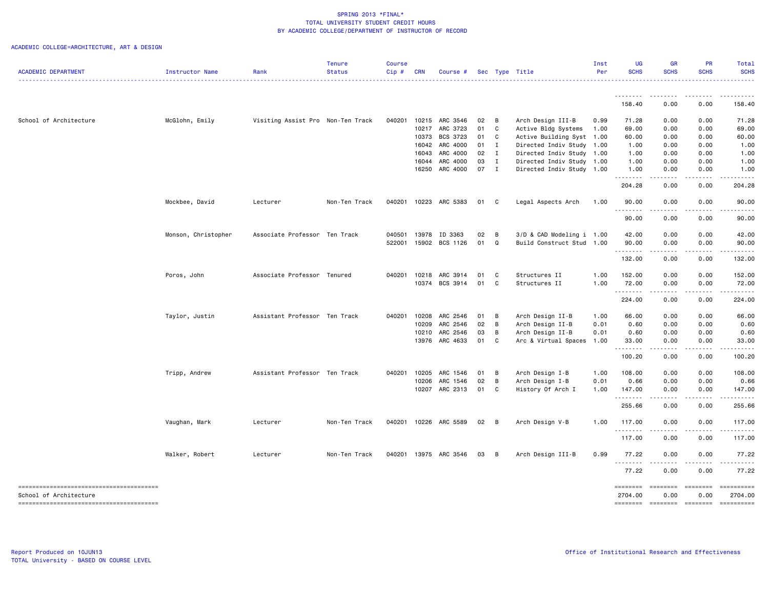SPRING 2013 *FINAL*
TOTAL UNIVERSITY STUDENT CREDIT HOURS
BY ACADEMIC COLLEGE/DEPARTMENT OF INSTRUCTOR OF RECORD

ACADEMIC COLLEGE=ARCHITECTURE, ART & DESIGN

| ACADEMIC DEPARTMENT | Instructor Name | Rank | Tenure Status | Course Cip # | CRN | Course # | Sec | Type | Title | Inst Per | UG SCHS | GR SCHS | PR SCHS | Total SCHS |
|---|---|---|---|---|---|---|---|---|---|---|---|---|---|---|
| | | | | | | | | | | | 158.40 | 0.00 | 0.00 | 158.40 |
| School of Architecture | McGlohn, Emily | Visiting Assist Pro | Non-Ten Track | 040201 | 10215 | ARC 3546 | 02 | B | Arch Design III-B | 0.99 | 71.28 | 0.00 | 0.00 | 71.28 |
| | | | | | 10217 | ARC 3723 | 01 | C | Active Bldg Systems | 1.00 | 69.00 | 0.00 | 0.00 | 69.00 |
| | | | | | 10373 | BCS 3723 | 01 | C | Active Building Syst | 1.00 | 60.00 | 0.00 | 0.00 | 60.00 |
| | | | | | 16042 | ARC 4000 | 01 | I | Directed Indiv Study | 1.00 | 1.00 | 0.00 | 0.00 | 1.00 |
| | | | | | 16043 | ARC 4000 | 02 | I | Directed Indiv Study | 1.00 | 1.00 | 0.00 | 0.00 | 1.00 |
| | | | | | 16044 | ARC 4000 | 03 | I | Directed Indiv Study | 1.00 | 1.00 | 0.00 | 0.00 | 1.00 |
| | | | | | 16250 | ARC 4000 | 07 | I | Directed Indiv Study | 1.00 | 1.00 | 0.00 | 0.00 | 1.00 |
| | | | | | | | | | | | 204.28 | 0.00 | 0.00 | 204.28 |
| | Mockbee, David | Lecturer | Non-Ten Track | 040201 | 10223 | ARC 5383 | 01 | C | Legal Aspects Arch | 1.00 | 90.00 | 0.00 | 0.00 | 90.00 |
| | | | | | | | | | | | 90.00 | 0.00 | 0.00 | 90.00 |
| | Monson, Christopher | Associate Professor | Ten Track | 040501 | 13978 | ID 3363 | 02 | B | 3/D & CAD Modeling i | 1.00 | 42.00 | 0.00 | 0.00 | 42.00 |
| | | | | 522001 | 15902 | BCS 1126 | 01 | Q | Build Construct Stud | 1.00 | 90.00 | 0.00 | 0.00 | 90.00 |
| | | | | | | | | | | | 132.00 | 0.00 | 0.00 | 132.00 |
| | Poros, John | Associate Professor | Tenured | 040201 | 10218 | ARC 3914 | 01 | C | Structures II | 1.00 | 152.00 | 0.00 | 0.00 | 152.00 |
| | | | | | 10374 | BCS 3914 | 01 | C | Structures II | 1.00 | 72.00 | 0.00 | 0.00 | 72.00 |
| | | | | | | | | | | | 224.00 | 0.00 | 0.00 | 224.00 |
| | Taylor, Justin | Assistant Professor | Ten Track | 040201 | 10208 | ARC 2546 | 01 | B | Arch Design II-B | 1.00 | 66.00 | 0.00 | 0.00 | 66.00 |
| | | | | | 10209 | ARC 2546 | 02 | B | Arch Design II-B | 0.01 | 0.60 | 0.00 | 0.00 | 0.60 |
| | | | | | 10210 | ARC 2546 | 03 | B | Arch Design II-B | 0.01 | 0.60 | 0.00 | 0.00 | 0.60 |
| | | | | | 13976 | ARC 4633 | 01 | C | Arc & Virtual Spaces | 1.00 | 33.00 | 0.00 | 0.00 | 33.00 |
| | | | | | | | | | | | 100.20 | 0.00 | 0.00 | 100.20 |
| | Tripp, Andrew | Assistant Professor | Ten Track | 040201 | 10205 | ARC 1546 | 01 | B | Arch Design I-B | 1.00 | 108.00 | 0.00 | 0.00 | 108.00 |
| | | | | | 10206 | ARC 1546 | 02 | B | Arch Design I-B | 0.01 | 0.66 | 0.00 | 0.00 | 0.66 |
| | | | | | 10207 | ARC 2313 | 01 | C | History Of Arch I | 1.00 | 147.00 | 0.00 | 0.00 | 147.00 |
| | | | | | | | | | | | 255.66 | 0.00 | 0.00 | 255.66 |
| | Vaughan, Mark | Lecturer | Non-Ten Track | 040201 | 10226 | ARC 5589 | 02 | B | Arch Design V-B | 1.00 | 117.00 | 0.00 | 0.00 | 117.00 |
| | | | | | | | | | | | 117.00 | 0.00 | 0.00 | 117.00 |
| | Walker, Robert | Lecturer | Non-Ten Track | 040201 | 13975 | ARC 3546 | 03 | B | Arch Design III-B | 0.99 | 77.22 | 0.00 | 0.00 | 77.22 |
| | | | | | | | | | | | 77.22 | 0.00 | 0.00 | 77.22 |
| School of Architecture | | | | | | | | | | | 2704.00 | 0.00 | 0.00 | 2704.00 |

Report Produced on 10JUN13
TOTAL University - BASED ON COURSE LEVEL

Office of Institutional Research and Effectiveness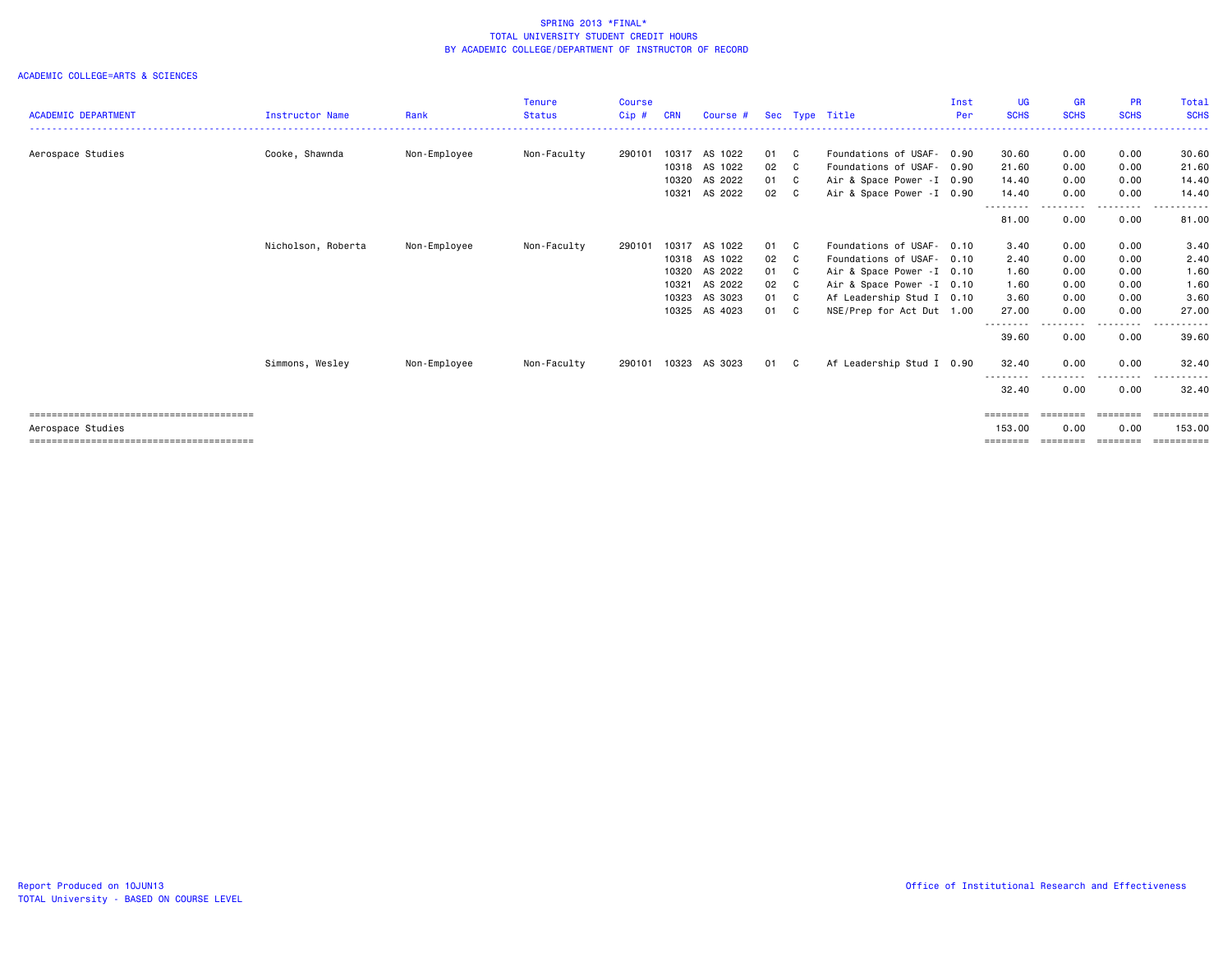SPRING 2013 *FINAL*
TOTAL UNIVERSITY STUDENT CREDIT HOURS
BY ACADEMIC COLLEGE/DEPARTMENT OF INSTRUCTOR OF RECORD

ACADEMIC COLLEGE=ARTS & SCIENCES

| ACADEMIC DEPARTMENT | Instructor Name | Rank | Tenure Status | Course Cip # | CRN | Course # | Sec | Type | Title | Inst Per | UG SCHS | GR SCHS | PR SCHS | Total SCHS |
|---|---|---|---|---|---|---|---|---|---|---|---|---|---|---|
| Aerospace Studies | Cooke, Shawnda | Non-Employee | Non-Faculty | 290101 | 10317 | AS 1022 | 01 | C | Foundations of USAF- | 0.90 | 30.60 | 0.00 | 0.00 | 30.60 |
| | | | | | 10318 | AS 1022 | 02 | C | Foundations of USAF- | 0.90 | 21.60 | 0.00 | 0.00 | 21.60 |
| | | | | | 10320 | AS 2022 | 01 | C | Air & Space Power -I | 0.90 | 14.40 | 0.00 | 0.00 | 14.40 |
| | | | | | 10321 | AS 2022 | 02 | C | Air & Space Power -I | 0.90 | 14.40 | 0.00 | 0.00 | 14.40 |
| | | | | | | | | | | | 81.00 | 0.00 | 0.00 | 81.00 |
| | Nicholson, Roberta | Non-Employee | Non-Faculty | 290101 | 10317 | AS 1022 | 01 | C | Foundations of USAF- | 0.10 | 3.40 | 0.00 | 0.00 | 3.40 |
| | | | | | 10318 | AS 1022 | 02 | C | Foundations of USAF- | 0.10 | 2.40 | 0.00 | 0.00 | 2.40 |
| | | | | | 10320 | AS 2022 | 01 | C | Air & Space Power -I | 0.10 | 1.60 | 0.00 | 0.00 | 1.60 |
| | | | | | 10321 | AS 2022 | 02 | C | Air & Space Power -I | 0.10 | 1.60 | 0.00 | 0.00 | 1.60 |
| | | | | | 10323 | AS 3023 | 01 | C | Af Leadership Stud I | 0.10 | 3.60 | 0.00 | 0.00 | 3.60 |
| | | | | | 10325 | AS 4023 | 01 | C | NSE/Prep for Act Dut | 1.00 | 27.00 | 0.00 | 0.00 | 27.00 |
| | | | | | | | | | | | 39.60 | 0.00 | 0.00 | 39.60 |
| | Simmons, Wesley | Non-Employee | Non-Faculty | 290101 | 10323 | AS 3023 | 01 | C | Af Leadership Stud I | 0.90 | 32.40 | 0.00 | 0.00 | 32.40 |
| | | | | | | | | | | | 32.40 | 0.00 | 0.00 | 32.40 |
| Aerospace Studies | | | | | | | | | | | 153.00 | 0.00 | 0.00 | 153.00 |

Report Produced on 10JUN13
TOTAL University - BASED ON COURSE LEVEL

Office of Institutional Research and Effectiveness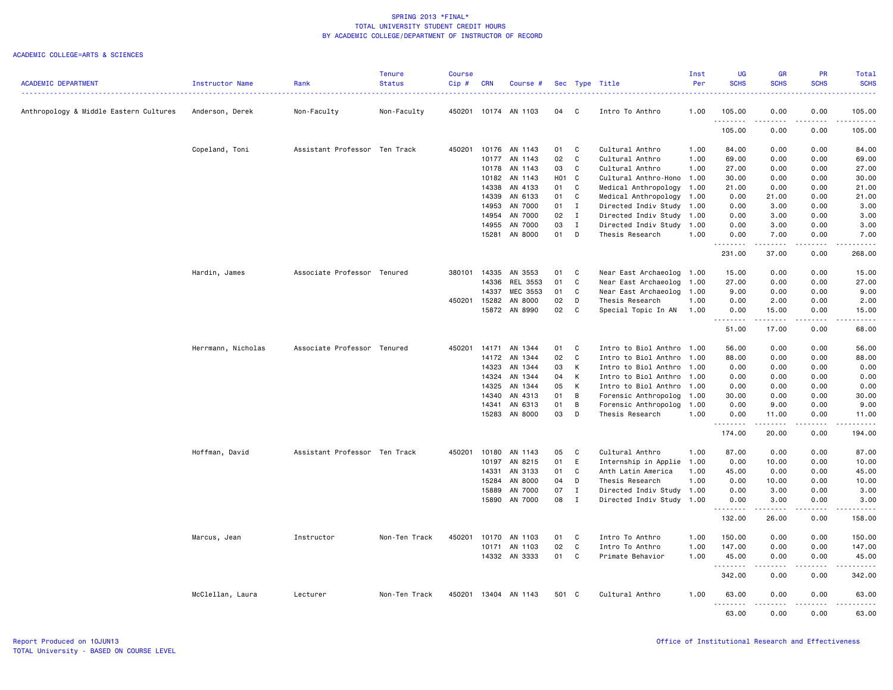SPRING 2013 *FINAL*
TOTAL UNIVERSITY STUDENT CREDIT HOURS
BY ACADEMIC COLLEGE/DEPARTMENT OF INSTRUCTOR OF RECORD

ACADEMIC COLLEGE=ARTS & SCIENCES

| ACADEMIC DEPARTMENT | Instructor Name | Rank | Tenure Status | Course Cip # | CRN | Course # | Sec | Type | Title | Inst Per | UG SCHS | GR SCHS | PR SCHS | Total SCHS |
|---|---|---|---|---|---|---|---|---|---|---|---|---|---|---|
| Anthropology & Middle Eastern Cultures | Anderson, Derek | Non-Faculty | Non-Faculty | 450201 | 10174 | AN 1103 | 04 | C | Intro To Anthro | 1.00 | 105.00 | 0.00 | 0.00 | 105.00 |
| | | | | | | | | | | | 105.00 | 0.00 | 0.00 | 105.00 |
| | Copeland, Toni | Assistant Professor | Ten Track | 450201 | 10176 | AN 1143 | 01 | C | Cultural Anthro | 1.00 | 84.00 | 0.00 | 0.00 | 84.00 |
| | | | | | 10177 | AN 1143 | 02 | C | Cultural Anthro | 1.00 | 69.00 | 0.00 | 0.00 | 69.00 |
| | | | | | 10178 | AN 1143 | 03 | C | Cultural Anthro | 1.00 | 27.00 | 0.00 | 0.00 | 27.00 |
| | | | | | 10182 | AN 1143 | H01 | C | Cultural Anthro-Hono | 1.00 | 30.00 | 0.00 | 0.00 | 30.00 |
| | | | | | 14338 | AN 4133 | 01 | C | Medical Anthropology | 1.00 | 21.00 | 0.00 | 0.00 | 21.00 |
| | | | | | 14339 | AN 6133 | 01 | C | Medical Anthropology | 1.00 | 0.00 | 21.00 | 0.00 | 21.00 |
| | | | | | 14953 | AN 7000 | 01 | I | Directed Indiv Study | 1.00 | 0.00 | 3.00 | 0.00 | 3.00 |
| | | | | | 14954 | AN 7000 | 02 | I | Directed Indiv Study | 1.00 | 0.00 | 3.00 | 0.00 | 3.00 |
| | | | | | 14955 | AN 7000 | 03 | I | Directed Indiv Study | 1.00 | 0.00 | 3.00 | 0.00 | 3.00 |
| | | | | | 15281 | AN 8000 | 01 | D | Thesis Research | 1.00 | 0.00 | 7.00 | 0.00 | 7.00 |
| | | | | | | | | | | | 231.00 | 37.00 | 0.00 | 268.00 |
| | Hardin, James | Associate Professor | Tenured | 380101 | 14335 | AN 3553 | 01 | C | Near East Archaeolog | 1.00 | 15.00 | 0.00 | 0.00 | 15.00 |
| | | | | | 14336 | REL 3553 | 01 | C | Near East Archaeolog | 1.00 | 27.00 | 0.00 | 0.00 | 27.00 |
| | | | | | 14337 | MEC 3553 | 01 | C | Near East Archaeolog | 1.00 | 9.00 | 0.00 | 0.00 | 9.00 |
| | | | | 450201 | 15282 | AN 8000 | 02 | D | Thesis Research | 1.00 | 0.00 | 2.00 | 0.00 | 2.00 |
| | | | | | 15872 | AN 8990 | 02 | C | Special Topic In AN | 1.00 | 0.00 | 15.00 | 0.00 | 15.00 |
| | | | | | | | | | | | 51.00 | 17.00 | 0.00 | 68.00 |
| | Herrmann, Nicholas | Associate Professor | Tenured | 450201 | 14171 | AN 1344 | 01 | C | Intro to Biol Anthro | 1.00 | 56.00 | 0.00 | 0.00 | 56.00 |
| | | | | | 14172 | AN 1344 | 02 | C | Intro to Biol Anthro | 1.00 | 88.00 | 0.00 | 0.00 | 88.00 |
| | | | | | 14323 | AN 1344 | 03 | K | Intro to Biol Anthro | 1.00 | 0.00 | 0.00 | 0.00 | 0.00 |
| | | | | | 14324 | AN 1344 | 04 | K | Intro to Biol Anthro | 1.00 | 0.00 | 0.00 | 0.00 | 0.00 |
| | | | | | 14325 | AN 1344 | 05 | K | Intro to Biol Anthro | 1.00 | 0.00 | 0.00 | 0.00 | 0.00 |
| | | | | | 14340 | AN 4313 | 01 | B | Forensic Anthropolog | 1.00 | 30.00 | 0.00 | 0.00 | 30.00 |
| | | | | | 14341 | AN 6313 | 01 | B | Forensic Anthropolog | 1.00 | 0.00 | 9.00 | 0.00 | 9.00 |
| | | | | | 15283 | AN 8000 | 03 | D | Thesis Research | 1.00 | 0.00 | 11.00 | 0.00 | 11.00 |
| | | | | | | | | | | | 174.00 | 20.00 | 0.00 | 194.00 |
| | Hoffman, David | Assistant Professor | Ten Track | 450201 | 10180 | AN 1143 | 05 | C | Cultural Anthro | 1.00 | 87.00 | 0.00 | 0.00 | 87.00 |
| | | | | | 10197 | AN 8215 | 01 | E | Internship in Applie | 1.00 | 0.00 | 10.00 | 0.00 | 10.00 |
| | | | | | 14331 | AN 3133 | 01 | C | Anth Latin America | 1.00 | 45.00 | 0.00 | 0.00 | 45.00 |
| | | | | | 15284 | AN 8000 | 04 | D | Thesis Research | 1.00 | 0.00 | 10.00 | 0.00 | 10.00 |
| | | | | | 15889 | AN 7000 | 07 | I | Directed Indiv Study | 1.00 | 0.00 | 3.00 | 0.00 | 3.00 |
| | | | | | 15890 | AN 7000 | 08 | I | Directed Indiv Study | 1.00 | 0.00 | 3.00 | 0.00 | 3.00 |
| | | | | | | | | | | | 132.00 | 26.00 | 0.00 | 158.00 |
| | Marcus, Jean | Instructor | Non-Ten Track | 450201 | 10170 | AN 1103 | 01 | C | Intro To Anthro | 1.00 | 150.00 | 0.00 | 0.00 | 150.00 |
| | | | | | 10171 | AN 1103 | 02 | C | Intro To Anthro | 1.00 | 147.00 | 0.00 | 0.00 | 147.00 |
| | | | | | 14332 | AN 3333 | 01 | C | Primate Behavior | 1.00 | 45.00 | 0.00 | 0.00 | 45.00 |
| | | | | | | | | | | | 342.00 | 0.00 | 0.00 | 342.00 |
| | McClellan, Laura | Lecturer | Non-Ten Track | 450201 | 13404 | AN 1143 | 501 | C | Cultural Anthro | 1.00 | 63.00 | 0.00 | 0.00 | 63.00 |
| | | | | | | | | | | | 63.00 | 0.00 | 0.00 | 63.00 |

Report Produced on 10JUN13
TOTAL University - BASED ON COURSE LEVEL

Office of Institutional Research and Effectiveness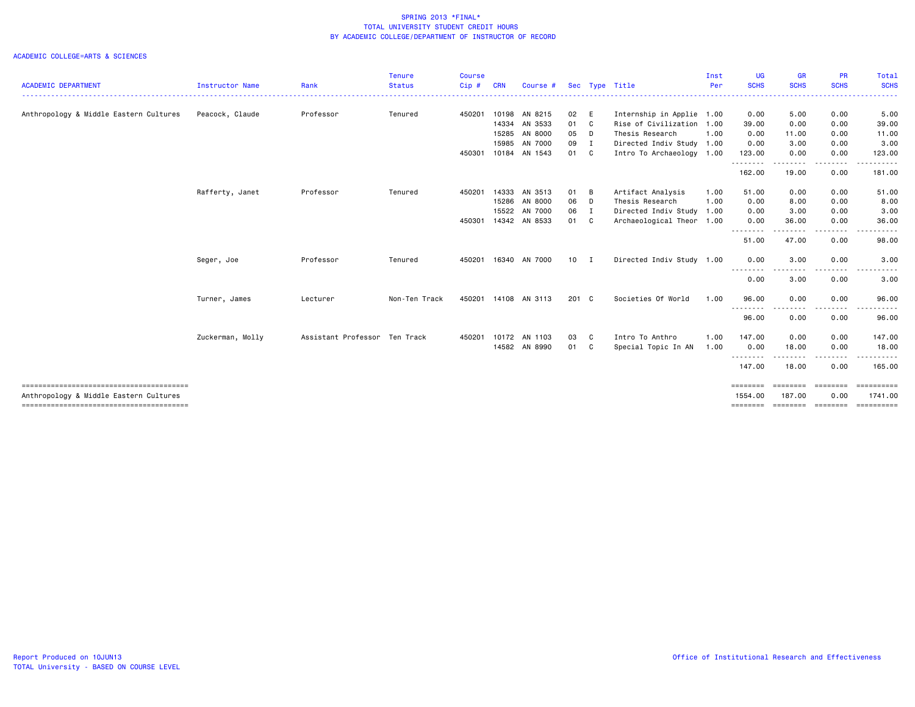SPRING 2013 *FINAL*
TOTAL UNIVERSITY STUDENT CREDIT HOURS
BY ACADEMIC COLLEGE/DEPARTMENT OF INSTRUCTOR OF RECORD

ACADEMIC COLLEGE=ARTS & SCIENCES

| ACADEMIC DEPARTMENT | Instructor Name | Rank | Tenure Status | Course Cip # | CRN | Course # | Sec | Type | Title | Inst Per | UG SCHS | GR SCHS | PR SCHS | Total SCHS |
|---|---|---|---|---|---|---|---|---|---|---|---|---|---|---|
| Anthropology & Middle Eastern Cultures | Peacock, Claude | Professor | Tenured | 450201 | 10198 | AN 8215 | 02 | E | Internship in Applie | 1.00 | 0.00 | 5.00 | 0.00 | 5.00 |
| | | | | | 14334 | AN 3533 | 01 | C | Rise of Civilization | 1.00 | 39.00 | 0.00 | 0.00 | 39.00 |
| | | | | | 15285 | AN 8000 | 05 | D | Thesis Research | 1.00 | 0.00 | 11.00 | 0.00 | 11.00 |
| | | | | | 15985 | AN 7000 | 09 | I | Directed Indiv Study | 1.00 | 0.00 | 3.00 | 0.00 | 3.00 |
| | | | | 450301 | 10184 | AN 1543 | 01 | C | Intro To Archaeology | 1.00 | 123.00 | 0.00 | 0.00 | 123.00 |
| | | | | | | | | | | | 162.00 | 19.00 | 0.00 | 181.00 |
| | Rafferty, Janet | Professor | Tenured | 450201 | 14333 | AN 3513 | 01 | B | Artifact Analysis | 1.00 | 51.00 | 0.00 | 0.00 | 51.00 |
| | | | | | 15286 | AN 8000 | 06 | D | Thesis Research | 1.00 | 0.00 | 8.00 | 0.00 | 8.00 |
| | | | | | 15522 | AN 7000 | 06 | I | Directed Indiv Study | 1.00 | 0.00 | 3.00 | 0.00 | 3.00 |
| | | | | 450301 | 14342 | AN 8533 | 01 | C | Archaeological Theor | 1.00 | 0.00 | 36.00 | 0.00 | 36.00 |
| | | | | | | | | | | | 51.00 | 47.00 | 0.00 | 98.00 |
| | Seger, Joe | Professor | Tenured | 450201 | 16340 | AN 7000 | 10 | I | Directed Indiv Study | 1.00 | 0.00 | 3.00 | 0.00 | 3.00 |
| | | | | | | | | | | | 0.00 | 3.00 | 0.00 | 3.00 |
| | Turner, James | Lecturer | Non-Ten Track | 450201 | 14108 | AN 3113 | 201 | C | Societies Of World | 1.00 | 96.00 | 0.00 | 0.00 | 96.00 |
| | | | | | | | | | | | 96.00 | 0.00 | 0.00 | 96.00 |
| | Zuckerman, Molly | Assistant Professor | Ten Track | 450201 | 10172 | AN 1103 | 03 | C | Intro To Anthro | 1.00 | 147.00 | 0.00 | 0.00 | 147.00 |
| | | | | | 14582 | AN 8990 | 01 | C | Special Topic In AN | 1.00 | 0.00 | 18.00 | 0.00 | 18.00 |
| | | | | | | | | | | | 147.00 | 18.00 | 0.00 | 165.00 |
| Anthropology & Middle Eastern Cultures | | | | | | | | | | | 1554.00 | 187.00 | 0.00 | 1741.00 |

Report Produced on 10JUN13
TOTAL University - BASED ON COURSE LEVEL

Office of Institutional Research and Effectiveness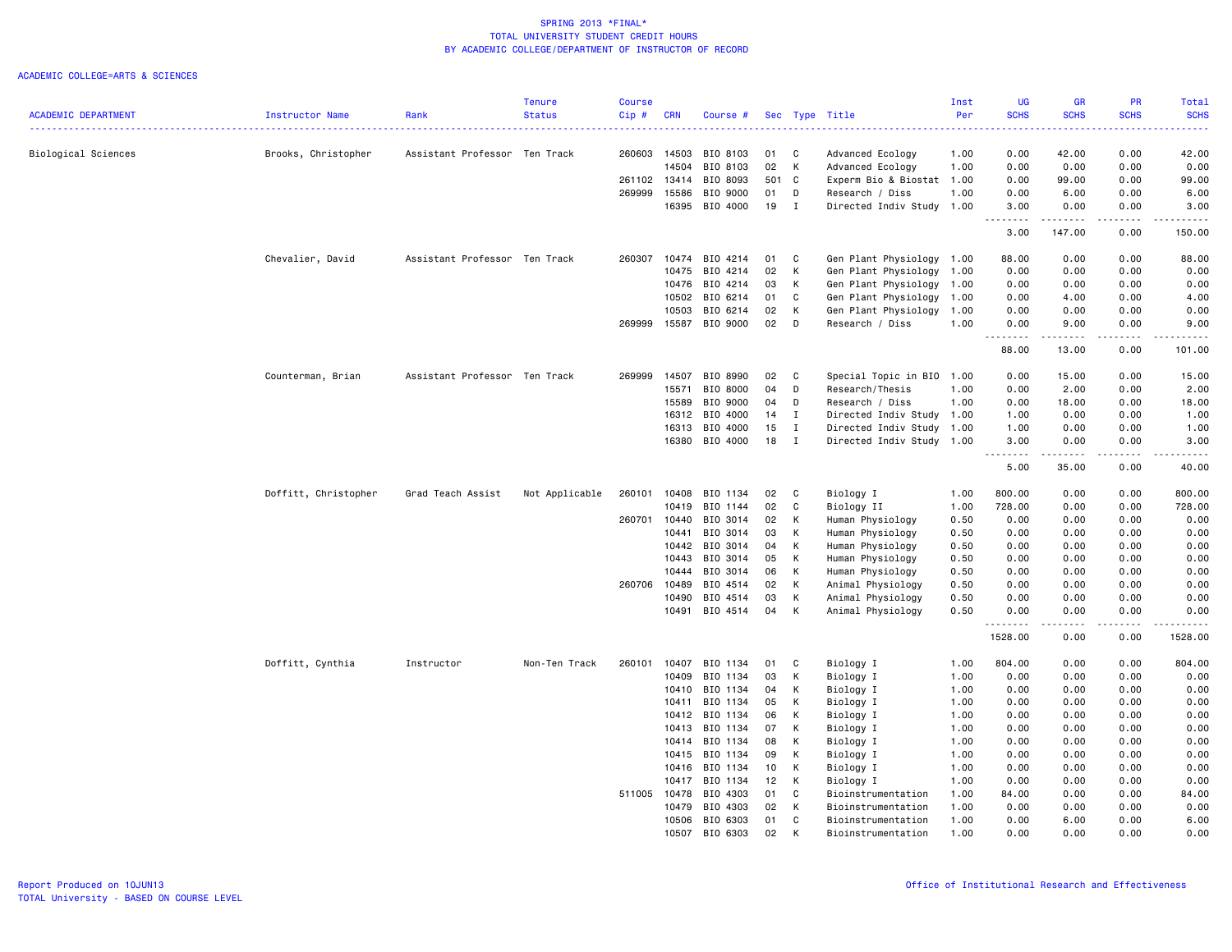# SPRING 2013 *FINAL*
## TOTAL UNIVERSITY STUDENT CREDIT HOURS
## BY ACADEMIC COLLEGE/DEPARTMENT OF INSTRUCTOR OF RECORD

ACADEMIC COLLEGE=ARTS & SCIENCES

| ACADEMIC DEPARTMENT | Instructor Name | Rank | Tenure Status | Course Cip # | CRN | Course # | Sec | Type | Title | Inst Per | UG SCHS | GR SCHS | PR SCHS | Total SCHS |
|---|---|---|---|---|---|---|---|---|---|---|---|---|---|---|
| Biological Sciences | Brooks, Christopher | Assistant Professor | Ten Track | 260603 | 14503 | BIO 8103 | 01 | C | Advanced Ecology | 1.00 | 0.00 | 42.00 | 0.00 | 42.00 |
| | | | | | 14504 | BIO 8103 | 02 | K | Advanced Ecology | 1.00 | 0.00 | 0.00 | 0.00 | 0.00 |
| | | | | 261102 | 13414 | BIO 8093 | 501 | C | Experm Bio & Biostat | 1.00 | 0.00 | 99.00 | 0.00 | 99.00 |
| | | | | 269999 | 15586 | BIO 9000 | 01 | D | Research / Diss | 1.00 | 0.00 | 6.00 | 0.00 | 6.00 |
| | | | | | 16395 | BIO 4000 | 19 | I | Directed Indiv Study | 1.00 | 3.00 | 0.00 | 0.00 | 3.00 |
| | | | | | | | | | | | 3.00 | 147.00 | 0.00 | 150.00 |
| | Chevalier, David | Assistant Professor | Ten Track | 260307 | 10474 | BIO 4214 | 01 | C | Gen Plant Physiology | 1.00 | 88.00 | 0.00 | 0.00 | 88.00 |
| | | | | | 10475 | BIO 4214 | 02 | K | Gen Plant Physiology | 1.00 | 0.00 | 0.00 | 0.00 | 0.00 |
| | | | | | 10476 | BIO 4214 | 03 | K | Gen Plant Physiology | 1.00 | 0.00 | 0.00 | 0.00 | 0.00 |
| | | | | | 10502 | BIO 6214 | 01 | C | Gen Plant Physiology | 1.00 | 0.00 | 4.00 | 0.00 | 4.00 |
| | | | | | 10503 | BIO 6214 | 02 | K | Gen Plant Physiology | 1.00 | 0.00 | 0.00 | 0.00 | 0.00 |
| | | | | 269999 | 15587 | BIO 9000 | 02 | D | Research / Diss | 1.00 | 0.00 | 9.00 | 0.00 | 9.00 |
| | | | | | | | | | | | 88.00 | 13.00 | 0.00 | 101.00 |
| | Counterman, Brian | Assistant Professor | Ten Track | 269999 | 14507 | BIO 8990 | 02 | C | Special Topic in BIO | 1.00 | 0.00 | 15.00 | 0.00 | 15.00 |
| | | | | | 15571 | BIO 8000 | 04 | D | Research/Thesis | 1.00 | 0.00 | 2.00 | 0.00 | 2.00 |
| | | | | | 15589 | BIO 9000 | 04 | D | Research / Diss | 1.00 | 0.00 | 18.00 | 0.00 | 18.00 |
| | | | | | 16312 | BIO 4000 | 14 | I | Directed Indiv Study | 1.00 | 1.00 | 0.00 | 0.00 | 1.00 |
| | | | | | 16313 | BIO 4000 | 15 | I | Directed Indiv Study | 1.00 | 1.00 | 0.00 | 0.00 | 1.00 |
| | | | | | 16380 | BIO 4000 | 18 | I | Directed Indiv Study | 1.00 | 3.00 | 0.00 | 0.00 | 3.00 |
| | | | | | | | | | | | 5.00 | 35.00 | 0.00 | 40.00 |
| | Doffitt, Christopher | Grad Teach Assist | Not Applicable | 260101 | 10408 | BIO 1134 | 02 | C | Biology I | 1.00 | 800.00 | 0.00 | 0.00 | 800.00 |
| | | | | | 10419 | BIO 1144 | 02 | C | Biology II | 1.00 | 728.00 | 0.00 | 0.00 | 728.00 |
| | | | | 260701 | 10440 | BIO 3014 | 02 | K | Human Physiology | 0.50 | 0.00 | 0.00 | 0.00 | 0.00 |
| | | | | | 10441 | BIO 3014 | 03 | K | Human Physiology | 0.50 | 0.00 | 0.00 | 0.00 | 0.00 |
| | | | | | 10442 | BIO 3014 | 04 | K | Human Physiology | 0.50 | 0.00 | 0.00 | 0.00 | 0.00 |
| | | | | | 10443 | BIO 3014 | 05 | K | Human Physiology | 0.50 | 0.00 | 0.00 | 0.00 | 0.00 |
| | | | | | 10444 | BIO 3014 | 06 | K | Human Physiology | 0.50 | 0.00 | 0.00 | 0.00 | 0.00 |
| | | | | 260706 | 10489 | BIO 4514 | 02 | K | Animal Physiology | 0.50 | 0.00 | 0.00 | 0.00 | 0.00 |
| | | | | | 10490 | BIO 4514 | 03 | K | Animal Physiology | 0.50 | 0.00 | 0.00 | 0.00 | 0.00 |
| | | | | | 10491 | BIO 4514 | 04 | K | Animal Physiology | 0.50 | 0.00 | 0.00 | 0.00 | 0.00 |
| | | | | | | | | | | | 1528.00 | 0.00 | 0.00 | 1528.00 |
| | Doffitt, Cynthia | Instructor | Non-Ten Track | 260101 | 10407 | BIO 1134 | 01 | C | Biology I | 1.00 | 804.00 | 0.00 | 0.00 | 804.00 |
| | | | | | 10409 | BIO 1134 | 03 | K | Biology I | 1.00 | 0.00 | 0.00 | 0.00 | 0.00 |
| | | | | | 10410 | BIO 1134 | 04 | K | Biology I | 1.00 | 0.00 | 0.00 | 0.00 | 0.00 |
| | | | | | 10411 | BIO 1134 | 05 | K | Biology I | 1.00 | 0.00 | 0.00 | 0.00 | 0.00 |
| | | | | | 10412 | BIO 1134 | 06 | K | Biology I | 1.00 | 0.00 | 0.00 | 0.00 | 0.00 |
| | | | | | 10413 | BIO 1134 | 07 | K | Biology I | 1.00 | 0.00 | 0.00 | 0.00 | 0.00 |
| | | | | | 10414 | BIO 1134 | 08 | K | Biology I | 1.00 | 0.00 | 0.00 | 0.00 | 0.00 |
| | | | | | 10415 | BIO 1134 | 09 | K | Biology I | 1.00 | 0.00 | 0.00 | 0.00 | 0.00 |
| | | | | | 10416 | BIO 1134 | 10 | K | Biology I | 1.00 | 0.00 | 0.00 | 0.00 | 0.00 |
| | | | | | 10417 | BIO 1134 | 12 | K | Biology I | 1.00 | 0.00 | 0.00 | 0.00 | 0.00 |
| | | | | 511005 | 10478 | BIO 4303 | 01 | C | Bioinstrumentation | 1.00 | 84.00 | 0.00 | 0.00 | 84.00 |
| | | | | | 10479 | BIO 4303 | 02 | K | Bioinstrumentation | 1.00 | 0.00 | 0.00 | 0.00 | 0.00 |
| | | | | | 10506 | BIO 6303 | 01 | C | Bioinstrumentation | 1.00 | 0.00 | 6.00 | 0.00 | 6.00 |
| | | | | | 10507 | BIO 6303 | 02 | K | Bioinstrumentation | 1.00 | 0.00 | 0.00 | 0.00 | 0.00 |

Report Produced on 10JUN13 | Office of Institutional Research and Effectiveness
TOTAL University - BASED ON COURSE LEVEL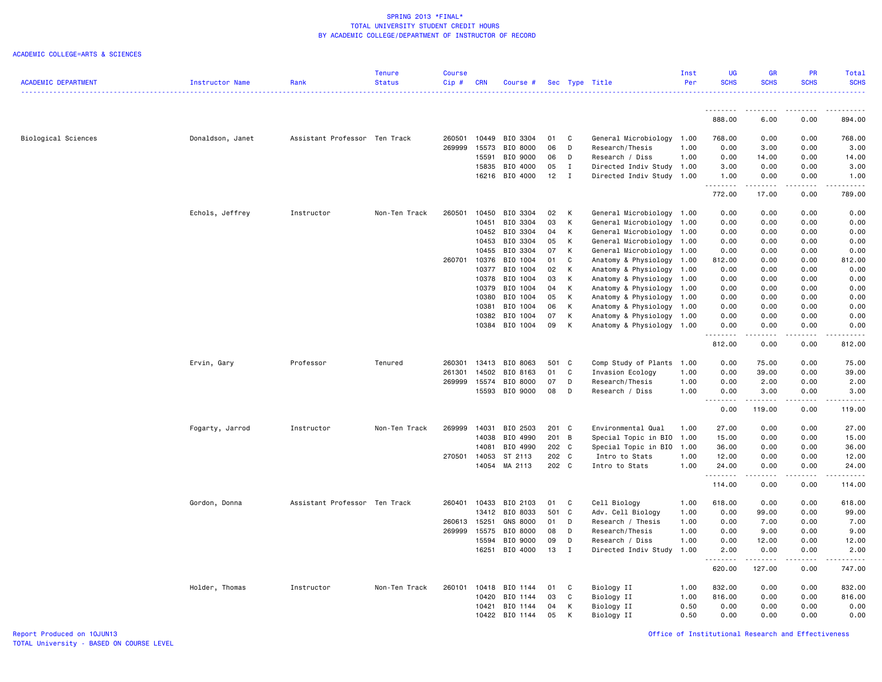SPRING 2013 *FINAL*
TOTAL UNIVERSITY STUDENT CREDIT HOURS
BY ACADEMIC COLLEGE/DEPARTMENT OF INSTRUCTOR OF RECORD

ACADEMIC COLLEGE=ARTS & SCIENCES

| ACADEMIC DEPARTMENT | Instructor Name | Rank | Tenure Status | Course Cip # | CRN | Course # | Sec | Type | Title | Inst Per | UG SCHS | GR SCHS | PR SCHS | Total SCHS |
|---|---|---|---|---|---|---|---|---|---|---|---|---|---|---|
| | | | | | | | | | | | 888.00 | 6.00 | 0.00 | 894.00 |
| Biological Sciences | Donaldson, Janet | Assistant Professor | Ten Track | 260501 | 10449 | BIO 3304 | 01 | C | General Microbiology | 1.00 | 768.00 | 0.00 | 0.00 | 768.00 |
| | | | | 269999 | 15573 | BIO 8000 | 06 | D | Research/Thesis | 1.00 | 0.00 | 3.00 | 0.00 | 3.00 |
| | | | | | 15591 | BIO 9000 | 06 | D | Research / Diss | 1.00 | 0.00 | 14.00 | 0.00 | 14.00 |
| | | | | | 15835 | BIO 4000 | 05 | I | Directed Indiv Study | 1.00 | 3.00 | 0.00 | 0.00 | 3.00 |
| | | | | | 16216 | BIO 4000 | 12 | I | Directed Indiv Study | 1.00 | 1.00 | 0.00 | 0.00 | 1.00 |
| | | | | | | | | | | | 772.00 | 17.00 | 0.00 | 789.00 |
| | Echols, Jeffrey | Instructor | Non-Ten Track | 260501 | 10450 | BIO 3304 | 02 | K | General Microbiology | 1.00 | 0.00 | 0.00 | 0.00 | 0.00 |
| | | | | | 10451 | BIO 3304 | 03 | K | General Microbiology | 1.00 | 0.00 | 0.00 | 0.00 | 0.00 |
| | | | | | 10452 | BIO 3304 | 04 | K | General Microbiology | 1.00 | 0.00 | 0.00 | 0.00 | 0.00 |
| | | | | | 10453 | BIO 3304 | 05 | K | General Microbiology | 1.00 | 0.00 | 0.00 | 0.00 | 0.00 |
| | | | | | 10455 | BIO 3304 | 07 | K | General Microbiology | 1.00 | 0.00 | 0.00 | 0.00 | 0.00 |
| | | | | 260701 | 10376 | BIO 1004 | 01 | C | Anatomy & Physiology | 1.00 | 812.00 | 0.00 | 0.00 | 812.00 |
| | | | | | 10377 | BIO 1004 | 02 | K | Anatomy & Physiology | 1.00 | 0.00 | 0.00 | 0.00 | 0.00 |
| | | | | | 10378 | BIO 1004 | 03 | K | Anatomy & Physiology | 1.00 | 0.00 | 0.00 | 0.00 | 0.00 |
| | | | | | 10379 | BIO 1004 | 04 | K | Anatomy & Physiology | 1.00 | 0.00 | 0.00 | 0.00 | 0.00 |
| | | | | | 10380 | BIO 1004 | 05 | K | Anatomy & Physiology | 1.00 | 0.00 | 0.00 | 0.00 | 0.00 |
| | | | | | 10381 | BIO 1004 | 06 | K | Anatomy & Physiology | 1.00 | 0.00 | 0.00 | 0.00 | 0.00 |
| | | | | | 10382 | BIO 1004 | 07 | K | Anatomy & Physiology | 1.00 | 0.00 | 0.00 | 0.00 | 0.00 |
| | | | | | 10384 | BIO 1004 | 09 | K | Anatomy & Physiology | 1.00 | 0.00 | 0.00 | 0.00 | 0.00 |
| | | | | | | | | | | | 812.00 | 0.00 | 0.00 | 812.00 |
| | Ervin, Gary | Professor | Tenured | 260301 | 13413 | BIO 8063 | 501 | C | Comp Study of Plants | 1.00 | 0.00 | 75.00 | 0.00 | 75.00 |
| | | | | 261301 | 14502 | BIO 8163 | 01 | C | Invasion Ecology | 1.00 | 0.00 | 39.00 | 0.00 | 39.00 |
| | | | | 269999 | 15574 | BIO 8000 | 07 | D | Research/Thesis | 1.00 | 0.00 | 2.00 | 0.00 | 2.00 |
| | | | | | 15593 | BIO 9000 | 08 | D | Research / Diss | 1.00 | 0.00 | 3.00 | 0.00 | 3.00 |
| | | | | | | | | | | | 0.00 | 119.00 | 0.00 | 119.00 |
| | Fogarty, Jarrod | Instructor | Non-Ten Track | 269999 | 14031 | BIO 2503 | 201 | C | Environmental Qual | 1.00 | 27.00 | 0.00 | 0.00 | 27.00 |
| | | | | | 14038 | BIO 4990 | 201 | B | Special Topic in BIO | 1.00 | 15.00 | 0.00 | 0.00 | 15.00 |
| | | | | | 14081 | BIO 4990 | 202 | C | Special Topic in BIO | 1.00 | 36.00 | 0.00 | 0.00 | 36.00 |
| | | | | 270501 | 14053 | ST 2113 | 202 | C | Intro to Stats | 1.00 | 12.00 | 0.00 | 0.00 | 12.00 |
| | | | | | 14054 | MA 2113 | 202 | C | Intro to Stats | 1.00 | 24.00 | 0.00 | 0.00 | 24.00 |
| | | | | | | | | | | | 114.00 | 0.00 | 0.00 | 114.00 |
| | Gordon, Donna | Assistant Professor | Ten Track | 260401 | 10433 | BIO 2103 | 01 | C | Cell Biology | 1.00 | 618.00 | 0.00 | 0.00 | 618.00 |
| | | | | | 13412 | BIO 8033 | 501 | C | Adv. Cell Biology | 1.00 | 0.00 | 99.00 | 0.00 | 99.00 |
| | | | | 260613 | 15251 | GNS 8000 | 01 | D | Research / Thesis | 1.00 | 0.00 | 7.00 | 0.00 | 7.00 |
| | | | | 269999 | 15575 | BIO 8000 | 08 | D | Research/Thesis | 1.00 | 0.00 | 9.00 | 0.00 | 9.00 |
| | | | | | 15594 | BIO 9000 | 09 | D | Research / Diss | 1.00 | 0.00 | 12.00 | 0.00 | 12.00 |
| | | | | | 16251 | BIO 4000 | 13 | I | Directed Indiv Study | 1.00 | 2.00 | 0.00 | 0.00 | 2.00 |
| | | | | | | | | | | | 620.00 | 127.00 | 0.00 | 747.00 |
| | Holder, Thomas | Instructor | Non-Ten Track | 260101 | 10418 | BIO 1144 | 01 | C | Biology II | 1.00 | 832.00 | 0.00 | 0.00 | 832.00 |
| | | | | | 10420 | BIO 1144 | 03 | C | Biology II | 1.00 | 816.00 | 0.00 | 0.00 | 816.00 |
| | | | | | 10421 | BIO 1144 | 04 | K | Biology II | 0.50 | 0.00 | 0.00 | 0.00 | 0.00 |
| | | | | | 10422 | BIO 1144 | 05 | K | Biology II | 0.50 | 0.00 | 0.00 | 0.00 | 0.00 |

Report Produced on 10JUN13
TOTAL University - BASED ON COURSE LEVEL

Office of Institutional Research and Effectiveness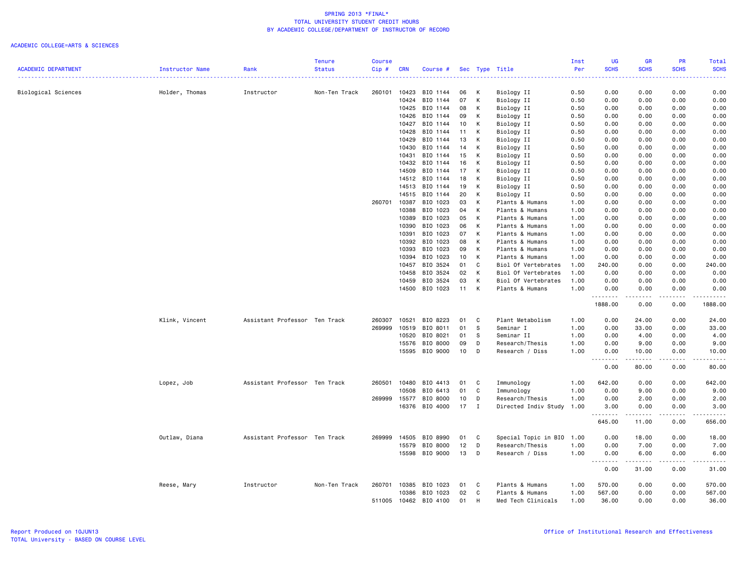SPRING 2013 *FINAL*
TOTAL UNIVERSITY STUDENT CREDIT HOURS
BY ACADEMIC COLLEGE/DEPARTMENT OF INSTRUCTOR OF RECORD

ACADEMIC COLLEGE=ARTS & SCIENCES

| ACADEMIC DEPARTMENT | Instructor Name | Rank | Tenure Status | Course Cip # | CRN | Course # | Sec | Type | Title | Inst Per | UG SCHS | GR SCHS | PR SCHS | Total SCHS |
|---|---|---|---|---|---|---|---|---|---|---|---|---|---|---|
| Biological Sciences | Holder, Thomas | Instructor | Non-Ten Track | 260101 | 10423 | BIO 1144 | 06 | K | Biology II | 0.50 | 0.00 | 0.00 | 0.00 | 0.00 |
| | | | | | 10424 | BIO 1144 | 07 | K | Biology II | 0.50 | 0.00 | 0.00 | 0.00 | 0.00 |
| | | | | | 10425 | BIO 1144 | 08 | K | Biology II | 0.50 | 0.00 | 0.00 | 0.00 | 0.00 |
| | | | | | 10426 | BIO 1144 | 09 | K | Biology II | 0.50 | 0.00 | 0.00 | 0.00 | 0.00 |
| | | | | | 10427 | BIO 1144 | 10 | K | Biology II | 0.50 | 0.00 | 0.00 | 0.00 | 0.00 |
| | | | | | 10428 | BIO 1144 | 11 | K | Biology II | 0.50 | 0.00 | 0.00 | 0.00 | 0.00 |
| | | | | | 10429 | BIO 1144 | 13 | K | Biology II | 0.50 | 0.00 | 0.00 | 0.00 | 0.00 |
| | | | | | 10430 | BIO 1144 | 14 | K | Biology II | 0.50 | 0.00 | 0.00 | 0.00 | 0.00 |
| | | | | | 10431 | BIO 1144 | 15 | K | Biology II | 0.50 | 0.00 | 0.00 | 0.00 | 0.00 |
| | | | | | 10432 | BIO 1144 | 16 | K | Biology II | 0.50 | 0.00 | 0.00 | 0.00 | 0.00 |
| | | | | | 14509 | BIO 1144 | 17 | K | Biology II | 0.50 | 0.00 | 0.00 | 0.00 | 0.00 |
| | | | | | 14512 | BIO 1144 | 18 | K | Biology II | 0.50 | 0.00 | 0.00 | 0.00 | 0.00 |
| | | | | | 14513 | BIO 1144 | 19 | K | Biology II | 0.50 | 0.00 | 0.00 | 0.00 | 0.00 |
| | | | | | 14515 | BIO 1144 | 20 | K | Biology II | 0.50 | 0.00 | 0.00 | 0.00 | 0.00 |
| | | | | 260701 | 10387 | BIO 1023 | 03 | K | Plants & Humans | 1.00 | 0.00 | 0.00 | 0.00 | 0.00 |
| | | | | | 10388 | BIO 1023 | 04 | K | Plants & Humans | 1.00 | 0.00 | 0.00 | 0.00 | 0.00 |
| | | | | | 10389 | BIO 1023 | 05 | K | Plants & Humans | 1.00 | 0.00 | 0.00 | 0.00 | 0.00 |
| | | | | | 10390 | BIO 1023 | 06 | K | Plants & Humans | 1.00 | 0.00 | 0.00 | 0.00 | 0.00 |
| | | | | | 10391 | BIO 1023 | 07 | K | Plants & Humans | 1.00 | 0.00 | 0.00 | 0.00 | 0.00 |
| | | | | | 10392 | BIO 1023 | 08 | K | Plants & Humans | 1.00 | 0.00 | 0.00 | 0.00 | 0.00 |
| | | | | | 10393 | BIO 1023 | 09 | K | Plants & Humans | 1.00 | 0.00 | 0.00 | 0.00 | 0.00 |
| | | | | | 10394 | BIO 1023 | 10 | K | Plants & Humans | 1.00 | 0.00 | 0.00 | 0.00 | 0.00 |
| | | | | | 10457 | BIO 3524 | 01 | C | Biol Of Vertebrates | 1.00 | 240.00 | 0.00 | 0.00 | 240.00 |
| | | | | | 10458 | BIO 3524 | 02 | K | Biol Of Vertebrates | 1.00 | 0.00 | 0.00 | 0.00 | 0.00 |
| | | | | | 10459 | BIO 3524 | 03 | K | Biol Of Vertebrates | 1.00 | 0.00 | 0.00 | 0.00 | 0.00 |
| | | | | | 14500 | BIO 1023 | 11 | K | Plants & Humans | 1.00 | 0.00 | 0.00 | 0.00 | 0.00 |
| | | | | | | | | | | | 1888.00 | 0.00 | 0.00 | 1888.00 |
| | Klink, Vincent | Assistant Professor | Ten Track | 260307 | 10521 | BIO 8223 | 01 | C | Plant Metabolism | 1.00 | 0.00 | 24.00 | 0.00 | 24.00 |
| | | | | 269999 | 10519 | BIO 8011 | 01 | S | Seminar I | 1.00 | 0.00 | 33.00 | 0.00 | 33.00 |
| | | | | | 10520 | BIO 8021 | 01 | S | Seminar II | 1.00 | 0.00 | 4.00 | 0.00 | 4.00 |
| | | | | | 15576 | BIO 8000 | 09 | D | Research/Thesis | 1.00 | 0.00 | 9.00 | 0.00 | 9.00 |
| | | | | | 15595 | BIO 9000 | 10 | D | Research / Diss | 1.00 | 0.00 | 10.00 | 0.00 | 10.00 |
| | | | | | | | | | | | 0.00 | 80.00 | 0.00 | 80.00 |
| | Lopez, Job | Assistant Professor | Ten Track | 260501 | 10480 | BIO 4413 | 01 | C | Immunology | 1.00 | 642.00 | 0.00 | 0.00 | 642.00 |
| | | | | | 10508 | BIO 6413 | 01 | C | Immunology | 1.00 | 0.00 | 9.00 | 0.00 | 9.00 |
| | | | | 269999 | 15577 | BIO 8000 | 10 | D | Research/Thesis | 1.00 | 0.00 | 2.00 | 0.00 | 2.00 |
| | | | | | 16376 | BIO 4000 | 17 | I | Directed Indiv Study | 1.00 | 3.00 | 0.00 | 0.00 | 3.00 |
| | | | | | | | | | | | 645.00 | 11.00 | 0.00 | 656.00 |
| | Outlaw, Diana | Assistant Professor | Ten Track | 269999 | 14505 | BIO 8990 | 01 | C | Special Topic in BIO | 1.00 | 0.00 | 18.00 | 0.00 | 18.00 |
| | | | | | 15579 | BIO 8000 | 12 | D | Research/Thesis | 1.00 | 0.00 | 7.00 | 0.00 | 7.00 |
| | | | | | 15598 | BIO 9000 | 13 | D | Research / Diss | 1.00 | 0.00 | 6.00 | 0.00 | 6.00 |
| | | | | | | | | | | | 0.00 | 31.00 | 0.00 | 31.00 |
| | Reese, Mary | Instructor | Non-Ten Track | 260701 | 10385 | BIO 1023 | 01 | C | Plants & Humans | 1.00 | 570.00 | 0.00 | 0.00 | 570.00 |
| | | | | | 10386 | BIO 1023 | 02 | C | Plants & Humans | 1.00 | 567.00 | 0.00 | 0.00 | 567.00 |
| | | | | 511005 | 10462 | BIO 4100 | 01 | H | Med Tech Clinicals | 1.00 | 36.00 | 0.00 | 0.00 | 36.00 |

Report Produced on 10JUN13
TOTAL University - BASED ON COURSE LEVEL

Office of Institutional Research and Effectiveness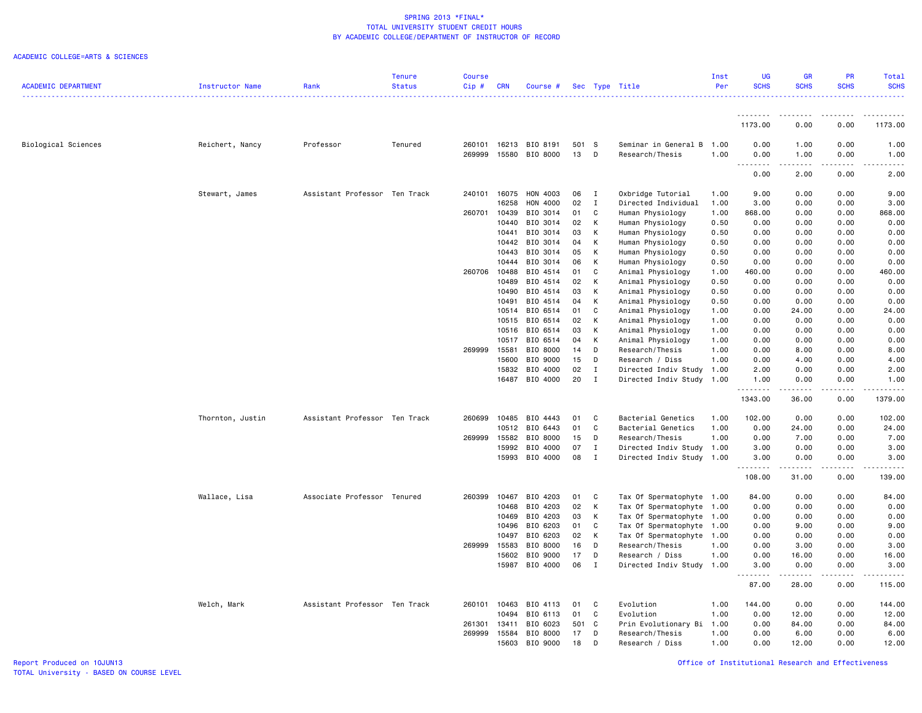SPRING 2013 *FINAL*
TOTAL UNIVERSITY STUDENT CREDIT HOURS
BY ACADEMIC COLLEGE/DEPARTMENT OF INSTRUCTOR OF RECORD

ACADEMIC COLLEGE=ARTS & SCIENCES

| ACADEMIC DEPARTMENT | Instructor Name | Rank | Tenure Status | Course Cip # | CRN | Course # | Sec | Type | Title | Inst Per | UG SCHS | GR SCHS | PR SCHS | Total SCHS |
|---|---|---|---|---|---|---|---|---|---|---|---|---|---|---|
| | | | | | | | | | | | 1173.00 | 0.00 | 0.00 | 1173.00 |
| Biological Sciences | Reichert, Nancy | Professor | Tenured | 260101 | 16213 | BIO 8191 | 501 | S | Seminar in General B | 1.00 | 0.00 | 1.00 | 0.00 | 1.00 |
| | | | | 269999 | 15580 | BIO 8000 | 13 | D | Research/Thesis | 1.00 | 0.00 | 1.00 | 0.00 | 1.00 |
| | | | | | | | | | | | 0.00 | 2.00 | 0.00 | 2.00 |
| | Stewart, James | Assistant Professor | Ten Track | 240101 | 16075 | HON 4003 | 06 | I | Oxbridge Tutorial | 1.00 | 9.00 | 0.00 | 0.00 | 9.00 |
| | | | | | 16258 | HON 4000 | 02 | I | Directed Individual | 1.00 | 3.00 | 0.00 | 0.00 | 3.00 |
| | | | | 260701 | 10439 | BIO 3014 | 01 | C | Human Physiology | 1.00 | 868.00 | 0.00 | 0.00 | 868.00 |
| | | | | | 10440 | BIO 3014 | 02 | K | Human Physiology | 0.50 | 0.00 | 0.00 | 0.00 | 0.00 |
| | | | | | 10441 | BIO 3014 | 03 | K | Human Physiology | 0.50 | 0.00 | 0.00 | 0.00 | 0.00 |
| | | | | | 10442 | BIO 3014 | 04 | K | Human Physiology | 0.50 | 0.00 | 0.00 | 0.00 | 0.00 |
| | | | | | 10443 | BIO 3014 | 05 | K | Human Physiology | 0.50 | 0.00 | 0.00 | 0.00 | 0.00 |
| | | | | | 10444 | BIO 3014 | 06 | K | Human Physiology | 0.50 | 0.00 | 0.00 | 0.00 | 0.00 |
| | | | | 260706 | 10488 | BIO 4514 | 01 | C | Animal Physiology | 1.00 | 460.00 | 0.00 | 0.00 | 460.00 |
| | | | | | 10489 | BIO 4514 | 02 | K | Animal Physiology | 0.50 | 0.00 | 0.00 | 0.00 | 0.00 |
| | | | | | 10490 | BIO 4514 | 03 | K | Animal Physiology | 0.50 | 0.00 | 0.00 | 0.00 | 0.00 |
| | | | | | 10491 | BIO 4514 | 04 | K | Animal Physiology | 0.50 | 0.00 | 0.00 | 0.00 | 0.00 |
| | | | | | 10514 | BIO 6514 | 01 | C | Animal Physiology | 1.00 | 0.00 | 24.00 | 0.00 | 24.00 |
| | | | | | 10515 | BIO 6514 | 02 | K | Animal Physiology | 1.00 | 0.00 | 0.00 | 0.00 | 0.00 |
| | | | | | 10516 | BIO 6514 | 03 | K | Animal Physiology | 1.00 | 0.00 | 0.00 | 0.00 | 0.00 |
| | | | | | 10517 | BIO 6514 | 04 | K | Animal Physiology | 1.00 | 0.00 | 0.00 | 0.00 | 0.00 |
| | | | | 269999 | 15581 | BIO 8000 | 14 | D | Research/Thesis | 1.00 | 0.00 | 8.00 | 0.00 | 8.00 |
| | | | | | 15600 | BIO 9000 | 15 | D | Research / Diss | 1.00 | 0.00 | 4.00 | 0.00 | 4.00 |
| | | | | | 15832 | BIO 4000 | 02 | I | Directed Indiv Study | 1.00 | 2.00 | 0.00 | 0.00 | 2.00 |
| | | | | | 16487 | BIO 4000 | 20 | I | Directed Indiv Study | 1.00 | 1.00 | 0.00 | 0.00 | 1.00 |
| | | | | | | | | | | | 1343.00 | 36.00 | 0.00 | 1379.00 |
| | Thornton, Justin | Assistant Professor | Ten Track | 260699 | 10485 | BIO 4443 | 01 | C | Bacterial Genetics | 1.00 | 102.00 | 0.00 | 0.00 | 102.00 |
| | | | | | 10512 | BIO 6443 | 01 | C | Bacterial Genetics | 1.00 | 0.00 | 24.00 | 0.00 | 24.00 |
| | | | | 269999 | 15582 | BIO 8000 | 15 | D | Research/Thesis | 1.00 | 0.00 | 7.00 | 0.00 | 7.00 |
| | | | | | 15992 | BIO 4000 | 07 | I | Directed Indiv Study | 1.00 | 3.00 | 0.00 | 0.00 | 3.00 |
| | | | | | 15993 | BIO 4000 | 08 | I | Directed Indiv Study | 1.00 | 3.00 | 0.00 | 0.00 | 3.00 |
| | | | | | | | | | | | 108.00 | 31.00 | 0.00 | 139.00 |
| | Wallace, Lisa | Associate Professor | Tenured | 260399 | 10467 | BIO 4203 | 01 | C | Tax Of Spermatophyte | 1.00 | 84.00 | 0.00 | 0.00 | 84.00 |
| | | | | | 10468 | BIO 4203 | 02 | K | Tax Of Spermatophyte | 1.00 | 0.00 | 0.00 | 0.00 | 0.00 |
| | | | | | 10469 | BIO 4203 | 03 | K | Tax Of Spermatophyte | 1.00 | 0.00 | 0.00 | 0.00 | 0.00 |
| | | | | | 10496 | BIO 6203 | 01 | C | Tax Of Spermatophyte | 1.00 | 0.00 | 9.00 | 0.00 | 9.00 |
| | | | | | 10497 | BIO 6203 | 02 | K | Tax Of Spermatophyte | 1.00 | 0.00 | 0.00 | 0.00 | 0.00 |
| | | | | 269999 | 15583 | BIO 8000 | 16 | D | Research/Thesis | 1.00 | 0.00 | 3.00 | 0.00 | 3.00 |
| | | | | | 15602 | BIO 9000 | 17 | D | Research / Diss | 1.00 | 0.00 | 16.00 | 0.00 | 16.00 |
| | | | | | 15987 | BIO 4000 | 06 | I | Directed Indiv Study | 1.00 | 3.00 | 0.00 | 0.00 | 3.00 |
| | | | | | | | | | | | 87.00 | 28.00 | 0.00 | 115.00 |
| | Welch, Mark | Assistant Professor | Ten Track | 260101 | 10463 | BIO 4113 | 01 | C | Evolution | 1.00 | 144.00 | 0.00 | 0.00 | 144.00 |
| | | | | | 10494 | BIO 6113 | 01 | C | Evolution | 1.00 | 0.00 | 12.00 | 0.00 | 12.00 |
| | | | | 261301 | 13411 | BIO 6023 | 501 | C | Prin Evolutionary Bi | 1.00 | 0.00 | 84.00 | 0.00 | 84.00 |
| | | | | 269999 | 15584 | BIO 8000 | 17 | D | Research/Thesis | 1.00 | 0.00 | 6.00 | 0.00 | 6.00 |
| | | | | | 15603 | BIO 9000 | 18 | D | Research / Diss | 1.00 | 0.00 | 12.00 | 0.00 | 12.00 |

Report Produced on 10JUN13
TOTAL University - BASED ON COURSE LEVEL

Office of Institutional Research and Effectiveness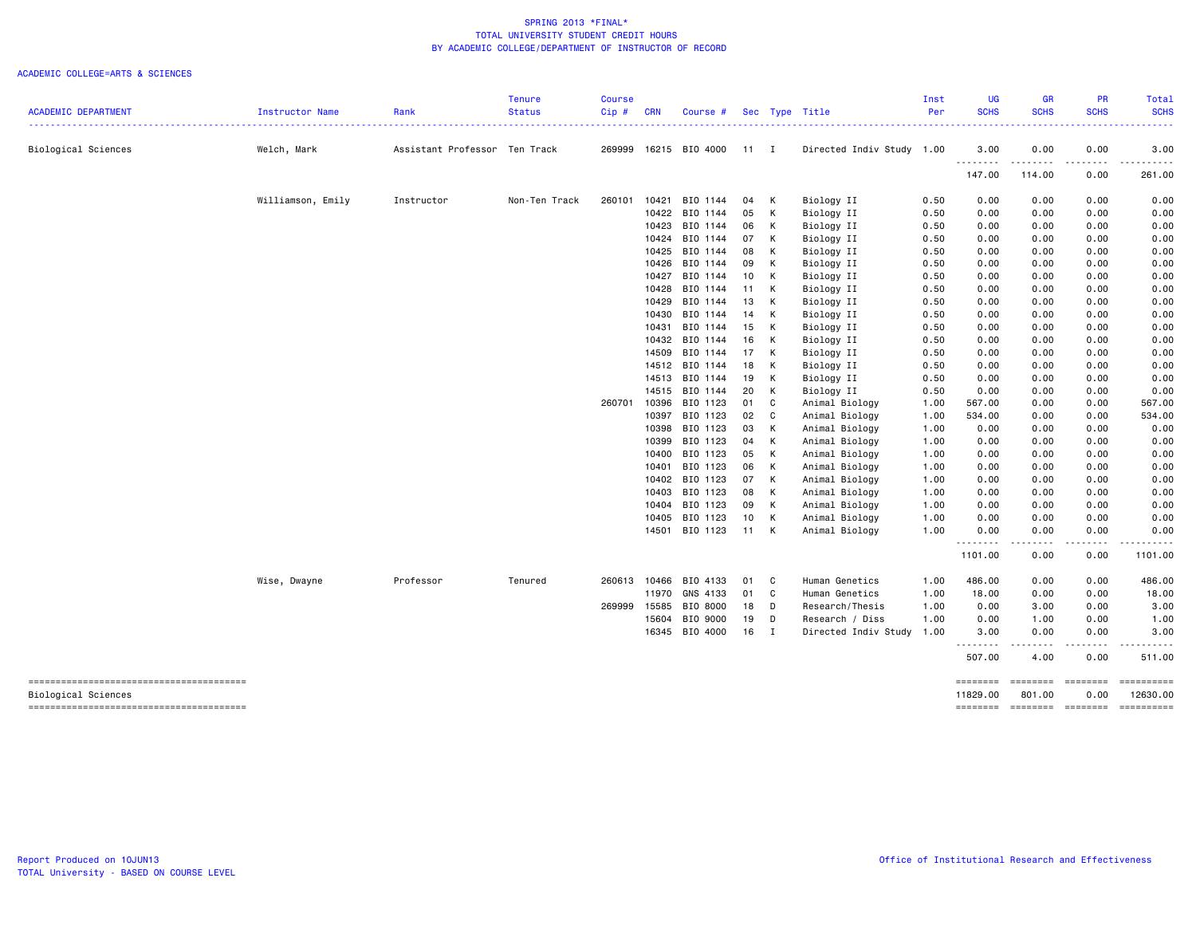SPRING 2013 *FINAL*
TOTAL UNIVERSITY STUDENT CREDIT HOURS
BY ACADEMIC COLLEGE/DEPARTMENT OF INSTRUCTOR OF RECORD

ACADEMIC COLLEGE=ARTS & SCIENCES

| ACADEMIC DEPARTMENT | Instructor Name | Rank | Tenure Status | Course Cip # | CRN | Course # | Sec | Type | Title | Inst Per | UG SCHS | GR SCHS | PR SCHS | Total SCHS |
|---|---|---|---|---|---|---|---|---|---|---|---|---|---|---|
| Biological Sciences | Welch, Mark | Assistant Professor | Ten Track | 269999 | 16215 | BIO 4000 | 11 | I | Directed Indiv Study | 1.00 | 3.00 | 0.00 | 0.00 | 3.00 |
| | | | | | | | | | | | 147.00 | 114.00 | 0.00 | 261.00 |
| | Williamson, Emily | Instructor | Non-Ten Track | 260101 | 10421 | BIO 1144 | 04 | K | Biology II | 0.50 | 0.00 | 0.00 | 0.00 | 0.00 |
| | | | | | 10422 | BIO 1144 | 05 | K | Biology II | 0.50 | 0.00 | 0.00 | 0.00 | 0.00 |
| | | | | | 10423 | BIO 1144 | 06 | K | Biology II | 0.50 | 0.00 | 0.00 | 0.00 | 0.00 |
| | | | | | 10424 | BIO 1144 | 07 | K | Biology II | 0.50 | 0.00 | 0.00 | 0.00 | 0.00 |
| | | | | | 10425 | BIO 1144 | 08 | K | Biology II | 0.50 | 0.00 | 0.00 | 0.00 | 0.00 |
| | | | | | 10426 | BIO 1144 | 09 | K | Biology II | 0.50 | 0.00 | 0.00 | 0.00 | 0.00 |
| | | | | | 10427 | BIO 1144 | 10 | K | Biology II | 0.50 | 0.00 | 0.00 | 0.00 | 0.00 |
| | | | | | 10428 | BIO 1144 | 11 | K | Biology II | 0.50 | 0.00 | 0.00 | 0.00 | 0.00 |
| | | | | | 10429 | BIO 1144 | 13 | K | Biology II | 0.50 | 0.00 | 0.00 | 0.00 | 0.00 |
| | | | | | 10430 | BIO 1144 | 14 | K | Biology II | 0.50 | 0.00 | 0.00 | 0.00 | 0.00 |
| | | | | | 10431 | BIO 1144 | 15 | K | Biology II | 0.50 | 0.00 | 0.00 | 0.00 | 0.00 |
| | | | | | 10432 | BIO 1144 | 16 | K | Biology II | 0.50 | 0.00 | 0.00 | 0.00 | 0.00 |
| | | | | | 14509 | BIO 1144 | 17 | K | Biology II | 0.50 | 0.00 | 0.00 | 0.00 | 0.00 |
| | | | | | 14512 | BIO 1144 | 18 | K | Biology II | 0.50 | 0.00 | 0.00 | 0.00 | 0.00 |
| | | | | | 14513 | BIO 1144 | 19 | K | Biology II | 0.50 | 0.00 | 0.00 | 0.00 | 0.00 |
| | | | | | 14515 | BIO 1144 | 20 | K | Biology II | 0.50 | 0.00 | 0.00 | 0.00 | 0.00 |
| | | | | 260701 | 10396 | BIO 1123 | 01 | C | Animal Biology | 1.00 | 567.00 | 0.00 | 0.00 | 567.00 |
| | | | | | 10397 | BIO 1123 | 02 | C | Animal Biology | 1.00 | 534.00 | 0.00 | 0.00 | 534.00 |
| | | | | | 10398 | BIO 1123 | 03 | K | Animal Biology | 1.00 | 0.00 | 0.00 | 0.00 | 0.00 |
| | | | | | 10399 | BIO 1123 | 04 | K | Animal Biology | 1.00 | 0.00 | 0.00 | 0.00 | 0.00 |
| | | | | | 10400 | BIO 1123 | 05 | K | Animal Biology | 1.00 | 0.00 | 0.00 | 0.00 | 0.00 |
| | | | | | 10401 | BIO 1123 | 06 | K | Animal Biology | 1.00 | 0.00 | 0.00 | 0.00 | 0.00 |
| | | | | | 10402 | BIO 1123 | 07 | K | Animal Biology | 1.00 | 0.00 | 0.00 | 0.00 | 0.00 |
| | | | | | 10403 | BIO 1123 | 08 | K | Animal Biology | 1.00 | 0.00 | 0.00 | 0.00 | 0.00 |
| | | | | | 10404 | BIO 1123 | 09 | K | Animal Biology | 1.00 | 0.00 | 0.00 | 0.00 | 0.00 |
| | | | | | 10405 | BIO 1123 | 10 | K | Animal Biology | 1.00 | 0.00 | 0.00 | 0.00 | 0.00 |
| | | | | | 14501 | BIO 1123 | 11 | K | Animal Biology | 1.00 | 0.00 | 0.00 | 0.00 | 0.00 |
| | | | | | | | | | | | 1101.00 | 0.00 | 0.00 | 1101.00 |
| | Wise, Dwayne | Professor | Tenured | 260613 | 10466 | BIO 4133 | 01 | C | Human Genetics | 1.00 | 486.00 | 0.00 | 0.00 | 486.00 |
| | | | | | 11970 | GNS 4133 | 01 | C | Human Genetics | 1.00 | 18.00 | 0.00 | 0.00 | 18.00 |
| | | | | 269999 | 15585 | BIO 8000 | 18 | D | Research/Thesis | 1.00 | 0.00 | 3.00 | 0.00 | 3.00 |
| | | | | | 15604 | BIO 9000 | 19 | D | Research / Diss | 1.00 | 0.00 | 1.00 | 0.00 | 1.00 |
| | | | | | 16345 | BIO 4000 | 16 | I | Directed Indiv Study | 1.00 | 3.00 | 0.00 | 0.00 | 3.00 |
| | | | | | | | | | | | 507.00 | 4.00 | 0.00 | 511.00 |
| Biological Sciences | | | | | | | | | | | 11829.00 | 801.00 | 0.00 | 12630.00 |

Report Produced on 10JUN13
TOTAL University - BASED ON COURSE LEVEL

Office of Institutional Research and Effectiveness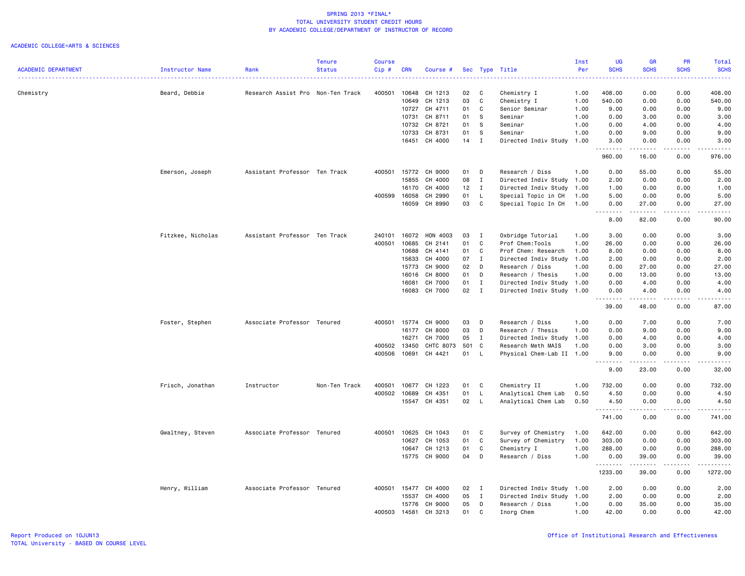SPRING 2013 *FINAL*
TOTAL UNIVERSITY STUDENT CREDIT HOURS
BY ACADEMIC COLLEGE/DEPARTMENT OF INSTRUCTOR OF RECORD

ACADEMIC COLLEGE=ARTS & SCIENCES

| ACADEMIC DEPARTMENT | Instructor Name | Rank | Tenure Status | Course Cip # | CRN | Course # | Sec | Type | Title | Inst Per | UG SCHS | GR SCHS | PR SCHS | Total SCHS |
|---|---|---|---|---|---|---|---|---|---|---|---|---|---|---|
| Chemistry | Beard, Debbie | Research Assist Pro | Non-Ten Track | 400501 | 10648 | CH 1213 | 02 | C | Chemistry I | 1.00 | 408.00 | 0.00 | 0.00 | 408.00 |
| | | | | | 10649 | CH 1213 | 03 | C | Chemistry I | 1.00 | 540.00 | 0.00 | 0.00 | 540.00 |
| | | | | | 10727 | CH 4711 | 01 | C | Senior Seminar | 1.00 | 9.00 | 0.00 | 0.00 | 9.00 |
| | | | | | 10731 | CH 8711 | 01 | S | Seminar | 1.00 | 0.00 | 3.00 | 0.00 | 3.00 |
| | | | | | 10732 | CH 8721 | 01 | S | Seminar | 1.00 | 0.00 | 4.00 | 0.00 | 4.00 |
| | | | | | 10733 | CH 8731 | 01 | S | Seminar | 1.00 | 0.00 | 9.00 | 0.00 | 9.00 |
| | | | | | 16451 | CH 4000 | 14 | I | Directed Indiv Study | 1.00 | 3.00 | 0.00 | 0.00 | 3.00 |
| | | | | | | | | | | | 960.00 | 16.00 | 0.00 | 976.00 |
| | Emerson, Joseph | Assistant Professor | Ten Track | 400501 | 15772 | CH 9000 | 01 | D | Research / Diss | 1.00 | 0.00 | 55.00 | 0.00 | 55.00 |
| | | | | | 15855 | CH 4000 | 08 | I | Directed Indiv Study | 1.00 | 2.00 | 0.00 | 0.00 | 2.00 |
| | | | | | 16170 | CH 4000 | 12 | I | Directed Indiv Study | 1.00 | 1.00 | 0.00 | 0.00 | 1.00 |
| | | | | 400599 | 16058 | CH 2990 | 01 | L | Special Topic in CH | 1.00 | 5.00 | 0.00 | 0.00 | 5.00 |
| | | | | | 16059 | CH 8990 | 03 | C | Special Topic In CH | 1.00 | 0.00 | 27.00 | 0.00 | 27.00 |
| | | | | | | | | | | | 8.00 | 82.00 | 0.00 | 90.00 |
| | Fitzkee, Nicholas | Assistant Professor | Ten Track | 240101 | 16072 | HON 4003 | 03 | I | Oxbridge Tutorial | 1.00 | 3.00 | 0.00 | 0.00 | 3.00 |
| | | | | 400501 | 10685 | CH 2141 | 01 | C | Prof Chem:Tools | 1.00 | 26.00 | 0.00 | 0.00 | 26.00 |
| | | | | | 10688 | CH 4141 | 01 | C | Prof Chem: Research | 1.00 | 8.00 | 0.00 | 0.00 | 8.00 |
| | | | | | 15633 | CH 4000 | 07 | I | Directed Indiv Study | 1.00 | 2.00 | 0.00 | 0.00 | 2.00 |
| | | | | | 15773 | CH 9000 | 02 | D | Research / Diss | 1.00 | 0.00 | 27.00 | 0.00 | 27.00 |
| | | | | | 16016 | CH 8000 | 01 | D | Research / Thesis | 1.00 | 0.00 | 13.00 | 0.00 | 13.00 |
| | | | | | 16081 | CH 7000 | 01 | I | Directed Indiv Study | 1.00 | 0.00 | 4.00 | 0.00 | 4.00 |
| | | | | | 16083 | CH 7000 | 02 | I | Directed Indiv Study | 1.00 | 0.00 | 4.00 | 0.00 | 4.00 |
| | | | | | | | | | | | 39.00 | 48.00 | 0.00 | 87.00 |
| | Foster, Stephen | Associate Professor | Tenured | 400501 | 15774 | CH 9000 | 03 | D | Research / Diss | 1.00 | 0.00 | 7.00 | 0.00 | 7.00 |
| | | | | | 16177 | CH 8000 | 03 | D | Research / Thesis | 1.00 | 0.00 | 9.00 | 0.00 | 9.00 |
| | | | | | 16271 | CH 7000 | 05 | I | Directed Indiv Study | 1.00 | 0.00 | 4.00 | 0.00 | 4.00 |
| | | | | 400502 | 13450 | CHTC 8073 | 501 | C | Research Meth MAIS | 1.00 | 0.00 | 3.00 | 0.00 | 3.00 |
| | | | | 400506 | 10691 | CH 4421 | 01 | L | Physical Chem-Lab II | 1.00 | 9.00 | 0.00 | 0.00 | 9.00 |
| | | | | | | | | | | | 9.00 | 23.00 | 0.00 | 32.00 |
| | Frisch, Jonathan | Instructor | Non-Ten Track | 400501 | 10677 | CH 1223 | 01 | C | Chemistry II | 1.00 | 732.00 | 0.00 | 0.00 | 732.00 |
| | | | | 400502 | 10689 | CH 4351 | 01 | L | Analytical Chem Lab | 0.50 | 4.50 | 0.00 | 0.00 | 4.50 |
| | | | | | 15547 | CH 4351 | 02 | L | Analytical Chem Lab | 0.50 | 4.50 | 0.00 | 0.00 | 4.50 |
| | | | | | | | | | | | 741.00 | 0.00 | 0.00 | 741.00 |
| | Gwaltney, Steven | Associate Professor | Tenured | 400501 | 10625 | CH 1043 | 01 | C | Survey of Chemistry | 1.00 | 642.00 | 0.00 | 0.00 | 642.00 |
| | | | | | 10627 | CH 1053 | 01 | C | Survey of Chemistry | 1.00 | 303.00 | 0.00 | 0.00 | 303.00 |
| | | | | | 10647 | CH 1213 | 01 | C | Chemistry I | 1.00 | 288.00 | 0.00 | 0.00 | 288.00 |
| | | | | | 15775 | CH 9000 | 04 | D | Research / Diss | 1.00 | 0.00 | 39.00 | 0.00 | 39.00 |
| | | | | | | | | | | | 1233.00 | 39.00 | 0.00 | 1272.00 |
| | Henry, William | Associate Professor | Tenured | 400501 | 15477 | CH 4000 | 02 | I | Directed Indiv Study | 1.00 | 2.00 | 0.00 | 0.00 | 2.00 |
| | | | | | 15537 | CH 4000 | 05 | I | Directed Indiv Study | 1.00 | 2.00 | 0.00 | 0.00 | 2.00 |
| | | | | | 15776 | CH 9000 | 05 | D | Research / Diss | 1.00 | 0.00 | 35.00 | 0.00 | 35.00 |
| | | | | 400503 | 14581 | CH 3213 | 01 | C | Inorg Chem | 1.00 | 42.00 | 0.00 | 0.00 | 42.00 |

Report Produced on 10JUN13
TOTAL University - BASED ON COURSE LEVEL

Office of Institutional Research and Effectiveness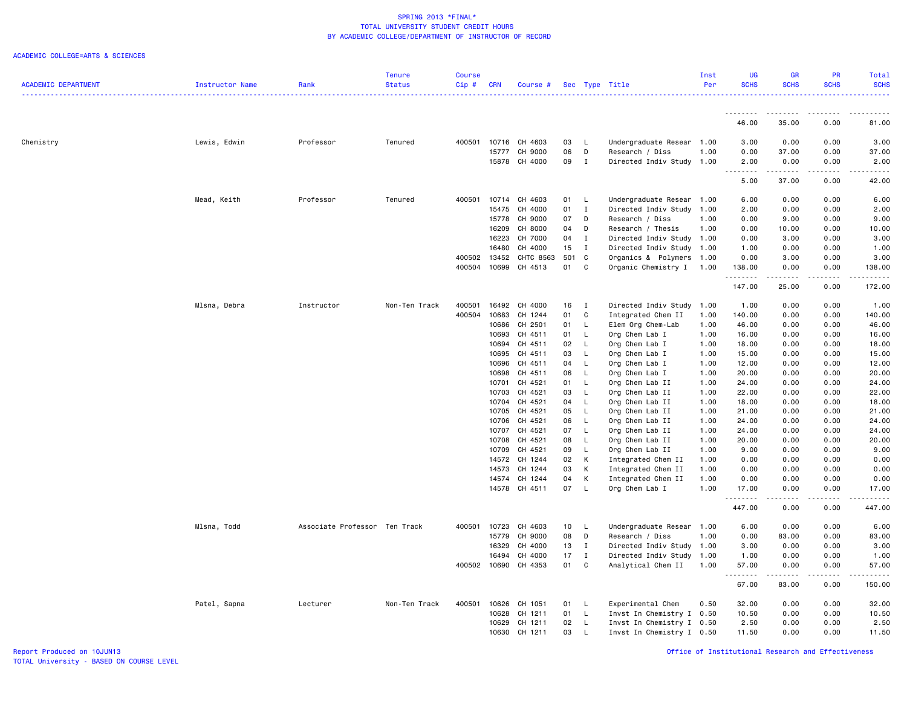SPRING 2013 *FINAL*
TOTAL UNIVERSITY STUDENT CREDIT HOURS
BY ACADEMIC COLLEGE/DEPARTMENT OF INSTRUCTOR OF RECORD

ACADEMIC COLLEGE=ARTS & SCIENCES

| ACADEMIC DEPARTMENT | Instructor Name | Rank | Tenure Status | Course Cip # | CRN | Course # | Sec | Type | Title | Inst Per | UG SCHS | GR SCHS | PR SCHS | Total SCHS |
|---|---|---|---|---|---|---|---|---|---|---|---|---|---|---|
| | | | | | | | | | | | 46.00 | 35.00 | 0.00 | 81.00 |
| Chemistry | Lewis, Edwin | Professor | Tenured | 400501 | 10716 | CH 4603 | 03 | L | Undergraduate Resear | 1.00 | 3.00 | 0.00 | 0.00 | 3.00 |
| | | | | | 15777 | CH 9000 | 06 | D | Research / Diss | 1.00 | 0.00 | 37.00 | 0.00 | 37.00 |
| | | | | | 15878 | CH 4000 | 09 | I | Directed Indiv Study | 1.00 | 2.00 | 0.00 | 0.00 | 2.00 |
| | | | | | | | | | | | 5.00 | 37.00 | 0.00 | 42.00 |
| | Mead, Keith | Professor | Tenured | 400501 | 10714 | CH 4603 | 01 | L | Undergraduate Resear | 1.00 | 6.00 | 0.00 | 0.00 | 6.00 |
| | | | | | 15475 | CH 4000 | 01 | I | Directed Indiv Study | 1.00 | 2.00 | 0.00 | 0.00 | 2.00 |
| | | | | | 15778 | CH 9000 | 07 | D | Research / Diss | 1.00 | 0.00 | 9.00 | 0.00 | 9.00 |
| | | | | | 16209 | CH 8000 | 04 | D | Research / Thesis | 1.00 | 0.00 | 10.00 | 0.00 | 10.00 |
| | | | | | 16223 | CH 7000 | 04 | I | Directed Indiv Study | 1.00 | 0.00 | 3.00 | 0.00 | 3.00 |
| | | | | | 16480 | CH 4000 | 15 | I | Directed Indiv Study | 1.00 | 1.00 | 0.00 | 0.00 | 1.00 |
| | | | | 400502 | 13452 | CHTC 8563 | 501 | C | Organics & Polymers | 1.00 | 0.00 | 3.00 | 0.00 | 3.00 |
| | | | | 400504 | 10699 | CH 4513 | 01 | C | Organic Chemistry I | 1.00 | 138.00 | 0.00 | 0.00 | 138.00 |
| | | | | | | | | | | | 147.00 | 25.00 | 0.00 | 172.00 |
| | Mlsna, Debra | Instructor | Non-Ten Track | 400501 | 16492 | CH 4000 | 16 | I | Directed Indiv Study | 1.00 | 1.00 | 0.00 | 0.00 | 1.00 |
| | | | | 400504 | 10683 | CH 1244 | 01 | C | Integrated Chem II | 1.00 | 140.00 | 0.00 | 0.00 | 140.00 |
| | | | | | 10686 | CH 2501 | 01 | L | Elem Org Chem-Lab | 1.00 | 46.00 | 0.00 | 0.00 | 46.00 |
| | | | | | 10693 | CH 4511 | 01 | L | Org Chem Lab I | 1.00 | 16.00 | 0.00 | 0.00 | 16.00 |
| | | | | | 10694 | CH 4511 | 02 | L | Org Chem Lab I | 1.00 | 18.00 | 0.00 | 0.00 | 18.00 |
| | | | | | 10695 | CH 4511 | 03 | L | Org Chem Lab I | 1.00 | 15.00 | 0.00 | 0.00 | 15.00 |
| | | | | | 10696 | CH 4511 | 04 | L | Org Chem Lab I | 1.00 | 12.00 | 0.00 | 0.00 | 12.00 |
| | | | | | 10698 | CH 4511 | 06 | L | Org Chem Lab I | 1.00 | 20.00 | 0.00 | 0.00 | 20.00 |
| | | | | | 10701 | CH 4521 | 01 | L | Org Chem Lab II | 1.00 | 24.00 | 0.00 | 0.00 | 24.00 |
| | | | | | 10703 | CH 4521 | 03 | L | Org Chem Lab II | 1.00 | 22.00 | 0.00 | 0.00 | 22.00 |
| | | | | | 10704 | CH 4521 | 04 | L | Org Chem Lab II | 1.00 | 18.00 | 0.00 | 0.00 | 18.00 |
| | | | | | 10705 | CH 4521 | 05 | L | Org Chem Lab II | 1.00 | 21.00 | 0.00 | 0.00 | 21.00 |
| | | | | | 10706 | CH 4521 | 06 | L | Org Chem Lab II | 1.00 | 24.00 | 0.00 | 0.00 | 24.00 |
| | | | | | 10707 | CH 4521 | 07 | L | Org Chem Lab II | 1.00 | 24.00 | 0.00 | 0.00 | 24.00 |
| | | | | | 10708 | CH 4521 | 08 | L | Org Chem Lab II | 1.00 | 20.00 | 0.00 | 0.00 | 20.00 |
| | | | | | 10709 | CH 4521 | 09 | L | Org Chem Lab II | 1.00 | 9.00 | 0.00 | 0.00 | 9.00 |
| | | | | | 14572 | CH 1244 | 02 | K | Integrated Chem II | 1.00 | 0.00 | 0.00 | 0.00 | 0.00 |
| | | | | | 14573 | CH 1244 | 03 | K | Integrated Chem II | 1.00 | 0.00 | 0.00 | 0.00 | 0.00 |
| | | | | | 14574 | CH 1244 | 04 | K | Integrated Chem II | 1.00 | 0.00 | 0.00 | 0.00 | 0.00 |
| | | | | | 14578 | CH 4511 | 07 | L | Org Chem Lab I | 1.00 | 17.00 | 0.00 | 0.00 | 17.00 |
| | | | | | | | | | | | 447.00 | 0.00 | 0.00 | 447.00 |
| | Mlsna, Todd | Associate Professor | Ten Track | 400501 | 10723 | CH 4603 | 10 | L | Undergraduate Resear | 1.00 | 6.00 | 0.00 | 0.00 | 6.00 |
| | | | | | 15779 | CH 9000 | 08 | D | Research / Diss | 1.00 | 0.00 | 83.00 | 0.00 | 83.00 |
| | | | | | 16329 | CH 4000 | 13 | I | Directed Indiv Study | 1.00 | 3.00 | 0.00 | 0.00 | 3.00 |
| | | | | | 16494 | CH 4000 | 17 | I | Directed Indiv Study | 1.00 | 1.00 | 0.00 | 0.00 | 1.00 |
| | | | | 400502 | 10690 | CH 4353 | 01 | C | Analytical Chem II | 1.00 | 57.00 | 0.00 | 0.00 | 57.00 |
| | | | | | | | | | | | 67.00 | 83.00 | 0.00 | 150.00 |
| | Patel, Sapna | Lecturer | Non-Ten Track | 400501 | 10626 | CH 1051 | 01 | L | Experimental Chem | 0.50 | 32.00 | 0.00 | 0.00 | 32.00 |
| | | | | | 10628 | CH 1211 | 01 | L | Invst In Chemistry I | 0.50 | 10.50 | 0.00 | 0.00 | 10.50 |
| | | | | | 10629 | CH 1211 | 02 | L | Invst In Chemistry I | 0.50 | 2.50 | 0.00 | 0.00 | 2.50 |
| | | | | | 10630 | CH 1211 | 03 | L | Invst In Chemistry I | 0.50 | 11.50 | 0.00 | 0.00 | 11.50 |

Report Produced on 10JUN13
TOTAL University - BASED ON COURSE LEVEL

Office of Institutional Research and Effectiveness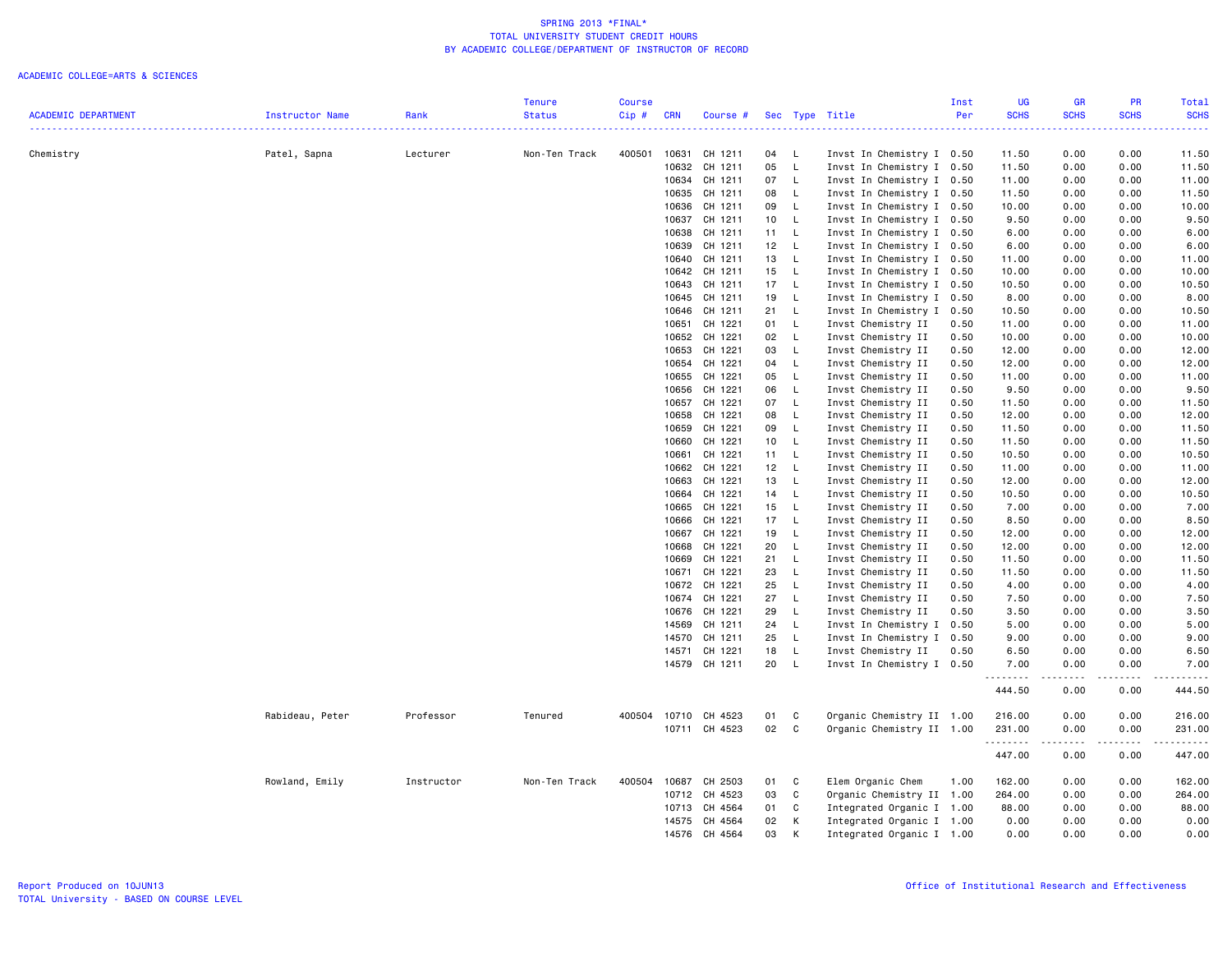SPRING 2013 *FINAL*
TOTAL UNIVERSITY STUDENT CREDIT HOURS
BY ACADEMIC COLLEGE/DEPARTMENT OF INSTRUCTOR OF RECORD

ACADEMIC COLLEGE=ARTS & SCIENCES

| ACADEMIC DEPARTMENT | Instructor Name | Rank | Tenure Status | Course Cip # | CRN | Course # | Sec | Type | Title | Inst Per | UG SCHS | GR SCHS | PR SCHS | Total SCHS |
|---|---|---|---|---|---|---|---|---|---|---|---|---|---|---|
| Chemistry | Patel, Sapna | Lecturer | Non-Ten Track | 400501 | 10631 | CH 1211 | 04 | L | Invst In Chemistry I | 0.50 | 11.50 | 0.00 | 0.00 | 11.50 |
| | | | | | 10632 | CH 1211 | 05 | L | Invst In Chemistry I | 0.50 | 11.50 | 0.00 | 0.00 | 11.50 |
| | | | | | 10634 | CH 1211 | 07 | L | Invst In Chemistry I | 0.50 | 11.00 | 0.00 | 0.00 | 11.00 |
| | | | | | 10635 | CH 1211 | 08 | L | Invst In Chemistry I | 0.50 | 11.50 | 0.00 | 0.00 | 11.50 |
| | | | | | 10636 | CH 1211 | 09 | L | Invst In Chemistry I | 0.50 | 10.00 | 0.00 | 0.00 | 10.00 |
| | | | | | 10637 | CH 1211 | 10 | L | Invst In Chemistry I | 0.50 | 9.50 | 0.00 | 0.00 | 9.50 |
| | | | | | 10638 | CH 1211 | 11 | L | Invst In Chemistry I | 0.50 | 6.00 | 0.00 | 0.00 | 6.00 |
| | | | | | 10639 | CH 1211 | 12 | L | Invst In Chemistry I | 0.50 | 6.00 | 0.00 | 0.00 | 6.00 |
| | | | | | 10640 | CH 1211 | 13 | L | Invst In Chemistry I | 0.50 | 11.00 | 0.00 | 0.00 | 11.00 |
| | | | | | 10642 | CH 1211 | 15 | L | Invst In Chemistry I | 0.50 | 10.00 | 0.00 | 0.00 | 10.00 |
| | | | | | 10643 | CH 1211 | 17 | L | Invst In Chemistry I | 0.50 | 10.50 | 0.00 | 0.00 | 10.50 |
| | | | | | 10645 | CH 1211 | 19 | L | Invst In Chemistry I | 0.50 | 8.00 | 0.00 | 0.00 | 8.00 |
| | | | | | 10646 | CH 1211 | 21 | L | Invst In Chemistry I | 0.50 | 10.50 | 0.00 | 0.00 | 10.50 |
| | | | | | 10651 | CH 1221 | 01 | L | Invst Chemistry II | 0.50 | 11.00 | 0.00 | 0.00 | 11.00 |
| | | | | | 10652 | CH 1221 | 02 | L | Invst Chemistry II | 0.50 | 10.00 | 0.00 | 0.00 | 10.00 |
| | | | | | 10653 | CH 1221 | 03 | L | Invst Chemistry II | 0.50 | 12.00 | 0.00 | 0.00 | 12.00 |
| | | | | | 10654 | CH 1221 | 04 | L | Invst Chemistry II | 0.50 | 12.00 | 0.00 | 0.00 | 12.00 |
| | | | | | 10655 | CH 1221 | 05 | L | Invst Chemistry II | 0.50 | 11.00 | 0.00 | 0.00 | 11.00 |
| | | | | | 10656 | CH 1221 | 06 | L | Invst Chemistry II | 0.50 | 9.50 | 0.00 | 0.00 | 9.50 |
| | | | | | 10657 | CH 1221 | 07 | L | Invst Chemistry II | 0.50 | 11.50 | 0.00 | 0.00 | 11.50 |
| | | | | | 10658 | CH 1221 | 08 | L | Invst Chemistry II | 0.50 | 12.00 | 0.00 | 0.00 | 12.00 |
| | | | | | 10659 | CH 1221 | 09 | L | Invst Chemistry II | 0.50 | 11.50 | 0.00 | 0.00 | 11.50 |
| | | | | | 10660 | CH 1221 | 10 | L | Invst Chemistry II | 0.50 | 11.50 | 0.00 | 0.00 | 11.50 |
| | | | | | 10661 | CH 1221 | 11 | L | Invst Chemistry II | 0.50 | 10.50 | 0.00 | 0.00 | 10.50 |
| | | | | | 10662 | CH 1221 | 12 | L | Invst Chemistry II | 0.50 | 11.00 | 0.00 | 0.00 | 11.00 |
| | | | | | 10663 | CH 1221 | 13 | L | Invst Chemistry II | 0.50 | 12.00 | 0.00 | 0.00 | 12.00 |
| | | | | | 10664 | CH 1221 | 14 | L | Invst Chemistry II | 0.50 | 10.50 | 0.00 | 0.00 | 10.50 |
| | | | | | 10665 | CH 1221 | 15 | L | Invst Chemistry II | 0.50 | 7.00 | 0.00 | 0.00 | 7.00 |
| | | | | | 10666 | CH 1221 | 17 | L | Invst Chemistry II | 0.50 | 8.50 | 0.00 | 0.00 | 8.50 |
| | | | | | 10667 | CH 1221 | 19 | L | Invst Chemistry II | 0.50 | 12.00 | 0.00 | 0.00 | 12.00 |
| | | | | | 10668 | CH 1221 | 20 | L | Invst Chemistry II | 0.50 | 12.00 | 0.00 | 0.00 | 12.00 |
| | | | | | 10669 | CH 1221 | 21 | L | Invst Chemistry II | 0.50 | 11.50 | 0.00 | 0.00 | 11.50 |
| | | | | | 10671 | CH 1221 | 23 | L | Invst Chemistry II | 0.50 | 11.50 | 0.00 | 0.00 | 11.50 |
| | | | | | 10672 | CH 1221 | 25 | L | Invst Chemistry II | 0.50 | 4.00 | 0.00 | 0.00 | 4.00 |
| | | | | | 10674 | CH 1221 | 27 | L | Invst Chemistry II | 0.50 | 7.50 | 0.00 | 0.00 | 7.50 |
| | | | | | 10676 | CH 1221 | 29 | L | Invst Chemistry II | 0.50 | 3.50 | 0.00 | 0.00 | 3.50 |
| | | | | | 14569 | CH 1211 | 24 | L | Invst In Chemistry I | 0.50 | 5.00 | 0.00 | 0.00 | 5.00 |
| | | | | | 14570 | CH 1211 | 25 | L | Invst In Chemistry I | 0.50 | 9.00 | 0.00 | 0.00 | 9.00 |
| | | | | | 14571 | CH 1221 | 18 | L | Invst Chemistry II | 0.50 | 6.50 | 0.00 | 0.00 | 6.50 |
| | | | | | 14579 | CH 1211 | 20 | L | Invst In Chemistry I | 0.50 | 7.00 | 0.00 | 0.00 | 7.00 |
| | | | | | | | | | | | 444.50 | 0.00 | 0.00 | 444.50 |
| | Rabideau, Peter | Professor | Tenured | 400504 | 10710 | CH 4523 | 01 | C | Organic Chemistry II | 1.00 | 216.00 | 0.00 | 0.00 | 216.00 |
| | | | | | 10711 | CH 4523 | 02 | C | Organic Chemistry II | 1.00 | 231.00 | 0.00 | 0.00 | 231.00 |
| | | | | | | | | | | | 447.00 | 0.00 | 0.00 | 447.00 |
| | Rowland, Emily | Instructor | Non-Ten Track | 400504 | 10687 | CH 2503 | 01 | C | Elem Organic Chem | 1.00 | 162.00 | 0.00 | 0.00 | 162.00 |
| | | | | | 10712 | CH 4523 | 03 | C | Organic Chemistry II | 1.00 | 264.00 | 0.00 | 0.00 | 264.00 |
| | | | | | 10713 | CH 4564 | 01 | C | Integrated Organic I | 1.00 | 88.00 | 0.00 | 0.00 | 88.00 |
| | | | | | 14575 | CH 4564 | 02 | K | Integrated Organic I | 1.00 | 0.00 | 0.00 | 0.00 | 0.00 |
| | | | | | 14576 | CH 4564 | 03 | K | Integrated Organic I | 1.00 | 0.00 | 0.00 | 0.00 | 0.00 |

Report Produced on 10JUN13 — Office of Institutional Research and Effectiveness
TOTAL University - BASED ON COURSE LEVEL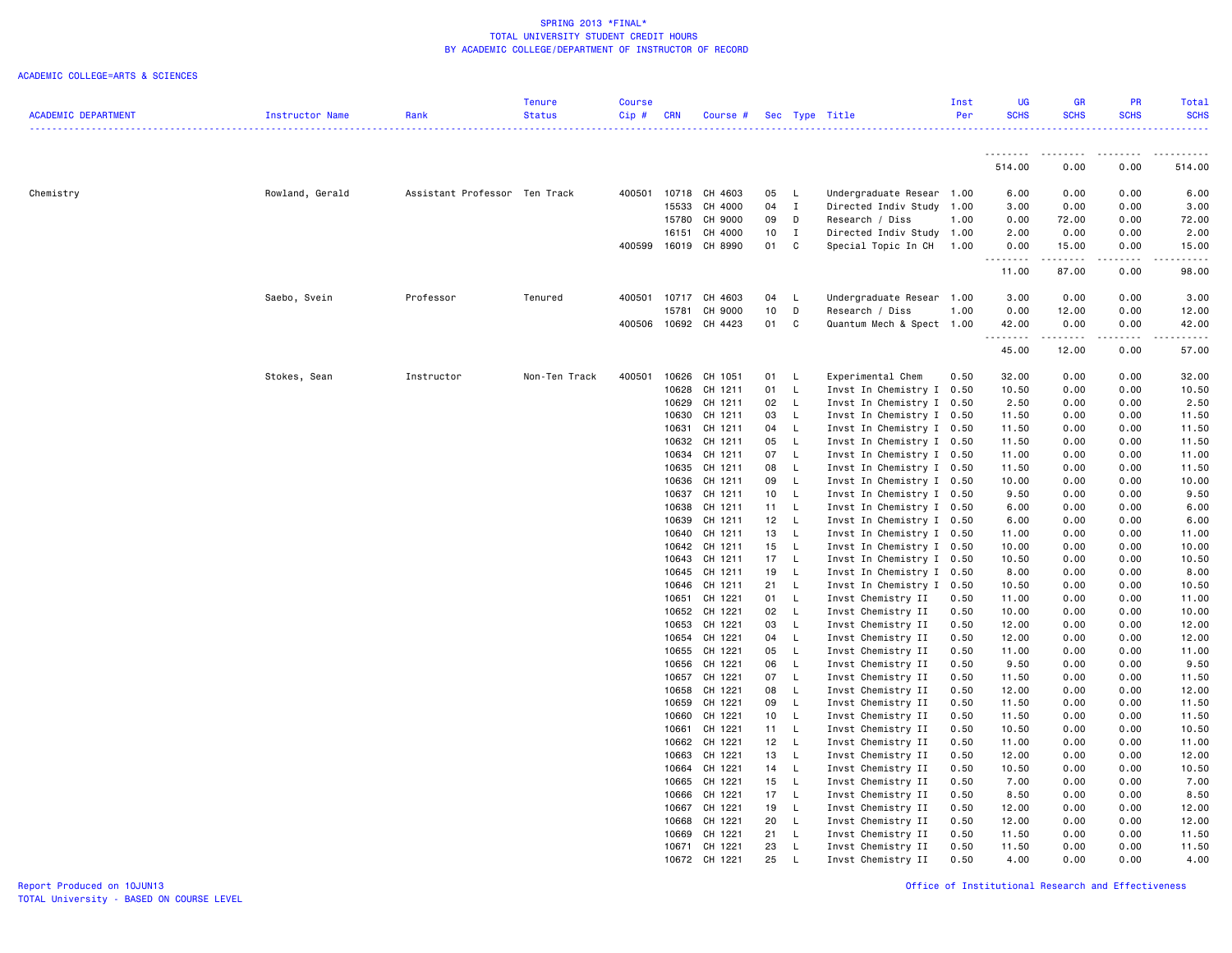SPRING 2013 *FINAL*
TOTAL UNIVERSITY STUDENT CREDIT HOURS
BY ACADEMIC COLLEGE/DEPARTMENT OF INSTRUCTOR OF RECORD

ACADEMIC COLLEGE=ARTS & SCIENCES

| ACADEMIC DEPARTMENT | Instructor Name | Rank | Tenure Status | Course Cip # | CRN | Course # | Sec | Type | Title | Inst Per | UG SCHS | GR SCHS | PR SCHS | Total SCHS |
|---|---|---|---|---|---|---|---|---|---|---|---|---|---|---|
| | | | | | | | | | | | 514.00 | 0.00 | 0.00 | 514.00 |
| Chemistry | Rowland, Gerald | Assistant Professor | Ten Track | 400501 | 10718 | CH 4603 | 05 | L | Undergraduate Resear | 1.00 | 6.00 | 0.00 | 0.00 | 6.00 |
| | | | | | 15533 | CH 4000 | 04 | I | Directed Indiv Study | 1.00 | 3.00 | 0.00 | 0.00 | 3.00 |
| | | | | | 15780 | CH 9000 | 09 | D | Research / Diss | 1.00 | 0.00 | 72.00 | 0.00 | 72.00 |
| | | | | | 16151 | CH 4000 | 10 | I | Directed Indiv Study | 1.00 | 2.00 | 0.00 | 0.00 | 2.00 |
| | | | | 400599 | 16019 | CH 8990 | 01 | C | Special Topic In CH | 1.00 | 0.00 | 15.00 | 0.00 | 15.00 |
| | | | | | | | | | | | 11.00 | 87.00 | 0.00 | 98.00 |
| | Saebo, Svein | Professor | Tenured | 400501 | 10717 | CH 4603 | 04 | L | Undergraduate Resear | 1.00 | 3.00 | 0.00 | 0.00 | 3.00 |
| | | | | | 15781 | CH 9000 | 10 | D | Research / Diss | 1.00 | 0.00 | 12.00 | 0.00 | 12.00 |
| | | | | 400506 | 10692 | CH 4423 | 01 | C | Quantum Mech & Spect | 1.00 | 42.00 | 0.00 | 0.00 | 42.00 |
| | | | | | | | | | | | 45.00 | 12.00 | 0.00 | 57.00 |
| | Stokes, Sean | Instructor | Non-Ten Track | 400501 | 10626 | CH 1051 | 01 | L | Experimental Chem | 0.50 | 32.00 | 0.00 | 0.00 | 32.00 |
| | | | | | 10628 | CH 1211 | 01 | L | Invst In Chemistry I | 0.50 | 10.50 | 0.00 | 0.00 | 10.50 |
| | | | | | 10629 | CH 1211 | 02 | L | Invst In Chemistry I | 0.50 | 2.50 | 0.00 | 0.00 | 2.50 |
| | | | | | 10630 | CH 1211 | 03 | L | Invst In Chemistry I | 0.50 | 11.50 | 0.00 | 0.00 | 11.50 |
| | | | | | 10631 | CH 1211 | 04 | L | Invst In Chemistry I | 0.50 | 11.50 | 0.00 | 0.00 | 11.50 |
| | | | | | 10632 | CH 1211 | 05 | L | Invst In Chemistry I | 0.50 | 11.50 | 0.00 | 0.00 | 11.50 |
| | | | | | 10634 | CH 1211 | 07 | L | Invst In Chemistry I | 0.50 | 11.00 | 0.00 | 0.00 | 11.00 |
| | | | | | 10635 | CH 1211 | 08 | L | Invst In Chemistry I | 0.50 | 11.50 | 0.00 | 0.00 | 11.50 |
| | | | | | 10636 | CH 1211 | 09 | L | Invst In Chemistry I | 0.50 | 10.00 | 0.00 | 0.00 | 10.00 |
| | | | | | 10637 | CH 1211 | 10 | L | Invst In Chemistry I | 0.50 | 9.50 | 0.00 | 0.00 | 9.50 |
| | | | | | 10638 | CH 1211 | 11 | L | Invst In Chemistry I | 0.50 | 6.00 | 0.00 | 0.00 | 6.00 |
| | | | | | 10639 | CH 1211 | 12 | L | Invst In Chemistry I | 0.50 | 6.00 | 0.00 | 0.00 | 6.00 |
| | | | | | 10640 | CH 1211 | 13 | L | Invst In Chemistry I | 0.50 | 11.00 | 0.00 | 0.00 | 11.00 |
| | | | | | 10642 | CH 1211 | 15 | L | Invst In Chemistry I | 0.50 | 10.00 | 0.00 | 0.00 | 10.00 |
| | | | | | 10643 | CH 1211 | 17 | L | Invst In Chemistry I | 0.50 | 10.50 | 0.00 | 0.00 | 10.50 |
| | | | | | 10645 | CH 1211 | 19 | L | Invst In Chemistry I | 0.50 | 8.00 | 0.00 | 0.00 | 8.00 |
| | | | | | 10646 | CH 1211 | 21 | L | Invst In Chemistry I | 0.50 | 10.50 | 0.00 | 0.00 | 10.50 |
| | | | | | 10651 | CH 1221 | 01 | L | Invst Chemistry II | 0.50 | 11.00 | 0.00 | 0.00 | 11.00 |
| | | | | | 10652 | CH 1221 | 02 | L | Invst Chemistry II | 0.50 | 10.00 | 0.00 | 0.00 | 10.00 |
| | | | | | 10653 | CH 1221 | 03 | L | Invst Chemistry II | 0.50 | 12.00 | 0.00 | 0.00 | 12.00 |
| | | | | | 10654 | CH 1221 | 04 | L | Invst Chemistry II | 0.50 | 12.00 | 0.00 | 0.00 | 12.00 |
| | | | | | 10655 | CH 1221 | 05 | L | Invst Chemistry II | 0.50 | 11.00 | 0.00 | 0.00 | 11.00 |
| | | | | | 10656 | CH 1221 | 06 | L | Invst Chemistry II | 0.50 | 9.50 | 0.00 | 0.00 | 9.50 |
| | | | | | 10657 | CH 1221 | 07 | L | Invst Chemistry II | 0.50 | 11.50 | 0.00 | 0.00 | 11.50 |
| | | | | | 10658 | CH 1221 | 08 | L | Invst Chemistry II | 0.50 | 12.00 | 0.00 | 0.00 | 12.00 |
| | | | | | 10659 | CH 1221 | 09 | L | Invst Chemistry II | 0.50 | 11.50 | 0.00 | 0.00 | 11.50 |
| | | | | | 10660 | CH 1221 | 10 | L | Invst Chemistry II | 0.50 | 11.50 | 0.00 | 0.00 | 11.50 |
| | | | | | 10661 | CH 1221 | 11 | L | Invst Chemistry II | 0.50 | 10.50 | 0.00 | 0.00 | 10.50 |
| | | | | | 10662 | CH 1221 | 12 | L | Invst Chemistry II | 0.50 | 11.00 | 0.00 | 0.00 | 11.00 |
| | | | | | 10663 | CH 1221 | 13 | L | Invst Chemistry II | 0.50 | 12.00 | 0.00 | 0.00 | 12.00 |
| | | | | | 10664 | CH 1221 | 14 | L | Invst Chemistry II | 0.50 | 10.50 | 0.00 | 0.00 | 10.50 |
| | | | | | 10665 | CH 1221 | 15 | L | Invst Chemistry II | 0.50 | 7.00 | 0.00 | 0.00 | 7.00 |
| | | | | | 10666 | CH 1221 | 17 | L | Invst Chemistry II | 0.50 | 8.50 | 0.00 | 0.00 | 8.50 |
| | | | | | 10667 | CH 1221 | 19 | L | Invst Chemistry II | 0.50 | 12.00 | 0.00 | 0.00 | 12.00 |
| | | | | | 10668 | CH 1221 | 20 | L | Invst Chemistry II | 0.50 | 12.00 | 0.00 | 0.00 | 12.00 |
| | | | | | 10669 | CH 1221 | 21 | L | Invst Chemistry II | 0.50 | 11.50 | 0.00 | 0.00 | 11.50 |
| | | | | | 10671 | CH 1221 | 23 | L | Invst Chemistry II | 0.50 | 11.50 | 0.00 | 0.00 | 11.50 |
| | | | | | 10672 | CH 1221 | 25 | L | Invst Chemistry II | 0.50 | 4.00 | 0.00 | 0.00 | 4.00 |

Report Produced on 10JUN13
TOTAL University - BASED ON COURSE LEVEL

Office of Institutional Research and Effectiveness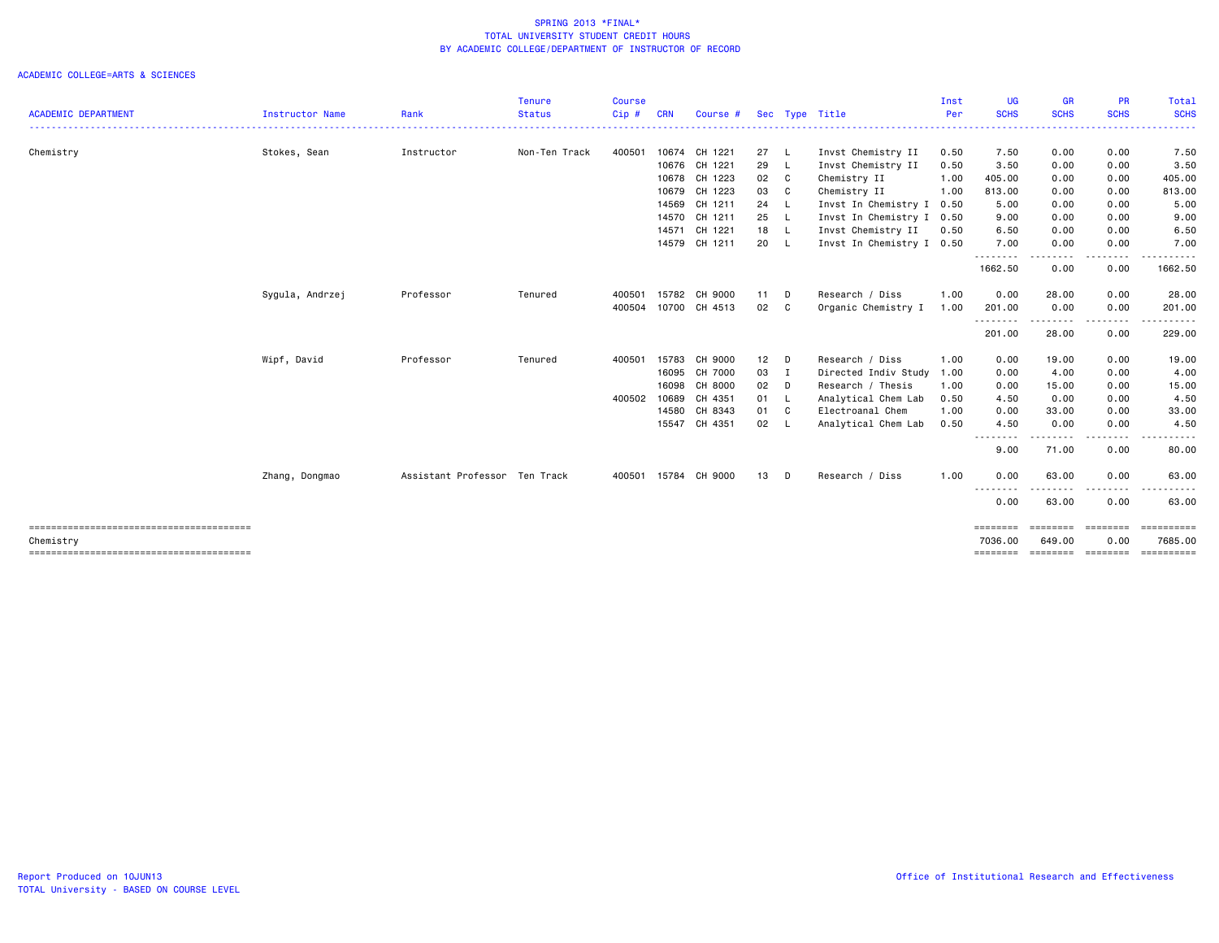SPRING 2013 *FINAL*
TOTAL UNIVERSITY STUDENT CREDIT HOURS
BY ACADEMIC COLLEGE/DEPARTMENT OF INSTRUCTOR OF RECORD

ACADEMIC COLLEGE=ARTS & SCIENCES

| ACADEMIC DEPARTMENT | Instructor Name | Rank | Tenure Status | Course Cip # | CRN | Course # | Sec | Type | Title | Inst Per | UG SCHS | GR SCHS | PR SCHS | Total SCHS |
|---|---|---|---|---|---|---|---|---|---|---|---|---|---|---|
| Chemistry | Stokes, Sean | Instructor | Non-Ten Track | 400501 | 10674 | CH 1221 | 27 | L | Invst Chemistry II | 0.50 | 7.50 | 0.00 | 0.00 | 7.50 |
| | | | | | 10676 | CH 1221 | 29 | L | Invst Chemistry II | 0.50 | 3.50 | 0.00 | 0.00 | 3.50 |
| | | | | | 10678 | CH 1223 | 02 | C | Chemistry II | 1.00 | 405.00 | 0.00 | 0.00 | 405.00 |
| | | | | | 10679 | CH 1223 | 03 | C | Chemistry II | 1.00 | 813.00 | 0.00 | 0.00 | 813.00 |
| | | | | | 14569 | CH 1211 | 24 | L | Invst In Chemistry I | 0.50 | 5.00 | 0.00 | 0.00 | 5.00 |
| | | | | | 14570 | CH 1211 | 25 | L | Invst In Chemistry I | 0.50 | 9.00 | 0.00 | 0.00 | 9.00 |
| | | | | | 14571 | CH 1221 | 18 | L | Invst Chemistry II | 0.50 | 6.50 | 0.00 | 0.00 | 6.50 |
| | | | | | 14579 | CH 1211 | 20 | L | Invst In Chemistry I | 0.50 | 7.00 | 0.00 | 0.00 | 7.00 |
| | | | | | | | | | | | 1662.50 | 0.00 | 0.00 | 1662.50 |
| | Sygula, Andrzej | Professor | Tenured | 400501 | 15782 | CH 9000 | 11 | D | Research / Diss | 1.00 | 0.00 | 28.00 | 0.00 | 28.00 |
| | | | | 400504 | 10700 | CH 4513 | 02 | C | Organic Chemistry I | 1.00 | 201.00 | 0.00 | 0.00 | 201.00 |
| | | | | | | | | | | | 201.00 | 28.00 | 0.00 | 229.00 |
| | Wipf, David | Professor | Tenured | 400501 | 15783 | CH 9000 | 12 | D | Research / Diss | 1.00 | 0.00 | 19.00 | 0.00 | 19.00 |
| | | | | | 16095 | CH 7000 | 03 | I | Directed Indiv Study | 1.00 | 0.00 | 4.00 | 0.00 | 4.00 |
| | | | | | 16098 | CH 8000 | 02 | D | Research / Thesis | 1.00 | 0.00 | 15.00 | 0.00 | 15.00 |
| | | | | 400502 | 10689 | CH 4351 | 01 | L | Analytical Chem Lab | 0.50 | 4.50 | 0.00 | 0.00 | 4.50 |
| | | | | | 14580 | CH 8343 | 01 | C | Electroanal Chem | 1.00 | 0.00 | 33.00 | 0.00 | 33.00 |
| | | | | | 15547 | CH 4351 | 02 | L | Analytical Chem Lab | 0.50 | 4.50 | 0.00 | 0.00 | 4.50 |
| | | | | | | | | | | | 9.00 | 71.00 | 0.00 | 80.00 |
| | Zhang, Dongmao | Assistant Professor | Ten Track | 400501 | 15784 | CH 9000 | 13 | D | Research / Diss | 1.00 | 0.00 | 63.00 | 0.00 | 63.00 |
| | | | | | | | | | | | 0.00 | 63.00 | 0.00 | 63.00 |
| Chemistry | | | | | | | | | | | 7036.00 | 649.00 | 0.00 | 7685.00 |

Report Produced on 10JUN13
TOTAL University - BASED ON COURSE LEVEL

Office of Institutional Research and Effectiveness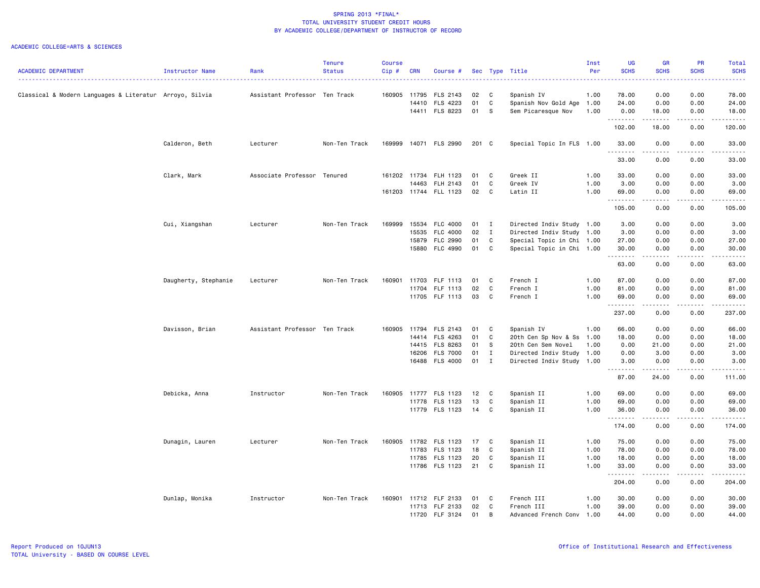SPRING 2013 *FINAL*
TOTAL UNIVERSITY STUDENT CREDIT HOURS
BY ACADEMIC COLLEGE/DEPARTMENT OF INSTRUCTOR OF RECORD

ACADEMIC COLLEGE=ARTS & SCIENCES

| ACADEMIC DEPARTMENT | Instructor Name | Rank | Tenure Status | Course Cip # | CRN | Course # | Sec | Type | Title | Inst Per | UG SCHS | GR SCHS | PR SCHS | Total SCHS |
|---|---|---|---|---|---|---|---|---|---|---|---|---|---|---|
| Classical & Modern Languages & Literatur | Arroyo, Silvia | Assistant Professor | Ten Track | 160905 | 11795 | FLS 2143 | 02 | C | Spanish IV | 1.00 | 78.00 | 0.00 | 0.00 | 78.00 |
| | | | | | 14410 | FLS 4223 | 01 | C | Spanish Nov Gold Age | 1.00 | 24.00 | 0.00 | 0.00 | 24.00 |
| | | | | | 14411 | FLS 8223 | 01 | S | Sem Picaresque Nov | 1.00 | 0.00 | 18.00 | 0.00 | 18.00 |
| | | | | | | | | | | | 102.00 | 18.00 | 0.00 | 120.00 |
| | Calderon, Beth | Lecturer | Non-Ten Track | 169999 | 14071 | FLS 2990 | 201 | C | Special Topic In FLS | 1.00 | 33.00 | 0.00 | 0.00 | 33.00 |
| | | | | | | | | | | | 33.00 | 0.00 | 0.00 | 33.00 |
| | Clark, Mark | Associate Professor | Tenured | 161202 | 11734 | FLH 1123 | 01 | C | Greek II | 1.00 | 33.00 | 0.00 | 0.00 | 33.00 |
| | | | | | 14463 | FLH 2143 | 01 | C | Greek IV | 1.00 | 3.00 | 0.00 | 0.00 | 3.00 |
| | | | | 161203 | 11744 | FLL 1123 | 02 | C | Latin II | 1.00 | 69.00 | 0.00 | 0.00 | 69.00 |
| | | | | | | | | | | | 105.00 | 0.00 | 0.00 | 105.00 |
| | Cui, Xiangshan | Lecturer | Non-Ten Track | 169999 | 15534 | FLC 4000 | 01 | I | Directed Indiv Study | 1.00 | 3.00 | 0.00 | 0.00 | 3.00 |
| | | | | | 15535 | FLC 4000 | 02 | I | Directed Indiv Study | 1.00 | 3.00 | 0.00 | 0.00 | 3.00 |
| | | | | | 15879 | FLC 2990 | 01 | C | Special Topic in Chi | 1.00 | 27.00 | 0.00 | 0.00 | 27.00 |
| | | | | | 15880 | FLC 4990 | 01 | C | Special Topic in Chi | 1.00 | 30.00 | 0.00 | 0.00 | 30.00 |
| | | | | | | | | | | | 63.00 | 0.00 | 0.00 | 63.00 |
| | Daugherty, Stephanie | Lecturer | Non-Ten Track | 160901 | 11703 | FLF 1113 | 01 | C | French I | 1.00 | 87.00 | 0.00 | 0.00 | 87.00 |
| | | | | | 11704 | FLF 1113 | 02 | C | French I | 1.00 | 81.00 | 0.00 | 0.00 | 81.00 |
| | | | | | 11705 | FLF 1113 | 03 | C | French I | 1.00 | 69.00 | 0.00 | 0.00 | 69.00 |
| | | | | | | | | | | | 237.00 | 0.00 | 0.00 | 237.00 |
| | Davisson, Brian | Assistant Professor | Ten Track | 160905 | 11794 | FLS 2143 | 01 | C | Spanish IV | 1.00 | 66.00 | 0.00 | 0.00 | 66.00 |
| | | | | | 14414 | FLS 4263 | 01 | C | 20th Cen Sp Nov & Ss | 1.00 | 18.00 | 0.00 | 0.00 | 18.00 |
| | | | | | 14415 | FLS 8263 | 01 | S | 20th Cen Sem Novel | 1.00 | 0.00 | 21.00 | 0.00 | 21.00 |
| | | | | | 16206 | FLS 7000 | 01 | I | Directed Indiv Study | 1.00 | 0.00 | 3.00 | 0.00 | 3.00 |
| | | | | | 16488 | FLS 4000 | 01 | I | Directed Indiv Study | 1.00 | 3.00 | 0.00 | 0.00 | 3.00 |
| | | | | | | | | | | | 87.00 | 24.00 | 0.00 | 111.00 |
| | Debicka, Anna | Instructor | Non-Ten Track | 160905 | 11777 | FLS 1123 | 12 | C | Spanish II | 1.00 | 69.00 | 0.00 | 0.00 | 69.00 |
| | | | | | 11778 | FLS 1123 | 13 | C | Spanish II | 1.00 | 69.00 | 0.00 | 0.00 | 69.00 |
| | | | | | 11779 | FLS 1123 | 14 | C | Spanish II | 1.00 | 36.00 | 0.00 | 0.00 | 36.00 |
| | | | | | | | | | | | 174.00 | 0.00 | 0.00 | 174.00 |
| | Dunagin, Lauren | Lecturer | Non-Ten Track | 160905 | 11782 | FLS 1123 | 17 | C | Spanish II | 1.00 | 75.00 | 0.00 | 0.00 | 75.00 |
| | | | | | 11783 | FLS 1123 | 18 | C | Spanish II | 1.00 | 78.00 | 0.00 | 0.00 | 78.00 |
| | | | | | 11785 | FLS 1123 | 20 | C | Spanish II | 1.00 | 18.00 | 0.00 | 0.00 | 18.00 |
| | | | | | 11786 | FLS 1123 | 21 | C | Spanish II | 1.00 | 33.00 | 0.00 | 0.00 | 33.00 |
| | | | | | | | | | | | 204.00 | 0.00 | 0.00 | 204.00 |
| | Dunlap, Monika | Instructor | Non-Ten Track | 160901 | 11712 | FLF 2133 | 01 | C | French III | 1.00 | 30.00 | 0.00 | 0.00 | 30.00 |
| | | | | | 11713 | FLF 2133 | 02 | C | French III | 1.00 | 39.00 | 0.00 | 0.00 | 39.00 |
| | | | | | 11720 | FLF 3124 | 01 | B | Advanced French Conv | 1.00 | 44.00 | 0.00 | 0.00 | 44.00 |

Report Produced on 10JUN13
TOTAL University - BASED ON COURSE LEVEL

Office of Institutional Research and Effectiveness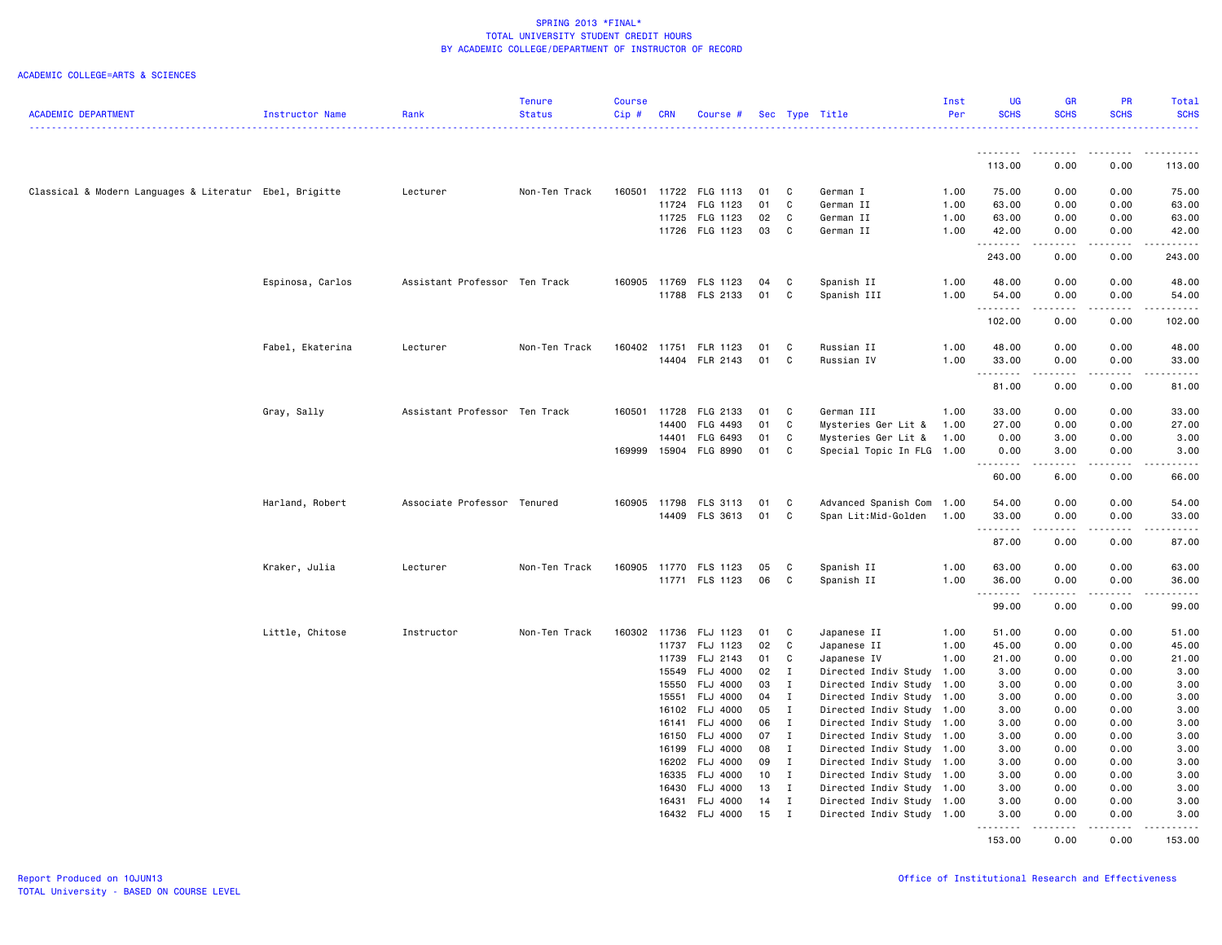SPRING 2013 *FINAL*
TOTAL UNIVERSITY STUDENT CREDIT HOURS
BY ACADEMIC COLLEGE/DEPARTMENT OF INSTRUCTOR OF RECORD

ACADEMIC COLLEGE=ARTS & SCIENCES

| ACADEMIC DEPARTMENT | Instructor Name | Rank | Tenure Status | Course Cip # | CRN | Course # | Sec | Type | Title | Inst Per | UG SCHS | GR SCHS | PR SCHS | Total SCHS |
|---|---|---|---|---|---|---|---|---|---|---|---|---|---|---|
| | | | | | | | | | | | 113.00 | 0.00 | 0.00 | 113.00 |
| Classical & Modern Languages & Literatur | Ebel, Brigitte | Lecturer | Non-Ten Track | 160501 | 11722 | FLG 1113 | 01 | C | German I | 1.00 | 75.00 | 0.00 | 0.00 | 75.00 |
| | | | | | 11724 | FLG 1123 | 01 | C | German II | 1.00 | 63.00 | 0.00 | 0.00 | 63.00 |
| | | | | | 11725 | FLG 1123 | 02 | C | German II | 1.00 | 63.00 | 0.00 | 0.00 | 63.00 |
| | | | | | 11726 | FLG 1123 | 03 | C | German II | 1.00 | 42.00 | 0.00 | 0.00 | 42.00 |
| | | | | | | | | | | | 243.00 | 0.00 | 0.00 | 243.00 |
| | Espinosa, Carlos | Assistant Professor | Ten Track | 160905 | 11769 | FLS 1123 | 04 | C | Spanish II | 1.00 | 48.00 | 0.00 | 0.00 | 48.00 |
| | | | | | 11788 | FLS 2133 | 01 | C | Spanish III | 1.00 | 54.00 | 0.00 | 0.00 | 54.00 |
| | | | | | | | | | | | 102.00 | 0.00 | 0.00 | 102.00 |
| | Fabel, Ekaterina | Lecturer | Non-Ten Track | 160402 | 11751 | FLR 1123 | 01 | C | Russian II | 1.00 | 48.00 | 0.00 | 0.00 | 48.00 |
| | | | | | 14404 | FLR 2143 | 01 | C | Russian IV | 1.00 | 33.00 | 0.00 | 0.00 | 33.00 |
| | | | | | | | | | | | 81.00 | 0.00 | 0.00 | 81.00 |
| | Gray, Sally | Assistant Professor | Ten Track | 160501 | 11728 | FLG 2133 | 01 | C | German III | 1.00 | 33.00 | 0.00 | 0.00 | 33.00 |
| | | | | | 14400 | FLG 4493 | 01 | C | Mysteries Ger Lit & | 1.00 | 27.00 | 0.00 | 0.00 | 27.00 |
| | | | | | 14401 | FLG 6493 | 01 | C | Mysteries Ger Lit & | 1.00 | 0.00 | 3.00 | 0.00 | 3.00 |
| | | | | 169999 | 15904 | FLG 8990 | 01 | C | Special Topic In FLG | 1.00 | 0.00 | 3.00 | 0.00 | 3.00 |
| | | | | | | | | | | | 60.00 | 6.00 | 0.00 | 66.00 |
| | Harland, Robert | Associate Professor | Tenured | 160905 | 11798 | FLS 3113 | 01 | C | Advanced Spanish Com | 1.00 | 54.00 | 0.00 | 0.00 | 54.00 |
| | | | | | 14409 | FLS 3613 | 01 | C | Span Lit:Mid-Golden | 1.00 | 33.00 | 0.00 | 0.00 | 33.00 |
| | | | | | | | | | | | 87.00 | 0.00 | 0.00 | 87.00 |
| | Kraker, Julia | Lecturer | Non-Ten Track | 160905 | 11770 | FLS 1123 | 05 | C | Spanish II | 1.00 | 63.00 | 0.00 | 0.00 | 63.00 |
| | | | | | 11771 | FLS 1123 | 06 | C | Spanish II | 1.00 | 36.00 | 0.00 | 0.00 | 36.00 |
| | | | | | | | | | | | 99.00 | 0.00 | 0.00 | 99.00 |
| | Little, Chitose | Instructor | Non-Ten Track | 160302 | 11736 | FLJ 1123 | 01 | C | Japanese II | 1.00 | 51.00 | 0.00 | 0.00 | 51.00 |
| | | | | | 11737 | FLJ 1123 | 02 | C | Japanese II | 1.00 | 45.00 | 0.00 | 0.00 | 45.00 |
| | | | | | 11739 | FLJ 2143 | 01 | C | Japanese IV | 1.00 | 21.00 | 0.00 | 0.00 | 21.00 |
| | | | | | 15549 | FLJ 4000 | 02 | I | Directed Indiv Study | 1.00 | 3.00 | 0.00 | 0.00 | 3.00 |
| | | | | | 15550 | FLJ 4000 | 03 | I | Directed Indiv Study | 1.00 | 3.00 | 0.00 | 0.00 | 3.00 |
| | | | | | 15551 | FLJ 4000 | 04 | I | Directed Indiv Study | 1.00 | 3.00 | 0.00 | 0.00 | 3.00 |
| | | | | | 16102 | FLJ 4000 | 05 | I | Directed Indiv Study | 1.00 | 3.00 | 0.00 | 0.00 | 3.00 |
| | | | | | 16141 | FLJ 4000 | 06 | I | Directed Indiv Study | 1.00 | 3.00 | 0.00 | 0.00 | 3.00 |
| | | | | | 16150 | FLJ 4000 | 07 | I | Directed Indiv Study | 1.00 | 3.00 | 0.00 | 0.00 | 3.00 |
| | | | | | 16199 | FLJ 4000 | 08 | I | Directed Indiv Study | 1.00 | 3.00 | 0.00 | 0.00 | 3.00 |
| | | | | | 16202 | FLJ 4000 | 09 | I | Directed Indiv Study | 1.00 | 3.00 | 0.00 | 0.00 | 3.00 |
| | | | | | 16335 | FLJ 4000 | 10 | I | Directed Indiv Study | 1.00 | 3.00 | 0.00 | 0.00 | 3.00 |
| | | | | | 16430 | FLJ 4000 | 13 | I | Directed Indiv Study | 1.00 | 3.00 | 0.00 | 0.00 | 3.00 |
| | | | | | 16431 | FLJ 4000 | 14 | I | Directed Indiv Study | 1.00 | 3.00 | 0.00 | 0.00 | 3.00 |
| | | | | | 16432 | FLJ 4000 | 15 | I | Directed Indiv Study | 1.00 | 3.00 | 0.00 | 0.00 | 3.00 |
| | | | | | | | | | | | 153.00 | 0.00 | 0.00 | 153.00 |

Report Produced on 10JUN13
TOTAL University - BASED ON COURSE LEVEL

Office of Institutional Research and Effectiveness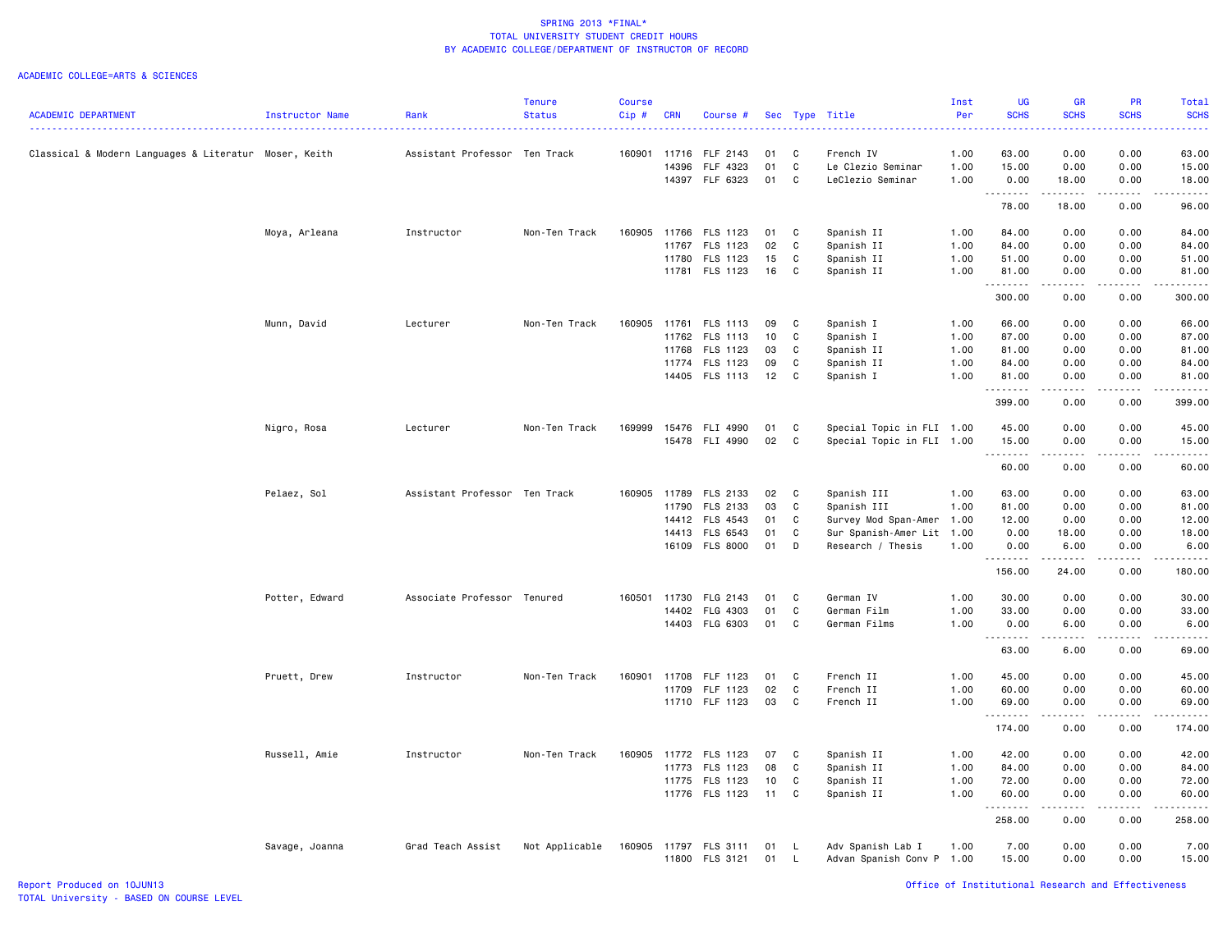SPRING 2013 *FINAL*
TOTAL UNIVERSITY STUDENT CREDIT HOURS
BY ACADEMIC COLLEGE/DEPARTMENT OF INSTRUCTOR OF RECORD

ACADEMIC COLLEGE=ARTS & SCIENCES

| ACADEMIC DEPARTMENT | Instructor Name | Rank | Tenure Status | Course Cip # | CRN | Course # | Sec | Type | Title | Inst Per | UG SCHS | GR SCHS | PR SCHS | Total SCHS |
|---|---|---|---|---|---|---|---|---|---|---|---|---|---|---|
| Classical & Modern Languages & Literatur | Moser, Keith | Assistant Professor | Ten Track | 160901 | 11716 | FLF 2143 | 01 | C | French IV | 1.00 | 63.00 | 0.00 | 0.00 | 63.00 |
| | | | | | 14396 | FLF 4323 | 01 | C | Le Clezio Seminar | 1.00 | 15.00 | 0.00 | 0.00 | 15.00 |
| | | | | | 14397 | FLF 6323 | 01 | C | LeClezio Seminar | 1.00 | 0.00 | 18.00 | 0.00 | 18.00 |
| | | | | | | | | | | | 78.00 | 18.00 | 0.00 | 96.00 |
| | Moya, Arleana | Instructor | Non-Ten Track | 160905 | 11766 | FLS 1123 | 01 | C | Spanish II | 1.00 | 84.00 | 0.00 | 0.00 | 84.00 |
| | | | | | 11767 | FLS 1123 | 02 | C | Spanish II | 1.00 | 84.00 | 0.00 | 0.00 | 84.00 |
| | | | | | 11780 | FLS 1123 | 15 | C | Spanish II | 1.00 | 51.00 | 0.00 | 0.00 | 51.00 |
| | | | | | 11781 | FLS 1123 | 16 | C | Spanish II | 1.00 | 81.00 | 0.00 | 0.00 | 81.00 |
| | | | | | | | | | | | 300.00 | 0.00 | 0.00 | 300.00 |
| | Munn, David | Lecturer | Non-Ten Track | 160905 | 11761 | FLS 1113 | 09 | C | Spanish I | 1.00 | 66.00 | 0.00 | 0.00 | 66.00 |
| | | | | | 11762 | FLS 1113 | 10 | C | Spanish I | 1.00 | 87.00 | 0.00 | 0.00 | 87.00 |
| | | | | | 11768 | FLS 1123 | 03 | C | Spanish II | 1.00 | 81.00 | 0.00 | 0.00 | 81.00 |
| | | | | | 11774 | FLS 1123 | 09 | C | Spanish II | 1.00 | 84.00 | 0.00 | 0.00 | 84.00 |
| | | | | | 14405 | FLS 1113 | 12 | C | Spanish I | 1.00 | 81.00 | 0.00 | 0.00 | 81.00 |
| | | | | | | | | | | | 399.00 | 0.00 | 0.00 | 399.00 |
| | Nigro, Rosa | Lecturer | Non-Ten Track | 169999 | 15476 | FLI 4990 | 01 | C | Special Topic in FLI | 1.00 | 45.00 | 0.00 | 0.00 | 45.00 |
| | | | | | 15478 | FLI 4990 | 02 | C | Special Topic in FLI | 1.00 | 15.00 | 0.00 | 0.00 | 15.00 |
| | | | | | | | | | | | 60.00 | 0.00 | 0.00 | 60.00 |
| | Pelaez, Sol | Assistant Professor | Ten Track | 160905 | 11789 | FLS 2133 | 02 | C | Spanish III | 1.00 | 63.00 | 0.00 | 0.00 | 63.00 |
| | | | | | 11790 | FLS 2133 | 03 | C | Spanish III | 1.00 | 81.00 | 0.00 | 0.00 | 81.00 |
| | | | | | 14412 | FLS 4543 | 01 | C | Survey Mod Span-Amer | 1.00 | 12.00 | 0.00 | 0.00 | 12.00 |
| | | | | | 14413 | FLS 6543 | 01 | C | Sur Spanish-Amer Lit | 1.00 | 0.00 | 18.00 | 0.00 | 18.00 |
| | | | | | 16109 | FLS 8000 | 01 | D | Research / Thesis | 1.00 | 0.00 | 6.00 | 0.00 | 6.00 |
| | | | | | | | | | | | 156.00 | 24.00 | 0.00 | 180.00 |
| | Potter, Edward | Associate Professor | Tenured | 160501 | 11730 | FLG 2143 | 01 | C | German IV | 1.00 | 30.00 | 0.00 | 0.00 | 30.00 |
| | | | | | 14402 | FLG 4303 | 01 | C | German Film | 1.00 | 33.00 | 0.00 | 0.00 | 33.00 |
| | | | | | 14403 | FLG 6303 | 01 | C | German Films | 1.00 | 0.00 | 6.00 | 0.00 | 6.00 |
| | | | | | | | | | | | 63.00 | 6.00 | 0.00 | 69.00 |
| | Pruett, Drew | Instructor | Non-Ten Track | 160901 | 11708 | FLF 1123 | 01 | C | French II | 1.00 | 45.00 | 0.00 | 0.00 | 45.00 |
| | | | | | 11709 | FLF 1123 | 02 | C | French II | 1.00 | 60.00 | 0.00 | 0.00 | 60.00 |
| | | | | | 11710 | FLF 1123 | 03 | C | French II | 1.00 | 69.00 | 0.00 | 0.00 | 69.00 |
| | | | | | | | | | | | 174.00 | 0.00 | 0.00 | 174.00 |
| | Russell, Amie | Instructor | Non-Ten Track | 160905 | 11772 | FLS 1123 | 07 | C | Spanish II | 1.00 | 42.00 | 0.00 | 0.00 | 42.00 |
| | | | | | 11773 | FLS 1123 | 08 | C | Spanish II | 1.00 | 84.00 | 0.00 | 0.00 | 84.00 |
| | | | | | 11775 | FLS 1123 | 10 | C | Spanish II | 1.00 | 72.00 | 0.00 | 0.00 | 72.00 |
| | | | | | 11776 | FLS 1123 | 11 | C | Spanish II | 1.00 | 60.00 | 0.00 | 0.00 | 60.00 |
| | | | | | | | | | | | 258.00 | 0.00 | 0.00 | 258.00 |
| | Savage, Joanna | Grad Teach Assist | Not Applicable | 160905 | 11797 | FLS 3111 | 01 | L | Adv Spanish Lab I | 1.00 | 7.00 | 0.00 | 0.00 | 7.00 |
| | | | | | 11800 | FLS 3121 | 01 | L | Advan Spanish Conv P | 1.00 | 15.00 | 0.00 | 0.00 | 15.00 |

Report Produced on 10JUN13
TOTAL University - BASED ON COURSE LEVEL

Office of Institutional Research and Effectiveness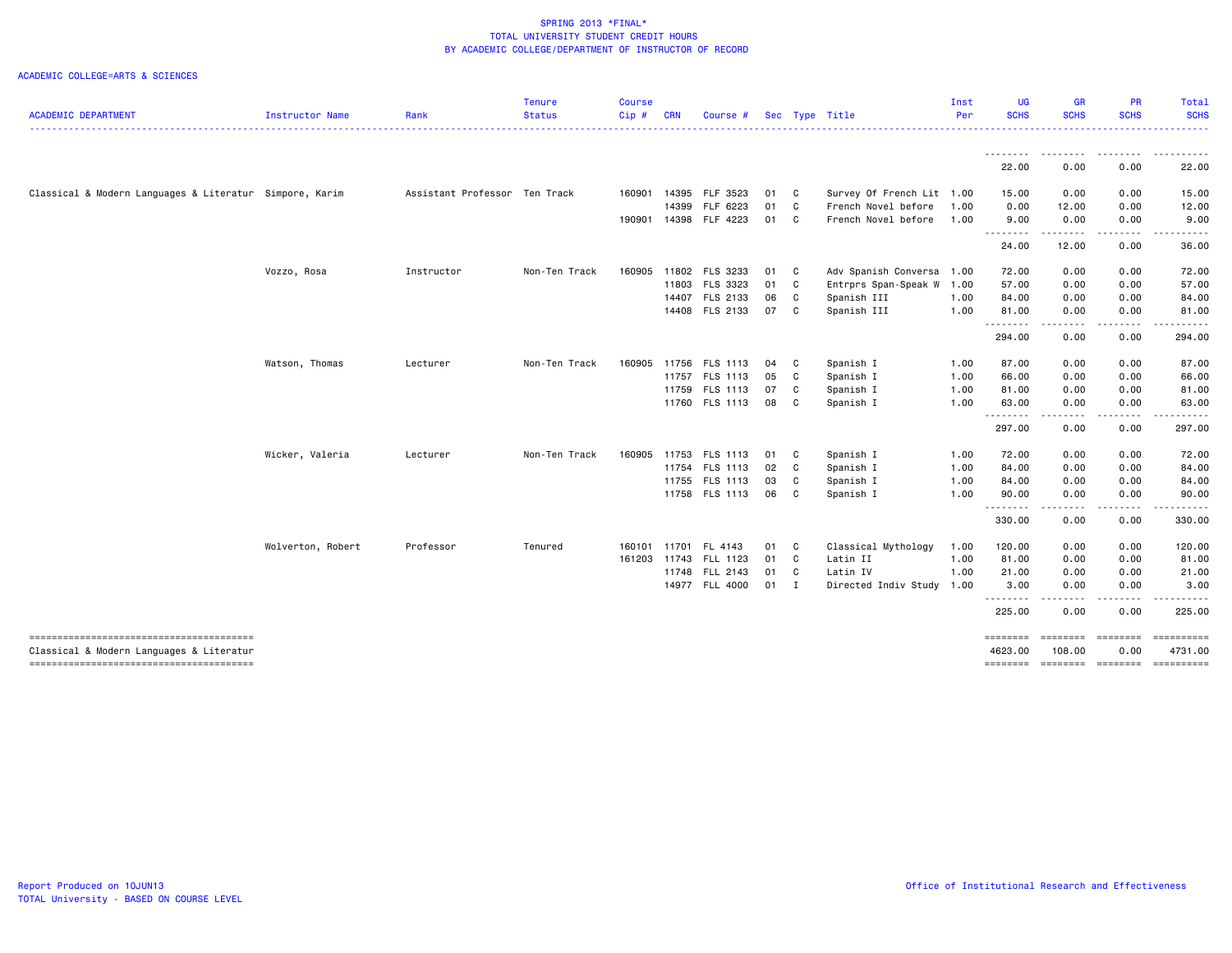SPRING 2013 *FINAL*
TOTAL UNIVERSITY STUDENT CREDIT HOURS
BY ACADEMIC COLLEGE/DEPARTMENT OF INSTRUCTOR OF RECORD

ACADEMIC COLLEGE=ARTS & SCIENCES

| ACADEMIC DEPARTMENT | Instructor Name | Rank | Tenure Status | Course Cip # | CRN | Course # | Sec | Type | Title | Inst Per | UG SCHS | GR SCHS | PR SCHS | Total SCHS |
|---|---|---|---|---|---|---|---|---|---|---|---|---|---|---|
| | | | | | | | | | | | 22.00 | 0.00 | 0.00 | 22.00 |
| Classical & Modern Languages & Literatur | Simpore, Karim | Assistant Professor | Ten Track | 160901 | 14395 | FLF 3523 | 01 | C | Survey Of French Lit | 1.00 | 15.00 | 0.00 | 0.00 | 15.00 |
| | | | | | 14399 | FLF 6223 | 01 | C | French Novel before | 1.00 | 0.00 | 12.00 | 0.00 | 12.00 |
| | | | | 190901 | 14398 | FLF 4223 | 01 | C | French Novel before | 1.00 | 9.00 | 0.00 | 0.00 | 9.00 |
| | | | | | | | | | | | 24.00 | 12.00 | 0.00 | 36.00 |
| | Vozzo, Rosa | Instructor | Non-Ten Track | 160905 | 11802 | FLS 3233 | 01 | C | Adv Spanish Conversa | 1.00 | 72.00 | 0.00 | 0.00 | 72.00 |
| | | | | | 11803 | FLS 3323 | 01 | C | Entrprs Span-Speak W | 1.00 | 57.00 | 0.00 | 0.00 | 57.00 |
| | | | | | 14407 | FLS 2133 | 06 | C | Spanish III | 1.00 | 84.00 | 0.00 | 0.00 | 84.00 |
| | | | | | 14408 | FLS 2133 | 07 | C | Spanish III | 1.00 | 81.00 | 0.00 | 0.00 | 81.00 |
| | | | | | | | | | | | 294.00 | 0.00 | 0.00 | 294.00 |
| | Watson, Thomas | Lecturer | Non-Ten Track | 160905 | 11756 | FLS 1113 | 04 | C | Spanish I | 1.00 | 87.00 | 0.00 | 0.00 | 87.00 |
| | | | | | 11757 | FLS 1113 | 05 | C | Spanish I | 1.00 | 66.00 | 0.00 | 0.00 | 66.00 |
| | | | | | 11759 | FLS 1113 | 07 | C | Spanish I | 1.00 | 81.00 | 0.00 | 0.00 | 81.00 |
| | | | | | 11760 | FLS 1113 | 08 | C | Spanish I | 1.00 | 63.00 | 0.00 | 0.00 | 63.00 |
| | | | | | | | | | | | 297.00 | 0.00 | 0.00 | 297.00 |
| | Wicker, Valeria | Lecturer | Non-Ten Track | 160905 | 11753 | FLS 1113 | 01 | C | Spanish I | 1.00 | 72.00 | 0.00 | 0.00 | 72.00 |
| | | | | | 11754 | FLS 1113 | 02 | C | Spanish I | 1.00 | 84.00 | 0.00 | 0.00 | 84.00 |
| | | | | | 11755 | FLS 1113 | 03 | C | Spanish I | 1.00 | 84.00 | 0.00 | 0.00 | 84.00 |
| | | | | | 11758 | FLS 1113 | 06 | C | Spanish I | 1.00 | 90.00 | 0.00 | 0.00 | 90.00 |
| | | | | | | | | | | | 330.00 | 0.00 | 0.00 | 330.00 |
| | Wolverton, Robert | Professor | Tenured | 160101 | 11701 | FL 4143 | 01 | C | Classical Mythology | 1.00 | 120.00 | 0.00 | 0.00 | 120.00 |
| | | | | 161203 | 11743 | FLL 1123 | 01 | C | Latin II | 1.00 | 81.00 | 0.00 | 0.00 | 81.00 |
| | | | | | 11748 | FLL 2143 | 01 | C | Latin IV | 1.00 | 21.00 | 0.00 | 0.00 | 21.00 |
| | | | | | 14977 | FLL 4000 | 01 | I | Directed Indiv Study | 1.00 | 3.00 | 0.00 | 0.00 | 3.00 |
| | | | | | | | | | | | 225.00 | 0.00 | 0.00 | 225.00 |
| Classical & Modern Languages & Literatur | | | | | | | | | | | 4623.00 | 108.00 | 0.00 | 4731.00 |

Report Produced on 10JUN13
TOTAL University - BASED ON COURSE LEVEL

Office of Institutional Research and Effectiveness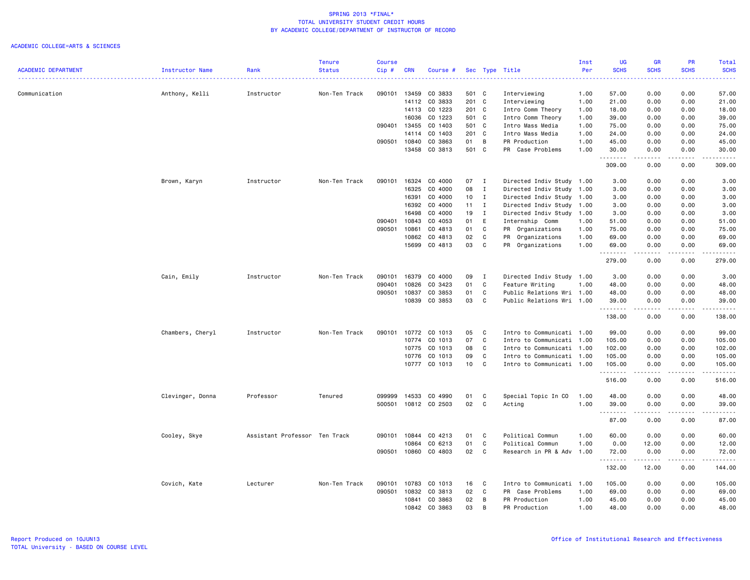SPRING 2013 *FINAL*
TOTAL UNIVERSITY STUDENT CREDIT HOURS
BY ACADEMIC COLLEGE/DEPARTMENT OF INSTRUCTOR OF RECORD

ACADEMIC COLLEGE=ARTS & SCIENCES

| ACADEMIC DEPARTMENT | Instructor Name | Rank | Tenure Status | Course Cip # | CRN | Course # | Sec | Type | Title | Inst Per | UG SCHS | GR SCHS | PR SCHS | Total SCHS |
|---|---|---|---|---|---|---|---|---|---|---|---|---|---|---|
| Communication | Anthony, Kelli | Instructor | Non-Ten Track | 090101 | 13459 | CO 3833 | 501 | C | Interviewing | 1.00 | 57.00 | 0.00 | 0.00 | 57.00 |
| | | | | | 14112 | CO 3833 | 201 | C | Interviewing | 1.00 | 21.00 | 0.00 | 0.00 | 21.00 |
| | | | | | 14113 | CO 1223 | 201 | C | Intro Comm Theory | 1.00 | 18.00 | 0.00 | 0.00 | 18.00 |
| | | | | | 16036 | CO 1223 | 501 | C | Intro Comm Theory | 1.00 | 39.00 | 0.00 | 0.00 | 39.00 |
| | | | | 090401 | 13455 | CO 1403 | 501 | C | Intro Mass Media | 1.00 | 75.00 | 0.00 | 0.00 | 75.00 |
| | | | | | 14114 | CO 1403 | 201 | C | Intro Mass Media | 1.00 | 24.00 | 0.00 | 0.00 | 24.00 |
| | | | | 090501 | 10840 | CO 3863 | 01 | B | PR Production | 1.00 | 45.00 | 0.00 | 0.00 | 45.00 |
| | | | | | 13458 | CO 3813 | 501 | C | PR Case Problems | 1.00 | 30.00 | 0.00 | 0.00 | 30.00 |
| | | | | | | | | | | | 309.00 | 0.00 | 0.00 | 309.00 |
| | Brown, Karyn | Instructor | Non-Ten Track | 090101 | 16324 | CO 4000 | 07 | I | Directed Indiv Study | 1.00 | 3.00 | 0.00 | 0.00 | 3.00 |
| | | | | | 16325 | CO 4000 | 08 | I | Directed Indiv Study | 1.00 | 3.00 | 0.00 | 0.00 | 3.00 |
| | | | | | 16391 | CO 4000 | 10 | I | Directed Indiv Study | 1.00 | 3.00 | 0.00 | 0.00 | 3.00 |
| | | | | | 16392 | CO 4000 | 11 | I | Directed Indiv Study | 1.00 | 3.00 | 0.00 | 0.00 | 3.00 |
| | | | | | 16498 | CO 4000 | 19 | I | Directed Indiv Study | 1.00 | 3.00 | 0.00 | 0.00 | 3.00 |
| | | | | 090401 | 10843 | CO 4053 | 01 | E | Internship Comm | 1.00 | 51.00 | 0.00 | 0.00 | 51.00 |
| | | | | 090501 | 10861 | CO 4813 | 01 | C | PR Organizations | 1.00 | 75.00 | 0.00 | 0.00 | 75.00 |
| | | | | | 10862 | CO 4813 | 02 | C | PR Organizations | 1.00 | 69.00 | 0.00 | 0.00 | 69.00 |
| | | | | | 15699 | CO 4813 | 03 | C | PR Organizations | 1.00 | 69.00 | 0.00 | 0.00 | 69.00 |
| | | | | | | | | | | | 279.00 | 0.00 | 0.00 | 279.00 |
| | Cain, Emily | Instructor | Non-Ten Track | 090101 | 16379 | CO 4000 | 09 | I | Directed Indiv Study | 1.00 | 3.00 | 0.00 | 0.00 | 3.00 |
| | | | | 090401 | 10826 | CO 3423 | 01 | C | Feature Writing | 1.00 | 48.00 | 0.00 | 0.00 | 48.00 |
| | | | | 090501 | 10837 | CO 3853 | 01 | C | Public Relations Wri | 1.00 | 48.00 | 0.00 | 0.00 | 48.00 |
| | | | | | 10839 | CO 3853 | 03 | C | Public Relations Wri | 1.00 | 39.00 | 0.00 | 0.00 | 39.00 |
| | | | | | | | | | | | 138.00 | 0.00 | 0.00 | 138.00 |
| | Chambers, Cheryl | Instructor | Non-Ten Track | 090101 | 10772 | CO 1013 | 05 | C | Intro to Communicati | 1.00 | 99.00 | 0.00 | 0.00 | 99.00 |
| | | | | | 10774 | CO 1013 | 07 | C | Intro to Communicati | 1.00 | 105.00 | 0.00 | 0.00 | 105.00 |
| | | | | | 10775 | CO 1013 | 08 | C | Intro to Communicati | 1.00 | 102.00 | 0.00 | 0.00 | 102.00 |
| | | | | | 10776 | CO 1013 | 09 | C | Intro to Communicati | 1.00 | 105.00 | 0.00 | 0.00 | 105.00 |
| | | | | | 10777 | CO 1013 | 10 | C | Intro to Communicati | 1.00 | 105.00 | 0.00 | 0.00 | 105.00 |
| | | | | | | | | | | | 516.00 | 0.00 | 0.00 | 516.00 |
| | Clevinger, Donna | Professor | Tenured | 099999 | 14533 | CO 4990 | 01 | C | Special Topic In CO | 1.00 | 48.00 | 0.00 | 0.00 | 48.00 |
| | | | | 500501 | 10812 | CO 2503 | 02 | C | Acting | 1.00 | 39.00 | 0.00 | 0.00 | 39.00 |
| | | | | | | | | | | | 87.00 | 0.00 | 0.00 | 87.00 |
| | Cooley, Skye | Assistant Professor | Ten Track | 090101 | 10844 | CO 4213 | 01 | C | Political Commun | 1.00 | 60.00 | 0.00 | 0.00 | 60.00 |
| | | | | | 10864 | CO 6213 | 01 | C | Political Commun | 1.00 | 0.00 | 12.00 | 0.00 | 12.00 |
| | | | | 090501 | 10860 | CO 4803 | 02 | C | Research in PR & Adv | 1.00 | 72.00 | 0.00 | 0.00 | 72.00 |
| | | | | | | | | | | | 132.00 | 12.00 | 0.00 | 144.00 |
| | Covich, Kate | Lecturer | Non-Ten Track | 090101 | 10783 | CO 1013 | 16 | C | Intro to Communicati | 1.00 | 105.00 | 0.00 | 0.00 | 105.00 |
| | | | | 090501 | 10832 | CO 3813 | 02 | C | PR Case Problems | 1.00 | 69.00 | 0.00 | 0.00 | 69.00 |
| | | | | | 10841 | CO 3863 | 02 | B | PR Production | 1.00 | 45.00 | 0.00 | 0.00 | 45.00 |
| | | | | | 10842 | CO 3863 | 03 | B | PR Production | 1.00 | 48.00 | 0.00 | 0.00 | 48.00 |

Report Produced on 10JUN13
TOTAL University - BASED ON COURSE LEVEL

Office of Institutional Research and Effectiveness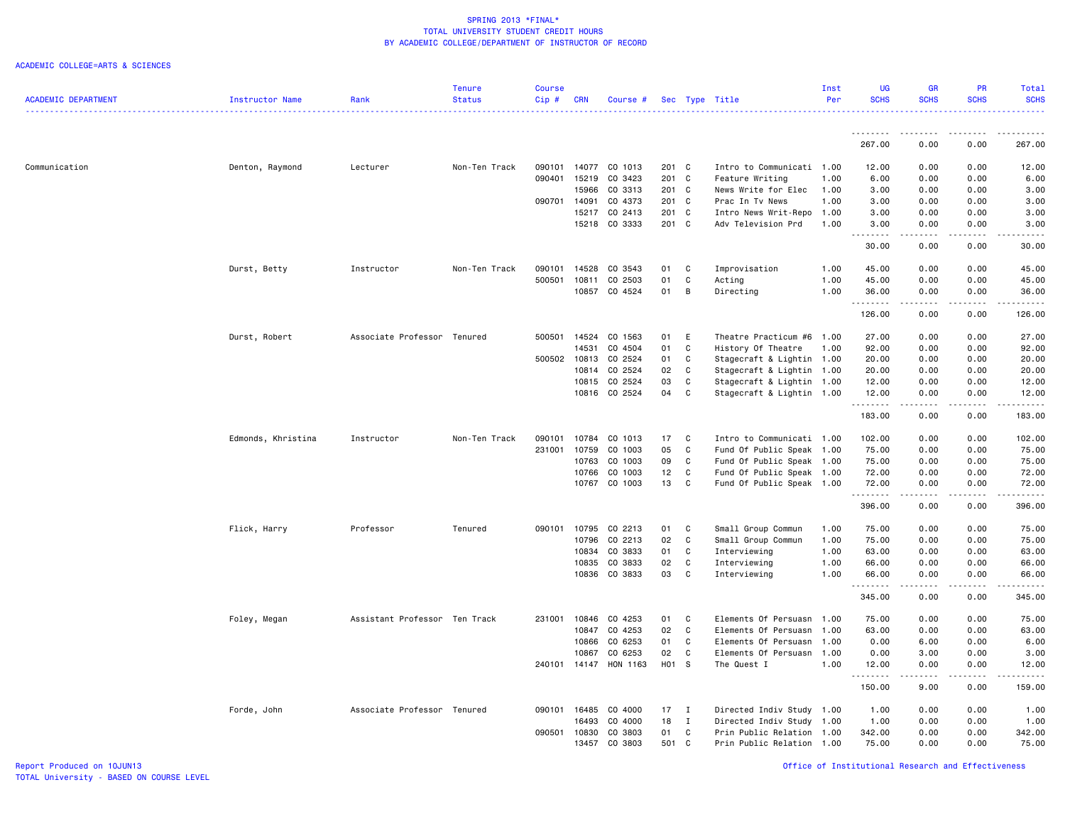SPRING 2013 *FINAL*
TOTAL UNIVERSITY STUDENT CREDIT HOURS
BY ACADEMIC COLLEGE/DEPARTMENT OF INSTRUCTOR OF RECORD

ACADEMIC COLLEGE=ARTS & SCIENCES

| ACADEMIC DEPARTMENT | Instructor Name | Rank | Tenure Status | Course Cip # | CRN | Course # | Sec | Type | Title | Inst Per | UG SCHS | GR SCHS | PR SCHS | Total SCHS |
|---|---|---|---|---|---|---|---|---|---|---|---|---|---|---|
| | | | | | | | | | | | 267.00 | 0.00 | 0.00 | 267.00 |
| Communication | Denton, Raymond | Lecturer | Non-Ten Track | 090101 | 14077 | CO 1013 | 201 | C | Intro to Communicati | 1.00 | 12.00 | 0.00 | 0.00 | 12.00 |
| | | | | 090401 | 15219 | CO 3423 | 201 | C | Feature Writing | 1.00 | 6.00 | 0.00 | 0.00 | 6.00 |
| | | | | | 15966 | CO 3313 | 201 | C | News Write for Elec | 1.00 | 3.00 | 0.00 | 0.00 | 3.00 |
| | | | | 090701 | 14091 | CO 4373 | 201 | C | Prac In Tv News | 1.00 | 3.00 | 0.00 | 0.00 | 3.00 |
| | | | | | 15217 | CO 2413 | 201 | C | Intro News Writ-Repo | 1.00 | 3.00 | 0.00 | 0.00 | 3.00 |
| | | | | | 15218 | CO 3333 | 201 | C | Adv Television Prd | 1.00 | 3.00 | 0.00 | 0.00 | 3.00 |
| | | | | | | | | | | | 30.00 | 0.00 | 0.00 | 30.00 |
| | Durst, Betty | Instructor | Non-Ten Track | 090101 | 14528 | CO 3543 | 01 | C | Improvisation | 1.00 | 45.00 | 0.00 | 0.00 | 45.00 |
| | | | | 500501 | 10811 | CO 2503 | 01 | C | Acting | 1.00 | 45.00 | 0.00 | 0.00 | 45.00 |
| | | | | | 10857 | CO 4524 | 01 | B | Directing | 1.00 | 36.00 | 0.00 | 0.00 | 36.00 |
| | | | | | | | | | | | 126.00 | 0.00 | 0.00 | 126.00 |
| | Durst, Robert | Associate Professor | Tenured | 500501 | 14524 | CO 1563 | 01 | E | Theatre Practicum #6 | 1.00 | 27.00 | 0.00 | 0.00 | 27.00 |
| | | | | | 14531 | CO 4504 | 01 | C | History Of Theatre | 1.00 | 92.00 | 0.00 | 0.00 | 92.00 |
| | | | | 500502 | 10813 | CO 2524 | 01 | C | Stagecraft & Lightin | 1.00 | 20.00 | 0.00 | 0.00 | 20.00 |
| | | | | | 10814 | CO 2524 | 02 | C | Stagecraft & Lightin | 1.00 | 20.00 | 0.00 | 0.00 | 20.00 |
| | | | | | 10815 | CO 2524 | 03 | C | Stagecraft & Lightin | 1.00 | 12.00 | 0.00 | 0.00 | 12.00 |
| | | | | | 10816 | CO 2524 | 04 | C | Stagecraft & Lightin | 1.00 | 12.00 | 0.00 | 0.00 | 12.00 |
| | | | | | | | | | | | 183.00 | 0.00 | 0.00 | 183.00 |
| | Edmonds, Khristina | Instructor | Non-Ten Track | 090101 | 10784 | CO 1013 | 17 | C | Intro to Communicati | 1.00 | 102.00 | 0.00 | 0.00 | 102.00 |
| | | | | 231001 | 10759 | CO 1003 | 05 | C | Fund Of Public Speak | 1.00 | 75.00 | 0.00 | 0.00 | 75.00 |
| | | | | | 10763 | CO 1003 | 09 | C | Fund Of Public Speak | 1.00 | 75.00 | 0.00 | 0.00 | 75.00 |
| | | | | | 10766 | CO 1003 | 12 | C | Fund Of Public Speak | 1.00 | 72.00 | 0.00 | 0.00 | 72.00 |
| | | | | | 10767 | CO 1003 | 13 | C | Fund Of Public Speak | 1.00 | 72.00 | 0.00 | 0.00 | 72.00 |
| | | | | | | | | | | | 396.00 | 0.00 | 0.00 | 396.00 |
| | Flick, Harry | Professor | Tenured | 090101 | 10795 | CO 2213 | 01 | C | Small Group Commun | 1.00 | 75.00 | 0.00 | 0.00 | 75.00 |
| | | | | | 10796 | CO 2213 | 02 | C | Small Group Commun | 1.00 | 75.00 | 0.00 | 0.00 | 75.00 |
| | | | | | 10834 | CO 3833 | 01 | C | Interviewing | 1.00 | 63.00 | 0.00 | 0.00 | 63.00 |
| | | | | | 10835 | CO 3833 | 02 | C | Interviewing | 1.00 | 66.00 | 0.00 | 0.00 | 66.00 |
| | | | | | 10836 | CO 3833 | 03 | C | Interviewing | 1.00 | 66.00 | 0.00 | 0.00 | 66.00 |
| | | | | | | | | | | | 345.00 | 0.00 | 0.00 | 345.00 |
| | Foley, Megan | Assistant Professor | Ten Track | 231001 | 10846 | CO 4253 | 01 | C | Elements Of Persuasn | 1.00 | 75.00 | 0.00 | 0.00 | 75.00 |
| | | | | | 10847 | CO 4253 | 02 | C | Elements Of Persuasn | 1.00 | 63.00 | 0.00 | 0.00 | 63.00 |
| | | | | | 10866 | CO 6253 | 01 | C | Elements Of Persuasn | 1.00 | 0.00 | 6.00 | 0.00 | 6.00 |
| | | | | | 10867 | CO 6253 | 02 | C | Elements Of Persuasn | 1.00 | 0.00 | 3.00 | 0.00 | 3.00 |
| | | | | 240101 | 14147 | HON 1163 | H01 | S | The Quest I | 1.00 | 12.00 | 0.00 | 0.00 | 12.00 |
| | | | | | | | | | | | 150.00 | 9.00 | 0.00 | 159.00 |
| | Forde, John | Associate Professor | Tenured | 090101 | 16485 | CO 4000 | 17 | I | Directed Indiv Study | 1.00 | 1.00 | 0.00 | 0.00 | 1.00 |
| | | | | | 16493 | CO 4000 | 18 | I | Directed Indiv Study | 1.00 | 1.00 | 0.00 | 0.00 | 1.00 |
| | | | | 090501 | 10830 | CO 3803 | 01 | C | Prin Public Relation | 1.00 | 342.00 | 0.00 | 0.00 | 342.00 |
| | | | | | 13457 | CO 3803 | 501 | C | Prin Public Relation | 1.00 | 75.00 | 0.00 | 0.00 | 75.00 |

Report Produced on 10JUN13
TOTAL University - BASED ON COURSE LEVEL
Office of Institutional Research and Effectiveness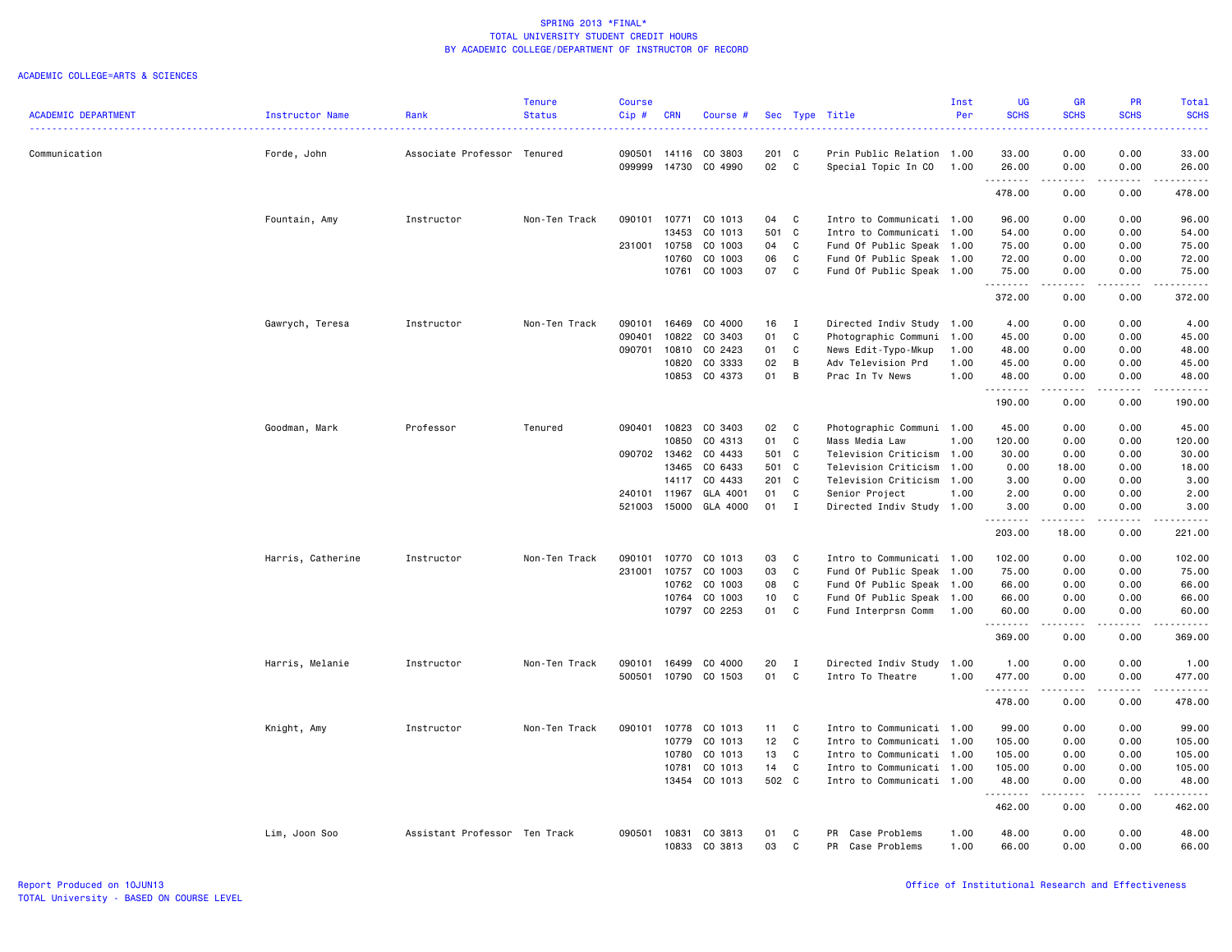SPRING 2013 *FINAL*
TOTAL UNIVERSITY STUDENT CREDIT HOURS
BY ACADEMIC COLLEGE/DEPARTMENT OF INSTRUCTOR OF RECORD

ACADEMIC COLLEGE=ARTS & SCIENCES

| ACADEMIC DEPARTMENT | Instructor Name | Rank | Tenure Status | Course Cip # | CRN | Course # | Sec | Type | Title | Inst Per | UG SCHS | GR SCHS | PR SCHS | Total SCHS |
|---|---|---|---|---|---|---|---|---|---|---|---|---|---|---|
| Communication | Forde, John | Associate Professor | Tenured | 090501 | 14116 | CO 3803 | 201 | C | Prin Public Relation | 1.00 | 33.00 | 0.00 | 0.00 | 33.00 |
| | | | | 099999 | 14730 | CO 4990 | 02 | C | Special Topic In CO | 1.00 | 26.00 | 0.00 | 0.00 | 26.00 |
| | | | | | | | | | | | 478.00 | 0.00 | 0.00 | 478.00 |
| | Fountain, Amy | Instructor | Non-Ten Track | 090101 | 10771 | CO 1013 | 04 | C | Intro to Communicati | 1.00 | 96.00 | 0.00 | 0.00 | 96.00 |
| | | | | | 13453 | CO 1013 | 501 | C | Intro to Communicati | 1.00 | 54.00 | 0.00 | 0.00 | 54.00 |
| | | | | 231001 | 10758 | CO 1003 | 04 | C | Fund Of Public Speak | 1.00 | 75.00 | 0.00 | 0.00 | 75.00 |
| | | | | | 10760 | CO 1003 | 06 | C | Fund Of Public Speak | 1.00 | 72.00 | 0.00 | 0.00 | 72.00 |
| | | | | | 10761 | CO 1003 | 07 | C | Fund Of Public Speak | 1.00 | 75.00 | 0.00 | 0.00 | 75.00 |
| | | | | | | | | | | | 372.00 | 0.00 | 0.00 | 372.00 |
| | Gawrych, Teresa | Instructor | Non-Ten Track | 090101 | 16469 | CO 4000 | 16 | I | Directed Indiv Study | 1.00 | 4.00 | 0.00 | 0.00 | 4.00 |
| | | | | 090401 | 10822 | CO 3403 | 01 | C | Photographic Communi | 1.00 | 45.00 | 0.00 | 0.00 | 45.00 |
| | | | | 090701 | 10810 | CO 2423 | 01 | C | News Edit-Typo-Mkup | 1.00 | 48.00 | 0.00 | 0.00 | 48.00 |
| | | | | | 10820 | CO 3333 | 02 | B | Adv Television Prd | 1.00 | 45.00 | 0.00 | 0.00 | 45.00 |
| | | | | | 10853 | CO 4373 | 01 | B | Prac In Tv News | 1.00 | 48.00 | 0.00 | 0.00 | 48.00 |
| | | | | | | | | | | | 190.00 | 0.00 | 0.00 | 190.00 |
| | Goodman, Mark | Professor | Tenured | 090401 | 10823 | CO 3403 | 02 | C | Photographic Communi | 1.00 | 45.00 | 0.00 | 0.00 | 45.00 |
| | | | | | 10850 | CO 4313 | 01 | C | Mass Media Law | 1.00 | 120.00 | 0.00 | 0.00 | 120.00 |
| | | | | 090702 | 13462 | CO 4433 | 501 | C | Television Criticism | 1.00 | 30.00 | 0.00 | 0.00 | 30.00 |
| | | | | | 13465 | CO 6433 | 501 | C | Television Criticism | 1.00 | 0.00 | 18.00 | 0.00 | 18.00 |
| | | | | | 14117 | CO 4433 | 201 | C | Television Criticism | 1.00 | 3.00 | 0.00 | 0.00 | 3.00 |
| | | | | 240101 | 11967 | GLA 4001 | 01 | C | Senior Project | 1.00 | 2.00 | 0.00 | 0.00 | 2.00 |
| | | | | 521003 | 15000 | GLA 4000 | 01 | I | Directed Indiv Study | 1.00 | 3.00 | 0.00 | 0.00 | 3.00 |
| | | | | | | | | | | | 203.00 | 18.00 | 0.00 | 221.00 |
| | Harris, Catherine | Instructor | Non-Ten Track | 090101 | 10770 | CO 1013 | 03 | C | Intro to Communicati | 1.00 | 102.00 | 0.00 | 0.00 | 102.00 |
| | | | | 231001 | 10757 | CO 1003 | 03 | C | Fund Of Public Speak | 1.00 | 75.00 | 0.00 | 0.00 | 75.00 |
| | | | | | 10762 | CO 1003 | 08 | C | Fund Of Public Speak | 1.00 | 66.00 | 0.00 | 0.00 | 66.00 |
| | | | | | 10764 | CO 1003 | 10 | C | Fund Of Public Speak | 1.00 | 66.00 | 0.00 | 0.00 | 66.00 |
| | | | | | 10797 | CO 2253 | 01 | C | Fund Interprsn Comm | 1.00 | 60.00 | 0.00 | 0.00 | 60.00 |
| | | | | | | | | | | | 369.00 | 0.00 | 0.00 | 369.00 |
| | Harris, Melanie | Instructor | Non-Ten Track | 090101 | 16499 | CO 4000 | 20 | I | Directed Indiv Study | 1.00 | 1.00 | 0.00 | 0.00 | 1.00 |
| | | | | 500501 | 10790 | CO 1503 | 01 | C | Intro To Theatre | 1.00 | 477.00 | 0.00 | 0.00 | 477.00 |
| | | | | | | | | | | | 478.00 | 0.00 | 0.00 | 478.00 |
| | Knight, Amy | Instructor | Non-Ten Track | 090101 | 10778 | CO 1013 | 11 | C | Intro to Communicati | 1.00 | 99.00 | 0.00 | 0.00 | 99.00 |
| | | | | | 10779 | CO 1013 | 12 | C | Intro to Communicati | 1.00 | 105.00 | 0.00 | 0.00 | 105.00 |
| | | | | | 10780 | CO 1013 | 13 | C | Intro to Communicati | 1.00 | 105.00 | 0.00 | 0.00 | 105.00 |
| | | | | | 10781 | CO 1013 | 14 | C | Intro to Communicati | 1.00 | 105.00 | 0.00 | 0.00 | 105.00 |
| | | | | | 13454 | CO 1013 | 502 | C | Intro to Communicati | 1.00 | 48.00 | 0.00 | 0.00 | 48.00 |
| | | | | | | | | | | | 462.00 | 0.00 | 0.00 | 462.00 |
| | Lim, Joon Soo | Assistant Professor | Ten Track | 090501 | 10831 | CO 3813 | 01 | C | PR Case Problems | 1.00 | 48.00 | 0.00 | 0.00 | 48.00 |
| | | | | | 10833 | CO 3813 | 03 | C | PR Case Problems | 1.00 | 66.00 | 0.00 | 0.00 | 66.00 |

Report Produced on 10JUN13
TOTAL University - BASED ON COURSE LEVEL

Office of Institutional Research and Effectiveness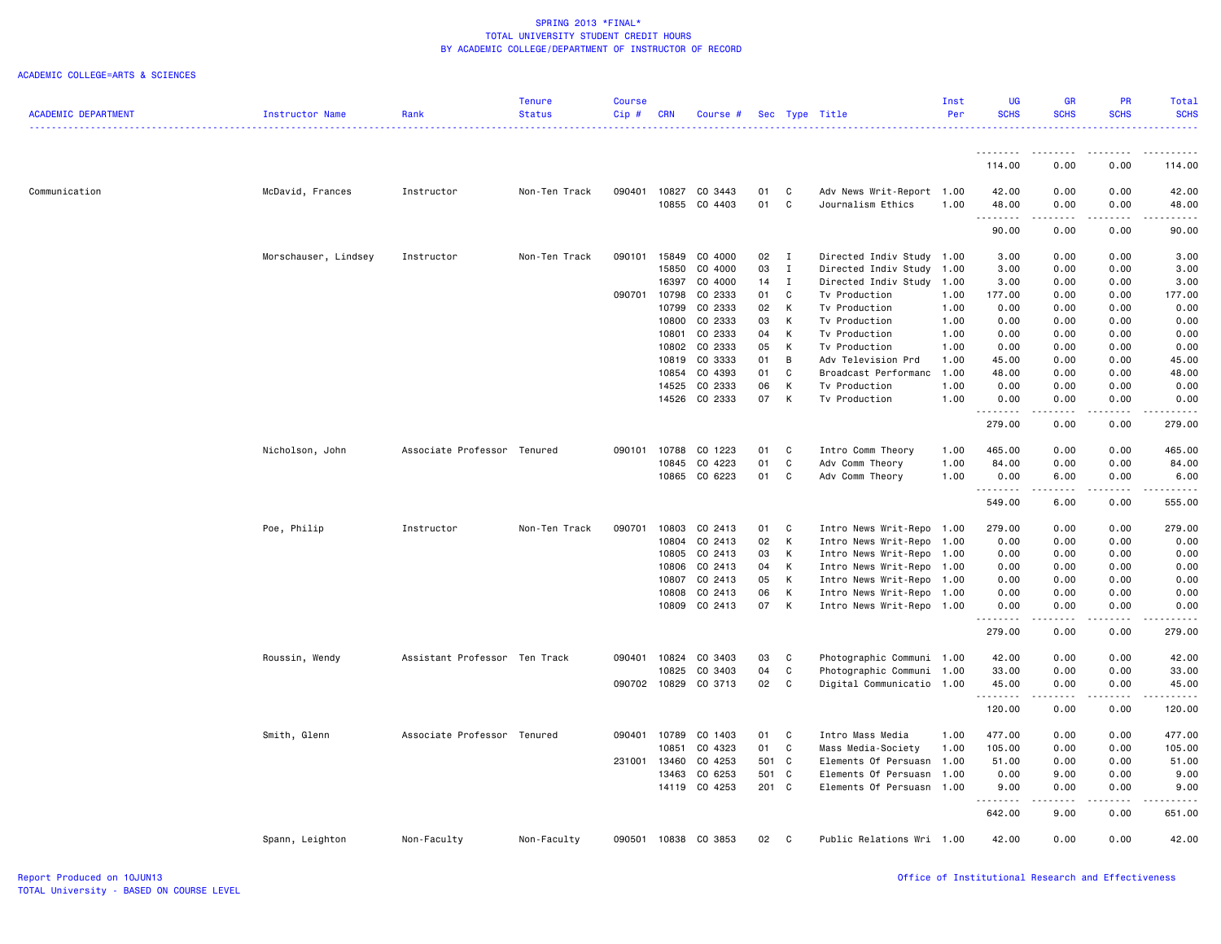SPRING 2013 *FINAL*
TOTAL UNIVERSITY STUDENT CREDIT HOURS
BY ACADEMIC COLLEGE/DEPARTMENT OF INSTRUCTOR OF RECORD

ACADEMIC COLLEGE=ARTS & SCIENCES

| ACADEMIC DEPARTMENT | Instructor Name | Rank | Tenure Status | Course Cip # | CRN | Course # | Sec | Type | Title | Inst Per | UG SCHS | GR SCHS | PR SCHS | Total SCHS |
|---|---|---|---|---|---|---|---|---|---|---|---|---|---|---|
| | | | | | | | | | | | 114.00 | 0.00 | 0.00 | 114.00 |
| Communication | McDavid, Frances | Instructor | Non-Ten Track | 090401 | 10827 | CO 3443 | 01 | C | Adv News Writ-Report | 1.00 | 42.00 | 0.00 | 0.00 | 42.00 |
| | | | | | 10855 | CO 4403 | 01 | C | Journalism Ethics | 1.00 | 48.00 | 0.00 | 0.00 | 48.00 |
| | | | | | | | | | | | 90.00 | 0.00 | 0.00 | 90.00 |
| | Morschauser, Lindsey | Instructor | Non-Ten Track | 090101 | 15849 | CO 4000 | 02 | I | Directed Indiv Study | 1.00 | 3.00 | 0.00 | 0.00 | 3.00 |
| | | | | | 15850 | CO 4000 | 03 | I | Directed Indiv Study | 1.00 | 3.00 | 0.00 | 0.00 | 3.00 |
| | | | | | 16397 | CO 4000 | 14 | I | Directed Indiv Study | 1.00 | 3.00 | 0.00 | 0.00 | 3.00 |
| | | | | 090701 | 10798 | CO 2333 | 01 | C | Tv Production | 1.00 | 177.00 | 0.00 | 0.00 | 177.00 |
| | | | | | 10799 | CO 2333 | 02 | K | Tv Production | 1.00 | 0.00 | 0.00 | 0.00 | 0.00 |
| | | | | | 10800 | CO 2333 | 03 | K | Tv Production | 1.00 | 0.00 | 0.00 | 0.00 | 0.00 |
| | | | | | 10801 | CO 2333 | 04 | K | Tv Production | 1.00 | 0.00 | 0.00 | 0.00 | 0.00 |
| | | | | | 10802 | CO 2333 | 05 | K | Tv Production | 1.00 | 0.00 | 0.00 | 0.00 | 0.00 |
| | | | | | 10819 | CO 3333 | 01 | B | Adv Television Prd | 1.00 | 45.00 | 0.00 | 0.00 | 45.00 |
| | | | | | 10854 | CO 4393 | 01 | C | Broadcast Performanc | 1.00 | 48.00 | 0.00 | 0.00 | 48.00 |
| | | | | | 14525 | CO 2333 | 06 | K | Tv Production | 1.00 | 0.00 | 0.00 | 0.00 | 0.00 |
| | | | | | 14526 | CO 2333 | 07 | K | Tv Production | 1.00 | 0.00 | 0.00 | 0.00 | 0.00 |
| | | | | | | | | | | | 279.00 | 0.00 | 0.00 | 279.00 |
| | Nicholson, John | Associate Professor | Tenured | 090101 | 10788 | CO 1223 | 01 | C | Intro Comm Theory | 1.00 | 465.00 | 0.00 | 0.00 | 465.00 |
| | | | | | 10845 | CO 4223 | 01 | C | Adv Comm Theory | 1.00 | 84.00 | 0.00 | 0.00 | 84.00 |
| | | | | | 10865 | CO 6223 | 01 | C | Adv Comm Theory | 1.00 | 0.00 | 6.00 | 0.00 | 6.00 |
| | | | | | | | | | | | 549.00 | 6.00 | 0.00 | 555.00 |
| | Poe, Philip | Instructor | Non-Ten Track | 090701 | 10803 | CO 2413 | 01 | C | Intro News Writ-Repo | 1.00 | 279.00 | 0.00 | 0.00 | 279.00 |
| | | | | | 10804 | CO 2413 | 02 | K | Intro News Writ-Repo | 1.00 | 0.00 | 0.00 | 0.00 | 0.00 |
| | | | | | 10805 | CO 2413 | 03 | K | Intro News Writ-Repo | 1.00 | 0.00 | 0.00 | 0.00 | 0.00 |
| | | | | | 10806 | CO 2413 | 04 | K | Intro News Writ-Repo | 1.00 | 0.00 | 0.00 | 0.00 | 0.00 |
| | | | | | 10807 | CO 2413 | 05 | K | Intro News Writ-Repo | 1.00 | 0.00 | 0.00 | 0.00 | 0.00 |
| | | | | | 10808 | CO 2413 | 06 | K | Intro News Writ-Repo | 1.00 | 0.00 | 0.00 | 0.00 | 0.00 |
| | | | | | 10809 | CO 2413 | 07 | K | Intro News Writ-Repo | 1.00 | 0.00 | 0.00 | 0.00 | 0.00 |
| | | | | | | | | | | | 279.00 | 0.00 | 0.00 | 279.00 |
| | Roussin, Wendy | Assistant Professor | Ten Track | 090401 | 10824 | CO 3403 | 03 | C | Photographic Communi | 1.00 | 42.00 | 0.00 | 0.00 | 42.00 |
| | | | | | 10825 | CO 3403 | 04 | C | Photographic Communi | 1.00 | 33.00 | 0.00 | 0.00 | 33.00 |
| | | | | 090702 | 10829 | CO 3713 | 02 | C | Digital Communicatio | 1.00 | 45.00 | 0.00 | 0.00 | 45.00 |
| | | | | | | | | | | | 120.00 | 0.00 | 0.00 | 120.00 |
| | Smith, Glenn | Associate Professor | Tenured | 090401 | 10789 | CO 1403 | 01 | C | Intro Mass Media | 1.00 | 477.00 | 0.00 | 0.00 | 477.00 |
| | | | | | 10851 | CO 4323 | 01 | C | Mass Media-Society | 1.00 | 105.00 | 0.00 | 0.00 | 105.00 |
| | | | | 231001 | 13460 | CO 4253 | 501 | C | Elements Of Persuasn | 1.00 | 51.00 | 0.00 | 0.00 | 51.00 |
| | | | | | 13463 | CO 6253 | 501 | C | Elements Of Persuasn | 1.00 | 0.00 | 9.00 | 0.00 | 9.00 |
| | | | | | 14119 | CO 4253 | 201 | C | Elements Of Persuasn | 1.00 | 9.00 | 0.00 | 0.00 | 9.00 |
| | | | | | | | | | | | 642.00 | 9.00 | 0.00 | 651.00 |
| | Spann, Leighton | Non-Faculty | Non-Faculty | 090501 | 10838 | CO 3853 | 02 | C | Public Relations Wri | 1.00 | 42.00 | 0.00 | 0.00 | 42.00 |

Report Produced on 10JUN13
TOTAL University - BASED ON COURSE LEVEL

Office of Institutional Research and Effectiveness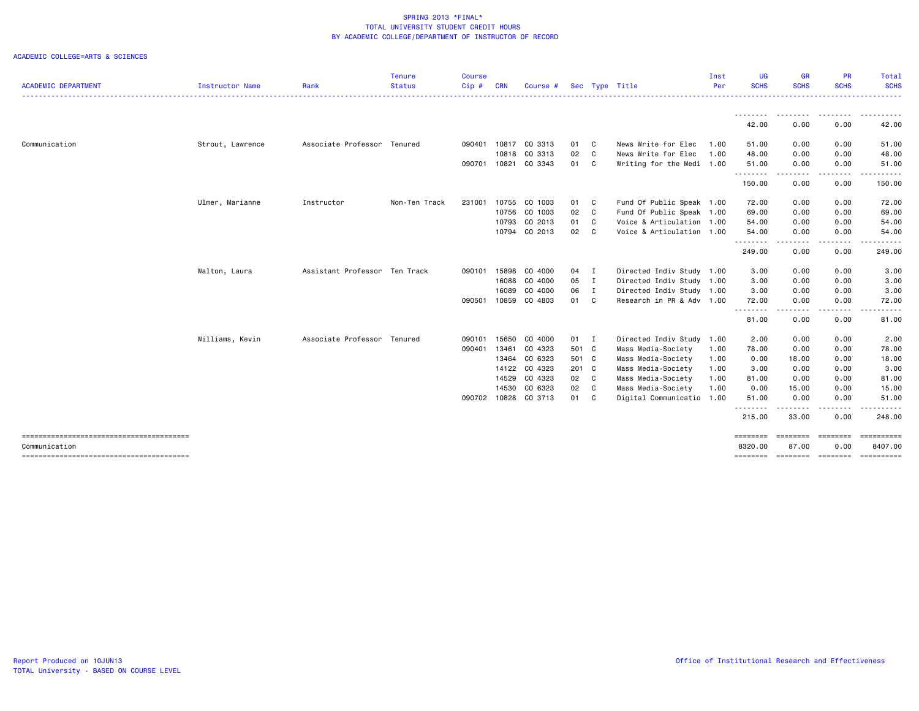SPRING 2013 *FINAL*
TOTAL UNIVERSITY STUDENT CREDIT HOURS
BY ACADEMIC COLLEGE/DEPARTMENT OF INSTRUCTOR OF RECORD

ACADEMIC COLLEGE=ARTS & SCIENCES

| ACADEMIC DEPARTMENT | Instructor Name | Rank | Tenure Status | Course Cip # | CRN | Course # | Sec | Type | Title | Inst Per | UG SCHS | GR SCHS | PR SCHS | Total SCHS |
|---|---|---|---|---|---|---|---|---|---|---|---|---|---|---|
| | | | | | | | | | | | 42.00 | 0.00 | 0.00 | 42.00 |
| Communication | Strout, Lawrence | Associate Professor | Tenured | 090401 | 10817 | CO 3313 | 01 | C | News Write for Elec | 1.00 | 51.00 | 0.00 | 0.00 | 51.00 |
| | | | | | 10818 | CO 3313 | 02 | C | News Write for Elec | 1.00 | 48.00 | 0.00 | 0.00 | 48.00 |
| | | | | 090701 | 10821 | CO 3343 | 01 | C | Writing for the Medi | 1.00 | 51.00 | 0.00 | 0.00 | 51.00 |
| | | | | | | | | | | | 150.00 | 0.00 | 0.00 | 150.00 |
| | Ulmer, Marianne | Instructor | Non-Ten Track | 231001 | 10755 | CO 1003 | 01 | C | Fund Of Public Speak | 1.00 | 72.00 | 0.00 | 0.00 | 72.00 |
| | | | | | 10756 | CO 1003 | 02 | C | Fund Of Public Speak | 1.00 | 69.00 | 0.00 | 0.00 | 69.00 |
| | | | | | 10793 | CO 2013 | 01 | C | Voice & Articulation | 1.00 | 54.00 | 0.00 | 0.00 | 54.00 |
| | | | | | 10794 | CO 2013 | 02 | C | Voice & Articulation | 1.00 | 54.00 | 0.00 | 0.00 | 54.00 |
| | | | | | | | | | | | 249.00 | 0.00 | 0.00 | 249.00 |
| | Walton, Laura | Assistant Professor | Ten Track | 090101 | 15898 | CO 4000 | 04 | I | Directed Indiv Study | 1.00 | 3.00 | 0.00 | 0.00 | 3.00 |
| | | | | | 16088 | CO 4000 | 05 | I | Directed Indiv Study | 1.00 | 3.00 | 0.00 | 0.00 | 3.00 |
| | | | | | 16089 | CO 4000 | 06 | I | Directed Indiv Study | 1.00 | 3.00 | 0.00 | 0.00 | 3.00 |
| | | | | 090501 | 10859 | CO 4803 | 01 | C | Research in PR & Adv | 1.00 | 72.00 | 0.00 | 0.00 | 72.00 |
| | | | | | | | | | | | 81.00 | 0.00 | 0.00 | 81.00 |
| | Williams, Kevin | Associate Professor | Tenured | 090101 | 15650 | CO 4000 | 01 | I | Directed Indiv Study | 1.00 | 2.00 | 0.00 | 0.00 | 2.00 |
| | | | | 090401 | 13461 | CO 4323 | 501 | C | Mass Media-Society | 1.00 | 78.00 | 0.00 | 0.00 | 78.00 |
| | | | | | 13464 | CO 6323 | 501 | C | Mass Media-Society | 1.00 | 0.00 | 18.00 | 0.00 | 18.00 |
| | | | | | 14122 | CO 4323 | 201 | C | Mass Media-Society | 1.00 | 3.00 | 0.00 | 0.00 | 3.00 |
| | | | | | 14529 | CO 4323 | 02 | C | Mass Media-Society | 1.00 | 81.00 | 0.00 | 0.00 | 81.00 |
| | | | | | 14530 | CO 6323 | 02 | C | Mass Media-Society | 1.00 | 0.00 | 15.00 | 0.00 | 15.00 |
| | | | | 090702 | 10828 | CO 3713 | 01 | C | Digital Communicatio | 1.00 | 51.00 | 0.00 | 0.00 | 51.00 |
| | | | | | | | | | | | 215.00 | 33.00 | 0.00 | 248.00 |
| Communication | | | | | | | | | | | 8320.00 | 87.00 | 0.00 | 8407.00 |

Report Produced on 10JUN13
TOTAL University - BASED ON COURSE LEVEL

Office of Institutional Research and Effectiveness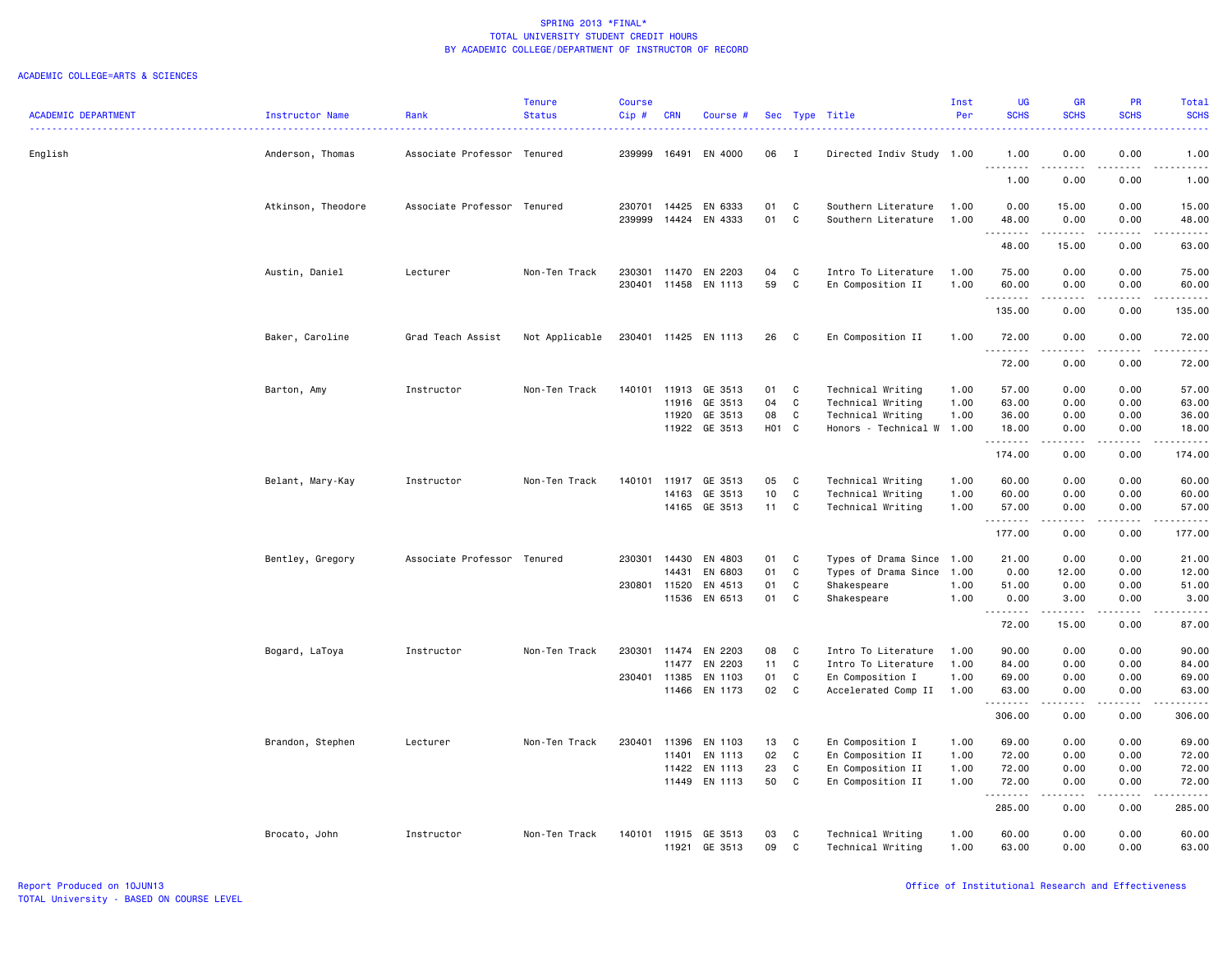SPRING 2013 *FINAL*
TOTAL UNIVERSITY STUDENT CREDIT HOURS
BY ACADEMIC COLLEGE/DEPARTMENT OF INSTRUCTOR OF RECORD

ACADEMIC COLLEGE=ARTS & SCIENCES

| ACADEMIC DEPARTMENT | Instructor Name | Rank | Tenure Status | Course Cip # | CRN | Course # | Sec | Type | Title | Inst Per | UG SCHS | GR SCHS | PR SCHS | Total SCHS |
|---|---|---|---|---|---|---|---|---|---|---|---|---|---|---|
| English | Anderson, Thomas | Associate Professor | Tenured | 239999 | 16491 | EN 4000 | 06 | I | Directed Indiv Study | 1.00 | 1.00 | 0.00 | 0.00 | 1.00 |
| | | | | | | | | | | | 1.00 | 0.00 | 0.00 | 1.00 |
| | Atkinson, Theodore | Associate Professor | Tenured | 230701 | 14425 | EN 6333 | 01 | C | Southern Literature | 1.00 | 0.00 | 15.00 | 0.00 | 15.00 |
| | | | | 239999 | 14424 | EN 4333 | 01 | C | Southern Literature | 1.00 | 48.00 | 0.00 | 0.00 | 48.00 |
| | | | | | | | | | | | 48.00 | 15.00 | 0.00 | 63.00 |
| | Austin, Daniel | Lecturer | Non-Ten Track | 230301 | 11470 | EN 2203 | 04 | C | Intro To Literature | 1.00 | 75.00 | 0.00 | 0.00 | 75.00 |
| | | | | 230401 | 11458 | EN 1113 | 59 | C | En Composition II | 1.00 | 60.00 | 0.00 | 0.00 | 60.00 |
| | | | | | | | | | | | 135.00 | 0.00 | 0.00 | 135.00 |
| | Baker, Caroline | Grad Teach Assist | Not Applicable | 230401 | 11425 | EN 1113 | 26 | C | En Composition II | 1.00 | 72.00 | 0.00 | 0.00 | 72.00 |
| | | | | | | | | | | | 72.00 | 0.00 | 0.00 | 72.00 |
| | Barton, Amy | Instructor | Non-Ten Track | 140101 | 11913 | GE 3513 | 01 | C | Technical Writing | 1.00 | 57.00 | 0.00 | 0.00 | 57.00 |
| | | | | | 11916 | GE 3513 | 04 | C | Technical Writing | 1.00 | 63.00 | 0.00 | 0.00 | 63.00 |
| | | | | | 11920 | GE 3513 | 08 | C | Technical Writing | 1.00 | 36.00 | 0.00 | 0.00 | 36.00 |
| | | | | | 11922 | GE 3513 | H01 | C | Honors - Technical W | 1.00 | 18.00 | 0.00 | 0.00 | 18.00 |
| | | | | | | | | | | | 174.00 | 0.00 | 0.00 | 174.00 |
| | Belant, Mary-Kay | Instructor | Non-Ten Track | 140101 | 11917 | GE 3513 | 05 | C | Technical Writing | 1.00 | 60.00 | 0.00 | 0.00 | 60.00 |
| | | | | | 14163 | GE 3513 | 10 | C | Technical Writing | 1.00 | 60.00 | 0.00 | 0.00 | 60.00 |
| | | | | | 14165 | GE 3513 | 11 | C | Technical Writing | 1.00 | 57.00 | 0.00 | 0.00 | 57.00 |
| | | | | | | | | | | | 177.00 | 0.00 | 0.00 | 177.00 |
| | Bentley, Gregory | Associate Professor | Tenured | 230301 | 14430 | EN 4803 | 01 | C | Types of Drama Since | 1.00 | 21.00 | 0.00 | 0.00 | 21.00 |
| | | | | | 14431 | EN 6803 | 01 | C | Types of Drama Since | 1.00 | 0.00 | 12.00 | 0.00 | 12.00 |
| | | | | 230801 | 11520 | EN 4513 | 01 | C | Shakespeare | 1.00 | 51.00 | 0.00 | 0.00 | 51.00 |
| | | | | | 11536 | EN 6513 | 01 | C | Shakespeare | 1.00 | 0.00 | 3.00 | 0.00 | 3.00 |
| | | | | | | | | | | | 72.00 | 15.00 | 0.00 | 87.00 |
| | Bogard, LaToya | Instructor | Non-Ten Track | 230301 | 11474 | EN 2203 | 08 | C | Intro To Literature | 1.00 | 90.00 | 0.00 | 0.00 | 90.00 |
| | | | | | 11477 | EN 2203 | 11 | C | Intro To Literature | 1.00 | 84.00 | 0.00 | 0.00 | 84.00 |
| | | | | 230401 | 11385 | EN 1103 | 01 | C | En Composition I | 1.00 | 69.00 | 0.00 | 0.00 | 69.00 |
| | | | | | 11466 | EN 1173 | 02 | C | Accelerated Comp II | 1.00 | 63.00 | 0.00 | 0.00 | 63.00 |
| | | | | | | | | | | | 306.00 | 0.00 | 0.00 | 306.00 |
| | Brandon, Stephen | Lecturer | Non-Ten Track | 230401 | 11396 | EN 1103 | 13 | C | En Composition I | 1.00 | 69.00 | 0.00 | 0.00 | 69.00 |
| | | | | | 11401 | EN 1113 | 02 | C | En Composition II | 1.00 | 72.00 | 0.00 | 0.00 | 72.00 |
| | | | | | 11422 | EN 1113 | 23 | C | En Composition II | 1.00 | 72.00 | 0.00 | 0.00 | 72.00 |
| | | | | | 11449 | EN 1113 | 50 | C | En Composition II | 1.00 | 72.00 | 0.00 | 0.00 | 72.00 |
| | | | | | | | | | | | 285.00 | 0.00 | 0.00 | 285.00 |
| | Brocato, John | Instructor | Non-Ten Track | 140101 | 11915 | GE 3513 | 03 | C | Technical Writing | 1.00 | 60.00 | 0.00 | 0.00 | 60.00 |
| | | | | | 11921 | GE 3513 | 09 | C | Technical Writing | 1.00 | 63.00 | 0.00 | 0.00 | 63.00 |

Report Produced on 10JUN13
TOTAL University - BASED ON COURSE LEVEL

Office of Institutional Research and Effectiveness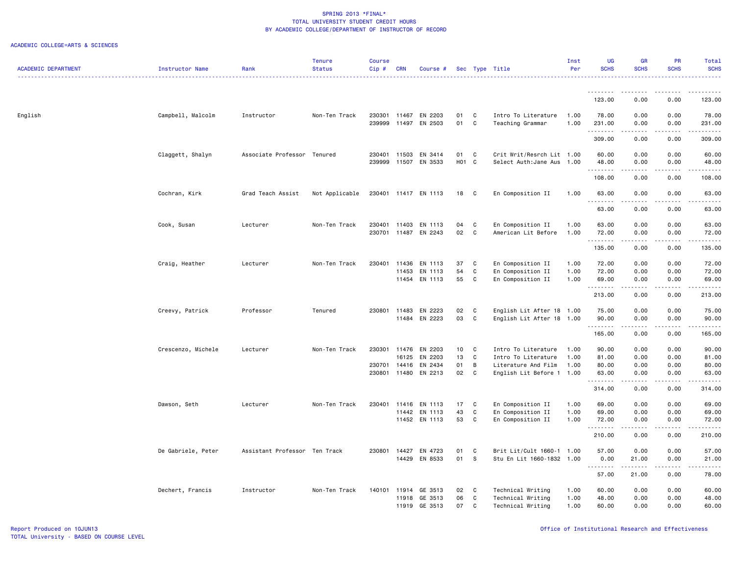SPRING 2013 *FINAL*
TOTAL UNIVERSITY STUDENT CREDIT HOURS
BY ACADEMIC COLLEGE/DEPARTMENT OF INSTRUCTOR OF RECORD

ACADEMIC COLLEGE=ARTS & SCIENCES

| ACADEMIC DEPARTMENT | Instructor Name | Rank | Tenure Status | Course Cip # | CRN | Course # | Sec | Type | Title | Inst Per | UG SCHS | GR SCHS | PR SCHS | Total SCHS |
|---|---|---|---|---|---|---|---|---|---|---|---|---|---|---|
| | | | | | | | | | | | 123.00 | 0.00 | 0.00 | 123.00 |
| English | Campbell, Malcolm | Instructor | Non-Ten Track | 230301 | 11467 | EN 2203 | 01 | C | Intro To Literature | 1.00 | 78.00 | 0.00 | 0.00 | 78.00 |
| | | | | 239999 | 11497 | EN 2503 | 01 | C | Teaching Grammar | 1.00 | 231.00 | 0.00 | 0.00 | 231.00 |
| | | | | | | | | | | | 309.00 | 0.00 | 0.00 | 309.00 |
| | Claggett, Shalyn | Associate Professor | Tenured | 230401 | 11503 | EN 3414 | 01 | C | Crit Writ/Resrch Lit | 1.00 | 60.00 | 0.00 | 0.00 | 60.00 |
| | | | | 239999 | 11507 | EN 3533 | H01 | C | Select Auth:Jane Aus | 1.00 | 48.00 | 0.00 | 0.00 | 48.00 |
| | | | | | | | | | | | 108.00 | 0.00 | 0.00 | 108.00 |
| | Cochran, Kirk | Grad Teach Assist | Not Applicable | 230401 | 11417 | EN 1113 | 18 | C | En Composition II | 1.00 | 63.00 | 0.00 | 0.00 | 63.00 |
| | | | | | | | | | | | 63.00 | 0.00 | 0.00 | 63.00 |
| | Cook, Susan | Lecturer | Non-Ten Track | 230401 | 11403 | EN 1113 | 04 | C | En Composition II | 1.00 | 63.00 | 0.00 | 0.00 | 63.00 |
| | | | | 230701 | 11487 | EN 2243 | 02 | C | American Lit Before | 1.00 | 72.00 | 0.00 | 0.00 | 72.00 |
| | | | | | | | | | | | 135.00 | 0.00 | 0.00 | 135.00 |
| | Craig, Heather | Lecturer | Non-Ten Track | 230401 | 11436 | EN 1113 | 37 | C | En Composition II | 1.00 | 72.00 | 0.00 | 0.00 | 72.00 |
| | | | | | 11453 | EN 1113 | 54 | C | En Composition II | 1.00 | 72.00 | 0.00 | 0.00 | 72.00 |
| | | | | | 11454 | EN 1113 | 55 | C | En Composition II | 1.00 | 69.00 | 0.00 | 0.00 | 69.00 |
| | | | | | | | | | | | 213.00 | 0.00 | 0.00 | 213.00 |
| | Creevy, Patrick | Professor | Tenured | 230801 | 11483 | EN 2223 | 02 | C | English Lit After 18 | 1.00 | 75.00 | 0.00 | 0.00 | 75.00 |
| | | | | | 11484 | EN 2223 | 03 | C | English Lit After 18 | 1.00 | 90.00 | 0.00 | 0.00 | 90.00 |
| | | | | | | | | | | | 165.00 | 0.00 | 0.00 | 165.00 |
| | Crescenzo, Michele | Lecturer | Non-Ten Track | 230301 | 11476 | EN 2203 | 10 | C | Intro To Literature | 1.00 | 90.00 | 0.00 | 0.00 | 90.00 |
| | | | | | 16125 | EN 2203 | 13 | C | Intro To Literature | 1.00 | 81.00 | 0.00 | 0.00 | 81.00 |
| | | | | 230701 | 14416 | EN 2434 | 01 | B | Literature And Film | 1.00 | 80.00 | 0.00 | 0.00 | 80.00 |
| | | | | 230801 | 11480 | EN 2213 | 02 | C | English Lit Before 1 | 1.00 | 63.00 | 0.00 | 0.00 | 63.00 |
| | | | | | | | | | | | 314.00 | 0.00 | 0.00 | 314.00 |
| | Dawson, Seth | Lecturer | Non-Ten Track | 230401 | 11416 | EN 1113 | 17 | C | En Composition II | 1.00 | 69.00 | 0.00 | 0.00 | 69.00 |
| | | | | | 11442 | EN 1113 | 43 | C | En Composition II | 1.00 | 69.00 | 0.00 | 0.00 | 69.00 |
| | | | | | 11452 | EN 1113 | 53 | C | En Composition II | 1.00 | 72.00 | 0.00 | 0.00 | 72.00 |
| | | | | | | | | | | | 210.00 | 0.00 | 0.00 | 210.00 |
| | De Gabriele, Peter | Assistant Professor | Ten Track | 230801 | 14427 | EN 4723 | 01 | C | Brit Lit/Cult 1660-1 | 1.00 | 57.00 | 0.00 | 0.00 | 57.00 |
| | | | | | 14429 | EN 8533 | 01 | S | Stu En Lit 1660-1832 | 1.00 | 0.00 | 21.00 | 0.00 | 21.00 |
| | | | | | | | | | | | 57.00 | 21.00 | 0.00 | 78.00 |
| | Dechert, Francis | Instructor | Non-Ten Track | 140101 | 11914 | GE 3513 | 02 | C | Technical Writing | 1.00 | 60.00 | 0.00 | 0.00 | 60.00 |
| | | | | | 11918 | GE 3513 | 06 | C | Technical Writing | 1.00 | 48.00 | 0.00 | 0.00 | 48.00 |
| | | | | | 11919 | GE 3513 | 07 | C | Technical Writing | 1.00 | 60.00 | 0.00 | 0.00 | 60.00 |

Report Produced on 10JUN13
TOTAL University - BASED ON COURSE LEVEL

Office of Institutional Research and Effectiveness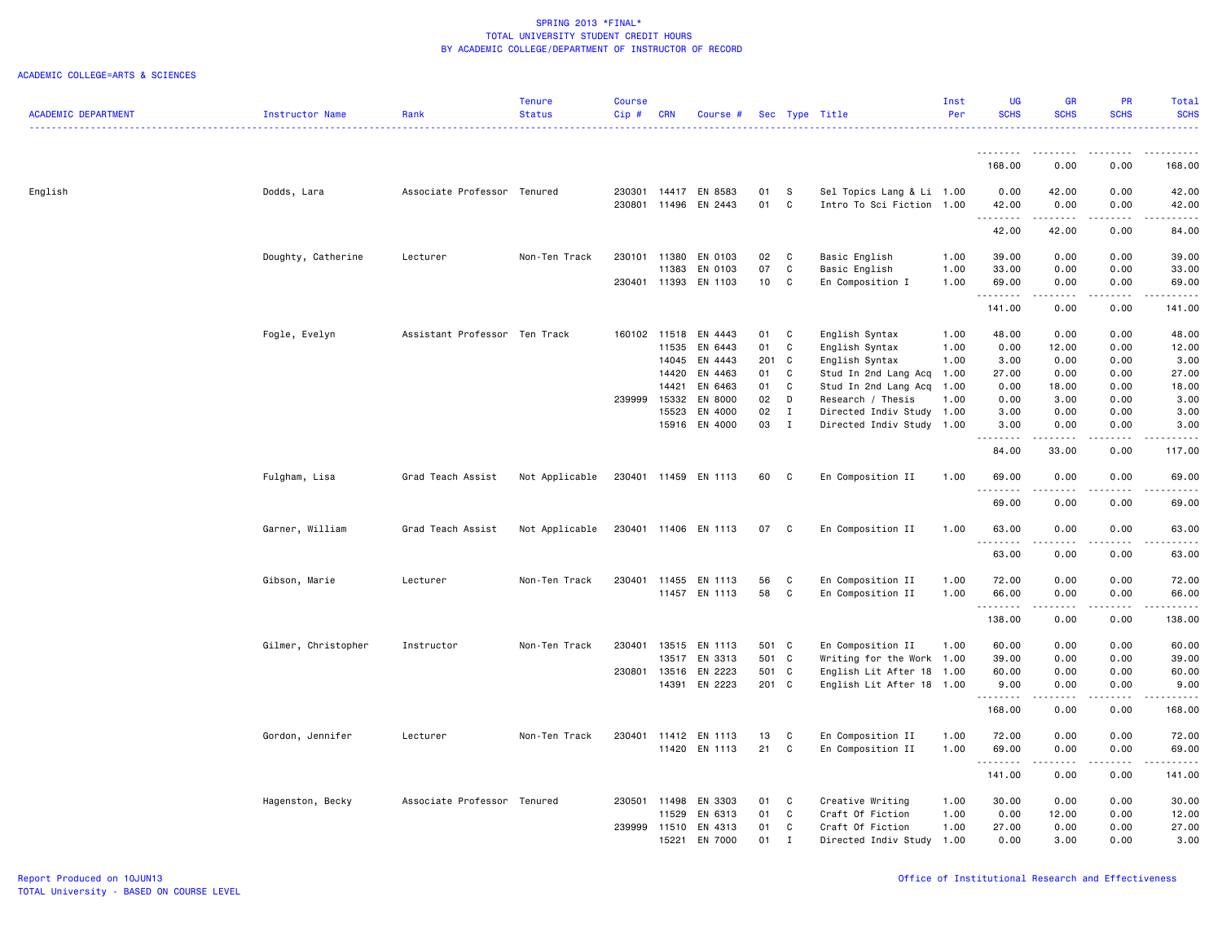# SPRING 2013 *FINAL*
## TOTAL UNIVERSITY STUDENT CREDIT HOURS
### BY ACADEMIC COLLEGE/DEPARTMENT OF INSTRUCTOR OF RECORD

ACADEMIC COLLEGE=ARTS & SCIENCES

| ACADEMIC DEPARTMENT | Instructor Name | Rank | Tenure Status | Course Cip # | CRN | Course # | Sec | Type | Title | Inst Per | UG SCHS | GR SCHS | PR SCHS | Total SCHS |
|---|---|---|---|---|---|---|---|---|---|---|---|---|---|---|
| | | | | | | | | | | | 168.00 | 0.00 | 0.00 | 168.00 |
| English | Dodds, Lara | Associate Professor | Tenured | 230301 | 14417 | EN 8583 | 01 | S | Sel Topics Lang & Li | 1.00 | 0.00 | 42.00 | 0.00 | 42.00 |
| | | | | 230801 | 11496 | EN 2443 | 01 | C | Intro To Sci Fiction | 1.00 | 42.00 | 0.00 | 0.00 | 42.00 |
| | | | | | | | | | | | 42.00 | 42.00 | 0.00 | 84.00 |
| | Doughty, Catherine | Lecturer | Non-Ten Track | 230101 | 11380 | EN 0103 | 02 | C | Basic English | 1.00 | 39.00 | 0.00 | 0.00 | 39.00 |
| | | | | | 11383 | EN 0103 | 07 | C | Basic English | 1.00 | 33.00 | 0.00 | 0.00 | 33.00 |
| | | | | 230401 | 11393 | EN 1103 | 10 | C | En Composition I | 1.00 | 69.00 | 0.00 | 0.00 | 69.00 |
| | | | | | | | | | | | 141.00 | 0.00 | 0.00 | 141.00 |
| | Fogle, Evelyn | Assistant Professor | Ten Track | 160102 | 11518 | EN 4443 | 01 | C | English Syntax | 1.00 | 48.00 | 0.00 | 0.00 | 48.00 |
| | | | | | 11535 | EN 6443 | 01 | C | English Syntax | 1.00 | 0.00 | 12.00 | 0.00 | 12.00 |
| | | | | | 14045 | EN 4443 | 201 | C | English Syntax | 1.00 | 3.00 | 0.00 | 0.00 | 3.00 |
| | | | | | 14420 | EN 4463 | 01 | C | Stud In 2nd Lang Acq | 1.00 | 27.00 | 0.00 | 0.00 | 27.00 |
| | | | | | 14421 | EN 6463 | 01 | C | Stud In 2nd Lang Acq | 1.00 | 0.00 | 18.00 | 0.00 | 18.00 |
| | | | | 239999 | 15332 | EN 8000 | 02 | D | Research / Thesis | 1.00 | 0.00 | 3.00 | 0.00 | 3.00 |
| | | | | | 15523 | EN 4000 | 02 | I | Directed Indiv Study | 1.00 | 3.00 | 0.00 | 0.00 | 3.00 |
| | | | | | 15916 | EN 4000 | 03 | I | Directed Indiv Study | 1.00 | 3.00 | 0.00 | 0.00 | 3.00 |
| | | | | | | | | | | | 84.00 | 33.00 | 0.00 | 117.00 |
| | Fulgham, Lisa | Grad Teach Assist | Not Applicable | 230401 | 11459 | EN 1113 | 60 | C | En Composition II | 1.00 | 69.00 | 0.00 | 0.00 | 69.00 |
| | | | | | | | | | | | 69.00 | 0.00 | 0.00 | 69.00 |
| | Garner, William | Grad Teach Assist | Not Applicable | 230401 | 11406 | EN 1113 | 07 | C | En Composition II | 1.00 | 63.00 | 0.00 | 0.00 | 63.00 |
| | | | | | | | | | | | 63.00 | 0.00 | 0.00 | 63.00 |
| | Gibson, Marie | Lecturer | Non-Ten Track | 230401 | 11455 | EN 1113 | 56 | C | En Composition II | 1.00 | 72.00 | 0.00 | 0.00 | 72.00 |
| | | | | | 11457 | EN 1113 | 58 | C | En Composition II | 1.00 | 66.00 | 0.00 | 0.00 | 66.00 |
| | | | | | | | | | | | 138.00 | 0.00 | 0.00 | 138.00 |
| | Gilmer, Christopher | Instructor | Non-Ten Track | 230401 | 13515 | EN 1113 | 501 | C | En Composition II | 1.00 | 60.00 | 0.00 | 0.00 | 60.00 |
| | | | | | 13517 | EN 3313 | 501 | C | Writing for the Work | 1.00 | 39.00 | 0.00 | 0.00 | 39.00 |
| | | | | 230801 | 13516 | EN 2223 | 501 | C | English Lit After 18 | 1.00 | 60.00 | 0.00 | 0.00 | 60.00 |
| | | | | | 14391 | EN 2223 | 201 | C | English Lit After 18 | 1.00 | 9.00 | 0.00 | 0.00 | 9.00 |
| | | | | | | | | | | | 168.00 | 0.00 | 0.00 | 168.00 |
| | Gordon, Jennifer | Lecturer | Non-Ten Track | 230401 | 11412 | EN 1113 | 13 | C | En Composition II | 1.00 | 72.00 | 0.00 | 0.00 | 72.00 |
| | | | | | 11420 | EN 1113 | 21 | C | En Composition II | 1.00 | 69.00 | 0.00 | 0.00 | 69.00 |
| | | | | | | | | | | | 141.00 | 0.00 | 0.00 | 141.00 |
| | Hagenston, Becky | Associate Professor | Tenured | 230501 | 11498 | EN 3303 | 01 | C | Creative Writing | 1.00 | 30.00 | 0.00 | 0.00 | 30.00 |
| | | | | | 11529 | EN 6313 | 01 | C | Craft Of Fiction | 1.00 | 0.00 | 12.00 | 0.00 | 12.00 |
| | | | | 239999 | 11510 | EN 4313 | 01 | C | Craft Of Fiction | 1.00 | 27.00 | 0.00 | 0.00 | 27.00 |
| | | | | | 15221 | EN 7000 | 01 | I | Directed Indiv Study | 1.00 | 0.00 | 3.00 | 0.00 | 3.00 |

Report Produced on 10JUN13
TOTAL University - BASED ON COURSE LEVEL

Office of Institutional Research and Effectiveness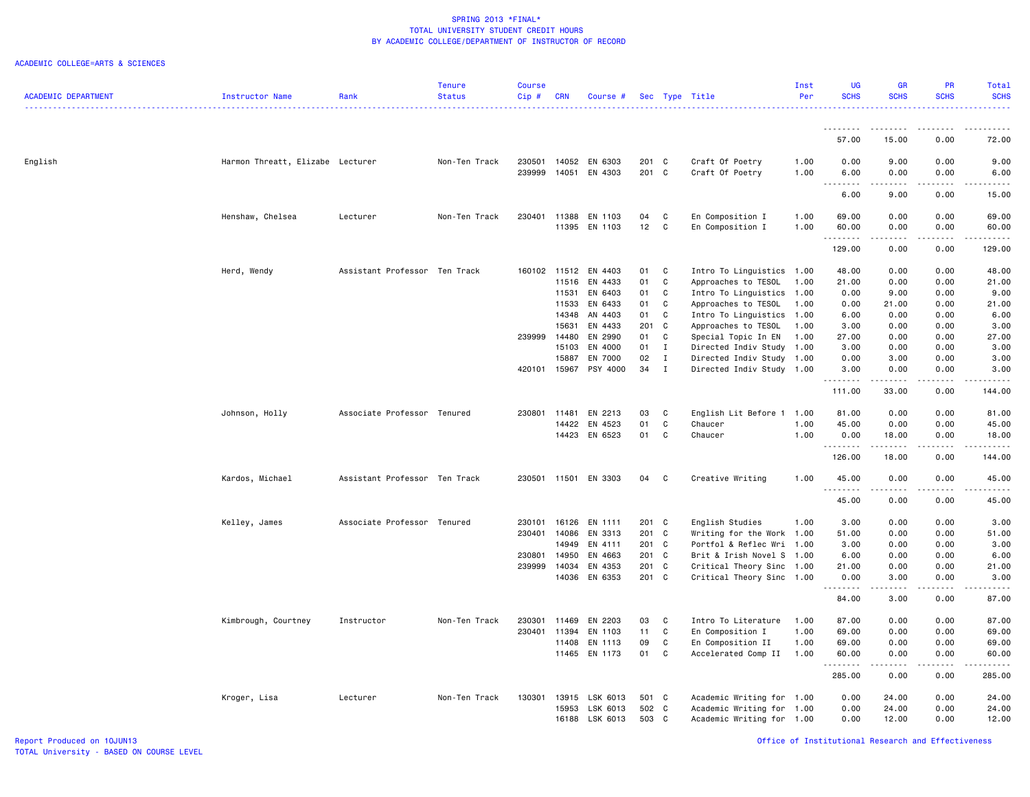# SPRING 2013 *FINAL*
## TOTAL UNIVERSITY STUDENT CREDIT HOURS
### BY ACADEMIC COLLEGE/DEPARTMENT OF INSTRUCTOR OF RECORD

ACADEMIC COLLEGE=ARTS & SCIENCES

| ACADEMIC DEPARTMENT | Instructor Name | Rank | Tenure Status | Course Cip # | CRN | Course # | Sec | Type | Title | Inst Per | UG SCHS | GR SCHS | PR SCHS | Total SCHS |
|---|---|---|---|---|---|---|---|---|---|---|---|---|---|---|
| | | | | | | | | | | | 57.00 | 15.00 | 0.00 | 72.00 |
| English | Harmon Threatt, Elizabe | Lecturer | Non-Ten Track | 230501 | 14052 | EN 6303 | 201 | C | Craft Of Poetry | 1.00 | 0.00 | 9.00 | 0.00 | 9.00 |
| | | | | 239999 | 14051 | EN 4303 | 201 | C | Craft Of Poetry | 1.00 | 6.00 | 0.00 | 0.00 | 6.00 |
| | | | | | | | | | | | 6.00 | 9.00 | 0.00 | 15.00 |
| | Henshaw, Chelsea | Lecturer | Non-Ten Track | 230401 | 11388 | EN 1103 | 04 | C | En Composition I | 1.00 | 69.00 | 0.00 | 0.00 | 69.00 |
| | | | | | 11395 | EN 1103 | 12 | C | En Composition I | 1.00 | 60.00 | 0.00 | 0.00 | 60.00 |
| | | | | | | | | | | | 129.00 | 0.00 | 0.00 | 129.00 |
| | Herd, Wendy | Assistant Professor | Ten Track | 160102 | 11512 | EN 4403 | 01 | C | Intro To Linguistics | 1.00 | 48.00 | 0.00 | 0.00 | 48.00 |
| | | | | | 11516 | EN 4433 | 01 | C | Approaches to TESOL | 1.00 | 21.00 | 0.00 | 0.00 | 21.00 |
| | | | | | 11531 | EN 6403 | 01 | C | Intro To Linguistics | 1.00 | 0.00 | 9.00 | 0.00 | 9.00 |
| | | | | | 11533 | EN 6433 | 01 | C | Approaches to TESOL | 1.00 | 0.00 | 21.00 | 0.00 | 21.00 |
| | | | | | 14348 | AN 4403 | 01 | C | Intro To Linguistics | 1.00 | 6.00 | 0.00 | 0.00 | 6.00 |
| | | | | | 15631 | EN 4433 | 201 | C | Approaches to TESOL | 1.00 | 3.00 | 0.00 | 0.00 | 3.00 |
| | | | | 239999 | 14480 | EN 2990 | 01 | C | Special Topic In EN | 1.00 | 27.00 | 0.00 | 0.00 | 27.00 |
| | | | | | 15103 | EN 4000 | 01 | I | Directed Indiv Study | 1.00 | 3.00 | 0.00 | 0.00 | 3.00 |
| | | | | | 15887 | EN 7000 | 02 | I | Directed Indiv Study | 1.00 | 0.00 | 3.00 | 0.00 | 3.00 |
| | | | | 420101 | 15967 | PSY 4000 | 34 | I | Directed Indiv Study | 1.00 | 3.00 | 0.00 | 0.00 | 3.00 |
| | | | | | | | | | | | 111.00 | 33.00 | 0.00 | 144.00 |
| | Johnson, Holly | Associate Professor | Tenured | 230801 | 11481 | EN 2213 | 03 | C | English Lit Before 1 | 1.00 | 81.00 | 0.00 | 0.00 | 81.00 |
| | | | | | 14422 | EN 4523 | 01 | C | Chaucer | 1.00 | 45.00 | 0.00 | 0.00 | 45.00 |
| | | | | | 14423 | EN 6523 | 01 | C | Chaucer | 1.00 | 0.00 | 18.00 | 0.00 | 18.00 |
| | | | | | | | | | | | 126.00 | 18.00 | 0.00 | 144.00 |
| | Kardos, Michael | Assistant Professor | Ten Track | 230501 | 11501 | EN 3303 | 04 | C | Creative Writing | 1.00 | 45.00 | 0.00 | 0.00 | 45.00 |
| | | | | | | | | | | | 45.00 | 0.00 | 0.00 | 45.00 |
| | Kelley, James | Associate Professor | Tenured | 230101 | 16126 | EN 1111 | 201 | C | English Studies | 1.00 | 3.00 | 0.00 | 0.00 | 3.00 |
| | | | | 230401 | 14086 | EN 3313 | 201 | C | Writing for the Work | 1.00 | 51.00 | 0.00 | 0.00 | 51.00 |
| | | | | | 14949 | EN 4111 | 201 | C | Portfol & Reflec Wri | 1.00 | 3.00 | 0.00 | 0.00 | 3.00 |
| | | | | 230801 | 14950 | EN 4663 | 201 | C | Brit & Irish Novel S | 1.00 | 6.00 | 0.00 | 0.00 | 6.00 |
| | | | | 239999 | 14034 | EN 4353 | 201 | C | Critical Theory Sinc | 1.00 | 21.00 | 0.00 | 0.00 | 21.00 |
| | | | | | 14036 | EN 6353 | 201 | C | Critical Theory Sinc | 1.00 | 0.00 | 3.00 | 0.00 | 3.00 |
| | | | | | | | | | | | 84.00 | 3.00 | 0.00 | 87.00 |
| | Kimbrough, Courtney | Instructor | Non-Ten Track | 230301 | 11469 | EN 2203 | 03 | C | Intro To Literature | 1.00 | 87.00 | 0.00 | 0.00 | 87.00 |
| | | | | 230401 | 11394 | EN 1103 | 11 | C | En Composition I | 1.00 | 69.00 | 0.00 | 0.00 | 69.00 |
| | | | | | 11408 | EN 1113 | 09 | C | En Composition II | 1.00 | 69.00 | 0.00 | 0.00 | 69.00 |
| | | | | | 11465 | EN 1173 | 01 | C | Accelerated Comp II | 1.00 | 60.00 | 0.00 | 0.00 | 60.00 |
| | | | | | | | | | | | 285.00 | 0.00 | 0.00 | 285.00 |
| | Kroger, Lisa | Lecturer | Non-Ten Track | 130301 | 13915 | LSK 6013 | 501 | C | Academic Writing for | 1.00 | 0.00 | 24.00 | 0.00 | 24.00 |
| | | | | | 15953 | LSK 6013 | 502 | C | Academic Writing for | 1.00 | 0.00 | 24.00 | 0.00 | 24.00 |
| | | | | | 16188 | LSK 6013 | 503 | C | Academic Writing for | 1.00 | 0.00 | 12.00 | 0.00 | 12.00 |

Report Produced on 10JUN13
TOTAL University - BASED ON COURSE LEVEL

Office of Institutional Research and Effectiveness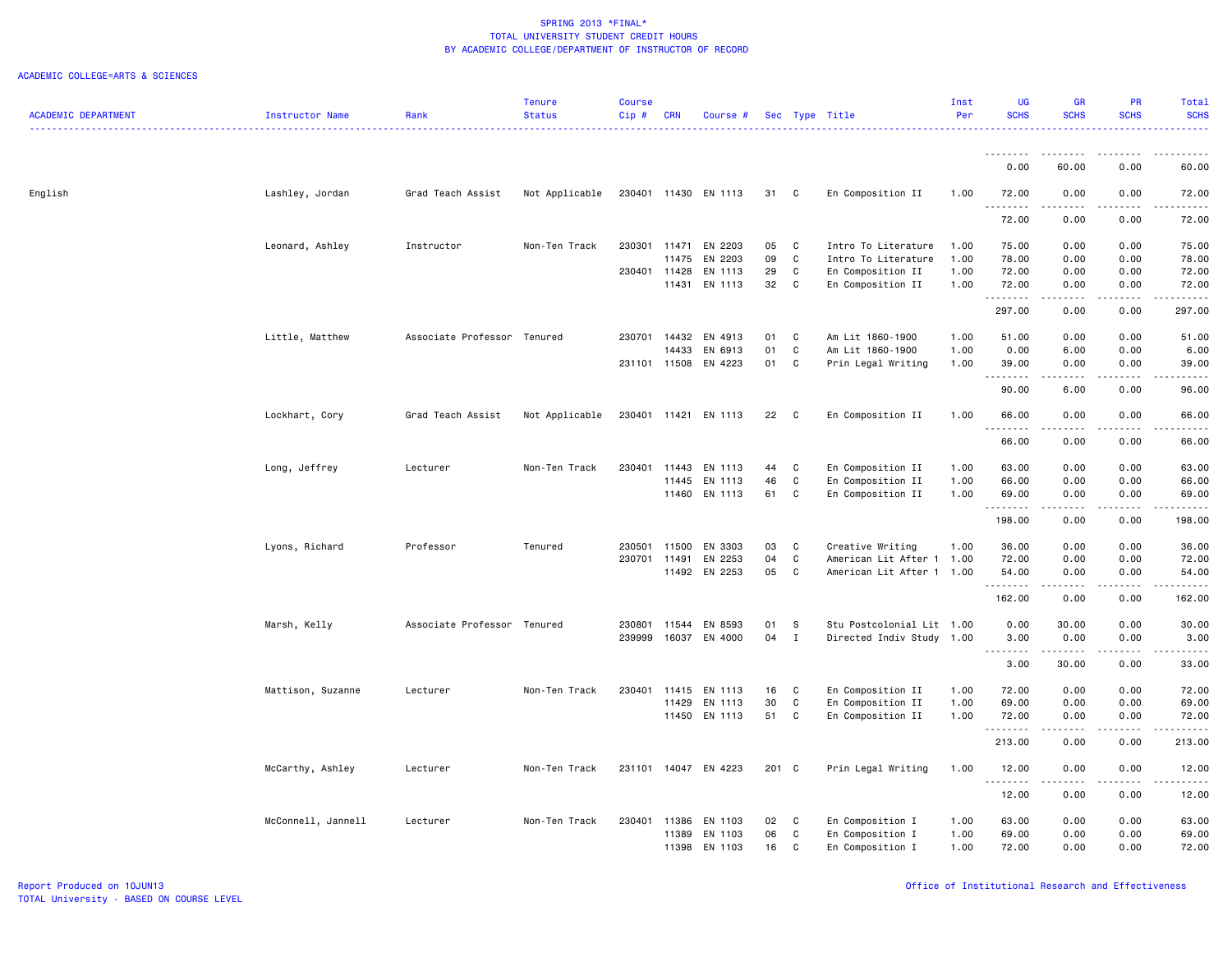SPRING 2013 *FINAL*
TOTAL UNIVERSITY STUDENT CREDIT HOURS
BY ACADEMIC COLLEGE/DEPARTMENT OF INSTRUCTOR OF RECORD

ACADEMIC COLLEGE=ARTS & SCIENCES

| ACADEMIC DEPARTMENT | Instructor Name | Rank | Tenure Status | Course Cip # | CRN | Course # | Sec | Type | Title | Inst Per | UG SCHS | GR SCHS | PR SCHS | Total SCHS |
|---|---|---|---|---|---|---|---|---|---|---|---|---|---|---|
| | | | | | | | | | | | 0.00 | 60.00 | 0.00 | 60.00 |
| English | Lashley, Jordan | Grad Teach Assist | Not Applicable | 230401 | 11430 | EN 1113 | 31 | C | En Composition II | 1.00 | 72.00 | 0.00 | 0.00 | 72.00 |
| | | | | | | | | | | | 72.00 | 0.00 | 0.00 | 72.00 |
| | Leonard, Ashley | Instructor | Non-Ten Track | 230301 | 11471 | EN 2203 | 05 | C | Intro To Literature | 1.00 | 75.00 | 0.00 | 0.00 | 75.00 |
| | | | | | 11475 | EN 2203 | 09 | C | Intro To Literature | 1.00 | 78.00 | 0.00 | 0.00 | 78.00 |
| | | | | 230401 | 11428 | EN 1113 | 29 | C | En Composition II | 1.00 | 72.00 | 0.00 | 0.00 | 72.00 |
| | | | | | 11431 | EN 1113 | 32 | C | En Composition II | 1.00 | 72.00 | 0.00 | 0.00 | 72.00 |
| | | | | | | | | | | | 297.00 | 0.00 | 0.00 | 297.00 |
| | Little, Matthew | Associate Professor | Tenured | 230701 | 14432 | EN 4913 | 01 | C | Am Lit 1860-1900 | 1.00 | 51.00 | 0.00 | 0.00 | 51.00 |
| | | | | | 14433 | EN 6913 | 01 | C | Am Lit 1860-1900 | 1.00 | 0.00 | 6.00 | 0.00 | 6.00 |
| | | | | 231101 | 11508 | EN 4223 | 01 | C | Prin Legal Writing | 1.00 | 39.00 | 0.00 | 0.00 | 39.00 |
| | | | | | | | | | | | 90.00 | 6.00 | 0.00 | 96.00 |
| | Lockhart, Cory | Grad Teach Assist | Not Applicable | 230401 | 11421 | EN 1113 | 22 | C | En Composition II | 1.00 | 66.00 | 0.00 | 0.00 | 66.00 |
| | | | | | | | | | | | 66.00 | 0.00 | 0.00 | 66.00 |
| | Long, Jeffrey | Lecturer | Non-Ten Track | 230401 | 11443 | EN 1113 | 44 | C | En Composition II | 1.00 | 63.00 | 0.00 | 0.00 | 63.00 |
| | | | | | 11445 | EN 1113 | 46 | C | En Composition II | 1.00 | 66.00 | 0.00 | 0.00 | 66.00 |
| | | | | | 11460 | EN 1113 | 61 | C | En Composition II | 1.00 | 69.00 | 0.00 | 0.00 | 69.00 |
| | | | | | | | | | | | 198.00 | 0.00 | 0.00 | 198.00 |
| | Lyons, Richard | Professor | Tenured | 230501 | 11500 | EN 3303 | 03 | C | Creative Writing | 1.00 | 36.00 | 0.00 | 0.00 | 36.00 |
| | | | | 230701 | 11491 | EN 2253 | 04 | C | American Lit After 1 | 1.00 | 72.00 | 0.00 | 0.00 | 72.00 |
| | | | | | 11492 | EN 2253 | 05 | C | American Lit After 1 | 1.00 | 54.00 | 0.00 | 0.00 | 54.00 |
| | | | | | | | | | | | 162.00 | 0.00 | 0.00 | 162.00 |
| | Marsh, Kelly | Associate Professor | Tenured | 230801 | 11544 | EN 8593 | 01 | S | Stu Postcolonial Lit | 1.00 | 0.00 | 30.00 | 0.00 | 30.00 |
| | | | | 239999 | 16037 | EN 4000 | 04 | I | Directed Indiv Study | 1.00 | 3.00 | 0.00 | 0.00 | 3.00 |
| | | | | | | | | | | | 3.00 | 30.00 | 0.00 | 33.00 |
| | Mattison, Suzanne | Lecturer | Non-Ten Track | 230401 | 11415 | EN 1113 | 16 | C | En Composition II | 1.00 | 72.00 | 0.00 | 0.00 | 72.00 |
| | | | | | 11429 | EN 1113 | 30 | C | En Composition II | 1.00 | 69.00 | 0.00 | 0.00 | 69.00 |
| | | | | | 11450 | EN 1113 | 51 | C | En Composition II | 1.00 | 72.00 | 0.00 | 0.00 | 72.00 |
| | | | | | | | | | | | 213.00 | 0.00 | 0.00 | 213.00 |
| | McCarthy, Ashley | Lecturer | Non-Ten Track | 231101 | 14047 | EN 4223 | 201 | C | Prin Legal Writing | 1.00 | 12.00 | 0.00 | 0.00 | 12.00 |
| | | | | | | | | | | | 12.00 | 0.00 | 0.00 | 12.00 |
| | McConnell, Jannell | Lecturer | Non-Ten Track | 230401 | 11386 | EN 1103 | 02 | C | En Composition I | 1.00 | 63.00 | 0.00 | 0.00 | 63.00 |
| | | | | | 11389 | EN 1103 | 06 | C | En Composition I | 1.00 | 69.00 | 0.00 | 0.00 | 69.00 |
| | | | | | 11398 | EN 1103 | 16 | C | En Composition I | 1.00 | 72.00 | 0.00 | 0.00 | 72.00 |

Report Produced on 10JUN13
TOTAL University - BASED ON COURSE LEVEL

Office of Institutional Research and Effectiveness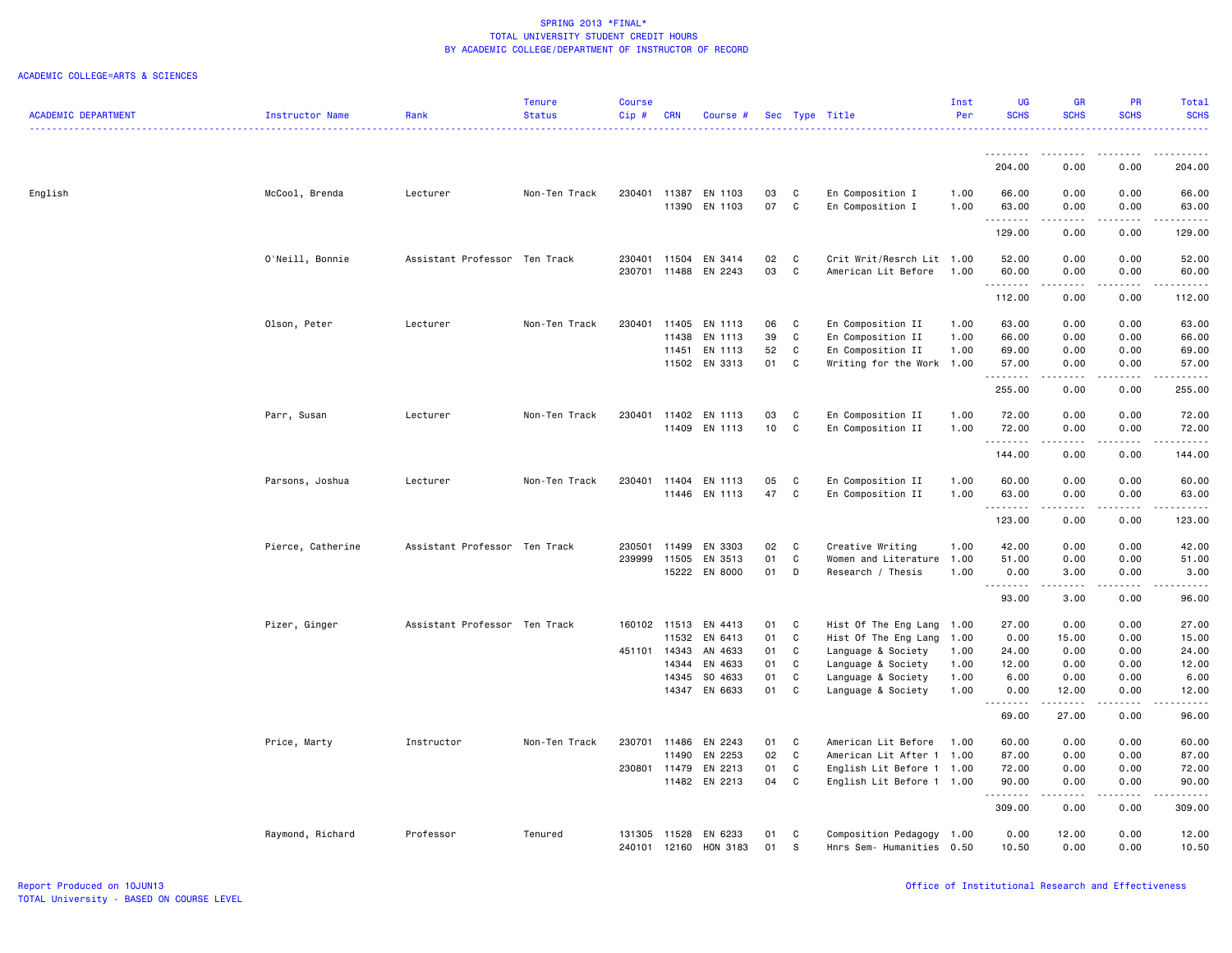SPRING 2013 *FINAL*
TOTAL UNIVERSITY STUDENT CREDIT HOURS
BY ACADEMIC COLLEGE/DEPARTMENT OF INSTRUCTOR OF RECORD

ACADEMIC COLLEGE=ARTS & SCIENCES

| ACADEMIC DEPARTMENT | Instructor Name | Rank | Tenure Status | Course Cip # | CRN | Course # | Sec | Type | Title | Inst Per | UG SCHS | GR SCHS | PR SCHS | Total SCHS |
|---|---|---|---|---|---|---|---|---|---|---|---|---|---|---|
| | | | | | | | | | | | 204.00 | 0.00 | 0.00 | 204.00 |
| English | McCool, Brenda | Lecturer | Non-Ten Track | 230401 | 11387 | EN 1103 | 03 | C | En Composition I | 1.00 | 66.00 | 0.00 | 0.00 | 66.00 |
| | | | | | 11390 | EN 1103 | 07 | C | En Composition I | 1.00 | 63.00 | 0.00 | 0.00 | 63.00 |
| | | | | | | | | | | | 129.00 | 0.00 | 0.00 | 129.00 |
| | O'Neill, Bonnie | Assistant Professor | Ten Track | 230401 | 11504 | EN 3414 | 02 | C | Crit Writ/Resrch Lit | 1.00 | 52.00 | 0.00 | 0.00 | 52.00 |
| | | | | 230701 | 11488 | EN 2243 | 03 | C | American Lit Before | 1.00 | 60.00 | 0.00 | 0.00 | 60.00 |
| | | | | | | | | | | | 112.00 | 0.00 | 0.00 | 112.00 |
| | Olson, Peter | Lecturer | Non-Ten Track | 230401 | 11405 | EN 1113 | 06 | C | En Composition II | 1.00 | 63.00 | 0.00 | 0.00 | 63.00 |
| | | | | | 11438 | EN 1113 | 39 | C | En Composition II | 1.00 | 66.00 | 0.00 | 0.00 | 66.00 |
| | | | | | 11451 | EN 1113 | 52 | C | En Composition II | 1.00 | 69.00 | 0.00 | 0.00 | 69.00 |
| | | | | | 11502 | EN 3313 | 01 | C | Writing for the Work | 1.00 | 57.00 | 0.00 | 0.00 | 57.00 |
| | | | | | | | | | | | 255.00 | 0.00 | 0.00 | 255.00 |
| | Parr, Susan | Lecturer | Non-Ten Track | 230401 | 11402 | EN 1113 | 03 | C | En Composition II | 1.00 | 72.00 | 0.00 | 0.00 | 72.00 |
| | | | | | 11409 | EN 1113 | 10 | C | En Composition II | 1.00 | 72.00 | 0.00 | 0.00 | 72.00 |
| | | | | | | | | | | | 144.00 | 0.00 | 0.00 | 144.00 |
| | Parsons, Joshua | Lecturer | Non-Ten Track | 230401 | 11404 | EN 1113 | 05 | C | En Composition II | 1.00 | 60.00 | 0.00 | 0.00 | 60.00 |
| | | | | | 11446 | EN 1113 | 47 | C | En Composition II | 1.00 | 63.00 | 0.00 | 0.00 | 63.00 |
| | | | | | | | | | | | 123.00 | 0.00 | 0.00 | 123.00 |
| | Pierce, Catherine | Assistant Professor | Ten Track | 230501 | 11499 | EN 3303 | 02 | C | Creative Writing | 1.00 | 42.00 | 0.00 | 0.00 | 42.00 |
| | | | | 239999 | 11505 | EN 3513 | 01 | C | Women and Literature | 1.00 | 51.00 | 0.00 | 0.00 | 51.00 |
| | | | | | 15222 | EN 8000 | 01 | D | Research / Thesis | 1.00 | 0.00 | 3.00 | 0.00 | 3.00 |
| | | | | | | | | | | | 93.00 | 3.00 | 0.00 | 96.00 |
| | Pizer, Ginger | Assistant Professor | Ten Track | 160102 | 11513 | EN 4413 | 01 | C | Hist Of The Eng Lang | 1.00 | 27.00 | 0.00 | 0.00 | 27.00 |
| | | | | | 11532 | EN 6413 | 01 | C | Hist Of The Eng Lang | 1.00 | 0.00 | 15.00 | 0.00 | 15.00 |
| | | | | 451101 | 14343 | AN 4633 | 01 | C | Language & Society | 1.00 | 24.00 | 0.00 | 0.00 | 24.00 |
| | | | | | 14344 | EN 4633 | 01 | C | Language & Society | 1.00 | 12.00 | 0.00 | 0.00 | 12.00 |
| | | | | | 14345 | SO 4633 | 01 | C | Language & Society | 1.00 | 6.00 | 0.00 | 0.00 | 6.00 |
| | | | | | 14347 | EN 6633 | 01 | C | Language & Society | 1.00 | 0.00 | 12.00 | 0.00 | 12.00 |
| | | | | | | | | | | | 69.00 | 27.00 | 0.00 | 96.00 |
| | Price, Marty | Instructor | Non-Ten Track | 230701 | 11486 | EN 2243 | 01 | C | American Lit Before | 1.00 | 60.00 | 0.00 | 0.00 | 60.00 |
| | | | | | 11490 | EN 2253 | 02 | C | American Lit After 1 | 1.00 | 87.00 | 0.00 | 0.00 | 87.00 |
| | | | | 230801 | 11479 | EN 2213 | 01 | C | English Lit Before 1 | 1.00 | 72.00 | 0.00 | 0.00 | 72.00 |
| | | | | | 11482 | EN 2213 | 04 | C | English Lit Before 1 | 1.00 | 90.00 | 0.00 | 0.00 | 90.00 |
| | | | | | | | | | | | 309.00 | 0.00 | 0.00 | 309.00 |
| | Raymond, Richard | Professor | Tenured | 131305 | 11528 | EN 6233 | 01 | C | Composition Pedagogy | 1.00 | 0.00 | 12.00 | 0.00 | 12.00 |
| | | | | 240101 | 12160 | HON 3183 | 01 | S | Hnrs Sem- Humanities | 0.50 | 10.50 | 0.00 | 0.00 | 10.50 |

Report Produced on 10JUN13
TOTAL University - BASED ON COURSE LEVEL

Office of Institutional Research and Effectiveness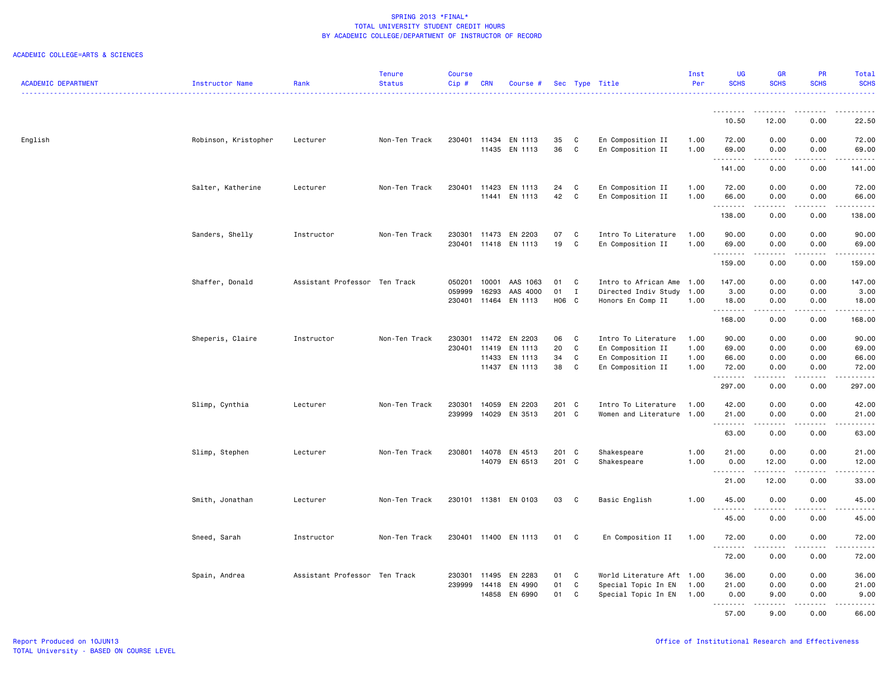# SPRING 2013 *FINAL*
## TOTAL UNIVERSITY STUDENT CREDIT HOURS
## BY ACADEMIC COLLEGE/DEPARTMENT OF INSTRUCTOR OF RECORD

ACADEMIC COLLEGE=ARTS & SCIENCES

| ACADEMIC DEPARTMENT | Instructor Name | Rank | Tenure Status | Course Cip # | CRN | Course # | Sec | Type | Title | Inst Per | UG SCHS | GR SCHS | PR SCHS | Total SCHS |
|---|---|---|---|---|---|---|---|---|---|---|---|---|---|---|
| | | | | | | | | | | | 10.50 | 12.00 | 0.00 | 22.50 |
| English | Robinson, Kristopher | Lecturer | Non-Ten Track | 230401 | 11434 | EN 1113 | 35 | C | En Composition II | 1.00 | 72.00 | 0.00 | 0.00 | 72.00 |
| | | | | | 11435 | EN 1113 | 36 | C | En Composition II | 1.00 | 69.00 | 0.00 | 0.00 | 69.00 |
| | | | | | | | | | | | 141.00 | 0.00 | 0.00 | 141.00 |
| | Salter, Katherine | Lecturer | Non-Ten Track | 230401 | 11423 | EN 1113 | 24 | C | En Composition II | 1.00 | 72.00 | 0.00 | 0.00 | 72.00 |
| | | | | | 11441 | EN 1113 | 42 | C | En Composition II | 1.00 | 66.00 | 0.00 | 0.00 | 66.00 |
| | | | | | | | | | | | 138.00 | 0.00 | 0.00 | 138.00 |
| | Sanders, Shelly | Instructor | Non-Ten Track | 230301 | 11473 | EN 2203 | 07 | C | Intro To Literature | 1.00 | 90.00 | 0.00 | 0.00 | 90.00 |
| | | | | 230401 | 11418 | EN 1113 | 19 | C | En Composition II | 1.00 | 69.00 | 0.00 | 0.00 | 69.00 |
| | | | | | | | | | | | 159.00 | 0.00 | 0.00 | 159.00 |
| | Shaffer, Donald | Assistant Professor | Ten Track | 050201 | 10001 | AAS 1063 | 01 | C | Intro to African Ame | 1.00 | 147.00 | 0.00 | 0.00 | 147.00 |
| | | | | 059999 | 16293 | AAS 4000 | 01 | I | Directed Indiv Study | 1.00 | 3.00 | 0.00 | 0.00 | 3.00 |
| | | | | 230401 | 11464 | EN 1113 | H06 | C | Honors En Comp II | 1.00 | 18.00 | 0.00 | 0.00 | 18.00 |
| | | | | | | | | | | | 168.00 | 0.00 | 0.00 | 168.00 |
| | Sheperis, Claire | Instructor | Non-Ten Track | 230301 | 11472 | EN 2203 | 06 | C | Intro To Literature | 1.00 | 90.00 | 0.00 | 0.00 | 90.00 |
| | | | | 230401 | 11419 | EN 1113 | 20 | C | En Composition II | 1.00 | 69.00 | 0.00 | 0.00 | 69.00 |
| | | | | | 11433 | EN 1113 | 34 | C | En Composition II | 1.00 | 66.00 | 0.00 | 0.00 | 66.00 |
| | | | | | 11437 | EN 1113 | 38 | C | En Composition II | 1.00 | 72.00 | 0.00 | 0.00 | 72.00 |
| | | | | | | | | | | | 297.00 | 0.00 | 0.00 | 297.00 |
| | Slimp, Cynthia | Lecturer | Non-Ten Track | 230301 | 14059 | EN 2203 | 201 | C | Intro To Literature | 1.00 | 42.00 | 0.00 | 0.00 | 42.00 |
| | | | | 239999 | 14029 | EN 3513 | 201 | C | Women and Literature | 1.00 | 21.00 | 0.00 | 0.00 | 21.00 |
| | | | | | | | | | | | 63.00 | 0.00 | 0.00 | 63.00 |
| | Slimp, Stephen | Lecturer | Non-Ten Track | 230801 | 14078 | EN 4513 | 201 | C | Shakespeare | 1.00 | 21.00 | 0.00 | 0.00 | 21.00 |
| | | | | | 14079 | EN 6513 | 201 | C | Shakespeare | 1.00 | 0.00 | 12.00 | 0.00 | 12.00 |
| | | | | | | | | | | | 21.00 | 12.00 | 0.00 | 33.00 |
| | Smith, Jonathan | Lecturer | Non-Ten Track | 230101 | 11381 | EN 0103 | 03 | C | Basic English | 1.00 | 45.00 | 0.00 | 0.00 | 45.00 |
| | | | | | | | | | | | 45.00 | 0.00 | 0.00 | 45.00 |
| | Sneed, Sarah | Instructor | Non-Ten Track | 230401 | 11400 | EN 1113 | 01 | C | En Composition II | 1.00 | 72.00 | 0.00 | 0.00 | 72.00 |
| | | | | | | | | | | | 72.00 | 0.00 | 0.00 | 72.00 |
| | Spain, Andrea | Assistant Professor | Ten Track | 230301 | 11495 | EN 2283 | 01 | C | World Literature Aft | 1.00 | 36.00 | 0.00 | 0.00 | 36.00 |
| | | | | 239999 | 14418 | EN 4990 | 01 | C | Special Topic In EN | 1.00 | 21.00 | 0.00 | 0.00 | 21.00 |
| | | | | | 14858 | EN 6990 | 01 | C | Special Topic In EN | 1.00 | 0.00 | 9.00 | 0.00 | 9.00 |
| | | | | | | | | | | | 57.00 | 9.00 | 0.00 | 66.00 |

Report Produced on 10JUN13
TOTAL University - BASED ON COURSE LEVEL

Office of Institutional Research and Effectiveness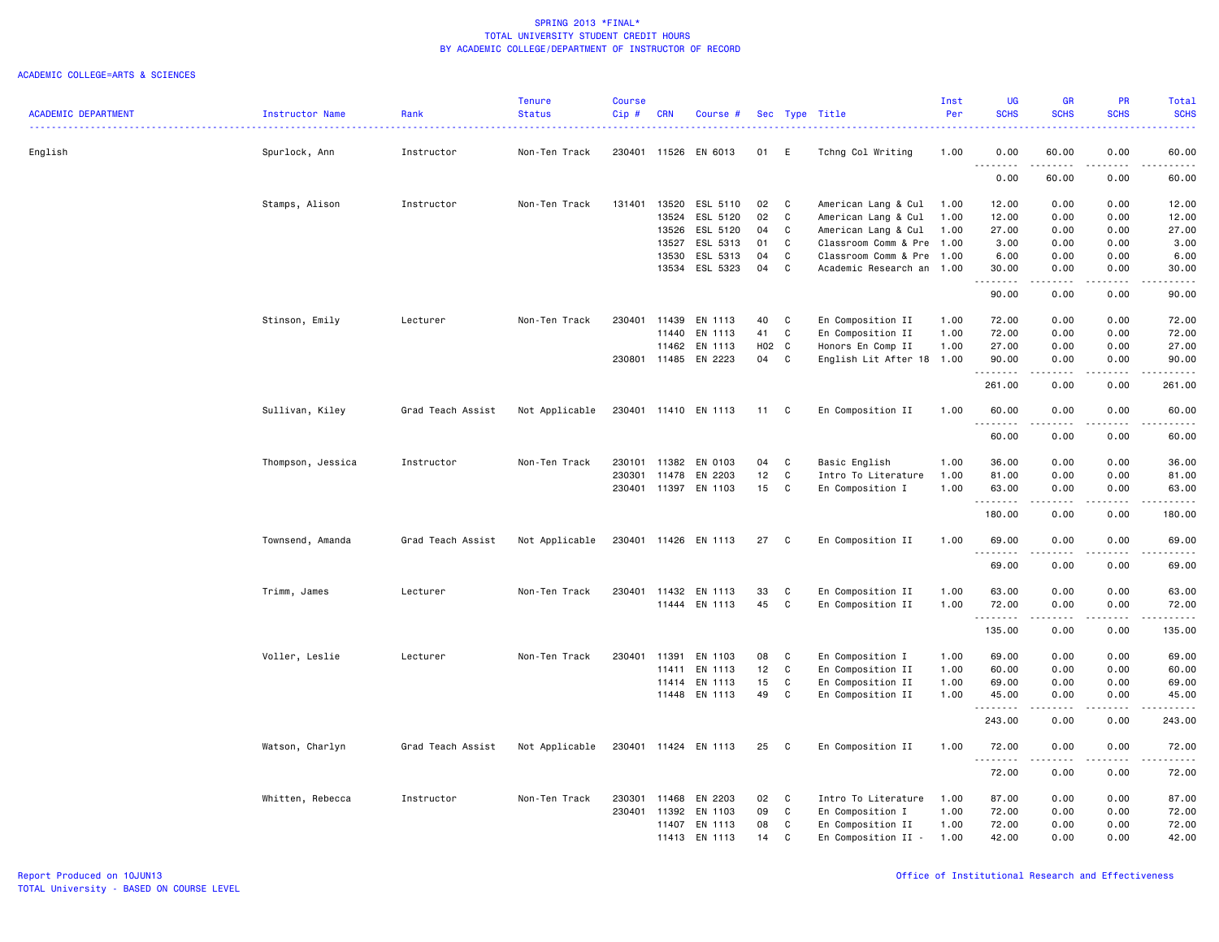SPRING 2013 *FINAL*
TOTAL UNIVERSITY STUDENT CREDIT HOURS
BY ACADEMIC COLLEGE/DEPARTMENT OF INSTRUCTOR OF RECORD

ACADEMIC COLLEGE=ARTS & SCIENCES

| ACADEMIC DEPARTMENT | Instructor Name | Rank | Tenure Status | Course Cip # | CRN | Course # | Sec | Type | Title | Inst Per | UG SCHS | GR SCHS | PR SCHS | Total SCHS |
|---|---|---|---|---|---|---|---|---|---|---|---|---|---|---|
| English | Spurlock, Ann | Instructor | Non-Ten Track | 230401 | 11526 | EN 6013 | 01 | E | Tchng Col Writing | 1.00 | 0.00 | 60.00 | 0.00 | 60.00 |
| | | | | | | | | | | | 0.00 | 60.00 | 0.00 | 60.00 |
| | Stamps, Alison | Instructor | Non-Ten Track | 131401 | 13520 | ESL 5110 | 02 | C | American Lang & Cul | 1.00 | 12.00 | 0.00 | 0.00 | 12.00 |
| | | | | | 13524 | ESL 5120 | 02 | C | American Lang & Cul | 1.00 | 12.00 | 0.00 | 0.00 | 12.00 |
| | | | | | 13526 | ESL 5120 | 04 | C | American Lang & Cul | 1.00 | 27.00 | 0.00 | 0.00 | 27.00 |
| | | | | | 13527 | ESL 5313 | 01 | C | Classroom Comm & Pre | 1.00 | 3.00 | 0.00 | 0.00 | 3.00 |
| | | | | | 13530 | ESL 5313 | 04 | C | Classroom Comm & Pre | 1.00 | 6.00 | 0.00 | 0.00 | 6.00 |
| | | | | | 13534 | ESL 5323 | 04 | C | Academic Research an | 1.00 | 30.00 | 0.00 | 0.00 | 30.00 |
| | | | | | | | | | | | 90.00 | 0.00 | 0.00 | 90.00 |
| | Stinson, Emily | Lecturer | Non-Ten Track | 230401 | 11439 | EN 1113 | 40 | C | En Composition II | 1.00 | 72.00 | 0.00 | 0.00 | 72.00 |
| | | | | | 11440 | EN 1113 | 41 | C | En Composition II | 1.00 | 72.00 | 0.00 | 0.00 | 72.00 |
| | | | | | 11462 | EN 1113 | H02 | C | Honors En Comp II | 1.00 | 27.00 | 0.00 | 0.00 | 27.00 |
| | | | | 230801 | 11485 | EN 2223 | 04 | C | English Lit After 18 | 1.00 | 90.00 | 0.00 | 0.00 | 90.00 |
| | | | | | | | | | | | 261.00 | 0.00 | 0.00 | 261.00 |
| | Sullivan, Kiley | Grad Teach Assist | Not Applicable | 230401 | 11410 | EN 1113 | 11 | C | En Composition II | 1.00 | 60.00 | 0.00 | 0.00 | 60.00 |
| | | | | | | | | | | | 60.00 | 0.00 | 0.00 | 60.00 |
| | Thompson, Jessica | Instructor | Non-Ten Track | 230101 | 11382 | EN 0103 | 04 | C | Basic English | 1.00 | 36.00 | 0.00 | 0.00 | 36.00 |
| | | | | 230301 | 11478 | EN 2203 | 12 | C | Intro To Literature | 1.00 | 81.00 | 0.00 | 0.00 | 81.00 |
| | | | | 230401 | 11397 | EN 1103 | 15 | C | En Composition I | 1.00 | 63.00 | 0.00 | 0.00 | 63.00 |
| | | | | | | | | | | | 180.00 | 0.00 | 0.00 | 180.00 |
| | Townsend, Amanda | Grad Teach Assist | Not Applicable | 230401 | 11426 | EN 1113 | 27 | C | En Composition II | 1.00 | 69.00 | 0.00 | 0.00 | 69.00 |
| | | | | | | | | | | | 69.00 | 0.00 | 0.00 | 69.00 |
| | Trimm, James | Lecturer | Non-Ten Track | 230401 | 11432 | EN 1113 | 33 | C | En Composition II | 1.00 | 63.00 | 0.00 | 0.00 | 63.00 |
| | | | | | 11444 | EN 1113 | 45 | C | En Composition II | 1.00 | 72.00 | 0.00 | 0.00 | 72.00 |
| | | | | | | | | | | | 135.00 | 0.00 | 0.00 | 135.00 |
| | Voller, Leslie | Lecturer | Non-Ten Track | 230401 | 11391 | EN 1103 | 08 | C | En Composition I | 1.00 | 69.00 | 0.00 | 0.00 | 69.00 |
| | | | | | 11411 | EN 1113 | 12 | C | En Composition II | 1.00 | 60.00 | 0.00 | 0.00 | 60.00 |
| | | | | | 11414 | EN 1113 | 15 | C | En Composition II | 1.00 | 69.00 | 0.00 | 0.00 | 69.00 |
| | | | | | 11448 | EN 1113 | 49 | C | En Composition II | 1.00 | 45.00 | 0.00 | 0.00 | 45.00 |
| | | | | | | | | | | | 243.00 | 0.00 | 0.00 | 243.00 |
| | Watson, Charlyn | Grad Teach Assist | Not Applicable | 230401 | 11424 | EN 1113 | 25 | C | En Composition II | 1.00 | 72.00 | 0.00 | 0.00 | 72.00 |
| | | | | | | | | | | | 72.00 | 0.00 | 0.00 | 72.00 |
| | Whitten, Rebecca | Instructor | Non-Ten Track | 230301 | 11468 | EN 2203 | 02 | C | Intro To Literature | 1.00 | 87.00 | 0.00 | 0.00 | 87.00 |
| | | | | 230401 | 11392 | EN 1103 | 09 | C | En Composition I | 1.00 | 72.00 | 0.00 | 0.00 | 72.00 |
| | | | | | 11407 | EN 1113 | 08 | C | En Composition II | 1.00 | 72.00 | 0.00 | 0.00 | 72.00 |
| | | | | | 11413 | EN 1113 | 14 | C | En Composition II - | 1.00 | 42.00 | 0.00 | 0.00 | 42.00 |

Report Produced on 10JUN13
TOTAL University - BASED ON COURSE LEVEL

Office of Institutional Research and Effectiveness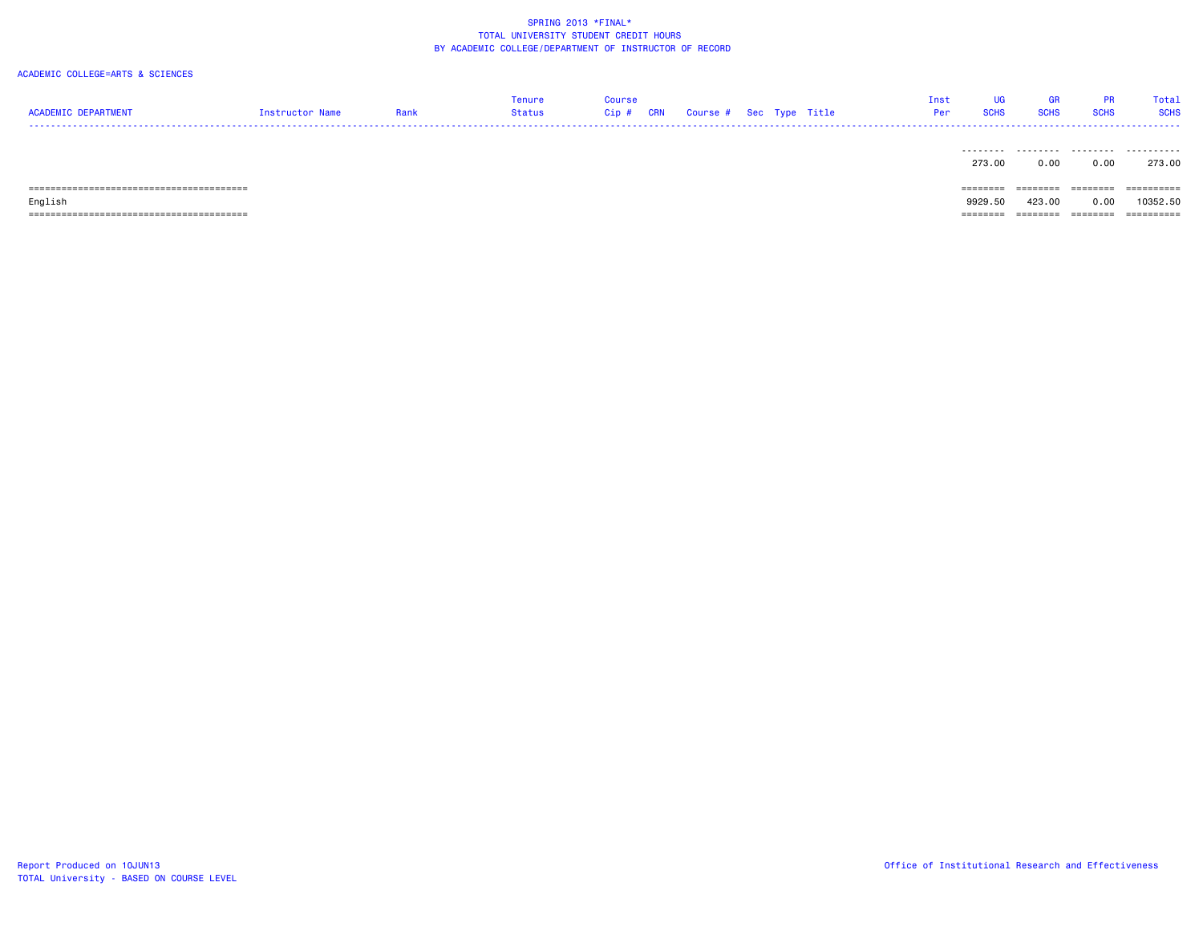SPRING 2013 *FINAL*
TOTAL UNIVERSITY STUDENT CREDIT HOURS
BY ACADEMIC COLLEGE/DEPARTMENT OF INSTRUCTOR OF RECORD

ACADEMIC COLLEGE=ARTS & SCIENCES

| ACADEMIC DEPARTMENT | Instructor Name | Rank | Tenure Status | Course Cip # | CRN | Course # | Sec | Type | Title | Inst Per | UG SCHS | GR SCHS | PR SCHS | Total SCHS |
|---|---|---|---|---|---|---|---|---|---|---|---|---|---|---|
| | | | | | | | | | | | 273.00 | 0.00 | 0.00 | 273.00 |
| English | | | | | | | | | | | 9929.50 | 423.00 | 0.00 | 10352.50 |

Report Produced on 10JUN13
TOTAL University - BASED ON COURSE LEVEL

Office of Institutional Research and Effectiveness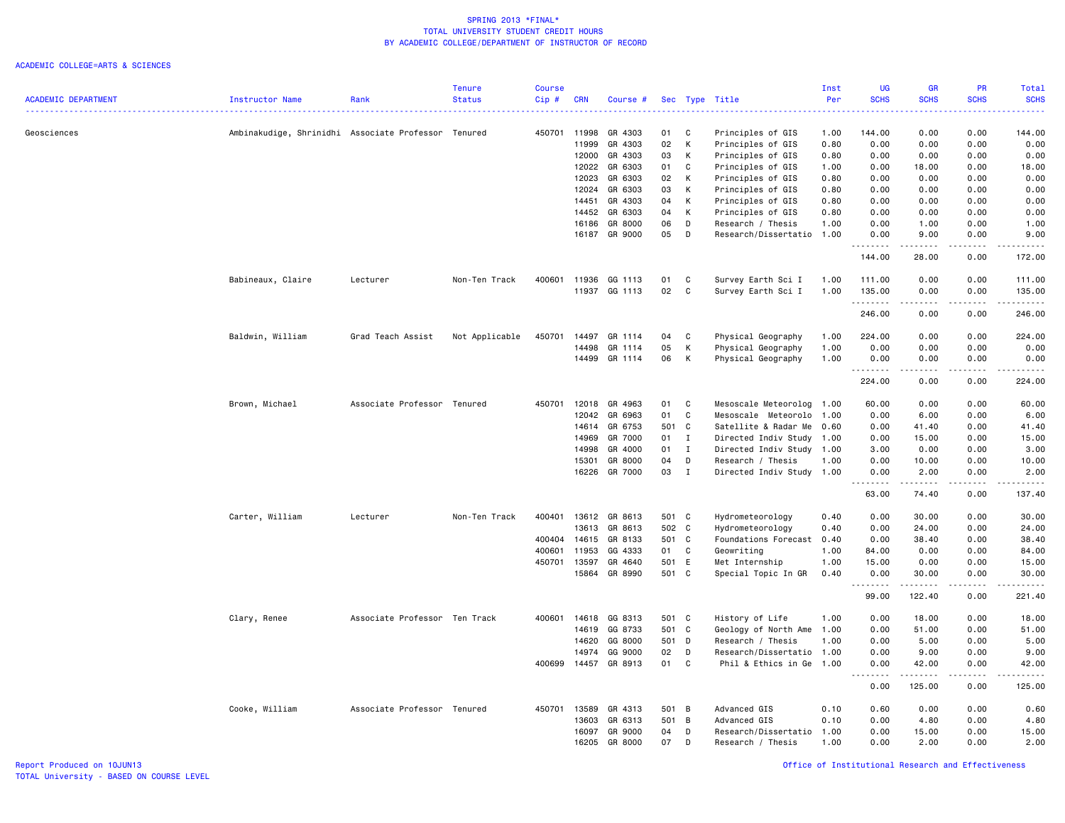SPRING 2013 *FINAL*
TOTAL UNIVERSITY STUDENT CREDIT HOURS
BY ACADEMIC COLLEGE/DEPARTMENT OF INSTRUCTOR OF RECORD

ACADEMIC COLLEGE=ARTS & SCIENCES

| ACADEMIC DEPARTMENT | Instructor Name | Rank | Tenure Status | Course Cip # | CRN | Course # | Sec | Type | Title | Inst Per | UG SCHS | GR SCHS | PR SCHS | Total SCHS |
|---|---|---|---|---|---|---|---|---|---|---|---|---|---|---|
| Geosciences | Ambinakudige, Shrinidhi | Associate Professor | Tenured | 450701 | 11998 | GR 4303 | 01 | C | Principles of GIS | 1.00 | 144.00 | 0.00 | 0.00 | 144.00 |
| | | | | | 11999 | GR 4303 | 02 | K | Principles of GIS | 0.80 | 0.00 | 0.00 | 0.00 | 0.00 |
| | | | | | 12000 | GR 4303 | 03 | K | Principles of GIS | 0.80 | 0.00 | 0.00 | 0.00 | 0.00 |
| | | | | | 12022 | GR 6303 | 01 | C | Principles of GIS | 1.00 | 0.00 | 18.00 | 0.00 | 18.00 |
| | | | | | 12023 | GR 6303 | 02 | K | Principles of GIS | 0.80 | 0.00 | 0.00 | 0.00 | 0.00 |
| | | | | | 12024 | GR 6303 | 03 | K | Principles of GIS | 0.80 | 0.00 | 0.00 | 0.00 | 0.00 |
| | | | | | 14451 | GR 4303 | 04 | K | Principles of GIS | 0.80 | 0.00 | 0.00 | 0.00 | 0.00 |
| | | | | | 14452 | GR 6303 | 04 | K | Principles of GIS | 0.80 | 0.00 | 0.00 | 0.00 | 0.00 |
| | | | | | 16186 | GR 8000 | 06 | D | Research / Thesis | 1.00 | 0.00 | 1.00 | 0.00 | 1.00 |
| | | | | | 16187 | GR 9000 | 05 | D | Research/Dissertatio | 1.00 | 0.00 | 9.00 | 0.00 | 9.00 |
| | | | | | | | | | | | 144.00 | 28.00 | 0.00 | 172.00 |
| | Babineaux, Claire | Lecturer | Non-Ten Track | 400601 | 11936 | GG 1113 | 01 | C | Survey Earth Sci I | 1.00 | 111.00 | 0.00 | 0.00 | 111.00 |
| | | | | | 11937 | GG 1113 | 02 | C | Survey Earth Sci I | 1.00 | 135.00 | 0.00 | 0.00 | 135.00 |
| | | | | | | | | | | | 246.00 | 0.00 | 0.00 | 246.00 |
| | Baldwin, William | Grad Teach Assist | Not Applicable | 450701 | 14497 | GR 1114 | 04 | C | Physical Geography | 1.00 | 224.00 | 0.00 | 0.00 | 224.00 |
| | | | | | 14498 | GR 1114 | 05 | K | Physical Geography | 1.00 | 0.00 | 0.00 | 0.00 | 0.00 |
| | | | | | 14499 | GR 1114 | 06 | K | Physical Geography | 1.00 | 0.00 | 0.00 | 0.00 | 0.00 |
| | | | | | | | | | | | 224.00 | 0.00 | 0.00 | 224.00 |
| | Brown, Michael | Associate Professor | Tenured | 450701 | 12018 | GR 4963 | 01 | C | Mesoscale Meteorolog | 1.00 | 60.00 | 0.00 | 0.00 | 60.00 |
| | | | | | 12042 | GR 6963 | 01 | C | Mesoscale Meteorolo | 1.00 | 0.00 | 6.00 | 0.00 | 6.00 |
| | | | | | 14614 | GR 6753 | 501 | C | Satellite & Radar Me | 0.60 | 0.00 | 41.40 | 0.00 | 41.40 |
| | | | | | 14969 | GR 7000 | 01 | I | Directed Indiv Study | 1.00 | 0.00 | 15.00 | 0.00 | 15.00 |
| | | | | | 14998 | GR 4000 | 01 | I | Directed Indiv Study | 1.00 | 3.00 | 0.00 | 0.00 | 3.00 |
| | | | | | 15301 | GR 8000 | 04 | D | Research / Thesis | 1.00 | 0.00 | 10.00 | 0.00 | 10.00 |
| | | | | | 16226 | GR 7000 | 03 | I | Directed Indiv Study | 1.00 | 0.00 | 2.00 | 0.00 | 2.00 |
| | | | | | | | | | | | 63.00 | 74.40 | 0.00 | 137.40 |
| | Carter, William | Lecturer | Non-Ten Track | 400401 | 13612 | GR 8613 | 501 | C | Hydrometeorology | 0.40 | 0.00 | 30.00 | 0.00 | 30.00 |
| | | | | | 13613 | GR 8613 | 502 | C | Hydrometeorology | 0.40 | 0.00 | 24.00 | 0.00 | 24.00 |
| | | | | 400404 | 14615 | GR 8133 | 501 | C | Foundations Forecast | 0.40 | 0.00 | 38.40 | 0.00 | 38.40 |
| | | | | 400601 | 11953 | GG 4333 | 01 | C | Geowriting | 1.00 | 84.00 | 0.00 | 0.00 | 84.00 |
| | | | | 450701 | 13597 | GR 4640 | 501 | E | Met Internship | 1.00 | 15.00 | 0.00 | 0.00 | 15.00 |
| | | | | | 15864 | GR 8990 | 501 | C | Special Topic In GR | 0.40 | 0.00 | 30.00 | 0.00 | 30.00 |
| | | | | | | | | | | | 99.00 | 122.40 | 0.00 | 221.40 |
| | Clary, Renee | Associate Professor | Ten Track | 400601 | 14618 | GG 8313 | 501 | C | History of Life | 1.00 | 0.00 | 18.00 | 0.00 | 18.00 |
| | | | | | 14619 | GG 8733 | 501 | C | Geology of North Ame | 1.00 | 0.00 | 51.00 | 0.00 | 51.00 |
| | | | | | 14620 | GG 8000 | 501 | D | Research / Thesis | 1.00 | 0.00 | 5.00 | 0.00 | 5.00 |
| | | | | | 14974 | GG 9000 | 02 | D | Research/Dissertatio | 1.00 | 0.00 | 9.00 | 0.00 | 9.00 |
| | | | | 400699 | 14457 | GR 8913 | 01 | C | Phil & Ethics in Ge | 1.00 | 0.00 | 42.00 | 0.00 | 42.00 |
| | | | | | | | | | | | 0.00 | 125.00 | 0.00 | 125.00 |
| | Cooke, William | Associate Professor | Tenured | 450701 | 13589 | GR 4313 | 501 | B | Advanced GIS | 0.10 | 0.60 | 0.00 | 0.00 | 0.60 |
| | | | | | 13603 | GR 6313 | 501 | B | Advanced GIS | 0.10 | 0.00 | 4.80 | 0.00 | 4.80 |
| | | | | | 16097 | GR 9000 | 04 | D | Research/Dissertatio | 1.00 | 0.00 | 15.00 | 0.00 | 15.00 |
| | | | | | 16205 | GR 8000 | 07 | D | Research / Thesis | 1.00 | 0.00 | 2.00 | 0.00 | 2.00 |

Report Produced on 10JUN13
TOTAL University - BASED ON COURSE LEVEL

Office of Institutional Research and Effectiveness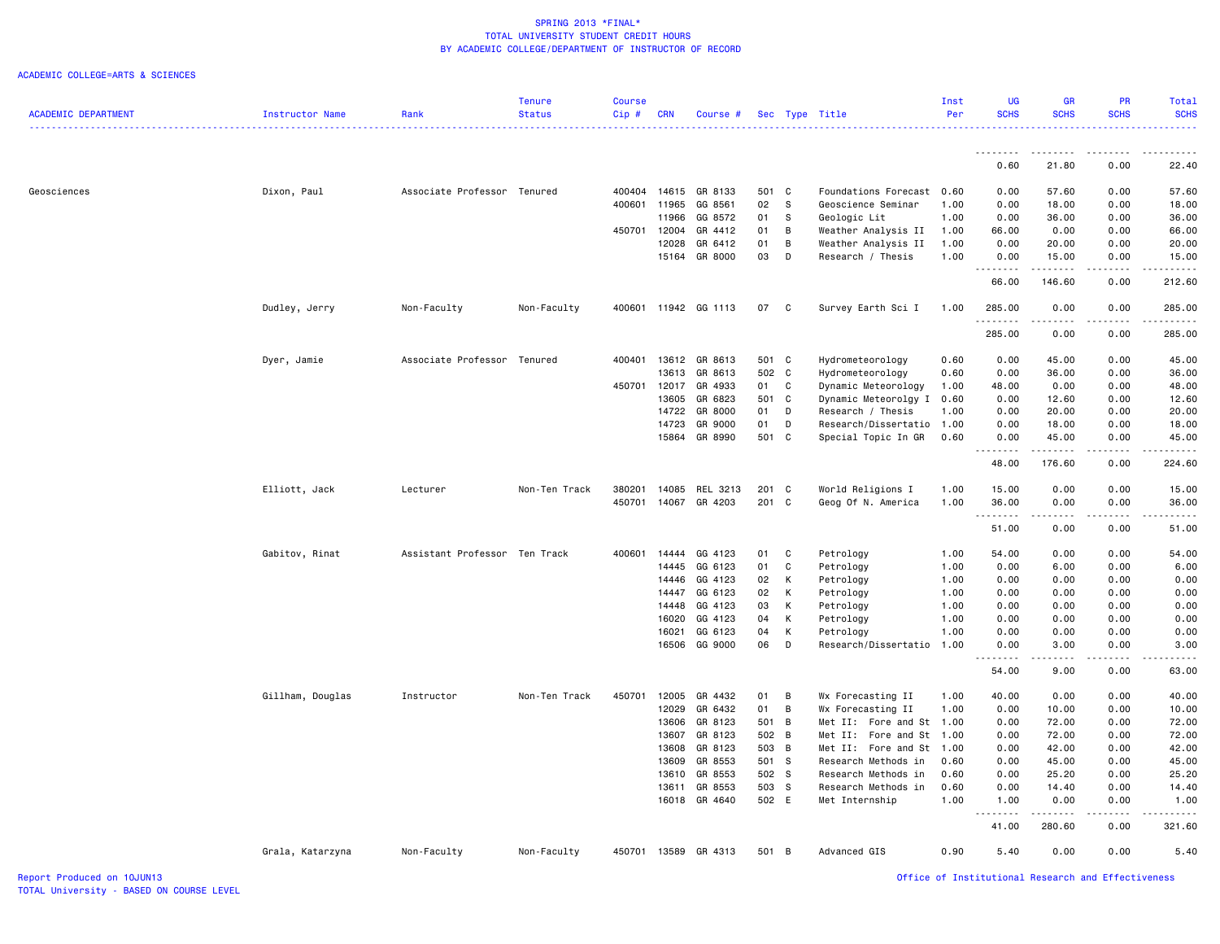SPRING 2013 *FINAL*
TOTAL UNIVERSITY STUDENT CREDIT HOURS
BY ACADEMIC COLLEGE/DEPARTMENT OF INSTRUCTOR OF RECORD

ACADEMIC COLLEGE=ARTS & SCIENCES

| ACADEMIC DEPARTMENT | Instructor Name | Rank | Tenure Status | Course Cip # | CRN | Course # | Sec | Type | Title | Inst Per | UG SCHS | GR SCHS | PR SCHS | Total SCHS |
|---|---|---|---|---|---|---|---|---|---|---|---|---|---|---|
| | | | | | | | | | | | 0.60 | 21.80 | 0.00 | 22.40 |
| Geosciences | Dixon, Paul | Associate Professor | Tenured | 400404 | 14615 | GR 8133 | 501 | C | Foundations Forecast | 0.60 | 0.00 | 57.60 | 0.00 | 57.60 |
| | | | | 400601 | 11965 | GG 8561 | 02 | S | Geoscience Seminar | 1.00 | 0.00 | 18.00 | 0.00 | 18.00 |
| | | | | | 11966 | GG 8572 | 01 | S | Geologic Lit | 1.00 | 0.00 | 36.00 | 0.00 | 36.00 |
| | | | | 450701 | 12004 | GR 4412 | 01 | B | Weather Analysis II | 1.00 | 66.00 | 0.00 | 0.00 | 66.00 |
| | | | | | 12028 | GR 6412 | 01 | B | Weather Analysis II | 1.00 | 0.00 | 20.00 | 0.00 | 20.00 |
| | | | | | 15164 | GR 8000 | 03 | D | Research / Thesis | 1.00 | 0.00 | 15.00 | 0.00 | 15.00 |
| | | | | | | | | | | | 66.00 | 146.60 | 0.00 | 212.60 |
| | Dudley, Jerry | Non-Faculty | Non-Faculty | 400601 | 11942 | GG 1113 | 07 | C | Survey Earth Sci I | 1.00 | 285.00 | 0.00 | 0.00 | 285.00 |
| | | | | | | | | | | | 285.00 | 0.00 | 0.00 | 285.00 |
| | Dyer, Jamie | Associate Professor | Tenured | 400401 | 13612 | GR 8613 | 501 | C | Hydrometeorology | 0.60 | 0.00 | 45.00 | 0.00 | 45.00 |
| | | | | | 13613 | GR 8613 | 502 | C | Hydrometeorology | 0.60 | 0.00 | 36.00 | 0.00 | 36.00 |
| | | | | 450701 | 12017 | GR 4933 | 01 | C | Dynamic Meteorology | 1.00 | 48.00 | 0.00 | 0.00 | 48.00 |
| | | | | | 13605 | GR 6823 | 501 | C | Dynamic Meteorolgy I | 0.60 | 0.00 | 12.60 | 0.00 | 12.60 |
| | | | | | 14722 | GR 8000 | 01 | D | Research / Thesis | 1.00 | 0.00 | 20.00 | 0.00 | 20.00 |
| | | | | | 14723 | GR 9000 | 01 | D | Research/Dissertatio | 1.00 | 0.00 | 18.00 | 0.00 | 18.00 |
| | | | | | 15864 | GR 8990 | 501 | C | Special Topic In GR | 0.60 | 0.00 | 45.00 | 0.00 | 45.00 |
| | | | | | | | | | | | 48.00 | 176.60 | 0.00 | 224.60 |
| | Elliott, Jack | Lecturer | Non-Ten Track | 380201 | 14085 | REL 3213 | 201 | C | World Religions I | 1.00 | 15.00 | 0.00 | 0.00 | 15.00 |
| | | | | 450701 | 14067 | GR 4203 | 201 | C | Geog Of N. America | 1.00 | 36.00 | 0.00 | 0.00 | 36.00 |
| | | | | | | | | | | | 51.00 | 0.00 | 0.00 | 51.00 |
| | Gabitov, Rinat | Assistant Professor | Ten Track | 400601 | 14444 | GG 4123 | 01 | C | Petrology | 1.00 | 54.00 | 0.00 | 0.00 | 54.00 |
| | | | | | 14445 | GG 6123 | 01 | C | Petrology | 1.00 | 0.00 | 6.00 | 0.00 | 6.00 |
| | | | | | 14446 | GG 4123 | 02 | K | Petrology | 1.00 | 0.00 | 0.00 | 0.00 | 0.00 |
| | | | | | 14447 | GG 6123 | 02 | K | Petrology | 1.00 | 0.00 | 0.00 | 0.00 | 0.00 |
| | | | | | 14448 | GG 4123 | 03 | K | Petrology | 1.00 | 0.00 | 0.00 | 0.00 | 0.00 |
| | | | | | 16020 | GG 4123 | 04 | K | Petrology | 1.00 | 0.00 | 0.00 | 0.00 | 0.00 |
| | | | | | 16021 | GG 6123 | 04 | K | Petrology | 1.00 | 0.00 | 0.00 | 0.00 | 0.00 |
| | | | | | 16506 | GG 9000 | 06 | D | Research/Dissertatio | 1.00 | 0.00 | 3.00 | 0.00 | 3.00 |
| | | | | | | | | | | | 54.00 | 9.00 | 0.00 | 63.00 |
| | Gillham, Douglas | Instructor | Non-Ten Track | 450701 | 12005 | GR 4432 | 01 | B | Wx Forecasting II | 1.00 | 40.00 | 0.00 | 0.00 | 40.00 |
| | | | | | 12029 | GR 6432 | 01 | B | Wx Forecasting II | 1.00 | 0.00 | 10.00 | 0.00 | 10.00 |
| | | | | | 13606 | GR 8123 | 501 | B | Met II: Fore and St | 1.00 | 0.00 | 72.00 | 0.00 | 72.00 |
| | | | | | 13607 | GR 8123 | 502 | B | Met II: Fore and St | 1.00 | 0.00 | 72.00 | 0.00 | 72.00 |
| | | | | | 13608 | GR 8123 | 503 | B | Met II: Fore and St | 1.00 | 0.00 | 42.00 | 0.00 | 42.00 |
| | | | | | 13609 | GR 8553 | 501 | S | Research Methods in | 0.60 | 0.00 | 45.00 | 0.00 | 45.00 |
| | | | | | 13610 | GR 8553 | 502 | S | Research Methods in | 0.60 | 0.00 | 25.20 | 0.00 | 25.20 |
| | | | | | 13611 | GR 8553 | 503 | S | Research Methods in | 0.60 | 0.00 | 14.40 | 0.00 | 14.40 |
| | | | | | 16018 | GR 4640 | 502 | E | Met Internship | 1.00 | 1.00 | 0.00 | 0.00 | 1.00 |
| | | | | | | | | | | | 41.00 | 280.60 | 0.00 | 321.60 |
| | Grala, Katarzyna | Non-Faculty | Non-Faculty | 450701 | 13589 | GR 4313 | 501 | B | Advanced GIS | 0.90 | 5.40 | 0.00 | 0.00 | 5.40 |

Report Produced on 10JUN13
TOTAL University - BASED ON COURSE LEVEL

Office of Institutional Research and Effectiveness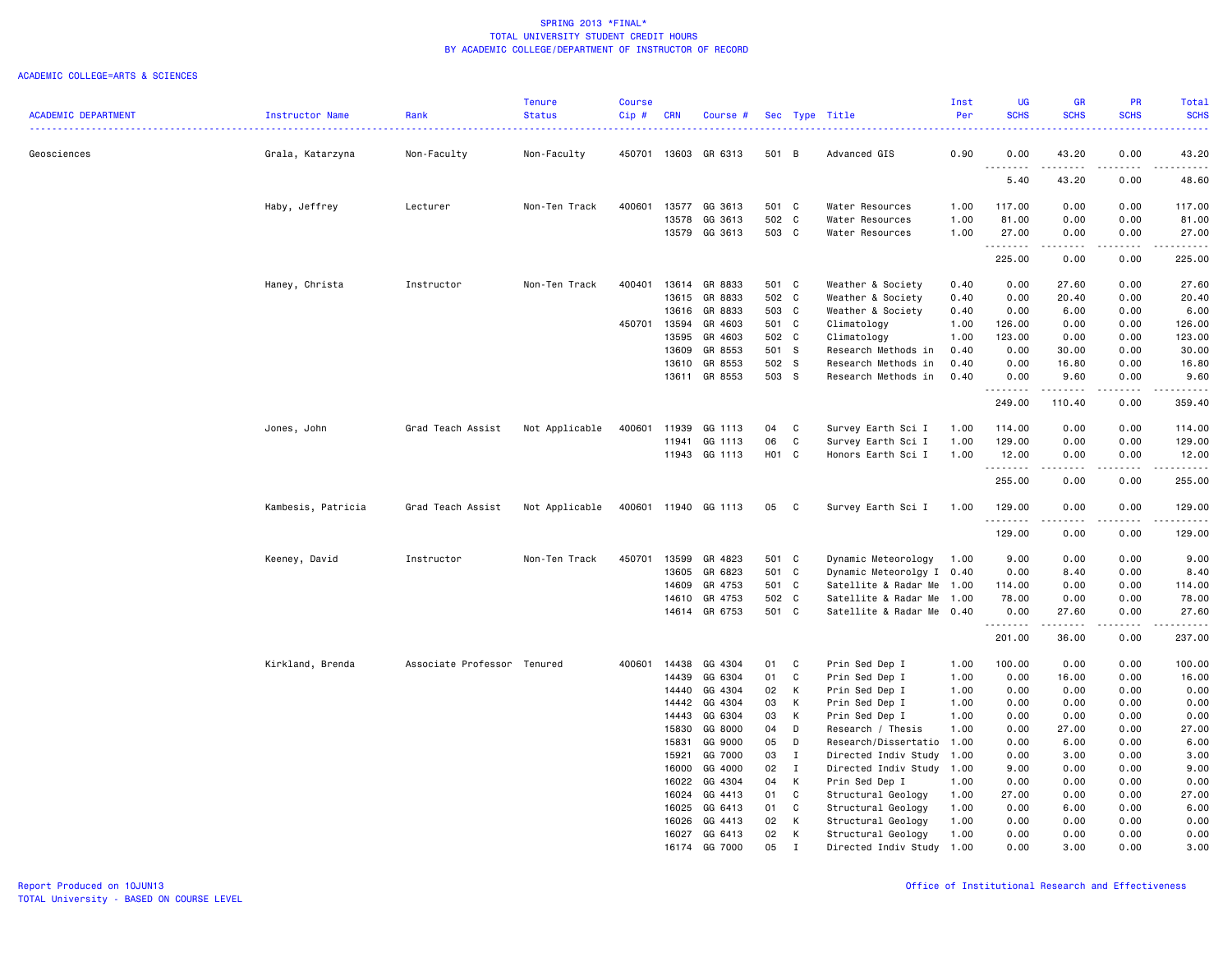# SPRING 2013 *FINAL*
## TOTAL UNIVERSITY STUDENT CREDIT HOURS
## BY ACADEMIC COLLEGE/DEPARTMENT OF INSTRUCTOR OF RECORD

ACADEMIC COLLEGE=ARTS & SCIENCES

| ACADEMIC DEPARTMENT | Instructor Name | Rank | Tenure Status | Course Cip # | CRN | Course # | Sec | Type | Title | Inst Per | UG SCHS | GR SCHS | PR SCHS | Total SCHS |
|---|---|---|---|---|---|---|---|---|---|---|---|---|---|---|
| Geosciences | Grala, Katarzyna | Non-Faculty | Non-Faculty | 450701 | 13603 | GR 6313 | 501 | B | Advanced GIS | 0.90 | 0.00 | 43.20 | 0.00 | 43.20 |
| | | | | | | | | | | | 5.40 | 43.20 | 0.00 | 48.60 |
| | Haby, Jeffrey | Lecturer | Non-Ten Track | 400601 | 13577 | GG 3613 | 501 | C | Water Resources | 1.00 | 117.00 | 0.00 | 0.00 | 117.00 |
| | | | | | 13578 | GG 3613 | 502 | C | Water Resources | 1.00 | 81.00 | 0.00 | 0.00 | 81.00 |
| | | | | | 13579 | GG 3613 | 503 | C | Water Resources | 1.00 | 27.00 | 0.00 | 0.00 | 27.00 |
| | | | | | | | | | | | 225.00 | 0.00 | 0.00 | 225.00 |
| | Haney, Christa | Instructor | Non-Ten Track | 400401 | 13614 | GR 8833 | 501 | C | Weather & Society | 0.40 | 0.00 | 27.60 | 0.00 | 27.60 |
| | | | | | 13615 | GR 8833 | 502 | C | Weather & Society | 0.40 | 0.00 | 20.40 | 0.00 | 20.40 |
| | | | | | 13616 | GR 8833 | 503 | C | Weather & Society | 0.40 | 0.00 | 6.00 | 0.00 | 6.00 |
| | | | | 450701 | 13594 | GR 4603 | 501 | C | Climatology | 1.00 | 126.00 | 0.00 | 0.00 | 126.00 |
| | | | | | 13595 | GR 4603 | 502 | C | Climatology | 1.00 | 123.00 | 0.00 | 0.00 | 123.00 |
| | | | | | 13609 | GR 8553 | 501 | S | Research Methods in | 0.40 | 0.00 | 30.00 | 0.00 | 30.00 |
| | | | | | 13610 | GR 8553 | 502 | S | Research Methods in | 0.40 | 0.00 | 16.80 | 0.00 | 16.80 |
| | | | | | 13611 | GR 8553 | 503 | S | Research Methods in | 0.40 | 0.00 | 9.60 | 0.00 | 9.60 |
| | | | | | | | | | | | 249.00 | 110.40 | 0.00 | 359.40 |
| | Jones, John | Grad Teach Assist | Not Applicable | 400601 | 11939 | GG 1113 | 04 | C | Survey Earth Sci I | 1.00 | 114.00 | 0.00 | 0.00 | 114.00 |
| | | | | | 11941 | GG 1113 | 06 | C | Survey Earth Sci I | 1.00 | 129.00 | 0.00 | 0.00 | 129.00 |
| | | | | | 11943 | GG 1113 | H01 | C | Honors Earth Sci I | 1.00 | 12.00 | 0.00 | 0.00 | 12.00 |
| | | | | | | | | | | | 255.00 | 0.00 | 0.00 | 255.00 |
| | Kambesis, Patricia | Grad Teach Assist | Not Applicable | 400601 | 11940 | GG 1113 | 05 | C | Survey Earth Sci I | 1.00 | 129.00 | 0.00 | 0.00 | 129.00 |
| | | | | | | | | | | | 129.00 | 0.00 | 0.00 | 129.00 |
| | Keeney, David | Instructor | Non-Ten Track | 450701 | 13599 | GR 4823 | 501 | C | Dynamic Meteorology | 1.00 | 9.00 | 0.00 | 0.00 | 9.00 |
| | | | | | 13605 | GR 6823 | 501 | C | Dynamic Meteorolgy I | 0.40 | 0.00 | 8.40 | 0.00 | 8.40 |
| | | | | | 14609 | GR 4753 | 501 | C | Satellite & Radar Me | 1.00 | 114.00 | 0.00 | 0.00 | 114.00 |
| | | | | | 14610 | GR 4753 | 502 | C | Satellite & Radar Me | 1.00 | 78.00 | 0.00 | 0.00 | 78.00 |
| | | | | | 14614 | GR 6753 | 501 | C | Satellite & Radar Me | 0.40 | 0.00 | 27.60 | 0.00 | 27.60 |
| | | | | | | | | | | | 201.00 | 36.00 | 0.00 | 237.00 |
| | Kirkland, Brenda | Associate Professor | Tenured | 400601 | 14438 | GG 4304 | 01 | C | Prin Sed Dep I | 1.00 | 100.00 | 0.00 | 0.00 | 100.00 |
| | | | | | 14439 | GG 6304 | 01 | C | Prin Sed Dep I | 1.00 | 0.00 | 16.00 | 0.00 | 16.00 |
| | | | | | 14440 | GG 4304 | 02 | K | Prin Sed Dep I | 1.00 | 0.00 | 0.00 | 0.00 | 0.00 |
| | | | | | 14442 | GG 4304 | 03 | K | Prin Sed Dep I | 1.00 | 0.00 | 0.00 | 0.00 | 0.00 |
| | | | | | 14443 | GG 6304 | 03 | K | Prin Sed Dep I | 1.00 | 0.00 | 0.00 | 0.00 | 0.00 |
| | | | | | 15830 | GG 8000 | 04 | D | Research / Thesis | 1.00 | 0.00 | 27.00 | 0.00 | 27.00 |
| | | | | | 15831 | GG 9000 | 05 | D | Research/Dissertatio | 1.00 | 0.00 | 6.00 | 0.00 | 6.00 |
| | | | | | 15921 | GG 7000 | 03 | I | Directed Indiv Study | 1.00 | 0.00 | 3.00 | 0.00 | 3.00 |
| | | | | | 16000 | GG 4000 | 02 | I | Directed Indiv Study | 1.00 | 9.00 | 0.00 | 0.00 | 9.00 |
| | | | | | 16022 | GG 4304 | 04 | K | Prin Sed Dep I | 1.00 | 0.00 | 0.00 | 0.00 | 0.00 |
| | | | | | 16024 | GG 4413 | 01 | C | Structural Geology | 1.00 | 27.00 | 0.00 | 0.00 | 27.00 |
| | | | | | 16025 | GG 6413 | 01 | C | Structural Geology | 1.00 | 0.00 | 6.00 | 0.00 | 6.00 |
| | | | | | 16026 | GG 4413 | 02 | K | Structural Geology | 1.00 | 0.00 | 0.00 | 0.00 | 0.00 |
| | | | | | 16027 | GG 6413 | 02 | K | Structural Geology | 1.00 | 0.00 | 0.00 | 0.00 | 0.00 |
| | | | | | 16174 | GG 7000 | 05 | I | Directed Indiv Study | 1.00 | 0.00 | 3.00 | 0.00 | 3.00 |

Report Produced on 10JUN13
TOTAL University - BASED ON COURSE LEVEL

Office of Institutional Research and Effectiveness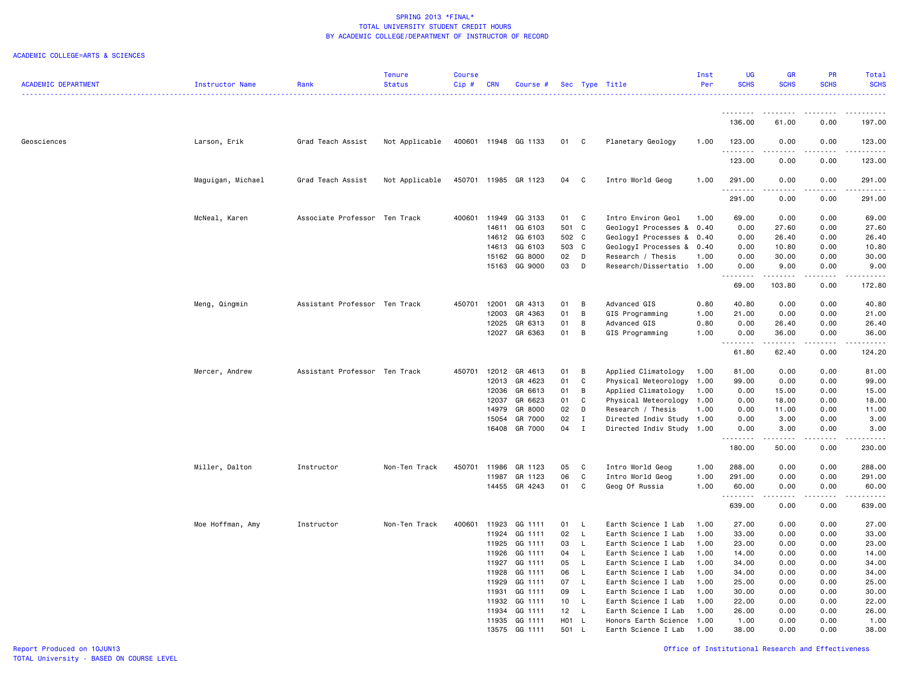SPRING 2013 *FINAL*
TOTAL UNIVERSITY STUDENT CREDIT HOURS
BY ACADEMIC COLLEGE/DEPARTMENT OF INSTRUCTOR OF RECORD

ACADEMIC COLLEGE=ARTS & SCIENCES

| ACADEMIC DEPARTMENT | Instructor Name | Rank | Tenure Status | Course Cip # | CRN | Course # | Sec | Type | Title | Inst Per | UG SCHS | GR SCHS | PR SCHS | Total SCHS |
|---|---|---|---|---|---|---|---|---|---|---|---|---|---|---|
| | | | | | | | | | | | 136.00 | 61.00 | 0.00 | 197.00 |
| Geosciences | Larson, Erik | Grad Teach Assist | Not Applicable | 400601 | 11948 | GG 1133 | 01 | C | Planetary Geology | 1.00 | 123.00 | 0.00 | 0.00 | 123.00 |
| | | | | | | | | | | | 123.00 | 0.00 | 0.00 | 123.00 |
| | Maguigan, Michael | Grad Teach Assist | Not Applicable | 450701 | 11985 | GR 1123 | 04 | C | Intro World Geog | 1.00 | 291.00 | 0.00 | 0.00 | 291.00 |
| | | | | | | | | | | | 291.00 | 0.00 | 0.00 | 291.00 |
| | McNeal, Karen | Associate Professor | Ten Track | 400601 | 11949 | GG 3133 | 01 | C | Intro Environ Geol | 1.00 | 69.00 | 0.00 | 0.00 | 69.00 |
| | | | | | 14611 | GG 6103 | 501 | C | GeologyI Processes & | 0.40 | 0.00 | 27.60 | 0.00 | 27.60 |
| | | | | | 14612 | GG 6103 | 502 | C | GeologyI Processes & | 0.40 | 0.00 | 26.40 | 0.00 | 26.40 |
| | | | | | 14613 | GG 6103 | 503 | C | GeologyI Processes & | 0.40 | 0.00 | 10.80 | 0.00 | 10.80 |
| | | | | | 15162 | GG 8000 | 02 | D | Research / Thesis | 1.00 | 0.00 | 30.00 | 0.00 | 30.00 |
| | | | | | 15163 | GG 9000 | 03 | D | Research/Dissertatio | 1.00 | 0.00 | 9.00 | 0.00 | 9.00 |
| | | | | | | | | | | | 69.00 | 103.80 | 0.00 | 172.80 |
| | Meng, Qingmin | Assistant Professor | Ten Track | 450701 | 12001 | GR 4313 | 01 | B | Advanced GIS | 0.80 | 40.80 | 0.00 | 0.00 | 40.80 |
| | | | | | 12003 | GR 4363 | 01 | B | GIS Programming | 1.00 | 21.00 | 0.00 | 0.00 | 21.00 |
| | | | | | 12025 | GR 6313 | 01 | B | Advanced GIS | 0.80 | 0.00 | 26.40 | 0.00 | 26.40 |
| | | | | | 12027 | GR 6363 | 01 | B | GIS Programming | 1.00 | 0.00 | 36.00 | 0.00 | 36.00 |
| | | | | | | | | | | | 61.80 | 62.40 | 0.00 | 124.20 |
| | Mercer, Andrew | Assistant Professor | Ten Track | 450701 | 12012 | GR 4613 | 01 | B | Applied Climatology | 1.00 | 81.00 | 0.00 | 0.00 | 81.00 |
| | | | | | 12013 | GR 4623 | 01 | C | Physical Meteorology | 1.00 | 99.00 | 0.00 | 0.00 | 99.00 |
| | | | | | 12036 | GR 6613 | 01 | B | Applied Climatology | 1.00 | 0.00 | 15.00 | 0.00 | 15.00 |
| | | | | | 12037 | GR 6623 | 01 | C | Physical Meteorology | 1.00 | 0.00 | 18.00 | 0.00 | 18.00 |
| | | | | | 14979 | GR 8000 | 02 | D | Research / Thesis | 1.00 | 0.00 | 11.00 | 0.00 | 11.00 |
| | | | | | 15054 | GR 7000 | 02 | I | Directed Indiv Study | 1.00 | 0.00 | 3.00 | 0.00 | 3.00 |
| | | | | | 16408 | GR 7000 | 04 | I | Directed Indiv Study | 1.00 | 0.00 | 3.00 | 0.00 | 3.00 |
| | | | | | | | | | | | 180.00 | 50.00 | 0.00 | 230.00 |
| | Miller, Dalton | Instructor | Non-Ten Track | 450701 | 11986 | GR 1123 | 05 | C | Intro World Geog | 1.00 | 288.00 | 0.00 | 0.00 | 288.00 |
| | | | | | 11987 | GR 1123 | 06 | C | Intro World Geog | 1.00 | 291.00 | 0.00 | 0.00 | 291.00 |
| | | | | | 14455 | GR 4243 | 01 | C | Geog Of Russia | 1.00 | 60.00 | 0.00 | 0.00 | 60.00 |
| | | | | | | | | | | | 639.00 | 0.00 | 0.00 | 639.00 |
| | Moe Hoffman, Amy | Instructor | Non-Ten Track | 400601 | 11923 | GG 1111 | 01 | L | Earth Science I Lab | 1.00 | 27.00 | 0.00 | 0.00 | 27.00 |
| | | | | | 11924 | GG 1111 | 02 | L | Earth Science I Lab | 1.00 | 33.00 | 0.00 | 0.00 | 33.00 |
| | | | | | 11925 | GG 1111 | 03 | L | Earth Science I Lab | 1.00 | 23.00 | 0.00 | 0.00 | 23.00 |
| | | | | | 11926 | GG 1111 | 04 | L | Earth Science I Lab | 1.00 | 14.00 | 0.00 | 0.00 | 14.00 |
| | | | | | 11927 | GG 1111 | 05 | L | Earth Science I Lab | 1.00 | 34.00 | 0.00 | 0.00 | 34.00 |
| | | | | | 11928 | GG 1111 | 06 | L | Earth Science I Lab | 1.00 | 34.00 | 0.00 | 0.00 | 34.00 |
| | | | | | 11929 | GG 1111 | 07 | L | Earth Science I Lab | 1.00 | 25.00 | 0.00 | 0.00 | 25.00 |
| | | | | | 11931 | GG 1111 | 09 | L | Earth Science I Lab | 1.00 | 30.00 | 0.00 | 0.00 | 30.00 |
| | | | | | 11932 | GG 1111 | 10 | L | Earth Science I Lab | 1.00 | 22.00 | 0.00 | 0.00 | 22.00 |
| | | | | | 11934 | GG 1111 | 12 | L | Earth Science I Lab | 1.00 | 26.00 | 0.00 | 0.00 | 26.00 |
| | | | | | 11935 | GG 1111 | H01 | L | Honors Earth Science | 1.00 | 1.00 | 0.00 | 0.00 | 1.00 |
| | | | | | 13575 | GG 1111 | 501 | L | Earth Science I Lab | 1.00 | 38.00 | 0.00 | 0.00 | 38.00 |

Report Produced on 10JUN13
TOTAL University - BASED ON COURSE LEVEL

Office of Institutional Research and Effectiveness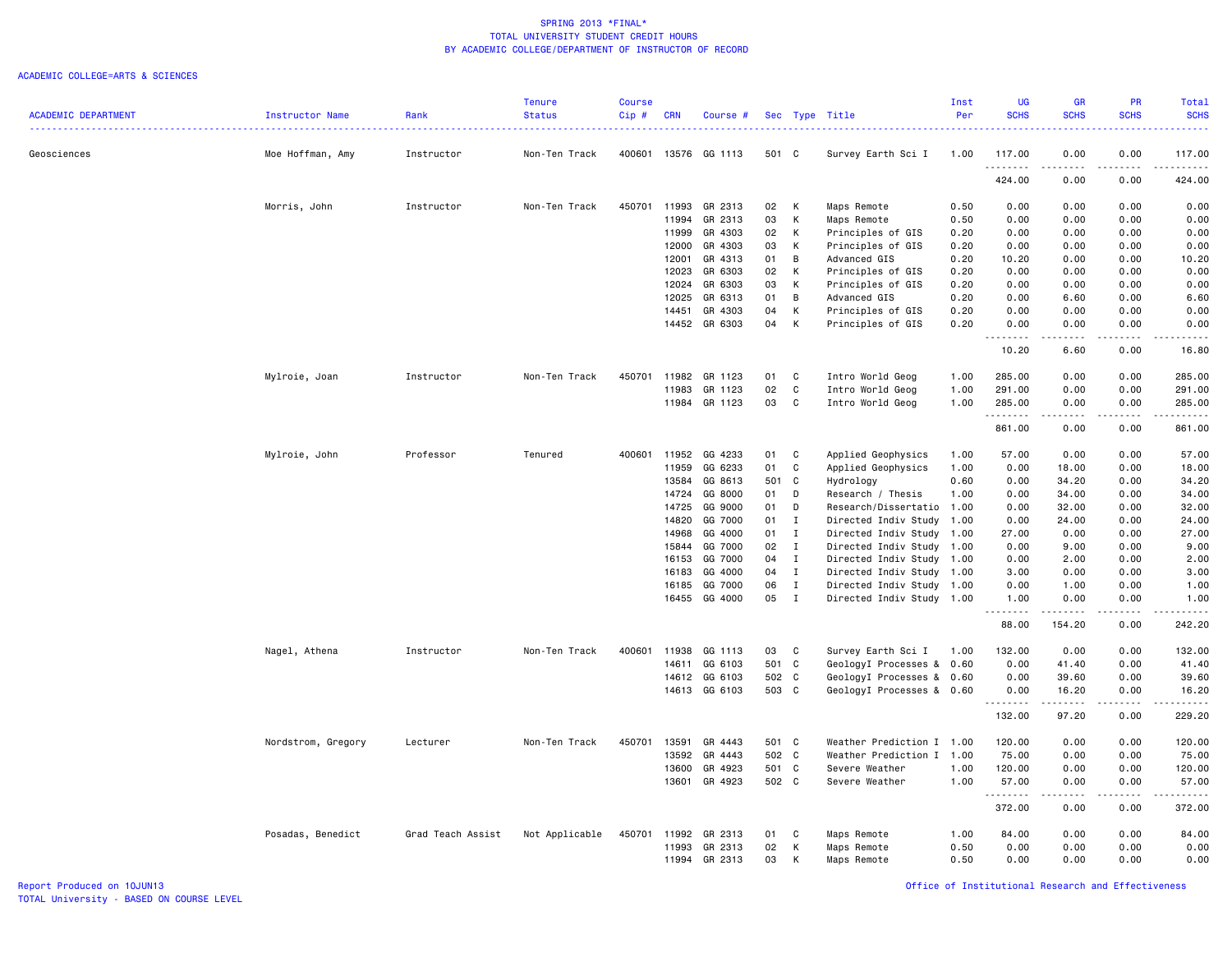SPRING 2013 *FINAL*
TOTAL UNIVERSITY STUDENT CREDIT HOURS
BY ACADEMIC COLLEGE/DEPARTMENT OF INSTRUCTOR OF RECORD

ACADEMIC COLLEGE=ARTS & SCIENCES

| ACADEMIC DEPARTMENT | Instructor Name | Rank | Tenure Status | Course Cip # | CRN | Course # | Sec | Type | Title | Inst Per | UG SCHS | GR SCHS | PR SCHS | Total SCHS |
|---|---|---|---|---|---|---|---|---|---|---|---|---|---|---|
| Geosciences | Moe Hoffman, Amy | Instructor | Non-Ten Track | 400601 | 13576 | GG 1113 | 501 | C | Survey Earth Sci I | 1.00 | 117.00 | 0.00 | 0.00 | 117.00 |
| | | | | | | | | | | | 424.00 | 0.00 | 0.00 | 424.00 |
| | Morris, John | Instructor | Non-Ten Track | 450701 | 11993 | GR 2313 | 02 | K | Maps Remote | 0.50 | 0.00 | 0.00 | 0.00 | 0.00 |
| | | | | | 11994 | GR 2313 | 03 | K | Maps Remote | 0.50 | 0.00 | 0.00 | 0.00 | 0.00 |
| | | | | | 11999 | GR 4303 | 02 | K | Principles of GIS | 0.20 | 0.00 | 0.00 | 0.00 | 0.00 |
| | | | | | 12000 | GR 4303 | 03 | K | Principles of GIS | 0.20 | 0.00 | 0.00 | 0.00 | 0.00 |
| | | | | | 12001 | GR 4313 | 01 | B | Advanced GIS | 0.20 | 10.20 | 0.00 | 0.00 | 10.20 |
| | | | | | 12023 | GR 6303 | 02 | K | Principles of GIS | 0.20 | 0.00 | 0.00 | 0.00 | 0.00 |
| | | | | | 12024 | GR 6303 | 03 | K | Principles of GIS | 0.20 | 0.00 | 0.00 | 0.00 | 0.00 |
| | | | | | 12025 | GR 6313 | 01 | B | Advanced GIS | 0.20 | 0.00 | 6.60 | 0.00 | 6.60 |
| | | | | | 14451 | GR 4303 | 04 | K | Principles of GIS | 0.20 | 0.00 | 0.00 | 0.00 | 0.00 |
| | | | | | 14452 | GR 6303 | 04 | K | Principles of GIS | 0.20 | 0.00 | 0.00 | 0.00 | 0.00 |
| | | | | | | | | | | | 10.20 | 6.60 | 0.00 | 16.80 |
| | Mylroie, Joan | Instructor | Non-Ten Track | 450701 | 11982 | GR 1123 | 01 | C | Intro World Geog | 1.00 | 285.00 | 0.00 | 0.00 | 285.00 |
| | | | | | 11983 | GR 1123 | 02 | C | Intro World Geog | 1.00 | 291.00 | 0.00 | 0.00 | 291.00 |
| | | | | | 11984 | GR 1123 | 03 | C | Intro World Geog | 1.00 | 285.00 | 0.00 | 0.00 | 285.00 |
| | | | | | | | | | | | 861.00 | 0.00 | 0.00 | 861.00 |
| | Mylroie, John | Professor | Tenured | 400601 | 11952 | GG 4233 | 01 | C | Applied Geophysics | 1.00 | 57.00 | 0.00 | 0.00 | 57.00 |
| | | | | | 11959 | GG 6233 | 01 | C | Applied Geophysics | 1.00 | 0.00 | 18.00 | 0.00 | 18.00 |
| | | | | | 13584 | GG 8613 | 501 | C | Hydrology | 0.60 | 0.00 | 34.20 | 0.00 | 34.20 |
| | | | | | 14724 | GG 8000 | 01 | D | Research / Thesis | 1.00 | 0.00 | 34.00 | 0.00 | 34.00 |
| | | | | | 14725 | GG 9000 | 01 | D | Research/Dissertatio | 1.00 | 0.00 | 32.00 | 0.00 | 32.00 |
| | | | | | 14820 | GG 7000 | 01 | I | Directed Indiv Study | 1.00 | 0.00 | 24.00 | 0.00 | 24.00 |
| | | | | | 14968 | GG 4000 | 01 | I | Directed Indiv Study | 1.00 | 27.00 | 0.00 | 0.00 | 27.00 |
| | | | | | 15844 | GG 7000 | 02 | I | Directed Indiv Study | 1.00 | 0.00 | 9.00 | 0.00 | 9.00 |
| | | | | | 16153 | GG 7000 | 04 | I | Directed Indiv Study | 1.00 | 0.00 | 2.00 | 0.00 | 2.00 |
| | | | | | 16183 | GG 4000 | 04 | I | Directed Indiv Study | 1.00 | 3.00 | 0.00 | 0.00 | 3.00 |
| | | | | | 16185 | GG 7000 | 06 | I | Directed Indiv Study | 1.00 | 0.00 | 1.00 | 0.00 | 1.00 |
| | | | | | 16455 | GG 4000 | 05 | I | Directed Indiv Study | 1.00 | 1.00 | 0.00 | 0.00 | 1.00 |
| | | | | | | | | | | | 88.00 | 154.20 | 0.00 | 242.20 |
| | Nagel, Athena | Instructor | Non-Ten Track | 400601 | 11938 | GG 1113 | 03 | C | Survey Earth Sci I | 1.00 | 132.00 | 0.00 | 0.00 | 132.00 |
| | | | | | 14611 | GG 6103 | 501 | C | GeologyI Processes & | 0.60 | 0.00 | 41.40 | 0.00 | 41.40 |
| | | | | | 14612 | GG 6103 | 502 | C | GeologyI Processes & | 0.60 | 0.00 | 39.60 | 0.00 | 39.60 |
| | | | | | 14613 | GG 6103 | 503 | C | GeologyI Processes & | 0.60 | 0.00 | 16.20 | 0.00 | 16.20 |
| | | | | | | | | | | | 132.00 | 97.20 | 0.00 | 229.20 |
| | Nordstrom, Gregory | Lecturer | Non-Ten Track | 450701 | 13591 | GR 4443 | 501 | C | Weather Prediction I | 1.00 | 120.00 | 0.00 | 0.00 | 120.00 |
| | | | | | 13592 | GR 4443 | 502 | C | Weather Prediction I | 1.00 | 75.00 | 0.00 | 0.00 | 75.00 |
| | | | | | 13600 | GR 4923 | 501 | C | Severe Weather | 1.00 | 120.00 | 0.00 | 0.00 | 120.00 |
| | | | | | 13601 | GR 4923 | 502 | C | Severe Weather | 1.00 | 57.00 | 0.00 | 0.00 | 57.00 |
| | | | | | | | | | | | 372.00 | 0.00 | 0.00 | 372.00 |
| | Posadas, Benedict | Grad Teach Assist | Not Applicable | 450701 | 11992 | GR 2313 | 01 | C | Maps Remote | 1.00 | 84.00 | 0.00 | 0.00 | 84.00 |
| | | | | | 11993 | GR 2313 | 02 | K | Maps Remote | 0.50 | 0.00 | 0.00 | 0.00 | 0.00 |
| | | | | | 11994 | GR 2313 | 03 | K | Maps Remote | 0.50 | 0.00 | 0.00 | 0.00 | 0.00 |

Report Produced on 10JUN13
TOTAL University - BASED ON COURSE LEVEL

Office of Institutional Research and Effectiveness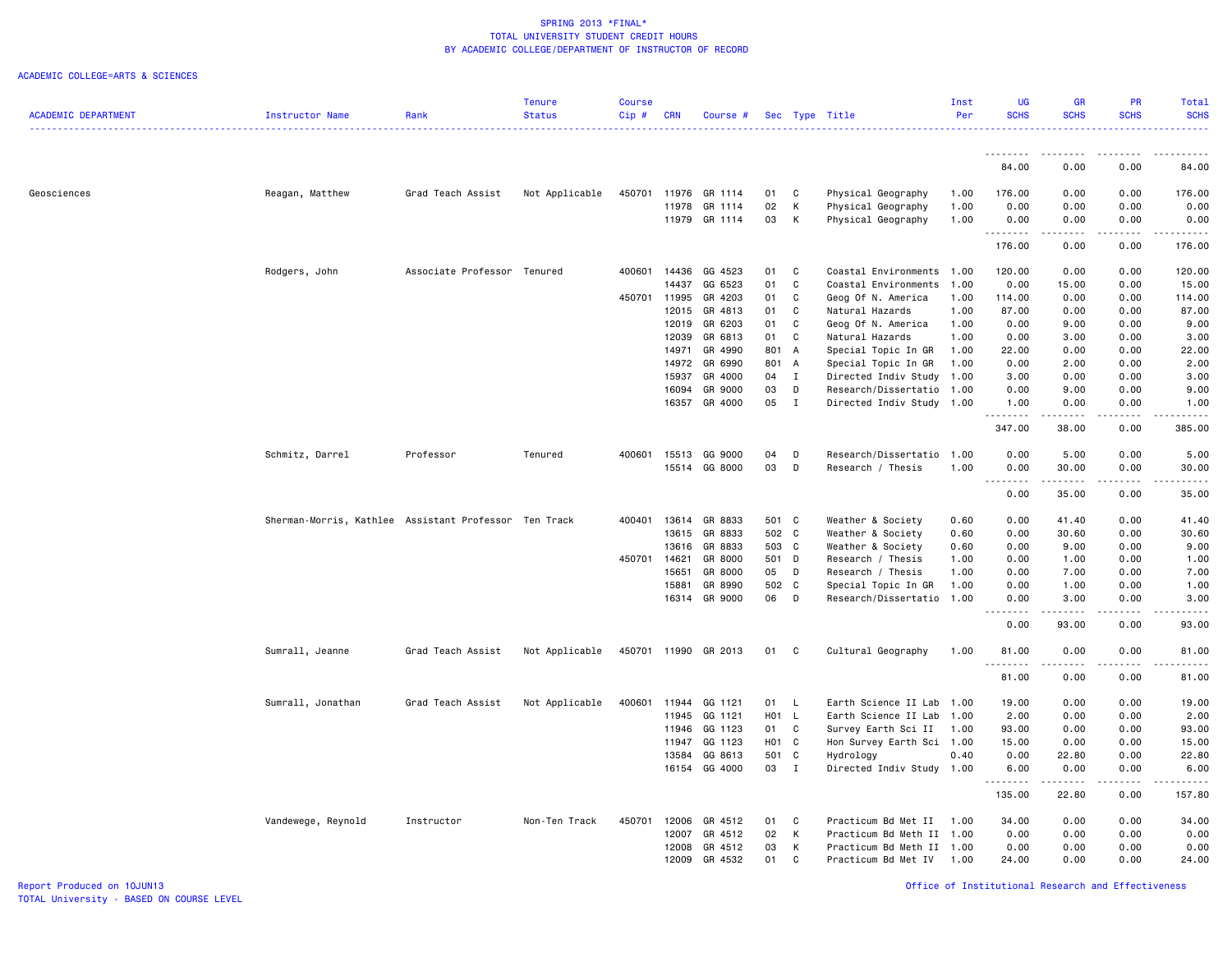SPRING 2013 *FINAL*
TOTAL UNIVERSITY STUDENT CREDIT HOURS
BY ACADEMIC COLLEGE/DEPARTMENT OF INSTRUCTOR OF RECORD

ACADEMIC COLLEGE=ARTS & SCIENCES

| ACADEMIC DEPARTMENT | Instructor Name | Rank | Tenure Status | Course Cip # | CRN | Course # | Sec | Type | Title | Inst Per | UG SCHS | GR SCHS | PR SCHS | Total SCHS |
|---|---|---|---|---|---|---|---|---|---|---|---|---|---|---|
| | | | | | | | | | | | 84.00 | 0.00 | 0.00 | 84.00 |
| Geosciences | Reagan, Matthew | Grad Teach Assist | Not Applicable | 450701 | 11976 | GR 1114 | 01 | C | Physical Geography | 1.00 | 176.00 | 0.00 | 0.00 | 176.00 |
| | | | | | 11978 | GR 1114 | 02 | K | Physical Geography | 1.00 | 0.00 | 0.00 | 0.00 | 0.00 |
| | | | | | 11979 | GR 1114 | 03 | K | Physical Geography | 1.00 | 0.00 | 0.00 | 0.00 | 0.00 |
| | | | | | | | | | | | 176.00 | 0.00 | 0.00 | 176.00 |
| | Rodgers, John | Associate Professor | Tenured | 400601 | 14436 | GG 4523 | 01 | C | Coastal Environments | 1.00 | 120.00 | 0.00 | 0.00 | 120.00 |
| | | | | | 14437 | GG 6523 | 01 | C | Coastal Environments | 1.00 | 0.00 | 15.00 | 0.00 | 15.00 |
| | | | | 450701 | 11995 | GR 4203 | 01 | C | Geog Of N. America | 1.00 | 114.00 | 0.00 | 0.00 | 114.00 |
| | | | | | 12015 | GR 4813 | 01 | C | Natural Hazards | 1.00 | 87.00 | 0.00 | 0.00 | 87.00 |
| | | | | | 12019 | GR 6203 | 01 | C | Geog Of N. America | 1.00 | 0.00 | 9.00 | 0.00 | 9.00 |
| | | | | | 12039 | GR 6813 | 01 | C | Natural Hazards | 1.00 | 0.00 | 3.00 | 0.00 | 3.00 |
| | | | | | 14971 | GR 4990 | 801 | A | Special Topic In GR | 1.00 | 22.00 | 0.00 | 0.00 | 22.00 |
| | | | | | 14972 | GR 6990 | 801 | A | Special Topic In GR | 1.00 | 0.00 | 2.00 | 0.00 | 2.00 |
| | | | | | 15937 | GR 4000 | 04 | I | Directed Indiv Study | 1.00 | 3.00 | 0.00 | 0.00 | 3.00 |
| | | | | | 16094 | GR 9000 | 03 | D | Research/Dissertatio | 1.00 | 0.00 | 9.00 | 0.00 | 9.00 |
| | | | | | 16357 | GR 4000 | 05 | I | Directed Indiv Study | 1.00 | 1.00 | 0.00 | 0.00 | 1.00 |
| | | | | | | | | | | | 347.00 | 38.00 | 0.00 | 385.00 |
| | Schmitz, Darrel | Professor | Tenured | 400601 | 15513 | GG 9000 | 04 | D | Research/Dissertatio | 1.00 | 0.00 | 5.00 | 0.00 | 5.00 |
| | | | | | 15514 | GG 8000 | 03 | D | Research / Thesis | 1.00 | 0.00 | 30.00 | 0.00 | 30.00 |
| | | | | | | | | | | | 0.00 | 35.00 | 0.00 | 35.00 |
| | Sherman-Morris, Kathlee | Assistant Professor | Ten Track | 400401 | 13614 | GR 8833 | 501 | C | Weather & Society | 0.60 | 0.00 | 41.40 | 0.00 | 41.40 |
| | | | | | 13615 | GR 8833 | 502 | C | Weather & Society | 0.60 | 0.00 | 30.60 | 0.00 | 30.60 |
| | | | | | 13616 | GR 8833 | 503 | C | Weather & Society | 0.60 | 0.00 | 9.00 | 0.00 | 9.00 |
| | | | | 450701 | 14621 | GR 8000 | 501 | D | Research / Thesis | 1.00 | 0.00 | 1.00 | 0.00 | 1.00 |
| | | | | | 15651 | GR 8000 | 05 | D | Research / Thesis | 1.00 | 0.00 | 7.00 | 0.00 | 7.00 |
| | | | | | 15881 | GR 8990 | 502 | C | Special Topic In GR | 1.00 | 0.00 | 1.00 | 0.00 | 1.00 |
| | | | | | 16314 | GR 9000 | 06 | D | Research/Dissertatio | 1.00 | 0.00 | 3.00 | 0.00 | 3.00 |
| | | | | | | | | | | | 0.00 | 93.00 | 0.00 | 93.00 |
| | Sumrall, Jeanne | Grad Teach Assist | Not Applicable | 450701 | 11990 | GR 2013 | 01 | C | Cultural Geography | 1.00 | 81.00 | 0.00 | 0.00 | 81.00 |
| | | | | | | | | | | | 81.00 | 0.00 | 0.00 | 81.00 |
| | Sumrall, Jonathan | Grad Teach Assist | Not Applicable | 400601 | 11944 | GG 1121 | 01 | L | Earth Science II Lab | 1.00 | 19.00 | 0.00 | 0.00 | 19.00 |
| | | | | | 11945 | GG 1121 | H01 | L | Earth Science II Lab | 1.00 | 2.00 | 0.00 | 0.00 | 2.00 |
| | | | | | 11946 | GG 1123 | 01 | C | Survey Earth Sci II | 1.00 | 93.00 | 0.00 | 0.00 | 93.00 |
| | | | | | 11947 | GG 1123 | H01 | C | Hon Survey Earth Sci | 1.00 | 15.00 | 0.00 | 0.00 | 15.00 |
| | | | | | 13584 | GG 8613 | 501 | C | Hydrology | 0.40 | 0.00 | 22.80 | 0.00 | 22.80 |
| | | | | | 16154 | GG 4000 | 03 | I | Directed Indiv Study | 1.00 | 6.00 | 0.00 | 0.00 | 6.00 |
| | | | | | | | | | | | 135.00 | 22.80 | 0.00 | 157.80 |
| | Vandewege, Reynold | Instructor | Non-Ten Track | 450701 | 12006 | GR 4512 | 01 | C | Practicum Bd Met II | 1.00 | 34.00 | 0.00 | 0.00 | 34.00 |
| | | | | | 12007 | GR 4512 | 02 | K | Practicum Bd Meth II | 1.00 | 0.00 | 0.00 | 0.00 | 0.00 |
| | | | | | 12008 | GR 4512 | 03 | K | Practicum Bd Meth II | 1.00 | 0.00 | 0.00 | 0.00 | 0.00 |
| | | | | | 12009 | GR 4532 | 01 | C | Practicum Bd Met IV | 1.00 | 24.00 | 0.00 | 0.00 | 24.00 |

Report Produced on 10JUN13
TOTAL University - BASED ON COURSE LEVEL

Office of Institutional Research and Effectiveness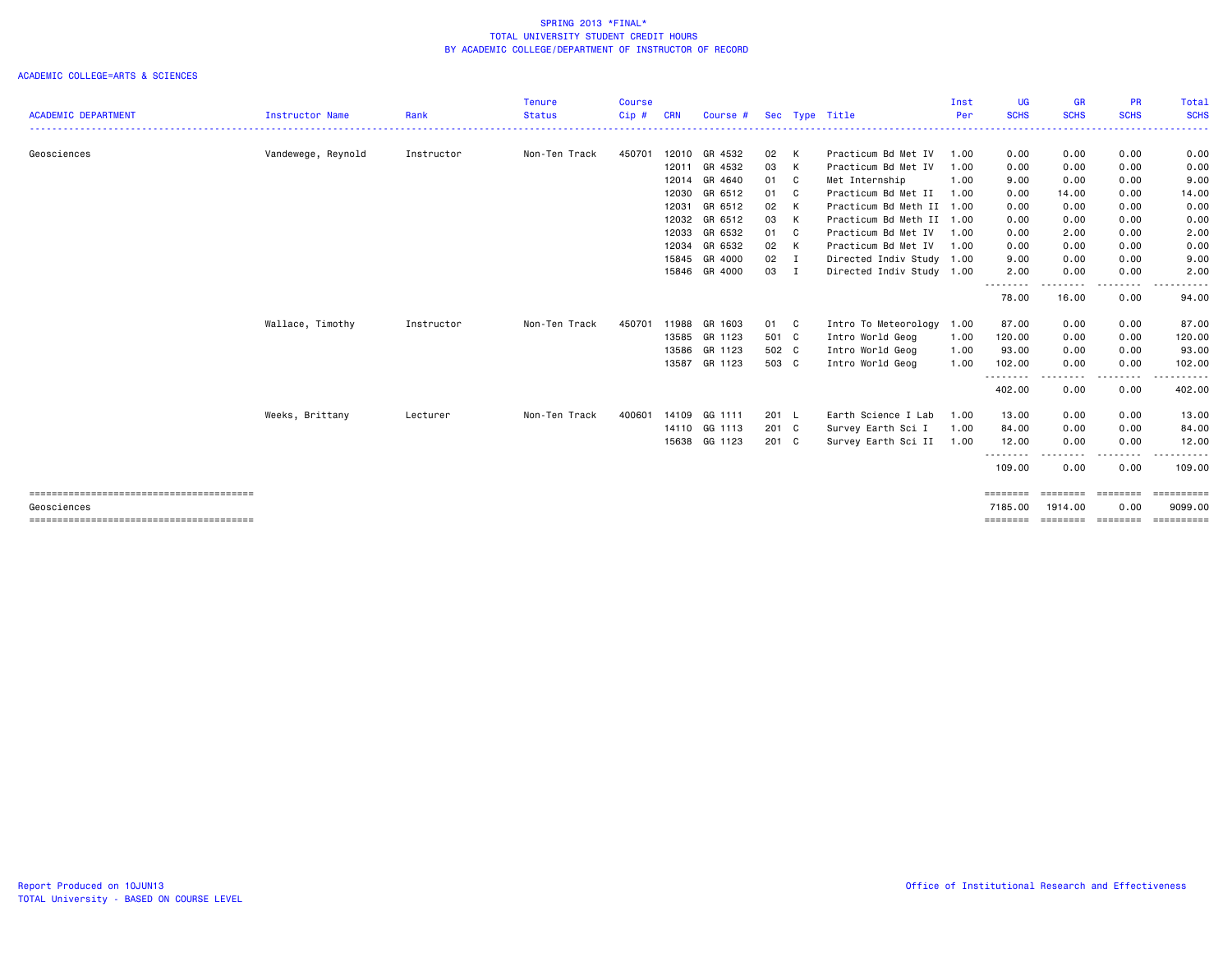SPRING 2013 *FINAL*
TOTAL UNIVERSITY STUDENT CREDIT HOURS
BY ACADEMIC COLLEGE/DEPARTMENT OF INSTRUCTOR OF RECORD

ACADEMIC COLLEGE=ARTS & SCIENCES

| ACADEMIC DEPARTMENT | Instructor Name | Rank | Tenure Status | Course Cip # | CRN | Course # | Sec | Type | Title | Inst Per | UG SCHS | GR SCHS | PR SCHS | Total SCHS |
|---|---|---|---|---|---|---|---|---|---|---|---|---|---|---|
| Geosciences | Vandewege, Reynold | Instructor | Non-Ten Track | 450701 | 12010 | GR 4532 | 02 | K | Practicum Bd Met IV | 1.00 | 0.00 | 0.00 | 0.00 | 0.00 |
| | | | | | 12011 | GR 4532 | 03 | K | Practicum Bd Met IV | 1.00 | 0.00 | 0.00 | 0.00 | 0.00 |
| | | | | | 12014 | GR 4640 | 01 | C | Met Internship | 1.00 | 9.00 | 0.00 | 0.00 | 9.00 |
| | | | | | 12030 | GR 6512 | 01 | C | Practicum Bd Met II | 1.00 | 0.00 | 14.00 | 0.00 | 14.00 |
| | | | | | 12031 | GR 6512 | 02 | K | Practicum Bd Meth II | 1.00 | 0.00 | 0.00 | 0.00 | 0.00 |
| | | | | | 12032 | GR 6512 | 03 | K | Practicum Bd Meth II | 1.00 | 0.00 | 0.00 | 0.00 | 0.00 |
| | | | | | 12033 | GR 6532 | 01 | C | Practicum Bd Met IV | 1.00 | 0.00 | 2.00 | 0.00 | 2.00 |
| | | | | | 12034 | GR 6532 | 02 | K | Practicum Bd Met IV | 1.00 | 0.00 | 0.00 | 0.00 | 0.00 |
| | | | | | 15845 | GR 4000 | 02 | I | Directed Indiv Study | 1.00 | 9.00 | 0.00 | 0.00 | 9.00 |
| | | | | | 15846 | GR 4000 | 03 | I | Directed Indiv Study | 1.00 | 2.00 | 0.00 | 0.00 | 2.00 |
| | | | | | | | | | | | 78.00 | 16.00 | 0.00 | 94.00 |
| | Wallace, Timothy | Instructor | Non-Ten Track | 450701 | 11988 | GR 1603 | 01 | C | Intro To Meteorology | 1.00 | 87.00 | 0.00 | 0.00 | 87.00 |
| | | | | | 13585 | GR 1123 | 501 | C | Intro World Geog | 1.00 | 120.00 | 0.00 | 0.00 | 120.00 |
| | | | | | 13586 | GR 1123 | 502 | C | Intro World Geog | 1.00 | 93.00 | 0.00 | 0.00 | 93.00 |
| | | | | | 13587 | GR 1123 | 503 | C | Intro World Geog | 1.00 | 102.00 | 0.00 | 0.00 | 102.00 |
| | | | | | | | | | | | 402.00 | 0.00 | 0.00 | 402.00 |
| | Weeks, Brittany | Lecturer | Non-Ten Track | 400601 | 14109 | GG 1111 | 201 | L | Earth Science I Lab | 1.00 | 13.00 | 0.00 | 0.00 | 13.00 |
| | | | | | 14110 | GG 1113 | 201 | C | Survey Earth Sci I | 1.00 | 84.00 | 0.00 | 0.00 | 84.00 |
| | | | | | 15638 | GG 1123 | 201 | C | Survey Earth Sci II | 1.00 | 12.00 | 0.00 | 0.00 | 12.00 |
| | | | | | | | | | | | 109.00 | 0.00 | 0.00 | 109.00 |
| Geosciences | | | | | | | | | | | 7185.00 | 1914.00 | 0.00 | 9099.00 |

Report Produced on 10JUN13
TOTAL University - BASED ON COURSE LEVEL

Office of Institutional Research and Effectiveness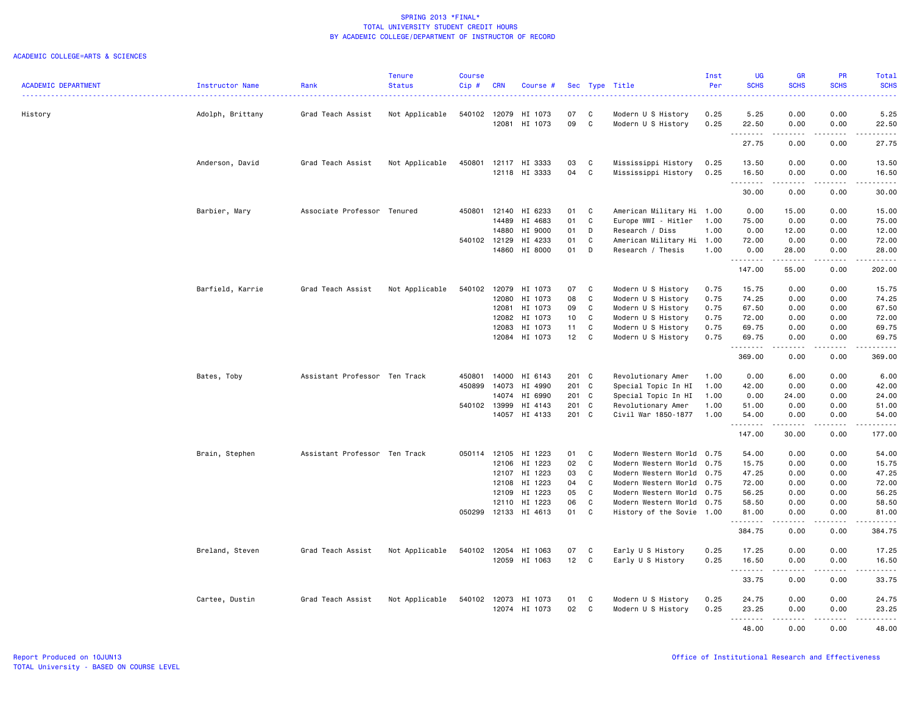SPRING 2013 *FINAL*
TOTAL UNIVERSITY STUDENT CREDIT HOURS
BY ACADEMIC COLLEGE/DEPARTMENT OF INSTRUCTOR OF RECORD

ACADEMIC COLLEGE=ARTS & SCIENCES

| ACADEMIC DEPARTMENT | Instructor Name | Rank | Tenure Status | Course Cip # | CRN | Course # | Sec | Type | Title | Inst Per | UG SCHS | GR SCHS | PR SCHS | Total SCHS |
|---|---|---|---|---|---|---|---|---|---|---|---|---|---|---|
| History | Adolph, Brittany | Grad Teach Assist | Not Applicable | 540102 | 12079 | HI 1073 | 07 | C | Modern U S History | 0.25 | 5.25 | 0.00 | 0.00 | 5.25 |
| | | | | | 12081 | HI 1073 | 09 | C | Modern U S History | 0.25 | 22.50 | 0.00 | 0.00 | 22.50 |
| | | | | | | | | | | | 27.75 | 0.00 | 0.00 | 27.75 |
| | Anderson, David | Grad Teach Assist | Not Applicable | 450801 | 12117 | HI 3333 | 03 | C | Mississippi History | 0.25 | 13.50 | 0.00 | 0.00 | 13.50 |
| | | | | | 12118 | HI 3333 | 04 | C | Mississippi History | 0.25 | 16.50 | 0.00 | 0.00 | 16.50 |
| | | | | | | | | | | | 30.00 | 0.00 | 0.00 | 30.00 |
| | Barbier, Mary | Associate Professor | Tenured | 450801 | 12140 | HI 6233 | 01 | C | American Military Hi | 1.00 | 0.00 | 15.00 | 0.00 | 15.00 |
| | | | | | 14489 | HI 4683 | 01 | C | Europe WWI - Hitler | 1.00 | 75.00 | 0.00 | 0.00 | 75.00 |
| | | | | | 14880 | HI 9000 | 01 | D | Research / Diss | 1.00 | 0.00 | 12.00 | 0.00 | 12.00 |
| | | | | 540102 | 12129 | HI 4233 | 01 | C | American Military Hi | 1.00 | 72.00 | 0.00 | 0.00 | 72.00 |
| | | | | | 14860 | HI 8000 | 01 | D | Research / Thesis | 1.00 | 0.00 | 28.00 | 0.00 | 28.00 |
| | | | | | | | | | | | 147.00 | 55.00 | 0.00 | 202.00 |
| | Barfield, Karrie | Grad Teach Assist | Not Applicable | 540102 | 12079 | HI 1073 | 07 | C | Modern U S History | 0.75 | 15.75 | 0.00 | 0.00 | 15.75 |
| | | | | | 12080 | HI 1073 | 08 | C | Modern U S History | 0.75 | 74.25 | 0.00 | 0.00 | 74.25 |
| | | | | | 12081 | HI 1073 | 09 | C | Modern U S History | 0.75 | 67.50 | 0.00 | 0.00 | 67.50 |
| | | | | | 12082 | HI 1073 | 10 | C | Modern U S History | 0.75 | 72.00 | 0.00 | 0.00 | 72.00 |
| | | | | | 12083 | HI 1073 | 11 | C | Modern U S History | 0.75 | 69.75 | 0.00 | 0.00 | 69.75 |
| | | | | | 12084 | HI 1073 | 12 | C | Modern U S History | 0.75 | 69.75 | 0.00 | 0.00 | 69.75 |
| | | | | | | | | | | | 369.00 | 0.00 | 0.00 | 369.00 |
| | Bates, Toby | Assistant Professor | Ten Track | 450801 | 14000 | HI 6143 | 201 | C | Revolutionary Amer | 1.00 | 0.00 | 6.00 | 0.00 | 6.00 |
| | | | | 450899 | 14073 | HI 4990 | 201 | C | Special Topic In HI | 1.00 | 42.00 | 0.00 | 0.00 | 42.00 |
| | | | | | 14074 | HI 6990 | 201 | C | Special Topic In HI | 1.00 | 0.00 | 24.00 | 0.00 | 24.00 |
| | | | | 540102 | 13999 | HI 4143 | 201 | C | Revolutionary Amer | 1.00 | 51.00 | 0.00 | 0.00 | 51.00 |
| | | | | | 14057 | HI 4133 | 201 | C | Civil War 1850-1877 | 1.00 | 54.00 | 0.00 | 0.00 | 54.00 |
| | | | | | | | | | | | 147.00 | 30.00 | 0.00 | 177.00 |
| | Brain, Stephen | Assistant Professor | Ten Track | 050114 | 12105 | HI 1223 | 01 | C | Modern Western World | 0.75 | 54.00 | 0.00 | 0.00 | 54.00 |
| | | | | | 12106 | HI 1223 | 02 | C | Modern Western World | 0.75 | 15.75 | 0.00 | 0.00 | 15.75 |
| | | | | | 12107 | HI 1223 | 03 | C | Modern Western World | 0.75 | 47.25 | 0.00 | 0.00 | 47.25 |
| | | | | | 12108 | HI 1223 | 04 | C | Modern Western World | 0.75 | 72.00 | 0.00 | 0.00 | 72.00 |
| | | | | | 12109 | HI 1223 | 05 | C | Modern Western World | 0.75 | 56.25 | 0.00 | 0.00 | 56.25 |
| | | | | | 12110 | HI 1223 | 06 | C | Modern Western World | 0.75 | 58.50 | 0.00 | 0.00 | 58.50 |
| | | | | 050299 | 12133 | HI 4613 | 01 | C | History of the Sovie | 1.00 | 81.00 | 0.00 | 0.00 | 81.00 |
| | | | | | | | | | | | 384.75 | 0.00 | 0.00 | 384.75 |
| | Breland, Steven | Grad Teach Assist | Not Applicable | 540102 | 12054 | HI 1063 | 07 | C | Early U S History | 0.25 | 17.25 | 0.00 | 0.00 | 17.25 |
| | | | | | 12059 | HI 1063 | 12 | C | Early U S History | 0.25 | 16.50 | 0.00 | 0.00 | 16.50 |
| | | | | | | | | | | | 33.75 | 0.00 | 0.00 | 33.75 |
| | Cartee, Dustin | Grad Teach Assist | Not Applicable | 540102 | 12073 | HI 1073 | 01 | C | Modern U S History | 0.25 | 24.75 | 0.00 | 0.00 | 24.75 |
| | | | | | 12074 | HI 1073 | 02 | C | Modern U S History | 0.25 | 23.25 | 0.00 | 0.00 | 23.25 |
| | | | | | | | | | | | 48.00 | 0.00 | 0.00 | 48.00 |

Report Produced on 10JUN13
TOTAL University - BASED ON COURSE LEVEL

Office of Institutional Research and Effectiveness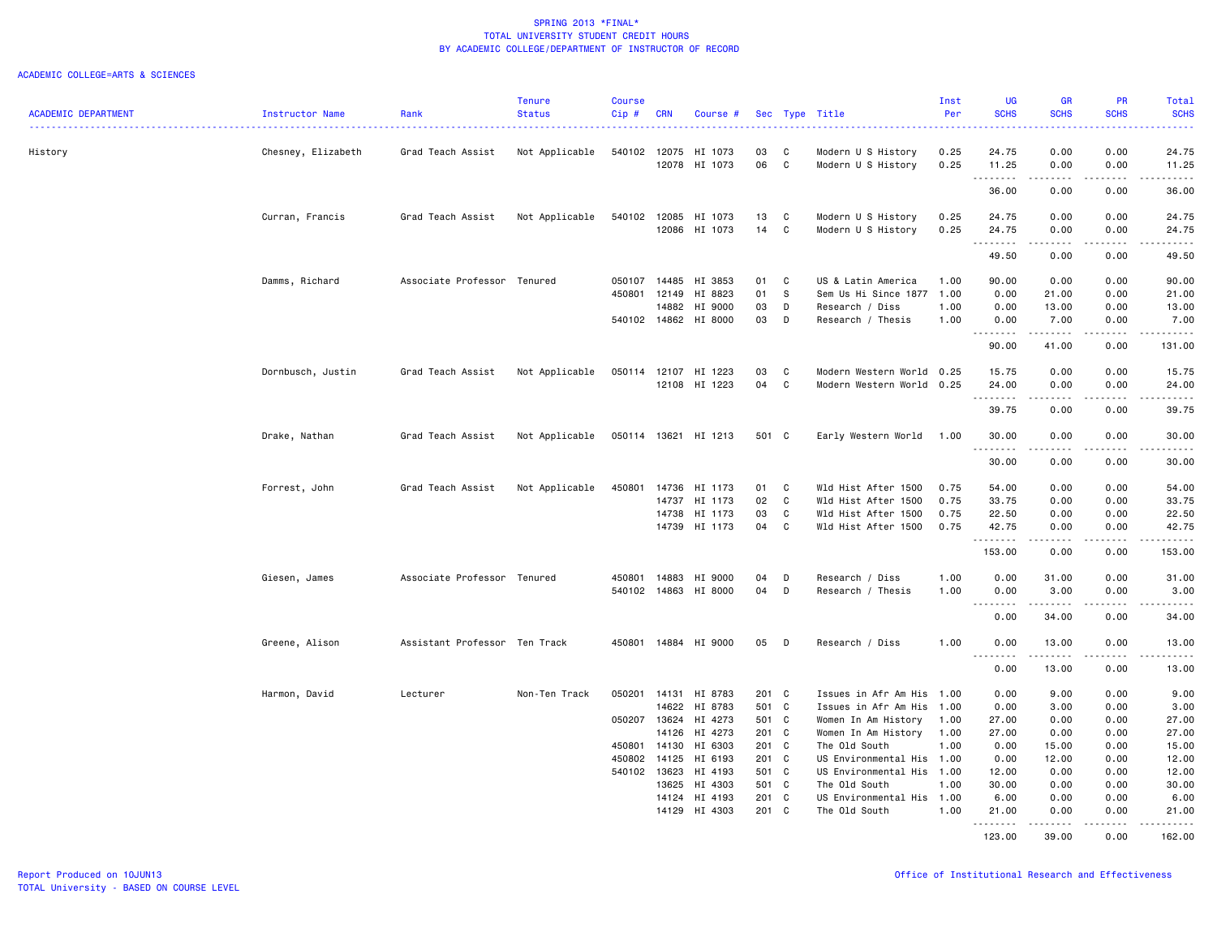SPRING 2013 *FINAL*
TOTAL UNIVERSITY STUDENT CREDIT HOURS
BY ACADEMIC COLLEGE/DEPARTMENT OF INSTRUCTOR OF RECORD

ACADEMIC COLLEGE=ARTS & SCIENCES

| ACADEMIC DEPARTMENT | Instructor Name | Rank | Tenure Status | Course Cip # | CRN | Course # | Sec | Type | Title | Inst Per | UG SCHS | GR SCHS | PR SCHS | Total SCHS |
|---|---|---|---|---|---|---|---|---|---|---|---|---|---|---|
| History | Chesney, Elizabeth | Grad Teach Assist | Not Applicable | 540102 | 12075 | HI 1073 | 03 | C | Modern U S History | 0.25 | 24.75 | 0.00 | 0.00 | 24.75 |
| | | | | | 12078 | HI 1073 | 06 | C | Modern U S History | 0.25 | 11.25 | 0.00 | 0.00 | 11.25 |
| | | | | | | | | | | | 36.00 | 0.00 | 0.00 | 36.00 |
| | Curran, Francis | Grad Teach Assist | Not Applicable | 540102 | 12085 | HI 1073 | 13 | C | Modern U S History | 0.25 | 24.75 | 0.00 | 0.00 | 24.75 |
| | | | | | 12086 | HI 1073 | 14 | C | Modern U S History | 0.25 | 24.75 | 0.00 | 0.00 | 24.75 |
| | | | | | | | | | | | 49.50 | 0.00 | 0.00 | 49.50 |
| | Damms, Richard | Associate Professor | Tenured | 050107 | 14485 | HI 3853 | 01 | C | US & Latin America | 1.00 | 90.00 | 0.00 | 0.00 | 90.00 |
| | | | | 450801 | 12149 | HI 8823 | 01 | S | Sem Us Hi Since 1877 | 1.00 | 0.00 | 21.00 | 0.00 | 21.00 |
| | | | | | 14882 | HI 9000 | 03 | D | Research / Diss | 1.00 | 0.00 | 13.00 | 0.00 | 13.00 |
| | | | | 540102 | 14862 | HI 8000 | 03 | D | Research / Thesis | 1.00 | 0.00 | 7.00 | 0.00 | 7.00 |
| | | | | | | | | | | | 90.00 | 41.00 | 0.00 | 131.00 |
| | Dornbusch, Justin | Grad Teach Assist | Not Applicable | 050114 | 12107 | HI 1223 | 03 | C | Modern Western World | 0.25 | 15.75 | 0.00 | 0.00 | 15.75 |
| | | | | | 12108 | HI 1223 | 04 | C | Modern Western World | 0.25 | 24.00 | 0.00 | 0.00 | 24.00 |
| | | | | | | | | | | | 39.75 | 0.00 | 0.00 | 39.75 |
| | Drake, Nathan | Grad Teach Assist | Not Applicable | 050114 | 13621 | HI 1213 | 501 | C | Early Western World | 1.00 | 30.00 | 0.00 | 0.00 | 30.00 |
| | | | | | | | | | | | 30.00 | 0.00 | 0.00 | 30.00 |
| | Forrest, John | Grad Teach Assist | Not Applicable | 450801 | 14736 | HI 1173 | 01 | C | Wld Hist After 1500 | 0.75 | 54.00 | 0.00 | 0.00 | 54.00 |
| | | | | | 14737 | HI 1173 | 02 | C | Wld Hist After 1500 | 0.75 | 33.75 | 0.00 | 0.00 | 33.75 |
| | | | | | 14738 | HI 1173 | 03 | C | Wld Hist After 1500 | 0.75 | 22.50 | 0.00 | 0.00 | 22.50 |
| | | | | | 14739 | HI 1173 | 04 | C | Wld Hist After 1500 | 0.75 | 42.75 | 0.00 | 0.00 | 42.75 |
| | | | | | | | | | | | 153.00 | 0.00 | 0.00 | 153.00 |
| | Giesen, James | Associate Professor | Tenured | 450801 | 14883 | HI 9000 | 04 | D | Research / Diss | 1.00 | 0.00 | 31.00 | 0.00 | 31.00 |
| | | | | 540102 | 14863 | HI 8000 | 04 | D | Research / Thesis | 1.00 | 0.00 | 3.00 | 0.00 | 3.00 |
| | | | | | | | | | | | 0.00 | 34.00 | 0.00 | 34.00 |
| | Greene, Alison | Assistant Professor | Ten Track | 450801 | 14884 | HI 9000 | 05 | D | Research / Diss | 1.00 | 0.00 | 13.00 | 0.00 | 13.00 |
| | | | | | | | | | | | 0.00 | 13.00 | 0.00 | 13.00 |
| | Harmon, David | Lecturer | Non-Ten Track | 050201 | 14131 | HI 8783 | 201 | C | Issues in Afr Am His | 1.00 | 0.00 | 9.00 | 0.00 | 9.00 |
| | | | | | 14622 | HI 8783 | 501 | C | Issues in Afr Am His | 1.00 | 0.00 | 3.00 | 0.00 | 3.00 |
| | | | | 050207 | 13624 | HI 4273 | 501 | C | Women In Am History | 1.00 | 27.00 | 0.00 | 0.00 | 27.00 |
| | | | | | 14126 | HI 4273 | 201 | C | Women In Am History | 1.00 | 27.00 | 0.00 | 0.00 | 27.00 |
| | | | | 450801 | 14130 | HI 6303 | 201 | C | The Old South | 1.00 | 0.00 | 15.00 | 0.00 | 15.00 |
| | | | | 450802 | 14125 | HI 6193 | 201 | C | US Environmental His | 1.00 | 0.00 | 12.00 | 0.00 | 12.00 |
| | | | | 540102 | 13623 | HI 4193 | 501 | C | US Environmental His | 1.00 | 12.00 | 0.00 | 0.00 | 12.00 |
| | | | | | 13625 | HI 4303 | 501 | C | The Old South | 1.00 | 30.00 | 0.00 | 0.00 | 30.00 |
| | | | | | 14124 | HI 4193 | 201 | C | US Environmental His | 1.00 | 6.00 | 0.00 | 0.00 | 6.00 |
| | | | | | 14129 | HI 4303 | 201 | C | The Old South | 1.00 | 21.00 | 0.00 | 0.00 | 21.00 |
| | | | | | | | | | | | 123.00 | 39.00 | 0.00 | 162.00 |

Report Produced on 10JUN13
TOTAL University - BASED ON COURSE LEVEL

Office of Institutional Research and Effectiveness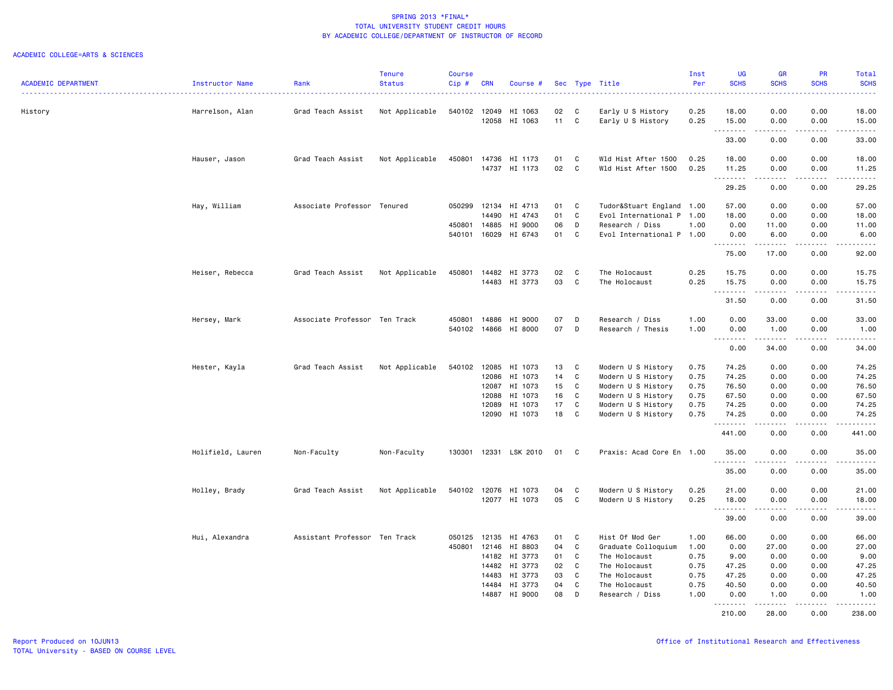# SPRING 2013 *FINAL*
## TOTAL UNIVERSITY STUDENT CREDIT HOURS
### BY ACADEMIC COLLEGE/DEPARTMENT OF INSTRUCTOR OF RECORD

ACADEMIC COLLEGE=ARTS & SCIENCES

| ACADEMIC DEPARTMENT | Instructor Name | Rank | Tenure Status | Course Cip # | CRN | Course # | Sec | Type | Title | Inst Per | UG SCHS | GR SCHS | PR SCHS | Total SCHS |
|---|---|---|---|---|---|---|---|---|---|---|---|---|---|---|
| History | Harrelson, Alan | Grad Teach Assist | Not Applicable | 540102 | 12049 | HI 1063 | 02 | C | Early U S History | 0.25 | 18.00 | 0.00 | 0.00 | 18.00 |
| | | | | | 12058 | HI 1063 | 11 | C | Early U S History | 0.25 | 15.00 | 0.00 | 0.00 | 15.00 |
| | | | | | | | | | | | 33.00 | 0.00 | 0.00 | 33.00 |
| | Hauser, Jason | Grad Teach Assist | Not Applicable | 450801 | 14736 | HI 1173 | 01 | C | Wld Hist After 1500 | 0.25 | 18.00 | 0.00 | 0.00 | 18.00 |
| | | | | | 14737 | HI 1173 | 02 | C | Wld Hist After 1500 | 0.25 | 11.25 | 0.00 | 0.00 | 11.25 |
| | | | | | | | | | | | 29.25 | 0.00 | 0.00 | 29.25 |
| | Hay, William | Associate Professor | Tenured | 050299 | 12134 | HI 4713 | 01 | C | Tudor&Stuart England | 1.00 | 57.00 | 0.00 | 0.00 | 57.00 |
| | | | | | 14490 | HI 4743 | 01 | C | Evol International P | 1.00 | 18.00 | 0.00 | 0.00 | 18.00 |
| | | | | 450801 | 14885 | HI 9000 | 06 | D | Research / Diss | 1.00 | 0.00 | 11.00 | 0.00 | 11.00 |
| | | | | 540101 | 16029 | HI 6743 | 01 | C | Evol International P | 1.00 | 0.00 | 6.00 | 0.00 | 6.00 |
| | | | | | | | | | | | 75.00 | 17.00 | 0.00 | 92.00 |
| | Heiser, Rebecca | Grad Teach Assist | Not Applicable | 450801 | 14482 | HI 3773 | 02 | C | The Holocaust | 0.25 | 15.75 | 0.00 | 0.00 | 15.75 |
| | | | | | 14483 | HI 3773 | 03 | C | The Holocaust | 0.25 | 15.75 | 0.00 | 0.00 | 15.75 |
| | | | | | | | | | | | 31.50 | 0.00 | 0.00 | 31.50 |
| | Hersey, Mark | Associate Professor | Ten Track | 450801 | 14886 | HI 9000 | 07 | D | Research / Diss | 1.00 | 0.00 | 33.00 | 0.00 | 33.00 |
| | | | | 540102 | 14866 | HI 8000 | 07 | D | Research / Thesis | 1.00 | 0.00 | 1.00 | 0.00 | 1.00 |
| | | | | | | | | | | | 0.00 | 34.00 | 0.00 | 34.00 |
| | Hester, Kayla | Grad Teach Assist | Not Applicable | 540102 | 12085 | HI 1073 | 13 | C | Modern U S History | 0.75 | 74.25 | 0.00 | 0.00 | 74.25 |
| | | | | | 12086 | HI 1073 | 14 | C | Modern U S History | 0.75 | 74.25 | 0.00 | 0.00 | 74.25 |
| | | | | | 12087 | HI 1073 | 15 | C | Modern U S History | 0.75 | 76.50 | 0.00 | 0.00 | 76.50 |
| | | | | | 12088 | HI 1073 | 16 | C | Modern U S History | 0.75 | 67.50 | 0.00 | 0.00 | 67.50 |
| | | | | | 12089 | HI 1073 | 17 | C | Modern U S History | 0.75 | 74.25 | 0.00 | 0.00 | 74.25 |
| | | | | | 12090 | HI 1073 | 18 | C | Modern U S History | 0.75 | 74.25 | 0.00 | 0.00 | 74.25 |
| | | | | | | | | | | | 441.00 | 0.00 | 0.00 | 441.00 |
| | Holifield, Lauren | Non-Faculty | Non-Faculty | 130301 | 12331 | LSK 2010 | 01 | C | Praxis: Acad Core En | 1.00 | 35.00 | 0.00 | 0.00 | 35.00 |
| | | | | | | | | | | | 35.00 | 0.00 | 0.00 | 35.00 |
| | Holley, Brady | Grad Teach Assist | Not Applicable | 540102 | 12076 | HI 1073 | 04 | C | Modern U S History | 0.25 | 21.00 | 0.00 | 0.00 | 21.00 |
| | | | | | 12077 | HI 1073 | 05 | C | Modern U S History | 0.25 | 18.00 | 0.00 | 0.00 | 18.00 |
| | | | | | | | | | | | 39.00 | 0.00 | 0.00 | 39.00 |
| | Hui, Alexandra | Assistant Professor | Ten Track | 050125 | 12135 | HI 4763 | 01 | C | Hist Of Mod Ger | 1.00 | 66.00 | 0.00 | 0.00 | 66.00 |
| | | | | 450801 | 12146 | HI 8803 | 04 | C | Graduate Colloquium | 1.00 | 0.00 | 27.00 | 0.00 | 27.00 |
| | | | | | 14182 | HI 3773 | 01 | C | The Holocaust | 0.75 | 9.00 | 0.00 | 0.00 | 9.00 |
| | | | | | 14482 | HI 3773 | 02 | C | The Holocaust | 0.75 | 47.25 | 0.00 | 0.00 | 47.25 |
| | | | | | 14483 | HI 3773 | 03 | C | The Holocaust | 0.75 | 47.25 | 0.00 | 0.00 | 47.25 |
| | | | | | 14484 | HI 3773 | 04 | C | The Holocaust | 0.75 | 40.50 | 0.00 | 0.00 | 40.50 |
| | | | | | 14887 | HI 9000 | 08 | D | Research / Diss | 1.00 | 0.00 | 1.00 | 0.00 | 1.00 |
| | | | | | | | | | | | 210.00 | 28.00 | 0.00 | 238.00 |

Report Produced on 10JUN13
TOTAL University - BASED ON COURSE LEVEL

Office of Institutional Research and Effectiveness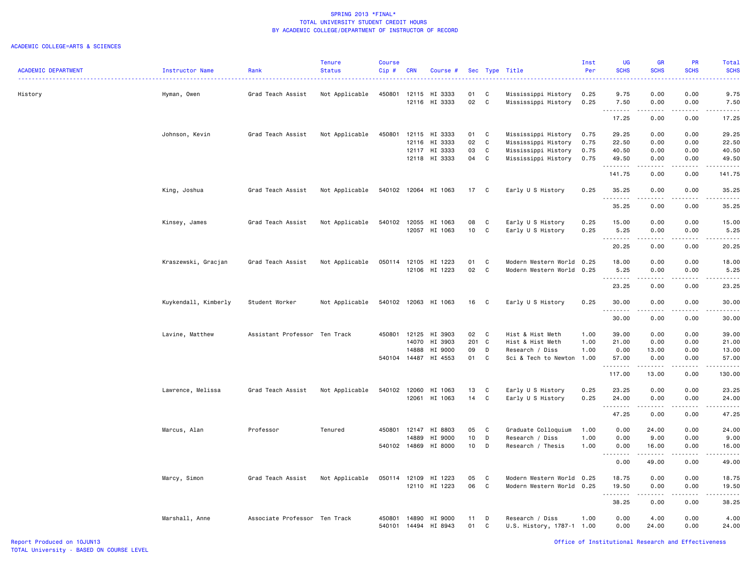SPRING 2013 *FINAL*
TOTAL UNIVERSITY STUDENT CREDIT HOURS
BY ACADEMIC COLLEGE/DEPARTMENT OF INSTRUCTOR OF RECORD

ACADEMIC COLLEGE=ARTS & SCIENCES

| ACADEMIC DEPARTMENT | Instructor Name | Rank | Tenure Status | Course Cip # | CRN | Course # | Sec | Type | Title | Inst Per | UG SCHS | GR SCHS | PR SCHS | Total SCHS |
|---|---|---|---|---|---|---|---|---|---|---|---|---|---|---|
| History | Hyman, Owen | Grad Teach Assist | Not Applicable | 450801 | 12115 | HI 3333 | 01 | C | Mississippi History | 0.25 | 9.75 | 0.00 | 0.00 | 9.75 |
| | | | | | 12116 | HI 3333 | 02 | C | Mississippi History | 0.25 | 7.50 | 0.00 | 0.00 | 7.50 |
| | | | | | | | | | | | 17.25 | 0.00 | 0.00 | 17.25 |
| | Johnson, Kevin | Grad Teach Assist | Not Applicable | 450801 | 12115 | HI 3333 | 01 | C | Mississippi History | 0.75 | 29.25 | 0.00 | 0.00 | 29.25 |
| | | | | | 12116 | HI 3333 | 02 | C | Mississippi History | 0.75 | 22.50 | 0.00 | 0.00 | 22.50 |
| | | | | | 12117 | HI 3333 | 03 | C | Mississippi History | 0.75 | 40.50 | 0.00 | 0.00 | 40.50 |
| | | | | | 12118 | HI 3333 | 04 | C | Mississippi History | 0.75 | 49.50 | 0.00 | 0.00 | 49.50 |
| | | | | | | | | | | | 141.75 | 0.00 | 0.00 | 141.75 |
| | King, Joshua | Grad Teach Assist | Not Applicable | 540102 | 12064 | HI 1063 | 17 | C | Early U S History | 0.25 | 35.25 | 0.00 | 0.00 | 35.25 |
| | | | | | | | | | | | 35.25 | 0.00 | 0.00 | 35.25 |
| | Kinsey, James | Grad Teach Assist | Not Applicable | 540102 | 12055 | HI 1063 | 08 | C | Early U S History | 0.25 | 15.00 | 0.00 | 0.00 | 15.00 |
| | | | | | 12057 | HI 1063 | 10 | C | Early U S History | 0.25 | 5.25 | 0.00 | 0.00 | 5.25 |
| | | | | | | | | | | | 20.25 | 0.00 | 0.00 | 20.25 |
| | Kraszewski, Gracjan | Grad Teach Assist | Not Applicable | 050114 | 12105 | HI 1223 | 01 | C | Modern Western World | 0.25 | 18.00 | 0.00 | 0.00 | 18.00 |
| | | | | | 12106 | HI 1223 | 02 | C | Modern Western World | 0.25 | 5.25 | 0.00 | 0.00 | 5.25 |
| | | | | | | | | | | | 23.25 | 0.00 | 0.00 | 23.25 |
| | Kuykendall, Kimberly | Student Worker | Not Applicable | 540102 | 12063 | HI 1063 | 16 | C | Early U S History | 0.25 | 30.00 | 0.00 | 0.00 | 30.00 |
| | | | | | | | | | | | 30.00 | 0.00 | 0.00 | 30.00 |
| | Lavine, Matthew | Assistant Professor | Ten Track | 450801 | 12125 | HI 3903 | 02 | C | Hist & Hist Meth | 1.00 | 39.00 | 0.00 | 0.00 | 39.00 |
| | | | | | 14070 | HI 3903 | 201 | C | Hist & Hist Meth | 1.00 | 21.00 | 0.00 | 0.00 | 21.00 |
| | | | | | 14888 | HI 9000 | 09 | D | Research / Diss | 1.00 | 0.00 | 13.00 | 0.00 | 13.00 |
| | | | | 540104 | 14487 | HI 4553 | 01 | C | Sci & Tech to Newton | 1.00 | 57.00 | 0.00 | 0.00 | 57.00 |
| | | | | | | | | | | | 117.00 | 13.00 | 0.00 | 130.00 |
| | Lawrence, Melissa | Grad Teach Assist | Not Applicable | 540102 | 12060 | HI 1063 | 13 | C | Early U S History | 0.25 | 23.25 | 0.00 | 0.00 | 23.25 |
| | | | | | 12061 | HI 1063 | 14 | C | Early U S History | 0.25 | 24.00 | 0.00 | 0.00 | 24.00 |
| | | | | | | | | | | | 47.25 | 0.00 | 0.00 | 47.25 |
| | Marcus, Alan | Professor | Tenured | 450801 | 12147 | HI 8803 | 05 | C | Graduate Colloquium | 1.00 | 0.00 | 24.00 | 0.00 | 24.00 |
| | | | | | 14889 | HI 9000 | 10 | D | Research / Diss | 1.00 | 0.00 | 9.00 | 0.00 | 9.00 |
| | | | | 540102 | 14869 | HI 8000 | 10 | D | Research / Thesis | 1.00 | 0.00 | 16.00 | 0.00 | 16.00 |
| | | | | | | | | | | | 0.00 | 49.00 | 0.00 | 49.00 |
| | Marcy, Simon | Grad Teach Assist | Not Applicable | 050114 | 12109 | HI 1223 | 05 | C | Modern Western World | 0.25 | 18.75 | 0.00 | 0.00 | 18.75 |
| | | | | | 12110 | HI 1223 | 06 | C | Modern Western World | 0.25 | 19.50 | 0.00 | 0.00 | 19.50 |
| | | | | | | | | | | | 38.25 | 0.00 | 0.00 | 38.25 |
| | Marshall, Anne | Associate Professor | Ten Track | 450801 | 14890 | HI 9000 | 11 | D | Research / Diss | 1.00 | 0.00 | 4.00 | 0.00 | 4.00 |
| | | | | 540101 | 14494 | HI 8943 | 01 | C | U.S. History, 1787-1 | 1.00 | 0.00 | 24.00 | 0.00 | 24.00 |

Report Produced on 10JUN13
TOTAL University - BASED ON COURSE LEVEL

Office of Institutional Research and Effectiveness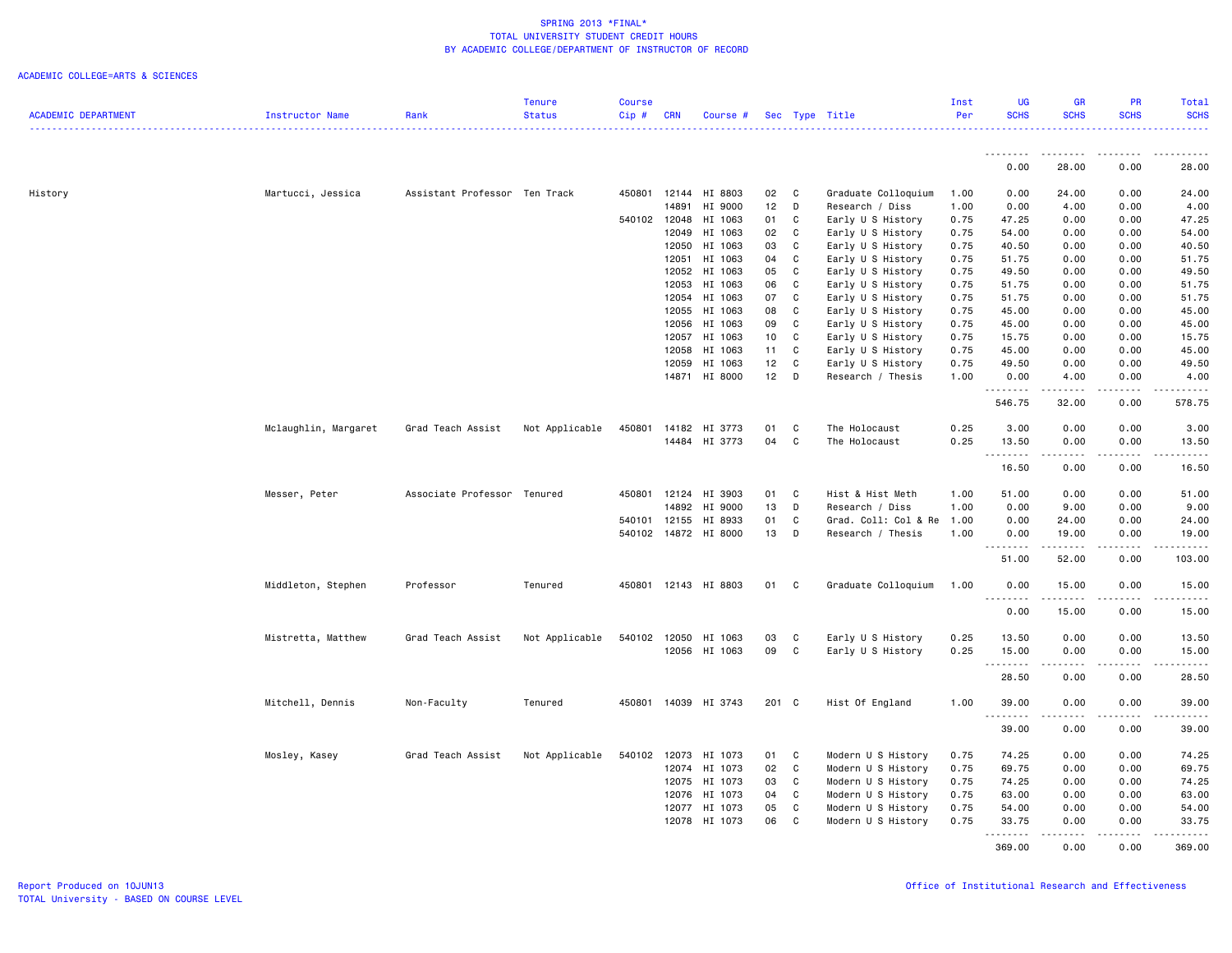SPRING 2013 *FINAL*
TOTAL UNIVERSITY STUDENT CREDIT HOURS
BY ACADEMIC COLLEGE/DEPARTMENT OF INSTRUCTOR OF RECORD

ACADEMIC COLLEGE=ARTS & SCIENCES

| ACADEMIC DEPARTMENT | Instructor Name | Rank | Tenure Status | Course Cip # | CRN | Course # | Sec | Type | Title | Inst Per | UG SCHS | GR SCHS | PR SCHS | Total SCHS |
|---|---|---|---|---|---|---|---|---|---|---|---|---|---|---|
| | | | | | | | | | | | 0.00 | 28.00 | 0.00 | 28.00 |
| History | Martucci, Jessica | Assistant Professor | Ten Track | 450801 | 12144 | HI 8803 | 02 | C | Graduate Colloquium | 1.00 | 0.00 | 24.00 | 0.00 | 24.00 |
| | | | | | 14891 | HI 9000 | 12 | D | Research / Diss | 1.00 | 0.00 | 4.00 | 0.00 | 4.00 |
| | | | | 540102 | 12048 | HI 1063 | 01 | C | Early U S History | 0.75 | 47.25 | 0.00 | 0.00 | 47.25 |
| | | | | | 12049 | HI 1063 | 02 | C | Early U S History | 0.75 | 54.00 | 0.00 | 0.00 | 54.00 |
| | | | | | 12050 | HI 1063 | 03 | C | Early U S History | 0.75 | 40.50 | 0.00 | 0.00 | 40.50 |
| | | | | | 12051 | HI 1063 | 04 | C | Early U S History | 0.75 | 51.75 | 0.00 | 0.00 | 51.75 |
| | | | | | 12052 | HI 1063 | 05 | C | Early U S History | 0.75 | 49.50 | 0.00 | 0.00 | 49.50 |
| | | | | | 12053 | HI 1063 | 06 | C | Early U S History | 0.75 | 51.75 | 0.00 | 0.00 | 51.75 |
| | | | | | 12054 | HI 1063 | 07 | C | Early U S History | 0.75 | 51.75 | 0.00 | 0.00 | 51.75 |
| | | | | | 12055 | HI 1063 | 08 | C | Early U S History | 0.75 | 45.00 | 0.00 | 0.00 | 45.00 |
| | | | | | 12056 | HI 1063 | 09 | C | Early U S History | 0.75 | 45.00 | 0.00 | 0.00 | 45.00 |
| | | | | | 12057 | HI 1063 | 10 | C | Early U S History | 0.75 | 15.75 | 0.00 | 0.00 | 15.75 |
| | | | | | 12058 | HI 1063 | 11 | C | Early U S History | 0.75 | 45.00 | 0.00 | 0.00 | 45.00 |
| | | | | | 12059 | HI 1063 | 12 | C | Early U S History | 0.75 | 49.50 | 0.00 | 0.00 | 49.50 |
| | | | | | 14871 | HI 8000 | 12 | D | Research / Thesis | 1.00 | 0.00 | 4.00 | 0.00 | 4.00 |
| | | | | | | | | | | | 546.75 | 32.00 | 0.00 | 578.75 |
| | Mclaughlin, Margaret | Grad Teach Assist | Not Applicable | 450801 | 14182 | HI 3773 | 01 | C | The Holocaust | 0.25 | 3.00 | 0.00 | 0.00 | 3.00 |
| | | | | | 14484 | HI 3773 | 04 | C | The Holocaust | 0.25 | 13.50 | 0.00 | 0.00 | 13.50 |
| | | | | | | | | | | | 16.50 | 0.00 | 0.00 | 16.50 |
| | Messer, Peter | Associate Professor | Tenured | 450801 | 12124 | HI 3903 | 01 | C | Hist & Hist Meth | 1.00 | 51.00 | 0.00 | 0.00 | 51.00 |
| | | | | | 14892 | HI 9000 | 13 | D | Research / Diss | 1.00 | 0.00 | 9.00 | 0.00 | 9.00 |
| | | | | 540101 | 12155 | HI 8933 | 01 | C | Grad. Coll: Col & Re | 1.00 | 0.00 | 24.00 | 0.00 | 24.00 |
| | | | | 540102 | 14872 | HI 8000 | 13 | D | Research / Thesis | 1.00 | 0.00 | 19.00 | 0.00 | 19.00 |
| | | | | | | | | | | | 51.00 | 52.00 | 0.00 | 103.00 |
| | Middleton, Stephen | Professor | Tenured | 450801 | 12143 | HI 8803 | 01 | C | Graduate Colloquium | 1.00 | 0.00 | 15.00 | 0.00 | 15.00 |
| | | | | | | | | | | | 0.00 | 15.00 | 0.00 | 15.00 |
| | Mistretta, Matthew | Grad Teach Assist | Not Applicable | 540102 | 12050 | HI 1063 | 03 | C | Early U S History | 0.25 | 13.50 | 0.00 | 0.00 | 13.50 |
| | | | | | 12056 | HI 1063 | 09 | C | Early U S History | 0.25 | 15.00 | 0.00 | 0.00 | 15.00 |
| | | | | | | | | | | | 28.50 | 0.00 | 0.00 | 28.50 |
| | Mitchell, Dennis | Non-Faculty | Tenured | 450801 | 14039 | HI 3743 | 201 | C | Hist Of England | 1.00 | 39.00 | 0.00 | 0.00 | 39.00 |
| | | | | | | | | | | | 39.00 | 0.00 | 0.00 | 39.00 |
| | Mosley, Kasey | Grad Teach Assist | Not Applicable | 540102 | 12073 | HI 1073 | 01 | C | Modern U S History | 0.75 | 74.25 | 0.00 | 0.00 | 74.25 |
| | | | | | 12074 | HI 1073 | 02 | C | Modern U S History | 0.75 | 69.75 | 0.00 | 0.00 | 69.75 |
| | | | | | 12075 | HI 1073 | 03 | C | Modern U S History | 0.75 | 74.25 | 0.00 | 0.00 | 74.25 |
| | | | | | 12076 | HI 1073 | 04 | C | Modern U S History | 0.75 | 63.00 | 0.00 | 0.00 | 63.00 |
| | | | | | 12077 | HI 1073 | 05 | C | Modern U S History | 0.75 | 54.00 | 0.00 | 0.00 | 54.00 |
| | | | | | 12078 | HI 1073 | 06 | C | Modern U S History | 0.75 | 33.75 | 0.00 | 0.00 | 33.75 |
| | | | | | | | | | | | 369.00 | 0.00 | 0.00 | 369.00 |

Report Produced on 10JUN13
TOTAL University - BASED ON COURSE LEVEL

Office of Institutional Research and Effectiveness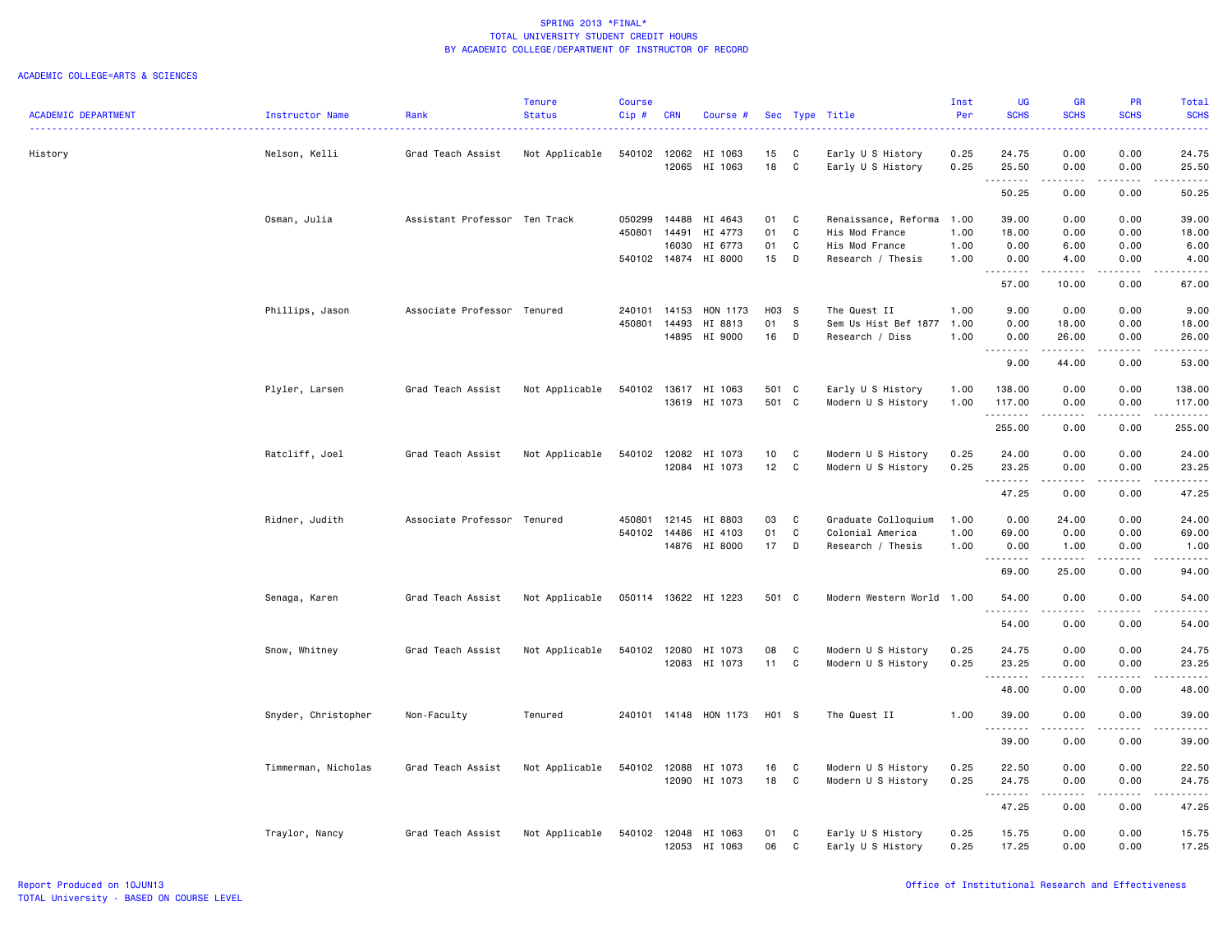SPRING 2013 *FINAL*
TOTAL UNIVERSITY STUDENT CREDIT HOURS
BY ACADEMIC COLLEGE/DEPARTMENT OF INSTRUCTOR OF RECORD

ACADEMIC COLLEGE=ARTS & SCIENCES

| ACADEMIC DEPARTMENT | Instructor Name | Rank | Tenure Status | Course Cip # | CRN | Course # | Sec | Type | Title | Inst Per | UG SCHS | GR SCHS | PR SCHS | Total SCHS |
|---|---|---|---|---|---|---|---|---|---|---|---|---|---|---|
| History | Nelson, Kelli | Grad Teach Assist | Not Applicable | 540102 | 12062 | HI 1063 | 15 | C | Early U S History | 0.25 | 24.75 | 0.00 | 0.00 | 24.75 |
| | | | | | 12065 | HI 1063 | 18 | C | Early U S History | 0.25 | 25.50 | 0.00 | 0.00 | 25.50 |
| | | | | | | | | | | | 50.25 | 0.00 | 0.00 | 50.25 |
| | Osman, Julia | Assistant Professor | Ten Track | 050299 | 14488 | HI 4643 | 01 | C | Renaissance, Reforma | 1.00 | 39.00 | 0.00 | 0.00 | 39.00 |
| | | | | 450801 | 14491 | HI 4773 | 01 | C | His Mod France | 1.00 | 18.00 | 0.00 | 0.00 | 18.00 |
| | | | | | 16030 | HI 6773 | 01 | C | His Mod France | 1.00 | 0.00 | 6.00 | 0.00 | 6.00 |
| | | | | 540102 | 14874 | HI 8000 | 15 | D | Research / Thesis | 1.00 | 0.00 | 4.00 | 0.00 | 4.00 |
| | | | | | | | | | | | 57.00 | 10.00 | 0.00 | 67.00 |
| | Phillips, Jason | Associate Professor | Tenured | 240101 | 14153 | HON 1173 | H03 | S | The Quest II | 1.00 | 9.00 | 0.00 | 0.00 | 9.00 |
| | | | | 450801 | 14493 | HI 8813 | 01 | S | Sem Us Hist Bef 1877 | 1.00 | 0.00 | 18.00 | 0.00 | 18.00 |
| | | | | | 14895 | HI 9000 | 16 | D | Research / Diss | 1.00 | 0.00 | 26.00 | 0.00 | 26.00 |
| | | | | | | | | | | | 9.00 | 44.00 | 0.00 | 53.00 |
| | Plyler, Larsen | Grad Teach Assist | Not Applicable | 540102 | 13617 | HI 1063 | 501 | C | Early U S History | 1.00 | 138.00 | 0.00 | 0.00 | 138.00 |
| | | | | | 13619 | HI 1073 | 501 | C | Modern U S History | 1.00 | 117.00 | 0.00 | 0.00 | 117.00 |
| | | | | | | | | | | | 255.00 | 0.00 | 0.00 | 255.00 |
| | Ratcliff, Joel | Grad Teach Assist | Not Applicable | 540102 | 12082 | HI 1073 | 10 | C | Modern U S History | 0.25 | 24.00 | 0.00 | 0.00 | 24.00 |
| | | | | | 12084 | HI 1073 | 12 | C | Modern U S History | 0.25 | 23.25 | 0.00 | 0.00 | 23.25 |
| | | | | | | | | | | | 47.25 | 0.00 | 0.00 | 47.25 |
| | Ridner, Judith | Associate Professor | Tenured | 450801 | 12145 | HI 8803 | 03 | C | Graduate Colloquium | 1.00 | 0.00 | 24.00 | 0.00 | 24.00 |
| | | | | 540102 | 14486 | HI 4103 | 01 | C | Colonial America | 1.00 | 69.00 | 0.00 | 0.00 | 69.00 |
| | | | | | 14876 | HI 8000 | 17 | D | Research / Thesis | 1.00 | 0.00 | 1.00 | 0.00 | 1.00 |
| | | | | | | | | | | | 69.00 | 25.00 | 0.00 | 94.00 |
| | Senaga, Karen | Grad Teach Assist | Not Applicable | 050114 | 13622 | HI 1223 | 501 | C | Modern Western World | 1.00 | 54.00 | 0.00 | 0.00 | 54.00 |
| | | | | | | | | | | | 54.00 | 0.00 | 0.00 | 54.00 |
| | Snow, Whitney | Grad Teach Assist | Not Applicable | 540102 | 12080 | HI 1073 | 08 | C | Modern U S History | 0.25 | 24.75 | 0.00 | 0.00 | 24.75 |
| | | | | | 12083 | HI 1073 | 11 | C | Modern U S History | 0.25 | 23.25 | 0.00 | 0.00 | 23.25 |
| | | | | | | | | | | | 48.00 | 0.00 | 0.00 | 48.00 |
| | Snyder, Christopher | Non-Faculty | Tenured | 240101 | 14148 | HON 1173 | H01 | S | The Quest II | 1.00 | 39.00 | 0.00 | 0.00 | 39.00 |
| | | | | | | | | | | | 39.00 | 0.00 | 0.00 | 39.00 |
| | Timmerman, Nicholas | Grad Teach Assist | Not Applicable | 540102 | 12088 | HI 1073 | 16 | C | Modern U S History | 0.25 | 22.50 | 0.00 | 0.00 | 22.50 |
| | | | | | 12090 | HI 1073 | 18 | C | Modern U S History | 0.25 | 24.75 | 0.00 | 0.00 | 24.75 |
| | | | | | | | | | | | 47.25 | 0.00 | 0.00 | 47.25 |
| | Traylor, Nancy | Grad Teach Assist | Not Applicable | 540102 | 12048 | HI 1063 | 01 | C | Early U S History | 0.25 | 15.75 | 0.00 | 0.00 | 15.75 |
| | | | | | 12053 | HI 1063 | 06 | C | Early U S History | 0.25 | 17.25 | 0.00 | 0.00 | 17.25 |

Report Produced on 10JUN13
TOTAL University - BASED ON COURSE LEVEL

Office of Institutional Research and Effectiveness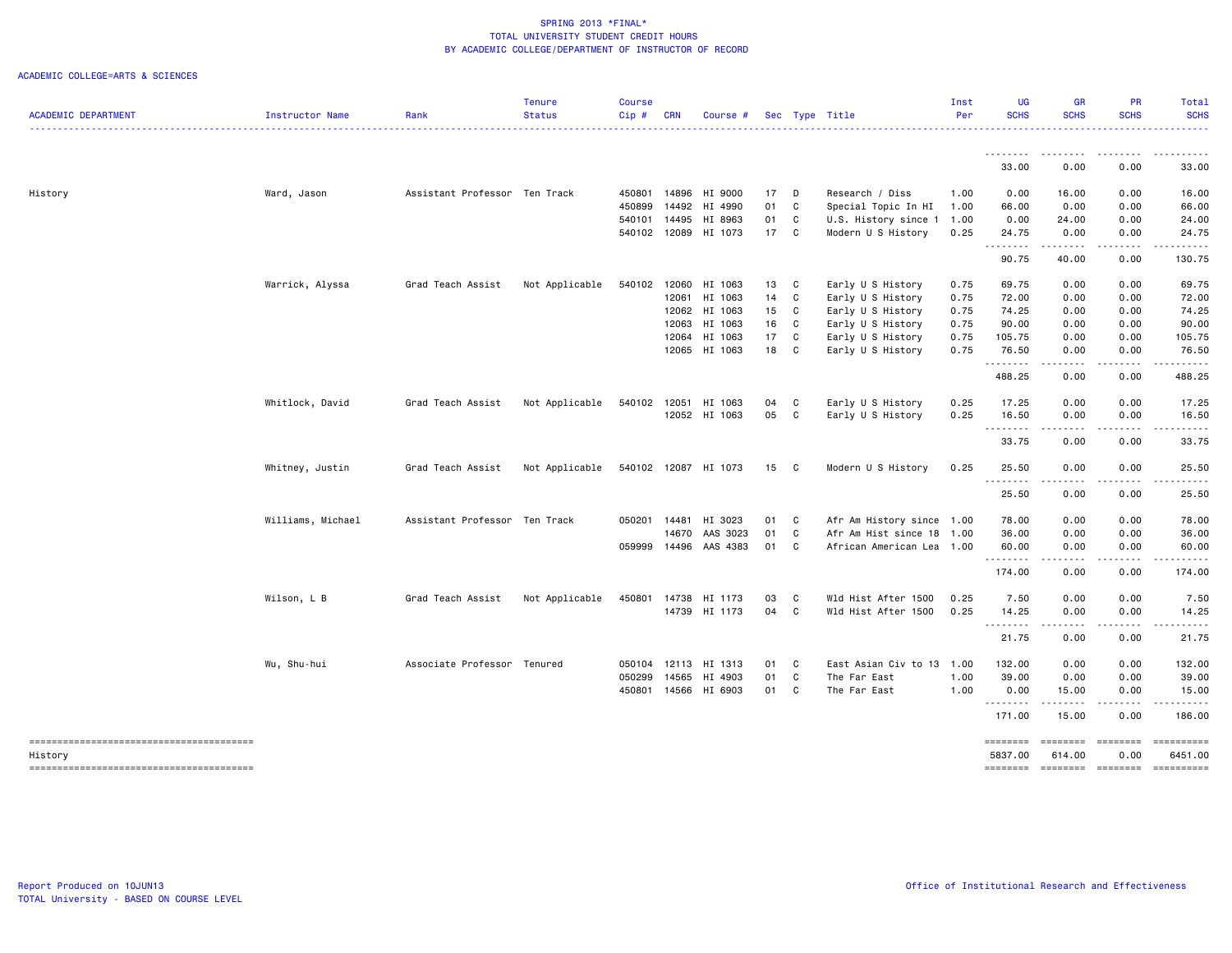SPRING 2013 *FINAL*
TOTAL UNIVERSITY STUDENT CREDIT HOURS
BY ACADEMIC COLLEGE/DEPARTMENT OF INSTRUCTOR OF RECORD

ACADEMIC COLLEGE=ARTS & SCIENCES

| ACADEMIC DEPARTMENT | Instructor Name | Rank | Tenure Status | Course Cip # | CRN | Course # | Sec | Type | Title | Inst Per | UG SCHS | GR SCHS | PR SCHS | Total SCHS |
|---|---|---|---|---|---|---|---|---|---|---|---|---|---|---|
| | | | | | | | | | | | 33.00 | 0.00 | 0.00 | 33.00 |
| History | Ward, Jason | Assistant Professor | Ten Track | 450801 | 14896 | HI 9000 | 17 | D | Research / Diss | 1.00 | 0.00 | 16.00 | 0.00 | 16.00 |
| | | | | 450899 | 14492 | HI 4990 | 01 | C | Special Topic In HI | 1.00 | 66.00 | 0.00 | 0.00 | 66.00 |
| | | | | 540101 | 14495 | HI 8963 | 01 | C | U.S. History since 1 | 1.00 | 0.00 | 24.00 | 0.00 | 24.00 |
| | | | | 540102 | 12089 | HI 1073 | 17 | C | Modern U S History | 0.25 | 24.75 | 0.00 | 0.00 | 24.75 |
| | | | | | | | | | | | 90.75 | 40.00 | 0.00 | 130.75 |
| | Warrick, Alyssa | Grad Teach Assist | Not Applicable | 540102 | 12060 | HI 1063 | 13 | C | Early U S History | 0.75 | 69.75 | 0.00 | 0.00 | 69.75 |
| | | | | | 12061 | HI 1063 | 14 | C | Early U S History | 0.75 | 72.00 | 0.00 | 0.00 | 72.00 |
| | | | | | 12062 | HI 1063 | 15 | C | Early U S History | 0.75 | 74.25 | 0.00 | 0.00 | 74.25 |
| | | | | | 12063 | HI 1063 | 16 | C | Early U S History | 0.75 | 90.00 | 0.00 | 0.00 | 90.00 |
| | | | | | 12064 | HI 1063 | 17 | C | Early U S History | 0.75 | 105.75 | 0.00 | 0.00 | 105.75 |
| | | | | | 12065 | HI 1063 | 18 | C | Early U S History | 0.75 | 76.50 | 0.00 | 0.00 | 76.50 |
| | | | | | | | | | | | 488.25 | 0.00 | 0.00 | 488.25 |
| | Whitlock, David | Grad Teach Assist | Not Applicable | 540102 | 12051 | HI 1063 | 04 | C | Early U S History | 0.25 | 17.25 | 0.00 | 0.00 | 17.25 |
| | | | | | 12052 | HI 1063 | 05 | C | Early U S History | 0.25 | 16.50 | 0.00 | 0.00 | 16.50 |
| | | | | | | | | | | | 33.75 | 0.00 | 0.00 | 33.75 |
| | Whitney, Justin | Grad Teach Assist | Not Applicable | 540102 | 12087 | HI 1073 | 15 | C | Modern U S History | 0.25 | 25.50 | 0.00 | 0.00 | 25.50 |
| | | | | | | | | | | | 25.50 | 0.00 | 0.00 | 25.50 |
| | Williams, Michael | Assistant Professor | Ten Track | 050201 | 14481 | HI 3023 | 01 | C | Afr Am History since | 1.00 | 78.00 | 0.00 | 0.00 | 78.00 |
| | | | | | 14670 | AAS 3023 | 01 | C | Afr Am Hist since 18 | 1.00 | 36.00 | 0.00 | 0.00 | 36.00 |
| | | | | 059999 | 14496 | AAS 4383 | 01 | C | African American Lea | 1.00 | 60.00 | 0.00 | 0.00 | 60.00 |
| | | | | | | | | | | | 174.00 | 0.00 | 0.00 | 174.00 |
| | Wilson, L B | Grad Teach Assist | Not Applicable | 450801 | 14738 | HI 1173 | 03 | C | Wld Hist After 1500 | 0.25 | 7.50 | 0.00 | 0.00 | 7.50 |
| | | | | | 14739 | HI 1173 | 04 | C | Wld Hist After 1500 | 0.25 | 14.25 | 0.00 | 0.00 | 14.25 |
| | | | | | | | | | | | 21.75 | 0.00 | 0.00 | 21.75 |
| | Wu, Shu-hui | Associate Professor | Tenured | 050104 | 12113 | HI 1313 | 01 | C | East Asian Civ to 13 | 1.00 | 132.00 | 0.00 | 0.00 | 132.00 |
| | | | | 050299 | 14565 | HI 4903 | 01 | C | The Far East | 1.00 | 39.00 | 0.00 | 0.00 | 39.00 |
| | | | | 450801 | 14566 | HI 6903 | 01 | C | The Far East | 1.00 | 0.00 | 15.00 | 0.00 | 15.00 |
| | | | | | | | | | | | 171.00 | 15.00 | 0.00 | 186.00 |
| History | | | | | | | | | | | 5837.00 | 614.00 | 0.00 | 6451.00 |

Report Produced on 10JUN13
TOTAL University - BASED ON COURSE LEVEL

Office of Institutional Research and Effectiveness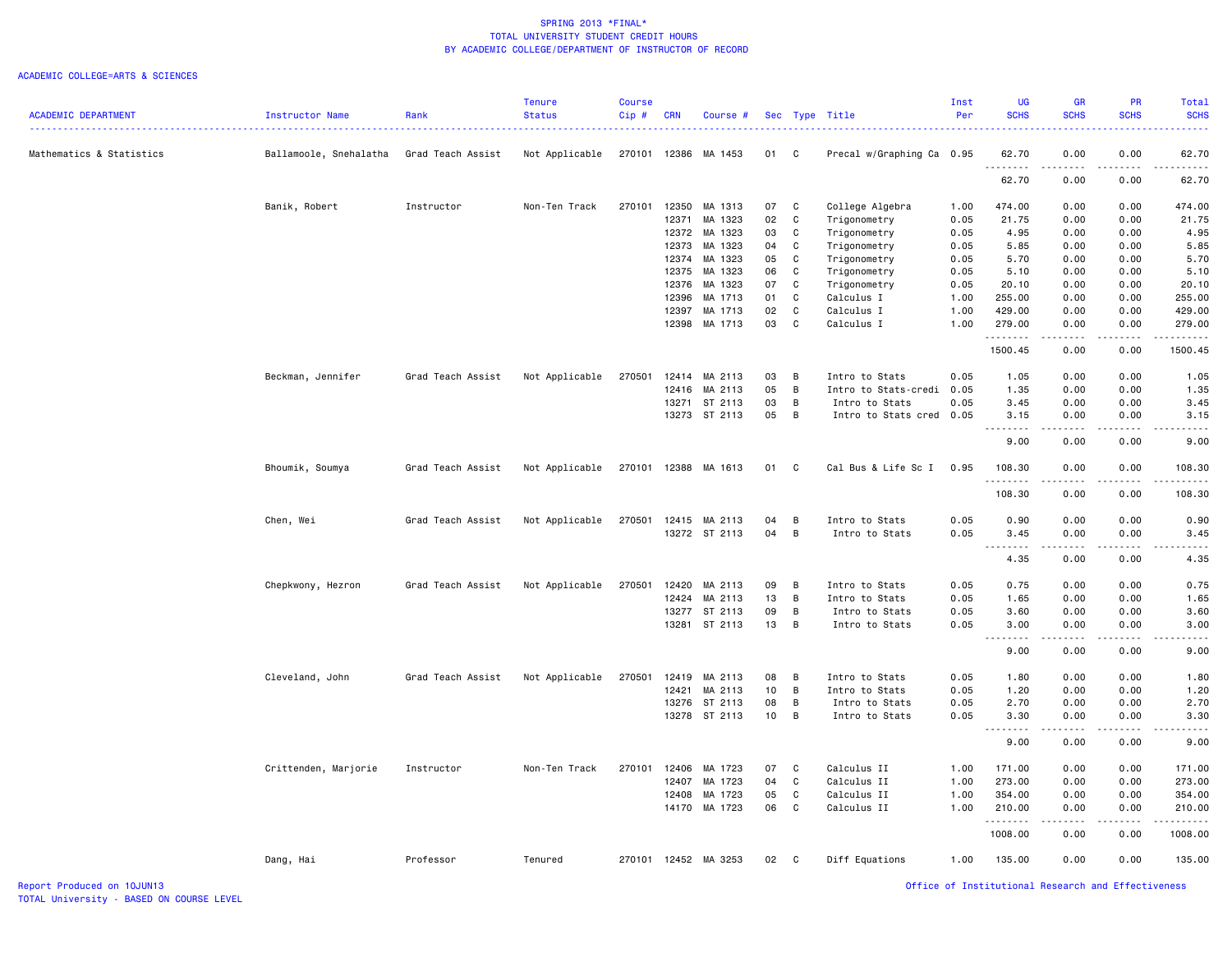SPRING 2013 *FINAL*
TOTAL UNIVERSITY STUDENT CREDIT HOURS
BY ACADEMIC COLLEGE/DEPARTMENT OF INSTRUCTOR OF RECORD

ACADEMIC COLLEGE=ARTS & SCIENCES

| ACADEMIC DEPARTMENT | Instructor Name | Rank | Tenure Status | Course Cip # | CRN | Course # | Sec | Type | Title | Inst Per | UG SCHS | GR SCHS | PR SCHS | Total SCHS |
|---|---|---|---|---|---|---|---|---|---|---|---|---|---|---|
| Mathematics & Statistics | Ballamoole, Snehalatha | Grad Teach Assist | Not Applicable | 270101 | 12386 | MA 1453 | 01 | C | Precal w/Graphing Ca | 0.95 | 62.70 | 0.00 | 0.00 | 62.70 |
| | | | | | | | | | | | 62.70 | 0.00 | 0.00 | 62.70 |
| | Banik, Robert | Instructor | Non-Ten Track | 270101 | 12350 | MA 1313 | 07 | C | College Algebra | 1.00 | 474.00 | 0.00 | 0.00 | 474.00 |
| | | | | | 12371 | MA 1323 | 02 | C | Trigonometry | 0.05 | 21.75 | 0.00 | 0.00 | 21.75 |
| | | | | | 12372 | MA 1323 | 03 | C | Trigonometry | 0.05 | 4.95 | 0.00 | 0.00 | 4.95 |
| | | | | | 12373 | MA 1323 | 04 | C | Trigonometry | 0.05 | 5.85 | 0.00 | 0.00 | 5.85 |
| | | | | | 12374 | MA 1323 | 05 | C | Trigonometry | 0.05 | 5.70 | 0.00 | 0.00 | 5.70 |
| | | | | | 12375 | MA 1323 | 06 | C | Trigonometry | 0.05 | 5.10 | 0.00 | 0.00 | 5.10 |
| | | | | | 12376 | MA 1323 | 07 | C | Trigonometry | 0.05 | 20.10 | 0.00 | 0.00 | 20.10 |
| | | | | | 12396 | MA 1713 | 01 | C | Calculus I | 1.00 | 255.00 | 0.00 | 0.00 | 255.00 |
| | | | | | 12397 | MA 1713 | 02 | C | Calculus I | 1.00 | 429.00 | 0.00 | 0.00 | 429.00 |
| | | | | | 12398 | MA 1713 | 03 | C | Calculus I | 1.00 | 279.00 | 0.00 | 0.00 | 279.00 |
| | | | | | | | | | | | 1500.45 | 0.00 | 0.00 | 1500.45 |
| | Beckman, Jennifer | Grad Teach Assist | Not Applicable | 270501 | 12414 | MA 2113 | 03 | B | Intro to Stats | 0.05 | 1.05 | 0.00 | 0.00 | 1.05 |
| | | | | | 12416 | MA 2113 | 05 | B | Intro to Stats-credi | 0.05 | 1.35 | 0.00 | 0.00 | 1.35 |
| | | | | | 13271 | ST 2113 | 03 | B | Intro to Stats | 0.05 | 3.45 | 0.00 | 0.00 | 3.45 |
| | | | | | 13273 | ST 2113 | 05 | B | Intro to Stats cred | 0.05 | 3.15 | 0.00 | 0.00 | 3.15 |
| | | | | | | | | | | | 9.00 | 0.00 | 0.00 | 9.00 |
| | Bhoumik, Soumya | Grad Teach Assist | Not Applicable | 270101 | 12388 | MA 1613 | 01 | C | Cal Bus & Life Sc I | 0.95 | 108.30 | 0.00 | 0.00 | 108.30 |
| | | | | | | | | | | | 108.30 | 0.00 | 0.00 | 108.30 |
| | Chen, Wei | Grad Teach Assist | Not Applicable | 270501 | 12415 | MA 2113 | 04 | B | Intro to Stats | 0.05 | 0.90 | 0.00 | 0.00 | 0.90 |
| | | | | | 13272 | ST 2113 | 04 | B | Intro to Stats | 0.05 | 3.45 | 0.00 | 0.00 | 3.45 |
| | | | | | | | | | | | 4.35 | 0.00 | 0.00 | 4.35 |
| | Chepkwony, Hezron | Grad Teach Assist | Not Applicable | 270501 | 12420 | MA 2113 | 09 | B | Intro to Stats | 0.05 | 0.75 | 0.00 | 0.00 | 0.75 |
| | | | | | 12424 | MA 2113 | 13 | B | Intro to Stats | 0.05 | 1.65 | 0.00 | 0.00 | 1.65 |
| | | | | | 13277 | ST 2113 | 09 | B | Intro to Stats | 0.05 | 3.60 | 0.00 | 0.00 | 3.60 |
| | | | | | 13281 | ST 2113 | 13 | B | Intro to Stats | 0.05 | 3.00 | 0.00 | 0.00 | 3.00 |
| | | | | | | | | | | | 9.00 | 0.00 | 0.00 | 9.00 |
| | Cleveland, John | Grad Teach Assist | Not Applicable | 270501 | 12419 | MA 2113 | 08 | B | Intro to Stats | 0.05 | 1.80 | 0.00 | 0.00 | 1.80 |
| | | | | | 12421 | MA 2113 | 10 | B | Intro to Stats | 0.05 | 1.20 | 0.00 | 0.00 | 1.20 |
| | | | | | 13276 | ST 2113 | 08 | B | Intro to Stats | 0.05 | 2.70 | 0.00 | 0.00 | 2.70 |
| | | | | | 13278 | ST 2113 | 10 | B | Intro to Stats | 0.05 | 3.30 | 0.00 | 0.00 | 3.30 |
| | | | | | | | | | | | 9.00 | 0.00 | 0.00 | 9.00 |
| | Crittenden, Marjorie | Instructor | Non-Ten Track | 270101 | 12406 | MA 1723 | 07 | C | Calculus II | 1.00 | 171.00 | 0.00 | 0.00 | 171.00 |
| | | | | | 12407 | MA 1723 | 04 | C | Calculus II | 1.00 | 273.00 | 0.00 | 0.00 | 273.00 |
| | | | | | 12408 | MA 1723 | 05 | C | Calculus II | 1.00 | 354.00 | 0.00 | 0.00 | 354.00 |
| | | | | | 14170 | MA 1723 | 06 | C | Calculus II | 1.00 | 210.00 | 0.00 | 0.00 | 210.00 |
| | | | | | | | | | | | 1008.00 | 0.00 | 0.00 | 1008.00 |
| | Dang, Hai | Professor | Tenured | 270101 | 12452 | MA 3253 | 02 | C | Diff Equations | 1.00 | 135.00 | 0.00 | 0.00 | 135.00 |

Report Produced on 10JUN13
TOTAL University - BASED ON COURSE LEVEL

Office of Institutional Research and Effectiveness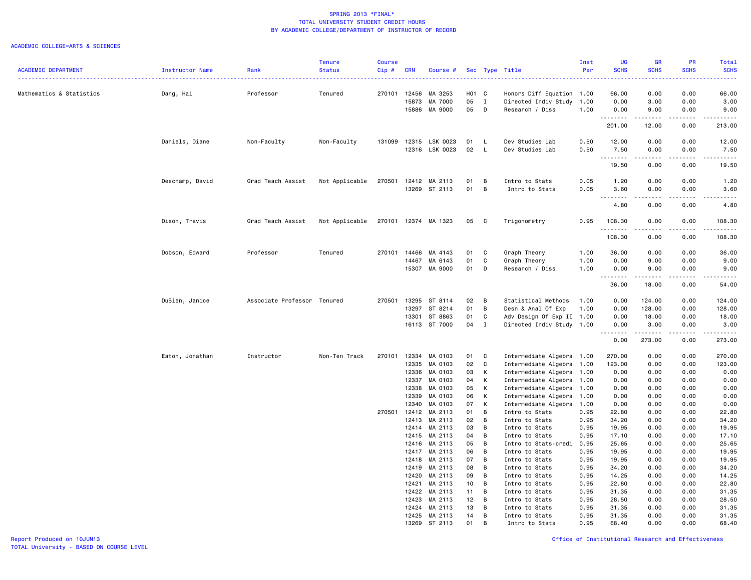SPRING 2013 *FINAL*
TOTAL UNIVERSITY STUDENT CREDIT HOURS
BY ACADEMIC COLLEGE/DEPARTMENT OF INSTRUCTOR OF RECORD

ACADEMIC COLLEGE=ARTS & SCIENCES

| ACADEMIC DEPARTMENT | Instructor Name | Rank | Tenure Status | Course Cip # | CRN | Course # | Sec | Type | Title | Inst Per | UG SCHS | GR SCHS | PR SCHS | Total SCHS |
|---|---|---|---|---|---|---|---|---|---|---|---|---|---|---|
| Mathematics & Statistics | Dang, Hai | Professor | Tenured | 270101 | 12456 | MA 3253 | H01 | C | Honors Diff Equation | 1.00 | 66.00 | 0.00 | 0.00 | 66.00 |
| | | | | | 15873 | MA 7000 | 05 | I | Directed Indiv Study | 1.00 | 0.00 | 3.00 | 0.00 | 3.00 |
| | | | | | 15886 | MA 9000 | 05 | D | Research / Diss | 1.00 | 0.00 | 9.00 | 0.00 | 9.00 |
| | | | | | | | | | | | 201.00 | 12.00 | 0.00 | 213.00 |
| | Daniels, Diane | Non-Faculty | Non-Faculty | 131099 | 12315 | LSK 0023 | 01 | L | Dev Studies Lab | 0.50 | 12.00 | 0.00 | 0.00 | 12.00 |
| | | | | | 12316 | LSK 0023 | 02 | L | Dev Studies Lab | 0.50 | 7.50 | 0.00 | 0.00 | 7.50 |
| | | | | | | | | | | | 19.50 | 0.00 | 0.00 | 19.50 |
| | Deschamp, David | Grad Teach Assist | Not Applicable | 270501 | 12412 | MA 2113 | 01 | B | Intro to Stats | 0.05 | 1.20 | 0.00 | 0.00 | 1.20 |
| | | | | | 13269 | ST 2113 | 01 | B | Intro to Stats | 0.05 | 3.60 | 0.00 | 0.00 | 3.60 |
| | | | | | | | | | | | 4.80 | 0.00 | 0.00 | 4.80 |
| | Dixon, Travis | Grad Teach Assist | Not Applicable | 270101 | 12374 | MA 1323 | 05 | C | Trigonometry | 0.95 | 108.30 | 0.00 | 0.00 | 108.30 |
| | | | | | | | | | | | 108.30 | 0.00 | 0.00 | 108.30 |
| | Dobson, Edward | Professor | Tenured | 270101 | 14466 | MA 4143 | 01 | C | Graph Theory | 1.00 | 36.00 | 0.00 | 0.00 | 36.00 |
| | | | | | 14467 | MA 6143 | 01 | C | Graph Theory | 1.00 | 0.00 | 9.00 | 0.00 | 9.00 |
| | | | | | 15307 | MA 9000 | 01 | D | Research / Diss | 1.00 | 0.00 | 9.00 | 0.00 | 9.00 |
| | | | | | | | | | | | 36.00 | 18.00 | 0.00 | 54.00 |
| | DuBien, Janice | Associate Professor | Tenured | 270501 | 13295 | ST 8114 | 02 | B | Statistical Methods | 1.00 | 0.00 | 124.00 | 0.00 | 124.00 |
| | | | | | 13297 | ST 8214 | 01 | B | Desn & Anal Of Exp | 1.00 | 0.00 | 128.00 | 0.00 | 128.00 |
| | | | | | 13301 | ST 8863 | 01 | C | Adv Design Of Exp II | 1.00 | 0.00 | 18.00 | 0.00 | 18.00 |
| | | | | | 16113 | ST 7000 | 04 | I | Directed Indiv Study | 1.00 | 0.00 | 3.00 | 0.00 | 3.00 |
| | | | | | | | | | | | 0.00 | 273.00 | 0.00 | 273.00 |
| | Eaton, Jonathan | Instructor | Non-Ten Track | 270101 | 12334 | MA 0103 | 01 | C | Intermediate Algebra | 1.00 | 270.00 | 0.00 | 0.00 | 270.00 |
| | | | | | 12335 | MA 0103 | 02 | C | Intermediate Algebra | 1.00 | 123.00 | 0.00 | 0.00 | 123.00 |
| | | | | | 12336 | MA 0103 | 03 | K | Intermediate Algebra | 1.00 | 0.00 | 0.00 | 0.00 | 0.00 |
| | | | | | 12337 | MA 0103 | 04 | K | Intermediate Algebra | 1.00 | 0.00 | 0.00 | 0.00 | 0.00 |
| | | | | | 12338 | MA 0103 | 05 | K | Intermediate Algebra | 1.00 | 0.00 | 0.00 | 0.00 | 0.00 |
| | | | | | 12339 | MA 0103 | 06 | K | Intermediate Algebra | 1.00 | 0.00 | 0.00 | 0.00 | 0.00 |
| | | | | | 12340 | MA 0103 | 07 | K | Intermediate Algebra | 1.00 | 0.00 | 0.00 | 0.00 | 0.00 |
| | | | | 270501 | 12412 | MA 2113 | 01 | B | Intro to Stats | 0.95 | 22.80 | 0.00 | 0.00 | 22.80 |
| | | | | | 12413 | MA 2113 | 02 | B | Intro to Stats | 0.95 | 34.20 | 0.00 | 0.00 | 34.20 |
| | | | | | 12414 | MA 2113 | 03 | B | Intro to Stats | 0.95 | 19.95 | 0.00 | 0.00 | 19.95 |
| | | | | | 12415 | MA 2113 | 04 | B | Intro to Stats | 0.95 | 17.10 | 0.00 | 0.00 | 17.10 |
| | | | | | 12416 | MA 2113 | 05 | B | Intro to Stats-credi | 0.95 | 25.65 | 0.00 | 0.00 | 25.65 |
| | | | | | 12417 | MA 2113 | 06 | B | Intro to Stats | 0.95 | 19.95 | 0.00 | 0.00 | 19.95 |
| | | | | | 12418 | MA 2113 | 07 | B | Intro to Stats | 0.95 | 19.95 | 0.00 | 0.00 | 19.95 |
| | | | | | 12419 | MA 2113 | 08 | B | Intro to Stats | 0.95 | 34.20 | 0.00 | 0.00 | 34.20 |
| | | | | | 12420 | MA 2113 | 09 | B | Intro to Stats | 0.95 | 14.25 | 0.00 | 0.00 | 14.25 |
| | | | | | 12421 | MA 2113 | 10 | B | Intro to Stats | 0.95 | 22.80 | 0.00 | 0.00 | 22.80 |
| | | | | | 12422 | MA 2113 | 11 | B | Intro to Stats | 0.95 | 31.35 | 0.00 | 0.00 | 31.35 |
| | | | | | 12423 | MA 2113 | 12 | B | Intro to Stats | 0.95 | 28.50 | 0.00 | 0.00 | 28.50 |
| | | | | | 12424 | MA 2113 | 13 | B | Intro to Stats | 0.95 | 31.35 | 0.00 | 0.00 | 31.35 |
| | | | | | 12425 | MA 2113 | 14 | B | Intro to Stats | 0.95 | 31.35 | 0.00 | 0.00 | 31.35 |
| | | | | | 13269 | ST 2113 | 01 | B | Intro to Stats | 0.95 | 68.40 | 0.00 | 0.00 | 68.40 |

Report Produced on 10JUN13
TOTAL University - BASED ON COURSE LEVEL

Office of Institutional Research and Effectiveness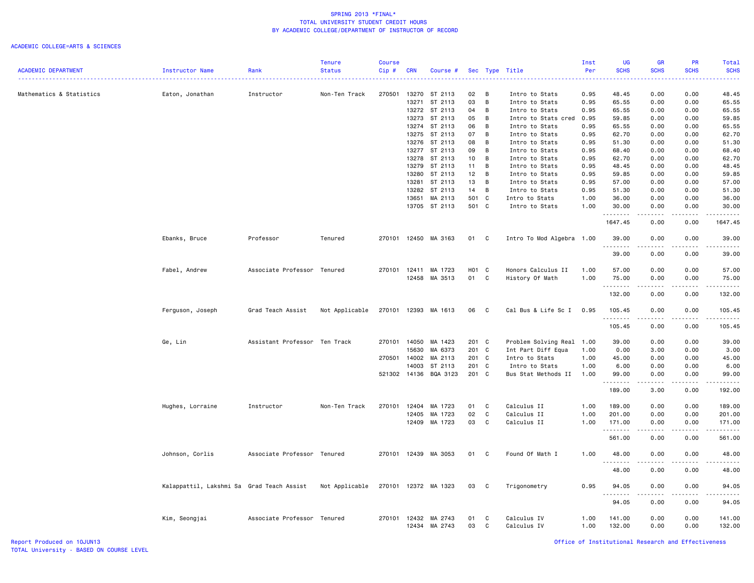SPRING 2013 *FINAL*
TOTAL UNIVERSITY STUDENT CREDIT HOURS
BY ACADEMIC COLLEGE/DEPARTMENT OF INSTRUCTOR OF RECORD

ACADEMIC COLLEGE=ARTS & SCIENCES

| ACADEMIC DEPARTMENT | Instructor Name | Rank | Tenure Status | Course Cip # | CRN | Course # | Sec | Type | Title | Inst Per | UG SCHS | GR SCHS | PR SCHS | Total SCHS |
|---|---|---|---|---|---|---|---|---|---|---|---|---|---|---|
| Mathematics & Statistics | Eaton, Jonathan | Instructor | Non-Ten Track | 270501 | 13270 | ST 2113 | 02 | B | Intro to Stats | 0.95 | 48.45 | 0.00 | 0.00 | 48.45 |
| | | | | | 13271 | ST 2113 | 03 | B | Intro to Stats | 0.95 | 65.55 | 0.00 | 0.00 | 65.55 |
| | | | | | 13272 | ST 2113 | 04 | B | Intro to Stats | 0.95 | 65.55 | 0.00 | 0.00 | 65.55 |
| | | | | | 13273 | ST 2113 | 05 | B | Intro to Stats cred | 0.95 | 59.85 | 0.00 | 0.00 | 59.85 |
| | | | | | 13274 | ST 2113 | 06 | B | Intro to Stats | 0.95 | 65.55 | 0.00 | 0.00 | 65.55 |
| | | | | | 13275 | ST 2113 | 07 | B | Intro to Stats | 0.95 | 62.70 | 0.00 | 0.00 | 62.70 |
| | | | | | 13276 | ST 2113 | 08 | B | Intro to Stats | 0.95 | 51.30 | 0.00 | 0.00 | 51.30 |
| | | | | | 13277 | ST 2113 | 09 | B | Intro to Stats | 0.95 | 68.40 | 0.00 | 0.00 | 68.40 |
| | | | | | 13278 | ST 2113 | 10 | B | Intro to Stats | 0.95 | 62.70 | 0.00 | 0.00 | 62.70 |
| | | | | | 13279 | ST 2113 | 11 | B | Intro to Stats | 0.95 | 48.45 | 0.00 | 0.00 | 48.45 |
| | | | | | 13280 | ST 2113 | 12 | B | Intro to Stats | 0.95 | 59.85 | 0.00 | 0.00 | 59.85 |
| | | | | | 13281 | ST 2113 | 13 | B | Intro to Stats | 0.95 | 57.00 | 0.00 | 0.00 | 57.00 |
| | | | | | 13282 | ST 2113 | 14 | B | Intro to Stats | 0.95 | 51.30 | 0.00 | 0.00 | 51.30 |
| | | | | | 13651 | MA 2113 | 501 | C | Intro to Stats | 1.00 | 36.00 | 0.00 | 0.00 | 36.00 |
| | | | | | 13705 | ST 2113 | 501 | C | Intro to Stats | 1.00 | 30.00 | 0.00 | 0.00 | 30.00 |
| | | | | | | | | | | | 1647.45 | 0.00 | 0.00 | 1647.45 |
| | Ebanks, Bruce | Professor | Tenured | 270101 | 12450 | MA 3163 | 01 | C | Intro To Mod Algebra | 1.00 | 39.00 | 0.00 | 0.00 | 39.00 |
| | | | | | | | | | | | 39.00 | 0.00 | 0.00 | 39.00 |
| | Fabel, Andrew | Associate Professor | Tenured | 270101 | 12411 | MA 1723 | H01 | C | Honors Calculus II | 1.00 | 57.00 | 0.00 | 0.00 | 57.00 |
| | | | | | 12458 | MA 3513 | 01 | C | History Of Math | 1.00 | 75.00 | 0.00 | 0.00 | 75.00 |
| | | | | | | | | | | | 132.00 | 0.00 | 0.00 | 132.00 |
| | Ferguson, Joseph | Grad Teach Assist | Not Applicable | 270101 | 12393 | MA 1613 | 06 | C | Cal Bus & Life Sc I | 0.95 | 105.45 | 0.00 | 0.00 | 105.45 |
| | | | | | | | | | | | 105.45 | 0.00 | 0.00 | 105.45 |
| | Ge, Lin | Assistant Professor | Ten Track | 270101 | 14050 | MA 1423 | 201 | C | Problem Solving Real | 1.00 | 39.00 | 0.00 | 0.00 | 39.00 |
| | | | | | 15630 | MA 6373 | 201 | C | Int Part Diff Equa | 1.00 | 0.00 | 3.00 | 0.00 | 3.00 |
| | | | | 270501 | 14002 | MA 2113 | 201 | C | Intro to Stats | 1.00 | 45.00 | 0.00 | 0.00 | 45.00 |
| | | | | | 14003 | ST 2113 | 201 | C | Intro to Stats | 1.00 | 6.00 | 0.00 | 0.00 | 6.00 |
| | | | | 521302 | 14136 | BQA 3123 | 201 | C | Bus Stat Methods II | 1.00 | 99.00 | 0.00 | 0.00 | 99.00 |
| | | | | | | | | | | | 189.00 | 3.00 | 0.00 | 192.00 |
| | Hughes, Lorraine | Instructor | Non-Ten Track | 270101 | 12404 | MA 1723 | 01 | C | Calculus II | 1.00 | 189.00 | 0.00 | 0.00 | 189.00 |
| | | | | | 12405 | MA 1723 | 02 | C | Calculus II | 1.00 | 201.00 | 0.00 | 0.00 | 201.00 |
| | | | | | 12409 | MA 1723 | 03 | C | Calculus II | 1.00 | 171.00 | 0.00 | 0.00 | 171.00 |
| | | | | | | | | | | | 561.00 | 0.00 | 0.00 | 561.00 |
| | Johnson, Corlis | Associate Professor | Tenured | 270101 | 12439 | MA 3053 | 01 | C | Found Of Math I | 1.00 | 48.00 | 0.00 | 0.00 | 48.00 |
| | | | | | | | | | | | 48.00 | 0.00 | 0.00 | 48.00 |
| | Kalappattil, Lakshmi Sa | Grad Teach Assist | Not Applicable | 270101 | 12372 | MA 1323 | 03 | C | Trigonometry | 0.95 | 94.05 | 0.00 | 0.00 | 94.05 |
| | | | | | | | | | | | 94.05 | 0.00 | 0.00 | 94.05 |
| | Kim, Seongjai | Associate Professor | Tenured | 270101 | 12432 | MA 2743 | 01 | C | Calculus IV | 1.00 | 141.00 | 0.00 | 0.00 | 141.00 |
| | | | | | 12434 | MA 2743 | 03 | C | Calculus IV | 1.00 | 132.00 | 0.00 | 0.00 | 132.00 |

Report Produced on 10JUN13
TOTAL University - BASED ON COURSE LEVEL

Office of Institutional Research and Effectiveness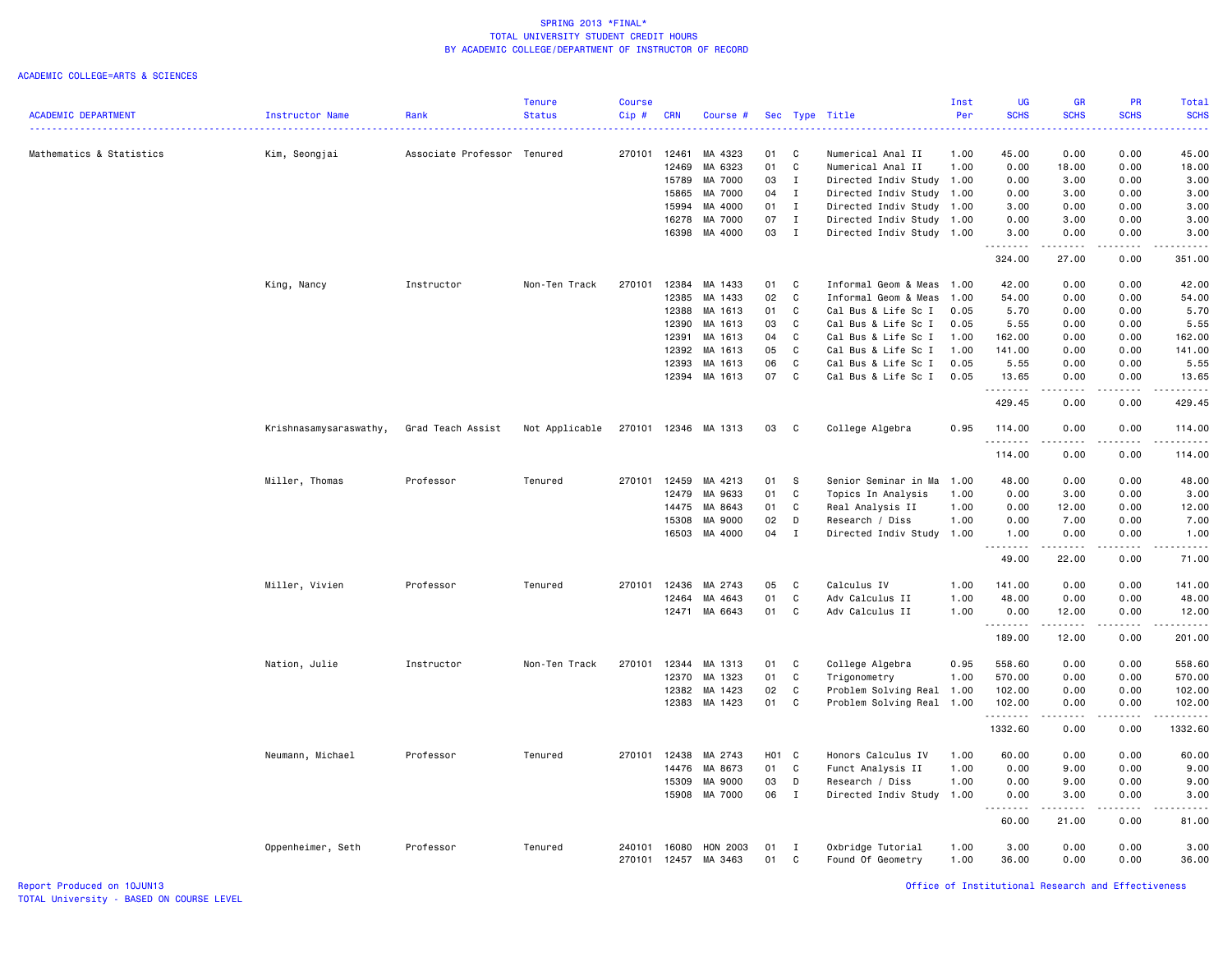SPRING 2013 *FINAL*
TOTAL UNIVERSITY STUDENT CREDIT HOURS
BY ACADEMIC COLLEGE/DEPARTMENT OF INSTRUCTOR OF RECORD

ACADEMIC COLLEGE=ARTS & SCIENCES

| ACADEMIC DEPARTMENT | Instructor Name | Rank | Tenure Status | Course Cip # | CRN | Course # | Sec | Type | Title | Inst Per | UG SCHS | GR SCHS | PR SCHS | Total SCHS |
|---|---|---|---|---|---|---|---|---|---|---|---|---|---|---|
| Mathematics & Statistics | Kim, Seongjai | Associate Professor | Tenured | 270101 | 12461 | MA 4323 | 01 | C | Numerical Anal II | 1.00 | 45.00 | 0.00 | 0.00 | 45.00 |
| | | | | | 12469 | MA 6323 | 01 | C | Numerical Anal II | 1.00 | 0.00 | 18.00 | 0.00 | 18.00 |
| | | | | | 15789 | MA 7000 | 03 | I | Directed Indiv Study | 1.00 | 0.00 | 3.00 | 0.00 | 3.00 |
| | | | | | 15865 | MA 7000 | 04 | I | Directed Indiv Study | 1.00 | 0.00 | 3.00 | 0.00 | 3.00 |
| | | | | | 15994 | MA 4000 | 01 | I | Directed Indiv Study | 1.00 | 3.00 | 0.00 | 0.00 | 3.00 |
| | | | | | 16278 | MA 7000 | 07 | I | Directed Indiv Study | 1.00 | 0.00 | 3.00 | 0.00 | 3.00 |
| | | | | | 16398 | MA 4000 | 03 | I | Directed Indiv Study | 1.00 | 3.00 | 0.00 | 0.00 | 3.00 |
| | | | | | | | | | | | 324.00 | 27.00 | 0.00 | 351.00 |
| | King, Nancy | Instructor | Non-Ten Track | 270101 | 12384 | MA 1433 | 01 | C | Informal Geom & Meas | 1.00 | 42.00 | 0.00 | 0.00 | 42.00 |
| | | | | | 12385 | MA 1433 | 02 | C | Informal Geom & Meas | 1.00 | 54.00 | 0.00 | 0.00 | 54.00 |
| | | | | | 12388 | MA 1613 | 01 | C | Cal Bus & Life Sc I | 0.05 | 5.70 | 0.00 | 0.00 | 5.70 |
| | | | | | 12390 | MA 1613 | 03 | C | Cal Bus & Life Sc I | 0.05 | 5.55 | 0.00 | 0.00 | 5.55 |
| | | | | | 12391 | MA 1613 | 04 | C | Cal Bus & Life Sc I | 1.00 | 162.00 | 0.00 | 0.00 | 162.00 |
| | | | | | 12392 | MA 1613 | 05 | C | Cal Bus & Life Sc I | 1.00 | 141.00 | 0.00 | 0.00 | 141.00 |
| | | | | | 12393 | MA 1613 | 06 | C | Cal Bus & Life Sc I | 0.05 | 5.55 | 0.00 | 0.00 | 5.55 |
| | | | | | 12394 | MA 1613 | 07 | C | Cal Bus & Life Sc I | 0.05 | 13.65 | 0.00 | 0.00 | 13.65 |
| | | | | | | | | | | | 429.45 | 0.00 | 0.00 | 429.45 |
| | Krishnasamysaraswathy, | Grad Teach Assist | Not Applicable | 270101 | 12346 | MA 1313 | 03 | C | College Algebra | 0.95 | 114.00 | 0.00 | 0.00 | 114.00 |
| | | | | | | | | | | | 114.00 | 0.00 | 0.00 | 114.00 |
| | Miller, Thomas | Professor | Tenured | 270101 | 12459 | MA 4213 | 01 | S | Senior Seminar in Ma | 1.00 | 48.00 | 0.00 | 0.00 | 48.00 |
| | | | | | 12479 | MA 9633 | 01 | C | Topics In Analysis | 1.00 | 0.00 | 3.00 | 0.00 | 3.00 |
| | | | | | 14475 | MA 8643 | 01 | C | Real Analysis II | 1.00 | 0.00 | 12.00 | 0.00 | 12.00 |
| | | | | | 15308 | MA 9000 | 02 | D | Research / Diss | 1.00 | 0.00 | 7.00 | 0.00 | 7.00 |
| | | | | | 16503 | MA 4000 | 04 | I | Directed Indiv Study | 1.00 | 1.00 | 0.00 | 0.00 | 1.00 |
| | | | | | | | | | | | 49.00 | 22.00 | 0.00 | 71.00 |
| | Miller, Vivien | Professor | Tenured | 270101 | 12436 | MA 2743 | 05 | C | Calculus IV | 1.00 | 141.00 | 0.00 | 0.00 | 141.00 |
| | | | | | 12464 | MA 4643 | 01 | C | Adv Calculus II | 1.00 | 48.00 | 0.00 | 0.00 | 48.00 |
| | | | | | 12471 | MA 6643 | 01 | C | Adv Calculus II | 1.00 | 0.00 | 12.00 | 0.00 | 12.00 |
| | | | | | | | | | | | 189.00 | 12.00 | 0.00 | 201.00 |
| | Nation, Julie | Instructor | Non-Ten Track | 270101 | 12344 | MA 1313 | 01 | C | College Algebra | 0.95 | 558.60 | 0.00 | 0.00 | 558.60 |
| | | | | | 12370 | MA 1323 | 01 | C | Trigonometry | 1.00 | 570.00 | 0.00 | 0.00 | 570.00 |
| | | | | | 12382 | MA 1423 | 02 | C | Problem Solving Real | 1.00 | 102.00 | 0.00 | 0.00 | 102.00 |
| | | | | | 12383 | MA 1423 | 01 | C | Problem Solving Real | 1.00 | 102.00 | 0.00 | 0.00 | 102.00 |
| | | | | | | | | | | | 1332.60 | 0.00 | 0.00 | 1332.60 |
| | Neumann, Michael | Professor | Tenured | 270101 | 12438 | MA 2743 | H01 | C | Honors Calculus IV | 1.00 | 60.00 | 0.00 | 0.00 | 60.00 |
| | | | | | 14476 | MA 8673 | 01 | C | Funct Analysis II | 1.00 | 0.00 | 9.00 | 0.00 | 9.00 |
| | | | | | 15309 | MA 9000 | 03 | D | Research / Diss | 1.00 | 0.00 | 9.00 | 0.00 | 9.00 |
| | | | | | 15908 | MA 7000 | 06 | I | Directed Indiv Study | 1.00 | 0.00 | 3.00 | 0.00 | 3.00 |
| | | | | | | | | | | | 60.00 | 21.00 | 0.00 | 81.00 |
| | Oppenheimer, Seth | Professor | Tenured | 240101 | 16080 | HON 2003 | 01 | I | Oxbridge Tutorial | 1.00 | 3.00 | 0.00 | 0.00 | 3.00 |
| | | | | 270101 | 12457 | MA 3463 | 01 | C | Found Of Geometry | 1.00 | 36.00 | 0.00 | 0.00 | 36.00 |

Report Produced on 10JUN13
TOTAL University - BASED ON COURSE LEVEL

Office of Institutional Research and Effectiveness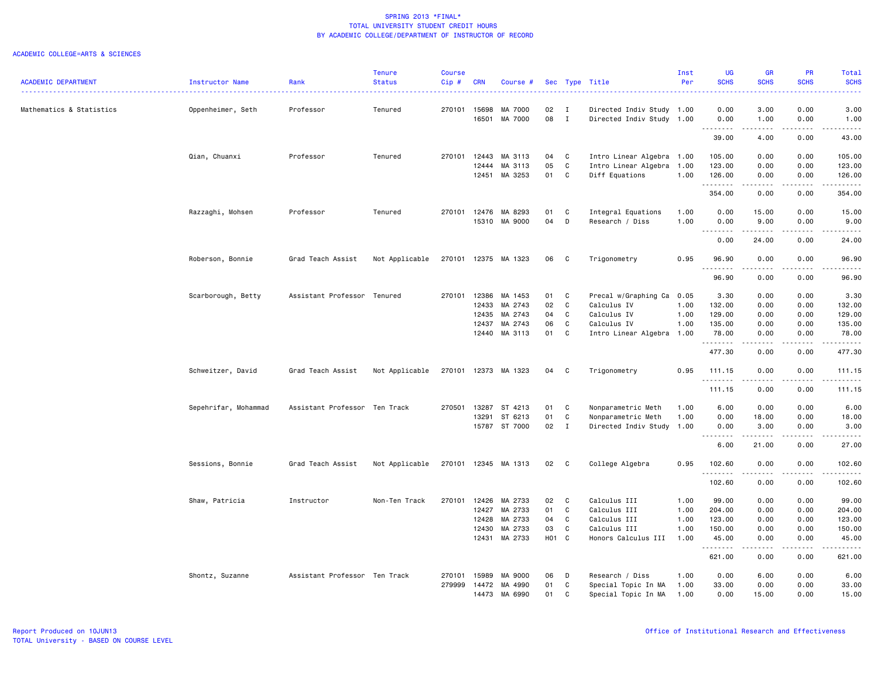SPRING 2013 *FINAL*
TOTAL UNIVERSITY STUDENT CREDIT HOURS
BY ACADEMIC COLLEGE/DEPARTMENT OF INSTRUCTOR OF RECORD

ACADEMIC COLLEGE=ARTS & SCIENCES

| ACADEMIC DEPARTMENT | Instructor Name | Rank | Tenure Status | Course Cip # | CRN | Course # | Sec | Type | Title | Inst Per | UG SCHS | GR SCHS | PR SCHS | Total SCHS |
|---|---|---|---|---|---|---|---|---|---|---|---|---|---|---|
| Mathematics & Statistics | Oppenheimer, Seth | Professor | Tenured | 270101 | 15698 | MA 7000 | 02 | I | Directed Indiv Study | 1.00 | 0.00 | 3.00 | 0.00 | 3.00 |
| | | | | | 16501 | MA 7000 | 08 | I | Directed Indiv Study | 1.00 | 0.00 | 1.00 | 0.00 | 1.00 |
| | | | | | | | | | | | 39.00 | 4.00 | 0.00 | 43.00 |
| | Qian, Chuanxi | Professor | Tenured | 270101 | 12443 | MA 3113 | 04 | C | Intro Linear Algebra | 1.00 | 105.00 | 0.00 | 0.00 | 105.00 |
| | | | | | 12444 | MA 3113 | 05 | C | Intro Linear Algebra | 1.00 | 123.00 | 0.00 | 0.00 | 123.00 |
| | | | | | 12451 | MA 3253 | 01 | C | Diff Equations | 1.00 | 126.00 | 0.00 | 0.00 | 126.00 |
| | | | | | | | | | | | 354.00 | 0.00 | 0.00 | 354.00 |
| | Razzaghi, Mohsen | Professor | Tenured | 270101 | 12476 | MA 8293 | 01 | C | Integral Equations | 1.00 | 0.00 | 15.00 | 0.00 | 15.00 |
| | | | | | 15310 | MA 9000 | 04 | D | Research / Diss | 1.00 | 0.00 | 9.00 | 0.00 | 9.00 |
| | | | | | | | | | | | 0.00 | 24.00 | 0.00 | 24.00 |
| | Roberson, Bonnie | Grad Teach Assist | Not Applicable | 270101 | 12375 | MA 1323 | 06 | C | Trigonometry | 0.95 | 96.90 | 0.00 | 0.00 | 96.90 |
| | | | | | | | | | | | 96.90 | 0.00 | 0.00 | 96.90 |
| | Scarborough, Betty | Assistant Professor | Tenured | 270101 | 12386 | MA 1453 | 01 | C | Precal w/Graphing Ca | 0.05 | 3.30 | 0.00 | 0.00 | 3.30 |
| | | | | | 12433 | MA 2743 | 02 | C | Calculus IV | 1.00 | 132.00 | 0.00 | 0.00 | 132.00 |
| | | | | | 12435 | MA 2743 | 04 | C | Calculus IV | 1.00 | 129.00 | 0.00 | 0.00 | 129.00 |
| | | | | | 12437 | MA 2743 | 06 | C | Calculus IV | 1.00 | 135.00 | 0.00 | 0.00 | 135.00 |
| | | | | | 12440 | MA 3113 | 01 | C | Intro Linear Algebra | 1.00 | 78.00 | 0.00 | 0.00 | 78.00 |
| | | | | | | | | | | | 477.30 | 0.00 | 0.00 | 477.30 |
| | Schweitzer, David | Grad Teach Assist | Not Applicable | 270101 | 12373 | MA 1323 | 04 | C | Trigonometry | 0.95 | 111.15 | 0.00 | 0.00 | 111.15 |
| | | | | | | | | | | | 111.15 | 0.00 | 0.00 | 111.15 |
| | Sepehrifar, Mohammad | Assistant Professor | Ten Track | 270501 | 13287 | ST 4213 | 01 | C | Nonparametric Meth | 1.00 | 6.00 | 0.00 | 0.00 | 6.00 |
| | | | | | 13291 | ST 6213 | 01 | C | Nonparametric Meth | 1.00 | 0.00 | 18.00 | 0.00 | 18.00 |
| | | | | | 15787 | ST 7000 | 02 | I | Directed Indiv Study | 1.00 | 0.00 | 3.00 | 0.00 | 3.00 |
| | | | | | | | | | | | 6.00 | 21.00 | 0.00 | 27.00 |
| | Sessions, Bonnie | Grad Teach Assist | Not Applicable | 270101 | 12345 | MA 1313 | 02 | C | College Algebra | 0.95 | 102.60 | 0.00 | 0.00 | 102.60 |
| | | | | | | | | | | | 102.60 | 0.00 | 0.00 | 102.60 |
| | Shaw, Patricia | Instructor | Non-Ten Track | 270101 | 12426 | MA 2733 | 02 | C | Calculus III | 1.00 | 99.00 | 0.00 | 0.00 | 99.00 |
| | | | | | 12427 | MA 2733 | 01 | C | Calculus III | 1.00 | 204.00 | 0.00 | 0.00 | 204.00 |
| | | | | | 12428 | MA 2733 | 04 | C | Calculus III | 1.00 | 123.00 | 0.00 | 0.00 | 123.00 |
| | | | | | 12430 | MA 2733 | 03 | C | Calculus III | 1.00 | 150.00 | 0.00 | 0.00 | 150.00 |
| | | | | | 12431 | MA 2733 | H01 | C | Honors Calculus III | 1.00 | 45.00 | 0.00 | 0.00 | 45.00 |
| | | | | | | | | | | | 621.00 | 0.00 | 0.00 | 621.00 |
| | Shontz, Suzanne | Assistant Professor | Ten Track | 270101 | 15989 | MA 9000 | 06 | D | Research / Diss | 1.00 | 0.00 | 6.00 | 0.00 | 6.00 |
| | | | | 279999 | 14472 | MA 4990 | 01 | C | Special Topic In MA | 1.00 | 33.00 | 0.00 | 0.00 | 33.00 |
| | | | | | 14473 | MA 6990 | 01 | C | Special Topic In MA | 1.00 | 0.00 | 15.00 | 0.00 | 15.00 |

Report Produced on 10JUN13
TOTAL University - BASED ON COURSE LEVEL

Office of Institutional Research and Effectiveness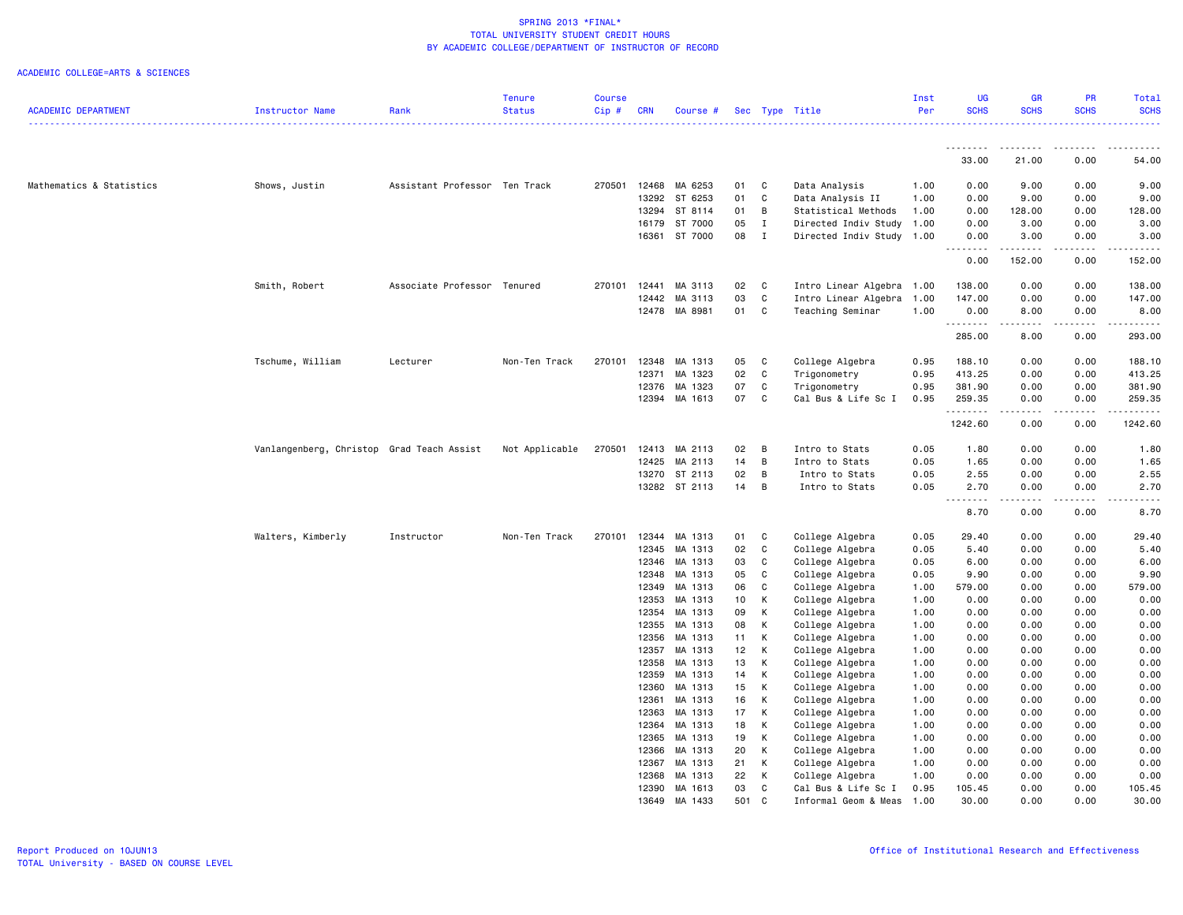SPRING 2013 *FINAL*
TOTAL UNIVERSITY STUDENT CREDIT HOURS
BY ACADEMIC COLLEGE/DEPARTMENT OF INSTRUCTOR OF RECORD

ACADEMIC COLLEGE=ARTS & SCIENCES

| ACADEMIC DEPARTMENT | Instructor Name | Rank | Tenure Status | Course Cip # | CRN | Course # | Sec | Type | Title | Inst Per | UG SCHS | GR SCHS | PR SCHS | Total SCHS |
|---|---|---|---|---|---|---|---|---|---|---|---|---|---|---|
| | | | | | | | | | | | 33.00 | 21.00 | 0.00 | 54.00 |
| Mathematics & Statistics | Shows, Justin | Assistant Professor | Ten Track | 270501 | 12468 | MA 6253 | 01 | C | Data Analysis | 1.00 | 0.00 | 9.00 | 0.00 | 9.00 |
| | | | | | 13292 | ST 6253 | 01 | C | Data Analysis II | 1.00 | 0.00 | 9.00 | 0.00 | 9.00 |
| | | | | | 13294 | ST 8114 | 01 | B | Statistical Methods | 1.00 | 0.00 | 128.00 | 0.00 | 128.00 |
| | | | | | 16179 | ST 7000 | 05 | I | Directed Indiv Study | 1.00 | 0.00 | 3.00 | 0.00 | 3.00 |
| | | | | | 16361 | ST 7000 | 08 | I | Directed Indiv Study | 1.00 | 0.00 | 3.00 | 0.00 | 3.00 |
| | | | | | | | | | | | 0.00 | 152.00 | 0.00 | 152.00 |
| | Smith, Robert | Associate Professor | Tenured | 270101 | 12441 | MA 3113 | 02 | C | Intro Linear Algebra | 1.00 | 138.00 | 0.00 | 0.00 | 138.00 |
| | | | | | 12442 | MA 3113 | 03 | C | Intro Linear Algebra | 1.00 | 147.00 | 0.00 | 0.00 | 147.00 |
| | | | | | 12478 | MA 8981 | 01 | C | Teaching Seminar | 1.00 | 0.00 | 8.00 | 0.00 | 8.00 |
| | | | | | | | | | | | 285.00 | 8.00 | 0.00 | 293.00 |
| | Tschume, William | Lecturer | Non-Ten Track | 270101 | 12348 | MA 1313 | 05 | C | College Algebra | 0.95 | 188.10 | 0.00 | 0.00 | 188.10 |
| | | | | | 12371 | MA 1323 | 02 | C | Trigonometry | 0.95 | 413.25 | 0.00 | 0.00 | 413.25 |
| | | | | | 12376 | MA 1323 | 07 | C | Trigonometry | 0.95 | 381.90 | 0.00 | 0.00 | 381.90 |
| | | | | | 12394 | MA 1613 | 07 | C | Cal Bus & Life Sc I | 0.95 | 259.35 | 0.00 | 0.00 | 259.35 |
| | | | | | | | | | | | 1242.60 | 0.00 | 0.00 | 1242.60 |
| | Vanlangenberg, Christop | Grad Teach Assist | Not Applicable | 270501 | 12413 | MA 2113 | 02 | B | Intro to Stats | 0.05 | 1.80 | 0.00 | 0.00 | 1.80 |
| | | | | | 12425 | MA 2113 | 14 | B | Intro to Stats | 0.05 | 1.65 | 0.00 | 0.00 | 1.65 |
| | | | | | 13270 | ST 2113 | 02 | B | Intro to Stats | 0.05 | 2.55 | 0.00 | 0.00 | 2.55 |
| | | | | | 13282 | ST 2113 | 14 | B | Intro to Stats | 0.05 | 2.70 | 0.00 | 0.00 | 2.70 |
| | | | | | | | | | | | 8.70 | 0.00 | 0.00 | 8.70 |
| | Walters, Kimberly | Instructor | Non-Ten Track | 270101 | 12344 | MA 1313 | 01 | C | College Algebra | 0.05 | 29.40 | 0.00 | 0.00 | 29.40 |
| | | | | | 12345 | MA 1313 | 02 | C | College Algebra | 0.05 | 5.40 | 0.00 | 0.00 | 5.40 |
| | | | | | 12346 | MA 1313 | 03 | C | College Algebra | 0.05 | 6.00 | 0.00 | 0.00 | 6.00 |
| | | | | | 12348 | MA 1313 | 05 | C | College Algebra | 0.05 | 9.90 | 0.00 | 0.00 | 9.90 |
| | | | | | 12349 | MA 1313 | 06 | C | College Algebra | 1.00 | 579.00 | 0.00 | 0.00 | 579.00 |
| | | | | | 12353 | MA 1313 | 10 | K | College Algebra | 1.00 | 0.00 | 0.00 | 0.00 | 0.00 |
| | | | | | 12354 | MA 1313 | 09 | K | College Algebra | 1.00 | 0.00 | 0.00 | 0.00 | 0.00 |
| | | | | | 12355 | MA 1313 | 08 | K | College Algebra | 1.00 | 0.00 | 0.00 | 0.00 | 0.00 |
| | | | | | 12356 | MA 1313 | 11 | K | College Algebra | 1.00 | 0.00 | 0.00 | 0.00 | 0.00 |
| | | | | | 12357 | MA 1313 | 12 | K | College Algebra | 1.00 | 0.00 | 0.00 | 0.00 | 0.00 |
| | | | | | 12358 | MA 1313 | 13 | K | College Algebra | 1.00 | 0.00 | 0.00 | 0.00 | 0.00 |
| | | | | | 12359 | MA 1313 | 14 | K | College Algebra | 1.00 | 0.00 | 0.00 | 0.00 | 0.00 |
| | | | | | 12360 | MA 1313 | 15 | K | College Algebra | 1.00 | 0.00 | 0.00 | 0.00 | 0.00 |
| | | | | | 12361 | MA 1313 | 16 | K | College Algebra | 1.00 | 0.00 | 0.00 | 0.00 | 0.00 |
| | | | | | 12363 | MA 1313 | 17 | K | College Algebra | 1.00 | 0.00 | 0.00 | 0.00 | 0.00 |
| | | | | | 12364 | MA 1313 | 18 | K | College Algebra | 1.00 | 0.00 | 0.00 | 0.00 | 0.00 |
| | | | | | 12365 | MA 1313 | 19 | K | College Algebra | 1.00 | 0.00 | 0.00 | 0.00 | 0.00 |
| | | | | | 12366 | MA 1313 | 20 | K | College Algebra | 1.00 | 0.00 | 0.00 | 0.00 | 0.00 |
| | | | | | 12367 | MA 1313 | 21 | K | College Algebra | 1.00 | 0.00 | 0.00 | 0.00 | 0.00 |
| | | | | | 12368 | MA 1313 | 22 | K | College Algebra | 1.00 | 0.00 | 0.00 | 0.00 | 0.00 |
| | | | | | 12390 | MA 1613 | 03 | C | Cal Bus & Life Sc I | 0.95 | 105.45 | 0.00 | 0.00 | 105.45 |
| | | | | | 13649 | MA 1433 | 501 | C | Informal Geom & Meas | 1.00 | 30.00 | 0.00 | 0.00 | 30.00 |

Report Produced on 10JUN13
TOTAL University - BASED ON COURSE LEVEL

Office of Institutional Research and Effectiveness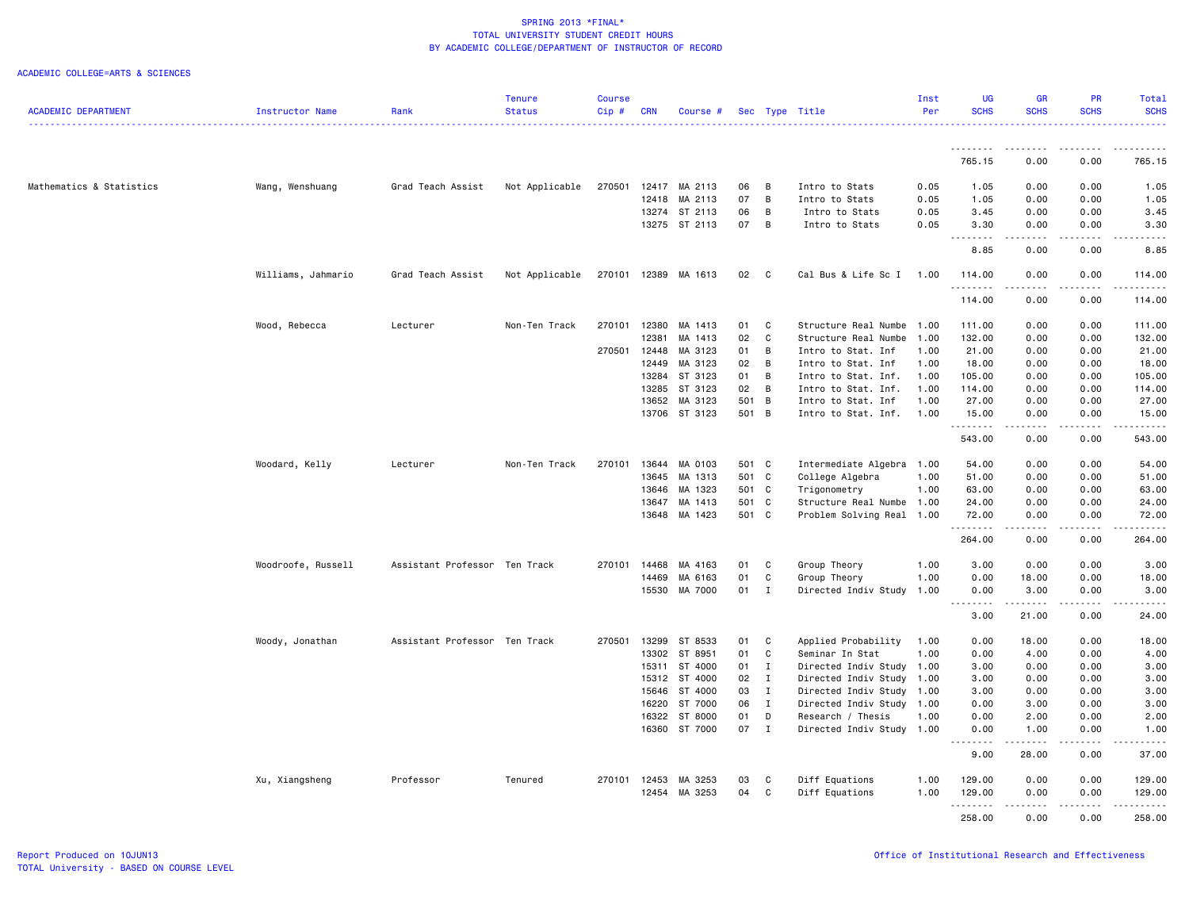SPRING 2013 *FINAL*
TOTAL UNIVERSITY STUDENT CREDIT HOURS
BY ACADEMIC COLLEGE/DEPARTMENT OF INSTRUCTOR OF RECORD

ACADEMIC COLLEGE=ARTS & SCIENCES

| ACADEMIC DEPARTMENT | Instructor Name | Rank | Tenure Status | Course Cip # | CRN | Course # | Sec | Type | Title | Inst Per | UG SCHS | GR SCHS | PR SCHS | Total SCHS |
|---|---|---|---|---|---|---|---|---|---|---|---|---|---|---|
| | | | | | | | | | | | 765.15 | 0.00 | 0.00 | 765.15 |
| Mathematics & Statistics | Wang, Wenshuang | Grad Teach Assist | Not Applicable | 270501 | 12417 | MA 2113 | 06 | B | Intro to Stats | 0.05 | 1.05 | 0.00 | 0.00 | 1.05 |
| | | | | | 12418 | MA 2113 | 07 | B | Intro to Stats | 0.05 | 1.05 | 0.00 | 0.00 | 1.05 |
| | | | | | 13274 | ST 2113 | 06 | B | Intro to Stats | 0.05 | 3.45 | 0.00 | 0.00 | 3.45 |
| | | | | | 13275 | ST 2113 | 07 | B | Intro to Stats | 0.05 | 3.30 | 0.00 | 0.00 | 3.30 |
| | | | | | | | | | | | 8.85 | 0.00 | 0.00 | 8.85 |
| | Williams, Jahmario | Grad Teach Assist | Not Applicable | 270101 | 12389 | MA 1613 | 02 | C | Cal Bus & Life Sc I | 1.00 | 114.00 | 0.00 | 0.00 | 114.00 |
| | | | | | | | | | | | 114.00 | 0.00 | 0.00 | 114.00 |
| | Wood, Rebecca | Lecturer | Non-Ten Track | 270101 | 12380 | MA 1413 | 01 | C | Structure Real Numbe | 1.00 | 111.00 | 0.00 | 0.00 | 111.00 |
| | | | | | 12381 | MA 1413 | 02 | C | Structure Real Numbe | 1.00 | 132.00 | 0.00 | 0.00 | 132.00 |
| | | | | 270501 | 12448 | MA 3123 | 01 | B | Intro to Stat. Inf | 1.00 | 21.00 | 0.00 | 0.00 | 21.00 |
| | | | | | 12449 | MA 3123 | 02 | B | Intro to Stat. Inf | 1.00 | 18.00 | 0.00 | 0.00 | 18.00 |
| | | | | | 13284 | ST 3123 | 01 | B | Intro to Stat. Inf. | 1.00 | 105.00 | 0.00 | 0.00 | 105.00 |
| | | | | | 13285 | ST 3123 | 02 | B | Intro to Stat. Inf. | 1.00 | 114.00 | 0.00 | 0.00 | 114.00 |
| | | | | | 13652 | MA 3123 | 501 | B | Intro to Stat. Inf | 1.00 | 27.00 | 0.00 | 0.00 | 27.00 |
| | | | | | 13706 | ST 3123 | 501 | B | Intro to Stat. Inf. | 1.00 | 15.00 | 0.00 | 0.00 | 15.00 |
| | | | | | | | | | | | 543.00 | 0.00 | 0.00 | 543.00 |
| | Woodard, Kelly | Lecturer | Non-Ten Track | 270101 | 13644 | MA 0103 | 501 | C | Intermediate Algebra | 1.00 | 54.00 | 0.00 | 0.00 | 54.00 |
| | | | | | 13645 | MA 1313 | 501 | C | College Algebra | 1.00 | 51.00 | 0.00 | 0.00 | 51.00 |
| | | | | | 13646 | MA 1323 | 501 | C | Trigonometry | 1.00 | 63.00 | 0.00 | 0.00 | 63.00 |
| | | | | | 13647 | MA 1413 | 501 | C | Structure Real Numbe | 1.00 | 24.00 | 0.00 | 0.00 | 24.00 |
| | | | | | 13648 | MA 1423 | 501 | C | Problem Solving Real | 1.00 | 72.00 | 0.00 | 0.00 | 72.00 |
| | | | | | | | | | | | 264.00 | 0.00 | 0.00 | 264.00 |
| | Woodroofe, Russell | Assistant Professor | Ten Track | 270101 | 14468 | MA 4163 | 01 | C | Group Theory | 1.00 | 3.00 | 0.00 | 0.00 | 3.00 |
| | | | | | 14469 | MA 6163 | 01 | C | Group Theory | 1.00 | 0.00 | 18.00 | 0.00 | 18.00 |
| | | | | | 15530 | MA 7000 | 01 | I | Directed Indiv Study | 1.00 | 0.00 | 3.00 | 0.00 | 3.00 |
| | | | | | | | | | | | 3.00 | 21.00 | 0.00 | 24.00 |
| | Woody, Jonathan | Assistant Professor | Ten Track | 270501 | 13299 | ST 8533 | 01 | C | Applied Probability | 1.00 | 0.00 | 18.00 | 0.00 | 18.00 |
| | | | | | 13302 | ST 8951 | 01 | C | Seminar In Stat | 1.00 | 0.00 | 4.00 | 0.00 | 4.00 |
| | | | | | 15311 | ST 4000 | 01 | I | Directed Indiv Study | 1.00 | 3.00 | 0.00 | 0.00 | 3.00 |
| | | | | | 15312 | ST 4000 | 02 | I | Directed Indiv Study | 1.00 | 3.00 | 0.00 | 0.00 | 3.00 |
| | | | | | 15646 | ST 4000 | 03 | I | Directed Indiv Study | 1.00 | 3.00 | 0.00 | 0.00 | 3.00 |
| | | | | | 16220 | ST 7000 | 06 | I | Directed Indiv Study | 1.00 | 0.00 | 3.00 | 0.00 | 3.00 |
| | | | | | 16322 | ST 8000 | 01 | D | Research / Thesis | 1.00 | 0.00 | 2.00 | 0.00 | 2.00 |
| | | | | | 16360 | ST 7000 | 07 | I | Directed Indiv Study | 1.00 | 0.00 | 1.00 | 0.00 | 1.00 |
| | | | | | | | | | | | 9.00 | 28.00 | 0.00 | 37.00 |
| | Xu, Xiangsheng | Professor | Tenured | 270101 | 12453 | MA 3253 | 03 | C | Diff Equations | 1.00 | 129.00 | 0.00 | 0.00 | 129.00 |
| | | | | | 12454 | MA 3253 | 04 | C | Diff Equations | 1.00 | 129.00 | 0.00 | 0.00 | 129.00 |
| | | | | | | | | | | | 258.00 | 0.00 | 0.00 | 258.00 |

Report Produced on 10JUN13
TOTAL University - BASED ON COURSE LEVEL

Office of Institutional Research and Effectiveness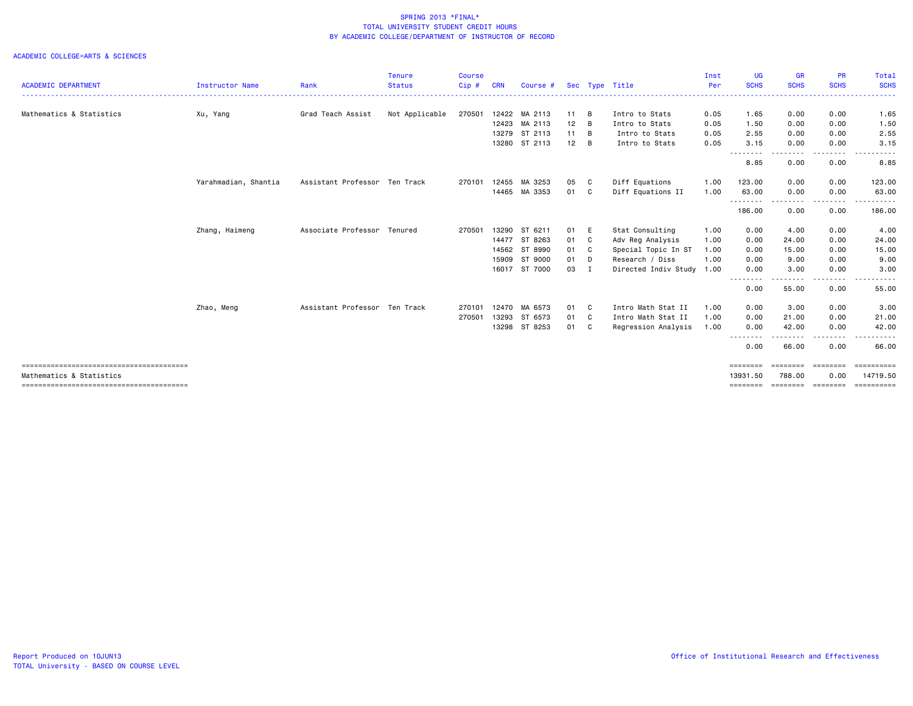# SPRING 2013 *FINAL*
## TOTAL UNIVERSITY STUDENT CREDIT HOURS
## BY ACADEMIC COLLEGE/DEPARTMENT OF INSTRUCTOR OF RECORD

ACADEMIC COLLEGE=ARTS & SCIENCES

| ACADEMIC DEPARTMENT | Instructor Name | Rank | Tenure Status | Course Cip # | CRN | Course # | Sec | Type | Title | Inst Per | UG SCHS | GR SCHS | PR SCHS | Total SCHS |
|---|---|---|---|---|---|---|---|---|---|---|---|---|---|---|
| Mathematics & Statistics | Xu, Yang | Grad Teach Assist | Not Applicable | 270501 | 12422 | MA 2113 | 11 | B | Intro to Stats | 0.05 | 1.65 | 0.00 | 0.00 | 1.65 |
| | | | | | 12423 | MA 2113 | 12 | B | Intro to Stats | 0.05 | 1.50 | 0.00 | 0.00 | 1.50 |
| | | | | | 13279 | ST 2113 | 11 | B | Intro to Stats | 0.05 | 2.55 | 0.00 | 0.00 | 2.55 |
| | | | | | 13280 | ST 2113 | 12 | B | Intro to Stats | 0.05 | 3.15 | 0.00 | 0.00 | 3.15 |
| | | | | | | | | | | | 8.85 | 0.00 | 0.00 | 8.85 |
| | Yarahmadian, Shantia | Assistant Professor | Ten Track | 270101 | 12455 | MA 3253 | 05 | C | Diff Equations | 1.00 | 123.00 | 0.00 | 0.00 | 123.00 |
| | | | | | 14465 | MA 3353 | 01 | C | Diff Equations II | 1.00 | 63.00 | 0.00 | 0.00 | 63.00 |
| | | | | | | | | | | | 186.00 | 0.00 | 0.00 | 186.00 |
| | Zhang, Haimeng | Associate Professor | Tenured | 270501 | 13290 | ST 6211 | 01 | E | Stat Consulting | 1.00 | 0.00 | 4.00 | 0.00 | 4.00 |
| | | | | | 14477 | ST 8263 | 01 | C | Adv Reg Analysis | 1.00 | 0.00 | 24.00 | 0.00 | 24.00 |
| | | | | | 14562 | ST 8990 | 01 | C | Special Topic In ST | 1.00 | 0.00 | 15.00 | 0.00 | 15.00 |
| | | | | | 15909 | ST 9000 | 01 | D | Research / Diss | 1.00 | 0.00 | 9.00 | 0.00 | 9.00 |
| | | | | | 16017 | ST 7000 | 03 | I | Directed Indiv Study | 1.00 | 0.00 | 3.00 | 0.00 | 3.00 |
| | | | | | | | | | | | 0.00 | 55.00 | 0.00 | 55.00 |
| | Zhao, Meng | Assistant Professor | Ten Track | 270101 | 12470 | MA 6573 | 01 | C | Intro Math Stat II | 1.00 | 0.00 | 3.00 | 0.00 | 3.00 |
| | | | | 270501 | 13293 | ST 6573 | 01 | C | Intro Math Stat II | 1.00 | 0.00 | 21.00 | 0.00 | 21.00 |
| | | | | | 13298 | ST 8253 | 01 | C | Regression Analysis | 1.00 | 0.00 | 42.00 | 0.00 | 42.00 |
| | | | | | | | | | | | 0.00 | 66.00 | 0.00 | 66.00 |
| Mathematics & Statistics | | | | | | | | | | | 13931.50 | 788.00 | 0.00 | 14719.50 |

Report Produced on 10JUN13
TOTAL University - BASED ON COURSE LEVEL

Office of Institutional Research and Effectiveness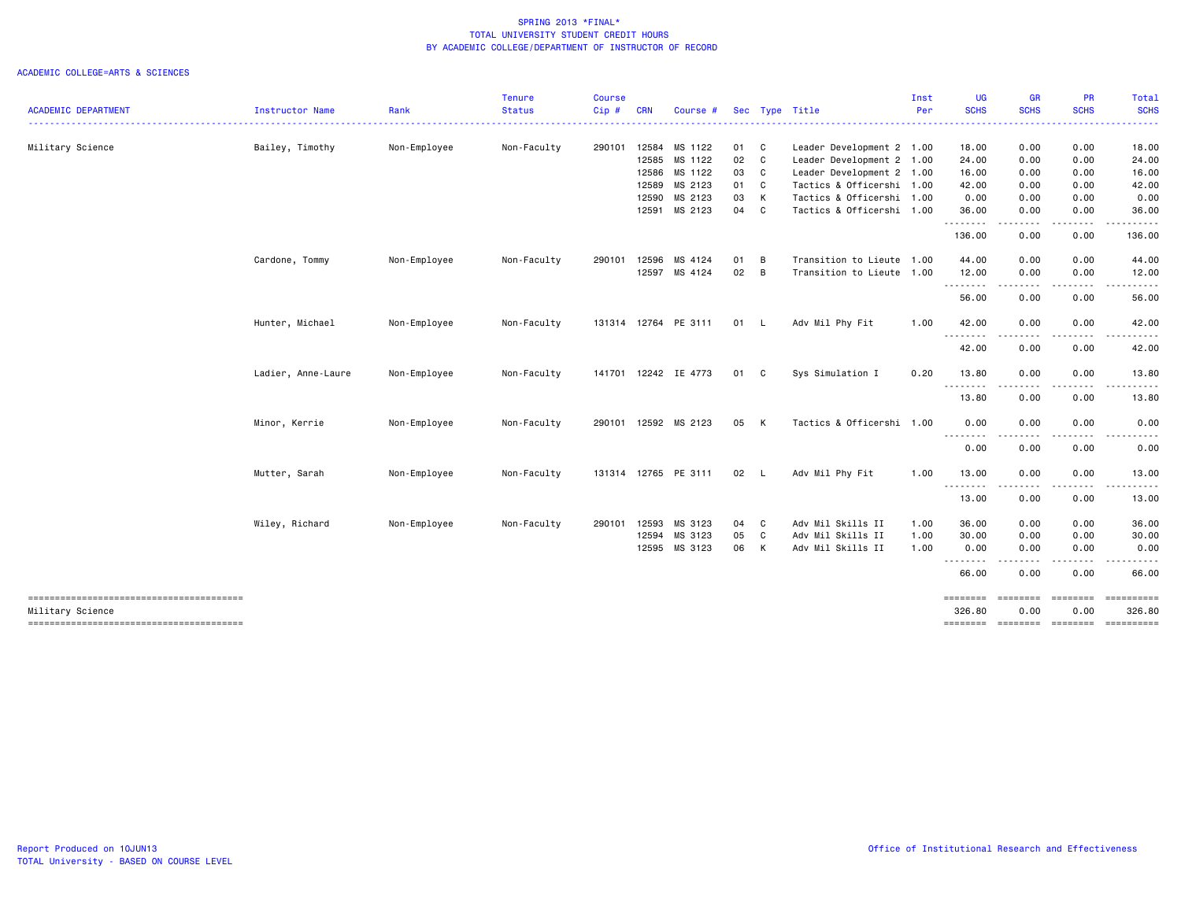SPRING 2013 *FINAL*
TOTAL UNIVERSITY STUDENT CREDIT HOURS
BY ACADEMIC COLLEGE/DEPARTMENT OF INSTRUCTOR OF RECORD

ACADEMIC COLLEGE=ARTS & SCIENCES

| ACADEMIC DEPARTMENT | Instructor Name | Rank | Tenure Status | Course Cip # | CRN | Course # | Sec | Type | Title | Inst Per | UG SCHS | GR SCHS | PR SCHS | Total SCHS |
|---|---|---|---|---|---|---|---|---|---|---|---|---|---|---|
| Military Science | Bailey, Timothy | Non-Employee | Non-Faculty | 290101 | 12584 | MS 1122 | 01 | C | Leader Development 2 | 1.00 | 18.00 | 0.00 | 0.00 | 18.00 |
| | | | | | 12585 | MS 1122 | 02 | C | Leader Development 2 | 1.00 | 24.00 | 0.00 | 0.00 | 24.00 |
| | | | | | 12586 | MS 1122 | 03 | C | Leader Development 2 | 1.00 | 16.00 | 0.00 | 0.00 | 16.00 |
| | | | | | 12589 | MS 2123 | 01 | C | Tactics & Officershi | 1.00 | 42.00 | 0.00 | 0.00 | 42.00 |
| | | | | | 12590 | MS 2123 | 03 | K | Tactics & Officershi | 1.00 | 0.00 | 0.00 | 0.00 | 0.00 |
| | | | | | 12591 | MS 2123 | 04 | C | Tactics & Officershi | 1.00 | 36.00 | 0.00 | 0.00 | 36.00 |
| | | | | | | | | | | | 136.00 | 0.00 | 0.00 | 136.00 |
| | Cardone, Tommy | Non-Employee | Non-Faculty | 290101 | 12596 | MS 4124 | 01 | B | Transition to Lieute | 1.00 | 44.00 | 0.00 | 0.00 | 44.00 |
| | | | | | 12597 | MS 4124 | 02 | B | Transition to Lieute | 1.00 | 12.00 | 0.00 | 0.00 | 12.00 |
| | | | | | | | | | | | 56.00 | 0.00 | 0.00 | 56.00 |
| | Hunter, Michael | Non-Employee | Non-Faculty | 131314 | 12764 | PE 3111 | 01 | L | Adv Mil Phy Fit | 1.00 | 42.00 | 0.00 | 0.00 | 42.00 |
| | | | | | | | | | | | 42.00 | 0.00 | 0.00 | 42.00 |
| | Ladier, Anne-Laure | Non-Employee | Non-Faculty | 141701 | 12242 | IE 4773 | 01 | C | Sys Simulation I | 0.20 | 13.80 | 0.00 | 0.00 | 13.80 |
| | | | | | | | | | | | 13.80 | 0.00 | 0.00 | 13.80 |
| | Minor, Kerrie | Non-Employee | Non-Faculty | 290101 | 12592 | MS 2123 | 05 | K | Tactics & Officershi | 1.00 | 0.00 | 0.00 | 0.00 | 0.00 |
| | | | | | | | | | | | 0.00 | 0.00 | 0.00 | 0.00 |
| | Mutter, Sarah | Non-Employee | Non-Faculty | 131314 | 12765 | PE 3111 | 02 | L | Adv Mil Phy Fit | 1.00 | 13.00 | 0.00 | 0.00 | 13.00 |
| | | | | | | | | | | | 13.00 | 0.00 | 0.00 | 13.00 |
| | Wiley, Richard | Non-Employee | Non-Faculty | 290101 | 12593 | MS 3123 | 04 | C | Adv Mil Skills II | 1.00 | 36.00 | 0.00 | 0.00 | 36.00 |
| | | | | | 12594 | MS 3123 | 05 | C | Adv Mil Skills II | 1.00 | 30.00 | 0.00 | 0.00 | 30.00 |
| | | | | | 12595 | MS 3123 | 06 | K | Adv Mil Skills II | 1.00 | 0.00 | 0.00 | 0.00 | 0.00 |
| | | | | | | | | | | | 66.00 | 0.00 | 0.00 | 66.00 |
| Military Science | | | | | | | | | | | 326.80 | 0.00 | 0.00 | 326.80 |

Report Produced on 10JUN13
TOTAL University - BASED ON COURSE LEVEL

Office of Institutional Research and Effectiveness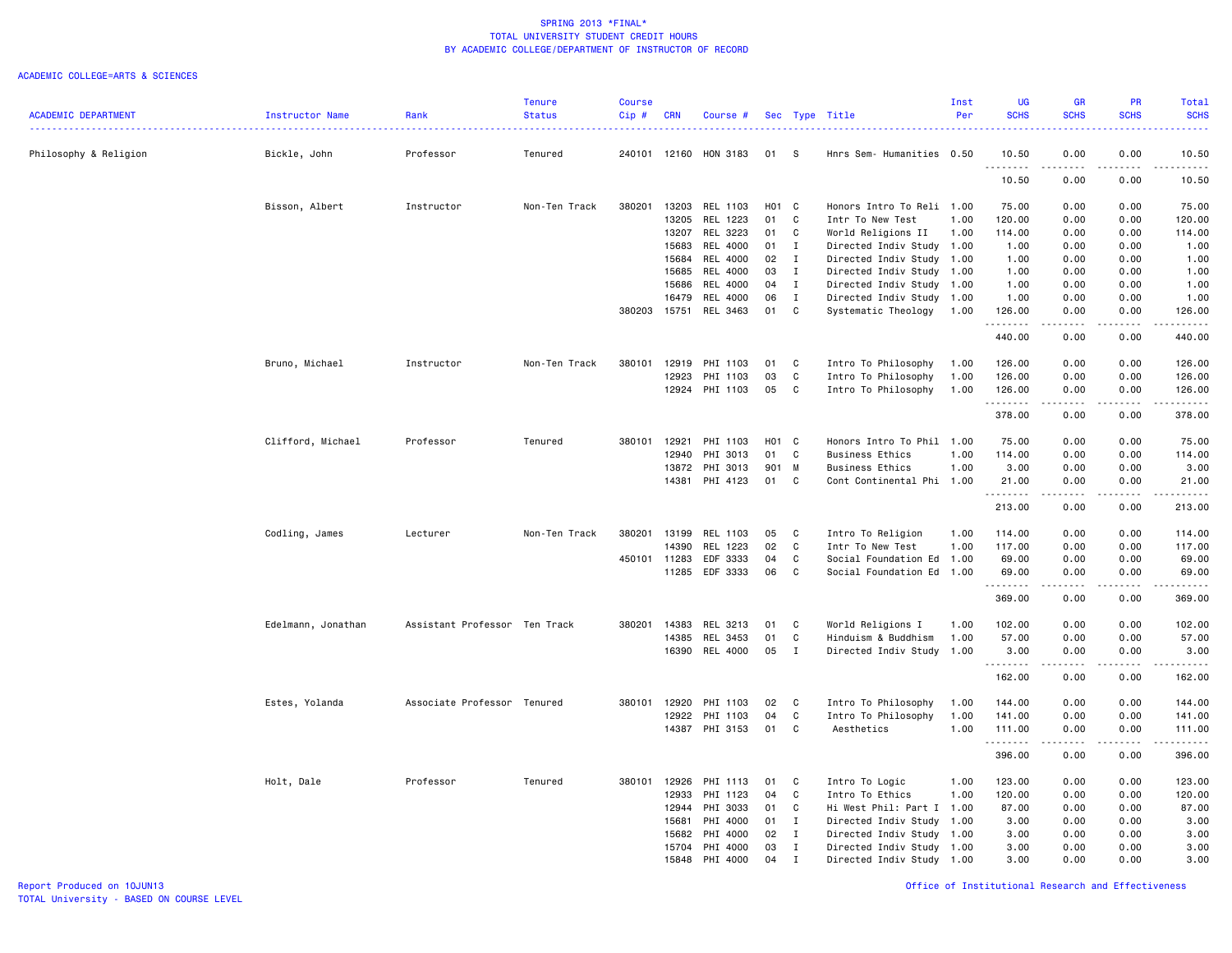SPRING 2013 *FINAL*
TOTAL UNIVERSITY STUDENT CREDIT HOURS
BY ACADEMIC COLLEGE/DEPARTMENT OF INSTRUCTOR OF RECORD

ACADEMIC COLLEGE=ARTS & SCIENCES

| ACADEMIC DEPARTMENT | Instructor Name | Rank | Tenure Status | Course Cip # | CRN | Course # | Sec | Type | Title | Inst Per | UG SCHS | GR SCHS | PR SCHS | Total SCHS |
|---|---|---|---|---|---|---|---|---|---|---|---|---|---|---|
| Philosophy & Religion | Bickle, John | Professor | Tenured | 240101 | 12160 | HON 3183 | 01 | S | Hnrs Sem- Humanities | 0.50 | 10.50 | 0.00 | 0.00 | 10.50 |
| | | | | | | | | | | | 10.50 | 0.00 | 0.00 | 10.50 |
| | Bisson, Albert | Instructor | Non-Ten Track | 380201 | 13203 | REL 1103 | H01 | C | Honors Intro To Reli | 1.00 | 75.00 | 0.00 | 0.00 | 75.00 |
| | | | | | 13205 | REL 1223 | 01 | C | Intr To New Test | 1.00 | 120.00 | 0.00 | 0.00 | 120.00 |
| | | | | | 13207 | REL 3223 | 01 | C | World Religions II | 1.00 | 114.00 | 0.00 | 0.00 | 114.00 |
| | | | | | 15683 | REL 4000 | 01 | I | Directed Indiv Study | 1.00 | 1.00 | 0.00 | 0.00 | 1.00 |
| | | | | | 15684 | REL 4000 | 02 | I | Directed Indiv Study | 1.00 | 1.00 | 0.00 | 0.00 | 1.00 |
| | | | | | 15685 | REL 4000 | 03 | I | Directed Indiv Study | 1.00 | 1.00 | 0.00 | 0.00 | 1.00 |
| | | | | | 15686 | REL 4000 | 04 | I | Directed Indiv Study | 1.00 | 1.00 | 0.00 | 0.00 | 1.00 |
| | | | | | 16479 | REL 4000 | 06 | I | Directed Indiv Study | 1.00 | 1.00 | 0.00 | 0.00 | 1.00 |
| | | | | 380203 | 15751 | REL 3463 | 01 | C | Systematic Theology | 1.00 | 126.00 | 0.00 | 0.00 | 126.00 |
| | | | | | | | | | | | 440.00 | 0.00 | 0.00 | 440.00 |
| | Bruno, Michael | Instructor | Non-Ten Track | 380101 | 12919 | PHI 1103 | 01 | C | Intro To Philosophy | 1.00 | 126.00 | 0.00 | 0.00 | 126.00 |
| | | | | | 12923 | PHI 1103 | 03 | C | Intro To Philosophy | 1.00 | 126.00 | 0.00 | 0.00 | 126.00 |
| | | | | | 12924 | PHI 1103 | 05 | C | Intro To Philosophy | 1.00 | 126.00 | 0.00 | 0.00 | 126.00 |
| | | | | | | | | | | | 378.00 | 0.00 | 0.00 | 378.00 |
| | Clifford, Michael | Professor | Tenured | 380101 | 12921 | PHI 1103 | H01 | C | Honors Intro To Phil | 1.00 | 75.00 | 0.00 | 0.00 | 75.00 |
| | | | | | 12940 | PHI 3013 | 01 | C | Business Ethics | 1.00 | 114.00 | 0.00 | 0.00 | 114.00 |
| | | | | | 13872 | PHI 3013 | 901 | M | Business Ethics | 1.00 | 3.00 | 0.00 | 0.00 | 3.00 |
| | | | | | 14381 | PHI 4123 | 01 | C | Cont Continental Phi | 1.00 | 21.00 | 0.00 | 0.00 | 21.00 |
| | | | | | | | | | | | 213.00 | 0.00 | 0.00 | 213.00 |
| | Codling, James | Lecturer | Non-Ten Track | 380201 | 13199 | REL 1103 | 05 | C | Intro To Religion | 1.00 | 114.00 | 0.00 | 0.00 | 114.00 |
| | | | | | 14390 | REL 1223 | 02 | C | Intr To New Test | 1.00 | 117.00 | 0.00 | 0.00 | 117.00 |
| | | | | 450101 | 11283 | EDF 3333 | 04 | C | Social Foundation Ed | 1.00 | 69.00 | 0.00 | 0.00 | 69.00 |
| | | | | | 11285 | EDF 3333 | 06 | C | Social Foundation Ed | 1.00 | 69.00 | 0.00 | 0.00 | 69.00 |
| | | | | | | | | | | | 369.00 | 0.00 | 0.00 | 369.00 |
| | Edelmann, Jonathan | Assistant Professor | Ten Track | 380201 | 14383 | REL 3213 | 01 | C | World Religions I | 1.00 | 102.00 | 0.00 | 0.00 | 102.00 |
| | | | | | 14385 | REL 3453 | 01 | C | Hinduism & Buddhism | 1.00 | 57.00 | 0.00 | 0.00 | 57.00 |
| | | | | | 16390 | REL 4000 | 05 | I | Directed Indiv Study | 1.00 | 3.00 | 0.00 | 0.00 | 3.00 |
| | | | | | | | | | | | 162.00 | 0.00 | 0.00 | 162.00 |
| | Estes, Yolanda | Associate Professor | Tenured | 380101 | 12920 | PHI 1103 | 02 | C | Intro To Philosophy | 1.00 | 144.00 | 0.00 | 0.00 | 144.00 |
| | | | | | 12922 | PHI 1103 | 04 | C | Intro To Philosophy | 1.00 | 141.00 | 0.00 | 0.00 | 141.00 |
| | | | | | 14387 | PHI 3153 | 01 | C | Aesthetics | 1.00 | 111.00 | 0.00 | 0.00 | 111.00 |
| | | | | | | | | | | | 396.00 | 0.00 | 0.00 | 396.00 |
| | Holt, Dale | Professor | Tenured | 380101 | 12926 | PHI 1113 | 01 | C | Intro To Logic | 1.00 | 123.00 | 0.00 | 0.00 | 123.00 |
| | | | | | 12933 | PHI 1123 | 04 | C | Intro To Ethics | 1.00 | 120.00 | 0.00 | 0.00 | 120.00 |
| | | | | | 12944 | PHI 3033 | 01 | C | Hi West Phil: Part I | 1.00 | 87.00 | 0.00 | 0.00 | 87.00 |
| | | | | | 15681 | PHI 4000 | 01 | I | Directed Indiv Study | 1.00 | 3.00 | 0.00 | 0.00 | 3.00 |
| | | | | | 15682 | PHI 4000 | 02 | I | Directed Indiv Study | 1.00 | 3.00 | 0.00 | 0.00 | 3.00 |
| | | | | | 15704 | PHI 4000 | 03 | I | Directed Indiv Study | 1.00 | 3.00 | 0.00 | 0.00 | 3.00 |
| | | | | | 15848 | PHI 4000 | 04 | I | Directed Indiv Study | 1.00 | 3.00 | 0.00 | 0.00 | 3.00 |

Report Produced on 10JUN13
TOTAL University - BASED ON COURSE LEVEL

Office of Institutional Research and Effectiveness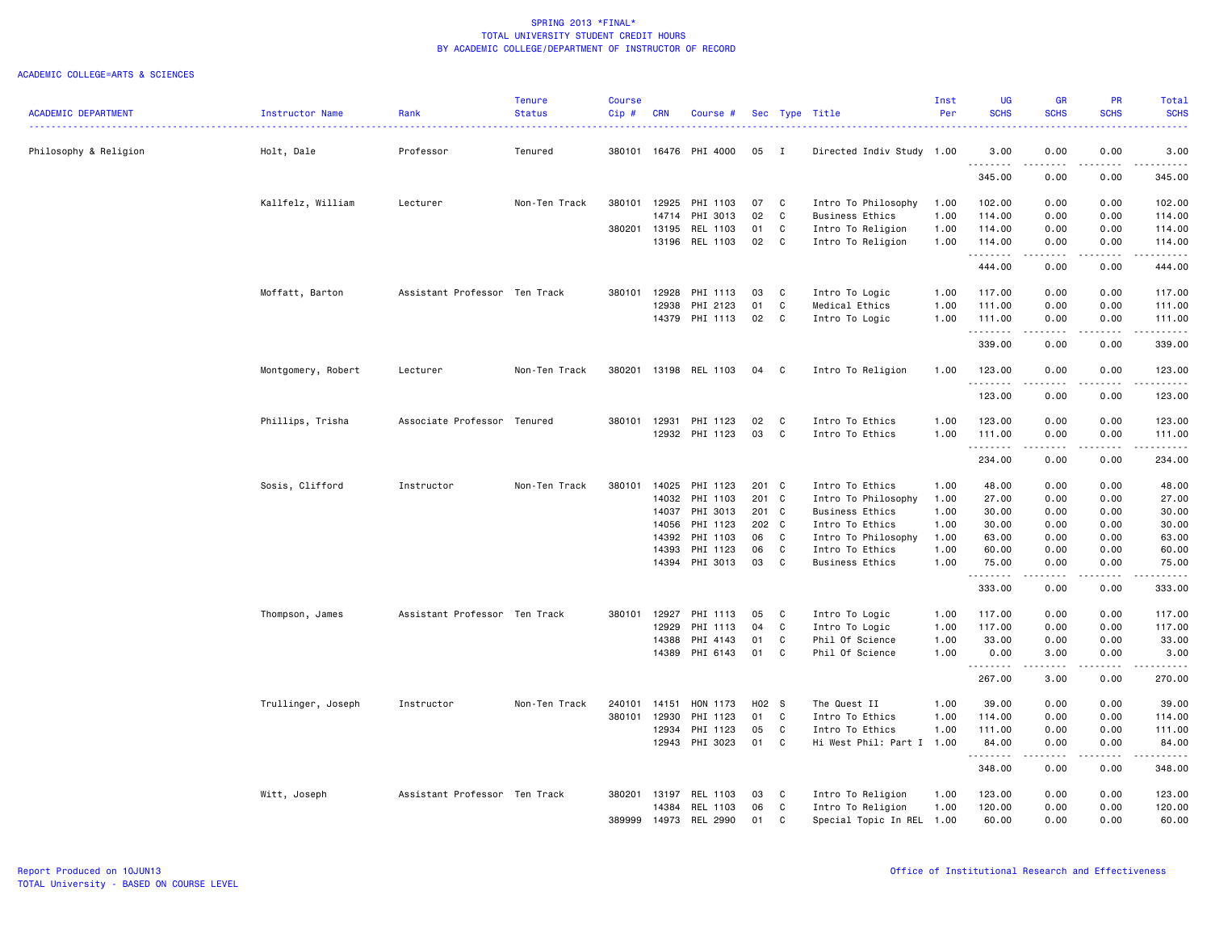SPRING 2013 *FINAL*
TOTAL UNIVERSITY STUDENT CREDIT HOURS
BY ACADEMIC COLLEGE/DEPARTMENT OF INSTRUCTOR OF RECORD

ACADEMIC COLLEGE=ARTS & SCIENCES

| ACADEMIC DEPARTMENT | Instructor Name | Rank | Tenure Status | Course Cip # | CRN | Course # | Sec | Type | Title | Inst Per | UG SCHS | GR SCHS | PR SCHS | Total SCHS |
|---|---|---|---|---|---|---|---|---|---|---|---|---|---|---|
| Philosophy & Religion | Holt, Dale | Professor | Tenured | 380101 | 16476 | PHI 4000 | 05 | I | Directed Indiv Study | 1.00 | 3.00 | 0.00 | 0.00 | 3.00 |
| | | | | | | | | | | | 345.00 | 0.00 | 0.00 | 345.00 |
| | Kallfelz, William | Lecturer | Non-Ten Track | 380101 | 12925 | PHI 1103 | 07 | C | Intro To Philosophy | 1.00 | 102.00 | 0.00 | 0.00 | 102.00 |
| | | | | | 14714 | PHI 3013 | 02 | C | Business Ethics | 1.00 | 114.00 | 0.00 | 0.00 | 114.00 |
| | | | | 380201 | 13195 | REL 1103 | 01 | C | Intro To Religion | 1.00 | 114.00 | 0.00 | 0.00 | 114.00 |
| | | | | | 13196 | REL 1103 | 02 | C | Intro To Religion | 1.00 | 114.00 | 0.00 | 0.00 | 114.00 |
| | | | | | | | | | | | 444.00 | 0.00 | 0.00 | 444.00 |
| | Moffatt, Barton | Assistant Professor | Ten Track | 380101 | 12928 | PHI 1113 | 03 | C | Intro To Logic | 1.00 | 117.00 | 0.00 | 0.00 | 117.00 |
| | | | | | 12938 | PHI 2123 | 01 | C | Medical Ethics | 1.00 | 111.00 | 0.00 | 0.00 | 111.00 |
| | | | | | 14379 | PHI 1113 | 02 | C | Intro To Logic | 1.00 | 111.00 | 0.00 | 0.00 | 111.00 |
| | | | | | | | | | | | 339.00 | 0.00 | 0.00 | 339.00 |
| | Montgomery, Robert | Lecturer | Non-Ten Track | 380201 | 13198 | REL 1103 | 04 | C | Intro To Religion | 1.00 | 123.00 | 0.00 | 0.00 | 123.00 |
| | | | | | | | | | | | 123.00 | 0.00 | 0.00 | 123.00 |
| | Phillips, Trisha | Associate Professor | Tenured | 380101 | 12931 | PHI 1123 | 02 | C | Intro To Ethics | 1.00 | 123.00 | 0.00 | 0.00 | 123.00 |
| | | | | | 12932 | PHI 1123 | 03 | C | Intro To Ethics | 1.00 | 111.00 | 0.00 | 0.00 | 111.00 |
| | | | | | | | | | | | 234.00 | 0.00 | 0.00 | 234.00 |
| | Sosis, Clifford | Instructor | Non-Ten Track | 380101 | 14025 | PHI 1123 | 201 | C | Intro To Ethics | 1.00 | 48.00 | 0.00 | 0.00 | 48.00 |
| | | | | | 14032 | PHI 1103 | 201 | C | Intro To Philosophy | 1.00 | 27.00 | 0.00 | 0.00 | 27.00 |
| | | | | | 14037 | PHI 3013 | 201 | C | Business Ethics | 1.00 | 30.00 | 0.00 | 0.00 | 30.00 |
| | | | | | 14056 | PHI 1123 | 202 | C | Intro To Ethics | 1.00 | 30.00 | 0.00 | 0.00 | 30.00 |
| | | | | | 14392 | PHI 1103 | 06 | C | Intro To Philosophy | 1.00 | 63.00 | 0.00 | 0.00 | 63.00 |
| | | | | | 14393 | PHI 1123 | 06 | C | Intro To Ethics | 1.00 | 60.00 | 0.00 | 0.00 | 60.00 |
| | | | | | 14394 | PHI 3013 | 03 | C | Business Ethics | 1.00 | 75.00 | 0.00 | 0.00 | 75.00 |
| | | | | | | | | | | | 333.00 | 0.00 | 0.00 | 333.00 |
| | Thompson, James | Assistant Professor | Ten Track | 380101 | 12927 | PHI 1113 | 05 | C | Intro To Logic | 1.00 | 117.00 | 0.00 | 0.00 | 117.00 |
| | | | | | 12929 | PHI 1113 | 04 | C | Intro To Logic | 1.00 | 117.00 | 0.00 | 0.00 | 117.00 |
| | | | | | 14388 | PHI 4143 | 01 | C | Phil Of Science | 1.00 | 33.00 | 0.00 | 0.00 | 33.00 |
| | | | | | 14389 | PHI 6143 | 01 | C | Phil Of Science | 1.00 | 0.00 | 3.00 | 0.00 | 3.00 |
| | | | | | | | | | | | 267.00 | 3.00 | 0.00 | 270.00 |
| | Trullinger, Joseph | Instructor | Non-Ten Track | 240101 | 14151 | HON 1173 | H02 | S | The Quest II | 1.00 | 39.00 | 0.00 | 0.00 | 39.00 |
| | | | | 380101 | 12930 | PHI 1123 | 01 | C | Intro To Ethics | 1.00 | 114.00 | 0.00 | 0.00 | 114.00 |
| | | | | | 12934 | PHI 1123 | 05 | C | Intro To Ethics | 1.00 | 111.00 | 0.00 | 0.00 | 111.00 |
| | | | | | 12943 | PHI 3023 | 01 | C | Hi West Phil: Part I | 1.00 | 84.00 | 0.00 | 0.00 | 84.00 |
| | | | | | | | | | | | 348.00 | 0.00 | 0.00 | 348.00 |
| | Witt, Joseph | Assistant Professor | Ten Track | 380201 | 13197 | REL 1103 | 03 | C | Intro To Religion | 1.00 | 123.00 | 0.00 | 0.00 | 123.00 |
| | | | | | 14384 | REL 1103 | 06 | C | Intro To Religion | 1.00 | 120.00 | 0.00 | 0.00 | 120.00 |
| | | | | 389999 | 14973 | REL 2990 | 01 | C | Special Topic In REL | 1.00 | 60.00 | 0.00 | 0.00 | 60.00 |

Report Produced on 10JUN13
TOTAL University - BASED ON COURSE LEVEL

Office of Institutional Research and Effectiveness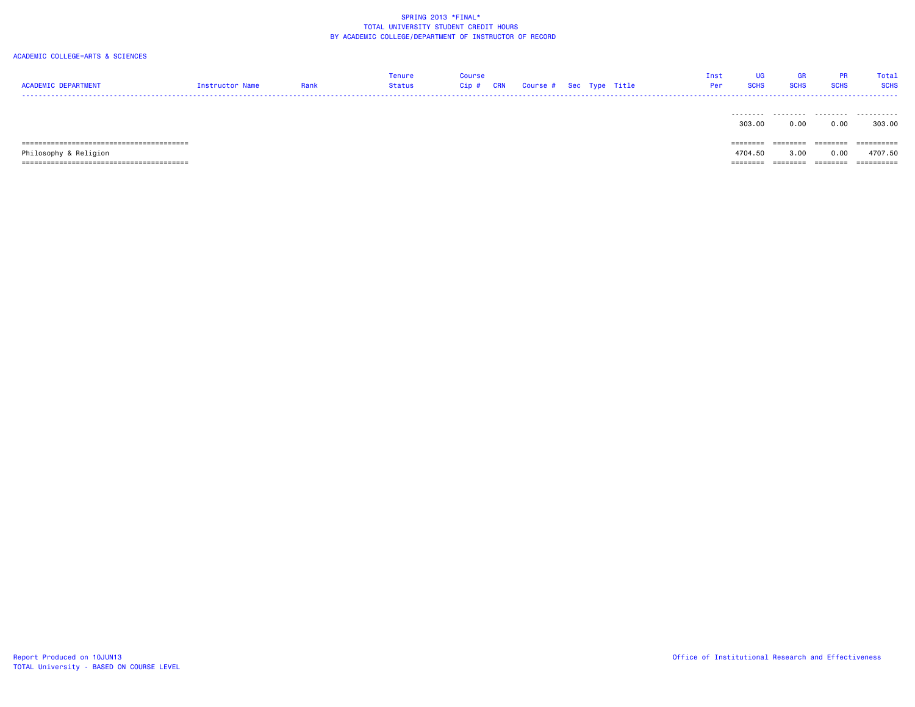SPRING 2013 *FINAL*
TOTAL UNIVERSITY STUDENT CREDIT HOURS
BY ACADEMIC COLLEGE/DEPARTMENT OF INSTRUCTOR OF RECORD

ACADEMIC COLLEGE=ARTS & SCIENCES

| ACADEMIC DEPARTMENT | Instructor Name | Rank | Tenure Status | Course Cip # | CRN | Course # | Sec | Type | Title | Inst Per | UG SCHS | GR SCHS | PR SCHS | Total SCHS |
|---|---|---|---|---|---|---|---|---|---|---|---|---|---|---|
| | | | | | | | | | | | 303.00 | 0.00 | 0.00 | 303.00 |
| Philosophy & Religion | | | | | | | | | | | 4704.50 | 3.00 | 0.00 | 4707.50 |

Report Produced on 10JUN13
TOTAL University - BASED ON COURSE LEVEL

Office of Institutional Research and Effectiveness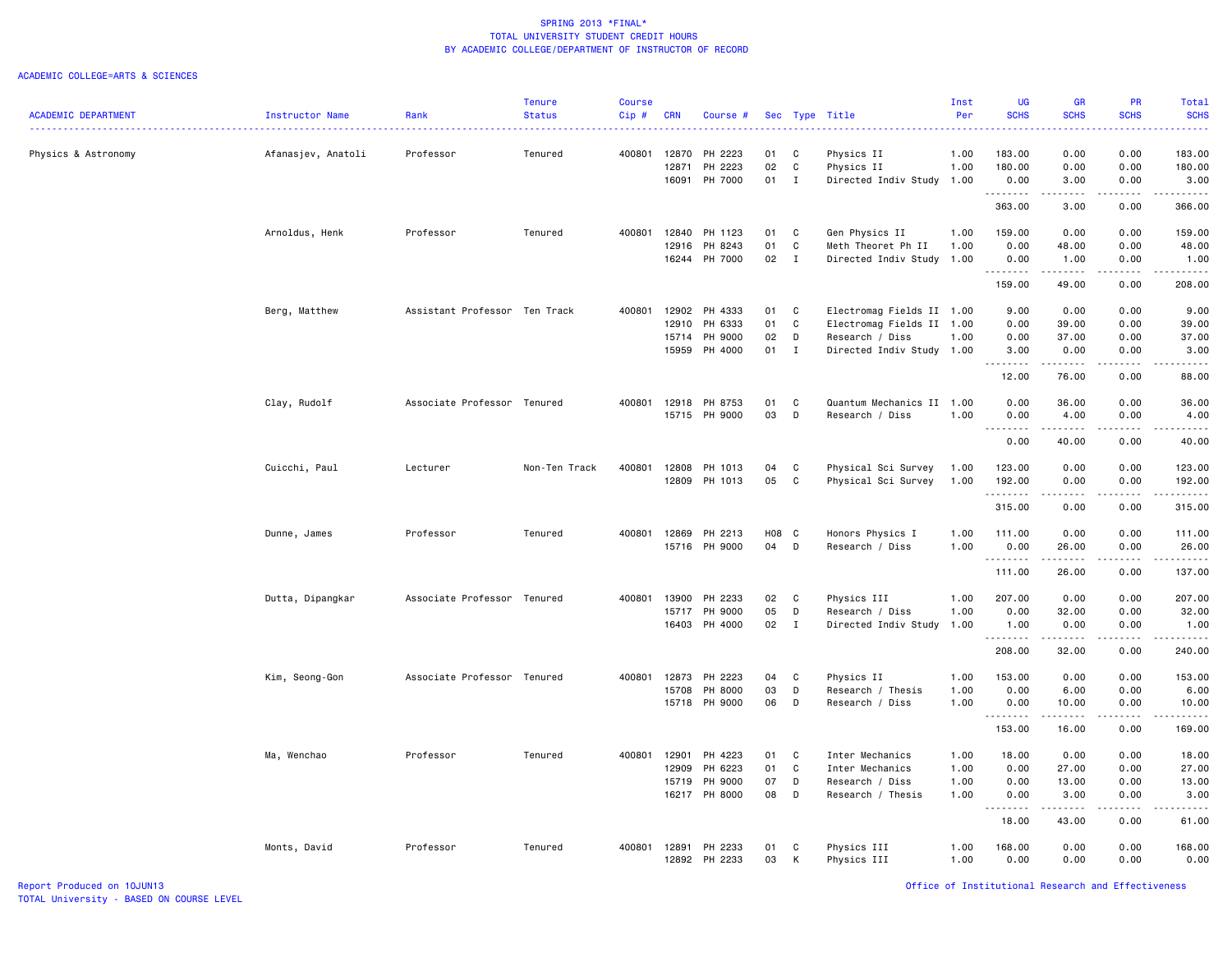SPRING 2013 *FINAL*
TOTAL UNIVERSITY STUDENT CREDIT HOURS
BY ACADEMIC COLLEGE/DEPARTMENT OF INSTRUCTOR OF RECORD

ACADEMIC COLLEGE=ARTS & SCIENCES

| ACADEMIC DEPARTMENT | Instructor Name | Rank | Tenure Status | Course Cip # | CRN | Course # | Sec | Type | Title | Inst Per | UG SCHS | GR SCHS | PR SCHS | Total SCHS |
|---|---|---|---|---|---|---|---|---|---|---|---|---|---|---|
| Physics & Astronomy | Afanasjev, Anatoli | Professor | Tenured | 400801 | 12870 | PH 2223 | 01 | C | Physics II | 1.00 | 183.00 | 0.00 | 0.00 | 183.00 |
| | | | | | 12871 | PH 2223 | 02 | C | Physics II | 1.00 | 180.00 | 0.00 | 0.00 | 180.00 |
| | | | | | 16091 | PH 7000 | 01 | I | Directed Indiv Study | 1.00 | 0.00 | 3.00 | 0.00 | 3.00 |
| | | | | | | | | | | | 363.00 | 3.00 | 0.00 | 366.00 |
| | Arnoldus, Henk | Professor | Tenured | 400801 | 12840 | PH 1123 | 01 | C | Gen Physics II | 1.00 | 159.00 | 0.00 | 0.00 | 159.00 |
| | | | | | 12916 | PH 8243 | 01 | C | Meth Theoret Ph II | 1.00 | 0.00 | 48.00 | 0.00 | 48.00 |
| | | | | | 16244 | PH 7000 | 02 | I | Directed Indiv Study | 1.00 | 0.00 | 1.00 | 0.00 | 1.00 |
| | | | | | | | | | | | 159.00 | 49.00 | 0.00 | 208.00 |
| | Berg, Matthew | Assistant Professor | Ten Track | 400801 | 12902 | PH 4333 | 01 | C | Electromag Fields II | 1.00 | 9.00 | 0.00 | 0.00 | 9.00 |
| | | | | | 12910 | PH 6333 | 01 | C | Electromag Fields II | 1.00 | 0.00 | 39.00 | 0.00 | 39.00 |
| | | | | | 15714 | PH 9000 | 02 | D | Research / Diss | 1.00 | 0.00 | 37.00 | 0.00 | 37.00 |
| | | | | | 15959 | PH 4000 | 01 | I | Directed Indiv Study | 1.00 | 3.00 | 0.00 | 0.00 | 3.00 |
| | | | | | | | | | | | 12.00 | 76.00 | 0.00 | 88.00 |
| | Clay, Rudolf | Associate Professor | Tenured | 400801 | 12918 | PH 8753 | 01 | C | Quantum Mechanics II | 1.00 | 0.00 | 36.00 | 0.00 | 36.00 |
| | | | | | 15715 | PH 9000 | 03 | D | Research / Diss | 1.00 | 0.00 | 4.00 | 0.00 | 4.00 |
| | | | | | | | | | | | 0.00 | 40.00 | 0.00 | 40.00 |
| | Cuicchi, Paul | Lecturer | Non-Ten Track | 400801 | 12808 | PH 1013 | 04 | C | Physical Sci Survey | 1.00 | 123.00 | 0.00 | 0.00 | 123.00 |
| | | | | | 12809 | PH 1013 | 05 | C | Physical Sci Survey | 1.00 | 192.00 | 0.00 | 0.00 | 192.00 |
| | | | | | | | | | | | 315.00 | 0.00 | 0.00 | 315.00 |
| | Dunne, James | Professor | Tenured | 400801 | 12869 | PH 2213 | H08 | C | Honors Physics I | 1.00 | 111.00 | 0.00 | 0.00 | 111.00 |
| | | | | | 15716 | PH 9000 | 04 | D | Research / Diss | 1.00 | 0.00 | 26.00 | 0.00 | 26.00 |
| | | | | | | | | | | | 111.00 | 26.00 | 0.00 | 137.00 |
| | Dutta, Dipangkar | Associate Professor | Tenured | 400801 | 13900 | PH 2233 | 02 | C | Physics III | 1.00 | 207.00 | 0.00 | 0.00 | 207.00 |
| | | | | | 15717 | PH 9000 | 05 | D | Research / Diss | 1.00 | 0.00 | 32.00 | 0.00 | 32.00 |
| | | | | | 16403 | PH 4000 | 02 | I | Directed Indiv Study | 1.00 | 1.00 | 0.00 | 0.00 | 1.00 |
| | | | | | | | | | | | 208.00 | 32.00 | 0.00 | 240.00 |
| | Kim, Seong-Gon | Associate Professor | Tenured | 400801 | 12873 | PH 2223 | 04 | C | Physics II | 1.00 | 153.00 | 0.00 | 0.00 | 153.00 |
| | | | | | 15708 | PH 8000 | 03 | D | Research / Thesis | 1.00 | 0.00 | 6.00 | 0.00 | 6.00 |
| | | | | | 15718 | PH 9000 | 06 | D | Research / Diss | 1.00 | 0.00 | 10.00 | 0.00 | 10.00 |
| | | | | | | | | | | | 153.00 | 16.00 | 0.00 | 169.00 |
| | Ma, Wenchao | Professor | Tenured | 400801 | 12901 | PH 4223 | 01 | C | Inter Mechanics | 1.00 | 18.00 | 0.00 | 0.00 | 18.00 |
| | | | | | 12909 | PH 6223 | 01 | C | Inter Mechanics | 1.00 | 0.00 | 27.00 | 0.00 | 27.00 |
| | | | | | 15719 | PH 9000 | 07 | D | Research / Diss | 1.00 | 0.00 | 13.00 | 0.00 | 13.00 |
| | | | | | 16217 | PH 8000 | 08 | D | Research / Thesis | 1.00 | 0.00 | 3.00 | 0.00 | 3.00 |
| | | | | | | | | | | | 18.00 | 43.00 | 0.00 | 61.00 |
| | Monts, David | Professor | Tenured | 400801 | 12891 | PH 2233 | 01 | C | Physics III | 1.00 | 168.00 | 0.00 | 0.00 | 168.00 |
| | | | | | 12892 | PH 2233 | 03 | K | Physics III | 1.00 | 0.00 | 0.00 | 0.00 | 0.00 |

Report Produced on 10JUN13
TOTAL University - BASED ON COURSE LEVEL

Office of Institutional Research and Effectiveness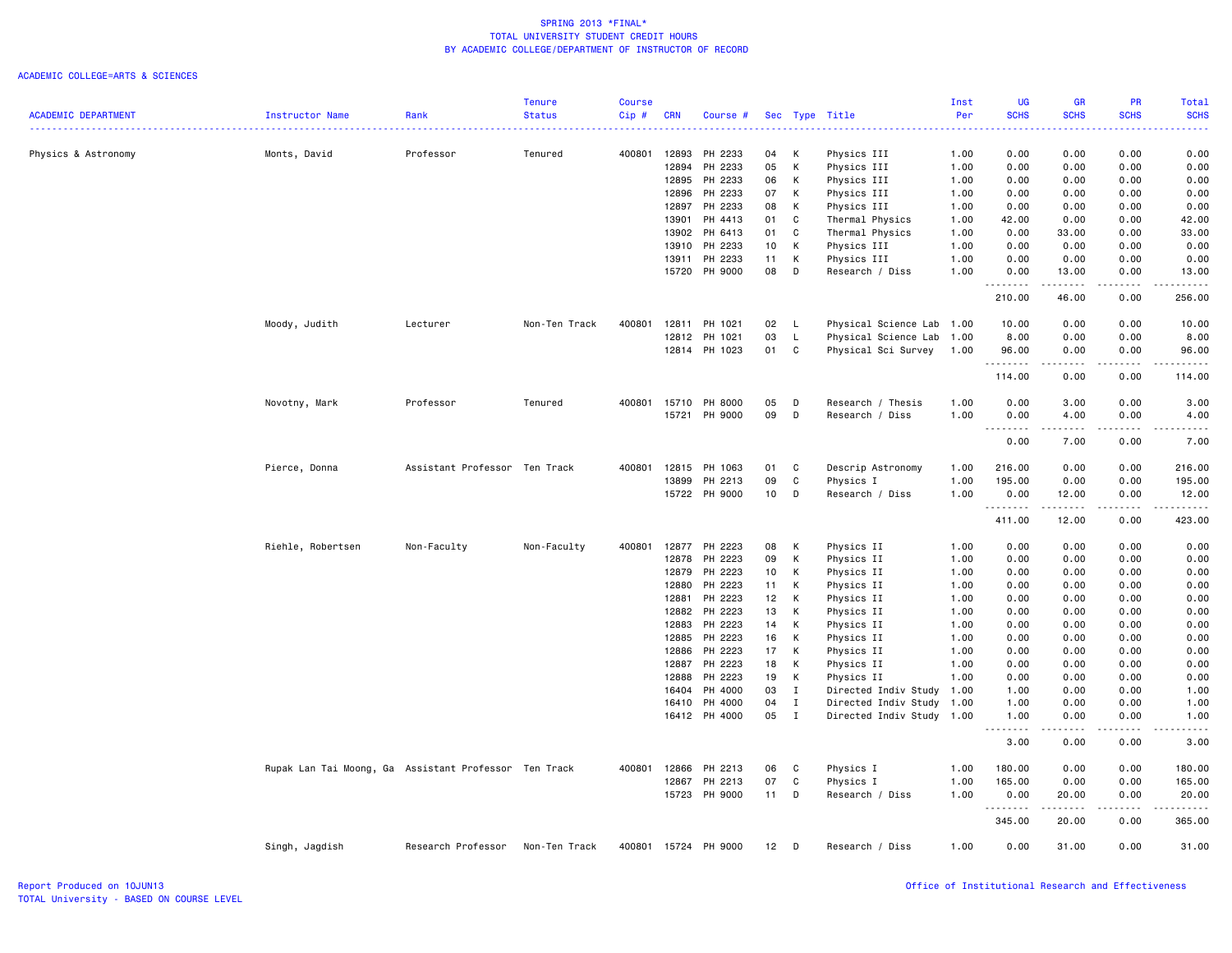# SPRING 2013 *FINAL*
## TOTAL UNIVERSITY STUDENT CREDIT HOURS
### BY ACADEMIC COLLEGE/DEPARTMENT OF INSTRUCTOR OF RECORD

ACADEMIC COLLEGE=ARTS & SCIENCES

| ACADEMIC DEPARTMENT | Instructor Name | Rank | Tenure Status | Course Cip # | CRN | Course # | Sec | Type | Title | Inst Per | UG SCHS | GR SCHS | PR SCHS | Total SCHS |
|---|---|---|---|---|---|---|---|---|---|---|---|---|---|---|
| Physics & Astronomy | Monts, David | Professor | Tenured | 400801 | 12893 | PH 2233 | 04 | K | Physics III | 1.00 | 0.00 | 0.00 | 0.00 | 0.00 |
| | | | | | 12894 | PH 2233 | 05 | K | Physics III | 1.00 | 0.00 | 0.00 | 0.00 | 0.00 |
| | | | | | 12895 | PH 2233 | 06 | K | Physics III | 1.00 | 0.00 | 0.00 | 0.00 | 0.00 |
| | | | | | 12896 | PH 2233 | 07 | K | Physics III | 1.00 | 0.00 | 0.00 | 0.00 | 0.00 |
| | | | | | 12897 | PH 2233 | 08 | K | Physics III | 1.00 | 0.00 | 0.00 | 0.00 | 0.00 |
| | | | | | 13901 | PH 4413 | 01 | C | Thermal Physics | 1.00 | 42.00 | 0.00 | 0.00 | 42.00 |
| | | | | | 13902 | PH 6413 | 01 | C | Thermal Physics | 1.00 | 0.00 | 33.00 | 0.00 | 33.00 |
| | | | | | 13910 | PH 2233 | 10 | K | Physics III | 1.00 | 0.00 | 0.00 | 0.00 | 0.00 |
| | | | | | 13911 | PH 2233 | 11 | K | Physics III | 1.00 | 0.00 | 0.00 | 0.00 | 0.00 |
| | | | | | 15720 | PH 9000 | 08 | D | Research / Diss | 1.00 | 0.00 | 13.00 | 0.00 | 13.00 |
| | | | | | | | | | | | 210.00 | 46.00 | 0.00 | 256.00 |
| | Moody, Judith | Lecturer | Non-Ten Track | 400801 | 12811 | PH 1021 | 02 | L | Physical Science Lab | 1.00 | 10.00 | 0.00 | 0.00 | 10.00 |
| | | | | | 12812 | PH 1021 | 03 | L | Physical Science Lab | 1.00 | 8.00 | 0.00 | 0.00 | 8.00 |
| | | | | | 12814 | PH 1023 | 01 | C | Physical Sci Survey | 1.00 | 96.00 | 0.00 | 0.00 | 96.00 |
| | | | | | | | | | | | 114.00 | 0.00 | 0.00 | 114.00 |
| | Novotny, Mark | Professor | Tenured | 400801 | 15710 | PH 8000 | 05 | D | Research / Thesis | 1.00 | 0.00 | 3.00 | 0.00 | 3.00 |
| | | | | | 15721 | PH 9000 | 09 | D | Research / Diss | 1.00 | 0.00 | 4.00 | 0.00 | 4.00 |
| | | | | | | | | | | | 0.00 | 7.00 | 0.00 | 7.00 |
| | Pierce, Donna | Assistant Professor | Ten Track | 400801 | 12815 | PH 1063 | 01 | C | Descrip Astronomy | 1.00 | 216.00 | 0.00 | 0.00 | 216.00 |
| | | | | | 13899 | PH 2213 | 09 | C | Physics I | 1.00 | 195.00 | 0.00 | 0.00 | 195.00 |
| | | | | | 15722 | PH 9000 | 10 | D | Research / Diss | 1.00 | 0.00 | 12.00 | 0.00 | 12.00 |
| | | | | | | | | | | | 411.00 | 12.00 | 0.00 | 423.00 |
| | Riehle, Robertsen | Non-Faculty | Non-Faculty | 400801 | 12877 | PH 2223 | 08 | K | Physics II | 1.00 | 0.00 | 0.00 | 0.00 | 0.00 |
| | | | | | 12878 | PH 2223 | 09 | K | Physics II | 1.00 | 0.00 | 0.00 | 0.00 | 0.00 |
| | | | | | 12879 | PH 2223 | 10 | K | Physics II | 1.00 | 0.00 | 0.00 | 0.00 | 0.00 |
| | | | | | 12880 | PH 2223 | 11 | K | Physics II | 1.00 | 0.00 | 0.00 | 0.00 | 0.00 |
| | | | | | 12881 | PH 2223 | 12 | K | Physics II | 1.00 | 0.00 | 0.00 | 0.00 | 0.00 |
| | | | | | 12882 | PH 2223 | 13 | K | Physics II | 1.00 | 0.00 | 0.00 | 0.00 | 0.00 |
| | | | | | 12883 | PH 2223 | 14 | K | Physics II | 1.00 | 0.00 | 0.00 | 0.00 | 0.00 |
| | | | | | 12885 | PH 2223 | 16 | K | Physics II | 1.00 | 0.00 | 0.00 | 0.00 | 0.00 |
| | | | | | 12886 | PH 2223 | 17 | K | Physics II | 1.00 | 0.00 | 0.00 | 0.00 | 0.00 |
| | | | | | 12887 | PH 2223 | 18 | K | Physics II | 1.00 | 0.00 | 0.00 | 0.00 | 0.00 |
| | | | | | 12888 | PH 2223 | 19 | K | Physics II | 1.00 | 0.00 | 0.00 | 0.00 | 0.00 |
| | | | | | 16404 | PH 4000 | 03 | I | Directed Indiv Study | 1.00 | 1.00 | 0.00 | 0.00 | 1.00 |
| | | | | | 16410 | PH 4000 | 04 | I | Directed Indiv Study | 1.00 | 1.00 | 0.00 | 0.00 | 1.00 |
| | | | | | 16412 | PH 4000 | 05 | I | Directed Indiv Study | 1.00 | 1.00 | 0.00 | 0.00 | 1.00 |
| | | | | | | | | | | | 3.00 | 0.00 | 0.00 | 3.00 |
| | Rupak Lan Tai Moong, Ga | Assistant Professor | Ten Track | 400801 | 12866 | PH 2213 | 06 | C | Physics I | 1.00 | 180.00 | 0.00 | 0.00 | 180.00 |
| | | | | | 12867 | PH 2213 | 07 | C | Physics I | 1.00 | 165.00 | 0.00 | 0.00 | 165.00 |
| | | | | | 15723 | PH 9000 | 11 | D | Research / Diss | 1.00 | 0.00 | 20.00 | 0.00 | 20.00 |
| | | | | | | | | | | | 345.00 | 20.00 | 0.00 | 365.00 |
| | Singh, Jagdish | Research Professor | Non-Ten Track | 400801 | 15724 | PH 9000 | 12 | D | Research / Diss | 1.00 | 0.00 | 31.00 | 0.00 | 31.00 |

Report Produced on 10JUN13
TOTAL University - BASED ON COURSE LEVEL

Office of Institutional Research and Effectiveness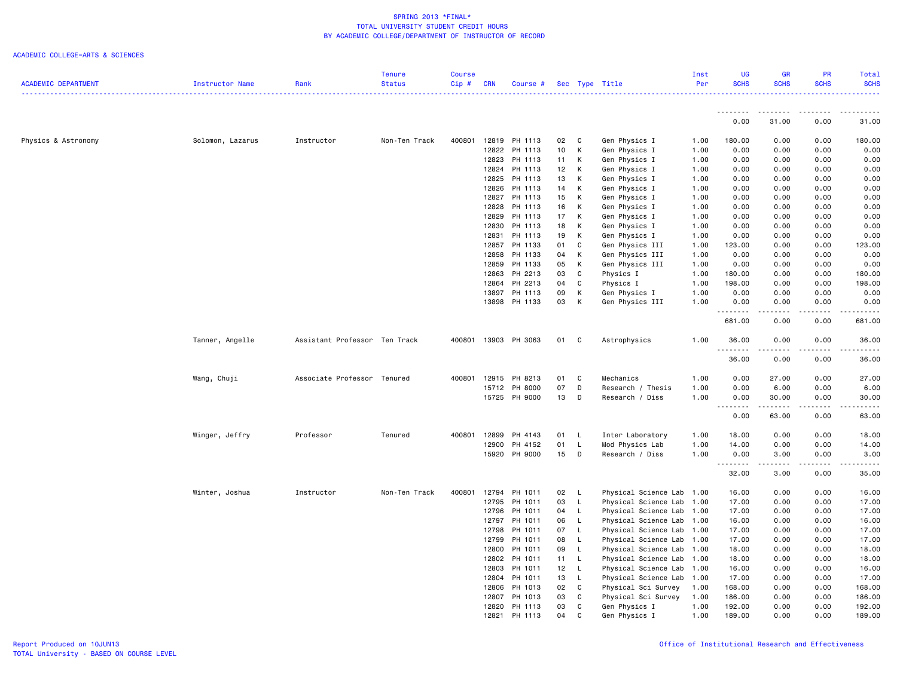SPRING 2013 *FINAL*
TOTAL UNIVERSITY STUDENT CREDIT HOURS
BY ACADEMIC COLLEGE/DEPARTMENT OF INSTRUCTOR OF RECORD

ACADEMIC COLLEGE=ARTS & SCIENCES

| ACADEMIC DEPARTMENT | Instructor Name | Rank | Tenure Status | Course Cip # | CRN | Course # | Sec | Type | Title | Inst Per | UG SCHS | GR SCHS | PR SCHS | Total SCHS |
|---|---|---|---|---|---|---|---|---|---|---|---|---|---|---|
| | | | | | | | | | | | 0.00 | 31.00 | 0.00 | 31.00 |
| Physics & Astronomy | Solomon, Lazarus | Instructor | Non-Ten Track | 400801 | 12819 | PH 1113 | 02 | C | Gen Physics I | 1.00 | 180.00 | 0.00 | 0.00 | 180.00 |
| | | | | | 12822 | PH 1113 | 10 | K | Gen Physics I | 1.00 | 0.00 | 0.00 | 0.00 | 0.00 |
| | | | | | 12823 | PH 1113 | 11 | K | Gen Physics I | 1.00 | 0.00 | 0.00 | 0.00 | 0.00 |
| | | | | | 12824 | PH 1113 | 12 | K | Gen Physics I | 1.00 | 0.00 | 0.00 | 0.00 | 0.00 |
| | | | | | 12825 | PH 1113 | 13 | K | Gen Physics I | 1.00 | 0.00 | 0.00 | 0.00 | 0.00 |
| | | | | | 12826 | PH 1113 | 14 | K | Gen Physics I | 1.00 | 0.00 | 0.00 | 0.00 | 0.00 |
| | | | | | 12827 | PH 1113 | 15 | K | Gen Physics I | 1.00 | 0.00 | 0.00 | 0.00 | 0.00 |
| | | | | | 12828 | PH 1113 | 16 | K | Gen Physics I | 1.00 | 0.00 | 0.00 | 0.00 | 0.00 |
| | | | | | 12829 | PH 1113 | 17 | K | Gen Physics I | 1.00 | 0.00 | 0.00 | 0.00 | 0.00 |
| | | | | | 12830 | PH 1113 | 18 | K | Gen Physics I | 1.00 | 0.00 | 0.00 | 0.00 | 0.00 |
| | | | | | 12831 | PH 1113 | 19 | K | Gen Physics I | 1.00 | 0.00 | 0.00 | 0.00 | 0.00 |
| | | | | | 12857 | PH 1133 | 01 | C | Gen Physics III | 1.00 | 123.00 | 0.00 | 0.00 | 123.00 |
| | | | | | 12858 | PH 1133 | 04 | K | Gen Physics III | 1.00 | 0.00 | 0.00 | 0.00 | 0.00 |
| | | | | | 12859 | PH 1133 | 05 | K | Gen Physics III | 1.00 | 0.00 | 0.00 | 0.00 | 0.00 |
| | | | | | 12863 | PH 2213 | 03 | C | Physics I | 1.00 | 180.00 | 0.00 | 0.00 | 180.00 |
| | | | | | 12864 | PH 2213 | 04 | C | Physics I | 1.00 | 198.00 | 0.00 | 0.00 | 198.00 |
| | | | | | 13897 | PH 1113 | 09 | K | Gen Physics I | 1.00 | 0.00 | 0.00 | 0.00 | 0.00 |
| | | | | | 13898 | PH 1133 | 03 | K | Gen Physics III | 1.00 | 0.00 | 0.00 | 0.00 | 0.00 |
| | | | | | | | | | | | 681.00 | 0.00 | 0.00 | 681.00 |
| | Tanner, Angelle | Assistant Professor | Ten Track | 400801 | 13903 | PH 3063 | 01 | C | Astrophysics | 1.00 | 36.00 | 0.00 | 0.00 | 36.00 |
| | | | | | | | | | | | 36.00 | 0.00 | 0.00 | 36.00 |
| | Wang, Chuji | Associate Professor | Tenured | 400801 | 12915 | PH 8213 | 01 | C | Mechanics | 1.00 | 0.00 | 27.00 | 0.00 | 27.00 |
| | | | | | 15712 | PH 8000 | 07 | D | Research / Thesis | 1.00 | 0.00 | 6.00 | 0.00 | 6.00 |
| | | | | | 15725 | PH 9000 | 13 | D | Research / Diss | 1.00 | 0.00 | 30.00 | 0.00 | 30.00 |
| | | | | | | | | | | | 0.00 | 63.00 | 0.00 | 63.00 |
| | Winger, Jeffry | Professor | Tenured | 400801 | 12899 | PH 4143 | 01 | L | Inter Laboratory | 1.00 | 18.00 | 0.00 | 0.00 | 18.00 |
| | | | | | 12900 | PH 4152 | 01 | L | Mod Physics Lab | 1.00 | 14.00 | 0.00 | 0.00 | 14.00 |
| | | | | | 15920 | PH 9000 | 15 | D | Research / Diss | 1.00 | 0.00 | 3.00 | 0.00 | 3.00 |
| | | | | | | | | | | | 32.00 | 3.00 | 0.00 | 35.00 |
| | Winter, Joshua | Instructor | Non-Ten Track | 400801 | 12794 | PH 1011 | 02 | L | Physical Science Lab | 1.00 | 16.00 | 0.00 | 0.00 | 16.00 |
| | | | | | 12795 | PH 1011 | 03 | L | Physical Science Lab | 1.00 | 17.00 | 0.00 | 0.00 | 17.00 |
| | | | | | 12796 | PH 1011 | 04 | L | Physical Science Lab | 1.00 | 17.00 | 0.00 | 0.00 | 17.00 |
| | | | | | 12797 | PH 1011 | 06 | L | Physical Science Lab | 1.00 | 16.00 | 0.00 | 0.00 | 16.00 |
| | | | | | 12798 | PH 1011 | 07 | L | Physical Science Lab | 1.00 | 17.00 | 0.00 | 0.00 | 17.00 |
| | | | | | 12799 | PH 1011 | 08 | L | Physical Science Lab | 1.00 | 17.00 | 0.00 | 0.00 | 17.00 |
| | | | | | 12800 | PH 1011 | 09 | L | Physical Science Lab | 1.00 | 18.00 | 0.00 | 0.00 | 18.00 |
| | | | | | 12802 | PH 1011 | 11 | L | Physical Science Lab | 1.00 | 18.00 | 0.00 | 0.00 | 18.00 |
| | | | | | 12803 | PH 1011 | 12 | L | Physical Science Lab | 1.00 | 16.00 | 0.00 | 0.00 | 16.00 |
| | | | | | 12804 | PH 1011 | 13 | L | Physical Science Lab | 1.00 | 17.00 | 0.00 | 0.00 | 17.00 |
| | | | | | 12806 | PH 1013 | 02 | C | Physical Sci Survey | 1.00 | 168.00 | 0.00 | 0.00 | 168.00 |
| | | | | | 12807 | PH 1013 | 03 | C | Physical Sci Survey | 1.00 | 186.00 | 0.00 | 0.00 | 186.00 |
| | | | | | 12820 | PH 1113 | 03 | C | Gen Physics I | 1.00 | 192.00 | 0.00 | 0.00 | 192.00 |
| | | | | | 12821 | PH 1113 | 04 | C | Gen Physics I | 1.00 | 189.00 | 0.00 | 0.00 | 189.00 |

Report Produced on 10JUN13
TOTAL University - BASED ON COURSE LEVEL

Office of Institutional Research and Effectiveness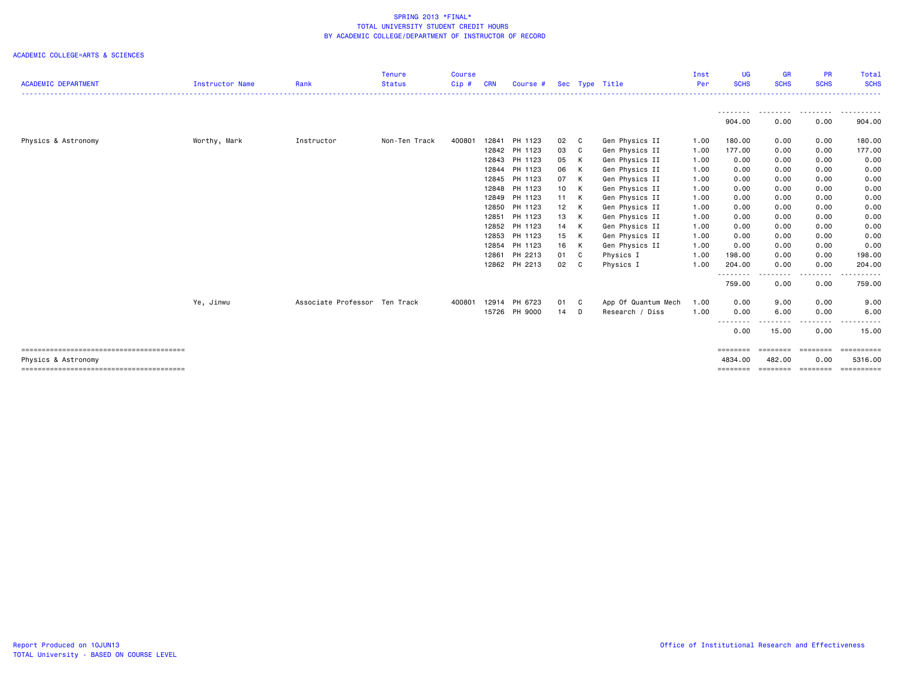SPRING 2013 *FINAL*
TOTAL UNIVERSITY STUDENT CREDIT HOURS
BY ACADEMIC COLLEGE/DEPARTMENT OF INSTRUCTOR OF RECORD

ACADEMIC COLLEGE=ARTS & SCIENCES

| ACADEMIC DEPARTMENT | Instructor Name | Rank | Tenure Status | Course Cip # | CRN | Course # | Sec | Type | Title | Inst Per | UG SCHS | GR SCHS | PR SCHS | Total SCHS |
|---|---|---|---|---|---|---|---|---|---|---|---|---|---|---|
| | | | | | | | | | | | 904.00 | 0.00 | 0.00 | 904.00 |
| Physics & Astronomy | Worthy, Mark | Instructor | Non-Ten Track | 400801 | 12841 | PH 1123 | 02 | C | Gen Physics II | 1.00 | 180.00 | 0.00 | 0.00 | 180.00 |
| | | | | | 12842 | PH 1123 | 03 | C | Gen Physics II | 1.00 | 177.00 | 0.00 | 0.00 | 177.00 |
| | | | | | 12843 | PH 1123 | 05 | K | Gen Physics II | 1.00 | 0.00 | 0.00 | 0.00 | 0.00 |
| | | | | | 12844 | PH 1123 | 06 | K | Gen Physics II | 1.00 | 0.00 | 0.00 | 0.00 | 0.00 |
| | | | | | 12845 | PH 1123 | 07 | K | Gen Physics II | 1.00 | 0.00 | 0.00 | 0.00 | 0.00 |
| | | | | | 12848 | PH 1123 | 10 | K | Gen Physics II | 1.00 | 0.00 | 0.00 | 0.00 | 0.00 |
| | | | | | 12849 | PH 1123 | 11 | K | Gen Physics II | 1.00 | 0.00 | 0.00 | 0.00 | 0.00 |
| | | | | | 12850 | PH 1123 | 12 | K | Gen Physics II | 1.00 | 0.00 | 0.00 | 0.00 | 0.00 |
| | | | | | 12851 | PH 1123 | 13 | K | Gen Physics II | 1.00 | 0.00 | 0.00 | 0.00 | 0.00 |
| | | | | | 12852 | PH 1123 | 14 | K | Gen Physics II | 1.00 | 0.00 | 0.00 | 0.00 | 0.00 |
| | | | | | 12853 | PH 1123 | 15 | K | Gen Physics II | 1.00 | 0.00 | 0.00 | 0.00 | 0.00 |
| | | | | | 12854 | PH 1123 | 16 | K | Gen Physics II | 1.00 | 0.00 | 0.00 | 0.00 | 0.00 |
| | | | | | 12861 | PH 2213 | 01 | C | Physics I | 1.00 | 198.00 | 0.00 | 0.00 | 198.00 |
| | | | | | 12862 | PH 2213 | 02 | C | Physics I | 1.00 | 204.00 | 0.00 | 0.00 | 204.00 |
| | | | | | | | | | | | 759.00 | 0.00 | 0.00 | 759.00 |
| | Ye, Jinwu | Associate Professor | Ten Track | 400801 | 12914 | PH 6723 | 01 | C | App Of Quantum Mech | 1.00 | 0.00 | 9.00 | 0.00 | 9.00 |
| | | | | | 15726 | PH 9000 | 14 | D | Research / Diss | 1.00 | 0.00 | 6.00 | 0.00 | 6.00 |
| | | | | | | | | | | | 0.00 | 15.00 | 0.00 | 15.00 |
| Physics & Astronomy | | | | | | | | | | | 4834.00 | 482.00 | 0.00 | 5316.00 |

Report Produced on 10JUN13
TOTAL University - BASED ON COURSE LEVEL

Office of Institutional Research and Effectiveness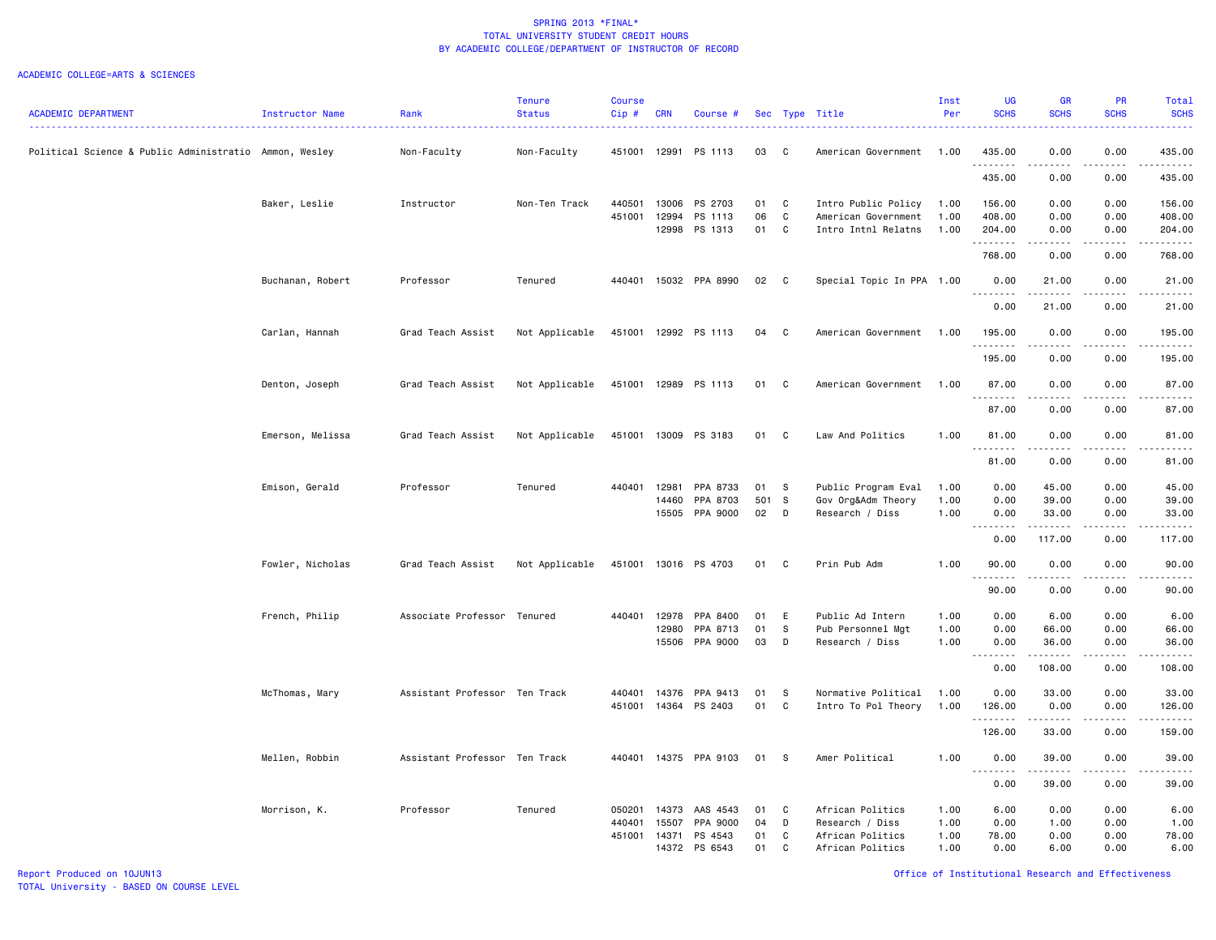# SPRING 2013 *FINAL*
## TOTAL UNIVERSITY STUDENT CREDIT HOURS
## BY ACADEMIC COLLEGE/DEPARTMENT OF INSTRUCTOR OF RECORD

ACADEMIC COLLEGE=ARTS & SCIENCES

| ACADEMIC DEPARTMENT | Instructor Name | Rank | Tenure Status | Course Cip # | CRN | Course # | Sec | Type | Title | Inst Per | UG SCHS | GR SCHS | PR SCHS | Total SCHS |
|---|---|---|---|---|---|---|---|---|---|---|---|---|---|---|
| Political Science & Public Administratio | Ammon, Wesley | Non-Faculty | Non-Faculty | 451001 | 12991 | PS 1113 | 03 | C | American Government | 1.00 | 435.00 | 0.00 | 0.00 | 435.00 |
| | | | | | | | | | | | 435.00 | 0.00 | 0.00 | 435.00 |
| | Baker, Leslie | Instructor | Non-Ten Track | 440501 | 13006 | PS 2703 | 01 | C | Intro Public Policy | 1.00 | 156.00 | 0.00 | 0.00 | 156.00 |
| | | | | 451001 | 12994 | PS 1113 | 06 | C | American Government | 1.00 | 408.00 | 0.00 | 0.00 | 408.00 |
| | | | | | 12998 | PS 1313 | 01 | C | Intro Intnl Relatns | 1.00 | 204.00 | 0.00 | 0.00 | 204.00 |
| | | | | | | | | | | | 768.00 | 0.00 | 0.00 | 768.00 |
| | Buchanan, Robert | Professor | Tenured | 440401 | 15032 | PPA 8990 | 02 | C | Special Topic In PPA | 1.00 | 0.00 | 21.00 | 0.00 | 21.00 |
| | | | | | | | | | | | 0.00 | 21.00 | 0.00 | 21.00 |
| | Carlan, Hannah | Grad Teach Assist | Not Applicable | 451001 | 12992 | PS 1113 | 04 | C | American Government | 1.00 | 195.00 | 0.00 | 0.00 | 195.00 |
| | | | | | | | | | | | 195.00 | 0.00 | 0.00 | 195.00 |
| | Denton, Joseph | Grad Teach Assist | Not Applicable | 451001 | 12989 | PS 1113 | 01 | C | American Government | 1.00 | 87.00 | 0.00 | 0.00 | 87.00 |
| | | | | | | | | | | | 87.00 | 0.00 | 0.00 | 87.00 |
| | Emerson, Melissa | Grad Teach Assist | Not Applicable | 451001 | 13009 | PS 3183 | 01 | C | Law And Politics | 1.00 | 81.00 | 0.00 | 0.00 | 81.00 |
| | | | | | | | | | | | 81.00 | 0.00 | 0.00 | 81.00 |
| | Emison, Gerald | Professor | Tenured | 440401 | 12981 | PPA 8733 | 01 | S | Public Program Eval | 1.00 | 0.00 | 45.00 | 0.00 | 45.00 |
| | | | | | 14460 | PPA 8703 | 501 | S | Gov Org&Adm Theory | 1.00 | 0.00 | 39.00 | 0.00 | 39.00 |
| | | | | | 15505 | PPA 9000 | 02 | D | Research / Diss | 1.00 | 0.00 | 33.00 | 0.00 | 33.00 |
| | | | | | | | | | | | 0.00 | 117.00 | 0.00 | 117.00 |
| | Fowler, Nicholas | Grad Teach Assist | Not Applicable | 451001 | 13016 | PS 4703 | 01 | C | Prin Pub Adm | 1.00 | 90.00 | 0.00 | 0.00 | 90.00 |
| | | | | | | | | | | | 90.00 | 0.00 | 0.00 | 90.00 |
| | French, Philip | Associate Professor | Tenured | 440401 | 12978 | PPA 8400 | 01 | E | Public Ad Intern | 1.00 | 0.00 | 6.00 | 0.00 | 6.00 |
| | | | | | 12980 | PPA 8713 | 01 | S | Pub Personnel Mgt | 1.00 | 0.00 | 66.00 | 0.00 | 66.00 |
| | | | | | 15506 | PPA 9000 | 03 | D | Research / Diss | 1.00 | 0.00 | 36.00 | 0.00 | 36.00 |
| | | | | | | | | | | | 0.00 | 108.00 | 0.00 | 108.00 |
| | McThomas, Mary | Assistant Professor | Ten Track | 440401 | 14376 | PPA 9413 | 01 | S | Normative Political | 1.00 | 0.00 | 33.00 | 0.00 | 33.00 |
| | | | | 451001 | 14364 | PS 2403 | 01 | C | Intro To Pol Theory | 1.00 | 126.00 | 0.00 | 0.00 | 126.00 |
| | | | | | | | | | | | 126.00 | 33.00 | 0.00 | 159.00 |
| | Mellen, Robbin | Assistant Professor | Ten Track | 440401 | 14375 | PPA 9103 | 01 | S | Amer Political | 1.00 | 0.00 | 39.00 | 0.00 | 39.00 |
| | | | | | | | | | | | 0.00 | 39.00 | 0.00 | 39.00 |
| | Morrison, K. | Professor | Tenured | 050201 | 14373 | AAS 4543 | 01 | C | African Politics | 1.00 | 6.00 | 0.00 | 0.00 | 6.00 |
| | | | | 440401 | 15507 | PPA 9000 | 04 | D | Research / Diss | 1.00 | 0.00 | 1.00 | 0.00 | 1.00 |
| | | | | 451001 | 14371 | PS 4543 | 01 | C | African Politics | 1.00 | 78.00 | 0.00 | 0.00 | 78.00 |
| | | | | | 14372 | PS 6543 | 01 | C | African Politics | 1.00 | 0.00 | 6.00 | 0.00 | 6.00 |

Report Produced on 10JUN13
TOTAL University - BASED ON COURSE LEVEL

Office of Institutional Research and Effectiveness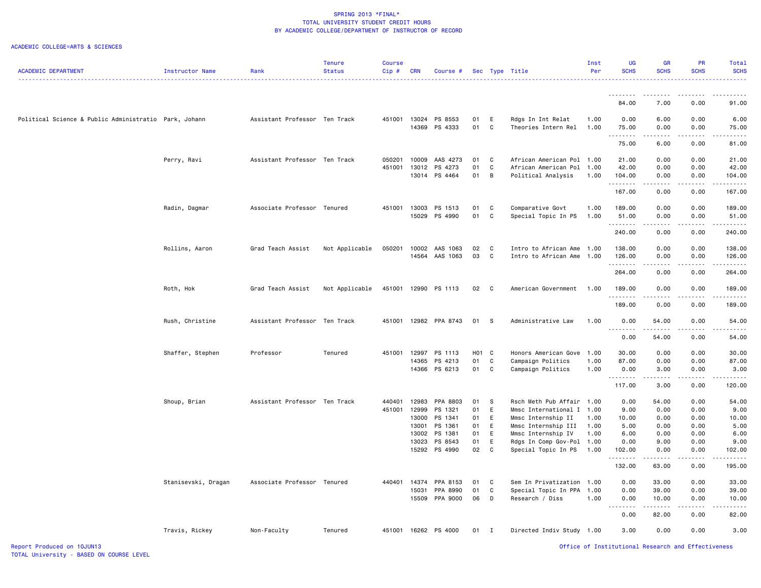SPRING 2013 *FINAL*
TOTAL UNIVERSITY STUDENT CREDIT HOURS
BY ACADEMIC COLLEGE/DEPARTMENT OF INSTRUCTOR OF RECORD

ACADEMIC COLLEGE=ARTS & SCIENCES

| ACADEMIC DEPARTMENT | Instructor Name | Rank | Tenure Status | Course Cip # | CRN | Course # | Sec | Type | Title | Inst Per | UG SCHS | GR SCHS | PR SCHS | Total SCHS |
|---|---|---|---|---|---|---|---|---|---|---|---|---|---|---|
| | | | | | | | | | | | 84.00 | 7.00 | 0.00 | 91.00 |
| Political Science & Public Administratio | Park, Johann | Assistant Professor | Ten Track | 451001 | 13024 | PS 8553 | 01 | E | Rdgs In Int Relat | 1.00 | 0.00 | 6.00 | 0.00 | 6.00 |
| | | | | | 14369 | PS 4333 | 01 | C | Theories Intern Rel | 1.00 | 75.00 | 0.00 | 0.00 | 75.00 |
| | | | | | | | | | | | 75.00 | 6.00 | 0.00 | 81.00 |
| | Perry, Ravi | Assistant Professor | Ten Track | 050201 | 10009 | AAS 4273 | 01 | C | African American Pol | 1.00 | 21.00 | 0.00 | 0.00 | 21.00 |
| | | | | 451001 | 13012 | PS 4273 | 01 | C | African American Pol | 1.00 | 42.00 | 0.00 | 0.00 | 42.00 |
| | | | | | 13014 | PS 4464 | 01 | B | Political Analysis | 1.00 | 104.00 | 0.00 | 0.00 | 104.00 |
| | | | | | | | | | | | 167.00 | 0.00 | 0.00 | 167.00 |
| | Radin, Dagmar | Associate Professor | Tenured | 451001 | 13003 | PS 1513 | 01 | C | Comparative Govt | 1.00 | 189.00 | 0.00 | 0.00 | 189.00 |
| | | | | | 15029 | PS 4990 | 01 | C | Special Topic In PS | 1.00 | 51.00 | 0.00 | 0.00 | 51.00 |
| | | | | | | | | | | | 240.00 | 0.00 | 0.00 | 240.00 |
| | Rollins, Aaron | Grad Teach Assist | Not Applicable | 050201 | 10002 | AAS 1063 | 02 | C | Intro to African Ame | 1.00 | 138.00 | 0.00 | 0.00 | 138.00 |
| | | | | | 14564 | AAS 1063 | 03 | C | Intro to African Ame | 1.00 | 126.00 | 0.00 | 0.00 | 126.00 |
| | | | | | | | | | | | 264.00 | 0.00 | 0.00 | 264.00 |
| | Roth, Hok | Grad Teach Assist | Not Applicable | 451001 | 12990 | PS 1113 | 02 | C | American Government | 1.00 | 189.00 | 0.00 | 0.00 | 189.00 |
| | | | | | | | | | | | 189.00 | 0.00 | 0.00 | 189.00 |
| | Rush, Christine | Assistant Professor | Ten Track | 451001 | 12982 | PPA 8743 | 01 | S | Administrative Law | 1.00 | 0.00 | 54.00 | 0.00 | 54.00 |
| | | | | | | | | | | | 0.00 | 54.00 | 0.00 | 54.00 |
| | Shaffer, Stephen | Professor | Tenured | 451001 | 12997 | PS 1113 | H01 | C | Honors American Gove | 1.00 | 30.00 | 0.00 | 0.00 | 30.00 |
| | | | | | 14365 | PS 4213 | 01 | C | Campaign Politics | 1.00 | 87.00 | 0.00 | 0.00 | 87.00 |
| | | | | | 14366 | PS 6213 | 01 | C | Campaign Politics | 1.00 | 0.00 | 3.00 | 0.00 | 3.00 |
| | | | | | | | | | | | 117.00 | 3.00 | 0.00 | 120.00 |
| | Shoup, Brian | Assistant Professor | Ten Track | 440401 | 12983 | PPA 8803 | 01 | S | Rsch Meth Pub Affair | 1.00 | 0.00 | 54.00 | 0.00 | 54.00 |
| | | | | 451001 | 12999 | PS 1321 | 01 | E | Mmsc International I | 1.00 | 9.00 | 0.00 | 0.00 | 9.00 |
| | | | | | 13000 | PS 1341 | 01 | E | Mmsc Internship II | 1.00 | 10.00 | 0.00 | 0.00 | 10.00 |
| | | | | | 13001 | PS 1361 | 01 | E | Mmsc Internship III | 1.00 | 5.00 | 0.00 | 0.00 | 5.00 |
| | | | | | 13002 | PS 1381 | 01 | E | Mmsc Internship IV | 1.00 | 6.00 | 0.00 | 0.00 | 6.00 |
| | | | | | 13023 | PS 8543 | 01 | E | Rdgs In Comp Gov-Pol | 1.00 | 0.00 | 9.00 | 0.00 | 9.00 |
| | | | | | 15292 | PS 4990 | 02 | C | Special Topic In PS | 1.00 | 102.00 | 0.00 | 0.00 | 102.00 |
| | | | | | | | | | | | 132.00 | 63.00 | 0.00 | 195.00 |
| | Stanisevski, Dragan | Associate Professor | Tenured | 440401 | 14374 | PPA 8153 | 01 | C | Sem In Privatization | 1.00 | 0.00 | 33.00 | 0.00 | 33.00 |
| | | | | | 15031 | PPA 8990 | 01 | C | Special Topic In PPA | 1.00 | 0.00 | 39.00 | 0.00 | 39.00 |
| | | | | | 15509 | PPA 9000 | 06 | D | Research / Diss | 1.00 | 0.00 | 10.00 | 0.00 | 10.00 |
| | | | | | | | | | | | 0.00 | 82.00 | 0.00 | 82.00 |
| | Travis, Rickey | Non-Faculty | Tenured | 451001 | 16262 | PS 4000 | 01 | I | Directed Indiv Study | 1.00 | 3.00 | 0.00 | 0.00 | 3.00 |

Report Produced on 10JUN13
TOTAL University - BASED ON COURSE LEVEL

Office of Institutional Research and Effectiveness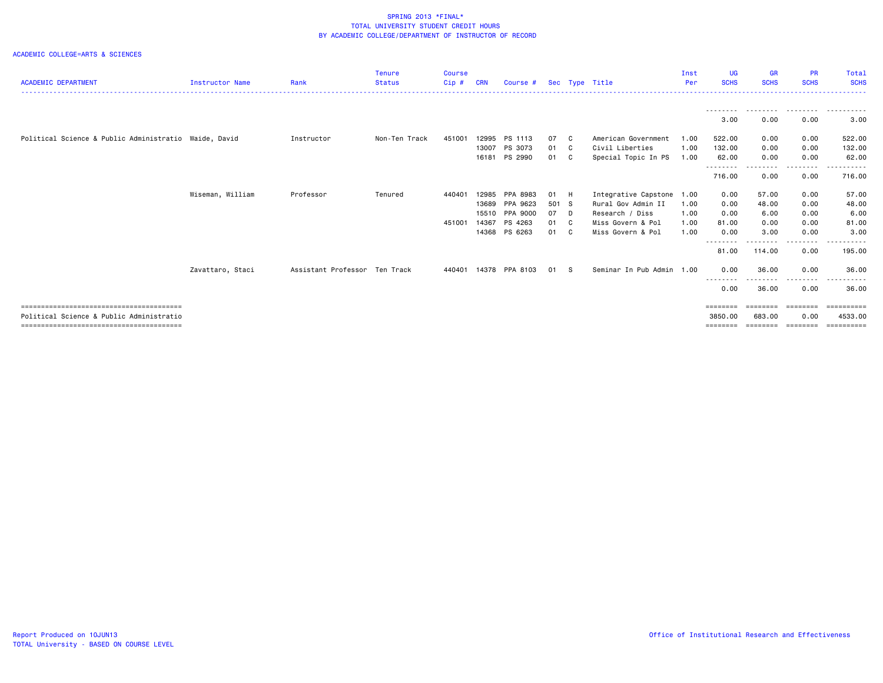SPRING 2013 *FINAL*
TOTAL UNIVERSITY STUDENT CREDIT HOURS
BY ACADEMIC COLLEGE/DEPARTMENT OF INSTRUCTOR OF RECORD

ACADEMIC COLLEGE=ARTS & SCIENCES

| ACADEMIC DEPARTMENT | Instructor Name | Rank | Tenure Status | Course Cip # | CRN | Course # | Sec | Type | Title | Inst Per | UG SCHS | GR SCHS | PR SCHS | Total SCHS |
|---|---|---|---|---|---|---|---|---|---|---|---|---|---|---|
| | | | | | | | | | | | 3.00 | 0.00 | 0.00 | 3.00 |
| Political Science & Public Administratio | Waide, David | Instructor | Non-Ten Track | 451001 | 12995 | PS 1113 | 07 | C | American Government | 1.00 | 522.00 | 0.00 | 0.00 | 522.00 |
| | | | | | 13007 | PS 3073 | 01 | C | Civil Liberties | 1.00 | 132.00 | 0.00 | 0.00 | 132.00 |
| | | | | | 16181 | PS 2990 | 01 | C | Special Topic In PS | 1.00 | 62.00 | 0.00 | 0.00 | 62.00 |
| | | | | | | | | | | | 716.00 | 0.00 | 0.00 | 716.00 |
| | Wiseman, William | Professor | Tenured | 440401 | 12985 | PPA 8983 | 01 | H | Integrative Capstone | 1.00 | 0.00 | 57.00 | 0.00 | 57.00 |
| | | | | | 13689 | PPA 9623 | 501 | S | Rural Gov Admin II | 1.00 | 0.00 | 48.00 | 0.00 | 48.00 |
| | | | | | 15510 | PPA 9000 | 07 | D | Research / Diss | 1.00 | 0.00 | 6.00 | 0.00 | 6.00 |
| | | | | 451001 | 14367 | PS 4263 | 01 | C | Miss Govern & Pol | 1.00 | 81.00 | 0.00 | 0.00 | 81.00 |
| | | | | | 14368 | PS 6263 | 01 | C | Miss Govern & Pol | 1.00 | 0.00 | 3.00 | 0.00 | 3.00 |
| | | | | | | | | | | | 81.00 | 114.00 | 0.00 | 195.00 |
| | Zavattaro, Staci | Assistant Professor | Ten Track | 440401 | 14378 | PPA 8103 | 01 | S | Seminar In Pub Admin | 1.00 | 0.00 | 36.00 | 0.00 | 36.00 |
| | | | | | | | | | | | 0.00 | 36.00 | 0.00 | 36.00 |
| Political Science & Public Administratio | | | | | | | | | | | 3850.00 | 683.00 | 0.00 | 4533.00 |

Report Produced on 10JUN13
TOTAL University - BASED ON COURSE LEVEL

Office of Institutional Research and Effectiveness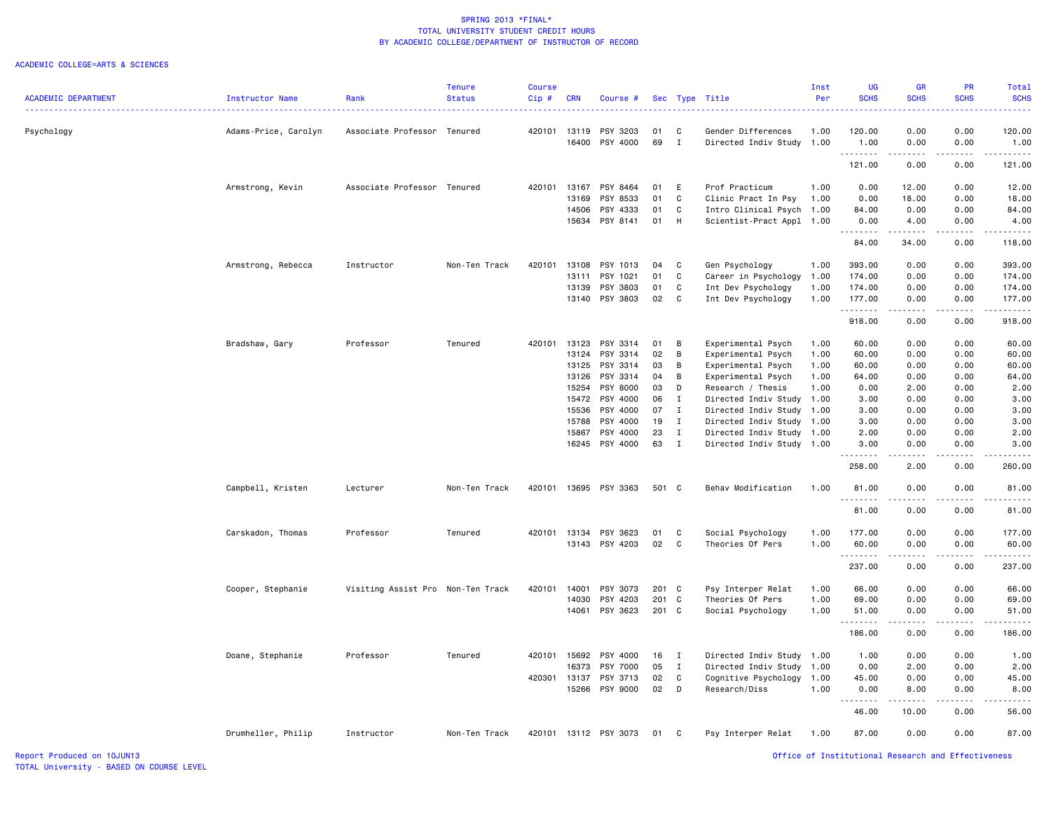SPRING 2013 *FINAL*
TOTAL UNIVERSITY STUDENT CREDIT HOURS
BY ACADEMIC COLLEGE/DEPARTMENT OF INSTRUCTOR OF RECORD

ACADEMIC COLLEGE=ARTS & SCIENCES

| ACADEMIC DEPARTMENT | Instructor Name | Rank | Tenure Status | Course Cip # | CRN | Course # | Sec | Type | Title | Inst Per | UG SCHS | GR SCHS | PR SCHS | Total SCHS |
|---|---|---|---|---|---|---|---|---|---|---|---|---|---|---|
| Psychology | Adams-Price, Carolyn | Associate Professor | Tenured | 420101 | 13119 | PSY 3203 | 01 | C | Gender Differences | 1.00 | 120.00 | 0.00 | 0.00 | 120.00 |
| | | | | | 16400 | PSY 4000 | 69 | I | Directed Indiv Study | 1.00 | 1.00 | 0.00 | 0.00 | 1.00 |
| | | | | | | | | | | | 121.00 | 0.00 | 0.00 | 121.00 |
| | Armstrong, Kevin | Associate Professor | Tenured | 420101 | 13167 | PSY 8464 | 01 | E | Prof Practicum | 1.00 | 0.00 | 12.00 | 0.00 | 12.00 |
| | | | | | 13169 | PSY 8533 | 01 | C | Clinic Pract In Psy | 1.00 | 0.00 | 18.00 | 0.00 | 18.00 |
| | | | | | 14506 | PSY 4333 | 01 | C | Intro Clinical Psych | 1.00 | 84.00 | 0.00 | 0.00 | 84.00 |
| | | | | | 15634 | PSY 8141 | 01 | H | Scientist-Pract Appl | 1.00 | 0.00 | 4.00 | 0.00 | 4.00 |
| | | | | | | | | | | | 84.00 | 34.00 | 0.00 | 118.00 |
| | Armstrong, Rebecca | Instructor | Non-Ten Track | 420101 | 13108 | PSY 1013 | 04 | C | Gen Psychology | 1.00 | 393.00 | 0.00 | 0.00 | 393.00 |
| | | | | | 13111 | PSY 1021 | 01 | C | Career in Psychology | 1.00 | 174.00 | 0.00 | 0.00 | 174.00 |
| | | | | | 13139 | PSY 3803 | 01 | C | Int Dev Psychology | 1.00 | 174.00 | 0.00 | 0.00 | 174.00 |
| | | | | | 13140 | PSY 3803 | 02 | C | Int Dev Psychology | 1.00 | 177.00 | 0.00 | 0.00 | 177.00 |
| | | | | | | | | | | | 918.00 | 0.00 | 0.00 | 918.00 |
| | Bradshaw, Gary | Professor | Tenured | 420101 | 13123 | PSY 3314 | 01 | B | Experimental Psych | 1.00 | 60.00 | 0.00 | 0.00 | 60.00 |
| | | | | | 13124 | PSY 3314 | 02 | B | Experimental Psych | 1.00 | 60.00 | 0.00 | 0.00 | 60.00 |
| | | | | | 13125 | PSY 3314 | 03 | B | Experimental Psych | 1.00 | 60.00 | 0.00 | 0.00 | 60.00 |
| | | | | | 13126 | PSY 3314 | 04 | B | Experimental Psych | 1.00 | 64.00 | 0.00 | 0.00 | 64.00 |
| | | | | | 15254 | PSY 8000 | 03 | D | Research / Thesis | 1.00 | 0.00 | 2.00 | 0.00 | 2.00 |
| | | | | | 15472 | PSY 4000 | 06 | I | Directed Indiv Study | 1.00 | 3.00 | 0.00 | 0.00 | 3.00 |
| | | | | | 15536 | PSY 4000 | 07 | I | Directed Indiv Study | 1.00 | 3.00 | 0.00 | 0.00 | 3.00 |
| | | | | | 15788 | PSY 4000 | 19 | I | Directed Indiv Study | 1.00 | 3.00 | 0.00 | 0.00 | 3.00 |
| | | | | | 15867 | PSY 4000 | 23 | I | Directed Indiv Study | 1.00 | 2.00 | 0.00 | 0.00 | 2.00 |
| | | | | | 16245 | PSY 4000 | 63 | I | Directed Indiv Study | 1.00 | 3.00 | 0.00 | 0.00 | 3.00 |
| | | | | | | | | | | | 258.00 | 2.00 | 0.00 | 260.00 |
| | Campbell, Kristen | Lecturer | Non-Ten Track | 420101 | 13695 | PSY 3363 | 501 | C | Behav Modification | 1.00 | 81.00 | 0.00 | 0.00 | 81.00 |
| | | | | | | | | | | | 81.00 | 0.00 | 0.00 | 81.00 |
| | Carskadon, Thomas | Professor | Tenured | 420101 | 13134 | PSY 3623 | 01 | C | Social Psychology | 1.00 | 177.00 | 0.00 | 0.00 | 177.00 |
| | | | | | 13143 | PSY 4203 | 02 | C | Theories Of Pers | 1.00 | 60.00 | 0.00 | 0.00 | 60.00 |
| | | | | | | | | | | | 237.00 | 0.00 | 0.00 | 237.00 |
| | Cooper, Stephanie | Visiting Assist Pro | Non-Ten Track | 420101 | 14001 | PSY 3073 | 201 | C | Psy Interper Relat | 1.00 | 66.00 | 0.00 | 0.00 | 66.00 |
| | | | | | 14030 | PSY 4203 | 201 | C | Theories Of Pers | 1.00 | 69.00 | 0.00 | 0.00 | 69.00 |
| | | | | | 14061 | PSY 3623 | 201 | C | Social Psychology | 1.00 | 51.00 | 0.00 | 0.00 | 51.00 |
| | | | | | | | | | | | 186.00 | 0.00 | 0.00 | 186.00 |
| | Doane, Stephanie | Professor | Tenured | 420101 | 15692 | PSY 4000 | 16 | I | Directed Indiv Study | 1.00 | 1.00 | 0.00 | 0.00 | 1.00 |
| | | | | | 16373 | PSY 7000 | 05 | I | Directed Indiv Study | 1.00 | 0.00 | 2.00 | 0.00 | 2.00 |
| | | | | 420301 | 13137 | PSY 3713 | 02 | C | Cognitive Psychology | 1.00 | 45.00 | 0.00 | 0.00 | 45.00 |
| | | | | | 15266 | PSY 9000 | 02 | D | Research/Diss | 1.00 | 0.00 | 8.00 | 0.00 | 8.00 |
| | | | | | | | | | | | 46.00 | 10.00 | 0.00 | 56.00 |
| | Drumheller, Philip | Instructor | Non-Ten Track | 420101 | 13112 | PSY 3073 | 01 | C | Psy Interper Relat | 1.00 | 87.00 | 0.00 | 0.00 | 87.00 |

Report Produced on 10JUN13
TOTAL University - BASED ON COURSE LEVEL

Office of Institutional Research and Effectiveness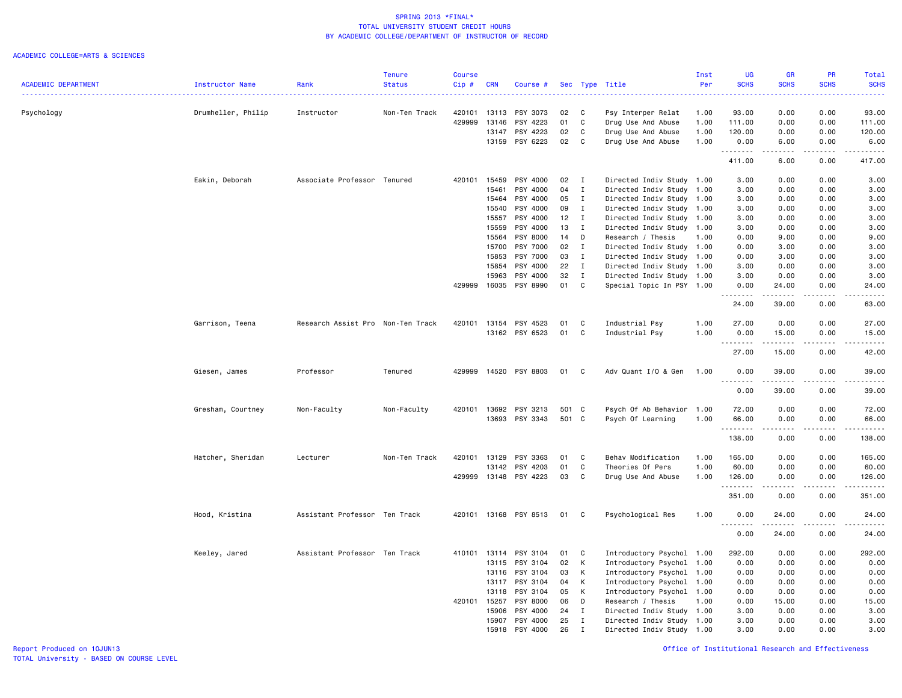SPRING 2013 *FINAL*
TOTAL UNIVERSITY STUDENT CREDIT HOURS
BY ACADEMIC COLLEGE/DEPARTMENT OF INSTRUCTOR OF RECORD

ACADEMIC COLLEGE=ARTS & SCIENCES

| ACADEMIC DEPARTMENT | Instructor Name | Rank | Tenure Status | Course Cip # | CRN | Course # | Sec | Type | Title | Inst Per | UG SCHS | GR SCHS | PR SCHS | Total SCHS |
|---|---|---|---|---|---|---|---|---|---|---|---|---|---|---|
| Psychology | Drumheller, Philip | Instructor | Non-Ten Track | 420101 | 13113 | PSY 3073 | 02 | C | Psy Interper Relat | 1.00 | 93.00 | 0.00 | 0.00 | 93.00 |
| | | | | 429999 | 13146 | PSY 4223 | 01 | C | Drug Use And Abuse | 1.00 | 111.00 | 0.00 | 0.00 | 111.00 |
| | | | | | 13147 | PSY 4223 | 02 | C | Drug Use And Abuse | 1.00 | 120.00 | 0.00 | 0.00 | 120.00 |
| | | | | | 13159 | PSY 6223 | 02 | C | Drug Use And Abuse | 1.00 | 0.00 | 6.00 | 0.00 | 6.00 |
| | | | | | | | | | | | 411.00 | 6.00 | 0.00 | 417.00 |
| | Eakin, Deborah | Associate Professor | Tenured | 420101 | 15459 | PSY 4000 | 02 | I | Directed Indiv Study | 1.00 | 3.00 | 0.00 | 0.00 | 3.00 |
| | | | | | 15461 | PSY 4000 | 04 | I | Directed Indiv Study | 1.00 | 3.00 | 0.00 | 0.00 | 3.00 |
| | | | | | 15464 | PSY 4000 | 05 | I | Directed Indiv Study | 1.00 | 3.00 | 0.00 | 0.00 | 3.00 |
| | | | | | 15540 | PSY 4000 | 09 | I | Directed Indiv Study | 1.00 | 3.00 | 0.00 | 0.00 | 3.00 |
| | | | | | 15557 | PSY 4000 | 12 | I | Directed Indiv Study | 1.00 | 3.00 | 0.00 | 0.00 | 3.00 |
| | | | | | 15559 | PSY 4000 | 13 | I | Directed Indiv Study | 1.00 | 3.00 | 0.00 | 0.00 | 3.00 |
| | | | | | 15564 | PSY 8000 | 14 | D | Research / Thesis | 1.00 | 0.00 | 9.00 | 0.00 | 9.00 |
| | | | | | 15700 | PSY 7000 | 02 | I | Directed Indiv Study | 1.00 | 0.00 | 3.00 | 0.00 | 3.00 |
| | | | | | 15853 | PSY 7000 | 03 | I | Directed Indiv Study | 1.00 | 0.00 | 3.00 | 0.00 | 3.00 |
| | | | | | 15854 | PSY 4000 | 22 | I | Directed Indiv Study | 1.00 | 3.00 | 0.00 | 0.00 | 3.00 |
| | | | | | 15963 | PSY 4000 | 32 | I | Directed Indiv Study | 1.00 | 3.00 | 0.00 | 0.00 | 3.00 |
| | | | | 429999 | 16035 | PSY 8990 | 01 | C | Special Topic In PSY | 1.00 | 0.00 | 24.00 | 0.00 | 24.00 |
| | | | | | | | | | | | 24.00 | 39.00 | 0.00 | 63.00 |
| | Garrison, Teena | Research Assist Pro | Non-Ten Track | 420101 | 13154 | PSY 4523 | 01 | C | Industrial Psy | 1.00 | 27.00 | 0.00 | 0.00 | 27.00 |
| | | | | | 13162 | PSY 6523 | 01 | C | Industrial Psy | 1.00 | 0.00 | 15.00 | 0.00 | 15.00 |
| | | | | | | | | | | | 27.00 | 15.00 | 0.00 | 42.00 |
| | Giesen, James | Professor | Tenured | 429999 | 14520 | PSY 8803 | 01 | C | Adv Quant I/O & Gen | 1.00 | 0.00 | 39.00 | 0.00 | 39.00 |
| | | | | | | | | | | | 0.00 | 39.00 | 0.00 | 39.00 |
| | Gresham, Courtney | Non-Faculty | Non-Faculty | 420101 | 13692 | PSY 3213 | 501 | C | Psych Of Ab Behavior | 1.00 | 72.00 | 0.00 | 0.00 | 72.00 |
| | | | | | 13693 | PSY 3343 | 501 | C | Psych Of Learning | 1.00 | 66.00 | 0.00 | 0.00 | 66.00 |
| | | | | | | | | | | | 138.00 | 0.00 | 0.00 | 138.00 |
| | Hatcher, Sheridan | Lecturer | Non-Ten Track | 420101 | 13129 | PSY 3363 | 01 | C | Behav Modification | 1.00 | 165.00 | 0.00 | 0.00 | 165.00 |
| | | | | | 13142 | PSY 4203 | 01 | C | Theories Of Pers | 1.00 | 60.00 | 0.00 | 0.00 | 60.00 |
| | | | | 429999 | 13148 | PSY 4223 | 03 | C | Drug Use And Abuse | 1.00 | 126.00 | 0.00 | 0.00 | 126.00 |
| | | | | | | | | | | | 351.00 | 0.00 | 0.00 | 351.00 |
| | Hood, Kristina | Assistant Professor | Ten Track | 420101 | 13168 | PSY 8513 | 01 | C | Psychological Res | 1.00 | 0.00 | 24.00 | 0.00 | 24.00 |
| | | | | | | | | | | | 0.00 | 24.00 | 0.00 | 24.00 |
| | Keeley, Jared | Assistant Professor | Ten Track | 410101 | 13114 | PSY 3104 | 01 | C | Introductory Psychol | 1.00 | 292.00 | 0.00 | 0.00 | 292.00 |
| | | | | | 13115 | PSY 3104 | 02 | K | Introductory Psychol | 1.00 | 0.00 | 0.00 | 0.00 | 0.00 |
| | | | | | 13116 | PSY 3104 | 03 | K | Introductory Psychol | 1.00 | 0.00 | 0.00 | 0.00 | 0.00 |
| | | | | | 13117 | PSY 3104 | 04 | K | Introductory Psychol | 1.00 | 0.00 | 0.00 | 0.00 | 0.00 |
| | | | | | 13118 | PSY 3104 | 05 | K | Introductory Psychol | 1.00 | 0.00 | 0.00 | 0.00 | 0.00 |
| | | | | 420101 | 15257 | PSY 8000 | 06 | D | Research / Thesis | 1.00 | 0.00 | 15.00 | 0.00 | 15.00 |
| | | | | | 15906 | PSY 4000 | 24 | I | Directed Indiv Study | 1.00 | 3.00 | 0.00 | 0.00 | 3.00 |
| | | | | | 15907 | PSY 4000 | 25 | I | Directed Indiv Study | 1.00 | 3.00 | 0.00 | 0.00 | 3.00 |
| | | | | | 15918 | PSY 4000 | 26 | I | Directed Indiv Study | 1.00 | 3.00 | 0.00 | 0.00 | 3.00 |

Report Produced on 10JUN13
TOTAL University - BASED ON COURSE LEVEL

Office of Institutional Research and Effectiveness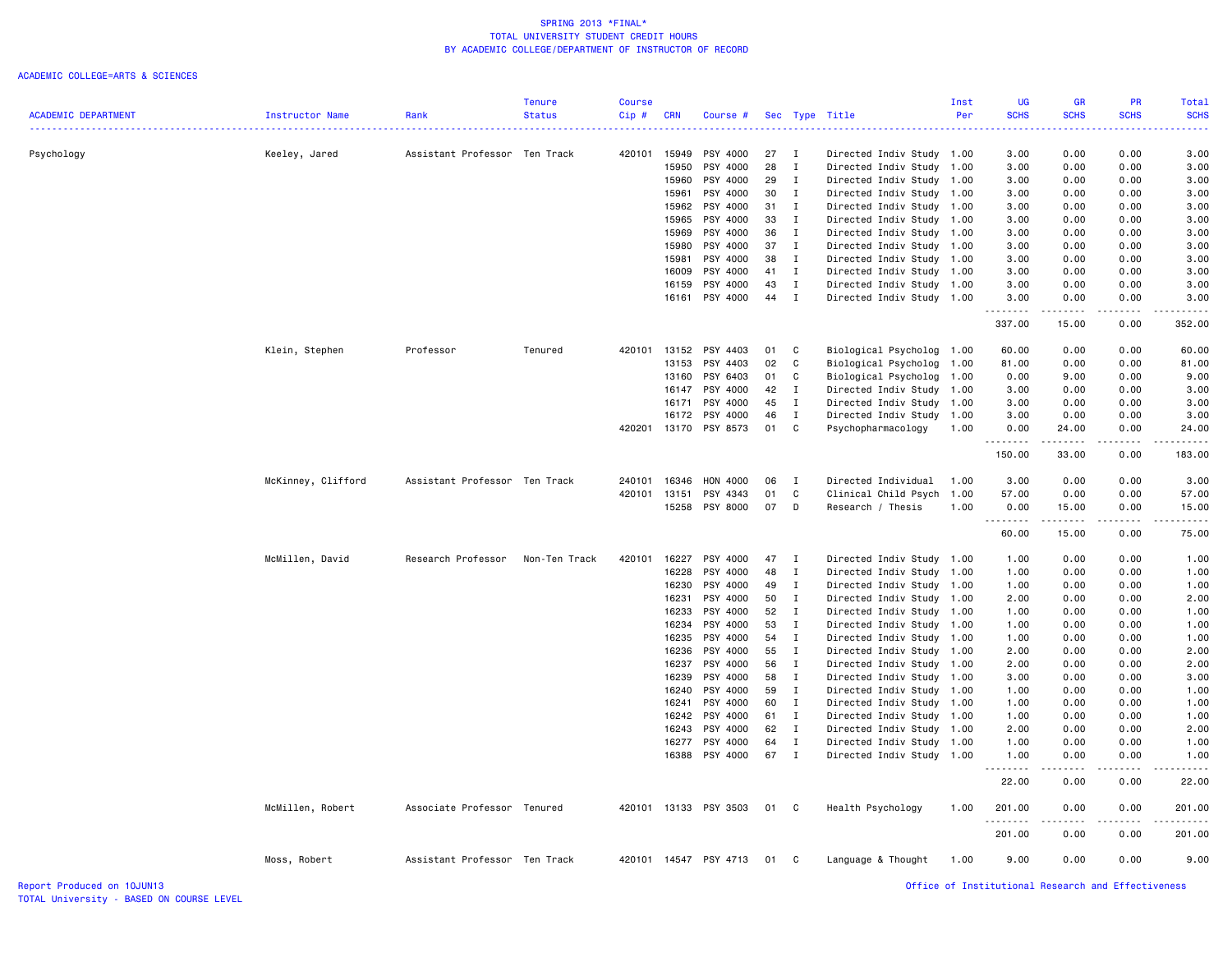SPRING 2013 *FINAL*
TOTAL UNIVERSITY STUDENT CREDIT HOURS
BY ACADEMIC COLLEGE/DEPARTMENT OF INSTRUCTOR OF RECORD

ACADEMIC COLLEGE=ARTS & SCIENCES

| ACADEMIC DEPARTMENT | Instructor Name | Rank | Tenure Status | Course Cip # | CRN | Course # | Sec | Type | Title | Inst Per | UG SCHS | GR SCHS | PR SCHS | Total SCHS |
|---|---|---|---|---|---|---|---|---|---|---|---|---|---|---|
| Psychology | Keeley, Jared | Assistant Professor | Ten Track | 420101 | 15949 | PSY 4000 | 27 | I | Directed Indiv Study | 1.00 | 3.00 | 0.00 | 0.00 | 3.00 |
| | | | | | 15950 | PSY 4000 | 28 | I | Directed Indiv Study | 1.00 | 3.00 | 0.00 | 0.00 | 3.00 |
| | | | | | 15960 | PSY 4000 | 29 | I | Directed Indiv Study | 1.00 | 3.00 | 0.00 | 0.00 | 3.00 |
| | | | | | 15961 | PSY 4000 | 30 | I | Directed Indiv Study | 1.00 | 3.00 | 0.00 | 0.00 | 3.00 |
| | | | | | 15962 | PSY 4000 | 31 | I | Directed Indiv Study | 1.00 | 3.00 | 0.00 | 0.00 | 3.00 |
| | | | | | 15965 | PSY 4000 | 33 | I | Directed Indiv Study | 1.00 | 3.00 | 0.00 | 0.00 | 3.00 |
| | | | | | 15969 | PSY 4000 | 36 | I | Directed Indiv Study | 1.00 | 3.00 | 0.00 | 0.00 | 3.00 |
| | | | | | 15980 | PSY 4000 | 37 | I | Directed Indiv Study | 1.00 | 3.00 | 0.00 | 0.00 | 3.00 |
| | | | | | 15981 | PSY 4000 | 38 | I | Directed Indiv Study | 1.00 | 3.00 | 0.00 | 0.00 | 3.00 |
| | | | | | 16009 | PSY 4000 | 41 | I | Directed Indiv Study | 1.00 | 3.00 | 0.00 | 0.00 | 3.00 |
| | | | | | 16159 | PSY 4000 | 43 | I | Directed Indiv Study | 1.00 | 3.00 | 0.00 | 0.00 | 3.00 |
| | | | | | 16161 | PSY 4000 | 44 | I | Directed Indiv Study | 1.00 | 3.00 | 0.00 | 0.00 | 3.00 |
| | | | | | | | | | | | 337.00 | 15.00 | 0.00 | 352.00 |
| | Klein, Stephen | Professor | Tenured | 420101 | 13152 | PSY 4403 | 01 | C | Biological Psycholog | 1.00 | 60.00 | 0.00 | 0.00 | 60.00 |
| | | | | | 13153 | PSY 4403 | 02 | C | Biological Psycholog | 1.00 | 81.00 | 0.00 | 0.00 | 81.00 |
| | | | | | 13160 | PSY 6403 | 01 | C | Biological Psycholog | 1.00 | 0.00 | 9.00 | 0.00 | 9.00 |
| | | | | | 16147 | PSY 4000 | 42 | I | Directed Indiv Study | 1.00 | 3.00 | 0.00 | 0.00 | 3.00 |
| | | | | | 16171 | PSY 4000 | 45 | I | Directed Indiv Study | 1.00 | 3.00 | 0.00 | 0.00 | 3.00 |
| | | | | | 16172 | PSY 4000 | 46 | I | Directed Indiv Study | 1.00 | 3.00 | 0.00 | 0.00 | 3.00 |
| | | | | 420201 | 13170 | PSY 8573 | 01 | C | Psychopharmacology | 1.00 | 0.00 | 24.00 | 0.00 | 24.00 |
| | | | | | | | | | | | 150.00 | 33.00 | 0.00 | 183.00 |
| | McKinney, Clifford | Assistant Professor | Ten Track | 240101 | 16346 | HON 4000 | 06 | I | Directed Individual | 1.00 | 3.00 | 0.00 | 0.00 | 3.00 |
| | | | | 420101 | 13151 | PSY 4343 | 01 | C | Clinical Child Psych | 1.00 | 57.00 | 0.00 | 0.00 | 57.00 |
| | | | | | 15258 | PSY 8000 | 07 | D | Research / Thesis | 1.00 | 0.00 | 15.00 | 0.00 | 15.00 |
| | | | | | | | | | | | 60.00 | 15.00 | 0.00 | 75.00 |
| | McMillen, David | Research Professor | Non-Ten Track | 420101 | 16227 | PSY 4000 | 47 | I | Directed Indiv Study | 1.00 | 1.00 | 0.00 | 0.00 | 1.00 |
| | | | | | 16228 | PSY 4000 | 48 | I | Directed Indiv Study | 1.00 | 1.00 | 0.00 | 0.00 | 1.00 |
| | | | | | 16230 | PSY 4000 | 49 | I | Directed Indiv Study | 1.00 | 1.00 | 0.00 | 0.00 | 1.00 |
| | | | | | 16231 | PSY 4000 | 50 | I | Directed Indiv Study | 1.00 | 2.00 | 0.00 | 0.00 | 2.00 |
| | | | | | 16233 | PSY 4000 | 52 | I | Directed Indiv Study | 1.00 | 1.00 | 0.00 | 0.00 | 1.00 |
| | | | | | 16234 | PSY 4000 | 53 | I | Directed Indiv Study | 1.00 | 1.00 | 0.00 | 0.00 | 1.00 |
| | | | | | 16235 | PSY 4000 | 54 | I | Directed Indiv Study | 1.00 | 1.00 | 0.00 | 0.00 | 1.00 |
| | | | | | 16236 | PSY 4000 | 55 | I | Directed Indiv Study | 1.00 | 2.00 | 0.00 | 0.00 | 2.00 |
| | | | | | 16237 | PSY 4000 | 56 | I | Directed Indiv Study | 1.00 | 2.00 | 0.00 | 0.00 | 2.00 |
| | | | | | 16239 | PSY 4000 | 58 | I | Directed Indiv Study | 1.00 | 3.00 | 0.00 | 0.00 | 3.00 |
| | | | | | 16240 | PSY 4000 | 59 | I | Directed Indiv Study | 1.00 | 1.00 | 0.00 | 0.00 | 1.00 |
| | | | | | 16241 | PSY 4000 | 60 | I | Directed Indiv Study | 1.00 | 1.00 | 0.00 | 0.00 | 1.00 |
| | | | | | 16242 | PSY 4000 | 61 | I | Directed Indiv Study | 1.00 | 1.00 | 0.00 | 0.00 | 1.00 |
| | | | | | 16243 | PSY 4000 | 62 | I | Directed Indiv Study | 1.00 | 2.00 | 0.00 | 0.00 | 2.00 |
| | | | | | 16277 | PSY 4000 | 64 | I | Directed Indiv Study | 1.00 | 1.00 | 0.00 | 0.00 | 1.00 |
| | | | | | 16388 | PSY 4000 | 67 | I | Directed Indiv Study | 1.00 | 1.00 | 0.00 | 0.00 | 1.00 |
| | | | | | | | | | | | 22.00 | 0.00 | 0.00 | 22.00 |
| | McMillen, Robert | Associate Professor | Tenured | 420101 | 13133 | PSY 3503 | 01 | C | Health Psychology | 1.00 | 201.00 | 0.00 | 0.00 | 201.00 |
| | | | | | | | | | | | 201.00 | 0.00 | 0.00 | 201.00 |
| | Moss, Robert | Assistant Professor | Ten Track | 420101 | 14547 | PSY 4713 | 01 | C | Language & Thought | 1.00 | 9.00 | 0.00 | 0.00 | 9.00 |

Report Produced on 10JUN13
TOTAL University - BASED ON COURSE LEVEL
Office of Institutional Research and Effectiveness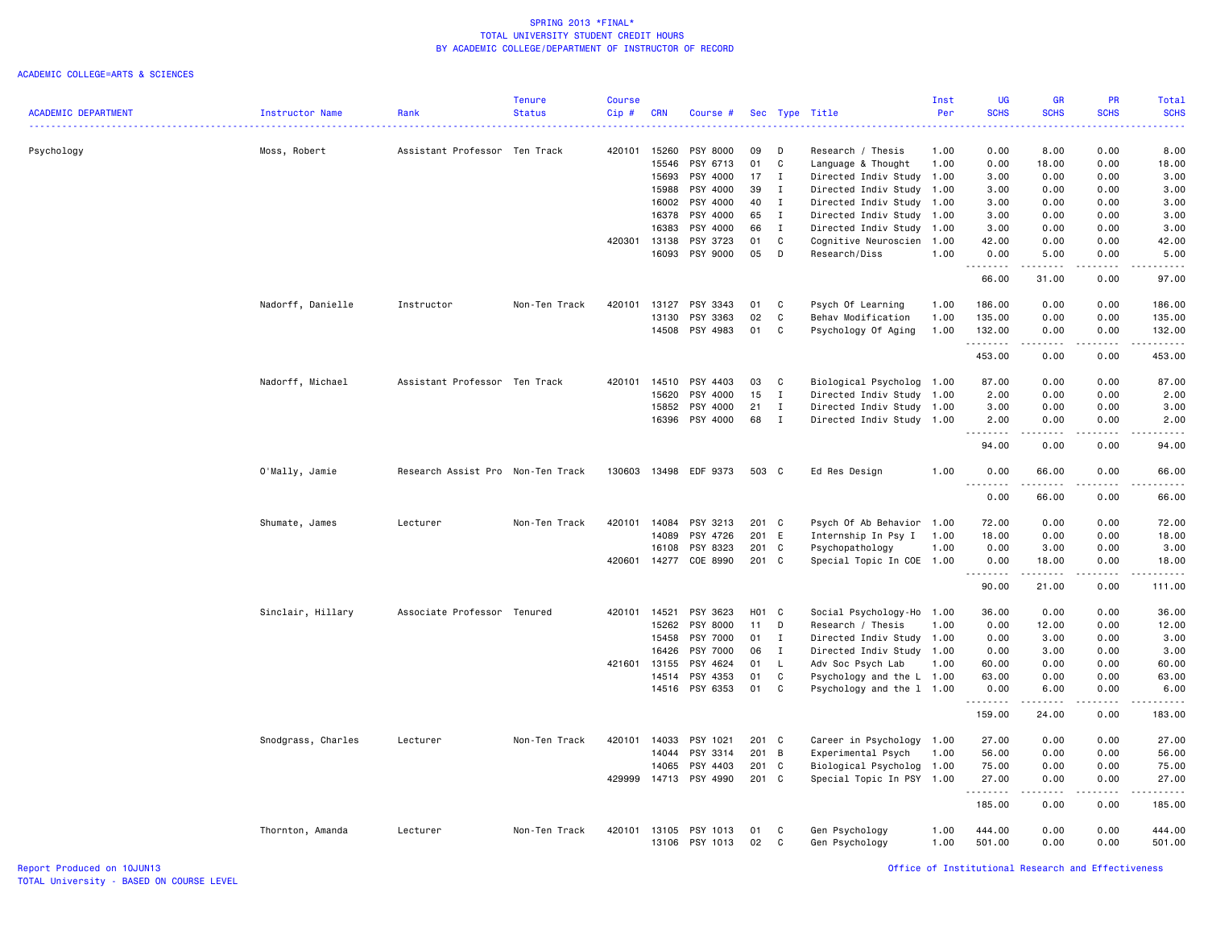SPRING 2013 *FINAL*
TOTAL UNIVERSITY STUDENT CREDIT HOURS
BY ACADEMIC COLLEGE/DEPARTMENT OF INSTRUCTOR OF RECORD

ACADEMIC COLLEGE=ARTS & SCIENCES

| ACADEMIC DEPARTMENT | Instructor Name | Rank | Tenure Status | Course Cip # | CRN | Course # | Sec | Type | Title | Inst Per | UG SCHS | GR SCHS | PR SCHS | Total SCHS |
|---|---|---|---|---|---|---|---|---|---|---|---|---|---|---|
| Psychology | Moss, Robert | Assistant Professor | Ten Track | 420101 | 15260 | PSY 8000 | 09 | D | Research / Thesis | 1.00 | 0.00 | 8.00 | 0.00 | 8.00 |
| | | | | | 15546 | PSY 6713 | 01 | C | Language & Thought | 1.00 | 0.00 | 18.00 | 0.00 | 18.00 |
| | | | | | 15693 | PSY 4000 | 17 | I | Directed Indiv Study | 1.00 | 3.00 | 0.00 | 0.00 | 3.00 |
| | | | | | 15988 | PSY 4000 | 39 | I | Directed Indiv Study | 1.00 | 3.00 | 0.00 | 0.00 | 3.00 |
| | | | | | 16002 | PSY 4000 | 40 | I | Directed Indiv Study | 1.00 | 3.00 | 0.00 | 0.00 | 3.00 |
| | | | | | 16378 | PSY 4000 | 65 | I | Directed Indiv Study | 1.00 | 3.00 | 0.00 | 0.00 | 3.00 |
| | | | | | 16383 | PSY 4000 | 66 | I | Directed Indiv Study | 1.00 | 3.00 | 0.00 | 0.00 | 3.00 |
| | | | | 420301 | 13138 | PSY 3723 | 01 | C | Cognitive Neuroscien | 1.00 | 42.00 | 0.00 | 0.00 | 42.00 |
| | | | | | 16093 | PSY 9000 | 05 | D | Research/Diss | 1.00 | 0.00 | 5.00 | 0.00 | 5.00 |
| | | | | | | | | | | | 66.00 | 31.00 | 0.00 | 97.00 |
| | Nadorff, Danielle | Instructor | Non-Ten Track | 420101 | 13127 | PSY 3343 | 01 | C | Psych Of Learning | 1.00 | 186.00 | 0.00 | 0.00 | 186.00 |
| | | | | | 13130 | PSY 3363 | 02 | C | Behav Modification | 1.00 | 135.00 | 0.00 | 0.00 | 135.00 |
| | | | | | 14508 | PSY 4983 | 01 | C | Psychology Of Aging | 1.00 | 132.00 | 0.00 | 0.00 | 132.00 |
| | | | | | | | | | | | 453.00 | 0.00 | 0.00 | 453.00 |
| | Nadorff, Michael | Assistant Professor | Ten Track | 420101 | 14510 | PSY 4403 | 03 | C | Biological Psycholog | 1.00 | 87.00 | 0.00 | 0.00 | 87.00 |
| | | | | | 15620 | PSY 4000 | 15 | I | Directed Indiv Study | 1.00 | 2.00 | 0.00 | 0.00 | 2.00 |
| | | | | | 15852 | PSY 4000 | 21 | I | Directed Indiv Study | 1.00 | 3.00 | 0.00 | 0.00 | 3.00 |
| | | | | | 16396 | PSY 4000 | 68 | I | Directed Indiv Study | 1.00 | 2.00 | 0.00 | 0.00 | 2.00 |
| | | | | | | | | | | | 94.00 | 0.00 | 0.00 | 94.00 |
| | O'Mally, Jamie | Research Assist Pro | Non-Ten Track | 130603 | 13498 | EDF 9373 | 503 | C | Ed Res Design | 1.00 | 0.00 | 66.00 | 0.00 | 66.00 |
| | | | | | | | | | | | 0.00 | 66.00 | 0.00 | 66.00 |
| | Shumate, James | Lecturer | Non-Ten Track | 420101 | 14084 | PSY 3213 | 201 | C | Psych Of Ab Behavior | 1.00 | 72.00 | 0.00 | 0.00 | 72.00 |
| | | | | | 14089 | PSY 4726 | 201 | E | Internship In Psy I | 1.00 | 18.00 | 0.00 | 0.00 | 18.00 |
| | | | | | 16108 | PSY 8323 | 201 | C | Psychopathology | 1.00 | 0.00 | 3.00 | 0.00 | 3.00 |
| | | | | 420601 | 14277 | COE 8990 | 201 | C | Special Topic In COE | 1.00 | 0.00 | 18.00 | 0.00 | 18.00 |
| | | | | | | | | | | | 90.00 | 21.00 | 0.00 | 111.00 |
| | Sinclair, Hillary | Associate Professor | Tenured | 420101 | 14521 | PSY 3623 | H01 | C | Social Psychology-Ho | 1.00 | 36.00 | 0.00 | 0.00 | 36.00 |
| | | | | | 15262 | PSY 8000 | 11 | D | Research / Thesis | 1.00 | 0.00 | 12.00 | 0.00 | 12.00 |
| | | | | | 15458 | PSY 7000 | 01 | I | Directed Indiv Study | 1.00 | 0.00 | 3.00 | 0.00 | 3.00 |
| | | | | | 16426 | PSY 7000 | 06 | I | Directed Indiv Study | 1.00 | 0.00 | 3.00 | 0.00 | 3.00 |
| | | | | 421601 | 13155 | PSY 4624 | 01 | L | Adv Soc Psych Lab | 1.00 | 60.00 | 0.00 | 0.00 | 60.00 |
| | | | | | 14514 | PSY 4353 | 01 | C | Psychology and the L | 1.00 | 63.00 | 0.00 | 0.00 | 63.00 |
| | | | | | 14516 | PSY 6353 | 01 | C | Psychology and the l | 1.00 | 0.00 | 6.00 | 0.00 | 6.00 |
| | | | | | | | | | | | 159.00 | 24.00 | 0.00 | 183.00 |
| | Snodgrass, Charles | Lecturer | Non-Ten Track | 420101 | 14033 | PSY 1021 | 201 | C | Career in Psychology | 1.00 | 27.00 | 0.00 | 0.00 | 27.00 |
| | | | | | 14044 | PSY 3314 | 201 | B | Experimental Psych | 1.00 | 56.00 | 0.00 | 0.00 | 56.00 |
| | | | | | 14065 | PSY 4403 | 201 | C | Biological Psycholog | 1.00 | 75.00 | 0.00 | 0.00 | 75.00 |
| | | | | 429999 | 14713 | PSY 4990 | 201 | C | Special Topic In PSY | 1.00 | 27.00 | 0.00 | 0.00 | 27.00 |
| | | | | | | | | | | | 185.00 | 0.00 | 0.00 | 185.00 |
| | Thornton, Amanda | Lecturer | Non-Ten Track | 420101 | 13105 | PSY 1013 | 01 | C | Gen Psychology | 1.00 | 444.00 | 0.00 | 0.00 | 444.00 |
| | | | | | 13106 | PSY 1013 | 02 | C | Gen Psychology | 1.00 | 501.00 | 0.00 | 0.00 | 501.00 |

Report Produced on 10JUN13
TOTAL University - BASED ON COURSE LEVEL

Office of Institutional Research and Effectiveness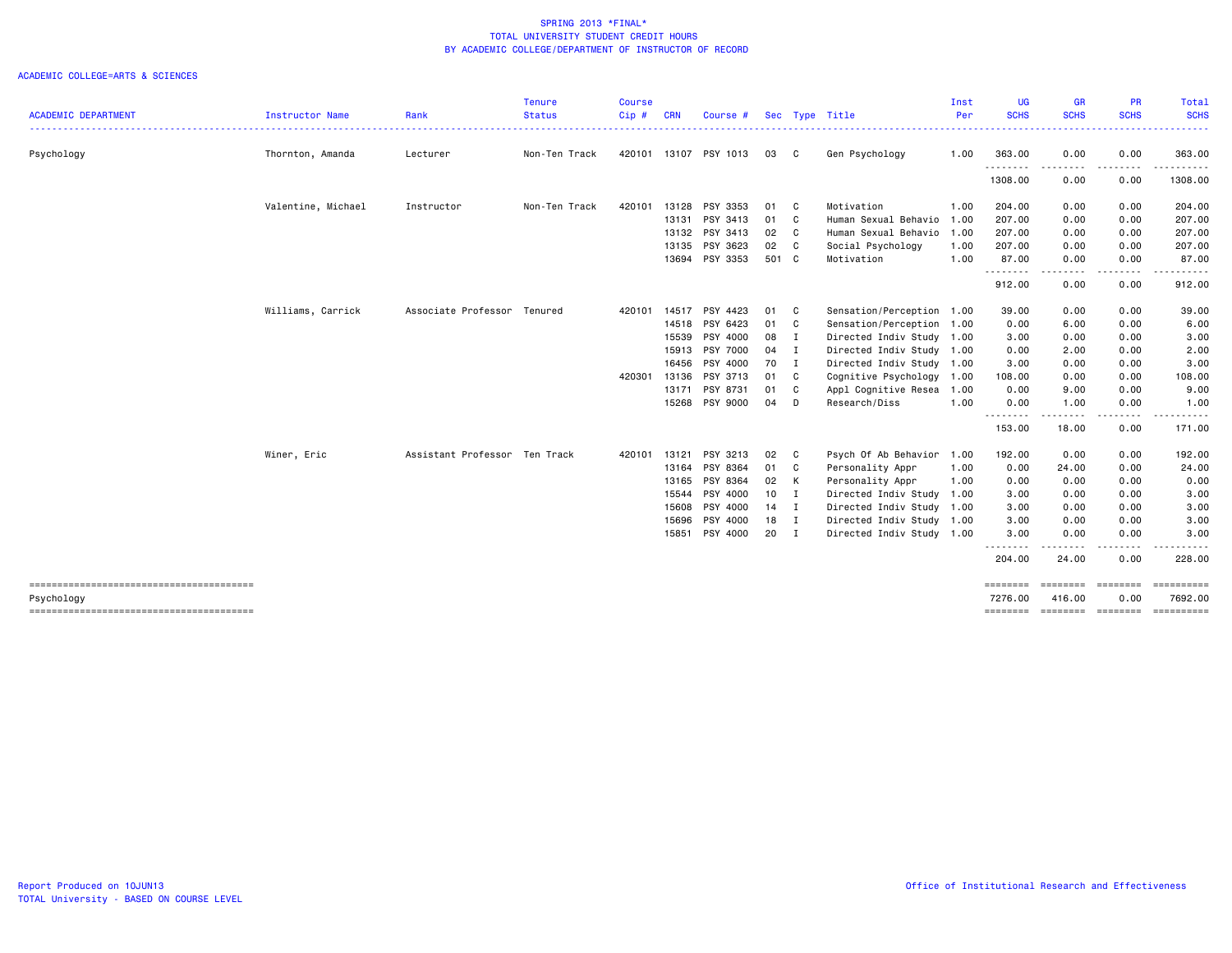SPRING 2013 *FINAL*
TOTAL UNIVERSITY STUDENT CREDIT HOURS
BY ACADEMIC COLLEGE/DEPARTMENT OF INSTRUCTOR OF RECORD

ACADEMIC COLLEGE=ARTS & SCIENCES

| ACADEMIC DEPARTMENT | Instructor Name | Rank | Tenure Status | Course Cip # | CRN | Course # | Sec | Type | Title | Inst Per | UG SCHS | GR SCHS | PR SCHS | Total SCHS |
|---|---|---|---|---|---|---|---|---|---|---|---|---|---|---|
| Psychology | Thornton, Amanda | Lecturer | Non-Ten Track | 420101 | 13107 | PSY 1013 | 03 | C | Gen Psychology | 1.00 | 363.00 | 0.00 | 0.00 | 363.00 |
| | | | | | | | | | | | 1308.00 | 0.00 | 0.00 | 1308.00 |
| | Valentine, Michael | Instructor | Non-Ten Track | 420101 | 13128 | PSY 3353 | 01 | C | Motivation | 1.00 | 204.00 | 0.00 | 0.00 | 204.00 |
| | | | | | 13131 | PSY 3413 | 01 | C | Human Sexual Behavio | 1.00 | 207.00 | 0.00 | 0.00 | 207.00 |
| | | | | | 13132 | PSY 3413 | 02 | C | Human Sexual Behavio | 1.00 | 207.00 | 0.00 | 0.00 | 207.00 |
| | | | | | 13135 | PSY 3623 | 02 | C | Social Psychology | 1.00 | 207.00 | 0.00 | 0.00 | 207.00 |
| | | | | | 13694 | PSY 3353 | 501 | C | Motivation | 1.00 | 87.00 | 0.00 | 0.00 | 87.00 |
| | | | | | | | | | | | 912.00 | 0.00 | 0.00 | 912.00 |
| | Williams, Carrick | Associate Professor | Tenured | 420101 | 14517 | PSY 4423 | 01 | C | Sensation/Perception | 1.00 | 39.00 | 0.00 | 0.00 | 39.00 |
| | | | | | 14518 | PSY 6423 | 01 | C | Sensation/Perception | 1.00 | 0.00 | 6.00 | 0.00 | 6.00 |
| | | | | | 15539 | PSY 4000 | 08 | I | Directed Indiv Study | 1.00 | 3.00 | 0.00 | 0.00 | 3.00 |
| | | | | | 15913 | PSY 7000 | 04 | I | Directed Indiv Study | 1.00 | 0.00 | 2.00 | 0.00 | 2.00 |
| | | | | | 16456 | PSY 4000 | 70 | I | Directed Indiv Study | 1.00 | 3.00 | 0.00 | 0.00 | 3.00 |
| | | | | 420301 | 13136 | PSY 3713 | 01 | C | Cognitive Psychology | 1.00 | 108.00 | 0.00 | 0.00 | 108.00 |
| | | | | | 13171 | PSY 8731 | 01 | C | Appl Cognitive Resea | 1.00 | 0.00 | 9.00 | 0.00 | 9.00 |
| | | | | | 15268 | PSY 9000 | 04 | D | Research/Diss | 1.00 | 0.00 | 1.00 | 0.00 | 1.00 |
| | | | | | | | | | | | 153.00 | 18.00 | 0.00 | 171.00 |
| | Winer, Eric | Assistant Professor | Ten Track | 420101 | 13121 | PSY 3213 | 02 | C | Psych Of Ab Behavior | 1.00 | 192.00 | 0.00 | 0.00 | 192.00 |
| | | | | | 13164 | PSY 8364 | 01 | C | Personality Appr | 1.00 | 0.00 | 24.00 | 0.00 | 24.00 |
| | | | | | 13165 | PSY 8364 | 02 | K | Personality Appr | 1.00 | 0.00 | 0.00 | 0.00 | 0.00 |
| | | | | | 15544 | PSY 4000 | 10 | I | Directed Indiv Study | 1.00 | 3.00 | 0.00 | 0.00 | 3.00 |
| | | | | | 15608 | PSY 4000 | 14 | I | Directed Indiv Study | 1.00 | 3.00 | 0.00 | 0.00 | 3.00 |
| | | | | | 15696 | PSY 4000 | 18 | I | Directed Indiv Study | 1.00 | 3.00 | 0.00 | 0.00 | 3.00 |
| | | | | | 15851 | PSY 4000 | 20 | I | Directed Indiv Study | 1.00 | 3.00 | 0.00 | 0.00 | 3.00 |
| | | | | | | | | | | | 204.00 | 24.00 | 0.00 | 228.00 |
| Psychology | | | | | | | | | | | 7276.00 | 416.00 | 0.00 | 7692.00 |

Report Produced on 10JUN13
TOTAL University - BASED ON COURSE LEVEL

Office of Institutional Research and Effectiveness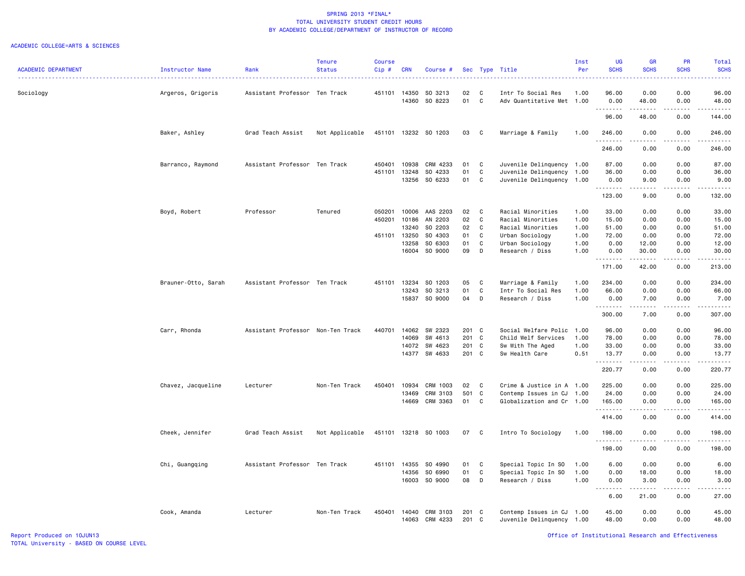SPRING 2013 *FINAL*
TOTAL UNIVERSITY STUDENT CREDIT HOURS
BY ACADEMIC COLLEGE/DEPARTMENT OF INSTRUCTOR OF RECORD

ACADEMIC COLLEGE=ARTS & SCIENCES

| ACADEMIC DEPARTMENT | Instructor Name | Rank | Tenure Status | Course Cip # | CRN | Course # | Sec | Type | Title | Inst Per | UG SCHS | GR SCHS | PR SCHS | Total SCHS |
|---|---|---|---|---|---|---|---|---|---|---|---|---|---|---|
| Sociology | Argeros, Grigoris | Assistant Professor | Ten Track | 451101 | 14350 | SO 3213 | 02 | C | Intr To Social Res | 1.00 | 96.00 | 0.00 | 0.00 | 96.00 |
| | | | | | 14360 | SO 8223 | 01 | C | Adv Quantitative Met | 1.00 | 0.00 | 48.00 | 0.00 | 48.00 |
| | | | | | | | | | | | 96.00 | 48.00 | 0.00 | 144.00 |
| | Baker, Ashley | Grad Teach Assist | Not Applicable | 451101 | 13232 | SO 1203 | 03 | C | Marriage & Family | 1.00 | 246.00 | 0.00 | 0.00 | 246.00 |
| | | | | | | | | | | | 246.00 | 0.00 | 0.00 | 246.00 |
| | Barranco, Raymond | Assistant Professor | Ten Track | 450401 | 10938 | CRM 4233 | 01 | C | Juvenile Delinquency | 1.00 | 87.00 | 0.00 | 0.00 | 87.00 |
| | | | | 451101 | 13248 | SO 4233 | 01 | C | Juvenile Delinquency | 1.00 | 36.00 | 0.00 | 0.00 | 36.00 |
| | | | | | 13256 | SO 6233 | 01 | C | Juvenile Delinquency | 1.00 | 0.00 | 9.00 | 0.00 | 9.00 |
| | | | | | | | | | | | 123.00 | 9.00 | 0.00 | 132.00 |
| | Boyd, Robert | Professor | Tenured | 050201 | 10006 | AAS 2203 | 02 | C | Racial Minorities | 1.00 | 33.00 | 0.00 | 0.00 | 33.00 |
| | | | | 450201 | 10186 | AN 2203 | 02 | C | Racial Minorities | 1.00 | 15.00 | 0.00 | 0.00 | 15.00 |
| | | | | | 13240 | SO 2203 | 02 | C | Racial Minorities | 1.00 | 51.00 | 0.00 | 0.00 | 51.00 |
| | | | | 451101 | 13250 | SO 4303 | 01 | C | Urban Sociology | 1.00 | 72.00 | 0.00 | 0.00 | 72.00 |
| | | | | | 13258 | SO 6303 | 01 | C | Urban Sociology | 1.00 | 0.00 | 12.00 | 0.00 | 12.00 |
| | | | | | 16004 | SO 9000 | 09 | D | Research / Diss | 1.00 | 0.00 | 30.00 | 0.00 | 30.00 |
| | | | | | | | | | | | 171.00 | 42.00 | 0.00 | 213.00 |
| | Brauner-Otto, Sarah | Assistant Professor | Ten Track | 451101 | 13234 | SO 1203 | 05 | C | Marriage & Family | 1.00 | 234.00 | 0.00 | 0.00 | 234.00 |
| | | | | | 13243 | SO 3213 | 01 | C | Intr To Social Res | 1.00 | 66.00 | 0.00 | 0.00 | 66.00 |
| | | | | | 15837 | SO 9000 | 04 | D | Research / Diss | 1.00 | 0.00 | 7.00 | 0.00 | 7.00 |
| | | | | | | | | | | | 300.00 | 7.00 | 0.00 | 307.00 |
| | Carr, Rhonda | Assistant Professor | Non-Ten Track | 440701 | 14062 | SW 2323 | 201 | C | Social Welfare Polic | 1.00 | 96.00 | 0.00 | 0.00 | 96.00 |
| | | | | | 14069 | SW 4613 | 201 | C | Child Welf Services | 1.00 | 78.00 | 0.00 | 0.00 | 78.00 |
| | | | | | 14072 | SW 4623 | 201 | C | Sw With The Aged | 1.00 | 33.00 | 0.00 | 0.00 | 33.00 |
| | | | | | 14377 | SW 4633 | 201 | C | Sw Health Care | 0.51 | 13.77 | 0.00 | 0.00 | 13.77 |
| | | | | | | | | | | | 220.77 | 0.00 | 0.00 | 220.77 |
| | Chavez, Jacqueline | Lecturer | Non-Ten Track | 450401 | 10934 | CRM 1003 | 02 | C | Crime & Justice in A | 1.00 | 225.00 | 0.00 | 0.00 | 225.00 |
| | | | | | 13469 | CRM 3103 | 501 | C | Contemp Issues in CJ | 1.00 | 24.00 | 0.00 | 0.00 | 24.00 |
| | | | | | 14669 | CRM 3363 | 01 | C | Globalization and Cr | 1.00 | 165.00 | 0.00 | 0.00 | 165.00 |
| | | | | | | | | | | | 414.00 | 0.00 | 0.00 | 414.00 |
| | Cheek, Jennifer | Grad Teach Assist | Not Applicable | 451101 | 13218 | SO 1003 | 07 | C | Intro To Sociology | 1.00 | 198.00 | 0.00 | 0.00 | 198.00 |
| | | | | | | | | | | | 198.00 | 0.00 | 0.00 | 198.00 |
| | Chi, Guangqing | Assistant Professor | Ten Track | 451101 | 14355 | SO 4990 | 01 | C | Special Topic In SO | 1.00 | 6.00 | 0.00 | 0.00 | 6.00 |
| | | | | | 14356 | SO 6990 | 01 | C | Special Topic In SO | 1.00 | 0.00 | 18.00 | 0.00 | 18.00 |
| | | | | | 16003 | SO 9000 | 08 | D | Research / Diss | 1.00 | 0.00 | 3.00 | 0.00 | 3.00 |
| | | | | | | | | | | | 6.00 | 21.00 | 0.00 | 27.00 |
| | Cook, Amanda | Lecturer | Non-Ten Track | 450401 | 14040 | CRM 3103 | 201 | C | Contemp Issues in CJ | 1.00 | 45.00 | 0.00 | 0.00 | 45.00 |
| | | | | | 14063 | CRM 4233 | 201 | C | Juvenile Delinquency | 1.00 | 48.00 | 0.00 | 0.00 | 48.00 |

Report Produced on 10JUN13
TOTAL University - BASED ON COURSE LEVEL

Office of Institutional Research and Effectiveness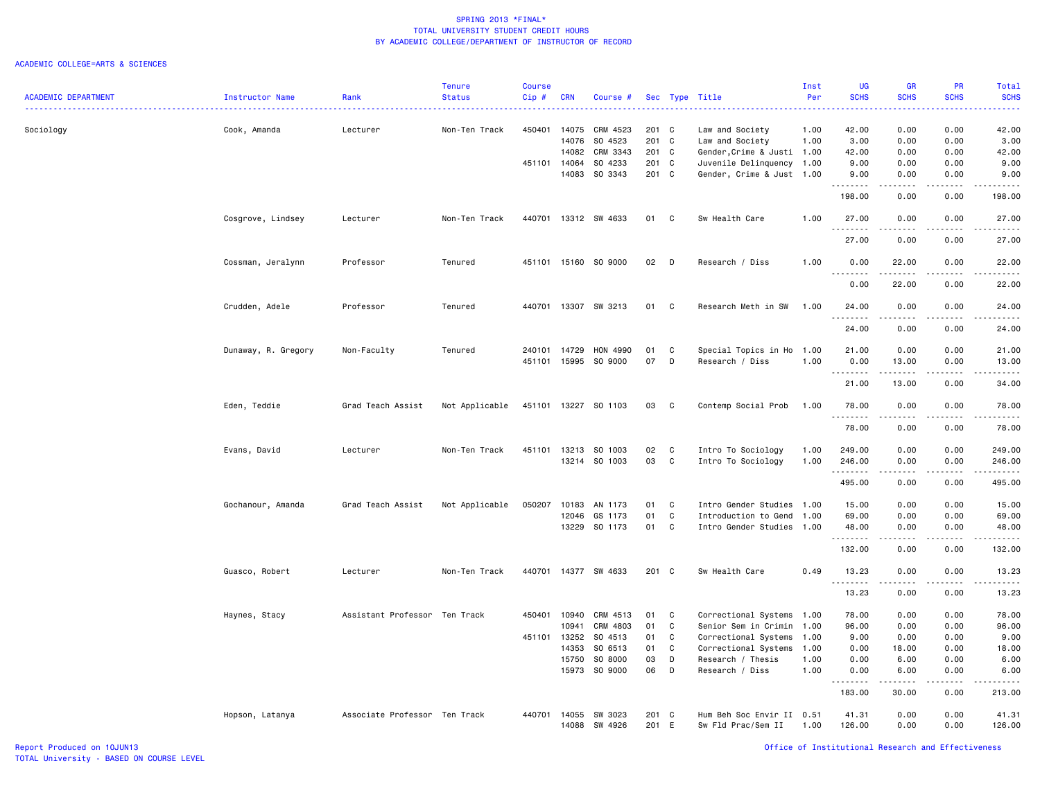SPRING 2013 *FINAL*
TOTAL UNIVERSITY STUDENT CREDIT HOURS
BY ACADEMIC COLLEGE/DEPARTMENT OF INSTRUCTOR OF RECORD

ACADEMIC COLLEGE=ARTS & SCIENCES

| ACADEMIC DEPARTMENT | Instructor Name | Rank | Tenure Status | Course Cip # | CRN | Course # | Sec | Type | Title | Inst Per | UG SCHS | GR SCHS | PR SCHS | Total SCHS |
|---|---|---|---|---|---|---|---|---|---|---|---|---|---|---|
| Sociology | Cook, Amanda | Lecturer | Non-Ten Track | 450401 | 14075 | CRM 4523 | 201 | C | Law and Society | 1.00 | 42.00 | 0.00 | 0.00 | 42.00 |
| | | | | | 14076 | SO 4523 | 201 | C | Law and Society | 1.00 | 3.00 | 0.00 | 0.00 | 3.00 |
| | | | | | 14082 | CRM 3343 | 201 | C | Gender,Crime & Justi | 1.00 | 42.00 | 0.00 | 0.00 | 42.00 |
| | | | | 451101 | 14064 | SO 4233 | 201 | C | Juvenile Delinquency | 1.00 | 9.00 | 0.00 | 0.00 | 9.00 |
| | | | | | 14083 | SO 3343 | 201 | C | Gender, Crime & Just | 1.00 | 9.00 | 0.00 | 0.00 | 9.00 |
| | | | | | | | | | | | 198.00 | 0.00 | 0.00 | 198.00 |
| | Cosgrove, Lindsey | Lecturer | Non-Ten Track | 440701 | 13312 | SW 4633 | 01 | C | Sw Health Care | 1.00 | 27.00 | 0.00 | 0.00 | 27.00 |
| | | | | | | | | | | | 27.00 | 0.00 | 0.00 | 27.00 |
| | Cossman, Jeralynn | Professor | Tenured | 451101 | 15160 | SO 9000 | 02 | D | Research / Diss | 1.00 | 0.00 | 22.00 | 0.00 | 22.00 |
| | | | | | | | | | | | 0.00 | 22.00 | 0.00 | 22.00 |
| | Crudden, Adele | Professor | Tenured | 440701 | 13307 | SW 3213 | 01 | C | Research Meth in SW | 1.00 | 24.00 | 0.00 | 0.00 | 24.00 |
| | | | | | | | | | | | 24.00 | 0.00 | 0.00 | 24.00 |
| | Dunaway, R. Gregory | Non-Faculty | Tenured | 240101 | 14729 | HON 4990 | 01 | C | Special Topics in Ho | 1.00 | 21.00 | 0.00 | 0.00 | 21.00 |
| | | | | 451101 | 15995 | SO 9000 | 07 | D | Research / Diss | 1.00 | 0.00 | 13.00 | 0.00 | 13.00 |
| | | | | | | | | | | | 21.00 | 13.00 | 0.00 | 34.00 |
| | Eden, Teddie | Grad Teach Assist | Not Applicable | 451101 | 13227 | SO 1103 | 03 | C | Contemp Social Prob | 1.00 | 78.00 | 0.00 | 0.00 | 78.00 |
| | | | | | | | | | | | 78.00 | 0.00 | 0.00 | 78.00 |
| | Evans, David | Lecturer | Non-Ten Track | 451101 | 13213 | SO 1003 | 02 | C | Intro To Sociology | 1.00 | 249.00 | 0.00 | 0.00 | 249.00 |
| | | | | | 13214 | SO 1003 | 03 | C | Intro To Sociology | 1.00 | 246.00 | 0.00 | 0.00 | 246.00 |
| | | | | | | | | | | | 495.00 | 0.00 | 0.00 | 495.00 |
| | Gochanour, Amanda | Grad Teach Assist | Not Applicable | 050207 | 10183 | AN 1173 | 01 | C | Intro Gender Studies | 1.00 | 15.00 | 0.00 | 0.00 | 15.00 |
| | | | | | 12046 | GS 1173 | 01 | C | Introduction to Gend | 1.00 | 69.00 | 0.00 | 0.00 | 69.00 |
| | | | | | 13229 | SO 1173 | 01 | C | Intro Gender Studies | 1.00 | 48.00 | 0.00 | 0.00 | 48.00 |
| | | | | | | | | | | | 132.00 | 0.00 | 0.00 | 132.00 |
| | Guasco, Robert | Lecturer | Non-Ten Track | 440701 | 14377 | SW 4633 | 201 | C | Sw Health Care | 0.49 | 13.23 | 0.00 | 0.00 | 13.23 |
| | | | | | | | | | | | 13.23 | 0.00 | 0.00 | 13.23 |
| | Haynes, Stacy | Assistant Professor | Ten Track | 450401 | 10940 | CRM 4513 | 01 | C | Correctional Systems | 1.00 | 78.00 | 0.00 | 0.00 | 78.00 |
| | | | | | 10941 | CRM 4803 | 01 | C | Senior Sem in Crimin | 1.00 | 96.00 | 0.00 | 0.00 | 96.00 |
| | | | | 451101 | 13252 | SO 4513 | 01 | C | Correctional Systems | 1.00 | 9.00 | 0.00 | 0.00 | 9.00 |
| | | | | | 14353 | SO 6513 | 01 | C | Correctional Systems | 1.00 | 0.00 | 18.00 | 0.00 | 18.00 |
| | | | | | 15750 | SO 8000 | 03 | D | Research / Thesis | 1.00 | 0.00 | 6.00 | 0.00 | 6.00 |
| | | | | | 15973 | SO 9000 | 06 | D | Research / Diss | 1.00 | 0.00 | 6.00 | 0.00 | 6.00 |
| | | | | | | | | | | | 183.00 | 30.00 | 0.00 | 213.00 |
| | Hopson, Latanya | Associate Professor | Ten Track | 440701 | 14055 | SW 3023 | 201 | C | Hum Beh Soc Envir II | 0.51 | 41.31 | 0.00 | 0.00 | 41.31 |
| | | | | | 14088 | SW 4926 | 201 | E | Sw Fld Prac/Sem II | 1.00 | 126.00 | 0.00 | 0.00 | 126.00 |

Report Produced on 10JUN13
TOTAL University - BASED ON COURSE LEVEL

Office of Institutional Research and Effectiveness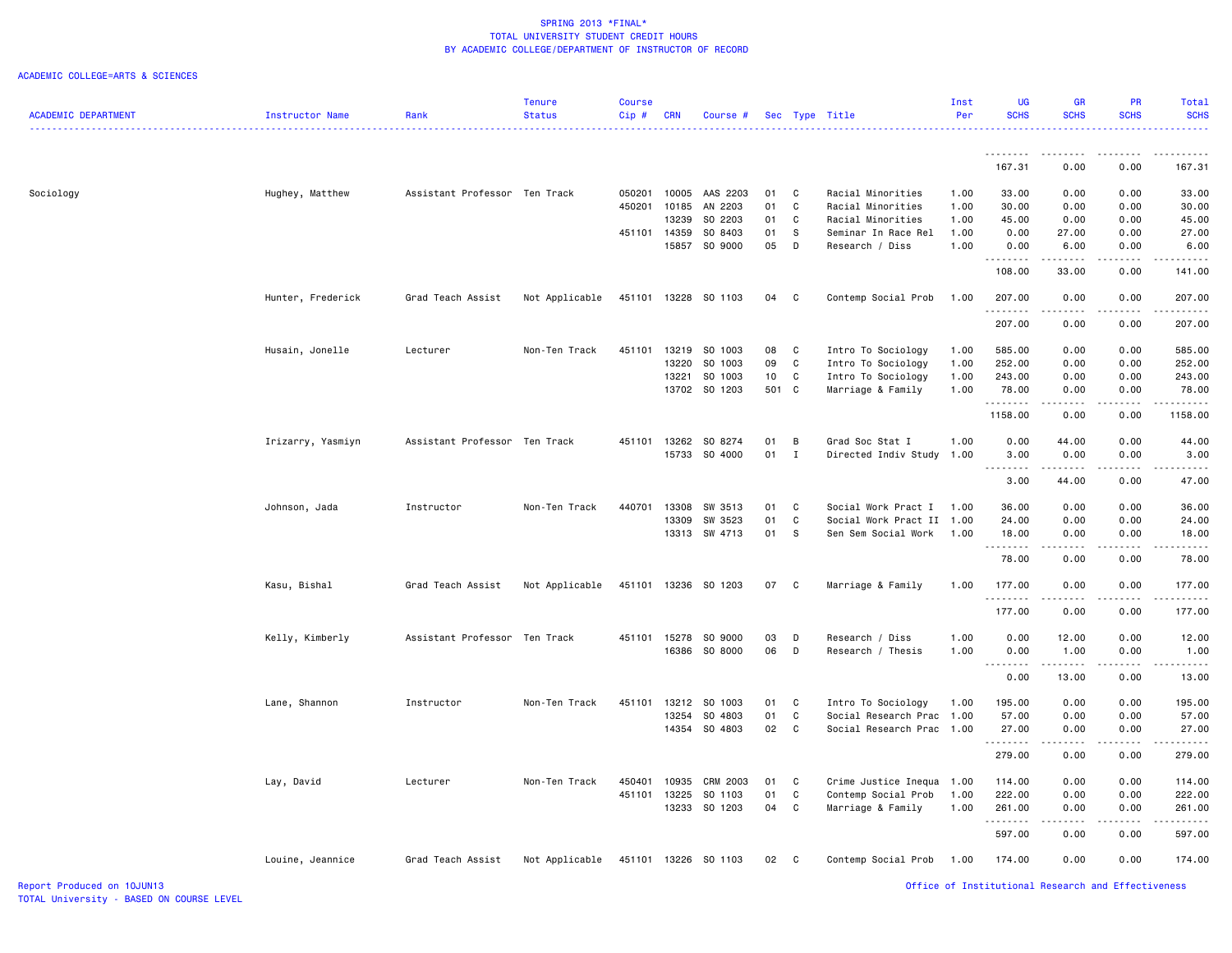SPRING 2013 *FINAL*
TOTAL UNIVERSITY STUDENT CREDIT HOURS
BY ACADEMIC COLLEGE/DEPARTMENT OF INSTRUCTOR OF RECORD

ACADEMIC COLLEGE=ARTS & SCIENCES

| ACADEMIC DEPARTMENT | Instructor Name | Rank | Tenure Status | Course Cip # | CRN | Course # | Sec | Type | Title | Inst Per | UG SCHS | GR SCHS | PR SCHS | Total SCHS |
|---|---|---|---|---|---|---|---|---|---|---|---|---|---|---|
| | | | | | | | | | | | 167.31 | 0.00 | 0.00 | 167.31 |
| Sociology | Hughey, Matthew | Assistant Professor | Ten Track | 050201 | 10005 | AAS 2203 | 01 | C | Racial Minorities | 1.00 | 33.00 | 0.00 | 0.00 | 33.00 |
| | | | | 450201 | 10185 | AN 2203 | 01 | C | Racial Minorities | 1.00 | 30.00 | 0.00 | 0.00 | 30.00 |
| | | | | | 13239 | SO 2203 | 01 | C | Racial Minorities | 1.00 | 45.00 | 0.00 | 0.00 | 45.00 |
| | | | | 451101 | 14359 | SO 8403 | 01 | S | Seminar In Race Rel | 1.00 | 0.00 | 27.00 | 0.00 | 27.00 |
| | | | | | 15857 | SO 9000 | 05 | D | Research / Diss | 1.00 | 0.00 | 6.00 | 0.00 | 6.00 |
| | | | | | | | | | | | 108.00 | 33.00 | 0.00 | 141.00 |
| | Hunter, Frederick | Grad Teach Assist | Not Applicable | 451101 | 13228 | SO 1103 | 04 | C | Contemp Social Prob | 1.00 | 207.00 | 0.00 | 0.00 | 207.00 |
| | | | | | | | | | | | 207.00 | 0.00 | 0.00 | 207.00 |
| | Husain, Jonelle | Lecturer | Non-Ten Track | 451101 | 13219 | SO 1003 | 08 | C | Intro To Sociology | 1.00 | 585.00 | 0.00 | 0.00 | 585.00 |
| | | | | | 13220 | SO 1003 | 09 | C | Intro To Sociology | 1.00 | 252.00 | 0.00 | 0.00 | 252.00 |
| | | | | | 13221 | SO 1003 | 10 | C | Intro To Sociology | 1.00 | 243.00 | 0.00 | 0.00 | 243.00 |
| | | | | | 13702 | SO 1203 | 501 | C | Marriage & Family | 1.00 | 78.00 | 0.00 | 0.00 | 78.00 |
| | | | | | | | | | | | 1158.00 | 0.00 | 0.00 | 1158.00 |
| | Irizarry, Yasmiyn | Assistant Professor | Ten Track | 451101 | 13262 | SO 8274 | 01 | B | Grad Soc Stat I | 1.00 | 0.00 | 44.00 | 0.00 | 44.00 |
| | | | | | 15733 | SO 4000 | 01 | I | Directed Indiv Study | 1.00 | 3.00 | 0.00 | 0.00 | 3.00 |
| | | | | | | | | | | | 3.00 | 44.00 | 0.00 | 47.00 |
| | Johnson, Jada | Instructor | Non-Ten Track | 440701 | 13308 | SW 3513 | 01 | C | Social Work Pract I | 1.00 | 36.00 | 0.00 | 0.00 | 36.00 |
| | | | | | 13309 | SW 3523 | 01 | C | Social Work Pract II | 1.00 | 24.00 | 0.00 | 0.00 | 24.00 |
| | | | | | 13313 | SW 4713 | 01 | S | Sen Sem Social Work | 1.00 | 18.00 | 0.00 | 0.00 | 18.00 |
| | | | | | | | | | | | 78.00 | 0.00 | 0.00 | 78.00 |
| | Kasu, Bishal | Grad Teach Assist | Not Applicable | 451101 | 13236 | SO 1203 | 07 | C | Marriage & Family | 1.00 | 177.00 | 0.00 | 0.00 | 177.00 |
| | | | | | | | | | | | 177.00 | 0.00 | 0.00 | 177.00 |
| | Kelly, Kimberly | Assistant Professor | Ten Track | 451101 | 15278 | SO 9000 | 03 | D | Research / Diss | 1.00 | 0.00 | 12.00 | 0.00 | 12.00 |
| | | | | | 16386 | SO 8000 | 06 | D | Research / Thesis | 1.00 | 0.00 | 1.00 | 0.00 | 1.00 |
| | | | | | | | | | | | 0.00 | 13.00 | 0.00 | 13.00 |
| | Lane, Shannon | Instructor | Non-Ten Track | 451101 | 13212 | SO 1003 | 01 | C | Intro To Sociology | 1.00 | 195.00 | 0.00 | 0.00 | 195.00 |
| | | | | | 13254 | SO 4803 | 01 | C | Social Research Prac | 1.00 | 57.00 | 0.00 | 0.00 | 57.00 |
| | | | | | 14354 | SO 4803 | 02 | C | Social Research Prac | 1.00 | 27.00 | 0.00 | 0.00 | 27.00 |
| | | | | | | | | | | | 279.00 | 0.00 | 0.00 | 279.00 |
| | Lay, David | Lecturer | Non-Ten Track | 450401 | 10935 | CRM 2003 | 01 | C | Crime Justice Inequa | 1.00 | 114.00 | 0.00 | 0.00 | 114.00 |
| | | | | 451101 | 13225 | SO 1103 | 01 | C | Contemp Social Prob | 1.00 | 222.00 | 0.00 | 0.00 | 222.00 |
| | | | | | 13233 | SO 1203 | 04 | C | Marriage & Family | 1.00 | 261.00 | 0.00 | 0.00 | 261.00 |
| | | | | | | | | | | | 597.00 | 0.00 | 0.00 | 597.00 |
| | Louine, Jeannice | Grad Teach Assist | Not Applicable | 451101 | 13226 | SO 1103 | 02 | C | Contemp Social Prob | 1.00 | 174.00 | 0.00 | 0.00 | 174.00 |

Report Produced on 10JUN13
TOTAL University - BASED ON COURSE LEVEL

Office of Institutional Research and Effectiveness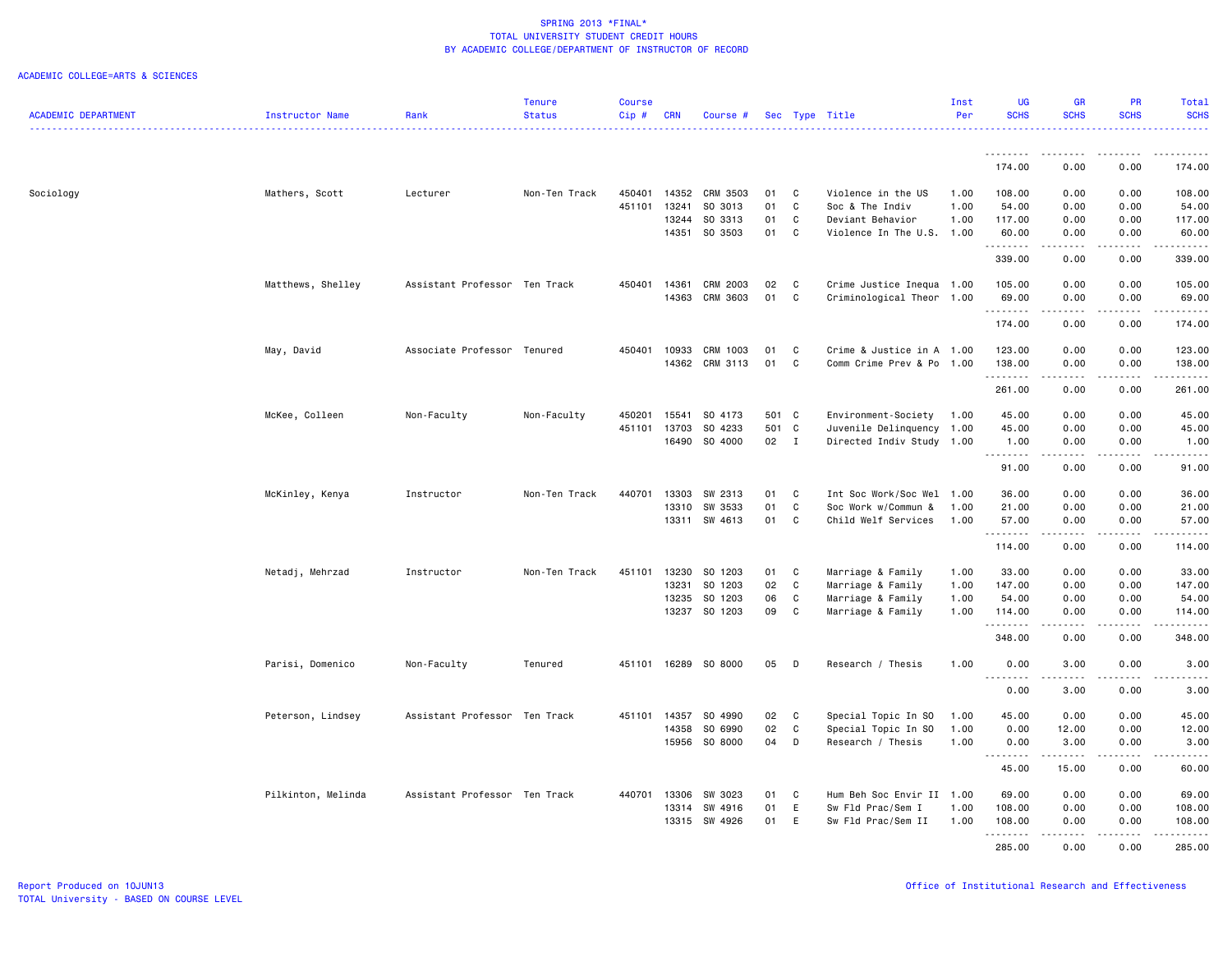SPRING 2013 *FINAL*
TOTAL UNIVERSITY STUDENT CREDIT HOURS
BY ACADEMIC COLLEGE/DEPARTMENT OF INSTRUCTOR OF RECORD

ACADEMIC COLLEGE=ARTS & SCIENCES

| ACADEMIC DEPARTMENT | Instructor Name | Rank | Tenure Status | Course Cip # | CRN | Course # | Sec | Type | Title | Inst Per | UG SCHS | GR SCHS | PR SCHS | Total SCHS |
|---|---|---|---|---|---|---|---|---|---|---|---|---|---|---|
| | | | | | | | | | | | 174.00 | 0.00 | 0.00 | 174.00 |
| Sociology | Mathers, Scott | Lecturer | Non-Ten Track | 450401 | 14352 | CRM 3503 | 01 | C | Violence in the US | 1.00 | 108.00 | 0.00 | 0.00 | 108.00 |
| | | | | 451101 | 13241 | SO 3013 | 01 | C | Soc & The Indiv | 1.00 | 54.00 | 0.00 | 0.00 | 54.00 |
| | | | | | 13244 | SO 3313 | 01 | C | Deviant Behavior | 1.00 | 117.00 | 0.00 | 0.00 | 117.00 |
| | | | | | 14351 | SO 3503 | 01 | C | Violence In The U.S. | 1.00 | 60.00 | 0.00 | 0.00 | 60.00 |
| | | | | | | | | | | | 339.00 | 0.00 | 0.00 | 339.00 |
| | Matthews, Shelley | Assistant Professor | Ten Track | 450401 | 14361 | CRM 2003 | 02 | C | Crime Justice Inequa | 1.00 | 105.00 | 0.00 | 0.00 | 105.00 |
| | | | | | 14363 | CRM 3603 | 01 | C | Criminological Theor | 1.00 | 69.00 | 0.00 | 0.00 | 69.00 |
| | | | | | | | | | | | 174.00 | 0.00 | 0.00 | 174.00 |
| | May, David | Associate Professor | Tenured | 450401 | 10933 | CRM 1003 | 01 | C | Crime & Justice in A | 1.00 | 123.00 | 0.00 | 0.00 | 123.00 |
| | | | | | 14362 | CRM 3113 | 01 | C | Comm Crime Prev & Po | 1.00 | 138.00 | 0.00 | 0.00 | 138.00 |
| | | | | | | | | | | | 261.00 | 0.00 | 0.00 | 261.00 |
| | McKee, Colleen | Non-Faculty | Non-Faculty | 450201 | 15541 | SO 4173 | 501 | C | Environment-Society | 1.00 | 45.00 | 0.00 | 0.00 | 45.00 |
| | | | | 451101 | 13703 | SO 4233 | 501 | C | Juvenile Delinquency | 1.00 | 45.00 | 0.00 | 0.00 | 45.00 |
| | | | | | 16490 | SO 4000 | 02 | I | Directed Indiv Study | 1.00 | 1.00 | 0.00 | 0.00 | 1.00 |
| | | | | | | | | | | | 91.00 | 0.00 | 0.00 | 91.00 |
| | McKinley, Kenya | Instructor | Non-Ten Track | 440701 | 13303 | SW 2313 | 01 | C | Int Soc Work/Soc Wel | 1.00 | 36.00 | 0.00 | 0.00 | 36.00 |
| | | | | | 13310 | SW 3533 | 01 | C | Soc Work w/Commun & | 1.00 | 21.00 | 0.00 | 0.00 | 21.00 |
| | | | | | 13311 | SW 4613 | 01 | C | Child Welf Services | 1.00 | 57.00 | 0.00 | 0.00 | 57.00 |
| | | | | | | | | | | | 114.00 | 0.00 | 0.00 | 114.00 |
| | Netadj, Mehrzad | Instructor | Non-Ten Track | 451101 | 13230 | SO 1203 | 01 | C | Marriage & Family | 1.00 | 33.00 | 0.00 | 0.00 | 33.00 |
| | | | | | 13231 | SO 1203 | 02 | C | Marriage & Family | 1.00 | 147.00 | 0.00 | 0.00 | 147.00 |
| | | | | | 13235 | SO 1203 | 06 | C | Marriage & Family | 1.00 | 54.00 | 0.00 | 0.00 | 54.00 |
| | | | | | 13237 | SO 1203 | 09 | C | Marriage & Family | 1.00 | 114.00 | 0.00 | 0.00 | 114.00 |
| | | | | | | | | | | | 348.00 | 0.00 | 0.00 | 348.00 |
| | Parisi, Domenico | Non-Faculty | Tenured | 451101 | 16289 | SO 8000 | 05 | D | Research / Thesis | 1.00 | 0.00 | 3.00 | 0.00 | 3.00 |
| | | | | | | | | | | | 0.00 | 3.00 | 0.00 | 3.00 |
| | Peterson, Lindsey | Assistant Professor | Ten Track | 451101 | 14357 | SO 4990 | 02 | C | Special Topic In SO | 1.00 | 45.00 | 0.00 | 0.00 | 45.00 |
| | | | | | 14358 | SO 6990 | 02 | C | Special Topic In SO | 1.00 | 0.00 | 12.00 | 0.00 | 12.00 |
| | | | | | 15956 | SO 8000 | 04 | D | Research / Thesis | 1.00 | 0.00 | 3.00 | 0.00 | 3.00 |
| | | | | | | | | | | | 45.00 | 15.00 | 0.00 | 60.00 |
| | Pilkinton, Melinda | Assistant Professor | Ten Track | 440701 | 13306 | SW 3023 | 01 | C | Hum Beh Soc Envir II | 1.00 | 69.00 | 0.00 | 0.00 | 69.00 |
| | | | | | 13314 | SW 4916 | 01 | E | Sw Fld Prac/Sem I | 1.00 | 108.00 | 0.00 | 0.00 | 108.00 |
| | | | | | 13315 | SW 4926 | 01 | E | Sw Fld Prac/Sem II | 1.00 | 108.00 | 0.00 | 0.00 | 108.00 |
| | | | | | | | | | | | 285.00 | 0.00 | 0.00 | 285.00 |

Report Produced on 10JUN13
TOTAL University - BASED ON COURSE LEVEL

Office of Institutional Research and Effectiveness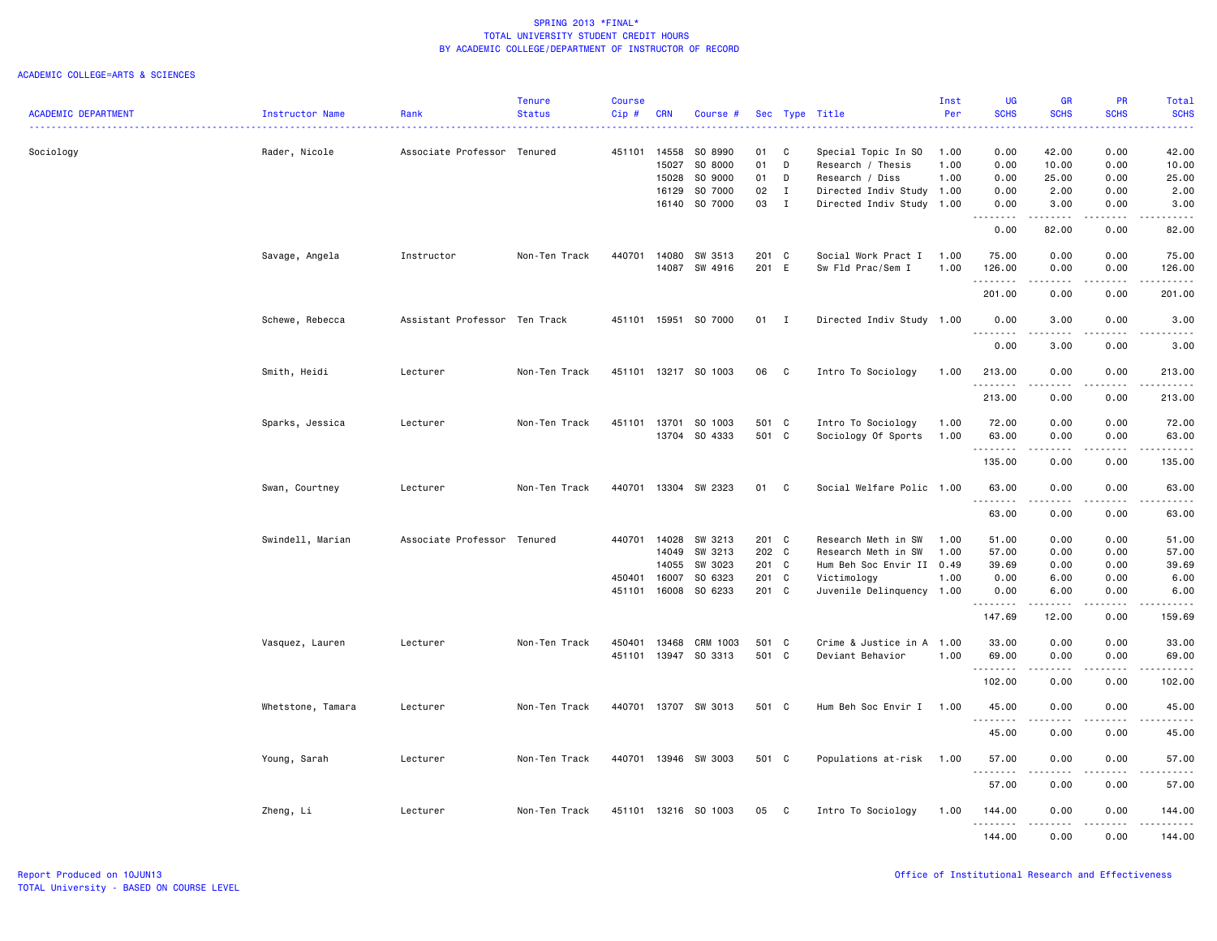SPRING 2013 *FINAL*
TOTAL UNIVERSITY STUDENT CREDIT HOURS
BY ACADEMIC COLLEGE/DEPARTMENT OF INSTRUCTOR OF RECORD

ACADEMIC COLLEGE=ARTS & SCIENCES

| ACADEMIC DEPARTMENT | Instructor Name | Rank | Tenure Status | Course Cip # | CRN | Course # | Sec | Type | Title | Inst Per | UG SCHS | GR SCHS | PR SCHS | Total SCHS |
|---|---|---|---|---|---|---|---|---|---|---|---|---|---|---|
| Sociology | Rader, Nicole | Associate Professor | Tenured | 451101 | 14558 | SO 8990 | 01 | C | Special Topic In SO | 1.00 | 0.00 | 42.00 | 0.00 | 42.00 |
| | | | | | 15027 | SO 8000 | 01 | D | Research / Thesis | 1.00 | 0.00 | 10.00 | 0.00 | 10.00 |
| | | | | | 15028 | SO 9000 | 01 | D | Research / Diss | 1.00 | 0.00 | 25.00 | 0.00 | 25.00 |
| | | | | | 16129 | SO 7000 | 02 | I | Directed Indiv Study | 1.00 | 0.00 | 2.00 | 0.00 | 2.00 |
| | | | | | 16140 | SO 7000 | 03 | I | Directed Indiv Study | 1.00 | 0.00 | 3.00 | 0.00 | 3.00 |
| | | | | | | | | | | | 0.00 | 82.00 | 0.00 | 82.00 |
| | Savage, Angela | Instructor | Non-Ten Track | 440701 | 14080 | SW 3513 | 201 | C | Social Work Pract I | 1.00 | 75.00 | 0.00 | 0.00 | 75.00 |
| | | | | | 14087 | SW 4916 | 201 | E | Sw Fld Prac/Sem I | 1.00 | 126.00 | 0.00 | 0.00 | 126.00 |
| | | | | | | | | | | | 201.00 | 0.00 | 0.00 | 201.00 |
| | Schewe, Rebecca | Assistant Professor | Ten Track | 451101 | 15951 | SO 7000 | 01 | I | Directed Indiv Study | 1.00 | 0.00 | 3.00 | 0.00 | 3.00 |
| | | | | | | | | | | | 0.00 | 3.00 | 0.00 | 3.00 |
| | Smith, Heidi | Lecturer | Non-Ten Track | 451101 | 13217 | SO 1003 | 06 | C | Intro To Sociology | 1.00 | 213.00 | 0.00 | 0.00 | 213.00 |
| | | | | | | | | | | | 213.00 | 0.00 | 0.00 | 213.00 |
| | Sparks, Jessica | Lecturer | Non-Ten Track | 451101 | 13701 | SO 1003 | 501 | C | Intro To Sociology | 1.00 | 72.00 | 0.00 | 0.00 | 72.00 |
| | | | | | 13704 | SO 4333 | 501 | C | Sociology Of Sports | 1.00 | 63.00 | 0.00 | 0.00 | 63.00 |
| | | | | | | | | | | | 135.00 | 0.00 | 0.00 | 135.00 |
| | Swan, Courtney | Lecturer | Non-Ten Track | 440701 | 13304 | SW 2323 | 01 | C | Social Welfare Polic | 1.00 | 63.00 | 0.00 | 0.00 | 63.00 |
| | | | | | | | | | | | 63.00 | 0.00 | 0.00 | 63.00 |
| | Swindell, Marian | Associate Professor | Tenured | 440701 | 14028 | SW 3213 | 201 | C | Research Meth in SW | 1.00 | 51.00 | 0.00 | 0.00 | 51.00 |
| | | | | | 14049 | SW 3213 | 202 | C | Research Meth in SW | 1.00 | 57.00 | 0.00 | 0.00 | 57.00 |
| | | | | | 14055 | SW 3023 | 201 | C | Hum Beh Soc Envir II | 0.49 | 39.69 | 0.00 | 0.00 | 39.69 |
| | | | | 450401 | 16007 | SO 6323 | 201 | C | Victimology | 1.00 | 0.00 | 6.00 | 0.00 | 6.00 |
| | | | | 451101 | 16008 | SO 6233 | 201 | C | Juvenile Delinquency | 1.00 | 0.00 | 6.00 | 0.00 | 6.00 |
| | | | | | | | | | | | 147.69 | 12.00 | 0.00 | 159.69 |
| | Vasquez, Lauren | Lecturer | Non-Ten Track | 450401 | 13468 | CRM 1003 | 501 | C | Crime & Justice in A | 1.00 | 33.00 | 0.00 | 0.00 | 33.00 |
| | | | | 451101 | 13947 | SO 3313 | 501 | C | Deviant Behavior | 1.00 | 69.00 | 0.00 | 0.00 | 69.00 |
| | | | | | | | | | | | 102.00 | 0.00 | 0.00 | 102.00 |
| | Whetstone, Tamara | Lecturer | Non-Ten Track | 440701 | 13707 | SW 3013 | 501 | C | Hum Beh Soc Envir I | 1.00 | 45.00 | 0.00 | 0.00 | 45.00 |
| | | | | | | | | | | | 45.00 | 0.00 | 0.00 | 45.00 |
| | Young, Sarah | Lecturer | Non-Ten Track | 440701 | 13946 | SW 3003 | 501 | C | Populations at-risk | 1.00 | 57.00 | 0.00 | 0.00 | 57.00 |
| | | | | | | | | | | | 57.00 | 0.00 | 0.00 | 57.00 |
| | Zheng, Li | Lecturer | Non-Ten Track | 451101 | 13216 | SO 1003 | 05 | C | Intro To Sociology | 1.00 | 144.00 | 0.00 | 0.00 | 144.00 |
| | | | | | | | | | | | 144.00 | 0.00 | 0.00 | 144.00 |

Report Produced on 10JUN13
TOTAL University - BASED ON COURSE LEVEL

Office of Institutional Research and Effectiveness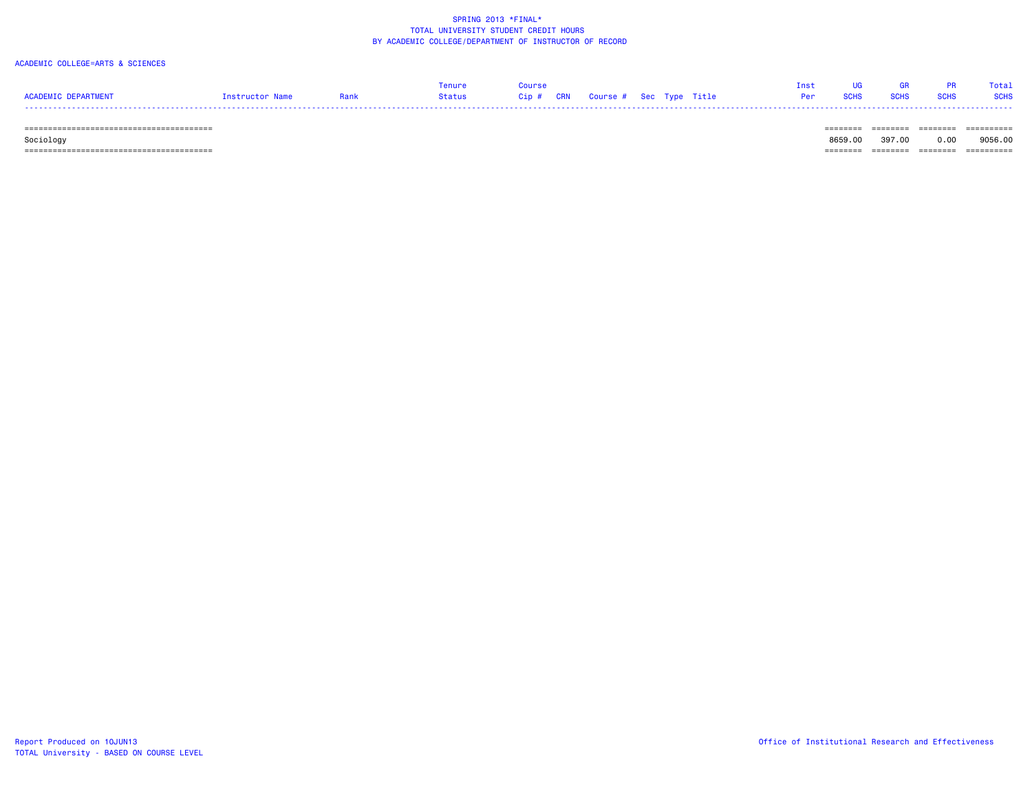SPRING 2013 *FINAL*
TOTAL UNIVERSITY STUDENT CREDIT HOURS
BY ACADEMIC COLLEGE/DEPARTMENT OF INSTRUCTOR OF RECORD

ACADEMIC COLLEGE=ARTS & SCIENCES

| ACADEMIC DEPARTMENT | Instructor Name | Rank | Tenure Status | Course Cip # | CRN | Course # | Sec | Type | Title | Inst Per | UG SCHS | GR SCHS | PR SCHS | Total SCHS |
|---|---|---|---|---|---|---|---|---|---|---|---|---|---|---|
| Sociology | | | | | | | | | | | 8659.00 | 397.00 | 0.00 | 9056.00 |

Report Produced on 10JUN13
TOTAL University - BASED ON COURSE LEVEL

Office of Institutional Research and Effectiveness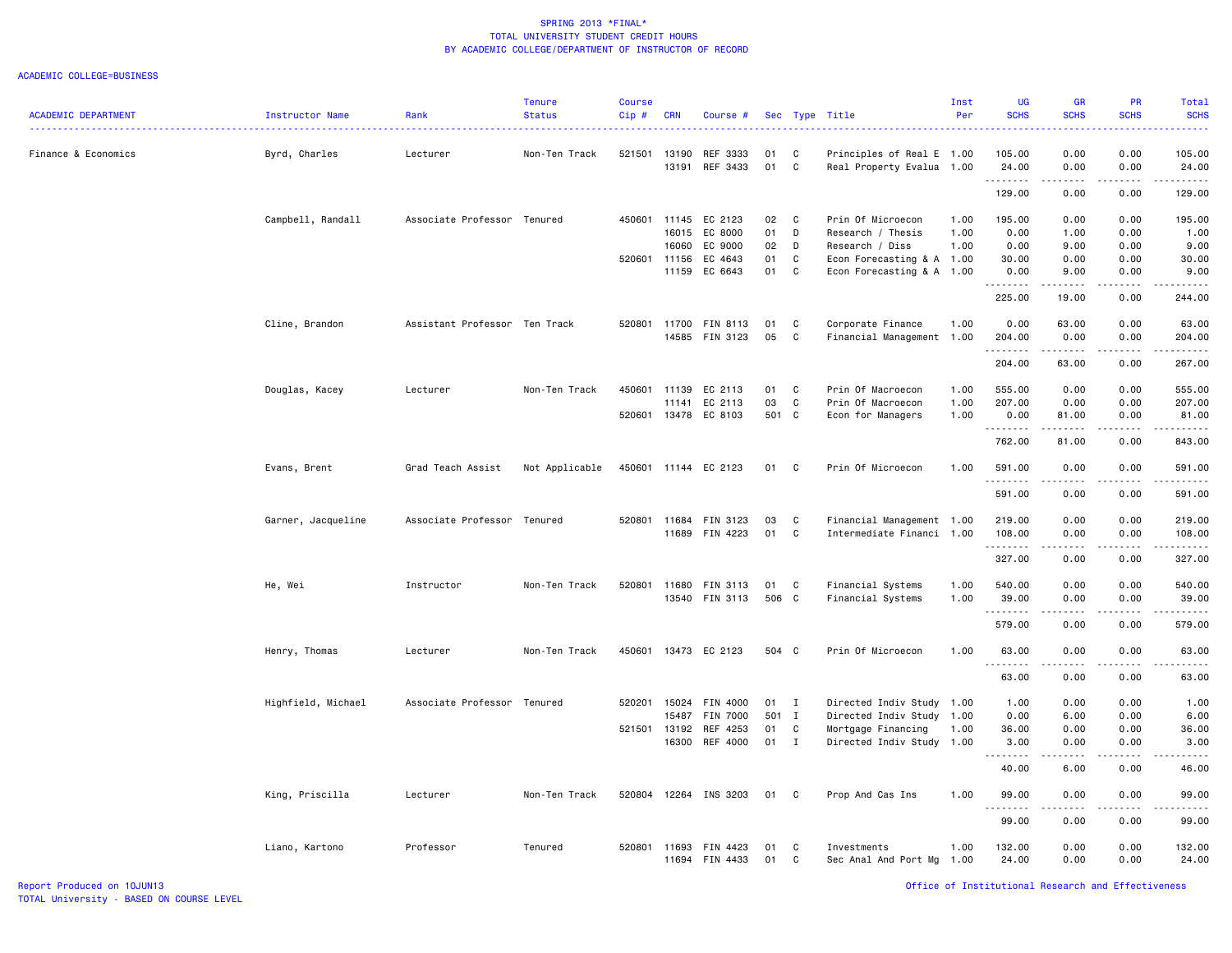# SPRING 2013 *FINAL*
## TOTAL UNIVERSITY STUDENT CREDIT HOURS
### BY ACADEMIC COLLEGE/DEPARTMENT OF INSTRUCTOR OF RECORD

ACADEMIC COLLEGE=BUSINESS

| ACADEMIC DEPARTMENT | Instructor Name | Rank | Tenure Status | Course Cip # | CRN | Course # | Sec | Type | Title | Inst Per | UG SCHS | GR SCHS | PR SCHS | Total SCHS |
|---|---|---|---|---|---|---|---|---|---|---|---|---|---|---|
| Finance & Economics | Byrd, Charles | Lecturer | Non-Ten Track | 521501 | 13190 | REF 3333 | 01 | C | Principles of Real E | 1.00 | 105.00 | 0.00 | 0.00 | 105.00 |
| | | | | | 13191 | REF 3433 | 01 | C | Real Property Evalua | 1.00 | 24.00 | 0.00 | 0.00 | 24.00 |
| | | | | | | | | | | | 129.00 | 0.00 | 0.00 | 129.00 |
| | Campbell, Randall | Associate Professor | Tenured | 450601 | 11145 | EC 2123 | 02 | C | Prin Of Microecon | 1.00 | 195.00 | 0.00 | 0.00 | 195.00 |
| | | | | | 16015 | EC 8000 | 01 | D | Research / Thesis | 1.00 | 0.00 | 1.00 | 0.00 | 1.00 |
| | | | | | 16060 | EC 9000 | 02 | D | Research / Diss | 1.00 | 0.00 | 9.00 | 0.00 | 9.00 |
| | | | | 520601 | 11156 | EC 4643 | 01 | C | Econ Forecasting & A | 1.00 | 30.00 | 0.00 | 0.00 | 30.00 |
| | | | | | 11159 | EC 6643 | 01 | C | Econ Forecasting & A | 1.00 | 0.00 | 9.00 | 0.00 | 9.00 |
| | | | | | | | | | | | 225.00 | 19.00 | 0.00 | 244.00 |
| | Cline, Brandon | Assistant Professor | Ten Track | 520801 | 11700 | FIN 8113 | 01 | C | Corporate Finance | 1.00 | 0.00 | 63.00 | 0.00 | 63.00 |
| | | | | | 14585 | FIN 3123 | 05 | C | Financial Management | 1.00 | 204.00 | 0.00 | 0.00 | 204.00 |
| | | | | | | | | | | | 204.00 | 63.00 | 0.00 | 267.00 |
| | Douglas, Kacey | Lecturer | Non-Ten Track | 450601 | 11139 | EC 2113 | 01 | C | Prin Of Macroecon | 1.00 | 555.00 | 0.00 | 0.00 | 555.00 |
| | | | | | 11141 | EC 2113 | 03 | C | Prin Of Macroecon | 1.00 | 207.00 | 0.00 | 0.00 | 207.00 |
| | | | | 520601 | 13478 | EC 8103 | 501 | C | Econ for Managers | 1.00 | 0.00 | 81.00 | 0.00 | 81.00 |
| | | | | | | | | | | | 762.00 | 81.00 | 0.00 | 843.00 |
| | Evans, Brent | Grad Teach Assist | Not Applicable | 450601 | 11144 | EC 2123 | 01 | C | Prin Of Microecon | 1.00 | 591.00 | 0.00 | 0.00 | 591.00 |
| | | | | | | | | | | | 591.00 | 0.00 | 0.00 | 591.00 |
| | Garner, Jacqueline | Associate Professor | Tenured | 520801 | 11684 | FIN 3123 | 03 | C | Financial Management | 1.00 | 219.00 | 0.00 | 0.00 | 219.00 |
| | | | | | 11689 | FIN 4223 | 01 | C | Intermediate Financi | 1.00 | 108.00 | 0.00 | 0.00 | 108.00 |
| | | | | | | | | | | | 327.00 | 0.00 | 0.00 | 327.00 |
| | He, Wei | Instructor | Non-Ten Track | 520801 | 11680 | FIN 3113 | 01 | C | Financial Systems | 1.00 | 540.00 | 0.00 | 0.00 | 540.00 |
| | | | | | 13540 | FIN 3113 | 506 | C | Financial Systems | 1.00 | 39.00 | 0.00 | 0.00 | 39.00 |
| | | | | | | | | | | | 579.00 | 0.00 | 0.00 | 579.00 |
| | Henry, Thomas | Lecturer | Non-Ten Track | 450601 | 13473 | EC 2123 | 504 | C | Prin Of Microecon | 1.00 | 63.00 | 0.00 | 0.00 | 63.00 |
| | | | | | | | | | | | 63.00 | 0.00 | 0.00 | 63.00 |
| | Highfield, Michael | Associate Professor | Tenured | 520201 | 15024 | FIN 4000 | 01 | I | Directed Indiv Study | 1.00 | 1.00 | 0.00 | 0.00 | 1.00 |
| | | | | | 15487 | FIN 7000 | 501 | I | Directed Indiv Study | 1.00 | 0.00 | 6.00 | 0.00 | 6.00 |
| | | | | 521501 | 13192 | REF 4253 | 01 | C | Mortgage Financing | 1.00 | 36.00 | 0.00 | 0.00 | 36.00 |
| | | | | | 16300 | REF 4000 | 01 | I | Directed Indiv Study | 1.00 | 3.00 | 0.00 | 0.00 | 3.00 |
| | | | | | | | | | | | 40.00 | 6.00 | 0.00 | 46.00 |
| | King, Priscilla | Lecturer | Non-Ten Track | 520804 | 12264 | INS 3203 | 01 | C | Prop And Cas Ins | 1.00 | 99.00 | 0.00 | 0.00 | 99.00 |
| | | | | | | | | | | | 99.00 | 0.00 | 0.00 | 99.00 |
| | Liano, Kartono | Professor | Tenured | 520801 | 11693 | FIN 4423 | 01 | C | Investments | 1.00 | 132.00 | 0.00 | 0.00 | 132.00 |
| | | | | | 11694 | FIN 4433 | 01 | C | Sec Anal And Port Mg | 1.00 | 24.00 | 0.00 | 0.00 | 24.00 |

Report Produced on 10JUN13
TOTAL University - BASED ON COURSE LEVEL

Office of Institutional Research and Effectiveness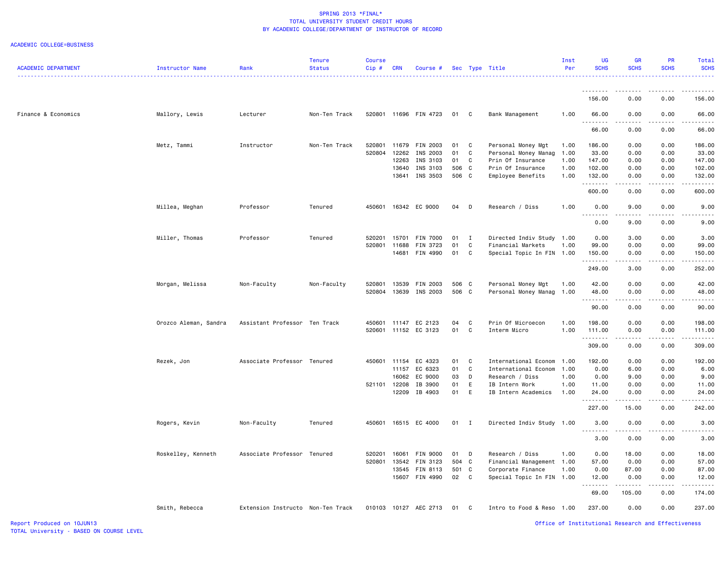SPRING 2013 *FINAL*
TOTAL UNIVERSITY STUDENT CREDIT HOURS
BY ACADEMIC COLLEGE/DEPARTMENT OF INSTRUCTOR OF RECORD

ACADEMIC COLLEGE=BUSINESS

| ACADEMIC DEPARTMENT | Instructor Name | Rank | Tenure Status | Course Cip # | CRN | Course # | Sec | Type | Title | Inst Per | UG SCHS | GR SCHS | PR SCHS | Total SCHS |
|---|---|---|---|---|---|---|---|---|---|---|---|---|---|---|
| | | | | | | | | | | | 156.00 | 0.00 | 0.00 | 156.00 |
| Finance & Economics | Mallory, Lewis | Lecturer | Non-Ten Track | 520801 | 11696 | FIN 4723 | 01 | C | Bank Management | 1.00 | 66.00 | 0.00 | 0.00 | 66.00 |
| | | | | | | | | | | | 66.00 | 0.00 | 0.00 | 66.00 |
| | Metz, Tammi | Instructor | Non-Ten Track | 520801 | 11679 | FIN 2003 | 01 | C | Personal Money Mgt | 1.00 | 186.00 | 0.00 | 0.00 | 186.00 |
| | | | | 520804 | 12262 | INS 2003 | 01 | C | Personal Money Manag | 1.00 | 33.00 | 0.00 | 0.00 | 33.00 |
| | | | | | 12263 | INS 3103 | 01 | C | Prin Of Insurance | 1.00 | 147.00 | 0.00 | 0.00 | 147.00 |
| | | | | | 13640 | INS 3103 | 506 | C | Prin Of Insurance | 1.00 | 102.00 | 0.00 | 0.00 | 102.00 |
| | | | | | 13641 | INS 3503 | 506 | C | Employee Benefits | 1.00 | 132.00 | 0.00 | 0.00 | 132.00 |
| | | | | | | | | | | | 600.00 | 0.00 | 0.00 | 600.00 |
| | Millea, Meghan | Professor | Tenured | 450601 | 16342 | EC 9000 | 04 | D | Research / Diss | 1.00 | 0.00 | 9.00 | 0.00 | 9.00 |
| | | | | | | | | | | | 0.00 | 9.00 | 0.00 | 9.00 |
| | Miller, Thomas | Professor | Tenured | 520201 | 15701 | FIN 7000 | 01 | I | Directed Indiv Study | 1.00 | 0.00 | 3.00 | 0.00 | 3.00 |
| | | | | 520801 | 11688 | FIN 3723 | 01 | C | Financial Markets | 1.00 | 99.00 | 0.00 | 0.00 | 99.00 |
| | | | | | 14681 | FIN 4990 | 01 | C | Special Topic In FIN | 1.00 | 150.00 | 0.00 | 0.00 | 150.00 |
| | | | | | | | | | | | 249.00 | 3.00 | 0.00 | 252.00 |
| | Morgan, Melissa | Non-Faculty | Non-Faculty | 520801 | 13539 | FIN 2003 | 506 | C | Personal Money Mgt | 1.00 | 42.00 | 0.00 | 0.00 | 42.00 |
| | | | | 520804 | 13639 | INS 2003 | 506 | C | Personal Money Manag | 1.00 | 48.00 | 0.00 | 0.00 | 48.00 |
| | | | | | | | | | | | 90.00 | 0.00 | 0.00 | 90.00 |
| | Orozco Aleman, Sandra | Assistant Professor | Ten Track | 450601 | 11147 | EC 2123 | 04 | C | Prin Of Microecon | 1.00 | 198.00 | 0.00 | 0.00 | 198.00 |
| | | | | 520601 | 11152 | EC 3123 | 01 | C | Interm Micro | 1.00 | 111.00 | 0.00 | 0.00 | 111.00 |
| | | | | | | | | | | | 309.00 | 0.00 | 0.00 | 309.00 |
| | Rezek, Jon | Associate Professor | Tenured | 450601 | 11154 | EC 4323 | 01 | C | International Econom | 1.00 | 192.00 | 0.00 | 0.00 | 192.00 |
| | | | | | 11157 | EC 6323 | 01 | C | International Econom | 1.00 | 0.00 | 6.00 | 0.00 | 6.00 |
| | | | | | 16062 | EC 9000 | 03 | D | Research / Diss | 1.00 | 0.00 | 9.00 | 0.00 | 9.00 |
| | | | | 521101 | 12208 | IB 3900 | 01 | E | IB Intern Work | 1.00 | 11.00 | 0.00 | 0.00 | 11.00 |
| | | | | | 12209 | IB 4903 | 01 | E | IB Intern Academics | 1.00 | 24.00 | 0.00 | 0.00 | 24.00 |
| | | | | | | | | | | | 227.00 | 15.00 | 0.00 | 242.00 |
| | Rogers, Kevin | Non-Faculty | Tenured | 450601 | 16515 | EC 4000 | 01 | I | Directed Indiv Study | 1.00 | 3.00 | 0.00 | 0.00 | 3.00 |
| | | | | | | | | | | | 3.00 | 0.00 | 0.00 | 3.00 |
| | Roskelley, Kenneth | Associate Professor | Tenured | 520201 | 16061 | FIN 9000 | 01 | D | Research / Diss | 1.00 | 0.00 | 18.00 | 0.00 | 18.00 |
| | | | | 520801 | 13542 | FIN 3123 | 504 | C | Financial Management | 1.00 | 57.00 | 0.00 | 0.00 | 57.00 |
| | | | | | 13545 | FIN 8113 | 501 | C | Corporate Finance | 1.00 | 0.00 | 87.00 | 0.00 | 87.00 |
| | | | | | 15607 | FIN 4990 | 02 | C | Special Topic In FIN | 1.00 | 12.00 | 0.00 | 0.00 | 12.00 |
| | | | | | | | | | | | 69.00 | 105.00 | 0.00 | 174.00 |
| | Smith, Rebecca | Extension Instructo | Non-Ten Track | 010103 | 10127 | AEC 2713 | 01 | C | Intro to Food & Reso | 1.00 | 237.00 | 0.00 | 0.00 | 237.00 |

Report Produced on 10JUN13
TOTAL University - BASED ON COURSE LEVEL

Office of Institutional Research and Effectiveness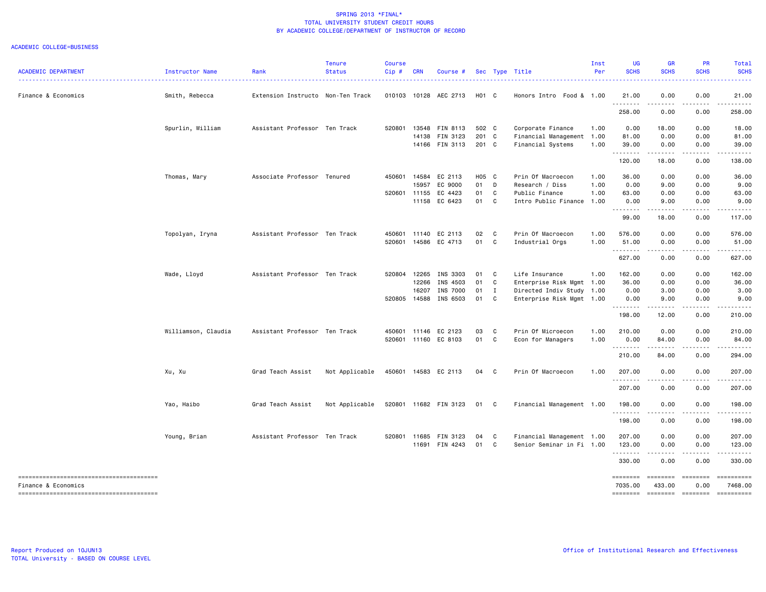SPRING 2013 *FINAL*
TOTAL UNIVERSITY STUDENT CREDIT HOURS
BY ACADEMIC COLLEGE/DEPARTMENT OF INSTRUCTOR OF RECORD

ACADEMIC COLLEGE=BUSINESS

| ACADEMIC DEPARTMENT | Instructor Name | Rank | Tenure Status | Course Cip # | CRN | Course # | Sec | Type | Title | Inst Per | UG SCHS | GR SCHS | PR SCHS | Total SCHS |
|---|---|---|---|---|---|---|---|---|---|---|---|---|---|---|
| Finance & Economics | Smith, Rebecca | Extension Instructo | Non-Ten Track | 010103 | 10128 | AEC 2713 | H01 | C | Honors Intro Food & | 1.00 | 21.00 | 0.00 | 0.00 | 21.00 |
| | | | | | | | | | | | 258.00 | 0.00 | 0.00 | 258.00 |
| | Spurlin, William | Assistant Professor | Ten Track | 520801 | 13548 | FIN 8113 | 502 | C | Corporate Finance | 1.00 | 0.00 | 18.00 | 0.00 | 18.00 |
| | | | | | 14138 | FIN 3123 | 201 | C | Financial Management | 1.00 | 81.00 | 0.00 | 0.00 | 81.00 |
| | | | | | 14166 | FIN 3113 | 201 | C | Financial Systems | 1.00 | 39.00 | 0.00 | 0.00 | 39.00 |
| | | | | | | | | | | | 120.00 | 18.00 | 0.00 | 138.00 |
| | Thomas, Mary | Associate Professor | Tenured | 450601 | 14584 | EC 2113 | H05 | C | Prin Of Macroecon | 1.00 | 36.00 | 0.00 | 0.00 | 36.00 |
| | | | | | 15957 | EC 9000 | 01 | D | Research / Diss | 1.00 | 0.00 | 9.00 | 0.00 | 9.00 |
| | | | | 520601 | 11155 | EC 4423 | 01 | C | Public Finance | 1.00 | 63.00 | 0.00 | 0.00 | 63.00 |
| | | | | | 11158 | EC 6423 | 01 | C | Intro Public Finance | 1.00 | 0.00 | 9.00 | 0.00 | 9.00 |
| | | | | | | | | | | | 99.00 | 18.00 | 0.00 | 117.00 |
| | Topolyan, Iryna | Assistant Professor | Ten Track | 450601 | 11140 | EC 2113 | 02 | C | Prin Of Macroecon | 1.00 | 576.00 | 0.00 | 0.00 | 576.00 |
| | | | | 520601 | 14586 | EC 4713 | 01 | C | Industrial Orgs | 1.00 | 51.00 | 0.00 | 0.00 | 51.00 |
| | | | | | | | | | | | 627.00 | 0.00 | 0.00 | 627.00 |
| | Wade, Lloyd | Assistant Professor | Ten Track | 520804 | 12265 | INS 3303 | 01 | C | Life Insurance | 1.00 | 162.00 | 0.00 | 0.00 | 162.00 |
| | | | | | 12266 | INS 4503 | 01 | C | Enterprise Risk Mgmt | 1.00 | 36.00 | 0.00 | 0.00 | 36.00 |
| | | | | | 16207 | INS 7000 | 01 | I | Directed Indiv Study | 1.00 | 0.00 | 3.00 | 0.00 | 3.00 |
| | | | | 520805 | 14588 | INS 6503 | 01 | C | Enterprise Risk Mgmt | 1.00 | 0.00 | 9.00 | 0.00 | 9.00 |
| | | | | | | | | | | | 198.00 | 12.00 | 0.00 | 210.00 |
| | Williamson, Claudia | Assistant Professor | Ten Track | 450601 | 11146 | EC 2123 | 03 | C | Prin Of Microecon | 1.00 | 210.00 | 0.00 | 0.00 | 210.00 |
| | | | | 520601 | 11160 | EC 8103 | 01 | C | Econ for Managers | 1.00 | 0.00 | 84.00 | 0.00 | 84.00 |
| | | | | | | | | | | | 210.00 | 84.00 | 0.00 | 294.00 |
| | Xu, Xu | Grad Teach Assist | Not Applicable | 450601 | 14583 | EC 2113 | 04 | C | Prin Of Macroecon | 1.00 | 207.00 | 0.00 | 0.00 | 207.00 |
| | | | | | | | | | | | 207.00 | 0.00 | 0.00 | 207.00 |
| | Yao, Haibo | Grad Teach Assist | Not Applicable | 520801 | 11682 | FIN 3123 | 01 | C | Financial Management | 1.00 | 198.00 | 0.00 | 0.00 | 198.00 |
| | | | | | | | | | | | 198.00 | 0.00 | 0.00 | 198.00 |
| | Young, Brian | Assistant Professor | Ten Track | 520801 | 11685 | FIN 3123 | 04 | C | Financial Management | 1.00 | 207.00 | 0.00 | 0.00 | 207.00 |
| | | | | | 11691 | FIN 4243 | 01 | C | Senior Seminar in Fi | 1.00 | 123.00 | 0.00 | 0.00 | 123.00 |
| | | | | | | | | | | | 330.00 | 0.00 | 0.00 | 330.00 |
| Finance & Economics | | | | | | | | | | | 7035.00 | 433.00 | 0.00 | 7468.00 |

Report Produced on 10JUN13
TOTAL University - BASED ON COURSE LEVEL

Office of Institutional Research and Effectiveness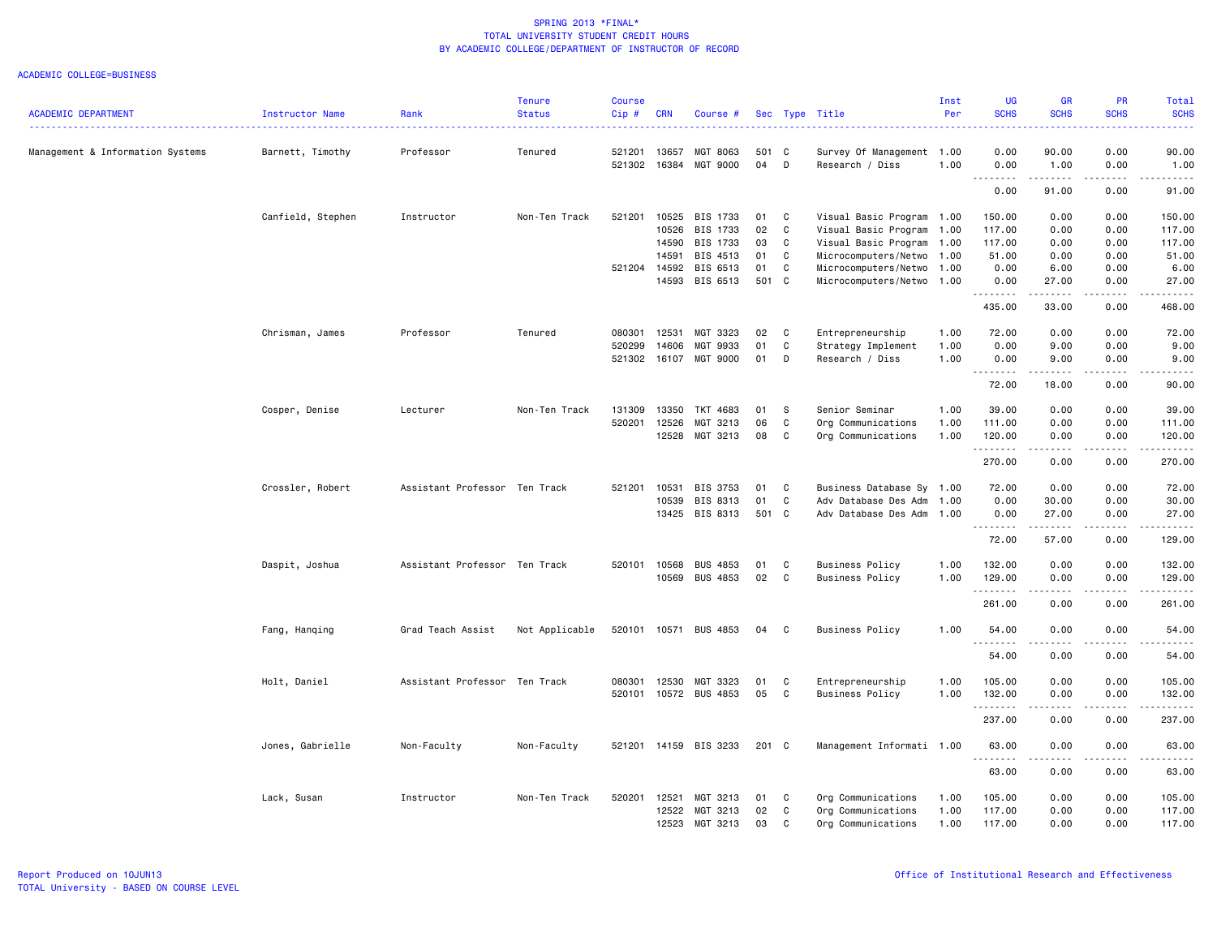SPRING 2013 *FINAL*
TOTAL UNIVERSITY STUDENT CREDIT HOURS
BY ACADEMIC COLLEGE/DEPARTMENT OF INSTRUCTOR OF RECORD

ACADEMIC COLLEGE=BUSINESS

| ACADEMIC DEPARTMENT | Instructor Name | Rank | Tenure Status | Course Cip # | CRN | Course # | Sec | Type | Title | Inst Per | UG SCHS | GR SCHS | PR SCHS | Total SCHS |
|---|---|---|---|---|---|---|---|---|---|---|---|---|---|---|
| Management & Information Systems | Barnett, Timothy | Professor | Tenured | 521201 | 13657 | MGT 8063 | 501 | C | Survey Of Management | 1.00 | 0.00 | 90.00 | 0.00 | 90.00 |
| | | | | 521302 | 16384 | MGT 9000 | 04 | D | Research / Diss | 1.00 | 0.00 | 1.00 | 0.00 | 1.00 |
| | | | | | | | | | | | 0.00 | 91.00 | 0.00 | 91.00 |
| | Canfield, Stephen | Instructor | Non-Ten Track | 521201 | 10525 | BIS 1733 | 01 | C | Visual Basic Program | 1.00 | 150.00 | 0.00 | 0.00 | 150.00 |
| | | | | | 10526 | BIS 1733 | 02 | C | Visual Basic Program | 1.00 | 117.00 | 0.00 | 0.00 | 117.00 |
| | | | | | 14590 | BIS 1733 | 03 | C | Visual Basic Program | 1.00 | 117.00 | 0.00 | 0.00 | 117.00 |
| | | | | | 14591 | BIS 4513 | 01 | C | Microcomputers/Netwo | 1.00 | 51.00 | 0.00 | 0.00 | 51.00 |
| | | | | 521204 | 14592 | BIS 6513 | 01 | C | Microcomputers/Netwo | 1.00 | 0.00 | 6.00 | 0.00 | 6.00 |
| | | | | | 14593 | BIS 6513 | 501 | C | Microcomputers/Netwo | 1.00 | 0.00 | 27.00 | 0.00 | 27.00 |
| | | | | | | | | | | | 435.00 | 33.00 | 0.00 | 468.00 |
| | Chrisman, James | Professor | Tenured | 080301 | 12531 | MGT 3323 | 02 | C | Entrepreneurship | 1.00 | 72.00 | 0.00 | 0.00 | 72.00 |
| | | | | 520299 | 14606 | MGT 9933 | 01 | C | Strategy Implement | 1.00 | 0.00 | 9.00 | 0.00 | 9.00 |
| | | | | 521302 | 16107 | MGT 9000 | 01 | D | Research / Diss | 1.00 | 0.00 | 9.00 | 0.00 | 9.00 |
| | | | | | | | | | | | 72.00 | 18.00 | 0.00 | 90.00 |
| | Cosper, Denise | Lecturer | Non-Ten Track | 131309 | 13350 | TKT 4683 | 01 | S | Senior Seminar | 1.00 | 39.00 | 0.00 | 0.00 | 39.00 |
| | | | | 520201 | 12526 | MGT 3213 | 06 | C | Org Communications | 1.00 | 111.00 | 0.00 | 0.00 | 111.00 |
| | | | | | 12528 | MGT 3213 | 08 | C | Org Communications | 1.00 | 120.00 | 0.00 | 0.00 | 120.00 |
| | | | | | | | | | | | 270.00 | 0.00 | 0.00 | 270.00 |
| | Crossler, Robert | Assistant Professor | Ten Track | 521201 | 10531 | BIS 3753 | 01 | C | Business Database Sy | 1.00 | 72.00 | 0.00 | 0.00 | 72.00 |
| | | | | | 10539 | BIS 8313 | 01 | C | Adv Database Des Adm | 1.00 | 0.00 | 30.00 | 0.00 | 30.00 |
| | | | | | 13425 | BIS 8313 | 501 | C | Adv Database Des Adm | 1.00 | 0.00 | 27.00 | 0.00 | 27.00 |
| | | | | | | | | | | | 72.00 | 57.00 | 0.00 | 129.00 |
| | Daspit, Joshua | Assistant Professor | Ten Track | 520101 | 10568 | BUS 4853 | 01 | C | Business Policy | 1.00 | 132.00 | 0.00 | 0.00 | 132.00 |
| | | | | | 10569 | BUS 4853 | 02 | C | Business Policy | 1.00 | 129.00 | 0.00 | 0.00 | 129.00 |
| | | | | | | | | | | | 261.00 | 0.00 | 0.00 | 261.00 |
| | Fang, Hanqing | Grad Teach Assist | Not Applicable | 520101 | 10571 | BUS 4853 | 04 | C | Business Policy | 1.00 | 54.00 | 0.00 | 0.00 | 54.00 |
| | | | | | | | | | | | 54.00 | 0.00 | 0.00 | 54.00 |
| | Holt, Daniel | Assistant Professor | Ten Track | 080301 | 12530 | MGT 3323 | 01 | C | Entrepreneurship | 1.00 | 105.00 | 0.00 | 0.00 | 105.00 |
| | | | | 520101 | 10572 | BUS 4853 | 05 | C | Business Policy | 1.00 | 132.00 | 0.00 | 0.00 | 132.00 |
| | | | | | | | | | | | 237.00 | 0.00 | 0.00 | 237.00 |
| | Jones, Gabrielle | Non-Faculty | Non-Faculty | 521201 | 14159 | BIS 3233 | 201 | C | Management Informati | 1.00 | 63.00 | 0.00 | 0.00 | 63.00 |
| | | | | | | | | | | | 63.00 | 0.00 | 0.00 | 63.00 |
| | Lack, Susan | Instructor | Non-Ten Track | 520201 | 12521 | MGT 3213 | 01 | C | Org Communications | 1.00 | 105.00 | 0.00 | 0.00 | 105.00 |
| | | | | | 12522 | MGT 3213 | 02 | C | Org Communications | 1.00 | 117.00 | 0.00 | 0.00 | 117.00 |
| | | | | | 12523 | MGT 3213 | 03 | C | Org Communications | 1.00 | 117.00 | 0.00 | 0.00 | 117.00 |

Report Produced on 10JUN13
TOTAL University - BASED ON COURSE LEVEL

Office of Institutional Research and Effectiveness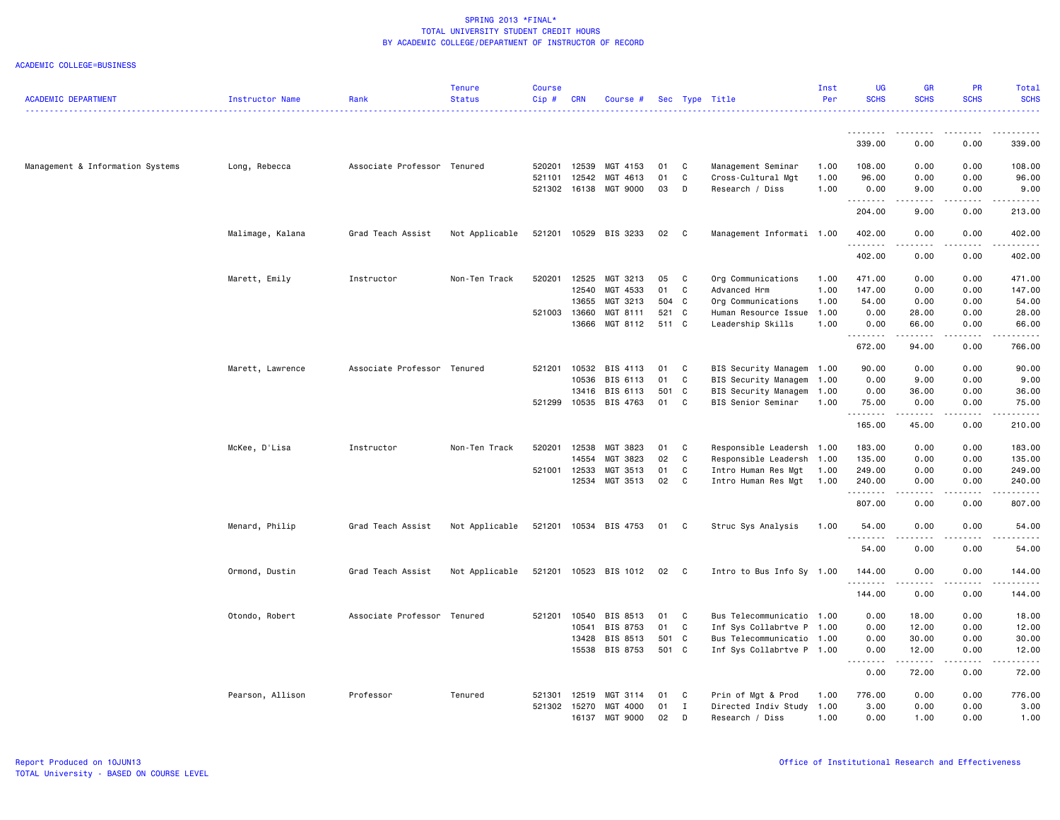SPRING 2013 *FINAL*
TOTAL UNIVERSITY STUDENT CREDIT HOURS
BY ACADEMIC COLLEGE/DEPARTMENT OF INSTRUCTOR OF RECORD

ACADEMIC COLLEGE=BUSINESS

| ACADEMIC DEPARTMENT | Instructor Name | Rank | Tenure Status | Course Cip # | CRN | Course # | Sec | Type | Title | Inst Per | UG SCHS | GR SCHS | PR SCHS | Total SCHS |
|---|---|---|---|---|---|---|---|---|---|---|---|---|---|---|
| | | | | | | | | | | | 339.00 | 0.00 | 0.00 | 339.00 |
| Management & Information Systems | Long, Rebecca | Associate Professor | Tenured | 520201 | 12539 | MGT 4153 | 01 | C | Management Seminar | 1.00 | 108.00 | 0.00 | 0.00 | 108.00 |
| | | | | 521101 | 12542 | MGT 4613 | 01 | C | Cross-Cultural Mgt | 1.00 | 96.00 | 0.00 | 0.00 | 96.00 |
| | | | | 521302 | 16138 | MGT 9000 | 03 | D | Research / Diss | 1.00 | 0.00 | 9.00 | 0.00 | 9.00 |
| | | | | | | | | | | | 204.00 | 9.00 | 0.00 | 213.00 |
| | Malimage, Kalana | Grad Teach Assist | Not Applicable | 521201 | 10529 | BIS 3233 | 02 | C | Management Informati | 1.00 | 402.00 | 0.00 | 0.00 | 402.00 |
| | | | | | | | | | | | 402.00 | 0.00 | 0.00 | 402.00 |
| | Marett, Emily | Instructor | Non-Ten Track | 520201 | 12525 | MGT 3213 | 05 | C | Org Communications | 1.00 | 471.00 | 0.00 | 0.00 | 471.00 |
| | | | | | 12540 | MGT 4533 | 01 | C | Advanced Hrm | 1.00 | 147.00 | 0.00 | 0.00 | 147.00 |
| | | | | | 13655 | MGT 3213 | 504 | C | Org Communications | 1.00 | 54.00 | 0.00 | 0.00 | 54.00 |
| | | | | 521003 | 13660 | MGT 8111 | 521 | C | Human Resource Issue | 1.00 | 0.00 | 28.00 | 0.00 | 28.00 |
| | | | | | 13666 | MGT 8112 | 511 | C | Leadership Skills | 1.00 | 0.00 | 66.00 | 0.00 | 66.00 |
| | | | | | | | | | | | 672.00 | 94.00 | 0.00 | 766.00 |
| | Marett, Lawrence | Associate Professor | Tenured | 521201 | 10532 | BIS 4113 | 01 | C | BIS Security Managem | 1.00 | 90.00 | 0.00 | 0.00 | 90.00 |
| | | | | | 10536 | BIS 6113 | 01 | C | BIS Security Managem | 1.00 | 0.00 | 9.00 | 0.00 | 9.00 |
| | | | | | 13416 | BIS 6113 | 501 | C | BIS Security Managem | 1.00 | 0.00 | 36.00 | 0.00 | 36.00 |
| | | | | 521299 | 10535 | BIS 4763 | 01 | C | BIS Senior Seminar | 1.00 | 75.00 | 0.00 | 0.00 | 75.00 |
| | | | | | | | | | | | 165.00 | 45.00 | 0.00 | 210.00 |
| | McKee, D'Lisa | Instructor | Non-Ten Track | 520201 | 12538 | MGT 3823 | 01 | C | Responsible Leadersh | 1.00 | 183.00 | 0.00 | 0.00 | 183.00 |
| | | | | | 14554 | MGT 3823 | 02 | C | Responsible Leadersh | 1.00 | 135.00 | 0.00 | 0.00 | 135.00 |
| | | | | 521001 | 12533 | MGT 3513 | 01 | C | Intro Human Res Mgt | 1.00 | 249.00 | 0.00 | 0.00 | 249.00 |
| | | | | | 12534 | MGT 3513 | 02 | C | Intro Human Res Mgt | 1.00 | 240.00 | 0.00 | 0.00 | 240.00 |
| | | | | | | | | | | | 807.00 | 0.00 | 0.00 | 807.00 |
| | Menard, Philip | Grad Teach Assist | Not Applicable | 521201 | 10534 | BIS 4753 | 01 | C | Struc Sys Analysis | 1.00 | 54.00 | 0.00 | 0.00 | 54.00 |
| | | | | | | | | | | | 54.00 | 0.00 | 0.00 | 54.00 |
| | Ormond, Dustin | Grad Teach Assist | Not Applicable | 521201 | 10523 | BIS 1012 | 02 | C | Intro to Bus Info Sy | 1.00 | 144.00 | 0.00 | 0.00 | 144.00 |
| | | | | | | | | | | | 144.00 | 0.00 | 0.00 | 144.00 |
| | Otondo, Robert | Associate Professor | Tenured | 521201 | 10540 | BIS 8513 | 01 | C | Bus Telecommunicatio | 1.00 | 0.00 | 18.00 | 0.00 | 18.00 |
| | | | | | 10541 | BIS 8753 | 01 | C | Inf Sys Collabrtve P | 1.00 | 0.00 | 12.00 | 0.00 | 12.00 |
| | | | | | 13428 | BIS 8513 | 501 | C | Bus Telecommunicatio | 1.00 | 0.00 | 30.00 | 0.00 | 30.00 |
| | | | | | 15538 | BIS 8753 | 501 | C | Inf Sys Collabrtve P | 1.00 | 0.00 | 12.00 | 0.00 | 12.00 |
| | | | | | | | | | | | 0.00 | 72.00 | 0.00 | 72.00 |
| | Pearson, Allison | Professor | Tenured | 521301 | 12519 | MGT 3114 | 01 | C | Prin of Mgt & Prod | 1.00 | 776.00 | 0.00 | 0.00 | 776.00 |
| | | | | 521302 | 15270 | MGT 4000 | 01 | I | Directed Indiv Study | 1.00 | 3.00 | 0.00 | 0.00 | 3.00 |
| | | | | | 16137 | MGT 9000 | 02 | D | Research / Diss | 1.00 | 0.00 | 1.00 | 0.00 | 1.00 |

Report Produced on 10JUN13
TOTAL University - BASED ON COURSE LEVEL

Office of Institutional Research and Effectiveness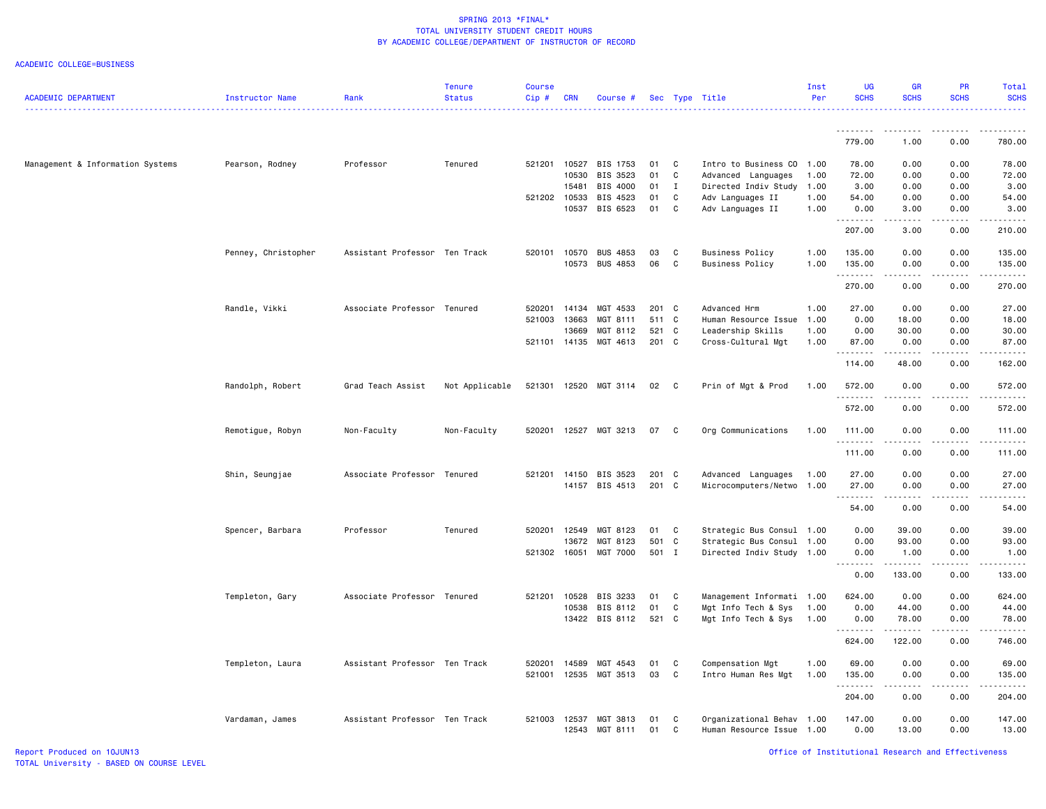SPRING 2013 *FINAL*
TOTAL UNIVERSITY STUDENT CREDIT HOURS
BY ACADEMIC COLLEGE/DEPARTMENT OF INSTRUCTOR OF RECORD

ACADEMIC COLLEGE=BUSINESS

| ACADEMIC DEPARTMENT | Instructor Name | Rank | Tenure Status | Course Cip # | CRN | Course # | Sec | Type | Title | Inst Per | UG SCHS | GR SCHS | PR SCHS | Total SCHS |
|---|---|---|---|---|---|---|---|---|---|---|---|---|---|---|
| | | | | | | | | | | | 779.00 | 1.00 | 0.00 | 780.00 |
| Management & Information Systems | Pearson, Rodney | Professor | Tenured | 521201 | 10527 | BIS 1753 | 01 | C | Intro to Business CO | 1.00 | 78.00 | 0.00 | 0.00 | 78.00 |
| | | | | | 10530 | BIS 3523 | 01 | C | Advanced Languages | 1.00 | 72.00 | 0.00 | 0.00 | 72.00 |
| | | | | | 15481 | BIS 4000 | 01 | I | Directed Indiv Study | 1.00 | 3.00 | 0.00 | 0.00 | 3.00 |
| | | | | 521202 | 10533 | BIS 4523 | 01 | C | Adv Languages II | 1.00 | 54.00 | 0.00 | 0.00 | 54.00 |
| | | | | | 10537 | BIS 6523 | 01 | C | Adv Languages II | 1.00 | 0.00 | 3.00 | 0.00 | 3.00 |
| | | | | | | | | | | | 207.00 | 3.00 | 0.00 | 210.00 |
| | Penney, Christopher | Assistant Professor | Ten Track | 520101 | 10570 | BUS 4853 | 03 | C | Business Policy | 1.00 | 135.00 | 0.00 | 0.00 | 135.00 |
| | | | | | 10573 | BUS 4853 | 06 | C | Business Policy | 1.00 | 135.00 | 0.00 | 0.00 | 135.00 |
| | | | | | | | | | | | 270.00 | 0.00 | 0.00 | 270.00 |
| | Randle, Vikki | Associate Professor | Tenured | 520201 | 14134 | MGT 4533 | 201 | C | Advanced Hrm | 1.00 | 27.00 | 0.00 | 0.00 | 27.00 |
| | | | | 521003 | 13663 | MGT 8111 | 511 | C | Human Resource Issue | 1.00 | 0.00 | 18.00 | 0.00 | 18.00 |
| | | | | | 13669 | MGT 8112 | 521 | C | Leadership Skills | 1.00 | 0.00 | 30.00 | 0.00 | 30.00 |
| | | | | 521101 | 14135 | MGT 4613 | 201 | C | Cross-Cultural Mgt | 1.00 | 87.00 | 0.00 | 0.00 | 87.00 |
| | | | | | | | | | | | 114.00 | 48.00 | 0.00 | 162.00 |
| | Randolph, Robert | Grad Teach Assist | Not Applicable | 521301 | 12520 | MGT 3114 | 02 | C | Prin of Mgt & Prod | 1.00 | 572.00 | 0.00 | 0.00 | 572.00 |
| | | | | | | | | | | | 572.00 | 0.00 | 0.00 | 572.00 |
| | Remotigue, Robyn | Non-Faculty | Non-Faculty | 520201 | 12527 | MGT 3213 | 07 | C | Org Communications | 1.00 | 111.00 | 0.00 | 0.00 | 111.00 |
| | | | | | | | | | | | 111.00 | 0.00 | 0.00 | 111.00 |
| | Shin, Seungjae | Associate Professor | Tenured | 521201 | 14150 | BIS 3523 | 201 | C | Advanced Languages | 1.00 | 27.00 | 0.00 | 0.00 | 27.00 |
| | | | | | 14157 | BIS 4513 | 201 | C | Microcomputers/Netwo | 1.00 | 27.00 | 0.00 | 0.00 | 27.00 |
| | | | | | | | | | | | 54.00 | 0.00 | 0.00 | 54.00 |
| | Spencer, Barbara | Professor | Tenured | 520201 | 12549 | MGT 8123 | 01 | C | Strategic Bus Consul | 1.00 | 0.00 | 39.00 | 0.00 | 39.00 |
| | | | | | 13672 | MGT 8123 | 501 | C | Strategic Bus Consul | 1.00 | 0.00 | 93.00 | 0.00 | 93.00 |
| | | | | 521302 | 16051 | MGT 7000 | 501 | I | Directed Indiv Study | 1.00 | 0.00 | 1.00 | 0.00 | 1.00 |
| | | | | | | | | | | | 0.00 | 133.00 | 0.00 | 133.00 |
| | Templeton, Gary | Associate Professor | Tenured | 521201 | 10528 | BIS 3233 | 01 | C | Management Informati | 1.00 | 624.00 | 0.00 | 0.00 | 624.00 |
| | | | | | 10538 | BIS 8112 | 01 | C | Mgt Info Tech & Sys | 1.00 | 0.00 | 44.00 | 0.00 | 44.00 |
| | | | | | 13422 | BIS 8112 | 521 | C | Mgt Info Tech & Sys | 1.00 | 0.00 | 78.00 | 0.00 | 78.00 |
| | | | | | | | | | | | 624.00 | 122.00 | 0.00 | 746.00 |
| | Templeton, Laura | Assistant Professor | Ten Track | 520201 | 14589 | MGT 4543 | 01 | C | Compensation Mgt | 1.00 | 69.00 | 0.00 | 0.00 | 69.00 |
| | | | | 521001 | 12535 | MGT 3513 | 03 | C | Intro Human Res Mgt | 1.00 | 135.00 | 0.00 | 0.00 | 135.00 |
| | | | | | | | | | | | 204.00 | 0.00 | 0.00 | 204.00 |
| | Vardaman, James | Assistant Professor | Ten Track | 521003 | 12537 | MGT 3813 | 01 | C | Organizational Behav | 1.00 | 147.00 | 0.00 | 0.00 | 147.00 |
| | | | | | 12543 | MGT 8111 | 01 | C | Human Resource Issue | 1.00 | 0.00 | 13.00 | 0.00 | 13.00 |

Report Produced on 10JUN13
TOTAL University - BASED ON COURSE LEVEL

Office of Institutional Research and Effectiveness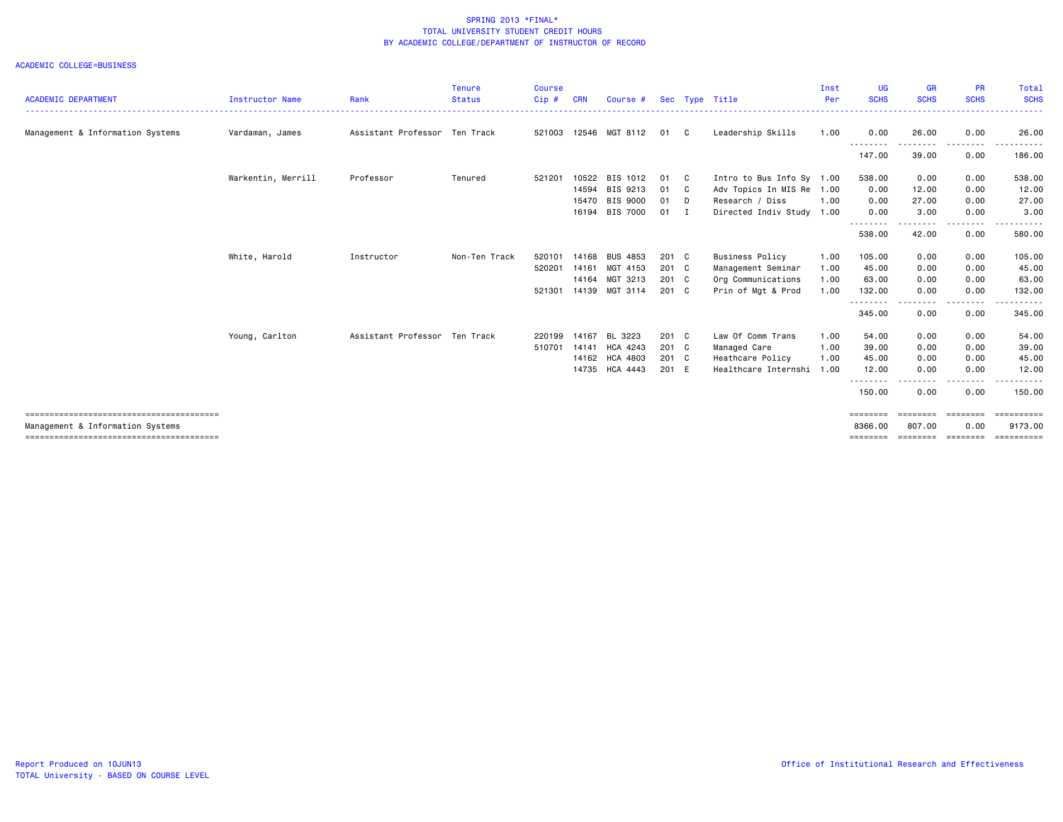SPRING 2013 *FINAL*
TOTAL UNIVERSITY STUDENT CREDIT HOURS
BY ACADEMIC COLLEGE/DEPARTMENT OF INSTRUCTOR OF RECORD

ACADEMIC COLLEGE=BUSINESS

| ACADEMIC DEPARTMENT | Instructor Name | Rank | Tenure Status | Course Cip # | CRN | Course # | Sec | Type | Title | Inst Per | UG SCHS | GR SCHS | PR SCHS | Total SCHS |
|---|---|---|---|---|---|---|---|---|---|---|---|---|---|---|
| Management & Information Systems | Vardaman, James | Assistant Professor | Ten Track | 521003 | 12546 | MGT 8112 | 01 | C | Leadership Skills | 1.00 | 0.00 | 26.00 | 0.00 | 26.00 |
| | | | | | | | | | | | 147.00 | 39.00 | 0.00 | 186.00 |
| | Warkentin, Merrill | Professor | Tenured | 521201 | 10522 | BIS 1012 | 01 | C | Intro to Bus Info Sy | 1.00 | 538.00 | 0.00 | 0.00 | 538.00 |
| | | | | | 14594 | BIS 9213 | 01 | C | Adv Topics In MIS Re | 1.00 | 0.00 | 12.00 | 0.00 | 12.00 |
| | | | | | 15470 | BIS 9000 | 01 | D | Research / Diss | 1.00 | 0.00 | 27.00 | 0.00 | 27.00 |
| | | | | | 16194 | BIS 7000 | 01 | I | Directed Indiv Study | 1.00 | 0.00 | 3.00 | 0.00 | 3.00 |
| | | | | | | | | | | | 538.00 | 42.00 | 0.00 | 580.00 |
| | White, Harold | Instructor | Non-Ten Track | 520101 | 14168 | BUS 4853 | 201 | C | Business Policy | 1.00 | 105.00 | 0.00 | 0.00 | 105.00 |
| | | | | 520201 | 14161 | MGT 4153 | 201 | C | Management Seminar | 1.00 | 45.00 | 0.00 | 0.00 | 45.00 |
| | | | | | 14164 | MGT 3213 | 201 | C | Org Communications | 1.00 | 63.00 | 0.00 | 0.00 | 63.00 |
| | | | | 521301 | 14139 | MGT 3114 | 201 | C | Prin of Mgt & Prod | 1.00 | 132.00 | 0.00 | 0.00 | 132.00 |
| | | | | | | | | | | | 345.00 | 0.00 | 0.00 | 345.00 |
| | Young, Carlton | Assistant Professor | Ten Track | 220199 | 14167 | BL 3223 | 201 | C | Law Of Comm Trans | 1.00 | 54.00 | 0.00 | 0.00 | 54.00 |
| | | | | 510701 | 14141 | HCA 4243 | 201 | C | Managed Care | 1.00 | 39.00 | 0.00 | 0.00 | 39.00 |
| | | | | | 14162 | HCA 4803 | 201 | C | Heathcare Policy | 1.00 | 45.00 | 0.00 | 0.00 | 45.00 |
| | | | | | 14735 | HCA 4443 | 201 | E | Healthcare Internshi | 1.00 | 12.00 | 0.00 | 0.00 | 12.00 |
| | | | | | | | | | | | 150.00 | 0.00 | 0.00 | 150.00 |
| Management & Information Systems | | | | | | | | | | | 8366.00 | 807.00 | 0.00 | 9173.00 |

Report Produced on 10JUN13
TOTAL University - BASED ON COURSE LEVEL

Office of Institutional Research and Effectiveness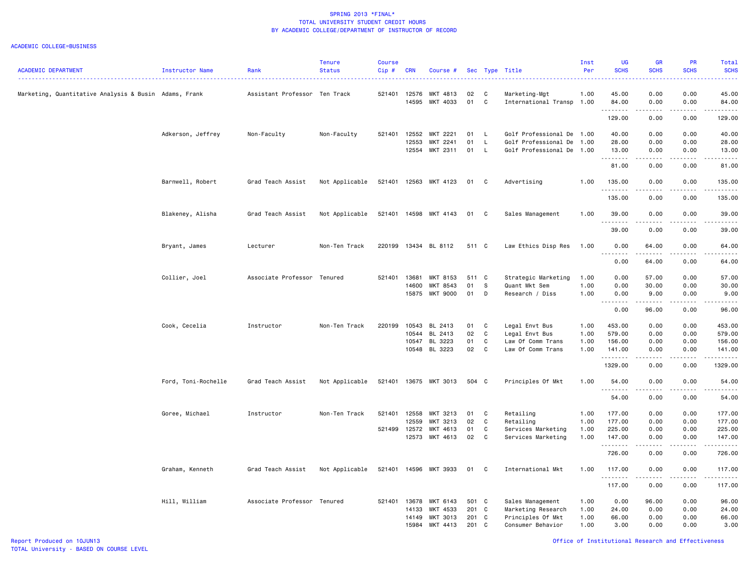SPRING 2013 *FINAL*
TOTAL UNIVERSITY STUDENT CREDIT HOURS
BY ACADEMIC COLLEGE/DEPARTMENT OF INSTRUCTOR OF RECORD

ACADEMIC COLLEGE=BUSINESS

| ACADEMIC DEPARTMENT | Instructor Name | Rank | Tenure Status | Course Cip # | CRN | Course # | Sec | Type | Title | Inst Per | UG SCHS | GR SCHS | PR SCHS | Total SCHS |
|---|---|---|---|---|---|---|---|---|---|---|---|---|---|---|
| Marketing, Quantitative Analysis & Busin | Adams, Frank | Assistant Professor | Ten Track | 521401 | 12576 | MKT 4813 | 02 | C | Marketing-Mgt | 1.00 | 45.00 | 0.00 | 0.00 | 45.00 |
| | | | | | 14595 | MKT 4033 | 01 | C | International Transp | 1.00 | 84.00 | 0.00 | 0.00 | 84.00 |
| | | | | | | | | | | | 129.00 | 0.00 | 0.00 | 129.00 |
| | Adkerson, Jeffrey | Non-Faculty | Non-Faculty | 521401 | 12552 | MKT 2221 | 01 | L | Golf Professional De | 1.00 | 40.00 | 0.00 | 0.00 | 40.00 |
| | | | | | 12553 | MKT 2241 | 01 | L | Golf Professional De | 1.00 | 28.00 | 0.00 | 0.00 | 28.00 |
| | | | | | 12554 | MKT 2311 | 01 | L | Golf Professional De | 1.00 | 13.00 | 0.00 | 0.00 | 13.00 |
| | | | | | | | | | | | 81.00 | 0.00 | 0.00 | 81.00 |
| | Barnwell, Robert | Grad Teach Assist | Not Applicable | 521401 | 12563 | MKT 4123 | 01 | C | Advertising | 1.00 | 135.00 | 0.00 | 0.00 | 135.00 |
| | | | | | | | | | | | 135.00 | 0.00 | 0.00 | 135.00 |
| | Blakeney, Alisha | Grad Teach Assist | Not Applicable | 521401 | 14598 | MKT 4143 | 01 | C | Sales Management | 1.00 | 39.00 | 0.00 | 0.00 | 39.00 |
| | | | | | | | | | | | 39.00 | 0.00 | 0.00 | 39.00 |
| | Bryant, James | Lecturer | Non-Ten Track | 220199 | 13434 | BL 8112 | 511 | C | Law Ethics Disp Res | 1.00 | 0.00 | 64.00 | 0.00 | 64.00 |
| | | | | | | | | | | | 0.00 | 64.00 | 0.00 | 64.00 |
| | Collier, Joel | Associate Professor | Tenured | 521401 | 13681 | MKT 8153 | 511 | C | Strategic Marketing | 1.00 | 0.00 | 57.00 | 0.00 | 57.00 |
| | | | | | 14600 | MKT 8543 | 01 | S | Quant Mkt Sem | 1.00 | 0.00 | 30.00 | 0.00 | 30.00 |
| | | | | | 15875 | MKT 9000 | 01 | D | Research / Diss | 1.00 | 0.00 | 9.00 | 0.00 | 9.00 |
| | | | | | | | | | | | 0.00 | 96.00 | 0.00 | 96.00 |
| | Cook, Cecelia | Instructor | Non-Ten Track | 220199 | 10543 | BL 2413 | 01 | C | Legal Envt Bus | 1.00 | 453.00 | 0.00 | 0.00 | 453.00 |
| | | | | | 10544 | BL 2413 | 02 | C | Legal Envt Bus | 1.00 | 579.00 | 0.00 | 0.00 | 579.00 |
| | | | | | 10547 | BL 3223 | 01 | C | Law Of Comm Trans | 1.00 | 156.00 | 0.00 | 0.00 | 156.00 |
| | | | | | 10548 | BL 3223 | 02 | C | Law Of Comm Trans | 1.00 | 141.00 | 0.00 | 0.00 | 141.00 |
| | | | | | | | | | | | 1329.00 | 0.00 | 0.00 | 1329.00 |
| | Ford, Toni-Rochelle | Grad Teach Assist | Not Applicable | 521401 | 13675 | MKT 3013 | 504 | C | Principles Of Mkt | 1.00 | 54.00 | 0.00 | 0.00 | 54.00 |
| | | | | | | | | | | | 54.00 | 0.00 | 0.00 | 54.00 |
| | Goree, Michael | Instructor | Non-Ten Track | 521401 | 12558 | MKT 3213 | 01 | C | Retailing | 1.00 | 177.00 | 0.00 | 0.00 | 177.00 |
| | | | | | 12559 | MKT 3213 | 02 | C | Retailing | 1.00 | 177.00 | 0.00 | 0.00 | 177.00 |
| | | | | 521499 | 12572 | MKT 4613 | 01 | C | Services Marketing | 1.00 | 225.00 | 0.00 | 0.00 | 225.00 |
| | | | | | 12573 | MKT 4613 | 02 | C | Services Marketing | 1.00 | 147.00 | 0.00 | 0.00 | 147.00 |
| | | | | | | | | | | | 726.00 | 0.00 | 0.00 | 726.00 |
| | Graham, Kenneth | Grad Teach Assist | Not Applicable | 521401 | 14596 | MKT 3933 | 01 | C | International Mkt | 1.00 | 117.00 | 0.00 | 0.00 | 117.00 |
| | | | | | | | | | | | 117.00 | 0.00 | 0.00 | 117.00 |
| | Hill, William | Associate Professor | Tenured | 521401 | 13678 | MKT 6143 | 501 | C | Sales Management | 1.00 | 0.00 | 96.00 | 0.00 | 96.00 |
| | | | | | 14133 | MKT 4533 | 201 | C | Marketing Research | 1.00 | 24.00 | 0.00 | 0.00 | 24.00 |
| | | | | | 14149 | MKT 3013 | 201 | C | Principles Of Mkt | 1.00 | 66.00 | 0.00 | 0.00 | 66.00 |
| | | | | | 15984 | MKT 4413 | 201 | C | Consumer Behavior | 1.00 | 3.00 | 0.00 | 0.00 | 3.00 |

Report Produced on 10JUN13
TOTAL University - BASED ON COURSE LEVEL

Office of Institutional Research and Effectiveness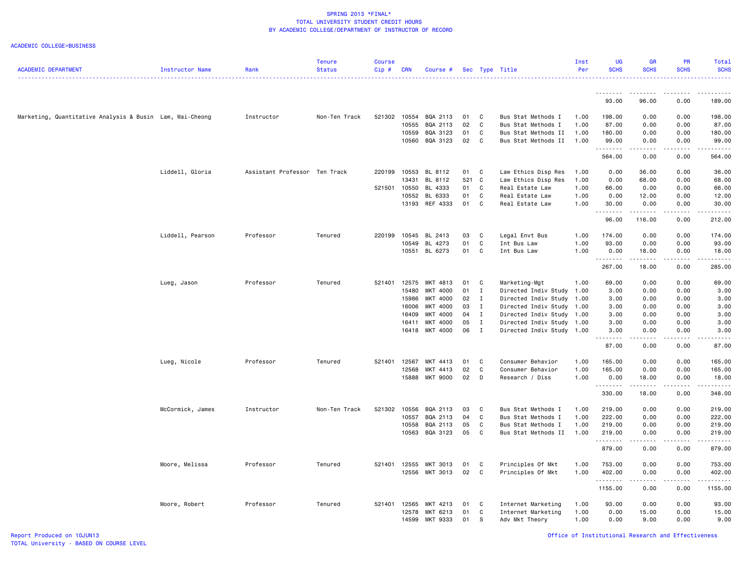SPRING 2013 *FINAL*
TOTAL UNIVERSITY STUDENT CREDIT HOURS
BY ACADEMIC COLLEGE/DEPARTMENT OF INSTRUCTOR OF RECORD

ACADEMIC COLLEGE=BUSINESS

| ACADEMIC DEPARTMENT | Instructor Name | Rank | Tenure Status | Course Cip # | CRN | Course # | Sec | Type | Title | Inst Per | UG SCHS | GR SCHS | PR SCHS | Total SCHS |
|---|---|---|---|---|---|---|---|---|---|---|---|---|---|---|
| | | | | | | | | | | | 93.00 | 96.00 | 0.00 | 189.00 |
| Marketing, Quantitative Analysis & Busin | Lam, Wai-Cheong | Instructor | Non-Ten Track | 521302 | 10554 | BQA 2113 | 01 | C | Bus Stat Methods I | 1.00 | 198.00 | 0.00 | 0.00 | 198.00 |
| | | | | | 10555 | BQA 2113 | 02 | C | Bus Stat Methods I | 1.00 | 87.00 | 0.00 | 0.00 | 87.00 |
| | | | | | 10559 | BQA 3123 | 01 | C | Bus Stat Methods II | 1.00 | 180.00 | 0.00 | 0.00 | 180.00 |
| | | | | | 10560 | BQA 3123 | 02 | C | Bus Stat Methods II | 1.00 | 99.00 | 0.00 | 0.00 | 99.00 |
| | | | | | | | | | | | 564.00 | 0.00 | 0.00 | 564.00 |
| | Liddell, Gloria | Assistant Professor | Ten Track | 220199 | 10553 | BL 8112 | 01 | C | Law Ethics Disp Res | 1.00 | 0.00 | 36.00 | 0.00 | 36.00 |
| | | | | | 13431 | BL 8112 | 521 | C | Law Ethics Disp Res | 1.00 | 0.00 | 68.00 | 0.00 | 68.00 |
| | | | | 521501 | 10550 | BL 4333 | 01 | C | Real Estate Law | 1.00 | 66.00 | 0.00 | 0.00 | 66.00 |
| | | | | | 10552 | BL 6333 | 01 | C | Real Estate Law | 1.00 | 0.00 | 12.00 | 0.00 | 12.00 |
| | | | | | 13193 | REF 4333 | 01 | C | Real Estate Law | 1.00 | 30.00 | 0.00 | 0.00 | 30.00 |
| | | | | | | | | | | | 96.00 | 116.00 | 0.00 | 212.00 |
| | Liddell, Pearson | Professor | Tenured | 220199 | 10545 | BL 2413 | 03 | C | Legal Envt Bus | 1.00 | 174.00 | 0.00 | 0.00 | 174.00 |
| | | | | | 10549 | BL 4273 | 01 | C | Int Bus Law | 1.00 | 93.00 | 0.00 | 0.00 | 93.00 |
| | | | | | 10551 | BL 6273 | 01 | C | Int Bus Law | 1.00 | 0.00 | 18.00 | 0.00 | 18.00 |
| | | | | | | | | | | | 267.00 | 18.00 | 0.00 | 285.00 |
| | Lueg, Jason | Professor | Tenured | 521401 | 12575 | MKT 4813 | 01 | C | Marketing-Mgt | 1.00 | 69.00 | 0.00 | 0.00 | 69.00 |
| | | | | | 15480 | MKT 4000 | 01 | I | Directed Indiv Study | 1.00 | 3.00 | 0.00 | 0.00 | 3.00 |
| | | | | | 15986 | MKT 4000 | 02 | I | Directed Indiv Study | 1.00 | 3.00 | 0.00 | 0.00 | 3.00 |
| | | | | | 16006 | MKT 4000 | 03 | I | Directed Indiv Study | 1.00 | 3.00 | 0.00 | 0.00 | 3.00 |
| | | | | | 16409 | MKT 4000 | 04 | I | Directed Indiv Study | 1.00 | 3.00 | 0.00 | 0.00 | 3.00 |
| | | | | | 16411 | MKT 4000 | 05 | I | Directed Indiv Study | 1.00 | 3.00 | 0.00 | 0.00 | 3.00 |
| | | | | | 16418 | MKT 4000 | 06 | I | Directed Indiv Study | 1.00 | 3.00 | 0.00 | 0.00 | 3.00 |
| | | | | | | | | | | | 87.00 | 0.00 | 0.00 | 87.00 |
| | Lueg, Nicole | Professor | Tenured | 521401 | 12567 | MKT 4413 | 01 | C | Consumer Behavior | 1.00 | 165.00 | 0.00 | 0.00 | 165.00 |
| | | | | | 12568 | MKT 4413 | 02 | C | Consumer Behavior | 1.00 | 165.00 | 0.00 | 0.00 | 165.00 |
| | | | | | 15888 | MKT 9000 | 02 | D | Research / Diss | 1.00 | 0.00 | 18.00 | 0.00 | 18.00 |
| | | | | | | | | | | | 330.00 | 18.00 | 0.00 | 348.00 |
| | McCormick, James | Instructor | Non-Ten Track | 521302 | 10556 | BQA 2113 | 03 | C | Bus Stat Methods I | 1.00 | 219.00 | 0.00 | 0.00 | 219.00 |
| | | | | | 10557 | BQA 2113 | 04 | C | Bus Stat Methods I | 1.00 | 222.00 | 0.00 | 0.00 | 222.00 |
| | | | | | 10558 | BQA 2113 | 05 | C | Bus Stat Methods I | 1.00 | 219.00 | 0.00 | 0.00 | 219.00 |
| | | | | | 10563 | BQA 3123 | 05 | C | Bus Stat Methods II | 1.00 | 219.00 | 0.00 | 0.00 | 219.00 |
| | | | | | | | | | | | 879.00 | 0.00 | 0.00 | 879.00 |
| | Moore, Melissa | Professor | Tenured | 521401 | 12555 | MKT 3013 | 01 | C | Principles Of Mkt | 1.00 | 753.00 | 0.00 | 0.00 | 753.00 |
| | | | | | 12556 | MKT 3013 | 02 | C | Principles Of Mkt | 1.00 | 402.00 | 0.00 | 0.00 | 402.00 |
| | | | | | | | | | | | 1155.00 | 0.00 | 0.00 | 1155.00 |
| | Moore, Robert | Professor | Tenured | 521401 | 12565 | MKT 4213 | 01 | C | Internet Marketing | 1.00 | 93.00 | 0.00 | 0.00 | 93.00 |
| | | | | | 12578 | MKT 6213 | 01 | C | Internet Marketing | 1.00 | 0.00 | 15.00 | 0.00 | 15.00 |
| | | | | | 14599 | MKT 9333 | 01 | S | Adv Mkt Theory | 1.00 | 0.00 | 9.00 | 0.00 | 9.00 |

Report Produced on 10JUN13
TOTAL University - BASED ON COURSE LEVEL

Office of Institutional Research and Effectiveness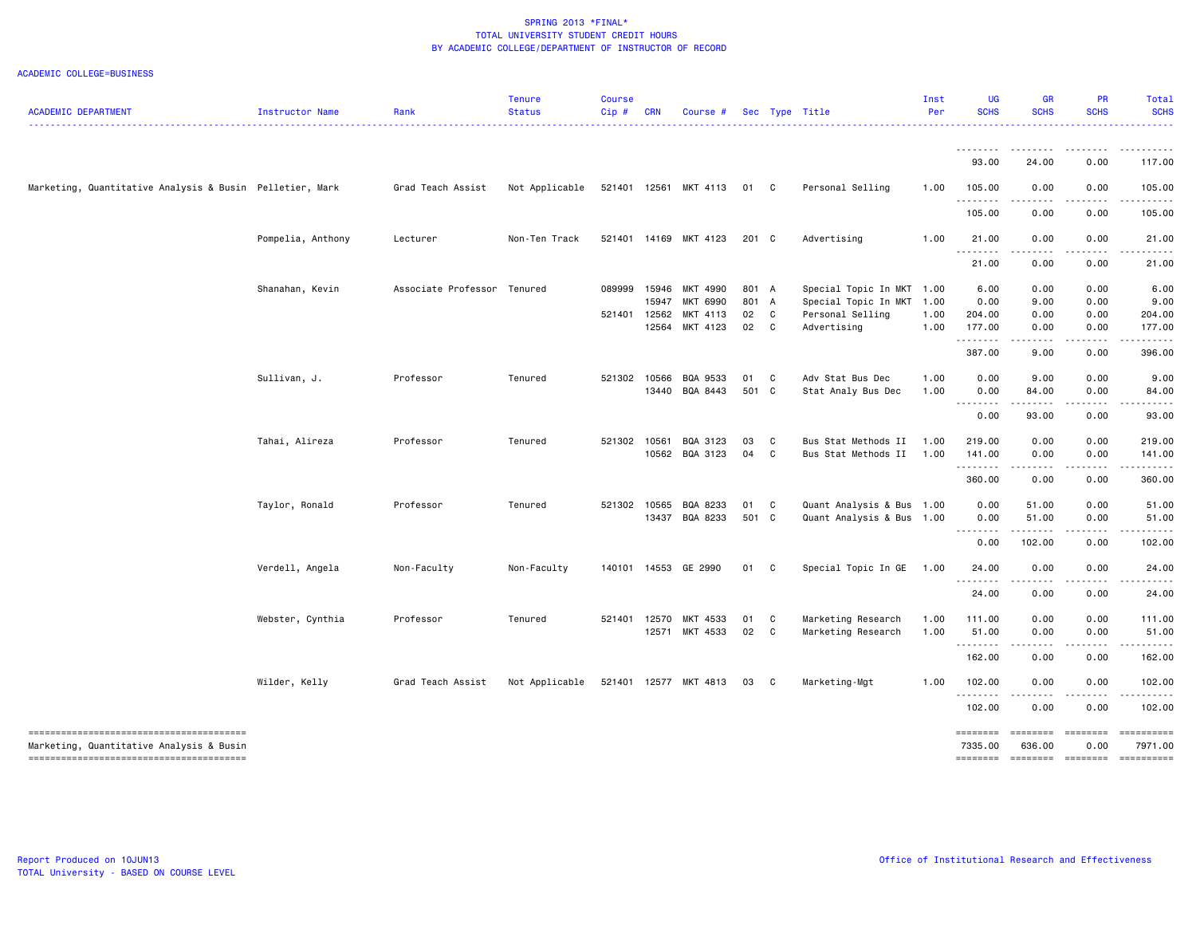SPRING 2013 *FINAL*
TOTAL UNIVERSITY STUDENT CREDIT HOURS
BY ACADEMIC COLLEGE/DEPARTMENT OF INSTRUCTOR OF RECORD

ACADEMIC COLLEGE=BUSINESS

| ACADEMIC DEPARTMENT | Instructor Name | Rank | Tenure Status | Course Cip # | CRN | Course # | Sec | Type | Title | Inst Per | UG SCHS | GR SCHS | PR SCHS | Total SCHS |
|---|---|---|---|---|---|---|---|---|---|---|---|---|---|---|
| | | | | | | | | | | | 93.00 | 24.00 | 0.00 | 117.00 |
| Marketing, Quantitative Analysis & Busin | Pelletier, Mark | Grad Teach Assist | Not Applicable | 521401 | 12561 | MKT 4113 | 01 | C | Personal Selling | 1.00 | 105.00 | 0.00 | 0.00 | 105.00 |
| | | | | | | | | | | | 105.00 | 0.00 | 0.00 | 105.00 |
| | Pompelia, Anthony | Lecturer | Non-Ten Track | 521401 | 14169 | MKT 4123 | 201 | C | Advertising | 1.00 | 21.00 | 0.00 | 0.00 | 21.00 |
| | | | | | | | | | | | 21.00 | 0.00 | 0.00 | 21.00 |
| | Shanahan, Kevin | Associate Professor | Tenured | 089999 | 15946 | MKT 4990 | 801 | A | Special Topic In MKT | 1.00 | 6.00 | 0.00 | 0.00 | 6.00 |
| | | | | | 15947 | MKT 6990 | 801 | A | Special Topic In MKT | 1.00 | 0.00 | 9.00 | 0.00 | 9.00 |
| | | | | 521401 | 12562 | MKT 4113 | 02 | C | Personal Selling | 1.00 | 204.00 | 0.00 | 0.00 | 204.00 |
| | | | | | 12564 | MKT 4123 | 02 | C | Advertising | 1.00 | 177.00 | 0.00 | 0.00 | 177.00 |
| | | | | | | | | | | | 387.00 | 9.00 | 0.00 | 396.00 |
| | Sullivan, J. | Professor | Tenured | 521302 | 10566 | BQA 9533 | 01 | C | Adv Stat Bus Dec | 1.00 | 0.00 | 9.00 | 0.00 | 9.00 |
| | | | | | 13440 | BQA 8443 | 501 | C | Stat Analy Bus Dec | 1.00 | 0.00 | 84.00 | 0.00 | 84.00 |
| | | | | | | | | | | | 0.00 | 93.00 | 0.00 | 93.00 |
| | Tahai, Alireza | Professor | Tenured | 521302 | 10561 | BQA 3123 | 03 | C | Bus Stat Methods II | 1.00 | 219.00 | 0.00 | 0.00 | 219.00 |
| | | | | | 10562 | BQA 3123 | 04 | C | Bus Stat Methods II | 1.00 | 141.00 | 0.00 | 0.00 | 141.00 |
| | | | | | | | | | | | 360.00 | 0.00 | 0.00 | 360.00 |
| | Taylor, Ronald | Professor | Tenured | 521302 | 10565 | BQA 8233 | 01 | C | Quant Analysis & Bus | 1.00 | 0.00 | 51.00 | 0.00 | 51.00 |
| | | | | | 13437 | BQA 8233 | 501 | C | Quant Analysis & Bus | 1.00 | 0.00 | 51.00 | 0.00 | 51.00 |
| | | | | | | | | | | | 0.00 | 102.00 | 0.00 | 102.00 |
| | Verdell, Angela | Non-Faculty | Non-Faculty | 140101 | 14553 | GE 2990 | 01 | C | Special Topic In GE | 1.00 | 24.00 | 0.00 | 0.00 | 24.00 |
| | | | | | | | | | | | 24.00 | 0.00 | 0.00 | 24.00 |
| | Webster, Cynthia | Professor | Tenured | 521401 | 12570 | MKT 4533 | 01 | C | Marketing Research | 1.00 | 111.00 | 0.00 | 0.00 | 111.00 |
| | | | | | 12571 | MKT 4533 | 02 | C | Marketing Research | 1.00 | 51.00 | 0.00 | 0.00 | 51.00 |
| | | | | | | | | | | | 162.00 | 0.00 | 0.00 | 162.00 |
| | Wilder, Kelly | Grad Teach Assist | Not Applicable | 521401 | 12577 | MKT 4813 | 03 | C | Marketing-Mgt | 1.00 | 102.00 | 0.00 | 0.00 | 102.00 |
| | | | | | | | | | | | 102.00 | 0.00 | 0.00 | 102.00 |
| Marketing, Quantitative Analysis & Busin | | | | | | | | | | | 7335.00 | 636.00 | 0.00 | 7971.00 |

Report Produced on 10JUN13
TOTAL University - BASED ON COURSE LEVEL

Office of Institutional Research and Effectiveness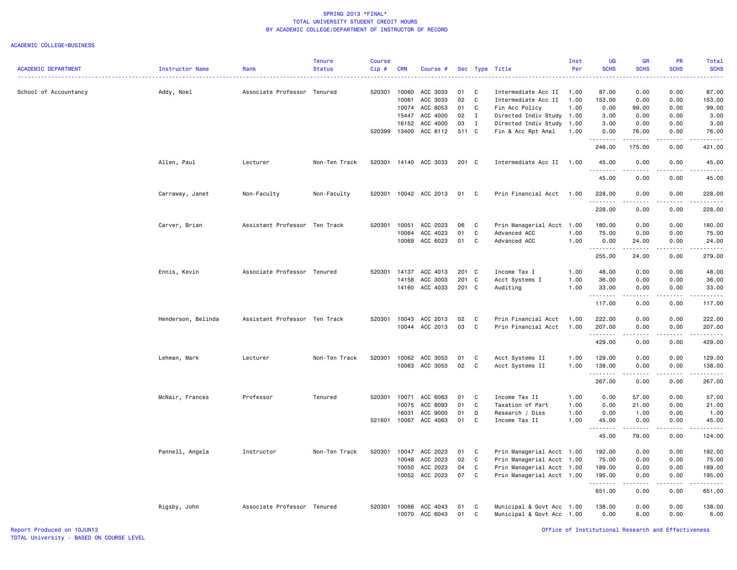SPRING 2013 *FINAL*
TOTAL UNIVERSITY STUDENT CREDIT HOURS
BY ACADEMIC COLLEGE/DEPARTMENT OF INSTRUCTOR OF RECORD

ACADEMIC COLLEGE=BUSINESS

| ACADEMIC DEPARTMENT | Instructor Name | Rank | Tenure Status | Course Cip # | CRN | Course # | Sec | Type | Title | Inst Per | UG SCHS | GR SCHS | PR SCHS | Total SCHS |
|---|---|---|---|---|---|---|---|---|---|---|---|---|---|---|
| School of Accountancy | Addy, Noel | Associate Professor | Tenured | 520301 | 10060 | ACC 3033 | 01 | C | Intermediate Acc II | 1.00 | 87.00 | 0.00 | 0.00 | 87.00 |
| | | | | | 10061 | ACC 3033 | 02 | C | Intermediate Acc II | 1.00 | 153.00 | 0.00 | 0.00 | 153.00 |
| | | | | | 10074 | ACC 8053 | 01 | C | Fin Acc Policy | 1.00 | 0.00 | 99.00 | 0.00 | 99.00 |
| | | | | | 15447 | ACC 4000 | 02 | I | Directed Indiv Study | 1.00 | 3.00 | 0.00 | 0.00 | 3.00 |
| | | | | | 16152 | ACC 4000 | 03 | I | Directed Indiv Study | 1.00 | 3.00 | 0.00 | 0.00 | 3.00 |
| | | | | 520399 | 13400 | ACC 8112 | 511 | C | Fin & Acc Rpt Anal | 1.00 | 0.00 | 76.00 | 0.00 | 76.00 |
| | | | | | | | | | | | 246.00 | 175.00 | 0.00 | 421.00 |
| | Allen, Paul | Lecturer | Non-Ten Track | 520301 | 14140 | ACC 3033 | 201 | C | Intermediate Acc II | 1.00 | 45.00 | 0.00 | 0.00 | 45.00 |
| | | | | | | | | | | | 45.00 | 0.00 | 0.00 | 45.00 |
| | Carraway, Janet | Non-Faculty | Non-Faculty | 520301 | 10042 | ACC 2013 | 01 | C | Prin Financial Acct | 1.00 | 228.00 | 0.00 | 0.00 | 228.00 |
| | | | | | | | | | | | 228.00 | 0.00 | 0.00 | 228.00 |
| | Carver, Brian | Assistant Professor | Ten Track | 520301 | 10051 | ACC 2023 | 06 | C | Prin Managerial Acct | 1.00 | 180.00 | 0.00 | 0.00 | 180.00 |
| | | | | | 10064 | ACC 4023 | 01 | C | Advanced ACC | 1.00 | 75.00 | 0.00 | 0.00 | 75.00 |
| | | | | | 10069 | ACC 6023 | 01 | C | Advanced ACC | 1.00 | 0.00 | 24.00 | 0.00 | 24.00 |
| | | | | | | | | | | | 255.00 | 24.00 | 0.00 | 279.00 |
| | Ennis, Kevin | Associate Professor | Tenured | 520301 | 14137 | ACC 4013 | 201 | C | Income Tax I | 1.00 | 48.00 | 0.00 | 0.00 | 48.00 |
| | | | | | 14158 | ACC 3003 | 201 | C | Acct Systems I | 1.00 | 36.00 | 0.00 | 0.00 | 36.00 |
| | | | | | 14160 | ACC 4033 | 201 | C | Auditing | 1.00 | 33.00 | 0.00 | 0.00 | 33.00 |
| | | | | | | | | | | | 117.00 | 0.00 | 0.00 | 117.00 |
| | Henderson, Belinda | Assistant Professor | Ten Track | 520301 | 10043 | ACC 2013 | 02 | C | Prin Financial Acct | 1.00 | 222.00 | 0.00 | 0.00 | 222.00 |
| | | | | | 10044 | ACC 2013 | 03 | C | Prin Financial Acct | 1.00 | 207.00 | 0.00 | 0.00 | 207.00 |
| | | | | | | | | | | | 429.00 | 0.00 | 0.00 | 429.00 |
| | Lehman, Mark | Lecturer | Non-Ten Track | 520301 | 10062 | ACC 3053 | 01 | C | Acct Systems II | 1.00 | 129.00 | 0.00 | 0.00 | 129.00 |
| | | | | | 10063 | ACC 3053 | 02 | C | Acct Systems II | 1.00 | 138.00 | 0.00 | 0.00 | 138.00 |
| | | | | | | | | | | | 267.00 | 0.00 | 0.00 | 267.00 |
| | McNair, Frances | Professor | Tenured | 520301 | 10071 | ACC 6063 | 01 | C | Income Tax II | 1.00 | 0.00 | 57.00 | 0.00 | 57.00 |
| | | | | | 10075 | ACC 8093 | 01 | C | Taxation of Part | 1.00 | 0.00 | 21.00 | 0.00 | 21.00 |
| | | | | | 16031 | ACC 9000 | 01 | D | Research / Diss | 1.00 | 0.00 | 1.00 | 0.00 | 1.00 |
| | | | | 521601 | 10067 | ACC 4063 | 01 | C | Income Tax II | 1.00 | 45.00 | 0.00 | 0.00 | 45.00 |
| | | | | | | | | | | | 45.00 | 79.00 | 0.00 | 124.00 |
| | Pannell, Angela | Instructor | Non-Ten Track | 520301 | 10047 | ACC 2023 | 01 | C | Prin Managerial Acct | 1.00 | 192.00 | 0.00 | 0.00 | 192.00 |
| | | | | | 10048 | ACC 2023 | 02 | C | Prin Managerial Acct | 1.00 | 75.00 | 0.00 | 0.00 | 75.00 |
| | | | | | 10050 | ACC 2023 | 04 | C | Prin Managerial Acct | 1.00 | 189.00 | 0.00 | 0.00 | 189.00 |
| | | | | | 10052 | ACC 2023 | 07 | C | Prin Managerial Acct | 1.00 | 195.00 | 0.00 | 0.00 | 195.00 |
| | | | | | | | | | | | 651.00 | 0.00 | 0.00 | 651.00 |
| | Rigsby, John | Associate Professor | Tenured | 520301 | 10066 | ACC 4043 | 01 | C | Municipal & Govt Acc | 1.00 | 138.00 | 0.00 | 0.00 | 138.00 |
| | | | | | 10070 | ACC 6043 | 01 | C | Municipal & Govt Acc | 1.00 | 0.00 | 6.00 | 0.00 | 6.00 |

Report Produced on 10JUN13
TOTAL University - BASED ON COURSE LEVEL

Office of Institutional Research and Effectiveness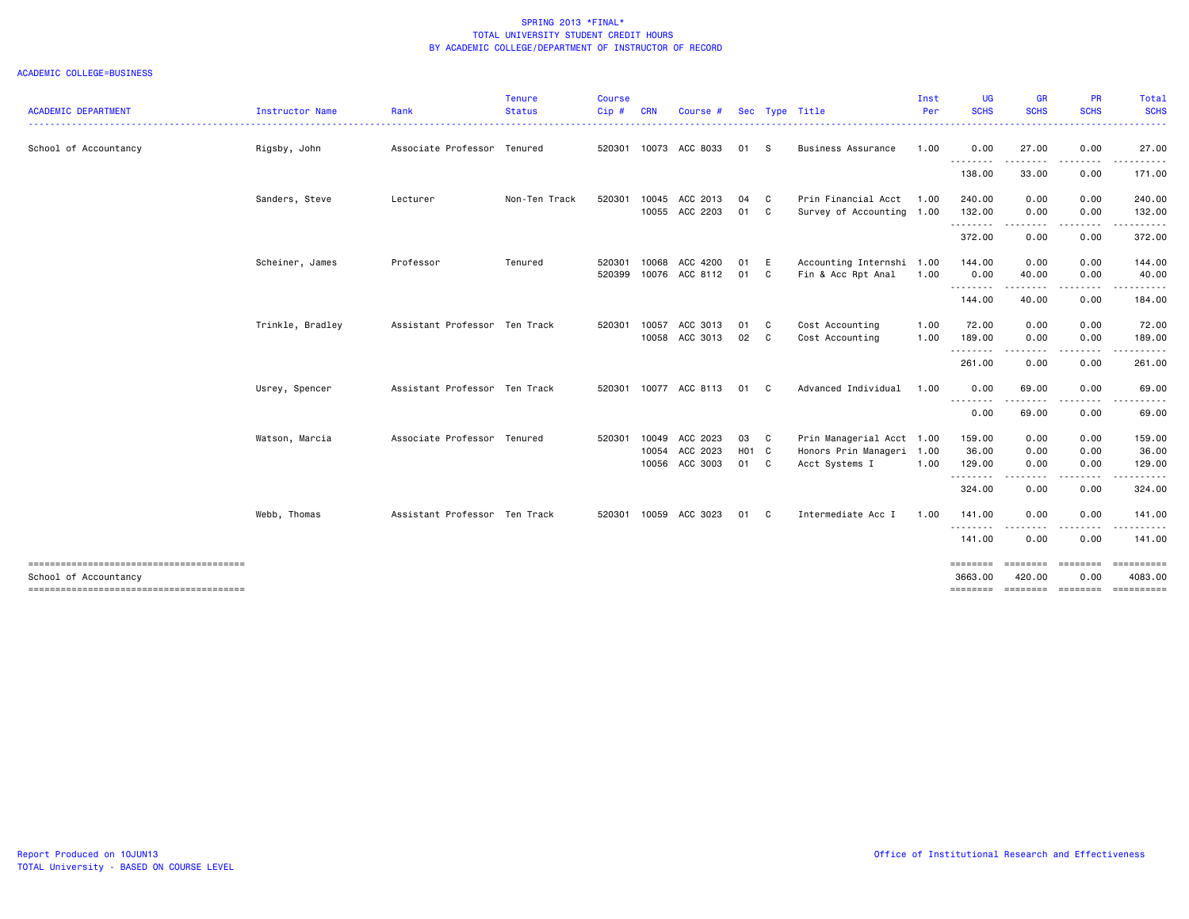SPRING 2013 *FINAL*
TOTAL UNIVERSITY STUDENT CREDIT HOURS
BY ACADEMIC COLLEGE/DEPARTMENT OF INSTRUCTOR OF RECORD

ACADEMIC COLLEGE=BUSINESS

| ACADEMIC DEPARTMENT | Instructor Name | Rank | Tenure Status | Course Cip # | CRN | Course # | Sec | Type | Title | Inst Per | UG SCHS | GR SCHS | PR SCHS | Total SCHS |
|---|---|---|---|---|---|---|---|---|---|---|---|---|---|---|
| School of Accountancy | Rigsby, John | Associate Professor | Tenured | 520301 | 10073 | ACC 8033 | 01 | S | Business Assurance | 1.00 | 0.00 | 27.00 | 0.00 | 27.00 |
| | | | | | | | | | | | 138.00 | 33.00 | 0.00 | 171.00 |
| | Sanders, Steve | Lecturer | Non-Ten Track | 520301 | 10045 | ACC 2013 | 04 | C | Prin Financial Acct | 1.00 | 240.00 | 0.00 | 0.00 | 240.00 |
| | | | | | 10055 | ACC 2203 | 01 | C | Survey of Accounting | 1.00 | 132.00 | 0.00 | 0.00 | 132.00 |
| | | | | | | | | | | | 372.00 | 0.00 | 0.00 | 372.00 |
| | Scheiner, James | Professor | Tenured | 520301 | 10068 | ACC 4200 | 01 | E | Accounting Internshi | 1.00 | 144.00 | 0.00 | 0.00 | 144.00 |
| | | | | 520399 | 10076 | ACC 8112 | 01 | C | Fin & Acc Rpt Anal | 1.00 | 0.00 | 40.00 | 0.00 | 40.00 |
| | | | | | | | | | | | 144.00 | 40.00 | 0.00 | 184.00 |
| | Trinkle, Bradley | Assistant Professor | Ten Track | 520301 | 10057 | ACC 3013 | 01 | C | Cost Accounting | 1.00 | 72.00 | 0.00 | 0.00 | 72.00 |
| | | | | | 10058 | ACC 3013 | 02 | C | Cost Accounting | 1.00 | 189.00 | 0.00 | 0.00 | 189.00 |
| | | | | | | | | | | | 261.00 | 0.00 | 0.00 | 261.00 |
| | Usrey, Spencer | Assistant Professor | Ten Track | 520301 | 10077 | ACC 8113 | 01 | C | Advanced Individual | 1.00 | 0.00 | 69.00 | 0.00 | 69.00 |
| | | | | | | | | | | | 0.00 | 69.00 | 0.00 | 69.00 |
| | Watson, Marcia | Associate Professor | Tenured | 520301 | 10049 | ACC 2023 | 03 | C | Prin Managerial Acct | 1.00 | 159.00 | 0.00 | 0.00 | 159.00 |
| | | | | | 10054 | ACC 2023 | H01 | C | Honors Prin Manageri | 1.00 | 36.00 | 0.00 | 0.00 | 36.00 |
| | | | | | 10056 | ACC 3003 | 01 | C | Acct Systems I | 1.00 | 129.00 | 0.00 | 0.00 | 129.00 |
| | | | | | | | | | | | 324.00 | 0.00 | 0.00 | 324.00 |
| | Webb, Thomas | Assistant Professor | Ten Track | 520301 | 10059 | ACC 3023 | 01 | C | Intermediate Acc I | 1.00 | 141.00 | 0.00 | 0.00 | 141.00 |
| | | | | | | | | | | | 141.00 | 0.00 | 0.00 | 141.00 |
| School of Accountancy | | | | | | | | | | | 3663.00 | 420.00 | 0.00 | 4083.00 |

Report Produced on 10JUN13
TOTAL University - BASED ON COURSE LEVEL

Office of Institutional Research and Effectiveness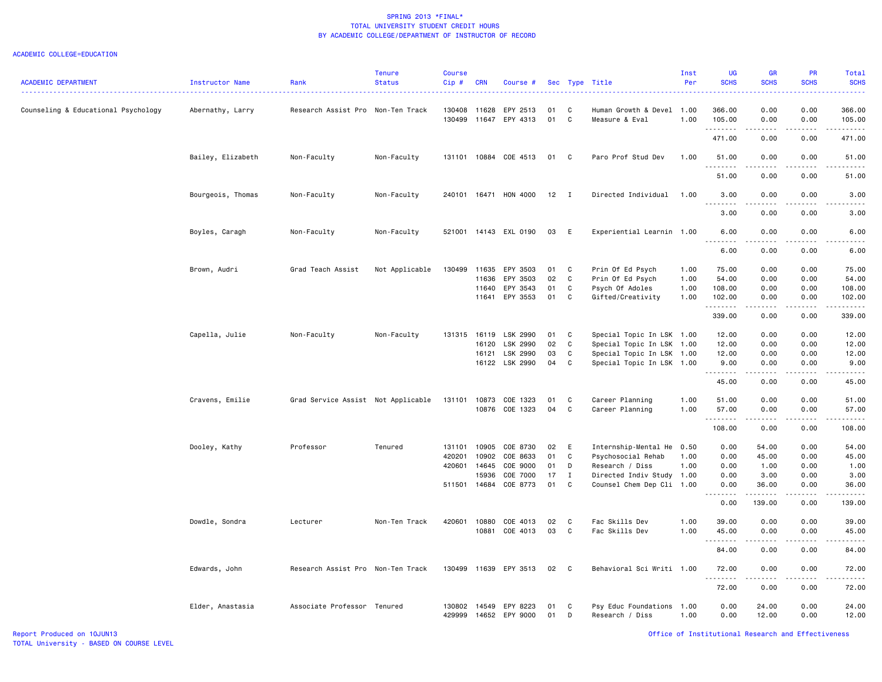SPRING 2013 *FINAL*
TOTAL UNIVERSITY STUDENT CREDIT HOURS
BY ACADEMIC COLLEGE/DEPARTMENT OF INSTRUCTOR OF RECORD

ACADEMIC COLLEGE=EDUCATION

| ACADEMIC DEPARTMENT | Instructor Name | Rank | Tenure Status | Course Cip # | CRN | Course # | Sec | Type | Title | Inst Per | UG SCHS | GR SCHS | PR SCHS | Total SCHS |
|---|---|---|---|---|---|---|---|---|---|---|---|---|---|---|
| Counseling & Educational Psychology | Abernathy, Larry | Research Assist Pro | Non-Ten Track | 130408 | 11628 | EPY 2513 | 01 | C | Human Growth & Devel | 1.00 | 366.00 | 0.00 | 0.00 | 366.00 |
| | | | | 130499 | 11647 | EPY 4313 | 01 | C | Measure & Eval | 1.00 | 105.00 | 0.00 | 0.00 | 105.00 |
| | | | | | | | | | | | 471.00 | 0.00 | 0.00 | 471.00 |
| | Bailey, Elizabeth | Non-Faculty | Non-Faculty | 131101 | 10884 | COE 4513 | 01 | C | Paro Prof Stud Dev | 1.00 | 51.00 | 0.00 | 0.00 | 51.00 |
| | | | | | | | | | | | 51.00 | 0.00 | 0.00 | 51.00 |
| | Bourgeois, Thomas | Non-Faculty | Non-Faculty | 240101 | 16471 | HON 4000 | 12 | I | Directed Individual | 1.00 | 3.00 | 0.00 | 0.00 | 3.00 |
| | | | | | | | | | | | 3.00 | 0.00 | 0.00 | 3.00 |
| | Boyles, Caragh | Non-Faculty | Non-Faculty | 521001 | 14143 | EXL 0190 | 03 | E | Experiential Learnin | 1.00 | 6.00 | 0.00 | 0.00 | 6.00 |
| | | | | | | | | | | | 6.00 | 0.00 | 0.00 | 6.00 |
| | Brown, Audri | Grad Teach Assist | Not Applicable | 130499 | 11635 | EPY 3503 | 01 | C | Prin Of Ed Psych | 1.00 | 75.00 | 0.00 | 0.00 | 75.00 |
| | | | | | 11636 | EPY 3503 | 02 | C | Prin Of Ed Psych | 1.00 | 54.00 | 0.00 | 0.00 | 54.00 |
| | | | | | 11640 | EPY 3543 | 01 | C | Psych Of Adoles | 1.00 | 108.00 | 0.00 | 0.00 | 108.00 |
| | | | | | 11641 | EPY 3553 | 01 | C | Gifted/Creativity | 1.00 | 102.00 | 0.00 | 0.00 | 102.00 |
| | | | | | | | | | | | 339.00 | 0.00 | 0.00 | 339.00 |
| | Capella, Julie | Non-Faculty | Non-Faculty | 131315 | 16119 | LSK 2990 | 01 | C | Special Topic In LSK | 1.00 | 12.00 | 0.00 | 0.00 | 12.00 |
| | | | | | 16120 | LSK 2990 | 02 | C | Special Topic In LSK | 1.00 | 12.00 | 0.00 | 0.00 | 12.00 |
| | | | | | 16121 | LSK 2990 | 03 | C | Special Topic In LSK | 1.00 | 12.00 | 0.00 | 0.00 | 12.00 |
| | | | | | 16122 | LSK 2990 | 04 | C | Special Topic In LSK | 1.00 | 9.00 | 0.00 | 0.00 | 9.00 |
| | | | | | | | | | | | 45.00 | 0.00 | 0.00 | 45.00 |
| | Cravens, Emilie | Grad Service Assist | Not Applicable | 131101 | 10873 | COE 1323 | 01 | C | Career Planning | 1.00 | 51.00 | 0.00 | 0.00 | 51.00 |
| | | | | | 10876 | COE 1323 | 04 | C | Career Planning | 1.00 | 57.00 | 0.00 | 0.00 | 57.00 |
| | | | | | | | | | | | 108.00 | 0.00 | 0.00 | 108.00 |
| | Dooley, Kathy | Professor | Tenured | 131101 | 10905 | COE 8730 | 02 | E | Internship-Mental He | 0.50 | 0.00 | 54.00 | 0.00 | 54.00 |
| | | | | 420201 | 10902 | COE 8633 | 01 | C | Psychosocial Rehab | 1.00 | 0.00 | 45.00 | 0.00 | 45.00 |
| | | | | 420601 | 14645 | COE 9000 | 01 | D | Research / Diss | 1.00 | 0.00 | 1.00 | 0.00 | 1.00 |
| | | | | | 15936 | COE 7000 | 17 | I | Directed Indiv Study | 1.00 | 0.00 | 3.00 | 0.00 | 3.00 |
| | | | | 511501 | 14684 | COE 8773 | 01 | C | Counsel Chem Dep Cli | 1.00 | 0.00 | 36.00 | 0.00 | 36.00 |
| | | | | | | | | | | | 0.00 | 139.00 | 0.00 | 139.00 |
| | Dowdle, Sondra | Lecturer | Non-Ten Track | 420601 | 10880 | COE 4013 | 02 | C | Fac Skills Dev | 1.00 | 39.00 | 0.00 | 0.00 | 39.00 |
| | | | | | 10881 | COE 4013 | 03 | C | Fac Skills Dev | 1.00 | 45.00 | 0.00 | 0.00 | 45.00 |
| | | | | | | | | | | | 84.00 | 0.00 | 0.00 | 84.00 |
| | Edwards, John | Research Assist Pro | Non-Ten Track | 130499 | 11639 | EPY 3513 | 02 | C | Behavioral Sci Writi | 1.00 | 72.00 | 0.00 | 0.00 | 72.00 |
| | | | | | | | | | | | 72.00 | 0.00 | 0.00 | 72.00 |
| | Elder, Anastasia | Associate Professor | Tenured | 130802 | 14549 | EPY 8223 | 01 | C | Psy Educ Foundations | 1.00 | 0.00 | 24.00 | 0.00 | 24.00 |
| | | | | 429999 | 14652 | EPY 9000 | 01 | D | Research / Diss | 1.00 | 0.00 | 12.00 | 0.00 | 12.00 |

Report Produced on 10JUN13
TOTAL University - BASED ON COURSE LEVEL

Office of Institutional Research and Effectiveness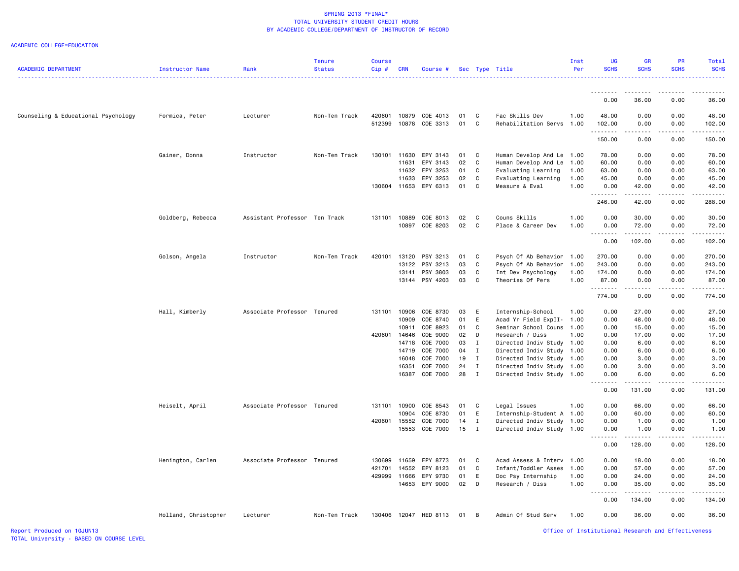SPRING 2013 *FINAL*
TOTAL UNIVERSITY STUDENT CREDIT HOURS
BY ACADEMIC COLLEGE/DEPARTMENT OF INSTRUCTOR OF RECORD

ACADEMIC COLLEGE=EDUCATION

| ACADEMIC DEPARTMENT | Instructor Name | Rank | Tenure Status | Course Cip # | CRN | Course # | Sec | Type | Title | Inst Per | UG SCHS | GR SCHS | PR SCHS | Total SCHS |
|---|---|---|---|---|---|---|---|---|---|---|---|---|---|---|
| | | | | | | | | | | | 0.00 | 36.00 | 0.00 | 36.00 |
| Counseling & Educational Psychology | Formica, Peter | Lecturer | Non-Ten Track | 420601 | 10879 | COE 4013 | 01 | C | Fac Skills Dev | 1.00 | 48.00 | 0.00 | 0.00 | 48.00 |
| | | | | 512399 | 10878 | COE 3313 | 01 | C | Rehabilitation Servs | 1.00 | 102.00 | 0.00 | 0.00 | 102.00 |
| | | | | | | | | | | | 150.00 | 0.00 | 0.00 | 150.00 |
| | Gainer, Donna | Instructor | Non-Ten Track | 130101 | 11630 | EPY 3143 | 01 | C | Human Develop And Le | 1.00 | 78.00 | 0.00 | 0.00 | 78.00 |
| | | | | | 11631 | EPY 3143 | 02 | C | Human Develop And Le | 1.00 | 60.00 | 0.00 | 0.00 | 60.00 |
| | | | | | 11632 | EPY 3253 | 01 | C | Evaluating Learning | 1.00 | 63.00 | 0.00 | 0.00 | 63.00 |
| | | | | | 11633 | EPY 3253 | 02 | C | Evaluating Learning | 1.00 | 45.00 | 0.00 | 0.00 | 45.00 |
| | | | | 130604 | 11653 | EPY 6313 | 01 | C | Measure & Eval | 1.00 | 0.00 | 42.00 | 0.00 | 42.00 |
| | | | | | | | | | | | 246.00 | 42.00 | 0.00 | 288.00 |
| | Goldberg, Rebecca | Assistant Professor | Ten Track | 131101 | 10889 | COE 8013 | 02 | C | Couns Skills | 1.00 | 0.00 | 30.00 | 0.00 | 30.00 |
| | | | | | 10897 | COE 8203 | 02 | C | Place & Career Dev | 1.00 | 0.00 | 72.00 | 0.00 | 72.00 |
| | | | | | | | | | | | 0.00 | 102.00 | 0.00 | 102.00 |
| | Golson, Angela | Instructor | Non-Ten Track | 420101 | 13120 | PSY 3213 | 01 | C | Psych Of Ab Behavior | 1.00 | 270.00 | 0.00 | 0.00 | 270.00 |
| | | | | | 13122 | PSY 3213 | 03 | C | Psych Of Ab Behavior | 1.00 | 243.00 | 0.00 | 0.00 | 243.00 |
| | | | | | 13141 | PSY 3803 | 03 | C | Int Dev Psychology | 1.00 | 174.00 | 0.00 | 0.00 | 174.00 |
| | | | | | 13144 | PSY 4203 | 03 | C | Theories Of Pers | 1.00 | 87.00 | 0.00 | 0.00 | 87.00 |
| | | | | | | | | | | | 774.00 | 0.00 | 0.00 | 774.00 |
| | Hall, Kimberly | Associate Professor | Tenured | 131101 | 10906 | COE 8730 | 03 | E | Internship-School | 1.00 | 0.00 | 27.00 | 0.00 | 27.00 |
| | | | | | 10909 | COE 8740 | 01 | E | Acad Yr Field ExpII- | 1.00 | 0.00 | 48.00 | 0.00 | 48.00 |
| | | | | | 10911 | COE 8923 | 01 | C | Seminar School Couns | 1.00 | 0.00 | 15.00 | 0.00 | 15.00 |
| | | | | 420601 | 14646 | COE 9000 | 02 | D | Research / Diss | 1.00 | 0.00 | 17.00 | 0.00 | 17.00 |
| | | | | | 14718 | COE 7000 | 03 | I | Directed Indiv Study | 1.00 | 0.00 | 6.00 | 0.00 | 6.00 |
| | | | | | 14719 | COE 7000 | 04 | I | Directed Indiv Study | 1.00 | 0.00 | 6.00 | 0.00 | 6.00 |
| | | | | | 16048 | COE 7000 | 19 | I | Directed Indiv Study | 1.00 | 0.00 | 3.00 | 0.00 | 3.00 |
| | | | | | 16351 | COE 7000 | 24 | I | Directed Indiv Study | 1.00 | 0.00 | 3.00 | 0.00 | 3.00 |
| | | | | | 16387 | COE 7000 | 28 | I | Directed Indiv Study | 1.00 | 0.00 | 6.00 | 0.00 | 6.00 |
| | | | | | | | | | | | 0.00 | 131.00 | 0.00 | 131.00 |
| | Heiselt, April | Associate Professor | Tenured | 131101 | 10900 | COE 8543 | 01 | C | Legal Issues | 1.00 | 0.00 | 66.00 | 0.00 | 66.00 |
| | | | | | 10904 | COE 8730 | 01 | E | Internship-Student A | 1.00 | 0.00 | 60.00 | 0.00 | 60.00 |
| | | | | 420601 | 15552 | COE 7000 | 14 | I | Directed Indiv Study | 1.00 | 0.00 | 1.00 | 0.00 | 1.00 |
| | | | | | 15553 | COE 7000 | 15 | I | Directed Indiv Study | 1.00 | 0.00 | 1.00 | 0.00 | 1.00 |
| | | | | | | | | | | | 0.00 | 128.00 | 0.00 | 128.00 |
| | Henington, Carlen | Associate Professor | Tenured | 130699 | 11659 | EPY 8773 | 01 | C | Acad Assess & Interv | 1.00 | 0.00 | 18.00 | 0.00 | 18.00 |
| | | | | 421701 | 14552 | EPY 8123 | 01 | C | Infant/Toddler Asses | 1.00 | 0.00 | 57.00 | 0.00 | 57.00 |
| | | | | 429999 | 11666 | EPY 9730 | 01 | E | Doc Psy Internship | 1.00 | 0.00 | 24.00 | 0.00 | 24.00 |
| | | | | | 14653 | EPY 9000 | 02 | D | Research / Diss | 1.00 | 0.00 | 35.00 | 0.00 | 35.00 |
| | | | | | | | | | | | 0.00 | 134.00 | 0.00 | 134.00 |
| | Holland, Christopher | Lecturer | Non-Ten Track | 130406 | 12047 | HED 8113 | 01 | B | Admin Of Stud Serv | 1.00 | 0.00 | 36.00 | 0.00 | 36.00 |

Report Produced on 10JUN13
TOTAL University - BASED ON COURSE LEVEL

Office of Institutional Research and Effectiveness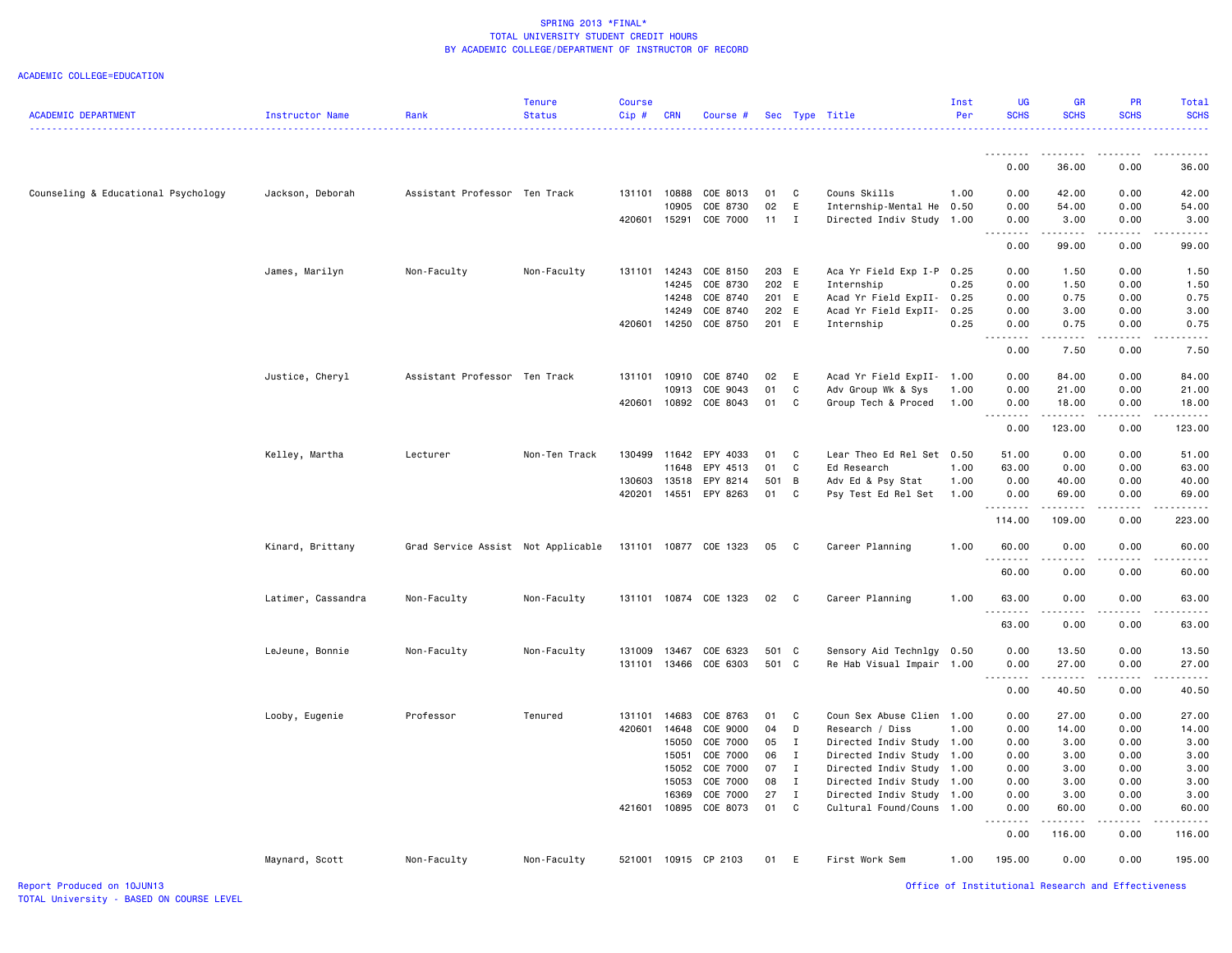SPRING 2013 *FINAL*
TOTAL UNIVERSITY STUDENT CREDIT HOURS
BY ACADEMIC COLLEGE/DEPARTMENT OF INSTRUCTOR OF RECORD

ACADEMIC COLLEGE=EDUCATION

| ACADEMIC DEPARTMENT | Instructor Name | Rank | Tenure Status | Course Cip # | CRN | Course # | Sec | Type | Title | Inst Per | UG SCHS | GR SCHS | PR SCHS | Total SCHS |
|---|---|---|---|---|---|---|---|---|---|---|---|---|---|---|
| | | | | | | | | | | | 0.00 | 36.00 | 0.00 | 36.00 |
| Counseling & Educational Psychology | Jackson, Deborah | Assistant Professor | Ten Track | 131101 | 10888 | COE 8013 | 01 | C | Couns Skills | 1.00 | 0.00 | 42.00 | 0.00 | 42.00 |
| | | | | | 10905 | COE 8730 | 02 | E | Internship-Mental He | 0.50 | 0.00 | 54.00 | 0.00 | 54.00 |
| | | | | 420601 | 15291 | COE 7000 | 11 | I | Directed Indiv Study | 1.00 | 0.00 | 3.00 | 0.00 | 3.00 |
| | | | | | | | | | | | 0.00 | 99.00 | 0.00 | 99.00 |
| | James, Marilyn | Non-Faculty | Non-Faculty | 131101 | 14243 | COE 8150 | 203 | E | Aca Yr Field Exp I-P | 0.25 | 0.00 | 1.50 | 0.00 | 1.50 |
| | | | | | 14245 | COE 8730 | 202 | E | Internship | 0.25 | 0.00 | 1.50 | 0.00 | 1.50 |
| | | | | | 14248 | COE 8740 | 201 | E | Acad Yr Field ExpII- | 0.25 | 0.00 | 0.75 | 0.00 | 0.75 |
| | | | | | 14249 | COE 8740 | 202 | E | Acad Yr Field ExpII- | 0.25 | 0.00 | 3.00 | 0.00 | 3.00 |
| | | | | 420601 | 14250 | COE 8750 | 201 | E | Internship | 0.25 | 0.00 | 0.75 | 0.00 | 0.75 |
| | | | | | | | | | | | 0.00 | 7.50 | 0.00 | 7.50 |
| | Justice, Cheryl | Assistant Professor | Ten Track | 131101 | 10910 | COE 8740 | 02 | E | Acad Yr Field ExpII- | 1.00 | 0.00 | 84.00 | 0.00 | 84.00 |
| | | | | | 10913 | COE 9043 | 01 | C | Adv Group Wk & Sys | 1.00 | 0.00 | 21.00 | 0.00 | 21.00 |
| | | | | 420601 | 10892 | COE 8043 | 01 | C | Group Tech & Proced | 1.00 | 0.00 | 18.00 | 0.00 | 18.00 |
| | | | | | | | | | | | 0.00 | 123.00 | 0.00 | 123.00 |
| | Kelley, Martha | Lecturer | Non-Ten Track | 130499 | 11642 | EPY 4033 | 01 | C | Lear Theo Ed Rel Set | 0.50 | 51.00 | 0.00 | 0.00 | 51.00 |
| | | | | | 11648 | EPY 4513 | 01 | C | Ed Research | 1.00 | 63.00 | 0.00 | 0.00 | 63.00 |
| | | | | 130603 | 13518 | EPY 8214 | 501 | B | Adv Ed & Psy Stat | 1.00 | 0.00 | 40.00 | 0.00 | 40.00 |
| | | | | 420201 | 14551 | EPY 8263 | 01 | C | Psy Test Ed Rel Set | 1.00 | 0.00 | 69.00 | 0.00 | 69.00 |
| | | | | | | | | | | | 114.00 | 109.00 | 0.00 | 223.00 |
| | Kinard, Brittany | Grad Service Assist | Not Applicable | 131101 | 10877 | COE 1323 | 05 | C | Career Planning | 1.00 | 60.00 | 0.00 | 0.00 | 60.00 |
| | | | | | | | | | | | 60.00 | 0.00 | 0.00 | 60.00 |
| | Latimer, Cassandra | Non-Faculty | Non-Faculty | 131101 | 10874 | COE 1323 | 02 | C | Career Planning | 1.00 | 63.00 | 0.00 | 0.00 | 63.00 |
| | | | | | | | | | | | 63.00 | 0.00 | 0.00 | 63.00 |
| | LeJeune, Bonnie | Non-Faculty | Non-Faculty | 131009 | 13467 | COE 6323 | 501 | C | Sensory Aid Technlgy | 0.50 | 0.00 | 13.50 | 0.00 | 13.50 |
| | | | | 131101 | 13466 | COE 6303 | 501 | C | Re Hab Visual Impair | 1.00 | 0.00 | 27.00 | 0.00 | 27.00 |
| | | | | | | | | | | | 0.00 | 40.50 | 0.00 | 40.50 |
| | Looby, Eugenie | Professor | Tenured | 131101 | 14683 | COE 8763 | 01 | C | Coun Sex Abuse Clien | 1.00 | 0.00 | 27.00 | 0.00 | 27.00 |
| | | | | 420601 | 14648 | COE 9000 | 04 | D | Research / Diss | 1.00 | 0.00 | 14.00 | 0.00 | 14.00 |
| | | | | | 15050 | COE 7000 | 05 | I | Directed Indiv Study | 1.00 | 0.00 | 3.00 | 0.00 | 3.00 |
| | | | | | 15051 | COE 7000 | 06 | I | Directed Indiv Study | 1.00 | 0.00 | 3.00 | 0.00 | 3.00 |
| | | | | | 15052 | COE 7000 | 07 | I | Directed Indiv Study | 1.00 | 0.00 | 3.00 | 0.00 | 3.00 |
| | | | | | 15053 | COE 7000 | 08 | I | Directed Indiv Study | 1.00 | 0.00 | 3.00 | 0.00 | 3.00 |
| | | | | | 16369 | COE 7000 | 27 | I | Directed Indiv Study | 1.00 | 0.00 | 3.00 | 0.00 | 3.00 |
| | | | | 421601 | 10895 | COE 8073 | 01 | C | Cultural Found/Couns | 1.00 | 0.00 | 60.00 | 0.00 | 60.00 |
| | | | | | | | | | | | 0.00 | 116.00 | 0.00 | 116.00 |
| | Maynard, Scott | Non-Faculty | Non-Faculty | 521001 | 10915 | CP 2103 | 01 | E | First Work Sem | 1.00 | 195.00 | 0.00 | 0.00 | 195.00 |

Report Produced on 10JUN13
TOTAL University - BASED ON COURSE LEVEL

Office of Institutional Research and Effectiveness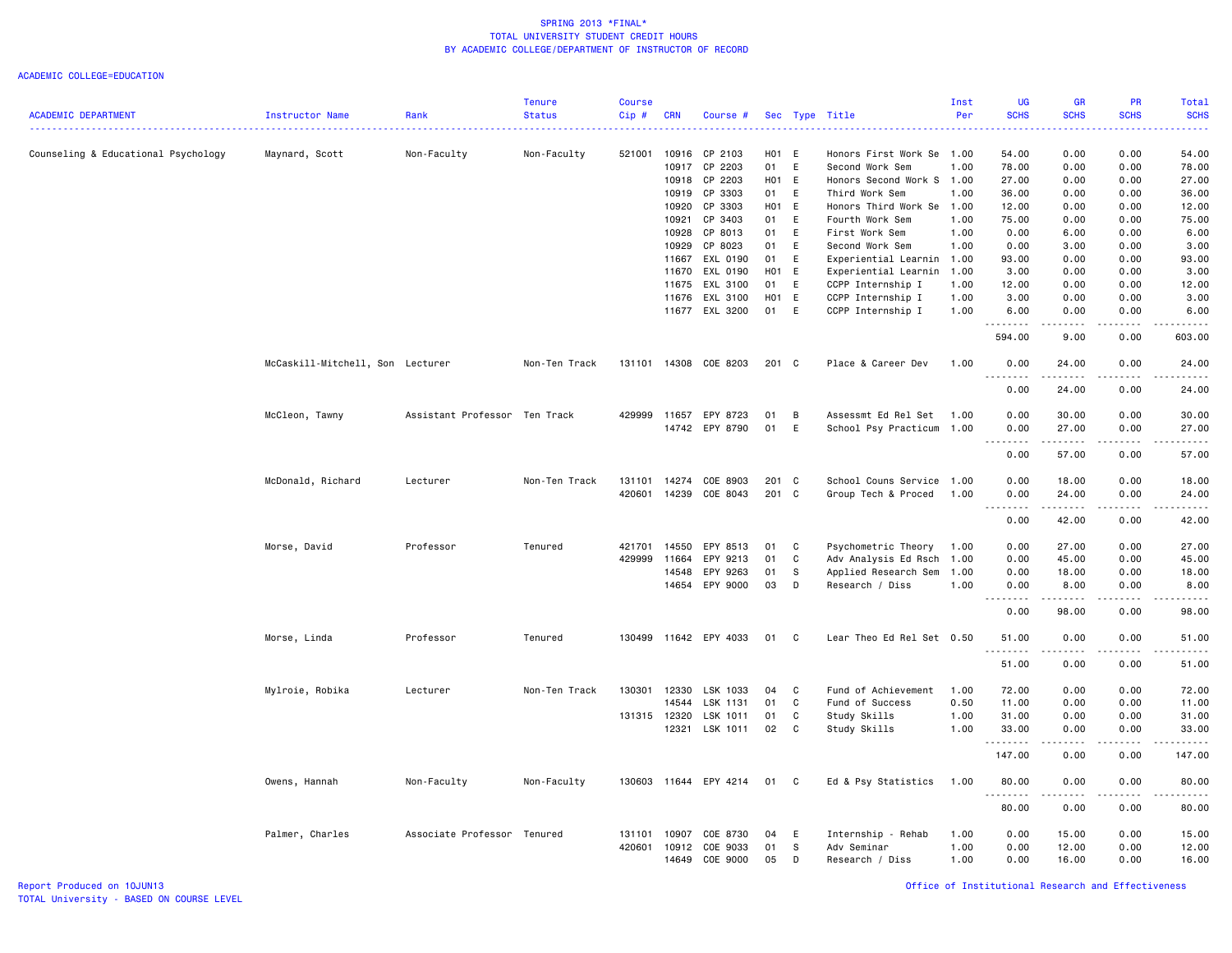SPRING 2013 *FINAL*
TOTAL UNIVERSITY STUDENT CREDIT HOURS
BY ACADEMIC COLLEGE/DEPARTMENT OF INSTRUCTOR OF RECORD

ACADEMIC COLLEGE=EDUCATION

| ACADEMIC DEPARTMENT | Instructor Name | Rank | Tenure Status | Course Cip # | CRN | Course # | Sec | Type | Title | Inst Per | UG SCHS | GR SCHS | PR SCHS | Total SCHS |
|---|---|---|---|---|---|---|---|---|---|---|---|---|---|---|
| Counseling & Educational Psychology | Maynard, Scott | Non-Faculty | Non-Faculty | 521001 | 10916 | CP 2103 | H01 | E | Honors First Work Se | 1.00 | 54.00 | 0.00 | 0.00 | 54.00 |
| | | | | | 10917 | CP 2203 | 01 | E | Second Work Sem | 1.00 | 78.00 | 0.00 | 0.00 | 78.00 |
| | | | | | 10918 | CP 2203 | H01 | E | Honors Second Work S | 1.00 | 27.00 | 0.00 | 0.00 | 27.00 |
| | | | | | 10919 | CP 3303 | 01 | E | Third Work Sem | 1.00 | 36.00 | 0.00 | 0.00 | 36.00 |
| | | | | | 10920 | CP 3303 | H01 | E | Honors Third Work Se | 1.00 | 12.00 | 0.00 | 0.00 | 12.00 |
| | | | | | 10921 | CP 3403 | 01 | E | Fourth Work Sem | 1.00 | 75.00 | 0.00 | 0.00 | 75.00 |
| | | | | | 10928 | CP 8013 | 01 | E | First Work Sem | 1.00 | 0.00 | 6.00 | 0.00 | 6.00 |
| | | | | | 10929 | CP 8023 | 01 | E | Second Work Sem | 1.00 | 0.00 | 3.00 | 0.00 | 3.00 |
| | | | | | 11667 | EXL 0190 | 01 | E | Experiential Learnin | 1.00 | 93.00 | 0.00 | 0.00 | 93.00 |
| | | | | | 11670 | EXL 0190 | H01 | E | Experiential Learnin | 1.00 | 3.00 | 0.00 | 0.00 | 3.00 |
| | | | | | 11675 | EXL 3100 | 01 | E | CCPP Internship I | 1.00 | 12.00 | 0.00 | 0.00 | 12.00 |
| | | | | | 11676 | EXL 3100 | H01 | E | CCPP Internship I | 1.00 | 3.00 | 0.00 | 0.00 | 3.00 |
| | | | | | 11677 | EXL 3200 | 01 | E | CCPP Internship I | 1.00 | 6.00 | 0.00 | 0.00 | 6.00 |
| | | | | | | | | | | | 594.00 | 9.00 | 0.00 | 603.00 |
| | McCaskill-Mitchell, Son | Lecturer | Non-Ten Track | 131101 | 14308 | COE 8203 | 201 | C | Place & Career Dev | 1.00 | 0.00 | 24.00 | 0.00 | 24.00 |
| | | | | | | | | | | | 0.00 | 24.00 | 0.00 | 24.00 |
| | McCleon, Tawny | Assistant Professor | Ten Track | 429999 | 11657 | EPY 8723 | 01 | B | Assessmt Ed Rel Set | 1.00 | 0.00 | 30.00 | 0.00 | 30.00 |
| | | | | | 14742 | EPY 8790 | 01 | E | School Psy Practicum | 1.00 | 0.00 | 27.00 | 0.00 | 27.00 |
| | | | | | | | | | | | 0.00 | 57.00 | 0.00 | 57.00 |
| | McDonald, Richard | Lecturer | Non-Ten Track | 131101 | 14274 | COE 8903 | 201 | C | School Couns Service | 1.00 | 0.00 | 18.00 | 0.00 | 18.00 |
| | | | | 420601 | 14239 | COE 8043 | 201 | C | Group Tech & Proced | 1.00 | 0.00 | 24.00 | 0.00 | 24.00 |
| | | | | | | | | | | | 0.00 | 42.00 | 0.00 | 42.00 |
| | Morse, David | Professor | Tenured | 421701 | 14550 | EPY 8513 | 01 | C | Psychometric Theory | 1.00 | 0.00 | 27.00 | 0.00 | 27.00 |
| | | | | 429999 | 11664 | EPY 9213 | 01 | C | Adv Analysis Ed Rsch | 1.00 | 0.00 | 45.00 | 0.00 | 45.00 |
| | | | | | 14548 | EPY 9263 | 01 | S | Applied Research Sem | 1.00 | 0.00 | 18.00 | 0.00 | 18.00 |
| | | | | | 14654 | EPY 9000 | 03 | D | Research / Diss | 1.00 | 0.00 | 8.00 | 0.00 | 8.00 |
| | | | | | | | | | | | 0.00 | 98.00 | 0.00 | 98.00 |
| | Morse, Linda | Professor | Tenured | 130499 | 11642 | EPY 4033 | 01 | C | Lear Theo Ed Rel Set | 0.50 | 51.00 | 0.00 | 0.00 | 51.00 |
| | | | | | | | | | | | 51.00 | 0.00 | 0.00 | 51.00 |
| | Mylroie, Robika | Lecturer | Non-Ten Track | 130301 | 12330 | LSK 1033 | 04 | C | Fund of Achievement | 1.00 | 72.00 | 0.00 | 0.00 | 72.00 |
| | | | | | 14544 | LSK 1131 | 01 | C | Fund of Success | 0.50 | 11.00 | 0.00 | 0.00 | 11.00 |
| | | | | 131315 | 12320 | LSK 1011 | 01 | C | Study Skills | 1.00 | 31.00 | 0.00 | 0.00 | 31.00 |
| | | | | | 12321 | LSK 1011 | 02 | C | Study Skills | 1.00 | 33.00 | 0.00 | 0.00 | 33.00 |
| | | | | | | | | | | | 147.00 | 0.00 | 0.00 | 147.00 |
| | Owens, Hannah | Non-Faculty | Non-Faculty | 130603 | 11644 | EPY 4214 | 01 | C | Ed & Psy Statistics | 1.00 | 80.00 | 0.00 | 0.00 | 80.00 |
| | | | | | | | | | | | 80.00 | 0.00 | 0.00 | 80.00 |
| | Palmer, Charles | Associate Professor | Tenured | 131101 | 10907 | COE 8730 | 04 | E | Internship - Rehab | 1.00 | 0.00 | 15.00 | 0.00 | 15.00 |
| | | | | 420601 | 10912 | COE 9033 | 01 | S | Adv Seminar | 1.00 | 0.00 | 12.00 | 0.00 | 12.00 |
| | | | | | 14649 | COE 9000 | 05 | D | Research / Diss | 1.00 | 0.00 | 16.00 | 0.00 | 16.00 |

Report Produced on 10JUN13
TOTAL University - BASED ON COURSE LEVEL

Office of Institutional Research and Effectiveness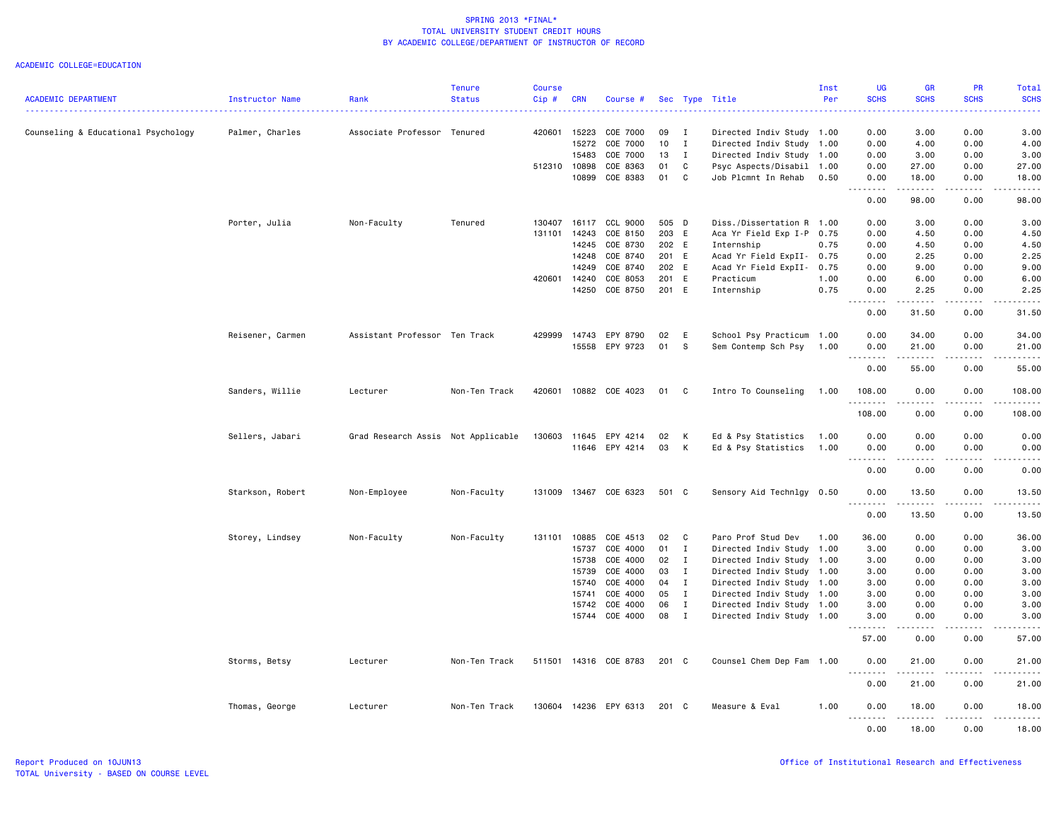SPRING 2013 *FINAL*
TOTAL UNIVERSITY STUDENT CREDIT HOURS
BY ACADEMIC COLLEGE/DEPARTMENT OF INSTRUCTOR OF RECORD

ACADEMIC COLLEGE=EDUCATION

| ACADEMIC DEPARTMENT | Instructor Name | Rank | Tenure Status | Course Cip # | CRN | Course # | Sec | Type | Title | Inst Per | UG SCHS | GR SCHS | PR SCHS | Total SCHS |
|---|---|---|---|---|---|---|---|---|---|---|---|---|---|---|
| Counseling & Educational Psychology | Palmer, Charles | Associate Professor | Tenured | 420601 | 15223 | COE 7000 | 09 | I | Directed Indiv Study | 1.00 | 0.00 | 3.00 | 0.00 | 3.00 |
| | | | | | 15272 | COE 7000 | 10 | I | Directed Indiv Study | 1.00 | 0.00 | 4.00 | 0.00 | 4.00 |
| | | | | | 15483 | COE 7000 | 13 | I | Directed Indiv Study | 1.00 | 0.00 | 3.00 | 0.00 | 3.00 |
| | | | | 512310 | 10898 | COE 8363 | 01 | C | Psyc Aspects/Disabil | 1.00 | 0.00 | 27.00 | 0.00 | 27.00 |
| | | | | | 10899 | COE 8383 | 01 | C | Job Plcmnt In Rehab | 0.50 | 0.00 | 18.00 | 0.00 | 18.00 |
| | | | | | | | | | | | 0.00 | 98.00 | 0.00 | 98.00 |
| | Porter, Julia | Non-Faculty | Tenured | 130407 | 16117 | CCL 9000 | 505 | D | Diss./Dissertation R | 1.00 | 0.00 | 3.00 | 0.00 | 3.00 |
| | | | | 131101 | 14243 | COE 8150 | 203 | E | Aca Yr Field Exp I-P | 0.75 | 0.00 | 4.50 | 0.00 | 4.50 |
| | | | | | 14245 | COE 8730 | 202 | E | Internship | 0.75 | 0.00 | 4.50 | 0.00 | 4.50 |
| | | | | | 14248 | COE 8740 | 201 | E | Acad Yr Field ExpII- | 0.75 | 0.00 | 2.25 | 0.00 | 2.25 |
| | | | | | 14249 | COE 8740 | 202 | E | Acad Yr Field ExpII- | 0.75 | 0.00 | 9.00 | 0.00 | 9.00 |
| | | | | 420601 | 14240 | COE 8053 | 201 | E | Practicum | 1.00 | 0.00 | 6.00 | 0.00 | 6.00 |
| | | | | | 14250 | COE 8750 | 201 | E | Internship | 0.75 | 0.00 | 2.25 | 0.00 | 2.25 |
| | | | | | | | | | | | 0.00 | 31.50 | 0.00 | 31.50 |
| | Reisener, Carmen | Assistant Professor | Ten Track | 429999 | 14743 | EPY 8790 | 02 | E | School Psy Practicum | 1.00 | 0.00 | 34.00 | 0.00 | 34.00 |
| | | | | | 15558 | EPY 9723 | 01 | S | Sem Contemp Sch Psy | 1.00 | 0.00 | 21.00 | 0.00 | 21.00 |
| | | | | | | | | | | | 0.00 | 55.00 | 0.00 | 55.00 |
| | Sanders, Willie | Lecturer | Non-Ten Track | 420601 | 10882 | COE 4023 | 01 | C | Intro To Counseling | 1.00 | 108.00 | 0.00 | 0.00 | 108.00 |
| | | | | | | | | | | | 108.00 | 0.00 | 0.00 | 108.00 |
| | Sellers, Jabari | Grad Research Assis | Not Applicable | 130603 | 11645 | EPY 4214 | 02 | K | Ed & Psy Statistics | 1.00 | 0.00 | 0.00 | 0.00 | 0.00 |
| | | | | | 11646 | EPY 4214 | 03 | K | Ed & Psy Statistics | 1.00 | 0.00 | 0.00 | 0.00 | 0.00 |
| | | | | | | | | | | | 0.00 | 0.00 | 0.00 | 0.00 |
| | Starkson, Robert | Non-Employee | Non-Faculty | 131009 | 13467 | COE 6323 | 501 | C | Sensory Aid Technlgy | 0.50 | 0.00 | 13.50 | 0.00 | 13.50 |
| | | | | | | | | | | | 0.00 | 13.50 | 0.00 | 13.50 |
| | Storey, Lindsey | Non-Faculty | Non-Faculty | 131101 | 10885 | COE 4513 | 02 | C | Paro Prof Stud Dev | 1.00 | 36.00 | 0.00 | 0.00 | 36.00 |
| | | | | | 15737 | COE 4000 | 01 | I | Directed Indiv Study | 1.00 | 3.00 | 0.00 | 0.00 | 3.00 |
| | | | | | 15738 | COE 4000 | 02 | I | Directed Indiv Study | 1.00 | 3.00 | 0.00 | 0.00 | 3.00 |
| | | | | | 15739 | COE 4000 | 03 | I | Directed Indiv Study | 1.00 | 3.00 | 0.00 | 0.00 | 3.00 |
| | | | | | 15740 | COE 4000 | 04 | I | Directed Indiv Study | 1.00 | 3.00 | 0.00 | 0.00 | 3.00 |
| | | | | | 15741 | COE 4000 | 05 | I | Directed Indiv Study | 1.00 | 3.00 | 0.00 | 0.00 | 3.00 |
| | | | | | 15742 | COE 4000 | 06 | I | Directed Indiv Study | 1.00 | 3.00 | 0.00 | 0.00 | 3.00 |
| | | | | | 15744 | COE 4000 | 08 | I | Directed Indiv Study | 1.00 | 3.00 | 0.00 | 0.00 | 3.00 |
| | | | | | | | | | | | 57.00 | 0.00 | 0.00 | 57.00 |
| | Storms, Betsy | Lecturer | Non-Ten Track | 511501 | 14316 | COE 8783 | 201 | C | Counsel Chem Dep Fam | 1.00 | 0.00 | 21.00 | 0.00 | 21.00 |
| | | | | | | | | | | | 0.00 | 21.00 | 0.00 | 21.00 |
| | Thomas, George | Lecturer | Non-Ten Track | 130604 | 14236 | EPY 6313 | 201 | C | Measure & Eval | 1.00 | 0.00 | 18.00 | 0.00 | 18.00 |
| | | | | | | | | | | | 0.00 | 18.00 | 0.00 | 18.00 |

Report Produced on 10JUN13
TOTAL University - BASED ON COURSE LEVEL

Office of Institutional Research and Effectiveness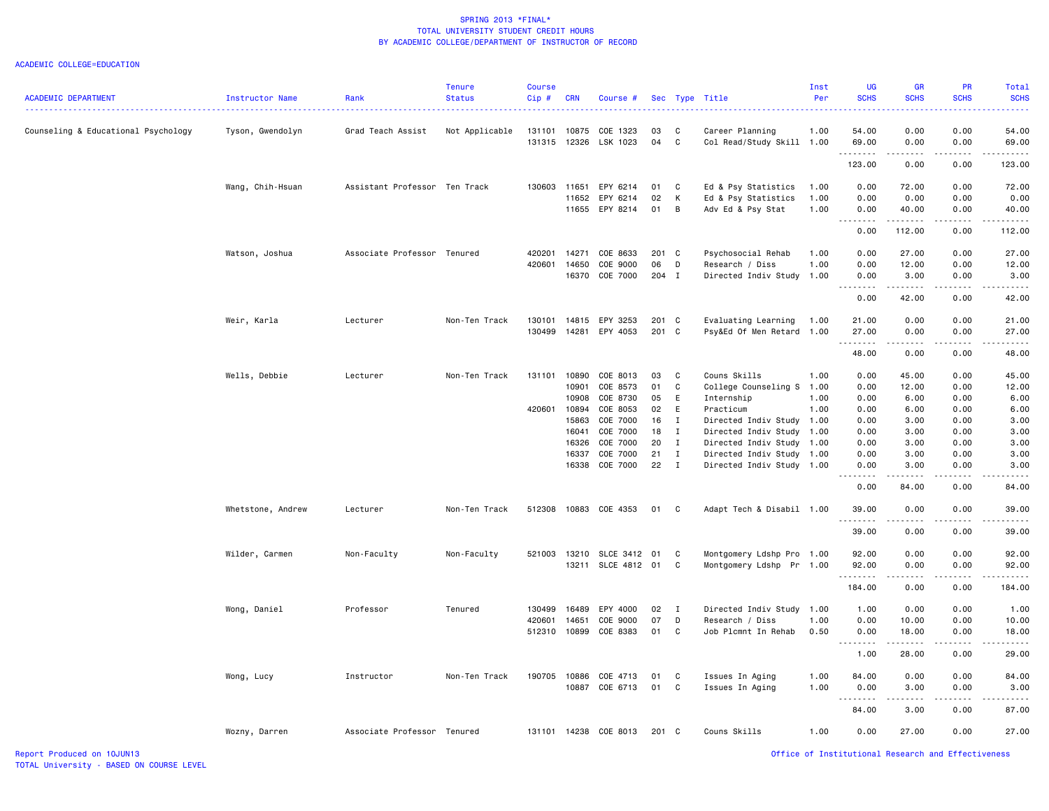SPRING 2013 *FINAL*
TOTAL UNIVERSITY STUDENT CREDIT HOURS
BY ACADEMIC COLLEGE/DEPARTMENT OF INSTRUCTOR OF RECORD

ACADEMIC COLLEGE=EDUCATION

| ACADEMIC DEPARTMENT | Instructor Name | Rank | Tenure Status | Course Cip # | CRN | Course # | Sec | Type | Title | Inst Per | UG SCHS | GR SCHS | PR SCHS | Total SCHS |
|---|---|---|---|---|---|---|---|---|---|---|---|---|---|---|
| Counseling & Educational Psychology | Tyson, Gwendolyn | Grad Teach Assist | Not Applicable | 131101 | 10875 | COE 1323 | 03 | C | Career Planning | 1.00 | 54.00 | 0.00 | 0.00 | 54.00 |
| | | | | 131315 | 12326 | LSK 1023 | 04 | C | Col Read/Study Skill | 1.00 | 69.00 | 0.00 | 0.00 | 69.00 |
| | | | | | | | | | | | 123.00 | 0.00 | 0.00 | 123.00 |
| | Wang, Chih-Hsuan | Assistant Professor | Ten Track | 130603 | 11651 | EPY 6214 | 01 | C | Ed & Psy Statistics | 1.00 | 0.00 | 72.00 | 0.00 | 72.00 |
| | | | | | 11652 | EPY 6214 | 02 | K | Ed & Psy Statistics | 1.00 | 0.00 | 0.00 | 0.00 | 0.00 |
| | | | | | 11655 | EPY 8214 | 01 | B | Adv Ed & Psy Stat | 1.00 | 0.00 | 40.00 | 0.00 | 40.00 |
| | | | | | | | | | | | 0.00 | 112.00 | 0.00 | 112.00 |
| | Watson, Joshua | Associate Professor | Tenured | 420201 | 14271 | COE 8633 | 201 | C | Psychosocial Rehab | 1.00 | 0.00 | 27.00 | 0.00 | 27.00 |
| | | | | 420601 | 14650 | COE 9000 | 06 | D | Research / Diss | 1.00 | 0.00 | 12.00 | 0.00 | 12.00 |
| | | | | | 16370 | COE 7000 | 204 | I | Directed Indiv Study | 1.00 | 0.00 | 3.00 | 0.00 | 3.00 |
| | | | | | | | | | | | 0.00 | 42.00 | 0.00 | 42.00 |
| | Weir, Karla | Lecturer | Non-Ten Track | 130101 | 14815 | EPY 3253 | 201 | C | Evaluating Learning | 1.00 | 21.00 | 0.00 | 0.00 | 21.00 |
| | | | | 130499 | 14281 | EPY 4053 | 201 | C | Psy&Ed Of Men Retard | 1.00 | 27.00 | 0.00 | 0.00 | 27.00 |
| | | | | | | | | | | | 48.00 | 0.00 | 0.00 | 48.00 |
| | Wells, Debbie | Lecturer | Non-Ten Track | 131101 | 10890 | COE 8013 | 03 | C | Couns Skills | 1.00 | 0.00 | 45.00 | 0.00 | 45.00 |
| | | | | | 10901 | COE 8573 | 01 | C | College Counseling S | 1.00 | 0.00 | 12.00 | 0.00 | 12.00 |
| | | | | | 10908 | COE 8730 | 05 | E | Internship | 1.00 | 0.00 | 6.00 | 0.00 | 6.00 |
| | | | | 420601 | 10894 | COE 8053 | 02 | E | Practicum | 1.00 | 0.00 | 6.00 | 0.00 | 6.00 |
| | | | | | 15863 | COE 7000 | 16 | I | Directed Indiv Study | 1.00 | 0.00 | 3.00 | 0.00 | 3.00 |
| | | | | | 16041 | COE 7000 | 18 | I | Directed Indiv Study | 1.00 | 0.00 | 3.00 | 0.00 | 3.00 |
| | | | | | 16326 | COE 7000 | 20 | I | Directed Indiv Study | 1.00 | 0.00 | 3.00 | 0.00 | 3.00 |
| | | | | | 16337 | COE 7000 | 21 | I | Directed Indiv Study | 1.00 | 0.00 | 3.00 | 0.00 | 3.00 |
| | | | | | 16338 | COE 7000 | 22 | I | Directed Indiv Study | 1.00 | 0.00 | 3.00 | 0.00 | 3.00 |
| | | | | | | | | | | | 0.00 | 84.00 | 0.00 | 84.00 |
| | Whetstone, Andrew | Lecturer | Non-Ten Track | 512308 | 10883 | COE 4353 | 01 | C | Adapt Tech & Disabil | 1.00 | 39.00 | 0.00 | 0.00 | 39.00 |
| | | | | | | | | | | | 39.00 | 0.00 | 0.00 | 39.00 |
| | Wilder, Carmen | Non-Faculty | Non-Faculty | 521003 | 13210 | SLCE 3412 | 01 | C | Montgomery Ldshp Pro | 1.00 | 92.00 | 0.00 | 0.00 | 92.00 |
| | | | | | 13211 | SLCE 4812 | 01 | C | Montgomery Ldshp Pr | 1.00 | 92.00 | 0.00 | 0.00 | 92.00 |
| | | | | | | | | | | | 184.00 | 0.00 | 0.00 | 184.00 |
| | Wong, Daniel | Professor | Tenured | 130499 | 16489 | EPY 4000 | 02 | I | Directed Indiv Study | 1.00 | 1.00 | 0.00 | 0.00 | 1.00 |
| | | | | 420601 | 14651 | COE 9000 | 07 | D | Research / Diss | 1.00 | 0.00 | 10.00 | 0.00 | 10.00 |
| | | | | 512310 | 10899 | COE 8383 | 01 | C | Job Plcmnt In Rehab | 0.50 | 0.00 | 18.00 | 0.00 | 18.00 |
| | | | | | | | | | | | 1.00 | 28.00 | 0.00 | 29.00 |
| | Wong, Lucy | Instructor | Non-Ten Track | 190705 | 10886 | COE 4713 | 01 | C | Issues In Aging | 1.00 | 84.00 | 0.00 | 0.00 | 84.00 |
| | | | | | 10887 | COE 6713 | 01 | C | Issues In Aging | 1.00 | 0.00 | 3.00 | 0.00 | 3.00 |
| | | | | | | | | | | | 84.00 | 3.00 | 0.00 | 87.00 |
| | Wozny, Darren | Associate Professor | Tenured | 131101 | 14238 | COE 8013 | 201 | C | Couns Skills | 1.00 | 0.00 | 27.00 | 0.00 | 27.00 |

Report Produced on 10JUN13
TOTAL University - BASED ON COURSE LEVEL

Office of Institutional Research and Effectiveness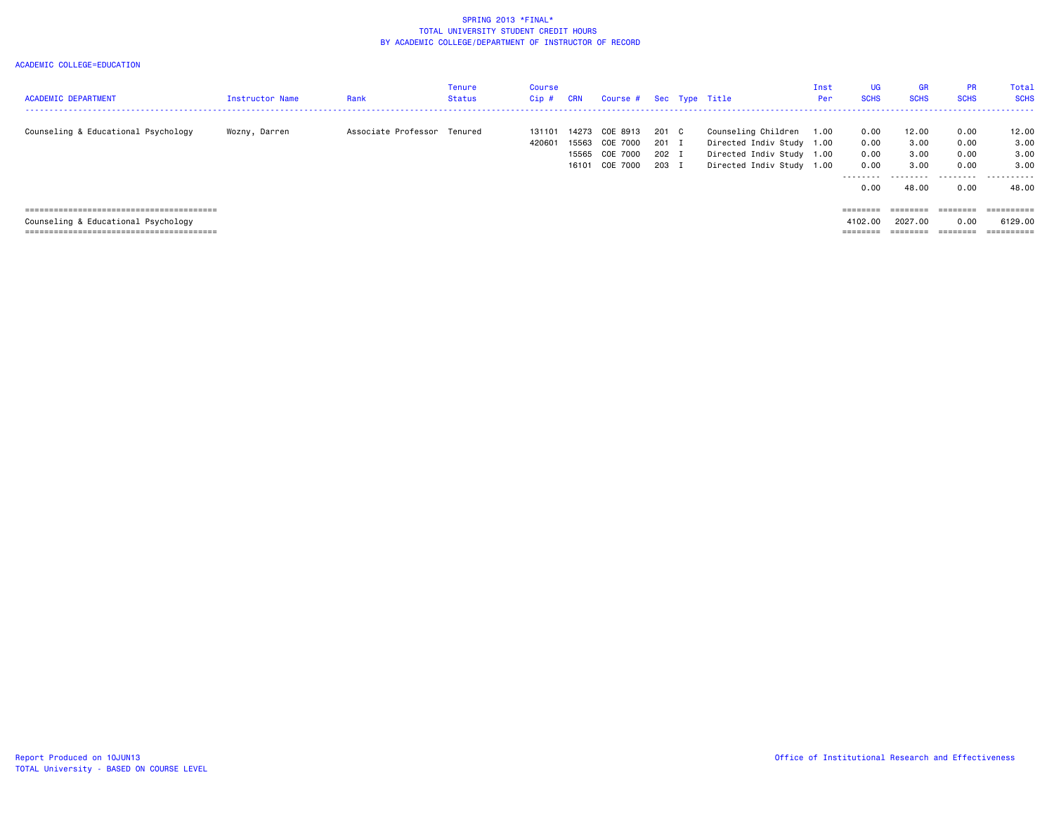SPRING 2013 *FINAL*
TOTAL UNIVERSITY STUDENT CREDIT HOURS
BY ACADEMIC COLLEGE/DEPARTMENT OF INSTRUCTOR OF RECORD

ACADEMIC COLLEGE=EDUCATION

| ACADEMIC DEPARTMENT | Instructor Name | Rank | Tenure Status | Course Cip # | CRN | Course # | Sec | Type | Title | Inst Per | UG SCHS | GR SCHS | PR SCHS | Total SCHS |
|---|---|---|---|---|---|---|---|---|---|---|---|---|---|---|
| Counseling & Educational Psychology | Wozny, Darren | Associate Professor | Tenured | 131101 | 14273 | COE 8913 | 201 | C | Counseling Children | 1.00 | 0.00 | 12.00 | 0.00 | 12.00 |
| | | | | 420601 | 15563 | COE 7000 | 201 | I | Directed Indiv Study | 1.00 | 0.00 | 3.00 | 0.00 | 3.00 |
| | | | | | 15565 | COE 7000 | 202 | I | Directed Indiv Study | 1.00 | 0.00 | 3.00 | 0.00 | 3.00 |
| | | | | | 16101 | COE 7000 | 203 | I | Directed Indiv Study | 1.00 | 0.00 | 3.00 | 0.00 | 3.00 |
| | | | | | | | | | | | 0.00 | 48.00 | 0.00 | 48.00 |
| Counseling & Educational Psychology | | | | | | | | | | | 4102.00 | 2027.00 | 0.00 | 6129.00 |

Report Produced on 10JUN13
TOTAL University - BASED ON COURSE LEVEL

Office of Institutional Research and Effectiveness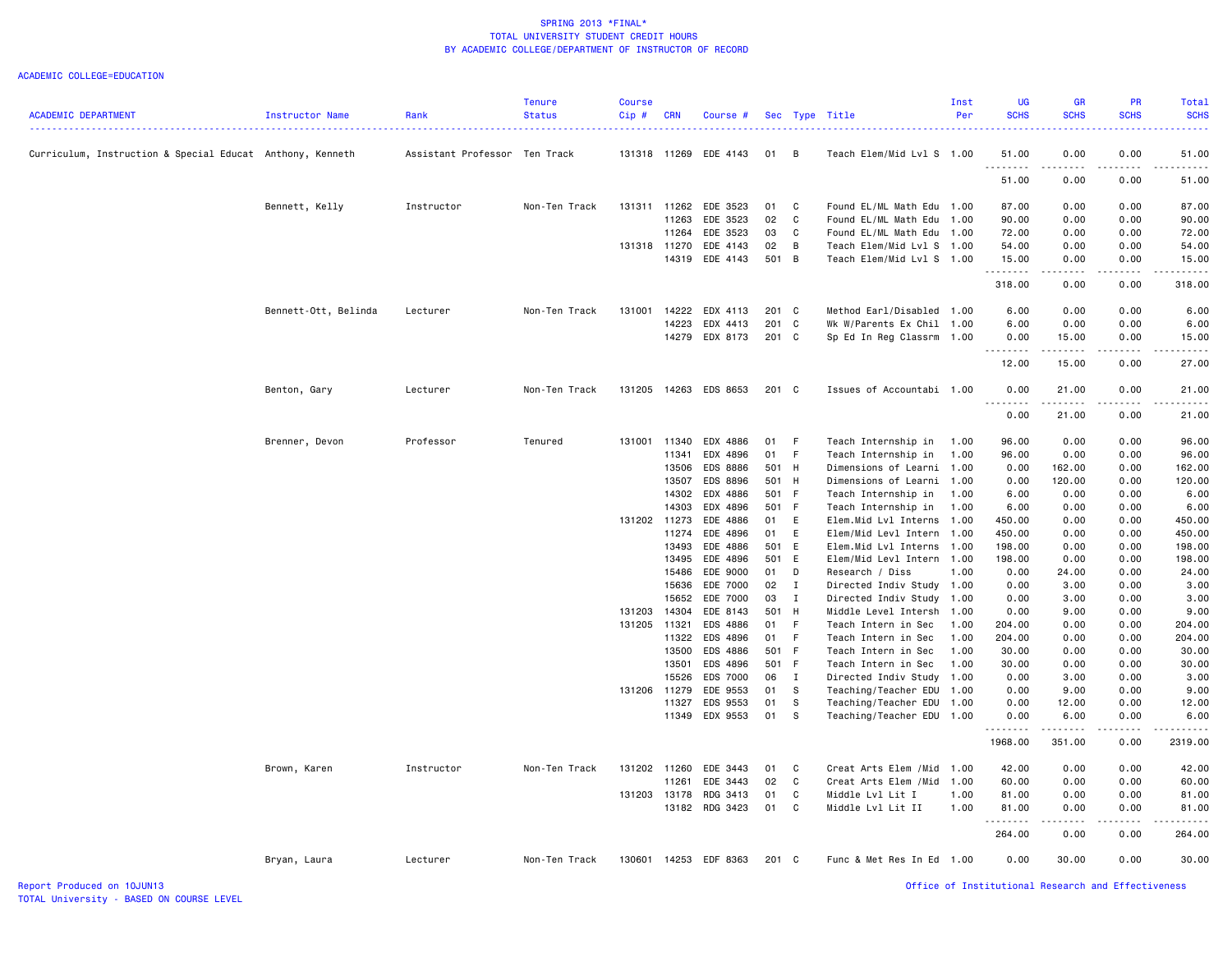SPRING 2013 *FINAL*
TOTAL UNIVERSITY STUDENT CREDIT HOURS
BY ACADEMIC COLLEGE/DEPARTMENT OF INSTRUCTOR OF RECORD

ACADEMIC COLLEGE=EDUCATION

| ACADEMIC DEPARTMENT | Instructor Name | Rank | Tenure Status | Course Cip # | CRN | Course # | Sec | Type | Title | Inst Per | UG SCHS | GR SCHS | PR SCHS | Total SCHS |
|---|---|---|---|---|---|---|---|---|---|---|---|---|---|---|
| Curriculum, Instruction & Special Educat | Anthony, Kenneth | Assistant Professor | Ten Track | 131318 | 11269 | EDE 4143 | 01 | B | Teach Elem/Mid Lvl S | 1.00 | 51.00 | 0.00 | 0.00 | 51.00 |
| | | | | | | | | | | | 51.00 | 0.00 | 0.00 | 51.00 |
| | Bennett, Kelly | Instructor | Non-Ten Track | 131311 | 11262 | EDE 3523 | 01 | C | Found EL/ML Math Edu | 1.00 | 87.00 | 0.00 | 0.00 | 87.00 |
| | | | | | 11263 | EDE 3523 | 02 | C | Found EL/ML Math Edu | 1.00 | 90.00 | 0.00 | 0.00 | 90.00 |
| | | | | | 11264 | EDE 3523 | 03 | C | Found EL/ML Math Edu | 1.00 | 72.00 | 0.00 | 0.00 | 72.00 |
| | | | | 131318 | 11270 | EDE 4143 | 02 | B | Teach Elem/Mid Lvl S | 1.00 | 54.00 | 0.00 | 0.00 | 54.00 |
| | | | | | 14319 | EDE 4143 | 501 | B | Teach Elem/Mid Lvl S | 1.00 | 15.00 | 0.00 | 0.00 | 15.00 |
| | | | | | | | | | | | 318.00 | 0.00 | 0.00 | 318.00 |
| | Bennett-Ott, Belinda | Lecturer | Non-Ten Track | 131001 | 14222 | EDX 4113 | 201 | C | Method Earl/Disabled | 1.00 | 6.00 | 0.00 | 0.00 | 6.00 |
| | | | | | 14223 | EDX 4413 | 201 | C | Wk W/Parents Ex Chil | 1.00 | 6.00 | 0.00 | 0.00 | 6.00 |
| | | | | | 14279 | EDX 8173 | 201 | C | Sp Ed In Reg Classrm | 1.00 | 0.00 | 15.00 | 0.00 | 15.00 |
| | | | | | | | | | | | 12.00 | 15.00 | 0.00 | 27.00 |
| | Benton, Gary | Lecturer | Non-Ten Track | 131205 | 14263 | EDS 8653 | 201 | C | Issues of Accountabi | 1.00 | 0.00 | 21.00 | 0.00 | 21.00 |
| | | | | | | | | | | | 0.00 | 21.00 | 0.00 | 21.00 |
| | Brenner, Devon | Professor | Tenured | 131001 | 11340 | EDX 4886 | 01 | F | Teach Internship in | 1.00 | 96.00 | 0.00 | 0.00 | 96.00 |
| | | | | | 11341 | EDX 4896 | 01 | F | Teach Internship in | 1.00 | 96.00 | 0.00 | 0.00 | 96.00 |
| | | | | | 13506 | EDS 8886 | 501 | H | Dimensions of Learni | 1.00 | 0.00 | 162.00 | 0.00 | 162.00 |
| | | | | | 13507 | EDS 8896 | 501 | H | Dimensions of Learni | 1.00 | 0.00 | 120.00 | 0.00 | 120.00 |
| | | | | | 14302 | EDX 4886 | 501 | F | Teach Internship in | 1.00 | 6.00 | 0.00 | 0.00 | 6.00 |
| | | | | | 14303 | EDX 4896 | 501 | F | Teach Internship in | 1.00 | 6.00 | 0.00 | 0.00 | 6.00 |
| | | | | 131202 | 11273 | EDE 4886 | 01 | E | Elem.Mid Lvl Interns | 1.00 | 450.00 | 0.00 | 0.00 | 450.00 |
| | | | | | 11274 | EDE 4896 | 01 | E | Elem/Mid Levl Intern | 1.00 | 450.00 | 0.00 | 0.00 | 450.00 |
| | | | | | 13493 | EDE 4886 | 501 | E | Elem.Mid Lvl Interns | 1.00 | 198.00 | 0.00 | 0.00 | 198.00 |
| | | | | | 13495 | EDE 4896 | 501 | E | Elem/Mid Levl Intern | 1.00 | 198.00 | 0.00 | 0.00 | 198.00 |
| | | | | | 15486 | EDE 9000 | 01 | D | Research / Diss | 1.00 | 0.00 | 24.00 | 0.00 | 24.00 |
| | | | | | 15636 | EDE 7000 | 02 | I | Directed Indiv Study | 1.00 | 0.00 | 3.00 | 0.00 | 3.00 |
| | | | | | 15652 | EDE 7000 | 03 | I | Directed Indiv Study | 1.00 | 0.00 | 3.00 | 0.00 | 3.00 |
| | | | | 131203 | 14304 | EDE 8143 | 501 | H | Middle Level Intersh | 1.00 | 0.00 | 9.00 | 0.00 | 9.00 |
| | | | | 131205 | 11321 | EDS 4886 | 01 | F | Teach Intern in Sec | 1.00 | 204.00 | 0.00 | 0.00 | 204.00 |
| | | | | | 11322 | EDS 4896 | 01 | F | Teach Intern in Sec | 1.00 | 204.00 | 0.00 | 0.00 | 204.00 |
| | | | | | 13500 | EDS 4886 | 501 | F | Teach Intern in Sec | 1.00 | 30.00 | 0.00 | 0.00 | 30.00 |
| | | | | | 13501 | EDS 4896 | 501 | F | Teach Intern in Sec | 1.00 | 30.00 | 0.00 | 0.00 | 30.00 |
| | | | | | 15526 | EDS 7000 | 06 | I | Directed Indiv Study | 1.00 | 0.00 | 3.00 | 0.00 | 3.00 |
| | | | | 131206 | 11279 | EDE 9553 | 01 | S | Teaching/Teacher EDU | 1.00 | 0.00 | 9.00 | 0.00 | 9.00 |
| | | | | | 11327 | EDS 9553 | 01 | S | Teaching/Teacher EDU | 1.00 | 0.00 | 12.00 | 0.00 | 12.00 |
| | | | | | 11349 | EDX 9553 | 01 | S | Teaching/Teacher EDU | 1.00 | 0.00 | 6.00 | 0.00 | 6.00 |
| | | | | | | | | | | | 1968.00 | 351.00 | 0.00 | 2319.00 |
| | Brown, Karen | Instructor | Non-Ten Track | 131202 | 11260 | EDE 3443 | 01 | C | Creat Arts Elem /Mid | 1.00 | 42.00 | 0.00 | 0.00 | 42.00 |
| | | | | | 11261 | EDE 3443 | 02 | C | Creat Arts Elem /Mid | 1.00 | 60.00 | 0.00 | 0.00 | 60.00 |
| | | | | 131203 | 13178 | RDG 3413 | 01 | C | Middle Lvl Lit I | 1.00 | 81.00 | 0.00 | 0.00 | 81.00 |
| | | | | | 13182 | RDG 3423 | 01 | C | Middle Lvl Lit II | 1.00 | 81.00 | 0.00 | 0.00 | 81.00 |
| | | | | | | | | | | | 264.00 | 0.00 | 0.00 | 264.00 |
| | Bryan, Laura | Lecturer | Non-Ten Track | 130601 | 14253 | EDF 8363 | 201 | C | Func & Met Res In Ed | 1.00 | 0.00 | 30.00 | 0.00 | 30.00 |

Report Produced on 10JUN13
TOTAL University - BASED ON COURSE LEVEL

Office of Institutional Research and Effectiveness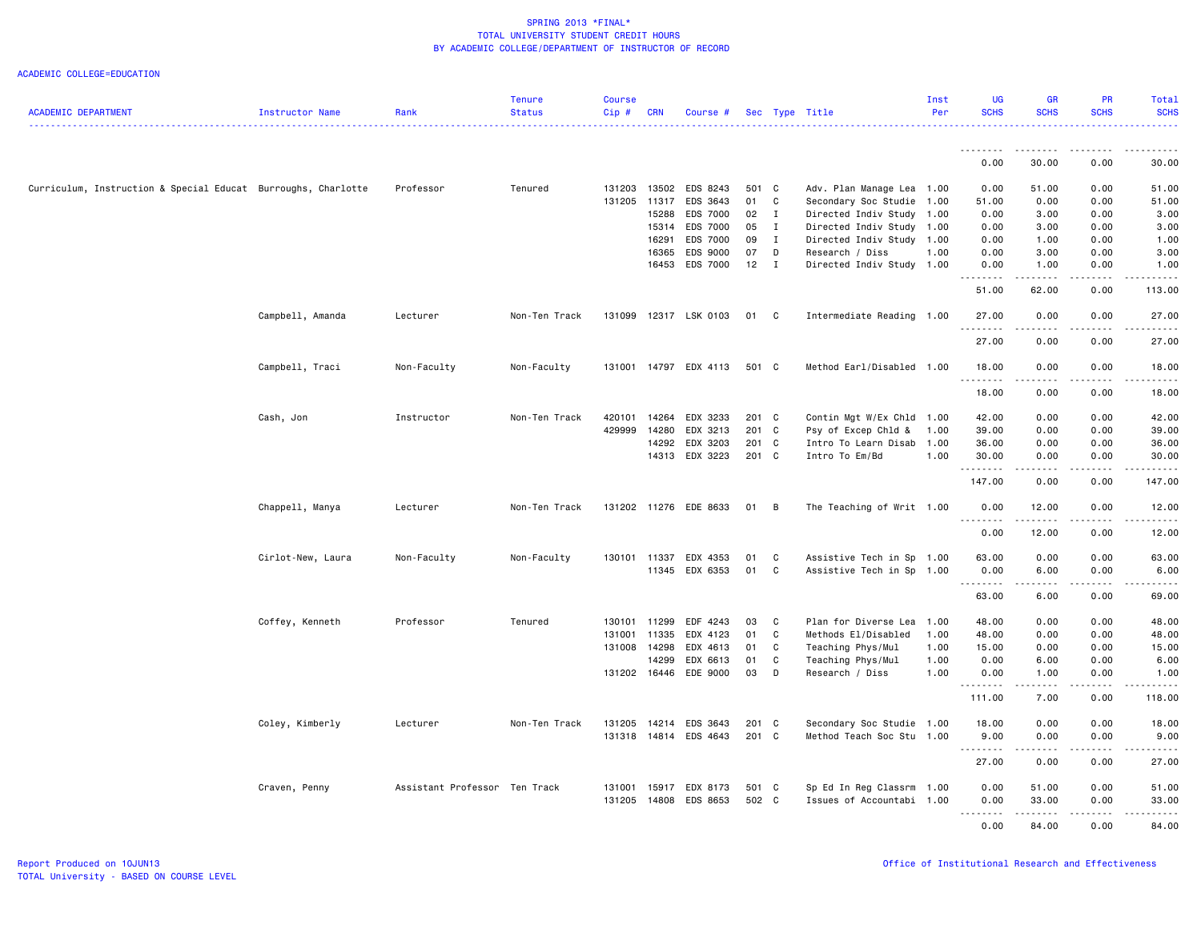SPRING 2013 *FINAL*
TOTAL UNIVERSITY STUDENT CREDIT HOURS
BY ACADEMIC COLLEGE/DEPARTMENT OF INSTRUCTOR OF RECORD

ACADEMIC COLLEGE=EDUCATION

| ACADEMIC DEPARTMENT | Instructor Name | Rank | Tenure Status | Course Cip # | CRN | Course # | Sec | Type | Title | Inst Per | UG SCHS | GR SCHS | PR SCHS | Total SCHS |
|---|---|---|---|---|---|---|---|---|---|---|---|---|---|---|
| | | | | | | | | | | | 0.00 | 30.00 | 0.00 | 30.00 |
| Curriculum, Instruction & Special Educat | Burroughs, Charlotte | Professor | Tenured | 131203 | 13502 | EDS 8243 | 501 | C | Adv. Plan Manage Lea | 1.00 | 0.00 | 51.00 | 0.00 | 51.00 |
| | | | | 131205 | 11317 | EDS 3643 | 01 | C | Secondary Soc Studie | 1.00 | 51.00 | 0.00 | 0.00 | 51.00 |
| | | | | | 15288 | EDS 7000 | 02 | I | Directed Indiv Study | 1.00 | 0.00 | 3.00 | 0.00 | 3.00 |
| | | | | | 15314 | EDS 7000 | 05 | I | Directed Indiv Study | 1.00 | 0.00 | 3.00 | 0.00 | 3.00 |
| | | | | | 16291 | EDS 7000 | 09 | I | Directed Indiv Study | 1.00 | 0.00 | 1.00 | 0.00 | 1.00 |
| | | | | | 16365 | EDS 9000 | 07 | D | Research / Diss | 1.00 | 0.00 | 3.00 | 0.00 | 3.00 |
| | | | | | 16453 | EDS 7000 | 12 | I | Directed Indiv Study | 1.00 | 0.00 | 1.00 | 0.00 | 1.00 |
| | | | | | | | | | | | 51.00 | 62.00 | 0.00 | 113.00 |
| | Campbell, Amanda | Lecturer | Non-Ten Track | 131099 | 12317 | LSK 0103 | 01 | C | Intermediate Reading | 1.00 | 27.00 | 0.00 | 0.00 | 27.00 |
| | | | | | | | | | | | 27.00 | 0.00 | 0.00 | 27.00 |
| | Campbell, Traci | Non-Faculty | Non-Faculty | 131001 | 14797 | EDX 4113 | 501 | C | Method Earl/Disabled | 1.00 | 18.00 | 0.00 | 0.00 | 18.00 |
| | | | | | | | | | | | 18.00 | 0.00 | 0.00 | 18.00 |
| | Cash, Jon | Instructor | Non-Ten Track | 420101 | 14264 | EDX 3233 | 201 | C | Contin Mgt W/Ex Chld | 1.00 | 42.00 | 0.00 | 0.00 | 42.00 |
| | | | | 429999 | 14280 | EDX 3213 | 201 | C | Psy of Excep Chld & | 1.00 | 39.00 | 0.00 | 0.00 | 39.00 |
| | | | | | 14292 | EDX 3203 | 201 | C | Intro To Learn Disab | 1.00 | 36.00 | 0.00 | 0.00 | 36.00 |
| | | | | | 14313 | EDX 3223 | 201 | C | Intro To Em/Bd | 1.00 | 30.00 | 0.00 | 0.00 | 30.00 |
| | | | | | | | | | | | 147.00 | 0.00 | 0.00 | 147.00 |
| | Chappell, Manya | Lecturer | Non-Ten Track | 131202 | 11276 | EDE 8633 | 01 | B | The Teaching of Writ | 1.00 | 0.00 | 12.00 | 0.00 | 12.00 |
| | | | | | | | | | | | 0.00 | 12.00 | 0.00 | 12.00 |
| | Cirlot-New, Laura | Non-Faculty | Non-Faculty | 130101 | 11337 | EDX 4353 | 01 | C | Assistive Tech in Sp | 1.00 | 63.00 | 0.00 | 0.00 | 63.00 |
| | | | | | 11345 | EDX 6353 | 01 | C | Assistive Tech in Sp | 1.00 | 0.00 | 6.00 | 0.00 | 6.00 |
| | | | | | | | | | | | 63.00 | 6.00 | 0.00 | 69.00 |
| | Coffey, Kenneth | Professor | Tenured | 130101 | 11299 | EDF 4243 | 03 | C | Plan for Diverse Lea | 1.00 | 48.00 | 0.00 | 0.00 | 48.00 |
| | | | | 131001 | 11335 | EDX 4123 | 01 | C | Methods El/Disabled | 1.00 | 48.00 | 0.00 | 0.00 | 48.00 |
| | | | | 131008 | 14298 | EDX 4613 | 01 | C | Teaching Phys/Mul | 1.00 | 15.00 | 0.00 | 0.00 | 15.00 |
| | | | | | 14299 | EDX 6613 | 01 | C | Teaching Phys/Mul | 1.00 | 0.00 | 6.00 | 0.00 | 6.00 |
| | | | | 131202 | 16446 | EDE 9000 | 03 | D | Research / Diss | 1.00 | 0.00 | 1.00 | 0.00 | 1.00 |
| | | | | | | | | | | | 111.00 | 7.00 | 0.00 | 118.00 |
| | Coley, Kimberly | Lecturer | Non-Ten Track | 131205 | 14214 | EDS 3643 | 201 | C | Secondary Soc Studie | 1.00 | 18.00 | 0.00 | 0.00 | 18.00 |
| | | | | 131318 | 14814 | EDS 4643 | 201 | C | Method Teach Soc Stu | 1.00 | 9.00 | 0.00 | 0.00 | 9.00 |
| | | | | | | | | | | | 27.00 | 0.00 | 0.00 | 27.00 |
| | Craven, Penny | Assistant Professor | Ten Track | 131001 | 15917 | EDX 8173 | 501 | C | Sp Ed In Reg Classrm | 1.00 | 0.00 | 51.00 | 0.00 | 51.00 |
| | | | | 131205 | 14808 | EDS 8653 | 502 | C | Issues of Accountabi | 1.00 | 0.00 | 33.00 | 0.00 | 33.00 |
| | | | | | | | | | | | 0.00 | 84.00 | 0.00 | 84.00 |

Report Produced on 10JUN13
TOTAL University - BASED ON COURSE LEVEL

Office of Institutional Research and Effectiveness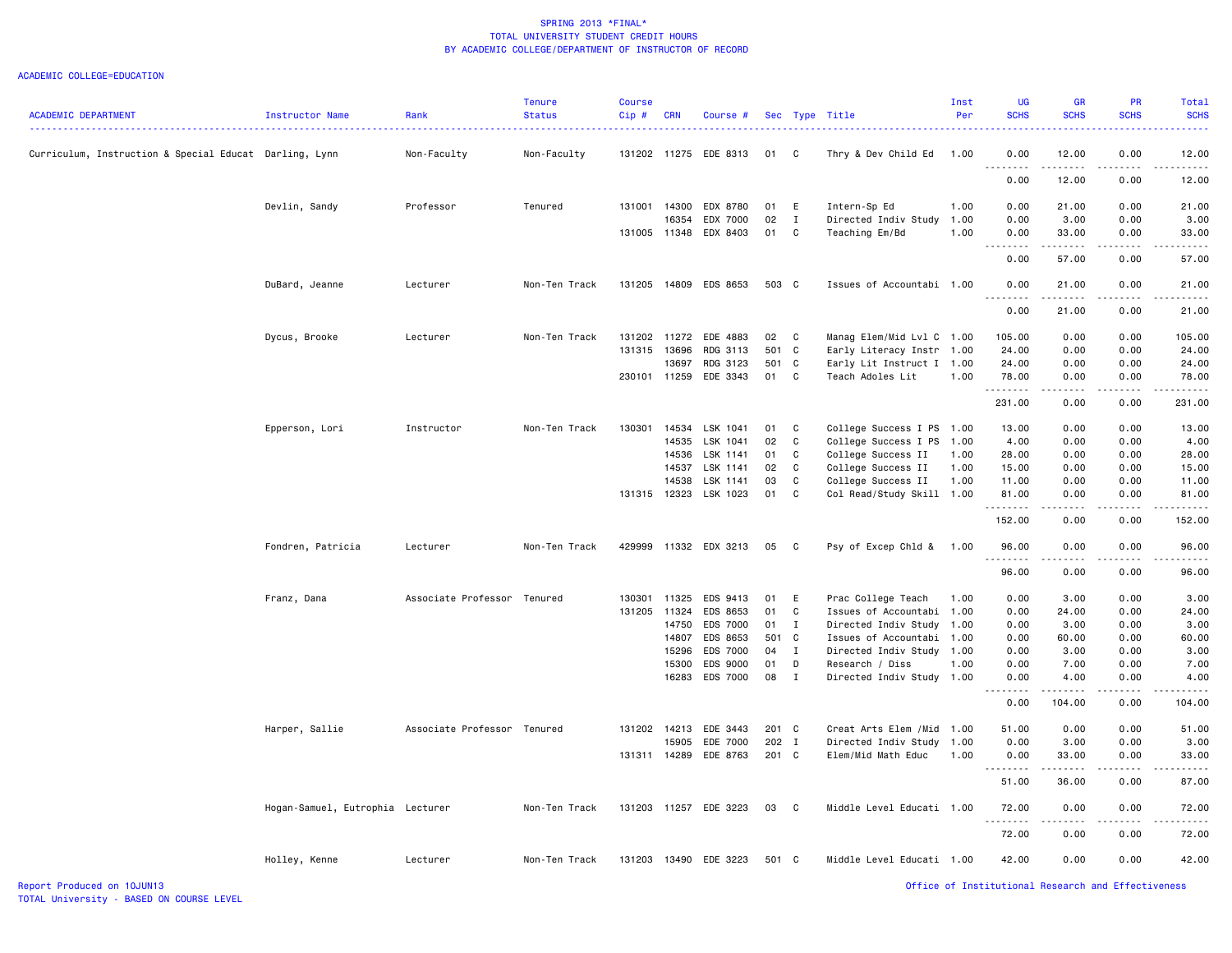SPRING 2013 *FINAL*
TOTAL UNIVERSITY STUDENT CREDIT HOURS
BY ACADEMIC COLLEGE/DEPARTMENT OF INSTRUCTOR OF RECORD

ACADEMIC COLLEGE=EDUCATION

| ACADEMIC DEPARTMENT | Instructor Name | Rank | Tenure Status | Course Cip # | CRN | Course # | Sec | Type | Title | Inst Per | UG SCHS | GR SCHS | PR SCHS | Total SCHS |
|---|---|---|---|---|---|---|---|---|---|---|---|---|---|---|
| Curriculum, Instruction & Special Educat | Darling, Lynn | Non-Faculty | Non-Faculty | 131202 | 11275 | EDE 8313 | 01 | C | Thry & Dev Child Ed | 1.00 | 0.00 | 12.00 | 0.00 | 12.00 |
| | | | | | | | | | | | 0.00 | 12.00 | 0.00 | 12.00 |
| | Devlin, Sandy | Professor | Tenured | 131001 | 14300 | EDX 8780 | 01 | E | Intern-Sp Ed | 1.00 | 0.00 | 21.00 | 0.00 | 21.00 |
| | | | | | 16354 | EDX 7000 | 02 | I | Directed Indiv Study | 1.00 | 0.00 | 3.00 | 0.00 | 3.00 |
| | | | | 131005 | 11348 | EDX 8403 | 01 | C | Teaching Em/Bd | 1.00 | 0.00 | 33.00 | 0.00 | 33.00 |
| | | | | | | | | | | | 0.00 | 57.00 | 0.00 | 57.00 |
| | DuBard, Jeanne | Lecturer | Non-Ten Track | 131205 | 14809 | EDS 8653 | 503 | C | Issues of Accountabi | 1.00 | 0.00 | 21.00 | 0.00 | 21.00 |
| | | | | | | | | | | | 0.00 | 21.00 | 0.00 | 21.00 |
| | Dycus, Brooke | Lecturer | Non-Ten Track | 131202 | 11272 | EDE 4883 | 02 | C | Manag Elem/Mid Lvl C | 1.00 | 105.00 | 0.00 | 0.00 | 105.00 |
| | | | | 131315 | 13696 | RDG 3113 | 501 | C | Early Literacy Instr | 1.00 | 24.00 | 0.00 | 0.00 | 24.00 |
| | | | | | 13697 | RDG 3123 | 501 | C | Early Lit Instruct I | 1.00 | 24.00 | 0.00 | 0.00 | 24.00 |
| | | | | 230101 | 11259 | EDE 3343 | 01 | C | Teach Adoles Lit | 1.00 | 78.00 | 0.00 | 0.00 | 78.00 |
| | | | | | | | | | | | 231.00 | 0.00 | 0.00 | 231.00 |
| | Epperson, Lori | Instructor | Non-Ten Track | 130301 | 14534 | LSK 1041 | 01 | C | College Success I PS | 1.00 | 13.00 | 0.00 | 0.00 | 13.00 |
| | | | | | 14535 | LSK 1041 | 02 | C | College Success I PS | 1.00 | 4.00 | 0.00 | 0.00 | 4.00 |
| | | | | | 14536 | LSK 1141 | 01 | C | College Success II | 1.00 | 28.00 | 0.00 | 0.00 | 28.00 |
| | | | | | 14537 | LSK 1141 | 02 | C | College Success II | 1.00 | 15.00 | 0.00 | 0.00 | 15.00 |
| | | | | | 14538 | LSK 1141 | 03 | C | College Success II | 1.00 | 11.00 | 0.00 | 0.00 | 11.00 |
| | | | | 131315 | 12323 | LSK 1023 | 01 | C | Col Read/Study Skill | 1.00 | 81.00 | 0.00 | 0.00 | 81.00 |
| | | | | | | | | | | | 152.00 | 0.00 | 0.00 | 152.00 |
| | Fondren, Patricia | Lecturer | Non-Ten Track | 429999 | 11332 | EDX 3213 | 05 | C | Psy of Excep Chld & | 1.00 | 96.00 | 0.00 | 0.00 | 96.00 |
| | | | | | | | | | | | 96.00 | 0.00 | 0.00 | 96.00 |
| | Franz, Dana | Associate Professor | Tenured | 130301 | 11325 | EDS 9413 | 01 | E | Prac College Teach | 1.00 | 0.00 | 3.00 | 0.00 | 3.00 |
| | | | | 131205 | 11324 | EDS 8653 | 01 | C | Issues of Accountabi | 1.00 | 0.00 | 24.00 | 0.00 | 24.00 |
| | | | | | 14750 | EDS 7000 | 01 | I | Directed Indiv Study | 1.00 | 0.00 | 3.00 | 0.00 | 3.00 |
| | | | | | 14807 | EDS 8653 | 501 | C | Issues of Accountabi | 1.00 | 0.00 | 60.00 | 0.00 | 60.00 |
| | | | | | 15296 | EDS 7000 | 04 | I | Directed Indiv Study | 1.00 | 0.00 | 3.00 | 0.00 | 3.00 |
| | | | | | 15300 | EDS 9000 | 01 | D | Research / Diss | 1.00 | 0.00 | 7.00 | 0.00 | 7.00 |
| | | | | | 16283 | EDS 7000 | 08 | I | Directed Indiv Study | 1.00 | 0.00 | 4.00 | 0.00 | 4.00 |
| | | | | | | | | | | | 0.00 | 104.00 | 0.00 | 104.00 |
| | Harper, Sallie | Associate Professor | Tenured | 131202 | 14213 | EDE 3443 | 201 | C | Creat Arts Elem /Mid | 1.00 | 51.00 | 0.00 | 0.00 | 51.00 |
| | | | | | 15905 | EDE 7000 | 202 | I | Directed Indiv Study | 1.00 | 0.00 | 3.00 | 0.00 | 3.00 |
| | | | | 131311 | 14289 | EDE 8763 | 201 | C | Elem/Mid Math Educ | 1.00 | 0.00 | 33.00 | 0.00 | 33.00 |
| | | | | | | | | | | | 51.00 | 36.00 | 0.00 | 87.00 |
| | Hogan-Samuel, Eutrophia | Lecturer | Non-Ten Track | 131203 | 11257 | EDE 3223 | 03 | C | Middle Level Educati | 1.00 | 72.00 | 0.00 | 0.00 | 72.00 |
| | | | | | | | | | | | 72.00 | 0.00 | 0.00 | 72.00 |
| | Holley, Kenne | Lecturer | Non-Ten Track | 131203 | 13490 | EDE 3223 | 501 | C | Middle Level Educati | 1.00 | 42.00 | 0.00 | 0.00 | 42.00 |

Report Produced on 10JUN13
TOTAL University - BASED ON COURSE LEVEL

Office of Institutional Research and Effectiveness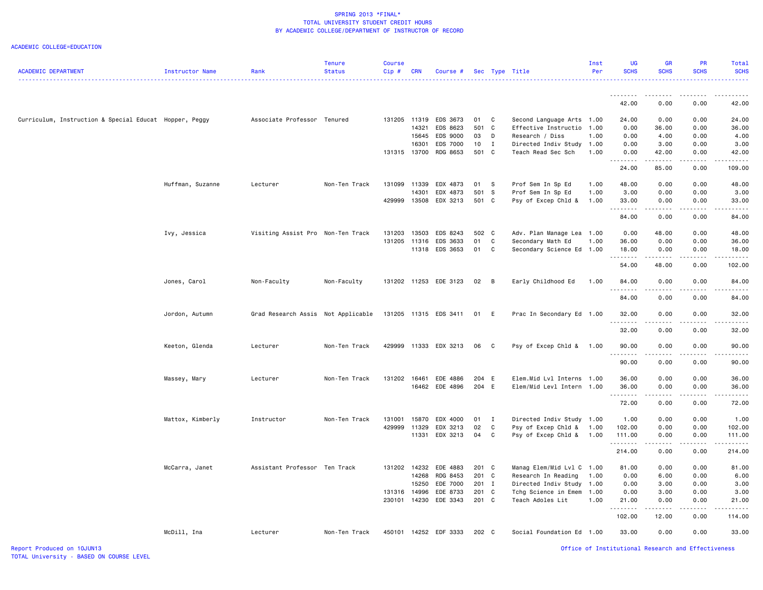SPRING 2013 *FINAL*
TOTAL UNIVERSITY STUDENT CREDIT HOURS
BY ACADEMIC COLLEGE/DEPARTMENT OF INSTRUCTOR OF RECORD

ACADEMIC COLLEGE=EDUCATION

| ACADEMIC DEPARTMENT | Instructor Name | Rank | Tenure Status | Course Cip # | CRN | Course # | Sec | Type | Title | Inst Per | UG SCHS | GR SCHS | PR SCHS | Total SCHS |
|---|---|---|---|---|---|---|---|---|---|---|---|---|---|---|
| | | | | | | | | | | | 42.00 | 0.00 | 0.00 | 42.00 |
| Curriculum, Instruction & Special Educat | Hopper, Peggy | Associate Professor | Tenured | 131205 | 11319 | EDS 3673 | 01 | C | Second Language Arts | 1.00 | 24.00 | 0.00 | 0.00 | 24.00 |
| | | | | | 14321 | EDS 8623 | 501 | C | Effective Instructio | 1.00 | 0.00 | 36.00 | 0.00 | 36.00 |
| | | | | | 15645 | EDS 9000 | 03 | D | Research / Diss | 1.00 | 0.00 | 4.00 | 0.00 | 4.00 |
| | | | | | 16301 | EDS 7000 | 10 | I | Directed Indiv Study | 1.00 | 0.00 | 3.00 | 0.00 | 3.00 |
| | | | | 131315 | 13700 | RDG 8653 | 501 | C | Teach Read Sec Sch | 1.00 | 0.00 | 42.00 | 0.00 | 42.00 |
| | | | | | | | | | | | 24.00 | 85.00 | 0.00 | 109.00 |
| | Huffman, Suzanne | Lecturer | Non-Ten Track | 131099 | 11339 | EDX 4873 | 01 | S | Prof Sem In Sp Ed | 1.00 | 48.00 | 0.00 | 0.00 | 48.00 |
| | | | | | 14301 | EDX 4873 | 501 | S | Prof Sem In Sp Ed | 1.00 | 3.00 | 0.00 | 0.00 | 3.00 |
| | | | | 429999 | 13508 | EDX 3213 | 501 | C | Psy of Excep Chld & | 1.00 | 33.00 | 0.00 | 0.00 | 33.00 |
| | | | | | | | | | | | 84.00 | 0.00 | 0.00 | 84.00 |
| | Ivy, Jessica | Visiting Assist Pro | Non-Ten Track | 131203 | 13503 | EDS 8243 | 502 | C | Adv. Plan Manage Lea | 1.00 | 0.00 | 48.00 | 0.00 | 48.00 |
| | | | | 131205 | 11316 | EDS 3633 | 01 | C | Secondary Math Ed | 1.00 | 36.00 | 0.00 | 0.00 | 36.00 |
| | | | | | 11318 | EDS 3653 | 01 | C | Secondary Science Ed | 1.00 | 18.00 | 0.00 | 0.00 | 18.00 |
| | | | | | | | | | | | 54.00 | 48.00 | 0.00 | 102.00 |
| | Jones, Carol | Non-Faculty | Non-Faculty | 131202 | 11253 | EDE 3123 | 02 | B | Early Childhood Ed | 1.00 | 84.00 | 0.00 | 0.00 | 84.00 |
| | | | | | | | | | | | 84.00 | 0.00 | 0.00 | 84.00 |
| | Jordon, Autumn | Grad Research Assis | Not Applicable | 131205 | 11315 | EDS 3411 | 01 | E | Prac In Secondary Ed | 1.00 | 32.00 | 0.00 | 0.00 | 32.00 |
| | | | | | | | | | | | 32.00 | 0.00 | 0.00 | 32.00 |
| | Keeton, Glenda | Lecturer | Non-Ten Track | 429999 | 11333 | EDX 3213 | 06 | C | Psy of Excep Chld & | 1.00 | 90.00 | 0.00 | 0.00 | 90.00 |
| | | | | | | | | | | | 90.00 | 0.00 | 0.00 | 90.00 |
| | Massey, Mary | Lecturer | Non-Ten Track | 131202 | 16461 | EDE 4886 | 204 | E | Elem.Mid Lvl Interns | 1.00 | 36.00 | 0.00 | 0.00 | 36.00 |
| | | | | | 16462 | EDE 4896 | 204 | E | Elem/Mid Levl Intern | 1.00 | 36.00 | 0.00 | 0.00 | 36.00 |
| | | | | | | | | | | | 72.00 | 0.00 | 0.00 | 72.00 |
| | Mattox, Kimberly | Instructor | Non-Ten Track | 131001 | 15870 | EDX 4000 | 01 | I | Directed Indiv Study | 1.00 | 1.00 | 0.00 | 0.00 | 1.00 |
| | | | | 429999 | 11329 | EDX 3213 | 02 | C | Psy of Excep Chld & | 1.00 | 102.00 | 0.00 | 0.00 | 102.00 |
| | | | | | 11331 | EDX 3213 | 04 | C | Psy of Excep Chld & | 1.00 | 111.00 | 0.00 | 0.00 | 111.00 |
| | | | | | | | | | | | 214.00 | 0.00 | 0.00 | 214.00 |
| | McCarra, Janet | Assistant Professor | Ten Track | 131202 | 14232 | EDE 4883 | 201 | C | Manag Elem/Mid Lvl C | 1.00 | 81.00 | 0.00 | 0.00 | 81.00 |
| | | | | | 14268 | RDG 8453 | 201 | C | Research In Reading | 1.00 | 0.00 | 6.00 | 0.00 | 6.00 |
| | | | | | 15250 | EDE 7000 | 201 | I | Directed Indiv Study | 1.00 | 0.00 | 3.00 | 0.00 | 3.00 |
| | | | | 131316 | 14996 | EDE 8733 | 201 | C | Tchg Science in Emem | 1.00 | 0.00 | 3.00 | 0.00 | 3.00 |
| | | | | 230101 | 14230 | EDE 3343 | 201 | C | Teach Adoles Lit | 1.00 | 21.00 | 0.00 | 0.00 | 21.00 |
| | | | | | | | | | | | 102.00 | 12.00 | 0.00 | 114.00 |
| | McDill, Ina | Lecturer | Non-Ten Track | 450101 | 14252 | EDF 3333 | 202 | C | Social Foundation Ed | 1.00 | 33.00 | 0.00 | 0.00 | 33.00 |

Report Produced on 10JUN13 Office of Institutional Research and Effectiveness
TOTAL University - BASED ON COURSE LEVEL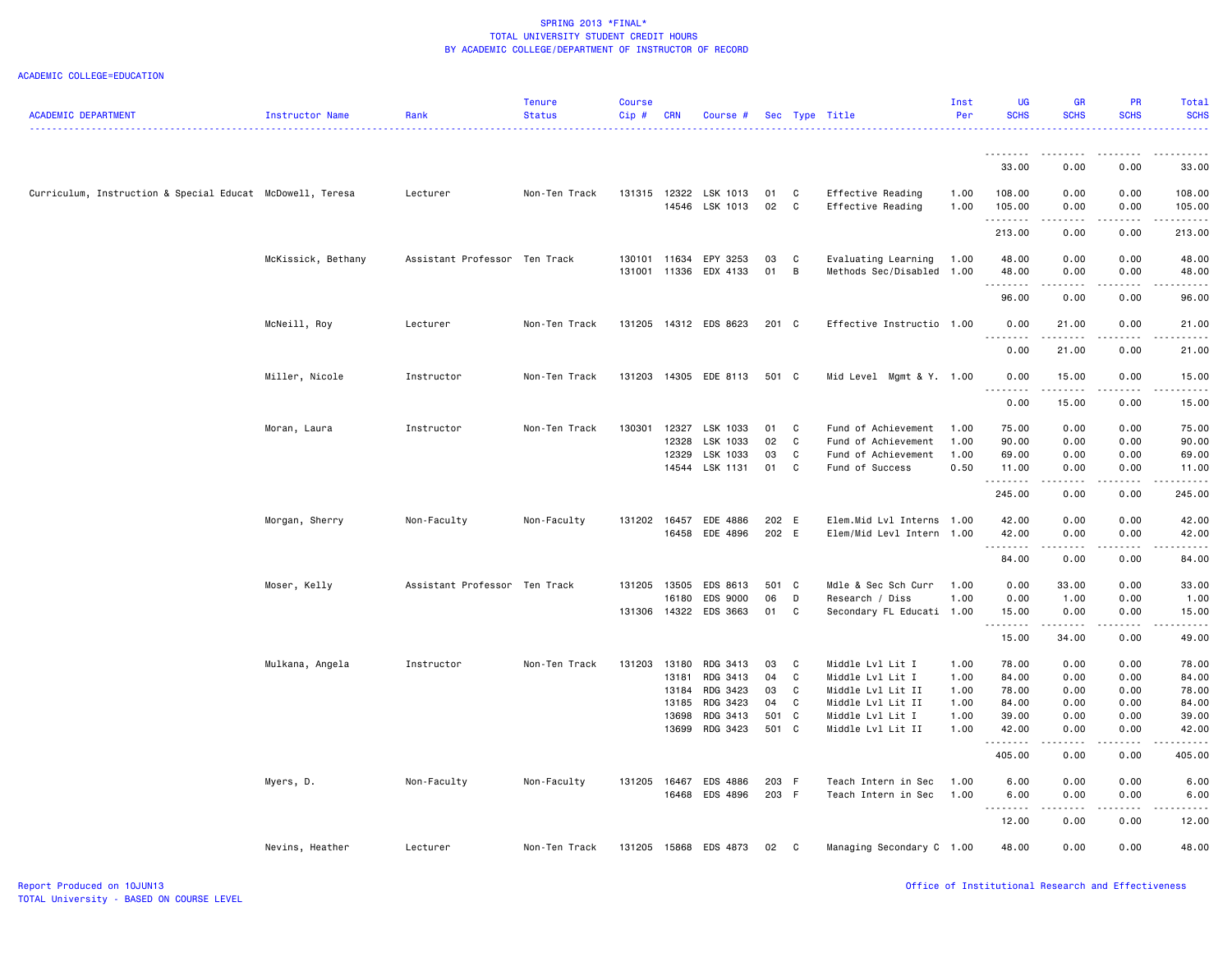SPRING 2013 *FINAL*
TOTAL UNIVERSITY STUDENT CREDIT HOURS
BY ACADEMIC COLLEGE/DEPARTMENT OF INSTRUCTOR OF RECORD

ACADEMIC COLLEGE=EDUCATION

| ACADEMIC DEPARTMENT | Instructor Name | Rank | Tenure Status | Course Cip # | CRN | Course # | Sec | Type | Title | Inst Per | UG SCHS | GR SCHS | PR SCHS | Total SCHS |
|---|---|---|---|---|---|---|---|---|---|---|---|---|---|---|
| | | | | | | | | | | | 33.00 | 0.00 | 0.00 | 33.00 |
| Curriculum, Instruction & Special Educat | McDowell, Teresa | Lecturer | Non-Ten Track | 131315 | 12322 | LSK 1013 | 01 | C | Effective Reading | 1.00 | 108.00 | 0.00 | 0.00 | 108.00 |
| | | | | | 14546 | LSK 1013 | 02 | C | Effective Reading | 1.00 | 105.00 | 0.00 | 0.00 | 105.00 |
| | | | | | | | | | | | 213.00 | 0.00 | 0.00 | 213.00 |
| | McKissick, Bethany | Assistant Professor | Ten Track | 130101 | 11634 | EPY 3253 | 03 | C | Evaluating Learning | 1.00 | 48.00 | 0.00 | 0.00 | 48.00 |
| | | | | 131001 | 11336 | EDX 4133 | 01 | B | Methods Sec/Disabled | 1.00 | 48.00 | 0.00 | 0.00 | 48.00 |
| | | | | | | | | | | | 96.00 | 0.00 | 0.00 | 96.00 |
| | McNeill, Roy | Lecturer | Non-Ten Track | 131205 | 14312 | EDS 8623 | 201 | C | Effective Instructio | 1.00 | 0.00 | 21.00 | 0.00 | 21.00 |
| | | | | | | | | | | | 0.00 | 21.00 | 0.00 | 21.00 |
| | Miller, Nicole | Instructor | Non-Ten Track | 131203 | 14305 | EDE 8113 | 501 | C | Mid Level Mgmt & Y. | 1.00 | 0.00 | 15.00 | 0.00 | 15.00 |
| | | | | | | | | | | | 0.00 | 15.00 | 0.00 | 15.00 |
| | Moran, Laura | Instructor | Non-Ten Track | 130301 | 12327 | LSK 1033 | 01 | C | Fund of Achievement | 1.00 | 75.00 | 0.00 | 0.00 | 75.00 |
| | | | | | 12328 | LSK 1033 | 02 | C | Fund of Achievement | 1.00 | 90.00 | 0.00 | 0.00 | 90.00 |
| | | | | | 12329 | LSK 1033 | 03 | C | Fund of Achievement | 1.00 | 69.00 | 0.00 | 0.00 | 69.00 |
| | | | | | 14544 | LSK 1131 | 01 | C | Fund of Success | 0.50 | 11.00 | 0.00 | 0.00 | 11.00 |
| | | | | | | | | | | | 245.00 | 0.00 | 0.00 | 245.00 |
| | Morgan, Sherry | Non-Faculty | Non-Faculty | 131202 | 16457 | EDE 4886 | 202 | E | Elem.Mid Lvl Interns | 1.00 | 42.00 | 0.00 | 0.00 | 42.00 |
| | | | | | 16458 | EDE 4896 | 202 | E | Elem/Mid Levl Intern | 1.00 | 42.00 | 0.00 | 0.00 | 42.00 |
| | | | | | | | | | | | 84.00 | 0.00 | 0.00 | 84.00 |
| | Moser, Kelly | Assistant Professor | Ten Track | 131205 | 13505 | EDS 8613 | 501 | C | Mdle & Sec Sch Curr | 1.00 | 0.00 | 33.00 | 0.00 | 33.00 |
| | | | | | 16180 | EDS 9000 | 06 | D | Research / Diss | 1.00 | 0.00 | 1.00 | 0.00 | 1.00 |
| | | | | 131306 | 14322 | EDS 3663 | 01 | C | Secondary FL Educati | 1.00 | 15.00 | 0.00 | 0.00 | 15.00 |
| | | | | | | | | | | | 15.00 | 34.00 | 0.00 | 49.00 |
| | Mulkana, Angela | Instructor | Non-Ten Track | 131203 | 13180 | RDG 3413 | 03 | C | Middle Lvl Lit I | 1.00 | 78.00 | 0.00 | 0.00 | 78.00 |
| | | | | | 13181 | RDG 3413 | 04 | C | Middle Lvl Lit I | 1.00 | 84.00 | 0.00 | 0.00 | 84.00 |
| | | | | | 13184 | RDG 3423 | 03 | C | Middle Lvl Lit II | 1.00 | 78.00 | 0.00 | 0.00 | 78.00 |
| | | | | | 13185 | RDG 3423 | 04 | C | Middle Lvl Lit II | 1.00 | 84.00 | 0.00 | 0.00 | 84.00 |
| | | | | | 13698 | RDG 3413 | 501 | C | Middle Lvl Lit I | 1.00 | 39.00 | 0.00 | 0.00 | 39.00 |
| | | | | | 13699 | RDG 3423 | 501 | C | Middle Lvl Lit II | 1.00 | 42.00 | 0.00 | 0.00 | 42.00 |
| | | | | | | | | | | | 405.00 | 0.00 | 0.00 | 405.00 |
| | Myers, D. | Non-Faculty | Non-Faculty | 131205 | 16467 | EDS 4886 | 203 | F | Teach Intern in Sec | 1.00 | 6.00 | 0.00 | 0.00 | 6.00 |
| | | | | | 16468 | EDS 4896 | 203 | F | Teach Intern in Sec | 1.00 | 6.00 | 0.00 | 0.00 | 6.00 |
| | | | | | | | | | | | 12.00 | 0.00 | 0.00 | 12.00 |
| | Nevins, Heather | Lecturer | Non-Ten Track | 131205 | 15868 | EDS 4873 | 02 | C | Managing Secondary C | 1.00 | 48.00 | 0.00 | 0.00 | 48.00 |

Report Produced on 10JUN13
TOTAL University - BASED ON COURSE LEVEL

Office of Institutional Research and Effectiveness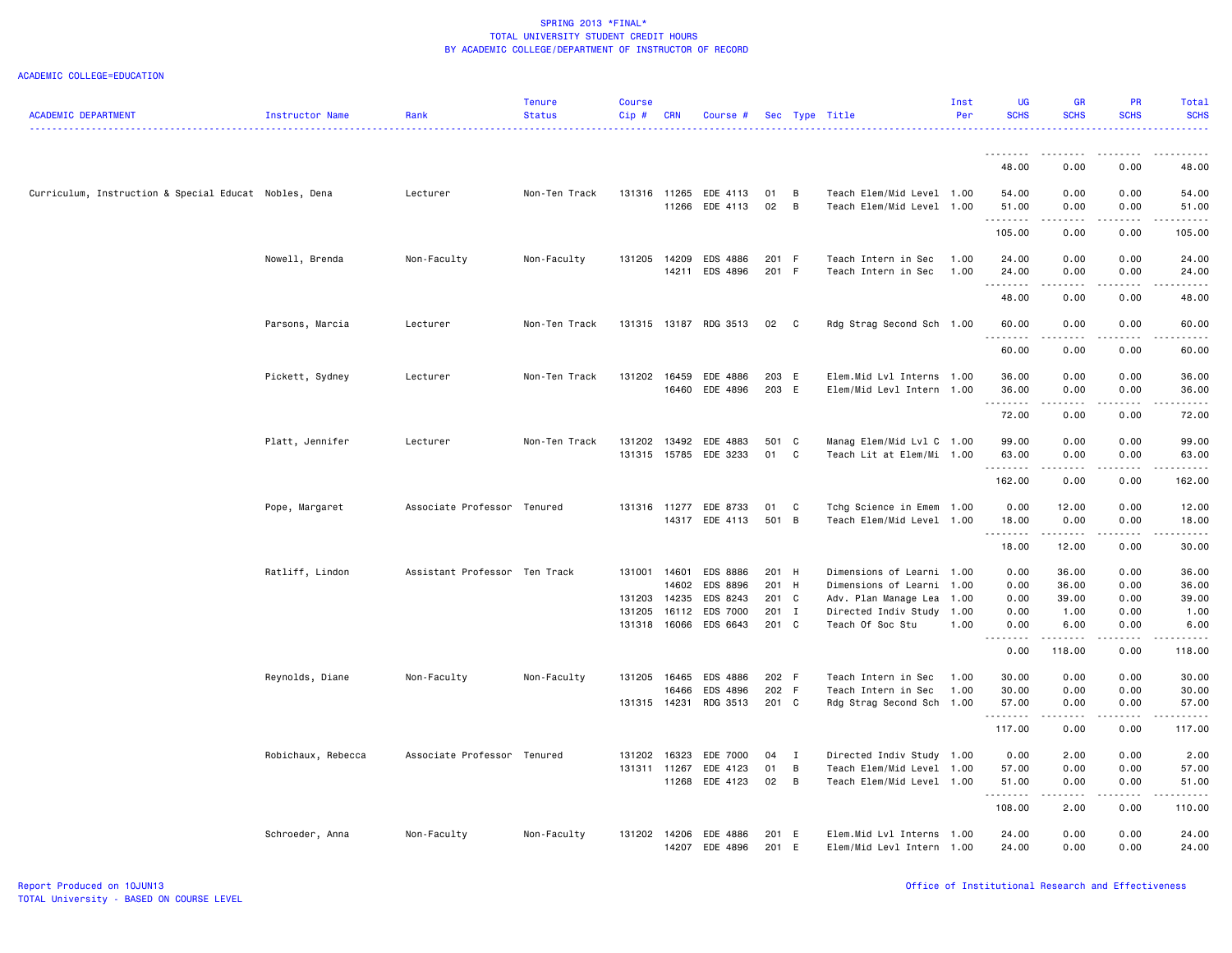SPRING 2013 *FINAL*
TOTAL UNIVERSITY STUDENT CREDIT HOURS
BY ACADEMIC COLLEGE/DEPARTMENT OF INSTRUCTOR OF RECORD

ACADEMIC COLLEGE=EDUCATION

| ACADEMIC DEPARTMENT | Instructor Name | Rank | Tenure Status | Course Cip # | CRN | Course # | Sec | Type | Title | Inst Per | UG SCHS | GR SCHS | PR SCHS | Total SCHS |
|---|---|---|---|---|---|---|---|---|---|---|---|---|---|---|
| | | | | | | | | | | | 48.00 | 0.00 | 0.00 | 48.00 |
| Curriculum, Instruction & Special Educat | Nobles, Dena | Lecturer | Non-Ten Track | 131316 | 11265 | EDE 4113 | 01 | B | Teach Elem/Mid Level | 1.00 | 54.00 | 0.00 | 0.00 | 54.00 |
| | | | | | 11266 | EDE 4113 | 02 | B | Teach Elem/Mid Level | 1.00 | 51.00 | 0.00 | 0.00 | 51.00 |
| | | | | | | | | | | | 105.00 | 0.00 | 0.00 | 105.00 |
| | Nowell, Brenda | Non-Faculty | Non-Faculty | 131205 | 14209 | EDS 4886 | 201 | F | Teach Intern in Sec | 1.00 | 24.00 | 0.00 | 0.00 | 24.00 |
| | | | | | 14211 | EDS 4896 | 201 | F | Teach Intern in Sec | 1.00 | 24.00 | 0.00 | 0.00 | 24.00 |
| | | | | | | | | | | | 48.00 | 0.00 | 0.00 | 48.00 |
| | Parsons, Marcia | Lecturer | Non-Ten Track | 131315 | 13187 | RDG 3513 | 02 | C | Rdg Strag Second Sch | 1.00 | 60.00 | 0.00 | 0.00 | 60.00 |
| | | | | | | | | | | | 60.00 | 0.00 | 0.00 | 60.00 |
| | Pickett, Sydney | Lecturer | Non-Ten Track | 131202 | 16459 | EDE 4886 | 203 | E | Elem.Mid Lvl Interns | 1.00 | 36.00 | 0.00 | 0.00 | 36.00 |
| | | | | | 16460 | EDE 4896 | 203 | E | Elem/Mid Levl Intern | 1.00 | 36.00 | 0.00 | 0.00 | 36.00 |
| | | | | | | | | | | | 72.00 | 0.00 | 0.00 | 72.00 |
| | Platt, Jennifer | Lecturer | Non-Ten Track | 131202 | 13492 | EDE 4883 | 501 | C | Manag Elem/Mid Lvl C | 1.00 | 99.00 | 0.00 | 0.00 | 99.00 |
| | | | | 131315 | 15785 | EDE 3233 | 01 | C | Teach Lit at Elem/Mi | 1.00 | 63.00 | 0.00 | 0.00 | 63.00 |
| | | | | | | | | | | | 162.00 | 0.00 | 0.00 | 162.00 |
| | Pope, Margaret | Associate Professor | Tenured | 131316 | 11277 | EDE 8733 | 01 | C | Tchg Science in Emem | 1.00 | 0.00 | 12.00 | 0.00 | 12.00 |
| | | | | | 14317 | EDE 4113 | 501 | B | Teach Elem/Mid Level | 1.00 | 18.00 | 0.00 | 0.00 | 18.00 |
| | | | | | | | | | | | 18.00 | 12.00 | 0.00 | 30.00 |
| | Ratliff, Lindon | Assistant Professor | Ten Track | 131001 | 14601 | EDS 8886 | 201 | H | Dimensions of Learni | 1.00 | 0.00 | 36.00 | 0.00 | 36.00 |
| | | | | | 14602 | EDS 8896 | 201 | H | Dimensions of Learni | 1.00 | 0.00 | 36.00 | 0.00 | 36.00 |
| | | | | 131203 | 14235 | EDS 8243 | 201 | C | Adv. Plan Manage Lea | 1.00 | 0.00 | 39.00 | 0.00 | 39.00 |
| | | | | 131205 | 16112 | EDS 7000 | 201 | I | Directed Indiv Study | 1.00 | 0.00 | 1.00 | 0.00 | 1.00 |
| | | | | 131318 | 16066 | EDS 6643 | 201 | C | Teach Of Soc Stu | 1.00 | 0.00 | 6.00 | 0.00 | 6.00 |
| | | | | | | | | | | | 0.00 | 118.00 | 0.00 | 118.00 |
| | Reynolds, Diane | Non-Faculty | Non-Faculty | 131205 | 16465 | EDS 4886 | 202 | F | Teach Intern in Sec | 1.00 | 30.00 | 0.00 | 0.00 | 30.00 |
| | | | | | 16466 | EDS 4896 | 202 | F | Teach Intern in Sec | 1.00 | 30.00 | 0.00 | 0.00 | 30.00 |
| | | | | 131315 | 14231 | RDG 3513 | 201 | C | Rdg Strag Second Sch | 1.00 | 57.00 | 0.00 | 0.00 | 57.00 |
| | | | | | | | | | | | 117.00 | 0.00 | 0.00 | 117.00 |
| | Robichaux, Rebecca | Associate Professor | Tenured | 131202 | 16323 | EDE 7000 | 04 | I | Directed Indiv Study | 1.00 | 0.00 | 2.00 | 0.00 | 2.00 |
| | | | | 131311 | 11267 | EDE 4123 | 01 | B | Teach Elem/Mid Level | 1.00 | 57.00 | 0.00 | 0.00 | 57.00 |
| | | | | | 11268 | EDE 4123 | 02 | B | Teach Elem/Mid Level | 1.00 | 51.00 | 0.00 | 0.00 | 51.00 |
| | | | | | | | | | | | 108.00 | 2.00 | 0.00 | 110.00 |
| | Schroeder, Anna | Non-Faculty | Non-Faculty | 131202 | 14206 | EDE 4886 | 201 | E | Elem.Mid Lvl Interns | 1.00 | 24.00 | 0.00 | 0.00 | 24.00 |
| | | | | | 14207 | EDE 4896 | 201 | E | Elem/Mid Levl Intern | 1.00 | 24.00 | 0.00 | 0.00 | 24.00 |

Report Produced on 10JUN13
TOTAL University - BASED ON COURSE LEVEL

Office of Institutional Research and Effectiveness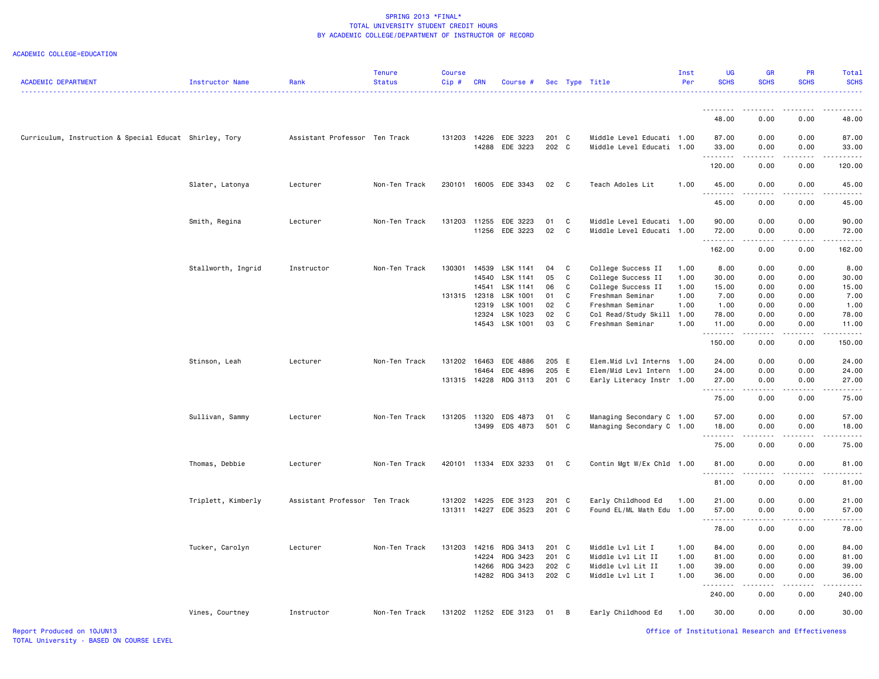SPRING 2013 *FINAL*
TOTAL UNIVERSITY STUDENT CREDIT HOURS
BY ACADEMIC COLLEGE/DEPARTMENT OF INSTRUCTOR OF RECORD

ACADEMIC COLLEGE=EDUCATION

| ACADEMIC DEPARTMENT | Instructor Name | Rank | Tenure Status | Course Cip # | CRN | Course # | Sec | Type | Title | Inst Per | UG SCHS | GR SCHS | PR SCHS | Total SCHS |
|---|---|---|---|---|---|---|---|---|---|---|---|---|---|---|
| | | | | | | | | | | | 48.00 | 0.00 | 0.00 | 48.00 |
| Curriculum, Instruction & Special Educat | Shirley, Tory | Assistant Professor | Ten Track | 131203 | 14226 | EDE 3223 | 201 | C | Middle Level Educati | 1.00 | 87.00 | 0.00 | 0.00 | 87.00 |
| | | | | | 14288 | EDE 3223 | 202 | C | Middle Level Educati | 1.00 | 33.00 | 0.00 | 0.00 | 33.00 |
| | | | | | | | | | | | 120.00 | 0.00 | 0.00 | 120.00 |
| | Slater, Latonya | Lecturer | Non-Ten Track | 230101 | 16005 | EDE 3343 | 02 | C | Teach Adoles Lit | 1.00 | 45.00 | 0.00 | 0.00 | 45.00 |
| | | | | | | | | | | | 45.00 | 0.00 | 0.00 | 45.00 |
| | Smith, Regina | Lecturer | Non-Ten Track | 131203 | 11255 | EDE 3223 | 01 | C | Middle Level Educati | 1.00 | 90.00 | 0.00 | 0.00 | 90.00 |
| | | | | | 11256 | EDE 3223 | 02 | C | Middle Level Educati | 1.00 | 72.00 | 0.00 | 0.00 | 72.00 |
| | | | | | | | | | | | 162.00 | 0.00 | 0.00 | 162.00 |
| | Stallworth, Ingrid | Instructor | Non-Ten Track | 130301 | 14539 | LSK 1141 | 04 | C | College Success II | 1.00 | 8.00 | 0.00 | 0.00 | 8.00 |
| | | | | | 14540 | LSK 1141 | 05 | C | College Success II | 1.00 | 30.00 | 0.00 | 0.00 | 30.00 |
| | | | | | 14541 | LSK 1141 | 06 | C | College Success II | 1.00 | 15.00 | 0.00 | 0.00 | 15.00 |
| | | | | 131315 | 12318 | LSK 1001 | 01 | C | Freshman Seminar | 1.00 | 7.00 | 0.00 | 0.00 | 7.00 |
| | | | | | 12319 | LSK 1001 | 02 | C | Freshman Seminar | 1.00 | 1.00 | 0.00 | 0.00 | 1.00 |
| | | | | | 12324 | LSK 1023 | 02 | C | Col Read/Study Skill | 1.00 | 78.00 | 0.00 | 0.00 | 78.00 |
| | | | | | 14543 | LSK 1001 | 03 | C | Freshman Seminar | 1.00 | 11.00 | 0.00 | 0.00 | 11.00 |
| | | | | | | | | | | | 150.00 | 0.00 | 0.00 | 150.00 |
| | Stinson, Leah | Lecturer | Non-Ten Track | 131202 | 16463 | EDE 4886 | 205 | E | Elem.Mid Lvl Interns | 1.00 | 24.00 | 0.00 | 0.00 | 24.00 |
| | | | | | 16464 | EDE 4896 | 205 | E | Elem/Mid Levl Intern | 1.00 | 24.00 | 0.00 | 0.00 | 24.00 |
| | | | | 131315 | 14228 | RDG 3113 | 201 | C | Early Literacy Instr | 1.00 | 27.00 | 0.00 | 0.00 | 27.00 |
| | | | | | | | | | | | 75.00 | 0.00 | 0.00 | 75.00 |
| | Sullivan, Sammy | Lecturer | Non-Ten Track | 131205 | 11320 | EDS 4873 | 01 | C | Managing Secondary C | 1.00 | 57.00 | 0.00 | 0.00 | 57.00 |
| | | | | | 13499 | EDS 4873 | 501 | C | Managing Secondary C | 1.00 | 18.00 | 0.00 | 0.00 | 18.00 |
| | | | | | | | | | | | 75.00 | 0.00 | 0.00 | 75.00 |
| | Thomas, Debbie | Lecturer | Non-Ten Track | 420101 | 11334 | EDX 3233 | 01 | C | Contin Mgt W/Ex Chld | 1.00 | 81.00 | 0.00 | 0.00 | 81.00 |
| | | | | | | | | | | | 81.00 | 0.00 | 0.00 | 81.00 |
| | Triplett, Kimberly | Assistant Professor | Ten Track | 131202 | 14225 | EDE 3123 | 201 | C | Early Childhood Ed | 1.00 | 21.00 | 0.00 | 0.00 | 21.00 |
| | | | | 131311 | 14227 | EDE 3523 | 201 | C | Found EL/ML Math Edu | 1.00 | 57.00 | 0.00 | 0.00 | 57.00 |
| | | | | | | | | | | | 78.00 | 0.00 | 0.00 | 78.00 |
| | Tucker, Carolyn | Lecturer | Non-Ten Track | 131203 | 14216 | RDG 3413 | 201 | C | Middle Lvl Lit I | 1.00 | 84.00 | 0.00 | 0.00 | 84.00 |
| | | | | | 14224 | RDG 3423 | 201 | C | Middle Lvl Lit II | 1.00 | 81.00 | 0.00 | 0.00 | 81.00 |
| | | | | | 14266 | RDG 3423 | 202 | C | Middle Lvl Lit II | 1.00 | 39.00 | 0.00 | 0.00 | 39.00 |
| | | | | | 14282 | RDG 3413 | 202 | C | Middle Lvl Lit I | 1.00 | 36.00 | 0.00 | 0.00 | 36.00 |
| | | | | | | | | | | | 240.00 | 0.00 | 0.00 | 240.00 |
| | Vines, Courtney | Instructor | Non-Ten Track | 131202 | 11252 | EDE 3123 | 01 | B | Early Childhood Ed | 1.00 | 30.00 | 0.00 | 0.00 | 30.00 |

Report Produced on 10JUN13
TOTAL University - BASED ON COURSE LEVEL
Office of Institutional Research and Effectiveness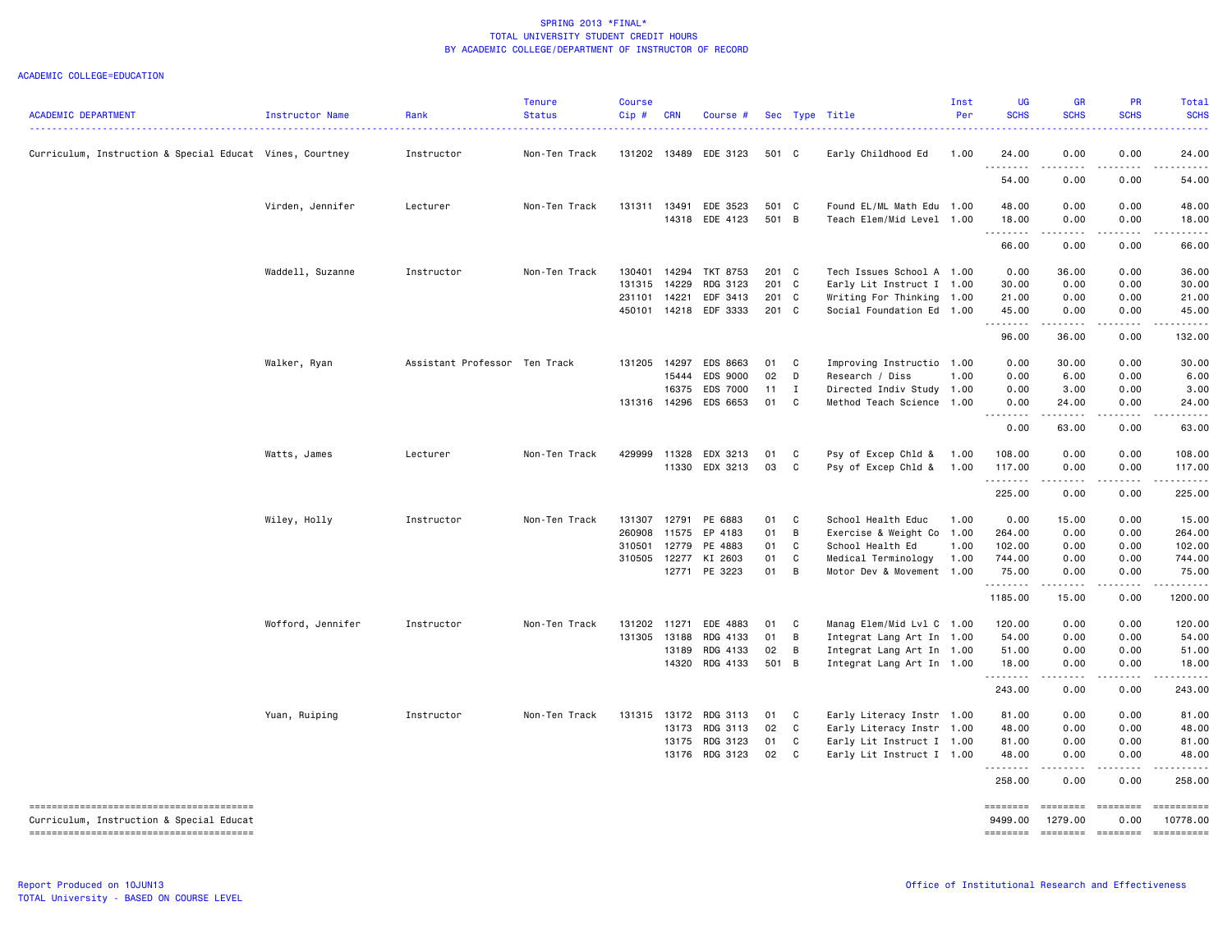SPRING 2013 *FINAL*
TOTAL UNIVERSITY STUDENT CREDIT HOURS
BY ACADEMIC COLLEGE/DEPARTMENT OF INSTRUCTOR OF RECORD

ACADEMIC COLLEGE=EDUCATION

| ACADEMIC DEPARTMENT | Instructor Name | Rank | Tenure Status | Course Cip # | CRN | Course # | Sec | Type | Title | Inst Per | UG SCHS | GR SCHS | PR SCHS | Total SCHS |
|---|---|---|---|---|---|---|---|---|---|---|---|---|---|---|
| Curriculum, Instruction & Special Educat | Vines, Courtney | Instructor | Non-Ten Track | 131202 | 13489 | EDE 3123 | 501 | C | Early Childhood Ed | 1.00 | 24.00 | 0.00 | 0.00 | 24.00 |
| | | | | | | | | | | | 54.00 | 0.00 | 0.00 | 54.00 |
| | Virden, Jennifer | Lecturer | Non-Ten Track | 131311 | 13491 | EDE 3523 | 501 | C | Found EL/ML Math Edu | 1.00 | 48.00 | 0.00 | 0.00 | 48.00 |
| | | | | | 14318 | EDE 4123 | 501 | B | Teach Elem/Mid Level | 1.00 | 18.00 | 0.00 | 0.00 | 18.00 |
| | | | | | | | | | | | 66.00 | 0.00 | 0.00 | 66.00 |
| | Waddell, Suzanne | Instructor | Non-Ten Track | 130401 | 14294 | TKT 8753 | 201 | C | Tech Issues School A | 1.00 | 0.00 | 36.00 | 0.00 | 36.00 |
| | | | | 131315 | 14229 | RDG 3123 | 201 | C | Early Lit Instruct I | 1.00 | 30.00 | 0.00 | 0.00 | 30.00 |
| | | | | 231101 | 14221 | EDF 3413 | 201 | C | Writing For Thinking | 1.00 | 21.00 | 0.00 | 0.00 | 21.00 |
| | | | | 450101 | 14218 | EDF 3333 | 201 | C | Social Foundation Ed | 1.00 | 45.00 | 0.00 | 0.00 | 45.00 |
| | | | | | | | | | | | 96.00 | 36.00 | 0.00 | 132.00 |
| | Walker, Ryan | Assistant Professor | Ten Track | 131205 | 14297 | EDS 8663 | 01 | C | Improving Instructio | 1.00 | 0.00 | 30.00 | 0.00 | 30.00 |
| | | | | | 15444 | EDS 9000 | 02 | D | Research / Diss | 1.00 | 0.00 | 6.00 | 0.00 | 6.00 |
| | | | | | 16375 | EDS 7000 | 11 | I | Directed Indiv Study | 1.00 | 0.00 | 3.00 | 0.00 | 3.00 |
| | | | | 131316 | 14296 | EDS 6653 | 01 | C | Method Teach Science | 1.00 | 0.00 | 24.00 | 0.00 | 24.00 |
| | | | | | | | | | | | 0.00 | 63.00 | 0.00 | 63.00 |
| | Watts, James | Lecturer | Non-Ten Track | 429999 | 11328 | EDX 3213 | 01 | C | Psy of Excep Chld & | 1.00 | 108.00 | 0.00 | 0.00 | 108.00 |
| | | | | | 11330 | EDX 3213 | 03 | C | Psy of Excep Chld & | 1.00 | 117.00 | 0.00 | 0.00 | 117.00 |
| | | | | | | | | | | | 225.00 | 0.00 | 0.00 | 225.00 |
| | Wiley, Holly | Instructor | Non-Ten Track | 131307 | 12791 | PE 6883 | 01 | C | School Health Educ | 1.00 | 0.00 | 15.00 | 0.00 | 15.00 |
| | | | | 260908 | 11575 | EP 4183 | 01 | B | Exercise & Weight Co | 1.00 | 264.00 | 0.00 | 0.00 | 264.00 |
| | | | | 310501 | 12779 | PE 4883 | 01 | C | School Health Ed | 1.00 | 102.00 | 0.00 | 0.00 | 102.00 |
| | | | | 310505 | 12277 | KI 2603 | 01 | C | Medical Terminology | 1.00 | 744.00 | 0.00 | 0.00 | 744.00 |
| | | | | | 12771 | PE 3223 | 01 | B | Motor Dev & Movement | 1.00 | 75.00 | 0.00 | 0.00 | 75.00 |
| | | | | | | | | | | | 1185.00 | 15.00 | 0.00 | 1200.00 |
| | Wofford, Jennifer | Instructor | Non-Ten Track | 131202 | 11271 | EDE 4883 | 01 | C | Manag Elem/Mid Lvl C | 1.00 | 120.00 | 0.00 | 0.00 | 120.00 |
| | | | | 131305 | 13188 | RDG 4133 | 01 | B | Integrat Lang Art In | 1.00 | 54.00 | 0.00 | 0.00 | 54.00 |
| | | | | | 13189 | RDG 4133 | 02 | B | Integrat Lang Art In | 1.00 | 51.00 | 0.00 | 0.00 | 51.00 |
| | | | | | 14320 | RDG 4133 | 501 | B | Integrat Lang Art In | 1.00 | 18.00 | 0.00 | 0.00 | 18.00 |
| | | | | | | | | | | | 243.00 | 0.00 | 0.00 | 243.00 |
| | Yuan, Ruiping | Instructor | Non-Ten Track | 131315 | 13172 | RDG 3113 | 01 | C | Early Literacy Instr | 1.00 | 81.00 | 0.00 | 0.00 | 81.00 |
| | | | | | 13173 | RDG 3113 | 02 | C | Early Literacy Instr | 1.00 | 48.00 | 0.00 | 0.00 | 48.00 |
| | | | | | 13175 | RDG 3123 | 01 | C | Early Lit Instruct I | 1.00 | 81.00 | 0.00 | 0.00 | 81.00 |
| | | | | | 13176 | RDG 3123 | 02 | C | Early Lit Instruct I | 1.00 | 48.00 | 0.00 | 0.00 | 48.00 |
| | | | | | | | | | | | 258.00 | 0.00 | 0.00 | 258.00 |
| Curriculum, Instruction & Special Educat | | | | | | | | | | | 9499.00 | 1279.00 | 0.00 | 10778.00 |

Report Produced on 10JUN13
TOTAL University - BASED ON COURSE LEVEL

Office of Institutional Research and Effectiveness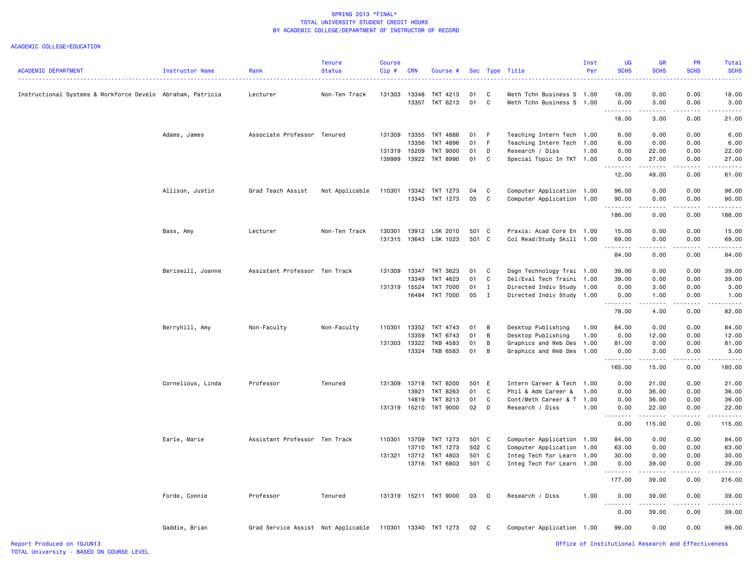# SPRING 2013 *FINAL*
## TOTAL UNIVERSITY STUDENT CREDIT HOURS
## BY ACADEMIC COLLEGE/DEPARTMENT OF INSTRUCTOR OF RECORD

ACADEMIC COLLEGE=EDUCATION

| ACADEMIC DEPARTMENT | Instructor Name | Rank | Tenure Status | Course Cip # | CRN | Course # | Sec | Type | Title | Inst Per | UG SCHS | GR SCHS | PR SCHS | Total SCHS |
|---|---|---|---|---|---|---|---|---|---|---|---|---|---|---|
| Instructional Systems & Workforce Develo | Abraham, Patricia | Lecturer | Non-Ten Track | 131303 | 13348 | TKT 4213 | 01 | C | Meth Tchn Business S | 1.00 | 18.00 | 0.00 | 0.00 | 18.00 |
| | | | | | 13357 | TKT 6213 | 01 | C | Meth Tchn Business S | 1.00 | 0.00 | 3.00 | 0.00 | 3.00 |
| | | | | | | | | | | | 18.00 | 3.00 | 0.00 | 21.00 |
| | Adams, James | Associate Professor | Tenured | 131309 | 13355 | TKT 4886 | 01 | F | Teaching Intern Tech | 1.00 | 6.00 | 0.00 | 0.00 | 6.00 |
| | | | | | 13356 | TKT 4896 | 01 | F | Teaching Intern Tech | 1.00 | 6.00 | 0.00 | 0.00 | 6.00 |
| | | | | 131319 | 15209 | TKT 9000 | 01 | D | Research / Diss | 1.00 | 0.00 | 22.00 | 0.00 | 22.00 |
| | | | | 139999 | 13922 | TKT 8990 | 01 | C | Special Topic In TKT | 1.00 | 0.00 | 27.00 | 0.00 | 27.00 |
| | | | | | | | | | | | 12.00 | 49.00 | 0.00 | 61.00 |
| | Allison, Justin | Grad Teach Assist | Not Applicable | 110301 | 13342 | TKT 1273 | 04 | C | Computer Application | 1.00 | 96.00 | 0.00 | 0.00 | 96.00 |
| | | | | | 13343 | TKT 1273 | 05 | C | Computer Application | 1.00 | 90.00 | 0.00 | 0.00 | 90.00 |
| | | | | | | | | | | | 186.00 | 0.00 | 0.00 | 186.00 |
| | Bass, Amy | Lecturer | Non-Ten Track | 130301 | 13912 | LSK 2010 | 501 | C | Praxis: Acad Core En | 1.00 | 15.00 | 0.00 | 0.00 | 15.00 |
| | | | | 131315 | 13643 | LSK 1023 | 501 | C | Col Read/Study Skill | 1.00 | 69.00 | 0.00 | 0.00 | 69.00 |
| | | | | | | | | | | | 84.00 | 0.00 | 0.00 | 84.00 |
| | Beriswill, Joanne | Assistant Professor | Ten Track | 131309 | 13347 | TKT 3623 | 01 | C | Dsgn Technology Trai | 1.00 | 39.00 | 0.00 | 0.00 | 39.00 |
| | | | | | 13349 | TKT 4623 | 01 | C | Del/Eval Tech Traini | 1.00 | 39.00 | 0.00 | 0.00 | 39.00 |
| | | | | 131319 | 15524 | TKT 7000 | 01 | I | Directed Indiv Study | 1.00 | 0.00 | 3.00 | 0.00 | 3.00 |
| | | | | | 16484 | TKT 7000 | 05 | I | Directed Indiv Study | 1.00 | 0.00 | 1.00 | 0.00 | 1.00 |
| | | | | | | | | | | | 78.00 | 4.00 | 0.00 | 82.00 |
| | Berryhill, Amy | Non-Faculty | Non-Faculty | 110301 | 13352 | TKT 4743 | 01 | B | Desktop Publishing | 1.00 | 84.00 | 0.00 | 0.00 | 84.00 |
| | | | | | 13359 | TKT 6743 | 01 | B | Desktop Publishing | 1.00 | 0.00 | 12.00 | 0.00 | 12.00 |
| | | | | 131303 | 13322 | TKB 4583 | 01 | B | Graphics and Web Des | 1.00 | 81.00 | 0.00 | 0.00 | 81.00 |
| | | | | | 13324 | TKB 6583 | 01 | B | Graphics and Web Des | 1.00 | 0.00 | 3.00 | 0.00 | 3.00 |
| | | | | | | | | | | | 165.00 | 15.00 | 0.00 | 180.00 |
| | Cornelious, Linda | Professor | Tenured | 131309 | 13718 | TKT 8200 | 501 | E | Intern Career & Tech | 1.00 | 0.00 | 21.00 | 0.00 | 21.00 |
| | | | | | 13921 | TKT 8263 | 01 | C | Phil & Adm Career & | 1.00 | 0.00 | 36.00 | 0.00 | 36.00 |
| | | | | | 14819 | TKT 8213 | 01 | C | Cont/Meth Career & T | 1.00 | 0.00 | 36.00 | 0.00 | 36.00 |
| | | | | 131319 | 15210 | TKT 9000 | 02 | D | Research / Diss | 1.00 | 0.00 | 22.00 | 0.00 | 22.00 |
| | | | | | | | | | | | 0.00 | 115.00 | 0.00 | 115.00 |
| | Earle, Marie | Assistant Professor | Ten Track | 110301 | 13709 | TKT 1273 | 501 | C | Computer Application | 1.00 | 84.00 | 0.00 | 0.00 | 84.00 |
| | | | | | 13710 | TKT 1273 | 502 | C | Computer Application | 1.00 | 63.00 | 0.00 | 0.00 | 63.00 |
| | | | | 131321 | 13712 | TKT 4803 | 501 | C | Integ Tech for Learn | 1.00 | 30.00 | 0.00 | 0.00 | 30.00 |
| | | | | | 13716 | TKT 6803 | 501 | C | Integ Tech for Learn | 1.00 | 0.00 | 39.00 | 0.00 | 39.00 |
| | | | | | | | | | | | 177.00 | 39.00 | 0.00 | 216.00 |
| | Forde, Connie | Professor | Tenured | 131319 | 15211 | TKT 9000 | 03 | D | Research / Diss | 1.00 | 0.00 | 39.00 | 0.00 | 39.00 |
| | | | | | | | | | | | 0.00 | 39.00 | 0.00 | 39.00 |
| | Gaddie, Brian | Grad Service Assist | Not Applicable | 110301 | 13340 | TKT 1273 | 02 | C | Computer Application | 1.00 | 99.00 | 0.00 | 0.00 | 99.00 |

Report Produced on 10JUN13
TOTAL University - BASED ON COURSE LEVEL

Office of Institutional Research and Effectiveness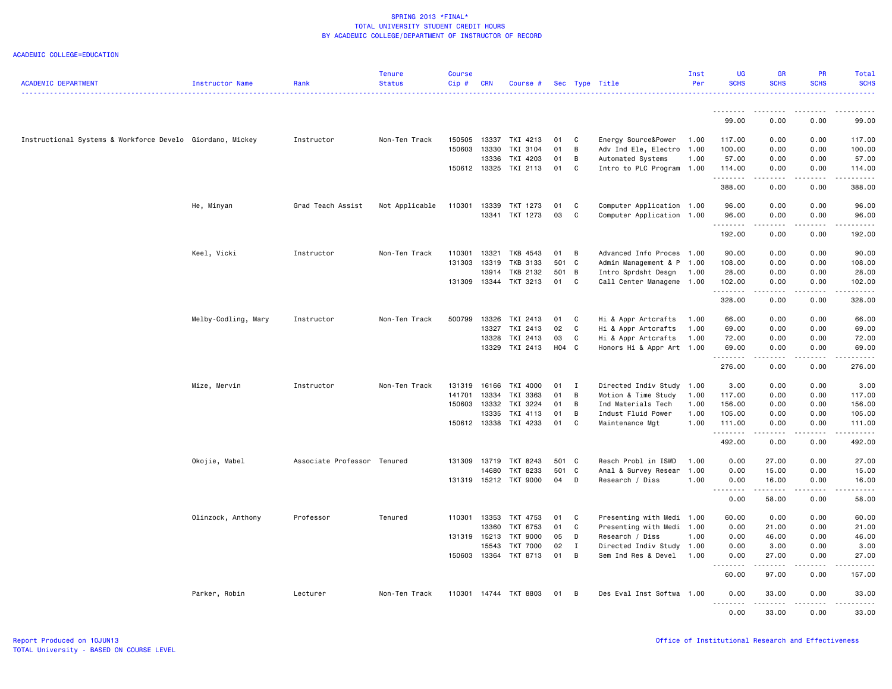SPRING 2013 *FINAL*
TOTAL UNIVERSITY STUDENT CREDIT HOURS
BY ACADEMIC COLLEGE/DEPARTMENT OF INSTRUCTOR OF RECORD

ACADEMIC COLLEGE=EDUCATION

| ACADEMIC DEPARTMENT | Instructor Name | Rank | Tenure Status | Course Cip # | CRN | Course # | Sec | Type | Title | Inst Per | UG SCHS | GR SCHS | PR SCHS | Total SCHS |
|---|---|---|---|---|---|---|---|---|---|---|---|---|---|---|
| | | | | | | | | | | | 99.00 | 0.00 | 0.00 | 99.00 |
| Instructional Systems & Workforce Develo | Giordano, Mickey | Instructor | Non-Ten Track | 150505 | 13337 | TKI 4213 | 01 | C | Energy Source&Power | 1.00 | 117.00 | 0.00 | 0.00 | 117.00 |
| | | | | 150603 | 13330 | TKI 3104 | 01 | B | Adv Ind Ele, Electro | 1.00 | 100.00 | 0.00 | 0.00 | 100.00 |
| | | | | | 13336 | TKI 4203 | 01 | B | Automated Systems | 1.00 | 57.00 | 0.00 | 0.00 | 57.00 |
| | | | | 150612 | 13325 | TKI 2113 | 01 | C | Intro to PLC Program | 1.00 | 114.00 | 0.00 | 0.00 | 114.00 |
| | | | | | | | | | | | 388.00 | 0.00 | 0.00 | 388.00 |
| | He, Minyan | Grad Teach Assist | Not Applicable | 110301 | 13339 | TKT 1273 | 01 | C | Computer Application | 1.00 | 96.00 | 0.00 | 0.00 | 96.00 |
| | | | | | 13341 | TKT 1273 | 03 | C | Computer Application | 1.00 | 96.00 | 0.00 | 0.00 | 96.00 |
| | | | | | | | | | | | 192.00 | 0.00 | 0.00 | 192.00 |
| | Keel, Vicki | Instructor | Non-Ten Track | 110301 | 13321 | TKB 4543 | 01 | B | Advanced Info Proces | 1.00 | 90.00 | 0.00 | 0.00 | 90.00 |
| | | | | 131303 | 13319 | TKB 3133 | 501 | C | Admin Management & P | 1.00 | 108.00 | 0.00 | 0.00 | 108.00 |
| | | | | | 13914 | TKB 2132 | 501 | B | Intro Sprdsht Desgn | 1.00 | 28.00 | 0.00 | 0.00 | 28.00 |
| | | | | 131309 | 13344 | TKT 3213 | 01 | C | Call Center Manageme | 1.00 | 102.00 | 0.00 | 0.00 | 102.00 |
| | | | | | | | | | | | 328.00 | 0.00 | 0.00 | 328.00 |
| | Melby-Codling, Mary | Instructor | Non-Ten Track | 500799 | 13326 | TKI 2413 | 01 | C | Hi & Appr Artcrafts | 1.00 | 66.00 | 0.00 | 0.00 | 66.00 |
| | | | | | 13327 | TKI 2413 | 02 | C | Hi & Appr Artcrafts | 1.00 | 69.00 | 0.00 | 0.00 | 69.00 |
| | | | | | 13328 | TKI 2413 | 03 | C | Hi & Appr Artcrafts | 1.00 | 72.00 | 0.00 | 0.00 | 72.00 |
| | | | | | 13329 | TKI 2413 | H04 | C | Honors Hi & Appr Art | 1.00 | 69.00 | 0.00 | 0.00 | 69.00 |
| | | | | | | | | | | | 276.00 | 0.00 | 0.00 | 276.00 |
| | Mize, Mervin | Instructor | Non-Ten Track | 131319 | 16166 | TKI 4000 | 01 | I | Directed Indiv Study | 1.00 | 3.00 | 0.00 | 0.00 | 3.00 |
| | | | | 141701 | 13334 | TKI 3363 | 01 | B | Motion & Time Study | 1.00 | 117.00 | 0.00 | 0.00 | 117.00 |
| | | | | 150603 | 13332 | TKI 3224 | 01 | B | Ind Materials Tech | 1.00 | 156.00 | 0.00 | 0.00 | 156.00 |
| | | | | | 13335 | TKI 4113 | 01 | B | Indust Fluid Power | 1.00 | 105.00 | 0.00 | 0.00 | 105.00 |
| | | | | 150612 | 13338 | TKI 4233 | 01 | C | Maintenance Mgt | 1.00 | 111.00 | 0.00 | 0.00 | 111.00 |
| | | | | | | | | | | | 492.00 | 0.00 | 0.00 | 492.00 |
| | Okojie, Mabel | Associate Professor | Tenured | 131309 | 13719 | TKT 8243 | 501 | C | Resch Probl in ISWD | 1.00 | 0.00 | 27.00 | 0.00 | 27.00 |
| | | | | | 14680 | TKT 8233 | 501 | C | Anal & Survey Resear | 1.00 | 0.00 | 15.00 | 0.00 | 15.00 |
| | | | | 131319 | 15212 | TKT 9000 | 04 | D | Research / Diss | 1.00 | 0.00 | 16.00 | 0.00 | 16.00 |
| | | | | | | | | | | | 0.00 | 58.00 | 0.00 | 58.00 |
| | Olinzock, Anthony | Professor | Tenured | 110301 | 13353 | TKT 4753 | 01 | C | Presenting with Medi | 1.00 | 60.00 | 0.00 | 0.00 | 60.00 |
| | | | | | 13360 | TKT 6753 | 01 | C | Presenting with Medi | 1.00 | 0.00 | 21.00 | 0.00 | 21.00 |
| | | | | 131319 | 15213 | TKT 9000 | 05 | D | Research / Diss | 1.00 | 0.00 | 46.00 | 0.00 | 46.00 |
| | | | | | 15543 | TKT 7000 | 02 | I | Directed Indiv Study | 1.00 | 0.00 | 3.00 | 0.00 | 3.00 |
| | | | | 150603 | 13364 | TKT 8713 | 01 | B | Sem Ind Res & Devel | 1.00 | 0.00 | 27.00 | 0.00 | 27.00 |
| | | | | | | | | | | | 60.00 | 97.00 | 0.00 | 157.00 |
| | Parker, Robin | Lecturer | Non-Ten Track | 110301 | 14744 | TKT 8803 | 01 | B | Des Eval Inst Softwa | 1.00 | 0.00 | 33.00 | 0.00 | 33.00 |
| | | | | | | | | | | | 0.00 | 33.00 | 0.00 | 33.00 |

Report Produced on 10JUN13
TOTAL University - BASED ON COURSE LEVEL

Office of Institutional Research and Effectiveness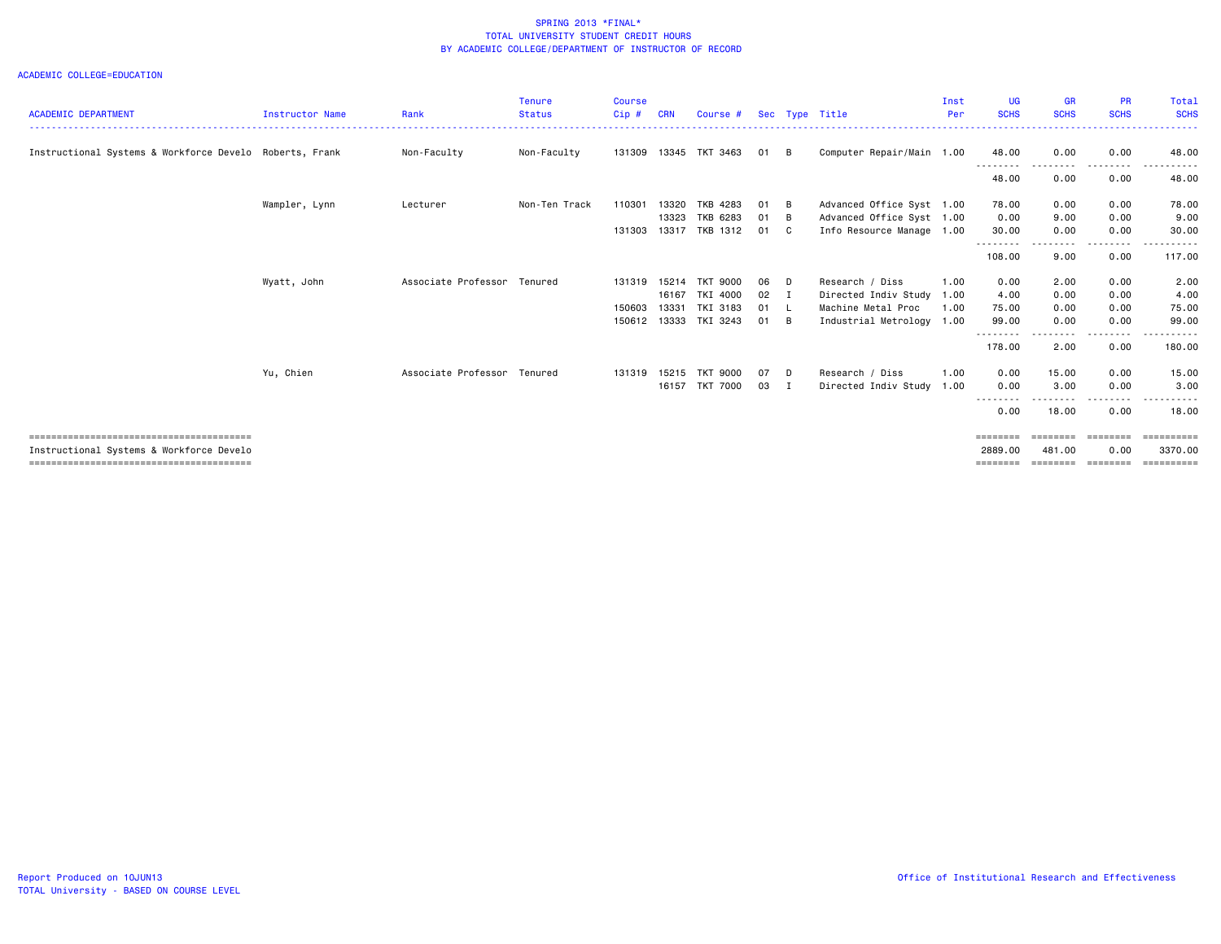SPRING 2013 *FINAL*
TOTAL UNIVERSITY STUDENT CREDIT HOURS
BY ACADEMIC COLLEGE/DEPARTMENT OF INSTRUCTOR OF RECORD

ACADEMIC COLLEGE=EDUCATION

| ACADEMIC DEPARTMENT | Instructor Name | Rank | Tenure Status | Course Cip # | CRN | Course # | Sec | Type | Title | Inst Per | UG SCHS | GR SCHS | PR SCHS | Total SCHS |
|---|---|---|---|---|---|---|---|---|---|---|---|---|---|---|
| Instructional Systems & Workforce Develo | Roberts, Frank | Non-Faculty | Non-Faculty | 131309 | 13345 | TKT 3463 | 01 | B | Computer Repair/Main | 1.00 | 48.00 | 0.00 | 0.00 | 48.00 |
| | | | | | | | | | | | 48.00 | 0.00 | 0.00 | 48.00 |
| | Wampler, Lynn | Lecturer | Non-Ten Track | 110301 | 13320 | TKB 4283 | 01 | B | Advanced Office Syst | 1.00 | 78.00 | 0.00 | 0.00 | 78.00 |
| | | | | | 13323 | TKB 6283 | 01 | B | Advanced Office Syst | 1.00 | 0.00 | 9.00 | 0.00 | 9.00 |
| | | | | 131303 | 13317 | TKB 1312 | 01 | C | Info Resource Manage | 1.00 | 30.00 | 0.00 | 0.00 | 30.00 |
| | | | | | | | | | | | 108.00 | 9.00 | 0.00 | 117.00 |
| | Wyatt, John | Associate Professor | Tenured | 131319 | 15214 | TKT 9000 | 06 | D | Research / Diss | 1.00 | 0.00 | 2.00 | 0.00 | 2.00 |
| | | | | | 16167 | TKI 4000 | 02 | I | Directed Indiv Study | 1.00 | 4.00 | 0.00 | 0.00 | 4.00 |
| | | | | 150603 | 13331 | TKI 3183 | 01 | L | Machine Metal Proc | 1.00 | 75.00 | 0.00 | 0.00 | 75.00 |
| | | | | 150612 | 13333 | TKI 3243 | 01 | B | Industrial Metrology | 1.00 | 99.00 | 0.00 | 0.00 | 99.00 |
| | | | | | | | | | | | 178.00 | 2.00 | 0.00 | 180.00 |
| | Yu, Chien | Associate Professor | Tenured | 131319 | 15215 | TKT 9000 | 07 | D | Research / Diss | 1.00 | 0.00 | 15.00 | 0.00 | 15.00 |
| | | | | | 16157 | TKT 7000 | 03 | I | Directed Indiv Study | 1.00 | 0.00 | 3.00 | 0.00 | 3.00 |
| | | | | | | | | | | | 0.00 | 18.00 | 0.00 | 18.00 |
| Instructional Systems & Workforce Develo | | | | | | | | | | | 2889.00 | 481.00 | 0.00 | 3370.00 |

Report Produced on 10JUN13
TOTAL University - BASED ON COURSE LEVEL

Office of Institutional Research and Effectiveness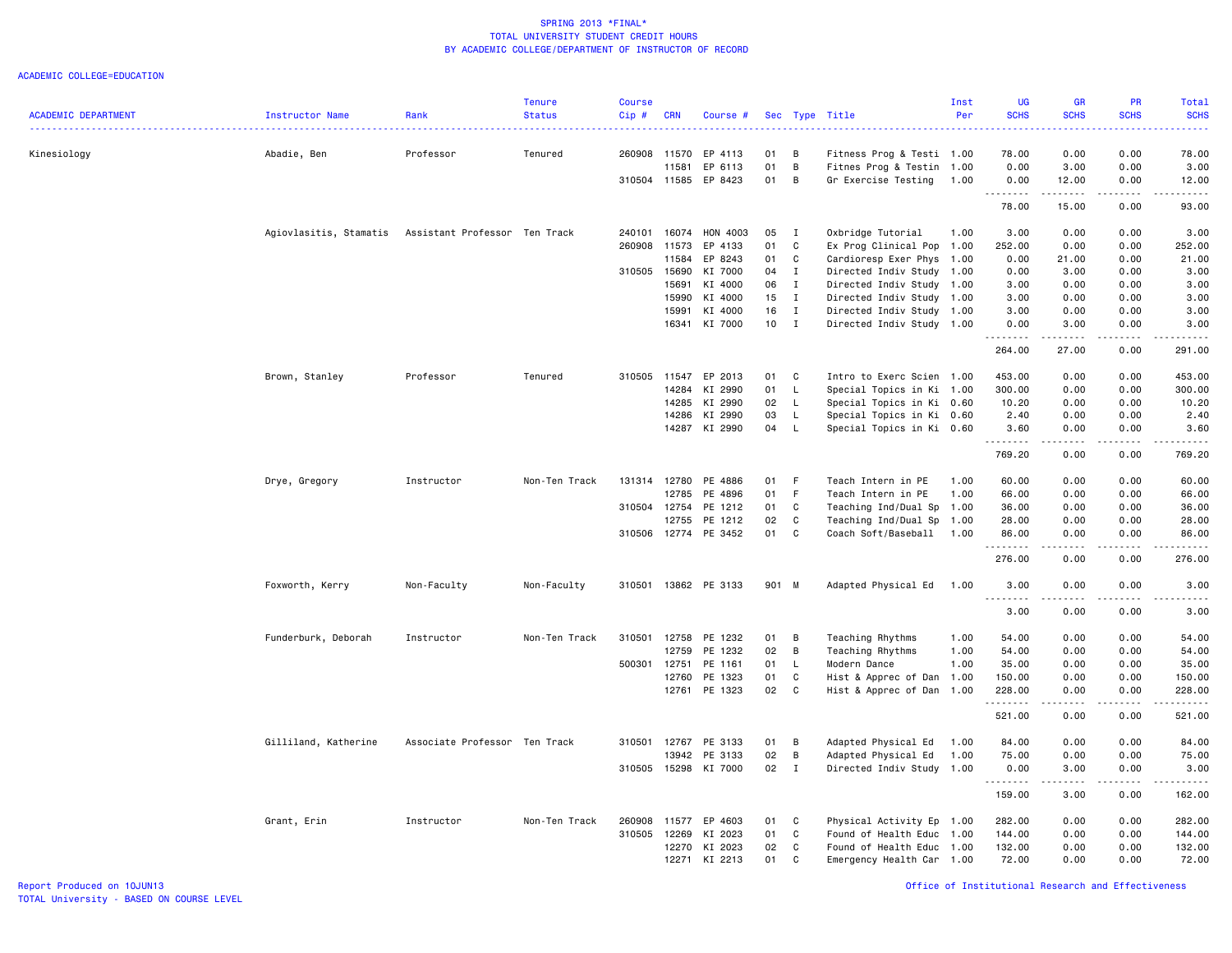# SPRING 2013 *FINAL*
## TOTAL UNIVERSITY STUDENT CREDIT HOURS
## BY ACADEMIC COLLEGE/DEPARTMENT OF INSTRUCTOR OF RECORD

ACADEMIC COLLEGE=EDUCATION

| ACADEMIC DEPARTMENT | Instructor Name | Rank | Tenure Status | Course Cip # | CRN | Course # | Sec | Type | Title | Inst Per | UG SCHS | GR SCHS | PR SCHS | Total SCHS |
|---|---|---|---|---|---|---|---|---|---|---|---|---|---|---|
| Kinesiology | Abadie, Ben | Professor | Tenured | 260908 | 11570 | EP 4113 | 01 | B | Fitness Prog & Testi | 1.00 | 78.00 | 0.00 | 0.00 | 78.00 |
| | | | | | 11581 | EP 6113 | 01 | B | Fitnes Prog & Testin | 1.00 | 0.00 | 3.00 | 0.00 | 3.00 |
| | | | | 310504 | 11585 | EP 8423 | 01 | B | Gr Exercise Testing | 1.00 | 0.00 | 12.00 | 0.00 | 12.00 |
| | | | | | | | | | | | 78.00 | 15.00 | 0.00 | 93.00 |
| | Agiovlasitis, Stamatis | Assistant Professor | Ten Track | 240101 | 16074 | HON 4003 | 05 | I | Oxbridge Tutorial | 1.00 | 3.00 | 0.00 | 0.00 | 3.00 |
| | | | | 260908 | 11573 | EP 4133 | 01 | C | Ex Prog Clinical Pop | 1.00 | 252.00 | 0.00 | 0.00 | 252.00 |
| | | | | | 11584 | EP 8243 | 01 | C | Cardioresp Exer Phys | 1.00 | 0.00 | 21.00 | 0.00 | 21.00 |
| | | | | 310505 | 15690 | KI 7000 | 04 | I | Directed Indiv Study | 1.00 | 0.00 | 3.00 | 0.00 | 3.00 |
| | | | | | 15691 | KI 4000 | 06 | I | Directed Indiv Study | 1.00 | 3.00 | 0.00 | 0.00 | 3.00 |
| | | | | | 15990 | KI 4000 | 15 | I | Directed Indiv Study | 1.00 | 3.00 | 0.00 | 0.00 | 3.00 |
| | | | | | 15991 | KI 4000 | 16 | I | Directed Indiv Study | 1.00 | 3.00 | 0.00 | 0.00 | 3.00 |
| | | | | | 16341 | KI 7000 | 10 | I | Directed Indiv Study | 1.00 | 0.00 | 3.00 | 0.00 | 3.00 |
| | | | | | | | | | | | 264.00 | 27.00 | 0.00 | 291.00 |
| | Brown, Stanley | Professor | Tenured | 310505 | 11547 | EP 2013 | 01 | C | Intro to Exerc Scien | 1.00 | 453.00 | 0.00 | 0.00 | 453.00 |
| | | | | | 14284 | KI 2990 | 01 | L | Special Topics in Ki | 1.00 | 300.00 | 0.00 | 0.00 | 300.00 |
| | | | | | 14285 | KI 2990 | 02 | L | Special Topics in Ki | 0.60 | 10.20 | 0.00 | 0.00 | 10.20 |
| | | | | | 14286 | KI 2990 | 03 | L | Special Topics in Ki | 0.60 | 2.40 | 0.00 | 0.00 | 2.40 |
| | | | | | 14287 | KI 2990 | 04 | L | Special Topics in Ki | 0.60 | 3.60 | 0.00 | 0.00 | 3.60 |
| | | | | | | | | | | | 769.20 | 0.00 | 0.00 | 769.20 |
| | Drye, Gregory | Instructor | Non-Ten Track | 131314 | 12780 | PE 4886 | 01 | F | Teach Intern in PE | 1.00 | 60.00 | 0.00 | 0.00 | 60.00 |
| | | | | | 12785 | PE 4896 | 01 | F | Teach Intern in PE | 1.00 | 66.00 | 0.00 | 0.00 | 66.00 |
| | | | | 310504 | 12754 | PE 1212 | 01 | C | Teaching Ind/Dual Sp | 1.00 | 36.00 | 0.00 | 0.00 | 36.00 |
| | | | | | 12755 | PE 1212 | 02 | C | Teaching Ind/Dual Sp | 1.00 | 28.00 | 0.00 | 0.00 | 28.00 |
| | | | | 310506 | 12774 | PE 3452 | 01 | C | Coach Soft/Baseball | 1.00 | 86.00 | 0.00 | 0.00 | 86.00 |
| | | | | | | | | | | | 276.00 | 0.00 | 0.00 | 276.00 |
| | Foxworth, Kerry | Non-Faculty | Non-Faculty | 310501 | 13862 | PE 3133 | 901 | M | Adapted Physical Ed | 1.00 | 3.00 | 0.00 | 0.00 | 3.00 |
| | | | | | | | | | | | 3.00 | 0.00 | 0.00 | 3.00 |
| | Funderburk, Deborah | Instructor | Non-Ten Track | 310501 | 12758 | PE 1232 | 01 | B | Teaching Rhythms | 1.00 | 54.00 | 0.00 | 0.00 | 54.00 |
| | | | | | 12759 | PE 1232 | 02 | B | Teaching Rhythms | 1.00 | 54.00 | 0.00 | 0.00 | 54.00 |
| | | | | 500301 | 12751 | PE 1161 | 01 | L | Modern Dance | 1.00 | 35.00 | 0.00 | 0.00 | 35.00 |
| | | | | | 12760 | PE 1323 | 01 | C | Hist & Apprec of Dan | 1.00 | 150.00 | 0.00 | 0.00 | 150.00 |
| | | | | | 12761 | PE 1323 | 02 | C | Hist & Apprec of Dan | 1.00 | 228.00 | 0.00 | 0.00 | 228.00 |
| | | | | | | | | | | | 521.00 | 0.00 | 0.00 | 521.00 |
| | Gilliland, Katherine | Associate Professor | Ten Track | 310501 | 12767 | PE 3133 | 01 | B | Adapted Physical Ed | 1.00 | 84.00 | 0.00 | 0.00 | 84.00 |
| | | | | | 13942 | PE 3133 | 02 | B | Adapted Physical Ed | 1.00 | 75.00 | 0.00 | 0.00 | 75.00 |
| | | | | 310505 | 15298 | KI 7000 | 02 | I | Directed Indiv Study | 1.00 | 0.00 | 3.00 | 0.00 | 3.00 |
| | | | | | | | | | | | 159.00 | 3.00 | 0.00 | 162.00 |
| | Grant, Erin | Instructor | Non-Ten Track | 260908 | 11577 | EP 4603 | 01 | C | Physical Activity Ep | 1.00 | 282.00 | 0.00 | 0.00 | 282.00 |
| | | | | 310505 | 12269 | KI 2023 | 01 | C | Found of Health Educ | 1.00 | 144.00 | 0.00 | 0.00 | 144.00 |
| | | | | | 12270 | KI 2023 | 02 | C | Found of Health Educ | 1.00 | 132.00 | 0.00 | 0.00 | 132.00 |
| | | | | | 12271 | KI 2213 | 01 | C | Emergency Health Car | 1.00 | 72.00 | 0.00 | 0.00 | 72.00 |

Report Produced on 10JUN13
TOTAL University - BASED ON COURSE LEVEL

Office of Institutional Research and Effectiveness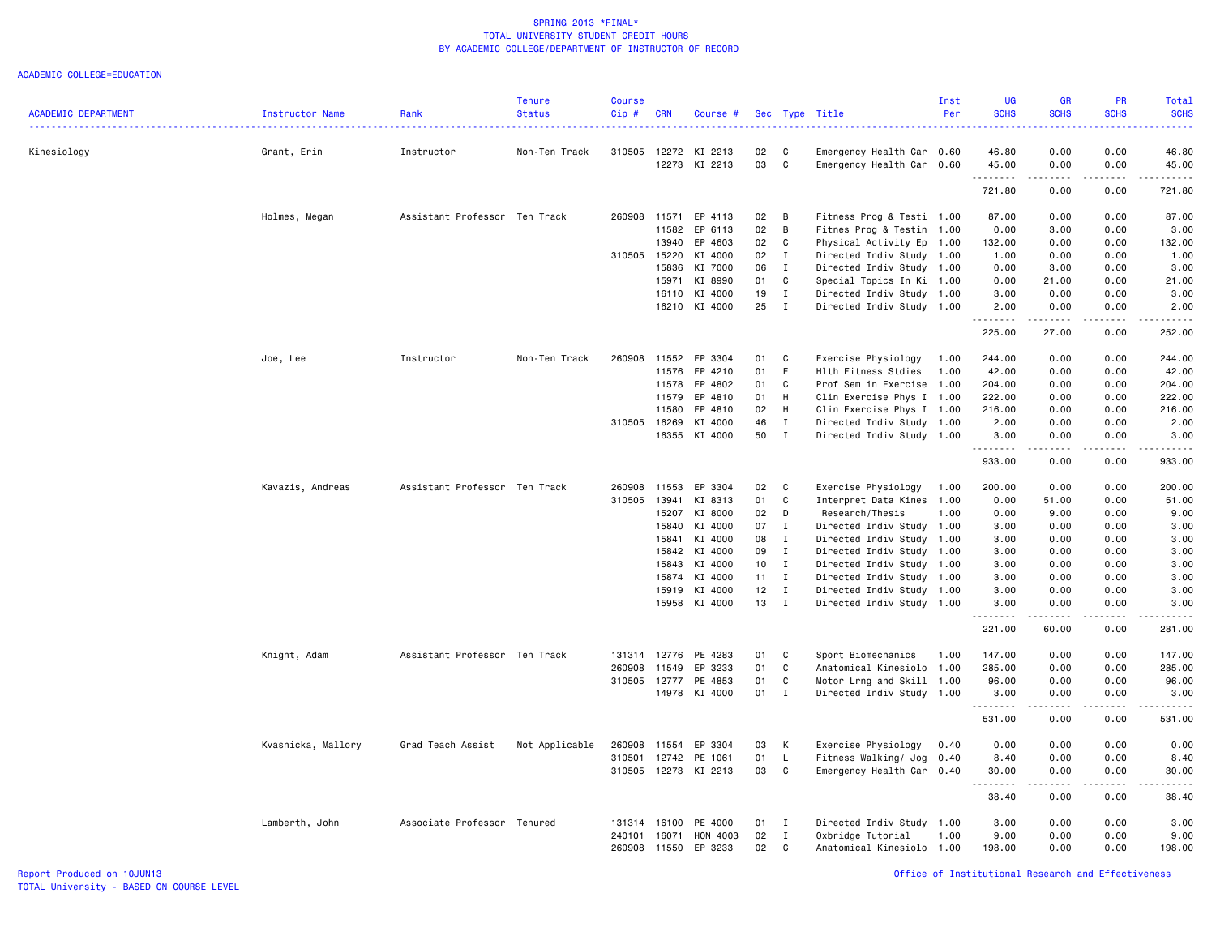SPRING 2013 *FINAL*
TOTAL UNIVERSITY STUDENT CREDIT HOURS
BY ACADEMIC COLLEGE/DEPARTMENT OF INSTRUCTOR OF RECORD

ACADEMIC COLLEGE=EDUCATION

| ACADEMIC DEPARTMENT | Instructor Name | Rank | Tenure Status | Course Cip # | CRN | Course # | Sec | Type | Title | Inst Per | UG SCHS | GR SCHS | PR SCHS | Total SCHS |
|---|---|---|---|---|---|---|---|---|---|---|---|---|---|---|
| Kinesiology | Grant, Erin | Instructor | Non-Ten Track | 310505 | 12272 | KI 2213 | 02 | C | Emergency Health Car | 0.60 | 46.80 | 0.00 | 0.00 | 46.80 |
| | | | | | 12273 | KI 2213 | 03 | C | Emergency Health Car | 0.60 | 45.00 | 0.00 | 0.00 | 45.00 |
| | | | | | | | | | | | 721.80 | 0.00 | 0.00 | 721.80 |
| | Holmes, Megan | Assistant Professor | Ten Track | 260908 | 11571 | EP 4113 | 02 | B | Fitness Prog & Testi | 1.00 | 87.00 | 0.00 | 0.00 | 87.00 |
| | | | | | 11582 | EP 6113 | 02 | B | Fitnes Prog & Testin | 1.00 | 0.00 | 3.00 | 0.00 | 3.00 |
| | | | | | 13940 | EP 4603 | 02 | C | Physical Activity Ep | 1.00 | 132.00 | 0.00 | 0.00 | 132.00 |
| | | | | 310505 | 15220 | KI 4000 | 02 | I | Directed Indiv Study | 1.00 | 1.00 | 0.00 | 0.00 | 1.00 |
| | | | | | 15836 | KI 7000 | 06 | I | Directed Indiv Study | 1.00 | 0.00 | 3.00 | 0.00 | 3.00 |
| | | | | | 15971 | KI 8990 | 01 | C | Special Topics In Ki | 1.00 | 0.00 | 21.00 | 0.00 | 21.00 |
| | | | | | 16110 | KI 4000 | 19 | I | Directed Indiv Study | 1.00 | 3.00 | 0.00 | 0.00 | 3.00 |
| | | | | | 16210 | KI 4000 | 25 | I | Directed Indiv Study | 1.00 | 2.00 | 0.00 | 0.00 | 2.00 |
| | | | | | | | | | | | 225.00 | 27.00 | 0.00 | 252.00 |
| | Joe, Lee | Instructor | Non-Ten Track | 260908 | 11552 | EP 3304 | 01 | C | Exercise Physiology | 1.00 | 244.00 | 0.00 | 0.00 | 244.00 |
| | | | | | 11576 | EP 4210 | 01 | E | Hlth Fitness Stdies | 1.00 | 42.00 | 0.00 | 0.00 | 42.00 |
| | | | | | 11578 | EP 4802 | 01 | C | Prof Sem in Exercise | 1.00 | 204.00 | 0.00 | 0.00 | 204.00 |
| | | | | | 11579 | EP 4810 | 01 | H | Clin Exercise Phys I | 1.00 | 222.00 | 0.00 | 0.00 | 222.00 |
| | | | | | 11580 | EP 4810 | 02 | H | Clin Exercise Phys I | 1.00 | 216.00 | 0.00 | 0.00 | 216.00 |
| | | | | 310505 | 16269 | KI 4000 | 46 | I | Directed Indiv Study | 1.00 | 2.00 | 0.00 | 0.00 | 2.00 |
| | | | | | 16355 | KI 4000 | 50 | I | Directed Indiv Study | 1.00 | 3.00 | 0.00 | 0.00 | 3.00 |
| | | | | | | | | | | | 933.00 | 0.00 | 0.00 | 933.00 |
| | Kavazis, Andreas | Assistant Professor | Ten Track | 260908 | 11553 | EP 3304 | 02 | C | Exercise Physiology | 1.00 | 200.00 | 0.00 | 0.00 | 200.00 |
| | | | | 310505 | 13941 | KI 8313 | 01 | C | Interpret Data Kines | 1.00 | 0.00 | 51.00 | 0.00 | 51.00 |
| | | | | | 15207 | KI 8000 | 02 | D | Research/Thesis | 1.00 | 0.00 | 9.00 | 0.00 | 9.00 |
| | | | | | 15840 | KI 4000 | 07 | I | Directed Indiv Study | 1.00 | 3.00 | 0.00 | 0.00 | 3.00 |
| | | | | | 15841 | KI 4000 | 08 | I | Directed Indiv Study | 1.00 | 3.00 | 0.00 | 0.00 | 3.00 |
| | | | | | 15842 | KI 4000 | 09 | I | Directed Indiv Study | 1.00 | 3.00 | 0.00 | 0.00 | 3.00 |
| | | | | | 15843 | KI 4000 | 10 | I | Directed Indiv Study | 1.00 | 3.00 | 0.00 | 0.00 | 3.00 |
| | | | | | 15874 | KI 4000 | 11 | I | Directed Indiv Study | 1.00 | 3.00 | 0.00 | 0.00 | 3.00 |
| | | | | | 15919 | KI 4000 | 12 | I | Directed Indiv Study | 1.00 | 3.00 | 0.00 | 0.00 | 3.00 |
| | | | | | 15958 | KI 4000 | 13 | I | Directed Indiv Study | 1.00 | 3.00 | 0.00 | 0.00 | 3.00 |
| | | | | | | | | | | | 221.00 | 60.00 | 0.00 | 281.00 |
| | Knight, Adam | Assistant Professor | Ten Track | 131314 | 12776 | PE 4283 | 01 | C | Sport Biomechanics | 1.00 | 147.00 | 0.00 | 0.00 | 147.00 |
| | | | | 260908 | 11549 | EP 3233 | 01 | C | Anatomical Kinesiolo | 1.00 | 285.00 | 0.00 | 0.00 | 285.00 |
| | | | | 310505 | 12777 | PE 4853 | 01 | C | Motor Lrng and Skill | 1.00 | 96.00 | 0.00 | 0.00 | 96.00 |
| | | | | | 14978 | KI 4000 | 01 | I | Directed Indiv Study | 1.00 | 3.00 | 0.00 | 0.00 | 3.00 |
| | | | | | | | | | | | 531.00 | 0.00 | 0.00 | 531.00 |
| | Kvasnicka, Mallory | Grad Teach Assist | Not Applicable | 260908 | 11554 | EP 3304 | 03 | K | Exercise Physiology | 0.40 | 0.00 | 0.00 | 0.00 | 0.00 |
| | | | | 310501 | 12742 | PE 1061 | 01 | L | Fitness Walking/ Jog | 0.40 | 8.40 | 0.00 | 0.00 | 8.40 |
| | | | | 310505 | 12273 | KI 2213 | 03 | C | Emergency Health Car | 0.40 | 30.00 | 0.00 | 0.00 | 30.00 |
| | | | | | | | | | | | 38.40 | 0.00 | 0.00 | 38.40 |
| | Lamberth, John | Associate Professor | Tenured | 131314 | 16100 | PE 4000 | 01 | I | Directed Indiv Study | 1.00 | 3.00 | 0.00 | 0.00 | 3.00 |
| | | | | 240101 | 16071 | HON 4003 | 02 | I | Oxbridge Tutorial | 1.00 | 9.00 | 0.00 | 0.00 | 9.00 |
| | | | | 260908 | 11550 | EP 3233 | 02 | C | Anatomical Kinesiolo | 1.00 | 198.00 | 0.00 | 0.00 | 198.00 |

Report Produced on 10JUN13
TOTAL University - BASED ON COURSE LEVEL

Office of Institutional Research and Effectiveness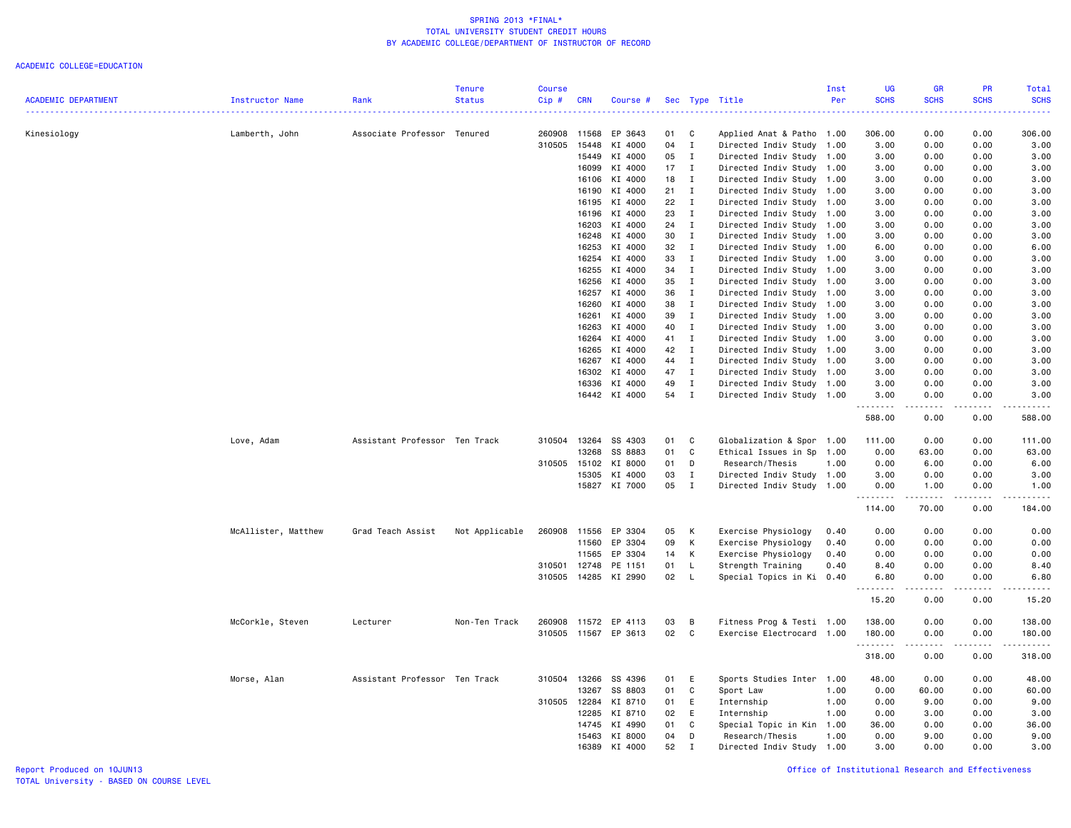SPRING 2013 *FINAL*
TOTAL UNIVERSITY STUDENT CREDIT HOURS
BY ACADEMIC COLLEGE/DEPARTMENT OF INSTRUCTOR OF RECORD

ACADEMIC COLLEGE=EDUCATION

| ACADEMIC DEPARTMENT | Instructor Name | Rank | Tenure Status | Course Cip # | CRN | Course # | Sec | Type | Title | Inst Per | UG SCHS | GR SCHS | PR SCHS | Total SCHS |
|---|---|---|---|---|---|---|---|---|---|---|---|---|---|---|
| Kinesiology | Lamberth, John | Associate Professor | Tenured | 260908 | 11568 | EP 3643 | 01 | C | Applied Anat & Patho | 1.00 | 306.00 | 0.00 | 0.00 | 306.00 |
| | | | | 310505 | 15448 | KI 4000 | 04 | I | Directed Indiv Study | 1.00 | 3.00 | 0.00 | 0.00 | 3.00 |
| | | | | | 15449 | KI 4000 | 05 | I | Directed Indiv Study | 1.00 | 3.00 | 0.00 | 0.00 | 3.00 |
| | | | | | 16099 | KI 4000 | 17 | I | Directed Indiv Study | 1.00 | 3.00 | 0.00 | 0.00 | 3.00 |
| | | | | | 16106 | KI 4000 | 18 | I | Directed Indiv Study | 1.00 | 3.00 | 0.00 | 0.00 | 3.00 |
| | | | | | 16190 | KI 4000 | 21 | I | Directed Indiv Study | 1.00 | 3.00 | 0.00 | 0.00 | 3.00 |
| | | | | | 16195 | KI 4000 | 22 | I | Directed Indiv Study | 1.00 | 3.00 | 0.00 | 0.00 | 3.00 |
| | | | | | 16196 | KI 4000 | 23 | I | Directed Indiv Study | 1.00 | 3.00 | 0.00 | 0.00 | 3.00 |
| | | | | | 16203 | KI 4000 | 24 | I | Directed Indiv Study | 1.00 | 3.00 | 0.00 | 0.00 | 3.00 |
| | | | | | 16248 | KI 4000 | 30 | I | Directed Indiv Study | 1.00 | 3.00 | 0.00 | 0.00 | 3.00 |
| | | | | | 16253 | KI 4000 | 32 | I | Directed Indiv Study | 1.00 | 6.00 | 0.00 | 0.00 | 6.00 |
| | | | | | 16254 | KI 4000 | 33 | I | Directed Indiv Study | 1.00 | 3.00 | 0.00 | 0.00 | 3.00 |
| | | | | | 16255 | KI 4000 | 34 | I | Directed Indiv Study | 1.00 | 3.00 | 0.00 | 0.00 | 3.00 |
| | | | | | 16256 | KI 4000 | 35 | I | Directed Indiv Study | 1.00 | 3.00 | 0.00 | 0.00 | 3.00 |
| | | | | | 16257 | KI 4000 | 36 | I | Directed Indiv Study | 1.00 | 3.00 | 0.00 | 0.00 | 3.00 |
| | | | | | 16260 | KI 4000 | 38 | I | Directed Indiv Study | 1.00 | 3.00 | 0.00 | 0.00 | 3.00 |
| | | | | | 16261 | KI 4000 | 39 | I | Directed Indiv Study | 1.00 | 3.00 | 0.00 | 0.00 | 3.00 |
| | | | | | 16263 | KI 4000 | 40 | I | Directed Indiv Study | 1.00 | 3.00 | 0.00 | 0.00 | 3.00 |
| | | | | | 16264 | KI 4000 | 41 | I | Directed Indiv Study | 1.00 | 3.00 | 0.00 | 0.00 | 3.00 |
| | | | | | 16265 | KI 4000 | 42 | I | Directed Indiv Study | 1.00 | 3.00 | 0.00 | 0.00 | 3.00 |
| | | | | | 16267 | KI 4000 | 44 | I | Directed Indiv Study | 1.00 | 3.00 | 0.00 | 0.00 | 3.00 |
| | | | | | 16302 | KI 4000 | 47 | I | Directed Indiv Study | 1.00 | 3.00 | 0.00 | 0.00 | 3.00 |
| | | | | | 16336 | KI 4000 | 49 | I | Directed Indiv Study | 1.00 | 3.00 | 0.00 | 0.00 | 3.00 |
| | | | | | 16442 | KI 4000 | 54 | I | Directed Indiv Study | 1.00 | 3.00 | 0.00 | 0.00 | 3.00 |
| | | | | | | | | | | | 588.00 | 0.00 | 0.00 | 588.00 |
| | Love, Adam | Assistant Professor | Ten Track | 310504 | 13264 | SS 4303 | 01 | C | Globalization & Spor | 1.00 | 111.00 | 0.00 | 0.00 | 111.00 |
| | | | | | 13268 | SS 8883 | 01 | C | Ethical Issues in Sp | 1.00 | 0.00 | 63.00 | 0.00 | 63.00 |
| | | | | 310505 | 15102 | KI 8000 | 01 | D | Research/Thesis | 1.00 | 0.00 | 6.00 | 0.00 | 6.00 |
| | | | | | 15305 | KI 4000 | 03 | I | Directed Indiv Study | 1.00 | 3.00 | 0.00 | 0.00 | 3.00 |
| | | | | | 15827 | KI 7000 | 05 | I | Directed Indiv Study | 1.00 | 0.00 | 1.00 | 0.00 | 1.00 |
| | | | | | | | | | | | 114.00 | 70.00 | 0.00 | 184.00 |
| | McAllister, Matthew | Grad Teach Assist | Not Applicable | 260908 | 11556 | EP 3304 | 05 | K | Exercise Physiology | 0.40 | 0.00 | 0.00 | 0.00 | 0.00 |
| | | | | | 11560 | EP 3304 | 09 | K | Exercise Physiology | 0.40 | 0.00 | 0.00 | 0.00 | 0.00 |
| | | | | | 11565 | EP 3304 | 14 | K | Exercise Physiology | 0.40 | 0.00 | 0.00 | 0.00 | 0.00 |
| | | | | 310501 | 12748 | PE 1151 | 01 | L | Strength Training | 0.40 | 8.40 | 0.00 | 0.00 | 8.40 |
| | | | | 310505 | 14285 | KI 2990 | 02 | L | Special Topics in Ki | 0.40 | 6.80 | 0.00 | 0.00 | 6.80 |
| | | | | | | | | | | | 15.20 | 0.00 | 0.00 | 15.20 |
| | McCorkle, Steven | Lecturer | Non-Ten Track | 260908 | 11572 | EP 4113 | 03 | B | Fitness Prog & Testi | 1.00 | 138.00 | 0.00 | 0.00 | 138.00 |
| | | | | 310505 | 11567 | EP 3613 | 02 | C | Exercise Electrocard | 1.00 | 180.00 | 0.00 | 0.00 | 180.00 |
| | | | | | | | | | | | 318.00 | 0.00 | 0.00 | 318.00 |
| | Morse, Alan | Assistant Professor | Ten Track | 310504 | 13266 | SS 4396 | 01 | E | Sports Studies Inter | 1.00 | 48.00 | 0.00 | 0.00 | 48.00 |
| | | | | | 13267 | SS 8803 | 01 | C | Sport Law | 1.00 | 0.00 | 60.00 | 0.00 | 60.00 |
| | | | | 310505 | 12284 | KI 8710 | 01 | E | Internship | 1.00 | 0.00 | 9.00 | 0.00 | 9.00 |
| | | | | | 12285 | KI 8710 | 02 | E | Internship | 1.00 | 0.00 | 3.00 | 0.00 | 3.00 |
| | | | | | 14745 | KI 4990 | 01 | C | Special Topic in Kin | 1.00 | 36.00 | 0.00 | 0.00 | 36.00 |
| | | | | | 15463 | KI 8000 | 04 | D | Research/Thesis | 1.00 | 0.00 | 9.00 | 0.00 | 9.00 |
| | | | | | 16389 | KI 4000 | 52 | I | Directed Indiv Study | 1.00 | 3.00 | 0.00 | 0.00 | 3.00 |

Report Produced on 10JUN13
TOTAL University - BASED ON COURSE LEVEL

Office of Institutional Research and Effectiveness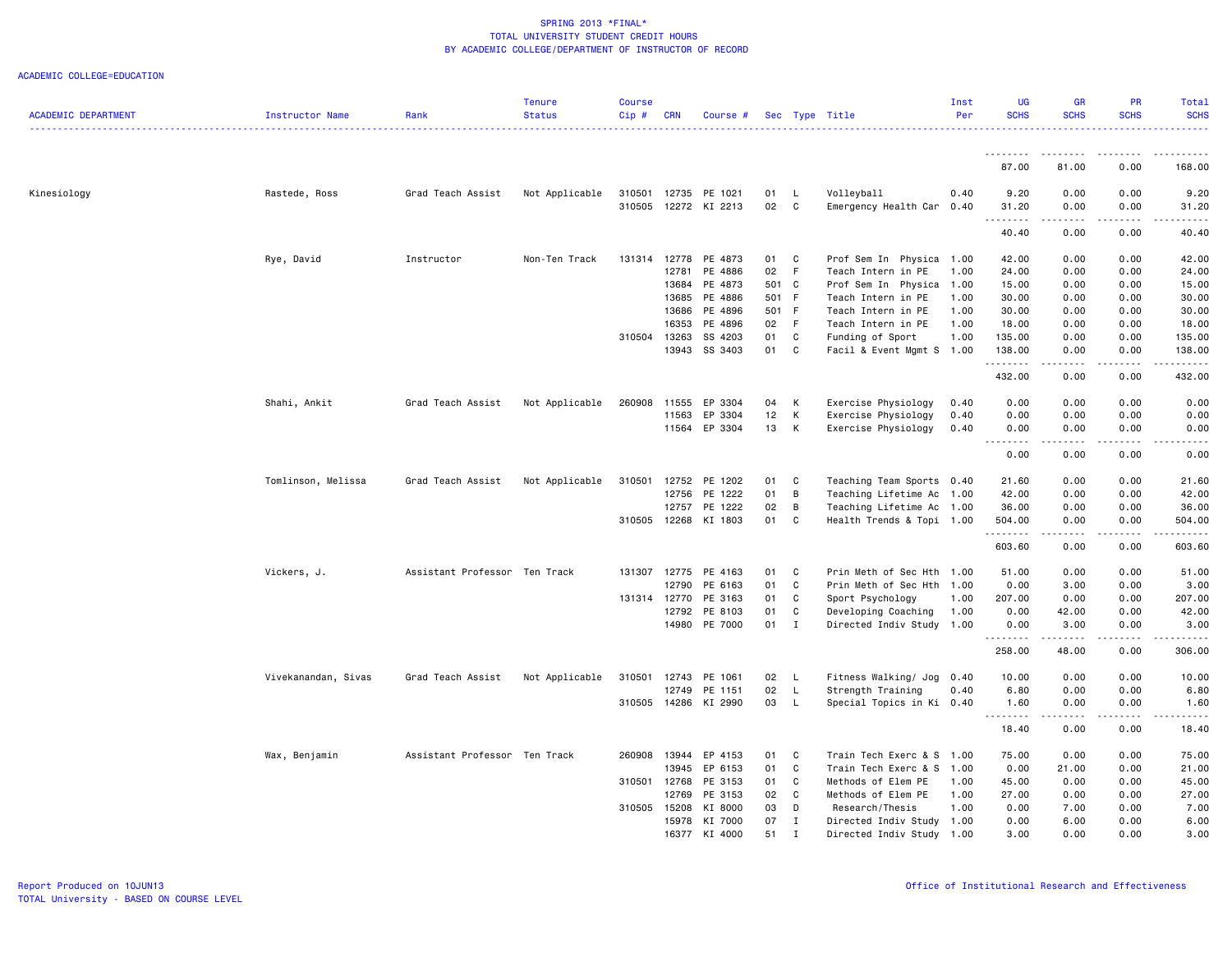# SPRING 2013 *FINAL*
## TOTAL UNIVERSITY STUDENT CREDIT HOURS
## BY ACADEMIC COLLEGE/DEPARTMENT OF INSTRUCTOR OF RECORD

ACADEMIC COLLEGE=EDUCATION

| ACADEMIC DEPARTMENT | Instructor Name | Rank | Tenure Status | Course Cip # | CRN | Course # | Sec | Type | Title | Inst Per | UG SCHS | GR SCHS | PR SCHS | Total SCHS |
|---|---|---|---|---|---|---|---|---|---|---|---|---|---|---|
| | | | | | | | | | | | 87.00 | 81.00 | 0.00 | 168.00 |
| Kinesiology | Rastede, Ross | Grad Teach Assist | Not Applicable | 310501 | 12735 | PE 1021 | 01 | L | Volleyball | 0.40 | 9.20 | 0.00 | 0.00 | 9.20 |
| | | | | 310505 | 12272 | KI 2213 | 02 | C | Emergency Health Car | 0.40 | 31.20 | 0.00 | 0.00 | 31.20 |
| | | | | | | | | | | | 40.40 | 0.00 | 0.00 | 40.40 |
| | Rye, David | Instructor | Non-Ten Track | 131314 | 12778 | PE 4873 | 01 | C | Prof Sem In Physica | 1.00 | 42.00 | 0.00 | 0.00 | 42.00 |
| | | | | | 12781 | PE 4886 | 02 | F | Teach Intern in PE | 1.00 | 24.00 | 0.00 | 0.00 | 24.00 |
| | | | | | 13684 | PE 4873 | 501 | C | Prof Sem In Physica | 1.00 | 15.00 | 0.00 | 0.00 | 15.00 |
| | | | | | 13685 | PE 4886 | 501 | F | Teach Intern in PE | 1.00 | 30.00 | 0.00 | 0.00 | 30.00 |
| | | | | | 13686 | PE 4896 | 501 | F | Teach Intern in PE | 1.00 | 30.00 | 0.00 | 0.00 | 30.00 |
| | | | | | 16353 | PE 4896 | 02 | F | Teach Intern in PE | 1.00 | 18.00 | 0.00 | 0.00 | 18.00 |
| | | | | 310504 | 13263 | SS 4203 | 01 | C | Funding of Sport | 1.00 | 135.00 | 0.00 | 0.00 | 135.00 |
| | | | | | 13943 | SS 3403 | 01 | C | Facil & Event Mgmt S | 1.00 | 138.00 | 0.00 | 0.00 | 138.00 |
| | | | | | | | | | | | 432.00 | 0.00 | 0.00 | 432.00 |
| | Shahi, Ankit | Grad Teach Assist | Not Applicable | 260908 | 11555 | EP 3304 | 04 | K | Exercise Physiology | 0.40 | 0.00 | 0.00 | 0.00 | 0.00 |
| | | | | | 11563 | EP 3304 | 12 | K | Exercise Physiology | 0.40 | 0.00 | 0.00 | 0.00 | 0.00 |
| | | | | | 11564 | EP 3304 | 13 | K | Exercise Physiology | 0.40 | 0.00 | 0.00 | 0.00 | 0.00 |
| | | | | | | | | | | | 0.00 | 0.00 | 0.00 | 0.00 |
| | Tomlinson, Melissa | Grad Teach Assist | Not Applicable | 310501 | 12752 | PE 1202 | 01 | C | Teaching Team Sports | 0.40 | 21.60 | 0.00 | 0.00 | 21.60 |
| | | | | | 12756 | PE 1222 | 01 | B | Teaching Lifetime Ac | 1.00 | 42.00 | 0.00 | 0.00 | 42.00 |
| | | | | | 12757 | PE 1222 | 02 | B | Teaching Lifetime Ac | 1.00 | 36.00 | 0.00 | 0.00 | 36.00 |
| | | | | 310505 | 12268 | KI 1803 | 01 | C | Health Trends & Topi | 1.00 | 504.00 | 0.00 | 0.00 | 504.00 |
| | | | | | | | | | | | 603.60 | 0.00 | 0.00 | 603.60 |
| | Vickers, J. | Assistant Professor | Ten Track | 131307 | 12775 | PE 4163 | 01 | C | Prin Meth of Sec Hth | 1.00 | 51.00 | 0.00 | 0.00 | 51.00 |
| | | | | | 12790 | PE 6163 | 01 | C | Prin Meth of Sec Hth | 1.00 | 0.00 | 3.00 | 0.00 | 3.00 |
| | | | | 131314 | 12770 | PE 3163 | 01 | C | Sport Psychology | 1.00 | 207.00 | 0.00 | 0.00 | 207.00 |
| | | | | | 12792 | PE 8103 | 01 | C | Developing Coaching | 1.00 | 0.00 | 42.00 | 0.00 | 42.00 |
| | | | | | 14980 | PE 7000 | 01 | I | Directed Indiv Study | 1.00 | 0.00 | 3.00 | 0.00 | 3.00 |
| | | | | | | | | | | | 258.00 | 48.00 | 0.00 | 306.00 |
| | Vivekanandan, Sivas | Grad Teach Assist | Not Applicable | 310501 | 12743 | PE 1061 | 02 | L | Fitness Walking/ Jog | 0.40 | 10.00 | 0.00 | 0.00 | 10.00 |
| | | | | | 12749 | PE 1151 | 02 | L | Strength Training | 0.40 | 6.80 | 0.00 | 0.00 | 6.80 |
| | | | | 310505 | 14286 | KI 2990 | 03 | L | Special Topics in Ki | 0.40 | 1.60 | 0.00 | 0.00 | 1.60 |
| | | | | | | | | | | | 18.40 | 0.00 | 0.00 | 18.40 |
| | Wax, Benjamin | Assistant Professor | Ten Track | 260908 | 13944 | EP 4153 | 01 | C | Train Tech Exerc & S | 1.00 | 75.00 | 0.00 | 0.00 | 75.00 |
| | | | | | 13945 | EP 6153 | 01 | C | Train Tech Exerc & S | 1.00 | 0.00 | 21.00 | 0.00 | 21.00 |
| | | | | 310501 | 12768 | PE 3153 | 01 | C | Methods of Elem PE | 1.00 | 45.00 | 0.00 | 0.00 | 45.00 |
| | | | | | 12769 | PE 3153 | 02 | C | Methods of Elem PE | 1.00 | 27.00 | 0.00 | 0.00 | 27.00 |
| | | | | 310505 | 15208 | KI 8000 | 03 | D | Research/Thesis | 1.00 | 0.00 | 7.00 | 0.00 | 7.00 |
| | | | | | 15978 | KI 7000 | 07 | I | Directed Indiv Study | 1.00 | 0.00 | 6.00 | 0.00 | 6.00 |
| | | | | | 16377 | KI 4000 | 51 | I | Directed Indiv Study | 1.00 | 3.00 | 0.00 | 0.00 | 3.00 |

Report Produced on 10JUN13
TOTAL University - BASED ON COURSE LEVEL

Office of Institutional Research and Effectiveness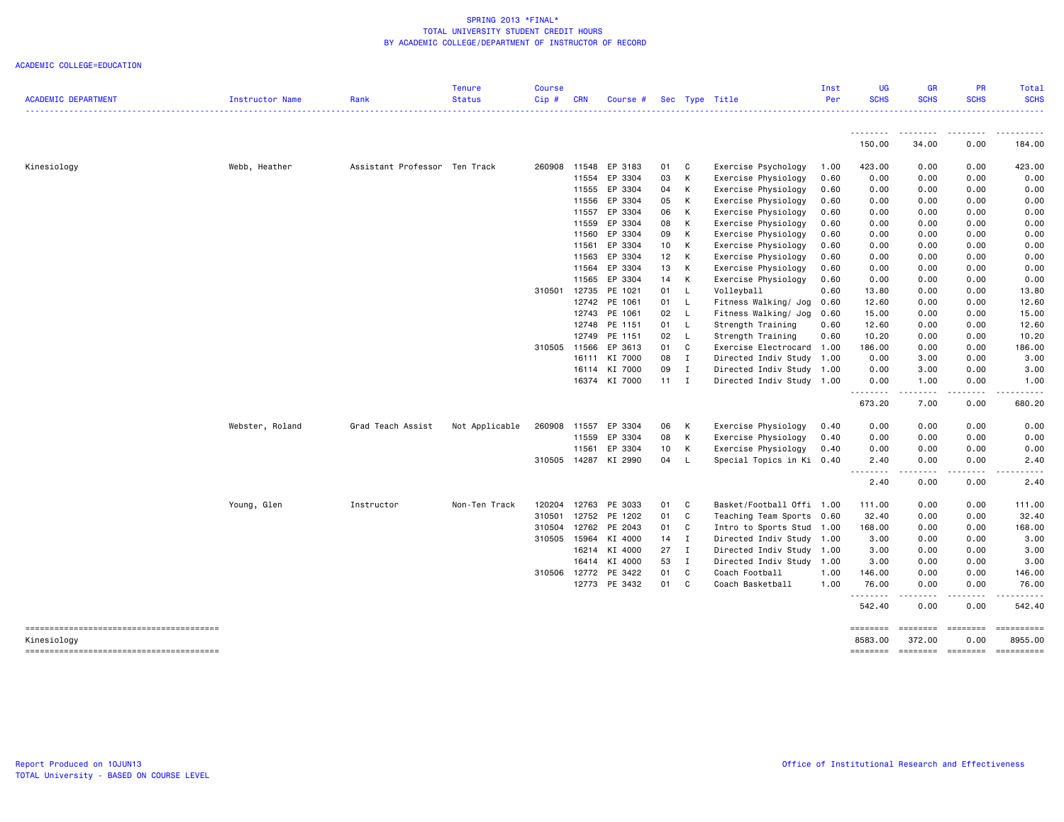SPRING 2013 *FINAL*
TOTAL UNIVERSITY STUDENT CREDIT HOURS
BY ACADEMIC COLLEGE/DEPARTMENT OF INSTRUCTOR OF RECORD

ACADEMIC COLLEGE=EDUCATION

| ACADEMIC DEPARTMENT | Instructor Name | Rank | Tenure Status | Course Cip # | CRN | Course # | Sec | Type | Title | Inst Per | UG SCHS | GR SCHS | PR SCHS | Total SCHS |
|---|---|---|---|---|---|---|---|---|---|---|---|---|---|---|
| | | | | | | | | | | | 150.00 | 34.00 | 0.00 | 184.00 |
| Kinesiology | Webb, Heather | Assistant Professor | Ten Track | 260908 | 11548 | EP 3183 | 01 | C | Exercise Psychology | 1.00 | 423.00 | 0.00 | 0.00 | 423.00 |
| | | | | | 11554 | EP 3304 | 03 | K | Exercise Physiology | 0.60 | 0.00 | 0.00 | 0.00 | 0.00 |
| | | | | | 11555 | EP 3304 | 04 | K | Exercise Physiology | 0.60 | 0.00 | 0.00 | 0.00 | 0.00 |
| | | | | | 11556 | EP 3304 | 05 | K | Exercise Physiology | 0.60 | 0.00 | 0.00 | 0.00 | 0.00 |
| | | | | | 11557 | EP 3304 | 06 | K | Exercise Physiology | 0.60 | 0.00 | 0.00 | 0.00 | 0.00 |
| | | | | | 11559 | EP 3304 | 08 | K | Exercise Physiology | 0.60 | 0.00 | 0.00 | 0.00 | 0.00 |
| | | | | | 11560 | EP 3304 | 09 | K | Exercise Physiology | 0.60 | 0.00 | 0.00 | 0.00 | 0.00 |
| | | | | | 11561 | EP 3304 | 10 | K | Exercise Physiology | 0.60 | 0.00 | 0.00 | 0.00 | 0.00 |
| | | | | | 11563 | EP 3304 | 12 | K | Exercise Physiology | 0.60 | 0.00 | 0.00 | 0.00 | 0.00 |
| | | | | | 11564 | EP 3304 | 13 | K | Exercise Physiology | 0.60 | 0.00 | 0.00 | 0.00 | 0.00 |
| | | | | | 11565 | EP 3304 | 14 | K | Exercise Physiology | 0.60 | 0.00 | 0.00 | 0.00 | 0.00 |
| | | | | 310501 | 12735 | PE 1021 | 01 | L | Volleyball | 0.60 | 13.80 | 0.00 | 0.00 | 13.80 |
| | | | | | 12742 | PE 1061 | 01 | L | Fitness Walking/ Jog | 0.60 | 12.60 | 0.00 | 0.00 | 12.60 |
| | | | | | 12743 | PE 1061 | 02 | L | Fitness Walking/ Jog | 0.60 | 15.00 | 0.00 | 0.00 | 15.00 |
| | | | | | 12748 | PE 1151 | 01 | L | Strength Training | 0.60 | 12.60 | 0.00 | 0.00 | 12.60 |
| | | | | | 12749 | PE 1151 | 02 | L | Strength Training | 0.60 | 10.20 | 0.00 | 0.00 | 10.20 |
| | | | | 310505 | 11566 | EP 3613 | 01 | C | Exercise Electrocard | 1.00 | 186.00 | 0.00 | 0.00 | 186.00 |
| | | | | | 16111 | KI 7000 | 08 | I | Directed Indiv Study | 1.00 | 0.00 | 3.00 | 0.00 | 3.00 |
| | | | | | 16114 | KI 7000 | 09 | I | Directed Indiv Study | 1.00 | 0.00 | 3.00 | 0.00 | 3.00 |
| | | | | | 16374 | KI 7000 | 11 | I | Directed Indiv Study | 1.00 | 0.00 | 1.00 | 0.00 | 1.00 |
| | | | | | | | | | | | 673.20 | 7.00 | 0.00 | 680.20 |
| | Webster, Roland | Grad Teach Assist | Not Applicable | 260908 | 11557 | EP 3304 | 06 | K | Exercise Physiology | 0.40 | 0.00 | 0.00 | 0.00 | 0.00 |
| | | | | | 11559 | EP 3304 | 08 | K | Exercise Physiology | 0.40 | 0.00 | 0.00 | 0.00 | 0.00 |
| | | | | | 11561 | EP 3304 | 10 | K | Exercise Physiology | 0.40 | 0.00 | 0.00 | 0.00 | 0.00 |
| | | | | 310505 | 14287 | KI 2990 | 04 | L | Special Topics in Ki | 0.40 | 2.40 | 0.00 | 0.00 | 2.40 |
| | | | | | | | | | | | 2.40 | 0.00 | 0.00 | 2.40 |
| | Young, Glen | Instructor | Non-Ten Track | 120204 | 12763 | PE 3033 | 01 | C | Basket/Football Offi | 1.00 | 111.00 | 0.00 | 0.00 | 111.00 |
| | | | | 310501 | 12752 | PE 1202 | 01 | C | Teaching Team Sports | 0.60 | 32.40 | 0.00 | 0.00 | 32.40 |
| | | | | 310504 | 12762 | PE 2043 | 01 | C | Intro to Sports Stud | 1.00 | 168.00 | 0.00 | 0.00 | 168.00 |
| | | | | 310505 | 15964 | KI 4000 | 14 | I | Directed Indiv Study | 1.00 | 3.00 | 0.00 | 0.00 | 3.00 |
| | | | | | 16214 | KI 4000 | 27 | I | Directed Indiv Study | 1.00 | 3.00 | 0.00 | 0.00 | 3.00 |
| | | | | | 16414 | KI 4000 | 53 | I | Directed Indiv Study | 1.00 | 3.00 | 0.00 | 0.00 | 3.00 |
| | | | | 310506 | 12772 | PE 3422 | 01 | C | Coach Football | 1.00 | 146.00 | 0.00 | 0.00 | 146.00 |
| | | | | | 12773 | PE 3432 | 01 | C | Coach Basketball | 1.00 | 76.00 | 0.00 | 0.00 | 76.00 |
| | | | | | | | | | | | 542.40 | 0.00 | 0.00 | 542.40 |
| Kinesiology | | | | | | | | | | | 8583.00 | 372.00 | 0.00 | 8955.00 |

Report Produced on 10JUN13
TOTAL University - BASED ON COURSE LEVEL

Office of Institutional Research and Effectiveness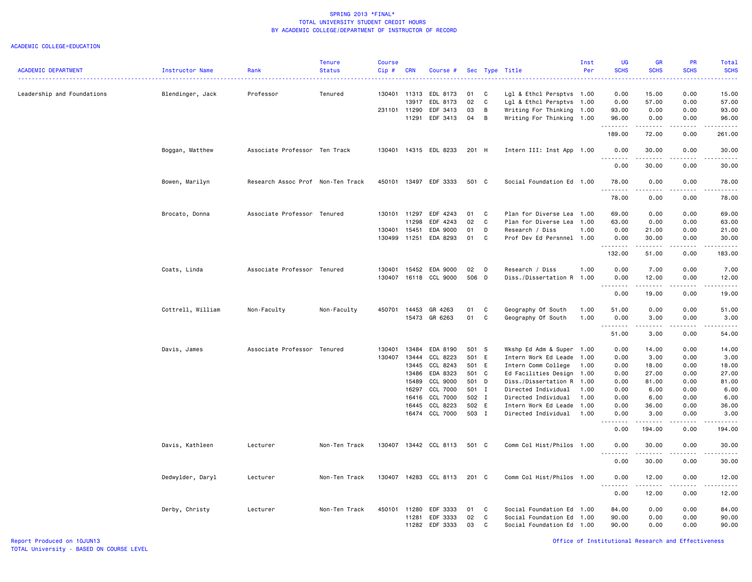SPRING 2013 *FINAL*
TOTAL UNIVERSITY STUDENT CREDIT HOURS
BY ACADEMIC COLLEGE/DEPARTMENT OF INSTRUCTOR OF RECORD

ACADEMIC COLLEGE=EDUCATION

| ACADEMIC DEPARTMENT | Instructor Name | Rank | Tenure Status | Course Cip # | CRN | Course # | Sec | Type | Title | Inst Per | UG SCHS | GR SCHS | PR SCHS | Total SCHS |
|---|---|---|---|---|---|---|---|---|---|---|---|---|---|---|
| Leadership and Foundations | Blendinger, Jack | Professor | Tenured | 130401 | 11313 | EDL 8173 | 01 | C | Lgl & Ethcl Persptvs | 1.00 | 0.00 | 15.00 | 0.00 | 15.00 |
| | | | | | 13917 | EDL 8173 | 02 | C | Lgl & Ethcl Persptvs | 1.00 | 0.00 | 57.00 | 0.00 | 57.00 |
| | | | | 231101 | 11290 | EDF 3413 | 03 | B | Writing For Thinking | 1.00 | 93.00 | 0.00 | 0.00 | 93.00 |
| | | | | | 11291 | EDF 3413 | 04 | B | Writing For Thinking | 1.00 | 96.00 | 0.00 | 0.00 | 96.00 |
| | | | | | | | | | | | 189.00 | 72.00 | 0.00 | 261.00 |
| | Boggan, Matthew | Associate Professor | Ten Track | 130401 | 14315 | EDL 8233 | 201 | H | Intern III: Inst App | 1.00 | 0.00 | 30.00 | 0.00 | 30.00 |
| | | | | | | | | | | | 0.00 | 30.00 | 0.00 | 30.00 |
| | Bowen, Marilyn | Research Assoc Prof | Non-Ten Track | 450101 | 13497 | EDF 3333 | 501 | C | Social Foundation Ed | 1.00 | 78.00 | 0.00 | 0.00 | 78.00 |
| | | | | | | | | | | | 78.00 | 0.00 | 0.00 | 78.00 |
| | Brocato, Donna | Associate Professor | Tenured | 130101 | 11297 | EDF 4243 | 01 | C | Plan for Diverse Lea | 1.00 | 69.00 | 0.00 | 0.00 | 69.00 |
| | | | | | 11298 | EDF 4243 | 02 | C | Plan for Diverse Lea | 1.00 | 63.00 | 0.00 | 0.00 | 63.00 |
| | | | | 130401 | 15451 | EDA 9000 | 01 | D | Research / Diss | 1.00 | 0.00 | 21.00 | 0.00 | 21.00 |
| | | | | 130499 | 11251 | EDA 8293 | 01 | C | Prof Dev Ed Persnnel | 1.00 | 0.00 | 30.00 | 0.00 | 30.00 |
| | | | | | | | | | | | 132.00 | 51.00 | 0.00 | 183.00 |
| | Coats, Linda | Associate Professor | Tenured | 130401 | 15452 | EDA 9000 | 02 | D | Research / Diss | 1.00 | 0.00 | 7.00 | 0.00 | 7.00 |
| | | | | 130407 | 16118 | CCL 9000 | 506 | D | Diss./Dissertation R | 1.00 | 0.00 | 12.00 | 0.00 | 12.00 |
| | | | | | | | | | | | 0.00 | 19.00 | 0.00 | 19.00 |
| | Cottrell, William | Non-Faculty | Non-Faculty | 450701 | 14453 | GR 4263 | 01 | C | Geography Of South | 1.00 | 51.00 | 0.00 | 0.00 | 51.00 |
| | | | | | 15473 | GR 6263 | 01 | C | Geography Of South | 1.00 | 0.00 | 3.00 | 0.00 | 3.00 |
| | | | | | | | | | | | 51.00 | 3.00 | 0.00 | 54.00 |
| | Davis, James | Associate Professor | Tenured | 130401 | 13484 | EDA 8190 | 501 | S | Wkshp Ed Adm & Super | 1.00 | 0.00 | 14.00 | 0.00 | 14.00 |
| | | | | 130407 | 13444 | CCL 8223 | 501 | E | Intern Work Ed Leade | 1.00 | 0.00 | 3.00 | 0.00 | 3.00 |
| | | | | | 13445 | CCL 8243 | 501 | E | Intern Comm College | 1.00 | 0.00 | 18.00 | 0.00 | 18.00 |
| | | | | | 13486 | EDA 8323 | 501 | C | Ed Facilities Design | 1.00 | 0.00 | 27.00 | 0.00 | 27.00 |
| | | | | | 15489 | CCL 9000 | 501 | D | Diss./Dissertation R | 1.00 | 0.00 | 81.00 | 0.00 | 81.00 |
| | | | | | 16297 | CCL 7000 | 501 | I | Directed Individual | 1.00 | 0.00 | 6.00 | 0.00 | 6.00 |
| | | | | | 16416 | CCL 7000 | 502 | I | Directed Individual | 1.00 | 0.00 | 6.00 | 0.00 | 6.00 |
| | | | | | 16445 | CCL 8223 | 502 | E | Intern Work Ed Leade | 1.00 | 0.00 | 36.00 | 0.00 | 36.00 |
| | | | | | 16474 | CCL 7000 | 503 | I | Directed Individual | 1.00 | 0.00 | 3.00 | 0.00 | 3.00 |
| | | | | | | | | | | | 0.00 | 194.00 | 0.00 | 194.00 |
| | Davis, Kathleen | Lecturer | Non-Ten Track | 130407 | 13442 | CCL 8113 | 501 | C | Comm Col Hist/Philos | 1.00 | 0.00 | 30.00 | 0.00 | 30.00 |
| | | | | | | | | | | | 0.00 | 30.00 | 0.00 | 30.00 |
| | Dedwylder, Daryl | Lecturer | Non-Ten Track | 130407 | 14283 | CCL 8113 | 201 | C | Comm Col Hist/Philos | 1.00 | 0.00 | 12.00 | 0.00 | 12.00 |
| | | | | | | | | | | | 0.00 | 12.00 | 0.00 | 12.00 |
| | Derby, Christy | Lecturer | Non-Ten Track | 450101 | 11280 | EDF 3333 | 01 | C | Social Foundation Ed | 1.00 | 84.00 | 0.00 | 0.00 | 84.00 |
| | | | | | 11281 | EDF 3333 | 02 | C | Social Foundation Ed | 1.00 | 90.00 | 0.00 | 0.00 | 90.00 |
| | | | | | 11282 | EDF 3333 | 03 | C | Social Foundation Ed | 1.00 | 90.00 | 0.00 | 0.00 | 90.00 |

Report Produced on 10JUN13
TOTAL University - BASED ON COURSE LEVEL
Office of Institutional Research and Effectiveness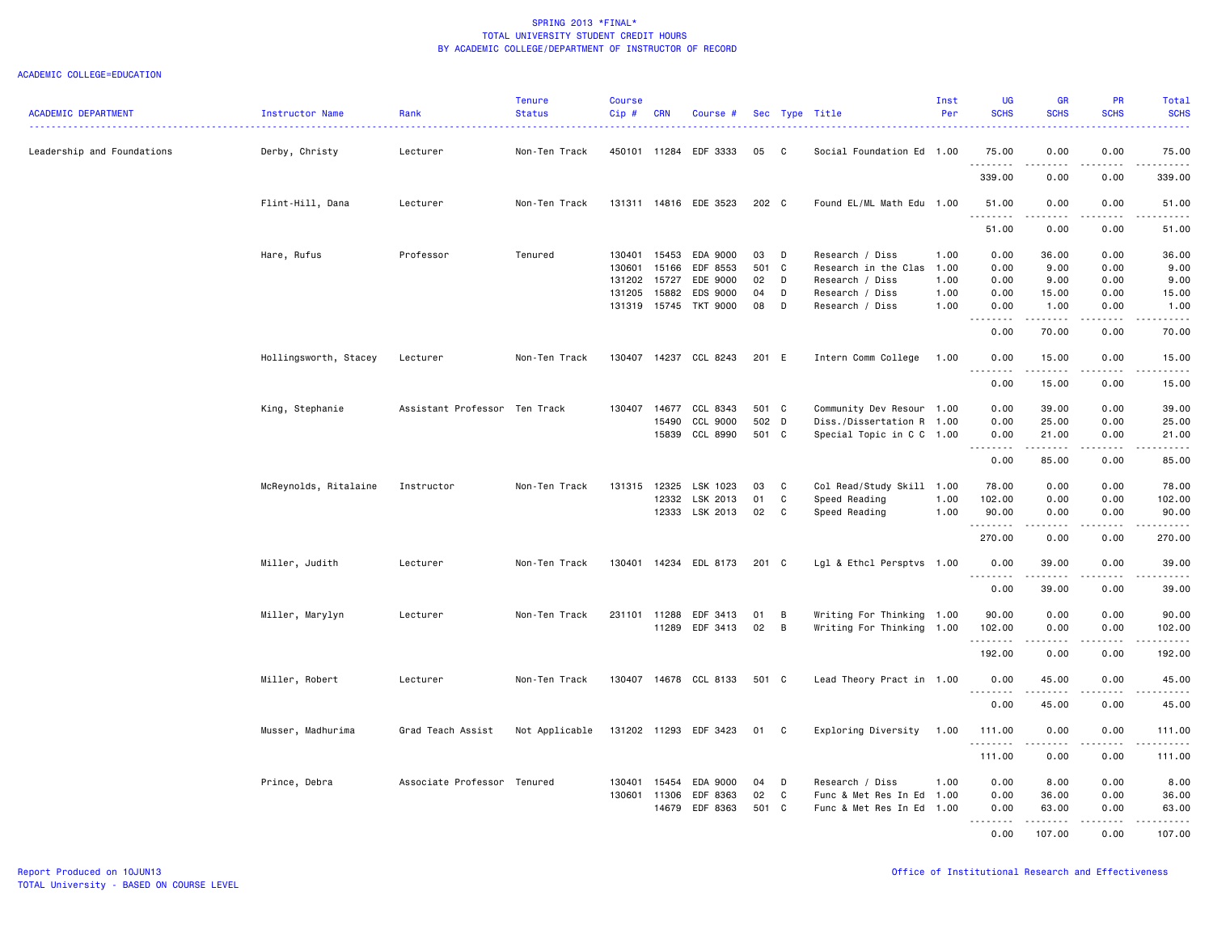# SPRING 2013 *FINAL*
## TOTAL UNIVERSITY STUDENT CREDIT HOURS
## BY ACADEMIC COLLEGE/DEPARTMENT OF INSTRUCTOR OF RECORD

ACADEMIC COLLEGE=EDUCATION

| ACADEMIC DEPARTMENT | Instructor Name | Rank | Tenure Status | Course Cip # | CRN | Course # | Sec | Type | Title | Inst Per | UG SCHS | GR SCHS | PR SCHS | Total SCHS |
|---|---|---|---|---|---|---|---|---|---|---|---|---|---|---|
| Leadership and Foundations | Derby, Christy | Lecturer | Non-Ten Track | 450101 | 11284 | EDF 3333 | 05 | C | Social Foundation Ed | 1.00 | 75.00 | 0.00 | 0.00 | 75.00 |
| | | | | | | | | | | | 339.00 | 0.00 | 0.00 | 339.00 |
| | Flint-Hill, Dana | Lecturer | Non-Ten Track | 131311 | 14816 | EDE 3523 | 202 | C | Found EL/ML Math Edu | 1.00 | 51.00 | 0.00 | 0.00 | 51.00 |
| | | | | | | | | | | | 51.00 | 0.00 | 0.00 | 51.00 |
| | Hare, Rufus | Professor | Tenured | 130401 | 15453 | EDA 9000 | 03 | D | Research / Diss | 1.00 | 0.00 | 36.00 | 0.00 | 36.00 |
| | | | | 130601 | 15166 | EDF 8553 | 501 | C | Research in the Clas | 1.00 | 0.00 | 9.00 | 0.00 | 9.00 |
| | | | | 131202 | 15727 | EDE 9000 | 02 | D | Research / Diss | 1.00 | 0.00 | 9.00 | 0.00 | 9.00 |
| | | | | 131205 | 15882 | EDS 9000 | 04 | D | Research / Diss | 1.00 | 0.00 | 15.00 | 0.00 | 15.00 |
| | | | | 131319 | 15745 | TKT 9000 | 08 | D | Research / Diss | 1.00 | 0.00 | 1.00 | 0.00 | 1.00 |
| | | | | | | | | | | | 0.00 | 70.00 | 0.00 | 70.00 |
| | Hollingsworth, Stacey | Lecturer | Non-Ten Track | 130407 | 14237 | CCL 8243 | 201 | E | Intern Comm College | 1.00 | 0.00 | 15.00 | 0.00 | 15.00 |
| | | | | | | | | | | | 0.00 | 15.00 | 0.00 | 15.00 |
| | King, Stephanie | Assistant Professor | Ten Track | 130407 | 14677 | CCL 8343 | 501 | C | Community Dev Resour | 1.00 | 0.00 | 39.00 | 0.00 | 39.00 |
| | | | | | 15490 | CCL 9000 | 502 | D | Diss./Dissertation R | 1.00 | 0.00 | 25.00 | 0.00 | 25.00 |
| | | | | | 15839 | CCL 8990 | 501 | C | Special Topic in C C | 1.00 | 0.00 | 21.00 | 0.00 | 21.00 |
| | | | | | | | | | | | 0.00 | 85.00 | 0.00 | 85.00 |
| | McReynolds, Ritalaine | Instructor | Non-Ten Track | 131315 | 12325 | LSK 1023 | 03 | C | Col Read/Study Skill | 1.00 | 78.00 | 0.00 | 0.00 | 78.00 |
| | | | | | 12332 | LSK 2013 | 01 | C | Speed Reading | 1.00 | 102.00 | 0.00 | 0.00 | 102.00 |
| | | | | | 12333 | LSK 2013 | 02 | C | Speed Reading | 1.00 | 90.00 | 0.00 | 0.00 | 90.00 |
| | | | | | | | | | | | 270.00 | 0.00 | 0.00 | 270.00 |
| | Miller, Judith | Lecturer | Non-Ten Track | 130401 | 14234 | EDL 8173 | 201 | C | Lgl & Ethcl Persptvs | 1.00 | 0.00 | 39.00 | 0.00 | 39.00 |
| | | | | | | | | | | | 0.00 | 39.00 | 0.00 | 39.00 |
| | Miller, Marylyn | Lecturer | Non-Ten Track | 231101 | 11288 | EDF 3413 | 01 | B | Writing For Thinking | 1.00 | 90.00 | 0.00 | 0.00 | 90.00 |
| | | | | | 11289 | EDF 3413 | 02 | B | Writing For Thinking | 1.00 | 102.00 | 0.00 | 0.00 | 102.00 |
| | | | | | | | | | | | 192.00 | 0.00 | 0.00 | 192.00 |
| | Miller, Robert | Lecturer | Non-Ten Track | 130407 | 14678 | CCL 8133 | 501 | C | Lead Theory Pract in | 1.00 | 0.00 | 45.00 | 0.00 | 45.00 |
| | | | | | | | | | | | 0.00 | 45.00 | 0.00 | 45.00 |
| | Musser, Madhurima | Grad Teach Assist | Not Applicable | 131202 | 11293 | EDF 3423 | 01 | C | Exploring Diversity | 1.00 | 111.00 | 0.00 | 0.00 | 111.00 |
| | | | | | | | | | | | 111.00 | 0.00 | 0.00 | 111.00 |
| | Prince, Debra | Associate Professor | Tenured | 130401 | 15454 | EDA 9000 | 04 | D | Research / Diss | 1.00 | 0.00 | 8.00 | 0.00 | 8.00 |
| | | | | 130601 | 11306 | EDF 8363 | 02 | C | Func & Met Res In Ed | 1.00 | 0.00 | 36.00 | 0.00 | 36.00 |
| | | | | | 14679 | EDF 8363 | 501 | C | Func & Met Res In Ed | 1.00 | 0.00 | 63.00 | 0.00 | 63.00 |
| | | | | | | | | | | | 0.00 | 107.00 | 0.00 | 107.00 |

Report Produced on 10JUN13
TOTAL University - BASED ON COURSE LEVEL

Office of Institutional Research and Effectiveness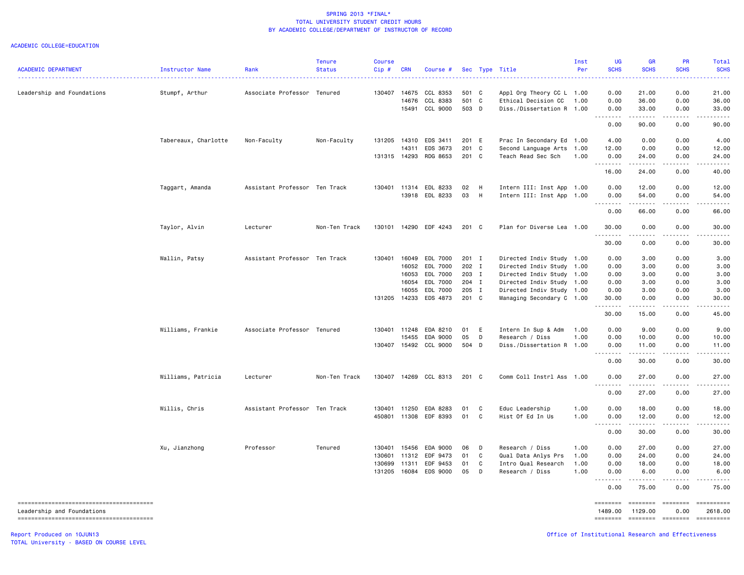SPRING 2013 *FINAL*
TOTAL UNIVERSITY STUDENT CREDIT HOURS
BY ACADEMIC COLLEGE/DEPARTMENT OF INSTRUCTOR OF RECORD

ACADEMIC COLLEGE=EDUCATION

| ACADEMIC DEPARTMENT | Instructor Name | Rank | Tenure Status | Course Cip # | CRN | Course # | Sec | Type | Title | Inst Per | UG SCHS | GR SCHS | PR SCHS | Total SCHS |
|---|---|---|---|---|---|---|---|---|---|---|---|---|---|---|
| Leadership and Foundations | Stumpf, Arthur | Associate Professor | Tenured | 130407 | 14675 | CCL 8353 | 501 | C | Appl Org Theory CC L | 1.00 | 0.00 | 21.00 | 0.00 | 21.00 |
| | | | | | 14676 | CCL 8383 | 501 | C | Ethical Decision CC | 1.00 | 0.00 | 36.00 | 0.00 | 36.00 |
| | | | | | 15491 | CCL 9000 | 503 | D | Diss./Dissertation R | 1.00 | 0.00 | 33.00 | 0.00 | 33.00 |
| | | | | | | | | | | | 0.00 | 90.00 | 0.00 | 90.00 |
| | Tabereaux, Charlotte | Non-Faculty | Non-Faculty | 131205 | 14310 | EDS 3411 | 201 | E | Prac In Secondary Ed | 1.00 | 4.00 | 0.00 | 0.00 | 4.00 |
| | | | | | 14311 | EDS 3673 | 201 | C | Second Language Arts | 1.00 | 12.00 | 0.00 | 0.00 | 12.00 |
| | | | | 131315 | 14293 | RDG 8653 | 201 | C | Teach Read Sec Sch | 1.00 | 0.00 | 24.00 | 0.00 | 24.00 |
| | | | | | | | | | | | 16.00 | 24.00 | 0.00 | 40.00 |
| | Taggart, Amanda | Assistant Professor | Ten Track | 130401 | 11314 | EDL 8233 | 02 | H | Intern III: Inst App | 1.00 | 0.00 | 12.00 | 0.00 | 12.00 |
| | | | | | 13918 | EDL 8233 | 03 | H | Intern III: Inst App | 1.00 | 0.00 | 54.00 | 0.00 | 54.00 |
| | | | | | | | | | | | 0.00 | 66.00 | 0.00 | 66.00 |
| | Taylor, Alvin | Lecturer | Non-Ten Track | 130101 | 14290 | EDF 4243 | 201 | C | Plan for Diverse Lea | 1.00 | 30.00 | 0.00 | 0.00 | 30.00 |
| | | | | | | | | | | | 30.00 | 0.00 | 0.00 | 30.00 |
| | Wallin, Patsy | Assistant Professor | Ten Track | 130401 | 16049 | EDL 7000 | 201 | I | Directed Indiv Study | 1.00 | 0.00 | 3.00 | 0.00 | 3.00 |
| | | | | | 16052 | EDL 7000 | 202 | I | Directed Indiv Study | 1.00 | 0.00 | 3.00 | 0.00 | 3.00 |
| | | | | | 16053 | EDL 7000 | 203 | I | Directed Indiv Study | 1.00 | 0.00 | 3.00 | 0.00 | 3.00 |
| | | | | | 16054 | EDL 7000 | 204 | I | Directed Indiv Study | 1.00 | 0.00 | 3.00 | 0.00 | 3.00 |
| | | | | | 16055 | EDL 7000 | 205 | I | Directed Indiv Study | 1.00 | 0.00 | 3.00 | 0.00 | 3.00 |
| | | | | 131205 | 14233 | EDS 4873 | 201 | C | Managing Secondary C | 1.00 | 30.00 | 0.00 | 0.00 | 30.00 |
| | | | | | | | | | | | 30.00 | 15.00 | 0.00 | 45.00 |
| | Williams, Frankie | Associate Professor | Tenured | 130401 | 11248 | EDA 8210 | 01 | E | Intern In Sup & Adm | 1.00 | 0.00 | 9.00 | 0.00 | 9.00 |
| | | | | | 15455 | EDA 9000 | 05 | D | Research / Diss | 1.00 | 0.00 | 10.00 | 0.00 | 10.00 |
| | | | | 130407 | 15492 | CCL 9000 | 504 | D | Diss./Dissertation R | 1.00 | 0.00 | 11.00 | 0.00 | 11.00 |
| | | | | | | | | | | | 0.00 | 30.00 | 0.00 | 30.00 |
| | Williams, Patricia | Lecturer | Non-Ten Track | 130407 | 14269 | CCL 8313 | 201 | C | Comm Coll Instrl Ass | 1.00 | 0.00 | 27.00 | 0.00 | 27.00 |
| | | | | | | | | | | | 0.00 | 27.00 | 0.00 | 27.00 |
| | Willis, Chris | Assistant Professor | Ten Track | 130401 | 11250 | EDA 8283 | 01 | C | Educ Leadership | 1.00 | 0.00 | 18.00 | 0.00 | 18.00 |
| | | | | 450801 | 11308 | EDF 8393 | 01 | C | Hist Of Ed In Us | 1.00 | 0.00 | 12.00 | 0.00 | 12.00 |
| | | | | | | | | | | | 0.00 | 30.00 | 0.00 | 30.00 |
| | Xu, Jianzhong | Professor | Tenured | 130401 | 15456 | EDA 9000 | 06 | D | Research / Diss | 1.00 | 0.00 | 27.00 | 0.00 | 27.00 |
| | | | | 130601 | 11312 | EDF 9473 | 01 | C | Qual Data Anlys Prs | 1.00 | 0.00 | 24.00 | 0.00 | 24.00 |
| | | | | 130699 | 11311 | EDF 9453 | 01 | C | Intro Qual Research | 1.00 | 0.00 | 18.00 | 0.00 | 18.00 |
| | | | | 131205 | 16084 | EDS 9000 | 05 | D | Research / Diss | 1.00 | 0.00 | 6.00 | 0.00 | 6.00 |
| | | | | | | | | | | | 0.00 | 75.00 | 0.00 | 75.00 |
| Leadership and Foundations | | | | | | | | | | | 1489.00 | 1129.00 | 0.00 | 2618.00 |

Report Produced on 10JUN13
TOTAL University - BASED ON COURSE LEVEL

Office of Institutional Research and Effectiveness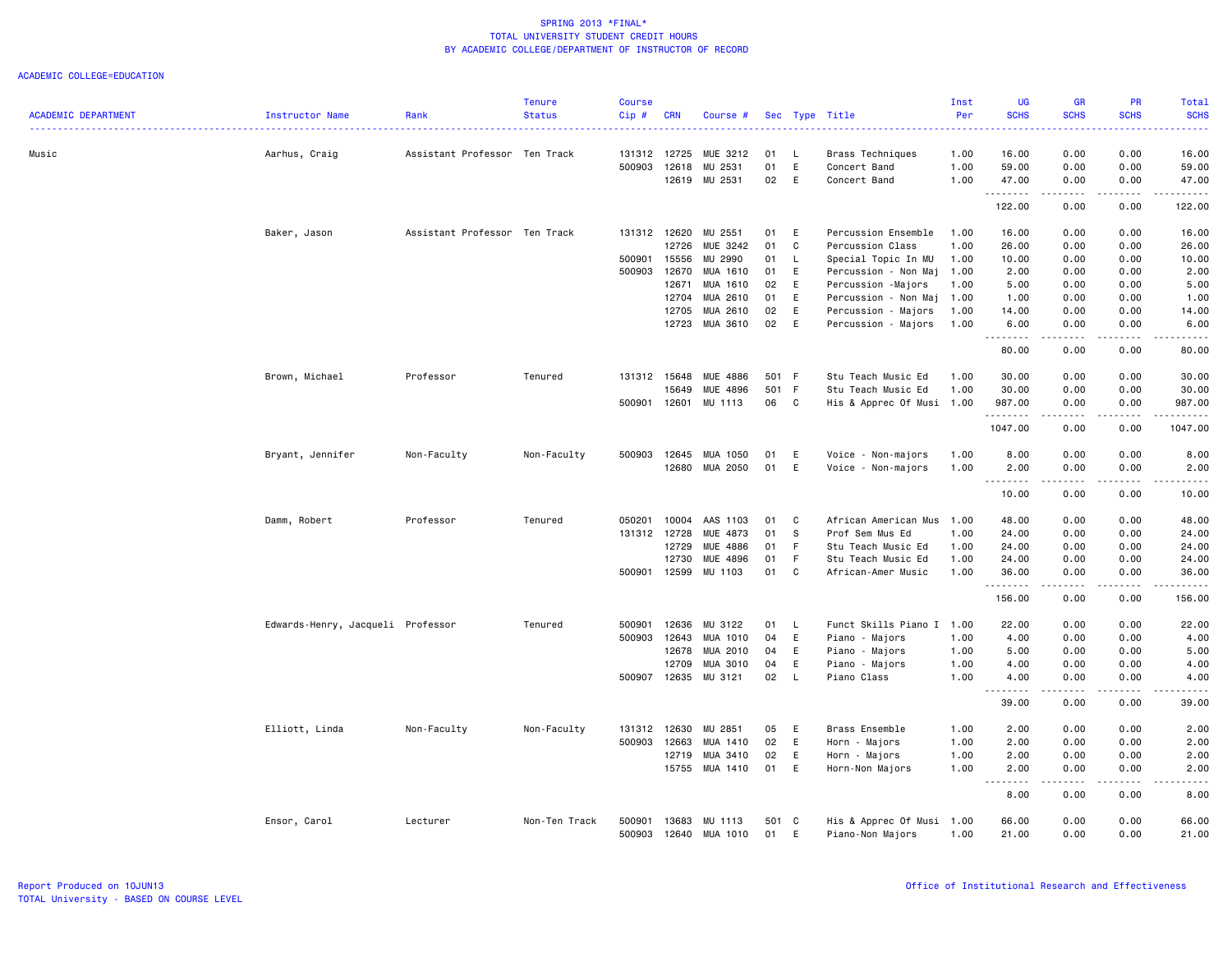SPRING 2013 *FINAL*
TOTAL UNIVERSITY STUDENT CREDIT HOURS
BY ACADEMIC COLLEGE/DEPARTMENT OF INSTRUCTOR OF RECORD

ACADEMIC COLLEGE=EDUCATION

| ACADEMIC DEPARTMENT | Instructor Name | Rank | Tenure Status | Course Cip # | CRN | Course # | Sec | Type | Title | Inst Per | UG SCHS | GR SCHS | PR SCHS | Total SCHS |
|---|---|---|---|---|---|---|---|---|---|---|---|---|---|---|
| Music | Aarhus, Craig | Assistant Professor | Ten Track | 131312 | 12725 | MUE 3212 | 01 | L | Brass Techniques | 1.00 | 16.00 | 0.00 | 0.00 | 16.00 |
| | | | | 500903 | 12618 | MU 2531 | 01 | E | Concert Band | 1.00 | 59.00 | 0.00 | 0.00 | 59.00 |
| | | | | | 12619 | MU 2531 | 02 | E | Concert Band | 1.00 | 47.00 | 0.00 | 0.00 | 47.00 |
| | | | | | | | | | | | 122.00 | 0.00 | 0.00 | 122.00 |
| | Baker, Jason | Assistant Professor | Ten Track | 131312 | 12620 | MU 2551 | 01 | E | Percussion Ensemble | 1.00 | 16.00 | 0.00 | 0.00 | 16.00 |
| | | | | | 12726 | MUE 3242 | 01 | C | Percussion Class | 1.00 | 26.00 | 0.00 | 0.00 | 26.00 |
| | | | | 500901 | 15556 | MU 2990 | 01 | L | Special Topic In MU | 1.00 | 10.00 | 0.00 | 0.00 | 10.00 |
| | | | | 500903 | 12670 | MUA 1610 | 01 | E | Percussion - Non Maj | 1.00 | 2.00 | 0.00 | 0.00 | 2.00 |
| | | | | | 12671 | MUA 1610 | 02 | E | Percussion -Majors | 1.00 | 5.00 | 0.00 | 0.00 | 5.00 |
| | | | | | 12704 | MUA 2610 | 01 | E | Percussion - Non Maj | 1.00 | 1.00 | 0.00 | 0.00 | 1.00 |
| | | | | | 12705 | MUA 2610 | 02 | E | Percussion - Majors | 1.00 | 14.00 | 0.00 | 0.00 | 14.00 |
| | | | | | 12723 | MUA 3610 | 02 | E | Percussion - Majors | 1.00 | 6.00 | 0.00 | 0.00 | 6.00 |
| | | | | | | | | | | | 80.00 | 0.00 | 0.00 | 80.00 |
| | Brown, Michael | Professor | Tenured | 131312 | 15648 | MUE 4886 | 501 | F | Stu Teach Music Ed | 1.00 | 30.00 | 0.00 | 0.00 | 30.00 |
| | | | | | 15649 | MUE 4896 | 501 | F | Stu Teach Music Ed | 1.00 | 30.00 | 0.00 | 0.00 | 30.00 |
| | | | | 500901 | 12601 | MU 1113 | 06 | C | His & Apprec Of Musi | 1.00 | 987.00 | 0.00 | 0.00 | 987.00 |
| | | | | | | | | | | | 1047.00 | 0.00 | 0.00 | 1047.00 |
| | Bryant, Jennifer | Non-Faculty | Non-Faculty | 500903 | 12645 | MUA 1050 | 01 | E | Voice - Non-majors | 1.00 | 8.00 | 0.00 | 0.00 | 8.00 |
| | | | | | 12680 | MUA 2050 | 01 | E | Voice - Non-majors | 1.00 | 2.00 | 0.00 | 0.00 | 2.00 |
| | | | | | | | | | | | 10.00 | 0.00 | 0.00 | 10.00 |
| | Damm, Robert | Professor | Tenured | 050201 | 10004 | AAS 1103 | 01 | C | African American Mus | 1.00 | 48.00 | 0.00 | 0.00 | 48.00 |
| | | | | 131312 | 12728 | MUE 4873 | 01 | S | Prof Sem Mus Ed | 1.00 | 24.00 | 0.00 | 0.00 | 24.00 |
| | | | | | 12729 | MUE 4886 | 01 | F | Stu Teach Music Ed | 1.00 | 24.00 | 0.00 | 0.00 | 24.00 |
| | | | | | 12730 | MUE 4896 | 01 | F | Stu Teach Music Ed | 1.00 | 24.00 | 0.00 | 0.00 | 24.00 |
| | | | | 500901 | 12599 | MU 1103 | 01 | C | African-Amer Music | 1.00 | 36.00 | 0.00 | 0.00 | 36.00 |
| | | | | | | | | | | | 156.00 | 0.00 | 0.00 | 156.00 |
| | Edwards-Henry, Jacqueli | Professor | Tenured | 500901 | 12636 | MU 3122 | 01 | L | Funct Skills Piano I | 1.00 | 22.00 | 0.00 | 0.00 | 22.00 |
| | | | | 500903 | 12643 | MUA 1010 | 04 | E | Piano - Majors | 1.00 | 4.00 | 0.00 | 0.00 | 4.00 |
| | | | | | 12678 | MUA 2010 | 04 | E | Piano - Majors | 1.00 | 5.00 | 0.00 | 0.00 | 5.00 |
| | | | | | 12709 | MUA 3010 | 04 | E | Piano - Majors | 1.00 | 4.00 | 0.00 | 0.00 | 4.00 |
| | | | | 500907 | 12635 | MU 3121 | 02 | L | Piano Class | 1.00 | 4.00 | 0.00 | 0.00 | 4.00 |
| | | | | | | | | | | | 39.00 | 0.00 | 0.00 | 39.00 |
| | Elliott, Linda | Non-Faculty | Non-Faculty | 131312 | 12630 | MU 2851 | 05 | E | Brass Ensemble | 1.00 | 2.00 | 0.00 | 0.00 | 2.00 |
| | | | | 500903 | 12663 | MUA 1410 | 02 | E | Horn - Majors | 1.00 | 2.00 | 0.00 | 0.00 | 2.00 |
| | | | | | 12719 | MUA 3410 | 02 | E | Horn - Majors | 1.00 | 2.00 | 0.00 | 0.00 | 2.00 |
| | | | | | 15755 | MUA 1410 | 01 | E | Horn-Non Majors | 1.00 | 2.00 | 0.00 | 0.00 | 2.00 |
| | | | | | | | | | | | 8.00 | 0.00 | 0.00 | 8.00 |
| | Ensor, Carol | Lecturer | Non-Ten Track | 500901 | 13683 | MU 1113 | 501 | C | His & Apprec Of Musi | 1.00 | 66.00 | 0.00 | 0.00 | 66.00 |
| | | | | 500903 | 12640 | MUA 1010 | 01 | E | Piano-Non Majors | 1.00 | 21.00 | 0.00 | 0.00 | 21.00 |

Report Produced on 10JUN13
TOTAL University - BASED ON COURSE LEVEL

Office of Institutional Research and Effectiveness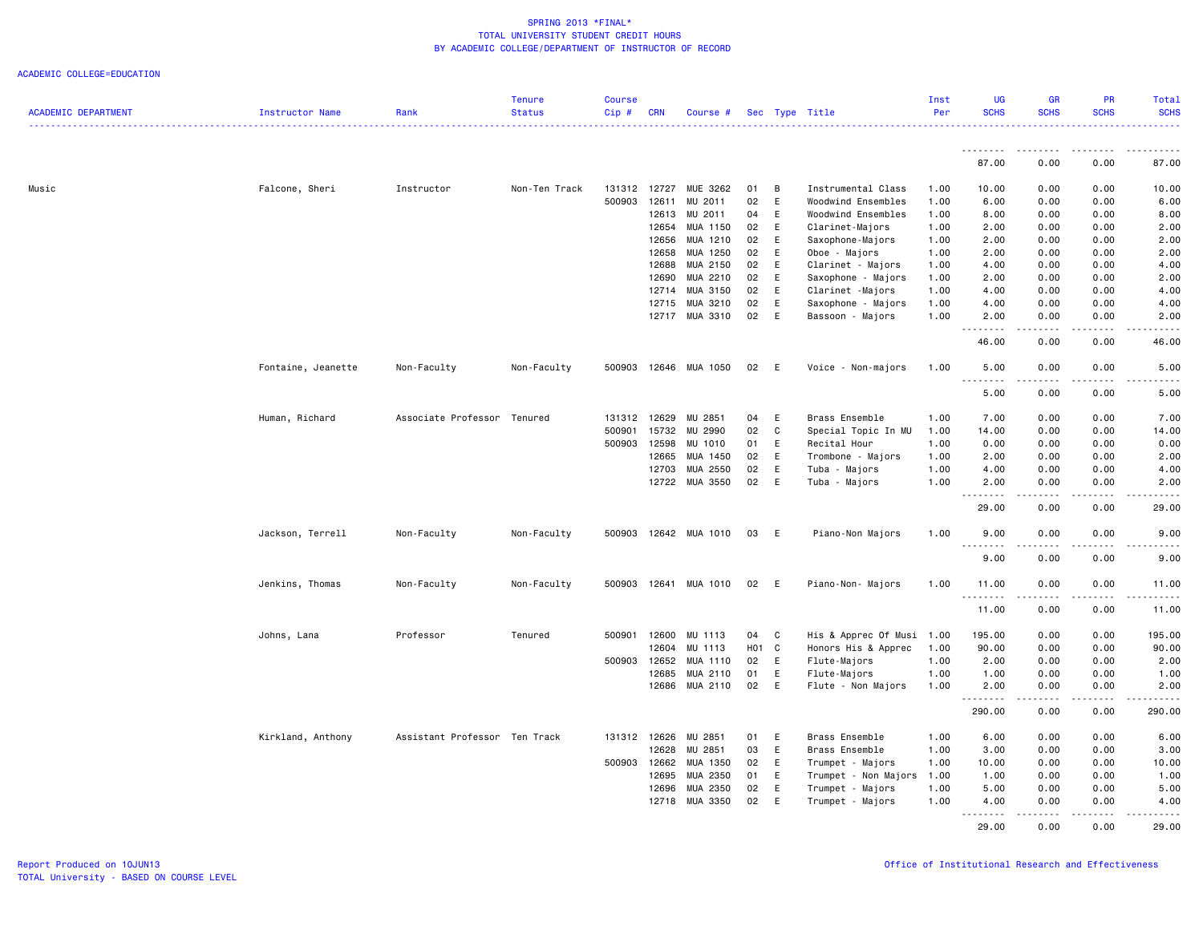SPRING 2013 *FINAL*
TOTAL UNIVERSITY STUDENT CREDIT HOURS
BY ACADEMIC COLLEGE/DEPARTMENT OF INSTRUCTOR OF RECORD

ACADEMIC COLLEGE=EDUCATION

| ACADEMIC DEPARTMENT | Instructor Name | Rank | Tenure Status | Course Cip # | CRN | Course # | Sec | Type | Title | Inst Per | UG SCHS | GR SCHS | PR SCHS | Total SCHS |
|---|---|---|---|---|---|---|---|---|---|---|---|---|---|---|
| | | | | | | | | | | | 87.00 | 0.00 | 0.00 | 87.00 |
| Music | Falcone, Sheri | Instructor | Non-Ten Track | 131312 | 12727 | MUE 3262 | 01 | B | Instrumental Class | 1.00 | 10.00 | 0.00 | 0.00 | 10.00 |
| | | | | 500903 | 12611 | MU 2011 | 02 | E | Woodwind Ensembles | 1.00 | 6.00 | 0.00 | 0.00 | 6.00 |
| | | | | | 12613 | MU 2011 | 04 | E | Woodwind Ensembles | 1.00 | 8.00 | 0.00 | 0.00 | 8.00 |
| | | | | | 12654 | MUA 1150 | 02 | E | Clarinet-Majors | 1.00 | 2.00 | 0.00 | 0.00 | 2.00 |
| | | | | | 12656 | MUA 1210 | 02 | E | Saxophone-Majors | 1.00 | 2.00 | 0.00 | 0.00 | 2.00 |
| | | | | | 12658 | MUA 1250 | 02 | E | Oboe - Majors | 1.00 | 2.00 | 0.00 | 0.00 | 2.00 |
| | | | | | 12688 | MUA 2150 | 02 | E | Clarinet - Majors | 1.00 | 4.00 | 0.00 | 0.00 | 4.00 |
| | | | | | 12690 | MUA 2210 | 02 | E | Saxophone - Majors | 1.00 | 2.00 | 0.00 | 0.00 | 2.00 |
| | | | | | 12714 | MUA 3150 | 02 | E | Clarinet -Majors | 1.00 | 4.00 | 0.00 | 0.00 | 4.00 |
| | | | | | 12715 | MUA 3210 | 02 | E | Saxophone - Majors | 1.00 | 4.00 | 0.00 | 0.00 | 4.00 |
| | | | | | 12717 | MUA 3310 | 02 | E | Bassoon - Majors | 1.00 | 2.00 | 0.00 | 0.00 | 2.00 |
| | | | | | | | | | | | 46.00 | 0.00 | 0.00 | 46.00 |
| | Fontaine, Jeanette | Non-Faculty | Non-Faculty | 500903 | 12646 | MUA 1050 | 02 | E | Voice - Non-majors | 1.00 | 5.00 | 0.00 | 0.00 | 5.00 |
| | | | | | | | | | | | 5.00 | 0.00 | 0.00 | 5.00 |
| | Human, Richard | Associate Professor | Tenured | 131312 | 12629 | MU 2851 | 04 | E | Brass Ensemble | 1.00 | 7.00 | 0.00 | 0.00 | 7.00 |
| | | | | 500901 | 15732 | MU 2990 | 02 | C | Special Topic In MU | 1.00 | 14.00 | 0.00 | 0.00 | 14.00 |
| | | | | 500903 | 12598 | MU 1010 | 01 | E | Recital Hour | 1.00 | 0.00 | 0.00 | 0.00 | 0.00 |
| | | | | | 12665 | MUA 1450 | 02 | E | Trombone - Majors | 1.00 | 2.00 | 0.00 | 0.00 | 2.00 |
| | | | | | 12703 | MUA 2550 | 02 | E | Tuba - Majors | 1.00 | 4.00 | 0.00 | 0.00 | 4.00 |
| | | | | | 12722 | MUA 3550 | 02 | E | Tuba - Majors | 1.00 | 2.00 | 0.00 | 0.00 | 2.00 |
| | | | | | | | | | | | 29.00 | 0.00 | 0.00 | 29.00 |
| | Jackson, Terrell | Non-Faculty | Non-Faculty | 500903 | 12642 | MUA 1010 | 03 | E | Piano-Non Majors | 1.00 | 9.00 | 0.00 | 0.00 | 9.00 |
| | | | | | | | | | | | 9.00 | 0.00 | 0.00 | 9.00 |
| | Jenkins, Thomas | Non-Faculty | Non-Faculty | 500903 | 12641 | MUA 1010 | 02 | E | Piano-Non- Majors | 1.00 | 11.00 | 0.00 | 0.00 | 11.00 |
| | | | | | | | | | | | 11.00 | 0.00 | 0.00 | 11.00 |
| | Johns, Lana | Professor | Tenured | 500901 | 12600 | MU 1113 | 04 | C | His & Apprec Of Musi | 1.00 | 195.00 | 0.00 | 0.00 | 195.00 |
| | | | | | 12604 | MU 1113 | H01 | C | Honors His & Apprec | 1.00 | 90.00 | 0.00 | 0.00 | 90.00 |
| | | | | 500903 | 12652 | MUA 1110 | 02 | E | Flute-Majors | 1.00 | 2.00 | 0.00 | 0.00 | 2.00 |
| | | | | | 12685 | MUA 2110 | 01 | E | Flute-Majors | 1.00 | 1.00 | 0.00 | 0.00 | 1.00 |
| | | | | | 12686 | MUA 2110 | 02 | E | Flute - Non Majors | 1.00 | 2.00 | 0.00 | 0.00 | 2.00 |
| | | | | | | | | | | | 290.00 | 0.00 | 0.00 | 290.00 |
| | Kirkland, Anthony | Assistant Professor | Ten Track | 131312 | 12626 | MU 2851 | 01 | E | Brass Ensemble | 1.00 | 6.00 | 0.00 | 0.00 | 6.00 |
| | | | | | 12628 | MU 2851 | 03 | E | Brass Ensemble | 1.00 | 3.00 | 0.00 | 0.00 | 3.00 |
| | | | | 500903 | 12662 | MUA 1350 | 02 | E | Trumpet - Majors | 1.00 | 10.00 | 0.00 | 0.00 | 10.00 |
| | | | | | 12695 | MUA 2350 | 01 | E | Trumpet - Non Majors | 1.00 | 1.00 | 0.00 | 0.00 | 1.00 |
| | | | | | 12696 | MUA 2350 | 02 | E | Trumpet - Majors | 1.00 | 5.00 | 0.00 | 0.00 | 5.00 |
| | | | | | 12718 | MUA 3350 | 02 | E | Trumpet - Majors | 1.00 | 4.00 | 0.00 | 0.00 | 4.00 |
| | | | | | | | | | | | 29.00 | 0.00 | 0.00 | 29.00 |

Report Produced on 10JUN13
TOTAL University - BASED ON COURSE LEVEL

Office of Institutional Research and Effectiveness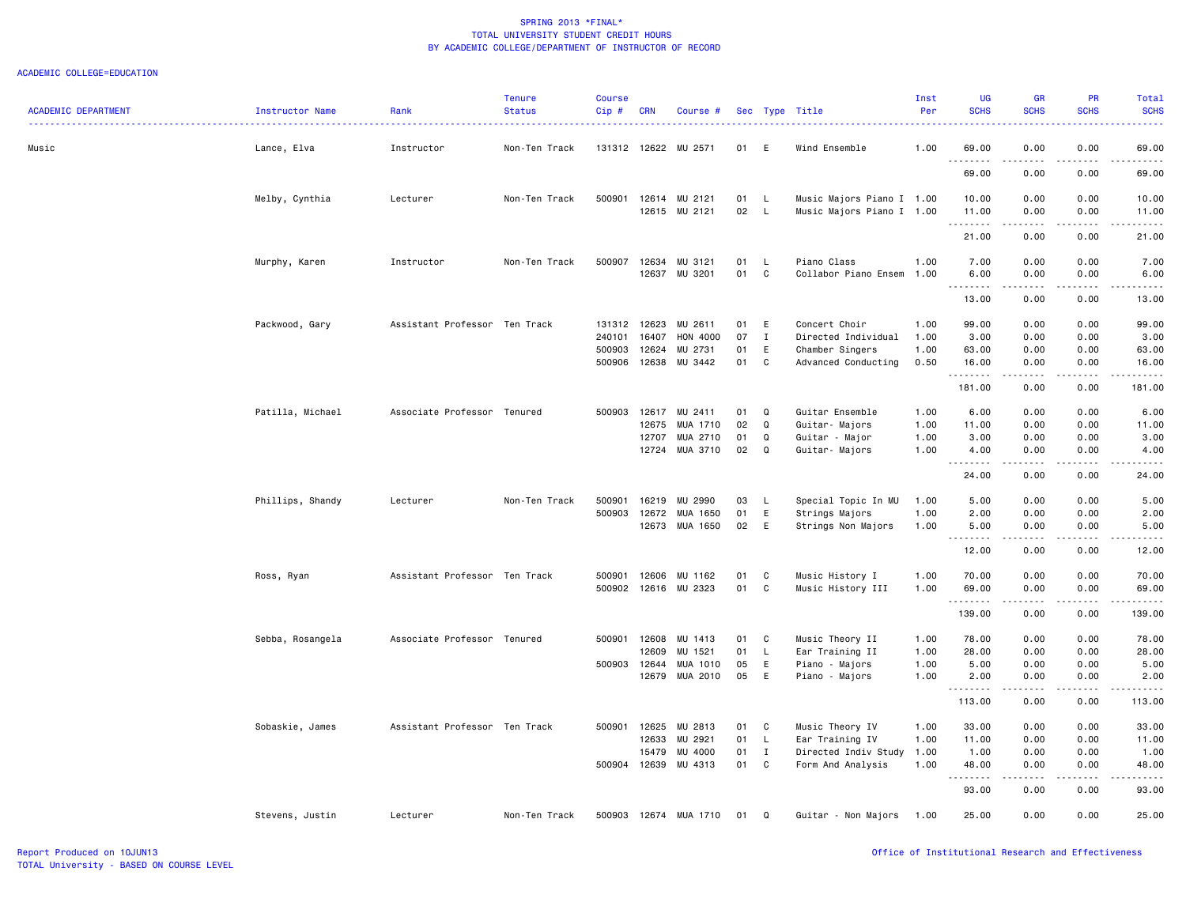SPRING 2013 *FINAL*
TOTAL UNIVERSITY STUDENT CREDIT HOURS
BY ACADEMIC COLLEGE/DEPARTMENT OF INSTRUCTOR OF RECORD

ACADEMIC COLLEGE=EDUCATION

| ACADEMIC DEPARTMENT | Instructor Name | Rank | Tenure Status | Course Cip # | CRN | Course # | Sec | Type | Title | Inst Per | UG SCHS | GR SCHS | PR SCHS | Total SCHS |
|---|---|---|---|---|---|---|---|---|---|---|---|---|---|---|
| Music | Lance, Elva | Instructor | Non-Ten Track | 131312 | 12622 | MU 2571 | 01 | E | Wind Ensemble | 1.00 | 69.00 | 0.00 | 0.00 | 69.00 |
| | | | | | | | | | | | 69.00 | 0.00 | 0.00 | 69.00 |
| | Melby, Cynthia | Lecturer | Non-Ten Track | 500901 | 12614 | MU 2121 | 01 | L | Music Majors Piano I | 1.00 | 10.00 | 0.00 | 0.00 | 10.00 |
| | | | | | 12615 | MU 2121 | 02 | L | Music Majors Piano I | 1.00 | 11.00 | 0.00 | 0.00 | 11.00 |
| | | | | | | | | | | | 21.00 | 0.00 | 0.00 | 21.00 |
| | Murphy, Karen | Instructor | Non-Ten Track | 500907 | 12634 | MU 3121 | 01 | L | Piano Class | 1.00 | 7.00 | 0.00 | 0.00 | 7.00 |
| | | | | | 12637 | MU 3201 | 01 | C | Collabor Piano Ensem | 1.00 | 6.00 | 0.00 | 0.00 | 6.00 |
| | | | | | | | | | | | 13.00 | 0.00 | 0.00 | 13.00 |
| | Packwood, Gary | Assistant Professor | Ten Track | 131312 | 12623 | MU 2611 | 01 | E | Concert Choir | 1.00 | 99.00 | 0.00 | 0.00 | 99.00 |
| | | | | 240101 | 16407 | HON 4000 | 07 | I | Directed Individual | 1.00 | 3.00 | 0.00 | 0.00 | 3.00 |
| | | | | 500903 | 12624 | MU 2731 | 01 | E | Chamber Singers | 1.00 | 63.00 | 0.00 | 0.00 | 63.00 |
| | | | | 500906 | 12638 | MU 3442 | 01 | C | Advanced Conducting | 0.50 | 16.00 | 0.00 | 0.00 | 16.00 |
| | | | | | | | | | | | 181.00 | 0.00 | 0.00 | 181.00 |
| | Patilla, Michael | Associate Professor | Tenured | 500903 | 12617 | MU 2411 | 01 | Q | Guitar Ensemble | 1.00 | 6.00 | 0.00 | 0.00 | 6.00 |
| | | | | | 12675 | MUA 1710 | 02 | Q | Guitar- Majors | 1.00 | 11.00 | 0.00 | 0.00 | 11.00 |
| | | | | | 12707 | MUA 2710 | 01 | Q | Guitar - Major | 1.00 | 3.00 | 0.00 | 0.00 | 3.00 |
| | | | | | 12724 | MUA 3710 | 02 | Q | Guitar- Majors | 1.00 | 4.00 | 0.00 | 0.00 | 4.00 |
| | | | | | | | | | | | 24.00 | 0.00 | 0.00 | 24.00 |
| | Phillips, Shandy | Lecturer | Non-Ten Track | 500901 | 16219 | MU 2990 | 03 | L | Special Topic In MU | 1.00 | 5.00 | 0.00 | 0.00 | 5.00 |
| | | | | 500903 | 12672 | MUA 1650 | 01 | E | Strings Majors | 1.00 | 2.00 | 0.00 | 0.00 | 2.00 |
| | | | | | 12673 | MUA 1650 | 02 | E | Strings Non Majors | 1.00 | 5.00 | 0.00 | 0.00 | 5.00 |
| | | | | | | | | | | | 12.00 | 0.00 | 0.00 | 12.00 |
| | Ross, Ryan | Assistant Professor | Ten Track | 500901 | 12606 | MU 1162 | 01 | C | Music History I | 1.00 | 70.00 | 0.00 | 0.00 | 70.00 |
| | | | | 500902 | 12616 | MU 2323 | 01 | C | Music History III | 1.00 | 69.00 | 0.00 | 0.00 | 69.00 |
| | | | | | | | | | | | 139.00 | 0.00 | 0.00 | 139.00 |
| | Sebba, Rosangela | Associate Professor | Tenured | 500901 | 12608 | MU 1413 | 01 | C | Music Theory II | 1.00 | 78.00 | 0.00 | 0.00 | 78.00 |
| | | | | | 12609 | MU 1521 | 01 | L | Ear Training II | 1.00 | 28.00 | 0.00 | 0.00 | 28.00 |
| | | | | 500903 | 12644 | MUA 1010 | 05 | E | Piano - Majors | 1.00 | 5.00 | 0.00 | 0.00 | 5.00 |
| | | | | | 12679 | MUA 2010 | 05 | E | Piano - Majors | 1.00 | 2.00 | 0.00 | 0.00 | 2.00 |
| | | | | | | | | | | | 113.00 | 0.00 | 0.00 | 113.00 |
| | Sobaskie, James | Assistant Professor | Ten Track | 500901 | 12625 | MU 2813 | 01 | C | Music Theory IV | 1.00 | 33.00 | 0.00 | 0.00 | 33.00 |
| | | | | | 12633 | MU 2921 | 01 | L | Ear Training IV | 1.00 | 11.00 | 0.00 | 0.00 | 11.00 |
| | | | | | 15479 | MU 4000 | 01 | I | Directed Indiv Study | 1.00 | 1.00 | 0.00 | 0.00 | 1.00 |
| | | | | 500904 | 12639 | MU 4313 | 01 | C | Form And Analysis | 1.00 | 48.00 | 0.00 | 0.00 | 48.00 |
| | | | | | | | | | | | 93.00 | 0.00 | 0.00 | 93.00 |
| | Stevens, Justin | Lecturer | Non-Ten Track | 500903 | 12674 | MUA 1710 | 01 | Q | Guitar - Non Majors | 1.00 | 25.00 | 0.00 | 0.00 | 25.00 |

Report Produced on 10JUN13
TOTAL University - BASED ON COURSE LEVEL

Office of Institutional Research and Effectiveness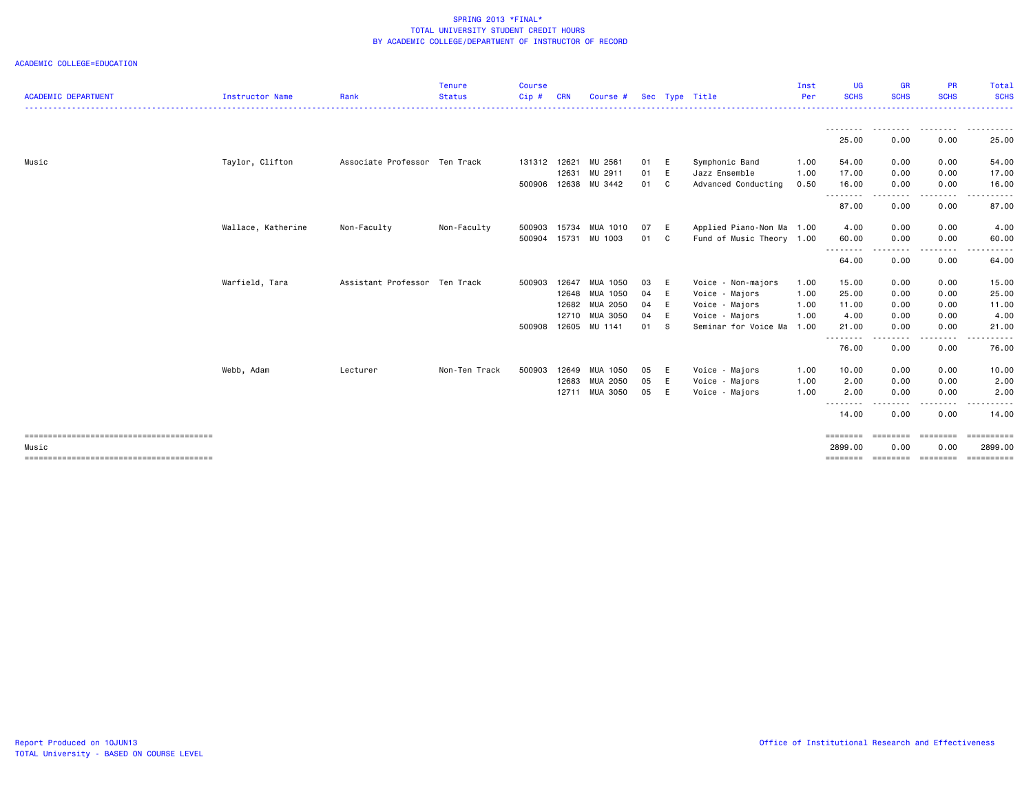SPRING 2013 *FINAL*
TOTAL UNIVERSITY STUDENT CREDIT HOURS
BY ACADEMIC COLLEGE/DEPARTMENT OF INSTRUCTOR OF RECORD

ACADEMIC COLLEGE=EDUCATION

| ACADEMIC DEPARTMENT | Instructor Name | Rank | Tenure Status | Course Cip # | CRN | Course # | Sec | Type | Title | Inst Per | UG SCHS | GR SCHS | PR SCHS | Total SCHS |
|---|---|---|---|---|---|---|---|---|---|---|---|---|---|---|
| | | | | | | | | | | | 25.00 | 0.00 | 0.00 | 25.00 |
| Music | Taylor, Clifton | Associate Professor | Ten Track | 131312 | 12621 | MU 2561 | 01 | E | Symphonic Band | 1.00 | 54.00 | 0.00 | 0.00 | 54.00 |
| | | | | | 12631 | MU 2911 | 01 | E | Jazz Ensemble | 1.00 | 17.00 | 0.00 | 0.00 | 17.00 |
| | | | | 500906 | 12638 | MU 3442 | 01 | C | Advanced Conducting | 0.50 | 16.00 | 0.00 | 0.00 | 16.00 |
| | | | | | | | | | | | 87.00 | 0.00 | 0.00 | 87.00 |
| | Wallace, Katherine | Non-Faculty | Non-Faculty | 500903 | 15734 | MUA 1010 | 07 | E | Applied Piano-Non Ma | 1.00 | 4.00 | 0.00 | 0.00 | 4.00 |
| | | | | 500904 | 15731 | MU 1003 | 01 | C | Fund of Music Theory | 1.00 | 60.00 | 0.00 | 0.00 | 60.00 |
| | | | | | | | | | | | 64.00 | 0.00 | 0.00 | 64.00 |
| | Warfield, Tara | Assistant Professor | Ten Track | 500903 | 12647 | MUA 1050 | 03 | E | Voice - Non-majors | 1.00 | 15.00 | 0.00 | 0.00 | 15.00 |
| | | | | | 12648 | MUA 1050 | 04 | E | Voice - Majors | 1.00 | 25.00 | 0.00 | 0.00 | 25.00 |
| | | | | | 12682 | MUA 2050 | 04 | E | Voice - Majors | 1.00 | 11.00 | 0.00 | 0.00 | 11.00 |
| | | | | | 12710 | MUA 3050 | 04 | E | Voice - Majors | 1.00 | 4.00 | 0.00 | 0.00 | 4.00 |
| | | | | 500908 | 12605 | MU 1141 | 01 | S | Seminar for Voice Ma | 1.00 | 21.00 | 0.00 | 0.00 | 21.00 |
| | | | | | | | | | | | 76.00 | 0.00 | 0.00 | 76.00 |
| | Webb, Adam | Lecturer | Non-Ten Track | 500903 | 12649 | MUA 1050 | 05 | E | Voice - Majors | 1.00 | 10.00 | 0.00 | 0.00 | 10.00 |
| | | | | | 12683 | MUA 2050 | 05 | E | Voice - Majors | 1.00 | 2.00 | 0.00 | 0.00 | 2.00 |
| | | | | | 12711 | MUA 3050 | 05 | E | Voice - Majors | 1.00 | 2.00 | 0.00 | 0.00 | 2.00 |
| | | | | | | | | | | | 14.00 | 0.00 | 0.00 | 14.00 |
| Music | | | | | | | | | | | 2899.00 | 0.00 | 0.00 | 2899.00 |

Report Produced on 10JUN13
TOTAL University - BASED ON COURSE LEVEL

Office of Institutional Research and Effectiveness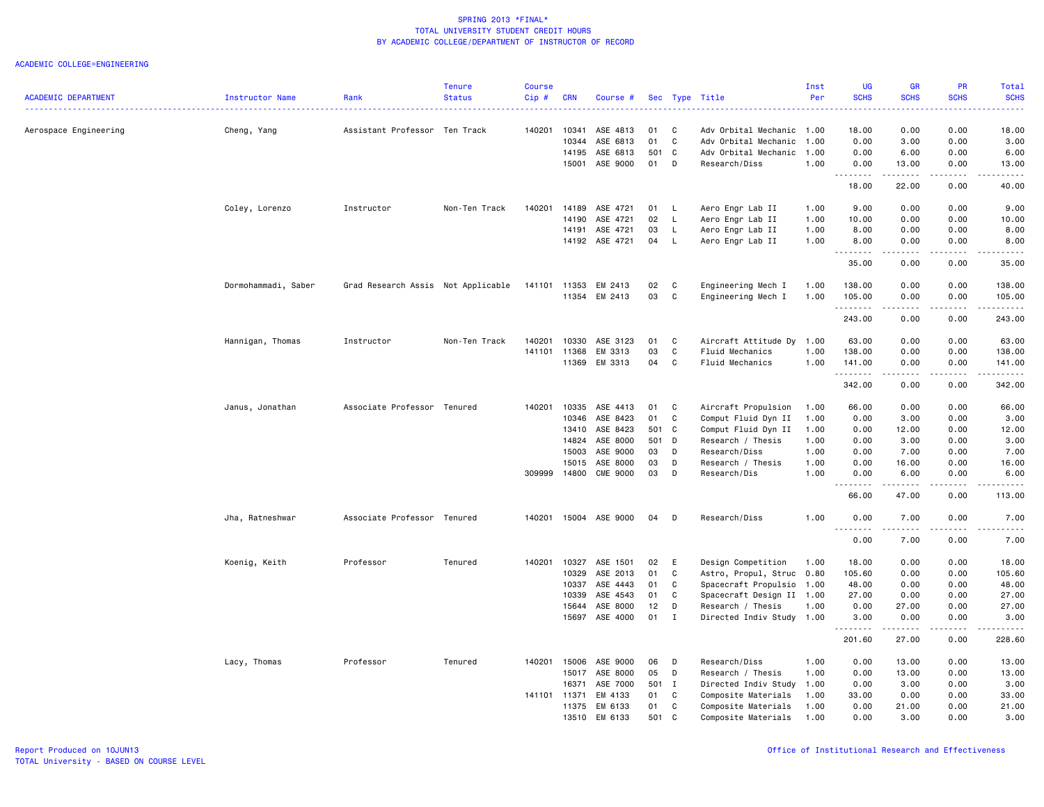SPRING 2013 *FINAL*
TOTAL UNIVERSITY STUDENT CREDIT HOURS
BY ACADEMIC COLLEGE/DEPARTMENT OF INSTRUCTOR OF RECORD

ACADEMIC COLLEGE=ENGINEERING

| ACADEMIC DEPARTMENT | Instructor Name | Rank | Tenure Status | Course Cip # | CRN | Course # | Sec | Type | Title | Inst Per | UG SCHS | GR SCHS | PR SCHS | Total SCHS |
|---|---|---|---|---|---|---|---|---|---|---|---|---|---|---|
| Aerospace Engineering | Cheng, Yang | Assistant Professor | Ten Track | 140201 | 10341 | ASE 4813 | 01 | C | Adv Orbital Mechanic | 1.00 | 18.00 | 0.00 | 0.00 | 18.00 |
| | | | | | 10344 | ASE 6813 | 01 | C | Adv Orbital Mechanic | 1.00 | 0.00 | 3.00 | 0.00 | 3.00 |
| | | | | | 14195 | ASE 6813 | 501 | C | Adv Orbital Mechanic | 1.00 | 0.00 | 6.00 | 0.00 | 6.00 |
| | | | | | 15001 | ASE 9000 | 01 | D | Research/Diss | 1.00 | 0.00 | 13.00 | 0.00 | 13.00 |
| | | | | | | | | | | | 18.00 | 22.00 | 0.00 | 40.00 |
| | Coley, Lorenzo | Instructor | Non-Ten Track | 140201 | 14189 | ASE 4721 | 01 | L | Aero Engr Lab II | 1.00 | 9.00 | 0.00 | 0.00 | 9.00 |
| | | | | | 14190 | ASE 4721 | 02 | L | Aero Engr Lab II | 1.00 | 10.00 | 0.00 | 0.00 | 10.00 |
| | | | | | 14191 | ASE 4721 | 03 | L | Aero Engr Lab II | 1.00 | 8.00 | 0.00 | 0.00 | 8.00 |
| | | | | | 14192 | ASE 4721 | 04 | L | Aero Engr Lab II | 1.00 | 8.00 | 0.00 | 0.00 | 8.00 |
| | | | | | | | | | | | 35.00 | 0.00 | 0.00 | 35.00 |
| | Dormohammadi, Saber | Grad Research Assis | Not Applicable | 141101 | 11353 | EM 2413 | 02 | C | Engineering Mech I | 1.00 | 138.00 | 0.00 | 0.00 | 138.00 |
| | | | | | 11354 | EM 2413 | 03 | C | Engineering Mech I | 1.00 | 105.00 | 0.00 | 0.00 | 105.00 |
| | | | | | | | | | | | 243.00 | 0.00 | 0.00 | 243.00 |
| | Hannigan, Thomas | Instructor | Non-Ten Track | 140201 | 10330 | ASE 3123 | 01 | C | Aircraft Attitude Dy | 1.00 | 63.00 | 0.00 | 0.00 | 63.00 |
| | | | | 141101 | 11368 | EM 3313 | 03 | C | Fluid Mechanics | 1.00 | 138.00 | 0.00 | 0.00 | 138.00 |
| | | | | | 11369 | EM 3313 | 04 | C | Fluid Mechanics | 1.00 | 141.00 | 0.00 | 0.00 | 141.00 |
| | | | | | | | | | | | 342.00 | 0.00 | 0.00 | 342.00 |
| | Janus, Jonathan | Associate Professor | Tenured | 140201 | 10335 | ASE 4413 | 01 | C | Aircraft Propulsion | 1.00 | 66.00 | 0.00 | 0.00 | 66.00 |
| | | | | | 10346 | ASE 8423 | 01 | C | Comput Fluid Dyn II | 1.00 | 0.00 | 3.00 | 0.00 | 3.00 |
| | | | | | 13410 | ASE 8423 | 501 | C | Comput Fluid Dyn II | 1.00 | 0.00 | 12.00 | 0.00 | 12.00 |
| | | | | | 14824 | ASE 8000 | 501 | D | Research / Thesis | 1.00 | 0.00 | 3.00 | 0.00 | 3.00 |
| | | | | | 15003 | ASE 9000 | 03 | D | Research/Diss | 1.00 | 0.00 | 7.00 | 0.00 | 7.00 |
| | | | | | 15015 | ASE 8000 | 03 | D | Research / Thesis | 1.00 | 0.00 | 16.00 | 0.00 | 16.00 |
| | | | | 309999 | 14800 | CME 9000 | 03 | D | Research/Dis | 1.00 | 0.00 | 6.00 | 0.00 | 6.00 |
| | | | | | | | | | | | 66.00 | 47.00 | 0.00 | 113.00 |
| | Jha, Ratneshwar | Associate Professor | Tenured | 140201 | 15004 | ASE 9000 | 04 | D | Research/Diss | 1.00 | 0.00 | 7.00 | 0.00 | 7.00 |
| | | | | | | | | | | | 0.00 | 7.00 | 0.00 | 7.00 |
| | Koenig, Keith | Professor | Tenured | 140201 | 10327 | ASE 1501 | 02 | E | Design Competition | 1.00 | 18.00 | 0.00 | 0.00 | 18.00 |
| | | | | | 10329 | ASE 2013 | 01 | C | Astro, Propul, Struc | 0.80 | 105.60 | 0.00 | 0.00 | 105.60 |
| | | | | | 10337 | ASE 4443 | 01 | C | Spacecraft Propulsio | 1.00 | 48.00 | 0.00 | 0.00 | 48.00 |
| | | | | | 10339 | ASE 4543 | 01 | C | Spacecraft Design II | 1.00 | 27.00 | 0.00 | 0.00 | 27.00 |
| | | | | | 15644 | ASE 8000 | 12 | D | Research / Thesis | 1.00 | 0.00 | 27.00 | 0.00 | 27.00 |
| | | | | | 15697 | ASE 4000 | 01 | I | Directed Indiv Study | 1.00 | 3.00 | 0.00 | 0.00 | 3.00 |
| | | | | | | | | | | | 201.60 | 27.00 | 0.00 | 228.60 |
| | Lacy, Thomas | Professor | Tenured | 140201 | 15006 | ASE 9000 | 06 | D | Research/Diss | 1.00 | 0.00 | 13.00 | 0.00 | 13.00 |
| | | | | | 15017 | ASE 8000 | 05 | D | Research / Thesis | 1.00 | 0.00 | 13.00 | 0.00 | 13.00 |
| | | | | | 16371 | ASE 7000 | 501 | I | Directed Indiv Study | 1.00 | 0.00 | 3.00 | 0.00 | 3.00 |
| | | | | 141101 | 11371 | EM 4133 | 01 | C | Composite Materials | 1.00 | 33.00 | 0.00 | 0.00 | 33.00 |
| | | | | | 11375 | EM 6133 | 01 | C | Composite Materials | 1.00 | 0.00 | 21.00 | 0.00 | 21.00 |
| | | | | | 13510 | EM 6133 | 501 | C | Composite Materials | 1.00 | 0.00 | 3.00 | 0.00 | 3.00 |

Report Produced on 10JUN13
TOTAL University - BASED ON COURSE LEVEL

Office of Institutional Research and Effectiveness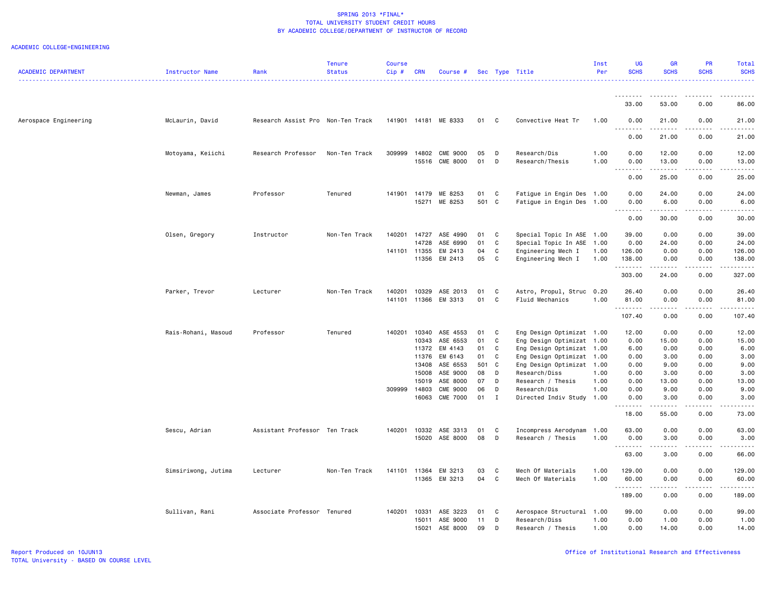SPRING 2013 *FINAL*
TOTAL UNIVERSITY STUDENT CREDIT HOURS
BY ACADEMIC COLLEGE/DEPARTMENT OF INSTRUCTOR OF RECORD

ACADEMIC COLLEGE=ENGINEERING

| ACADEMIC DEPARTMENT | Instructor Name | Rank | Tenure Status | Course Cip # | CRN | Course # | Sec | Type | Title | Inst Per | UG SCHS | GR SCHS | PR SCHS | Total SCHS |
|---|---|---|---|---|---|---|---|---|---|---|---|---|---|---|
| | | | | | | | | | | | 33.00 | 53.00 | 0.00 | 86.00 |
| Aerospace Engineering | McLaurin, David | Research Assist Pro | Non-Ten Track | 141901 | 14181 | ME 8333 | 01 | C | Convective Heat Tr | 1.00 | 0.00 | 21.00 | 0.00 | 21.00 |
| | | | | | | | | | | | 0.00 | 21.00 | 0.00 | 21.00 |
| | Motoyama, Keiichi | Research Professor | Non-Ten Track | 309999 | 14802 | CME 9000 | 05 | D | Research/Dis | 1.00 | 0.00 | 12.00 | 0.00 | 12.00 |
| | | | | | 15516 | CME 8000 | 01 | D | Research/Thesis | 1.00 | 0.00 | 13.00 | 0.00 | 13.00 |
| | | | | | | | | | | | 0.00 | 25.00 | 0.00 | 25.00 |
| | Newman, James | Professor | Tenured | 141901 | 14179 | ME 8253 | 01 | C | Fatigue in Engin Des | 1.00 | 0.00 | 24.00 | 0.00 | 24.00 |
| | | | | | 15271 | ME 8253 | 501 | C | Fatigue in Engin Des | 1.00 | 0.00 | 6.00 | 0.00 | 6.00 |
| | | | | | | | | | | | 0.00 | 30.00 | 0.00 | 30.00 |
| | Olsen, Gregory | Instructor | Non-Ten Track | 140201 | 14727 | ASE 4990 | 01 | C | Special Topic In ASE | 1.00 | 39.00 | 0.00 | 0.00 | 39.00 |
| | | | | | 14728 | ASE 6990 | 01 | C | Special Topic In ASE | 1.00 | 0.00 | 24.00 | 0.00 | 24.00 |
| | | | | 141101 | 11355 | EM 2413 | 04 | C | Engineering Mech I | 1.00 | 126.00 | 0.00 | 0.00 | 126.00 |
| | | | | | 11356 | EM 2413 | 05 | C | Engineering Mech I | 1.00 | 138.00 | 0.00 | 0.00 | 138.00 |
| | | | | | | | | | | | 303.00 | 24.00 | 0.00 | 327.00 |
| | Parker, Trevor | Lecturer | Non-Ten Track | 140201 | 10329 | ASE 2013 | 01 | C | Astro, Propul, Struc | 0.20 | 26.40 | 0.00 | 0.00 | 26.40 |
| | | | | 141101 | 11366 | EM 3313 | 01 | C | Fluid Mechanics | 1.00 | 81.00 | 0.00 | 0.00 | 81.00 |
| | | | | | | | | | | | 107.40 | 0.00 | 0.00 | 107.40 |
| | Rais-Rohani, Masoud | Professor | Tenured | 140201 | 10340 | ASE 4553 | 01 | C | Eng Design Optimizat | 1.00 | 12.00 | 0.00 | 0.00 | 12.00 |
| | | | | | 10343 | ASE 6553 | 01 | C | Eng Design Optimizat | 1.00 | 0.00 | 15.00 | 0.00 | 15.00 |
| | | | | | 11372 | EM 4143 | 01 | C | Eng Design Optimizat | 1.00 | 6.00 | 0.00 | 0.00 | 6.00 |
| | | | | | 11376 | EM 6143 | 01 | C | Eng Design Optimizat | 1.00 | 0.00 | 3.00 | 0.00 | 3.00 |
| | | | | | 13408 | ASE 6553 | 501 | C | Eng Design Optimizat | 1.00 | 0.00 | 9.00 | 0.00 | 9.00 |
| | | | | | 15008 | ASE 9000 | 08 | D | Research/Diss | 1.00 | 0.00 | 3.00 | 0.00 | 3.00 |
| | | | | | 15019 | ASE 8000 | 07 | D | Research / Thesis | 1.00 | 0.00 | 13.00 | 0.00 | 13.00 |
| | | | | 309999 | 14803 | CME 9000 | 06 | D | Research/Dis | 1.00 | 0.00 | 9.00 | 0.00 | 9.00 |
| | | | | | 16063 | CME 7000 | 01 | I | Directed Indiv Study | 1.00 | 0.00 | 3.00 | 0.00 | 3.00 |
| | | | | | | | | | | | 18.00 | 55.00 | 0.00 | 73.00 |
| | Sescu, Adrian | Assistant Professor | Ten Track | 140201 | 10332 | ASE 3313 | 01 | C | Incompress Aerodynam | 1.00 | 63.00 | 0.00 | 0.00 | 63.00 |
| | | | | | 15020 | ASE 8000 | 08 | D | Research / Thesis | 1.00 | 0.00 | 3.00 | 0.00 | 3.00 |
| | | | | | | | | | | | 63.00 | 3.00 | 0.00 | 66.00 |
| | Simsiriwong, Jutima | Lecturer | Non-Ten Track | 141101 | 11364 | EM 3213 | 03 | C | Mech Of Materials | 1.00 | 129.00 | 0.00 | 0.00 | 129.00 |
| | | | | | 11365 | EM 3213 | 04 | C | Mech Of Materials | 1.00 | 60.00 | 0.00 | 0.00 | 60.00 |
| | | | | | | | | | | | 189.00 | 0.00 | 0.00 | 189.00 |
| | Sullivan, Rani | Associate Professor | Tenured | 140201 | 10331 | ASE 3223 | 01 | C | Aerospace Structural | 1.00 | 99.00 | 0.00 | 0.00 | 99.00 |
| | | | | | 15011 | ASE 9000 | 11 | D | Research/Diss | 1.00 | 0.00 | 1.00 | 0.00 | 1.00 |
| | | | | | 15021 | ASE 8000 | 09 | D | Research / Thesis | 1.00 | 0.00 | 14.00 | 0.00 | 14.00 |

Report Produced on 10JUN13
TOTAL University - BASED ON COURSE LEVEL

Office of Institutional Research and Effectiveness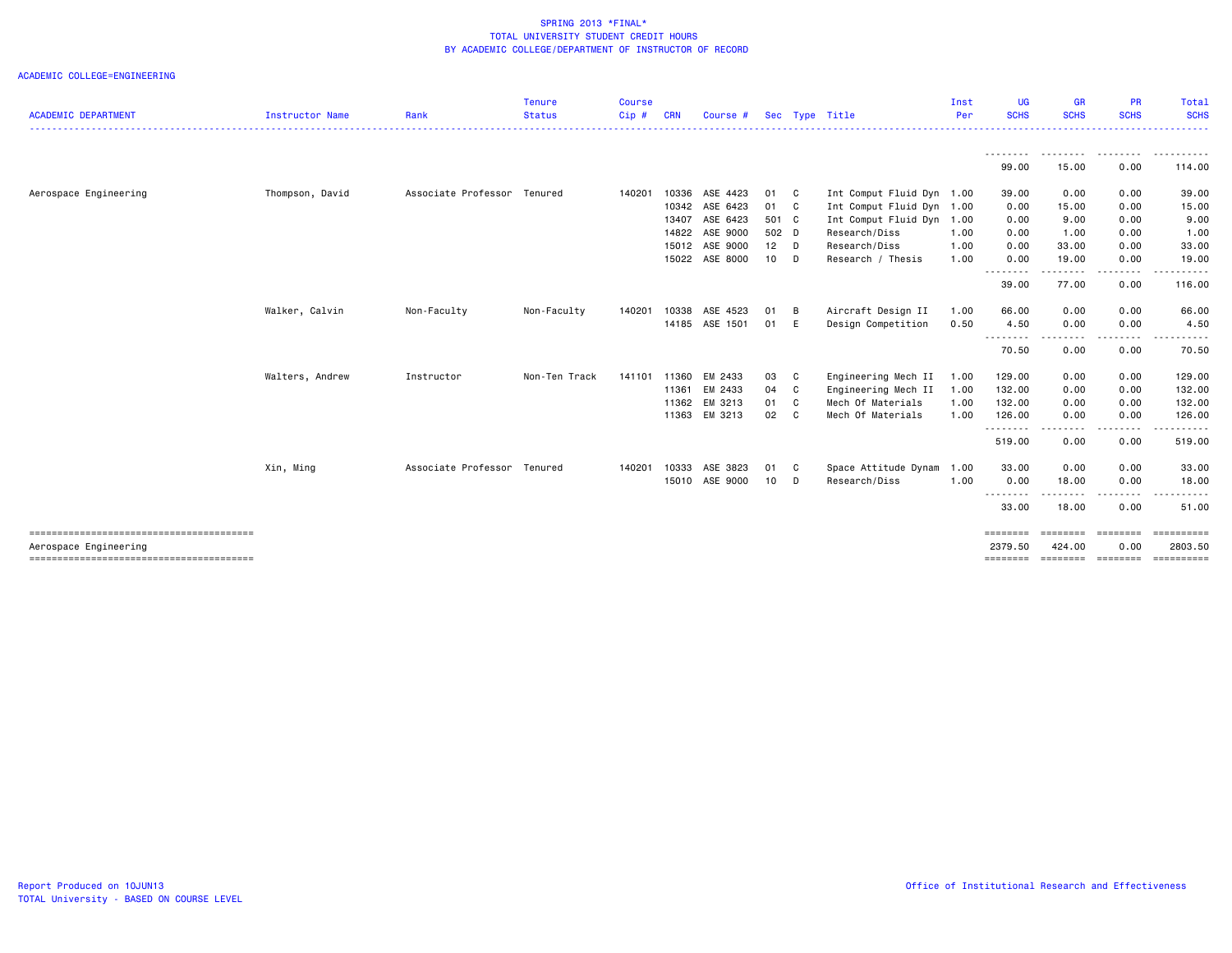SPRING 2013 *FINAL*
TOTAL UNIVERSITY STUDENT CREDIT HOURS
BY ACADEMIC COLLEGE/DEPARTMENT OF INSTRUCTOR OF RECORD

ACADEMIC COLLEGE=ENGINEERING

| ACADEMIC DEPARTMENT | Instructor Name | Rank | Tenure Status | Course Cip # | CRN | Course # | Sec | Type | Title | Inst Per | UG SCHS | GR SCHS | PR SCHS | Total SCHS |
|---|---|---|---|---|---|---|---|---|---|---|---|---|---|---|
| | | | | | | | | | | | 99.00 | 15.00 | 0.00 | 114.00 |
| Aerospace Engineering | Thompson, David | Associate Professor | Tenured | 140201 | 10336 | ASE 4423 | 01 | C | Int Comput Fluid Dyn | 1.00 | 39.00 | 0.00 | 0.00 | 39.00 |
| | | | | | 10342 | ASE 6423 | 01 | C | Int Comput Fluid Dyn | 1.00 | 0.00 | 15.00 | 0.00 | 15.00 |
| | | | | | 13407 | ASE 6423 | 501 | C | Int Comput Fluid Dyn | 1.00 | 0.00 | 9.00 | 0.00 | 9.00 |
| | | | | | 14822 | ASE 9000 | 502 | D | Research/Diss | 1.00 | 0.00 | 1.00 | 0.00 | 1.00 |
| | | | | | 15012 | ASE 9000 | 12 | D | Research/Diss | 1.00 | 0.00 | 33.00 | 0.00 | 33.00 |
| | | | | | 15022 | ASE 8000 | 10 | D | Research / Thesis | 1.00 | 0.00 | 19.00 | 0.00 | 19.00 |
| | | | | | | | | | | | 39.00 | 77.00 | 0.00 | 116.00 |
| | Walker, Calvin | Non-Faculty | Non-Faculty | 140201 | 10338 | ASE 4523 | 01 | B | Aircraft Design II | 1.00 | 66.00 | 0.00 | 0.00 | 66.00 |
| | | | | | 14185 | ASE 1501 | 01 | E | Design Competition | 0.50 | 4.50 | 0.00 | 0.00 | 4.50 |
| | | | | | | | | | | | 70.50 | 0.00 | 0.00 | 70.50 |
| | Walters, Andrew | Instructor | Non-Ten Track | 141101 | 11360 | EM 2433 | 03 | C | Engineering Mech II | 1.00 | 129.00 | 0.00 | 0.00 | 129.00 |
| | | | | | 11361 | EM 2433 | 04 | C | Engineering Mech II | 1.00 | 132.00 | 0.00 | 0.00 | 132.00 |
| | | | | | 11362 | EM 3213 | 01 | C | Mech Of Materials | 1.00 | 132.00 | 0.00 | 0.00 | 132.00 |
| | | | | | 11363 | EM 3213 | 02 | C | Mech Of Materials | 1.00 | 126.00 | 0.00 | 0.00 | 126.00 |
| | | | | | | | | | | | 519.00 | 0.00 | 0.00 | 519.00 |
| | Xin, Ming | Associate Professor | Tenured | 140201 | 10333 | ASE 3823 | 01 | C | Space Attitude Dynam | 1.00 | 33.00 | 0.00 | 0.00 | 33.00 |
| | | | | | 15010 | ASE 9000 | 10 | D | Research/Diss | 1.00 | 0.00 | 18.00 | 0.00 | 18.00 |
| | | | | | | | | | | | 33.00 | 18.00 | 0.00 | 51.00 |
| Aerospace Engineering | | | | | | | | | | | 2379.50 | 424.00 | 0.00 | 2803.50 |

Report Produced on 10JUN13
TOTAL University - BASED ON COURSE LEVEL

Office of Institutional Research and Effectiveness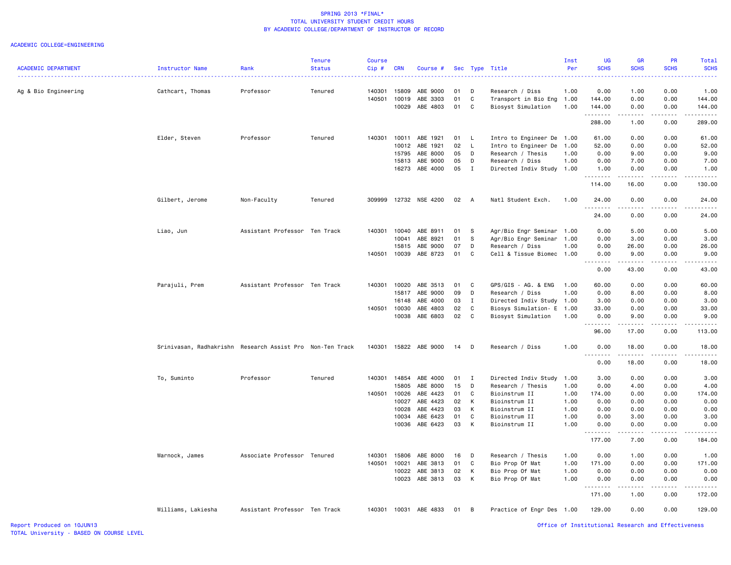SPRING 2013 *FINAL*
TOTAL UNIVERSITY STUDENT CREDIT HOURS
BY ACADEMIC COLLEGE/DEPARTMENT OF INSTRUCTOR OF RECORD

ACADEMIC COLLEGE=ENGINEERING

| ACADEMIC DEPARTMENT | Instructor Name | Rank | Tenure Status | Course Cip # | CRN | Course # | Sec | Type | Title | Inst Per | UG SCHS | GR SCHS | PR SCHS | Total SCHS |
|---|---|---|---|---|---|---|---|---|---|---|---|---|---|---|
| Ag & Bio Engineering | Cathcart, Thomas | Professor | Tenured | 140301 | 15809 | ABE 9000 | 01 | D | Research / Diss | 1.00 | 0.00 | 1.00 | 0.00 | 1.00 |
| | | | | 140501 | 10019 | ABE 3303 | 01 | C | Transport in Bio Eng | 1.00 | 144.00 | 0.00 | 0.00 | 144.00 |
| | | | | | 10029 | ABE 4803 | 01 | C | Biosyst Simulation | 1.00 | 144.00 | 0.00 | 0.00 | 144.00 |
| | | | | | | | | | | | 288.00 | 1.00 | 0.00 | 289.00 |
| | Elder, Steven | Professor | Tenured | 140301 | 10011 | ABE 1921 | 01 | L | Intro to Engineer De | 1.00 | 61.00 | 0.00 | 0.00 | 61.00 |
| | | | | | 10012 | ABE 1921 | 02 | L | Intro to Engineer De | 1.00 | 52.00 | 0.00 | 0.00 | 52.00 |
| | | | | | 15795 | ABE 8000 | 05 | D | Research / Thesis | 1.00 | 0.00 | 9.00 | 0.00 | 9.00 |
| | | | | | 15813 | ABE 9000 | 05 | D | Research / Diss | 1.00 | 0.00 | 7.00 | 0.00 | 7.00 |
| | | | | | 16273 | ABE 4000 | 05 | I | Directed Indiv Study | 1.00 | 1.00 | 0.00 | 0.00 | 1.00 |
| | | | | | | | | | | | 114.00 | 16.00 | 0.00 | 130.00 |
| | Gilbert, Jerome | Non-Faculty | Tenured | 309999 | 12732 | NSE 4200 | 02 | A | Natl Student Exch. | 1.00 | 24.00 | 0.00 | 0.00 | 24.00 |
| | | | | | | | | | | | 24.00 | 0.00 | 0.00 | 24.00 |
| | Liao, Jun | Assistant Professor | Ten Track | 140301 | 10040 | ABE 8911 | 01 | S | Agr/Bio Engr Seminar | 1.00 | 0.00 | 5.00 | 0.00 | 5.00 |
| | | | | | 10041 | ABE 8921 | 01 | S | Agr/Bio Engr Seminar | 1.00 | 0.00 | 3.00 | 0.00 | 3.00 |
| | | | | | 15815 | ABE 9000 | 07 | D | Research / Diss | 1.00 | 0.00 | 26.00 | 0.00 | 26.00 |
| | | | | 140501 | 10039 | ABE 8723 | 01 | C | Cell & Tissue Biomec | 1.00 | 0.00 | 9.00 | 0.00 | 9.00 |
| | | | | | | | | | | | 0.00 | 43.00 | 0.00 | 43.00 |
| | Parajuli, Prem | Assistant Professor | Ten Track | 140301 | 10020 | ABE 3513 | 01 | C | GPS/GIS - AG. & ENG | 1.00 | 60.00 | 0.00 | 0.00 | 60.00 |
| | | | | | 15817 | ABE 9000 | 09 | D | Research / Diss | 1.00 | 0.00 | 8.00 | 0.00 | 8.00 |
| | | | | | 16148 | ABE 4000 | 03 | I | Directed Indiv Study | 1.00 | 3.00 | 0.00 | 0.00 | 3.00 |
| | | | | 140501 | 10030 | ABE 4803 | 02 | C | Biosys Simulation- E | 1.00 | 33.00 | 0.00 | 0.00 | 33.00 |
| | | | | | 10038 | ABE 6803 | 02 | C | Biosyst Simulation | 1.00 | 0.00 | 9.00 | 0.00 | 9.00 |
| | | | | | | | | | | | 96.00 | 17.00 | 0.00 | 113.00 |
| | Srinivasan, Radhakrishn | Research Assist Pro | Non-Ten Track | 140301 | 15822 | ABE 9000 | 14 | D | Research / Diss | 1.00 | 0.00 | 18.00 | 0.00 | 18.00 |
| | | | | | | | | | | | 0.00 | 18.00 | 0.00 | 18.00 |
| | To, Suminto | Professor | Tenured | 140301 | 14854 | ABE 4000 | 01 | I | Directed Indiv Study | 1.00 | 3.00 | 0.00 | 0.00 | 3.00 |
| | | | | | 15805 | ABE 8000 | 15 | D | Research / Thesis | 1.00 | 0.00 | 4.00 | 0.00 | 4.00 |
| | | | | 140501 | 10026 | ABE 4423 | 01 | C | Bioinstrum II | 1.00 | 174.00 | 0.00 | 0.00 | 174.00 |
| | | | | | 10027 | ABE 4423 | 02 | K | Bioinstrum II | 1.00 | 0.00 | 0.00 | 0.00 | 0.00 |
| | | | | | 10028 | ABE 4423 | 03 | K | Bioinstrum II | 1.00 | 0.00 | 0.00 | 0.00 | 0.00 |
| | | | | | 10034 | ABE 6423 | 01 | C | Bioinstrum II | 1.00 | 0.00 | 3.00 | 0.00 | 3.00 |
| | | | | | 10036 | ABE 6423 | 03 | K | Bioinstrum II | 1.00 | 0.00 | 0.00 | 0.00 | 0.00 |
| | | | | | | | | | | | 177.00 | 7.00 | 0.00 | 184.00 |
| | Warnock, James | Associate Professor | Tenured | 140301 | 15806 | ABE 8000 | 16 | D | Research / Thesis | 1.00 | 0.00 | 1.00 | 0.00 | 1.00 |
| | | | | 140501 | 10021 | ABE 3813 | 01 | C | Bio Prop Of Mat | 1.00 | 171.00 | 0.00 | 0.00 | 171.00 |
| | | | | | 10022 | ABE 3813 | 02 | K | Bio Prop Of Mat | 1.00 | 0.00 | 0.00 | 0.00 | 0.00 |
| | | | | | 10023 | ABE 3813 | 03 | K | Bio Prop Of Mat | 1.00 | 0.00 | 0.00 | 0.00 | 0.00 |
| | | | | | | | | | | | 171.00 | 1.00 | 0.00 | 172.00 |
| | Williams, Lakiesha | Assistant Professor | Ten Track | 140301 | 10031 | ABE 4833 | 01 | B | Practice of Engr Des | 1.00 | 129.00 | 0.00 | 0.00 | 129.00 |

Report Produced on 10JUN13
TOTAL University - BASED ON COURSE LEVEL

Office of Institutional Research and Effectiveness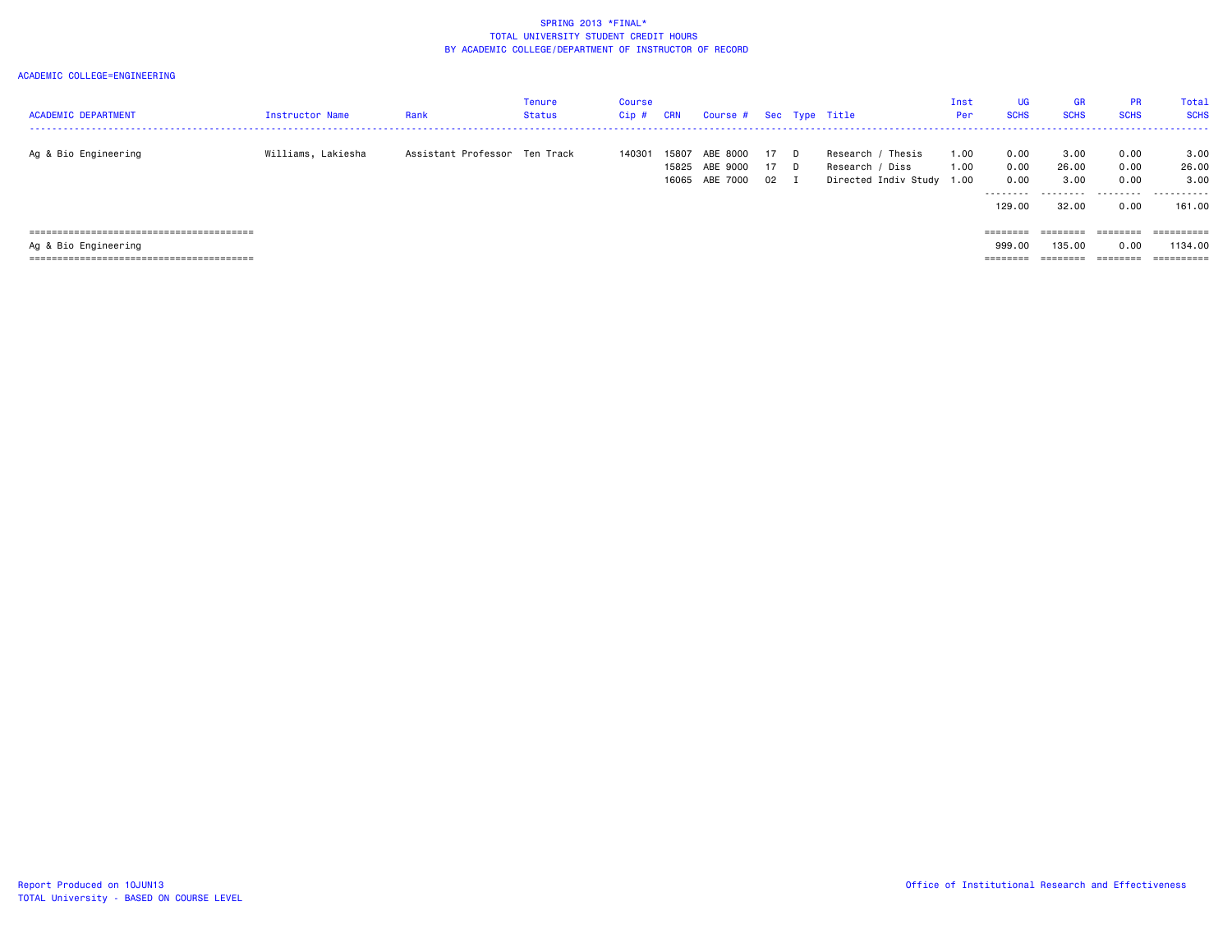SPRING 2013 *FINAL*
TOTAL UNIVERSITY STUDENT CREDIT HOURS
BY ACADEMIC COLLEGE/DEPARTMENT OF INSTRUCTOR OF RECORD

ACADEMIC COLLEGE=ENGINEERING

| ACADEMIC DEPARTMENT | Instructor Name | Rank | Tenure Status | Course Cip # | CRN | Course # | Sec | Type | Title | Inst Per | UG SCHS | GR SCHS | PR SCHS | Total SCHS |
|---|---|---|---|---|---|---|---|---|---|---|---|---|---|---|
| Ag & Bio Engineering | Williams, Lakiesha | Assistant Professor | Ten Track | 140301 | 15807 | ABE 8000 | 17 | D | Research / Thesis | 1.00 | 0.00 | 3.00 | 0.00 | 3.00 |
| | | | | | 15825 | ABE 9000 | 17 | D | Research / Diss | 1.00 | 0.00 | 26.00 | 0.00 | 26.00 |
| | | | | | 16065 | ABE 7000 | 02 | I | Directed Indiv Study | 1.00 | 0.00 | 3.00 | 0.00 | 3.00 |
| | | | | | | | | | | | 129.00 | 32.00 | 0.00 | 161.00 |
| Ag & Bio Engineering | | | | | | | | | | | 999.00 | 135.00 | 0.00 | 1134.00 |

Report Produced on 10JUN13
TOTAL University - BASED ON COURSE LEVEL

Office of Institutional Research and Effectiveness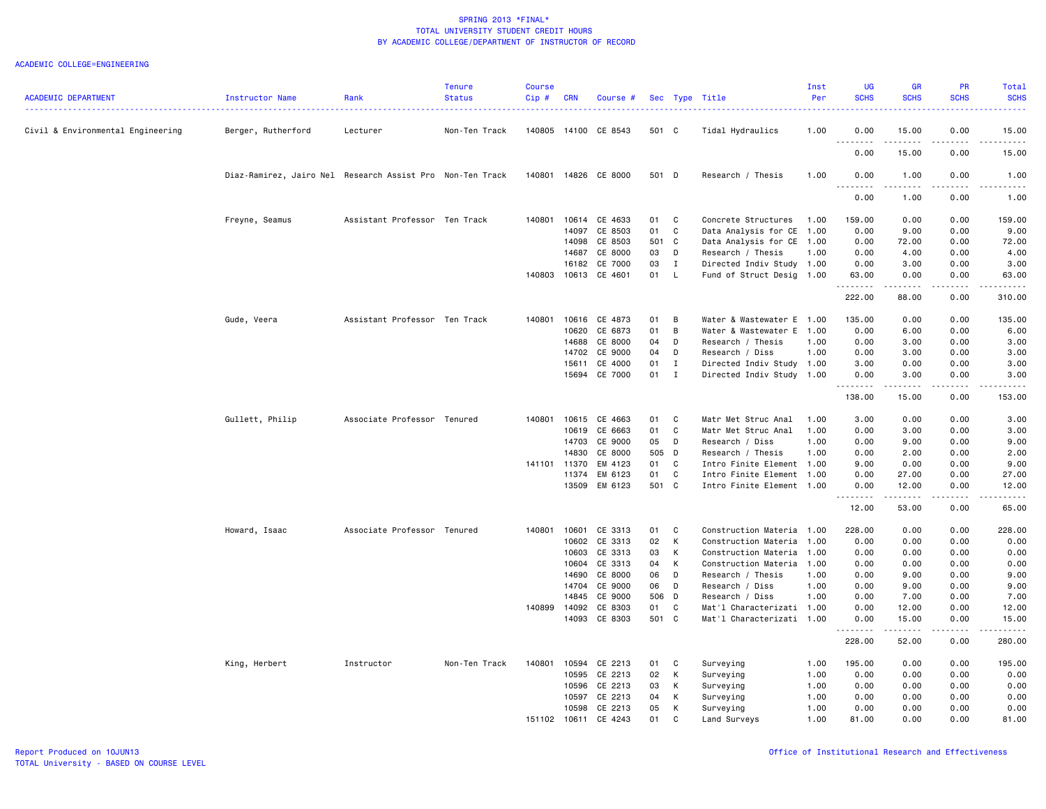SPRING 2013 *FINAL*
TOTAL UNIVERSITY STUDENT CREDIT HOURS
BY ACADEMIC COLLEGE/DEPARTMENT OF INSTRUCTOR OF RECORD

ACADEMIC COLLEGE=ENGINEERING

| ACADEMIC DEPARTMENT | Instructor Name | Rank | Tenure Status | Course Cip # | CRN | Course # | Sec | Type | Title | Inst Per | UG SCHS | GR SCHS | PR SCHS | Total SCHS |
|---|---|---|---|---|---|---|---|---|---|---|---|---|---|---|
| Civil & Environmental Engineering | Berger, Rutherford | Lecturer | Non-Ten Track | 140805 | 14100 | CE 8543 | 501 | C | Tidal Hydraulics | 1.00 | 0.00 | 15.00 | 0.00 | 15.00 |
| | | | | | | | | | | | 0.00 | 15.00 | 0.00 | 15.00 |
| | Diaz-Ramirez, Jairo Nel | Research Assist Pro | Non-Ten Track | 140801 | 14826 | CE 8000 | 501 | D | Research / Thesis | 1.00 | 0.00 | 1.00 | 0.00 | 1.00 |
| | | | | | | | | | | | 0.00 | 1.00 | 0.00 | 1.00 |
| | Freyne, Seamus | Assistant Professor | Ten Track | 140801 | 10614 | CE 4633 | 01 | C | Concrete Structures | 1.00 | 159.00 | 0.00 | 0.00 | 159.00 |
| | | | | | 14097 | CE 8503 | 01 | C | Data Analysis for CE | 1.00 | 0.00 | 9.00 | 0.00 | 9.00 |
| | | | | | 14098 | CE 8503 | 501 | C | Data Analysis for CE | 1.00 | 0.00 | 72.00 | 0.00 | 72.00 |
| | | | | | 14687 | CE 8000 | 03 | D | Research / Thesis | 1.00 | 0.00 | 4.00 | 0.00 | 4.00 |
| | | | | | 16182 | CE 7000 | 03 | I | Directed Indiv Study | 1.00 | 0.00 | 3.00 | 0.00 | 3.00 |
| | | | | 140803 | 10613 | CE 4601 | 01 | L | Fund of Struct Desig | 1.00 | 63.00 | 0.00 | 0.00 | 63.00 |
| | | | | | | | | | | | 222.00 | 88.00 | 0.00 | 310.00 |
| | Gude, Veera | Assistant Professor | Ten Track | 140801 | 10616 | CE 4873 | 01 | B | Water & Wastewater E | 1.00 | 135.00 | 0.00 | 0.00 | 135.00 |
| | | | | | 10620 | CE 6873 | 01 | B | Water & Wastewater E | 1.00 | 0.00 | 6.00 | 0.00 | 6.00 |
| | | | | | 14688 | CE 8000 | 04 | D | Research / Thesis | 1.00 | 0.00 | 3.00 | 0.00 | 3.00 |
| | | | | | 14702 | CE 9000 | 04 | D | Research / Diss | 1.00 | 0.00 | 3.00 | 0.00 | 3.00 |
| | | | | | 15611 | CE 4000 | 01 | I | Directed Indiv Study | 1.00 | 3.00 | 0.00 | 0.00 | 3.00 |
| | | | | | 15694 | CE 7000 | 01 | I | Directed Indiv Study | 1.00 | 0.00 | 3.00 | 0.00 | 3.00 |
| | | | | | | | | | | | 138.00 | 15.00 | 0.00 | 153.00 |
| | Gullett, Philip | Associate Professor | Tenured | 140801 | 10615 | CE 4663 | 01 | C | Matr Met Struc Anal | 1.00 | 3.00 | 0.00 | 0.00 | 3.00 |
| | | | | | 10619 | CE 6663 | 01 | C | Matr Met Struc Anal | 1.00 | 0.00 | 3.00 | 0.00 | 3.00 |
| | | | | | 14703 | CE 9000 | 05 | D | Research / Diss | 1.00 | 0.00 | 9.00 | 0.00 | 9.00 |
| | | | | | 14830 | CE 8000 | 505 | D | Research / Thesis | 1.00 | 0.00 | 2.00 | 0.00 | 2.00 |
| | | | | 141101 | 11370 | EM 4123 | 01 | C | Intro Finite Element | 1.00 | 9.00 | 0.00 | 0.00 | 9.00 |
| | | | | | 11374 | EM 6123 | 01 | C | Intro Finite Element | 1.00 | 0.00 | 27.00 | 0.00 | 27.00 |
| | | | | | 13509 | EM 6123 | 501 | C | Intro Finite Element | 1.00 | 0.00 | 12.00 | 0.00 | 12.00 |
| | | | | | | | | | | | 12.00 | 53.00 | 0.00 | 65.00 |
| | Howard, Isaac | Associate Professor | Tenured | 140801 | 10601 | CE 3313 | 01 | C | Construction Materia | 1.00 | 228.00 | 0.00 | 0.00 | 228.00 |
| | | | | | 10602 | CE 3313 | 02 | K | Construction Materia | 1.00 | 0.00 | 0.00 | 0.00 | 0.00 |
| | | | | | 10603 | CE 3313 | 03 | K | Construction Materia | 1.00 | 0.00 | 0.00 | 0.00 | 0.00 |
| | | | | | 10604 | CE 3313 | 04 | K | Construction Materia | 1.00 | 0.00 | 0.00 | 0.00 | 0.00 |
| | | | | | 14690 | CE 8000 | 06 | D | Research / Thesis | 1.00 | 0.00 | 9.00 | 0.00 | 9.00 |
| | | | | | 14704 | CE 9000 | 06 | D | Research / Diss | 1.00 | 0.00 | 9.00 | 0.00 | 9.00 |
| | | | | | 14845 | CE 9000 | 506 | D | Research / Diss | 1.00 | 0.00 | 7.00 | 0.00 | 7.00 |
| | | | | 140899 | 14092 | CE 8303 | 01 | C | Mat'l Characterizati | 1.00 | 0.00 | 12.00 | 0.00 | 12.00 |
| | | | | | 14093 | CE 8303 | 501 | C | Mat'l Characterizati | 1.00 | 0.00 | 15.00 | 0.00 | 15.00 |
| | | | | | | | | | | | 228.00 | 52.00 | 0.00 | 280.00 |
| | King, Herbert | Instructor | Non-Ten Track | 140801 | 10594 | CE 2213 | 01 | C | Surveying | 1.00 | 195.00 | 0.00 | 0.00 | 195.00 |
| | | | | | 10595 | CE 2213 | 02 | K | Surveying | 1.00 | 0.00 | 0.00 | 0.00 | 0.00 |
| | | | | | 10596 | CE 2213 | 03 | K | Surveying | 1.00 | 0.00 | 0.00 | 0.00 | 0.00 |
| | | | | | 10597 | CE 2213 | 04 | K | Surveying | 1.00 | 0.00 | 0.00 | 0.00 | 0.00 |
| | | | | | 10598 | CE 2213 | 05 | K | Surveying | 1.00 | 0.00 | 0.00 | 0.00 | 0.00 |
| | | | | 151102 | 10611 | CE 4243 | 01 | C | Land Surveys | 1.00 | 81.00 | 0.00 | 0.00 | 81.00 |

Report Produced on 10JUN13
TOTAL University - BASED ON COURSE LEVEL

Office of Institutional Research and Effectiveness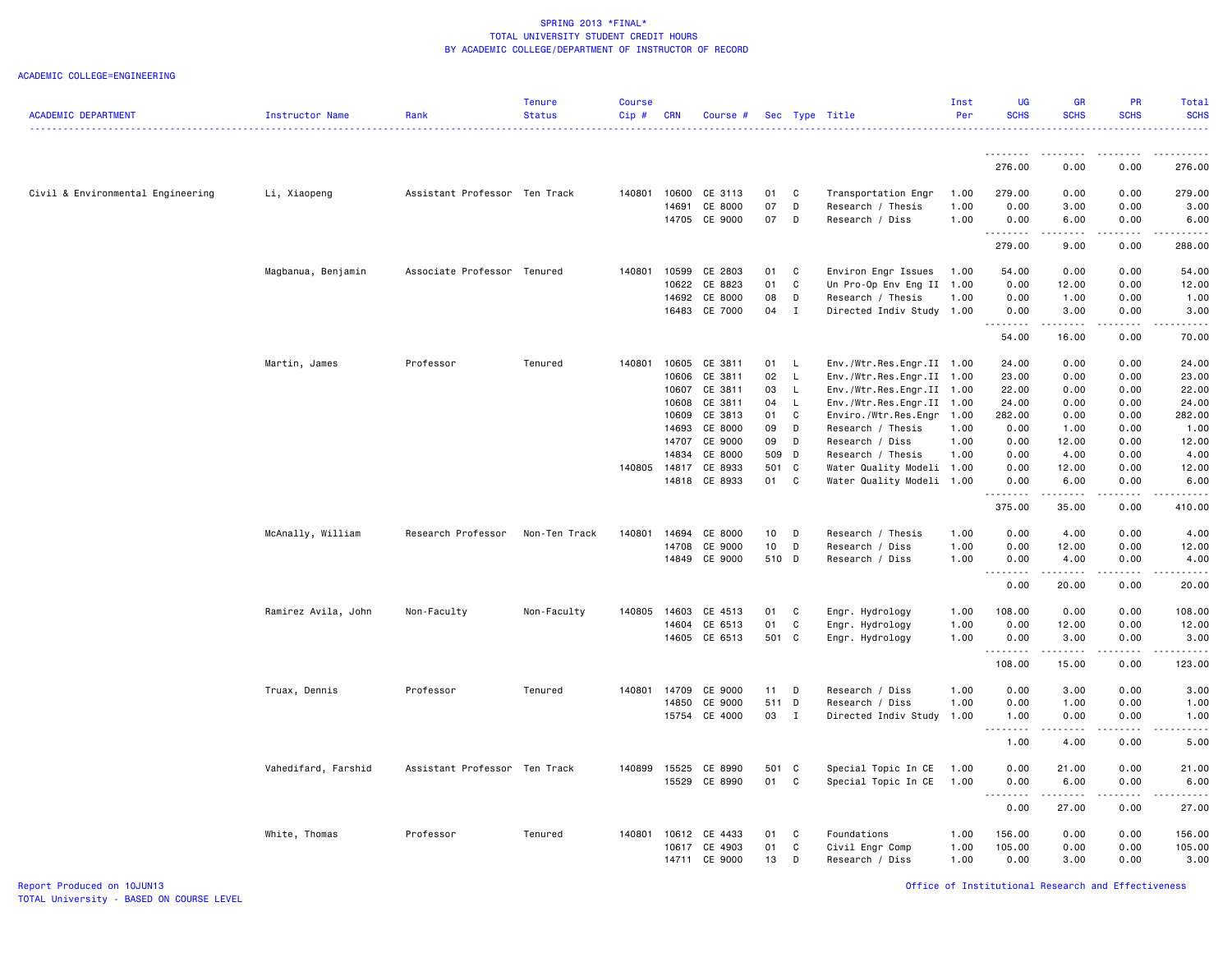# SPRING 2013 *FINAL*
## TOTAL UNIVERSITY STUDENT CREDIT HOURS
## BY ACADEMIC COLLEGE/DEPARTMENT OF INSTRUCTOR OF RECORD

ACADEMIC COLLEGE=ENGINEERING

| ACADEMIC DEPARTMENT | Instructor Name | Rank | Tenure Status | Course Cip # | CRN | Course # | Sec | Type | Title | Inst Per | UG SCHS | GR SCHS | PR SCHS | Total SCHS |
|---|---|---|---|---|---|---|---|---|---|---|---|---|---|---|
| | | | | | | | | | | | 276.00 | 0.00 | 0.00 | 276.00 |
| Civil & Environmental Engineering | Li, Xiaopeng | Assistant Professor | Ten Track | 140801 | 10600 | CE 3113 | 01 | C | Transportation Engr | 1.00 | 279.00 | 0.00 | 0.00 | 279.00 |
| | | | | | 14691 | CE 8000 | 07 | D | Research / Thesis | 1.00 | 0.00 | 3.00 | 0.00 | 3.00 |
| | | | | | 14705 | CE 9000 | 07 | D | Research / Diss | 1.00 | 0.00 | 6.00 | 0.00 | 6.00 |
| | | | | | | | | | | | 279.00 | 9.00 | 0.00 | 288.00 |
| | Magbanua, Benjamin | Associate Professor | Tenured | 140801 | 10599 | CE 2803 | 01 | C | Environ Engr Issues | 1.00 | 54.00 | 0.00 | 0.00 | 54.00 |
| | | | | | 10622 | CE 8823 | 01 | C | Un Pro-Op Env Eng II | 1.00 | 0.00 | 12.00 | 0.00 | 12.00 |
| | | | | | 14692 | CE 8000 | 08 | D | Research / Thesis | 1.00 | 0.00 | 1.00 | 0.00 | 1.00 |
| | | | | | 16483 | CE 7000 | 04 | I | Directed Indiv Study | 1.00 | 0.00 | 3.00 | 0.00 | 3.00 |
| | | | | | | | | | | | 54.00 | 16.00 | 0.00 | 70.00 |
| | Martin, James | Professor | Tenured | 140801 | 10605 | CE 3811 | 01 | L | Env./Wtr.Res.Engr.II | 1.00 | 24.00 | 0.00 | 0.00 | 24.00 |
| | | | | | 10606 | CE 3811 | 02 | L | Env./Wtr.Res.Engr.II | 1.00 | 23.00 | 0.00 | 0.00 | 23.00 |
| | | | | | 10607 | CE 3811 | 03 | L | Env./Wtr.Res.Engr.II | 1.00 | 22.00 | 0.00 | 0.00 | 22.00 |
| | | | | | 10608 | CE 3811 | 04 | L | Env./Wtr.Res.Engr.II | 1.00 | 24.00 | 0.00 | 0.00 | 24.00 |
| | | | | | 10609 | CE 3813 | 01 | C | Enviro./Wtr.Res.Engr | 1.00 | 282.00 | 0.00 | 0.00 | 282.00 |
| | | | | | 14693 | CE 8000 | 09 | D | Research / Thesis | 1.00 | 0.00 | 1.00 | 0.00 | 1.00 |
| | | | | | 14707 | CE 9000 | 09 | D | Research / Diss | 1.00 | 0.00 | 12.00 | 0.00 | 12.00 |
| | | | | | 14834 | CE 8000 | 509 | D | Research / Thesis | 1.00 | 0.00 | 4.00 | 0.00 | 4.00 |
| | | | | 140805 | 14817 | CE 8933 | 501 | C | Water Quality Modeli | 1.00 | 0.00 | 12.00 | 0.00 | 12.00 |
| | | | | | 14818 | CE 8933 | 01 | C | Water Quality Modeli | 1.00 | 0.00 | 6.00 | 0.00 | 6.00 |
| | | | | | | | | | | | 375.00 | 35.00 | 0.00 | 410.00 |
| | McAnally, William | Research Professor | Non-Ten Track | 140801 | 14694 | CE 8000 | 10 | D | Research / Thesis | 1.00 | 0.00 | 4.00 | 0.00 | 4.00 |
| | | | | | 14708 | CE 9000 | 10 | D | Research / Diss | 1.00 | 0.00 | 12.00 | 0.00 | 12.00 |
| | | | | | 14849 | CE 9000 | 510 | D | Research / Diss | 1.00 | 0.00 | 4.00 | 0.00 | 4.00 |
| | | | | | | | | | | | 0.00 | 20.00 | 0.00 | 20.00 |
| | Ramirez Avila, John | Non-Faculty | Non-Faculty | 140805 | 14603 | CE 4513 | 01 | C | Engr. Hydrology | 1.00 | 108.00 | 0.00 | 0.00 | 108.00 |
| | | | | | 14604 | CE 6513 | 01 | C | Engr. Hydrology | 1.00 | 0.00 | 12.00 | 0.00 | 12.00 |
| | | | | | 14605 | CE 6513 | 501 | C | Engr. Hydrology | 1.00 | 0.00 | 3.00 | 0.00 | 3.00 |
| | | | | | | | | | | | 108.00 | 15.00 | 0.00 | 123.00 |
| | Truax, Dennis | Professor | Tenured | 140801 | 14709 | CE 9000 | 11 | D | Research / Diss | 1.00 | 0.00 | 3.00 | 0.00 | 3.00 |
| | | | | | 14850 | CE 9000 | 511 | D | Research / Diss | 1.00 | 0.00 | 1.00 | 0.00 | 1.00 |
| | | | | | 15754 | CE 4000 | 03 | I | Directed Indiv Study | 1.00 | 1.00 | 0.00 | 0.00 | 1.00 |
| | | | | | | | | | | | 1.00 | 4.00 | 0.00 | 5.00 |
| | Vahedifard, Farshid | Assistant Professor | Ten Track | 140899 | 15525 | CE 8990 | 501 | C | Special Topic In CE | 1.00 | 0.00 | 21.00 | 0.00 | 21.00 |
| | | | | | 15529 | CE 8990 | 01 | C | Special Topic In CE | 1.00 | 0.00 | 6.00 | 0.00 | 6.00 |
| | | | | | | | | | | | 0.00 | 27.00 | 0.00 | 27.00 |
| | White, Thomas | Professor | Tenured | 140801 | 10612 | CE 4433 | 01 | C | Foundations | 1.00 | 156.00 | 0.00 | 0.00 | 156.00 |
| | | | | | 10617 | CE 4903 | 01 | C | Civil Engr Comp | 1.00 | 105.00 | 0.00 | 0.00 | 105.00 |
| | | | | | 14711 | CE 9000 | 13 | D | Research / Diss | 1.00 | 0.00 | 3.00 | 0.00 | 3.00 |

Report Produced on 10JUN13
TOTAL University - BASED ON COURSE LEVEL

Office of Institutional Research and Effectiveness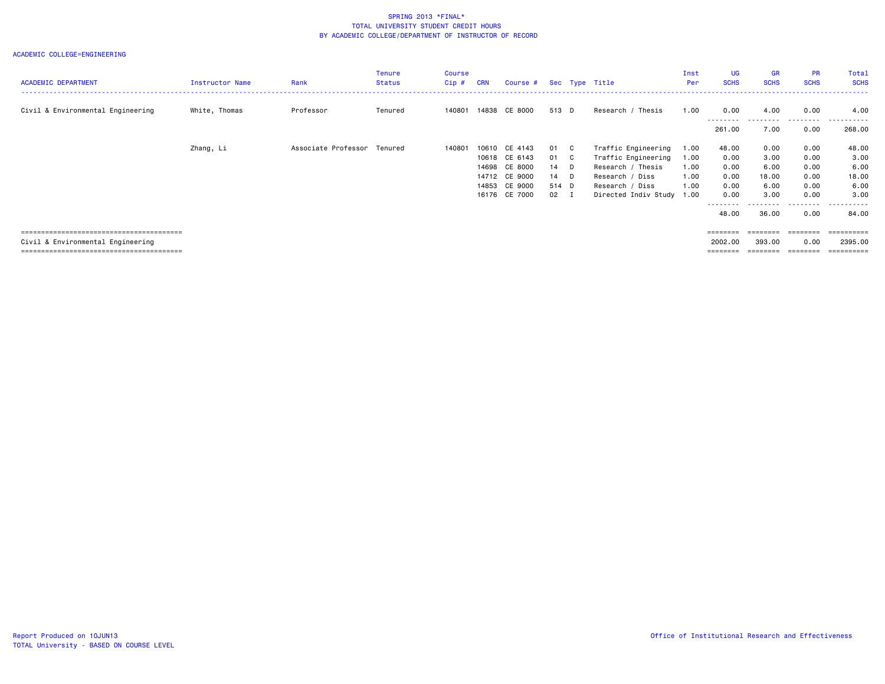SPRING 2013 *FINAL*
TOTAL UNIVERSITY STUDENT CREDIT HOURS
BY ACADEMIC COLLEGE/DEPARTMENT OF INSTRUCTOR OF RECORD

ACADEMIC COLLEGE=ENGINEERING

| ACADEMIC DEPARTMENT | Instructor Name | Rank | Tenure Status | Course Cip # | CRN | Course # | Sec | Type | Title | Inst Per | UG SCHS | GR SCHS | PR SCHS | Total SCHS |
|---|---|---|---|---|---|---|---|---|---|---|---|---|---|---|
| Civil & Environmental Engineering | White, Thomas | Professor | Tenured | 140801 | 14838 | CE 8000 | 513 | D | Research / Thesis | 1.00 | 0.00 | 4.00 | 0.00 | 4.00 |
| | | | | | | | | | | | 261.00 | 7.00 | 0.00 | 268.00 |
| | Zhang, Li | Associate Professor | Tenured | 140801 | 10610 | CE 4143 | 01 | C | Traffic Engineering | 1.00 | 48.00 | 0.00 | 0.00 | 48.00 |
| | | | | | 10618 | CE 6143 | 01 | C | Traffic Engineering | 1.00 | 0.00 | 3.00 | 0.00 | 3.00 |
| | | | | | 14698 | CE 8000 | 14 | D | Research / Thesis | 1.00 | 0.00 | 6.00 | 0.00 | 6.00 |
| | | | | | 14712 | CE 9000 | 14 | D | Research / Diss | 1.00 | 0.00 | 18.00 | 0.00 | 18.00 |
| | | | | | 14853 | CE 9000 | 514 | D | Research / Diss | 1.00 | 0.00 | 6.00 | 0.00 | 6.00 |
| | | | | | 16176 | CE 7000 | 02 | I | Directed Indiv Study | 1.00 | 0.00 | 3.00 | 0.00 | 3.00 |
| | | | | | | | | | | | 48.00 | 36.00 | 0.00 | 84.00 |
| Civil & Environmental Engineering | | | | | | | | | | | 2002.00 | 393.00 | 0.00 | 2395.00 |

Report Produced on 10JUN13
TOTAL University - BASED ON COURSE LEVEL

Office of Institutional Research and Effectiveness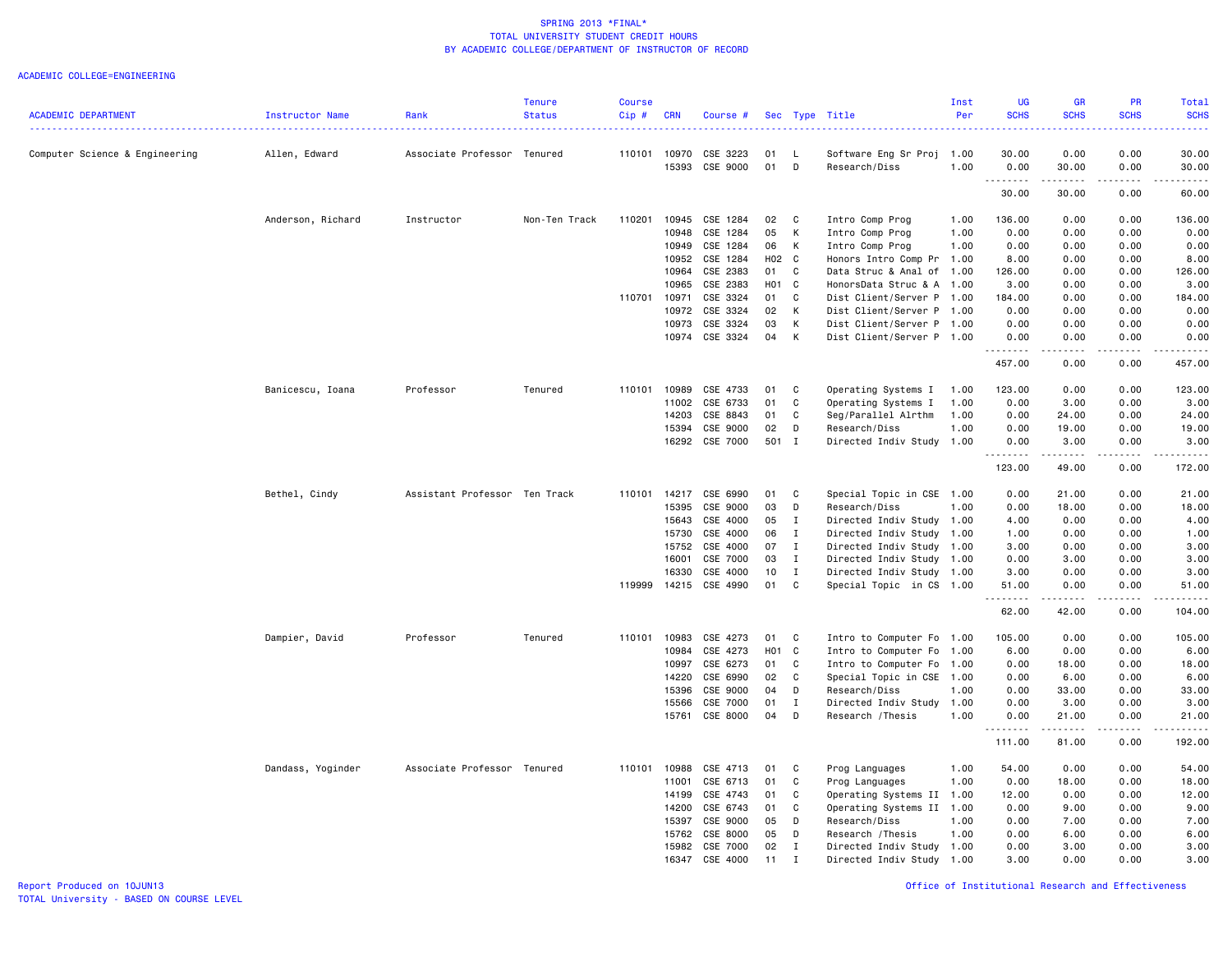SPRING 2013 *FINAL*
TOTAL UNIVERSITY STUDENT CREDIT HOURS
BY ACADEMIC COLLEGE/DEPARTMENT OF INSTRUCTOR OF RECORD

ACADEMIC COLLEGE=ENGINEERING

| ACADEMIC DEPARTMENT | Instructor Name | Rank | Tenure Status | Course Cip # | CRN | Course # | Sec | Type | Title | Inst Per | UG SCHS | GR SCHS | PR SCHS | Total SCHS |
|---|---|---|---|---|---|---|---|---|---|---|---|---|---|---|
| Computer Science & Engineering | Allen, Edward | Associate Professor | Tenured | 110101 | 10970 | CSE 3223 | 01 | L | Software Eng Sr Proj | 1.00 | 30.00 | 0.00 | 0.00 | 30.00 |
| | | | | | 15393 | CSE 9000 | 01 | D | Research/Diss | 1.00 | 0.00 | 30.00 | 0.00 | 30.00 |
| | | | | | | | | | | | 30.00 | 30.00 | 0.00 | 60.00 |
| | Anderson, Richard | Instructor | Non-Ten Track | 110201 | 10945 | CSE 1284 | 02 | C | Intro Comp Prog | 1.00 | 136.00 | 0.00 | 0.00 | 136.00 |
| | | | | | 10948 | CSE 1284 | 05 | K | Intro Comp Prog | 1.00 | 0.00 | 0.00 | 0.00 | 0.00 |
| | | | | | 10949 | CSE 1284 | 06 | K | Intro Comp Prog | 1.00 | 0.00 | 0.00 | 0.00 | 0.00 |
| | | | | | 10952 | CSE 1284 | H02 | C | Honors Intro Comp Pr | 1.00 | 8.00 | 0.00 | 0.00 | 8.00 |
| | | | | | 10964 | CSE 2383 | 01 | C | Data Struc & Anal of | 1.00 | 126.00 | 0.00 | 0.00 | 126.00 |
| | | | | | 10965 | CSE 2383 | H01 | C | HonorsData Struc & A | 1.00 | 3.00 | 0.00 | 0.00 | 3.00 |
| | | | | 110701 | 10971 | CSE 3324 | 01 | C | Dist Client/Server P | 1.00 | 184.00 | 0.00 | 0.00 | 184.00 |
| | | | | | 10972 | CSE 3324 | 02 | K | Dist Client/Server P | 1.00 | 0.00 | 0.00 | 0.00 | 0.00 |
| | | | | | 10973 | CSE 3324 | 03 | K | Dist Client/Server P | 1.00 | 0.00 | 0.00 | 0.00 | 0.00 |
| | | | | | 10974 | CSE 3324 | 04 | K | Dist Client/Server P | 1.00 | 0.00 | 0.00 | 0.00 | 0.00 |
| | | | | | | | | | | | 457.00 | 0.00 | 0.00 | 457.00 |
| | Banicescu, Ioana | Professor | Tenured | 110101 | 10989 | CSE 4733 | 01 | C | Operating Systems I | 1.00 | 123.00 | 0.00 | 0.00 | 123.00 |
| | | | | | 11002 | CSE 6733 | 01 | C | Operating Systems I | 1.00 | 0.00 | 3.00 | 0.00 | 3.00 |
| | | | | | 14203 | CSE 8843 | 01 | C | Seg/Parallel Alrthm | 1.00 | 0.00 | 24.00 | 0.00 | 24.00 |
| | | | | | 15394 | CSE 9000 | 02 | D | Research/Diss | 1.00 | 0.00 | 19.00 | 0.00 | 19.00 |
| | | | | | 16292 | CSE 7000 | 501 | I | Directed Indiv Study | 1.00 | 0.00 | 3.00 | 0.00 | 3.00 |
| | | | | | | | | | | | 123.00 | 49.00 | 0.00 | 172.00 |
| | Bethel, Cindy | Assistant Professor | Ten Track | 110101 | 14217 | CSE 6990 | 01 | C | Special Topic in CSE | 1.00 | 0.00 | 21.00 | 0.00 | 21.00 |
| | | | | | 15395 | CSE 9000 | 03 | D | Research/Diss | 1.00 | 0.00 | 18.00 | 0.00 | 18.00 |
| | | | | | 15643 | CSE 4000 | 05 | I | Directed Indiv Study | 1.00 | 4.00 | 0.00 | 0.00 | 4.00 |
| | | | | | 15730 | CSE 4000 | 06 | I | Directed Indiv Study | 1.00 | 1.00 | 0.00 | 0.00 | 1.00 |
| | | | | | 15752 | CSE 4000 | 07 | I | Directed Indiv Study | 1.00 | 3.00 | 0.00 | 0.00 | 3.00 |
| | | | | | 16001 | CSE 7000 | 03 | I | Directed Indiv Study | 1.00 | 0.00 | 3.00 | 0.00 | 3.00 |
| | | | | | 16330 | CSE 4000 | 10 | I | Directed Indiv Study | 1.00 | 3.00 | 0.00 | 0.00 | 3.00 |
| | | | | 119999 | 14215 | CSE 4990 | 01 | C | Special Topic in CS | 1.00 | 51.00 | 0.00 | 0.00 | 51.00 |
| | | | | | | | | | | | 62.00 | 42.00 | 0.00 | 104.00 |
| | Dampier, David | Professor | Tenured | 110101 | 10983 | CSE 4273 | 01 | C | Intro to Computer Fo | 1.00 | 105.00 | 0.00 | 0.00 | 105.00 |
| | | | | | 10984 | CSE 4273 | H01 | C | Intro to Computer Fo | 1.00 | 6.00 | 0.00 | 0.00 | 6.00 |
| | | | | | 10997 | CSE 6273 | 01 | C | Intro to Computer Fo | 1.00 | 0.00 | 18.00 | 0.00 | 18.00 |
| | | | | | 14220 | CSE 6990 | 02 | C | Special Topic in CSE | 1.00 | 0.00 | 6.00 | 0.00 | 6.00 |
| | | | | | 15396 | CSE 9000 | 04 | D | Research/Diss | 1.00 | 0.00 | 33.00 | 0.00 | 33.00 |
| | | | | | 15566 | CSE 7000 | 01 | I | Directed Indiv Study | 1.00 | 0.00 | 3.00 | 0.00 | 3.00 |
| | | | | | 15761 | CSE 8000 | 04 | D | Research /Thesis | 1.00 | 0.00 | 21.00 | 0.00 | 21.00 |
| | | | | | | | | | | | 111.00 | 81.00 | 0.00 | 192.00 |
| | Dandass, Yoginder | Associate Professor | Tenured | 110101 | 10988 | CSE 4713 | 01 | C | Prog Languages | 1.00 | 54.00 | 0.00 | 0.00 | 54.00 |
| | | | | | 11001 | CSE 6713 | 01 | C | Prog Languages | 1.00 | 0.00 | 18.00 | 0.00 | 18.00 |
| | | | | | 14199 | CSE 4743 | 01 | C | Operating Systems II | 1.00 | 12.00 | 0.00 | 0.00 | 12.00 |
| | | | | | 14200 | CSE 6743 | 01 | C | Operating Systems II | 1.00 | 0.00 | 9.00 | 0.00 | 9.00 |
| | | | | | 15397 | CSE 9000 | 05 | D | Research/Diss | 1.00 | 0.00 | 7.00 | 0.00 | 7.00 |
| | | | | | 15762 | CSE 8000 | 05 | D | Research /Thesis | 1.00 | 0.00 | 6.00 | 0.00 | 6.00 |
| | | | | | 15982 | CSE 7000 | 02 | I | Directed Indiv Study | 1.00 | 0.00 | 3.00 | 0.00 | 3.00 |
| | | | | | 16347 | CSE 4000 | 11 | I | Directed Indiv Study | 1.00 | 3.00 | 0.00 | 0.00 | 3.00 |

Report Produced on 10JUN13
TOTAL University - BASED ON COURSE LEVEL

Office of Institutional Research and Effectiveness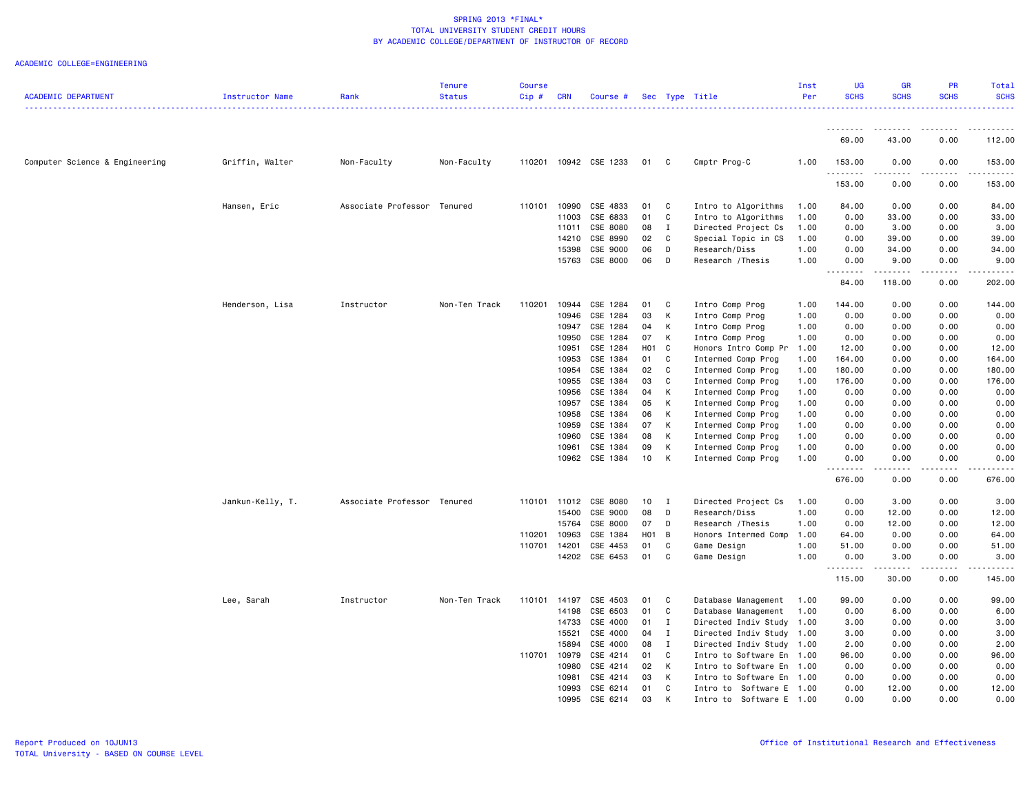SPRING 2013 *FINAL*
TOTAL UNIVERSITY STUDENT CREDIT HOURS
BY ACADEMIC COLLEGE/DEPARTMENT OF INSTRUCTOR OF RECORD

ACADEMIC COLLEGE=ENGINEERING

| ACADEMIC DEPARTMENT | Instructor Name | Rank | Tenure Status | Course Cip # | CRN | Course # | Sec | Type | Title | Inst Per | UG SCHS | GR SCHS | PR SCHS | Total SCHS |
|---|---|---|---|---|---|---|---|---|---|---|---|---|---|---|
| | | | | | | | | | | | 69.00 | 43.00 | 0.00 | 112.00 |
| Computer Science & Engineering | Griffin, Walter | Non-Faculty | Non-Faculty | 110201 | 10942 | CSE 1233 | 01 | C | Cmptr Prog-C | 1.00 | 153.00 | 0.00 | 0.00 | 153.00 |
| | | | | | | | | | | | 153.00 | 0.00 | 0.00 | 153.00 |
| | Hansen, Eric | Associate Professor | Tenured | 110101 | 10990 | CSE 4833 | 01 | C | Intro to Algorithms | 1.00 | 84.00 | 0.00 | 0.00 | 84.00 |
| | | | | | 11003 | CSE 6833 | 01 | C | Intro to Algorithms | 1.00 | 0.00 | 33.00 | 0.00 | 33.00 |
| | | | | | 11011 | CSE 8080 | 08 | I | Directed Project Cs | 1.00 | 0.00 | 3.00 | 0.00 | 3.00 |
| | | | | | 14210 | CSE 8990 | 02 | C | Special Topic in CS | 1.00 | 0.00 | 39.00 | 0.00 | 39.00 |
| | | | | | 15398 | CSE 9000 | 06 | D | Research/Diss | 1.00 | 0.00 | 34.00 | 0.00 | 34.00 |
| | | | | | 15763 | CSE 8000 | 06 | D | Research /Thesis | 1.00 | 0.00 | 9.00 | 0.00 | 9.00 |
| | | | | | | | | | | | 84.00 | 118.00 | 0.00 | 202.00 |
| | Henderson, Lisa | Instructor | Non-Ten Track | 110201 | 10944 | CSE 1284 | 01 | C | Intro Comp Prog | 1.00 | 144.00 | 0.00 | 0.00 | 144.00 |
| | | | | | 10946 | CSE 1284 | 03 | K | Intro Comp Prog | 1.00 | 0.00 | 0.00 | 0.00 | 0.00 |
| | | | | | 10947 | CSE 1284 | 04 | K | Intro Comp Prog | 1.00 | 0.00 | 0.00 | 0.00 | 0.00 |
| | | | | | 10950 | CSE 1284 | 07 | K | Intro Comp Prog | 1.00 | 0.00 | 0.00 | 0.00 | 0.00 |
| | | | | | 10951 | CSE 1284 | H01 | C | Honors Intro Comp Pr | 1.00 | 12.00 | 0.00 | 0.00 | 12.00 |
| | | | | | 10953 | CSE 1384 | 01 | C | Intermed Comp Prog | 1.00 | 164.00 | 0.00 | 0.00 | 164.00 |
| | | | | | 10954 | CSE 1384 | 02 | C | Intermed Comp Prog | 1.00 | 180.00 | 0.00 | 0.00 | 180.00 |
| | | | | | 10955 | CSE 1384 | 03 | C | Intermed Comp Prog | 1.00 | 176.00 | 0.00 | 0.00 | 176.00 |
| | | | | | 10956 | CSE 1384 | 04 | K | Intermed Comp Prog | 1.00 | 0.00 | 0.00 | 0.00 | 0.00 |
| | | | | | 10957 | CSE 1384 | 05 | K | Intermed Comp Prog | 1.00 | 0.00 | 0.00 | 0.00 | 0.00 |
| | | | | | 10958 | CSE 1384 | 06 | K | Intermed Comp Prog | 1.00 | 0.00 | 0.00 | 0.00 | 0.00 |
| | | | | | 10959 | CSE 1384 | 07 | K | Intermed Comp Prog | 1.00 | 0.00 | 0.00 | 0.00 | 0.00 |
| | | | | | 10960 | CSE 1384 | 08 | K | Intermed Comp Prog | 1.00 | 0.00 | 0.00 | 0.00 | 0.00 |
| | | | | | 10961 | CSE 1384 | 09 | K | Intermed Comp Prog | 1.00 | 0.00 | 0.00 | 0.00 | 0.00 |
| | | | | | 10962 | CSE 1384 | 10 | K | Intermed Comp Prog | 1.00 | 0.00 | 0.00 | 0.00 | 0.00 |
| | | | | | | | | | | | 676.00 | 0.00 | 0.00 | 676.00 |
| | Jankun-Kelly, T. | Associate Professor | Tenured | 110101 | 11012 | CSE 8080 | 10 | I | Directed Project Cs | 1.00 | 0.00 | 3.00 | 0.00 | 3.00 |
| | | | | | 15400 | CSE 9000 | 08 | D | Research/Diss | 1.00 | 0.00 | 12.00 | 0.00 | 12.00 |
| | | | | | 15764 | CSE 8000 | 07 | D | Research /Thesis | 1.00 | 0.00 | 12.00 | 0.00 | 12.00 |
| | | | | 110201 | 10963 | CSE 1384 | H01 | B | Honors Intermed Comp | 1.00 | 64.00 | 0.00 | 0.00 | 64.00 |
| | | | | 110701 | 14201 | CSE 4453 | 01 | C | Game Design | 1.00 | 51.00 | 0.00 | 0.00 | 51.00 |
| | | | | | 14202 | CSE 6453 | 01 | C | Game Design | 1.00 | 0.00 | 3.00 | 0.00 | 3.00 |
| | | | | | | | | | | | 115.00 | 30.00 | 0.00 | 145.00 |
| | Lee, Sarah | Instructor | Non-Ten Track | 110101 | 14197 | CSE 4503 | 01 | C | Database Management | 1.00 | 99.00 | 0.00 | 0.00 | 99.00 |
| | | | | | 14198 | CSE 6503 | 01 | C | Database Management | 1.00 | 0.00 | 6.00 | 0.00 | 6.00 |
| | | | | | 14733 | CSE 4000 | 01 | I | Directed Indiv Study | 1.00 | 3.00 | 0.00 | 0.00 | 3.00 |
| | | | | | 15521 | CSE 4000 | 04 | I | Directed Indiv Study | 1.00 | 3.00 | 0.00 | 0.00 | 3.00 |
| | | | | | 15894 | CSE 4000 | 08 | I | Directed Indiv Study | 1.00 | 2.00 | 0.00 | 0.00 | 2.00 |
| | | | | 110701 | 10979 | CSE 4214 | 01 | C | Intro to Software En | 1.00 | 96.00 | 0.00 | 0.00 | 96.00 |
| | | | | | 10980 | CSE 4214 | 02 | K | Intro to Software En | 1.00 | 0.00 | 0.00 | 0.00 | 0.00 |
| | | | | | 10981 | CSE 4214 | 03 | K | Intro to Software En | 1.00 | 0.00 | 0.00 | 0.00 | 0.00 |
| | | | | | 10993 | CSE 6214 | 01 | C | Intro to Software E | 1.00 | 0.00 | 12.00 | 0.00 | 12.00 |
| | | | | | 10995 | CSE 6214 | 03 | K | Intro to Software E | 1.00 | 0.00 | 0.00 | 0.00 | 0.00 |

Report Produced on 10JUN13
TOTAL University - BASED ON COURSE LEVEL

Office of Institutional Research and Effectiveness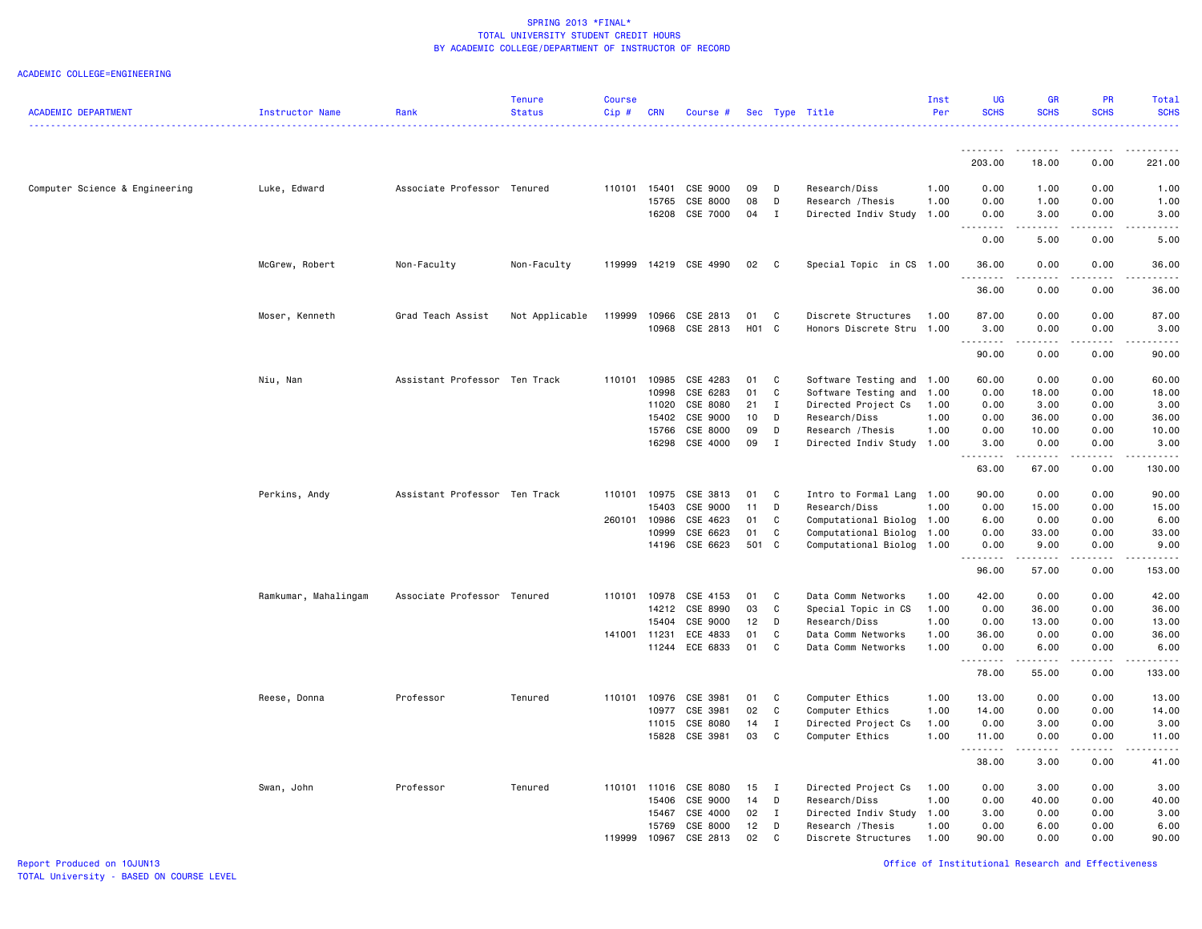SPRING 2013 *FINAL*
TOTAL UNIVERSITY STUDENT CREDIT HOURS
BY ACADEMIC COLLEGE/DEPARTMENT OF INSTRUCTOR OF RECORD

ACADEMIC COLLEGE=ENGINEERING

| ACADEMIC DEPARTMENT | Instructor Name | Rank | Tenure Status | Course Cip # | CRN | Course # | Sec | Type | Title | Inst Per | UG SCHS | GR SCHS | PR SCHS | Total SCHS |
|---|---|---|---|---|---|---|---|---|---|---|---|---|---|---|
| | | | | | | | | | | | 203.00 | 18.00 | 0.00 | 221.00 |
| Computer Science & Engineering | Luke, Edward | Associate Professor | Tenured | 110101 | 15401 | CSE 9000 | 09 | D | Research/Diss | 1.00 | 0.00 | 1.00 | 0.00 | 1.00 |
| | | | | | 15765 | CSE 8000 | 08 | D | Research /Thesis | 1.00 | 0.00 | 1.00 | 0.00 | 1.00 |
| | | | | | 16208 | CSE 7000 | 04 | I | Directed Indiv Study | 1.00 | 0.00 | 3.00 | 0.00 | 3.00 |
| | | | | | | | | | | | 0.00 | 5.00 | 0.00 | 5.00 |
| | McGrew, Robert | Non-Faculty | Non-Faculty | 119999 | 14219 | CSE 4990 | 02 | C | Special Topic in CS | 1.00 | 36.00 | 0.00 | 0.00 | 36.00 |
| | | | | | | | | | | | 36.00 | 0.00 | 0.00 | 36.00 |
| | Moser, Kenneth | Grad Teach Assist | Not Applicable | 119999 | 10966 | CSE 2813 | 01 | C | Discrete Structures | 1.00 | 87.00 | 0.00 | 0.00 | 87.00 |
| | | | | | 10968 | CSE 2813 | H01 | C | Honors Discrete Stru | 1.00 | 3.00 | 0.00 | 0.00 | 3.00 |
| | | | | | | | | | | | 90.00 | 0.00 | 0.00 | 90.00 |
| | Niu, Nan | Assistant Professor | Ten Track | 110101 | 10985 | CSE 4283 | 01 | C | Software Testing and | 1.00 | 60.00 | 0.00 | 0.00 | 60.00 |
| | | | | | 10998 | CSE 6283 | 01 | C | Software Testing and | 1.00 | 0.00 | 18.00 | 0.00 | 18.00 |
| | | | | | 11020 | CSE 8080 | 21 | I | Directed Project Cs | 1.00 | 0.00 | 3.00 | 0.00 | 3.00 |
| | | | | | 15402 | CSE 9000 | 10 | D | Research/Diss | 1.00 | 0.00 | 36.00 | 0.00 | 36.00 |
| | | | | | 15766 | CSE 8000 | 09 | D | Research /Thesis | 1.00 | 0.00 | 10.00 | 0.00 | 10.00 |
| | | | | | 16298 | CSE 4000 | 09 | I | Directed Indiv Study | 1.00 | 3.00 | 0.00 | 0.00 | 3.00 |
| | | | | | | | | | | | 63.00 | 67.00 | 0.00 | 130.00 |
| | Perkins, Andy | Assistant Professor | Ten Track | 110101 | 10975 | CSE 3813 | 01 | C | Intro to Formal Lang | 1.00 | 90.00 | 0.00 | 0.00 | 90.00 |
| | | | | | 15403 | CSE 9000 | 11 | D | Research/Diss | 1.00 | 0.00 | 15.00 | 0.00 | 15.00 |
| | | | | 260101 | 10986 | CSE 4623 | 01 | C | Computational Biolog | 1.00 | 6.00 | 0.00 | 0.00 | 6.00 |
| | | | | | 10999 | CSE 6623 | 01 | C | Computational Biolog | 1.00 | 0.00 | 33.00 | 0.00 | 33.00 |
| | | | | | 14196 | CSE 6623 | 501 | C | Computational Biolog | 1.00 | 0.00 | 9.00 | 0.00 | 9.00 |
| | | | | | | | | | | | 96.00 | 57.00 | 0.00 | 153.00 |
| | Ramkumar, Mahalingam | Associate Professor | Tenured | 110101 | 10978 | CSE 4153 | 01 | C | Data Comm Networks | 1.00 | 42.00 | 0.00 | 0.00 | 42.00 |
| | | | | | 14212 | CSE 8990 | 03 | C | Special Topic in CS | 1.00 | 0.00 | 36.00 | 0.00 | 36.00 |
| | | | | | 15404 | CSE 9000 | 12 | D | Research/Diss | 1.00 | 0.00 | 13.00 | 0.00 | 13.00 |
| | | | | 141001 | 11231 | ECE 4833 | 01 | C | Data Comm Networks | 1.00 | 36.00 | 0.00 | 0.00 | 36.00 |
| | | | | | 11244 | ECE 6833 | 01 | C | Data Comm Networks | 1.00 | 0.00 | 6.00 | 0.00 | 6.00 |
| | | | | | | | | | | | 78.00 | 55.00 | 0.00 | 133.00 |
| | Reese, Donna | Professor | Tenured | 110101 | 10976 | CSE 3981 | 01 | C | Computer Ethics | 1.00 | 13.00 | 0.00 | 0.00 | 13.00 |
| | | | | | 10977 | CSE 3981 | 02 | C | Computer Ethics | 1.00 | 14.00 | 0.00 | 0.00 | 14.00 |
| | | | | | 11015 | CSE 8080 | 14 | I | Directed Project Cs | 1.00 | 0.00 | 3.00 | 0.00 | 3.00 |
| | | | | | 15828 | CSE 3981 | 03 | C | Computer Ethics | 1.00 | 11.00 | 0.00 | 0.00 | 11.00 |
| | | | | | | | | | | | 38.00 | 3.00 | 0.00 | 41.00 |
| | Swan, John | Professor | Tenured | 110101 | 11016 | CSE 8080 | 15 | I | Directed Project Cs | 1.00 | 0.00 | 3.00 | 0.00 | 3.00 |
| | | | | | 15406 | CSE 9000 | 14 | D | Research/Diss | 1.00 | 0.00 | 40.00 | 0.00 | 40.00 |
| | | | | | 15467 | CSE 4000 | 02 | I | Directed Indiv Study | 1.00 | 3.00 | 0.00 | 0.00 | 3.00 |
| | | | | | 15769 | CSE 8000 | 12 | D | Research /Thesis | 1.00 | 0.00 | 6.00 | 0.00 | 6.00 |
| | | | | 119999 | 10967 | CSE 2813 | 02 | C | Discrete Structures | 1.00 | 90.00 | 0.00 | 0.00 | 90.00 |

Report Produced on 10JUN13
TOTAL University - BASED ON COURSE LEVEL

Office of Institutional Research and Effectiveness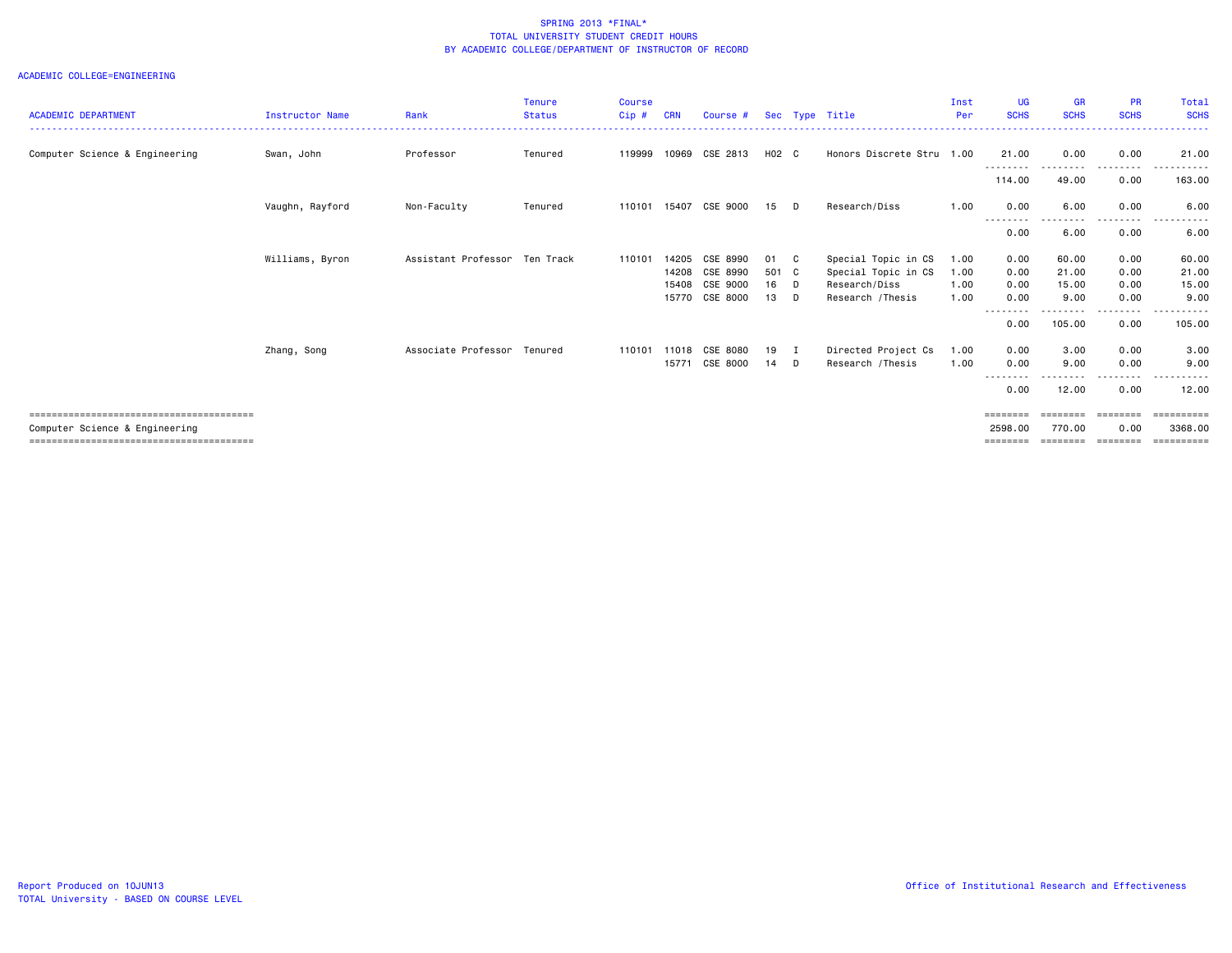SPRING 2013 *FINAL*
TOTAL UNIVERSITY STUDENT CREDIT HOURS
BY ACADEMIC COLLEGE/DEPARTMENT OF INSTRUCTOR OF RECORD

ACADEMIC COLLEGE=ENGINEERING

| ACADEMIC DEPARTMENT | Instructor Name | Rank | Tenure Status | Course Cip # | CRN | Course # | Sec | Type | Title | Inst Per | UG SCHS | GR SCHS | PR SCHS | Total SCHS |
|---|---|---|---|---|---|---|---|---|---|---|---|---|---|---|
| Computer Science & Engineering | Swan, John | Professor | Tenured | 119999 | 10969 | CSE 2813 | H02 | C | Honors Discrete Stru | 1.00 | 21.00 | 0.00 | 0.00 | 21.00 |
| | | | | | | | | | | | 114.00 | 49.00 | 0.00 | 163.00 |
| | Vaughn, Rayford | Non-Faculty | Tenured | 110101 | 15407 | CSE 9000 | 15 | D | Research/Diss | 1.00 | 0.00 | 6.00 | 0.00 | 6.00 |
| | | | | | | | | | | | 0.00 | 6.00 | 0.00 | 6.00 |
| | Williams, Byron | Assistant Professor | Ten Track | 110101 | 14205 | CSE 8990 | 01 | C | Special Topic in CS | 1.00 | 0.00 | 60.00 | 0.00 | 60.00 |
| | | | | | 14208 | CSE 8990 | 501 | C | Special Topic in CS | 1.00 | 0.00 | 21.00 | 0.00 | 21.00 |
| | | | | | 15408 | CSE 9000 | 16 | D | Research/Diss | 1.00 | 0.00 | 15.00 | 0.00 | 15.00 |
| | | | | | 15770 | CSE 8000 | 13 | D | Research /Thesis | 1.00 | 0.00 | 9.00 | 0.00 | 9.00 |
| | | | | | | | | | | | 0.00 | 105.00 | 0.00 | 105.00 |
| | Zhang, Song | Associate Professor | Tenured | 110101 | 11018 | CSE 8080 | 19 | I | Directed Project Cs | 1.00 | 0.00 | 3.00 | 0.00 | 3.00 |
| | | | | | 15771 | CSE 8000 | 14 | D | Research /Thesis | 1.00 | 0.00 | 9.00 | 0.00 | 9.00 |
| | | | | | | | | | | | 0.00 | 12.00 | 0.00 | 12.00 |
| Computer Science & Engineering | | | | | | | | | | | 2598.00 | 770.00 | 0.00 | 3368.00 |

Report Produced on 10JUN13
TOTAL University - BASED ON COURSE LEVEL

Office of Institutional Research and Effectiveness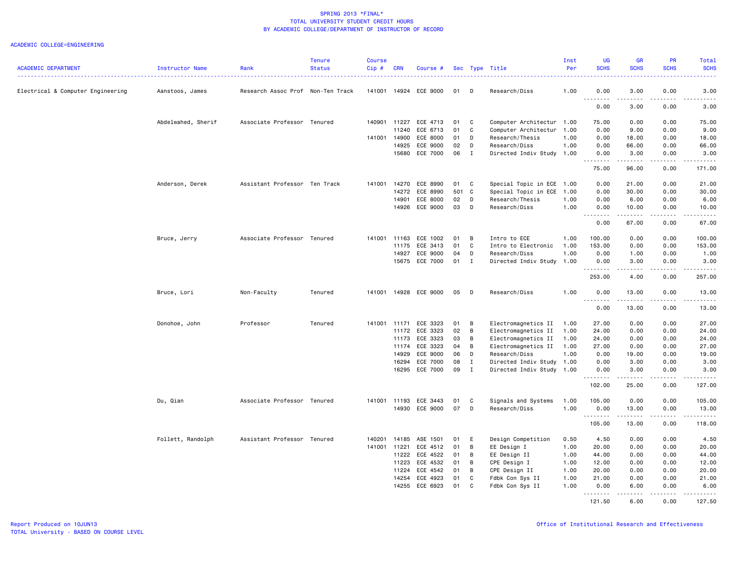SPRING 2013 *FINAL*
TOTAL UNIVERSITY STUDENT CREDIT HOURS
BY ACADEMIC COLLEGE/DEPARTMENT OF INSTRUCTOR OF RECORD

ACADEMIC COLLEGE=ENGINEERING

| ACADEMIC DEPARTMENT | Instructor Name | Rank | Tenure Status | Course Cip # | CRN | Course # | Sec | Type | Title | Inst Per | UG SCHS | GR SCHS | PR SCHS | Total SCHS |
|---|---|---|---|---|---|---|---|---|---|---|---|---|---|---|
| Electrical & Computer Engineering | Aanstoos, James | Research Assoc Prof | Non-Ten Track | 141001 | 14924 | ECE 9000 | 01 | D | Research/Diss | 1.00 | 0.00 | 3.00 | 0.00 | 3.00 |
| | | | | | | | | | | | 0.00 | 3.00 | 0.00 | 3.00 |
| | Abdelwahed, Sherif | Associate Professor | Tenured | 140901 | 11227 | ECE 4713 | 01 | C | Computer Architectur | 1.00 | 75.00 | 0.00 | 0.00 | 75.00 |
| | | | | | 11240 | ECE 6713 | 01 | C | Computer Architectur | 1.00 | 0.00 | 9.00 | 0.00 | 9.00 |
| | | | | 141001 | 14900 | ECE 8000 | 01 | D | Research/Thesis | 1.00 | 0.00 | 18.00 | 0.00 | 18.00 |
| | | | | | 14925 | ECE 9000 | 02 | D | Research/Diss | 1.00 | 0.00 | 66.00 | 0.00 | 66.00 |
| | | | | | 15680 | ECE 7000 | 06 | I | Directed Indiv Study | 1.00 | 0.00 | 3.00 | 0.00 | 3.00 |
| | | | | | | | | | | | 75.00 | 96.00 | 0.00 | 171.00 |
| | Anderson, Derek | Assistant Professor | Ten Track | 141001 | 14270 | ECE 8990 | 01 | C | Special Topic in ECE | 1.00 | 0.00 | 21.00 | 0.00 | 21.00 |
| | | | | | 14272 | ECE 8990 | 501 | C | Special Topic in ECE | 1.00 | 0.00 | 30.00 | 0.00 | 30.00 |
| | | | | | 14901 | ECE 8000 | 02 | D | Research/Thesis | 1.00 | 0.00 | 6.00 | 0.00 | 6.00 |
| | | | | | 14926 | ECE 9000 | 03 | D | Research/Diss | 1.00 | 0.00 | 10.00 | 0.00 | 10.00 |
| | | | | | | | | | | | 0.00 | 67.00 | 0.00 | 67.00 |
| | Bruce, Jerry | Associate Professor | Tenured | 141001 | 11163 | ECE 1002 | 01 | B | Intro to ECE | 1.00 | 100.00 | 0.00 | 0.00 | 100.00 |
| | | | | | 11175 | ECE 3413 | 01 | C | Intro to Electronic | 1.00 | 153.00 | 0.00 | 0.00 | 153.00 |
| | | | | | 14927 | ECE 9000 | 04 | D | Research/Diss | 1.00 | 0.00 | 1.00 | 0.00 | 1.00 |
| | | | | | 15675 | ECE 7000 | 01 | I | Directed Indiv Study | 1.00 | 0.00 | 3.00 | 0.00 | 3.00 |
| | | | | | | | | | | | 253.00 | 4.00 | 0.00 | 257.00 |
| | Bruce, Lori | Non-Faculty | Tenured | 141001 | 14928 | ECE 9000 | 05 | D | Research/Diss | 1.00 | 0.00 | 13.00 | 0.00 | 13.00 |
| | | | | | | | | | | | 0.00 | 13.00 | 0.00 | 13.00 |
| | Donohoe, John | Professor | Tenured | 141001 | 11171 | ECE 3323 | 01 | B | Electromagnetics II | 1.00 | 27.00 | 0.00 | 0.00 | 27.00 |
| | | | | | 11172 | ECE 3323 | 02 | B | Electromagnetics II | 1.00 | 24.00 | 0.00 | 0.00 | 24.00 |
| | | | | | 11173 | ECE 3323 | 03 | B | Electromagnetics II | 1.00 | 24.00 | 0.00 | 0.00 | 24.00 |
| | | | | | 11174 | ECE 3323 | 04 | B | Electromagnetics II | 1.00 | 27.00 | 0.00 | 0.00 | 27.00 |
| | | | | | 14929 | ECE 9000 | 06 | D | Research/Diss | 1.00 | 0.00 | 19.00 | 0.00 | 19.00 |
| | | | | | 16294 | ECE 7000 | 08 | I | Directed Indiv Study | 1.00 | 0.00 | 3.00 | 0.00 | 3.00 |
| | | | | | 16295 | ECE 7000 | 09 | I | Directed Indiv Study | 1.00 | 0.00 | 3.00 | 0.00 | 3.00 |
| | | | | | | | | | | | 102.00 | 25.00 | 0.00 | 127.00 |
| | Du, Qian | Associate Professor | Tenured | 141001 | 11193 | ECE 3443 | 01 | C | Signals and Systems | 1.00 | 105.00 | 0.00 | 0.00 | 105.00 |
| | | | | | 14930 | ECE 9000 | 07 | D | Research/Diss | 1.00 | 0.00 | 13.00 | 0.00 | 13.00 |
| | | | | | | | | | | | 105.00 | 13.00 | 0.00 | 118.00 |
| | Follett, Randolph | Assistant Professor | Tenured | 140201 | 14185 | ASE 1501 | 01 | E | Design Competition | 0.50 | 4.50 | 0.00 | 0.00 | 4.50 |
| | | | | 141001 | 11221 | ECE 4512 | 01 | B | EE Design I | 1.00 | 20.00 | 0.00 | 0.00 | 20.00 |
| | | | | | 11222 | ECE 4522 | 01 | B | EE Design II | 1.00 | 44.00 | 0.00 | 0.00 | 44.00 |
| | | | | | 11223 | ECE 4532 | 01 | B | CPE Design I | 1.00 | 12.00 | 0.00 | 0.00 | 12.00 |
| | | | | | 11224 | ECE 4542 | 01 | B | CPE Design II | 1.00 | 20.00 | 0.00 | 0.00 | 20.00 |
| | | | | | 14254 | ECE 4923 | 01 | C | Fdbk Con Sys II | 1.00 | 21.00 | 0.00 | 0.00 | 21.00 |
| | | | | | 14255 | ECE 6923 | 01 | C | Fdbk Con Sys II | 1.00 | 0.00 | 6.00 | 0.00 | 6.00 |
| | | | | | | | | | | | 121.50 | 6.00 | 0.00 | 127.50 |

Report Produced on 10JUN13 | Office of Institutional Research and Effectiveness
TOTAL University - BASED ON COURSE LEVEL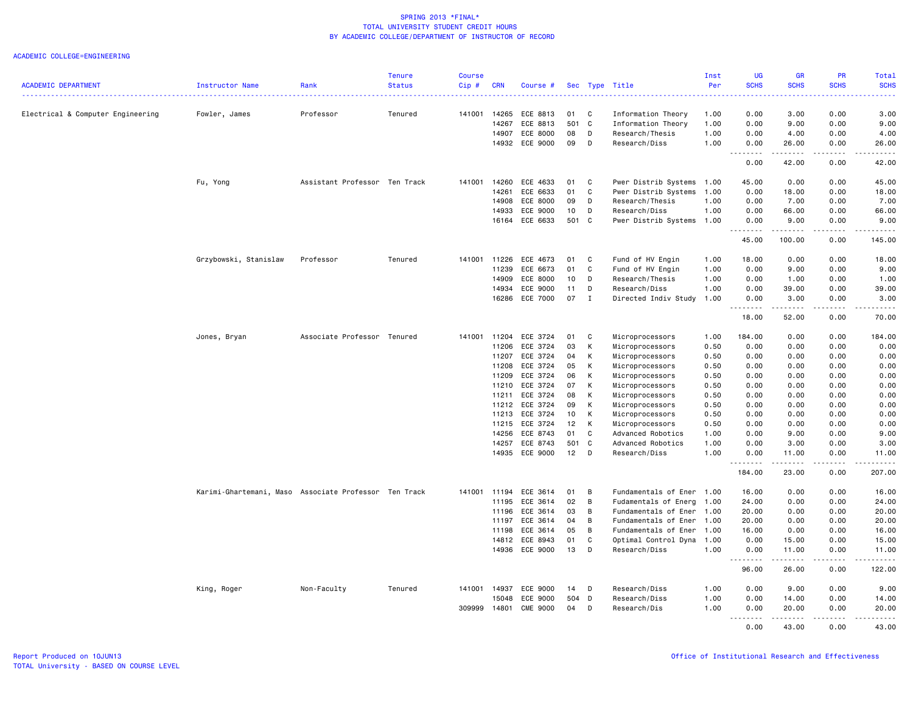SPRING 2013 *FINAL*
TOTAL UNIVERSITY STUDENT CREDIT HOURS
BY ACADEMIC COLLEGE/DEPARTMENT OF INSTRUCTOR OF RECORD

ACADEMIC COLLEGE=ENGINEERING

| ACADEMIC DEPARTMENT | Instructor Name | Rank | Tenure Status | Course Cip # | CRN | Course # | Sec | Type | Title | Inst Per | UG SCHS | GR SCHS | PR SCHS | Total SCHS |
|---|---|---|---|---|---|---|---|---|---|---|---|---|---|---|
| Electrical & Computer Engineering | Fowler, James | Professor | Tenured | 141001 | 14265 | ECE 8813 | 01 | C | Information Theory | 1.00 | 0.00 | 3.00 | 0.00 | 3.00 |
| | | | | | 14267 | ECE 8813 | 501 | C | Information Theory | 1.00 | 0.00 | 9.00 | 0.00 | 9.00 |
| | | | | | 14907 | ECE 8000 | 08 | D | Research/Thesis | 1.00 | 0.00 | 4.00 | 0.00 | 4.00 |
| | | | | | 14932 | ECE 9000 | 09 | D | Research/Diss | 1.00 | 0.00 | 26.00 | 0.00 | 26.00 |
| | | | | | | | | | | | 0.00 | 42.00 | 0.00 | 42.00 |
| | Fu, Yong | Assistant Professor | Ten Track | 141001 | 14260 | ECE 4633 | 01 | C | Pwer Distrib Systems | 1.00 | 45.00 | 0.00 | 0.00 | 45.00 |
| | | | | | 14261 | ECE 6633 | 01 | C | Pwer Distrib Systems | 1.00 | 0.00 | 18.00 | 0.00 | 18.00 |
| | | | | | 14908 | ECE 8000 | 09 | D | Research/Thesis | 1.00 | 0.00 | 7.00 | 0.00 | 7.00 |
| | | | | | 14933 | ECE 9000 | 10 | D | Research/Diss | 1.00 | 0.00 | 66.00 | 0.00 | 66.00 |
| | | | | | 16164 | ECE 6633 | 501 | C | Pwer Distrib Systems | 1.00 | 0.00 | 9.00 | 0.00 | 9.00 |
| | | | | | | | | | | | 45.00 | 100.00 | 0.00 | 145.00 |
| | Grzybowski, Stanislaw | Professor | Tenured | 141001 | 11226 | ECE 4673 | 01 | C | Fund of HV Engin | 1.00 | 18.00 | 0.00 | 0.00 | 18.00 |
| | | | | | 11239 | ECE 6673 | 01 | C | Fund of HV Engin | 1.00 | 0.00 | 9.00 | 0.00 | 9.00 |
| | | | | | 14909 | ECE 8000 | 10 | D | Research/Thesis | 1.00 | 0.00 | 1.00 | 0.00 | 1.00 |
| | | | | | 14934 | ECE 9000 | 11 | D | Research/Diss | 1.00 | 0.00 | 39.00 | 0.00 | 39.00 |
| | | | | | 16286 | ECE 7000 | 07 | I | Directed Indiv Study | 1.00 | 0.00 | 3.00 | 0.00 | 3.00 |
| | | | | | | | | | | | 18.00 | 52.00 | 0.00 | 70.00 |
| | Jones, Bryan | Associate Professor | Tenured | 141001 | 11204 | ECE 3724 | 01 | C | Microprocessors | 1.00 | 184.00 | 0.00 | 0.00 | 184.00 |
| | | | | | 11206 | ECE 3724 | 03 | K | Microprocessors | 0.50 | 0.00 | 0.00 | 0.00 | 0.00 |
| | | | | | 11207 | ECE 3724 | 04 | K | Microprocessors | 0.50 | 0.00 | 0.00 | 0.00 | 0.00 |
| | | | | | 11208 | ECE 3724 | 05 | K | Microprocessors | 0.50 | 0.00 | 0.00 | 0.00 | 0.00 |
| | | | | | 11209 | ECE 3724 | 06 | K | Microprocessors | 0.50 | 0.00 | 0.00 | 0.00 | 0.00 |
| | | | | | 11210 | ECE 3724 | 07 | K | Microprocessors | 0.50 | 0.00 | 0.00 | 0.00 | 0.00 |
| | | | | | 11211 | ECE 3724 | 08 | K | Microprocessors | 0.50 | 0.00 | 0.00 | 0.00 | 0.00 |
| | | | | | 11212 | ECE 3724 | 09 | K | Microprocessors | 0.50 | 0.00 | 0.00 | 0.00 | 0.00 |
| | | | | | 11213 | ECE 3724 | 10 | K | Microprocessors | 0.50 | 0.00 | 0.00 | 0.00 | 0.00 |
| | | | | | 11215 | ECE 3724 | 12 | K | Microprocessors | 0.50 | 0.00 | 0.00 | 0.00 | 0.00 |
| | | | | | 14256 | ECE 8743 | 01 | C | Advanced Robotics | 1.00 | 0.00 | 9.00 | 0.00 | 9.00 |
| | | | | | 14257 | ECE 8743 | 501 | C | Advanced Robotics | 1.00 | 0.00 | 3.00 | 0.00 | 3.00 |
| | | | | | 14935 | ECE 9000 | 12 | D | Research/Diss | 1.00 | 0.00 | 11.00 | 0.00 | 11.00 |
| | | | | | | | | | | | 184.00 | 23.00 | 0.00 | 207.00 |
| | Karimi-Ghartemani, Maso | Associate Professor | Ten Track | 141001 | 11194 | ECE 3614 | 01 | B | Fundamentals of Ener | 1.00 | 16.00 | 0.00 | 0.00 | 16.00 |
| | | | | | 11195 | ECE 3614 | 02 | B | Fudamentals of Energ | 1.00 | 24.00 | 0.00 | 0.00 | 24.00 |
| | | | | | 11196 | ECE 3614 | 03 | B | Fundamentals of Ener | 1.00 | 20.00 | 0.00 | 0.00 | 20.00 |
| | | | | | 11197 | ECE 3614 | 04 | B | Fundamentals of Ener | 1.00 | 20.00 | 0.00 | 0.00 | 20.00 |
| | | | | | 11198 | ECE 3614 | 05 | B | Fundamentals of Ener | 1.00 | 16.00 | 0.00 | 0.00 | 16.00 |
| | | | | | 14812 | ECE 8943 | 01 | C | Optimal Control Dyna | 1.00 | 0.00 | 15.00 | 0.00 | 15.00 |
| | | | | | 14936 | ECE 9000 | 13 | D | Research/Diss | 1.00 | 0.00 | 11.00 | 0.00 | 11.00 |
| | | | | | | | | | | | 96.00 | 26.00 | 0.00 | 122.00 |
| | King, Roger | Non-Faculty | Tenured | 141001 | 14937 | ECE 9000 | 14 | D | Research/Diss | 1.00 | 0.00 | 9.00 | 0.00 | 9.00 |
| | | | | | 15048 | ECE 9000 | 504 | D | Research/Diss | 1.00 | 0.00 | 14.00 | 0.00 | 14.00 |
| | | | | 309999 | 14801 | CME 9000 | 04 | D | Research/Dis | 1.00 | 0.00 | 20.00 | 0.00 | 20.00 |
| | | | | | | | | | | | 0.00 | 43.00 | 0.00 | 43.00 |

Report Produced on 10JUN13
TOTAL University - BASED ON COURSE LEVEL

Office of Institutional Research and Effectiveness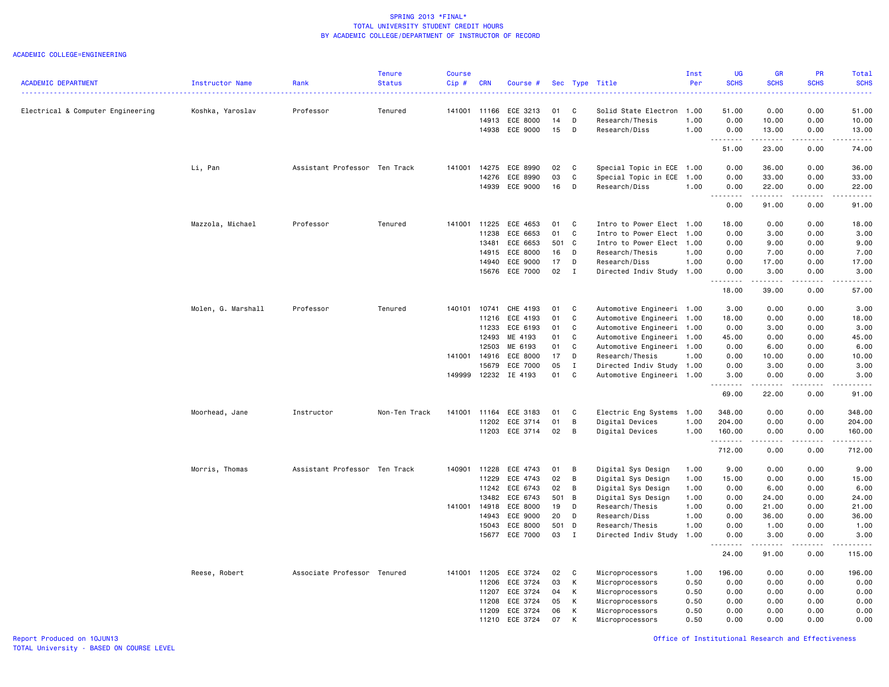SPRING 2013 *FINAL*
TOTAL UNIVERSITY STUDENT CREDIT HOURS
BY ACADEMIC COLLEGE/DEPARTMENT OF INSTRUCTOR OF RECORD

ACADEMIC COLLEGE=ENGINEERING

| ACADEMIC DEPARTMENT | Instructor Name | Rank | Tenure Status | Course Cip # | CRN | Course # | Sec | Type | Title | Inst Per | UG SCHS | GR SCHS | PR SCHS | Total SCHS |
|---|---|---|---|---|---|---|---|---|---|---|---|---|---|---|
| Electrical & Computer Engineering | Koshka, Yaroslav | Professor | Tenured | 141001 | 11166 | ECE 3213 | 01 | C | Solid State Electron | 1.00 | 51.00 | 0.00 | 0.00 | 51.00 |
| | | | | | 14913 | ECE 8000 | 14 | D | Research/Thesis | 1.00 | 0.00 | 10.00 | 0.00 | 10.00 |
| | | | | | 14938 | ECE 9000 | 15 | D | Research/Diss | 1.00 | 0.00 | 13.00 | 0.00 | 13.00 |
| | | | | | | | | | | | 51.00 | 23.00 | 0.00 | 74.00 |
| | Li, Pan | Assistant Professor | Ten Track | 141001 | 14275 | ECE 8990 | 02 | C | Special Topic in ECE | 1.00 | 0.00 | 36.00 | 0.00 | 36.00 |
| | | | | | 14276 | ECE 8990 | 03 | C | Special Topic in ECE | 1.00 | 0.00 | 33.00 | 0.00 | 33.00 |
| | | | | | 14939 | ECE 9000 | 16 | D | Research/Diss | 1.00 | 0.00 | 22.00 | 0.00 | 22.00 |
| | | | | | | | | | | | 0.00 | 91.00 | 0.00 | 91.00 |
| | Mazzola, Michael | Professor | Tenured | 141001 | 11225 | ECE 4653 | 01 | C | Intro to Power Elect | 1.00 | 18.00 | 0.00 | 0.00 | 18.00 |
| | | | | | 11238 | ECE 6653 | 01 | C | Intro to Power Elect | 1.00 | 0.00 | 3.00 | 0.00 | 3.00 |
| | | | | | 13481 | ECE 6653 | 501 | C | Intro to Power Elect | 1.00 | 0.00 | 9.00 | 0.00 | 9.00 |
| | | | | | 14915 | ECE 8000 | 16 | D | Research/Thesis | 1.00 | 0.00 | 7.00 | 0.00 | 7.00 |
| | | | | | 14940 | ECE 9000 | 17 | D | Research/Diss | 1.00 | 0.00 | 17.00 | 0.00 | 17.00 |
| | | | | | 15676 | ECE 7000 | 02 | I | Directed Indiv Study | 1.00 | 0.00 | 3.00 | 0.00 | 3.00 |
| | | | | | | | | | | | 18.00 | 39.00 | 0.00 | 57.00 |
| | Molen, G. Marshall | Professor | Tenured | 140101 | 10741 | CHE 4193 | 01 | C | Automotive Engineeri | 1.00 | 3.00 | 0.00 | 0.00 | 3.00 |
| | | | | | 11216 | ECE 4193 | 01 | C | Automotive Engineeri | 1.00 | 18.00 | 0.00 | 0.00 | 18.00 |
| | | | | | 11233 | ECE 6193 | 01 | C | Automotive Engineeri | 1.00 | 0.00 | 3.00 | 0.00 | 3.00 |
| | | | | | 12493 | ME 4193 | 01 | C | Automotive Engineeri | 1.00 | 45.00 | 0.00 | 0.00 | 45.00 |
| | | | | | 12503 | ME 6193 | 01 | C | Automotive Engineeri | 1.00 | 0.00 | 6.00 | 0.00 | 6.00 |
| | | | | 141001 | 14916 | ECE 8000 | 17 | D | Research/Thesis | 1.00 | 0.00 | 10.00 | 0.00 | 10.00 |
| | | | | | 15679 | ECE 7000 | 05 | I | Directed Indiv Study | 1.00 | 0.00 | 3.00 | 0.00 | 3.00 |
| | | | | 149999 | 12232 | IE 4193 | 01 | C | Automotive Engineeri | 1.00 | 3.00 | 0.00 | 0.00 | 3.00 |
| | | | | | | | | | | | 69.00 | 22.00 | 0.00 | 91.00 |
| | Moorhead, Jane | Instructor | Non-Ten Track | 141001 | 11164 | ECE 3183 | 01 | C | Electric Eng Systems | 1.00 | 348.00 | 0.00 | 0.00 | 348.00 |
| | | | | | 11202 | ECE 3714 | 01 | B | Digital Devices | 1.00 | 204.00 | 0.00 | 0.00 | 204.00 |
| | | | | | 11203 | ECE 3714 | 02 | B | Digital Devices | 1.00 | 160.00 | 0.00 | 0.00 | 160.00 |
| | | | | | | | | | | | 712.00 | 0.00 | 0.00 | 712.00 |
| | Morris, Thomas | Assistant Professor | Ten Track | 140901 | 11228 | ECE 4743 | 01 | B | Digital Sys Design | 1.00 | 9.00 | 0.00 | 0.00 | 9.00 |
| | | | | | 11229 | ECE 4743 | 02 | B | Digital Sys Design | 1.00 | 15.00 | 0.00 | 0.00 | 15.00 |
| | | | | | 11242 | ECE 6743 | 02 | B | Digital Sys Design | 1.00 | 0.00 | 6.00 | 0.00 | 6.00 |
| | | | | | 13482 | ECE 6743 | 501 | B | Digital Sys Design | 1.00 | 0.00 | 24.00 | 0.00 | 24.00 |
| | | | | 141001 | 14918 | ECE 8000 | 19 | D | Research/Thesis | 1.00 | 0.00 | 21.00 | 0.00 | 21.00 |
| | | | | | 14943 | ECE 9000 | 20 | D | Research/Diss | 1.00 | 0.00 | 36.00 | 0.00 | 36.00 |
| | | | | | 15043 | ECE 8000 | 501 | D | Research/Thesis | 1.00 | 0.00 | 1.00 | 0.00 | 1.00 |
| | | | | | 15677 | ECE 7000 | 03 | I | Directed Indiv Study | 1.00 | 0.00 | 3.00 | 0.00 | 3.00 |
| | | | | | | | | | | | 24.00 | 91.00 | 0.00 | 115.00 |
| | Reese, Robert | Associate Professor | Tenured | 141001 | 11205 | ECE 3724 | 02 | C | Microprocessors | 1.00 | 196.00 | 0.00 | 0.00 | 196.00 |
| | | | | | 11206 | ECE 3724 | 03 | K | Microprocessors | 0.50 | 0.00 | 0.00 | 0.00 | 0.00 |
| | | | | | 11207 | ECE 3724 | 04 | K | Microprocessors | 0.50 | 0.00 | 0.00 | 0.00 | 0.00 |
| | | | | | 11208 | ECE 3724 | 05 | K | Microprocessors | 0.50 | 0.00 | 0.00 | 0.00 | 0.00 |
| | | | | | 11209 | ECE 3724 | 06 | K | Microprocessors | 0.50 | 0.00 | 0.00 | 0.00 | 0.00 |
| | | | | | 11210 | ECE 3724 | 07 | K | Microprocessors | 0.50 | 0.00 | 0.00 | 0.00 | 0.00 |

Report Produced on 10JUN13
TOTAL University - BASED ON COURSE LEVEL

Office of Institutional Research and Effectiveness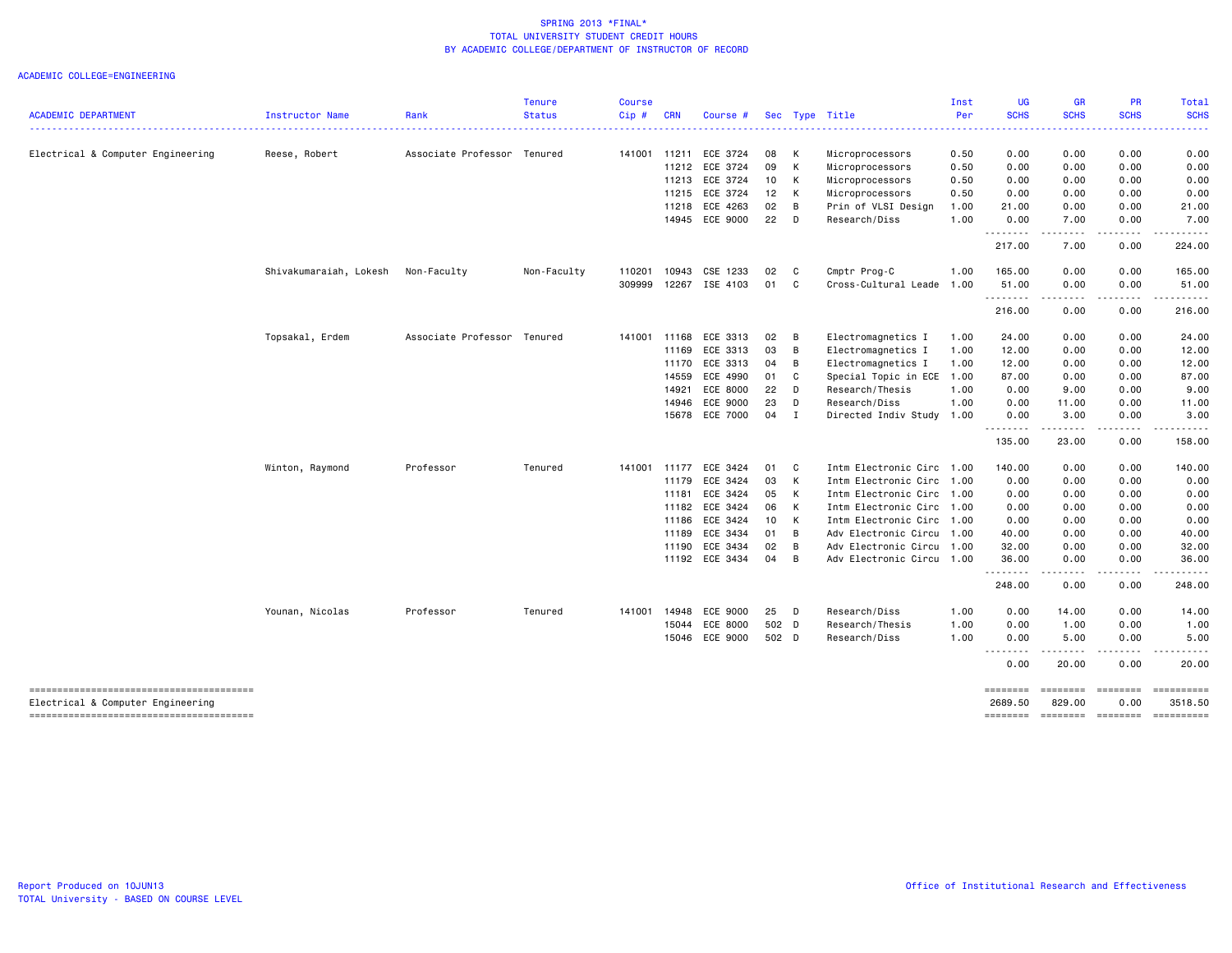SPRING 2013 *FINAL*
TOTAL UNIVERSITY STUDENT CREDIT HOURS
BY ACADEMIC COLLEGE/DEPARTMENT OF INSTRUCTOR OF RECORD

ACADEMIC COLLEGE=ENGINEERING

| ACADEMIC DEPARTMENT | Instructor Name | Rank | Tenure Status | Course Cip # | CRN | Course # | Sec | Type | Title | Inst Per | UG SCHS | GR SCHS | PR SCHS | Total SCHS |
|---|---|---|---|---|---|---|---|---|---|---|---|---|---|---|
| Electrical & Computer Engineering | Reese, Robert | Associate Professor | Tenured | 141001 | 11211 | ECE 3724 | 08 | K | Microprocessors | 0.50 | 0.00 | 0.00 | 0.00 | 0.00 |
| | | | | | 11212 | ECE 3724 | 09 | K | Microprocessors | 0.50 | 0.00 | 0.00 | 0.00 | 0.00 |
| | | | | | 11213 | ECE 3724 | 10 | K | Microprocessors | 0.50 | 0.00 | 0.00 | 0.00 | 0.00 |
| | | | | | 11215 | ECE 3724 | 12 | K | Microprocessors | 0.50 | 0.00 | 0.00 | 0.00 | 0.00 |
| | | | | | 11218 | ECE 4263 | 02 | B | Prin of VLSI Design | 1.00 | 21.00 | 0.00 | 0.00 | 21.00 |
| | | | | | 14945 | ECE 9000 | 22 | D | Research/Diss | 1.00 | 0.00 | 7.00 | 0.00 | 7.00 |
| | | | | | | | | | | | 217.00 | 7.00 | 0.00 | 224.00 |
| | Shivakumaraiah, Lokesh | Non-Faculty | Non-Faculty | 110201 | 10943 | CSE 1233 | 02 | C | Cmptr Prog-C | 1.00 | 165.00 | 0.00 | 0.00 | 165.00 |
| | | | | 309999 | 12267 | ISE 4103 | 01 | C | Cross-Cultural Leade | 1.00 | 51.00 | 0.00 | 0.00 | 51.00 |
| | | | | | | | | | | | 216.00 | 0.00 | 0.00 | 216.00 |
| | Topsakal, Erdem | Associate Professor | Tenured | 141001 | 11168 | ECE 3313 | 02 | B | Electromagnetics I | 1.00 | 24.00 | 0.00 | 0.00 | 24.00 |
| | | | | | 11169 | ECE 3313 | 03 | B | Electromagnetics I | 1.00 | 12.00 | 0.00 | 0.00 | 12.00 |
| | | | | | 11170 | ECE 3313 | 04 | B | Electromagnetics I | 1.00 | 12.00 | 0.00 | 0.00 | 12.00 |
| | | | | | 14559 | ECE 4990 | 01 | C | Special Topic in ECE | 1.00 | 87.00 | 0.00 | 0.00 | 87.00 |
| | | | | | 14921 | ECE 8000 | 22 | D | Research/Thesis | 1.00 | 0.00 | 9.00 | 0.00 | 9.00 |
| | | | | | 14946 | ECE 9000 | 23 | D | Research/Diss | 1.00 | 0.00 | 11.00 | 0.00 | 11.00 |
| | | | | | 15678 | ECE 7000 | 04 | I | Directed Indiv Study | 1.00 | 0.00 | 3.00 | 0.00 | 3.00 |
| | | | | | | | | | | | 135.00 | 23.00 | 0.00 | 158.00 |
| | Winton, Raymond | Professor | Tenured | 141001 | 11177 | ECE 3424 | 01 | C | Intm Electronic Circ | 1.00 | 140.00 | 0.00 | 0.00 | 140.00 |
| | | | | | 11179 | ECE 3424 | 03 | K | Intm Electronic Circ | 1.00 | 0.00 | 0.00 | 0.00 | 0.00 |
| | | | | | 11181 | ECE 3424 | 05 | K | Intm Electronic Circ | 1.00 | 0.00 | 0.00 | 0.00 | 0.00 |
| | | | | | 11182 | ECE 3424 | 06 | K | Intm Electronic Circ | 1.00 | 0.00 | 0.00 | 0.00 | 0.00 |
| | | | | | 11186 | ECE 3424 | 10 | K | Intm Electronic Circ | 1.00 | 0.00 | 0.00 | 0.00 | 0.00 |
| | | | | | 11189 | ECE 3434 | 01 | B | Adv Electronic Circu | 1.00 | 40.00 | 0.00 | 0.00 | 40.00 |
| | | | | | 11190 | ECE 3434 | 02 | B | Adv Electronic Circu | 1.00 | 32.00 | 0.00 | 0.00 | 32.00 |
| | | | | | 11192 | ECE 3434 | 04 | B | Adv Electronic Circu | 1.00 | 36.00 | 0.00 | 0.00 | 36.00 |
| | | | | | | | | | | | 248.00 | 0.00 | 0.00 | 248.00 |
| | Younan, Nicolas | Professor | Tenured | 141001 | 14948 | ECE 9000 | 25 | D | Research/Diss | 1.00 | 0.00 | 14.00 | 0.00 | 14.00 |
| | | | | | 15044 | ECE 8000 | 502 | D | Research/Thesis | 1.00 | 0.00 | 1.00 | 0.00 | 1.00 |
| | | | | | 15046 | ECE 9000 | 502 | D | Research/Diss | 1.00 | 0.00 | 5.00 | 0.00 | 5.00 |
| | | | | | | | | | | | 0.00 | 20.00 | 0.00 | 20.00 |
| Electrical & Computer Engineering | | | | | | | | | | | 2689.50 | 829.00 | 0.00 | 3518.50 |

Report Produced on 10JUN13
TOTAL University - BASED ON COURSE LEVEL

Office of Institutional Research and Effectiveness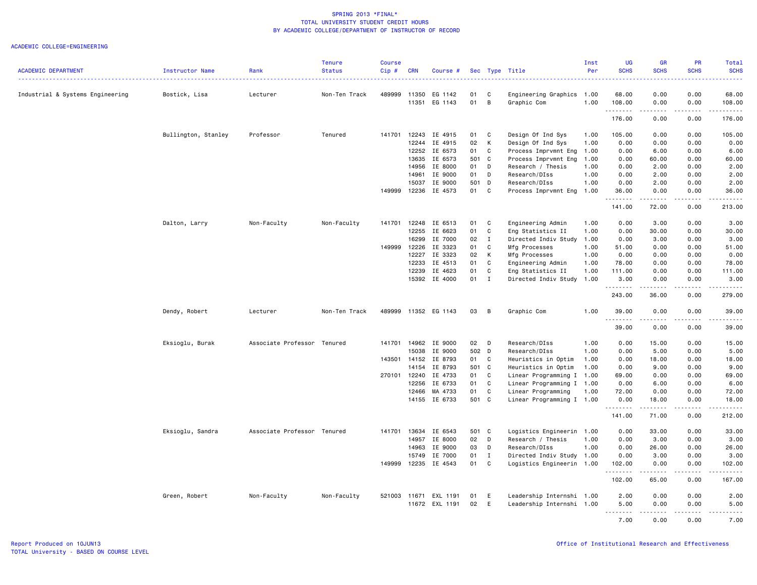# SPRING 2013 *FINAL*
## TOTAL UNIVERSITY STUDENT CREDIT HOURS
### BY ACADEMIC COLLEGE/DEPARTMENT OF INSTRUCTOR OF RECORD

ACADEMIC COLLEGE=ENGINEERING

| ACADEMIC DEPARTMENT | Instructor Name | Rank | Tenure Status | Course Cip # | CRN | Course # | Sec | Type | Title | Inst Per | UG SCHS | GR SCHS | PR SCHS | Total SCHS |
|---|---|---|---|---|---|---|---|---|---|---|---|---|---|---|
| Industrial & Systems Engineering | Bostick, Lisa | Lecturer | Non-Ten Track | 489999 | 11350 | EG 1142 | 01 | C | Engineering Graphics | 1.00 | 68.00 | 0.00 | 0.00 | 68.00 |
| | | | | | 11351 | EG 1143 | 01 | B | Graphic Com | 1.00 | 108.00 | 0.00 | 0.00 | 108.00 |
| | | | | | | | | | | | 176.00 | 0.00 | 0.00 | 176.00 |
| | Bullington, Stanley | Professor | Tenured | 141701 | 12243 | IE 4915 | 01 | C | Design Of Ind Sys | 1.00 | 105.00 | 0.00 | 0.00 | 105.00 |
| | | | | | 12244 | IE 4915 | 02 | K | Design Of Ind Sys | 1.00 | 0.00 | 0.00 | 0.00 | 0.00 |
| | | | | | 12252 | IE 6573 | 01 | C | Process Imprvmnt Eng | 1.00 | 0.00 | 6.00 | 0.00 | 6.00 |
| | | | | | 13635 | IE 6573 | 501 | C | Process Imprvmnt Eng | 1.00 | 0.00 | 60.00 | 0.00 | 60.00 |
| | | | | | 14956 | IE 8000 | 01 | D | Research / Thesis | 1.00 | 0.00 | 2.00 | 0.00 | 2.00 |
| | | | | | 14961 | IE 9000 | 01 | D | Research/DIss | 1.00 | 0.00 | 2.00 | 0.00 | 2.00 |
| | | | | | 15037 | IE 9000 | 501 | D | Research/DIss | 1.00 | 0.00 | 2.00 | 0.00 | 2.00 |
| | | | | 149999 | 12236 | IE 4573 | 01 | C | Process Imprvmnt Eng | 1.00 | 36.00 | 0.00 | 0.00 | 36.00 |
| | | | | | | | | | | | 141.00 | 72.00 | 0.00 | 213.00 |
| | Dalton, Larry | Non-Faculty | Non-Faculty | 141701 | 12248 | IE 6513 | 01 | C | Engineering Admin | 1.00 | 0.00 | 3.00 | 0.00 | 3.00 |
| | | | | | 12255 | IE 6623 | 01 | C | Eng Statistics II | 1.00 | 0.00 | 30.00 | 0.00 | 30.00 |
| | | | | | 16299 | IE 7000 | 02 | I | Directed Indiv Study | 1.00 | 0.00 | 3.00 | 0.00 | 3.00 |
| | | | | 149999 | 12226 | IE 3323 | 01 | C | Mfg Processes | 1.00 | 51.00 | 0.00 | 0.00 | 51.00 |
| | | | | | 12227 | IE 3323 | 02 | K | Mfg Processes | 1.00 | 0.00 | 0.00 | 0.00 | 0.00 |
| | | | | | 12233 | IE 4513 | 01 | C | Engineering Admin | 1.00 | 78.00 | 0.00 | 0.00 | 78.00 |
| | | | | | 12239 | IE 4623 | 01 | C | Eng Statistics II | 1.00 | 111.00 | 0.00 | 0.00 | 111.00 |
| | | | | | 15392 | IE 4000 | 01 | I | Directed Indiv Study | 1.00 | 3.00 | 0.00 | 0.00 | 3.00 |
| | | | | | | | | | | | 243.00 | 36.00 | 0.00 | 279.00 |
| | Dendy, Robert | Lecturer | Non-Ten Track | 489999 | 11352 | EG 1143 | 03 | B | Graphic Com | 1.00 | 39.00 | 0.00 | 0.00 | 39.00 |
| | | | | | | | | | | | 39.00 | 0.00 | 0.00 | 39.00 |
| | Eksioglu, Burak | Associate Professor | Tenured | 141701 | 14962 | IE 9000 | 02 | D | Research/DIss | 1.00 | 0.00 | 15.00 | 0.00 | 15.00 |
| | | | | | 15038 | IE 9000 | 502 | D | Research/DIss | 1.00 | 0.00 | 5.00 | 0.00 | 5.00 |
| | | | | 143501 | 14152 | IE 8793 | 01 | C | Heuristics in Optim | 1.00 | 0.00 | 18.00 | 0.00 | 18.00 |
| | | | | | 14154 | IE 8793 | 501 | C | Heuristics in Optim | 1.00 | 0.00 | 9.00 | 0.00 | 9.00 |
| | | | | 270101 | 12240 | IE 4733 | 01 | C | Linear Programming I | 1.00 | 69.00 | 0.00 | 0.00 | 69.00 |
| | | | | | 12256 | IE 6733 | 01 | C | Linear Programming I | 1.00 | 0.00 | 6.00 | 0.00 | 6.00 |
| | | | | | 12466 | MA 4733 | 01 | C | Linear Programming | 1.00 | 72.00 | 0.00 | 0.00 | 72.00 |
| | | | | | 14155 | IE 6733 | 501 | C | Linear Programming I | 1.00 | 0.00 | 18.00 | 0.00 | 18.00 |
| | | | | | | | | | | | 141.00 | 71.00 | 0.00 | 212.00 |
| | Eksioglu, Sandra | Associate Professor | Tenured | 141701 | 13634 | IE 6543 | 501 | C | Logistics Engineerin | 1.00 | 0.00 | 33.00 | 0.00 | 33.00 |
| | | | | | 14957 | IE 8000 | 02 | D | Research / Thesis | 1.00 | 0.00 | 3.00 | 0.00 | 3.00 |
| | | | | | 14963 | IE 9000 | 03 | D | Research/DIss | 1.00 | 0.00 | 26.00 | 0.00 | 26.00 |
| | | | | | 15749 | IE 7000 | 01 | I | Directed Indiv Study | 1.00 | 0.00 | 3.00 | 0.00 | 3.00 |
| | | | | 149999 | 12235 | IE 4543 | 01 | C | Logistics Engineerin | 1.00 | 102.00 | 0.00 | 0.00 | 102.00 |
| | | | | | | | | | | | 102.00 | 65.00 | 0.00 | 167.00 |
| | Green, Robert | Non-Faculty | Non-Faculty | 521003 | 11671 | EXL 1191 | 01 | E | Leadership Internshi | 1.00 | 2.00 | 0.00 | 0.00 | 2.00 |
| | | | | | 11672 | EXL 1191 | 02 | E | Leadership Internshi | 1.00 | 5.00 | 0.00 | 0.00 | 5.00 |
| | | | | | | | | | | | 7.00 | 0.00 | 0.00 | 7.00 |

Report Produced on 10JUN13
TOTAL University - BASED ON COURSE LEVEL

Office of Institutional Research and Effectiveness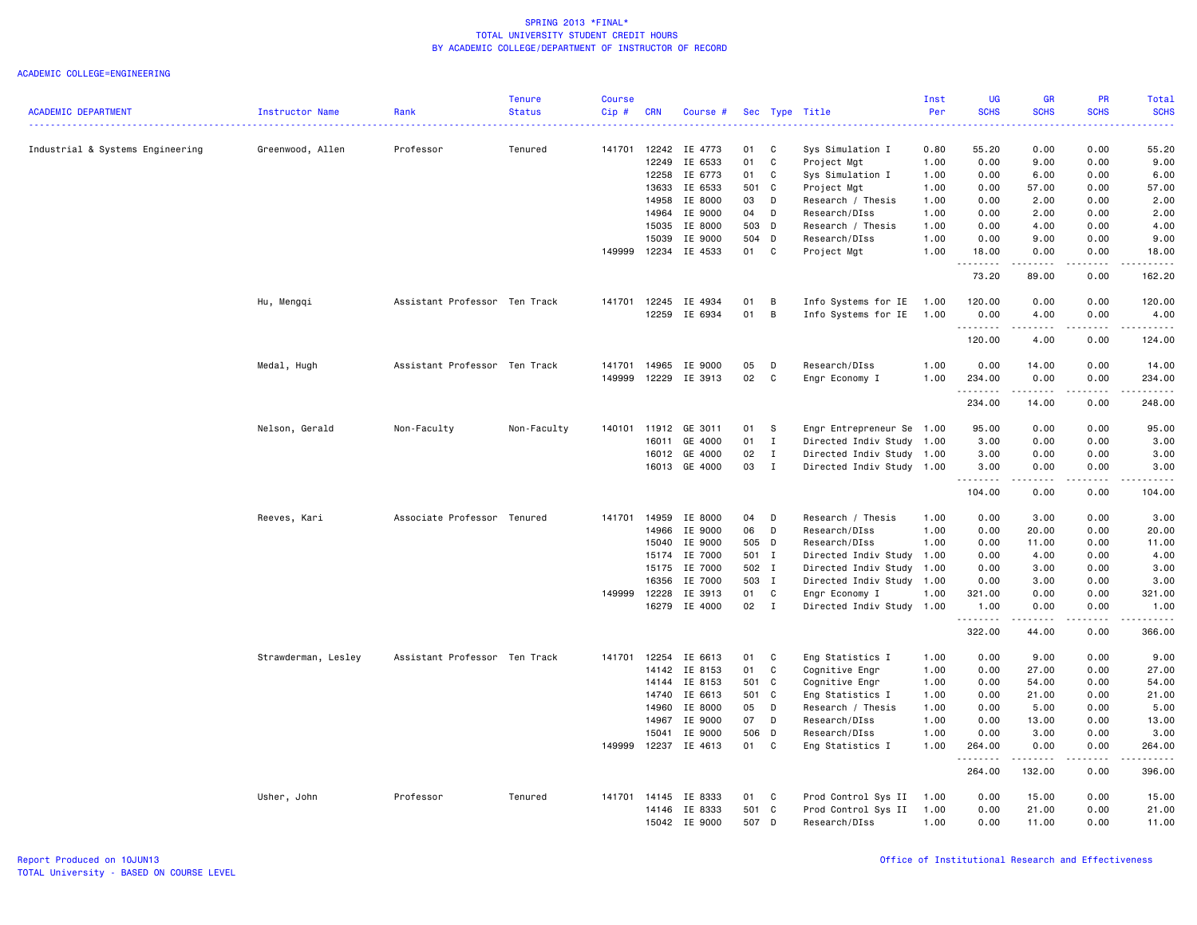SPRING 2013 *FINAL*
TOTAL UNIVERSITY STUDENT CREDIT HOURS
BY ACADEMIC COLLEGE/DEPARTMENT OF INSTRUCTOR OF RECORD

ACADEMIC COLLEGE=ENGINEERING

| ACADEMIC DEPARTMENT | Instructor Name | Rank | Tenure Status | Course Cip # | CRN | Course # | Sec | Type | Title | Inst Per | UG SCHS | GR SCHS | PR SCHS | Total SCHS |
|---|---|---|---|---|---|---|---|---|---|---|---|---|---|---|
| Industrial & Systems Engineering | Greenwood, Allen | Professor | Tenured | 141701 | 12242 | IE 4773 | 01 | C | Sys Simulation I | 0.80 | 55.20 | 0.00 | 0.00 | 55.20 |
| | | | | | 12249 | IE 6533 | 01 | C | Project Mgt | 1.00 | 0.00 | 9.00 | 0.00 | 9.00 |
| | | | | | 12258 | IE 6773 | 01 | C | Sys Simulation I | 1.00 | 0.00 | 6.00 | 0.00 | 6.00 |
| | | | | | 13633 | IE 6533 | 501 | C | Project Mgt | 1.00 | 0.00 | 57.00 | 0.00 | 57.00 |
| | | | | | 14958 | IE 8000 | 03 | D | Research / Thesis | 1.00 | 0.00 | 2.00 | 0.00 | 2.00 |
| | | | | | 14964 | IE 9000 | 04 | D | Research/DIss | 1.00 | 0.00 | 2.00 | 0.00 | 2.00 |
| | | | | | 15035 | IE 8000 | 503 | D | Research / Thesis | 1.00 | 0.00 | 4.00 | 0.00 | 4.00 |
| | | | | | 15039 | IE 9000 | 504 | D | Research/DIss | 1.00 | 0.00 | 9.00 | 0.00 | 9.00 |
| | | | | 149999 | 12234 | IE 4533 | 01 | C | Project Mgt | 1.00 | 18.00 | 0.00 | 0.00 | 18.00 |
| | | | | | | | | | | | 73.20 | 89.00 | 0.00 | 162.20 |
| | Hu, Mengqi | Assistant Professor | Ten Track | 141701 | 12245 | IE 4934 | 01 | B | Info Systems for IE | 1.00 | 120.00 | 0.00 | 0.00 | 120.00 |
| | | | | | 12259 | IE 6934 | 01 | B | Info Systems for IE | 1.00 | 0.00 | 4.00 | 0.00 | 4.00 |
| | | | | | | | | | | | 120.00 | 4.00 | 0.00 | 124.00 |
| | Medal, Hugh | Assistant Professor | Ten Track | 141701 | 14965 | IE 9000 | 05 | D | Research/DIss | 1.00 | 0.00 | 14.00 | 0.00 | 14.00 |
| | | | | 149999 | 12229 | IE 3913 | 02 | C | Engr Economy I | 1.00 | 234.00 | 0.00 | 0.00 | 234.00 |
| | | | | | | | | | | | 234.00 | 14.00 | 0.00 | 248.00 |
| | Nelson, Gerald | Non-Faculty | Non-Faculty | 140101 | 11912 | GE 3011 | 01 | S | Engr Entrepreneur Se | 1.00 | 95.00 | 0.00 | 0.00 | 95.00 |
| | | | | | 16011 | GE 4000 | 01 | I | Directed Indiv Study | 1.00 | 3.00 | 0.00 | 0.00 | 3.00 |
| | | | | | 16012 | GE 4000 | 02 | I | Directed Indiv Study | 1.00 | 3.00 | 0.00 | 0.00 | 3.00 |
| | | | | | 16013 | GE 4000 | 03 | I | Directed Indiv Study | 1.00 | 3.00 | 0.00 | 0.00 | 3.00 |
| | | | | | | | | | | | 104.00 | 0.00 | 0.00 | 104.00 |
| | Reeves, Kari | Associate Professor | Tenured | 141701 | 14959 | IE 8000 | 04 | D | Research / Thesis | 1.00 | 0.00 | 3.00 | 0.00 | 3.00 |
| | | | | | 14966 | IE 9000 | 06 | D | Research/DIss | 1.00 | 0.00 | 20.00 | 0.00 | 20.00 |
| | | | | | 15040 | IE 9000 | 505 | D | Research/DIss | 1.00 | 0.00 | 11.00 | 0.00 | 11.00 |
| | | | | | 15174 | IE 7000 | 501 | I | Directed Indiv Study | 1.00 | 0.00 | 4.00 | 0.00 | 4.00 |
| | | | | | 15175 | IE 7000 | 502 | I | Directed Indiv Study | 1.00 | 0.00 | 3.00 | 0.00 | 3.00 |
| | | | | | 16356 | IE 7000 | 503 | I | Directed Indiv Study | 1.00 | 0.00 | 3.00 | 0.00 | 3.00 |
| | | | | 149999 | 12228 | IE 3913 | 01 | C | Engr Economy I | 1.00 | 321.00 | 0.00 | 0.00 | 321.00 |
| | | | | | 16279 | IE 4000 | 02 | I | Directed Indiv Study | 1.00 | 1.00 | 0.00 | 0.00 | 1.00 |
| | | | | | | | | | | | 322.00 | 44.00 | 0.00 | 366.00 |
| | Strawderman, Lesley | Assistant Professor | Ten Track | 141701 | 12254 | IE 6613 | 01 | C | Eng Statistics I | 1.00 | 0.00 | 9.00 | 0.00 | 9.00 |
| | | | | | 14142 | IE 8153 | 01 | C | Cognitive Engr | 1.00 | 0.00 | 27.00 | 0.00 | 27.00 |
| | | | | | 14144 | IE 8153 | 501 | C | Cognitive Engr | 1.00 | 0.00 | 54.00 | 0.00 | 54.00 |
| | | | | | 14740 | IE 6613 | 501 | C | Eng Statistics I | 1.00 | 0.00 | 21.00 | 0.00 | 21.00 |
| | | | | | 14960 | IE 8000 | 05 | D | Research / Thesis | 1.00 | 0.00 | 5.00 | 0.00 | 5.00 |
| | | | | | 14967 | IE 9000 | 07 | D | Research/DIss | 1.00 | 0.00 | 13.00 | 0.00 | 13.00 |
| | | | | | 15041 | IE 9000 | 506 | D | Research/DIss | 1.00 | 0.00 | 3.00 | 0.00 | 3.00 |
| | | | | 149999 | 12237 | IE 4613 | 01 | C | Eng Statistics I | 1.00 | 264.00 | 0.00 | 0.00 | 264.00 |
| | | | | | | | | | | | 264.00 | 132.00 | 0.00 | 396.00 |
| | Usher, John | Professor | Tenured | 141701 | 14145 | IE 8333 | 01 | C | Prod Control Sys II | 1.00 | 0.00 | 15.00 | 0.00 | 15.00 |
| | | | | | 14146 | IE 8333 | 501 | C | Prod Control Sys II | 1.00 | 0.00 | 21.00 | 0.00 | 21.00 |
| | | | | | 15042 | IE 9000 | 507 | D | Research/DIss | 1.00 | 0.00 | 11.00 | 0.00 | 11.00 |

Report Produced on 10JUN13
TOTAL University - BASED ON COURSE LEVEL

Office of Institutional Research and Effectiveness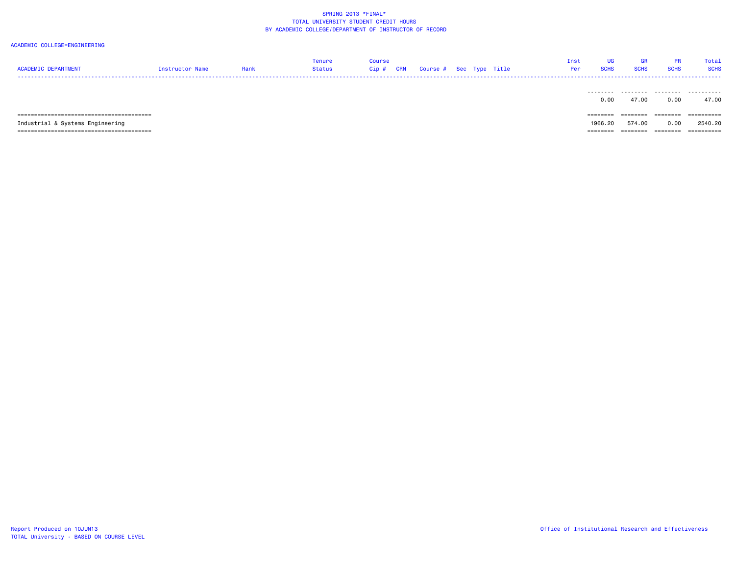SPRING 2013 *FINAL*
TOTAL UNIVERSITY STUDENT CREDIT HOURS
BY ACADEMIC COLLEGE/DEPARTMENT OF INSTRUCTOR OF RECORD

ACADEMIC COLLEGE=ENGINEERING

| ACADEMIC DEPARTMENT | Instructor Name | Rank | Tenure Status | Course Cip # | CRN | Course # | Sec | Type | Title | Inst Per | UG SCHS | GR SCHS | PR SCHS | Total SCHS |
|---|---|---|---|---|---|---|---|---|---|---|---|---|---|---|
| | | | | | | | | | | | 0.00 | 47.00 | 0.00 | 47.00 |
| Industrial & Systems Engineering | | | | | | | | | | | 1966.20 | 574.00 | 0.00 | 2540.20 |

Report Produced on 10JUN13
TOTAL University - BASED ON COURSE LEVEL

Office of Institutional Research and Effectiveness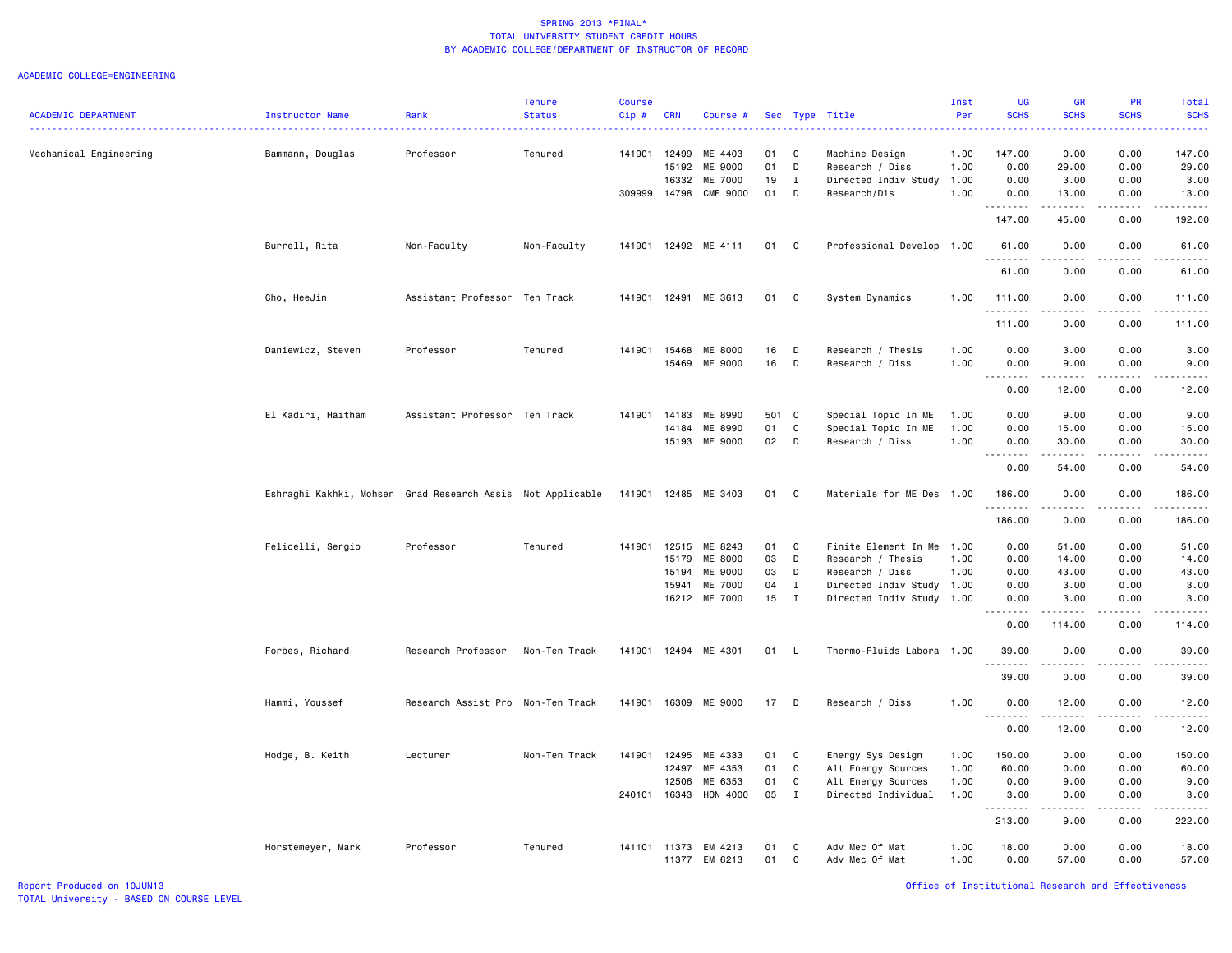SPRING 2013 *FINAL*
TOTAL UNIVERSITY STUDENT CREDIT HOURS
BY ACADEMIC COLLEGE/DEPARTMENT OF INSTRUCTOR OF RECORD

ACADEMIC COLLEGE=ENGINEERING

| ACADEMIC DEPARTMENT | Instructor Name | Rank | Tenure Status | Course Cip # | CRN | Course # | Sec | Type | Title | Inst Per | UG SCHS | GR SCHS | PR SCHS | Total SCHS |
|---|---|---|---|---|---|---|---|---|---|---|---|---|---|---|
| Mechanical Engineering | Bammann, Douglas | Professor | Tenured | 141901 | 12499 | ME 4403 | 01 | C | Machine Design | 1.00 | 147.00 | 0.00 | 0.00 | 147.00 |
| | | | | | 15192 | ME 9000 | 01 | D | Research / Diss | 1.00 | 0.00 | 29.00 | 0.00 | 29.00 |
| | | | | | 16332 | ME 7000 | 19 | I | Directed Indiv Study | 1.00 | 0.00 | 3.00 | 0.00 | 3.00 |
| | | | | 309999 | 14798 | CME 9000 | 01 | D | Research/Dis | 1.00 | 0.00 | 13.00 | 0.00 | 13.00 |
| | | | | | | | | | | | 147.00 | 45.00 | 0.00 | 192.00 |
| | Burrell, Rita | Non-Faculty | Non-Faculty | 141901 | 12492 | ME 4111 | 01 | C | Professional Develop | 1.00 | 61.00 | 0.00 | 0.00 | 61.00 |
| | | | | | | | | | | | 61.00 | 0.00 | 0.00 | 61.00 |
| | Cho, HeeJin | Assistant Professor | Ten Track | 141901 | 12491 | ME 3613 | 01 | C | System Dynamics | 1.00 | 111.00 | 0.00 | 0.00 | 111.00 |
| | | | | | | | | | | | 111.00 | 0.00 | 0.00 | 111.00 |
| | Daniewicz, Steven | Professor | Tenured | 141901 | 15468 | ME 8000 | 16 | D | Research / Thesis | 1.00 | 0.00 | 3.00 | 0.00 | 3.00 |
| | | | | | 15469 | ME 9000 | 16 | D | Research / Diss | 1.00 | 0.00 | 9.00 | 0.00 | 9.00 |
| | | | | | | | | | | | 0.00 | 12.00 | 0.00 | 12.00 |
| | El Kadiri, Haitham | Assistant Professor | Ten Track | 141901 | 14183 | ME 8990 | 501 | C | Special Topic In ME | 1.00 | 0.00 | 9.00 | 0.00 | 9.00 |
| | | | | | 14184 | ME 8990 | 01 | C | Special Topic In ME | 1.00 | 0.00 | 15.00 | 0.00 | 15.00 |
| | | | | | 15193 | ME 9000 | 02 | D | Research / Diss | 1.00 | 0.00 | 30.00 | 0.00 | 30.00 |
| | | | | | | | | | | | 0.00 | 54.00 | 0.00 | 54.00 |
| | Eshraghi Kakhki, Mohsen | Grad Research Assis | Not Applicable | 141901 | 12485 | ME 3403 | 01 | C | Materials for ME Des | 1.00 | 186.00 | 0.00 | 0.00 | 186.00 |
| | | | | | | | | | | | 186.00 | 0.00 | 0.00 | 186.00 |
| | Felicelli, Sergio | Professor | Tenured | 141901 | 12515 | ME 8243 | 01 | C | Finite Element In Me | 1.00 | 0.00 | 51.00 | 0.00 | 51.00 |
| | | | | | 15179 | ME 8000 | 03 | D | Research / Thesis | 1.00 | 0.00 | 14.00 | 0.00 | 14.00 |
| | | | | | 15194 | ME 9000 | 03 | D | Research / Diss | 1.00 | 0.00 | 43.00 | 0.00 | 43.00 |
| | | | | | 15941 | ME 7000 | 04 | I | Directed Indiv Study | 1.00 | 0.00 | 3.00 | 0.00 | 3.00 |
| | | | | | 16212 | ME 7000 | 15 | I | Directed Indiv Study | 1.00 | 0.00 | 3.00 | 0.00 | 3.00 |
| | | | | | | | | | | | 0.00 | 114.00 | 0.00 | 114.00 |
| | Forbes, Richard | Research Professor | Non-Ten Track | 141901 | 12494 | ME 4301 | 01 | L | Thermo-Fluids Labora | 1.00 | 39.00 | 0.00 | 0.00 | 39.00 |
| | | | | | | | | | | | 39.00 | 0.00 | 0.00 | 39.00 |
| | Hammi, Youssef | Research Assist Pro | Non-Ten Track | 141901 | 16309 | ME 9000 | 17 | D | Research / Diss | 1.00 | 0.00 | 12.00 | 0.00 | 12.00 |
| | | | | | | | | | | | 0.00 | 12.00 | 0.00 | 12.00 |
| | Hodge, B. Keith | Lecturer | Non-Ten Track | 141901 | 12495 | ME 4333 | 01 | C | Energy Sys Design | 1.00 | 150.00 | 0.00 | 0.00 | 150.00 |
| | | | | | 12497 | ME 4353 | 01 | C | Alt Energy Sources | 1.00 | 60.00 | 0.00 | 0.00 | 60.00 |
| | | | | | 12506 | ME 6353 | 01 | C | Alt Energy Sources | 1.00 | 0.00 | 9.00 | 0.00 | 9.00 |
| | | | | 240101 | 16343 | HON 4000 | 05 | I | Directed Individual | 1.00 | 3.00 | 0.00 | 0.00 | 3.00 |
| | | | | | | | | | | | 213.00 | 9.00 | 0.00 | 222.00 |
| | Horstemeyer, Mark | Professor | Tenured | 141101 | 11373 | EM 4213 | 01 | C | Adv Mec Of Mat | 1.00 | 18.00 | 0.00 | 0.00 | 18.00 |
| | | | | | 11377 | EM 6213 | 01 | C | Adv Mec Of Mat | 1.00 | 0.00 | 57.00 | 0.00 | 57.00 |

Report Produced on 10JUN13
TOTAL University - BASED ON COURSE LEVEL

Office of Institutional Research and Effectiveness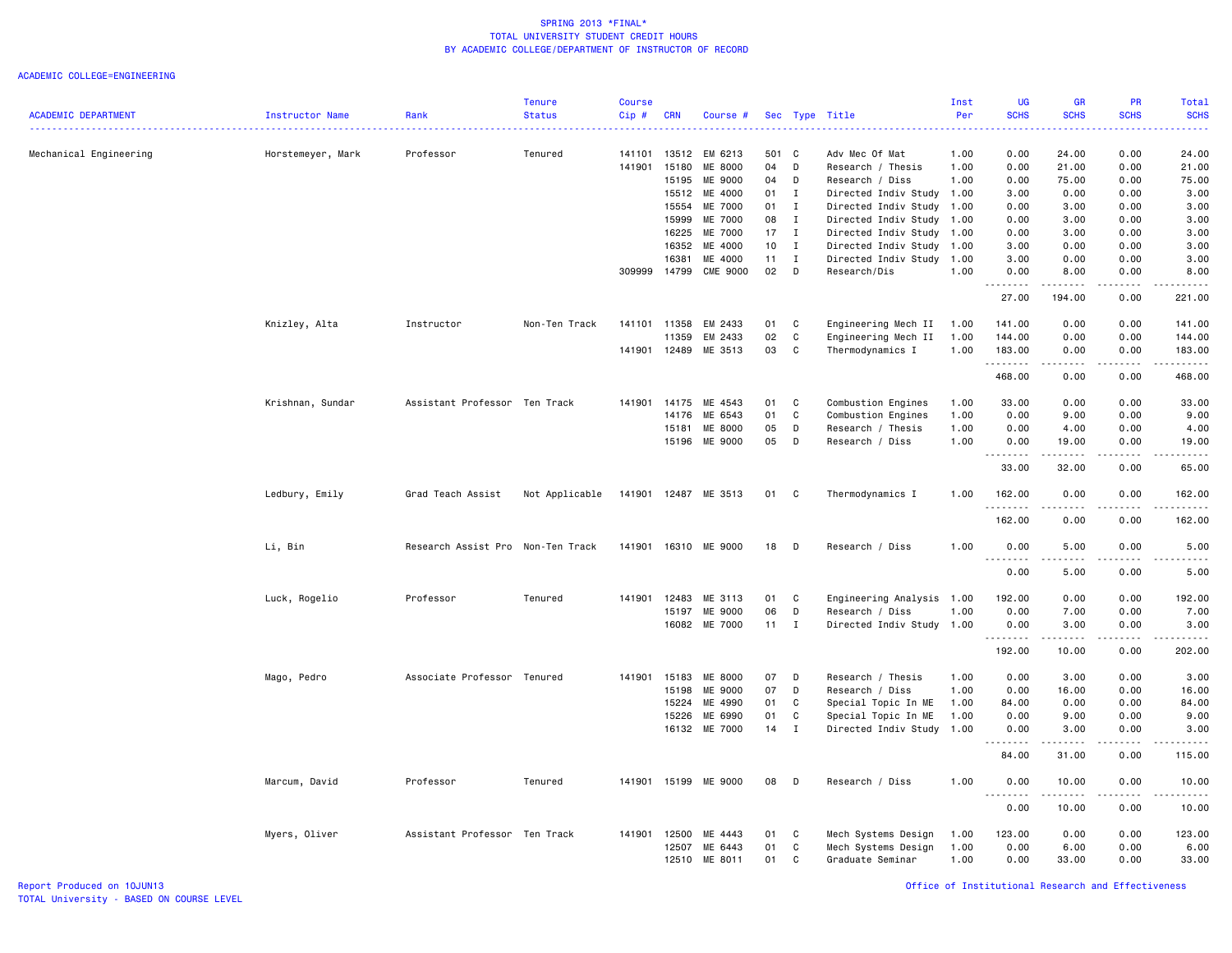SPRING 2013 *FINAL*
TOTAL UNIVERSITY STUDENT CREDIT HOURS
BY ACADEMIC COLLEGE/DEPARTMENT OF INSTRUCTOR OF RECORD

ACADEMIC COLLEGE=ENGINEERING

| ACADEMIC DEPARTMENT | Instructor Name | Rank | Tenure Status | Course Cip # | CRN | Course # | Sec | Type | Title | Inst Per | UG SCHS | GR SCHS | PR SCHS | Total SCHS |
|---|---|---|---|---|---|---|---|---|---|---|---|---|---|---|
| Mechanical Engineering | Horstemeyer, Mark | Professor | Tenured | 141101 | 13512 | EM 6213 | 501 | C | Adv Mec Of Mat | 1.00 | 0.00 | 24.00 | 0.00 | 24.00 |
| | | | | 141901 | 15180 | ME 8000 | 04 | D | Research / Thesis | 1.00 | 0.00 | 21.00 | 0.00 | 21.00 |
| | | | | | 15195 | ME 9000 | 04 | D | Research / Diss | 1.00 | 0.00 | 75.00 | 0.00 | 75.00 |
| | | | | | 15512 | ME 4000 | 01 | I | Directed Indiv Study | 1.00 | 3.00 | 0.00 | 0.00 | 3.00 |
| | | | | | 15554 | ME 7000 | 01 | I | Directed Indiv Study | 1.00 | 0.00 | 3.00 | 0.00 | 3.00 |
| | | | | | 15999 | ME 7000 | 08 | I | Directed Indiv Study | 1.00 | 0.00 | 3.00 | 0.00 | 3.00 |
| | | | | | 16225 | ME 7000 | 17 | I | Directed Indiv Study | 1.00 | 0.00 | 3.00 | 0.00 | 3.00 |
| | | | | | 16352 | ME 4000 | 10 | I | Directed Indiv Study | 1.00 | 3.00 | 0.00 | 0.00 | 3.00 |
| | | | | | 16381 | ME 4000 | 11 | I | Directed Indiv Study | 1.00 | 3.00 | 0.00 | 0.00 | 3.00 |
| | | | | 309999 | 14799 | CME 9000 | 02 | D | Research/Dis | 1.00 | 0.00 | 8.00 | 0.00 | 8.00 |
| | | | | | | | | | | | 27.00 | 194.00 | 0.00 | 221.00 |
| | Knizley, Alta | Instructor | Non-Ten Track | 141101 | 11358 | EM 2433 | 01 | C | Engineering Mech II | 1.00 | 141.00 | 0.00 | 0.00 | 141.00 |
| | | | | | 11359 | EM 2433 | 02 | C | Engineering Mech II | 1.00 | 144.00 | 0.00 | 0.00 | 144.00 |
| | | | | 141901 | 12489 | ME 3513 | 03 | C | Thermodynamics I | 1.00 | 183.00 | 0.00 | 0.00 | 183.00 |
| | | | | | | | | | | | 468.00 | 0.00 | 0.00 | 468.00 |
| | Krishnan, Sundar | Assistant Professor | Ten Track | 141901 | 14175 | ME 4543 | 01 | C | Combustion Engines | 1.00 | 33.00 | 0.00 | 0.00 | 33.00 |
| | | | | | 14176 | ME 6543 | 01 | C | Combustion Engines | 1.00 | 0.00 | 9.00 | 0.00 | 9.00 |
| | | | | | 15181 | ME 8000 | 05 | D | Research / Thesis | 1.00 | 0.00 | 4.00 | 0.00 | 4.00 |
| | | | | | 15196 | ME 9000 | 05 | D | Research / Diss | 1.00 | 0.00 | 19.00 | 0.00 | 19.00 |
| | | | | | | | | | | | 33.00 | 32.00 | 0.00 | 65.00 |
| | Ledbury, Emily | Grad Teach Assist | Not Applicable | 141901 | 12487 | ME 3513 | 01 | C | Thermodynamics I | 1.00 | 162.00 | 0.00 | 0.00 | 162.00 |
| | | | | | | | | | | | 162.00 | 0.00 | 0.00 | 162.00 |
| | Li, Bin | Research Assist Pro | Non-Ten Track | 141901 | 16310 | ME 9000 | 18 | D | Research / Diss | 1.00 | 0.00 | 5.00 | 0.00 | 5.00 |
| | | | | | | | | | | | 0.00 | 5.00 | 0.00 | 5.00 |
| | Luck, Rogelio | Professor | Tenured | 141901 | 12483 | ME 3113 | 01 | C | Engineering Analysis | 1.00 | 192.00 | 0.00 | 0.00 | 192.00 |
| | | | | | 15197 | ME 9000 | 06 | D | Research / Diss | 1.00 | 0.00 | 7.00 | 0.00 | 7.00 |
| | | | | | 16082 | ME 7000 | 11 | I | Directed Indiv Study | 1.00 | 0.00 | 3.00 | 0.00 | 3.00 |
| | | | | | | | | | | | 192.00 | 10.00 | 0.00 | 202.00 |
| | Mago, Pedro | Associate Professor | Tenured | 141901 | 15183 | ME 8000 | 07 | D | Research / Thesis | 1.00 | 0.00 | 3.00 | 0.00 | 3.00 |
| | | | | | 15198 | ME 9000 | 07 | D | Research / Diss | 1.00 | 0.00 | 16.00 | 0.00 | 16.00 |
| | | | | | 15224 | ME 4990 | 01 | C | Special Topic In ME | 1.00 | 84.00 | 0.00 | 0.00 | 84.00 |
| | | | | | 15226 | ME 6990 | 01 | C | Special Topic In ME | 1.00 | 0.00 | 9.00 | 0.00 | 9.00 |
| | | | | | 16132 | ME 7000 | 14 | I | Directed Indiv Study | 1.00 | 0.00 | 3.00 | 0.00 | 3.00 |
| | | | | | | | | | | | 84.00 | 31.00 | 0.00 | 115.00 |
| | Marcum, David | Professor | Tenured | 141901 | 15199 | ME 9000 | 08 | D | Research / Diss | 1.00 | 0.00 | 10.00 | 0.00 | 10.00 |
| | | | | | | | | | | | 0.00 | 10.00 | 0.00 | 10.00 |
| | Myers, Oliver | Assistant Professor | Ten Track | 141901 | 12500 | ME 4443 | 01 | C | Mech Systems Design | 1.00 | 123.00 | 0.00 | 0.00 | 123.00 |
| | | | | | 12507 | ME 6443 | 01 | C | Mech Systems Design | 1.00 | 0.00 | 6.00 | 0.00 | 6.00 |
| | | | | | 12510 | ME 8011 | 01 | C | Graduate Seminar | 1.00 | 0.00 | 33.00 | 0.00 | 33.00 |

Report Produced on 10JUN13
TOTAL University - BASED ON COURSE LEVEL

Office of Institutional Research and Effectiveness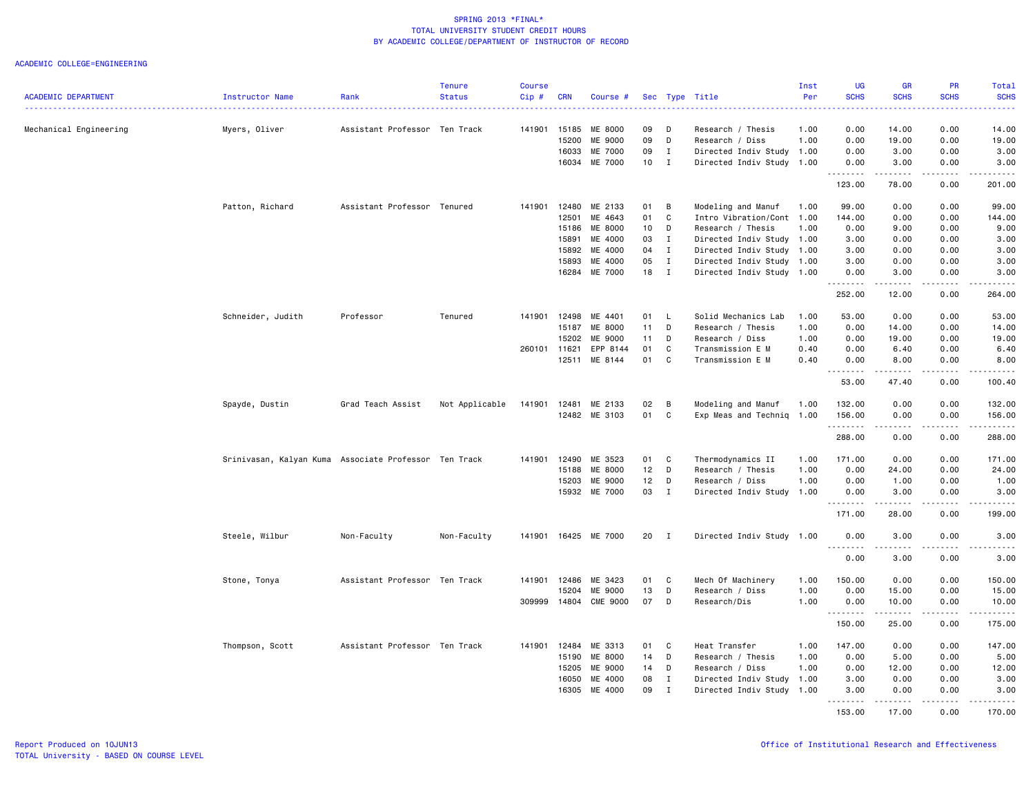SPRING 2013 *FINAL*
TOTAL UNIVERSITY STUDENT CREDIT HOURS
BY ACADEMIC COLLEGE/DEPARTMENT OF INSTRUCTOR OF RECORD

ACADEMIC COLLEGE=ENGINEERING

| ACADEMIC DEPARTMENT | Instructor Name | Rank | Tenure Status | Course Cip # | CRN | Course # | Sec | Type | Title | Inst Per | UG SCHS | GR SCHS | PR SCHS | Total SCHS |
|---|---|---|---|---|---|---|---|---|---|---|---|---|---|---|
| Mechanical Engineering | Myers, Oliver | Assistant Professor | Ten Track | 141901 | 15185 | ME 8000 | 09 | D | Research / Thesis | 1.00 | 0.00 | 14.00 | 0.00 | 14.00 |
| | | | | | 15200 | ME 9000 | 09 | D | Research / Diss | 1.00 | 0.00 | 19.00 | 0.00 | 19.00 |
| | | | | | 16033 | ME 7000 | 09 | I | Directed Indiv Study | 1.00 | 0.00 | 3.00 | 0.00 | 3.00 |
| | | | | | 16034 | ME 7000 | 10 | I | Directed Indiv Study | 1.00 | 0.00 | 3.00 | 0.00 | 3.00 |
| | | | | | | | | | | | 123.00 | 78.00 | 0.00 | 201.00 |
| | Patton, Richard | Assistant Professor | Tenured | 141901 | 12480 | ME 2133 | 01 | B | Modeling and Manuf | 1.00 | 99.00 | 0.00 | 0.00 | 99.00 |
| | | | | | 12501 | ME 4643 | 01 | C | Intro Vibration/Cont | 1.00 | 144.00 | 0.00 | 0.00 | 144.00 |
| | | | | | 15186 | ME 8000 | 10 | D | Research / Thesis | 1.00 | 0.00 | 9.00 | 0.00 | 9.00 |
| | | | | | 15891 | ME 4000 | 03 | I | Directed Indiv Study | 1.00 | 3.00 | 0.00 | 0.00 | 3.00 |
| | | | | | 15892 | ME 4000 | 04 | I | Directed Indiv Study | 1.00 | 3.00 | 0.00 | 0.00 | 3.00 |
| | | | | | 15893 | ME 4000 | 05 | I | Directed Indiv Study | 1.00 | 3.00 | 0.00 | 0.00 | 3.00 |
| | | | | | 16284 | ME 7000 | 18 | I | Directed Indiv Study | 1.00 | 0.00 | 3.00 | 0.00 | 3.00 |
| | | | | | | | | | | | 252.00 | 12.00 | 0.00 | 264.00 |
| | Schneider, Judith | Professor | Tenured | 141901 | 12498 | ME 4401 | 01 | L | Solid Mechanics Lab | 1.00 | 53.00 | 0.00 | 0.00 | 53.00 |
| | | | | | 15187 | ME 8000 | 11 | D | Research / Thesis | 1.00 | 0.00 | 14.00 | 0.00 | 14.00 |
| | | | | | 15202 | ME 9000 | 11 | D | Research / Diss | 1.00 | 0.00 | 19.00 | 0.00 | 19.00 |
| | | | | 260101 | 11621 | EPP 8144 | 01 | C | Transmission E M | 0.40 | 0.00 | 6.40 | 0.00 | 6.40 |
| | | | | | 12511 | ME 8144 | 01 | C | Transmission E M | 0.40 | 0.00 | 8.00 | 0.00 | 8.00 |
| | | | | | | | | | | | 53.00 | 47.40 | 0.00 | 100.40 |
| | Spayde, Dustin | Grad Teach Assist | Not Applicable | 141901 | 12481 | ME 2133 | 02 | B | Modeling and Manuf | 1.00 | 132.00 | 0.00 | 0.00 | 132.00 |
| | | | | | 12482 | ME 3103 | 01 | C | Exp Meas and Techniq | 1.00 | 156.00 | 0.00 | 0.00 | 156.00 |
| | | | | | | | | | | | 288.00 | 0.00 | 0.00 | 288.00 |
| | Srinivasan, Kalyan Kuma | Associate Professor | Ten Track | 141901 | 12490 | ME 3523 | 01 | C | Thermodynamics II | 1.00 | 171.00 | 0.00 | 0.00 | 171.00 |
| | | | | | 15188 | ME 8000 | 12 | D | Research / Thesis | 1.00 | 0.00 | 24.00 | 0.00 | 24.00 |
| | | | | | 15203 | ME 9000 | 12 | D | Research / Diss | 1.00 | 0.00 | 1.00 | 0.00 | 1.00 |
| | | | | | 15932 | ME 7000 | 03 | I | Directed Indiv Study | 1.00 | 0.00 | 3.00 | 0.00 | 3.00 |
| | | | | | | | | | | | 171.00 | 28.00 | 0.00 | 199.00 |
| | Steele, Wilbur | Non-Faculty | Non-Faculty | 141901 | 16425 | ME 7000 | 20 | I | Directed Indiv Study | 1.00 | 0.00 | 3.00 | 0.00 | 3.00 |
| | | | | | | | | | | | 0.00 | 3.00 | 0.00 | 3.00 |
| | Stone, Tonya | Assistant Professor | Ten Track | 141901 | 12486 | ME 3423 | 01 | C | Mech Of Machinery | 1.00 | 150.00 | 0.00 | 0.00 | 150.00 |
| | | | | | 15204 | ME 9000 | 13 | D | Research / Diss | 1.00 | 0.00 | 15.00 | 0.00 | 15.00 |
| | | | | 309999 | 14804 | CME 9000 | 07 | D | Research/Dis | 1.00 | 0.00 | 10.00 | 0.00 | 10.00 |
| | | | | | | | | | | | 150.00 | 25.00 | 0.00 | 175.00 |
| | Thompson, Scott | Assistant Professor | Ten Track | 141901 | 12484 | ME 3313 | 01 | C | Heat Transfer | 1.00 | 147.00 | 0.00 | 0.00 | 147.00 |
| | | | | | 15190 | ME 8000 | 14 | D | Research / Thesis | 1.00 | 0.00 | 5.00 | 0.00 | 5.00 |
| | | | | | 15205 | ME 9000 | 14 | D | Research / Diss | 1.00 | 0.00 | 12.00 | 0.00 | 12.00 |
| | | | | | 16050 | ME 4000 | 08 | I | Directed Indiv Study | 1.00 | 3.00 | 0.00 | 0.00 | 3.00 |
| | | | | | 16305 | ME 4000 | 09 | I | Directed Indiv Study | 1.00 | 3.00 | 0.00 | 0.00 | 3.00 |
| | | | | | | | | | | | 153.00 | 17.00 | 0.00 | 170.00 |

Report Produced on 10JUN13
TOTAL University - BASED ON COURSE LEVEL

Office of Institutional Research and Effectiveness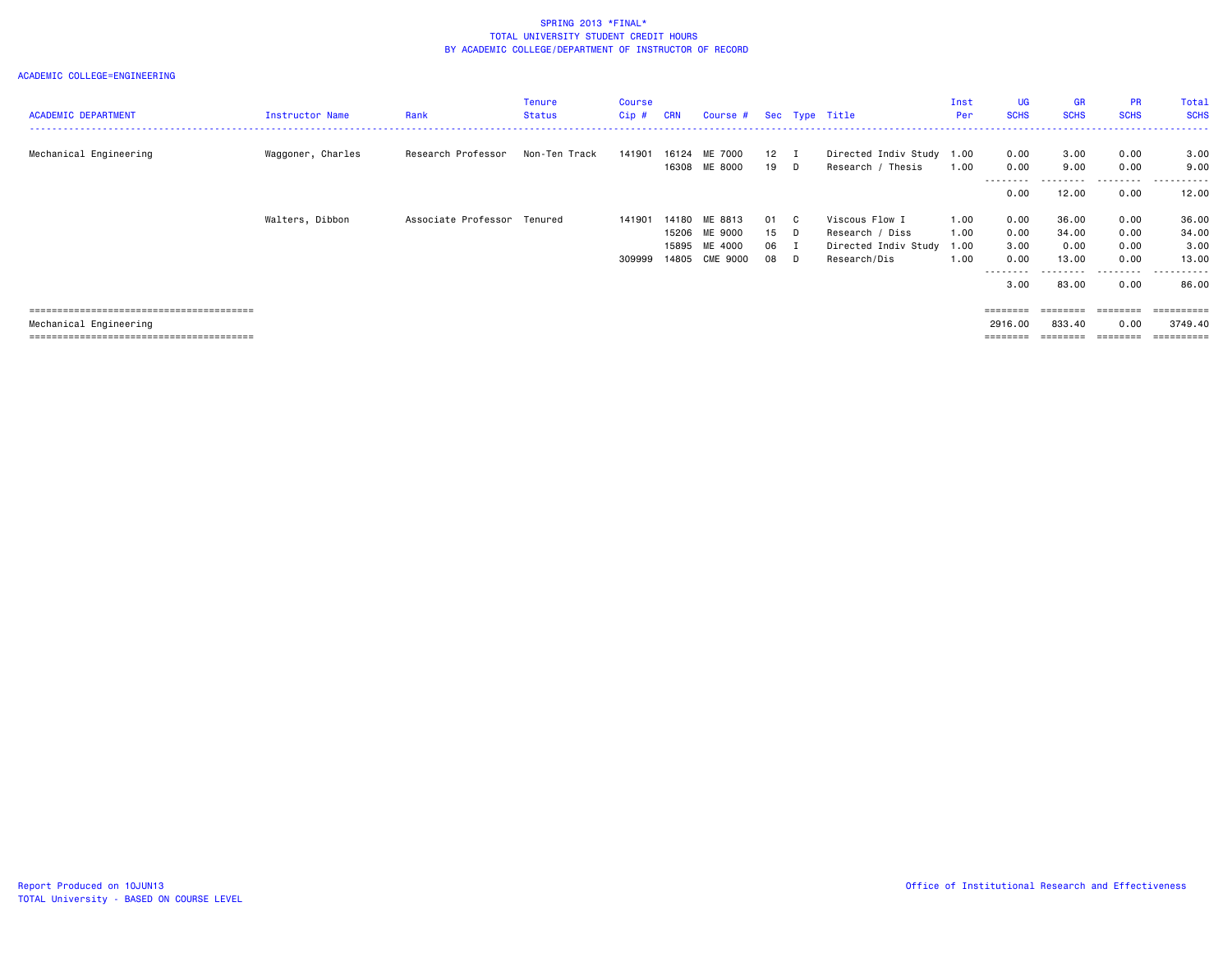SPRING 2013 *FINAL*
TOTAL UNIVERSITY STUDENT CREDIT HOURS
BY ACADEMIC COLLEGE/DEPARTMENT OF INSTRUCTOR OF RECORD

ACADEMIC COLLEGE=ENGINEERING

| ACADEMIC DEPARTMENT | Instructor Name | Rank | Tenure Status | Course Cip # | CRN | Course # | Sec | Type | Title | Inst Per | UG SCHS | GR SCHS | PR SCHS | Total SCHS |
|---|---|---|---|---|---|---|---|---|---|---|---|---|---|---|
| Mechanical Engineering | Waggoner, Charles | Research Professor | Non-Ten Track | 141901 | 16124 | ME 7000 | 12 | I | Directed Indiv Study | 1.00 | 0.00 | 3.00 | 0.00 | 3.00 |
| | | | | | 16308 | ME 8000 | 19 | D | Research / Thesis | 1.00 | 0.00 | 9.00 | 0.00 | 9.00 |
| | | | | | | | | | | | 0.00 | 12.00 | 0.00 | 12.00 |
| | Walters, Dibbon | Associate Professor | Tenured | 141901 | 14180 | ME 8813 | 01 | C | Viscous Flow I | 1.00 | 0.00 | 36.00 | 0.00 | 36.00 |
| | | | | | 15206 | ME 9000 | 15 | D | Research / Diss | 1.00 | 0.00 | 34.00 | 0.00 | 34.00 |
| | | | | | 15895 | ME 4000 | 06 | I | Directed Indiv Study | 1.00 | 3.00 | 0.00 | 0.00 | 3.00 |
| | | | | 309999 | 14805 | CME 9000 | 08 | D | Research/Dis | 1.00 | 0.00 | 13.00 | 0.00 | 13.00 |
| | | | | | | | | | | | 3.00 | 83.00 | 0.00 | 86.00 |
| Mechanical Engineering | | | | | | | | | | | 2916.00 | 833.40 | 0.00 | 3749.40 |

Report Produced on 10JUN13
TOTAL University - BASED ON COURSE LEVEL

Office of Institutional Research and Effectiveness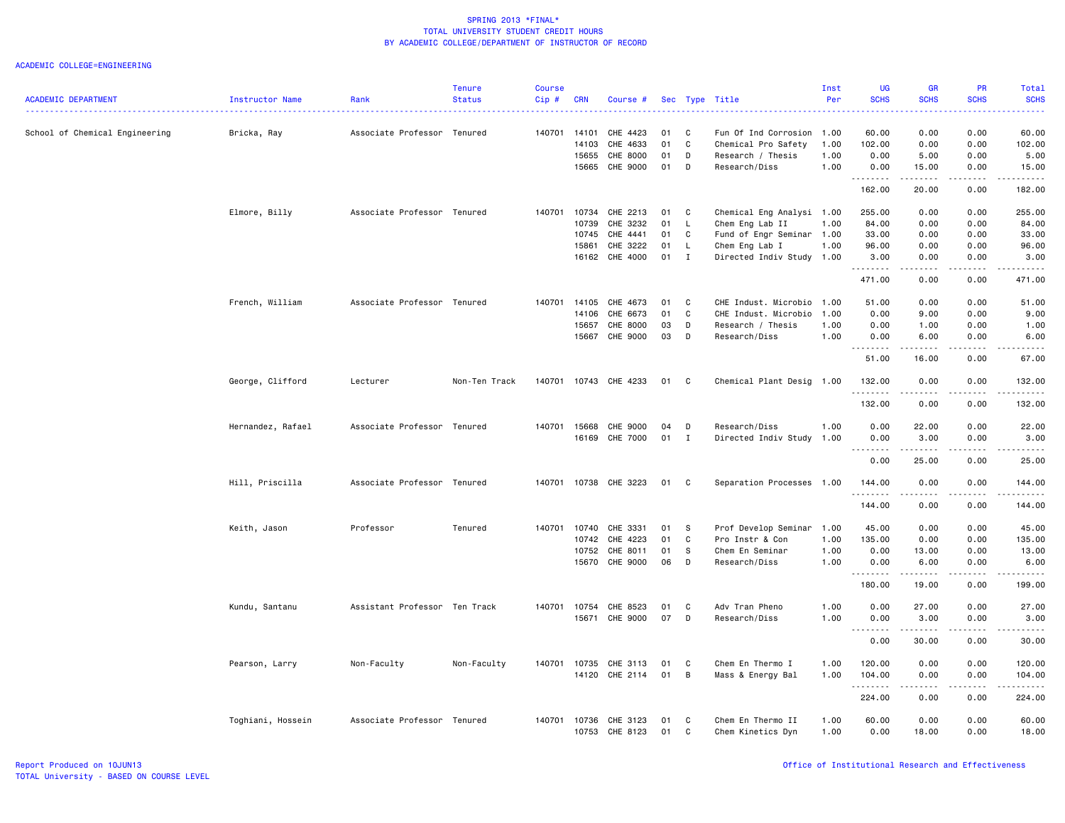SPRING 2013 *FINAL*
TOTAL UNIVERSITY STUDENT CREDIT HOURS
BY ACADEMIC COLLEGE/DEPARTMENT OF INSTRUCTOR OF RECORD

ACADEMIC COLLEGE=ENGINEERING

| ACADEMIC DEPARTMENT | Instructor Name | Rank | Tenure Status | Course Cip # | CRN | Course # | Sec | Type | Title | Inst Per | UG SCHS | GR SCHS | PR SCHS | Total SCHS |
|---|---|---|---|---|---|---|---|---|---|---|---|---|---|---|
| School of Chemical Engineering | Bricka, Ray | Associate Professor | Tenured | 140701 | 14101 | CHE 4423 | 01 | C | Fun Of Ind Corrosion | 1.00 | 60.00 | 0.00 | 0.00 | 60.00 |
| | | | | | 14103 | CHE 4633 | 01 | C | Chemical Pro Safety | 1.00 | 102.00 | 0.00 | 0.00 | 102.00 |
| | | | | | 15655 | CHE 8000 | 01 | D | Research / Thesis | 1.00 | 0.00 | 5.00 | 0.00 | 5.00 |
| | | | | | 15665 | CHE 9000 | 01 | D | Research/Diss | 1.00 | 0.00 | 15.00 | 0.00 | 15.00 |
| | | | | | | | | | | | 162.00 | 20.00 | 0.00 | 182.00 |
| | Elmore, Billy | Associate Professor | Tenured | 140701 | 10734 | CHE 2213 | 01 | C | Chemical Eng Analysi | 1.00 | 255.00 | 0.00 | 0.00 | 255.00 |
| | | | | | 10739 | CHE 3232 | 01 | L | Chem Eng Lab II | 1.00 | 84.00 | 0.00 | 0.00 | 84.00 |
| | | | | | 10745 | CHE 4441 | 01 | C | Fund of Engr Seminar | 1.00 | 33.00 | 0.00 | 0.00 | 33.00 |
| | | | | | 15861 | CHE 3222 | 01 | L | Chem Eng Lab I | 1.00 | 96.00 | 0.00 | 0.00 | 96.00 |
| | | | | | 16162 | CHE 4000 | 01 | I | Directed Indiv Study | 1.00 | 3.00 | 0.00 | 0.00 | 3.00 |
| | | | | | | | | | | | 471.00 | 0.00 | 0.00 | 471.00 |
| | French, William | Associate Professor | Tenured | 140701 | 14105 | CHE 4673 | 01 | C | CHE Indust. Microbio | 1.00 | 51.00 | 0.00 | 0.00 | 51.00 |
| | | | | | 14106 | CHE 6673 | 01 | C | CHE Indust. Microbio | 1.00 | 0.00 | 9.00 | 0.00 | 9.00 |
| | | | | | 15657 | CHE 8000 | 03 | D | Research / Thesis | 1.00 | 0.00 | 1.00 | 0.00 | 1.00 |
| | | | | | 15667 | CHE 9000 | 03 | D | Research/Diss | 1.00 | 0.00 | 6.00 | 0.00 | 6.00 |
| | | | | | | | | | | | 51.00 | 16.00 | 0.00 | 67.00 |
| | George, Clifford | Lecturer | Non-Ten Track | 140701 | 10743 | CHE 4233 | 01 | C | Chemical Plant Desig | 1.00 | 132.00 | 0.00 | 0.00 | 132.00 |
| | | | | | | | | | | | 132.00 | 0.00 | 0.00 | 132.00 |
| | Hernandez, Rafael | Associate Professor | Tenured | 140701 | 15668 | CHE 9000 | 04 | D | Research/Diss | 1.00 | 0.00 | 22.00 | 0.00 | 22.00 |
| | | | | | 16169 | CHE 7000 | 01 | I | Directed Indiv Study | 1.00 | 0.00 | 3.00 | 0.00 | 3.00 |
| | | | | | | | | | | | 0.00 | 25.00 | 0.00 | 25.00 |
| | Hill, Priscilla | Associate Professor | Tenured | 140701 | 10738 | CHE 3223 | 01 | C | Separation Processes | 1.00 | 144.00 | 0.00 | 0.00 | 144.00 |
| | | | | | | | | | | | 144.00 | 0.00 | 0.00 | 144.00 |
| | Keith, Jason | Professor | Tenured | 140701 | 10740 | CHE 3331 | 01 | S | Prof Develop Seminar | 1.00 | 45.00 | 0.00 | 0.00 | 45.00 |
| | | | | | 10742 | CHE 4223 | 01 | C | Pro Instr & Con | 1.00 | 135.00 | 0.00 | 0.00 | 135.00 |
| | | | | | 10752 | CHE 8011 | 01 | S | Chem En Seminar | 1.00 | 0.00 | 13.00 | 0.00 | 13.00 |
| | | | | | 15670 | CHE 9000 | 06 | D | Research/Diss | 1.00 | 0.00 | 6.00 | 0.00 | 6.00 |
| | | | | | | | | | | | 180.00 | 19.00 | 0.00 | 199.00 |
| | Kundu, Santanu | Assistant Professor | Ten Track | 140701 | 10754 | CHE 8523 | 01 | C | Adv Tran Pheno | 1.00 | 0.00 | 27.00 | 0.00 | 27.00 |
| | | | | | 15671 | CHE 9000 | 07 | D | Research/Diss | 1.00 | 0.00 | 3.00 | 0.00 | 3.00 |
| | | | | | | | | | | | 0.00 | 30.00 | 0.00 | 30.00 |
| | Pearson, Larry | Non-Faculty | Non-Faculty | 140701 | 10735 | CHE 3113 | 01 | C | Chem En Thermo I | 1.00 | 120.00 | 0.00 | 0.00 | 120.00 |
| | | | | | 14120 | CHE 2114 | 01 | B | Mass & Energy Bal | 1.00 | 104.00 | 0.00 | 0.00 | 104.00 |
| | | | | | | | | | | | 224.00 | 0.00 | 0.00 | 224.00 |
| | Toghiani, Hossein | Associate Professor | Tenured | 140701 | 10736 | CHE 3123 | 01 | C | Chem En Thermo II | 1.00 | 60.00 | 0.00 | 0.00 | 60.00 |
| | | | | | 10753 | CHE 8123 | 01 | C | Chem Kinetics Dyn | 1.00 | 0.00 | 18.00 | 0.00 | 18.00 |

Report Produced on 10JUN13
TOTAL University - BASED ON COURSE LEVEL

Office of Institutional Research and Effectiveness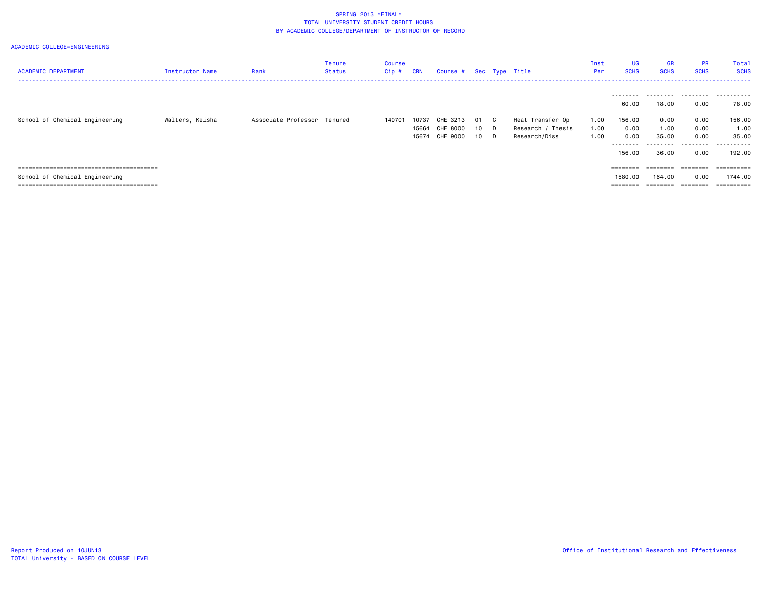SPRING 2013 *FINAL*
TOTAL UNIVERSITY STUDENT CREDIT HOURS
BY ACADEMIC COLLEGE/DEPARTMENT OF INSTRUCTOR OF RECORD

ACADEMIC COLLEGE=ENGINEERING

| ACADEMIC DEPARTMENT | Instructor Name | Rank | Tenure Status | Course Cip # | CRN | Course # | Sec | Type | Title | Inst Per | UG SCHS | GR SCHS | PR SCHS | Total SCHS |
|---|---|---|---|---|---|---|---|---|---|---|---|---|---|---|
| | | | | | | | | | | | 60.00 | 18.00 | 0.00 | 78.00 |
| School of Chemical Engineering | Walters, Keisha | Associate Professor | Tenured | 140701 | 10737 | CHE 3213 | 01 | C | Heat Transfer Op | 1.00 | 156.00 | 0.00 | 0.00 | 156.00 |
| | | | | | 15664 | CHE 8000 | 10 | D | Research / Thesis | 1.00 | 0.00 | 1.00 | 0.00 | 1.00 |
| | | | | | 15674 | CHE 9000 | 10 | D | Research/Diss | 1.00 | 0.00 | 35.00 | 0.00 | 35.00 |
| | | | | | | | | | | | 156.00 | 36.00 | 0.00 | 192.00 |
| School of Chemical Engineering | | | | | | | | | | | 1580.00 | 164.00 | 0.00 | 1744.00 |

Report Produced on 10JUN13
TOTAL University - BASED ON COURSE LEVEL

Office of Institutional Research and Effectiveness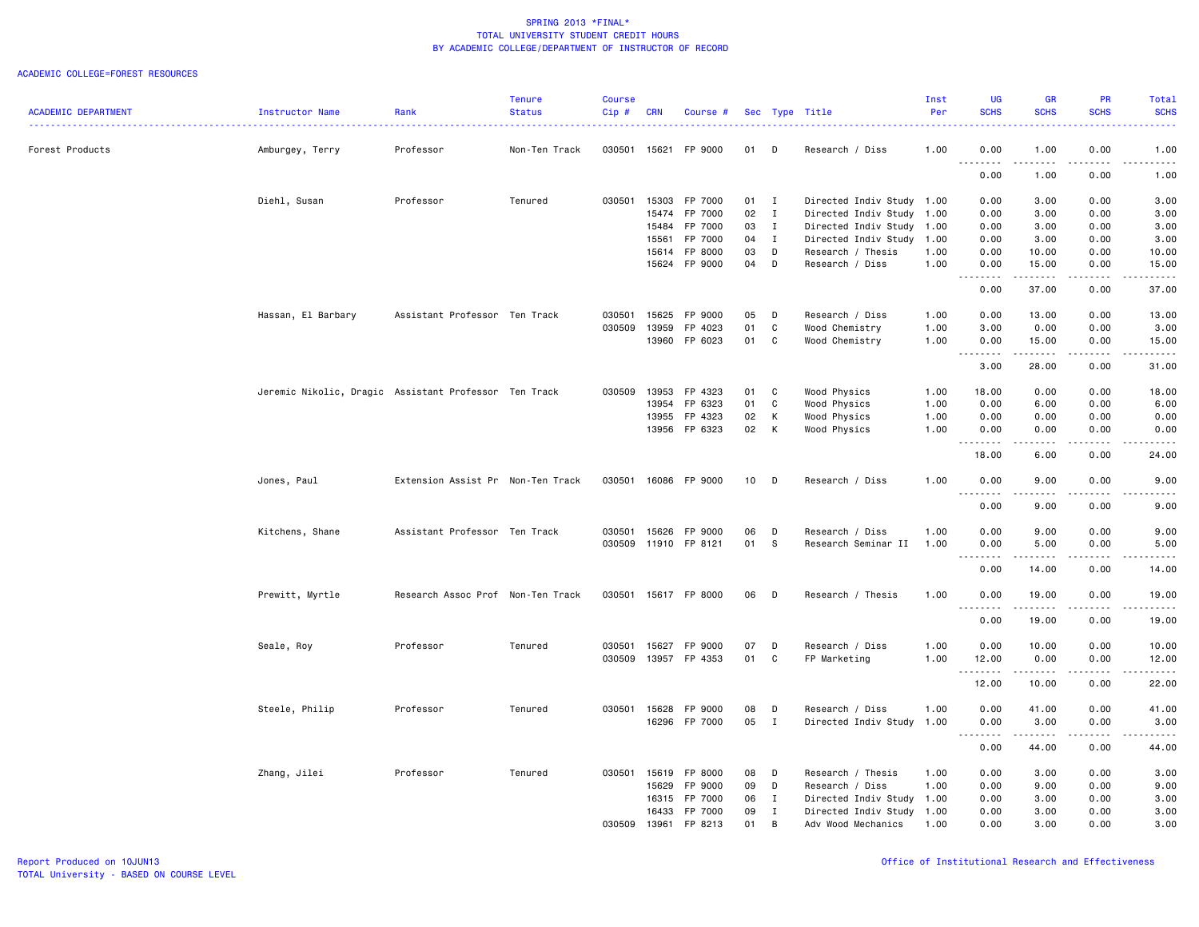SPRING 2013 *FINAL*
TOTAL UNIVERSITY STUDENT CREDIT HOURS
BY ACADEMIC COLLEGE/DEPARTMENT OF INSTRUCTOR OF RECORD

ACADEMIC COLLEGE=FOREST RESOURCES

| ACADEMIC DEPARTMENT | Instructor Name | Rank | Tenure Status | Course Cip # | CRN | Course # | Sec | Type | Title | Inst Per | UG SCHS | GR SCHS | PR SCHS | Total SCHS |
|---|---|---|---|---|---|---|---|---|---|---|---|---|---|---|
| Forest Products | Amburgey, Terry | Professor | Non-Ten Track | 030501 | 15621 | FP 9000 | 01 | D | Research / Diss | 1.00 | 0.00 | 1.00 | 0.00 | 1.00 |
| | | | | | | | | | | | 0.00 | 1.00 | 0.00 | 1.00 |
| | Diehl, Susan | Professor | Tenured | 030501 | 15303 | FP 7000 | 01 | I | Directed Indiv Study | 1.00 | 0.00 | 3.00 | 0.00 | 3.00 |
| | | | | | 15474 | FP 7000 | 02 | I | Directed Indiv Study | 1.00 | 0.00 | 3.00 | 0.00 | 3.00 |
| | | | | | 15484 | FP 7000 | 03 | I | Directed Indiv Study | 1.00 | 0.00 | 3.00 | 0.00 | 3.00 |
| | | | | | 15561 | FP 7000 | 04 | I | Directed Indiv Study | 1.00 | 0.00 | 3.00 | 0.00 | 3.00 |
| | | | | | 15614 | FP 8000 | 03 | D | Research / Thesis | 1.00 | 0.00 | 10.00 | 0.00 | 10.00 |
| | | | | | 15624 | FP 9000 | 04 | D | Research / Diss | 1.00 | 0.00 | 15.00 | 0.00 | 15.00 |
| | | | | | | | | | | | 0.00 | 37.00 | 0.00 | 37.00 |
| | Hassan, El Barbary | Assistant Professor | Ten Track | 030501 | 15625 | FP 9000 | 05 | D | Research / Diss | 1.00 | 0.00 | 13.00 | 0.00 | 13.00 |
| | | | | 030509 | 13959 | FP 4023 | 01 | C | Wood Chemistry | 1.00 | 3.00 | 0.00 | 0.00 | 3.00 |
| | | | | | 13960 | FP 6023 | 01 | C | Wood Chemistry | 1.00 | 0.00 | 15.00 | 0.00 | 15.00 |
| | | | | | | | | | | | 3.00 | 28.00 | 0.00 | 31.00 |
| | Jeremic Nikolic, Dragic | Assistant Professor | Ten Track | 030509 | 13953 | FP 4323 | 01 | C | Wood Physics | 1.00 | 18.00 | 0.00 | 0.00 | 18.00 |
| | | | | | 13954 | FP 6323 | 01 | C | Wood Physics | 1.00 | 0.00 | 6.00 | 0.00 | 6.00 |
| | | | | | 13955 | FP 4323 | 02 | K | Wood Physics | 1.00 | 0.00 | 0.00 | 0.00 | 0.00 |
| | | | | | 13956 | FP 6323 | 02 | K | Wood Physics | 1.00 | 0.00 | 0.00 | 0.00 | 0.00 |
| | | | | | | | | | | | 18.00 | 6.00 | 0.00 | 24.00 |
| | Jones, Paul | Extension Assist Pr | Non-Ten Track | 030501 | 16086 | FP 9000 | 10 | D | Research / Diss | 1.00 | 0.00 | 9.00 | 0.00 | 9.00 |
| | | | | | | | | | | | 0.00 | 9.00 | 0.00 | 9.00 |
| | Kitchens, Shane | Assistant Professor | Ten Track | 030501 | 15626 | FP 9000 | 06 | D | Research / Diss | 1.00 | 0.00 | 9.00 | 0.00 | 9.00 |
| | | | | 030509 | 11910 | FP 8121 | 01 | S | Research Seminar II | 1.00 | 0.00 | 5.00 | 0.00 | 5.00 |
| | | | | | | | | | | | 0.00 | 14.00 | 0.00 | 14.00 |
| | Prewitt, Myrtle | Research Assoc Prof | Non-Ten Track | 030501 | 15617 | FP 8000 | 06 | D | Research / Thesis | 1.00 | 0.00 | 19.00 | 0.00 | 19.00 |
| | | | | | | | | | | | 0.00 | 19.00 | 0.00 | 19.00 |
| | Seale, Roy | Professor | Tenured | 030501 | 15627 | FP 9000 | 07 | D | Research / Diss | 1.00 | 0.00 | 10.00 | 0.00 | 10.00 |
| | | | | 030509 | 13957 | FP 4353 | 01 | C | FP Marketing | 1.00 | 12.00 | 0.00 | 0.00 | 12.00 |
| | | | | | | | | | | | 12.00 | 10.00 | 0.00 | 22.00 |
| | Steele, Philip | Professor | Tenured | 030501 | 15628 | FP 9000 | 08 | D | Research / Diss | 1.00 | 0.00 | 41.00 | 0.00 | 41.00 |
| | | | | | 16296 | FP 7000 | 05 | I | Directed Indiv Study | 1.00 | 0.00 | 3.00 | 0.00 | 3.00 |
| | | | | | | | | | | | 0.00 | 44.00 | 0.00 | 44.00 |
| | Zhang, Jilei | Professor | Tenured | 030501 | 15619 | FP 8000 | 08 | D | Research / Thesis | 1.00 | 0.00 | 3.00 | 0.00 | 3.00 |
| | | | | | 15629 | FP 9000 | 09 | D | Research / Diss | 1.00 | 0.00 | 9.00 | 0.00 | 9.00 |
| | | | | | 16315 | FP 7000 | 06 | I | Directed Indiv Study | 1.00 | 0.00 | 3.00 | 0.00 | 3.00 |
| | | | | | 16433 | FP 7000 | 09 | I | Directed Indiv Study | 1.00 | 0.00 | 3.00 | 0.00 | 3.00 |
| | | | | 030509 | 13961 | FP 8213 | 01 | B | Adv Wood Mechanics | 1.00 | 0.00 | 3.00 | 0.00 | 3.00 |

Report Produced on 10JUN13
TOTAL University - BASED ON COURSE LEVEL

Office of Institutional Research and Effectiveness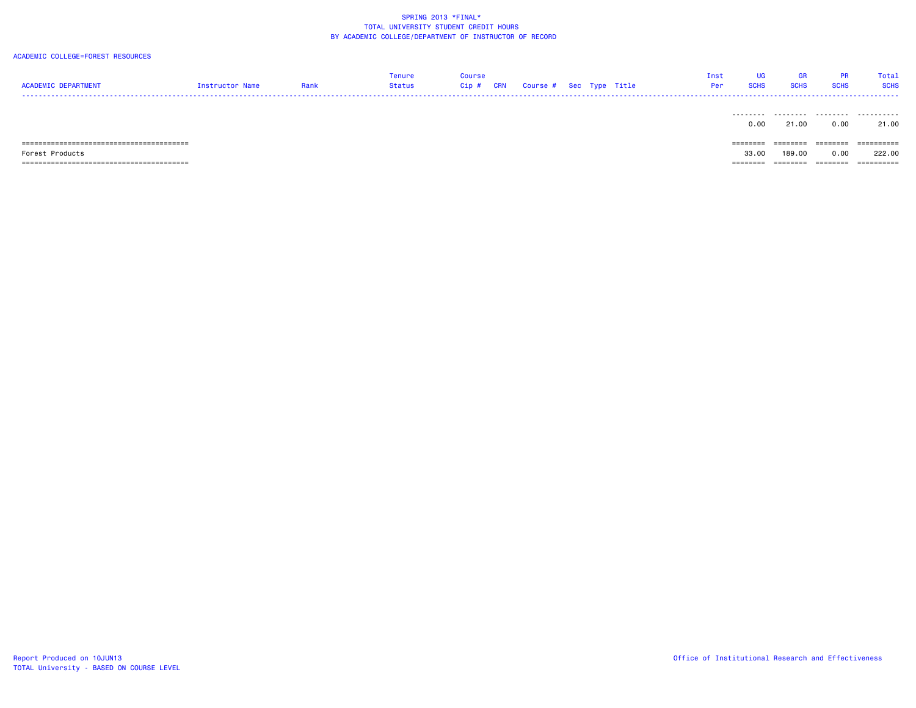SPRING 2013 *FINAL*
TOTAL UNIVERSITY STUDENT CREDIT HOURS
BY ACADEMIC COLLEGE/DEPARTMENT OF INSTRUCTOR OF RECORD

ACADEMIC COLLEGE=FOREST RESOURCES

| ACADEMIC DEPARTMENT | Instructor Name | Rank | Tenure Status | Course Cip # | CRN | Course # | Sec | Type | Title | Inst Per | UG SCHS | GR SCHS | PR SCHS | Total SCHS |
|---|---|---|---|---|---|---|---|---|---|---|---|---|---|---|
| | | | | | | | | | | | 0.00 | 21.00 | 0.00 | 21.00 |
| Forest Products | | | | | | | | | | | 33.00 | 189.00 | 0.00 | 222.00 |

Report Produced on 10JUN13
TOTAL University - BASED ON COURSE LEVEL

Office of Institutional Research and Effectiveness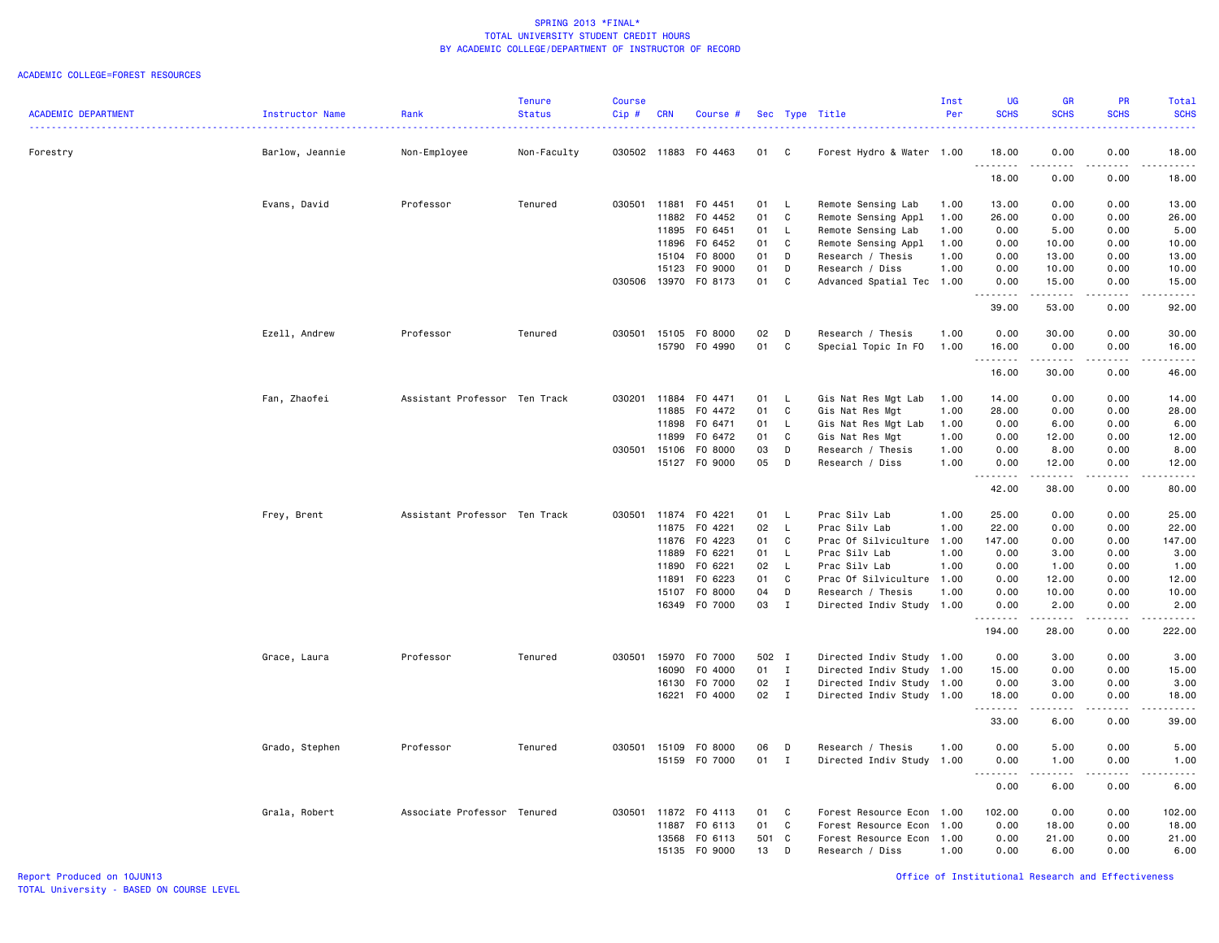SPRING 2013 *FINAL*
TOTAL UNIVERSITY STUDENT CREDIT HOURS
BY ACADEMIC COLLEGE/DEPARTMENT OF INSTRUCTOR OF RECORD

ACADEMIC COLLEGE=FOREST RESOURCES

| ACADEMIC DEPARTMENT | Instructor Name | Rank | Tenure Status | Course Cip # | CRN | Course # | Sec | Type | Title | Inst Per | UG SCHS | GR SCHS | PR SCHS | Total SCHS |
|---|---|---|---|---|---|---|---|---|---|---|---|---|---|---|
| Forestry | Barlow, Jeannie | Non-Employee | Non-Faculty | 030502 | 11883 | FO 4463 | 01 | C | Forest Hydro & Water | 1.00 | 18.00 | 0.00 | 0.00 | 18.00 |
| | | | | | | | | | | | 18.00 | 0.00 | 0.00 | 18.00 |
| | Evans, David | Professor | Tenured | 030501 | 11881 | FO 4451 | 01 | L | Remote Sensing Lab | 1.00 | 13.00 | 0.00 | 0.00 | 13.00 |
| | | | | | 11882 | FO 4452 | 01 | C | Remote Sensing Appl | 1.00 | 26.00 | 0.00 | 0.00 | 26.00 |
| | | | | | 11895 | FO 6451 | 01 | L | Remote Sensing Lab | 1.00 | 0.00 | 5.00 | 0.00 | 5.00 |
| | | | | | 11896 | FO 6452 | 01 | C | Remote Sensing Appl | 1.00 | 0.00 | 10.00 | 0.00 | 10.00 |
| | | | | | 15104 | FO 8000 | 01 | D | Research / Thesis | 1.00 | 0.00 | 13.00 | 0.00 | 13.00 |
| | | | | | 15123 | FO 9000 | 01 | D | Research / Diss | 1.00 | 0.00 | 10.00 | 0.00 | 10.00 |
| | | | | 030506 | 13970 | FO 8173 | 01 | C | Advanced Spatial Tec | 1.00 | 0.00 | 15.00 | 0.00 | 15.00 |
| | | | | | | | | | | | 39.00 | 53.00 | 0.00 | 92.00 |
| | Ezell, Andrew | Professor | Tenured | 030501 | 15105 | FO 8000 | 02 | D | Research / Thesis | 1.00 | 0.00 | 30.00 | 0.00 | 30.00 |
| | | | | | 15790 | FO 4990 | 01 | C | Special Topic In FO | 1.00 | 16.00 | 0.00 | 0.00 | 16.00 |
| | | | | | | | | | | | 16.00 | 30.00 | 0.00 | 46.00 |
| | Fan, Zhaofei | Assistant Professor | Ten Track | 030201 | 11884 | FO 4471 | 01 | L | Gis Nat Res Mgt Lab | 1.00 | 14.00 | 0.00 | 0.00 | 14.00 |
| | | | | | 11885 | FO 4472 | 01 | C | Gis Nat Res Mgt | 1.00 | 28.00 | 0.00 | 0.00 | 28.00 |
| | | | | | 11898 | FO 6471 | 01 | L | Gis Nat Res Mgt Lab | 1.00 | 0.00 | 6.00 | 0.00 | 6.00 |
| | | | | | 11899 | FO 6472 | 01 | C | Gis Nat Res Mgt | 1.00 | 0.00 | 12.00 | 0.00 | 12.00 |
| | | | | 030501 | 15106 | FO 8000 | 03 | D | Research / Thesis | 1.00 | 0.00 | 8.00 | 0.00 | 8.00 |
| | | | | | 15127 | FO 9000 | 05 | D | Research / Diss | 1.00 | 0.00 | 12.00 | 0.00 | 12.00 |
| | | | | | | | | | | | 42.00 | 38.00 | 0.00 | 80.00 |
| | Frey, Brent | Assistant Professor | Ten Track | 030501 | 11874 | FO 4221 | 01 | L | Prac Silv Lab | 1.00 | 25.00 | 0.00 | 0.00 | 25.00 |
| | | | | | 11875 | FO 4221 | 02 | L | Prac Silv Lab | 1.00 | 22.00 | 0.00 | 0.00 | 22.00 |
| | | | | | 11876 | FO 4223 | 01 | C | Prac Of Silviculture | 1.00 | 147.00 | 0.00 | 0.00 | 147.00 |
| | | | | | 11889 | FO 6221 | 01 | L | Prac Silv Lab | 1.00 | 0.00 | 3.00 | 0.00 | 3.00 |
| | | | | | 11890 | FO 6221 | 02 | L | Prac Silv Lab | 1.00 | 0.00 | 1.00 | 0.00 | 1.00 |
| | | | | | 11891 | FO 6223 | 01 | C | Prac Of Silviculture | 1.00 | 0.00 | 12.00 | 0.00 | 12.00 |
| | | | | | 15107 | FO 8000 | 04 | D | Research / Thesis | 1.00 | 0.00 | 10.00 | 0.00 | 10.00 |
| | | | | | 16349 | FO 7000 | 03 | I | Directed Indiv Study | 1.00 | 0.00 | 2.00 | 0.00 | 2.00 |
| | | | | | | | | | | | 194.00 | 28.00 | 0.00 | 222.00 |
| | Grace, Laura | Professor | Tenured | 030501 | 15970 | FO 7000 | 502 | I | Directed Indiv Study | 1.00 | 0.00 | 3.00 | 0.00 | 3.00 |
| | | | | | 16090 | FO 4000 | 01 | I | Directed Indiv Study | 1.00 | 15.00 | 0.00 | 0.00 | 15.00 |
| | | | | | 16130 | FO 7000 | 02 | I | Directed Indiv Study | 1.00 | 0.00 | 3.00 | 0.00 | 3.00 |
| | | | | | 16221 | FO 4000 | 02 | I | Directed Indiv Study | 1.00 | 18.00 | 0.00 | 0.00 | 18.00 |
| | | | | | | | | | | | 33.00 | 6.00 | 0.00 | 39.00 |
| | Grado, Stephen | Professor | Tenured | 030501 | 15109 | FO 8000 | 06 | D | Research / Thesis | 1.00 | 0.00 | 5.00 | 0.00 | 5.00 |
| | | | | | 15159 | FO 7000 | 01 | I | Directed Indiv Study | 1.00 | 0.00 | 1.00 | 0.00 | 1.00 |
| | | | | | | | | | | | 0.00 | 6.00 | 0.00 | 6.00 |
| | Grala, Robert | Associate Professor | Tenured | 030501 | 11872 | FO 4113 | 01 | C | Forest Resource Econ | 1.00 | 102.00 | 0.00 | 0.00 | 102.00 |
| | | | | | 11887 | FO 6113 | 01 | C | Forest Resource Econ | 1.00 | 0.00 | 18.00 | 0.00 | 18.00 |
| | | | | | 13568 | FO 6113 | 501 | C | Forest Resource Econ | 1.00 | 0.00 | 21.00 | 0.00 | 21.00 |
| | | | | | 15135 | FO 9000 | 13 | D | Research / Diss | 1.00 | 0.00 | 6.00 | 0.00 | 6.00 |

Report Produced on 10JUN13
TOTAL University - BASED ON COURSE LEVEL

Office of Institutional Research and Effectiveness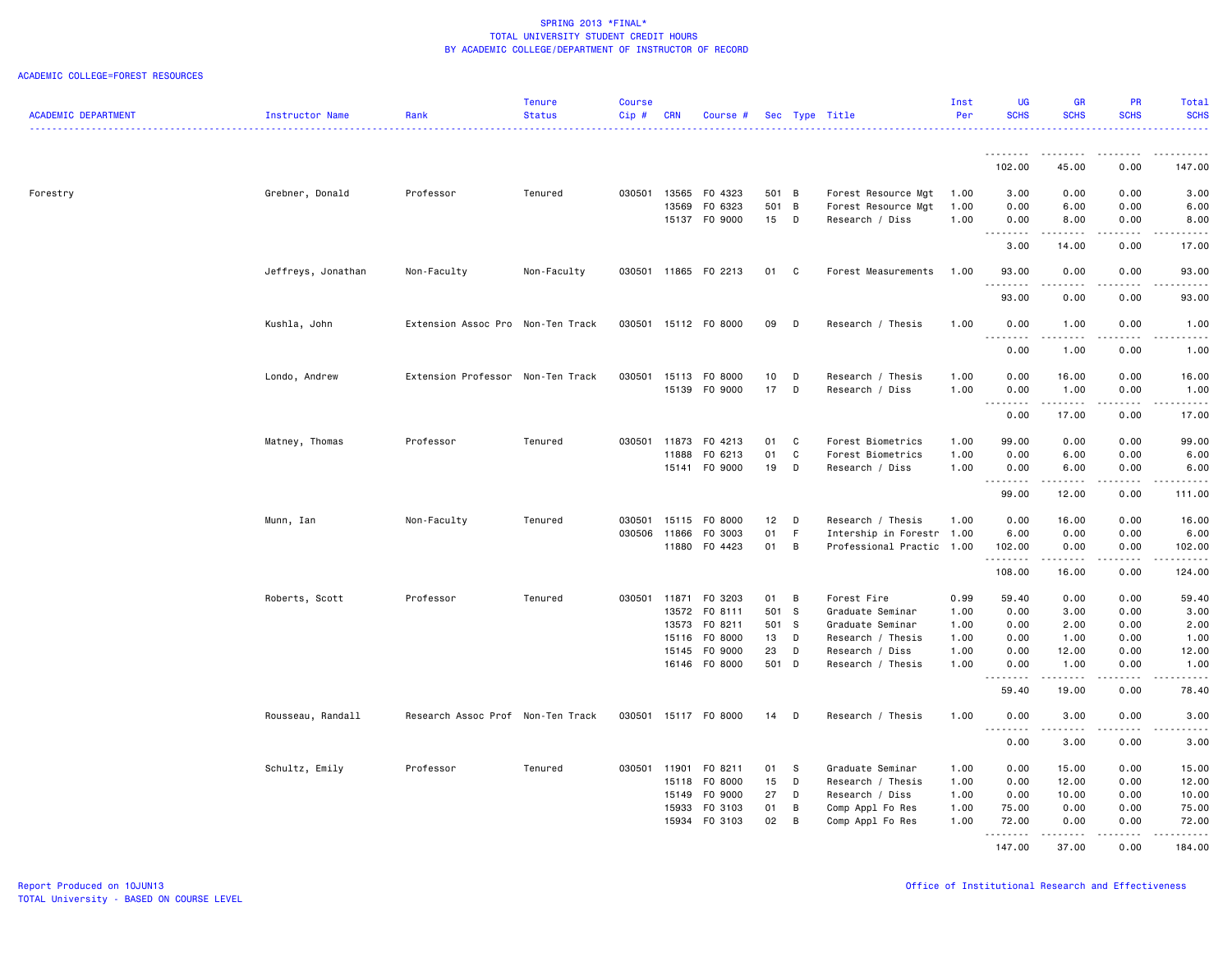# SPRING 2013 *FINAL*
## TOTAL UNIVERSITY STUDENT CREDIT HOURS
### BY ACADEMIC COLLEGE/DEPARTMENT OF INSTRUCTOR OF RECORD

ACADEMIC COLLEGE=FOREST RESOURCES

| ACADEMIC DEPARTMENT | Instructor Name | Rank | Tenure Status | Course Cip # | CRN | Course # | Sec | Type | Title | Inst Per | UG SCHS | GR SCHS | PR SCHS | Total SCHS |
|---|---|---|---|---|---|---|---|---|---|---|---|---|---|---|
| | | | | | | | | | | | 102.00 | 45.00 | 0.00 | 147.00 |
| Forestry | Grebner, Donald | Professor | Tenured | 030501 | 13565 | FO 4323 | 501 | B | Forest Resource Mgt | 1.00 | 3.00 | 0.00 | 0.00 | 3.00 |
| | | | | | 13569 | FO 6323 | 501 | B | Forest Resource Mgt | 1.00 | 0.00 | 6.00 | 0.00 | 6.00 |
| | | | | | 15137 | FO 9000 | 15 | D | Research / Diss | 1.00 | 0.00 | 8.00 | 0.00 | 8.00 |
| | | | | | | | | | | | 3.00 | 14.00 | 0.00 | 17.00 |
| | Jeffreys, Jonathan | Non-Faculty | Non-Faculty | 030501 | 11865 | FO 2213 | 01 | C | Forest Measurements | 1.00 | 93.00 | 0.00 | 0.00 | 93.00 |
| | | | | | | | | | | | 93.00 | 0.00 | 0.00 | 93.00 |
| | Kushla, John | Extension Assoc Pro | Non-Ten Track | 030501 | 15112 | FO 8000 | 09 | D | Research / Thesis | 1.00 | 0.00 | 1.00 | 0.00 | 1.00 |
| | | | | | | | | | | | 0.00 | 1.00 | 0.00 | 1.00 |
| | Londo, Andrew | Extension Professor | Non-Ten Track | 030501 | 15113 | FO 8000 | 10 | D | Research / Thesis | 1.00 | 0.00 | 16.00 | 0.00 | 16.00 |
| | | | | | 15139 | FO 9000 | 17 | D | Research / Diss | 1.00 | 0.00 | 1.00 | 0.00 | 1.00 |
| | | | | | | | | | | | 0.00 | 17.00 | 0.00 | 17.00 |
| | Matney, Thomas | Professor | Tenured | 030501 | 11873 | FO 4213 | 01 | C | Forest Biometrics | 1.00 | 99.00 | 0.00 | 0.00 | 99.00 |
| | | | | | 11888 | FO 6213 | 01 | C | Forest Biometrics | 1.00 | 0.00 | 6.00 | 0.00 | 6.00 |
| | | | | | 15141 | FO 9000 | 19 | D | Research / Diss | 1.00 | 0.00 | 6.00 | 0.00 | 6.00 |
| | | | | | | | | | | | 99.00 | 12.00 | 0.00 | 111.00 |
| | Munn, Ian | Non-Faculty | Tenured | 030501 | 15115 | FO 8000 | 12 | D | Research / Thesis | 1.00 | 0.00 | 16.00 | 0.00 | 16.00 |
| | | | | 030506 | 11866 | FO 3003 | 01 | F | Intership in Forestr | 1.00 | 6.00 | 0.00 | 0.00 | 6.00 |
| | | | | | 11880 | FO 4423 | 01 | B | Professional Practic | 1.00 | 102.00 | 0.00 | 0.00 | 102.00 |
| | | | | | | | | | | | 108.00 | 16.00 | 0.00 | 124.00 |
| | Roberts, Scott | Professor | Tenured | 030501 | 11871 | FO 3203 | 01 | B | Forest Fire | 0.99 | 59.40 | 0.00 | 0.00 | 59.40 |
| | | | | | 13572 | FO 8111 | 501 | S | Graduate Seminar | 1.00 | 0.00 | 3.00 | 0.00 | 3.00 |
| | | | | | 13573 | FO 8211 | 501 | S | Graduate Seminar | 1.00 | 0.00 | 2.00 | 0.00 | 2.00 |
| | | | | | 15116 | FO 8000 | 13 | D | Research / Thesis | 1.00 | 0.00 | 1.00 | 0.00 | 1.00 |
| | | | | | 15145 | FO 9000 | 23 | D | Research / Diss | 1.00 | 0.00 | 12.00 | 0.00 | 12.00 |
| | | | | | 16146 | FO 8000 | 501 | D | Research / Thesis | 1.00 | 0.00 | 1.00 | 0.00 | 1.00 |
| | | | | | | | | | | | 59.40 | 19.00 | 0.00 | 78.40 |
| | Rousseau, Randall | Research Assoc Prof | Non-Ten Track | 030501 | 15117 | FO 8000 | 14 | D | Research / Thesis | 1.00 | 0.00 | 3.00 | 0.00 | 3.00 |
| | | | | | | | | | | | 0.00 | 3.00 | 0.00 | 3.00 |
| | Schultz, Emily | Professor | Tenured | 030501 | 11901 | FO 8211 | 01 | S | Graduate Seminar | 1.00 | 0.00 | 15.00 | 0.00 | 15.00 |
| | | | | | 15118 | FO 8000 | 15 | D | Research / Thesis | 1.00 | 0.00 | 12.00 | 0.00 | 12.00 |
| | | | | | 15149 | FO 9000 | 27 | D | Research / Diss | 1.00 | 0.00 | 10.00 | 0.00 | 10.00 |
| | | | | | 15933 | FO 3103 | 01 | B | Comp Appl Fo Res | 1.00 | 75.00 | 0.00 | 0.00 | 75.00 |
| | | | | | 15934 | FO 3103 | 02 | B | Comp Appl Fo Res | 1.00 | 72.00 | 0.00 | 0.00 | 72.00 |
| | | | | | | | | | | | 147.00 | 37.00 | 0.00 | 184.00 |

Report Produced on 10JUN13
TOTAL University - BASED ON COURSE LEVEL

Office of Institutional Research and Effectiveness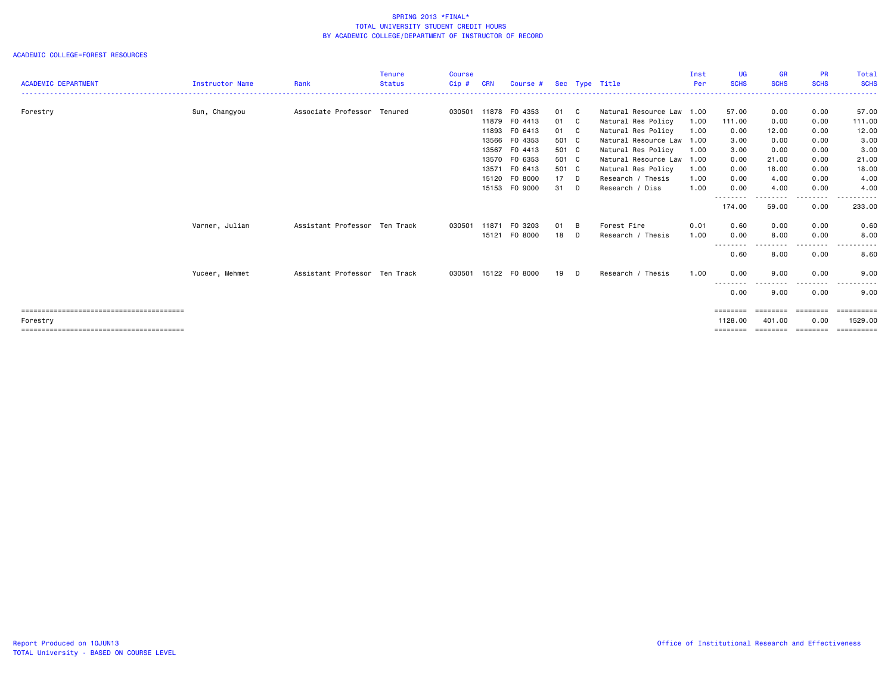SPRING 2013 *FINAL*
TOTAL UNIVERSITY STUDENT CREDIT HOURS
BY ACADEMIC COLLEGE/DEPARTMENT OF INSTRUCTOR OF RECORD

ACADEMIC COLLEGE=FOREST RESOURCES

| ACADEMIC DEPARTMENT | Instructor Name | Rank | Tenure Status | Course Cip # | CRN | Course # | Sec | Type | Title | Inst Per | UG SCHS | GR SCHS | PR SCHS | Total SCHS |
|---|---|---|---|---|---|---|---|---|---|---|---|---|---|---|
| Forestry | Sun, Changyou | Associate Professor | Tenured | 030501 | 11878 | FO 4353 | 01 | C | Natural Resource Law | 1.00 | 57.00 | 0.00 | 0.00 | 57.00 |
| | | | | | 11879 | FO 4413 | 01 | C | Natural Res Policy | 1.00 | 111.00 | 0.00 | 0.00 | 111.00 |
| | | | | | 11893 | FO 6413 | 01 | C | Natural Res Policy | 1.00 | 0.00 | 12.00 | 0.00 | 12.00 |
| | | | | | 13566 | FO 4353 | 501 | C | Natural Resource Law | 1.00 | 3.00 | 0.00 | 0.00 | 3.00 |
| | | | | | 13567 | FO 4413 | 501 | C | Natural Res Policy | 1.00 | 3.00 | 0.00 | 0.00 | 3.00 |
| | | | | | 13570 | FO 6353 | 501 | C | Natural Resource Law | 1.00 | 0.00 | 21.00 | 0.00 | 21.00 |
| | | | | | 13571 | FO 6413 | 501 | C | Natural Res Policy | 1.00 | 0.00 | 18.00 | 0.00 | 18.00 |
| | | | | | 15120 | FO 8000 | 17 | D | Research / Thesis | 1.00 | 0.00 | 4.00 | 0.00 | 4.00 |
| | | | | | 15153 | FO 9000 | 31 | D | Research / Diss | 1.00 | 0.00 | 4.00 | 0.00 | 4.00 |
| | | | | | | | | | | | 174.00 | 59.00 | 0.00 | 233.00 |
| | Varner, Julian | Assistant Professor | Ten Track | 030501 | 11871 | FO 3203 | 01 | B | Forest Fire | 0.01 | 0.60 | 0.00 | 0.00 | 0.60 |
| | | | | | 15121 | FO 8000 | 18 | D | Research / Thesis | 1.00 | 0.00 | 8.00 | 0.00 | 8.00 |
| | | | | | | | | | | | 0.60 | 8.00 | 0.00 | 8.60 |
| | Yuceer, Mehmet | Assistant Professor | Ten Track | 030501 | 15122 | FO 8000 | 19 | D | Research / Thesis | 1.00 | 0.00 | 9.00 | 0.00 | 9.00 |
| | | | | | | | | | | | 0.00 | 9.00 | 0.00 | 9.00 |
| Forestry | | | | | | | | | | | 1128.00 | 401.00 | 0.00 | 1529.00 |

Report Produced on 10JUN13
TOTAL University - BASED ON COURSE LEVEL

Office of Institutional Research and Effectiveness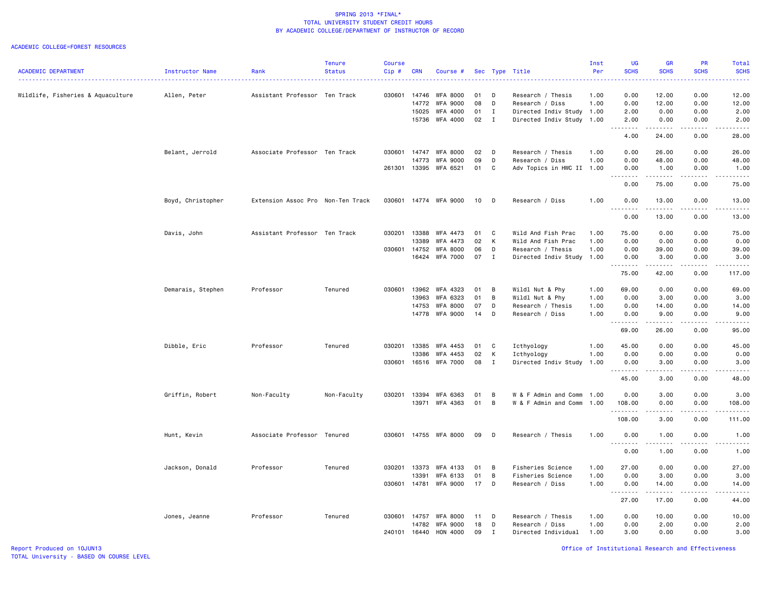SPRING 2013 *FINAL*
TOTAL UNIVERSITY STUDENT CREDIT HOURS
BY ACADEMIC COLLEGE/DEPARTMENT OF INSTRUCTOR OF RECORD

ACADEMIC COLLEGE=FOREST RESOURCES

| ACADEMIC DEPARTMENT | Instructor Name | Rank | Tenure Status | Course Cip # | CRN | Course # | Sec | Type | Title | Inst Per | UG SCHS | GR SCHS | PR SCHS | Total SCHS |
|---|---|---|---|---|---|---|---|---|---|---|---|---|---|---|
| Wildlife, Fisheries & Aquaculture | Allen, Peter | Assistant Professor | Ten Track | 030601 | 14746 | WFA 8000 | 01 | D | Research / Thesis | 1.00 | 0.00 | 12.00 | 0.00 | 12.00 |
| | | | | | 14772 | WFA 9000 | 08 | D | Research / Diss | 1.00 | 0.00 | 12.00 | 0.00 | 12.00 |
| | | | | | 15025 | WFA 4000 | 01 | I | Directed Indiv Study | 1.00 | 2.00 | 0.00 | 0.00 | 2.00 |
| | | | | | 15736 | WFA 4000 | 02 | I | Directed Indiv Study | 1.00 | 2.00 | 0.00 | 0.00 | 2.00 |
| | | | | | | | | | | | 4.00 | 24.00 | 0.00 | 28.00 |
| | Belant, Jerrold | Associate Professor | Ten Track | 030601 | 14747 | WFA 8000 | 02 | D | Research / Thesis | 1.00 | 0.00 | 26.00 | 0.00 | 26.00 |
| | | | | | 14773 | WFA 9000 | 09 | D | Research / Diss | 1.00 | 0.00 | 48.00 | 0.00 | 48.00 |
| | | | | 261301 | 13395 | WFA 6521 | 01 | C | Adv Topics in HWC II | 1.00 | 0.00 | 1.00 | 0.00 | 1.00 |
| | | | | | | | | | | | 0.00 | 75.00 | 0.00 | 75.00 |
| | Boyd, Christopher | Extension Assoc Pro | Non-Ten Track | 030601 | 14774 | WFA 9000 | 10 | D | Research / Diss | 1.00 | 0.00 | 13.00 | 0.00 | 13.00 |
| | | | | | | | | | | | 0.00 | 13.00 | 0.00 | 13.00 |
| | Davis, John | Assistant Professor | Ten Track | 030201 | 13388 | WFA 4473 | 01 | C | Wild And Fish Prac | 1.00 | 75.00 | 0.00 | 0.00 | 75.00 |
| | | | | | 13389 | WFA 4473 | 02 | K | Wild And Fish Prac | 1.00 | 0.00 | 0.00 | 0.00 | 0.00 |
| | | | | 030601 | 14752 | WFA 8000 | 06 | D | Research / Thesis | 1.00 | 0.00 | 39.00 | 0.00 | 39.00 |
| | | | | | 16424 | WFA 7000 | 07 | I | Directed Indiv Study | 1.00 | 0.00 | 3.00 | 0.00 | 3.00 |
| | | | | | | | | | | | 75.00 | 42.00 | 0.00 | 117.00 |
| | Demarais, Stephen | Professor | Tenured | 030601 | 13962 | WFA 4323 | 01 | B | Wildl Nut & Phy | 1.00 | 69.00 | 0.00 | 0.00 | 69.00 |
| | | | | | 13963 | WFA 6323 | 01 | B | Wildl Nut & Phy | 1.00 | 0.00 | 3.00 | 0.00 | 3.00 |
| | | | | | 14753 | WFA 8000 | 07 | D | Research / Thesis | 1.00 | 0.00 | 14.00 | 0.00 | 14.00 |
| | | | | | 14778 | WFA 9000 | 14 | D | Research / Diss | 1.00 | 0.00 | 9.00 | 0.00 | 9.00 |
| | | | | | | | | | | | 69.00 | 26.00 | 0.00 | 95.00 |
| | Dibble, Eric | Professor | Tenured | 030201 | 13385 | WFA 4453 | 01 | C | Icthyology | 1.00 | 45.00 | 0.00 | 0.00 | 45.00 |
| | | | | | 13386 | WFA 4453 | 02 | K | Icthyology | 1.00 | 0.00 | 0.00 | 0.00 | 0.00 |
| | | | | 030601 | 16516 | WFA 7000 | 08 | I | Directed Indiv Study | 1.00 | 0.00 | 3.00 | 0.00 | 3.00 |
| | | | | | | | | | | | 45.00 | 3.00 | 0.00 | 48.00 |
| | Griffin, Robert | Non-Faculty | Non-Faculty | 030201 | 13394 | WFA 6363 | 01 | B | W & F Admin and Comm | 1.00 | 0.00 | 3.00 | 0.00 | 3.00 |
| | | | | | 13971 | WFA 4363 | 01 | B | W & F Admin and Comm | 1.00 | 108.00 | 0.00 | 0.00 | 108.00 |
| | | | | | | | | | | | 108.00 | 3.00 | 0.00 | 111.00 |
| | Hunt, Kevin | Associate Professor | Tenured | 030601 | 14755 | WFA 8000 | 09 | D | Research / Thesis | 1.00 | 0.00 | 1.00 | 0.00 | 1.00 |
| | | | | | | | | | | | 0.00 | 1.00 | 0.00 | 1.00 |
| | Jackson, Donald | Professor | Tenured | 030201 | 13373 | WFA 4133 | 01 | B | Fisheries Science | 1.00 | 27.00 | 0.00 | 0.00 | 27.00 |
| | | | | | 13391 | WFA 6133 | 01 | B | Fisheries Science | 1.00 | 0.00 | 3.00 | 0.00 | 3.00 |
| | | | | 030601 | 14781 | WFA 9000 | 17 | D | Research / Diss | 1.00 | 0.00 | 14.00 | 0.00 | 14.00 |
| | | | | | | | | | | | 27.00 | 17.00 | 0.00 | 44.00 |
| | Jones, Jeanne | Professor | Tenured | 030601 | 14757 | WFA 8000 | 11 | D | Research / Thesis | 1.00 | 0.00 | 10.00 | 0.00 | 10.00 |
| | | | | | 14782 | WFA 9000 | 18 | D | Research / Diss | 1.00 | 0.00 | 2.00 | 0.00 | 2.00 |
| | | | | 240101 | 16440 | HON 4000 | 09 | I | Directed Individual | 1.00 | 3.00 | 0.00 | 0.00 | 3.00 |

Report Produced on 10JUN13
TOTAL University - BASED ON COURSE LEVEL

Office of Institutional Research and Effectiveness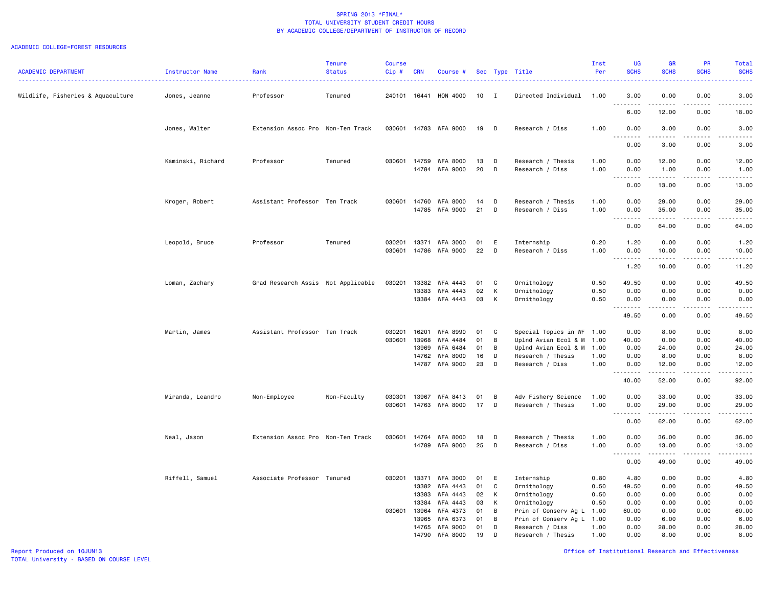# SPRING 2013 *FINAL*
## TOTAL UNIVERSITY STUDENT CREDIT HOURS
### BY ACADEMIC COLLEGE/DEPARTMENT OF INSTRUCTOR OF RECORD

ACADEMIC COLLEGE=FOREST RESOURCES

| ACADEMIC DEPARTMENT | Instructor Name | Rank | Tenure Status | Course Cip # | CRN | Course # | Sec | Type | Title | Inst Per | UG SCHS | GR SCHS | PR SCHS | Total SCHS |
|---|---|---|---|---|---|---|---|---|---|---|---|---|---|---|
| Wildlife, Fisheries & Aquaculture | Jones, Jeanne | Professor | Tenured | 240101 | 16441 | HON 4000 | 10 | I | Directed Individual | 1.00 | 3.00 | 0.00 | 0.00 | 3.00 |
| | | | | | | | | | | | 6.00 | 12.00 | 0.00 | 18.00 |
| | Jones, Walter | Extension Assoc Pro | Non-Ten Track | 030601 | 14783 | WFA 9000 | 19 | D | Research / Diss | 1.00 | 0.00 | 3.00 | 0.00 | 3.00 |
| | | | | | | | | | | | 0.00 | 3.00 | 0.00 | 3.00 |
| | Kaminski, Richard | Professor | Tenured | 030601 | 14759 | WFA 8000 | 13 | D | Research / Thesis | 1.00 | 0.00 | 12.00 | 0.00 | 12.00 |
| | | | | | 14784 | WFA 9000 | 20 | D | Research / Diss | 1.00 | 0.00 | 1.00 | 0.00 | 1.00 |
| | | | | | | | | | | | 0.00 | 13.00 | 0.00 | 13.00 |
| | Kroger, Robert | Assistant Professor | Ten Track | 030601 | 14760 | WFA 8000 | 14 | D | Research / Thesis | 1.00 | 0.00 | 29.00 | 0.00 | 29.00 |
| | | | | | 14785 | WFA 9000 | 21 | D | Research / Diss | 1.00 | 0.00 | 35.00 | 0.00 | 35.00 |
| | | | | | | | | | | | 0.00 | 64.00 | 0.00 | 64.00 |
| | Leopold, Bruce | Professor | Tenured | 030201 | 13371 | WFA 3000 | 01 | E | Internship | 0.20 | 1.20 | 0.00 | 0.00 | 1.20 |
| | | | | 030601 | 14786 | WFA 9000 | 22 | D | Research / Diss | 1.00 | 0.00 | 10.00 | 0.00 | 10.00 |
| | | | | | | | | | | | 1.20 | 10.00 | 0.00 | 11.20 |
| | Loman, Zachary | Grad Research Assis | Not Applicable | 030201 | 13382 | WFA 4443 | 01 | C | Ornithology | 0.50 | 49.50 | 0.00 | 0.00 | 49.50 |
| | | | | | 13383 | WFA 4443 | 02 | K | Ornithology | 0.50 | 0.00 | 0.00 | 0.00 | 0.00 |
| | | | | | 13384 | WFA 4443 | 03 | K | Ornithology | 0.50 | 0.00 | 0.00 | 0.00 | 0.00 |
| | | | | | | | | | | | 49.50 | 0.00 | 0.00 | 49.50 |
| | Martin, James | Assistant Professor | Ten Track | 030201 | 16201 | WFA 8990 | 01 | C | Special Topics in WF | 1.00 | 0.00 | 8.00 | 0.00 | 8.00 |
| | | | | 030601 | 13968 | WFA 4484 | 01 | B | Uplnd Avian Ecol & M | 1.00 | 40.00 | 0.00 | 0.00 | 40.00 |
| | | | | | 13969 | WFA 6484 | 01 | B | Uplnd Avian Ecol & M | 1.00 | 0.00 | 24.00 | 0.00 | 24.00 |
| | | | | | 14762 | WFA 8000 | 16 | D | Research / Thesis | 1.00 | 0.00 | 8.00 | 0.00 | 8.00 |
| | | | | | 14787 | WFA 9000 | 23 | D | Research / Diss | 1.00 | 0.00 | 12.00 | 0.00 | 12.00 |
| | | | | | | | | | | | 40.00 | 52.00 | 0.00 | 92.00 |
| | Miranda, Leandro | Non-Employee | Non-Faculty | 030301 | 13967 | WFA 8413 | 01 | B | Adv Fishery Science | 1.00 | 0.00 | 33.00 | 0.00 | 33.00 |
| | | | | 030601 | 14763 | WFA 8000 | 17 | D | Research / Thesis | 1.00 | 0.00 | 29.00 | 0.00 | 29.00 |
| | | | | | | | | | | | 0.00 | 62.00 | 0.00 | 62.00 |
| | Neal, Jason | Extension Assoc Pro | Non-Ten Track | 030601 | 14764 | WFA 8000 | 18 | D | Research / Thesis | 1.00 | 0.00 | 36.00 | 0.00 | 36.00 |
| | | | | | 14789 | WFA 9000 | 25 | D | Research / Diss | 1.00 | 0.00 | 13.00 | 0.00 | 13.00 |
| | | | | | | | | | | | 0.00 | 49.00 | 0.00 | 49.00 |
| | Riffell, Samuel | Associate Professor | Tenured | 030201 | 13371 | WFA 3000 | 01 | E | Internship | 0.80 | 4.80 | 0.00 | 0.00 | 4.80 |
| | | | | | 13382 | WFA 4443 | 01 | C | Ornithology | 0.50 | 49.50 | 0.00 | 0.00 | 49.50 |
| | | | | | 13383 | WFA 4443 | 02 | K | Ornithology | 0.50 | 0.00 | 0.00 | 0.00 | 0.00 |
| | | | | | 13384 | WFA 4443 | 03 | K | Ornithology | 0.50 | 0.00 | 0.00 | 0.00 | 0.00 |
| | | | | 030601 | 13964 | WFA 4373 | 01 | B | Prin of Conserv Ag L | 1.00 | 60.00 | 0.00 | 0.00 | 60.00 |
| | | | | | 13965 | WFA 6373 | 01 | B | Prin of Conserv Ag L | 1.00 | 0.00 | 6.00 | 0.00 | 6.00 |
| | | | | | 14765 | WFA 9000 | 01 | D | Research / Diss | 1.00 | 0.00 | 28.00 | 0.00 | 28.00 |
| | | | | | 14790 | WFA 8000 | 19 | D | Research / Thesis | 1.00 | 0.00 | 8.00 | 0.00 | 8.00 |

Report Produced on 10JUN13
TOTAL University - BASED ON COURSE LEVEL

Office of Institutional Research and Effectiveness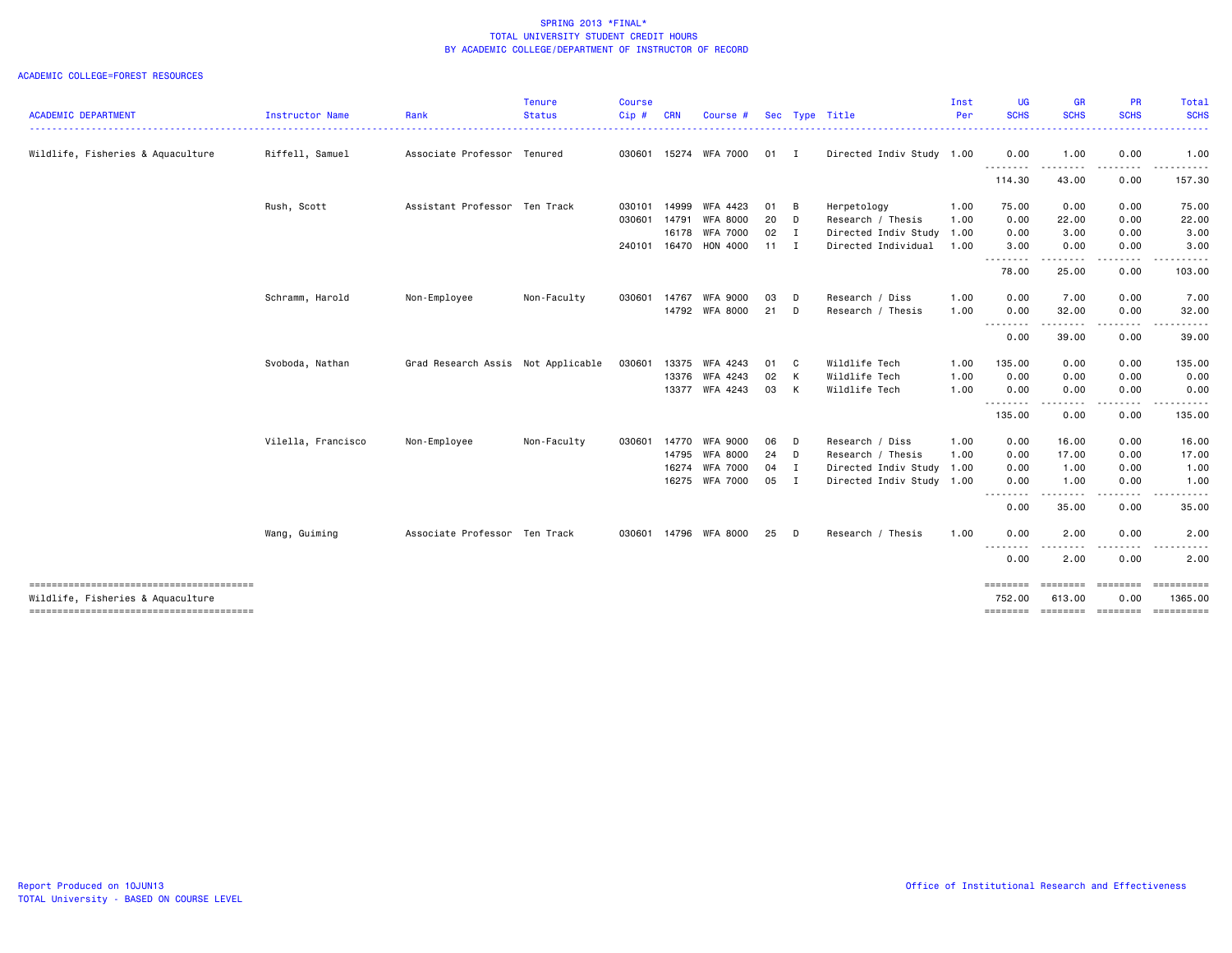SPRING 2013 *FINAL*
TOTAL UNIVERSITY STUDENT CREDIT HOURS
BY ACADEMIC COLLEGE/DEPARTMENT OF INSTRUCTOR OF RECORD

ACADEMIC COLLEGE=FOREST RESOURCES

| ACADEMIC DEPARTMENT | Instructor Name | Rank | Tenure Status | Course Cip # | CRN | Course # | Sec | Type | Title | Inst Per | UG SCHS | GR SCHS | PR SCHS | Total SCHS |
|---|---|---|---|---|---|---|---|---|---|---|---|---|---|---|
| Wildlife, Fisheries & Aquaculture | Riffell, Samuel | Associate Professor | Tenured | 030601 | 15274 | WFA 7000 | 01 | I | Directed Indiv Study | 1.00 | 0.00 | 1.00 | 0.00 | 1.00 |
| | | | | | | | | | | | 114.30 | 43.00 | 0.00 | 157.30 |
| | Rush, Scott | Assistant Professor | Ten Track | 030101 | 14999 | WFA 4423 | 01 | B | Herpetology | 1.00 | 75.00 | 0.00 | 0.00 | 75.00 |
| | | | | 030601 | 14791 | WFA 8000 | 20 | D | Research / Thesis | 1.00 | 0.00 | 22.00 | 0.00 | 22.00 |
| | | | | | 16178 | WFA 7000 | 02 | I | Directed Indiv Study | 1.00 | 0.00 | 3.00 | 0.00 | 3.00 |
| | | | | 240101 | 16470 | HON 4000 | 11 | I | Directed Individual | 1.00 | 3.00 | 0.00 | 0.00 | 3.00 |
| | | | | | | | | | | | 78.00 | 25.00 | 0.00 | 103.00 |
| | Schramm, Harold | Non-Employee | Non-Faculty | 030601 | 14767 | WFA 9000 | 03 | D | Research / Diss | 1.00 | 0.00 | 7.00 | 0.00 | 7.00 |
| | | | | | 14792 | WFA 8000 | 21 | D | Research / Thesis | 1.00 | 0.00 | 32.00 | 0.00 | 32.00 |
| | | | | | | | | | | | 0.00 | 39.00 | 0.00 | 39.00 |
| | Svoboda, Nathan | Grad Research Assis | Not Applicable | 030601 | 13375 | WFA 4243 | 01 | C | Wildlife Tech | 1.00 | 135.00 | 0.00 | 0.00 | 135.00 |
| | | | | | 13376 | WFA 4243 | 02 | K | Wildlife Tech | 1.00 | 0.00 | 0.00 | 0.00 | 0.00 |
| | | | | | 13377 | WFA 4243 | 03 | K | Wildlife Tech | 1.00 | 0.00 | 0.00 | 0.00 | 0.00 |
| | | | | | | | | | | | 135.00 | 0.00 | 0.00 | 135.00 |
| | Vilella, Francisco | Non-Employee | Non-Faculty | 030601 | 14770 | WFA 9000 | 06 | D | Research / Diss | 1.00 | 0.00 | 16.00 | 0.00 | 16.00 |
| | | | | | 14795 | WFA 8000 | 24 | D | Research / Thesis | 1.00 | 0.00 | 17.00 | 0.00 | 17.00 |
| | | | | | 16274 | WFA 7000 | 04 | I | Directed Indiv Study | 1.00 | 0.00 | 1.00 | 0.00 | 1.00 |
| | | | | | 16275 | WFA 7000 | 05 | I | Directed Indiv Study | 1.00 | 0.00 | 1.00 | 0.00 | 1.00 |
| | | | | | | | | | | | 0.00 | 35.00 | 0.00 | 35.00 |
| | Wang, Guiming | Associate Professor | Ten Track | 030601 | 14796 | WFA 8000 | 25 | D | Research / Thesis | 1.00 | 0.00 | 2.00 | 0.00 | 2.00 |
| | | | | | | | | | | | 0.00 | 2.00 | 0.00 | 2.00 |
| Wildlife, Fisheries & Aquaculture | | | | | | | | | | | 752.00 | 613.00 | 0.00 | 1365.00 |

Report Produced on 10JUN13
TOTAL University - BASED ON COURSE LEVEL

Office of Institutional Research and Effectiveness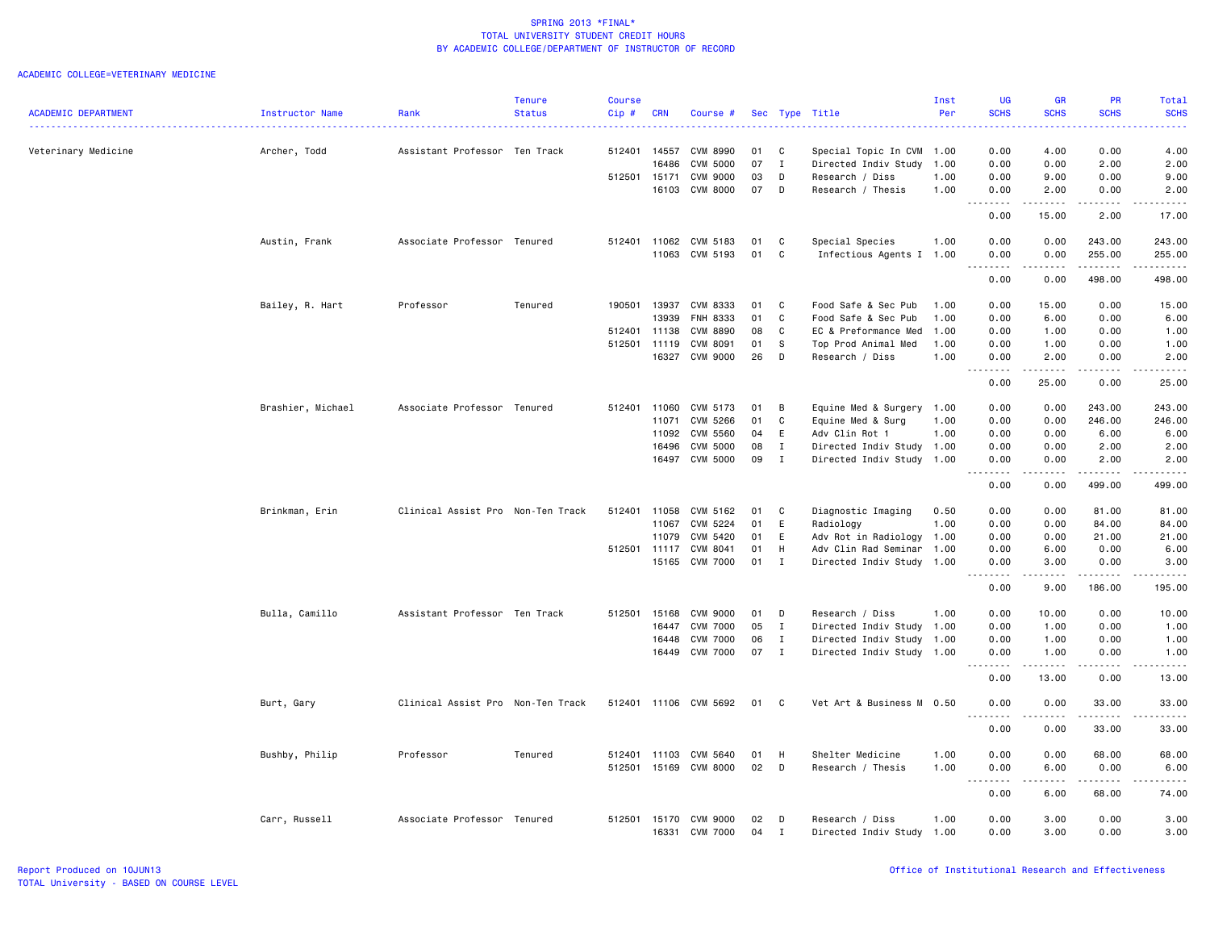SPRING 2013 *FINAL*
TOTAL UNIVERSITY STUDENT CREDIT HOURS
BY ACADEMIC COLLEGE/DEPARTMENT OF INSTRUCTOR OF RECORD

ACADEMIC COLLEGE=VETERINARY MEDICINE

| ACADEMIC DEPARTMENT | Instructor Name | Rank | Tenure Status | Course Cip # | CRN | Course # | Sec | Type | Title | Inst Per | UG SCHS | GR SCHS | PR SCHS | Total SCHS |
|---|---|---|---|---|---|---|---|---|---|---|---|---|---|---|
| Veterinary Medicine | Archer, Todd | Assistant Professor | Ten Track | 512401 | 14557 | CVM 8990 | 01 | C | Special Topic In CVM | 1.00 | 0.00 | 4.00 | 0.00 | 4.00 |
| | | | | | 16486 | CVM 5000 | 07 | I | Directed Indiv Study | 1.00 | 0.00 | 0.00 | 2.00 | 2.00 |
| | | | | 512501 | 15171 | CVM 9000 | 03 | D | Research / Diss | 1.00 | 0.00 | 9.00 | 0.00 | 9.00 |
| | | | | | 16103 | CVM 8000 | 07 | D | Research / Thesis | 1.00 | 0.00 | 2.00 | 0.00 | 2.00 |
| | | | | | | | | | | | 0.00 | 15.00 | 2.00 | 17.00 |
| | Austin, Frank | Associate Professor | Tenured | 512401 | 11062 | CVM 5183 | 01 | C | Special Species | 1.00 | 0.00 | 0.00 | 243.00 | 243.00 |
| | | | | | 11063 | CVM 5193 | 01 | C | Infectious Agents I | 1.00 | 0.00 | 0.00 | 255.00 | 255.00 |
| | | | | | | | | | | | 0.00 | 0.00 | 498.00 | 498.00 |
| | Bailey, R. Hart | Professor | Tenured | 190501 | 13937 | CVM 8333 | 01 | C | Food Safe & Sec Pub | 1.00 | 0.00 | 15.00 | 0.00 | 15.00 |
| | | | | | 13939 | FNH 8333 | 01 | C | Food Safe & Sec Pub | 1.00 | 0.00 | 6.00 | 0.00 | 6.00 |
| | | | | 512401 | 11138 | CVM 8890 | 08 | C | EC & Preformance Med | 1.00 | 0.00 | 1.00 | 0.00 | 1.00 |
| | | | | 512501 | 11119 | CVM 8091 | 01 | S | Top Prod Animal Med | 1.00 | 0.00 | 1.00 | 0.00 | 1.00 |
| | | | | | 16327 | CVM 9000 | 26 | D | Research / Diss | 1.00 | 0.00 | 2.00 | 0.00 | 2.00 |
| | | | | | | | | | | | 0.00 | 25.00 | 0.00 | 25.00 |
| | Brashier, Michael | Associate Professor | Tenured | 512401 | 11060 | CVM 5173 | 01 | B | Equine Med & Surgery | 1.00 | 0.00 | 0.00 | 243.00 | 243.00 |
| | | | | | 11071 | CVM 5266 | 01 | C | Equine Med & Surg | 1.00 | 0.00 | 0.00 | 246.00 | 246.00 |
| | | | | | 11092 | CVM 5560 | 04 | E | Adv Clin Rot 1 | 1.00 | 0.00 | 0.00 | 6.00 | 6.00 |
| | | | | | 16496 | CVM 5000 | 08 | I | Directed Indiv Study | 1.00 | 0.00 | 0.00 | 2.00 | 2.00 |
| | | | | | 16497 | CVM 5000 | 09 | I | Directed Indiv Study | 1.00 | 0.00 | 0.00 | 2.00 | 2.00 |
| | | | | | | | | | | | 0.00 | 0.00 | 499.00 | 499.00 |
| | Brinkman, Erin | Clinical Assist Pro | Non-Ten Track | 512401 | 11058 | CVM 5162 | 01 | C | Diagnostic Imaging | 0.50 | 0.00 | 0.00 | 81.00 | 81.00 |
| | | | | | 11067 | CVM 5224 | 01 | E | Radiology | 1.00 | 0.00 | 0.00 | 84.00 | 84.00 |
| | | | | | 11079 | CVM 5420 | 01 | E | Adv Rot in Radiology | 1.00 | 0.00 | 0.00 | 21.00 | 21.00 |
| | | | | 512501 | 11117 | CVM 8041 | 01 | H | Adv Clin Rad Seminar | 1.00 | 0.00 | 6.00 | 0.00 | 6.00 |
| | | | | | 15165 | CVM 7000 | 01 | I | Directed Indiv Study | 1.00 | 0.00 | 3.00 | 0.00 | 3.00 |
| | | | | | | | | | | | 0.00 | 9.00 | 186.00 | 195.00 |
| | Bulla, Camillo | Assistant Professor | Ten Track | 512501 | 15168 | CVM 9000 | 01 | D | Research / Diss | 1.00 | 0.00 | 10.00 | 0.00 | 10.00 |
| | | | | | 16447 | CVM 7000 | 05 | I | Directed Indiv Study | 1.00 | 0.00 | 1.00 | 0.00 | 1.00 |
| | | | | | 16448 | CVM 7000 | 06 | I | Directed Indiv Study | 1.00 | 0.00 | 1.00 | 0.00 | 1.00 |
| | | | | | 16449 | CVM 7000 | 07 | I | Directed Indiv Study | 1.00 | 0.00 | 1.00 | 0.00 | 1.00 |
| | | | | | | | | | | | 0.00 | 13.00 | 0.00 | 13.00 |
| | Burt, Gary | Clinical Assist Pro | Non-Ten Track | 512401 | 11106 | CVM 5692 | 01 | C | Vet Art & Business M | 0.50 | 0.00 | 0.00 | 33.00 | 33.00 |
| | | | | | | | | | | | 0.00 | 0.00 | 33.00 | 33.00 |
| | Bushby, Philip | Professor | Tenured | 512401 | 11103 | CVM 5640 | 01 | H | Shelter Medicine | 1.00 | 0.00 | 0.00 | 68.00 | 68.00 |
| | | | | 512501 | 15169 | CVM 8000 | 02 | D | Research / Thesis | 1.00 | 0.00 | 6.00 | 0.00 | 6.00 |
| | | | | | | | | | | | 0.00 | 6.00 | 68.00 | 74.00 |
| | Carr, Russell | Associate Professor | Tenured | 512501 | 15170 | CVM 9000 | 02 | D | Research / Diss | 1.00 | 0.00 | 3.00 | 0.00 | 3.00 |
| | | | | | 16331 | CVM 7000 | 04 | I | Directed Indiv Study | 1.00 | 0.00 | 3.00 | 0.00 | 3.00 |

Report Produced on 10JUN13
TOTAL University - BASED ON COURSE LEVEL

Office of Institutional Research and Effectiveness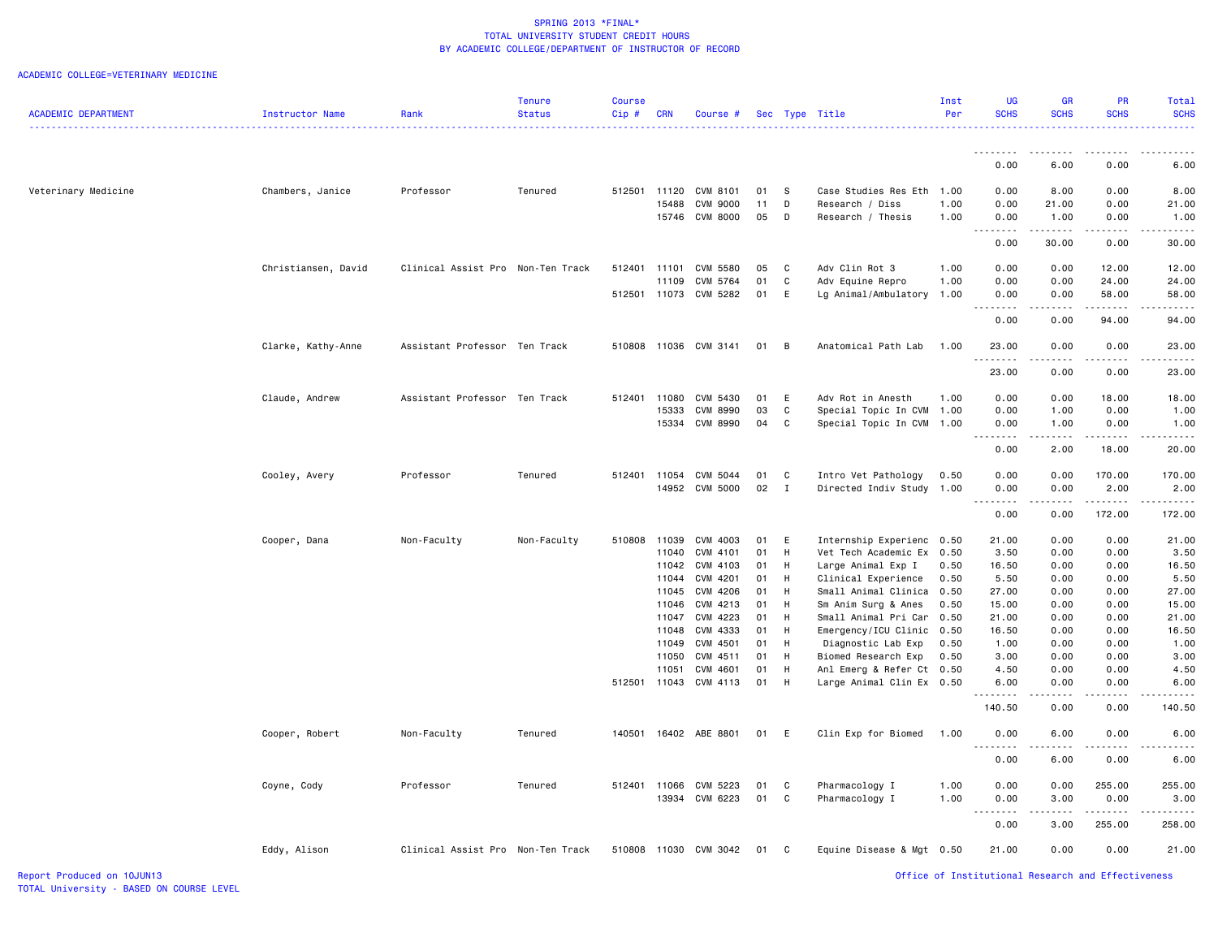SPRING 2013 *FINAL*
TOTAL UNIVERSITY STUDENT CREDIT HOURS
BY ACADEMIC COLLEGE/DEPARTMENT OF INSTRUCTOR OF RECORD

ACADEMIC COLLEGE=VETERINARY MEDICINE

| ACADEMIC DEPARTMENT | Instructor Name | Rank | Tenure Status | Course Cip # | CRN | Course # | Sec | Type | Title | Inst Per | UG SCHS | GR SCHS | PR SCHS | Total SCHS |
|---|---|---|---|---|---|---|---|---|---|---|---|---|---|---|
| | | | | | | | | | | | 0.00 | 6.00 | 0.00 | 6.00 |
| Veterinary Medicine | Chambers, Janice | Professor | Tenured | 512501 | 11120 | CVM 8101 | 01 | S | Case Studies Res Eth | 1.00 | 0.00 | 8.00 | 0.00 | 8.00 |
| | | | | | 15488 | CVM 9000 | 11 | D | Research / Diss | 1.00 | 0.00 | 21.00 | 0.00 | 21.00 |
| | | | | | 15746 | CVM 8000 | 05 | D | Research / Thesis | 1.00 | 0.00 | 1.00 | 0.00 | 1.00 |
| | | | | | | | | | | | 0.00 | 30.00 | 0.00 | 30.00 |
| | Christiansen, David | Clinical Assist Pro | Non-Ten Track | 512401 | 11101 | CVM 5580 | 05 | C | Adv Clin Rot 3 | 1.00 | 0.00 | 0.00 | 12.00 | 12.00 |
| | | | | | 11109 | CVM 5764 | 01 | C | Adv Equine Repro | 1.00 | 0.00 | 0.00 | 24.00 | 24.00 |
| | | | | 512501 | 11073 | CVM 5282 | 01 | E | Lg Animal/Ambulatory | 1.00 | 0.00 | 0.00 | 58.00 | 58.00 |
| | | | | | | | | | | | 0.00 | 0.00 | 94.00 | 94.00 |
| | Clarke, Kathy-Anne | Assistant Professor | Ten Track | 510808 | 11036 | CVM 3141 | 01 | B | Anatomical Path Lab | 1.00 | 23.00 | 0.00 | 0.00 | 23.00 |
| | | | | | | | | | | | 23.00 | 0.00 | 0.00 | 23.00 |
| | Claude, Andrew | Assistant Professor | Ten Track | 512401 | 11080 | CVM 5430 | 01 | E | Adv Rot in Anesth | 1.00 | 0.00 | 0.00 | 18.00 | 18.00 |
| | | | | | 15333 | CVM 8990 | 03 | C | Special Topic In CVM | 1.00 | 0.00 | 1.00 | 0.00 | 1.00 |
| | | | | | 15334 | CVM 8990 | 04 | C | Special Topic In CVM | 1.00 | 0.00 | 1.00 | 0.00 | 1.00 |
| | | | | | | | | | | | 0.00 | 2.00 | 18.00 | 20.00 |
| | Cooley, Avery | Professor | Tenured | 512401 | 11054 | CVM 5044 | 01 | C | Intro Vet Pathology | 0.50 | 0.00 | 0.00 | 170.00 | 170.00 |
| | | | | | 14952 | CVM 5000 | 02 | I | Directed Indiv Study | 1.00 | 0.00 | 0.00 | 2.00 | 2.00 |
| | | | | | | | | | | | 0.00 | 0.00 | 172.00 | 172.00 |
| | Cooper, Dana | Non-Faculty | Non-Faculty | 510808 | 11039 | CVM 4003 | 01 | E | Internship Experienc | 0.50 | 21.00 | 0.00 | 0.00 | 21.00 |
| | | | | | 11040 | CVM 4101 | 01 | H | Vet Tech Academic Ex | 0.50 | 3.50 | 0.00 | 0.00 | 3.50 |
| | | | | | 11042 | CVM 4103 | 01 | H | Large Animal Exp I | 0.50 | 16.50 | 0.00 | 0.00 | 16.50 |
| | | | | | 11044 | CVM 4201 | 01 | H | Clinical Experience | 0.50 | 5.50 | 0.00 | 0.00 | 5.50 |
| | | | | | 11045 | CVM 4206 | 01 | H | Small Animal Clinica | 0.50 | 27.00 | 0.00 | 0.00 | 27.00 |
| | | | | | 11046 | CVM 4213 | 01 | H | Sm Anim Surg & Anes | 0.50 | 15.00 | 0.00 | 0.00 | 15.00 |
| | | | | | 11047 | CVM 4223 | 01 | H | Small Animal Pri Car | 0.50 | 21.00 | 0.00 | 0.00 | 21.00 |
| | | | | | 11048 | CVM 4333 | 01 | H | Emergency/ICU Clinic | 0.50 | 16.50 | 0.00 | 0.00 | 16.50 |
| | | | | | 11049 | CVM 4501 | 01 | H | Diagnostic Lab Exp | 0.50 | 1.00 | 0.00 | 0.00 | 1.00 |
| | | | | | 11050 | CVM 4511 | 01 | H | Biomed Research Exp | 0.50 | 3.00 | 0.00 | 0.00 | 3.00 |
| | | | | | 11051 | CVM 4601 | 01 | H | Anl Emerg & Refer Ct | 0.50 | 4.50 | 0.00 | 0.00 | 4.50 |
| | | | | 512501 | 11043 | CVM 4113 | 01 | H | Large Animal Clin Ex | 0.50 | 6.00 | 0.00 | 0.00 | 6.00 |
| | | | | | | | | | | | 140.50 | 0.00 | 0.00 | 140.50 |
| | Cooper, Robert | Non-Faculty | Tenured | 140501 | 16402 | ABE 8801 | 01 | E | Clin Exp for Biomed | 1.00 | 0.00 | 6.00 | 0.00 | 6.00 |
| | | | | | | | | | | | 0.00 | 6.00 | 0.00 | 6.00 |
| | Coyne, Cody | Professor | Tenured | 512401 | 11066 | CVM 5223 | 01 | C | Pharmacology I | 1.00 | 0.00 | 0.00 | 255.00 | 255.00 |
| | | | | | 13934 | CVM 6223 | 01 | C | Pharmacology I | 1.00 | 0.00 | 3.00 | 0.00 | 3.00 |
| | | | | | | | | | | | 0.00 | 3.00 | 255.00 | 258.00 |
| | Eddy, Alison | Clinical Assist Pro | Non-Ten Track | 510808 | 11030 | CVM 3042 | 01 | C | Equine Disease & Mgt | 0.50 | 21.00 | 0.00 | 0.00 | 21.00 |

Report Produced on 10JUN13
TOTAL University - BASED ON COURSE LEVEL

Office of Institutional Research and Effectiveness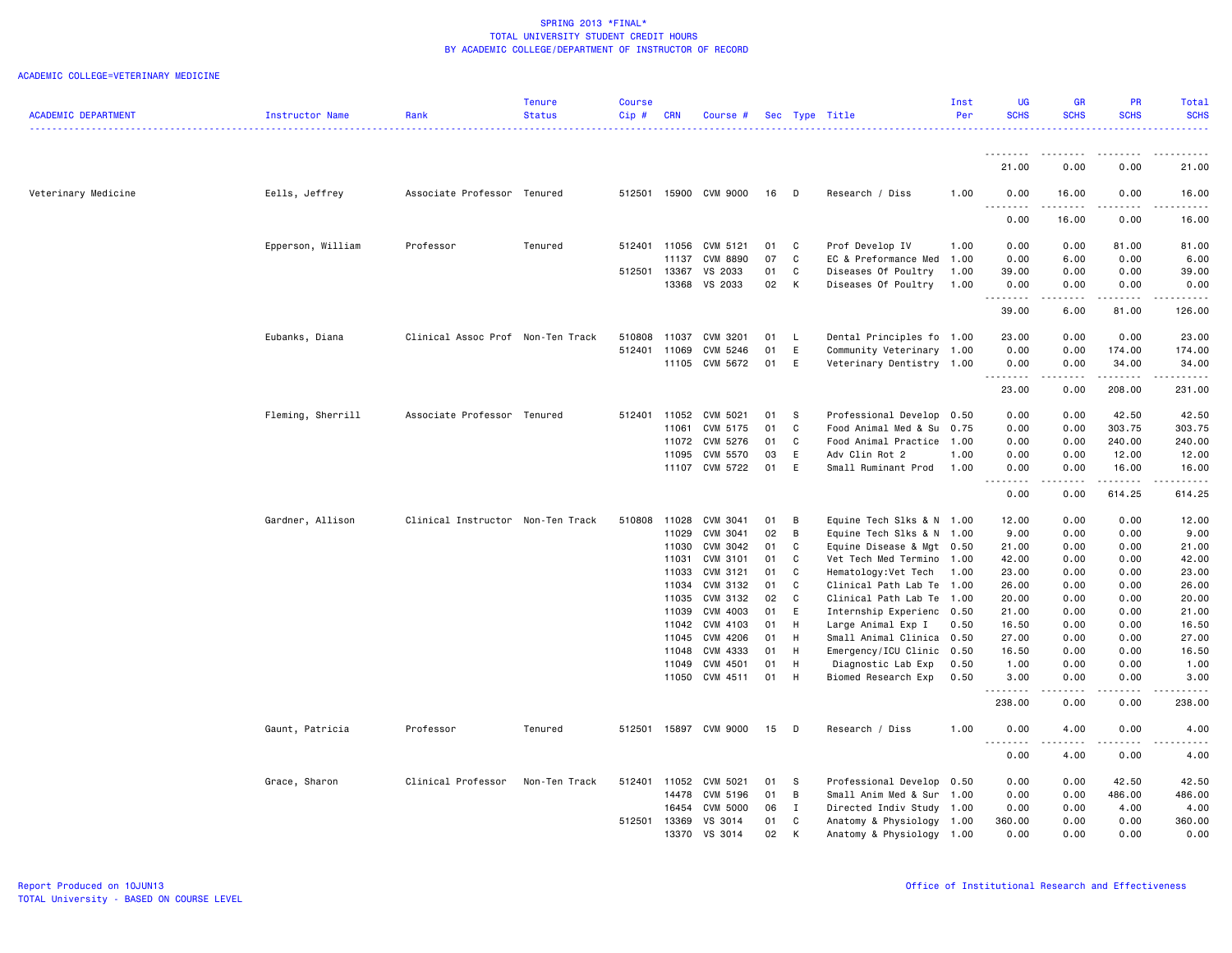SPRING 2013 *FINAL*
TOTAL UNIVERSITY STUDENT CREDIT HOURS
BY ACADEMIC COLLEGE/DEPARTMENT OF INSTRUCTOR OF RECORD

ACADEMIC COLLEGE=VETERINARY MEDICINE

| ACADEMIC DEPARTMENT | Instructor Name | Rank | Tenure Status | Course Cip # | CRN | Course # | Sec | Type | Title | Inst Per | UG SCHS | GR SCHS | PR SCHS | Total SCHS |
|---|---|---|---|---|---|---|---|---|---|---|---|---|---|---|
| | | | | | | | | | | | -------- | -------- | -------- | ---------- |
| | | | | | | | | | | | 21.00 | 0.00 | 0.00 | 21.00 |
| Veterinary Medicine | Eells, Jeffrey | Associate Professor | Tenured | 512501 | 15900 | CVM 9000 | 16 | D | Research / Diss | 1.00 | 0.00 | 16.00 | 0.00 | 16.00 |
| | | | | | | | | | | | -------- | -------- | -------- | ---------- |
| | | | | | | | | | | | 0.00 | 16.00 | 0.00 | 16.00 |
| | Epperson, William | Professor | Tenured | 512401 | 11056 | CVM 5121 | 01 | C | Prof Develop IV | 1.00 | 0.00 | 0.00 | 81.00 | 81.00 |
| | | | | | 11137 | CVM 8890 | 07 | C | EC & Preformance Med | 1.00 | 0.00 | 6.00 | 0.00 | 6.00 |
| | | | | 512501 | 13367 | VS 2033 | 01 | C | Diseases Of Poultry | 1.00 | 39.00 | 0.00 | 0.00 | 39.00 |
| | | | | | 13368 | VS 2033 | 02 | K | Diseases Of Poultry | 1.00 | 0.00 | 0.00 | 0.00 | 0.00 |
| | | | | | | | | | | | -------- | -------- | -------- | ---------- |
| | | | | | | | | | | | 39.00 | 6.00 | 81.00 | 126.00 |
| | Eubanks, Diana | Clinical Assoc Prof | Non-Ten Track | 510808 | 11037 | CVM 3201 | 01 | L | Dental Principles fo | 1.00 | 23.00 | 0.00 | 0.00 | 23.00 |
| | | | | 512401 | 11069 | CVM 5246 | 01 | E | Community Veterinary | 1.00 | 0.00 | 0.00 | 174.00 | 174.00 |
| | | | | | 11105 | CVM 5672 | 01 | E | Veterinary Dentistry | 1.00 | 0.00 | 0.00 | 34.00 | 34.00 |
| | | | | | | | | | | | -------- | -------- | -------- | ---------- |
| | | | | | | | | | | | 23.00 | 0.00 | 208.00 | 231.00 |
| | Fleming, Sherrill | Associate Professor | Tenured | 512401 | 11052 | CVM 5021 | 01 | S | Professional Develop | 0.50 | 0.00 | 0.00 | 42.50 | 42.50 |
| | | | | | 11061 | CVM 5175 | 01 | C | Food Animal Med & Su | 0.75 | 0.00 | 0.00 | 303.75 | 303.75 |
| | | | | | 11072 | CVM 5276 | 01 | C | Food Animal Practice | 1.00 | 0.00 | 0.00 | 240.00 | 240.00 |
| | | | | | 11095 | CVM 5570 | 03 | E | Adv Clin Rot 2 | 1.00 | 0.00 | 0.00 | 12.00 | 12.00 |
| | | | | | 11107 | CVM 5722 | 01 | E | Small Ruminant Prod | 1.00 | 0.00 | 0.00 | 16.00 | 16.00 |
| | | | | | | | | | | | -------- | -------- | -------- | ---------- |
| | | | | | | | | | | | 0.00 | 0.00 | 614.25 | 614.25 |
| | Gardner, Allison | Clinical Instructor | Non-Ten Track | 510808 | 11028 | CVM 3041 | 01 | B | Equine Tech Slks & N | 1.00 | 12.00 | 0.00 | 0.00 | 12.00 |
| | | | | | 11029 | CVM 3041 | 02 | B | Equine Tech Slks & N | 1.00 | 9.00 | 0.00 | 0.00 | 9.00 |
| | | | | | 11030 | CVM 3042 | 01 | C | Equine Disease & Mgt | 0.50 | 21.00 | 0.00 | 0.00 | 21.00 |
| | | | | | 11031 | CVM 3101 | 01 | C | Vet Tech Med Termino | 1.00 | 42.00 | 0.00 | 0.00 | 42.00 |
| | | | | | 11033 | CVM 3121 | 01 | C | Hematology:Vet Tech | 1.00 | 23.00 | 0.00 | 0.00 | 23.00 |
| | | | | | 11034 | CVM 3132 | 01 | C | Clinical Path Lab Te | 1.00 | 26.00 | 0.00 | 0.00 | 26.00 |
| | | | | | 11035 | CVM 3132 | 02 | C | Clinical Path Lab Te | 1.00 | 20.00 | 0.00 | 0.00 | 20.00 |
| | | | | | 11039 | CVM 4003 | 01 | E | Internship Experienc | 0.50 | 21.00 | 0.00 | 0.00 | 21.00 |
| | | | | | 11042 | CVM 4103 | 01 | H | Large Animal Exp I | 0.50 | 16.50 | 0.00 | 0.00 | 16.50 |
| | | | | | 11045 | CVM 4206 | 01 | H | Small Animal Clinica | 0.50 | 27.00 | 0.00 | 0.00 | 27.00 |
| | | | | | 11048 | CVM 4333 | 01 | H | Emergency/ICU Clinic | 0.50 | 16.50 | 0.00 | 0.00 | 16.50 |
| | | | | | 11049 | CVM 4501 | 01 | H | Diagnostic Lab Exp | 0.50 | 1.00 | 0.00 | 0.00 | 1.00 |
| | | | | | 11050 | CVM 4511 | 01 | H | Biomed Research Exp | 0.50 | 3.00 | 0.00 | 0.00 | 3.00 |
| | | | | | | | | | | | -------- | -------- | -------- | ---------- |
| | | | | | | | | | | | 238.00 | 0.00 | 0.00 | 238.00 |
| | Gaunt, Patricia | Professor | Tenured | 512501 | 15897 | CVM 9000 | 15 | D | Research / Diss | 1.00 | 0.00 | 4.00 | 0.00 | 4.00 |
| | | | | | | | | | | | -------- | -------- | -------- | ---------- |
| | | | | | | | | | | | 0.00 | 4.00 | 0.00 | 4.00 |
| | Grace, Sharon | Clinical Professor | Non-Ten Track | 512401 | 11052 | CVM 5021 | 01 | S | Professional Develop | 0.50 | 0.00 | 0.00 | 42.50 | 42.50 |
| | | | | | 14478 | CVM 5196 | 01 | B | Small Anim Med & Sur | 1.00 | 0.00 | 0.00 | 486.00 | 486.00 |
| | | | | | 16454 | CVM 5000 | 06 | I | Directed Indiv Study | 1.00 | 0.00 | 0.00 | 4.00 | 4.00 |
| | | | | 512501 | 13369 | VS 3014 | 01 | C | Anatomy & Physiology | 1.00 | 360.00 | 0.00 | 0.00 | 360.00 |
| | | | | | 13370 | VS 3014 | 02 | K | Anatomy & Physiology | 1.00 | 0.00 | 0.00 | 0.00 | 0.00 |

Report Produced on 10JUN13
TOTAL University - BASED ON COURSE LEVEL

Office of Institutional Research and Effectiveness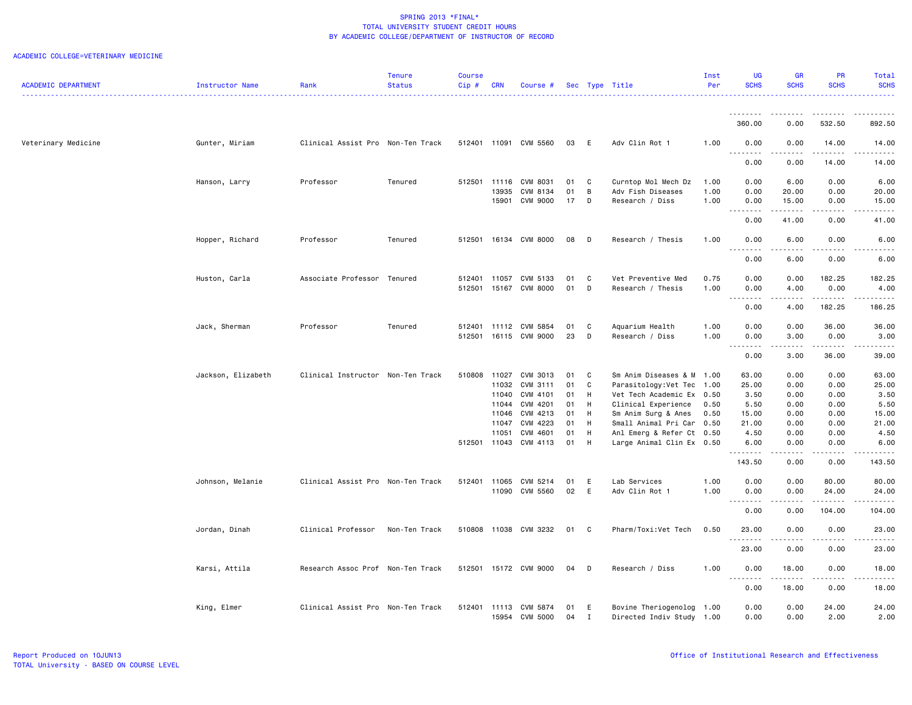SPRING 2013 *FINAL*
TOTAL UNIVERSITY STUDENT CREDIT HOURS
BY ACADEMIC COLLEGE/DEPARTMENT OF INSTRUCTOR OF RECORD

ACADEMIC COLLEGE=VETERINARY MEDICINE

| ACADEMIC DEPARTMENT | Instructor Name | Rank | Tenure Status | Course Cip # | CRN | Course # | Sec | Type | Title | Inst Per | UG SCHS | GR SCHS | PR SCHS | Total SCHS |
|---|---|---|---|---|---|---|---|---|---|---|---|---|---|---|
| | | | | | | | | | | | 360.00 | 0.00 | 532.50 | 892.50 |
| Veterinary Medicine | Gunter, Miriam | Clinical Assist Pro | Non-Ten Track | 512401 | 11091 | CVM 5560 | 03 | E | Adv Clin Rot 1 | 1.00 | 0.00 | 0.00 | 14.00 | 14.00 |
| | | | | | | | | | | | 0.00 | 0.00 | 14.00 | 14.00 |
| | Hanson, Larry | Professor | Tenured | 512501 | 11116 | CVM 8031 | 01 | C | Curntop Mol Mech Dz | 1.00 | 0.00 | 6.00 | 0.00 | 6.00 |
| | | | | | 13935 | CVM 8134 | 01 | B | Adv Fish Diseases | 1.00 | 0.00 | 20.00 | 0.00 | 20.00 |
| | | | | | 15901 | CVM 9000 | 17 | D | Research / Diss | 1.00 | 0.00 | 15.00 | 0.00 | 15.00 |
| | | | | | | | | | | | 0.00 | 41.00 | 0.00 | 41.00 |
| | Hopper, Richard | Professor | Tenured | 512501 | 16134 | CVM 8000 | 08 | D | Research / Thesis | 1.00 | 0.00 | 6.00 | 0.00 | 6.00 |
| | | | | | | | | | | | 0.00 | 6.00 | 0.00 | 6.00 |
| | Huston, Carla | Associate Professor | Tenured | 512401 | 11057 | CVM 5133 | 01 | C | Vet Preventive Med | 0.75 | 0.00 | 0.00 | 182.25 | 182.25 |
| | | | | 512501 | 15167 | CVM 8000 | 01 | D | Research / Thesis | 1.00 | 0.00 | 4.00 | 0.00 | 4.00 |
| | | | | | | | | | | | 0.00 | 4.00 | 182.25 | 186.25 |
| | Jack, Sherman | Professor | Tenured | 512401 | 11112 | CVM 5854 | 01 | C | Aquarium Health | 1.00 | 0.00 | 0.00 | 36.00 | 36.00 |
| | | | | 512501 | 16115 | CVM 9000 | 23 | D | Research / Diss | 1.00 | 0.00 | 3.00 | 0.00 | 3.00 |
| | | | | | | | | | | | 0.00 | 3.00 | 36.00 | 39.00 |
| | Jackson, Elizabeth | Clinical Instructor | Non-Ten Track | 510808 | 11027 | CVM 3013 | 01 | C | Sm Anim Diseases & M | 1.00 | 63.00 | 0.00 | 0.00 | 63.00 |
| | | | | | 11032 | CVM 3111 | 01 | C | Parasitology:Vet Tec | 1.00 | 25.00 | 0.00 | 0.00 | 25.00 |
| | | | | | 11040 | CVM 4101 | 01 | H | Vet Tech Academic Ex | 0.50 | 3.50 | 0.00 | 0.00 | 3.50 |
| | | | | | 11044 | CVM 4201 | 01 | H | Clinical Experience | 0.50 | 5.50 | 0.00 | 0.00 | 5.50 |
| | | | | | 11046 | CVM 4213 | 01 | H | Sm Anim Surg & Anes | 0.50 | 15.00 | 0.00 | 0.00 | 15.00 |
| | | | | | 11047 | CVM 4223 | 01 | H | Small Animal Pri Car | 0.50 | 21.00 | 0.00 | 0.00 | 21.00 |
| | | | | | 11051 | CVM 4601 | 01 | H | Anl Emerg & Refer Ct | 0.50 | 4.50 | 0.00 | 0.00 | 4.50 |
| | | | | 512501 | 11043 | CVM 4113 | 01 | H | Large Animal Clin Ex | 0.50 | 6.00 | 0.00 | 0.00 | 6.00 |
| | | | | | | | | | | | 143.50 | 0.00 | 0.00 | 143.50 |
| | Johnson, Melanie | Clinical Assist Pro | Non-Ten Track | 512401 | 11065 | CVM 5214 | 01 | E | Lab Services | 1.00 | 0.00 | 0.00 | 80.00 | 80.00 |
| | | | | | 11090 | CVM 5560 | 02 | E | Adv Clin Rot 1 | 1.00 | 0.00 | 0.00 | 24.00 | 24.00 |
| | | | | | | | | | | | 0.00 | 0.00 | 104.00 | 104.00 |
| | Jordan, Dinah | Clinical Professor | Non-Ten Track | 510808 | 11038 | CVM 3232 | 01 | C | Pharm/Toxi:Vet Tech | 0.50 | 23.00 | 0.00 | 0.00 | 23.00 |
| | | | | | | | | | | | 23.00 | 0.00 | 0.00 | 23.00 |
| | Karsi, Attila | Research Assoc Prof | Non-Ten Track | 512501 | 15172 | CVM 9000 | 04 | D | Research / Diss | 1.00 | 0.00 | 18.00 | 0.00 | 18.00 |
| | | | | | | | | | | | 0.00 | 18.00 | 0.00 | 18.00 |
| | King, Elmer | Clinical Assist Pro | Non-Ten Track | 512401 | 11113 | CVM 5874 | 01 | E | Bovine Theriogenolog | 1.00 | 0.00 | 0.00 | 24.00 | 24.00 |
| | | | | | 15954 | CVM 5000 | 04 | I | Directed Indiv Study | 1.00 | 0.00 | 0.00 | 2.00 | 2.00 |

Report Produced on 10JUN13
TOTAL University - BASED ON COURSE LEVEL
Office of Institutional Research and Effectiveness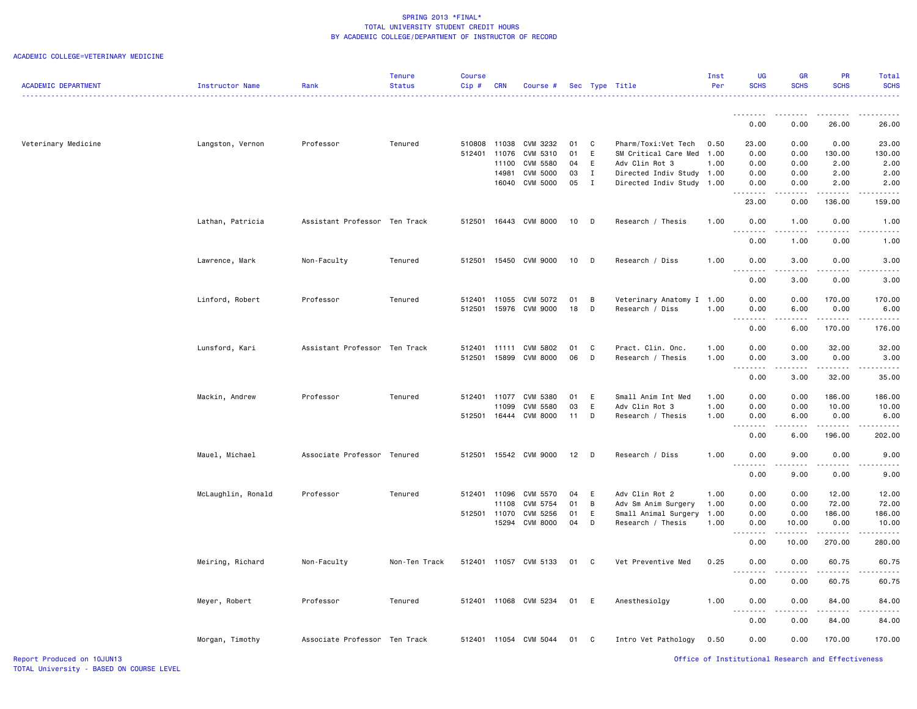SPRING 2013 *FINAL*
TOTAL UNIVERSITY STUDENT CREDIT HOURS
BY ACADEMIC COLLEGE/DEPARTMENT OF INSTRUCTOR OF RECORD

ACADEMIC COLLEGE=VETERINARY MEDICINE

| ACADEMIC DEPARTMENT | Instructor Name | Rank | Tenure Status | Course Cip # | CRN | Course # | Sec | Type | Title | Inst Per | UG SCHS | GR SCHS | PR SCHS | Total SCHS |
|---|---|---|---|---|---|---|---|---|---|---|---|---|---|---|
| | | | | | | | | | | | 0.00 | 0.00 | 26.00 | 26.00 |
| Veterinary Medicine | Langston, Vernon | Professor | Tenured | 510808 | 11038 | CVM 3232 | 01 | C | Pharm/Toxi:Vet Tech | 0.50 | 23.00 | 0.00 | 0.00 | 23.00 |
| | | | | 512401 | 11076 | CVM 5310 | 01 | E | SM Critical Care Med | 1.00 | 0.00 | 0.00 | 130.00 | 130.00 |
| | | | | | 11100 | CVM 5580 | 04 | E | Adv Clin Rot 3 | 1.00 | 0.00 | 0.00 | 2.00 | 2.00 |
| | | | | | 14981 | CVM 5000 | 03 | I | Directed Indiv Study | 1.00 | 0.00 | 0.00 | 2.00 | 2.00 |
| | | | | | 16040 | CVM 5000 | 05 | I | Directed Indiv Study | 1.00 | 0.00 | 0.00 | 2.00 | 2.00 |
| | | | | | | | | | | | 23.00 | 0.00 | 136.00 | 159.00 |
| | Lathan, Patricia | Assistant Professor | Ten Track | 512501 | 16443 | CVM 8000 | 10 | D | Research / Thesis | 1.00 | 0.00 | 1.00 | 0.00 | 1.00 |
| | | | | | | | | | | | 0.00 | 1.00 | 0.00 | 1.00 |
| | Lawrence, Mark | Non-Faculty | Tenured | 512501 | 15450 | CVM 9000 | 10 | D | Research / Diss | 1.00 | 0.00 | 3.00 | 0.00 | 3.00 |
| | | | | | | | | | | | 0.00 | 3.00 | 0.00 | 3.00 |
| | Linford, Robert | Professor | Tenured | 512401 | 11055 | CVM 5072 | 01 | B | Veterinary Anatomy I | 1.00 | 0.00 | 0.00 | 170.00 | 170.00 |
| | | | | 512501 | 15976 | CVM 9000 | 18 | D | Research / Diss | 1.00 | 0.00 | 6.00 | 0.00 | 6.00 |
| | | | | | | | | | | | 0.00 | 6.00 | 170.00 | 176.00 |
| | Lunsford, Kari | Assistant Professor | Ten Track | 512401 | 11111 | CVM 5802 | 01 | C | Pract. Clin. Onc. | 1.00 | 0.00 | 0.00 | 32.00 | 32.00 |
| | | | | 512501 | 15899 | CVM 8000 | 06 | D | Research / Thesis | 1.00 | 0.00 | 3.00 | 0.00 | 3.00 |
| | | | | | | | | | | | 0.00 | 3.00 | 32.00 | 35.00 |
| | Mackin, Andrew | Professor | Tenured | 512401 | 11077 | CVM 5380 | 01 | E | Small Anim Int Med | 1.00 | 0.00 | 0.00 | 186.00 | 186.00 |
| | | | | | 11099 | CVM 5580 | 03 | E | Adv Clin Rot 3 | 1.00 | 0.00 | 0.00 | 10.00 | 10.00 |
| | | | | 512501 | 16444 | CVM 8000 | 11 | D | Research / Thesis | 1.00 | 0.00 | 6.00 | 0.00 | 6.00 |
| | | | | | | | | | | | 0.00 | 6.00 | 196.00 | 202.00 |
| | Mauel, Michael | Associate Professor | Tenured | 512501 | 15542 | CVM 9000 | 12 | D | Research / Diss | 1.00 | 0.00 | 9.00 | 0.00 | 9.00 |
| | | | | | | | | | | | 0.00 | 9.00 | 0.00 | 9.00 |
| | McLaughlin, Ronald | Professor | Tenured | 512401 | 11096 | CVM 5570 | 04 | E | Adv Clin Rot 2 | 1.00 | 0.00 | 0.00 | 12.00 | 12.00 |
| | | | | | 11108 | CVM 5754 | 01 | B | Adv Sm Anim Surgery | 1.00 | 0.00 | 0.00 | 72.00 | 72.00 |
| | | | | 512501 | 11070 | CVM 5256 | 01 | E | Small Animal Surgery | 1.00 | 0.00 | 0.00 | 186.00 | 186.00 |
| | | | | | 15294 | CVM 8000 | 04 | D | Research / Thesis | 1.00 | 0.00 | 10.00 | 0.00 | 10.00 |
| | | | | | | | | | | | 0.00 | 10.00 | 270.00 | 280.00 |
| | Meiring, Richard | Non-Faculty | Non-Ten Track | 512401 | 11057 | CVM 5133 | 01 | C | Vet Preventive Med | 0.25 | 0.00 | 0.00 | 60.75 | 60.75 |
| | | | | | | | | | | | 0.00 | 0.00 | 60.75 | 60.75 |
| | Meyer, Robert | Professor | Tenured | 512401 | 11068 | CVM 5234 | 01 | E | Anesthesiolgy | 1.00 | 0.00 | 0.00 | 84.00 | 84.00 |
| | | | | | | | | | | | 0.00 | 0.00 | 84.00 | 84.00 |
| | Morgan, Timothy | Associate Professor | Ten Track | 512401 | 11054 | CVM 5044 | 01 | C | Intro Vet Pathology | 0.50 | 0.00 | 0.00 | 170.00 | 170.00 |

Report Produced on 10JUN13
TOTAL University - BASED ON COURSE LEVEL

Office of Institutional Research and Effectiveness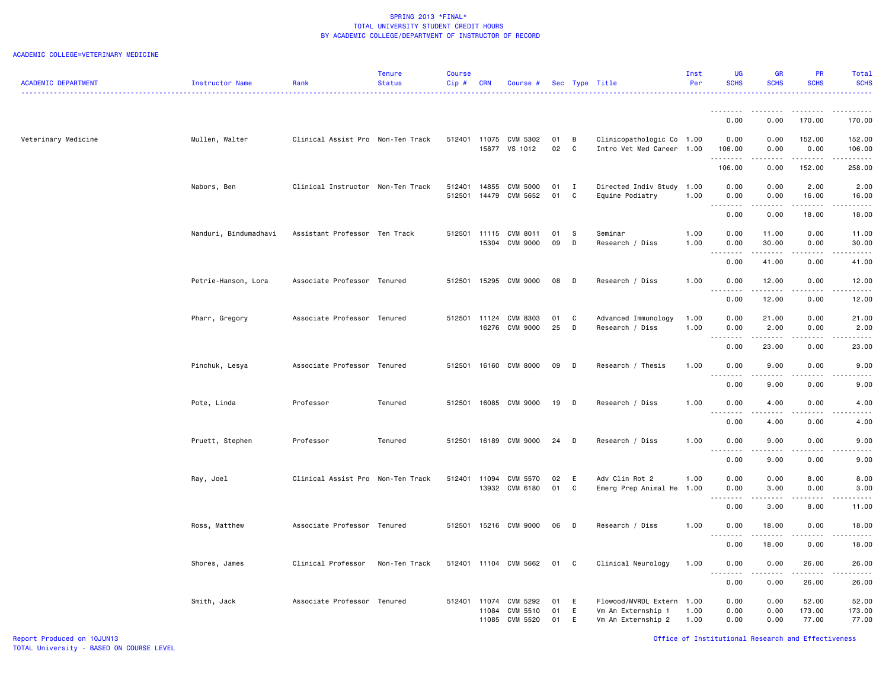# SPRING 2013 *FINAL*
## TOTAL UNIVERSITY STUDENT CREDIT HOURS
## BY ACADEMIC COLLEGE/DEPARTMENT OF INSTRUCTOR OF RECORD

ACADEMIC COLLEGE=VETERINARY MEDICINE

| ACADEMIC DEPARTMENT | Instructor Name | Rank | Tenure Status | Course Cip # | CRN | Course # | Sec | Type | Title | Inst Per | UG SCHS | GR SCHS | PR SCHS | Total SCHS |
|---|---|---|---|---|---|---|---|---|---|---|---|---|---|---|
| | | | | | | | | | | | 0.00 | 0.00 | 170.00 | 170.00 |
| Veterinary Medicine | Mullen, Walter | Clinical Assist Pro | Non-Ten Track | 512401 | 11075 | CVM 5302 | 01 | B | Clinicopathologic Co | 1.00 | 0.00 | 0.00 | 152.00 | 152.00 |
| | | | | | 15877 | VS 1012 | 02 | C | Intro Vet Med Career | 1.00 | 106.00 | 0.00 | 0.00 | 106.00 |
| | | | | | | | | | | | 106.00 | 0.00 | 152.00 | 258.00 |
| | Nabors, Ben | Clinical Instructor | Non-Ten Track | 512401 | 14855 | CVM 5000 | 01 | I | Directed Indiv Study | 1.00 | 0.00 | 0.00 | 2.00 | 2.00 |
| | | | | 512501 | 14479 | CVM 5652 | 01 | C | Equine Podiatry | 1.00 | 0.00 | 0.00 | 16.00 | 16.00 |
| | | | | | | | | | | | 0.00 | 0.00 | 18.00 | 18.00 |
| | Nanduri, Bindumadhavi | Assistant Professor | Ten Track | 512501 | 11115 | CVM 8011 | 01 | S | Seminar | 1.00 | 0.00 | 11.00 | 0.00 | 11.00 |
| | | | | | 15304 | CVM 9000 | 09 | D | Research / Diss | 1.00 | 0.00 | 30.00 | 0.00 | 30.00 |
| | | | | | | | | | | | 0.00 | 41.00 | 0.00 | 41.00 |
| | Petrie-Hanson, Lora | Associate Professor | Tenured | 512501 | 15295 | CVM 9000 | 08 | D | Research / Diss | 1.00 | 0.00 | 12.00 | 0.00 | 12.00 |
| | | | | | | | | | | | 0.00 | 12.00 | 0.00 | 12.00 |
| | Pharr, Gregory | Associate Professor | Tenured | 512501 | 11124 | CVM 8303 | 01 | C | Advanced Immunology | 1.00 | 0.00 | 21.00 | 0.00 | 21.00 |
| | | | | | 16276 | CVM 9000 | 25 | D | Research / Diss | 1.00 | 0.00 | 2.00 | 0.00 | 2.00 |
| | | | | | | | | | | | 0.00 | 23.00 | 0.00 | 23.00 |
| | Pinchuk, Lesya | Associate Professor | Tenured | 512501 | 16160 | CVM 8000 | 09 | D | Research / Thesis | 1.00 | 0.00 | 9.00 | 0.00 | 9.00 |
| | | | | | | | | | | | 0.00 | 9.00 | 0.00 | 9.00 |
| | Pote, Linda | Professor | Tenured | 512501 | 16085 | CVM 9000 | 19 | D | Research / Diss | 1.00 | 0.00 | 4.00 | 0.00 | 4.00 |
| | | | | | | | | | | | 0.00 | 4.00 | 0.00 | 4.00 |
| | Pruett, Stephen | Professor | Tenured | 512501 | 16189 | CVM 9000 | 24 | D | Research / Diss | 1.00 | 0.00 | 9.00 | 0.00 | 9.00 |
| | | | | | | | | | | | 0.00 | 9.00 | 0.00 | 9.00 |
| | Ray, Joel | Clinical Assist Pro | Non-Ten Track | 512401 | 11094 | CVM 5570 | 02 | E | Adv Clin Rot 2 | 1.00 | 0.00 | 0.00 | 8.00 | 8.00 |
| | | | | | 13932 | CVM 6180 | 01 | C | Emerg Prep Animal He | 1.00 | 0.00 | 3.00 | 0.00 | 3.00 |
| | | | | | | | | | | | 0.00 | 3.00 | 8.00 | 11.00 |
| | Ross, Matthew | Associate Professor | Tenured | 512501 | 15216 | CVM 9000 | 06 | D | Research / Diss | 1.00 | 0.00 | 18.00 | 0.00 | 18.00 |
| | | | | | | | | | | | 0.00 | 18.00 | 0.00 | 18.00 |
| | Shores, James | Clinical Professor | Non-Ten Track | 512401 | 11104 | CVM 5662 | 01 | C | Clinical Neurology | 1.00 | 0.00 | 0.00 | 26.00 | 26.00 |
| | | | | | | | | | | | 0.00 | 0.00 | 26.00 | 26.00 |
| | Smith, Jack | Associate Professor | Tenured | 512401 | 11074 | CVM 5292 | 01 | E | Flowood/MVRDL Extern | 1.00 | 0.00 | 0.00 | 52.00 | 52.00 |
| | | | | | 11084 | CVM 5510 | 01 | E | Vm An Externship 1 | 1.00 | 0.00 | 0.00 | 173.00 | 173.00 |
| | | | | | 11085 | CVM 5520 | 01 | E | Vm An Externship 2 | 1.00 | 0.00 | 0.00 | 77.00 | 77.00 |

Report Produced on 10JUN13
TOTAL University - BASED ON COURSE LEVEL

Office of Institutional Research and Effectiveness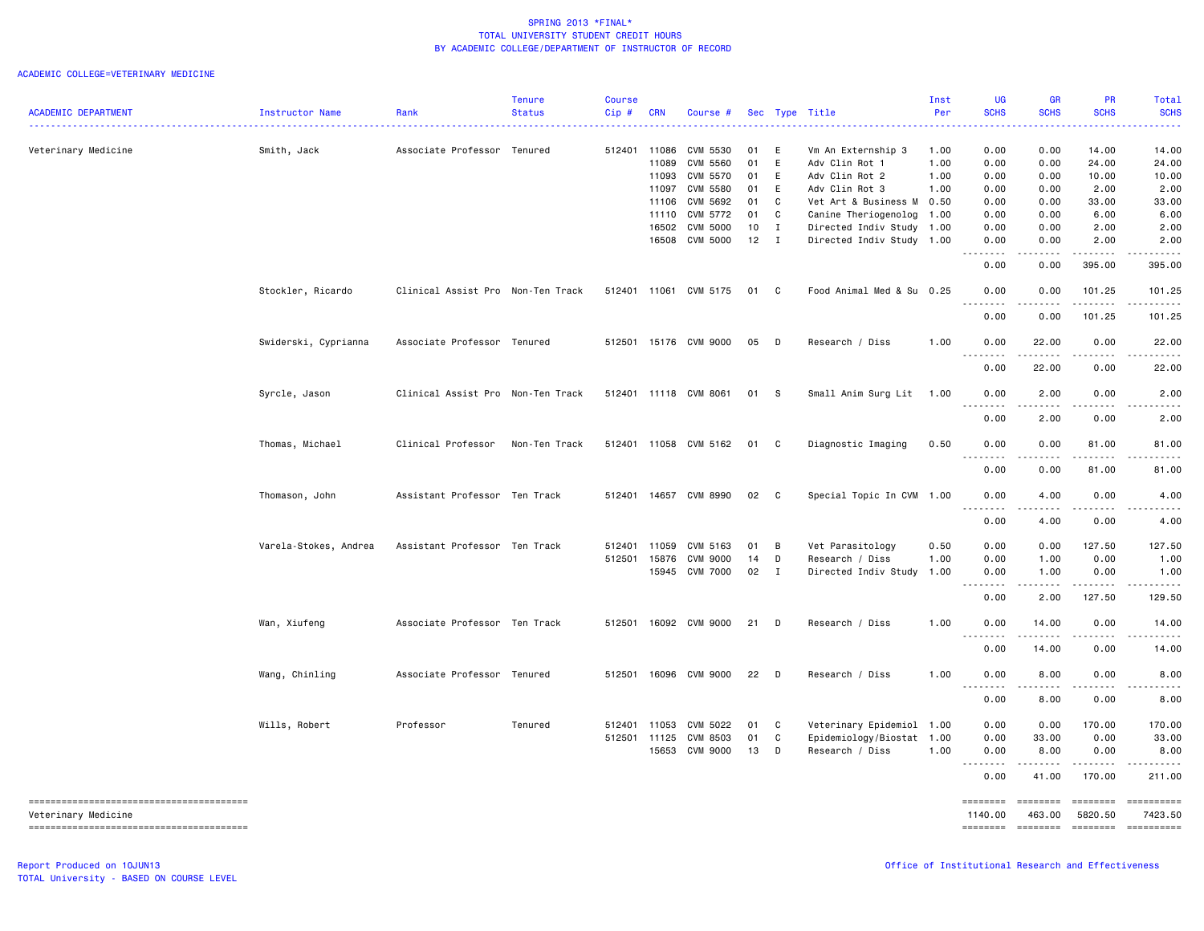SPRING 2013 *FINAL*
TOTAL UNIVERSITY STUDENT CREDIT HOURS
BY ACADEMIC COLLEGE/DEPARTMENT OF INSTRUCTOR OF RECORD

ACADEMIC COLLEGE=VETERINARY MEDICINE

| ACADEMIC DEPARTMENT | Instructor Name | Rank | Tenure Status | Course Cip # | CRN | Course # | Sec | Type | Title | Inst Per | UG SCHS | GR SCHS | PR SCHS | Total SCHS |
|---|---|---|---|---|---|---|---|---|---|---|---|---|---|---|
| Veterinary Medicine | Smith, Jack | Associate Professor | Tenured | 512401 | 11086 | CVM 5530 | 01 | E | Vm An Externship 3 | 1.00 | 0.00 | 0.00 | 14.00 | 14.00 |
| | | | | | 11089 | CVM 5560 | 01 | E | Adv Clin Rot 1 | 1.00 | 0.00 | 0.00 | 24.00 | 24.00 |
| | | | | | 11093 | CVM 5570 | 01 | E | Adv Clin Rot 2 | 1.00 | 0.00 | 0.00 | 10.00 | 10.00 |
| | | | | | 11097 | CVM 5580 | 01 | E | Adv Clin Rot 3 | 1.00 | 0.00 | 0.00 | 2.00 | 2.00 |
| | | | | | 11106 | CVM 5692 | 01 | C | Vet Art & Business M | 0.50 | 0.00 | 0.00 | 33.00 | 33.00 |
| | | | | | 11110 | CVM 5772 | 01 | C | Canine Theriogenolog | 1.00 | 0.00 | 0.00 | 6.00 | 6.00 |
| | | | | | 16502 | CVM 5000 | 10 | I | Directed Indiv Study | 1.00 | 0.00 | 0.00 | 2.00 | 2.00 |
| | | | | | 16508 | CVM 5000 | 12 | I | Directed Indiv Study | 1.00 | 0.00 | 0.00 | 2.00 | 2.00 |
| | | | | | | | | | | | 0.00 | 0.00 | 395.00 | 395.00 |
| | Stockler, Ricardo | Clinical Assist Pro | Non-Ten Track | 512401 | 11061 | CVM 5175 | 01 | C | Food Animal Med & Su | 0.25 | 0.00 | 0.00 | 101.25 | 101.25 |
| | | | | | | | | | | | 0.00 | 0.00 | 101.25 | 101.25 |
| | Swiderski, Cyprianna | Associate Professor | Tenured | 512501 | 15176 | CVM 9000 | 05 | D | Research / Diss | 1.00 | 0.00 | 22.00 | 0.00 | 22.00 |
| | | | | | | | | | | | 0.00 | 22.00 | 0.00 | 22.00 |
| | Syrcle, Jason | Clinical Assist Pro | Non-Ten Track | 512401 | 11118 | CVM 8061 | 01 | S | Small Anim Surg Lit | 1.00 | 0.00 | 2.00 | 0.00 | 2.00 |
| | | | | | | | | | | | 0.00 | 2.00 | 0.00 | 2.00 |
| | Thomas, Michael | Clinical Professor | Non-Ten Track | 512401 | 11058 | CVM 5162 | 01 | C | Diagnostic Imaging | 0.50 | 0.00 | 0.00 | 81.00 | 81.00 |
| | | | | | | | | | | | 0.00 | 0.00 | 81.00 | 81.00 |
| | Thomason, John | Assistant Professor | Ten Track | 512401 | 14657 | CVM 8990 | 02 | C | Special Topic In CVM | 1.00 | 0.00 | 4.00 | 0.00 | 4.00 |
| | | | | | | | | | | | 0.00 | 4.00 | 0.00 | 4.00 |
| | Varela-Stokes, Andrea | Assistant Professor | Ten Track | 512401 | 11059 | CVM 5163 | 01 | B | Vet Parasitology | 0.50 | 0.00 | 0.00 | 127.50 | 127.50 |
| | | | | 512501 | 15876 | CVM 9000 | 14 | D | Research / Diss | 1.00 | 0.00 | 1.00 | 0.00 | 1.00 |
| | | | | | 15945 | CVM 7000 | 02 | I | Directed Indiv Study | 1.00 | 0.00 | 1.00 | 0.00 | 1.00 |
| | | | | | | | | | | | 0.00 | 2.00 | 127.50 | 129.50 |
| | Wan, Xiufeng | Associate Professor | Ten Track | 512501 | 16092 | CVM 9000 | 21 | D | Research / Diss | 1.00 | 0.00 | 14.00 | 0.00 | 14.00 |
| | | | | | | | | | | | 0.00 | 14.00 | 0.00 | 14.00 |
| | Wang, Chinling | Associate Professor | Tenured | 512501 | 16096 | CVM 9000 | 22 | D | Research / Diss | 1.00 | 0.00 | 8.00 | 0.00 | 8.00 |
| | | | | | | | | | | | 0.00 | 8.00 | 0.00 | 8.00 |
| | Wills, Robert | Professor | Tenured | 512401 | 11053 | CVM 5022 | 01 | C | Veterinary Epidemiol | 1.00 | 0.00 | 0.00 | 170.00 | 170.00 |
| | | | | 512501 | 11125 | CVM 8503 | 01 | C | Epidemiology/Biostat | 1.00 | 0.00 | 33.00 | 0.00 | 33.00 |
| | | | | | 15653 | CVM 9000 | 13 | D | Research / Diss | 1.00 | 0.00 | 8.00 | 0.00 | 8.00 |
| | | | | | | | | | | | 0.00 | 41.00 | 170.00 | 211.00 |
| Veterinary Medicine | | | | | | | | | | | 1140.00 | 463.00 | 5820.50 | 7423.50 |

Report Produced on 10JUN13
TOTAL University - BASED ON COURSE LEVEL

Office of Institutional Research and Effectiveness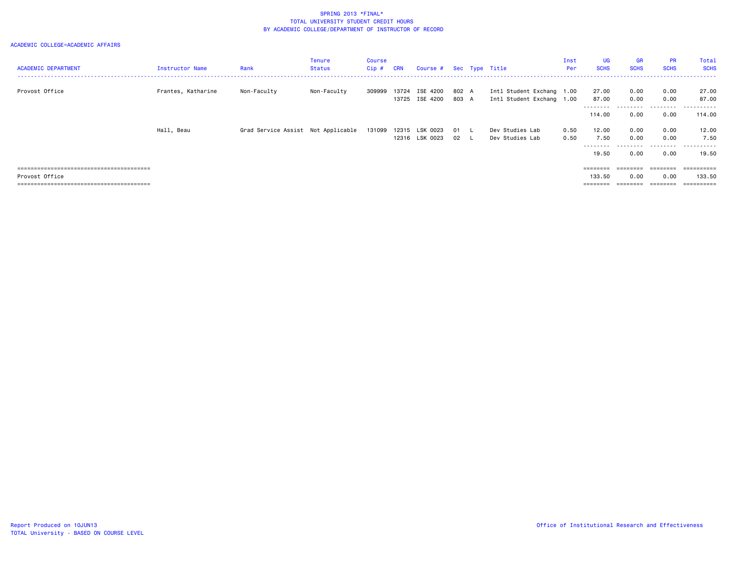SPRING 2013 *FINAL*
TOTAL UNIVERSITY STUDENT CREDIT HOURS
BY ACADEMIC COLLEGE/DEPARTMENT OF INSTRUCTOR OF RECORD

ACADEMIC COLLEGE=ACADEMIC AFFAIRS

| ACADEMIC DEPARTMENT | Instructor Name | Rank | Tenure Status | Course Cip # | CRN | Course # | Sec | Type | Title | Inst Per | UG SCHS | GR SCHS | PR SCHS | Total SCHS |
|---|---|---|---|---|---|---|---|---|---|---|---|---|---|---|
| Provost Office | Frantes, Katharine | Non-Faculty | Non-Faculty | 309999 | 13724 | ISE 4200 | 802 | A | Intl Student Exchang | 1.00 | 27.00 | 0.00 | 0.00 | 27.00 |
| | | | | | 13725 | ISE 4200 | 803 | A | Intl Student Exchang | 1.00 | 87.00 | 0.00 | 0.00 | 87.00 |
| | | | | | | | | | | | 114.00 | 0.00 | 0.00 | 114.00 |
| | Hall, Beau | Grad Service Assist | Not Applicable | 131099 | 12315 | LSK 0023 | 01 | L | Dev Studies Lab | 0.50 | 12.00 | 0.00 | 0.00 | 12.00 |
| | | | | | 12316 | LSK 0023 | 02 | L | Dev Studies Lab | 0.50 | 7.50 | 0.00 | 0.00 | 7.50 |
| | | | | | | | | | | | 19.50 | 0.00 | 0.00 | 19.50 |
| Provost Office | | | | | | | | | | | 133.50 | 0.00 | 0.00 | 133.50 |

Report Produced on 10JUN13
TOTAL University - BASED ON COURSE LEVEL

Office of Institutional Research and Effectiveness